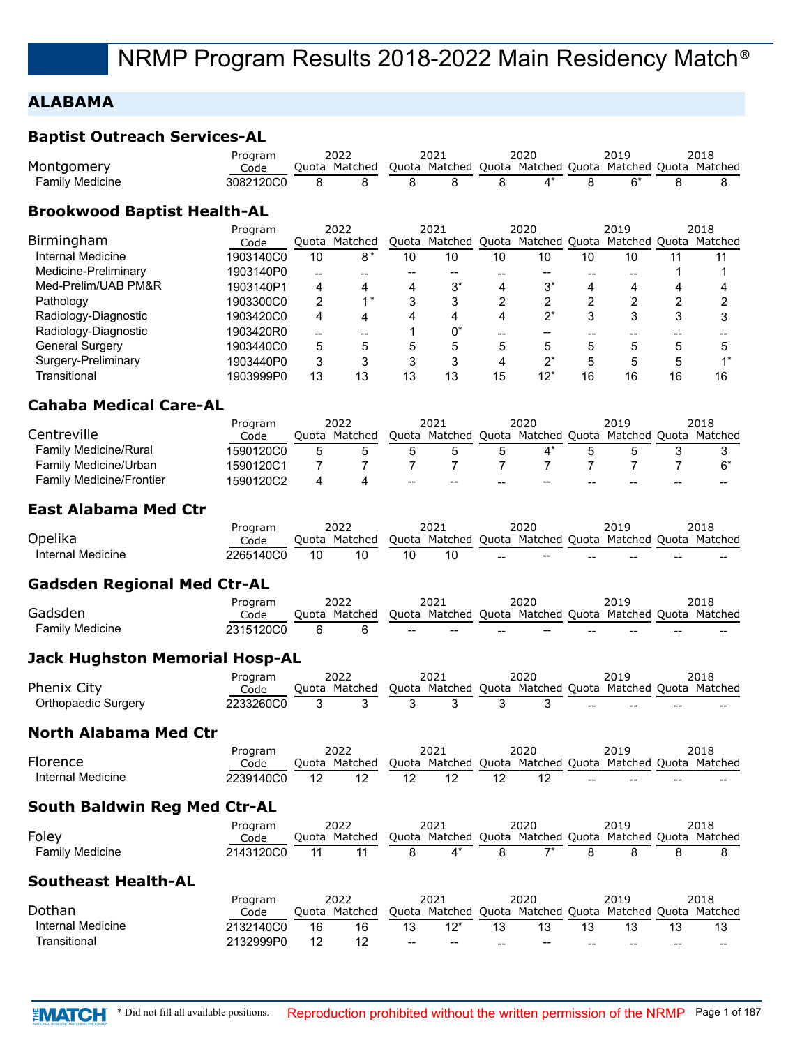# NRMP Program Results 2018-2022 Main Residency Match®

## ALABAMA

### Baptist Outreach Services-AL

| Montgomery | Program Code | 2022 Quota | 2022 Matched | 2021 Quota | 2021 Matched | 2020 Quota | 2020 Matched | 2019 Quota | 2019 Matched | 2018 Quota | 2018 Matched |
|---|---|---|---|---|---|---|---|---|---|---|---|
| Family Medicine | 3082120C0 | 8 | 8 | 8 | 8 | 8 | 4* | 8 | 6* | 8 | 8 |

### Brookwood Baptist Health-AL

| Birmingham | Program Code | 2022 Quota | 2022 Matched | 2021 Quota | 2021 Matched | 2020 Quota | 2020 Matched | 2019 Quota | 2019 Matched | 2018 Quota | 2018 Matched |
|---|---|---|---|---|---|---|---|---|---|---|---|
| Internal Medicine | 1903140C0 | 10 | 8* | 10 | 10 | 10 | 10 | 10 | 10 | 11 | 11 |
| Medicine-Preliminary | 1903140P0 | -- | -- | -- | -- | -- | -- | -- | -- | 1 | 1 |
| Med-Prelim/UAB PM&R | 1903140P1 | 4 | 4 | 4 | 3* | 4 | 3* | 4 | 4 | 4 | 4 |
| Pathology | 1903300C0 | 2 | 1* | 3 | 3 | 2 | 2 | 2 | 2 | 2 | 2 |
| Radiology-Diagnostic | 1903420C0 | 4 | 4 | 4 | 4 | 4 | 2* | 3 | 3 | 3 | 3 |
| Radiology-Diagnostic | 1903420R0 | -- | -- | 1 | 0* | -- | -- | -- | -- | -- | -- |
| General Surgery | 1903440C0 | 5 | 5 | 5 | 5 | 5 | 5 | 5 | 5 | 5 | 5 |
| Surgery-Preliminary | 1903440P0 | 3 | 3 | 3 | 3 | 4 | 2* | 5 | 5 | 5 | 1* |
| Transitional | 1903999P0 | 13 | 13 | 13 | 13 | 15 | 12* | 16 | 16 | 16 | 16 |

### Cahaba Medical Care-AL

| Centreville | Program Code | 2022 Quota | 2022 Matched | 2021 Quota | 2021 Matched | 2020 Quota | 2020 Matched | 2019 Quota | 2019 Matched | 2018 Quota | 2018 Matched |
|---|---|---|---|---|---|---|---|---|---|---|---|
| Family Medicine/Rural | 1590120C0 | 5 | 5 | 5 | 5 | 5 | 4* | 5 | 5 | 3 | 3 |
| Family Medicine/Urban | 1590120C1 | 7 | 7 | 7 | 7 | 7 | 7 | 7 | 7 | 7 | 6* |
| Family Medicine/Frontier | 1590120C2 | 4 | 4 | -- | -- | -- | -- | -- | -- | -- | -- |

### East Alabama Med Ctr

| Opelika | Program Code | 2022 Quota | 2022 Matched | 2021 Quota | 2021 Matched | 2020 Quota | 2020 Matched | 2019 Quota | 2019 Matched | 2018 Quota | 2018 Matched |
|---|---|---|---|---|---|---|---|---|---|---|---|
| Internal Medicine | 2265140C0 | 10 | 10 | 10 | 10 | -- | -- | -- | -- | -- | -- |

### Gadsden Regional Med Ctr-AL

| Gadsden | Program Code | 2022 Quota | 2022 Matched | 2021 Quota | 2021 Matched | 2020 Quota | 2020 Matched | 2019 Quota | 2019 Matched | 2018 Quota | 2018 Matched |
|---|---|---|---|---|---|---|---|---|---|---|---|
| Family Medicine | 2315120C0 | 6 | 6 | -- | -- | -- | -- | -- | -- | -- | -- |

### Jack Hughston Memorial Hosp-AL

| Phenix City | Program Code | 2022 Quota | 2022 Matched | 2021 Quota | 2021 Matched | 2020 Quota | 2020 Matched | 2019 Quota | 2019 Matched | 2018 Quota | 2018 Matched |
|---|---|---|---|---|---|---|---|---|---|---|---|
| Orthopaedic Surgery | 2233260C0 | 3 | 3 | 3 | 3 | 3 | 3 | -- | -- | -- | -- |

### North Alabama Med Ctr

| Florence | Program Code | 2022 Quota | 2022 Matched | 2021 Quota | 2021 Matched | 2020 Quota | 2020 Matched | 2019 Quota | 2019 Matched | 2018 Quota | 2018 Matched |
|---|---|---|---|---|---|---|---|---|---|---|---|
| Internal Medicine | 2239140C0 | 12 | 12 | 12 | 12 | 12 | 12 | -- | -- | -- | -- |

### South Baldwin Reg Med Ctr-AL

| Foley | Program Code | 2022 Quota | 2022 Matched | 2021 Quota | 2021 Matched | 2020 Quota | 2020 Matched | 2019 Quota | 2019 Matched | 2018 Quota | 2018 Matched |
|---|---|---|---|---|---|---|---|---|---|---|---|
| Family Medicine | 2143120C0 | 11 | 11 | 8 | 4* | 8 | 7* | 8 | 8 | 8 | 8 |

### Southeast Health-AL

| Dothan | Program Code | 2022 Quota | 2022 Matched | 2021 Quota | 2021 Matched | 2020 Quota | 2020 Matched | 2019 Quota | 2019 Matched | 2018 Quota | 2018 Matched |
|---|---|---|---|---|---|---|---|---|---|---|---|
| Internal Medicine | 2132140C0 | 16 | 16 | 13 | 12* | 13 | 13 | 13 | 13 | 13 | 13 |
| Transitional | 2132999P0 | 12 | 12 | -- | -- | -- | -- | -- | -- | -- | -- |

\* Did not fill all available positions.

Reproduction prohibited without the written permission of the NRMP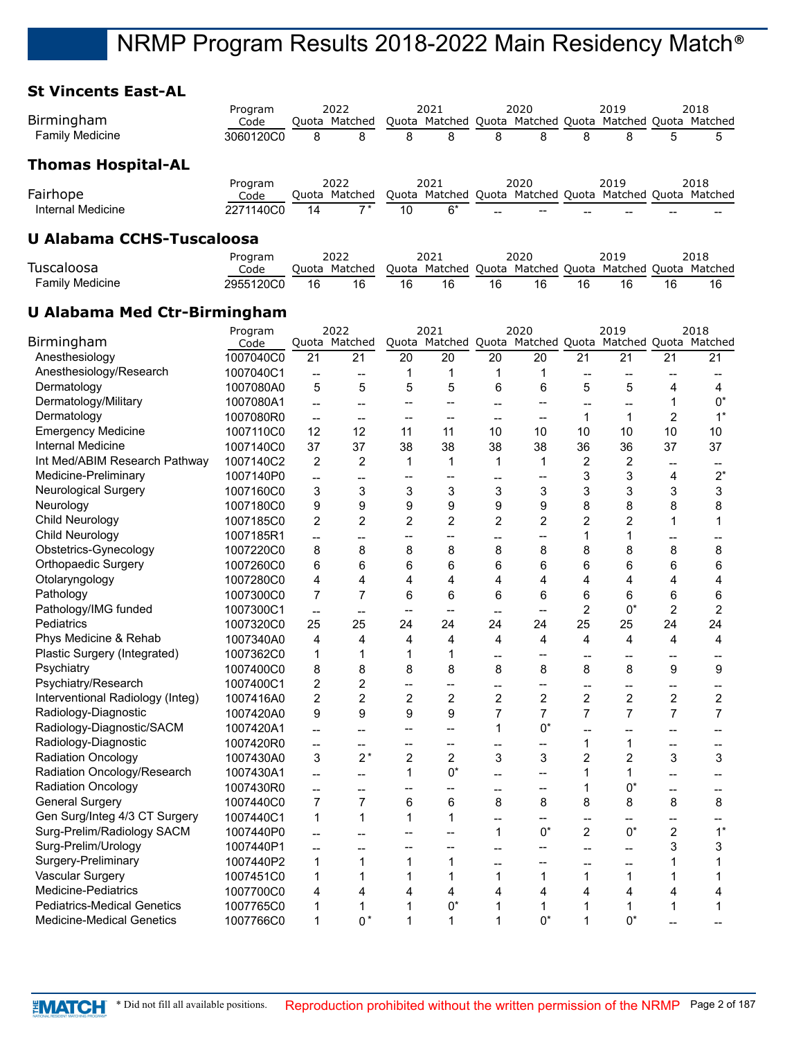## St Vincents East-AL

| Birmingham | Program Code | 2022 Quota | 2022 Matched | 2021 Quota | 2021 Matched | 2020 Quota | 2020 Matched | 2019 Quota | 2019 Matched | 2018 Quota | 2018 Matched |
|---|---|---|---|---|---|---|---|---|---|---|---|
| Family Medicine | 3060120C0 | 8 | 8 | 8 | 8 | 8 | 8 | 8 | 8 | 5 | 5 |

## Thomas Hospital-AL

| Fairhope | Program Code | 2022 Quota | 2022 Matched | 2021 Quota | 2021 Matched | 2020 Quota | 2020 Matched | 2019 Quota | 2019 Matched | 2018 Quota | 2018 Matched |
|---|---|---|---|---|---|---|---|---|---|---|---|
| Internal Medicine | 2271140C0 | 14 | 7* | 10 | 6* | -- | -- | -- | -- | -- | -- |

## U Alabama CCHS-Tuscaloosa

| Tuscaloosa | Program Code | 2022 Quota | 2022 Matched | 2021 Quota | 2021 Matched | 2020 Quota | 2020 Matched | 2019 Quota | 2019 Matched | 2018 Quota | 2018 Matched |
|---|---|---|---|---|---|---|---|---|---|---|---|
| Family Medicine | 2955120C0 | 16 | 16 | 16 | 16 | 16 | 16 | 16 | 16 | 16 | 16 |

## U Alabama Med Ctr-Birmingham

| Birmingham | Program Code | 2022 Quota | 2022 Matched | 2021 Quota | 2021 Matched | 2020 Quota | 2020 Matched | 2019 Quota | 2019 Matched | 2018 Quota | 2018 Matched |
|---|---|---|---|---|---|---|---|---|---|---|---|
| Anesthesiology | 1007040C0 | 21 | 21 | 20 | 20 | 20 | 20 | 21 | 21 | 21 | 21 |
| Anesthesiology/Research | 1007040C1 | -- | -- | 1 | 1 | 1 | 1 | -- | -- | -- | -- |
| Dermatology | 1007080A0 | 5 | 5 | 5 | 5 | 6 | 6 | 5 | 5 | 4 | 4 |
| Dermatology/Military | 1007080A1 | -- | -- | -- | -- | -- | -- | -- | -- | 1 | 0* |
| Dermatology | 1007080R0 | -- | -- | -- | -- | -- | -- | 1 | 1 | 2 | 1* |
| Emergency Medicine | 1007110C0 | 12 | 12 | 11 | 11 | 10 | 10 | 10 | 10 | 10 | 10 |
| Internal Medicine | 1007140C0 | 37 | 37 | 38 | 38 | 38 | 38 | 36 | 36 | 37 | 37 |
| Int Med/ABIM Research Pathway | 1007140C2 | 2 | 2 | 1 | 1 | 1 | 1 | 2 | 2 | -- | -- |
| Medicine-Preliminary | 1007140P0 | -- | -- | -- | -- | -- | -- | 3 | 3 | 4 | 2* |
| Neurological Surgery | 1007160C0 | 3 | 3 | 3 | 3 | 3 | 3 | 3 | 3 | 3 | 3 |
| Neurology | 1007180C0 | 9 | 9 | 9 | 9 | 9 | 9 | 8 | 8 | 8 | 8 |
| Child Neurology | 1007185C0 | 2 | 2 | 2 | 2 | 2 | 2 | 2 | 2 | 1 | 1 |
| Child Neurology | 1007185R1 | -- | -- | -- | -- | -- | -- | 1 | 1 | -- | -- |
| Obstetrics-Gynecology | 1007220C0 | 8 | 8 | 8 | 8 | 8 | 8 | 8 | 8 | 8 | 8 |
| Orthopaedic Surgery | 1007260C0 | 6 | 6 | 6 | 6 | 6 | 6 | 6 | 6 | 6 | 6 |
| Otolaryngology | 1007280C0 | 4 | 4 | 4 | 4 | 4 | 4 | 4 | 4 | 4 | 4 |
| Pathology | 1007300C0 | 7 | 7 | 6 | 6 | 6 | 6 | 6 | 6 | 6 | 6 |
| Pathology/IMG funded | 1007300C1 | -- | -- | -- | -- | -- | -- | 2 | 0* | 2 | 2 |
| Pediatrics | 1007320C0 | 25 | 25 | 24 | 24 | 24 | 24 | 25 | 25 | 24 | 24 |
| Phys Medicine & Rehab | 1007340A0 | 4 | 4 | 4 | 4 | 4 | 4 | 4 | 4 | 4 | 4 |
| Plastic Surgery (Integrated) | 1007362C0 | 1 | 1 | 1 | 1 | -- | -- | -- | -- | -- | -- |
| Psychiatry | 1007400C0 | 8 | 8 | 8 | 8 | 8 | 8 | 8 | 8 | 9 | 9 |
| Psychiatry/Research | 1007400C1 | 2 | 2 | -- | -- | -- | -- | -- | -- | -- | -- |
| Interventional Radiology (Integ) | 1007416A0 | 2 | 2 | 2 | 2 | 2 | 2 | 2 | 2 | 2 | 2 |
| Radiology-Diagnostic | 1007420A0 | 9 | 9 | 9 | 9 | 7 | 7 | 7 | 7 | 7 | 7 |
| Radiology-Diagnostic/SACM | 1007420A1 | -- | -- | -- | -- | 1 | 0* | -- | -- | -- | -- |
| Radiology-Diagnostic | 1007420R0 | -- | -- | -- | -- | -- | -- | 1 | 1 | -- | -- |
| Radiation Oncology | 1007430A0 | 3 | 2* | 2 | 2 | 3 | 3 | 2 | 2 | 3 | 3 |
| Radiation Oncology/Research | 1007430A1 | -- | -- | 1 | 0* | -- | -- | 1 | 1 | -- | -- |
| Radiation Oncology | 1007430R0 | -- | -- | -- | -- | -- | -- | 1 | 0* | -- | -- |
| General Surgery | 1007440C0 | 7 | 7 | 6 | 6 | 8 | 8 | 8 | 8 | 8 | 8 |
| Gen Surg/Integ 4/3 CT Surgery | 1007440C1 | 1 | 1 | 1 | 1 | -- | -- | -- | -- | -- | -- |
| Surg-Prelim/Radiology SACM | 1007440P0 | -- | -- | -- | -- | 1 | 0* | 2 | 0* | 2 | 1* |
| Surg-Prelim/Urology | 1007440P1 | -- | -- | -- | -- | -- | -- | -- | -- | 3 | 3 |
| Surgery-Preliminary | 1007440P2 | 1 | 1 | 1 | 1 | -- | -- | -- | -- | 1 | 1 |
| Vascular Surgery | 1007451C0 | 1 | 1 | 1 | 1 | 1 | 1 | 1 | 1 | 1 | 1 |
| Medicine-Pediatrics | 1007700C0 | 4 | 4 | 4 | 4 | 4 | 4 | 4 | 4 | 4 | 4 |
| Pediatrics-Medical Genetics | 1007765C0 | 1 | 1 | 1 | 0* | 1 | 1 | 1 | 1 | 1 | 1 |
| Medicine-Medical Genetics | 1007766C0 | 1 | 0* | 1 | 1 | 1 | 0* | 1 | 0* | -- | -- |

\* Did not fill all available positions.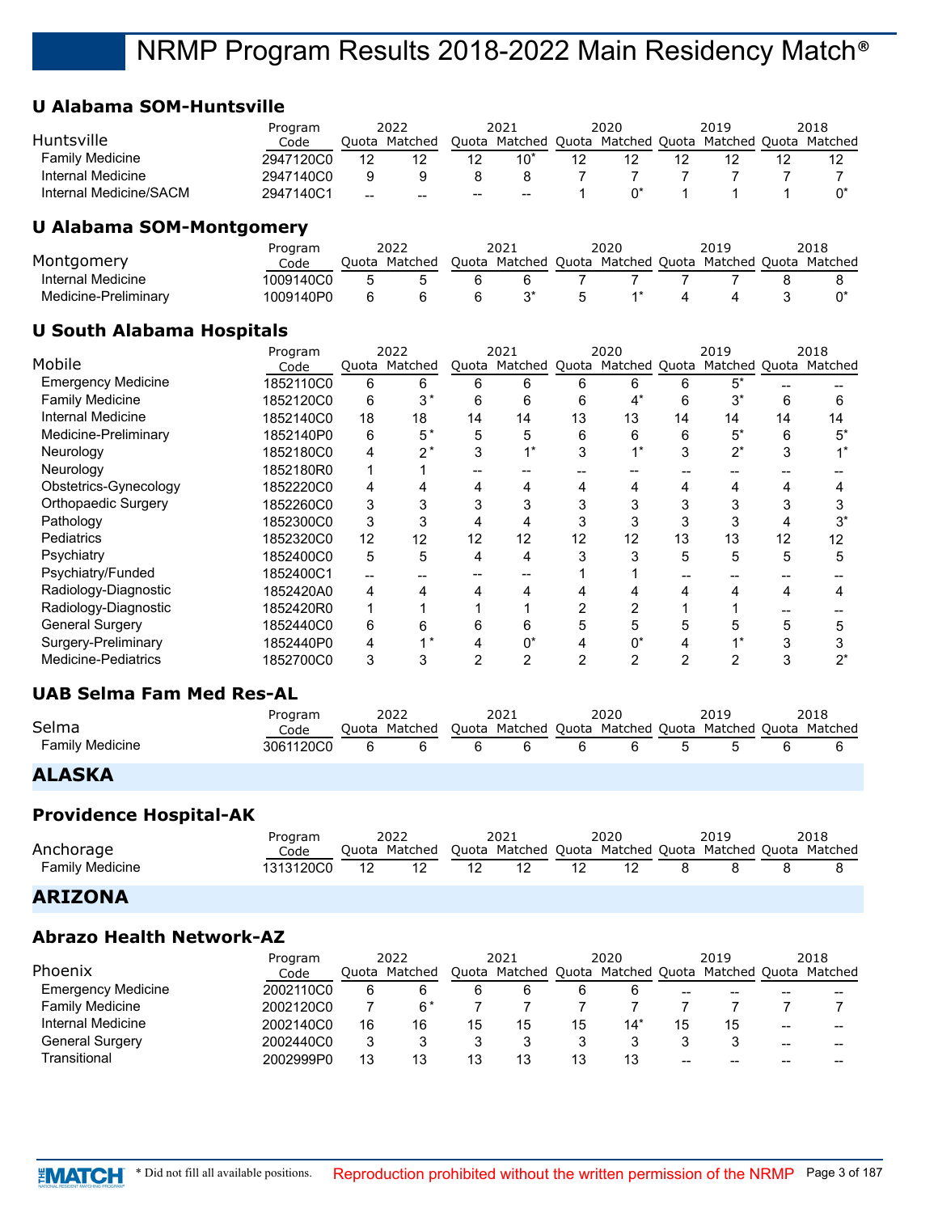## U Alabama SOM-Huntsville

| Huntsville | Program Code | 2022 Quota | 2022 Matched | 2021 Quota | 2021 Matched | 2020 Quota | 2020 Matched | 2019 Quota | 2019 Matched | 2018 Quota | 2018 Matched |
|---|---|---|---|---|---|---|---|---|---|---|---|
| Family Medicine | 2947120C0 | 12 | 12 | 12 | 10* | 12 | 12 | 12 | 12 | 12 | 12 |
| Internal Medicine | 2947140C0 | 9 | 9 | 8 | 8 | 7 | 7 | 7 | 7 | 7 | 7 |
| Internal Medicine/SACM | 2947140C1 | -- | -- | -- | -- | 1 | 0* | 1 | 1 | 1 | 0* |

## U Alabama SOM-Montgomery

| Montgomery | Program Code | 2022 Quota | 2022 Matched | 2021 Quota | 2021 Matched | 2020 Quota | 2020 Matched | 2019 Quota | 2019 Matched | 2018 Quota | 2018 Matched |
|---|---|---|---|---|---|---|---|---|---|---|---|
| Internal Medicine | 1009140C0 | 5 | 5 | 6 | 6 | 7 | 7 | 7 | 7 | 8 | 8 |
| Medicine-Preliminary | 1009140P0 | 6 | 6 | 6 | 3* | 5 | 1* | 4 | 4 | 3 | 0* |

## U South Alabama Hospitals

| Mobile | Program Code | 2022 Quota | 2022 Matched | 2021 Quota | 2021 Matched | 2020 Quota | 2020 Matched | 2019 Quota | 2019 Matched | 2018 Quota | 2018 Matched |
|---|---|---|---|---|---|---|---|---|---|---|---|
| Emergency Medicine | 1852110C0 | 6 | 6 | 6 | 6 | 6 | 6 | 6 | 5* | -- | -- |
| Family Medicine | 1852120C0 | 6 | 3* | 6 | 6 | 6 | 4* | 6 | 3* | 6 | 6 |
| Internal Medicine | 1852140C0 | 18 | 18 | 14 | 14 | 13 | 13 | 14 | 14 | 14 | 14 |
| Medicine-Preliminary | 1852140P0 | 6 | 5* | 5 | 5 | 6 | 6 | 6 | 5* | 6 | 5* |
| Neurology | 1852180C0 | 4 | 2* | 3 | 1* | 3 | 1* | 3 | 2* | 3 | 1* |
| Neurology | 1852180R0 | 1 | 1 | -- | -- | -- | -- | -- | -- | -- | -- |
| Obstetrics-Gynecology | 1852220C0 | 4 | 4 | 4 | 4 | 4 | 4 | 4 | 4 | 4 | 4 |
| Orthopaedic Surgery | 1852260C0 | 3 | 3 | 3 | 3 | 3 | 3 | 3 | 3 | 3 | 3 |
| Pathology | 1852300C0 | 3 | 3 | 4 | 4 | 3 | 3 | 3 | 3 | 4 | 3* |
| Pediatrics | 1852320C0 | 12 | 12 | 12 | 12 | 12 | 12 | 13 | 13 | 12 | 12 |
| Psychiatry | 1852400C0 | 5 | 5 | 4 | 4 | 3 | 3 | 5 | 5 | 5 | 5 |
| Psychiatry/Funded | 1852400C1 | -- | -- | -- | -- | 1 | 1 | -- | -- | -- | -- |
| Radiology-Diagnostic | 1852420A0 | 4 | 4 | 4 | 4 | 4 | 4 | 4 | 4 | 4 | 4 |
| Radiology-Diagnostic | 1852420R0 | 1 | 1 | 1 | 1 | 2 | 2 | 1 | 1 | -- | -- |
| General Surgery | 1852440C0 | 6 | 6 | 6 | 6 | 5 | 5 | 5 | 5 | 5 | 5 |
| Surgery-Preliminary | 1852440P0 | 4 | 1* | 4 | 0* | 4 | 0* | 4 | 1* | 3 | 3 |
| Medicine-Pediatrics | 1852700C0 | 3 | 3 | 2 | 2 | 2 | 2 | 2 | 2 | 3 | 2* |

## UAB Selma Fam Med Res-AL

| Selma | Program Code | 2022 Quota | 2022 Matched | 2021 Quota | 2021 Matched | 2020 Quota | 2020 Matched | 2019 Quota | 2019 Matched | 2018 Quota | 2018 Matched |
|---|---|---|---|---|---|---|---|---|---|---|---|
| Family Medicine | 3061120C0 | 6 | 6 | 6 | 6 | 6 | 6 | 5 | 5 | 6 | 6 |

# ALASKA

## Providence Hospital-AK

| Anchorage | Program Code | 2022 Quota | 2022 Matched | 2021 Quota | 2021 Matched | 2020 Quota | 2020 Matched | 2019 Quota | 2019 Matched | 2018 Quota | 2018 Matched |
|---|---|---|---|---|---|---|---|---|---|---|---|
| Family Medicine | 1313120C0 | 12 | 12 | 12 | 12 | 12 | 12 | 8 | 8 | 8 | 8 |

# ARIZONA

## Abrazo Health Network-AZ

| Phoenix | Program Code | 2022 Quota | 2022 Matched | 2021 Quota | 2021 Matched | 2020 Quota | 2020 Matched | 2019 Quota | 2019 Matched | 2018 Quota | 2018 Matched |
|---|---|---|---|---|---|---|---|---|---|---|---|
| Emergency Medicine | 2002110C0 | 6 | 6 | 6 | 6 | 6 | 6 | -- | -- | -- | -- |
| Family Medicine | 2002120C0 | 7 | 6* | 7 | 7 | 7 | 7 | 7 | 7 | 7 | 7 |
| Internal Medicine | 2002140C0 | 16 | 16 | 15 | 15 | 15 | 14* | 15 | 15 | -- | -- |
| General Surgery | 2002440C0 | 3 | 3 | 3 | 3 | 3 | 3 | 3 | 3 | -- | -- |
| Transitional | 2002999P0 | 13 | 13 | 13 | 13 | 13 | 13 | -- | -- | -- | -- |

\* Did not fill all available positions.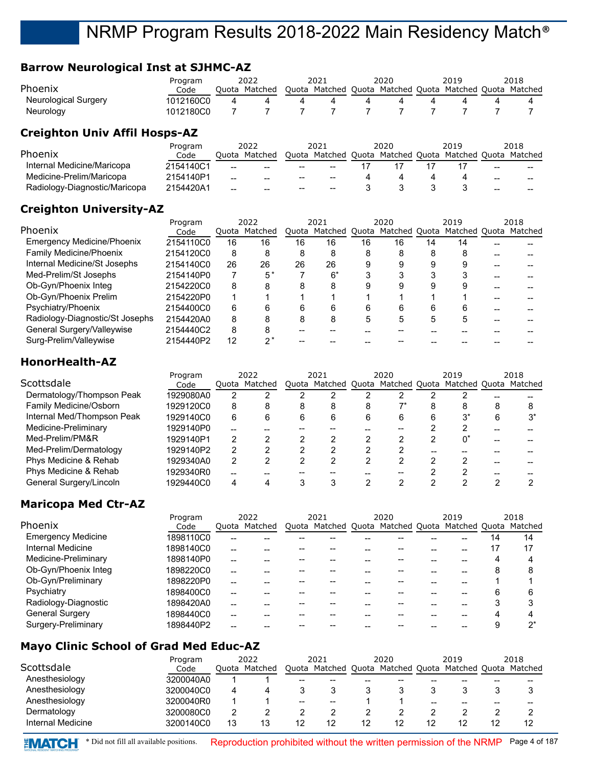# NRMP Program Results 2018-2022 Main Residency Match®

## Barrow Neurological Inst at SJHMC-AZ

| Phoenix | Program Code | 2022 Quota | 2022 Matched | 2021 Quota | 2021 Matched | 2020 Quota | 2020 Matched | 2019 Quota | 2019 Matched | 2018 Quota | 2018 Matched |
|---|---|---|---|---|---|---|---|---|---|---|---|
| Neurological Surgery | 1012160C0 | 4 | 4 | 4 | 4 | 4 | 4 | 4 | 4 | 4 | 4 |
| Neurology | 1012180C0 | 7 | 7 | 7 | 7 | 7 | 7 | 7 | 7 | 7 | 7 |

## Creighton Univ Affil Hosps-AZ

| Phoenix | Program Code | 2022 Quota | 2022 Matched | 2021 Quota | 2021 Matched | 2020 Quota | 2020 Matched | 2019 Quota | 2019 Matched | 2018 Quota | 2018 Matched |
|---|---|---|---|---|---|---|---|---|---|---|---|
| Internal Medicine/Maricopa | 2154140C1 | -- | -- | -- | -- | 17 | 17 | 17 | 17 | -- | -- |
| Medicine-Prelim/Maricopa | 2154140P1 | -- | -- | -- | -- | 4 | 4 | 4 | 4 | -- | -- |
| Radiology-Diagnostic/Maricopa | 2154420A1 | -- | -- | -- | -- | 3 | 3 | 3 | 3 | -- | -- |

## Creighton University-AZ

| Phoenix | Program Code | 2022 Quota | 2022 Matched | 2021 Quota | 2021 Matched | 2020 Quota | 2020 Matched | 2019 Quota | 2019 Matched | 2018 Quota | 2018 Matched |
|---|---|---|---|---|---|---|---|---|---|---|---|
| Emergency Medicine/Phoenix | 2154110C0 | 16 | 16 | 16 | 16 | 16 | 16 | 14 | 14 | -- | -- |
| Family Medicine/Phoenix | 2154120C0 | 8 | 8 | 8 | 8 | 8 | 8 | 8 | 8 | -- | -- |
| Internal Medicine/St Josephs | 2154140C0 | 26 | 26 | 26 | 26 | 9 | 9 | 9 | 9 | -- | -- |
| Med-Prelim/St Josephs | 2154140P0 | 7 | 5* | 7 | 6* | 3 | 3 | 3 | 3 | -- | -- |
| Ob-Gyn/Phoenix Integ | 2154220C0 | 8 | 8 | 8 | 8 | 9 | 9 | 9 | 9 | -- | -- |
| Ob-Gyn/Phoenix Prelim | 2154220P0 | 1 | 1 | 1 | 1 | 1 | 1 | 1 | 1 | -- | -- |
| Psychiatry/Phoenix | 2154400C0 | 6 | 6 | 6 | 6 | 6 | 6 | 6 | 6 | -- | -- |
| Radiology-Diagnostic/St Josephs | 2154420A0 | 8 | 8 | 8 | 8 | 5 | 5 | 5 | 5 | -- | -- |
| General Surgery/Valleywise | 2154440C2 | 8 | 8 | -- | -- | -- | -- | -- | -- | -- | -- |
| Surg-Prelim/Valleywise | 2154440P2 | 12 | 2* | -- | -- | -- | -- | -- | -- | -- | -- |

## HonorHealth-AZ

| Scottsdale | Program Code | 2022 Quota | 2022 Matched | 2021 Quota | 2021 Matched | 2020 Quota | 2020 Matched | 2019 Quota | 2019 Matched | 2018 Quota | 2018 Matched |
|---|---|---|---|---|---|---|---|---|---|---|---|
| Dermatology/Thompson Peak | 1929080A0 | 2 | 2 | 2 | 2 | 2 | 2 | 2 | 2 | -- | -- |
| Family Medicine/Osborn | 1929120C0 | 8 | 8 | 8 | 8 | 8 | 7* | 8 | 8 | 8 | 8 |
| Internal Med/Thompson Peak | 1929140C0 | 6 | 6 | 6 | 6 | 6 | 6 | 6 | 3* | 6 | 3* |
| Medicine-Preliminary | 1929140P0 | -- | -- | -- | -- | -- | -- | 2 | 2 | -- | -- |
| Med-Prelim/PM&R | 1929140P1 | 2 | 2 | 2 | 2 | 2 | 2 | 2 | 0* | -- | -- |
| Med-Prelim/Dermatology | 1929140P2 | 2 | 2 | 2 | 2 | 2 | 2 | -- | -- | -- | -- |
| Phys Medicine & Rehab | 1929340A0 | 2 | 2 | 2 | 2 | 2 | 2 | 2 | 2 | -- | -- |
| Phys Medicine & Rehab | 1929340R0 | -- | -- | -- | -- | -- | -- | 2 | 2 | -- | -- |
| General Surgery/Lincoln | 1929440C0 | 4 | 4 | 3 | 3 | 2 | 2 | 2 | 2 | 2 | 2 |

## Maricopa Med Ctr-AZ

| Phoenix | Program Code | 2022 Quota | 2022 Matched | 2021 Quota | 2021 Matched | 2020 Quota | 2020 Matched | 2019 Quota | 2019 Matched | 2018 Quota | 2018 Matched |
|---|---|---|---|---|---|---|---|---|---|---|---|
| Emergency Medicine | 1898110C0 | -- | -- | -- | -- | -- | -- | -- | -- | 14 | 14 |
| Internal Medicine | 1898140C0 | -- | -- | -- | -- | -- | -- | -- | -- | 17 | 17 |
| Medicine-Preliminary | 1898140P0 | -- | -- | -- | -- | -- | -- | -- | -- | 4 | 4 |
| Ob-Gyn/Phoenix Integ | 1898220C0 | -- | -- | -- | -- | -- | -- | -- | -- | 8 | 8 |
| Ob-Gyn/Preliminary | 1898220P0 | -- | -- | -- | -- | -- | -- | -- | -- | 1 | 1 |
| Psychiatry | 1898400C0 | -- | -- | -- | -- | -- | -- | -- | -- | 6 | 6 |
| Radiology-Diagnostic | 1898420A0 | -- | -- | -- | -- | -- | -- | -- | -- | 3 | 3 |
| General Surgery | 1898440C0 | -- | -- | -- | -- | -- | -- | -- | -- | 4 | 4 |
| Surgery-Preliminary | 1898440P2 | -- | -- | -- | -- | -- | -- | -- | -- | 9 | 2* |

## Mayo Clinic School of Grad Med Educ-AZ

| Scottsdale | Program Code | 2022 Quota | 2022 Matched | 2021 Quota | 2021 Matched | 2020 Quota | 2020 Matched | 2019 Quota | 2019 Matched | 2018 Quota | 2018 Matched |
|---|---|---|---|---|---|---|---|---|---|---|---|
| Anesthesiology | 3200040A0 | 1 | 1 | -- | -- | -- | -- | -- | -- | -- | -- |
| Anesthesiology | 3200040C0 | 4 | 4 | 3 | 3 | 3 | 3 | 3 | 3 | 3 | 3 |
| Anesthesiology | 3200040R0 | 1 | 1 | -- | -- | 1 | 1 | -- | -- | -- | -- |
| Dermatology | 3200080C0 | 2 | 2 | 2 | 2 | 2 | 2 | 2 | 2 | 2 | 2 |
| Internal Medicine | 3200140C0 | 13 | 13 | 12 | 12 | 12 | 12 | 12 | 12 | 12 | 12 |

\* Did not fill all available positions.

Reproduction prohibited without the written permission of the NRMP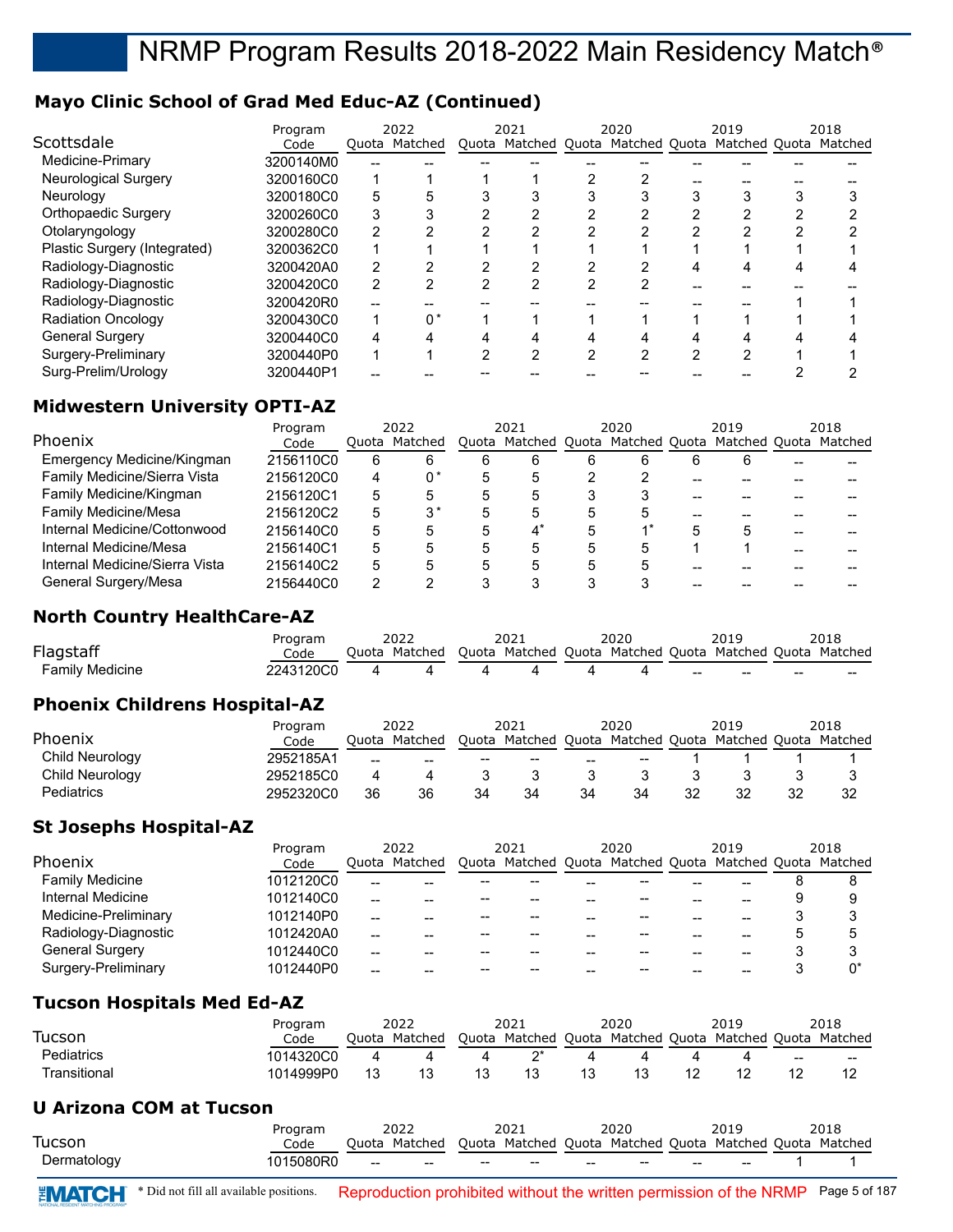# NRMP Program Results 2018-2022 Main Residency Match®

## Mayo Clinic School of Grad Med Educ-AZ (Continued)

| Scottsdale | Program Code | 2022 Quota | 2022 Matched | 2021 Quota | 2021 Matched | 2020 Quota | 2020 Matched | 2019 Quota | 2019 Matched | 2018 Quota | 2018 Matched |
|---|---|---|---|---|---|---|---|---|---|---|---|
| Medicine-Primary | 3200140M0 | -- | -- | -- | -- | -- | -- | -- | -- | -- | -- |
| Neurological Surgery | 3200160C0 | 1 | 1 | 1 | 1 | 2 | 2 | -- | -- | -- | -- |
| Neurology | 3200180C0 | 5 | 5 | 3 | 3 | 3 | 3 | 3 | 3 | 3 | 3 |
| Orthopaedic Surgery | 3200260C0 | 3 | 3 | 2 | 2 | 2 | 2 | 2 | 2 | 2 | 2 |
| Otolaryngology | 3200280C0 | 2 | 2 | 2 | 2 | 2 | 2 | 2 | 2 | 2 | 2 |
| Plastic Surgery (Integrated) | 3200362C0 | 1 | 1 | 1 | 1 | 1 | 1 | 1 | 1 | 1 | 1 |
| Radiology-Diagnostic | 3200420A0 | 2 | 2 | 2 | 2 | 2 | 2 | 4 | 4 | 4 | 4 |
| Radiology-Diagnostic | 3200420C0 | 2 | 2 | 2 | 2 | 2 | 2 | -- | -- | -- | -- |
| Radiology-Diagnostic | 3200420R0 | -- | -- | -- | -- | -- | -- | -- | -- | 1 | 1 |
| Radiation Oncology | 3200430C0 | 1 | 0* | 1 | 1 | 1 | 1 | 1 | 1 | 1 | 1 |
| General Surgery | 3200440C0 | 4 | 4 | 4 | 4 | 4 | 4 | 4 | 4 | 4 | 4 |
| Surgery-Preliminary | 3200440P0 | 1 | 1 | 2 | 2 | 2 | 2 | 2 | 2 | 1 | 1 |
| Surg-Prelim/Urology | 3200440P1 | -- | -- | -- | -- | -- | -- | -- | -- | 2 | 2 |

## Midwestern University OPTI-AZ

| Phoenix | Program Code | 2022 Quota | 2022 Matched | 2021 Quota | 2021 Matched | 2020 Quota | 2020 Matched | 2019 Quota | 2019 Matched | 2018 Quota | 2018 Matched |
|---|---|---|---|---|---|---|---|---|---|---|---|
| Emergency Medicine/Kingman | 2156110C0 | 6 | 6 | 6 | 6 | 6 | 6 | 6 | 6 | -- | -- |
| Family Medicine/Sierra Vista | 2156120C0 | 4 | 0* | 5 | 5 | 2 | 2 | -- | -- | -- | -- |
| Family Medicine/Kingman | 2156120C1 | 5 | 5 | 5 | 5 | 3 | 3 | -- | -- | -- | -- |
| Family Medicine/Mesa | 2156120C2 | 5 | 3* | 5 | 5 | 5 | 5 | -- | -- | -- | -- |
| Internal Medicine/Cottonwood | 2156140C0 | 5 | 5 | 5 | 4* | 5 | 1* | 5 | 5 | -- | -- |
| Internal Medicine/Mesa | 2156140C1 | 5 | 5 | 5 | 5 | 5 | 5 | 1 | 1 | -- | -- |
| Internal Medicine/Sierra Vista | 2156140C2 | 5 | 5 | 5 | 5 | 5 | 5 | -- | -- | -- | -- |
| General Surgery/Mesa | 2156440C0 | 2 | 2 | 3 | 3 | 3 | 3 | -- | -- | -- | -- |

## North Country HealthCare-AZ

| Flagstaff | Program Code | 2022 Quota | 2022 Matched | 2021 Quota | 2021 Matched | 2020 Quota | 2020 Matched | 2019 Quota | 2019 Matched | 2018 Quota | 2018 Matched |
|---|---|---|---|---|---|---|---|---|---|---|---|
| Family Medicine | 2243120C0 | 4 | 4 | 4 | 4 | 4 | 4 | -- | -- | -- | -- |

## Phoenix Childrens Hospital-AZ

| Phoenix | Program Code | 2022 Quota | 2022 Matched | 2021 Quota | 2021 Matched | 2020 Quota | 2020 Matched | 2019 Quota | 2019 Matched | 2018 Quota | 2018 Matched |
|---|---|---|---|---|---|---|---|---|---|---|---|
| Child Neurology | 2952185A1 | -- | -- | -- | -- | -- | -- | 1 | 1 | 1 | 1 |
| Child Neurology | 2952185C0 | 4 | 4 | 3 | 3 | 3 | 3 | 3 | 3 | 3 | 3 |
| Pediatrics | 2952320C0 | 36 | 36 | 34 | 34 | 34 | 34 | 32 | 32 | 32 | 32 |

## St Josephs Hospital-AZ

| Phoenix | Program Code | 2022 Quota | 2022 Matched | 2021 Quota | 2021 Matched | 2020 Quota | 2020 Matched | 2019 Quota | 2019 Matched | 2018 Quota | 2018 Matched |
|---|---|---|---|---|---|---|---|---|---|---|---|
| Family Medicine | 1012120C0 | -- | -- | -- | -- | -- | -- | -- | -- | 8 | 8 |
| Internal Medicine | 1012140C0 | -- | -- | -- | -- | -- | -- | -- | -- | 9 | 9 |
| Medicine-Preliminary | 1012140P0 | -- | -- | -- | -- | -- | -- | -- | -- | 3 | 3 |
| Radiology-Diagnostic | 1012420A0 | -- | -- | -- | -- | -- | -- | -- | -- | 5 | 5 |
| General Surgery | 1012440C0 | -- | -- | -- | -- | -- | -- | -- | -- | 3 | 3 |
| Surgery-Preliminary | 1012440P0 | -- | -- | -- | -- | -- | -- | -- | -- | 3 | 0* |

## Tucson Hospitals Med Ed-AZ

| Tucson | Program Code | 2022 Quota | 2022 Matched | 2021 Quota | 2021 Matched | 2020 Quota | 2020 Matched | 2019 Quota | 2019 Matched | 2018 Quota | 2018 Matched |
|---|---|---|---|---|---|---|---|---|---|---|---|
| Pediatrics | 1014320C0 | 4 | 4 | 4 | 2* | 4 | 4 | 4 | 4 | -- | -- |
| Transitional | 1014999P0 | 13 | 13 | 13 | 13 | 13 | 13 | 12 | 12 | 12 | 12 |

## U Arizona COM at Tucson

| Tucson | Program Code | 2022 Quota | 2022 Matched | 2021 Quota | 2021 Matched | 2020 Quota | 2020 Matched | 2019 Quota | 2019 Matched | 2018 Quota | 2018 Matched |
|---|---|---|---|---|---|---|---|---|---|---|---|
| Dermatology | 1015080R0 | -- | -- | -- | -- | -- | -- | -- | -- | 1 | 1 |

\* Did not fill all available positions.

Reproduction prohibited without the written permission of the NRMP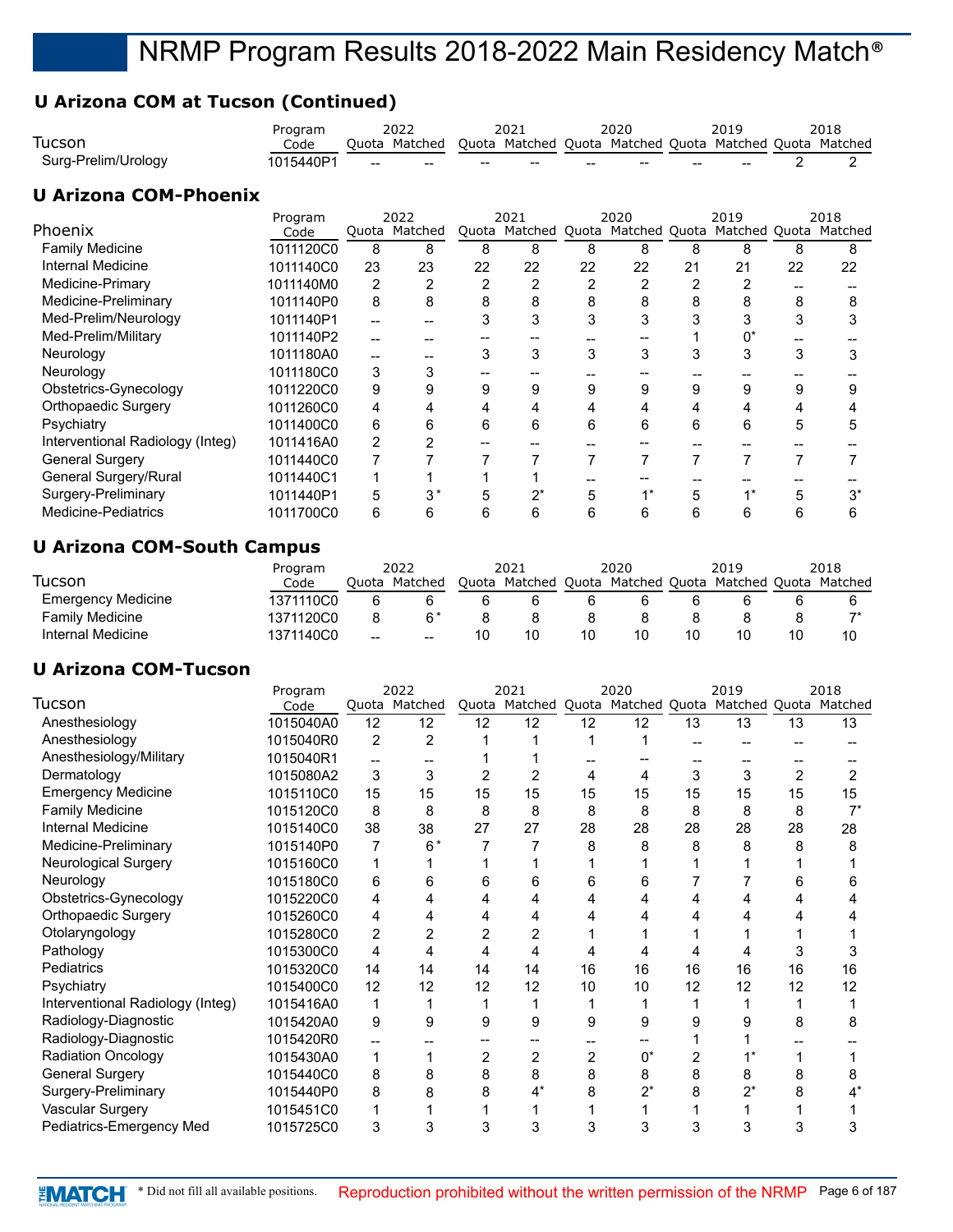## U Arizona COM at Tucson (Continued)

| Tucson | Program Code | 2022 Quota | 2022 Matched | 2021 Quota | 2021 Matched | 2020 Quota | 2020 Matched | 2019 Quota | 2019 Matched | 2018 Quota | 2018 Matched |
|---|---|---|---|---|---|---|---|---|---|---|---|
| Surg-Prelim/Urology | 1015440P1 | -- | -- | -- | -- | -- | -- | -- | -- | 2 | 2 |

## U Arizona COM-Phoenix

| Phoenix | Program Code | 2022 Quota | 2022 Matched | 2021 Quota | 2021 Matched | 2020 Quota | 2020 Matched | 2019 Quota | 2019 Matched | 2018 Quota | 2018 Matched |
|---|---|---|---|---|---|---|---|---|---|---|---|
| Family Medicine | 1011120C0 | 8 | 8 | 8 | 8 | 8 | 8 | 8 | 8 | 8 | 8 |
| Internal Medicine | 1011140C0 | 23 | 23 | 22 | 22 | 22 | 22 | 21 | 21 | 22 | 22 |
| Medicine-Primary | 1011140M0 | 2 | 2 | 2 | 2 | 2 | 2 | 2 | 2 | -- | -- |
| Medicine-Preliminary | 1011140P0 | 8 | 8 | 8 | 8 | 8 | 8 | 8 | 8 | 8 | 8 |
| Med-Prelim/Neurology | 1011140P1 | -- | -- | 3 | 3 | 3 | 3 | 3 | 3 | 3 | 3 |
| Med-Prelim/Military | 1011140P2 | -- | -- | -- | -- | -- | -- | 1 | 0* | -- | -- |
| Neurology | 1011180A0 | -- | -- | 3 | 3 | 3 | 3 | 3 | 3 | 3 | 3 |
| Neurology | 1011180C0 | 3 | 3 | -- | -- | -- | -- | -- | -- | -- | -- |
| Obstetrics-Gynecology | 1011220C0 | 9 | 9 | 9 | 9 | 9 | 9 | 9 | 9 | 9 | 9 |
| Orthopaedic Surgery | 1011260C0 | 4 | 4 | 4 | 4 | 4 | 4 | 4 | 4 | 4 | 4 |
| Psychiatry | 1011400C0 | 6 | 6 | 6 | 6 | 6 | 6 | 6 | 6 | 5 | 5 |
| Interventional Radiology (Integ) | 1011416A0 | 2 | 2 | -- | -- | -- | -- | -- | -- | -- | -- |
| General Surgery | 1011440C0 | 7 | 7 | 7 | 7 | 7 | 7 | 7 | 7 | 7 | 7 |
| General Surgery/Rural | 1011440C1 | 1 | 1 | 1 | 1 | -- | -- | -- | -- | -- | -- |
| Surgery-Preliminary | 1011440P1 | 5 | 3* | 5 | 2* | 5 | 1* | 5 | 1* | 5 | 3* |
| Medicine-Pediatrics | 1011700C0 | 6 | 6 | 6 | 6 | 6 | 6 | 6 | 6 | 6 | 6 |

## U Arizona COM-South Campus

| Tucson | Program Code | 2022 Quota | 2022 Matched | 2021 Quota | 2021 Matched | 2020 Quota | 2020 Matched | 2019 Quota | 2019 Matched | 2018 Quota | 2018 Matched |
|---|---|---|---|---|---|---|---|---|---|---|---|
| Emergency Medicine | 1371110C0 | 6 | 6 | 6 | 6 | 6 | 6 | 6 | 6 | 6 | 6 |
| Family Medicine | 1371120C0 | 8 | 6* | 8 | 8 | 8 | 8 | 8 | 8 | 8 | 7* |
| Internal Medicine | 1371140C0 | -- | -- | 10 | 10 | 10 | 10 | 10 | 10 | 10 | 10 |

## U Arizona COM-Tucson

| Tucson | Program Code | 2022 Quota | 2022 Matched | 2021 Quota | 2021 Matched | 2020 Quota | 2020 Matched | 2019 Quota | 2019 Matched | 2018 Quota | 2018 Matched |
|---|---|---|---|---|---|---|---|---|---|---|---|
| Anesthesiology | 1015040A0 | 12 | 12 | 12 | 12 | 12 | 12 | 13 | 13 | 13 | 13 |
| Anesthesiology | 1015040R0 | 2 | 2 | 1 | 1 | 1 | 1 | -- | -- | -- | -- |
| Anesthesiology/Military | 1015040R1 | -- | -- | 1 | 1 | -- | -- | -- | -- | -- | -- |
| Dermatology | 1015080A2 | 3 | 3 | 2 | 2 | 4 | 4 | 3 | 3 | 2 | 2 |
| Emergency Medicine | 1015110C0 | 15 | 15 | 15 | 15 | 15 | 15 | 15 | 15 | 15 | 15 |
| Family Medicine | 1015120C0 | 8 | 8 | 8 | 8 | 8 | 8 | 8 | 8 | 8 | 7* |
| Internal Medicine | 1015140C0 | 38 | 38 | 27 | 27 | 28 | 28 | 28 | 28 | 28 | 28 |
| Medicine-Preliminary | 1015140P0 | 7 | 6* | 7 | 7 | 8 | 8 | 8 | 8 | 8 | 8 |
| Neurological Surgery | 1015160C0 | 1 | 1 | 1 | 1 | 1 | 1 | 1 | 1 | 1 | 1 |
| Neurology | 1015180C0 | 6 | 6 | 6 | 6 | 6 | 6 | 7 | 7 | 6 | 6 |
| Obstetrics-Gynecology | 1015220C0 | 4 | 4 | 4 | 4 | 4 | 4 | 4 | 4 | 4 | 4 |
| Orthopaedic Surgery | 1015260C0 | 4 | 4 | 4 | 4 | 4 | 4 | 4 | 4 | 4 | 4 |
| Otolaryngology | 1015280C0 | 2 | 2 | 2 | 2 | 1 | 1 | 1 | 1 | 1 | 1 |
| Pathology | 1015300C0 | 4 | 4 | 4 | 4 | 4 | 4 | 4 | 4 | 3 | 3 |
| Pediatrics | 1015320C0 | 14 | 14 | 14 | 14 | 16 | 16 | 16 | 16 | 16 | 16 |
| Psychiatry | 1015400C0 | 12 | 12 | 12 | 12 | 10 | 10 | 12 | 12 | 12 | 12 |
| Interventional Radiology (Integ) | 1015416A0 | 1 | 1 | 1 | 1 | 1 | 1 | 1 | 1 | 1 | 1 |
| Radiology-Diagnostic | 1015420A0 | 9 | 9 | 9 | 9 | 9 | 9 | 9 | 9 | 8 | 8 |
| Radiology-Diagnostic | 1015420R0 | -- | -- | -- | -- | -- | -- | 1 | 1 | -- | -- |
| Radiation Oncology | 1015430A0 | 1 | 1 | 2 | 2 | 2 | 0* | 2 | 1* | 1 | 1 |
| General Surgery | 1015440C0 | 8 | 8 | 8 | 8 | 8 | 8 | 8 | 8 | 8 | 8 |
| Surgery-Preliminary | 1015440P0 | 8 | 8 | 8 | 4* | 8 | 2* | 8 | 2* | 8 | 4* |
| Vascular Surgery | 1015451C0 | 1 | 1 | 1 | 1 | 1 | 1 | 1 | 1 | 1 | 1 |
| Pediatrics-Emergency Med | 1015725C0 | 3 | 3 | 3 | 3 | 3 | 3 | 3 | 3 | 3 | 3 |

\* Did not fill all available positions.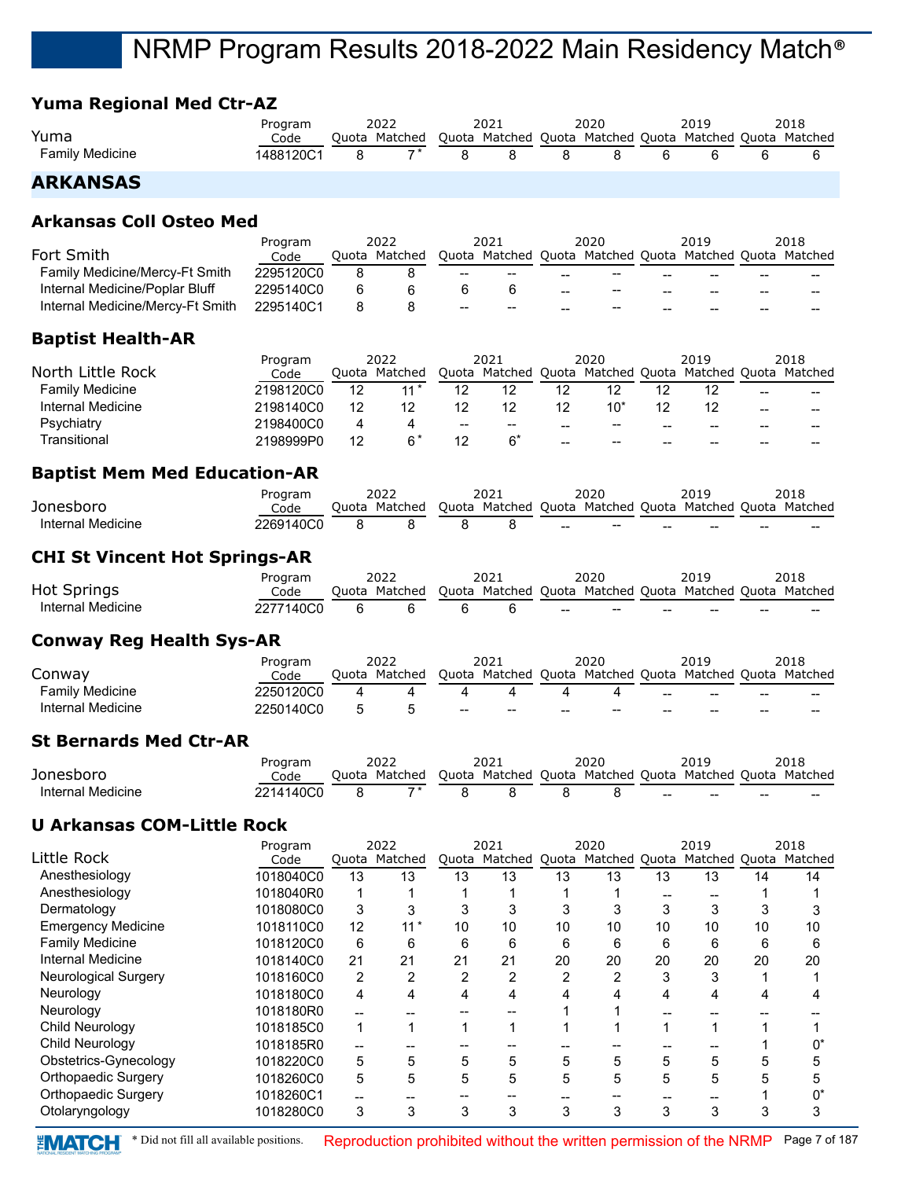### Yuma Regional Med Ctr-AZ

| Yuma | Program Code | 2022 Quota | 2022 Matched | 2021 Quota | 2021 Matched | 2020 Quota | 2020 Matched | 2019 Quota | 2019 Matched | 2018 Quota | 2018 Matched |
|---|---|---|---|---|---|---|---|---|---|---|---|
| Family Medicine | 1488120C1 | 8 | 7* | 8 | 8 | 8 | 8 | 6 | 6 | 6 | 6 |

## ARKANSAS

### Arkansas Coll Osteo Med

| Fort Smith | Program Code | 2022 Quota | 2022 Matched | 2021 Quota | 2021 Matched | 2020 Quota | 2020 Matched | 2019 Quota | 2019 Matched | 2018 Quota | 2018 Matched |
|---|---|---|---|---|---|---|---|---|---|---|---|
| Family Medicine/Mercy-Ft Smith | 2295120C0 | 8 | 8 | -- | -- | -- | -- | -- | -- | -- | -- |
| Internal Medicine/Poplar Bluff | 2295140C0 | 6 | 6 | 6 | 6 | -- | -- | -- | -- | -- | -- |
| Internal Medicine/Mercy-Ft Smith | 2295140C1 | 8 | 8 | -- | -- | -- | -- | -- | -- | -- | -- |

### Baptist Health-AR

| North Little Rock | Program Code | 2022 Quota | 2022 Matched | 2021 Quota | 2021 Matched | 2020 Quota | 2020 Matched | 2019 Quota | 2019 Matched | 2018 Quota | 2018 Matched |
|---|---|---|---|---|---|---|---|---|---|---|---|
| Family Medicine | 2198120C0 | 12 | 11* | 12 | 12 | 12 | 12 | 12 | 12 | -- | -- |
| Internal Medicine | 2198140C0 | 12 | 12 | 12 | 12 | 12 | 10* | 12 | 12 | -- | -- |
| Psychiatry | 2198400C0 | 4 | 4 | -- | -- | -- | -- | -- | -- | -- | -- |
| Transitional | 2198999P0 | 12 | 6* | 12 | 6* | -- | -- | -- | -- | -- | -- |

### Baptist Mem Med Education-AR

| Jonesboro | Program Code | 2022 Quota | 2022 Matched | 2021 Quota | 2021 Matched | 2020 Quota | 2020 Matched | 2019 Quota | 2019 Matched | 2018 Quota | 2018 Matched |
|---|---|---|---|---|---|---|---|---|---|---|---|
| Internal Medicine | 2269140C0 | 8 | 8 | 8 | 8 | -- | -- | -- | -- | -- | -- |

### CHI St Vincent Hot Springs-AR

| Hot Springs | Program Code | 2022 Quota | 2022 Matched | 2021 Quota | 2021 Matched | 2020 Quota | 2020 Matched | 2019 Quota | 2019 Matched | 2018 Quota | 2018 Matched |
|---|---|---|---|---|---|---|---|---|---|---|---|
| Internal Medicine | 2277140C0 | 6 | 6 | 6 | 6 | -- | -- | -- | -- | -- | -- |

### Conway Reg Health Sys-AR

| Conway | Program Code | 2022 Quota | 2022 Matched | 2021 Quota | 2021 Matched | 2020 Quota | 2020 Matched | 2019 Quota | 2019 Matched | 2018 Quota | 2018 Matched |
|---|---|---|---|---|---|---|---|---|---|---|---|
| Family Medicine | 2250120C0 | 4 | 4 | 4 | 4 | 4 | 4 | -- | -- | -- | -- |
| Internal Medicine | 2250140C0 | 5 | 5 | -- | -- | -- | -- | -- | -- | -- | -- |

### St Bernards Med Ctr-AR

| Jonesboro | Program Code | 2022 Quota | 2022 Matched | 2021 Quota | 2021 Matched | 2020 Quota | 2020 Matched | 2019 Quota | 2019 Matched | 2018 Quota | 2018 Matched |
|---|---|---|---|---|---|---|---|---|---|---|---|
| Internal Medicine | 2214140C0 | 8 | 7* | 8 | 8 | 8 | 8 | -- | -- | -- | -- |

### U Arkansas COM-Little Rock

| Little Rock | Program Code | 2022 Quota | 2022 Matched | 2021 Quota | 2021 Matched | 2020 Quota | 2020 Matched | 2019 Quota | 2019 Matched | 2018 Quota | 2018 Matched |
|---|---|---|---|---|---|---|---|---|---|---|---|
| Anesthesiology | 1018040C0 | 13 | 13 | 13 | 13 | 13 | 13 | 13 | 13 | 14 | 14 |
| Anesthesiology | 1018040R0 | 1 | 1 | 1 | 1 | 1 | 1 | -- | -- | 1 | 1 |
| Dermatology | 1018080C0 | 3 | 3 | 3 | 3 | 3 | 3 | 3 | 3 | 3 | 3 |
| Emergency Medicine | 1018110C0 | 12 | 11* | 10 | 10 | 10 | 10 | 10 | 10 | 10 | 10 |
| Family Medicine | 1018120C0 | 6 | 6 | 6 | 6 | 6 | 6 | 6 | 6 | 6 | 6 |
| Internal Medicine | 1018140C0 | 21 | 21 | 21 | 21 | 20 | 20 | 20 | 20 | 20 | 20 |
| Neurological Surgery | 1018160C0 | 2 | 2 | 2 | 2 | 2 | 2 | 3 | 3 | 1 | 1 |
| Neurology | 1018180C0 | 4 | 4 | 4 | 4 | 4 | 4 | 4 | 4 | 4 | 4 |
| Neurology | 1018180R0 | -- | -- | -- | -- | 1 | 1 | -- | -- | -- | -- |
| Child Neurology | 1018185C0 | 1 | 1 | 1 | 1 | 1 | 1 | 1 | 1 | 1 | 1 |
| Child Neurology | 1018185R0 | -- | -- | -- | -- | -- | -- | -- | -- | 1 | 0* |
| Obstetrics-Gynecology | 1018220C0 | 5 | 5 | 5 | 5 | 5 | 5 | 5 | 5 | 5 | 5 |
| Orthopaedic Surgery | 1018260C0 | 5 | 5 | 5 | 5 | 5 | 5 | 5 | 5 | 5 | 5 |
| Orthopaedic Surgery | 1018260C1 | -- | -- | -- | -- | -- | -- | -- | -- | 1 | 0* |
| Otolaryngology | 1018280C0 | 3 | 3 | 3 | 3 | 3 | 3 | 3 | 3 | 3 | 3 |

\* Did not fill all available positions.

Reproduction prohibited without the written permission of the NRMP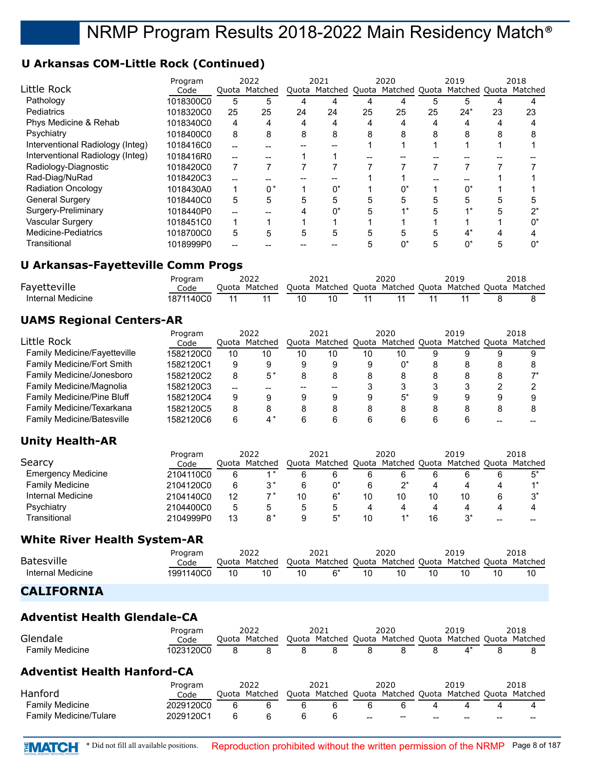## U Arkansas COM-Little Rock (Continued)

| Little Rock | Program Code | 2022 Quota | 2022 Matched | 2021 Quota | 2021 Matched | 2020 Quota | 2020 Matched | 2019 Quota | 2019 Matched | 2018 Quota | 2018 Matched |
|---|---|---|---|---|---|---|---|---|---|---|---|
| Pathology | 1018300C0 | 5 | 5 | 4 | 4 | 4 | 4 | 5 | 5 | 4 | 4 |
| Pediatrics | 1018320C0 | 25 | 25 | 24 | 24 | 25 | 25 | 25 | 24* | 23 | 23 |
| Phys Medicine & Rehab | 1018340C0 | 4 | 4 | 4 | 4 | 4 | 4 | 4 | 4 | 4 | 4 |
| Psychiatry | 1018400C0 | 8 | 8 | 8 | 8 | 8 | 8 | 8 | 8 | 8 | 8 |
| Interventional Radiology (Integ) | 1018416C0 | -- | -- | -- | -- | 1 | 1 | 1 | 1 | 1 | 1 |
| Interventional Radiology (Integ) | 1018416R0 | -- | -- | 1 | 1 | -- | -- | -- | -- | -- | -- |
| Radiology-Diagnostic | 1018420C0 | 7 | 7 | 7 | 7 | 7 | 7 | 7 | 7 | 7 | 7 |
| Rad-Diag/NuRad | 1018420C3 | -- | -- | -- | -- | 1 | 1 | -- | -- | 1 | 1 |
| Radiation Oncology | 1018430A0 | 1 | 0* | 1 | 0* | 1 | 0* | 1 | 0* | 1 | 1 |
| General Surgery | 1018440C0 | 5 | 5 | 5 | 5 | 5 | 5 | 5 | 5 | 5 | 5 |
| Surgery-Preliminary | 1018440P0 | -- | -- | 4 | 0* | 5 | 1* | 5 | 1* | 5 | 2* |
| Vascular Surgery | 1018451C0 | 1 | 1 | 1 | 1 | 1 | 1 | 1 | 1 | 1 | 0* |
| Medicine-Pediatrics | 1018700C0 | 5 | 5 | 5 | 5 | 5 | 5 | 5 | 4* | 4 | 4 |
| Transitional | 1018999P0 | -- | -- | -- | -- | 5 | 0* | 5 | 0* | 5 | 0* |

## U Arkansas-Fayetteville Comm Progs

| Fayetteville | Program Code | 2022 Quota | 2022 Matched | 2021 Quota | 2021 Matched | 2020 Quota | 2020 Matched | 2019 Quota | 2019 Matched | 2018 Quota | 2018 Matched |
|---|---|---|---|---|---|---|---|---|---|---|---|
| Internal Medicine | 1871140C0 | 11 | 11 | 10 | 10 | 11 | 11 | 11 | 11 | 8 | 8 |

## UAMS Regional Centers-AR

| Little Rock | Program Code | 2022 Quota | 2022 Matched | 2021 Quota | 2021 Matched | 2020 Quota | 2020 Matched | 2019 Quota | 2019 Matched | 2018 Quota | 2018 Matched |
|---|---|---|---|---|---|---|---|---|---|---|---|
| Family Medicine/Fayetteville | 1582120C0 | 10 | 10 | 10 | 10 | 10 | 10 | 9 | 9 | 9 | 9 |
| Family Medicine/Fort Smith | 1582120C1 | 9 | 9 | 9 | 9 | 9 | 0* | 8 | 8 | 8 | 8 |
| Family Medicine/Jonesboro | 1582120C2 | 8 | 5* | 8 | 8 | 8 | 8 | 8 | 8 | 8 | 7* |
| Family Medicine/Magnolia | 1582120C3 | -- | -- | -- | -- | 3 | 3 | 3 | 3 | 2 | 2 |
| Family Medicine/Pine Bluff | 1582120C4 | 9 | 9 | 9 | 9 | 9 | 5* | 9 | 9 | 9 | 9 |
| Family Medicine/Texarkana | 1582120C5 | 8 | 8 | 8 | 8 | 8 | 8 | 8 | 8 | 8 | 8 |
| Family Medicine/Batesville | 1582120C6 | 6 | 4* | 6 | 6 | 6 | 6 | 6 | 6 | -- | -- |

## Unity Health-AR

| Searcy | Program Code | 2022 Quota | 2022 Matched | 2021 Quota | 2021 Matched | 2020 Quota | 2020 Matched | 2019 Quota | 2019 Matched | 2018 Quota | 2018 Matched |
|---|---|---|---|---|---|---|---|---|---|---|---|
| Emergency Medicine | 2104110C0 | 6 | 1* | 6 | 6 | 6 | 6 | 6 | 6 | 6 | 5* |
| Family Medicine | 2104120C0 | 6 | 3* | 6 | 0* | 6 | 2* | 4 | 4 | 4 | 1* |
| Internal Medicine | 2104140C0 | 12 | 7* | 10 | 6* | 10 | 10 | 10 | 10 | 6 | 3* |
| Psychiatry | 2104400C0 | 5 | 5 | 5 | 5 | 4 | 4 | 4 | 4 | 4 | 4 |
| Transitional | 2104999P0 | 13 | 8* | 9 | 5* | 10 | 1* | 16 | 3* | -- | -- |

## White River Health System-AR

| Batesville | Program Code | 2022 Quota | 2022 Matched | 2021 Quota | 2021 Matched | 2020 Quota | 2020 Matched | 2019 Quota | 2019 Matched | 2018 Quota | 2018 Matched |
|---|---|---|---|---|---|---|---|---|---|---|---|
| Internal Medicine | 1991140C0 | 10 | 10 | 10 | 6* | 10 | 10 | 10 | 10 | 10 | 10 |

# CALIFORNIA

## Adventist Health Glendale-CA

| Glendale | Program Code | 2022 Quota | 2022 Matched | 2021 Quota | 2021 Matched | 2020 Quota | 2020 Matched | 2019 Quota | 2019 Matched | 2018 Quota | 2018 Matched |
|---|---|---|---|---|---|---|---|---|---|---|---|
| Family Medicine | 1023120C0 | 8 | 8 | 8 | 8 | 8 | 8 | 8 | 4* | 8 | 8 |

## Adventist Health Hanford-CA

| Hanford | Program Code | 2022 Quota | 2022 Matched | 2021 Quota | 2021 Matched | 2020 Quota | 2020 Matched | 2019 Quota | 2019 Matched | 2018 Quota | 2018 Matched |
|---|---|---|---|---|---|---|---|---|---|---|---|
| Family Medicine | 2029120C0 | 6 | 6 | 6 | 6 | 6 | 6 | 4 | 4 | 4 | 4 |
| Family Medicine/Tulare | 2029120C1 | 6 | 6 | 6 | 6 | -- | -- | -- | -- | -- | -- |

\* Did not fill all available positions.

Reproduction prohibited without the written permission of the NRMP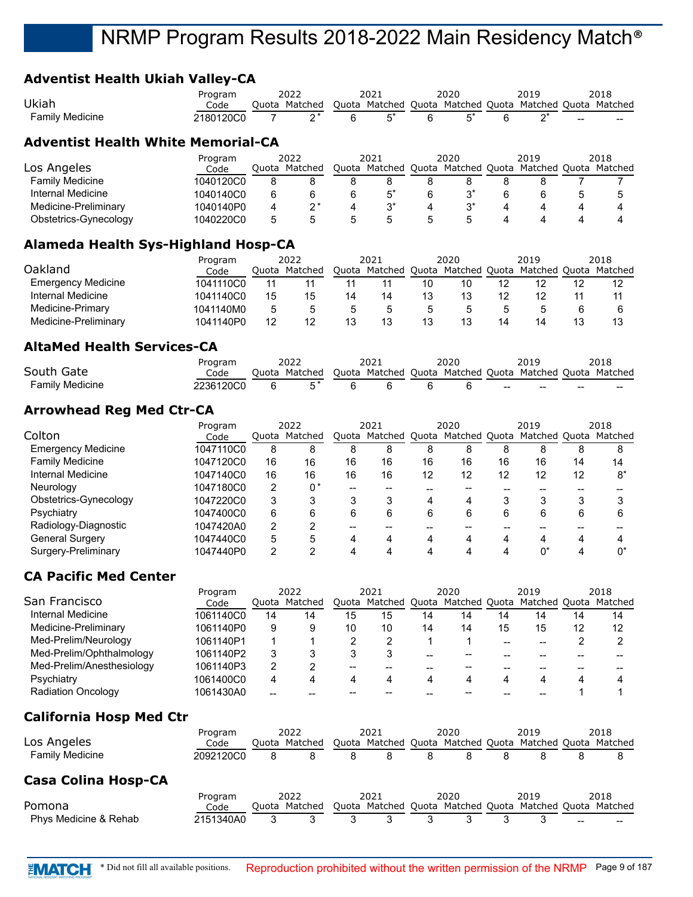## Adventist Health Ukiah Valley-CA

| Ukiah | Program Code | 2022 Quota | 2022 Matched | 2021 Quota | 2021 Matched | 2020 Quota | 2020 Matched | 2019 Quota | 2019 Matched | 2018 Quota | 2018 Matched |
|---|---|---|---|---|---|---|---|---|---|---|---|
| Family Medicine | 2180120C0 | 7 | 2* | 6 | 5* | 6 | 5* | 6 | 2* | -- | -- |

## Adventist Health White Memorial-CA

| Los Angeles | Program Code | 2022 Quota | 2022 Matched | 2021 Quota | 2021 Matched | 2020 Quota | 2020 Matched | 2019 Quota | 2019 Matched | 2018 Quota | 2018 Matched |
|---|---|---|---|---|---|---|---|---|---|---|---|
| Family Medicine | 1040120C0 | 8 | 8 | 8 | 8 | 8 | 8 | 8 | 8 | 7 | 7 |
| Internal Medicine | 1040140C0 | 6 | 6 | 6 | 5* | 6 | 3* | 6 | 6 | 5 | 5 |
| Medicine-Preliminary | 1040140P0 | 4 | 2* | 4 | 3* | 4 | 3* | 4 | 4 | 4 | 4 |
| Obstetrics-Gynecology | 1040220C0 | 5 | 5 | 5 | 5 | 5 | 5 | 4 | 4 | 4 | 4 |

## Alameda Health Sys-Highland Hosp-CA

| Oakland | Program Code | 2022 Quota | 2022 Matched | 2021 Quota | 2021 Matched | 2020 Quota | 2020 Matched | 2019 Quota | 2019 Matched | 2018 Quota | 2018 Matched |
|---|---|---|---|---|---|---|---|---|---|---|---|
| Emergency Medicine | 1041110C0 | 11 | 11 | 11 | 11 | 10 | 10 | 12 | 12 | 12 | 12 |
| Internal Medicine | 1041140C0 | 15 | 15 | 14 | 14 | 13 | 13 | 12 | 12 | 11 | 11 |
| Medicine-Primary | 1041140M0 | 5 | 5 | 5 | 5 | 5 | 5 | 5 | 5 | 6 | 6 |
| Medicine-Preliminary | 1041140P0 | 12 | 12 | 13 | 13 | 13 | 13 | 14 | 14 | 13 | 13 |

## AltaMed Health Services-CA

| South Gate | Program Code | 2022 Quota | 2022 Matched | 2021 Quota | 2021 Matched | 2020 Quota | 2020 Matched | 2019 Quota | 2019 Matched | 2018 Quota | 2018 Matched |
|---|---|---|---|---|---|---|---|---|---|---|---|
| Family Medicine | 2236120C0 | 6 | 5* | 6 | 6 | 6 | 6 | -- | -- | -- | -- |

## Arrowhead Reg Med Ctr-CA

| Colton | Program Code | 2022 Quota | 2022 Matched | 2021 Quota | 2021 Matched | 2020 Quota | 2020 Matched | 2019 Quota | 2019 Matched | 2018 Quota | 2018 Matched |
|---|---|---|---|---|---|---|---|---|---|---|---|
| Emergency Medicine | 1047110C0 | 8 | 8 | 8 | 8 | 8 | 8 | 8 | 8 | 8 | 8 |
| Family Medicine | 1047120C0 | 16 | 16 | 16 | 16 | 16 | 16 | 16 | 16 | 14 | 14 |
| Internal Medicine | 1047140C0 | 16 | 16 | 16 | 16 | 12 | 12 | 12 | 12 | 12 | 8* |
| Neurology | 1047180C0 | 2 | 0* | -- | -- | -- | -- | -- | -- | -- | -- |
| Obstetrics-Gynecology | 1047220C0 | 3 | 3 | 3 | 3 | 4 | 4 | 3 | 3 | 3 | 3 |
| Psychiatry | 1047400C0 | 6 | 6 | 6 | 6 | 6 | 6 | 6 | 6 | 6 | 6 |
| Radiology-Diagnostic | 1047420A0 | 2 | 2 | -- | -- | -- | -- | -- | -- | -- | -- |
| General Surgery | 1047440C0 | 5 | 5 | 4 | 4 | 4 | 4 | 4 | 4 | 4 | 4 |
| Surgery-Preliminary | 1047440P0 | 2 | 2 | 4 | 4 | 4 | 4 | 4 | 0* | 4 | 0* |

## CA Pacific Med Center

| San Francisco | Program Code | 2022 Quota | 2022 Matched | 2021 Quota | 2021 Matched | 2020 Quota | 2020 Matched | 2019 Quota | 2019 Matched | 2018 Quota | 2018 Matched |
|---|---|---|---|---|---|---|---|---|---|---|---|
| Internal Medicine | 1061140C0 | 14 | 14 | 15 | 15 | 14 | 14 | 14 | 14 | 14 | 14 |
| Medicine-Preliminary | 1061140P0 | 9 | 9 | 10 | 10 | 14 | 14 | 15 | 15 | 12 | 12 |
| Med-Prelim/Neurology | 1061140P1 | 1 | 1 | 2 | 2 | 1 | 1 | -- | -- | 2 | 2 |
| Med-Prelim/Ophthalmology | 1061140P2 | 3 | 3 | 3 | 3 | -- | -- | -- | -- | -- | -- |
| Med-Prelim/Anesthesiology | 1061140P3 | 2 | 2 | -- | -- | -- | -- | -- | -- | -- | -- |
| Psychiatry | 1061400C0 | 4 | 4 | 4 | 4 | 4 | 4 | 4 | 4 | 4 | 4 |
| Radiation Oncology | 1061430A0 | -- | -- | -- | -- | -- | -- | -- | -- | 1 | 1 |

## California Hosp Med Ctr

| Los Angeles | Program Code | 2022 Quota | 2022 Matched | 2021 Quota | 2021 Matched | 2020 Quota | 2020 Matched | 2019 Quota | 2019 Matched | 2018 Quota | 2018 Matched |
|---|---|---|---|---|---|---|---|---|---|---|---|
| Family Medicine | 2092120C0 | 8 | 8 | 8 | 8 | 8 | 8 | 8 | 8 | 8 | 8 |

## Casa Colina Hosp-CA

| Pomona | Program Code | 2022 Quota | 2022 Matched | 2021 Quota | 2021 Matched | 2020 Quota | 2020 Matched | 2019 Quota | 2019 Matched | 2018 Quota | 2018 Matched |
|---|---|---|---|---|---|---|---|---|---|---|---|
| Phys Medicine & Rehab | 2151340A0 | 3 | 3 | 3 | 3 | 3 | 3 | 3 | 3 | -- | -- |

\* Did not fill all available positions.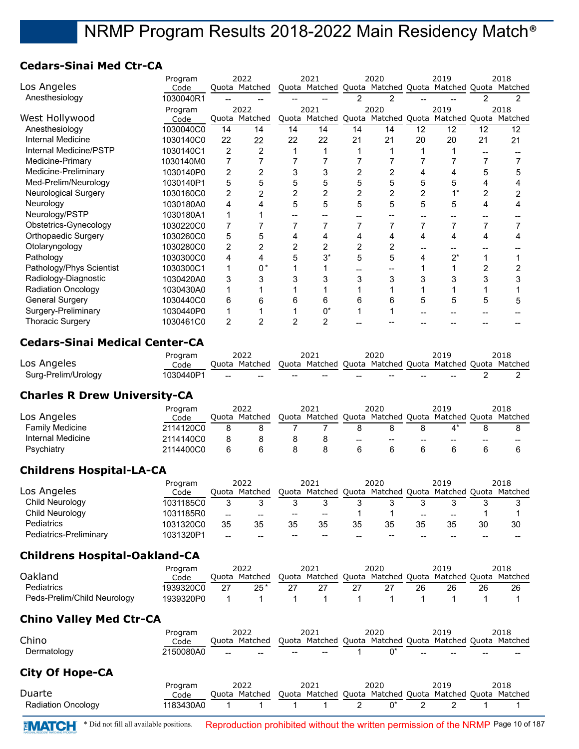## Cedars-Sinai Med Ctr-CA

| Los Angeles | Program Code | 2022 Quota | 2022 Matched | 2021 Quota | 2021 Matched | 2020 Quota | 2020 Matched | 2019 Quota | 2019 Matched | 2018 Quota | 2018 Matched |
|---|---|---|---|---|---|---|---|---|---|---|---|
| Anesthesiology | 1030040R1 | -- | -- | -- | -- | 2 | 2 | -- | -- | 2 | 2 |

| West Hollywood | Program Code | 2022 Quota | 2022 Matched | 2021 Quota | 2021 Matched | 2020 Quota | 2020 Matched | 2019 Quota | 2019 Matched | 2018 Quota | 2018 Matched |
|---|---|---|---|---|---|---|---|---|---|---|---|
| Anesthesiology | 1030040C0 | 14 | 14 | 14 | 14 | 14 | 14 | 12 | 12 | 12 | 12 |
| Internal Medicine | 1030140C0 | 22 | 22 | 22 | 22 | 21 | 21 | 20 | 20 | 21 | 21 |
| Internal Medicine/PSTP | 1030140C1 | 2 | 2 | 1 | 1 | 1 | 1 | 1 | 1 | -- | -- |
| Medicine-Primary | 1030140M0 | 7 | 7 | 7 | 7 | 7 | 7 | 7 | 7 | 7 | 7 |
| Medicine-Preliminary | 1030140P0 | 2 | 2 | 3 | 3 | 2 | 2 | 4 | 4 | 5 | 5 |
| Med-Prelim/Neurology | 1030140P1 | 5 | 5 | 5 | 5 | 5 | 5 | 5 | 5 | 4 | 4 |
| Neurological Surgery | 1030160C0 | 2 | 2 | 2 | 2 | 2 | 2 | 2 | 1* | 2 | 2 |
| Neurology | 1030180A0 | 4 | 4 | 5 | 5 | 5 | 5 | 5 | 5 | 4 | 4 |
| Neurology/PSTP | 1030180A1 | 1 | 1 | -- | -- | -- | -- | -- | -- | -- | -- |
| Obstetrics-Gynecology | 1030220C0 | 7 | 7 | 7 | 7 | 7 | 7 | 7 | 7 | 7 | 7 |
| Orthopaedic Surgery | 1030260C0 | 5 | 5 | 4 | 4 | 4 | 4 | 4 | 4 | 4 | 4 |
| Otolaryngology | 1030280C0 | 2 | 2 | 2 | 2 | 2 | 2 | -- | -- | -- | -- |
| Pathology | 1030300C0 | 4 | 4 | 5 | 3* | 5 | 5 | 4 | 2* | 1 | 1 |
| Pathology/Phys Scientist | 1030300C1 | 1 | 0* | 1 | 1 | -- | -- | 1 | 1 | 2 | 2 |
| Radiology-Diagnostic | 1030420A0 | 3 | 3 | 3 | 3 | 3 | 3 | 3 | 3 | 3 | 3 |
| Radiation Oncology | 1030430A0 | 1 | 1 | 1 | 1 | 1 | 1 | 1 | 1 | 1 | 1 |
| General Surgery | 1030440C0 | 6 | 6 | 6 | 6 | 6 | 6 | 5 | 5 | 5 | 5 |
| Surgery-Preliminary | 1030440P0 | 1 | 1 | 1 | 0* | 1 | 1 | -- | -- | -- | -- |
| Thoracic Surgery | 1030461C0 | 2 | 2 | 2 | 2 | -- | -- | -- | -- | -- | -- |

## Cedars-Sinai Medical Center-CA

| Los Angeles | Program Code | 2022 Quota | 2022 Matched | 2021 Quota | 2021 Matched | 2020 Quota | 2020 Matched | 2019 Quota | 2019 Matched | 2018 Quota | 2018 Matched |
|---|---|---|---|---|---|---|---|---|---|---|---|
| Surg-Prelim/Urology | 1030440P1 | -- | -- | -- | -- | -- | -- | -- | -- | 2 | 2 |

## Charles R Drew University-CA

| Los Angeles | Program Code | 2022 Quota | 2022 Matched | 2021 Quota | 2021 Matched | 2020 Quota | 2020 Matched | 2019 Quota | 2019 Matched | 2018 Quota | 2018 Matched |
|---|---|---|---|---|---|---|---|---|---|---|---|
| Family Medicine | 2114120C0 | 8 | 8 | 7 | 7 | 8 | 8 | 8 | 4* | 8 | 8 |
| Internal Medicine | 2114140C0 | 8 | 8 | 8 | 8 | -- | -- | -- | -- | -- | -- |
| Psychiatry | 2114400C0 | 6 | 6 | 8 | 8 | 6 | 6 | 6 | 6 | 6 | 6 |

## Childrens Hospital-LA-CA

| Los Angeles | Program Code | 2022 Quota | 2022 Matched | 2021 Quota | 2021 Matched | 2020 Quota | 2020 Matched | 2019 Quota | 2019 Matched | 2018 Quota | 2018 Matched |
|---|---|---|---|---|---|---|---|---|---|---|---|
| Child Neurology | 1031185C0 | 3 | 3 | 3 | 3 | 3 | 3 | 3 | 3 | 3 | 3 |
| Child Neurology | 1031185R0 | -- | -- | -- | -- | 1 | 1 | -- | -- | 1 | 1 |
| Pediatrics | 1031320C0 | 35 | 35 | 35 | 35 | 35 | 35 | 35 | 35 | 30 | 30 |
| Pediatrics-Preliminary | 1031320P1 | -- | -- | -- | -- | -- | -- | -- | -- | -- | -- |

## Childrens Hospital-Oakland-CA

| Oakland | Program Code | 2022 Quota | 2022 Matched | 2021 Quota | 2021 Matched | 2020 Quota | 2020 Matched | 2019 Quota | 2019 Matched | 2018 Quota | 2018 Matched |
|---|---|---|---|---|---|---|---|---|---|---|---|
| Pediatrics | 1939320C0 | 27 | 25* | 27 | 27 | 27 | 27 | 26 | 26 | 26 | 26 |
| Peds-Prelim/Child Neurology | 1939320P0 | 1 | 1 | 1 | 1 | 1 | 1 | 1 | 1 | 1 | 1 |

## Chino Valley Med Ctr-CA

| Chino | Program Code | 2022 Quota | 2022 Matched | 2021 Quota | 2021 Matched | 2020 Quota | 2020 Matched | 2019 Quota | 2019 Matched | 2018 Quota | 2018 Matched |
|---|---|---|---|---|---|---|---|---|---|---|---|
| Dermatology | 2150080A0 | -- | -- | -- | -- | 1 | 0* | -- | -- | -- | -- |

## City Of Hope-CA

| Duarte | Program Code | 2022 Quota | 2022 Matched | 2021 Quota | 2021 Matched | 2020 Quota | 2020 Matched | 2019 Quota | 2019 Matched | 2018 Quota | 2018 Matched |
|---|---|---|---|---|---|---|---|---|---|---|---|
| Radiation Oncology | 1183430A0 | 1 | 1 | 1 | 1 | 2 | 0* | 2 | 2 | 1 | 1 |

\* Did not fill all available positions.

Reproduction prohibited without the written permission of the NRMP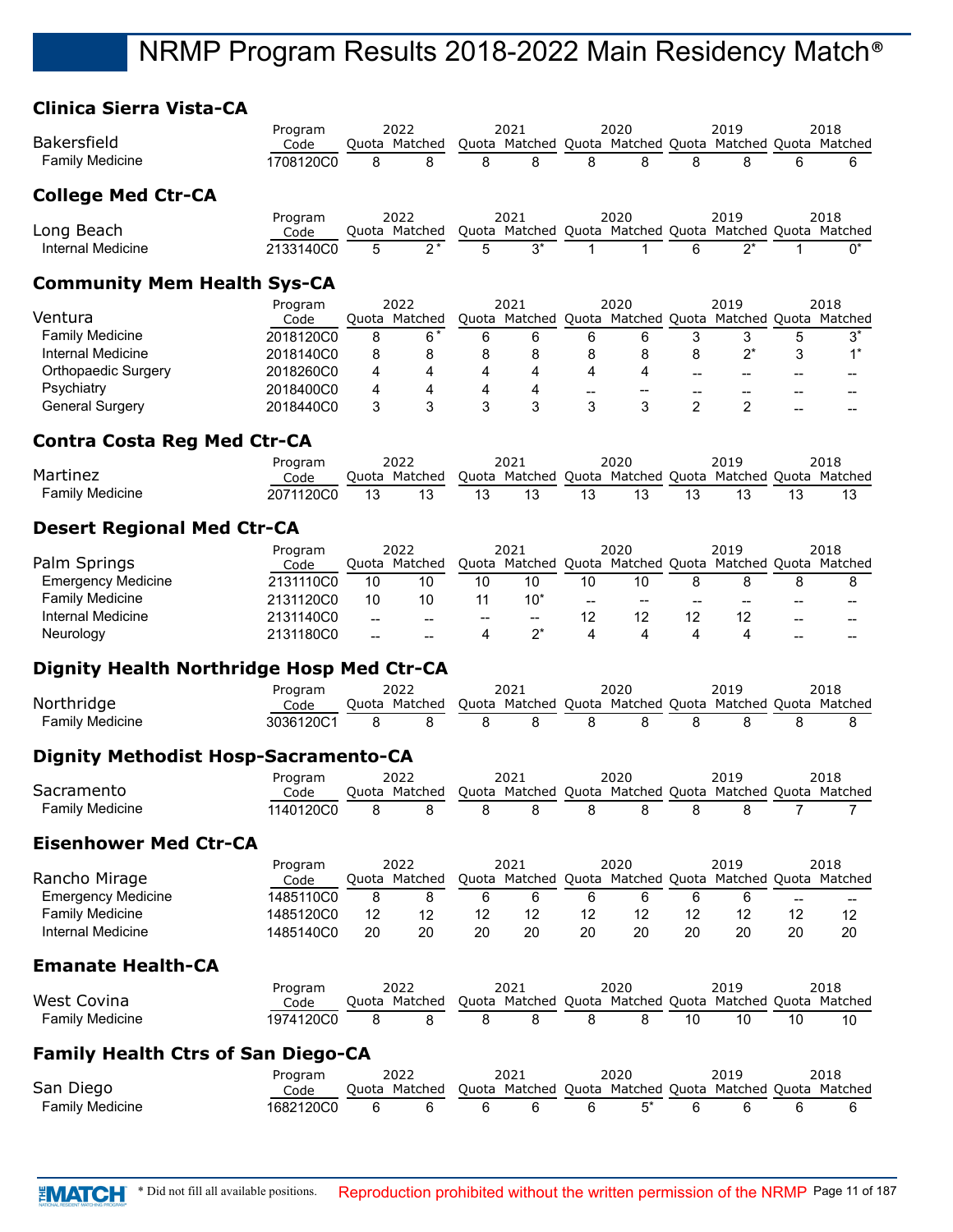# NRMP Program Results 2018-2022 Main Residency Match®

## Clinica Sierra Vista-CA

| Bakersfield | Program Code | 2022 Quota | 2022 Matched | 2021 Quota | 2021 Matched | 2020 Quota | 2020 Matched | 2019 Quota | 2019 Matched | 2018 Quota | 2018 Matched |
|---|---|---|---|---|---|---|---|---|---|---|---|
| Family Medicine | 1708120C0 | 8 | 8 | 8 | 8 | 8 | 8 | 8 | 8 | 6 | 6 |

## College Med Ctr-CA

| Long Beach | Program Code | 2022 Quota | 2022 Matched | 2021 Quota | 2021 Matched | 2020 Quota | 2020 Matched | 2019 Quota | 2019 Matched | 2018 Quota | 2018 Matched |
|---|---|---|---|---|---|---|---|---|---|---|---|
| Internal Medicine | 2133140C0 | 5 | 2* | 5 | 3* | 1 | 1 | 6 | 2* | 1 | 0* |

## Community Mem Health Sys-CA

| Ventura | Program Code | 2022 Quota | 2022 Matched | 2021 Quota | 2021 Matched | 2020 Quota | 2020 Matched | 2019 Quota | 2019 Matched | 2018 Quota | 2018 Matched |
|---|---|---|---|---|---|---|---|---|---|---|---|
| Family Medicine | 2018120C0 | 8 | 6* | 6 | 6 | 6 | 6 | 3 | 3 | 5 | 3* |
| Internal Medicine | 2018140C0 | 8 | 8 | 8 | 8 | 8 | 8 | 8 | 2* | 3 | 1* |
| Orthopaedic Surgery | 2018260C0 | 4 | 4 | 4 | 4 | 4 | 4 | -- | -- | -- | -- |
| Psychiatry | 2018400C0 | 4 | 4 | 4 | 4 | -- | -- | -- | -- | -- | -- |
| General Surgery | 2018440C0 | 3 | 3 | 3 | 3 | 3 | 3 | 2 | 2 | -- | -- |

## Contra Costa Reg Med Ctr-CA

| Martinez | Program Code | 2022 Quota | 2022 Matched | 2021 Quota | 2021 Matched | 2020 Quota | 2020 Matched | 2019 Quota | 2019 Matched | 2018 Quota | 2018 Matched |
|---|---|---|---|---|---|---|---|---|---|---|---|
| Family Medicine | 2071120C0 | 13 | 13 | 13 | 13 | 13 | 13 | 13 | 13 | 13 | 13 |

## Desert Regional Med Ctr-CA

| Palm Springs | Program Code | 2022 Quota | 2022 Matched | 2021 Quota | 2021 Matched | 2020 Quota | 2020 Matched | 2019 Quota | 2019 Matched | 2018 Quota | 2018 Matched |
|---|---|---|---|---|---|---|---|---|---|---|---|
| Emergency Medicine | 2131110C0 | 10 | 10 | 10 | 10 | 10 | 10 | 8 | 8 | 8 | 8 |
| Family Medicine | 2131120C0 | 10 | 10 | 11 | 10* | -- | -- | -- | -- | -- | -- |
| Internal Medicine | 2131140C0 | -- | -- | -- | -- | 12 | 12 | 12 | 12 | -- | -- |
| Neurology | 2131180C0 | -- | -- | 4 | 2* | 4 | 4 | 4 | 4 | -- | -- |

## Dignity Health Northridge Hosp Med Ctr-CA

| Northridge | Program Code | 2022 Quota | 2022 Matched | 2021 Quota | 2021 Matched | 2020 Quota | 2020 Matched | 2019 Quota | 2019 Matched | 2018 Quota | 2018 Matched |
|---|---|---|---|---|---|---|---|---|---|---|---|
| Family Medicine | 3036120C1 | 8 | 8 | 8 | 8 | 8 | 8 | 8 | 8 | 8 | 8 |

## Dignity Methodist Hosp-Sacramento-CA

| Sacramento | Program Code | 2022 Quota | 2022 Matched | 2021 Quota | 2021 Matched | 2020 Quota | 2020 Matched | 2019 Quota | 2019 Matched | 2018 Quota | 2018 Matched |
|---|---|---|---|---|---|---|---|---|---|---|---|
| Family Medicine | 1140120C0 | 8 | 8 | 8 | 8 | 8 | 8 | 8 | 8 | 7 | 7 |

## Eisenhower Med Ctr-CA

| Rancho Mirage | Program Code | 2022 Quota | 2022 Matched | 2021 Quota | 2021 Matched | 2020 Quota | 2020 Matched | 2019 Quota | 2019 Matched | 2018 Quota | 2018 Matched |
|---|---|---|---|---|---|---|---|---|---|---|---|
| Emergency Medicine | 1485110C0 | 8 | 8 | 6 | 6 | 6 | 6 | 6 | 6 | -- | -- |
| Family Medicine | 1485120C0 | 12 | 12 | 12 | 12 | 12 | 12 | 12 | 12 | 12 | 12 |
| Internal Medicine | 1485140C0 | 20 | 20 | 20 | 20 | 20 | 20 | 20 | 20 | 20 | 20 |

## Emanate Health-CA

| West Covina | Program Code | 2022 Quota | 2022 Matched | 2021 Quota | 2021 Matched | 2020 Quota | 2020 Matched | 2019 Quota | 2019 Matched | 2018 Quota | 2018 Matched |
|---|---|---|---|---|---|---|---|---|---|---|---|
| Family Medicine | 1974120C0 | 8 | 8 | 8 | 8 | 8 | 8 | 10 | 10 | 10 | 10 |

## Family Health Ctrs of San Diego-CA

| San Diego | Program Code | 2022 Quota | 2022 Matched | 2021 Quota | 2021 Matched | 2020 Quota | 2020 Matched | 2019 Quota | 2019 Matched | 2018 Quota | 2018 Matched |
|---|---|---|---|---|---|---|---|---|---|---|---|
| Family Medicine | 1682120C0 | 6 | 6 | 6 | 6 | 6 | 5* | 6 | 6 | 6 | 6 |

\* Did not fill all available positions.

Reproduction prohibited without the written permission of the NRMP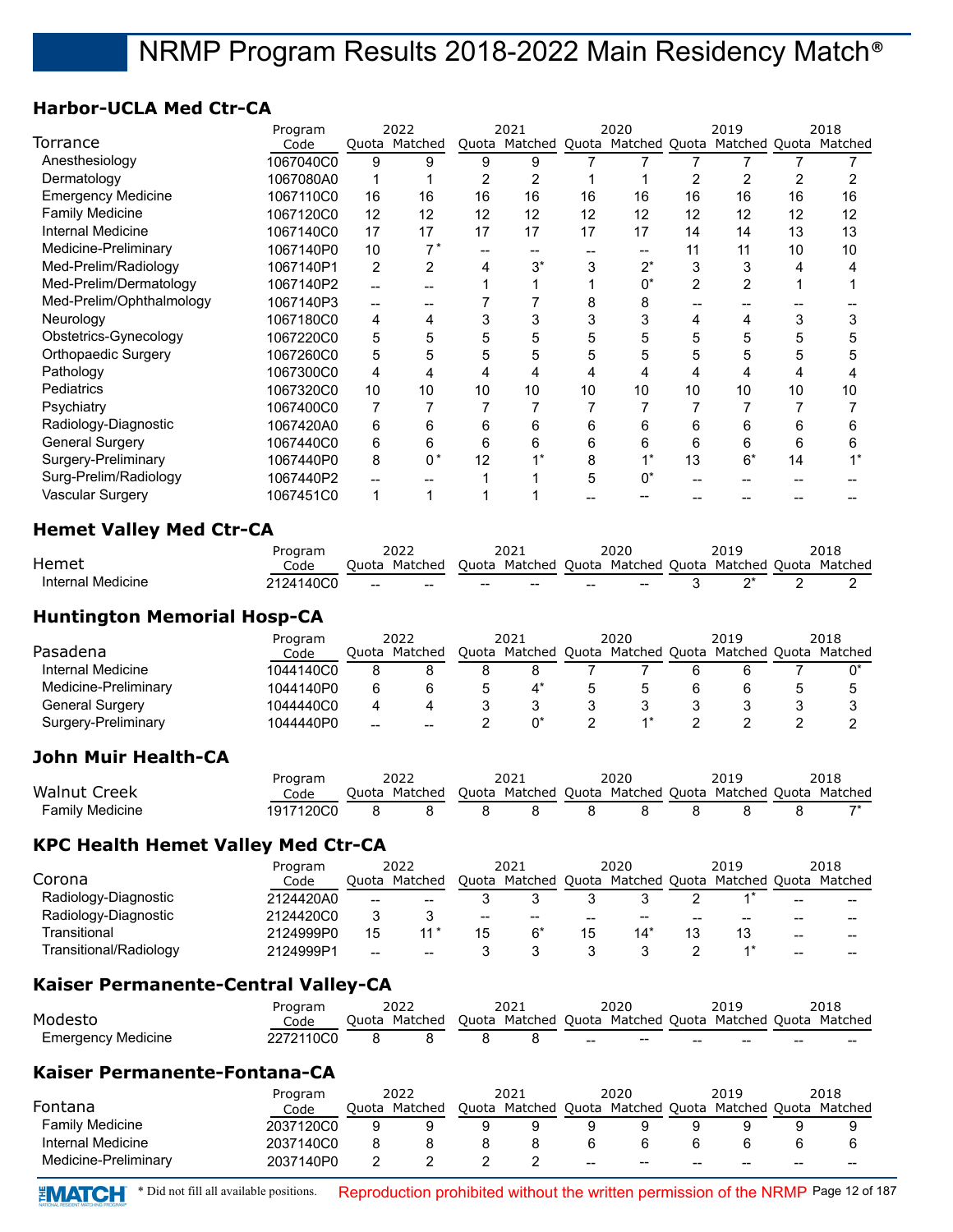## Harbor-UCLA Med Ctr-CA

| Torrance | Program Code | 2022 Quota | 2022 Matched | 2021 Quota | 2021 Matched | 2020 Quota | 2020 Matched | 2019 Quota | 2019 Matched | 2018 Quota | 2018 Matched |
|---|---|---|---|---|---|---|---|---|---|---|---|
| Anesthesiology | 1067040C0 | 9 | 9 | 9 | 9 | 7 | 7 | 7 | 7 | 7 | 7 |
| Dermatology | 1067080A0 | 1 | 1 | 2 | 2 | 1 | 1 | 2 | 2 | 2 | 2 |
| Emergency Medicine | 1067110C0 | 16 | 16 | 16 | 16 | 16 | 16 | 16 | 16 | 16 | 16 |
| Family Medicine | 1067120C0 | 12 | 12 | 12 | 12 | 12 | 12 | 12 | 12 | 12 | 12 |
| Internal Medicine | 1067140C0 | 17 | 17 | 17 | 17 | 17 | 17 | 14 | 14 | 13 | 13 |
| Medicine-Preliminary | 1067140P0 | 10 | 7* | -- | -- | -- | -- | 11 | 11 | 10 | 10 |
| Med-Prelim/Radiology | 1067140P1 | 2 | 2 | 4 | 3* | 3 | 2* | 3 | 3 | 4 | 4 |
| Med-Prelim/Dermatology | 1067140P2 | -- | -- | 1 | 1 | 1 | 0* | 2 | 2 | 1 | 1 |
| Med-Prelim/Ophthalmology | 1067140P3 | -- | -- | 7 | 7 | 8 | 8 | -- | -- | -- | -- |
| Neurology | 1067180C0 | 4 | 4 | 3 | 3 | 3 | 3 | 4 | 4 | 3 | 3 |
| Obstetrics-Gynecology | 1067220C0 | 5 | 5 | 5 | 5 | 5 | 5 | 5 | 5 | 5 | 5 |
| Orthopaedic Surgery | 1067260C0 | 5 | 5 | 5 | 5 | 5 | 5 | 5 | 5 | 5 | 5 |
| Pathology | 1067300C0 | 4 | 4 | 4 | 4 | 4 | 4 | 4 | 4 | 4 | 4 |
| Pediatrics | 1067320C0 | 10 | 10 | 10 | 10 | 10 | 10 | 10 | 10 | 10 | 10 |
| Psychiatry | 1067400C0 | 7 | 7 | 7 | 7 | 7 | 7 | 7 | 7 | 7 | 7 |
| Radiology-Diagnostic | 1067420A0 | 6 | 6 | 6 | 6 | 6 | 6 | 6 | 6 | 6 | 6 |
| General Surgery | 1067440C0 | 6 | 6 | 6 | 6 | 6 | 6 | 6 | 6 | 6 | 6 |
| Surgery-Preliminary | 1067440P0 | 8 | 0* | 12 | 1* | 8 | 1* | 13 | 6* | 14 | 1* |
| Surg-Prelim/Radiology | 1067440P2 | -- | -- | 1 | 1 | 5 | 0* | -- | -- | -- | -- |
| Vascular Surgery | 1067451C0 | 1 | 1 | 1 | 1 | -- | -- | -- | -- | -- | -- |

## Hemet Valley Med Ctr-CA

| Hemet | Program Code | 2022 Quota | 2022 Matched | 2021 Quota | 2021 Matched | 2020 Quota | 2020 Matched | 2019 Quota | 2019 Matched | 2018 Quota | 2018 Matched |
|---|---|---|---|---|---|---|---|---|---|---|---|
| Internal Medicine | 2124140C0 | -- | -- | -- | -- | -- | -- | 3 | 2* | 2 | 2 |

## Huntington Memorial Hosp-CA

| Pasadena | Program Code | 2022 Quota | 2022 Matched | 2021 Quota | 2021 Matched | 2020 Quota | 2020 Matched | 2019 Quota | 2019 Matched | 2018 Quota | 2018 Matched |
|---|---|---|---|---|---|---|---|---|---|---|---|
| Internal Medicine | 1044140C0 | 8 | 8 | 8 | 8 | 7 | 7 | 6 | 6 | 7 | 0* |
| Medicine-Preliminary | 1044140P0 | 6 | 6 | 5 | 4* | 5 | 5 | 6 | 6 | 5 | 5 |
| General Surgery | 1044440C0 | 4 | 4 | 3 | 3 | 3 | 3 | 3 | 3 | 3 | 3 |
| Surgery-Preliminary | 1044440P0 | -- | -- | 2 | 0* | 2 | 1* | 2 | 2 | 2 | 2 |

## John Muir Health-CA

| Walnut Creek | Program Code | 2022 Quota | 2022 Matched | 2021 Quota | 2021 Matched | 2020 Quota | 2020 Matched | 2019 Quota | 2019 Matched | 2018 Quota | 2018 Matched |
|---|---|---|---|---|---|---|---|---|---|---|---|
| Family Medicine | 1917120C0 | 8 | 8 | 8 | 8 | 8 | 8 | 8 | 8 | 8 | 7* |

## KPC Health Hemet Valley Med Ctr-CA

| Corona | Program Code | 2022 Quota | 2022 Matched | 2021 Quota | 2021 Matched | 2020 Quota | 2020 Matched | 2019 Quota | 2019 Matched | 2018 Quota | 2018 Matched |
|---|---|---|---|---|---|---|---|---|---|---|---|
| Radiology-Diagnostic | 2124420A0 | -- | -- | 3 | 3 | 3 | 3 | 2 | 1* | -- | -- |
| Radiology-Diagnostic | 2124420C0 | 3 | 3 | -- | -- | -- | -- | -- | -- | -- | -- |
| Transitional | 2124999P0 | 15 | 11* | 15 | 6* | 15 | 14* | 13 | 13 | -- | -- |
| Transitional/Radiology | 2124999P1 | -- | -- | 3 | 3 | 3 | 3 | 2 | 1* | -- | -- |

## Kaiser Permanente-Central Valley-CA

| Modesto | Program Code | 2022 Quota | 2022 Matched | 2021 Quota | 2021 Matched | 2020 Quota | 2020 Matched | 2019 Quota | 2019 Matched | 2018 Quota | 2018 Matched |
|---|---|---|---|---|---|---|---|---|---|---|---|
| Emergency Medicine | 2272110C0 | 8 | 8 | 8 | 8 | -- | -- | -- | -- | -- | -- |

## Kaiser Permanente-Fontana-CA

| Fontana | Program Code | 2022 Quota | 2022 Matched | 2021 Quota | 2021 Matched | 2020 Quota | 2020 Matched | 2019 Quota | 2019 Matched | 2018 Quota | 2018 Matched |
|---|---|---|---|---|---|---|---|---|---|---|---|
| Family Medicine | 2037120C0 | 9 | 9 | 9 | 9 | 9 | 9 | 9 | 9 | 9 | 9 |
| Internal Medicine | 2037140C0 | 8 | 8 | 8 | 8 | 6 | 6 | 6 | 6 | 6 | 6 |
| Medicine-Preliminary | 2037140P0 | 2 | 2 | 2 | 2 | -- | -- | -- | -- | -- | -- |

* Did not fill all available positions.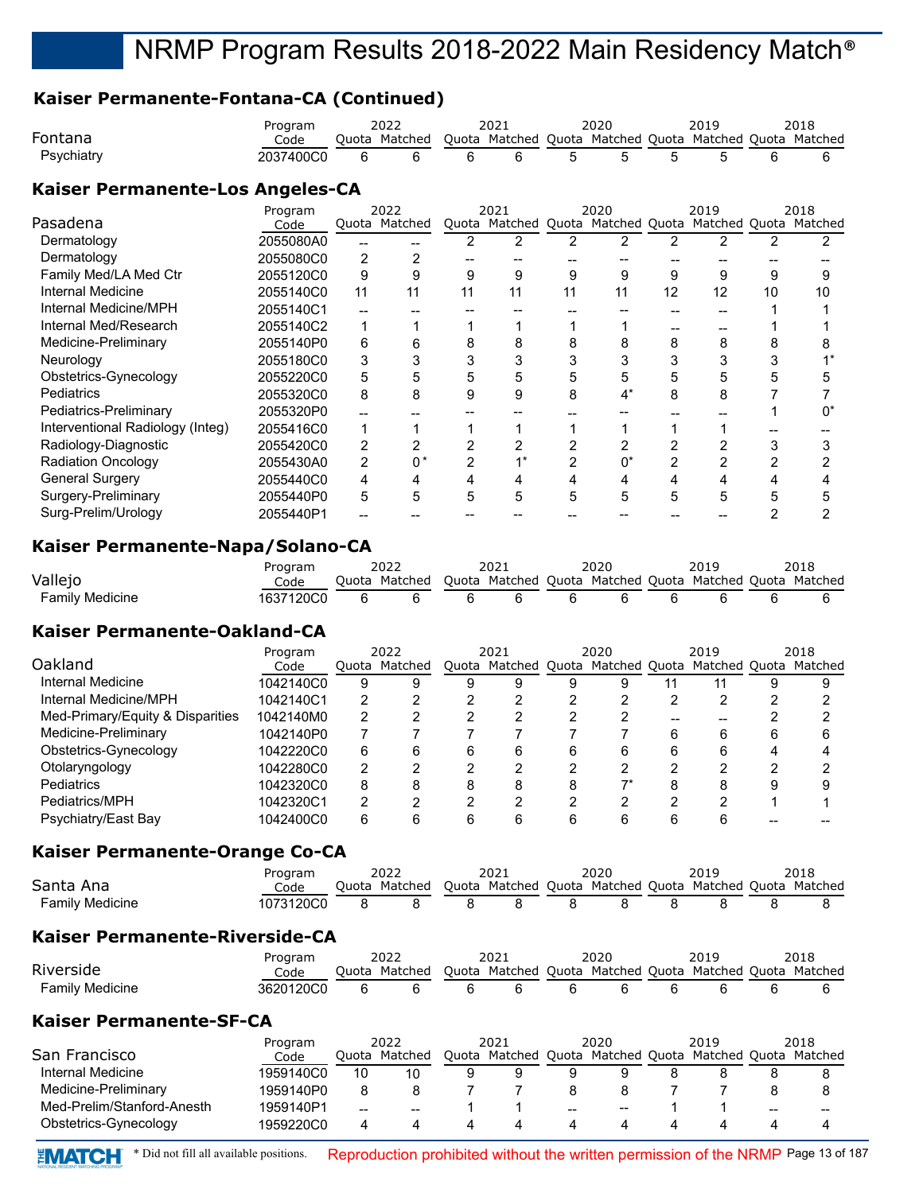## Kaiser Permanente-Fontana-CA (Continued)

| Fontana | Program Code | 2022 Quota | 2022 Matched | 2021 Quota | 2021 Matched | 2020 Quota | 2020 Matched | 2019 Quota | 2019 Matched | 2018 Quota | 2018 Matched |
|---|---|---|---|---|---|---|---|---|---|---|---|
| Psychiatry | 2037400C0 | 6 | 6 | 6 | 6 | 5 | 5 | 5 | 5 | 6 | 6 |

## Kaiser Permanente-Los Angeles-CA

| Pasadena | Program Code | 2022 Quota | 2022 Matched | 2021 Quota | 2021 Matched | 2020 Quota | 2020 Matched | 2019 Quota | 2019 Matched | 2018 Quota | 2018 Matched |
|---|---|---|---|---|---|---|---|---|---|---|---|
| Dermatology | 2055080A0 | -- | -- | 2 | 2 | 2 | 2 | 2 | 2 | 2 | 2 |
| Dermatology | 2055080C0 | 2 | 2 | -- | -- | -- | -- | -- | -- | -- | -- |
| Family Med/LA Med Ctr | 2055120C0 | 9 | 9 | 9 | 9 | 9 | 9 | 9 | 9 | 9 | 9 |
| Internal Medicine | 2055140C0 | 11 | 11 | 11 | 11 | 11 | 11 | 12 | 12 | 10 | 10 |
| Internal Medicine/MPH | 2055140C1 | -- | -- | -- | -- | -- | -- | -- | -- | 1 | 1 |
| Internal Med/Research | 2055140C2 | 1 | 1 | 1 | 1 | 1 | 1 | -- | -- | 1 | 1 |
| Medicine-Preliminary | 2055140P0 | 6 | 6 | 8 | 8 | 8 | 8 | 8 | 8 | 8 | 8 |
| Neurology | 2055180C0 | 3 | 3 | 3 | 3 | 3 | 3 | 3 | 3 | 3 | 1* |
| Obstetrics-Gynecology | 2055220C0 | 5 | 5 | 5 | 5 | 5 | 5 | 5 | 5 | 5 | 5 |
| Pediatrics | 2055320C0 | 8 | 8 | 9 | 9 | 8 | 4* | 8 | 8 | 7 | 7 |
| Pediatrics-Preliminary | 2055320P0 | -- | -- | -- | -- | -- | -- | -- | -- | 1 | 0* |
| Interventional Radiology (Integ) | 2055416C0 | 1 | 1 | 1 | 1 | 1 | 1 | 1 | 1 | -- | -- |
| Radiology-Diagnostic | 2055420C0 | 2 | 2 | 2 | 2 | 2 | 2 | 2 | 2 | 3 | 3 |
| Radiation Oncology | 2055430A0 | 2 | 0* | 2 | 1* | 2 | 0* | 2 | 2 | 2 | 2 |
| General Surgery | 2055440C0 | 4 | 4 | 4 | 4 | 4 | 4 | 4 | 4 | 4 | 4 |
| Surgery-Preliminary | 2055440P0 | 5 | 5 | 5 | 5 | 5 | 5 | 5 | 5 | 5 | 5 |
| Surg-Prelim/Urology | 2055440P1 | -- | -- | -- | -- | -- | -- | -- | -- | 2 | 2 |

## Kaiser Permanente-Napa/Solano-CA

| Vallejo | Program Code | 2022 Quota | 2022 Matched | 2021 Quota | 2021 Matched | 2020 Quota | 2020 Matched | 2019 Quota | 2019 Matched | 2018 Quota | 2018 Matched |
|---|---|---|---|---|---|---|---|---|---|---|---|
| Family Medicine | 1637120C0 | 6 | 6 | 6 | 6 | 6 | 6 | 6 | 6 | 6 | 6 |

## Kaiser Permanente-Oakland-CA

| Oakland | Program Code | 2022 Quota | 2022 Matched | 2021 Quota | 2021 Matched | 2020 Quota | 2020 Matched | 2019 Quota | 2019 Matched | 2018 Quota | 2018 Matched |
|---|---|---|---|---|---|---|---|---|---|---|---|
| Internal Medicine | 1042140C0 | 9 | 9 | 9 | 9 | 9 | 9 | 11 | 11 | 9 | 9 |
| Internal Medicine/MPH | 1042140C1 | 2 | 2 | 2 | 2 | 2 | 2 | 2 | 2 | 2 | 2 |
| Med-Primary/Equity & Disparities | 1042140M0 | 2 | 2 | 2 | 2 | 2 | 2 | -- | -- | 2 | 2 |
| Medicine-Preliminary | 1042140P0 | 7 | 7 | 7 | 7 | 7 | 7 | 6 | 6 | 6 | 6 |
| Obstetrics-Gynecology | 1042220C0 | 6 | 6 | 6 | 6 | 6 | 6 | 6 | 6 | 4 | 4 |
| Otolaryngology | 1042280C0 | 2 | 2 | 2 | 2 | 2 | 2 | 2 | 2 | 2 | 2 |
| Pediatrics | 1042320C0 | 8 | 8 | 8 | 8 | 8 | 7* | 8 | 8 | 9 | 9 |
| Pediatrics/MPH | 1042320C1 | 2 | 2 | 2 | 2 | 2 | 2 | 2 | 2 | 1 | 1 |
| Psychiatry/East Bay | 1042400C0 | 6 | 6 | 6 | 6 | 6 | 6 | 6 | 6 | -- | -- |

## Kaiser Permanente-Orange Co-CA

| Santa Ana | Program Code | 2022 Quota | 2022 Matched | 2021 Quota | 2021 Matched | 2020 Quota | 2020 Matched | 2019 Quota | 2019 Matched | 2018 Quota | 2018 Matched |
|---|---|---|---|---|---|---|---|---|---|---|---|
| Family Medicine | 1073120C0 | 8 | 8 | 8 | 8 | 8 | 8 | 8 | 8 | 8 | 8 |

## Kaiser Permanente-Riverside-CA

| Riverside | Program Code | 2022 Quota | 2022 Matched | 2021 Quota | 2021 Matched | 2020 Quota | 2020 Matched | 2019 Quota | 2019 Matched | 2018 Quota | 2018 Matched |
|---|---|---|---|---|---|---|---|---|---|---|---|
| Family Medicine | 3620120C0 | 6 | 6 | 6 | 6 | 6 | 6 | 6 | 6 | 6 | 6 |

## Kaiser Permanente-SF-CA

| San Francisco | Program Code | 2022 Quota | 2022 Matched | 2021 Quota | 2021 Matched | 2020 Quota | 2020 Matched | 2019 Quota | 2019 Matched | 2018 Quota | 2018 Matched |
|---|---|---|---|---|---|---|---|---|---|---|---|
| Internal Medicine | 1959140C0 | 10 | 10 | 9 | 9 | 9 | 9 | 8 | 8 | 8 | 8 |
| Medicine-Preliminary | 1959140P0 | 8 | 8 | 7 | 7 | 8 | 8 | 7 | 7 | 8 | 8 |
| Med-Prelim/Stanford-Anesth | 1959140P1 | -- | -- | 1 | 1 | -- | -- | 1 | 1 | -- | -- |
| Obstetrics-Gynecology | 1959220C0 | 4 | 4 | 4 | 4 | 4 | 4 | 4 | 4 | 4 | 4 |

\* Did not fill all available positions.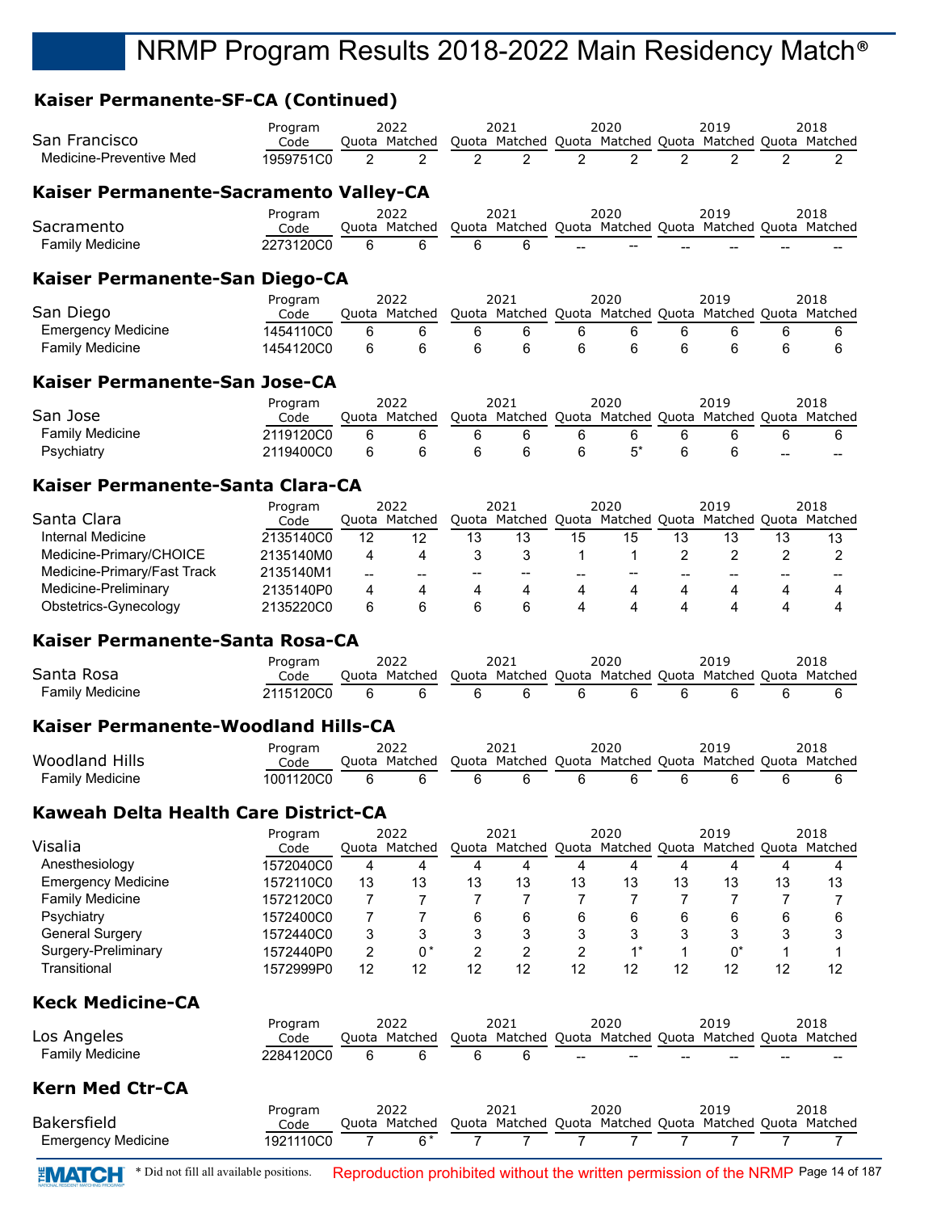## Kaiser Permanente-SF-CA (Continued)

| San Francisco | Program Code | 2022 Quota | 2022 Matched | 2021 Quota | 2021 Matched | 2020 Quota | 2020 Matched | 2019 Quota | 2019 Matched | 2018 Quota | 2018 Matched |
|---|---|---|---|---|---|---|---|---|---|---|---|
| Medicine-Preventive Med | 1959751C0 | 2 | 2 | 2 | 2 | 2 | 2 | 2 | 2 | 2 | 2 |

## Kaiser Permanente-Sacramento Valley-CA

| Sacramento | Program Code | 2022 Quota | 2022 Matched | 2021 Quota | 2021 Matched | 2020 Quota | 2020 Matched | 2019 Quota | 2019 Matched | 2018 Quota | 2018 Matched |
|---|---|---|---|---|---|---|---|---|---|---|---|
| Family Medicine | 2273120C0 | 6 | 6 | 6 | 6 | -- | -- | -- | -- | -- | -- |

## Kaiser Permanente-San Diego-CA

| San Diego | Program Code | 2022 Quota | 2022 Matched | 2021 Quota | 2021 Matched | 2020 Quota | 2020 Matched | 2019 Quota | 2019 Matched | 2018 Quota | 2018 Matched |
|---|---|---|---|---|---|---|---|---|---|---|---|
| Emergency Medicine | 1454110C0 | 6 | 6 | 6 | 6 | 6 | 6 | 6 | 6 | 6 | 6 |
| Family Medicine | 1454120C0 | 6 | 6 | 6 | 6 | 6 | 6 | 6 | 6 | 6 | 6 |

## Kaiser Permanente-San Jose-CA

| San Jose | Program Code | 2022 Quota | 2022 Matched | 2021 Quota | 2021 Matched | 2020 Quota | 2020 Matched | 2019 Quota | 2019 Matched | 2018 Quota | 2018 Matched |
|---|---|---|---|---|---|---|---|---|---|---|---|
| Family Medicine | 2119120C0 | 6 | 6 | 6 | 6 | 6 | 6 | 6 | 6 | 6 | 6 |
| Psychiatry | 2119400C0 | 6 | 6 | 6 | 6 | 6 | 5* | 6 | 6 | -- | -- |

## Kaiser Permanente-Santa Clara-CA

| Santa Clara | Program Code | 2022 Quota | 2022 Matched | 2021 Quota | 2021 Matched | 2020 Quota | 2020 Matched | 2019 Quota | 2019 Matched | 2018 Quota | 2018 Matched |
|---|---|---|---|---|---|---|---|---|---|---|---|
| Internal Medicine | 2135140C0 | 12 | 12 | 13 | 13 | 15 | 15 | 13 | 13 | 13 | 13 |
| Medicine-Primary/CHOICE | 2135140M0 | 4 | 4 | 3 | 3 | 1 | 1 | 2 | 2 | 2 | 2 |
| Medicine-Primary/Fast Track | 2135140M1 | -- | -- | -- | -- | -- | -- | -- | -- | -- | -- |
| Medicine-Preliminary | 2135140P0 | 4 | 4 | 4 | 4 | 4 | 4 | 4 | 4 | 4 | 4 |
| Obstetrics-Gynecology | 2135220C0 | 6 | 6 | 6 | 6 | 4 | 4 | 4 | 4 | 4 | 4 |

## Kaiser Permanente-Santa Rosa-CA

| Santa Rosa | Program Code | 2022 Quota | 2022 Matched | 2021 Quota | 2021 Matched | 2020 Quota | 2020 Matched | 2019 Quota | 2019 Matched | 2018 Quota | 2018 Matched |
|---|---|---|---|---|---|---|---|---|---|---|---|
| Family Medicine | 2115120C0 | 6 | 6 | 6 | 6 | 6 | 6 | 6 | 6 | 6 | 6 |

## Kaiser Permanente-Woodland Hills-CA

| Woodland Hills | Program Code | 2022 Quota | 2022 Matched | 2021 Quota | 2021 Matched | 2020 Quota | 2020 Matched | 2019 Quota | 2019 Matched | 2018 Quota | 2018 Matched |
|---|---|---|---|---|---|---|---|---|---|---|---|
| Family Medicine | 1001120C0 | 6 | 6 | 6 | 6 | 6 | 6 | 6 | 6 | 6 | 6 |

## Kaweah Delta Health Care District-CA

| Visalia | Program Code | 2022 Quota | 2022 Matched | 2021 Quota | 2021 Matched | 2020 Quota | 2020 Matched | 2019 Quota | 2019 Matched | 2018 Quota | 2018 Matched |
|---|---|---|---|---|---|---|---|---|---|---|---|
| Anesthesiology | 1572040C0 | 4 | 4 | 4 | 4 | 4 | 4 | 4 | 4 | 4 | 4 |
| Emergency Medicine | 1572110C0 | 13 | 13 | 13 | 13 | 13 | 13 | 13 | 13 | 13 | 13 |
| Family Medicine | 1572120C0 | 7 | 7 | 7 | 7 | 7 | 7 | 7 | 7 | 7 | 7 |
| Psychiatry | 1572400C0 | 7 | 7 | 6 | 6 | 6 | 6 | 6 | 6 | 6 | 6 |
| General Surgery | 1572440C0 | 3 | 3 | 3 | 3 | 3 | 3 | 3 | 3 | 3 | 3 |
| Surgery-Preliminary | 1572440P0 | 2 | 0* | 2 | 2 | 2 | 1* | 1 | 0* | 1 | 1 |
| Transitional | 1572999P0 | 12 | 12 | 12 | 12 | 12 | 12 | 12 | 12 | 12 | 12 |

## Keck Medicine-CA

| Los Angeles | Program Code | 2022 Quota | 2022 Matched | 2021 Quota | 2021 Matched | 2020 Quota | 2020 Matched | 2019 Quota | 2019 Matched | 2018 Quota | 2018 Matched |
|---|---|---|---|---|---|---|---|---|---|---|---|
| Family Medicine | 2284120C0 | 6 | 6 | 6 | 6 | -- | -- | -- | -- | -- | -- |

## Kern Med Ctr-CA

| Bakersfield | Program Code | 2022 Quota | 2022 Matched | 2021 Quota | 2021 Matched | 2020 Quota | 2020 Matched | 2019 Quota | 2019 Matched | 2018 Quota | 2018 Matched |
|---|---|---|---|---|---|---|---|---|---|---|---|
| Emergency Medicine | 1921110C0 | 7 | 6* | 7 | 7 | 7 | 7 | 7 | 7 | 7 | 7 |

\* Did not fill all available positions.

Reproduction prohibited without the written permission of the NRMP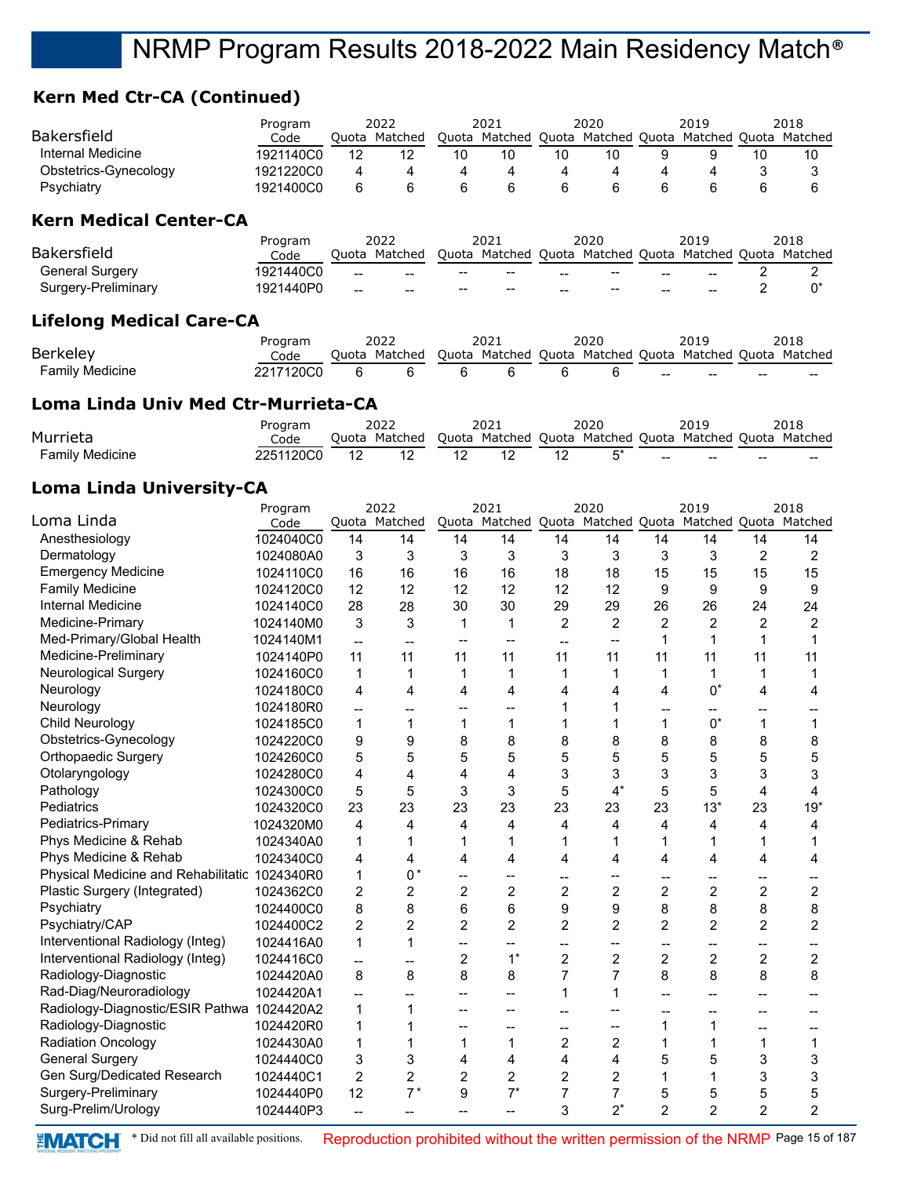## Kern Med Ctr-CA (Continued)

| Bakersfield | Program Code | 2022 Quota | 2022 Matched | 2021 Quota | 2021 Matched | 2020 Quota | 2020 Matched | 2019 Quota | 2019 Matched | 2018 Quota | 2018 Matched |
|---|---|---|---|---|---|---|---|---|---|---|---|
| Internal Medicine | 1921140C0 | 12 | 12 | 10 | 10 | 10 | 10 | 9 | 9 | 10 | 10 |
| Obstetrics-Gynecology | 1921220C0 | 4 | 4 | 4 | 4 | 4 | 4 | 4 | 4 | 3 | 3 |
| Psychiatry | 1921400C0 | 6 | 6 | 6 | 6 | 6 | 6 | 6 | 6 | 6 | 6 |

## Kern Medical Center-CA

| Bakersfield | Program Code | 2022 Quota | 2022 Matched | 2021 Quota | 2021 Matched | 2020 Quota | 2020 Matched | 2019 Quota | 2019 Matched | 2018 Quota | 2018 Matched |
|---|---|---|---|---|---|---|---|---|---|---|---|
| General Surgery | 1921440C0 | -- | -- | -- | -- | -- | -- | -- | -- | 2 | 2 |
| Surgery-Preliminary | 1921440P0 | -- | -- | -- | -- | -- | -- | -- | -- | 2 | 0* |

## Lifelong Medical Care-CA

| Berkeley | Program Code | 2022 Quota | 2022 Matched | 2021 Quota | 2021 Matched | 2020 Quota | 2020 Matched | 2019 Quota | 2019 Matched | 2018 Quota | 2018 Matched |
|---|---|---|---|---|---|---|---|---|---|---|---|
| Family Medicine | 2217120C0 | 6 | 6 | 6 | 6 | 6 | 6 | -- | -- | -- | -- |

## Loma Linda Univ Med Ctr-Murrieta-CA

| Murrieta | Program Code | 2022 Quota | 2022 Matched | 2021 Quota | 2021 Matched | 2020 Quota | 2020 Matched | 2019 Quota | 2019 Matched | 2018 Quota | 2018 Matched |
|---|---|---|---|---|---|---|---|---|---|---|---|
| Family Medicine | 2251120C0 | 12 | 12 | 12 | 12 | 12 | 5* | -- | -- | -- | -- |

## Loma Linda University-CA

| Loma Linda | Program Code | 2022 Quota | 2022 Matched | 2021 Quota | 2021 Matched | 2020 Quota | 2020 Matched | 2019 Quota | 2019 Matched | 2018 Quota | 2018 Matched |
|---|---|---|---|---|---|---|---|---|---|---|---|
| Anesthesiology | 1024040C0 | 14 | 14 | 14 | 14 | 14 | 14 | 14 | 14 | 14 | 14 |
| Dermatology | 1024080A0 | 3 | 3 | 3 | 3 | 3 | 3 | 3 | 3 | 2 | 2 |
| Emergency Medicine | 1024110C0 | 16 | 16 | 16 | 16 | 18 | 18 | 15 | 15 | 15 | 15 |
| Family Medicine | 1024120C0 | 12 | 12 | 12 | 12 | 12 | 12 | 9 | 9 | 9 | 9 |
| Internal Medicine | 1024140C0 | 28 | 28 | 30 | 30 | 29 | 29 | 26 | 26 | 24 | 24 |
| Medicine-Primary | 1024140M0 | 3 | 3 | 1 | 1 | 2 | 2 | 2 | 2 | 2 | 2 |
| Med-Primary/Global Health | 1024140M1 | -- | -- | -- | -- | -- | -- | 1 | 1 | 1 | 1 |
| Medicine-Preliminary | 1024140P0 | 11 | 11 | 11 | 11 | 11 | 11 | 11 | 11 | 11 | 11 |
| Neurological Surgery | 1024160C0 | 1 | 1 | 1 | 1 | 1 | 1 | 1 | 1 | 1 | 1 |
| Neurology | 1024180C0 | 4 | 4 | 4 | 4 | 4 | 4 | 4 | 0* | 4 | 4 |
| Neurology | 1024180R0 | -- | -- | -- | -- | 1 | 1 | -- | -- | -- | -- |
| Child Neurology | 1024185C0 | 1 | 1 | 1 | 1 | 1 | 1 | 1 | 0* | 1 | 1 |
| Obstetrics-Gynecology | 1024220C0 | 9 | 9 | 8 | 8 | 8 | 8 | 8 | 8 | 8 | 8 |
| Orthopaedic Surgery | 1024260C0 | 5 | 5 | 5 | 5 | 5 | 5 | 5 | 5 | 5 | 5 |
| Otolaryngology | 1024280C0 | 4 | 4 | 4 | 4 | 3 | 3 | 3 | 3 | 3 | 3 |
| Pathology | 1024300C0 | 5 | 5 | 3 | 3 | 5 | 4* | 5 | 5 | 4 | 4 |
| Pediatrics | 1024320C0 | 23 | 23 | 23 | 23 | 23 | 23 | 23 | 13* | 23 | 19* |
| Pediatrics-Primary | 1024320M0 | 4 | 4 | 4 | 4 | 4 | 4 | 4 | 4 | 4 | 4 |
| Phys Medicine & Rehab | 1024340A0 | 1 | 1 | 1 | 1 | 1 | 1 | 1 | 1 | 1 | 1 |
| Phys Medicine & Rehab | 1024340C0 | 4 | 4 | 4 | 4 | 4 | 4 | 4 | 4 | 4 | 4 |
| Physical Medicine and Rehabilitatic | 1024340R0 | 1 | 0* | -- | -- | -- | -- | -- | -- | -- | -- |
| Plastic Surgery (Integrated) | 1024362C0 | 2 | 2 | 2 | 2 | 2 | 2 | 2 | 2 | 2 | 2 |
| Psychiatry | 1024400C0 | 8 | 8 | 6 | 6 | 9 | 9 | 8 | 8 | 8 | 8 |
| Psychiatry/CAP | 1024400C2 | 2 | 2 | 2 | 2 | 2 | 2 | 2 | 2 | 2 | 2 |
| Interventional Radiology (Integ) | 1024416A0 | 1 | 1 | -- | -- | -- | -- | -- | -- | -- | -- |
| Interventional Radiology (Integ) | 1024416C0 | -- | -- | 2 | 1* | 2 | 2 | 2 | 2 | 2 | 2 |
| Radiology-Diagnostic | 1024420A0 | 8 | 8 | 8 | 8 | 7 | 7 | 8 | 8 | 8 | 8 |
| Rad-Diag/Neuroradiology | 1024420A1 | -- | -- | -- | -- | 1 | 1 | -- | -- | -- | -- |
| Radiology-Diagnostic/ESIR Pathwa | 1024420A2 | 1 | 1 | -- | -- | -- | -- | -- | -- | -- | -- |
| Radiology-Diagnostic | 1024420R0 | 1 | 1 | -- | -- | -- | -- | 1 | 1 | -- | -- |
| Radiation Oncology | 1024430A0 | 1 | 1 | 1 | 1 | 2 | 2 | 1 | 1 | 1 | 1 |
| General Surgery | 1024440C0 | 3 | 3 | 4 | 4 | 4 | 4 | 5 | 5 | 3 | 3 |
| Gen Surg/Dedicated Research | 1024440C1 | 2 | 2 | 2 | 2 | 2 | 2 | 1 | 1 | 3 | 3 |
| Surgery-Preliminary | 1024440P0 | 12 | 7* | 9 | 7* | 7 | 7 | 5 | 5 | 5 | 5 |
| Surg-Prelim/Urology | 1024440P3 | -- | -- | -- | -- | 3 | 2* | 2 | 2 | 2 | 2 |

\* Did not fill all available positions.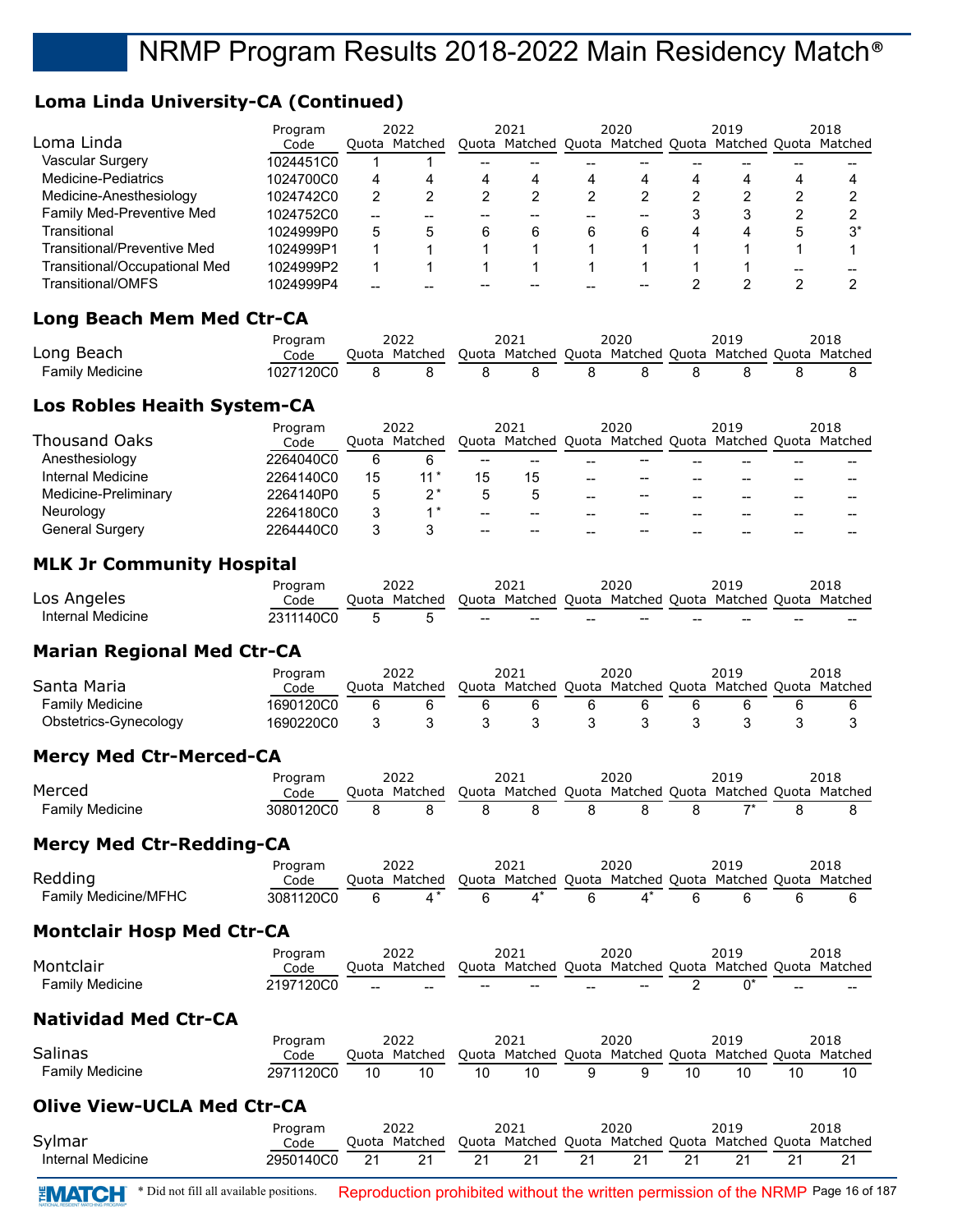## Loma Linda University-CA (Continued)

| Loma Linda | Program Code | 2022 Quota | 2022 Matched | 2021 Quota | 2021 Matched | 2020 Quota | 2020 Matched | 2019 Quota | 2019 Matched | 2018 Quota | 2018 Matched |
|---|---|---|---|---|---|---|---|---|---|---|---|
| Vascular Surgery | 1024451C0 | 1 | 1 | -- | -- | -- | -- | -- | -- | -- | -- |
| Medicine-Pediatrics | 1024700C0 | 4 | 4 | 4 | 4 | 4 | 4 | 4 | 4 | 4 | 4 |
| Medicine-Anesthesiology | 1024742C0 | 2 | 2 | 2 | 2 | 2 | 2 | 2 | 2 | 2 | 2 |
| Family Med-Preventive Med | 1024752C0 | -- | -- | -- | -- | -- | -- | 3 | 3 | 2 | 2 |
| Transitional | 1024999P0 | 5 | 5 | 6 | 6 | 6 | 6 | 4 | 4 | 5 | 3* |
| Transitional/Preventive Med | 1024999P1 | 1 | 1 | 1 | 1 | 1 | 1 | 1 | 1 | 1 | 1 |
| Transitional/Occupational Med | 1024999P2 | 1 | 1 | 1 | 1 | 1 | 1 | 1 | 1 | -- | -- |
| Transitional/OMFS | 1024999P4 | -- | -- | -- | -- | -- | -- | 2 | 2 | 2 | 2 |

## Long Beach Mem Med Ctr-CA

| Long Beach | Program Code | 2022 Quota | 2022 Matched | 2021 Quota | 2021 Matched | 2020 Quota | 2020 Matched | 2019 Quota | 2019 Matched | 2018 Quota | 2018 Matched |
|---|---|---|---|---|---|---|---|---|---|---|---|
| Family Medicine | 1027120C0 | 8 | 8 | 8 | 8 | 8 | 8 | 8 | 8 | 8 | 8 |

## Los Robles Heaith System-CA

| Thousand Oaks | Program Code | 2022 Quota | 2022 Matched | 2021 Quota | 2021 Matched | 2020 Quota | 2020 Matched | 2019 Quota | 2019 Matched | 2018 Quota | 2018 Matched |
|---|---|---|---|---|---|---|---|---|---|---|---|
| Anesthesiology | 2264040C0 | 6 | 6 | -- | -- | -- | -- | -- | -- | -- | -- |
| Internal Medicine | 2264140C0 | 15 | 11* | 15 | 15 | -- | -- | -- | -- | -- | -- |
| Medicine-Preliminary | 2264140P0 | 5 | 2* | 5 | 5 | -- | -- | -- | -- | -- | -- |
| Neurology | 2264180C0 | 3 | 1* | -- | -- | -- | -- | -- | -- | -- | -- |
| General Surgery | 2264440C0 | 3 | 3 | -- | -- | -- | -- | -- | -- | -- | -- |

## MLK Jr Community Hospital

| Los Angeles | Program Code | 2022 Quota | 2022 Matched | 2021 Quota | 2021 Matched | 2020 Quota | 2020 Matched | 2019 Quota | 2019 Matched | 2018 Quota | 2018 Matched |
|---|---|---|---|---|---|---|---|---|---|---|---|
| Internal Medicine | 2311140C0 | 5 | 5 | -- | -- | -- | -- | -- | -- | -- | -- |

## Marian Regional Med Ctr-CA

| Santa Maria | Program Code | 2022 Quota | 2022 Matched | 2021 Quota | 2021 Matched | 2020 Quota | 2020 Matched | 2019 Quota | 2019 Matched | 2018 Quota | 2018 Matched |
|---|---|---|---|---|---|---|---|---|---|---|---|
| Family Medicine | 1690120C0 | 6 | 6 | 6 | 6 | 6 | 6 | 6 | 6 | 6 | 6 |
| Obstetrics-Gynecology | 1690220C0 | 3 | 3 | 3 | 3 | 3 | 3 | 3 | 3 | 3 | 3 |

## Mercy Med Ctr-Merced-CA

| Merced | Program Code | 2022 Quota | 2022 Matched | 2021 Quota | 2021 Matched | 2020 Quota | 2020 Matched | 2019 Quota | 2019 Matched | 2018 Quota | 2018 Matched |
|---|---|---|---|---|---|---|---|---|---|---|---|
| Family Medicine | 3080120C0 | 8 | 8 | 8 | 8 | 8 | 8 | 8 | 7* | 8 | 8 |

## Mercy Med Ctr-Redding-CA

| Redding | Program Code | 2022 Quota | 2022 Matched | 2021 Quota | 2021 Matched | 2020 Quota | 2020 Matched | 2019 Quota | 2019 Matched | 2018 Quota | 2018 Matched |
|---|---|---|---|---|---|---|---|---|---|---|---|
| Family Medicine/MFHC | 3081120C0 | 6 | 4* | 6 | 4* | 6 | 4* | 6 | 6 | 6 | 6 |

## Montclair Hosp Med Ctr-CA

| Montclair | Program Code | 2022 Quota | 2022 Matched | 2021 Quota | 2021 Matched | 2020 Quota | 2020 Matched | 2019 Quota | 2019 Matched | 2018 Quota | 2018 Matched |
|---|---|---|---|---|---|---|---|---|---|---|---|
| Family Medicine | 2197120C0 | -- | -- | -- | -- | -- | -- | 2 | 0* | -- | -- |

## Natividad Med Ctr-CA

| Salinas | Program Code | 2022 Quota | 2022 Matched | 2021 Quota | 2021 Matched | 2020 Quota | 2020 Matched | 2019 Quota | 2019 Matched | 2018 Quota | 2018 Matched |
|---|---|---|---|---|---|---|---|---|---|---|---|
| Family Medicine | 2971120C0 | 10 | 10 | 10 | 10 | 9 | 9 | 10 | 10 | 10 | 10 |

## Olive View-UCLA Med Ctr-CA

| Sylmar | Program Code | 2022 Quota | 2022 Matched | 2021 Quota | 2021 Matched | 2020 Quota | 2020 Matched | 2019 Quota | 2019 Matched | 2018 Quota | 2018 Matched |
|---|---|---|---|---|---|---|---|---|---|---|---|
| Internal Medicine | 2950140C0 | 21 | 21 | 21 | 21 | 21 | 21 | 21 | 21 | 21 | 21 |

\* Did not fill all available positions.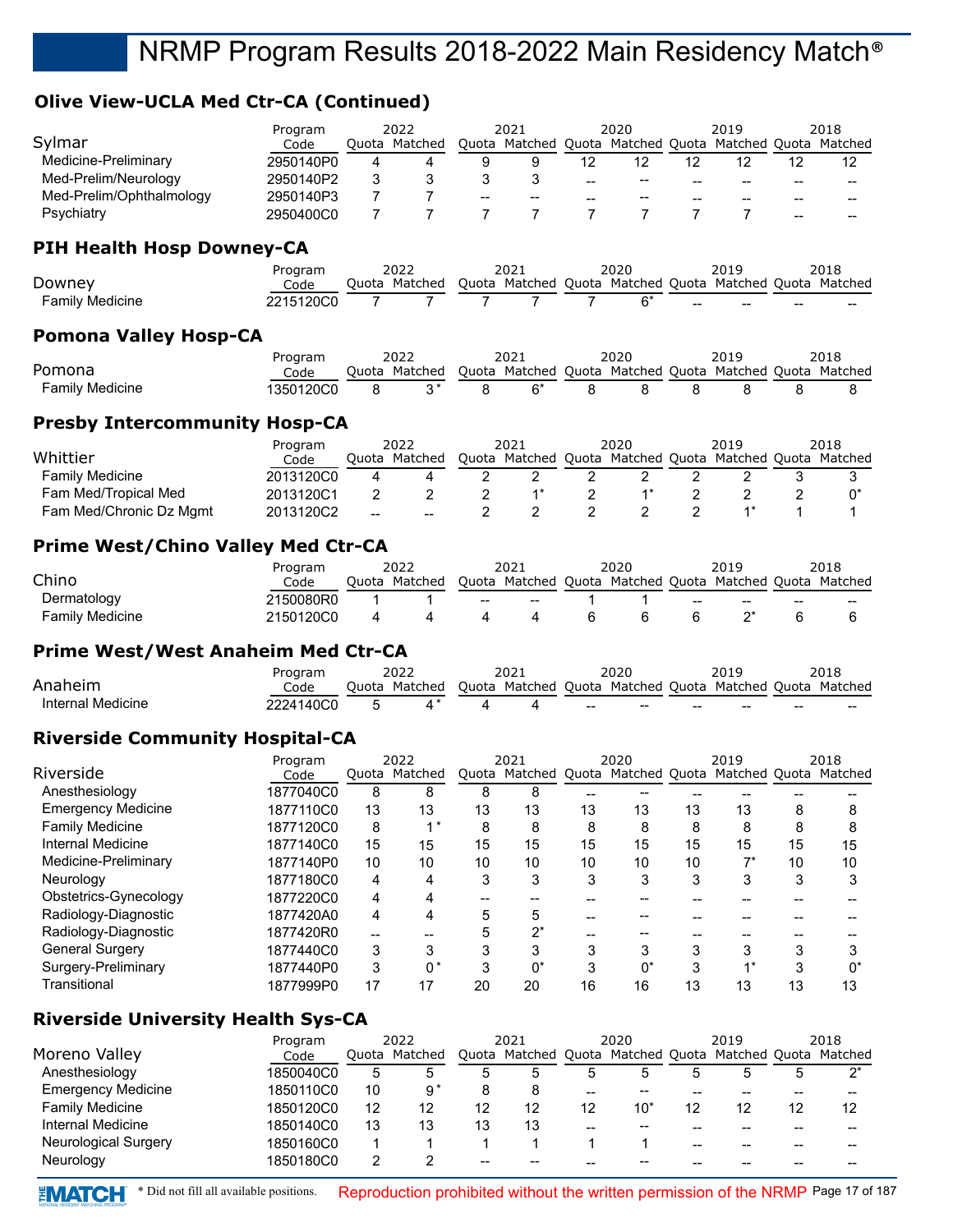## Olive View-UCLA Med Ctr-CA (Continued)

| Sylmar | Program Code | 2022 Quota | 2022 Matched | 2021 Quota | 2021 Matched | 2020 Quota | 2020 Matched | 2019 Quota | 2019 Matched | 2018 Quota | 2018 Matched |
|---|---|---|---|---|---|---|---|---|---|---|---|
| Medicine-Preliminary | 2950140P0 | 4 | 4 | 9 | 9 | 12 | 12 | 12 | 12 | 12 | 12 |
| Med-Prelim/Neurology | 2950140P2 | 3 | 3 | 3 | 3 | -- | -- | -- | -- | -- | -- |
| Med-Prelim/Ophthalmology | 2950140P3 | 7 | 7 | -- | -- | -- | -- | -- | -- | -- | -- |
| Psychiatry | 2950400C0 | 7 | 7 | 7 | 7 | 7 | 7 | 7 | 7 | -- | -- |

## PIH Health Hosp Downey-CA

| Downey | Program Code | 2022 Quota | 2022 Matched | 2021 Quota | 2021 Matched | 2020 Quota | 2020 Matched | 2019 Quota | 2019 Matched | 2018 Quota | 2018 Matched |
|---|---|---|---|---|---|---|---|---|---|---|---|
| Family Medicine | 2215120C0 | 7 | 7 | 7 | 7 | 7 | 6* | -- | -- | -- | -- |

## Pomona Valley Hosp-CA

| Pomona | Program Code | 2022 Quota | 2022 Matched | 2021 Quota | 2021 Matched | 2020 Quota | 2020 Matched | 2019 Quota | 2019 Matched | 2018 Quota | 2018 Matched |
|---|---|---|---|---|---|---|---|---|---|---|---|
| Family Medicine | 1350120C0 | 8 | 3* | 8 | 6* | 8 | 8 | 8 | 8 | 8 | 8 |

## Presby Intercommunity Hosp-CA

| Whittier | Program Code | 2022 Quota | 2022 Matched | 2021 Quota | 2021 Matched | 2020 Quota | 2020 Matched | 2019 Quota | 2019 Matched | 2018 Quota | 2018 Matched |
|---|---|---|---|---|---|---|---|---|---|---|---|
| Family Medicine | 2013120C0 | 4 | 4 | 2 | 2 | 2 | 2 | 2 | 2 | 3 | 3 |
| Fam Med/Tropical Med | 2013120C1 | 2 | 2 | 2 | 1* | 2 | 1* | 2 | 2 | 2 | 0* |
| Fam Med/Chronic Dz Mgmt | 2013120C2 | -- | -- | 2 | 2 | 2 | 2 | 2 | 1* | 1 | 1 |

## Prime West/Chino Valley Med Ctr-CA

| Chino | Program Code | 2022 Quota | 2022 Matched | 2021 Quota | 2021 Matched | 2020 Quota | 2020 Matched | 2019 Quota | 2019 Matched | 2018 Quota | 2018 Matched |
|---|---|---|---|---|---|---|---|---|---|---|---|
| Dermatology | 2150080R0 | 1 | 1 | -- | -- | 1 | 1 | -- | -- | -- | -- |
| Family Medicine | 2150120C0 | 4 | 4 | 4 | 4 | 6 | 6 | 6 | 2* | 6 | 6 |

## Prime West/West Anaheim Med Ctr-CA

| Anaheim | Program Code | 2022 Quota | 2022 Matched | 2021 Quota | 2021 Matched | 2020 Quota | 2020 Matched | 2019 Quota | 2019 Matched | 2018 Quota | 2018 Matched |
|---|---|---|---|---|---|---|---|---|---|---|---|
| Internal Medicine | 2224140C0 | 5 | 4* | 4 | 4 | -- | -- | -- | -- | -- | -- |

## Riverside Community Hospital-CA

| Riverside | Program Code | 2022 Quota | 2022 Matched | 2021 Quota | 2021 Matched | 2020 Quota | 2020 Matched | 2019 Quota | 2019 Matched | 2018 Quota | 2018 Matched |
|---|---|---|---|---|---|---|---|---|---|---|---|
| Anesthesiology | 1877040C0 | 8 | 8 | 8 | 8 | -- | -- | -- | -- | -- | -- |
| Emergency Medicine | 1877110C0 | 13 | 13 | 13 | 13 | 13 | 13 | 13 | 13 | 8 | 8 |
| Family Medicine | 1877120C0 | 8 | 1* | 8 | 8 | 8 | 8 | 8 | 8 | 8 | 8 |
| Internal Medicine | 1877140C0 | 15 | 15 | 15 | 15 | 15 | 15 | 15 | 15 | 15 | 15 |
| Medicine-Preliminary | 1877140P0 | 10 | 10 | 10 | 10 | 10 | 10 | 10 | 7* | 10 | 10 |
| Neurology | 1877180C0 | 4 | 4 | 3 | 3 | 3 | 3 | 3 | 3 | 3 | 3 |
| Obstetrics-Gynecology | 1877220C0 | 4 | 4 | -- | -- | -- | -- | -- | -- | -- | -- |
| Radiology-Diagnostic | 1877420A0 | 4 | 4 | 5 | 5 | -- | -- | -- | -- | -- | -- |
| Radiology-Diagnostic | 1877420R0 | -- | -- | 5 | 2* | -- | -- | -- | -- | -- | -- |
| General Surgery | 1877440C0 | 3 | 3 | 3 | 3 | 3 | 3 | 3 | 3 | 3 | 3 |
| Surgery-Preliminary | 1877440P0 | 3 | 0* | 3 | 0* | 3 | 0* | 3 | 1* | 3 | 0* |
| Transitional | 1877999P0 | 17 | 17 | 20 | 20 | 16 | 16 | 13 | 13 | 13 | 13 |

## Riverside University Health Sys-CA

| Moreno Valley | Program Code | 2022 Quota | 2022 Matched | 2021 Quota | 2021 Matched | 2020 Quota | 2020 Matched | 2019 Quota | 2019 Matched | 2018 Quota | 2018 Matched |
|---|---|---|---|---|---|---|---|---|---|---|---|
| Anesthesiology | 1850040C0 | 5 | 5 | 5 | 5 | 5 | 5 | 5 | 5 | 5 | 2* |
| Emergency Medicine | 1850110C0 | 10 | 9* | 8 | 8 | -- | -- | -- | -- | -- | -- |
| Family Medicine | 1850120C0 | 12 | 12 | 12 | 12 | 12 | 10* | 12 | 12 | 12 | 12 |
| Internal Medicine | 1850140C0 | 13 | 13 | 13 | 13 | -- | -- | -- | -- | -- | -- |
| Neurological Surgery | 1850160C0 | 1 | 1 | 1 | 1 | 1 | 1 | -- | -- | -- | -- |
| Neurology | 1850180C0 | 2 | 2 | -- | -- | -- | -- | -- | -- | -- | -- |

\* Did not fill all available positions.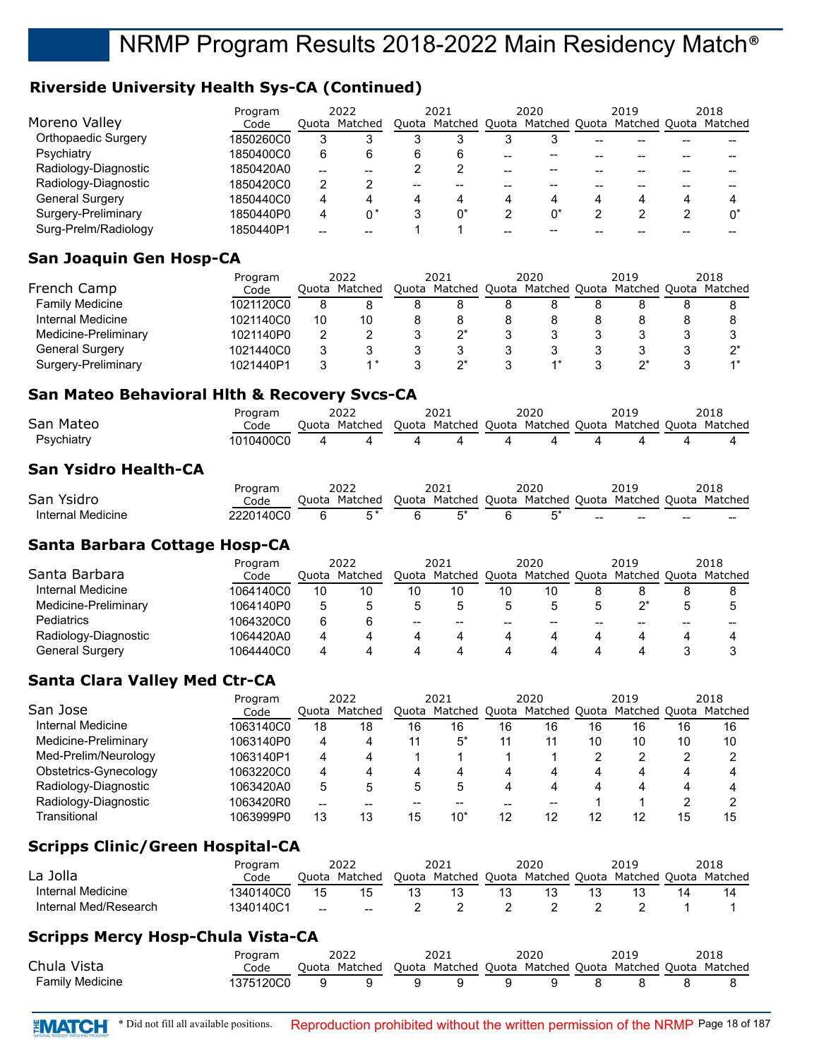## Riverside University Health Sys-CA (Continued)

| Moreno Valley | Program Code | 2022 Quota | 2022 Matched | 2021 Quota | 2021 Matched | 2020 Quota | 2020 Matched | 2019 Quota | 2019 Matched | 2018 Quota | 2018 Matched |
|---|---|---|---|---|---|---|---|---|---|---|---|
| Orthopaedic Surgery | 1850260C0 | 3 | 3 | 3 | 3 | 3 | 3 | -- | -- | -- | -- |
| Psychiatry | 1850400C0 | 6 | 6 | 6 | 6 | -- | -- | -- | -- | -- | -- |
| Radiology-Diagnostic | 1850420A0 | -- | -- | 2 | 2 | -- | -- | -- | -- | -- | -- |
| Radiology-Diagnostic | 1850420C0 | 2 | 2 | -- | -- | -- | -- | -- | -- | -- | -- |
| General Surgery | 1850440C0 | 4 | 4 | 4 | 4 | 4 | 4 | 4 | 4 | 4 | 4 |
| Surgery-Preliminary | 1850440P0 | 4 | 0* | 3 | 0* | 2 | 0* | 2 | 2 | 2 | 0* |
| Surg-Prelm/Radiology | 1850440P1 | -- | -- | 1 | 1 | -- | -- | -- | -- | -- | -- |

## San Joaquin Gen Hosp-CA

| French Camp | Program Code | 2022 Quota | 2022 Matched | 2021 Quota | 2021 Matched | 2020 Quota | 2020 Matched | 2019 Quota | 2019 Matched | 2018 Quota | 2018 Matched |
|---|---|---|---|---|---|---|---|---|---|---|---|
| Family Medicine | 1021120C0 | 8 | 8 | 8 | 8 | 8 | 8 | 8 | 8 | 8 | 8 |
| Internal Medicine | 1021140C0 | 10 | 10 | 8 | 8 | 8 | 8 | 8 | 8 | 8 | 8 |
| Medicine-Preliminary | 1021140P0 | 2 | 2 | 3 | 2* | 3 | 3 | 3 | 3 | 3 | 3 |
| General Surgery | 1021440C0 | 3 | 3 | 3 | 3 | 3 | 3 | 3 | 3 | 3 | 2* |
| Surgery-Preliminary | 1021440P1 | 3 | 1* | 3 | 2* | 3 | 1* | 3 | 2* | 3 | 1* |

## San Mateo Behavioral Hlth & Recovery Svcs-CA

| San Mateo | Program Code | 2022 Quota | 2022 Matched | 2021 Quota | 2021 Matched | 2020 Quota | 2020 Matched | 2019 Quota | 2019 Matched | 2018 Quota | 2018 Matched |
|---|---|---|---|---|---|---|---|---|---|---|---|
| Psychiatry | 1010400C0 | 4 | 4 | 4 | 4 | 4 | 4 | 4 | 4 | 4 | 4 |

## San Ysidro Health-CA

| San Ysidro | Program Code | 2022 Quota | 2022 Matched | 2021 Quota | 2021 Matched | 2020 Quota | 2020 Matched | 2019 Quota | 2019 Matched | 2018 Quota | 2018 Matched |
|---|---|---|---|---|---|---|---|---|---|---|---|
| Internal Medicine | 2220140C0 | 6 | 5* | 6 | 5* | 6 | 5* | -- | -- | -- | -- |

## Santa Barbara Cottage Hosp-CA

| Santa Barbara | Program Code | 2022 Quota | 2022 Matched | 2021 Quota | 2021 Matched | 2020 Quota | 2020 Matched | 2019 Quota | 2019 Matched | 2018 Quota | 2018 Matched |
|---|---|---|---|---|---|---|---|---|---|---|---|
| Internal Medicine | 1064140C0 | 10 | 10 | 10 | 10 | 10 | 10 | 8 | 8 | 8 | 8 |
| Medicine-Preliminary | 1064140P0 | 5 | 5 | 5 | 5 | 5 | 5 | 5 | 2* | 5 | 5 |
| Pediatrics | 1064320C0 | 6 | 6 | -- | -- | -- | -- | -- | -- | -- | -- |
| Radiology-Diagnostic | 1064420A0 | 4 | 4 | 4 | 4 | 4 | 4 | 4 | 4 | 4 | 4 |
| General Surgery | 1064440C0 | 4 | 4 | 4 | 4 | 4 | 4 | 4 | 4 | 3 | 3 |

## Santa Clara Valley Med Ctr-CA

| San Jose | Program Code | 2022 Quota | 2022 Matched | 2021 Quota | 2021 Matched | 2020 Quota | 2020 Matched | 2019 Quota | 2019 Matched | 2018 Quota | 2018 Matched |
|---|---|---|---|---|---|---|---|---|---|---|---|
| Internal Medicine | 1063140C0 | 18 | 18 | 16 | 16 | 16 | 16 | 16 | 16 | 16 | 16 |
| Medicine-Preliminary | 1063140P0 | 4 | 4 | 11 | 5* | 11 | 11 | 10 | 10 | 10 | 10 |
| Med-Prelim/Neurology | 1063140P1 | 4 | 4 | 1 | 1 | 1 | 1 | 2 | 2 | 2 | 2 |
| Obstetrics-Gynecology | 1063220C0 | 4 | 4 | 4 | 4 | 4 | 4 | 4 | 4 | 4 | 4 |
| Radiology-Diagnostic | 1063420A0 | 5 | 5 | 5 | 5 | 4 | 4 | 4 | 4 | 4 | 4 |
| Radiology-Diagnostic | 1063420R0 | -- | -- | -- | -- | -- | -- | 1 | 1 | 2 | 2 |
| Transitional | 1063999P0 | 13 | 13 | 15 | 10* | 12 | 12 | 12 | 12 | 15 | 15 |

## Scripps Clinic/Green Hospital-CA

| La Jolla | Program Code | 2022 Quota | 2022 Matched | 2021 Quota | 2021 Matched | 2020 Quota | 2020 Matched | 2019 Quota | 2019 Matched | 2018 Quota | 2018 Matched |
|---|---|---|---|---|---|---|---|---|---|---|---|
| Internal Medicine | 1340140C0 | 15 | 15 | 13 | 13 | 13 | 13 | 13 | 13 | 14 | 14 |
| Internal Med/Research | 1340140C1 | -- | -- | 2 | 2 | 2 | 2 | 2 | 2 | 1 | 1 |

## Scripps Mercy Hosp-Chula Vista-CA

| Chula Vista | Program Code | 2022 Quota | 2022 Matched | 2021 Quota | 2021 Matched | 2020 Quota | 2020 Matched | 2019 Quota | 2019 Matched | 2018 Quota | 2018 Matched |
|---|---|---|---|---|---|---|---|---|---|---|---|
| Family Medicine | 1375120C0 | 9 | 9 | 9 | 9 | 9 | 9 | 8 | 8 | 8 | 8 |

\* Did not fill all available positions.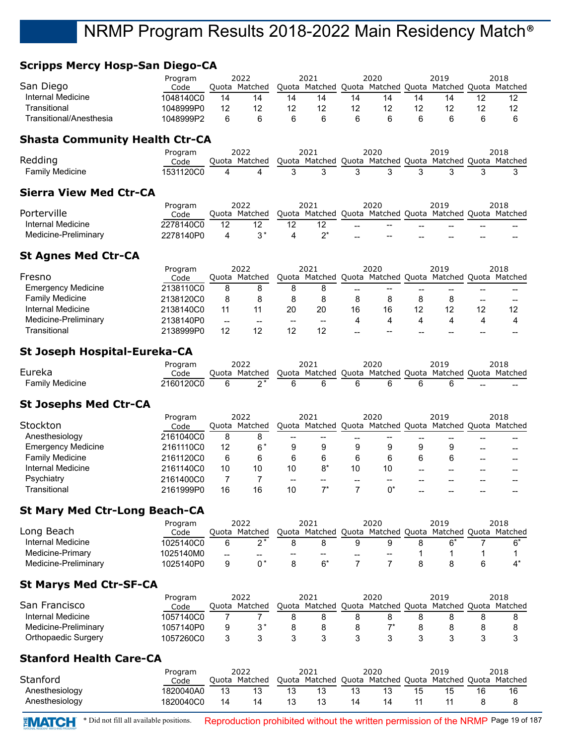## Scripps Mercy Hosp-San Diego-CA

| San Diego | Program Code | 2022 Quota | 2022 Matched | 2021 Quota | 2021 Matched | 2020 Quota | 2020 Matched | 2019 Quota | 2019 Matched | 2018 Quota | 2018 Matched |
|---|---|---|---|---|---|---|---|---|---|---|---|
| Internal Medicine | 1048140C0 | 14 | 14 | 14 | 14 | 14 | 14 | 14 | 14 | 12 | 12 |
| Transitional | 1048999P0 | 12 | 12 | 12 | 12 | 12 | 12 | 12 | 12 | 12 | 12 |
| Transitional/Anesthesia | 1048999P2 | 6 | 6 | 6 | 6 | 6 | 6 | 6 | 6 | 6 | 6 |

## Shasta Community Health Ctr-CA

| Redding | Program Code | 2022 Quota | 2022 Matched | 2021 Quota | 2021 Matched | 2020 Quota | 2020 Matched | 2019 Quota | 2019 Matched | 2018 Quota | 2018 Matched |
|---|---|---|---|---|---|---|---|---|---|---|---|
| Family Medicine | 1531120C0 | 4 | 4 | 3 | 3 | 3 | 3 | 3 | 3 | 3 | 3 |

## Sierra View Med Ctr-CA

| Porterville | Program Code | 2022 Quota | 2022 Matched | 2021 Quota | 2021 Matched | 2020 Quota | 2020 Matched | 2019 Quota | 2019 Matched | 2018 Quota | 2018 Matched |
|---|---|---|---|---|---|---|---|---|---|---|---|
| Internal Medicine | 2278140C0 | 12 | 12 | 12 | 12 | -- | -- | -- | -- | -- | -- |
| Medicine-Preliminary | 2278140P0 | 4 | 3* | 4 | 2* | -- | -- | -- | -- | -- | -- |

## St Agnes Med Ctr-CA

| Fresno | Program Code | 2022 Quota | 2022 Matched | 2021 Quota | 2021 Matched | 2020 Quota | 2020 Matched | 2019 Quota | 2019 Matched | 2018 Quota | 2018 Matched |
|---|---|---|---|---|---|---|---|---|---|---|---|
| Emergency Medicine | 2138110C0 | 8 | 8 | 8 | 8 | -- | -- | -- | -- | -- | -- |
| Family Medicine | 2138120C0 | 8 | 8 | 8 | 8 | 8 | 8 | 8 | 8 | -- | -- |
| Internal Medicine | 2138140C0 | 11 | 11 | 20 | 20 | 16 | 16 | 12 | 12 | 12 | 12 |
| Medicine-Preliminary | 2138140P0 | -- | -- | -- | -- | 4 | 4 | 4 | 4 | 4 | 4 |
| Transitional | 2138999P0 | 12 | 12 | 12 | 12 | -- | -- | -- | -- | -- | -- |

## St Joseph Hospital-Eureka-CA

| Eureka | Program Code | 2022 Quota | 2022 Matched | 2021 Quota | 2021 Matched | 2020 Quota | 2020 Matched | 2019 Quota | 2019 Matched | 2018 Quota | 2018 Matched |
|---|---|---|---|---|---|---|---|---|---|---|---|
| Family Medicine | 2160120C0 | 6 | 2* | 6 | 6 | 6 | 6 | 6 | 6 | -- | -- |

## St Josephs Med Ctr-CA

| Stockton | Program Code | 2022 Quota | 2022 Matched | 2021 Quota | 2021 Matched | 2020 Quota | 2020 Matched | 2019 Quota | 2019 Matched | 2018 Quota | 2018 Matched |
|---|---|---|---|---|---|---|---|---|---|---|---|
| Anesthesiology | 2161040C0 | 8 | 8 | -- | -- | -- | -- | -- | -- | -- | -- |
| Emergency Medicine | 2161110C0 | 12 | 6* | 9 | 9 | 9 | 9 | 9 | 9 | -- | -- |
| Family Medicine | 2161120C0 | 6 | 6 | 6 | 6 | 6 | 6 | 6 | 6 | -- | -- |
| Internal Medicine | 2161140C0 | 10 | 10 | 10 | 8* | 10 | 10 | -- | -- | -- | -- |
| Psychiatry | 2161400C0 | 7 | 7 | -- | -- | -- | -- | -- | -- | -- | -- |
| Transitional | 2161999P0 | 16 | 16 | 10 | 7* | 7 | 0* | -- | -- | -- | -- |

## St Mary Med Ctr-Long Beach-CA

| Long Beach | Program Code | 2022 Quota | 2022 Matched | 2021 Quota | 2021 Matched | 2020 Quota | 2020 Matched | 2019 Quota | 2019 Matched | 2018 Quota | 2018 Matched |
|---|---|---|---|---|---|---|---|---|---|---|---|
| Internal Medicine | 1025140C0 | 6 | 2* | 8 | 8 | 9 | 9 | 8 | 6* | 7 | 6* |
| Medicine-Primary | 1025140M0 | -- | -- | -- | -- | -- | -- | 1 | 1 | 1 | 1 |
| Medicine-Preliminary | 1025140P0 | 9 | 0* | 8 | 6* | 7 | 7 | 8 | 8 | 6 | 4* |

## St Marys Med Ctr-SF-CA

| San Francisco | Program Code | 2022 Quota | 2022 Matched | 2021 Quota | 2021 Matched | 2020 Quota | 2020 Matched | 2019 Quota | 2019 Matched | 2018 Quota | 2018 Matched |
|---|---|---|---|---|---|---|---|---|---|---|---|
| Internal Medicine | 1057140C0 | 7 | 7 | 8 | 8 | 8 | 8 | 8 | 8 | 8 | 8 |
| Medicine-Preliminary | 1057140P0 | 9 | 3* | 8 | 8 | 8 | 7* | 8 | 8 | 8 | 8 |
| Orthopaedic Surgery | 1057260C0 | 3 | 3 | 3 | 3 | 3 | 3 | 3 | 3 | 3 | 3 |

## Stanford Health Care-CA

| Stanford | Program Code | 2022 Quota | 2022 Matched | 2021 Quota | 2021 Matched | 2020 Quota | 2020 Matched | 2019 Quota | 2019 Matched | 2018 Quota | 2018 Matched |
|---|---|---|---|---|---|---|---|---|---|---|---|
| Anesthesiology | 1820040A0 | 13 | 13 | 13 | 13 | 13 | 13 | 15 | 15 | 16 | 16 |
| Anesthesiology | 1820040C0 | 14 | 14 | 13 | 13 | 14 | 14 | 11 | 11 | 8 | 8 |

\* Did not fill all available positions.

Reproduction prohibited without the written permission of the NRMP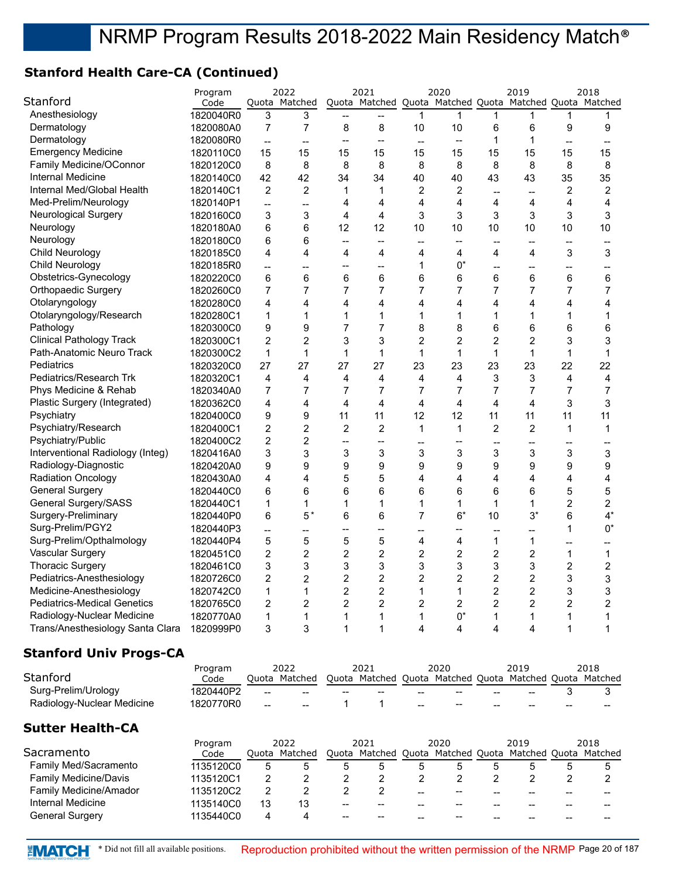# NRMP Program Results 2018-2022 Main Residency Match®

## Stanford Health Care-CA (Continued)

| Stanford | Program Code | 2022 Quota | 2022 Matched | 2021 Quota | 2021 Matched | 2020 Quota | 2020 Matched | 2019 Quota | 2019 Matched | 2018 Quota | 2018 Matched |
|---|---|---|---|---|---|---|---|---|---|---|---|
| Anesthesiology | 1820040R0 | 3 | 3 | -- | -- | 1 | 1 | 1 | 1 | 1 | 1 |
| Dermatology | 1820080A0 | 7 | 7 | 8 | 8 | 10 | 10 | 6 | 6 | 9 | 9 |
| Dermatology | 1820080R0 | -- | -- | -- | -- | -- | -- | 1 | 1 | -- | -- |
| Emergency Medicine | 1820110C0 | 15 | 15 | 15 | 15 | 15 | 15 | 15 | 15 | 15 | 15 |
| Family Medicine/OConnor | 1820120C0 | 8 | 8 | 8 | 8 | 8 | 8 | 8 | 8 | 8 | 8 |
| Internal Medicine | 1820140C0 | 42 | 42 | 34 | 34 | 40 | 40 | 43 | 43 | 35 | 35 |
| Internal Med/Global Health | 1820140C1 | 2 | 2 | 1 | 1 | 2 | 2 | -- | -- | 2 | 2 |
| Med-Prelim/Neurology | 1820140P1 | -- | -- | 4 | 4 | 4 | 4 | 4 | 4 | 4 | 4 |
| Neurological Surgery | 1820160C0 | 3 | 3 | 4 | 4 | 3 | 3 | 3 | 3 | 3 | 3 |
| Neurology | 1820180A0 | 6 | 6 | 12 | 12 | 10 | 10 | 10 | 10 | 10 | 10 |
| Neurology | 1820180C0 | 6 | 6 | -- | -- | -- | -- | -- | -- | -- | -- |
| Child Neurology | 1820185C0 | 4 | 4 | 4 | 4 | 4 | 4 | 4 | 4 | 3 | 3 |
| Child Neurology | 1820185R0 | -- | -- | -- | -- | 1 | 0* | -- | -- | -- | -- |
| Obstetrics-Gynecology | 1820220C0 | 6 | 6 | 6 | 6 | 6 | 6 | 6 | 6 | 6 | 6 |
| Orthopaedic Surgery | 1820260C0 | 7 | 7 | 7 | 7 | 7 | 7 | 7 | 7 | 7 | 7 |
| Otolaryngology | 1820280C0 | 4 | 4 | 4 | 4 | 4 | 4 | 4 | 4 | 4 | 4 |
| Otolaryngology/Research | 1820280C1 | 1 | 1 | 1 | 1 | 1 | 1 | 1 | 1 | 1 | 1 |
| Pathology | 1820300C0 | 9 | 9 | 7 | 7 | 8 | 8 | 6 | 6 | 6 | 6 |
| Clinical Pathology Track | 1820300C1 | 2 | 2 | 3 | 3 | 2 | 2 | 2 | 2 | 3 | 3 |
| Path-Anatomic Neuro Track | 1820300C2 | 1 | 1 | 1 | 1 | 1 | 1 | 1 | 1 | 1 | 1 |
| Pediatrics | 1820320C0 | 27 | 27 | 27 | 27 | 23 | 23 | 23 | 23 | 22 | 22 |
| Pediatrics/Research Trk | 1820320C1 | 4 | 4 | 4 | 4 | 4 | 4 | 3 | 3 | 4 | 4 |
| Phys Medicine & Rehab | 1820340A0 | 7 | 7 | 7 | 7 | 7 | 7 | 7 | 7 | 7 | 7 |
| Plastic Surgery (Integrated) | 1820362C0 | 4 | 4 | 4 | 4 | 4 | 4 | 4 | 4 | 3 | 3 |
| Psychiatry | 1820400C0 | 9 | 9 | 11 | 11 | 12 | 12 | 11 | 11 | 11 | 11 |
| Psychiatry/Research | 1820400C1 | 2 | 2 | 2 | 2 | 1 | 1 | 2 | 2 | 1 | 1 |
| Psychiatry/Public | 1820400C2 | 2 | 2 | -- | -- | -- | -- | -- | -- | -- | -- |
| Interventional Radiology (Integ) | 1820416A0 | 3 | 3 | 3 | 3 | 3 | 3 | 3 | 3 | 3 | 3 |
| Radiology-Diagnostic | 1820420A0 | 9 | 9 | 9 | 9 | 9 | 9 | 9 | 9 | 9 | 9 |
| Radiation Oncology | 1820430A0 | 4 | 4 | 5 | 5 | 4 | 4 | 4 | 4 | 4 | 4 |
| General Surgery | 1820440C0 | 6 | 6 | 6 | 6 | 6 | 6 | 6 | 6 | 5 | 5 |
| General Surgery/SASS | 1820440C1 | 1 | 1 | 1 | 1 | 1 | 1 | 1 | 1 | 2 | 2 |
| Surgery-Preliminary | 1820440P0 | 6 | 5* | 6 | 6 | 7 | 6* | 10 | 3* | 6 | 4* |
| Surg-Prelim/PGY2 | 1820440P3 | -- | -- | -- | -- | -- | -- | -- | -- | 1 | 0* |
| Surg-Prelim/Opthalmology | 1820440P4 | 5 | 5 | 5 | 5 | 4 | 4 | 1 | 1 | -- | -- |
| Vascular Surgery | 1820451C0 | 2 | 2 | 2 | 2 | 2 | 2 | 2 | 2 | 1 | 1 |
| Thoracic Surgery | 1820461C0 | 3 | 3 | 3 | 3 | 3 | 3 | 3 | 3 | 2 | 2 |
| Pediatrics-Anesthesiology | 1820726C0 | 2 | 2 | 2 | 2 | 2 | 2 | 2 | 2 | 3 | 3 |
| Medicine-Anesthesiology | 1820742C0 | 1 | 1 | 2 | 2 | 1 | 1 | 2 | 2 | 3 | 3 |
| Pediatrics-Medical Genetics | 1820765C0 | 2 | 2 | 2 | 2 | 2 | 2 | 2 | 2 | 2 | 2 |
| Radiology-Nuclear Medicine | 1820770A0 | 1 | 1 | 1 | 1 | 1 | 0* | 1 | 1 | 1 | 1 |
| Trans/Anesthesiology Santa Clara | 1820999P0 | 3 | 3 | 1 | 1 | 4 | 4 | 4 | 4 | 1 | 1 |

## Stanford Univ Progs-CA

| Stanford | Program Code | 2022 Quota | 2022 Matched | 2021 Quota | 2021 Matched | 2020 Quota | 2020 Matched | 2019 Quota | 2019 Matched | 2018 Quota | 2018 Matched |
|---|---|---|---|---|---|---|---|---|---|---|---|
| Surg-Prelim/Urology | 1820440P2 | -- | -- | -- | -- | -- | -- | -- | -- | 3 | 3 |
| Radiology-Nuclear Medicine | 1820770R0 | -- | -- | 1 | 1 | -- | -- | -- | -- | -- | -- |

## Sutter Health-CA

| Sacramento | Program Code | 2022 Quota | 2022 Matched | 2021 Quota | 2021 Matched | 2020 Quota | 2020 Matched | 2019 Quota | 2019 Matched | 2018 Quota | 2018 Matched |
|---|---|---|---|---|---|---|---|---|---|---|---|
| Family Med/Sacramento | 1135120C0 | 5 | 5 | 5 | 5 | 5 | 5 | 5 | 5 | 5 | 5 |
| Family Medicine/Davis | 1135120C1 | 2 | 2 | 2 | 2 | 2 | 2 | 2 | 2 | 2 | 2 |
| Family Medicine/Amador | 1135120C2 | 2 | 2 | 2 | 2 | -- | -- | -- | -- | -- | -- |
| Internal Medicine | 1135140C0 | 13 | 13 | -- | -- | -- | -- | -- | -- | -- | -- |
| General Surgery | 1135440C0 | 4 | 4 | -- | -- | -- | -- | -- | -- | -- | -- |

\* Did not fill all available positions.

Reproduction prohibited without the written permission of the NRMP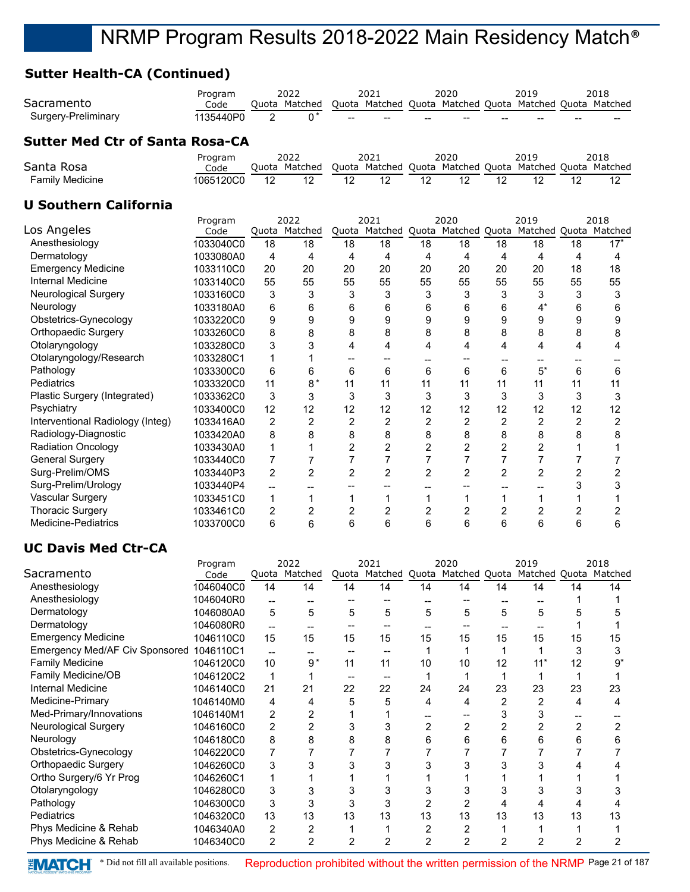## Sutter Health-CA (Continued)

| Sacramento | Program Code | 2022 Quota | 2022 Matched | 2021 Quota | 2021 Matched | 2020 Quota | 2020 Matched | 2019 Quota | 2019 Matched | 2018 Quota | 2018 Matched |
|---|---|---|---|---|---|---|---|---|---|---|---|
| Surgery-Preliminary | 1135440P0 | 2 | 0* | -- | -- | -- | -- | -- | -- | -- | -- |

## Sutter Med Ctr of Santa Rosa-CA

| Santa Rosa | Program Code | 2022 Quota | 2022 Matched | 2021 Quota | 2021 Matched | 2020 Quota | 2020 Matched | 2019 Quota | 2019 Matched | 2018 Quota | 2018 Matched |
|---|---|---|---|---|---|---|---|---|---|---|---|
| Family Medicine | 1065120C0 | 12 | 12 | 12 | 12 | 12 | 12 | 12 | 12 | 12 | 12 |

## U Southern California

| Los Angeles | Program Code | 2022 Quota | 2022 Matched | 2021 Quota | 2021 Matched | 2020 Quota | 2020 Matched | 2019 Quota | 2019 Matched | 2018 Quota | 2018 Matched |
|---|---|---|---|---|---|---|---|---|---|---|---|
| Anesthesiology | 1033040C0 | 18 | 18 | 18 | 18 | 18 | 18 | 18 | 18 | 18 | 17* |
| Dermatology | 1033080A0 | 4 | 4 | 4 | 4 | 4 | 4 | 4 | 4 | 4 | 4 |
| Emergency Medicine | 1033110C0 | 20 | 20 | 20 | 20 | 20 | 20 | 20 | 20 | 18 | 18 |
| Internal Medicine | 1033140C0 | 55 | 55 | 55 | 55 | 55 | 55 | 55 | 55 | 55 | 55 |
| Neurological Surgery | 1033160C0 | 3 | 3 | 3 | 3 | 3 | 3 | 3 | 3 | 3 | 3 |
| Neurology | 1033180A0 | 6 | 6 | 6 | 6 | 6 | 6 | 6 | 4* | 6 | 6 |
| Obstetrics-Gynecology | 1033220C0 | 9 | 9 | 9 | 9 | 9 | 9 | 9 | 9 | 9 | 9 |
| Orthopaedic Surgery | 1033260C0 | 8 | 8 | 8 | 8 | 8 | 8 | 8 | 8 | 8 | 8 |
| Otolaryngology | 1033280C0 | 3 | 3 | 4 | 4 | 4 | 4 | 4 | 4 | 4 | 4 |
| Otolaryngology/Research | 1033280C1 | 1 | 1 | -- | -- | -- | -- | -- | -- | -- | -- |
| Pathology | 1033300C0 | 6 | 6 | 6 | 6 | 6 | 6 | 6 | 5* | 6 | 6 |
| Pediatrics | 1033320C0 | 11 | 8* | 11 | 11 | 11 | 11 | 11 | 11 | 11 | 11 |
| Plastic Surgery (Integrated) | 1033362C0 | 3 | 3 | 3 | 3 | 3 | 3 | 3 | 3 | 3 | 3 |
| Psychiatry | 1033400C0 | 12 | 12 | 12 | 12 | 12 | 12 | 12 | 12 | 12 | 12 |
| Interventional Radiology (Integ) | 1033416A0 | 2 | 2 | 2 | 2 | 2 | 2 | 2 | 2 | 2 | 2 |
| Radiology-Diagnostic | 1033420A0 | 8 | 8 | 8 | 8 | 8 | 8 | 8 | 8 | 8 | 8 |
| Radiation Oncology | 1033430A0 | 1 | 1 | 2 | 2 | 2 | 2 | 2 | 2 | 1 | 1 |
| General Surgery | 1033440C0 | 7 | 7 | 7 | 7 | 7 | 7 | 7 | 7 | 7 | 7 |
| Surg-Prelim/OMS | 1033440P3 | 2 | 2 | 2 | 2 | 2 | 2 | 2 | 2 | 2 | 2 |
| Surg-Prelim/Urology | 1033440P4 | -- | -- | -- | -- | -- | -- | -- | -- | 3 | 3 |
| Vascular Surgery | 1033451C0 | 1 | 1 | 1 | 1 | 1 | 1 | 1 | 1 | 1 | 1 |
| Thoracic Surgery | 1033461C0 | 2 | 2 | 2 | 2 | 2 | 2 | 2 | 2 | 2 | 2 |
| Medicine-Pediatrics | 1033700C0 | 6 | 6 | 6 | 6 | 6 | 6 | 6 | 6 | 6 | 6 |

## UC Davis Med Ctr-CA

| Sacramento | Program Code | 2022 Quota | 2022 Matched | 2021 Quota | 2021 Matched | 2020 Quota | 2020 Matched | 2019 Quota | 2019 Matched | 2018 Quota | 2018 Matched |
|---|---|---|---|---|---|---|---|---|---|---|---|
| Anesthesiology | 1046040C0 | 14 | 14 | 14 | 14 | 14 | 14 | 14 | 14 | 14 | 14 |
| Anesthesiology | 1046040R0 | -- | -- | -- | -- | -- | -- | -- | -- | 1 | 1 |
| Dermatology | 1046080A0 | 5 | 5 | 5 | 5 | 5 | 5 | 5 | 5 | 5 | 5 |
| Dermatology | 1046080R0 | -- | -- | -- | -- | -- | -- | -- | -- | 1 | 1 |
| Emergency Medicine | 1046110C0 | 15 | 15 | 15 | 15 | 15 | 15 | 15 | 15 | 15 | 15 |
| Emergency Med/AF Civ Sponsored | 1046110C1 | -- | -- | -- | -- | 1 | 1 | 1 | 1 | 3 | 3 |
| Family Medicine | 1046120C0 | 10 | 9* | 11 | 11 | 10 | 10 | 12 | 11* | 12 | 9* |
| Family Medicine/OB | 1046120C2 | 1 | 1 | -- | -- | 1 | 1 | 1 | 1 | 1 | 1 |
| Internal Medicine | 1046140C0 | 21 | 21 | 22 | 22 | 24 | 24 | 23 | 23 | 23 | 23 |
| Medicine-Primary | 1046140M0 | 4 | 4 | 5 | 5 | 4 | 4 | 2 | 2 | 4 | 4 |
| Med-Primary/Innovations | 1046140M1 | 2 | 2 | 1 | 1 | -- | -- | 3 | 3 | -- | -- |
| Neurological Surgery | 1046160C0 | 2 | 2 | 3 | 3 | 2 | 2 | 2 | 2 | 2 | 2 |
| Neurology | 1046180C0 | 8 | 8 | 8 | 8 | 6 | 6 | 6 | 6 | 6 | 6 |
| Obstetrics-Gynecology | 1046220C0 | 7 | 7 | 7 | 7 | 7 | 7 | 7 | 7 | 7 | 7 |
| Orthopaedic Surgery | 1046260C0 | 3 | 3 | 3 | 3 | 3 | 3 | 3 | 3 | 4 | 4 |
| Ortho Surgery/6 Yr Prog | 1046260C1 | 1 | 1 | 1 | 1 | 1 | 1 | 1 | 1 | 1 | 1 |
| Otolaryngology | 1046280C0 | 3 | 3 | 3 | 3 | 3 | 3 | 3 | 3 | 3 | 3 |
| Pathology | 1046300C0 | 3 | 3 | 3 | 3 | 2 | 2 | 4 | 4 | 4 | 4 |
| Pediatrics | 1046320C0 | 13 | 13 | 13 | 13 | 13 | 13 | 13 | 13 | 13 | 13 |
| Phys Medicine & Rehab | 1046340A0 | 2 | 2 | 1 | 1 | 2 | 2 | 1 | 1 | 1 | 1 |
| Phys Medicine & Rehab | 1046340C0 | 2 | 2 | 2 | 2 | 2 | 2 | 2 | 2 | 2 | 2 |

\* Did not fill all available positions.

Reproduction prohibited without the written permission of the NRMP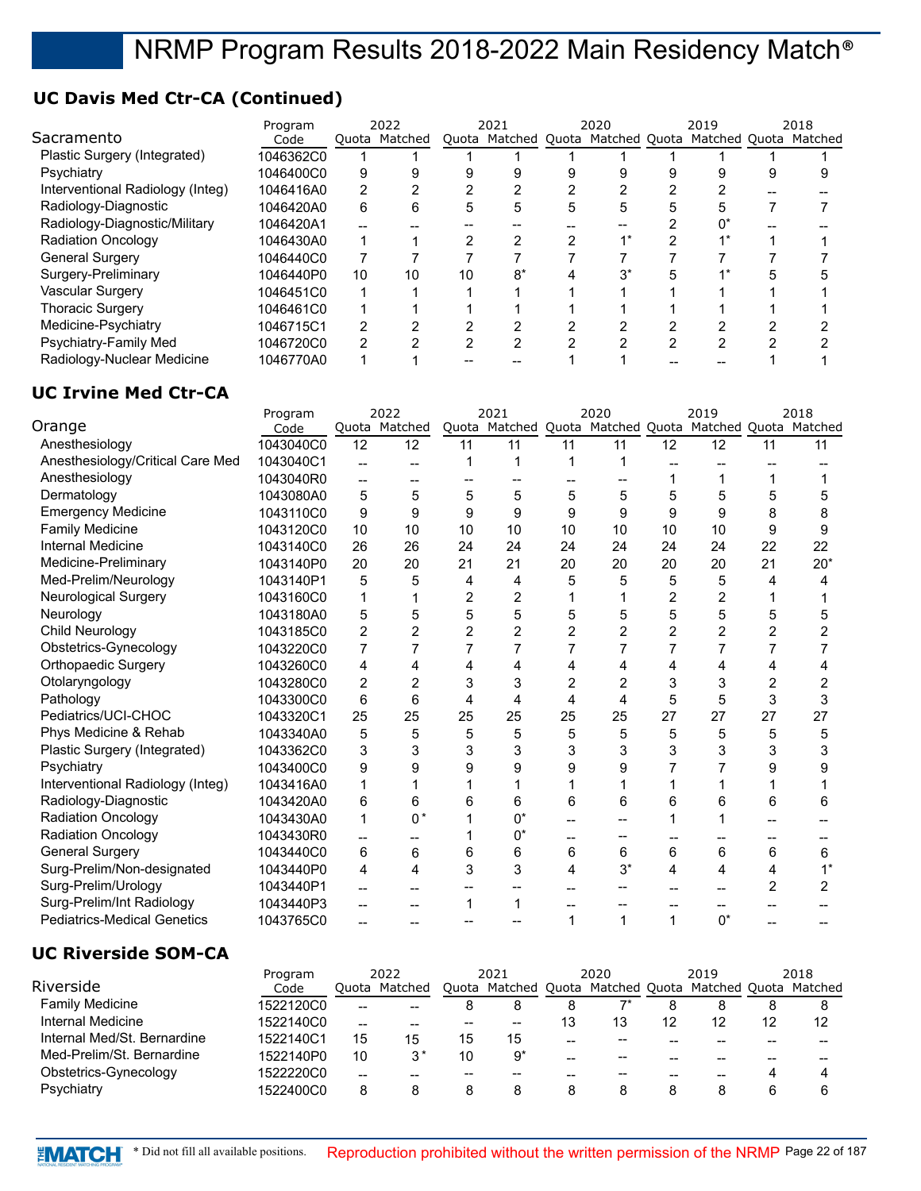# NRMP Program Results 2018-2022 Main Residency Match®

## UC Davis Med Ctr-CA (Continued)

| Sacramento | Program Code | 2022 Quota | 2022 Matched | 2021 Quota | 2021 Matched | 2020 Quota | 2020 Matched | 2019 Quota | 2019 Matched | 2018 Quota | 2018 Matched |
|---|---|---|---|---|---|---|---|---|---|---|---|
| Plastic Surgery (Integrated) | 1046362C0 | 1 | 1 | 1 | 1 | 1 | 1 | 1 | 1 | 1 | 1 |
| Psychiatry | 1046400C0 | 9 | 9 | 9 | 9 | 9 | 9 | 9 | 9 | 9 | 9 |
| Interventional Radiology (Integ) | 1046416A0 | 2 | 2 | 2 | 2 | 2 | 2 | 2 | 2 | -- | -- |
| Radiology-Diagnostic | 1046420A0 | 6 | 6 | 5 | 5 | 5 | 5 | 5 | 5 | 7 | 7 |
| Radiology-Diagnostic/Military | 1046420A1 | -- | -- | -- | -- | -- | -- | 2 | 0* | -- | -- |
| Radiation Oncology | 1046430A0 | 1 | 1 | 2 | 2 | 2 | 1* | 2 | 1* | 1 | 1 |
| General Surgery | 1046440C0 | 7 | 7 | 7 | 7 | 7 | 7 | 7 | 7 | 7 | 7 |
| Surgery-Preliminary | 1046440P0 | 10 | 10 | 10 | 8* | 4 | 3* | 5 | 1* | 5 | 5 |
| Vascular Surgery | 1046451C0 | 1 | 1 | 1 | 1 | 1 | 1 | 1 | 1 | 1 | 1 |
| Thoracic Surgery | 1046461C0 | 1 | 1 | 1 | 1 | 1 | 1 | 1 | 1 | 1 | 1 |
| Medicine-Psychiatry | 1046715C1 | 2 | 2 | 2 | 2 | 2 | 2 | 2 | 2 | 2 | 2 |
| Psychiatry-Family Med | 1046720C0 | 2 | 2 | 2 | 2 | 2 | 2 | 2 | 2 | 2 | 2 |
| Radiology-Nuclear Medicine | 1046770A0 | 1 | 1 | -- | -- | 1 | 1 | -- | -- | 1 | 1 |

## UC Irvine Med Ctr-CA

| Orange | Program Code | 2022 Quota | 2022 Matched | 2021 Quota | 2021 Matched | 2020 Quota | 2020 Matched | 2019 Quota | 2019 Matched | 2018 Quota | 2018 Matched |
|---|---|---|---|---|---|---|---|---|---|---|---|
| Anesthesiology | 1043040C0 | 12 | 12 | 11 | 11 | 11 | 11 | 12 | 12 | 11 | 11 |
| Anesthesiology/Critical Care Med | 1043040C1 | -- | -- | 1 | 1 | 1 | 1 | -- | -- | -- | -- |
| Anesthesiology | 1043040R0 | -- | -- | -- | -- | -- | -- | 1 | 1 | 1 | 1 |
| Dermatology | 1043080A0 | 5 | 5 | 5 | 5 | 5 | 5 | 5 | 5 | 5 | 5 |
| Emergency Medicine | 1043110C0 | 9 | 9 | 9 | 9 | 9 | 9 | 9 | 9 | 8 | 8 |
| Family Medicine | 1043120C0 | 10 | 10 | 10 | 10 | 10 | 10 | 10 | 10 | 9 | 9 |
| Internal Medicine | 1043140C0 | 26 | 26 | 24 | 24 | 24 | 24 | 24 | 24 | 22 | 22 |
| Medicine-Preliminary | 1043140P0 | 20 | 20 | 21 | 21 | 20 | 20 | 20 | 20 | 21 | 20* |
| Med-Prelim/Neurology | 1043140P1 | 5 | 5 | 4 | 4 | 5 | 5 | 5 | 5 | 4 | 4 |
| Neurological Surgery | 1043160C0 | 1 | 1 | 2 | 2 | 1 | 1 | 2 | 2 | 1 | 1 |
| Neurology | 1043180A0 | 5 | 5 | 5 | 5 | 5 | 5 | 5 | 5 | 5 | 5 |
| Child Neurology | 1043185C0 | 2 | 2 | 2 | 2 | 2 | 2 | 2 | 2 | 2 | 2 |
| Obstetrics-Gynecology | 1043220C0 | 7 | 7 | 7 | 7 | 7 | 7 | 7 | 7 | 7 | 7 |
| Orthopaedic Surgery | 1043260C0 | 4 | 4 | 4 | 4 | 4 | 4 | 4 | 4 | 4 | 4 |
| Otolaryngology | 1043280C0 | 2 | 2 | 3 | 3 | 2 | 2 | 3 | 3 | 2 | 2 |
| Pathology | 1043300C0 | 6 | 6 | 4 | 4 | 4 | 4 | 5 | 5 | 3 | 3 |
| Pediatrics/UCI-CHOC | 1043320C1 | 25 | 25 | 25 | 25 | 25 | 25 | 27 | 27 | 27 | 27 |
| Phys Medicine & Rehab | 1043340A0 | 5 | 5 | 5 | 5 | 5 | 5 | 5 | 5 | 5 | 5 |
| Plastic Surgery (Integrated) | 1043362C0 | 3 | 3 | 3 | 3 | 3 | 3 | 3 | 3 | 3 | 3 |
| Psychiatry | 1043400C0 | 9 | 9 | 9 | 9 | 9 | 9 | 7 | 7 | 9 | 9 |
| Interventional Radiology (Integ) | 1043416A0 | 1 | 1 | 1 | 1 | 1 | 1 | 1 | 1 | 1 | 1 |
| Radiology-Diagnostic | 1043420A0 | 6 | 6 | 6 | 6 | 6 | 6 | 6 | 6 | 6 | 6 |
| Radiation Oncology | 1043430A0 | 1 | 0* | 1 | 0* | -- | -- | 1 | 1 | -- | -- |
| Radiation Oncology | 1043430R0 | -- | -- | 1 | 0* | -- | -- | -- | -- | -- | -- |
| General Surgery | 1043440C0 | 6 | 6 | 6 | 6 | 6 | 6 | 6 | 6 | 6 | 6 |
| Surg-Prelim/Non-designated | 1043440P0 | 4 | 4 | 3 | 3 | 4 | 3* | 4 | 4 | 4 | 1* |
| Surg-Prelim/Urology | 1043440P1 | -- | -- | -- | -- | -- | -- | -- | -- | 2 | 2 |
| Surg-Prelim/Int Radiology | 1043440P3 | -- | -- | 1 | 1 | -- | -- | -- | -- | -- | -- |
| Pediatrics-Medical Genetics | 1043765C0 | -- | -- | -- | -- | 1 | 1 | 1 | 0* | -- | -- |

## UC Riverside SOM-CA

| Riverside | Program Code | 2022 Quota | 2022 Matched | 2021 Quota | 2021 Matched | 2020 Quota | 2020 Matched | 2019 Quota | 2019 Matched | 2018 Quota | 2018 Matched |
|---|---|---|---|---|---|---|---|---|---|---|---|
| Family Medicine | 1522120C0 | -- | -- | 8 | 8 | 8 | 7* | 8 | 8 | 8 | 8 |
| Internal Medicine | 1522140C0 | -- | -- | -- | -- | 13 | 13 | 12 | 12 | 12 | 12 |
| Internal Med/St. Bernardine | 1522140C1 | 15 | 15 | 15 | 15 | -- | -- | -- | -- | -- | -- |
| Med-Prelim/St. Bernardine | 1522140P0 | 10 | 3* | 10 | 9* | -- | -- | -- | -- | -- | -- |
| Obstetrics-Gynecology | 1522220C0 | -- | -- | -- | -- | -- | -- | -- | -- | 4 | 4 |
| Psychiatry | 1522400C0 | 8 | 8 | 8 | 8 | 8 | 8 | 8 | 8 | 6 | 6 |

\* Did not fill all available positions.

Reproduction prohibited without the written permission of the NRMP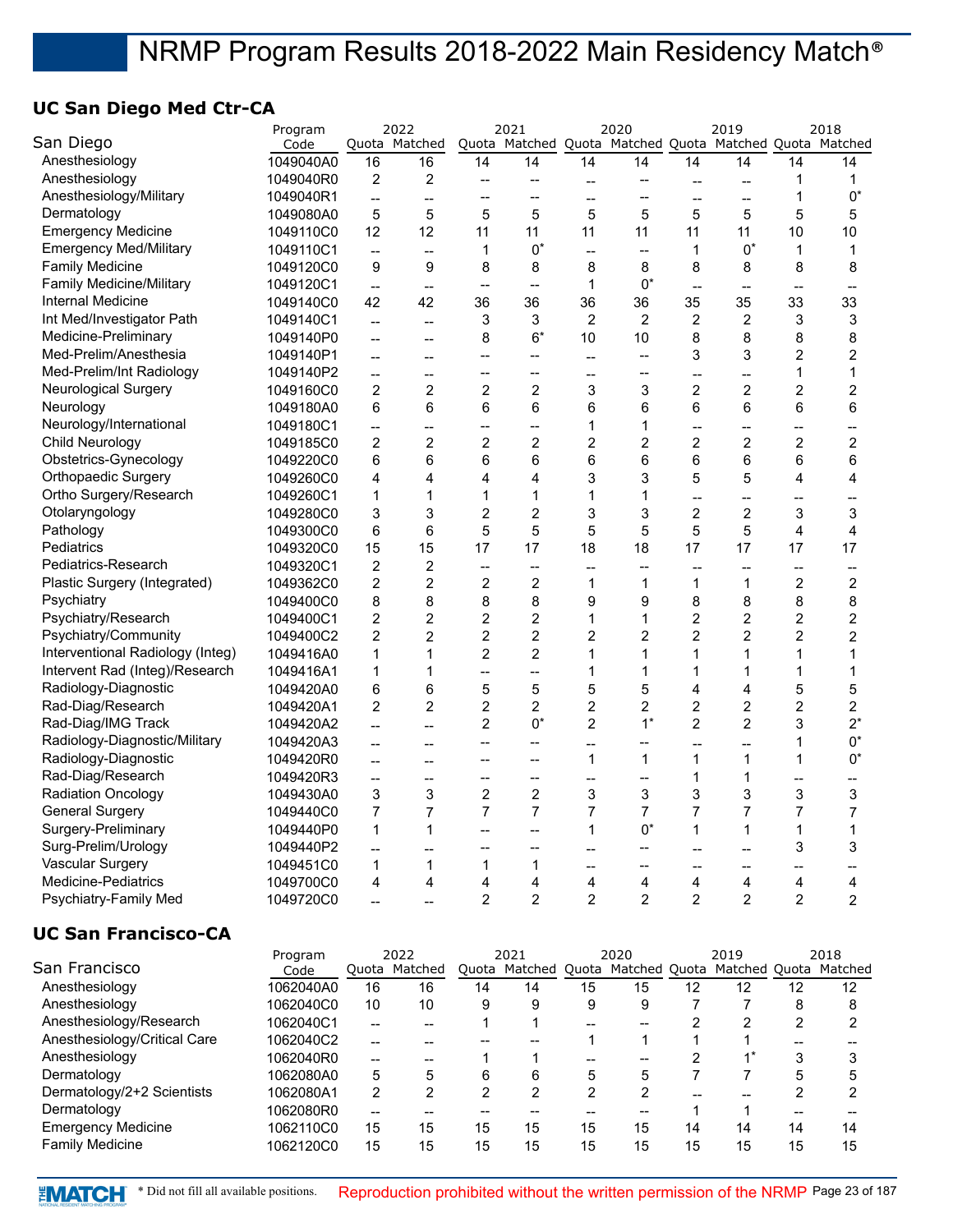# NRMP Program Results 2018-2022 Main Residency Match®

## UC San Diego Med Ctr-CA

| San Diego | Program Code | 2022 Quota | 2022 Matched | 2021 Quota | 2021 Matched | 2020 Quota | 2020 Matched | 2019 Quota | 2019 Matched | 2018 Quota | 2018 Matched |
|---|---|---|---|---|---|---|---|---|---|---|---|
| Anesthesiology | 1049040A0 | 16 | 16 | 14 | 14 | 14 | 14 | 14 | 14 | 14 | 14 |
| Anesthesiology | 1049040R0 | 2 | 2 | -- | -- | -- | -- | -- | -- | 1 | 1 |
| Anesthesiology/Military | 1049040R1 | -- | -- | -- | -- | -- | -- | -- | -- | 1 | 0* |
| Dermatology | 1049080A0 | 5 | 5 | 5 | 5 | 5 | 5 | 5 | 5 | 5 | 5 |
| Emergency Medicine | 1049110C0 | 12 | 12 | 11 | 11 | 11 | 11 | 11 | 11 | 10 | 10 |
| Emergency Med/Military | 1049110C1 | -- | -- | 1 | 0* | -- | -- | 1 | 0* | 1 | 1 |
| Family Medicine | 1049120C0 | 9 | 9 | 8 | 8 | 8 | 8 | 8 | 8 | 8 | 8 |
| Family Medicine/Military | 1049120C1 | -- | -- | -- | -- | 1 | 0* | -- | -- | -- | -- |
| Internal Medicine | 1049140C0 | 42 | 42 | 36 | 36 | 36 | 36 | 35 | 35 | 33 | 33 |
| Int Med/Investigator Path | 1049140C1 | -- | -- | 3 | 3 | 2 | 2 | 2 | 2 | 3 | 3 |
| Medicine-Preliminary | 1049140P0 | -- | -- | 8 | 6* | 10 | 10 | 8 | 8 | 8 | 8 |
| Med-Prelim/Anesthesia | 1049140P1 | -- | -- | -- | -- | -- | -- | 3 | 3 | 2 | 2 |
| Med-Prelim/Int Radiology | 1049140P2 | -- | -- | -- | -- | -- | -- | -- | -- | 1 | 1 |
| Neurological Surgery | 1049160C0 | 2 | 2 | 2 | 2 | 3 | 3 | 2 | 2 | 2 | 2 |
| Neurology | 1049180A0 | 6 | 6 | 6 | 6 | 6 | 6 | 6 | 6 | 6 | 6 |
| Neurology/International | 1049180C1 | -- | -- | -- | -- | 1 | 1 | -- | -- | -- | -- |
| Child Neurology | 1049185C0 | 2 | 2 | 2 | 2 | 2 | 2 | 2 | 2 | 2 | 2 |
| Obstetrics-Gynecology | 1049220C0 | 6 | 6 | 6 | 6 | 6 | 6 | 6 | 6 | 6 | 6 |
| Orthopaedic Surgery | 1049260C0 | 4 | 4 | 4 | 4 | 3 | 3 | 5 | 5 | 4 | 4 |
| Ortho Surgery/Research | 1049260C1 | 1 | 1 | 1 | 1 | 1 | 1 | -- | -- | -- | -- |
| Otolaryngology | 1049280C0 | 3 | 3 | 2 | 2 | 3 | 3 | 2 | 2 | 3 | 3 |
| Pathology | 1049300C0 | 6 | 6 | 5 | 5 | 5 | 5 | 5 | 5 | 4 | 4 |
| Pediatrics | 1049320C0 | 15 | 15 | 17 | 17 | 18 | 18 | 17 | 17 | 17 | 17 |
| Pediatrics-Research | 1049320C1 | 2 | 2 | -- | -- | -- | -- | -- | -- | -- | -- |
| Plastic Surgery (Integrated) | 1049362C0 | 2 | 2 | 2 | 2 | 1 | 1 | 1 | 1 | 2 | 2 |
| Psychiatry | 1049400C0 | 8 | 8 | 8 | 8 | 9 | 9 | 8 | 8 | 8 | 8 |
| Psychiatry/Research | 1049400C1 | 2 | 2 | 2 | 2 | 1 | 1 | 2 | 2 | 2 | 2 |
| Psychiatry/Community | 1049400C2 | 2 | 2 | 2 | 2 | 2 | 2 | 2 | 2 | 2 | 2 |
| Interventional Radiology (Integ) | 1049416A0 | 1 | 1 | 2 | 2 | 1 | 1 | 1 | 1 | 1 | 1 |
| Intervent Rad (Integ)/Research | 1049416A1 | 1 | 1 | -- | -- | 1 | 1 | 1 | 1 | 1 | 1 |
| Radiology-Diagnostic | 1049420A0 | 6 | 6 | 5 | 5 | 5 | 5 | 4 | 4 | 5 | 5 |
| Rad-Diag/Research | 1049420A1 | 2 | 2 | 2 | 2 | 2 | 2 | 2 | 2 | 2 | 2 |
| Rad-Diag/IMG Track | 1049420A2 | -- | -- | 2 | 0* | 2 | 1* | 2 | 2 | 3 | 2* |
| Radiology-Diagnostic/Military | 1049420A3 | -- | -- | -- | -- | -- | -- | -- | -- | 1 | 0* |
| Radiology-Diagnostic | 1049420R0 | -- | -- | -- | -- | 1 | 1 | 1 | 1 | 1 | 0* |
| Rad-Diag/Research | 1049420R3 | -- | -- | -- | -- | -- | -- | 1 | 1 | -- | -- |
| Radiation Oncology | 1049430A0 | 3 | 3 | 2 | 2 | 3 | 3 | 3 | 3 | 3 | 3 |
| General Surgery | 1049440C0 | 7 | 7 | 7 | 7 | 7 | 7 | 7 | 7 | 7 | 7 |
| Surgery-Preliminary | 1049440P0 | 1 | 1 | -- | -- | 1 | 0* | 1 | 1 | 1 | 1 |
| Surg-Prelim/Urology | 1049440P2 | -- | -- | -- | -- | -- | -- | -- | -- | 3 | 3 |
| Vascular Surgery | 1049451C0 | 1 | 1 | 1 | 1 | -- | -- | -- | -- | -- | -- |
| Medicine-Pediatrics | 1049700C0 | 4 | 4 | 4 | 4 | 4 | 4 | 4 | 4 | 4 | 4 |
| Psychiatry-Family Med | 1049720C0 | -- | -- | 2 | 2 | 2 | 2 | 2 | 2 | 2 | 2 |

## UC San Francisco-CA

| San Francisco | Program Code | 2022 Quota | 2022 Matched | 2021 Quota | 2021 Matched | 2020 Quota | 2020 Matched | 2019 Quota | 2019 Matched | 2018 Quota | 2018 Matched |
|---|---|---|---|---|---|---|---|---|---|---|---|
| Anesthesiology | 1062040A0 | 16 | 16 | 14 | 14 | 15 | 15 | 12 | 12 | 12 | 12 |
| Anesthesiology | 1062040C0 | 10 | 10 | 9 | 9 | 9 | 9 | 7 | 7 | 8 | 8 |
| Anesthesiology/Research | 1062040C1 | -- | -- | 1 | 1 | -- | -- | 2 | 2 | 2 | 2 |
| Anesthesiology/Critical Care | 1062040C2 | -- | -- | -- | -- | 1 | 1 | 1 | 1 | -- | -- |
| Anesthesiology | 1062040R0 | -- | -- | 1 | 1 | -- | -- | 2 | 1* | 3 | 3 |
| Dermatology | 1062080A0 | 5 | 5 | 6 | 6 | 5 | 5 | 7 | 7 | 5 | 5 |
| Dermatology/2+2 Scientists | 1062080A1 | 2 | 2 | 2 | 2 | 2 | 2 | -- | -- | 2 | 2 |
| Dermatology | 1062080R0 | -- | -- | -- | -- | -- | -- | 1 | 1 | -- | -- |
| Emergency Medicine | 1062110C0 | 15 | 15 | 15 | 15 | 15 | 15 | 14 | 14 | 14 | 14 |
| Family Medicine | 1062120C0 | 15 | 15 | 15 | 15 | 15 | 15 | 15 | 15 | 15 | 15 |

* Did not fill all available positions.

Reproduction prohibited without the written permission of the NRMP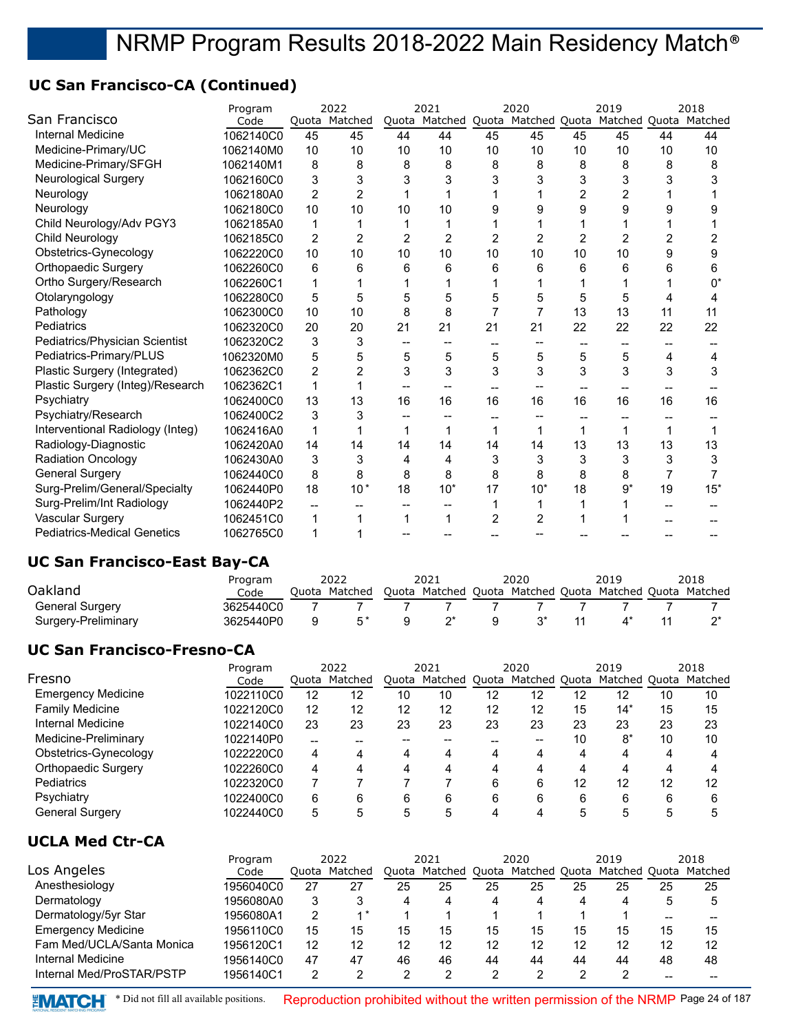# NRMP Program Results 2018-2022 Main Residency Match®

## UC San Francisco-CA (Continued)

| San Francisco | Program Code | 2022 Quota | 2022 Matched | 2021 Quota | 2021 Matched | 2020 Quota | 2020 Matched | 2019 Quota | 2019 Matched | 2018 Quota | 2018 Matched |
|---|---|---|---|---|---|---|---|---|---|---|---|
| Internal Medicine | 1062140C0 | 45 | 45 | 44 | 44 | 45 | 45 | 45 | 45 | 44 | 44 |
| Medicine-Primary/UC | 1062140M0 | 10 | 10 | 10 | 10 | 10 | 10 | 10 | 10 | 10 | 10 |
| Medicine-Primary/SFGH | 1062140M1 | 8 | 8 | 8 | 8 | 8 | 8 | 8 | 8 | 8 | 8 |
| Neurological Surgery | 1062160C0 | 3 | 3 | 3 | 3 | 3 | 3 | 3 | 3 | 3 | 3 |
| Neurology | 1062180A0 | 2 | 2 | 1 | 1 | 1 | 1 | 2 | 2 | 1 | 1 |
| Neurology | 1062180C0 | 10 | 10 | 10 | 10 | 9 | 9 | 9 | 9 | 9 | 9 |
| Child Neurology/Adv PGY3 | 1062185A0 | 1 | 1 | 1 | 1 | 1 | 1 | 1 | 1 | 1 | 1 |
| Child Neurology | 1062185C0 | 2 | 2 | 2 | 2 | 2 | 2 | 2 | 2 | 2 | 2 |
| Obstetrics-Gynecology | 1062220C0 | 10 | 10 | 10 | 10 | 10 | 10 | 10 | 10 | 9 | 9 |
| Orthopaedic Surgery | 1062260C0 | 6 | 6 | 6 | 6 | 6 | 6 | 6 | 6 | 6 | 6 |
| Ortho Surgery/Research | 1062260C1 | 1 | 1 | 1 | 1 | 1 | 1 | 1 | 1 | 1 | 0* |
| Otolaryngology | 1062280C0 | 5 | 5 | 5 | 5 | 5 | 5 | 5 | 5 | 4 | 4 |
| Pathology | 1062300C0 | 10 | 10 | 8 | 8 | 7 | 7 | 13 | 13 | 11 | 11 |
| Pediatrics | 1062320C0 | 20 | 20 | 21 | 21 | 21 | 21 | 22 | 22 | 22 | 22 |
| Pediatrics/Physician Scientist | 1062320C2 | 3 | 3 | -- | -- | -- | -- | -- | -- | -- | -- |
| Pediatrics-Primary/PLUS | 1062320M0 | 5 | 5 | 5 | 5 | 5 | 5 | 5 | 5 | 4 | 4 |
| Plastic Surgery (Integrated) | 1062362C0 | 2 | 2 | 3 | 3 | 3 | 3 | 3 | 3 | 3 | 3 |
| Plastic Surgery (Integ)/Research | 1062362C1 | 1 | 1 | -- | -- | -- | -- | -- | -- | -- | -- |
| Psychiatry | 1062400C0 | 13 | 13 | 16 | 16 | 16 | 16 | 16 | 16 | 16 | 16 |
| Psychiatry/Research | 1062400C2 | 3 | 3 | -- | -- | -- | -- | -- | -- | -- | -- |
| Interventional Radiology (Integ) | 1062416A0 | 1 | 1 | 1 | 1 | 1 | 1 | 1 | 1 | 1 | 1 |
| Radiology-Diagnostic | 1062420A0 | 14 | 14 | 14 | 14 | 14 | 14 | 13 | 13 | 13 | 13 |
| Radiation Oncology | 1062430A0 | 3 | 3 | 4 | 4 | 3 | 3 | 3 | 3 | 3 | 3 |
| General Surgery | 1062440C0 | 8 | 8 | 8 | 8 | 8 | 8 | 8 | 8 | 7 | 7 |
| Surg-Prelim/General/Specialty | 1062440P0 | 18 | 10* | 18 | 10* | 17 | 10* | 18 | 9* | 19 | 15* |
| Surg-Prelim/Int Radiology | 1062440P2 | -- | -- | -- | -- | 1 | 1 | 1 | 1 | -- | -- |
| Vascular Surgery | 1062451C0 | 1 | 1 | 1 | 1 | 2 | 2 | 1 | 1 | -- | -- |
| Pediatrics-Medical Genetics | 1062765C0 | 1 | 1 | -- | -- | -- | -- | -- | -- | -- | -- |

## UC San Francisco-East Bay-CA

| Oakland | Program Code | 2022 Quota | 2022 Matched | 2021 Quota | 2021 Matched | 2020 Quota | 2020 Matched | 2019 Quota | 2019 Matched | 2018 Quota | 2018 Matched |
|---|---|---|---|---|---|---|---|---|---|---|---|
| General Surgery | 3625440C0 | 7 | 7 | 7 | 7 | 7 | 7 | 7 | 7 | 7 | 7 |
| Surgery-Preliminary | 3625440P0 | 9 | 5* | 9 | 2* | 9 | 3* | 11 | 4* | 11 | 2* |

## UC San Francisco-Fresno-CA

| Fresno | Program Code | 2022 Quota | 2022 Matched | 2021 Quota | 2021 Matched | 2020 Quota | 2020 Matched | 2019 Quota | 2019 Matched | 2018 Quota | 2018 Matched |
|---|---|---|---|---|---|---|---|---|---|---|---|
| Emergency Medicine | 1022110C0 | 12 | 12 | 10 | 10 | 12 | 12 | 12 | 12 | 10 | 10 |
| Family Medicine | 1022120C0 | 12 | 12 | 12 | 12 | 12 | 12 | 15 | 14* | 15 | 15 |
| Internal Medicine | 1022140C0 | 23 | 23 | 23 | 23 | 23 | 23 | 23 | 23 | 23 | 23 |
| Medicine-Preliminary | 1022140P0 | -- | -- | -- | -- | -- | -- | 10 | 8* | 10 | 10 |
| Obstetrics-Gynecology | 1022220C0 | 4 | 4 | 4 | 4 | 4 | 4 | 4 | 4 | 4 | 4 |
| Orthopaedic Surgery | 1022260C0 | 4 | 4 | 4 | 4 | 4 | 4 | 4 | 4 | 4 | 4 |
| Pediatrics | 1022320C0 | 7 | 7 | 7 | 7 | 6 | 6 | 12 | 12 | 12 | 12 |
| Psychiatry | 1022400C0 | 6 | 6 | 6 | 6 | 6 | 6 | 6 | 6 | 6 | 6 |
| General Surgery | 1022440C0 | 5 | 5 | 5 | 5 | 4 | 4 | 5 | 5 | 5 | 5 |

## UCLA Med Ctr-CA

| Los Angeles | Program Code | 2022 Quota | 2022 Matched | 2021 Quota | 2021 Matched | 2020 Quota | 2020 Matched | 2019 Quota | 2019 Matched | 2018 Quota | 2018 Matched |
|---|---|---|---|---|---|---|---|---|---|---|---|
| Anesthesiology | 1956040C0 | 27 | 27 | 25 | 25 | 25 | 25 | 25 | 25 | 25 | 25 |
| Dermatology | 1956080A0 | 3 | 3 | 4 | 4 | 4 | 4 | 4 | 4 | 5 | 5 |
| Dermatology/5yr Star | 1956080A1 | 2 | 1* | 1 | 1 | 1 | 1 | 1 | 1 | -- | -- |
| Emergency Medicine | 1956110C0 | 15 | 15 | 15 | 15 | 15 | 15 | 15 | 15 | 15 | 15 |
| Fam Med/UCLA/Santa Monica | 1956120C1 | 12 | 12 | 12 | 12 | 12 | 12 | 12 | 12 | 12 | 12 |
| Internal Medicine | 1956140C0 | 47 | 47 | 46 | 46 | 44 | 44 | 44 | 44 | 48 | 48 |
| Internal Med/ProSTAR/PSTP | 1956140C1 | 2 | 2 | 2 | 2 | 2 | 2 | 2 | 2 | -- | -- |

* Did not fill all available positions.

Reproduction prohibited without the written permission of the NRMP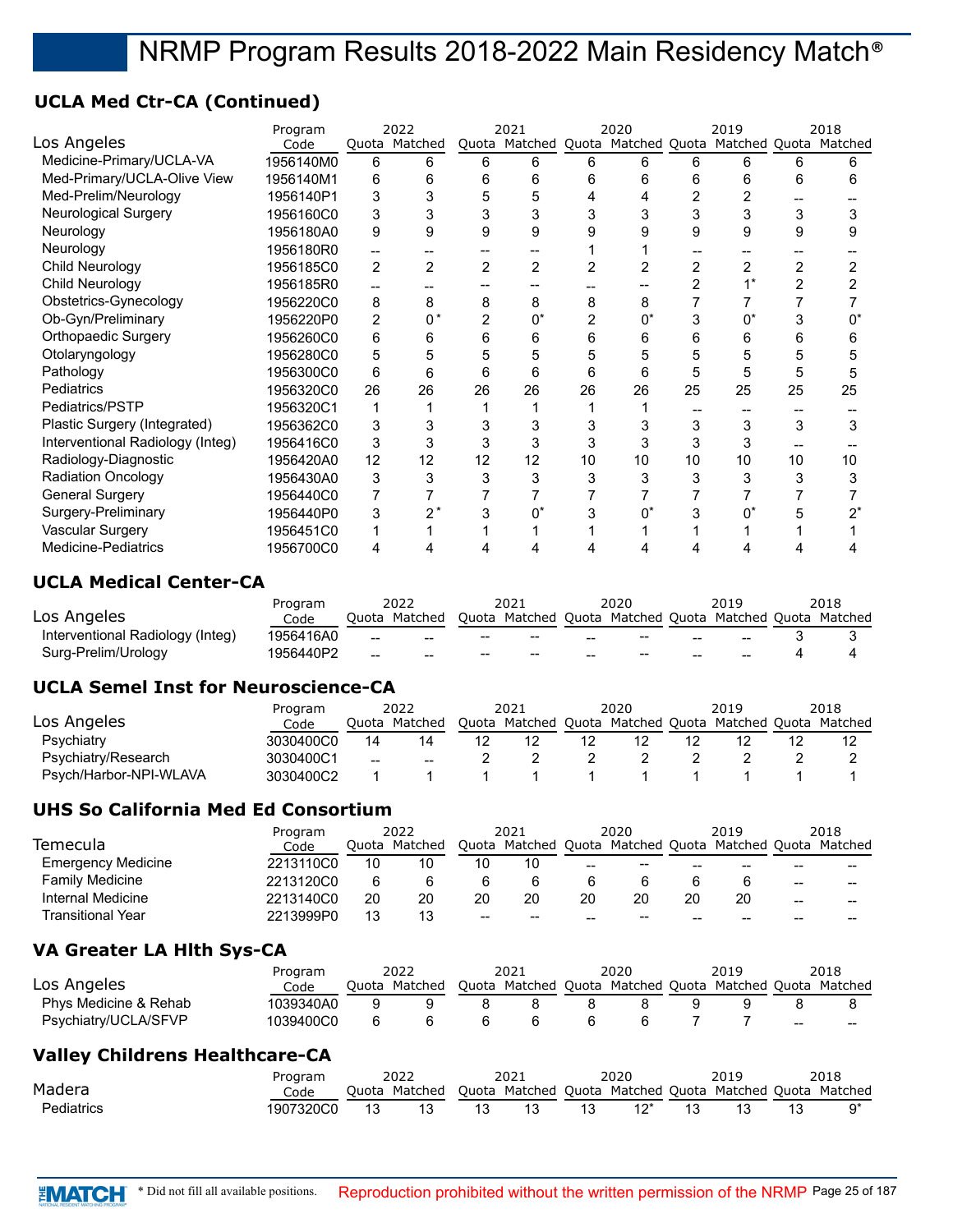## UCLA Med Ctr-CA (Continued)

| Los Angeles | Program Code | 2022 Quota | 2022 Matched | 2021 Quota | 2021 Matched | 2020 Quota | 2020 Matched | 2019 Quota | 2019 Matched | 2018 Quota | 2018 Matched |
|---|---|---|---|---|---|---|---|---|---|---|---|
| Medicine-Primary/UCLA-VA | 1956140M0 | 6 | 6 | 6 | 6 | 6 | 6 | 6 | 6 | 6 | 6 |
| Med-Primary/UCLA-Olive View | 1956140M1 | 6 | 6 | 6 | 6 | 6 | 6 | 6 | 6 | 6 | 6 |
| Med-Prelim/Neurology | 1956140P1 | 3 | 3 | 5 | 5 | 4 | 4 | 2 | 2 | -- | -- |
| Neurological Surgery | 1956160C0 | 3 | 3 | 3 | 3 | 3 | 3 | 3 | 3 | 3 | 3 |
| Neurology | 1956180A0 | 9 | 9 | 9 | 9 | 9 | 9 | 9 | 9 | 9 | 9 |
| Neurology | 1956180R0 | -- | -- | -- | -- | 1 | 1 | -- | -- | -- | -- |
| Child Neurology | 1956185C0 | 2 | 2 | 2 | 2 | 2 | 2 | 2 | 2 | 2 | 2 |
| Child Neurology | 1956185R0 | -- | -- | -- | -- | -- | -- | 2 | 1* | 2 | 2 |
| Obstetrics-Gynecology | 1956220C0 | 8 | 8 | 8 | 8 | 8 | 8 | 7 | 7 | 7 | 7 |
| Ob-Gyn/Preliminary | 1956220P0 | 2 | 0* | 2 | 0* | 2 | 0* | 3 | 0* | 3 | 0* |
| Orthopaedic Surgery | 1956260C0 | 6 | 6 | 6 | 6 | 6 | 6 | 6 | 6 | 6 | 6 |
| Otolaryngology | 1956280C0 | 5 | 5 | 5 | 5 | 5 | 5 | 5 | 5 | 5 | 5 |
| Pathology | 1956300C0 | 6 | 6 | 6 | 6 | 6 | 6 | 5 | 5 | 5 | 5 |
| Pediatrics | 1956320C0 | 26 | 26 | 26 | 26 | 26 | 26 | 25 | 25 | 25 | 25 |
| Pediatrics/PSTP | 1956320C1 | 1 | 1 | 1 | 1 | 1 | 1 | -- | -- | -- | -- |
| Plastic Surgery (Integrated) | 1956362C0 | 3 | 3 | 3 | 3 | 3 | 3 | 3 | 3 | 3 | 3 |
| Interventional Radiology (Integ) | 1956416C0 | 3 | 3 | 3 | 3 | 3 | 3 | 3 | 3 | -- | -- |
| Radiology-Diagnostic | 1956420A0 | 12 | 12 | 12 | 12 | 10 | 10 | 10 | 10 | 10 | 10 |
| Radiation Oncology | 1956430A0 | 3 | 3 | 3 | 3 | 3 | 3 | 3 | 3 | 3 | 3 |
| General Surgery | 1956440C0 | 7 | 7 | 7 | 7 | 7 | 7 | 7 | 7 | 7 | 7 |
| Surgery-Preliminary | 1956440P0 | 3 | 2* | 3 | 0* | 3 | 0* | 3 | 0* | 5 | 2* |
| Vascular Surgery | 1956451C0 | 1 | 1 | 1 | 1 | 1 | 1 | 1 | 1 | 1 | 1 |
| Medicine-Pediatrics | 1956700C0 | 4 | 4 | 4 | 4 | 4 | 4 | 4 | 4 | 4 | 4 |

## UCLA Medical Center-CA

| Los Angeles | Program Code | 2022 Quota | 2022 Matched | 2021 Quota | 2021 Matched | 2020 Quota | 2020 Matched | 2019 Quota | 2019 Matched | 2018 Quota | 2018 Matched |
|---|---|---|---|---|---|---|---|---|---|---|---|
| Interventional Radiology (Integ) | 1956416A0 | -- | -- | -- | -- | -- | -- | -- | -- | 3 | 3 |
| Surg-Prelim/Urology | 1956440P2 | -- | -- | -- | -- | -- | -- | -- | -- | 4 | 4 |

## UCLA Semel Inst for Neuroscience-CA

| Los Angeles | Program Code | 2022 Quota | 2022 Matched | 2021 Quota | 2021 Matched | 2020 Quota | 2020 Matched | 2019 Quota | 2019 Matched | 2018 Quota | 2018 Matched |
|---|---|---|---|---|---|---|---|---|---|---|---|
| Psychiatry | 3030400C0 | 14 | 14 | 12 | 12 | 12 | 12 | 12 | 12 | 12 | 12 |
| Psychiatry/Research | 3030400C1 | -- | -- | 2 | 2 | 2 | 2 | 2 | 2 | 2 | 2 |
| Psych/Harbor-NPI-WLAVA | 3030400C2 | 1 | 1 | 1 | 1 | 1 | 1 | 1 | 1 | 1 | 1 |

## UHS So California Med Ed Consortium

| Temecula | Program Code | 2022 Quota | 2022 Matched | 2021 Quota | 2021 Matched | 2020 Quota | 2020 Matched | 2019 Quota | 2019 Matched | 2018 Quota | 2018 Matched |
|---|---|---|---|---|---|---|---|---|---|---|---|
| Emergency Medicine | 2213110C0 | 10 | 10 | 10 | 10 | -- | -- | -- | -- | -- | -- |
| Family Medicine | 2213120C0 | 6 | 6 | 6 | 6 | 6 | 6 | 6 | 6 | -- | -- |
| Internal Medicine | 2213140C0 | 20 | 20 | 20 | 20 | 20 | 20 | 20 | 20 | -- | -- |
| Transitional Year | 2213999P0 | 13 | 13 | -- | -- | -- | -- | -- | -- | -- | -- |

## VA Greater LA Hlth Sys-CA

| Los Angeles | Program Code | 2022 Quota | 2022 Matched | 2021 Quota | 2021 Matched | 2020 Quota | 2020 Matched | 2019 Quota | 2019 Matched | 2018 Quota | 2018 Matched |
|---|---|---|---|---|---|---|---|---|---|---|---|
| Phys Medicine & Rehab | 1039340A0 | 9 | 9 | 8 | 8 | 8 | 8 | 9 | 9 | 8 | 8 |
| Psychiatry/UCLA/SFVP | 1039400C0 | 6 | 6 | 6 | 6 | 6 | 6 | 7 | 7 | -- | -- |

## Valley Childrens Healthcare-CA

| Madera | Program Code | 2022 Quota | 2022 Matched | 2021 Quota | 2021 Matched | 2020 Quota | 2020 Matched | 2019 Quota | 2019 Matched | 2018 Quota | 2018 Matched |
|---|---|---|---|---|---|---|---|---|---|---|---|
| Pediatrics | 1907320C0 | 13 | 13 | 13 | 13 | 13 | 12* | 13 | 13 | 13 | 9* |

\* Did not fill all available positions.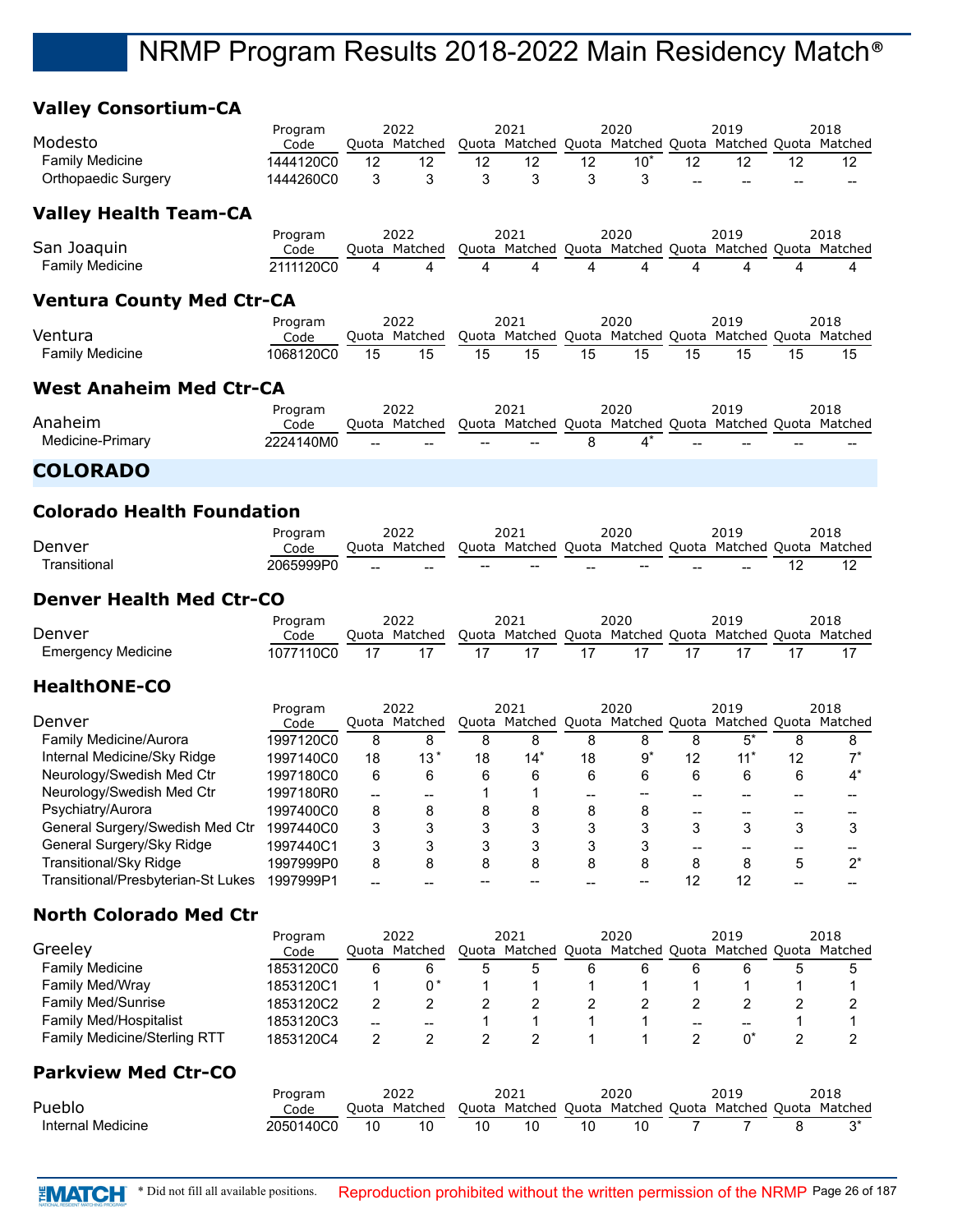### Valley Consortium-CA

| Modesto | Program Code | 2022 Quota | 2022 Matched | 2021 Quota | 2021 Matched | 2020 Quota | 2020 Matched | 2019 Quota | 2019 Matched | 2018 Quota | 2018 Matched |
|---|---|---|---|---|---|---|---|---|---|---|---|
| Family Medicine | 1444120C0 | 12 | 12 | 12 | 12 | 12 | 10* | 12 | 12 | 12 | 12 |
| Orthopaedic Surgery | 1444260C0 | 3 | 3 | 3 | 3 | 3 | 3 | -- | -- | -- | -- |

### Valley Health Team-CA

| San Joaquin | Program Code | 2022 Quota | 2022 Matched | 2021 Quota | 2021 Matched | 2020 Quota | 2020 Matched | 2019 Quota | 2019 Matched | 2018 Quota | 2018 Matched |
|---|---|---|---|---|---|---|---|---|---|---|---|
| Family Medicine | 2111120C0 | 4 | 4 | 4 | 4 | 4 | 4 | 4 | 4 | 4 | 4 |

### Ventura County Med Ctr-CA

| Ventura | Program Code | 2022 Quota | 2022 Matched | 2021 Quota | 2021 Matched | 2020 Quota | 2020 Matched | 2019 Quota | 2019 Matched | 2018 Quota | 2018 Matched |
|---|---|---|---|---|---|---|---|---|---|---|---|
| Family Medicine | 1068120C0 | 15 | 15 | 15 | 15 | 15 | 15 | 15 | 15 | 15 | 15 |

### West Anaheim Med Ctr-CA

| Anaheim | Program Code | 2022 Quota | 2022 Matched | 2021 Quota | 2021 Matched | 2020 Quota | 2020 Matched | 2019 Quota | 2019 Matched | 2018 Quota | 2018 Matched |
|---|---|---|---|---|---|---|---|---|---|---|---|
| Medicine-Primary | 2224140M0 | -- | -- | -- | -- | 8 | 4* | -- | -- | -- | -- |

## COLORADO

### Colorado Health Foundation

| Denver | Program Code | 2022 Quota | 2022 Matched | 2021 Quota | 2021 Matched | 2020 Quota | 2020 Matched | 2019 Quota | 2019 Matched | 2018 Quota | 2018 Matched |
|---|---|---|---|---|---|---|---|---|---|---|---|
| Transitional | 2065999P0 | -- | -- | -- | -- | -- | -- | -- | -- | 12 | 12 |

### Denver Health Med Ctr-CO

| Denver | Program Code | 2022 Quota | 2022 Matched | 2021 Quota | 2021 Matched | 2020 Quota | 2020 Matched | 2019 Quota | 2019 Matched | 2018 Quota | 2018 Matched |
|---|---|---|---|---|---|---|---|---|---|---|---|
| Emergency Medicine | 1077110C0 | 17 | 17 | 17 | 17 | 17 | 17 | 17 | 17 | 17 | 17 |

### HealthONE-CO

| Denver | Program Code | 2022 Quota | 2022 Matched | 2021 Quota | 2021 Matched | 2020 Quota | 2020 Matched | 2019 Quota | 2019 Matched | 2018 Quota | 2018 Matched |
|---|---|---|---|---|---|---|---|---|---|---|---|
| Family Medicine/Aurora | 1997120C0 | 8 | 8 | 8 | 8 | 8 | 8 | 8 | 5* | 8 | 8 |
| Internal Medicine/Sky Ridge | 1997140C0 | 18 | 13* | 18 | 14* | 18 | 9* | 12 | 11* | 12 | 7* |
| Neurology/Swedish Med Ctr | 1997180C0 | 6 | 6 | 6 | 6 | 6 | 6 | 6 | 6 | 6 | 4* |
| Neurology/Swedish Med Ctr | 1997180R0 | -- | -- | 1 | 1 | -- | -- | -- | -- | -- | -- |
| Psychiatry/Aurora | 1997400C0 | 8 | 8 | 8 | 8 | 8 | 8 | -- | -- | -- | -- |
| General Surgery/Swedish Med Ctr | 1997440C0 | 3 | 3 | 3 | 3 | 3 | 3 | 3 | 3 | 3 | 3 |
| General Surgery/Sky Ridge | 1997440C1 | 3 | 3 | 3 | 3 | 3 | 3 | -- | -- | -- | -- |
| Transitional/Sky Ridge | 1997999P0 | 8 | 8 | 8 | 8 | 8 | 8 | 8 | 8 | 5 | 2* |
| Transitional/Presbyterian-St Lukes | 1997999P1 | -- | -- | -- | -- | -- | -- | 12 | 12 | -- | -- |

### North Colorado Med Ctr

| Greeley | Program Code | 2022 Quota | 2022 Matched | 2021 Quota | 2021 Matched | 2020 Quota | 2020 Matched | 2019 Quota | 2019 Matched | 2018 Quota | 2018 Matched |
|---|---|---|---|---|---|---|---|---|---|---|---|
| Family Medicine | 1853120C0 | 6 | 6 | 5 | 5 | 6 | 6 | 6 | 6 | 5 | 5 |
| Family Med/Wray | 1853120C1 | 1 | 0* | 1 | 1 | 1 | 1 | 1 | 1 | 1 | 1 |
| Family Med/Sunrise | 1853120C2 | 2 | 2 | 2 | 2 | 2 | 2 | 2 | 2 | 2 | 2 |
| Family Med/Hospitalist | 1853120C3 | -- | -- | 1 | 1 | 1 | 1 | -- | -- | 1 | 1 |
| Family Medicine/Sterling RTT | 1853120C4 | 2 | 2 | 2 | 2 | 1 | 1 | 2 | 0* | 2 | 2 |

### Parkview Med Ctr-CO

| Pueblo | Program Code | 2022 Quota | 2022 Matched | 2021 Quota | 2021 Matched | 2020 Quota | 2020 Matched | 2019 Quota | 2019 Matched | 2018 Quota | 2018 Matched |
|---|---|---|---|---|---|---|---|---|---|---|---|
| Internal Medicine | 2050140C0 | 10 | 10 | 10 | 10 | 10 | 10 | 7 | 7 | 8 | 3* |

\* Did not fill all available positions.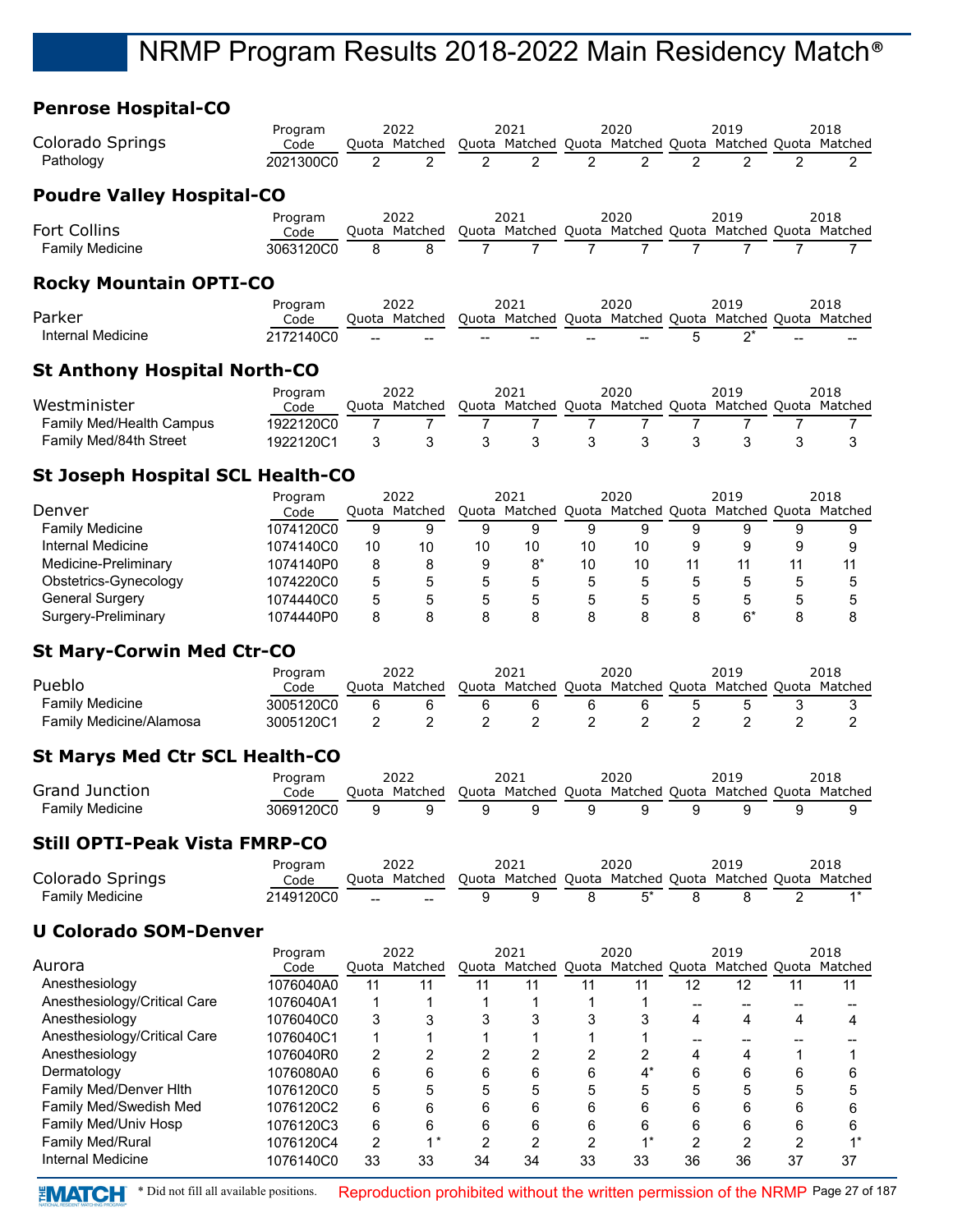## Penrose Hospital-CO

| Colorado Springs | Program Code | 2022 Quota | 2022 Matched | 2021 Quota | 2021 Matched | 2020 Quota | 2020 Matched | 2019 Quota | 2019 Matched | 2018 Quota | 2018 Matched |
|---|---|---|---|---|---|---|---|---|---|---|---|
| Pathology | 2021300C0 | 2 | 2 | 2 | 2 | 2 | 2 | 2 | 2 | 2 | 2 |

## Poudre Valley Hospital-CO

| Fort Collins | Program Code | 2022 Quota | 2022 Matched | 2021 Quota | 2021 Matched | 2020 Quota | 2020 Matched | 2019 Quota | 2019 Matched | 2018 Quota | 2018 Matched |
|---|---|---|---|---|---|---|---|---|---|---|---|
| Family Medicine | 3063120C0 | 8 | 8 | 7 | 7 | 7 | 7 | 7 | 7 | 7 | 7 |

## Rocky Mountain OPTI-CO

| Parker | Program Code | 2022 Quota | 2022 Matched | 2021 Quota | 2021 Matched | 2020 Quota | 2020 Matched | 2019 Quota | 2019 Matched | 2018 Quota | 2018 Matched |
|---|---|---|---|---|---|---|---|---|---|---|---|
| Internal Medicine | 2172140C0 | -- | -- | -- | -- | -- | -- | 5 | 2* | -- | -- |

## St Anthony Hospital North-CO

| Westminister | Program Code | 2022 Quota | 2022 Matched | 2021 Quota | 2021 Matched | 2020 Quota | 2020 Matched | 2019 Quota | 2019 Matched | 2018 Quota | 2018 Matched |
|---|---|---|---|---|---|---|---|---|---|---|---|
| Family Med/Health Campus | 1922120C0 | 7 | 7 | 7 | 7 | 7 | 7 | 7 | 7 | 7 | 7 |
| Family Med/84th Street | 1922120C1 | 3 | 3 | 3 | 3 | 3 | 3 | 3 | 3 | 3 | 3 |

## St Joseph Hospital SCL Health-CO

| Denver | Program Code | 2022 Quota | 2022 Matched | 2021 Quota | 2021 Matched | 2020 Quota | 2020 Matched | 2019 Quota | 2019 Matched | 2018 Quota | 2018 Matched |
|---|---|---|---|---|---|---|---|---|---|---|---|
| Family Medicine | 1074120C0 | 9 | 9 | 9 | 9 | 9 | 9 | 9 | 9 | 9 | 9 |
| Internal Medicine | 1074140C0 | 10 | 10 | 10 | 10 | 10 | 10 | 9 | 9 | 9 | 9 |
| Medicine-Preliminary | 1074140P0 | 8 | 8 | 9 | 8* | 10 | 10 | 11 | 11 | 11 | 11 |
| Obstetrics-Gynecology | 1074220C0 | 5 | 5 | 5 | 5 | 5 | 5 | 5 | 5 | 5 | 5 |
| General Surgery | 1074440C0 | 5 | 5 | 5 | 5 | 5 | 5 | 5 | 5 | 5 | 5 |
| Surgery-Preliminary | 1074440P0 | 8 | 8 | 8 | 8 | 8 | 8 | 8 | 6* | 8 | 8 |

## St Mary-Corwin Med Ctr-CO

| Pueblo | Program Code | 2022 Quota | 2022 Matched | 2021 Quota | 2021 Matched | 2020 Quota | 2020 Matched | 2019 Quota | 2019 Matched | 2018 Quota | 2018 Matched |
|---|---|---|---|---|---|---|---|---|---|---|---|
| Family Medicine | 3005120C0 | 6 | 6 | 6 | 6 | 6 | 6 | 5 | 5 | 3 | 3 |
| Family Medicine/Alamosa | 3005120C1 | 2 | 2 | 2 | 2 | 2 | 2 | 2 | 2 | 2 | 2 |

## St Marys Med Ctr SCL Health-CO

| Grand Junction | Program Code | 2022 Quota | 2022 Matched | 2021 Quota | 2021 Matched | 2020 Quota | 2020 Matched | 2019 Quota | 2019 Matched | 2018 Quota | 2018 Matched |
|---|---|---|---|---|---|---|---|---|---|---|---|
| Family Medicine | 3069120C0 | 9 | 9 | 9 | 9 | 9 | 9 | 9 | 9 | 9 | 9 |

## Still OPTI-Peak Vista FMRP-CO

| Colorado Springs | Program Code | 2022 Quota | 2022 Matched | 2021 Quota | 2021 Matched | 2020 Quota | 2020 Matched | 2019 Quota | 2019 Matched | 2018 Quota | 2018 Matched |
|---|---|---|---|---|---|---|---|---|---|---|---|
| Family Medicine | 2149120C0 | -- | -- | 9 | 9 | 8 | 5* | 8 | 8 | 2 | 1* |

## U Colorado SOM-Denver

| Aurora | Program Code | 2022 Quota | 2022 Matched | 2021 Quota | 2021 Matched | 2020 Quota | 2020 Matched | 2019 Quota | 2019 Matched | 2018 Quota | 2018 Matched |
|---|---|---|---|---|---|---|---|---|---|---|---|
| Anesthesiology | 1076040A0 | 11 | 11 | 11 | 11 | 11 | 11 | 12 | 12 | 11 | 11 |
| Anesthesiology/Critical Care | 1076040A1 | 1 | 1 | 1 | 1 | 1 | 1 | -- | -- | -- | -- |
| Anesthesiology | 1076040C0 | 3 | 3 | 3 | 3 | 3 | 3 | 4 | 4 | 4 | 4 |
| Anesthesiology/Critical Care | 1076040C1 | 1 | 1 | 1 | 1 | 1 | 1 | -- | -- | -- | -- |
| Anesthesiology | 1076040R0 | 2 | 2 | 2 | 2 | 2 | 2 | 4 | 4 | 1 | 1 |
| Dermatology | 1076080A0 | 6 | 6 | 6 | 6 | 6 | 4* | 6 | 6 | 6 | 6 |
| Family Med/Denver Hlth | 1076120C0 | 5 | 5 | 5 | 5 | 5 | 5 | 5 | 5 | 5 | 5 |
| Family Med/Swedish Med | 1076120C2 | 6 | 6 | 6 | 6 | 6 | 6 | 6 | 6 | 6 | 6 |
| Family Med/Univ Hosp | 1076120C3 | 6 | 6 | 6 | 6 | 6 | 6 | 6 | 6 | 6 | 6 |
| Family Med/Rural | 1076120C4 | 2 | 1* | 2 | 2 | 2 | 1* | 2 | 2 | 2 | 1* |
| Internal Medicine | 1076140C0 | 33 | 33 | 34 | 34 | 33 | 33 | 36 | 36 | 37 | 37 |

* Did not fill all available positions.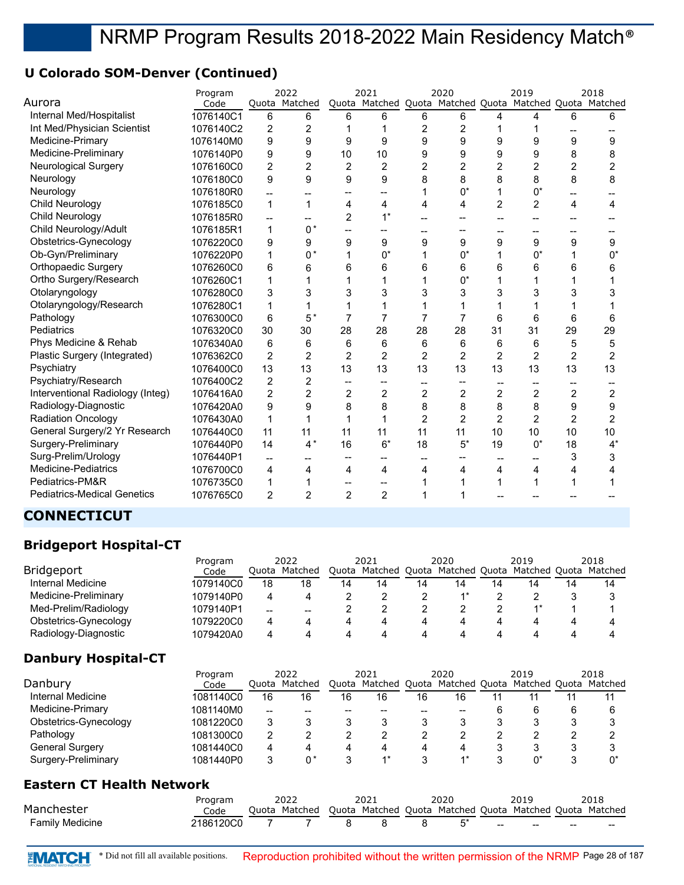## U Colorado SOM-Denver (Continued)

| Aurora | Program Code | 2022 Quota | 2022 Matched | 2021 Quota | 2021 Matched | 2020 Quota | 2020 Matched | 2019 Quota | 2019 Matched | 2018 Quota | 2018 Matched |
|---|---|---|---|---|---|---|---|---|---|---|---|
| Internal Med/Hospitalist | 1076140C1 | 6 | 6 | 6 | 6 | 6 | 6 | 4 | 4 | 6 | 6 |
| Int Med/Physician Scientist | 1076140C2 | 2 | 2 | 1 | 1 | 2 | 2 | 1 | 1 | -- | -- |
| Medicine-Primary | 1076140M0 | 9 | 9 | 9 | 9 | 9 | 9 | 9 | 9 | 9 | 9 |
| Medicine-Preliminary | 1076140P0 | 9 | 9 | 10 | 10 | 9 | 9 | 9 | 9 | 8 | 8 |
| Neurological Surgery | 1076160C0 | 2 | 2 | 2 | 2 | 2 | 2 | 2 | 2 | 2 | 2 |
| Neurology | 1076180C0 | 9 | 9 | 9 | 9 | 8 | 8 | 8 | 8 | 8 | 8 |
| Neurology | 1076180R0 | -- | -- | -- | -- | 1 | 0* | 1 | 0* | -- | -- |
| Child Neurology | 1076185C0 | 1 | 1 | 4 | 4 | 4 | 4 | 2 | 2 | 4 | 4 |
| Child Neurology | 1076185R0 | -- | -- | 2 | 1* | -- | -- | -- | -- | -- | -- |
| Child Neurology/Adult | 1076185R1 | 1 | 0* | -- | -- | -- | -- | -- | -- | -- | -- |
| Obstetrics-Gynecology | 1076220C0 | 9 | 9 | 9 | 9 | 9 | 9 | 9 | 9 | 9 | 9 |
| Ob-Gyn/Preliminary | 1076220P0 | 1 | 0* | 1 | 0* | 1 | 0* | 1 | 0* | 1 | 0* |
| Orthopaedic Surgery | 1076260C0 | 6 | 6 | 6 | 6 | 6 | 6 | 6 | 6 | 6 | 6 |
| Ortho Surgery/Research | 1076260C1 | 1 | 1 | 1 | 1 | 1 | 0* | 1 | 1 | 1 | 1 |
| Otolaryngology | 1076280C0 | 3 | 3 | 3 | 3 | 3 | 3 | 3 | 3 | 3 | 3 |
| Otolaryngology/Research | 1076280C1 | 1 | 1 | 1 | 1 | 1 | 1 | 1 | 1 | 1 | 1 |
| Pathology | 1076300C0 | 6 | 5* | 7 | 7 | 7 | 7 | 6 | 6 | 6 | 6 |
| Pediatrics | 1076320C0 | 30 | 30 | 28 | 28 | 28 | 28 | 31 | 31 | 29 | 29 |
| Phys Medicine & Rehab | 1076340A0 | 6 | 6 | 6 | 6 | 6 | 6 | 6 | 6 | 5 | 5 |
| Plastic Surgery (Integrated) | 1076362C0 | 2 | 2 | 2 | 2 | 2 | 2 | 2 | 2 | 2 | 2 |
| Psychiatry | 1076400C0 | 13 | 13 | 13 | 13 | 13 | 13 | 13 | 13 | 13 | 13 |
| Psychiatry/Research | 1076400C2 | 2 | 2 | -- | -- | -- | -- | -- | -- | -- | -- |
| Interventional Radiology (Integ) | 1076416A0 | 2 | 2 | 2 | 2 | 2 | 2 | 2 | 2 | 2 | 2 |
| Radiology-Diagnostic | 1076420A0 | 9 | 9 | 8 | 8 | 8 | 8 | 8 | 8 | 9 | 9 |
| Radiation Oncology | 1076430A0 | 1 | 1 | 1 | 1 | 2 | 2 | 2 | 2 | 2 | 2 |
| General Surgery/2 Yr Research | 1076440C0 | 11 | 11 | 11 | 11 | 11 | 11 | 10 | 10 | 10 | 10 |
| Surgery-Preliminary | 1076440P0 | 14 | 4* | 16 | 6* | 18 | 5* | 19 | 0* | 18 | 4* |
| Surg-Prelim/Urology | 1076440P1 | -- | -- | -- | -- | -- | -- | -- | -- | 3 | 3 |
| Medicine-Pediatrics | 1076700C0 | 4 | 4 | 4 | 4 | 4 | 4 | 4 | 4 | 4 | 4 |
| Pediatrics-PM&R | 1076735C0 | 1 | 1 | -- | -- | 1 | 1 | 1 | 1 | 1 | 1 |
| Pediatrics-Medical Genetics | 1076765C0 | 2 | 2 | 2 | 2 | 1 | 1 | -- | -- | -- | -- |

# CONNECTICUT

## Bridgeport Hospital-CT

| Bridgeport | Program Code | 2022 Quota | 2022 Matched | 2021 Quota | 2021 Matched | 2020 Quota | 2020 Matched | 2019 Quota | 2019 Matched | 2018 Quota | 2018 Matched |
|---|---|---|---|---|---|---|---|---|---|---|---|
| Internal Medicine | 1079140C0 | 18 | 18 | 14 | 14 | 14 | 14 | 14 | 14 | 14 | 14 |
| Medicine-Preliminary | 1079140P0 | 4 | 4 | 2 | 2 | 2 | 1* | 2 | 2 | 3 | 3 |
| Med-Prelim/Radiology | 1079140P1 | -- | -- | 2 | 2 | 2 | 2 | 2 | 1* | 1 | 1 |
| Obstetrics-Gynecology | 1079220C0 | 4 | 4 | 4 | 4 | 4 | 4 | 4 | 4 | 4 | 4 |
| Radiology-Diagnostic | 1079420A0 | 4 | 4 | 4 | 4 | 4 | 4 | 4 | 4 | 4 | 4 |

## Danbury Hospital-CT

| Danbury | Program Code | 2022 Quota | 2022 Matched | 2021 Quota | 2021 Matched | 2020 Quota | 2020 Matched | 2019 Quota | 2019 Matched | 2018 Quota | 2018 Matched |
|---|---|---|---|---|---|---|---|---|---|---|---|
| Internal Medicine | 1081140C0 | 16 | 16 | 16 | 16 | 16 | 16 | 11 | 11 | 11 | 11 |
| Medicine-Primary | 1081140M0 | -- | -- | -- | -- | -- | -- | 6 | 6 | 6 | 6 |
| Obstetrics-Gynecology | 1081220C0 | 3 | 3 | 3 | 3 | 3 | 3 | 3 | 3 | 3 | 3 |
| Pathology | 1081300C0 | 2 | 2 | 2 | 2 | 2 | 2 | 2 | 2 | 2 | 2 |
| General Surgery | 1081440C0 | 4 | 4 | 4 | 4 | 4 | 4 | 3 | 3 | 3 | 3 |
| Surgery-Preliminary | 1081440P0 | 3 | 0* | 3 | 1* | 3 | 1* | 3 | 0* | 3 | 0* |

## Eastern CT Health Network

| Manchester | Program Code | 2022 Quota | 2022 Matched | 2021 Quota | 2021 Matched | 2020 Quota | 2020 Matched | 2019 Quota | 2019 Matched | 2018 Quota | 2018 Matched |
|---|---|---|---|---|---|---|---|---|---|---|---|
| Family Medicine | 2186120C0 | 7 | 7 | 8 | 8 | 8 | 5* | -- | -- | -- | -- |

* Did not fill all available positions.

Reproduction prohibited without the written permission of the NRMP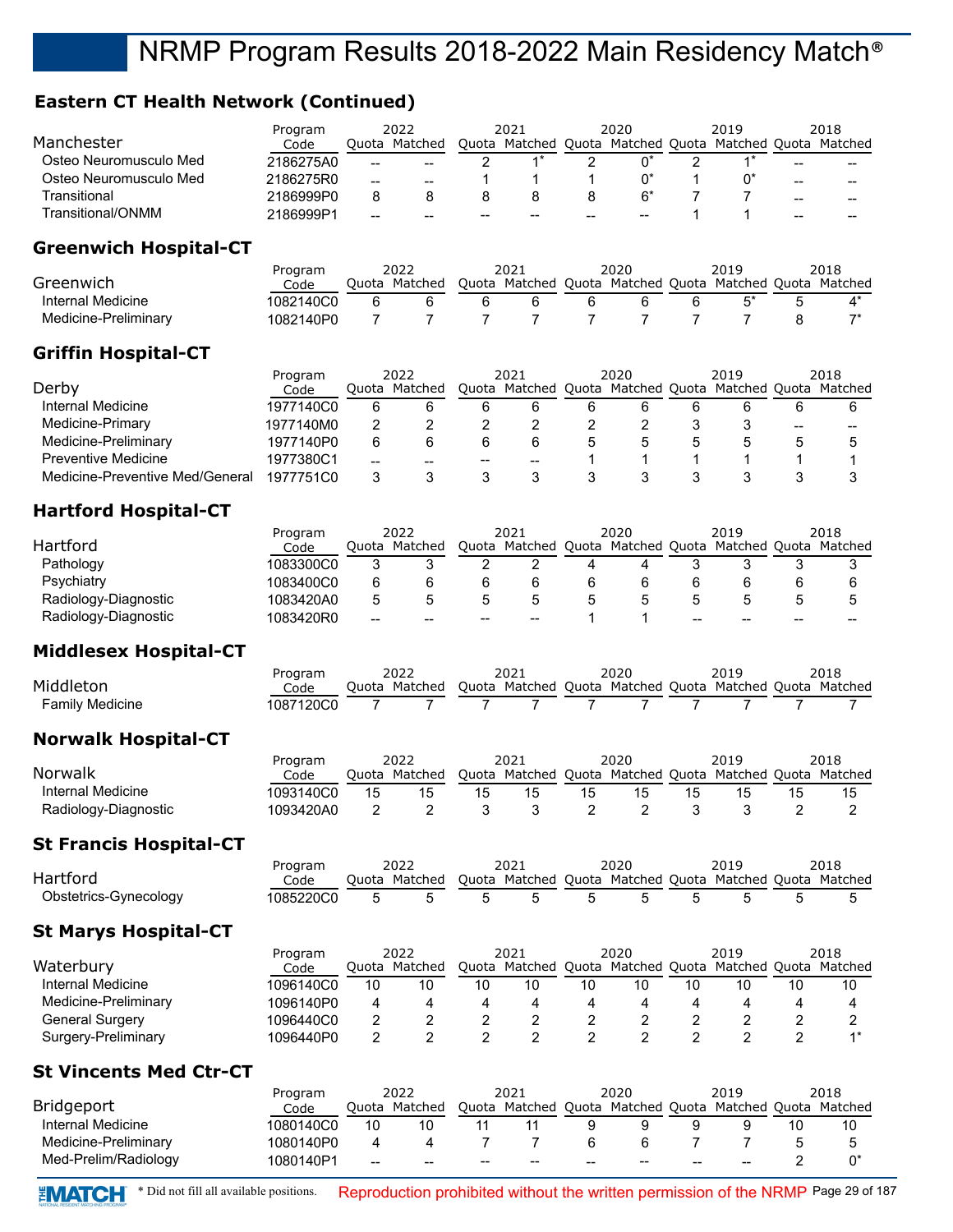## Eastern CT Health Network (Continued)

| Manchester | Program Code | 2022 Quota | 2022 Matched | 2021 Quota | 2021 Matched | 2020 Quota | 2020 Matched | 2019 Quota | 2019 Matched | 2018 Quota | 2018 Matched |
|---|---|---|---|---|---|---|---|---|---|---|---|
| Osteo Neuromusculo Med | 2186275A0 | -- | -- | 2 | 1* | 2 | 0* | 2 | 1* | -- | -- |
| Osteo Neuromusculo Med | 2186275R0 | -- | -- | 1 | 1 | 1 | 0* | 1 | 0* | -- | -- |
| Transitional | 2186999P0 | 8 | 8 | 8 | 8 | 8 | 6* | 7 | 7 | -- | -- |
| Transitional/ONMM | 2186999P1 | -- | -- | -- | -- | -- | -- | 1 | 1 | -- | -- |

## Greenwich Hospital-CT

| Greenwich | Program Code | 2022 Quota | 2022 Matched | 2021 Quota | 2021 Matched | 2020 Quota | 2020 Matched | 2019 Quota | 2019 Matched | 2018 Quota | 2018 Matched |
|---|---|---|---|---|---|---|---|---|---|---|---|
| Internal Medicine | 1082140C0 | 6 | 6 | 6 | 6 | 6 | 6 | 6 | 5* | 5 | 4* |
| Medicine-Preliminary | 1082140P0 | 7 | 7 | 7 | 7 | 7 | 7 | 7 | 7 | 8 | 7* |

## Griffin Hospital-CT

| Derby | Program Code | 2022 Quota | 2022 Matched | 2021 Quota | 2021 Matched | 2020 Quota | 2020 Matched | 2019 Quota | 2019 Matched | 2018 Quota | 2018 Matched |
|---|---|---|---|---|---|---|---|---|---|---|---|
| Internal Medicine | 1977140C0 | 6 | 6 | 6 | 6 | 6 | 6 | 6 | 6 | 6 | 6 |
| Medicine-Primary | 1977140M0 | 2 | 2 | 2 | 2 | 2 | 2 | 3 | 3 | -- | -- |
| Medicine-Preliminary | 1977140P0 | 6 | 6 | 6 | 6 | 5 | 5 | 5 | 5 | 5 | 5 |
| Preventive Medicine | 1977380C1 | -- | -- | -- | -- | 1 | 1 | 1 | 1 | 1 | 1 |
| Medicine-Preventive Med/General | 1977751C0 | 3 | 3 | 3 | 3 | 3 | 3 | 3 | 3 | 3 | 3 |

## Hartford Hospital-CT

| Hartford | Program Code | 2022 Quota | 2022 Matched | 2021 Quota | 2021 Matched | 2020 Quota | 2020 Matched | 2019 Quota | 2019 Matched | 2018 Quota | 2018 Matched |
|---|---|---|---|---|---|---|---|---|---|---|---|
| Pathology | 1083300C0 | 3 | 3 | 2 | 2 | 4 | 4 | 3 | 3 | 3 | 3 |
| Psychiatry | 1083400C0 | 6 | 6 | 6 | 6 | 6 | 6 | 6 | 6 | 6 | 6 |
| Radiology-Diagnostic | 1083420A0 | 5 | 5 | 5 | 5 | 5 | 5 | 5 | 5 | 5 | 5 |
| Radiology-Diagnostic | 1083420R0 | -- | -- | -- | -- | 1 | 1 | -- | -- | -- | -- |

## Middlesex Hospital-CT

| Middleton | Program Code | 2022 Quota | 2022 Matched | 2021 Quota | 2021 Matched | 2020 Quota | 2020 Matched | 2019 Quota | 2019 Matched | 2018 Quota | 2018 Matched |
|---|---|---|---|---|---|---|---|---|---|---|---|
| Family Medicine | 1087120C0 | 7 | 7 | 7 | 7 | 7 | 7 | 7 | 7 | 7 | 7 |

## Norwalk Hospital-CT

| Norwalk | Program Code | 2022 Quota | 2022 Matched | 2021 Quota | 2021 Matched | 2020 Quota | 2020 Matched | 2019 Quota | 2019 Matched | 2018 Quota | 2018 Matched |
|---|---|---|---|---|---|---|---|---|---|---|---|
| Internal Medicine | 1093140C0 | 15 | 15 | 15 | 15 | 15 | 15 | 15 | 15 | 15 | 15 |
| Radiology-Diagnostic | 1093420A0 | 2 | 2 | 3 | 3 | 2 | 2 | 3 | 3 | 2 | 2 |

## St Francis Hospital-CT

| Hartford | Program Code | 2022 Quota | 2022 Matched | 2021 Quota | 2021 Matched | 2020 Quota | 2020 Matched | 2019 Quota | 2019 Matched | 2018 Quota | 2018 Matched |
|---|---|---|---|---|---|---|---|---|---|---|---|
| Obstetrics-Gynecology | 1085220C0 | 5 | 5 | 5 | 5 | 5 | 5 | 5 | 5 | 5 | 5 |

## St Marys Hospital-CT

| Waterbury | Program Code | 2022 Quota | 2022 Matched | 2021 Quota | 2021 Matched | 2020 Quota | 2020 Matched | 2019 Quota | 2019 Matched | 2018 Quota | 2018 Matched |
|---|---|---|---|---|---|---|---|---|---|---|---|
| Internal Medicine | 1096140C0 | 10 | 10 | 10 | 10 | 10 | 10 | 10 | 10 | 10 | 10 |
| Medicine-Preliminary | 1096140P0 | 4 | 4 | 4 | 4 | 4 | 4 | 4 | 4 | 4 | 4 |
| General Surgery | 1096440C0 | 2 | 2 | 2 | 2 | 2 | 2 | 2 | 2 | 2 | 2 |
| Surgery-Preliminary | 1096440P0 | 2 | 2 | 2 | 2 | 2 | 2 | 2 | 2 | 2 | 1* |

## St Vincents Med Ctr-CT

| Bridgeport | Program Code | 2022 Quota | 2022 Matched | 2021 Quota | 2021 Matched | 2020 Quota | 2020 Matched | 2019 Quota | 2019 Matched | 2018 Quota | 2018 Matched |
|---|---|---|---|---|---|---|---|---|---|---|---|
| Internal Medicine | 1080140C0 | 10 | 10 | 11 | 11 | 9 | 9 | 9 | 9 | 10 | 10 |
| Medicine-Preliminary | 1080140P0 | 4 | 4 | 7 | 7 | 6 | 6 | 7 | 7 | 5 | 5 |
| Med-Prelim/Radiology | 1080140P1 | -- | -- | -- | -- | -- | -- | -- | -- | 2 | 0* |

\* Did not fill all available positions.

Reproduction prohibited without the written permission of the NRMP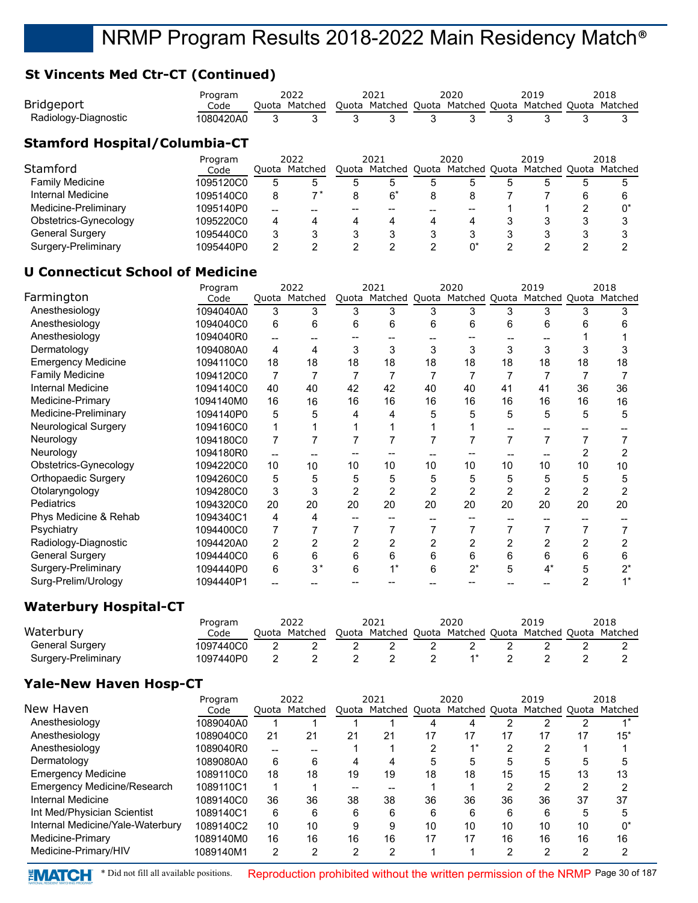## St Vincents Med Ctr-CT (Continued)

| Bridgeport | Program Code | 2022 Quota | 2022 Matched | 2021 Quota | 2021 Matched | 2020 Quota | 2020 Matched | 2019 Quota | 2019 Matched | 2018 Quota | 2018 Matched |
|---|---|---|---|---|---|---|---|---|---|---|---|
| Radiology-Diagnostic | 1080420A0 | 3 | 3 | 3 | 3 | 3 | 3 | 3 | 3 | 3 | 3 |

## Stamford Hospital/Columbia-CT

| Stamford | Program Code | 2022 Quota | 2022 Matched | 2021 Quota | 2021 Matched | 2020 Quota | 2020 Matched | 2019 Quota | 2019 Matched | 2018 Quota | 2018 Matched |
|---|---|---|---|---|---|---|---|---|---|---|---|
| Family Medicine | 1095120C0 | 5 | 5 | 5 | 5 | 5 | 5 | 5 | 5 | 5 | 5 |
| Internal Medicine | 1095140C0 | 8 | 7* | 8 | 6* | 8 | 8 | 7 | 7 | 6 | 6 |
| Medicine-Preliminary | 1095140P0 | -- | -- | -- | -- | -- | -- | 1 | 1 | 2 | 0* |
| Obstetrics-Gynecology | 1095220C0 | 4 | 4 | 4 | 4 | 4 | 4 | 3 | 3 | 3 | 3 |
| General Surgery | 1095440C0 | 3 | 3 | 3 | 3 | 3 | 3 | 3 | 3 | 3 | 3 |
| Surgery-Preliminary | 1095440P0 | 2 | 2 | 2 | 2 | 2 | 0* | 2 | 2 | 2 | 2 |

## U Connecticut School of Medicine

| Farmington | Program Code | 2022 Quota | 2022 Matched | 2021 Quota | 2021 Matched | 2020 Quota | 2020 Matched | 2019 Quota | 2019 Matched | 2018 Quota | 2018 Matched |
|---|---|---|---|---|---|---|---|---|---|---|---|
| Anesthesiology | 1094040A0 | 3 | 3 | 3 | 3 | 3 | 3 | 3 | 3 | 3 | 3 |
| Anesthesiology | 1094040C0 | 6 | 6 | 6 | 6 | 6 | 6 | 6 | 6 | 6 | 6 |
| Anesthesiology | 1094040R0 | -- | -- | -- | -- | -- | -- | -- | -- | 1 | 1 |
| Dermatology | 1094080A0 | 4 | 4 | 3 | 3 | 3 | 3 | 3 | 3 | 3 | 3 |
| Emergency Medicine | 1094110C0 | 18 | 18 | 18 | 18 | 18 | 18 | 18 | 18 | 18 | 18 |
| Family Medicine | 1094120C0 | 7 | 7 | 7 | 7 | 7 | 7 | 7 | 7 | 7 | 7 |
| Internal Medicine | 1094140C0 | 40 | 40 | 42 | 42 | 40 | 40 | 41 | 41 | 36 | 36 |
| Medicine-Primary | 1094140M0 | 16 | 16 | 16 | 16 | 16 | 16 | 16 | 16 | 16 | 16 |
| Medicine-Preliminary | 1094140P0 | 5 | 5 | 4 | 4 | 5 | 5 | 5 | 5 | 5 | 5 |
| Neurological Surgery | 1094160C0 | 1 | 1 | 1 | 1 | 1 | 1 | -- | -- | -- | -- |
| Neurology | 1094180C0 | 7 | 7 | 7 | 7 | 7 | 7 | 7 | 7 | 7 | 7 |
| Neurology | 1094180R0 | -- | -- | -- | -- | -- | -- | -- | -- | 2 | 2 |
| Obstetrics-Gynecology | 1094220C0 | 10 | 10 | 10 | 10 | 10 | 10 | 10 | 10 | 10 | 10 |
| Orthopaedic Surgery | 1094260C0 | 5 | 5 | 5 | 5 | 5 | 5 | 5 | 5 | 5 | 5 |
| Otolaryngology | 1094280C0 | 3 | 3 | 2 | 2 | 2 | 2 | 2 | 2 | 2 | 2 |
| Pediatrics | 1094320C0 | 20 | 20 | 20 | 20 | 20 | 20 | 20 | 20 | 20 | 20 |
| Phys Medicine & Rehab | 1094340C1 | 4 | 4 | -- | -- | -- | -- | -- | -- | -- | -- |
| Psychiatry | 1094400C0 | 7 | 7 | 7 | 7 | 7 | 7 | 7 | 7 | 7 | 7 |
| Radiology-Diagnostic | 1094420A0 | 2 | 2 | 2 | 2 | 2 | 2 | 2 | 2 | 2 | 2 |
| General Surgery | 1094440C0 | 6 | 6 | 6 | 6 | 6 | 6 | 6 | 6 | 6 | 6 |
| Surgery-Preliminary | 1094440P0 | 6 | 3* | 6 | 1* | 6 | 2* | 5 | 4* | 5 | 2* |
| Surg-Prelim/Urology | 1094440P1 | -- | -- | -- | -- | -- | -- | -- | -- | 2 | 1* |

## Waterbury Hospital-CT

| Waterbury | Program Code | 2022 Quota | 2022 Matched | 2021 Quota | 2021 Matched | 2020 Quota | 2020 Matched | 2019 Quota | 2019 Matched | 2018 Quota | 2018 Matched |
|---|---|---|---|---|---|---|---|---|---|---|---|
| General Surgery | 1097440C0 | 2 | 2 | 2 | 2 | 2 | 2 | 2 | 2 | 2 | 2 |
| Surgery-Preliminary | 1097440P0 | 2 | 2 | 2 | 2 | 2 | 1* | 2 | 2 | 2 | 2 |

## Yale-New Haven Hosp-CT

| New Haven | Program Code | 2022 Quota | 2022 Matched | 2021 Quota | 2021 Matched | 2020 Quota | 2020 Matched | 2019 Quota | 2019 Matched | 2018 Quota | 2018 Matched |
|---|---|---|---|---|---|---|---|---|---|---|---|
| Anesthesiology | 1089040A0 | 1 | 1 | 1 | 1 | 4 | 4 | 2 | 2 | 2 | 1* |
| Anesthesiology | 1089040C0 | 21 | 21 | 21 | 21 | 17 | 17 | 17 | 17 | 17 | 15* |
| Anesthesiology | 1089040R0 | -- | -- | 1 | 1 | 2 | 1* | 2 | 2 | 1 | 1 |
| Dermatology | 1089080A0 | 6 | 6 | 4 | 4 | 5 | 5 | 5 | 5 | 5 | 5 |
| Emergency Medicine | 1089110C0 | 18 | 18 | 19 | 19 | 18 | 18 | 15 | 15 | 13 | 13 |
| Emergency Medicine/Research | 1089110C1 | 1 | 1 | -- | -- | 1 | 1 | 2 | 2 | 2 | 2 |
| Internal Medicine | 1089140C0 | 36 | 36 | 38 | 38 | 36 | 36 | 36 | 36 | 37 | 37 |
| Int Med/Physician Scientist | 1089140C1 | 6 | 6 | 6 | 6 | 6 | 6 | 6 | 6 | 5 | 5 |
| Internal Medicine/Yale-Waterbury | 1089140C2 | 10 | 10 | 9 | 9 | 10 | 10 | 10 | 10 | 10 | 0* |
| Medicine-Primary | 1089140M0 | 16 | 16 | 16 | 16 | 17 | 17 | 16 | 16 | 16 | 16 |
| Medicine-Primary/HIV | 1089140M1 | 2 | 2 | 2 | 2 | 1 | 1 | 2 | 2 | 2 | 2 |

\* Did not fill all available positions.

Reproduction prohibited without the written permission of the NRMP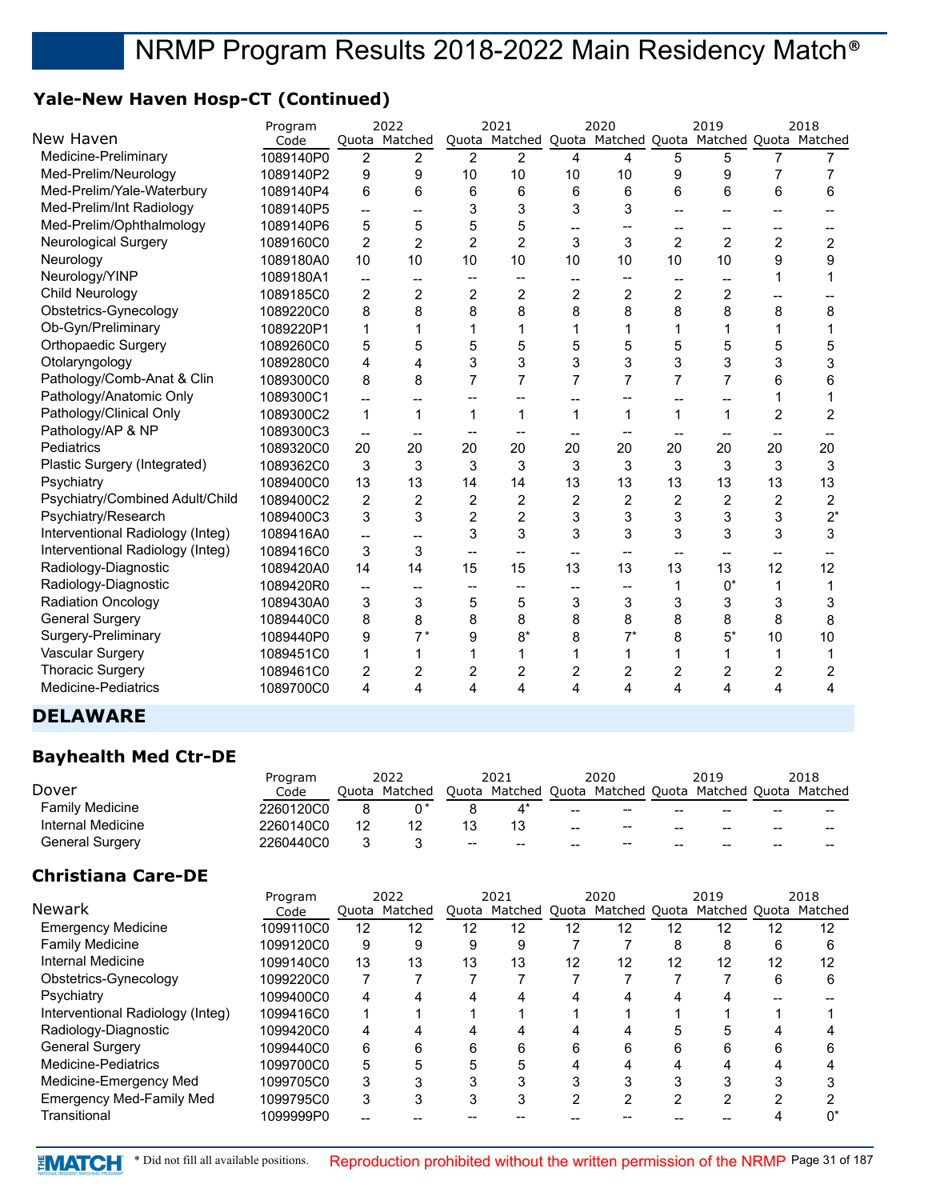# NRMP Program Results 2018-2022 Main Residency Match®

## Yale-New Haven Hosp-CT (Continued)

| New Haven | Program Code | 2022 Quota | 2022 Matched | 2021 Quota | 2021 Matched | 2020 Quota | 2020 Matched | 2019 Quota | 2019 Matched | 2018 Quota | 2018 Matched |
|---|---|---|---|---|---|---|---|---|---|---|---|
| Medicine-Preliminary | 1089140P0 | 2 | 2 | 2 | 2 | 4 | 4 | 5 | 5 | 7 | 7 |
| Med-Prelim/Neurology | 1089140P2 | 9 | 9 | 10 | 10 | 10 | 10 | 9 | 9 | 7 | 7 |
| Med-Prelim/Yale-Waterbury | 1089140P4 | 6 | 6 | 6 | 6 | 6 | 6 | 6 | 6 | 6 | 6 |
| Med-Prelim/Int Radiology | 1089140P5 | -- | -- | 3 | 3 | 3 | 3 | -- | -- | -- | -- |
| Med-Prelim/Ophthalmology | 1089140P6 | 5 | 5 | 5 | 5 | -- | -- | -- | -- | -- | -- |
| Neurological Surgery | 1089160C0 | 2 | 2 | 2 | 2 | 3 | 3 | 2 | 2 | 2 | 2 |
| Neurology | 1089180A0 | 10 | 10 | 10 | 10 | 10 | 10 | 10 | 10 | 9 | 9 |
| Neurology/YINP | 1089180A1 | -- | -- | -- | -- | -- | -- | -- | -- | 1 | 1 |
| Child Neurology | 1089185C0 | 2 | 2 | 2 | 2 | 2 | 2 | 2 | 2 | -- | -- |
| Obstetrics-Gynecology | 1089220C0 | 8 | 8 | 8 | 8 | 8 | 8 | 8 | 8 | 8 | 8 |
| Ob-Gyn/Preliminary | 1089220P1 | 1 | 1 | 1 | 1 | 1 | 1 | 1 | 1 | 1 | 1 |
| Orthopaedic Surgery | 1089260C0 | 5 | 5 | 5 | 5 | 5 | 5 | 5 | 5 | 5 | 5 |
| Otolaryngology | 1089280C0 | 4 | 4 | 3 | 3 | 3 | 3 | 3 | 3 | 3 | 3 |
| Pathology/Comb-Anat & Clin | 1089300C0 | 8 | 8 | 7 | 7 | 7 | 7 | 7 | 7 | 6 | 6 |
| Pathology/Anatomic Only | 1089300C1 | -- | -- | -- | -- | -- | -- | -- | -- | 1 | 1 |
| Pathology/Clinical Only | 1089300C2 | 1 | 1 | 1 | 1 | 1 | 1 | 1 | 1 | 2 | 2 |
| Pathology/AP & NP | 1089300C3 | -- | -- | -- | -- | -- | -- | -- | -- | -- | -- |
| Pediatrics | 1089320C0 | 20 | 20 | 20 | 20 | 20 | 20 | 20 | 20 | 20 | 20 |
| Plastic Surgery (Integrated) | 1089362C0 | 3 | 3 | 3 | 3 | 3 | 3 | 3 | 3 | 3 | 3 |
| Psychiatry | 1089400C0 | 13 | 13 | 14 | 14 | 13 | 13 | 13 | 13 | 13 | 13 |
| Psychiatry/Combined Adult/Child | 1089400C2 | 2 | 2 | 2 | 2 | 2 | 2 | 2 | 2 | 2 | 2 |
| Psychiatry/Research | 1089400C3 | 3 | 3 | 2 | 2 | 3 | 3 | 3 | 3 | 3 | 2* |
| Interventional Radiology (Integ) | 1089416A0 | -- | -- | 3 | 3 | 3 | 3 | 3 | 3 | 3 | 3 |
| Interventional Radiology (Integ) | 1089416C0 | 3 | 3 | -- | -- | -- | -- | -- | -- | -- | -- |
| Radiology-Diagnostic | 1089420A0 | 14 | 14 | 15 | 15 | 13 | 13 | 13 | 13 | 12 | 12 |
| Radiology-Diagnostic | 1089420R0 | -- | -- | -- | -- | -- | -- | 1 | 0* | 1 | 1 |
| Radiation Oncology | 1089430A0 | 3 | 3 | 5 | 5 | 3 | 3 | 3 | 3 | 3 | 3 |
| General Surgery | 1089440C0 | 8 | 8 | 8 | 8 | 8 | 8 | 8 | 8 | 8 | 8 |
| Surgery-Preliminary | 1089440P0 | 9 | 7* | 9 | 8* | 8 | 7* | 8 | 5* | 10 | 10 |
| Vascular Surgery | 1089451C0 | 1 | 1 | 1 | 1 | 1 | 1 | 1 | 1 | 1 | 1 |
| Thoracic Surgery | 1089461C0 | 2 | 2 | 2 | 2 | 2 | 2 | 2 | 2 | 2 | 2 |
| Medicine-Pediatrics | 1089700C0 | 4 | 4 | 4 | 4 | 4 | 4 | 4 | 4 | 4 | 4 |

## DELAWARE

### Bayhealth Med Ctr-DE

| Dover | Program Code | 2022 Quota | 2022 Matched | 2021 Quota | 2021 Matched | 2020 Quota | 2020 Matched | 2019 Quota | 2019 Matched | 2018 Quota | 2018 Matched |
|---|---|---|---|---|---|---|---|---|---|---|---|
| Family Medicine | 2260120C0 | 8 | 0* | 8 | 4* | -- | -- | -- | -- | -- | -- |
| Internal Medicine | 2260140C0 | 12 | 12 | 13 | 13 | -- | -- | -- | -- | -- | -- |
| General Surgery | 2260440C0 | 3 | 3 | -- | -- | -- | -- | -- | -- | -- | -- |

### Christiana Care-DE

| Newark | Program Code | 2022 Quota | 2022 Matched | 2021 Quota | 2021 Matched | 2020 Quota | 2020 Matched | 2019 Quota | 2019 Matched | 2018 Quota | 2018 Matched |
|---|---|---|---|---|---|---|---|---|---|---|---|
| Emergency Medicine | 1099110C0 | 12 | 12 | 12 | 12 | 12 | 12 | 12 | 12 | 12 | 12 |
| Family Medicine | 1099120C0 | 9 | 9 | 9 | 9 | 7 | 7 | 8 | 8 | 6 | 6 |
| Internal Medicine | 1099140C0 | 13 | 13 | 13 | 13 | 12 | 12 | 12 | 12 | 12 | 12 |
| Obstetrics-Gynecology | 1099220C0 | 7 | 7 | 7 | 7 | 7 | 7 | 7 | 7 | 6 | 6 |
| Psychiatry | 1099400C0 | 4 | 4 | 4 | 4 | 4 | 4 | 4 | 4 | -- | -- |
| Interventional Radiology (Integ) | 1099416C0 | 1 | 1 | 1 | 1 | 1 | 1 | 1 | 1 | 1 | 1 |
| Radiology-Diagnostic | 1099420C0 | 4 | 4 | 4 | 4 | 4 | 4 | 5 | 5 | 4 | 4 |
| General Surgery | 1099440C0 | 6 | 6 | 6 | 6 | 6 | 6 | 6 | 6 | 6 | 6 |
| Medicine-Pediatrics | 1099700C0 | 5 | 5 | 5 | 5 | 4 | 4 | 4 | 4 | 4 | 4 |
| Medicine-Emergency Med | 1099705C0 | 3 | 3 | 3 | 3 | 3 | 3 | 3 | 3 | 3 | 3 |
| Emergency Med-Family Med | 1099795C0 | 3 | 3 | 3 | 3 | 2 | 2 | 2 | 2 | 2 | 2 |
| Transitional | 1099999P0 | -- | -- | -- | -- | -- | -- | -- | -- | 4 | 0* |

\* Did not fill all available positions.

Reproduction prohibited without the written permission of the NRMP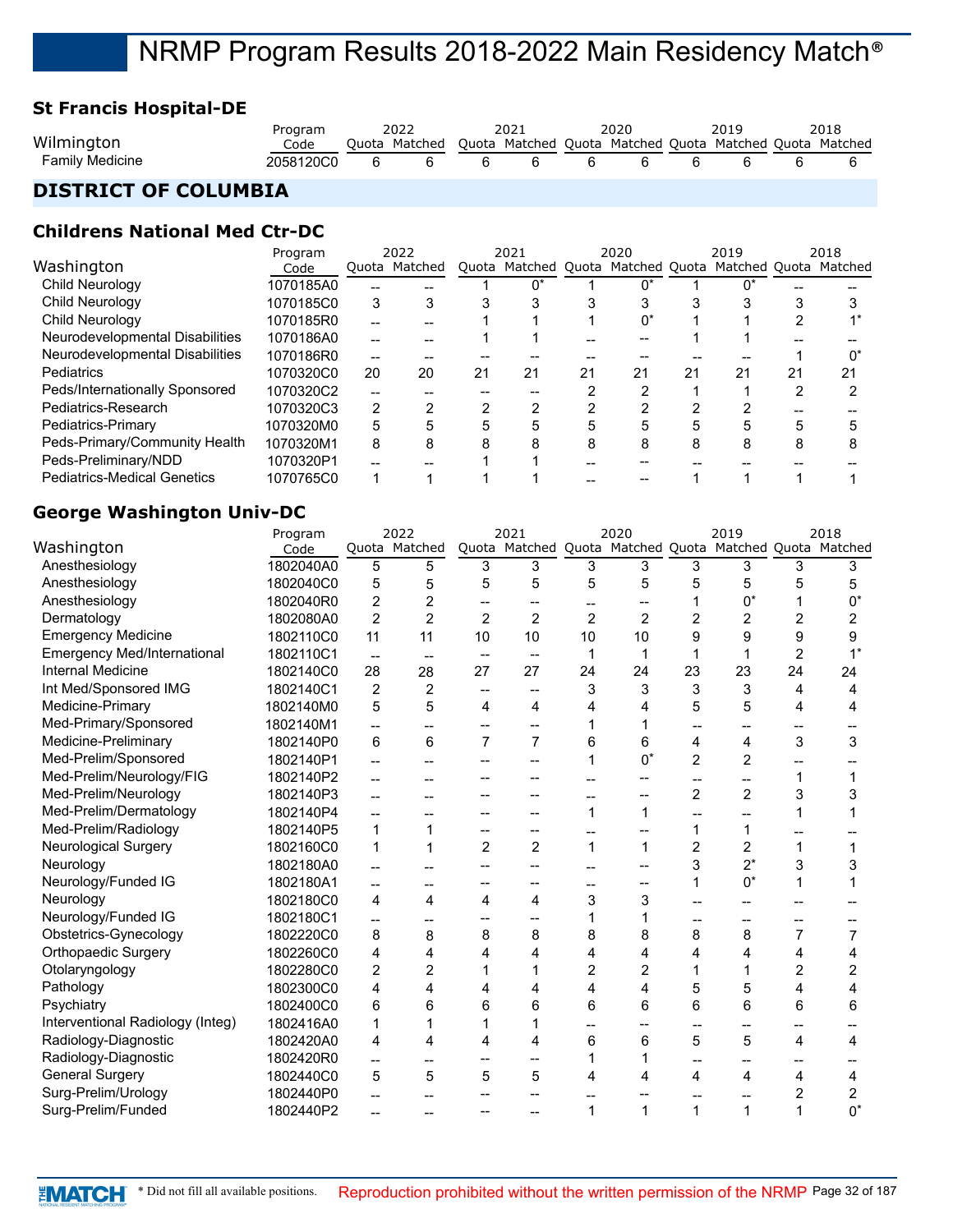## St Francis Hospital-DE

| Wilmington | Program Code | 2022 Quota | 2022 Matched | 2021 Quota | 2021 Matched | 2020 Quota | 2020 Matched | 2019 Quota | 2019 Matched | 2018 Quota | 2018 Matched |
|---|---|---|---|---|---|---|---|---|---|---|---|
| Family Medicine | 2058120C0 | 6 | 6 | 6 | 6 | 6 | 6 | 6 | 6 | 6 | 6 |

# DISTRICT OF COLUMBIA

## Childrens National Med Ctr-DC

| Washington | Program Code | 2022 Quota | 2022 Matched | 2021 Quota | 2021 Matched | 2020 Quota | 2020 Matched | 2019 Quota | 2019 Matched | 2018 Quota | 2018 Matched |
|---|---|---|---|---|---|---|---|---|---|---|---|
| Child Neurology | 1070185A0 | -- | -- | 1 | 0* | 1 | 0* | 1 | 0* | -- | -- |
| Child Neurology | 1070185C0 | 3 | 3 | 3 | 3 | 3 | 3 | 3 | 3 | 3 | 3 |
| Child Neurology | 1070185R0 | -- | -- | 1 | 1 | 1 | 0* | 1 | 1 | 2 | 1* |
| Neurodevelopmental Disabilities | 1070186A0 | -- | -- | 1 | 1 | -- | -- | 1 | 1 | -- | -- |
| Neurodevelopmental Disabilities | 1070186R0 | -- | -- | -- | -- | -- | -- | -- | -- | 1 | 0* |
| Pediatrics | 1070320C0 | 20 | 20 | 21 | 21 | 21 | 21 | 21 | 21 | 21 | 21 |
| Peds/Internationally Sponsored | 1070320C2 | -- | -- | -- | -- | 2 | 2 | 1 | 1 | 2 | 2 |
| Pediatrics-Research | 1070320C3 | 2 | 2 | 2 | 2 | 2 | 2 | 2 | 2 | -- | -- |
| Pediatrics-Primary | 1070320M0 | 5 | 5 | 5 | 5 | 5 | 5 | 5 | 5 | 5 | 5 |
| Peds-Primary/Community Health | 1070320M1 | 8 | 8 | 8 | 8 | 8 | 8 | 8 | 8 | 8 | 8 |
| Peds-Preliminary/NDD | 1070320P1 | -- | -- | 1 | 1 | -- | -- | -- | -- | -- | -- |
| Pediatrics-Medical Genetics | 1070765C0 | 1 | 1 | 1 | 1 | -- | -- | 1 | 1 | 1 | 1 |

## George Washington Univ-DC

| Washington | Program Code | 2022 Quota | 2022 Matched | 2021 Quota | 2021 Matched | 2020 Quota | 2020 Matched | 2019 Quota | 2019 Matched | 2018 Quota | 2018 Matched |
|---|---|---|---|---|---|---|---|---|---|---|---|
| Anesthesiology | 1802040A0 | 5 | 5 | 3 | 3 | 3 | 3 | 3 | 3 | 3 | 3 |
| Anesthesiology | 1802040C0 | 5 | 5 | 5 | 5 | 5 | 5 | 5 | 5 | 5 | 5 |
| Anesthesiology | 1802040R0 | 2 | 2 | -- | -- | -- | -- | 1 | 0* | 1 | 0* |
| Dermatology | 1802080A0 | 2 | 2 | 2 | 2 | 2 | 2 | 2 | 2 | 2 | 2 |
| Emergency Medicine | 1802110C0 | 11 | 11 | 10 | 10 | 10 | 10 | 9 | 9 | 9 | 9 |
| Emergency Med/International | 1802110C1 | -- | -- | -- | -- | 1 | 1 | 1 | 1 | 2 | 1* |
| Internal Medicine | 1802140C0 | 28 | 28 | 27 | 27 | 24 | 24 | 23 | 23 | 24 | 24 |
| Int Med/Sponsored IMG | 1802140C1 | 2 | 2 | -- | -- | 3 | 3 | 3 | 3 | 4 | 4 |
| Medicine-Primary | 1802140M0 | 5 | 5 | 4 | 4 | 4 | 4 | 5 | 5 | 4 | 4 |
| Med-Primary/Sponsored | 1802140M1 | -- | -- | -- | -- | 1 | 1 | -- | -- | -- | -- |
| Medicine-Preliminary | 1802140P0 | 6 | 6 | 7 | 7 | 6 | 6 | 4 | 4 | 3 | 3 |
| Med-Prelim/Sponsored | 1802140P1 | -- | -- | -- | -- | 1 | 0* | 2 | 2 | -- | -- |
| Med-Prelim/Neurology/FIG | 1802140P2 | -- | -- | -- | -- | -- | -- | -- | -- | 1 | 1 |
| Med-Prelim/Neurology | 1802140P3 | -- | -- | -- | -- | -- | -- | 2 | 2 | 3 | 3 |
| Med-Prelim/Dermatology | 1802140P4 | -- | -- | -- | -- | 1 | 1 | -- | -- | 1 | 1 |
| Med-Prelim/Radiology | 1802140P5 | 1 | 1 | -- | -- | -- | -- | 1 | 1 | -- | -- |
| Neurological Surgery | 1802160C0 | 1 | 1 | 2 | 2 | 1 | 1 | 2 | 2 | 1 | 1 |
| Neurology | 1802180A0 | -- | -- | -- | -- | -- | -- | 3 | 2* | 3 | 3 |
| Neurology/Funded IG | 1802180A1 | -- | -- | -- | -- | -- | -- | 1 | 0* | 1 | 1 |
| Neurology | 1802180C0 | 4 | 4 | 4 | 4 | 3 | 3 | -- | -- | -- | -- |
| Neurology/Funded IG | 1802180C1 | -- | -- | -- | -- | 1 | 1 | -- | -- | -- | -- |
| Obstetrics-Gynecology | 1802220C0 | 8 | 8 | 8 | 8 | 8 | 8 | 8 | 8 | 7 | 7 |
| Orthopaedic Surgery | 1802260C0 | 4 | 4 | 4 | 4 | 4 | 4 | 4 | 4 | 4 | 4 |
| Otolaryngology | 1802280C0 | 2 | 2 | 1 | 1 | 2 | 2 | 1 | 1 | 2 | 2 |
| Pathology | 1802300C0 | 4 | 4 | 4 | 4 | 4 | 4 | 5 | 5 | 4 | 4 |
| Psychiatry | 1802400C0 | 6 | 6 | 6 | 6 | 6 | 6 | 6 | 6 | 6 | 6 |
| Interventional Radiology (Integ) | 1802416A0 | 1 | 1 | 1 | 1 | -- | -- | -- | -- | -- | -- |
| Radiology-Diagnostic | 1802420A0 | 4 | 4 | 4 | 4 | 6 | 6 | 5 | 5 | 4 | 4 |
| Radiology-Diagnostic | 1802420R0 | -- | -- | -- | -- | 1 | 1 | -- | -- | -- | -- |
| General Surgery | 1802440C0 | 5 | 5 | 5 | 5 | 4 | 4 | 4 | 4 | 4 | 4 |
| Surg-Prelim/Urology | 1802440P0 | -- | -- | -- | -- | -- | -- | -- | -- | 2 | 2 |
| Surg-Prelim/Funded | 1802440P2 | -- | -- | -- | -- | 1 | 1 | 1 | 1 | 1 | 0* |

\* Did not fill all available positions.

Reproduction prohibited without the written permission of the NRMP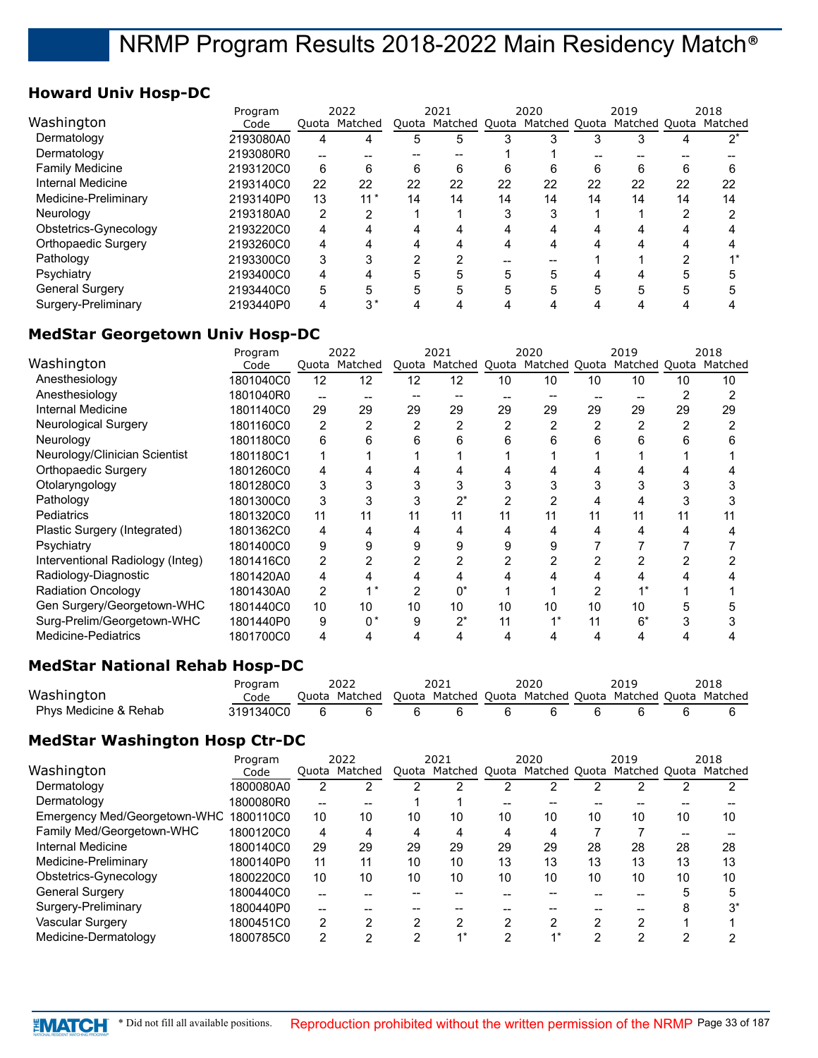## Howard Univ Hosp-DC

| Washington | Program Code | 2022 Quota | 2022 Matched | 2021 Quota | 2021 Matched | 2020 Quota | 2020 Matched | 2019 Quota | 2019 Matched | 2018 Quota | 2018 Matched |
|---|---|---|---|---|---|---|---|---|---|---|---|
| Dermatology | 2193080A0 | 4 | 4 | 5 | 5 | 3 | 3 | 3 | 3 | 4 | 2* |
| Dermatology | 2193080R0 | -- | -- | -- | -- | 1 | 1 | -- | -- | -- | -- |
| Family Medicine | 2193120C0 | 6 | 6 | 6 | 6 | 6 | 6 | 6 | 6 | 6 | 6 |
| Internal Medicine | 2193140C0 | 22 | 22 | 22 | 22 | 22 | 22 | 22 | 22 | 22 | 22 |
| Medicine-Preliminary | 2193140P0 | 13 | 11* | 14 | 14 | 14 | 14 | 14 | 14 | 14 | 14 |
| Neurology | 2193180A0 | 2 | 2 | 1 | 1 | 3 | 3 | 1 | 1 | 2 | 2 |
| Obstetrics-Gynecology | 2193220C0 | 4 | 4 | 4 | 4 | 4 | 4 | 4 | 4 | 4 | 4 |
| Orthopaedic Surgery | 2193260C0 | 4 | 4 | 4 | 4 | 4 | 4 | 4 | 4 | 4 | 4 |
| Pathology | 2193300C0 | 3 | 3 | 2 | 2 | -- | -- | 1 | 1 | 2 | 1* |
| Psychiatry | 2193400C0 | 4 | 4 | 5 | 5 | 5 | 5 | 4 | 4 | 5 | 5 |
| General Surgery | 2193440C0 | 5 | 5 | 5 | 5 | 5 | 5 | 5 | 5 | 5 | 5 |
| Surgery-Preliminary | 2193440P0 | 4 | 3* | 4 | 4 | 4 | 4 | 4 | 4 | 4 | 4 |

## MedStar Georgetown Univ Hosp-DC

| Washington | Program Code | 2022 Quota | 2022 Matched | 2021 Quota | 2021 Matched | 2020 Quota | 2020 Matched | 2019 Quota | 2019 Matched | 2018 Quota | 2018 Matched |
|---|---|---|---|---|---|---|---|---|---|---|---|
| Anesthesiology | 1801040C0 | 12 | 12 | 12 | 12 | 10 | 10 | 10 | 10 | 10 | 10 |
| Anesthesiology | 1801040R0 | -- | -- | -- | -- | -- | -- | -- | -- | 2 | 2 |
| Internal Medicine | 1801140C0 | 29 | 29 | 29 | 29 | 29 | 29 | 29 | 29 | 29 | 29 |
| Neurological Surgery | 1801160C0 | 2 | 2 | 2 | 2 | 2 | 2 | 2 | 2 | 2 | 2 |
| Neurology | 1801180C0 | 6 | 6 | 6 | 6 | 6 | 6 | 6 | 6 | 6 | 6 |
| Neurology/Clinician Scientist | 1801180C1 | 1 | 1 | 1 | 1 | 1 | 1 | 1 | 1 | 1 | 1 |
| Orthopaedic Surgery | 1801260C0 | 4 | 4 | 4 | 4 | 4 | 4 | 4 | 4 | 4 | 4 |
| Otolaryngology | 1801280C0 | 3 | 3 | 3 | 3 | 3 | 3 | 3 | 3 | 3 | 3 |
| Pathology | 1801300C0 | 3 | 3 | 3 | 2* | 2 | 2 | 4 | 4 | 3 | 3 |
| Pediatrics | 1801320C0 | 11 | 11 | 11 | 11 | 11 | 11 | 11 | 11 | 11 | 11 |
| Plastic Surgery (Integrated) | 1801362C0 | 4 | 4 | 4 | 4 | 4 | 4 | 4 | 4 | 4 | 4 |
| Psychiatry | 1801400C0 | 9 | 9 | 9 | 9 | 9 | 9 | 7 | 7 | 7 | 7 |
| Interventional Radiology (Integ) | 1801416C0 | 2 | 2 | 2 | 2 | 2 | 2 | 2 | 2 | 2 | 2 |
| Radiology-Diagnostic | 1801420A0 | 4 | 4 | 4 | 4 | 4 | 4 | 4 | 4 | 4 | 4 |
| Radiation Oncology | 1801430A0 | 2 | 1* | 2 | 0* | 1 | 1 | 2 | 1* | 1 | 1 |
| Gen Surgery/Georgetown-WHC | 1801440C0 | 10 | 10 | 10 | 10 | 10 | 10 | 10 | 10 | 5 | 5 |
| Surg-Prelim/Georgetown-WHC | 1801440P0 | 9 | 0* | 9 | 2* | 11 | 1* | 11 | 6* | 3 | 3 |
| Medicine-Pediatrics | 1801700C0 | 4 | 4 | 4 | 4 | 4 | 4 | 4 | 4 | 4 | 4 |

## MedStar National Rehab Hosp-DC

| Washington | Program Code | 2022 Quota | 2022 Matched | 2021 Quota | 2021 Matched | 2020 Quota | 2020 Matched | 2019 Quota | 2019 Matched | 2018 Quota | 2018 Matched |
|---|---|---|---|---|---|---|---|---|---|---|---|
| Phys Medicine & Rehab | 3191340C0 | 6 | 6 | 6 | 6 | 6 | 6 | 6 | 6 | 6 | 6 |

## MedStar Washington Hosp Ctr-DC

| Washington | Program Code | 2022 Quota | 2022 Matched | 2021 Quota | 2021 Matched | 2020 Quota | 2020 Matched | 2019 Quota | 2019 Matched | 2018 Quota | 2018 Matched |
|---|---|---|---|---|---|---|---|---|---|---|---|
| Dermatology | 1800080A0 | 2 | 2 | 2 | 2 | 2 | 2 | 2 | 2 | 2 | 2 |
| Dermatology | 1800080R0 | -- | -- | 1 | 1 | -- | -- | -- | -- | -- | -- |
| Emergency Med/Georgetown-WHC | 1800110C0 | 10 | 10 | 10 | 10 | 10 | 10 | 10 | 10 | 10 | 10 |
| Family Med/Georgetown-WHC | 1800120C0 | 4 | 4 | 4 | 4 | 4 | 4 | 7 | 7 | -- | -- |
| Internal Medicine | 1800140C0 | 29 | 29 | 29 | 29 | 29 | 29 | 28 | 28 | 28 | 28 |
| Medicine-Preliminary | 1800140P0 | 11 | 11 | 10 | 10 | 13 | 13 | 13 | 13 | 13 | 13 |
| Obstetrics-Gynecology | 1800220C0 | 10 | 10 | 10 | 10 | 10 | 10 | 10 | 10 | 10 | 10 |
| General Surgery | 1800440C0 | -- | -- | -- | -- | -- | -- | -- | -- | 5 | 5 |
| Surgery-Preliminary | 1800440P0 | -- | -- | -- | -- | -- | -- | -- | -- | 8 | 3* |
| Vascular Surgery | 1800451C0 | 2 | 2 | 2 | 2 | 2 | 2 | 2 | 2 | 1 | 1 |
| Medicine-Dermatology | 1800785C0 | 2 | 2 | 2 | 1* | 2 | 1* | 2 | 2 | 2 | 2 |

\* Did not fill all available positions.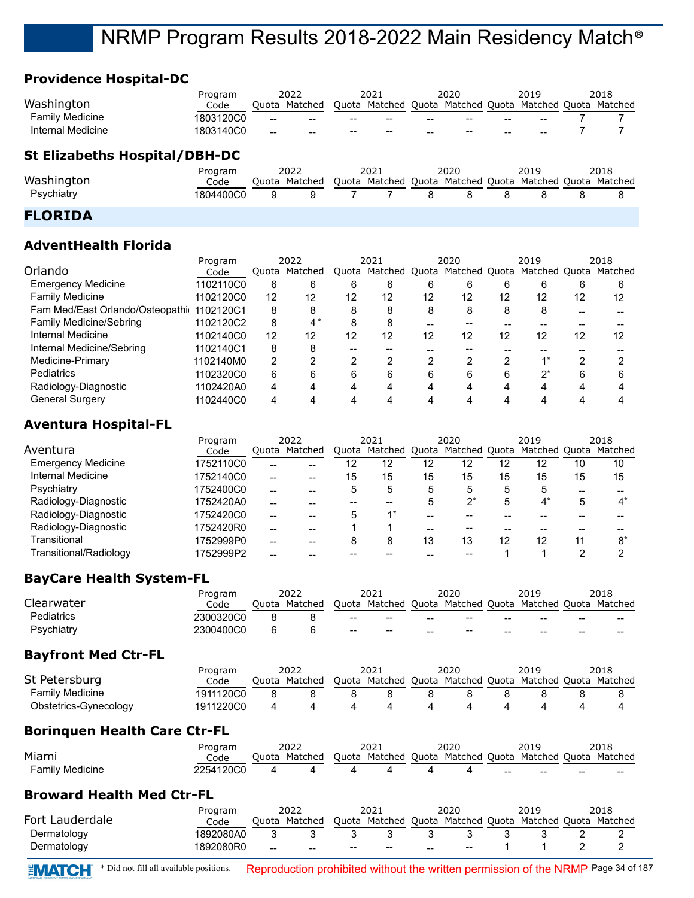### Providence Hospital-DC

| Washington | Program Code | 2022 Quota | 2022 Matched | 2021 Quota | 2021 Matched | 2020 Quota | 2020 Matched | 2019 Quota | 2019 Matched | 2018 Quota | 2018 Matched |
|---|---|---|---|---|---|---|---|---|---|---|---|
| Family Medicine | 1803120C0 | -- | -- | -- | -- | -- | -- | -- | -- | 7 | 7 |
| Internal Medicine | 1803140C0 | -- | -- | -- | -- | -- | -- | -- | -- | 7 | 7 |

### St Elizabeths Hospital/DBH-DC

| Washington | Program Code | 2022 Quota | 2022 Matched | 2021 Quota | 2021 Matched | 2020 Quota | 2020 Matched | 2019 Quota | 2019 Matched | 2018 Quota | 2018 Matched |
|---|---|---|---|---|---|---|---|---|---|---|---|
| Psychiatry | 1804400C0 | 9 | 9 | 7 | 7 | 8 | 8 | 8 | 8 | 8 | 8 |

## FLORIDA

### AdventHealth Florida

| Orlando | Program Code | 2022 Quota | 2022 Matched | 2021 Quota | 2021 Matched | 2020 Quota | 2020 Matched | 2019 Quota | 2019 Matched | 2018 Quota | 2018 Matched |
|---|---|---|---|---|---|---|---|---|---|---|---|
| Emergency Medicine | 1102110C0 | 6 | 6 | 6 | 6 | 6 | 6 | 6 | 6 | 6 | 6 |
| Family Medicine | 1102120C0 | 12 | 12 | 12 | 12 | 12 | 12 | 12 | 12 | 12 | 12 |
| Fam Med/East Orlando/Osteopathi | 1102120C1 | 8 | 8 | 8 | 8 | 8 | 8 | 8 | 8 | -- | -- |
| Family Medicine/Sebring | 1102120C2 | 8 | 4* | 8 | 8 | -- | -- | -- | -- | -- | -- |
| Internal Medicine | 1102140C0 | 12 | 12 | 12 | 12 | 12 | 12 | 12 | 12 | 12 | 12 |
| Internal Medicine/Sebring | 1102140C1 | 8 | 8 | -- | -- | -- | -- | -- | -- | -- | -- |
| Medicine-Primary | 1102140M0 | 2 | 2 | 2 | 2 | 2 | 2 | 2 | 1* | 2 | 2 |
| Pediatrics | 1102320C0 | 6 | 6 | 6 | 6 | 6 | 6 | 6 | 2* | 6 | 6 |
| Radiology-Diagnostic | 1102420A0 | 4 | 4 | 4 | 4 | 4 | 4 | 4 | 4 | 4 | 4 |
| General Surgery | 1102440C0 | 4 | 4 | 4 | 4 | 4 | 4 | 4 | 4 | 4 | 4 |

### Aventura Hospital-FL

| Aventura | Program Code | 2022 Quota | 2022 Matched | 2021 Quota | 2021 Matched | 2020 Quota | 2020 Matched | 2019 Quota | 2019 Matched | 2018 Quota | 2018 Matched |
|---|---|---|---|---|---|---|---|---|---|---|---|
| Emergency Medicine | 1752110C0 | -- | -- | 12 | 12 | 12 | 12 | 12 | 12 | 10 | 10 |
| Internal Medicine | 1752140C0 | -- | -- | 15 | 15 | 15 | 15 | 15 | 15 | 15 | 15 |
| Psychiatry | 1752400C0 | -- | -- | 5 | 5 | 5 | 5 | 5 | 5 | -- | -- |
| Radiology-Diagnostic | 1752420A0 | -- | -- | -- | -- | 5 | 2* | 5 | 4* | 5 | 4* |
| Radiology-Diagnostic | 1752420C0 | -- | -- | 5 | 1* | -- | -- | -- | -- | -- | -- |
| Radiology-Diagnostic | 1752420R0 | -- | -- | 1 | 1 | -- | -- | -- | -- | -- | -- |
| Transitional | 1752999P0 | -- | -- | 8 | 8 | 13 | 13 | 12 | 12 | 11 | 8* |
| Transitional/Radiology | 1752999P2 | -- | -- | -- | -- | -- | -- | 1 | 1 | 2 | 2 |

### BayCare Health System-FL

| Clearwater | Program Code | 2022 Quota | 2022 Matched | 2021 Quota | 2021 Matched | 2020 Quota | 2020 Matched | 2019 Quota | 2019 Matched | 2018 Quota | 2018 Matched |
|---|---|---|---|---|---|---|---|---|---|---|---|
| Pediatrics | 2300320C0 | 8 | 8 | -- | -- | -- | -- | -- | -- | -- | -- |
| Psychiatry | 2300400C0 | 6 | 6 | -- | -- | -- | -- | -- | -- | -- | -- |

### Bayfront Med Ctr-FL

| St Petersburg | Program Code | 2022 Quota | 2022 Matched | 2021 Quota | 2021 Matched | 2020 Quota | 2020 Matched | 2019 Quota | 2019 Matched | 2018 Quota | 2018 Matched |
|---|---|---|---|---|---|---|---|---|---|---|---|
| Family Medicine | 1911120C0 | 8 | 8 | 8 | 8 | 8 | 8 | 8 | 8 | 8 | 8 |
| Obstetrics-Gynecology | 1911220C0 | 4 | 4 | 4 | 4 | 4 | 4 | 4 | 4 | 4 | 4 |

### Borinquen Health Care Ctr-FL

| Miami | Program Code | 2022 Quota | 2022 Matched | 2021 Quota | 2021 Matched | 2020 Quota | 2020 Matched | 2019 Quota | 2019 Matched | 2018 Quota | 2018 Matched |
|---|---|---|---|---|---|---|---|---|---|---|---|
| Family Medicine | 2254120C0 | 4 | 4 | 4 | 4 | 4 | 4 | -- | -- | -- | -- |

### Broward Health Med Ctr-FL

| Fort Lauderdale | Program Code | 2022 Quota | 2022 Matched | 2021 Quota | 2021 Matched | 2020 Quota | 2020 Matched | 2019 Quota | 2019 Matched | 2018 Quota | 2018 Matched |
|---|---|---|---|---|---|---|---|---|---|---|---|
| Dermatology | 1892080A0 | 3 | 3 | 3 | 3 | 3 | 3 | 3 | 3 | 2 | 2 |
| Dermatology | 1892080R0 | -- | -- | -- | -- | -- | -- | 1 | 1 | 2 | 2 |

\* Did not fill all available positions.

Reproduction prohibited without the written permission of the NRMP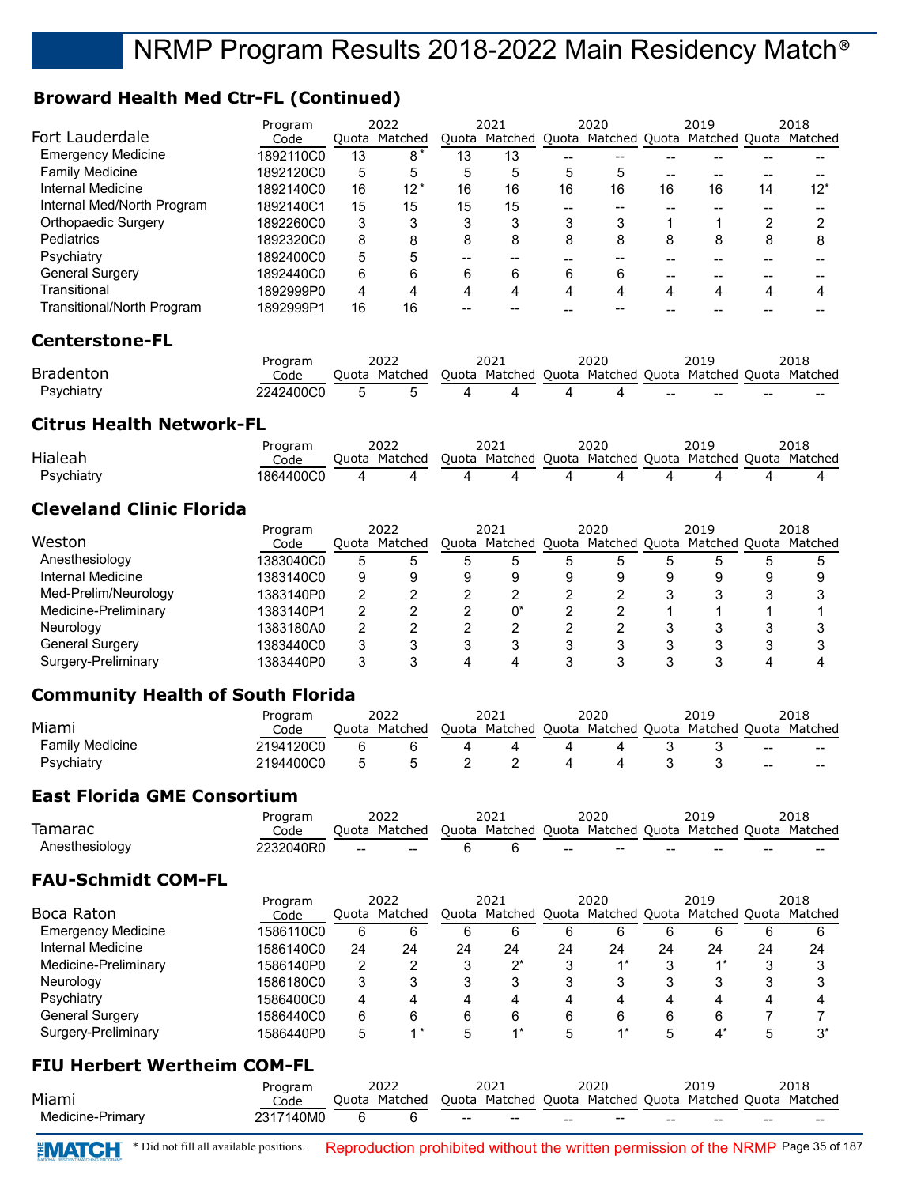## Broward Health Med Ctr-FL (Continued)

| Fort Lauderdale | Program Code | 2022 Quota | 2022 Matched | 2021 Quota | 2021 Matched | 2020 Quota | 2020 Matched | 2019 Quota | 2019 Matched | 2018 Quota | 2018 Matched |
|---|---|---|---|---|---|---|---|---|---|---|---|
| Emergency Medicine | 1892110C0 | 13 | 8* | 13 | 13 | -- | -- | -- | -- | -- | -- |
| Family Medicine | 1892120C0 | 5 | 5 | 5 | 5 | 5 | 5 | -- | -- | -- | -- |
| Internal Medicine | 1892140C0 | 16 | 12* | 16 | 16 | 16 | 16 | 16 | 16 | 14 | 12* |
| Internal Med/North Program | 1892140C1 | 15 | 15 | 15 | 15 | -- | -- | -- | -- | -- | -- |
| Orthopaedic Surgery | 1892260C0 | 3 | 3 | 3 | 3 | 3 | 3 | 1 | 1 | 2 | 2 |
| Pediatrics | 1892320C0 | 8 | 8 | 8 | 8 | 8 | 8 | 8 | 8 | 8 | 8 |
| Psychiatry | 1892400C0 | 5 | 5 | -- | -- | -- | -- | -- | -- | -- | -- |
| General Surgery | 1892440C0 | 6 | 6 | 6 | 6 | 6 | 6 | -- | -- | -- | -- |
| Transitional | 1892999P0 | 4 | 4 | 4 | 4 | 4 | 4 | 4 | 4 | 4 | 4 |
| Transitional/North Program | 1892999P1 | 16 | 16 | -- | -- | -- | -- | -- | -- | -- | -- |

## Centerstone-FL

| Bradenton | Program Code | 2022 Quota | 2022 Matched | 2021 Quota | 2021 Matched | 2020 Quota | 2020 Matched | 2019 Quota | 2019 Matched | 2018 Quota | 2018 Matched |
|---|---|---|---|---|---|---|---|---|---|---|---|
| Psychiatry | 2242400C0 | 5 | 5 | 4 | 4 | 4 | 4 | -- | -- | -- | -- |

## Citrus Health Network-FL

| Hialeah | Program Code | 2022 Quota | 2022 Matched | 2021 Quota | 2021 Matched | 2020 Quota | 2020 Matched | 2019 Quota | 2019 Matched | 2018 Quota | 2018 Matched |
|---|---|---|---|---|---|---|---|---|---|---|---|
| Psychiatry | 1864400C0 | 4 | 4 | 4 | 4 | 4 | 4 | 4 | 4 | 4 | 4 |

## Cleveland Clinic Florida

| Weston | Program Code | 2022 Quota | 2022 Matched | 2021 Quota | 2021 Matched | 2020 Quota | 2020 Matched | 2019 Quota | 2019 Matched | 2018 Quota | 2018 Matched |
|---|---|---|---|---|---|---|---|---|---|---|---|
| Anesthesiology | 1383040C0 | 5 | 5 | 5 | 5 | 5 | 5 | 5 | 5 | 5 | 5 |
| Internal Medicine | 1383140C0 | 9 | 9 | 9 | 9 | 9 | 9 | 9 | 9 | 9 | 9 |
| Med-Prelim/Neurology | 1383140P0 | 2 | 2 | 2 | 2 | 2 | 2 | 3 | 3 | 3 | 3 |
| Medicine-Preliminary | 1383140P1 | 2 | 2 | 2 | 0* | 2 | 2 | 1 | 1 | 1 | 1 |
| Neurology | 1383180A0 | 2 | 2 | 2 | 2 | 2 | 2 | 3 | 3 | 3 | 3 |
| General Surgery | 1383440C0 | 3 | 3 | 3 | 3 | 3 | 3 | 3 | 3 | 3 | 3 |
| Surgery-Preliminary | 1383440P0 | 3 | 3 | 4 | 4 | 3 | 3 | 3 | 3 | 4 | 4 |

## Community Health of South Florida

| Miami | Program Code | 2022 Quota | 2022 Matched | 2021 Quota | 2021 Matched | 2020 Quota | 2020 Matched | 2019 Quota | 2019 Matched | 2018 Quota | 2018 Matched |
|---|---|---|---|---|---|---|---|---|---|---|---|
| Family Medicine | 2194120C0 | 6 | 6 | 4 | 4 | 4 | 4 | 3 | 3 | -- | -- |
| Psychiatry | 2194400C0 | 5 | 5 | 2 | 2 | 4 | 4 | 3 | 3 | -- | -- |

## East Florida GME Consortium

| Tamarac | Program Code | 2022 Quota | 2022 Matched | 2021 Quota | 2021 Matched | 2020 Quota | 2020 Matched | 2019 Quota | 2019 Matched | 2018 Quota | 2018 Matched |
|---|---|---|---|---|---|---|---|---|---|---|---|
| Anesthesiology | 2232040R0 | -- | -- | 6 | 6 | -- | -- | -- | -- | -- | -- |

## FAU-Schmidt COM-FL

| Boca Raton | Program Code | 2022 Quota | 2022 Matched | 2021 Quota | 2021 Matched | 2020 Quota | 2020 Matched | 2019 Quota | 2019 Matched | 2018 Quota | 2018 Matched |
|---|---|---|---|---|---|---|---|---|---|---|---|
| Emergency Medicine | 1586110C0 | 6 | 6 | 6 | 6 | 6 | 6 | 6 | 6 | 6 | 6 |
| Internal Medicine | 1586140C0 | 24 | 24 | 24 | 24 | 24 | 24 | 24 | 24 | 24 | 24 |
| Medicine-Preliminary | 1586140P0 | 2 | 2 | 3 | 2* | 3 | 1* | 3 | 1* | 3 | 3 |
| Neurology | 1586180C0 | 3 | 3 | 3 | 3 | 3 | 3 | 3 | 3 | 3 | 3 |
| Psychiatry | 1586400C0 | 4 | 4 | 4 | 4 | 4 | 4 | 4 | 4 | 4 | 4 |
| General Surgery | 1586440C0 | 6 | 6 | 6 | 6 | 6 | 6 | 6 | 6 | 7 | 7 |
| Surgery-Preliminary | 1586440P0 | 5 | 1* | 5 | 1* | 5 | 1* | 5 | 4* | 5 | 3* |

## FIU Herbert Wertheim COM-FL

| Miami | Program Code | 2022 Quota | 2022 Matched | 2021 Quota | 2021 Matched | 2020 Quota | 2020 Matched | 2019 Quota | 2019 Matched | 2018 Quota | 2018 Matched |
|---|---|---|---|---|---|---|---|---|---|---|---|
| Medicine-Primary | 2317140M0 | 6 | 6 | -- | -- | -- | -- | -- | -- | -- | -- |

* Did not fill all available positions.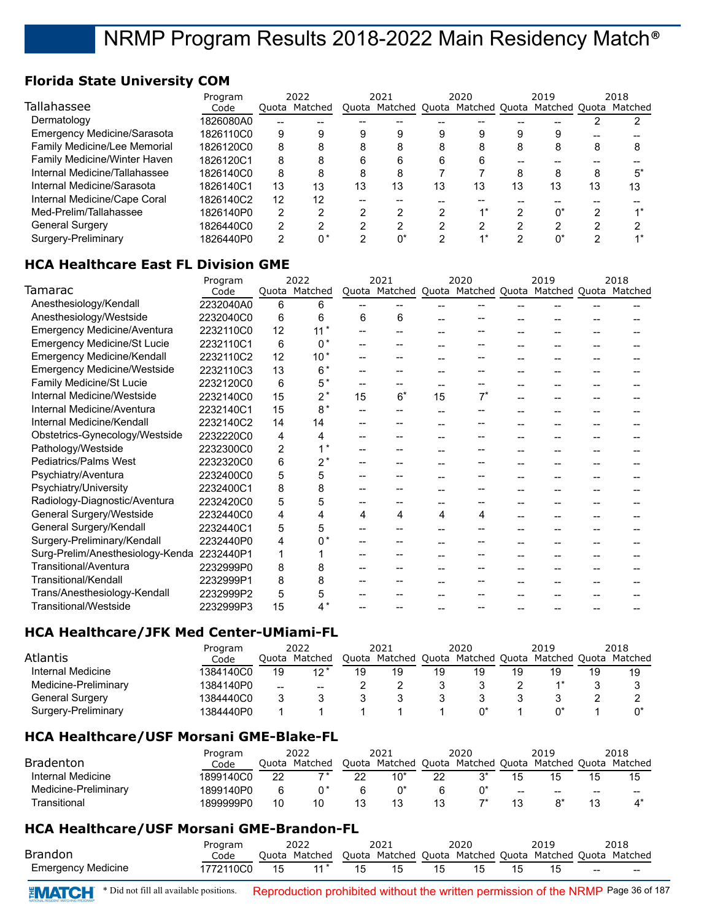## Florida State University COM

| Tallahassee | Program Code | 2022 Quota | 2022 Matched | 2021 Quota | 2021 Matched | 2020 Quota | 2020 Matched | 2019 Quota | 2019 Matched | 2018 Quota | 2018 Matched |
|---|---|---|---|---|---|---|---|---|---|---|---|
| Dermatology | 1826080A0 | -- | -- | -- | -- | -- | -- | -- | -- | 2 | 2 |
| Emergency Medicine/Sarasota | 1826110C0 | 9 | 9 | 9 | 9 | 9 | 9 | 9 | 9 | -- | -- |
| Family Medicine/Lee Memorial | 1826120C0 | 8 | 8 | 8 | 8 | 8 | 8 | 8 | 8 | 8 | 8 |
| Family Medicine/Winter Haven | 1826120C1 | 8 | 8 | 6 | 6 | 6 | 6 | -- | -- | -- | -- |
| Internal Medicine/Tallahassee | 1826140C0 | 8 | 8 | 8 | 8 | 7 | 7 | 8 | 8 | 8 | 5* |
| Internal Medicine/Sarasota | 1826140C1 | 13 | 13 | 13 | 13 | 13 | 13 | 13 | 13 | 13 | 13 |
| Internal Medicine/Cape Coral | 1826140C2 | 12 | 12 | -- | -- | -- | -- | -- | -- | -- | -- |
| Med-Prelim/Tallahassee | 1826140P0 | 2 | 2 | 2 | 2 | 2 | 1* | 2 | 0* | 2 | 1* |
| General Surgery | 1826440C0 | 2 | 2 | 2 | 2 | 2 | 2 | 2 | 2 | 2 | 2 |
| Surgery-Preliminary | 1826440P0 | 2 | 0* | 2 | 0* | 2 | 1* | 2 | 0* | 2 | 1* |

## HCA Healthcare East FL Division GME

| Tamarac | Program Code | 2022 Quota | 2022 Matched | 2021 Quota | 2021 Matched | 2020 Quota | 2020 Matched | 2019 Quota | 2019 Matched | 2018 Quota | 2018 Matched |
|---|---|---|---|---|---|---|---|---|---|---|---|
| Anesthesiology/Kendall | 2232040A0 | 6 | 6 | -- | -- | -- | -- | -- | -- | -- | -- |
| Anesthesiology/Westside | 2232040C0 | 6 | 6 | 6 | 6 | -- | -- | -- | -- | -- | -- |
| Emergency Medicine/Aventura | 2232110C0 | 12 | 11* | -- | -- | -- | -- | -- | -- | -- | -- |
| Emergency Medicine/St Lucie | 2232110C1 | 6 | 0* | -- | -- | -- | -- | -- | -- | -- | -- |
| Emergency Medicine/Kendall | 2232110C2 | 12 | 10* | -- | -- | -- | -- | -- | -- | -- | -- |
| Emergency Medicine/Westside | 2232110C3 | 13 | 6* | -- | -- | -- | -- | -- | -- | -- | -- |
| Family Medicine/St Lucie | 2232120C0 | 6 | 5* | -- | -- | -- | -- | -- | -- | -- | -- |
| Internal Medicine/Westside | 2232140C0 | 15 | 2* | 15 | 6* | 15 | 7* | -- | -- | -- | -- |
| Internal Medicine/Aventura | 2232140C1 | 15 | 8* | -- | -- | -- | -- | -- | -- | -- | -- |
| Internal Medicine/Kendall | 2232140C2 | 14 | 14 | -- | -- | -- | -- | -- | -- | -- | -- |
| Obstetrics-Gynecology/Westside | 2232220C0 | 4 | 4 | -- | -- | -- | -- | -- | -- | -- | -- |
| Pathology/Westside | 2232300C0 | 2 | 1* | -- | -- | -- | -- | -- | -- | -- | -- |
| Pediatrics/Palms West | 2232320C0 | 6 | 2* | -- | -- | -- | -- | -- | -- | -- | -- |
| Psychiatry/Aventura | 2232400C0 | 5 | 5 | -- | -- | -- | -- | -- | -- | -- | -- |
| Psychiatry/University | 2232400C1 | 8 | 8 | -- | -- | -- | -- | -- | -- | -- | -- |
| Radiology-Diagnostic/Aventura | 2232420C0 | 5 | 5 | -- | -- | -- | -- | -- | -- | -- | -- |
| General Surgery/Westside | 2232440C0 | 4 | 4 | 4 | 4 | 4 | 4 | -- | -- | -- | -- |
| General Surgery/Kendall | 2232440C1 | 5 | 5 | -- | -- | -- | -- | -- | -- | -- | -- |
| Surgery-Preliminary/Kendall | 2232440P0 | 4 | 0* | -- | -- | -- | -- | -- | -- | -- | -- |
| Surg-Prelim/Anesthesiology-Kenda | 2232440P1 | 1 | 1 | -- | -- | -- | -- | -- | -- | -- | -- |
| Transitional/Aventura | 2232999P0 | 8 | 8 | -- | -- | -- | -- | -- | -- | -- | -- |
| Transitional/Kendall | 2232999P1 | 8 | 8 | -- | -- | -- | -- | -- | -- | -- | -- |
| Trans/Anesthesiology-Kendall | 2232999P2 | 5 | 5 | -- | -- | -- | -- | -- | -- | -- | -- |
| Transitional/Westside | 2232999P3 | 15 | 4* | -- | -- | -- | -- | -- | -- | -- | -- |

## HCA Healthcare/JFK Med Center-UMiami-FL

| Atlantis | Program Code | 2022 Quota | 2022 Matched | 2021 Quota | 2021 Matched | 2020 Quota | 2020 Matched | 2019 Quota | 2019 Matched | 2018 Quota | 2018 Matched |
|---|---|---|---|---|---|---|---|---|---|---|---|
| Internal Medicine | 1384140C0 | 19 | 12* | 19 | 19 | 19 | 19 | 19 | 19 | 19 | 19 |
| Medicine-Preliminary | 1384140P0 | -- | -- | 2 | 2 | 3 | 3 | 2 | 1* | 3 | 3 |
| General Surgery | 1384440C0 | 3 | 3 | 3 | 3 | 3 | 3 | 3 | 3 | 2 | 2 |
| Surgery-Preliminary | 1384440P0 | 1 | 1 | 1 | 1 | 1 | 0* | 1 | 0* | 1 | 0* |

## HCA Healthcare/USF Morsani GME-Blake-FL

| Bradenton | Program Code | 2022 Quota | 2022 Matched | 2021 Quota | 2021 Matched | 2020 Quota | 2020 Matched | 2019 Quota | 2019 Matched | 2018 Quota | 2018 Matched |
|---|---|---|---|---|---|---|---|---|---|---|---|
| Internal Medicine | 1899140C0 | 22 | 7* | 22 | 10* | 22 | 3* | 15 | 15 | 15 | 15 |
| Medicine-Preliminary | 1899140P0 | 6 | 0* | 6 | 0* | 6 | 0* | -- | -- | -- | -- |
| Transitional | 1899999P0 | 10 | 10 | 13 | 13 | 13 | 7* | 13 | 8* | 13 | 4* |

## HCA Healthcare/USF Morsani GME-Brandon-FL

| Brandon | Program Code | 2022 Quota | 2022 Matched | 2021 Quota | 2021 Matched | 2020 Quota | 2020 Matched | 2019 Quota | 2019 Matched | 2018 Quota | 2018 Matched |
|---|---|---|---|---|---|---|---|---|---|---|---|
| Emergency Medicine | 1772110C0 | 15 | 11* | 15 | 15 | 15 | 15 | 15 | 15 | -- | -- |

* Did not fill all available positions.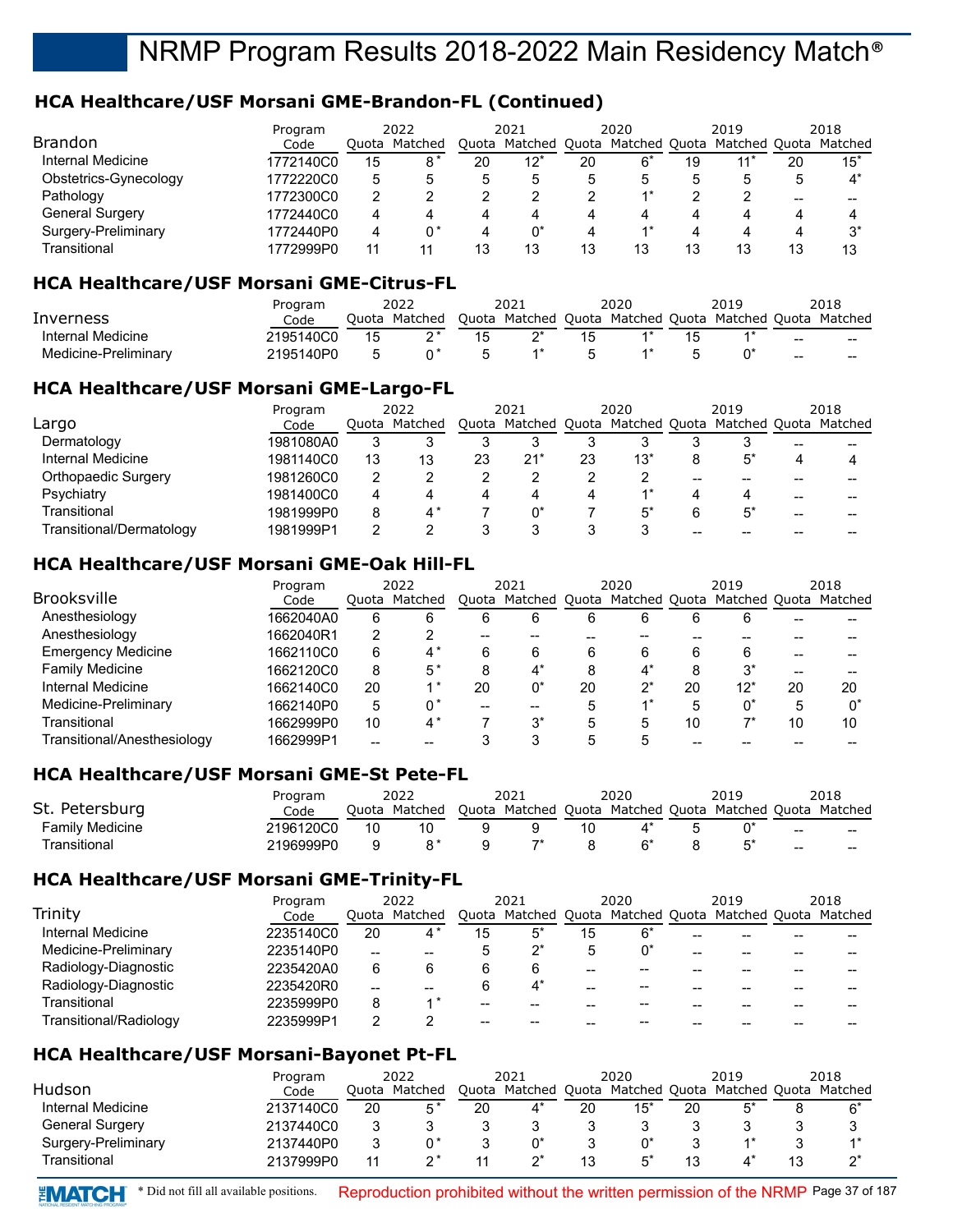## HCA Healthcare/USF Morsani GME-Brandon-FL (Continued)

| Brandon | Program Code | 2022 Quota | 2022 Matched | 2021 Quota | 2021 Matched | 2020 Quota | 2020 Matched | 2019 Quota | 2019 Matched | 2018 Quota | 2018 Matched |
|---|---|---|---|---|---|---|---|---|---|---|---|
| Internal Medicine | 1772140C0 | 15 | 8* | 20 | 12* | 20 | 6* | 19 | 11* | 20 | 15* |
| Obstetrics-Gynecology | 1772220C0 | 5 | 5 | 5 | 5 | 5 | 5 | 5 | 5 | 5 | 4* |
| Pathology | 1772300C0 | 2 | 2 | 2 | 2 | 2 | 1* | 2 | 2 | -- | -- |
| General Surgery | 1772440C0 | 4 | 4 | 4 | 4 | 4 | 4 | 4 | 4 | 4 | 4 |
| Surgery-Preliminary | 1772440P0 | 4 | 0* | 4 | 0* | 4 | 1* | 4 | 4 | 4 | 3* |
| Transitional | 1772999P0 | 11 | 11 | 13 | 13 | 13 | 13 | 13 | 13 | 13 | 13 |

## HCA Healthcare/USF Morsani GME-Citrus-FL

| Inverness | Program Code | 2022 Quota | 2022 Matched | 2021 Quota | 2021 Matched | 2020 Quota | 2020 Matched | 2019 Quota | 2019 Matched | 2018 Quota | 2018 Matched |
|---|---|---|---|---|---|---|---|---|---|---|---|
| Internal Medicine | 2195140C0 | 15 | 2* | 15 | 2* | 15 | 1* | 15 | 1* | -- | -- |
| Medicine-Preliminary | 2195140P0 | 5 | 0* | 5 | 1* | 5 | 1* | 5 | 0* | -- | -- |

## HCA Healthcare/USF Morsani GME-Largo-FL

| Largo | Program Code | 2022 Quota | 2022 Matched | 2021 Quota | 2021 Matched | 2020 Quota | 2020 Matched | 2019 Quota | 2019 Matched | 2018 Quota | 2018 Matched |
|---|---|---|---|---|---|---|---|---|---|---|---|
| Dermatology | 1981080A0 | 3 | 3 | 3 | 3 | 3 | 3 | 3 | 3 | -- | -- |
| Internal Medicine | 1981140C0 | 13 | 13 | 23 | 21* | 23 | 13* | 8 | 5* | 4 | 4 |
| Orthopaedic Surgery | 1981260C0 | 2 | 2 | 2 | 2 | 2 | 2 | -- | -- | -- | -- |
| Psychiatry | 1981400C0 | 4 | 4 | 4 | 4 | 4 | 1* | 4 | 4 | -- | -- |
| Transitional | 1981999P0 | 8 | 4* | 7 | 0* | 7 | 5* | 6 | 5* | -- | -- |
| Transitional/Dermatology | 1981999P1 | 2 | 2 | 3 | 3 | 3 | 3 | -- | -- | -- | -- |

## HCA Healthcare/USF Morsani GME-Oak Hill-FL

| Brooksville | Program Code | 2022 Quota | 2022 Matched | 2021 Quota | 2021 Matched | 2020 Quota | 2020 Matched | 2019 Quota | 2019 Matched | 2018 Quota | 2018 Matched |
|---|---|---|---|---|---|---|---|---|---|---|---|
| Anesthesiology | 1662040A0 | 6 | 6 | 6 | 6 | 6 | 6 | 6 | 6 | -- | -- |
| Anesthesiology | 1662040R1 | 2 | 2 | -- | -- | -- | -- | -- | -- | -- | -- |
| Emergency Medicine | 1662110C0 | 6 | 4* | 6 | 6 | 6 | 6 | 6 | 6 | -- | -- |
| Family Medicine | 1662120C0 | 8 | 5* | 8 | 4* | 8 | 4* | 8 | 3* | -- | -- |
| Internal Medicine | 1662140C0 | 20 | 1* | 20 | 0* | 20 | 2* | 20 | 12* | 20 | 20 |
| Medicine-Preliminary | 1662140P0 | 5 | 0* | -- | -- | 5 | 1* | 5 | 0* | 5 | 0* |
| Transitional | 1662999P0 | 10 | 4* | 7 | 3* | 5 | 5 | 10 | 7* | 10 | 10 |
| Transitional/Anesthesiology | 1662999P1 | -- | -- | 3 | 3 | 5 | 5 | -- | -- | -- | -- |

## HCA Healthcare/USF Morsani GME-St Pete-FL

| St. Petersburg | Program Code | 2022 Quota | 2022 Matched | 2021 Quota | 2021 Matched | 2020 Quota | 2020 Matched | 2019 Quota | 2019 Matched | 2018 Quota | 2018 Matched |
|---|---|---|---|---|---|---|---|---|---|---|---|
| Family Medicine | 2196120C0 | 10 | 10 | 9 | 9 | 10 | 4* | 5 | 0* | -- | -- |
| Transitional | 2196999P0 | 9 | 8* | 9 | 7* | 8 | 6* | 8 | 5* | -- | -- |

## HCA Healthcare/USF Morsani GME-Trinity-FL

| Trinity | Program Code | 2022 Quota | 2022 Matched | 2021 Quota | 2021 Matched | 2020 Quota | 2020 Matched | 2019 Quota | 2019 Matched | 2018 Quota | 2018 Matched |
|---|---|---|---|---|---|---|---|---|---|---|---|
| Internal Medicine | 2235140C0 | 20 | 4* | 15 | 5* | 15 | 6* | -- | -- | -- | -- |
| Medicine-Preliminary | 2235140P0 | -- | -- | 5 | 2* | 5 | 0* | -- | -- | -- | -- |
| Radiology-Diagnostic | 2235420A0 | 6 | 6 | 6 | 6 | -- | -- | -- | -- | -- | -- |
| Radiology-Diagnostic | 2235420R0 | -- | -- | 6 | 4* | -- | -- | -- | -- | -- | -- |
| Transitional | 2235999P0 | 8 | 1* | -- | -- | -- | -- | -- | -- | -- | -- |
| Transitional/Radiology | 2235999P1 | 2 | 2 | -- | -- | -- | -- | -- | -- | -- | -- |

## HCA Healthcare/USF Morsani-Bayonet Pt-FL

| Hudson | Program Code | 2022 Quota | 2022 Matched | 2021 Quota | 2021 Matched | 2020 Quota | 2020 Matched | 2019 Quota | 2019 Matched | 2018 Quota | 2018 Matched |
|---|---|---|---|---|---|---|---|---|---|---|---|
| Internal Medicine | 2137140C0 | 20 | 5* | 20 | 4* | 20 | 15* | 20 | 5* | 8 | 6* |
| General Surgery | 2137440C0 | 3 | 3 | 3 | 3 | 3 | 3 | 3 | 3 | 3 | 3 |
| Surgery-Preliminary | 2137440P0 | 3 | 0* | 3 | 0* | 3 | 0* | 3 | 1* | 3 | 1* |
| Transitional | 2137999P0 | 11 | 2* | 11 | 2* | 13 | 5* | 13 | 4* | 13 | 2* |

\* Did not fill all available positions.

Reproduction prohibited without the written permission of the NRMP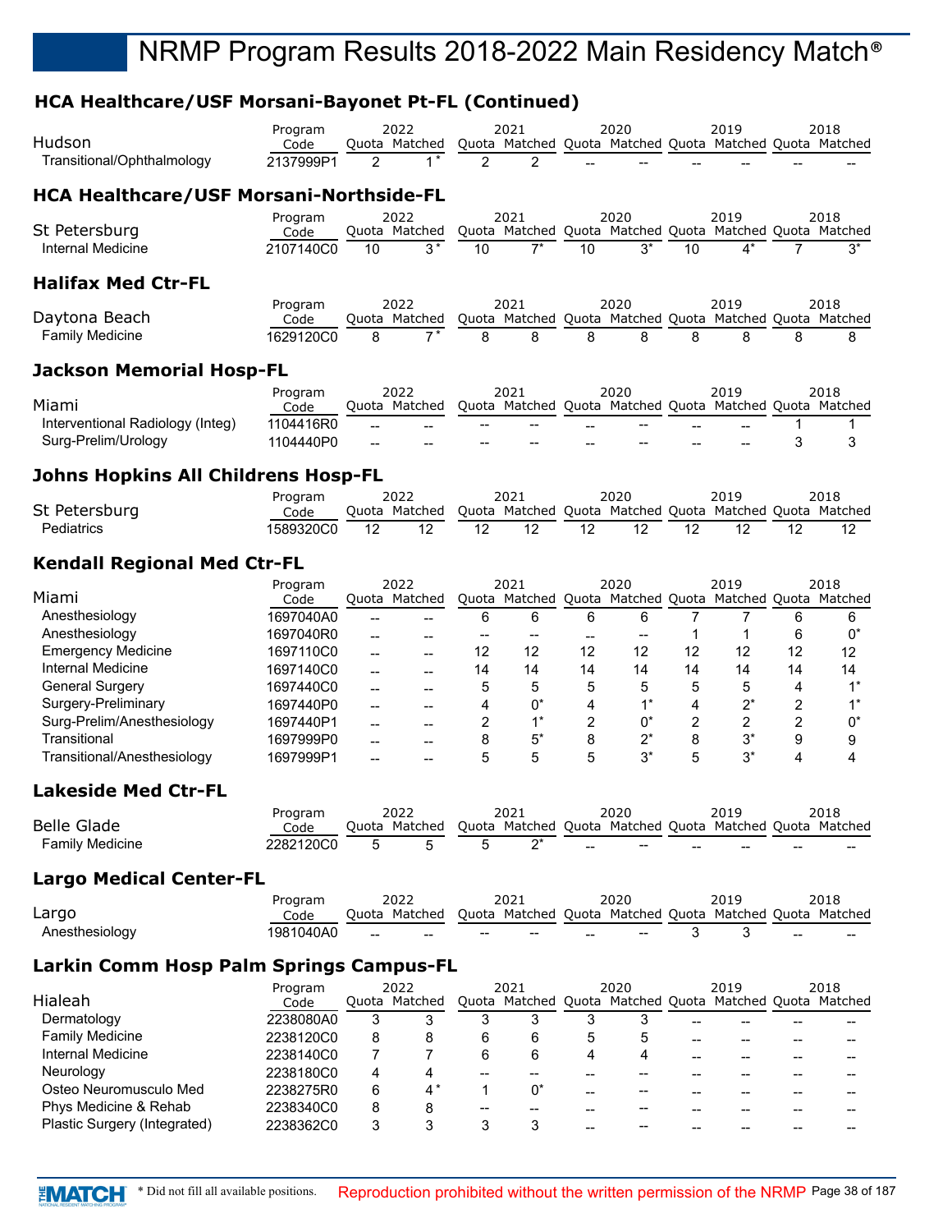## HCA Healthcare/USF Morsani-Bayonet Pt-FL (Continued)

| Hudson | Program Code | 2022 Quota | 2022 Matched | 2021 Quota | 2021 Matched | 2020 Quota | 2020 Matched | 2019 Quota | 2019 Matched | 2018 Quota | 2018 Matched |
|---|---|---|---|---|---|---|---|---|---|---|---|
| Transitional/Ophthalmology | 2137999P1 | 2 | 1* | 2 | 2 | -- | -- | -- | -- | -- | -- |

## HCA Healthcare/USF Morsani-Northside-FL

| St Petersburg | Program Code | 2022 Quota | 2022 Matched | 2021 Quota | 2021 Matched | 2020 Quota | 2020 Matched | 2019 Quota | 2019 Matched | 2018 Quota | 2018 Matched |
|---|---|---|---|---|---|---|---|---|---|---|---|
| Internal Medicine | 2107140C0 | 10 | 3* | 10 | 7* | 10 | 3* | 10 | 4* | 7 | 3* |

## Halifax Med Ctr-FL

| Daytona Beach | Program Code | 2022 Quota | 2022 Matched | 2021 Quota | 2021 Matched | 2020 Quota | 2020 Matched | 2019 Quota | 2019 Matched | 2018 Quota | 2018 Matched |
|---|---|---|---|---|---|---|---|---|---|---|---|
| Family Medicine | 1629120C0 | 8 | 7* | 8 | 8 | 8 | 8 | 8 | 8 | 8 | 8 |

## Jackson Memorial Hosp-FL

| Miami | Program Code | 2022 Quota | 2022 Matched | 2021 Quota | 2021 Matched | 2020 Quota | 2020 Matched | 2019 Quota | 2019 Matched | 2018 Quota | 2018 Matched |
|---|---|---|---|---|---|---|---|---|---|---|---|
| Interventional Radiology (Integ) | 1104416R0 | -- | -- | -- | -- | -- | -- | -- | -- | 1 | 1 |
| Surg-Prelim/Urology | 1104440P0 | -- | -- | -- | -- | -- | -- | -- | -- | 3 | 3 |

## Johns Hopkins All Childrens Hosp-FL

| St Petersburg | Program Code | 2022 Quota | 2022 Matched | 2021 Quota | 2021 Matched | 2020 Quota | 2020 Matched | 2019 Quota | 2019 Matched | 2018 Quota | 2018 Matched |
|---|---|---|---|---|---|---|---|---|---|---|---|
| Pediatrics | 1589320C0 | 12 | 12 | 12 | 12 | 12 | 12 | 12 | 12 | 12 | 12 |

## Kendall Regional Med Ctr-FL

| Miami | Program Code | 2022 Quota | 2022 Matched | 2021 Quota | 2021 Matched | 2020 Quota | 2020 Matched | 2019 Quota | 2019 Matched | 2018 Quota | 2018 Matched |
|---|---|---|---|---|---|---|---|---|---|---|---|
| Anesthesiology | 1697040A0 | -- | -- | 6 | 6 | 6 | 6 | 7 | 7 | 6 | 6 |
| Anesthesiology | 1697040R0 | -- | -- | -- | -- | -- | -- | 1 | 1 | 6 | 0* |
| Emergency Medicine | 1697110C0 | -- | -- | 12 | 12 | 12 | 12 | 12 | 12 | 12 | 12 |
| Internal Medicine | 1697140C0 | -- | -- | 14 | 14 | 14 | 14 | 14 | 14 | 14 | 14 |
| General Surgery | 1697440C0 | -- | -- | 5 | 5 | 5 | 5 | 5 | 5 | 4 | 1* |
| Surgery-Preliminary | 1697440P0 | -- | -- | 4 | 0* | 4 | 1* | 4 | 2* | 2 | 1* |
| Surg-Prelim/Anesthesiology | 1697440P1 | -- | -- | 2 | 1* | 2 | 0* | 2 | 2 | 2 | 0* |
| Transitional | 1697999P0 | -- | -- | 8 | 5* | 8 | 2* | 8 | 3* | 9 | 9 |
| Transitional/Anesthesiology | 1697999P1 | -- | -- | 5 | 5 | 5 | 3* | 5 | 3* | 4 | 4 |

## Lakeside Med Ctr-FL

| Belle Glade | Program Code | 2022 Quota | 2022 Matched | 2021 Quota | 2021 Matched | 2020 Quota | 2020 Matched | 2019 Quota | 2019 Matched | 2018 Quota | 2018 Matched |
|---|---|---|---|---|---|---|---|---|---|---|---|
| Family Medicine | 2282120C0 | 5 | 5 | 5 | 2* | -- | -- | -- | -- | -- | -- |

## Largo Medical Center-FL

| Largo | Program Code | 2022 Quota | 2022 Matched | 2021 Quota | 2021 Matched | 2020 Quota | 2020 Matched | 2019 Quota | 2019 Matched | 2018 Quota | 2018 Matched |
|---|---|---|---|---|---|---|---|---|---|---|---|
| Anesthesiology | 1981040A0 | -- | -- | -- | -- | -- | -- | 3 | 3 | -- | -- |

## Larkin Comm Hosp Palm Springs Campus-FL

| Hialeah | Program Code | 2022 Quota | 2022 Matched | 2021 Quota | 2021 Matched | 2020 Quota | 2020 Matched | 2019 Quota | 2019 Matched | 2018 Quota | 2018 Matched |
|---|---|---|---|---|---|---|---|---|---|---|---|
| Dermatology | 2238080A0 | 3 | 3 | 3 | 3 | 3 | 3 | -- | -- | -- | -- |
| Family Medicine | 2238120C0 | 8 | 8 | 6 | 6 | 5 | 5 | -- | -- | -- | -- |
| Internal Medicine | 2238140C0 | 7 | 7 | 6 | 6 | 4 | 4 | -- | -- | -- | -- |
| Neurology | 2238180C0 | 4 | 4 | -- | -- | -- | -- | -- | -- | -- | -- |
| Osteo Neuromusculo Med | 2238275R0 | 6 | 4* | 1 | 0* | -- | -- | -- | -- | -- | -- |
| Phys Medicine & Rehab | 2238340C0 | 8 | 8 | -- | -- | -- | -- | -- | -- | -- | -- |
| Plastic Surgery (Integrated) | 2238362C0 | 3 | 3 | 3 | 3 | -- | -- | -- | -- | -- | -- |

* Did not fill all available positions.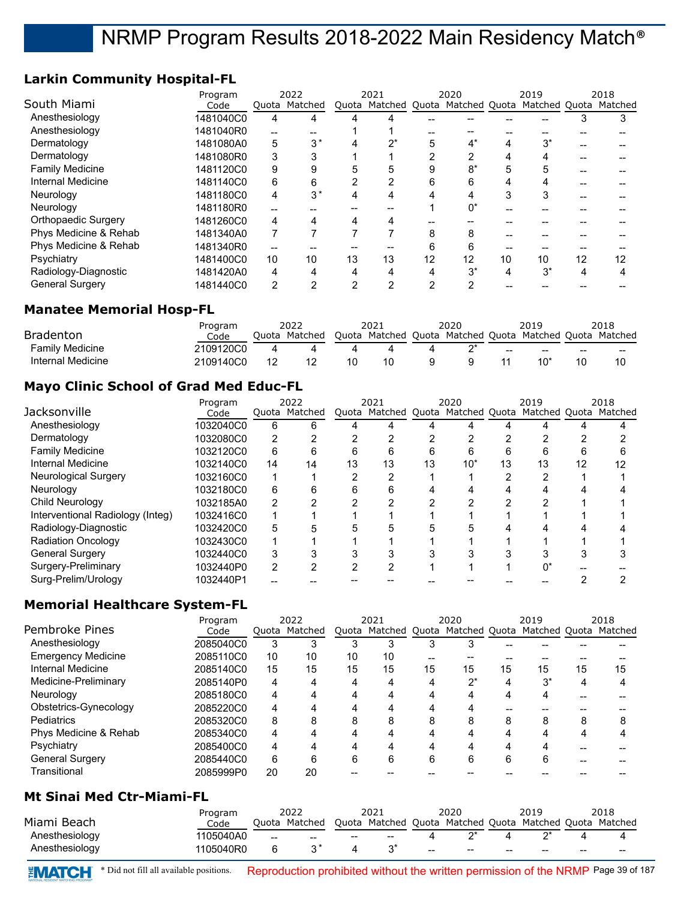## Larkin Community Hospital-FL

| South Miami | Program Code | 2022 Quota | 2022 Matched | 2021 Quota | 2021 Matched | 2020 Quota | 2020 Matched | 2019 Quota | 2019 Matched | 2018 Quota | 2018 Matched |
|---|---|---|---|---|---|---|---|---|---|---|---|
| Anesthesiology | 1481040C0 | 4 | 4 | 4 | 4 | -- | -- | -- | -- | 3 | 3 |
| Anesthesiology | 1481040R0 | -- | -- | 1 | 1 | -- | -- | -- | -- | -- | -- |
| Dermatology | 1481080A0 | 5 | 3* | 4 | 2* | 5 | 4* | 4 | 3* | -- | -- |
| Dermatology | 1481080R0 | 3 | 3 | 1 | 1 | 2 | 2 | 4 | 4 | -- | -- |
| Family Medicine | 1481120C0 | 9 | 9 | 5 | 5 | 9 | 8* | 5 | 5 | -- | -- |
| Internal Medicine | 1481140C0 | 6 | 6 | 2 | 2 | 6 | 6 | 4 | 4 | -- | -- |
| Neurology | 1481180C0 | 4 | 3* | 4 | 4 | 4 | 4 | 3 | 3 | -- | -- |
| Neurology | 1481180R0 | -- | -- | -- | -- | 1 | 0* | -- | -- | -- | -- |
| Orthopaedic Surgery | 1481260C0 | 4 | 4 | 4 | 4 | -- | -- | -- | -- | -- | -- |
| Phys Medicine & Rehab | 1481340A0 | 7 | 7 | 7 | 7 | 8 | 8 | -- | -- | -- | -- |
| Phys Medicine & Rehab | 1481340R0 | -- | -- | -- | -- | 6 | 6 | -- | -- | -- | -- |
| Psychiatry | 1481400C0 | 10 | 10 | 13 | 13 | 12 | 12 | 10 | 10 | 12 | 12 |
| Radiology-Diagnostic | 1481420A0 | 4 | 4 | 4 | 4 | 4 | 3* | 4 | 3* | 4 | 4 |
| General Surgery | 1481440C0 | 2 | 2 | 2 | 2 | 2 | 2 | -- | -- | -- | -- |

## Manatee Memorial Hosp-FL

| Bradenton | Program Code | 2022 Quota | 2022 Matched | 2021 Quota | 2021 Matched | 2020 Quota | 2020 Matched | 2019 Quota | 2019 Matched | 2018 Quota | 2018 Matched |
|---|---|---|---|---|---|---|---|---|---|---|---|
| Family Medicine | 2109120C0 | 4 | 4 | 4 | 4 | 4 | 2* | -- | -- | -- | -- |
| Internal Medicine | 2109140C0 | 12 | 12 | 10 | 10 | 9 | 9 | 11 | 10* | 10 | 10 |

## Mayo Clinic School of Grad Med Educ-FL

| Jacksonville | Program Code | 2022 Quota | 2022 Matched | 2021 Quota | 2021 Matched | 2020 Quota | 2020 Matched | 2019 Quota | 2019 Matched | 2018 Quota | 2018 Matched |
|---|---|---|---|---|---|---|---|---|---|---|---|
| Anesthesiology | 1032040C0 | 6 | 6 | 4 | 4 | 4 | 4 | 4 | 4 | 4 | 4 |
| Dermatology | 1032080C0 | 2 | 2 | 2 | 2 | 2 | 2 | 2 | 2 | 2 | 2 |
| Family Medicine | 1032120C0 | 6 | 6 | 6 | 6 | 6 | 6 | 6 | 6 | 6 | 6 |
| Internal Medicine | 1032140C0 | 14 | 14 | 13 | 13 | 13 | 10* | 13 | 13 | 12 | 12 |
| Neurological Surgery | 1032160C0 | 1 | 1 | 2 | 2 | 1 | 1 | 2 | 2 | 1 | 1 |
| Neurology | 1032180C0 | 6 | 6 | 6 | 6 | 4 | 4 | 4 | 4 | 4 | 4 |
| Child Neurology | 1032185A0 | 2 | 2 | 2 | 2 | 2 | 2 | 2 | 2 | 1 | 1 |
| Interventional Radiology (Integ) | 1032416C0 | 1 | 1 | 1 | 1 | 1 | 1 | 1 | 1 | 1 | 1 |
| Radiology-Diagnostic | 1032420C0 | 5 | 5 | 5 | 5 | 5 | 5 | 4 | 4 | 4 | 4 |
| Radiation Oncology | 1032430C0 | 1 | 1 | 1 | 1 | 1 | 1 | 1 | 1 | 1 | 1 |
| General Surgery | 1032440C0 | 3 | 3 | 3 | 3 | 3 | 3 | 3 | 3 | 3 | 3 |
| Surgery-Preliminary | 1032440P0 | 2 | 2 | 2 | 2 | 1 | 1 | 1 | 0* | -- | -- |
| Surg-Prelim/Urology | 1032440P1 | -- | -- | -- | -- | -- | -- | -- | -- | 2 | 2 |

## Memorial Healthcare System-FL

| Pembroke Pines | Program Code | 2022 Quota | 2022 Matched | 2021 Quota | 2021 Matched | 2020 Quota | 2020 Matched | 2019 Quota | 2019 Matched | 2018 Quota | 2018 Matched |
|---|---|---|---|---|---|---|---|---|---|---|---|
| Anesthesiology | 2085040C0 | 3 | 3 | 3 | 3 | 3 | 3 | -- | -- | -- | -- |
| Emergency Medicine | 2085110C0 | 10 | 10 | 10 | 10 | -- | -- | -- | -- | -- | -- |
| Internal Medicine | 2085140C0 | 15 | 15 | 15 | 15 | 15 | 15 | 15 | 15 | 15 | 15 |
| Medicine-Preliminary | 2085140P0 | 4 | 4 | 4 | 4 | 4 | 2* | 4 | 3* | 4 | 4 |
| Neurology | 2085180C0 | 4 | 4 | 4 | 4 | 4 | 4 | 4 | 4 | -- | -- |
| Obstetrics-Gynecology | 2085220C0 | 4 | 4 | 4 | 4 | 4 | 4 | -- | -- | -- | -- |
| Pediatrics | 2085320C0 | 8 | 8 | 8 | 8 | 8 | 8 | 8 | 8 | 8 | 8 |
| Phys Medicine & Rehab | 2085340C0 | 4 | 4 | 4 | 4 | 4 | 4 | 4 | 4 | 4 | 4 |
| Psychiatry | 2085400C0 | 4 | 4 | 4 | 4 | 4 | 4 | 4 | 4 | -- | -- |
| General Surgery | 2085440C0 | 6 | 6 | 6 | 6 | 6 | 6 | 6 | 6 | -- | -- |
| Transitional | 2085999P0 | 20 | 20 | -- | -- | -- | -- | -- | -- | -- | -- |

## Mt Sinai Med Ctr-Miami-FL

| Miami Beach | Program Code | 2022 Quota | 2022 Matched | 2021 Quota | 2021 Matched | 2020 Quota | 2020 Matched | 2019 Quota | 2019 Matched | 2018 Quota | 2018 Matched |
|---|---|---|---|---|---|---|---|---|---|---|---|
| Anesthesiology | 1105040A0 | -- | -- | -- | -- | 4 | 2* | 4 | 2* | 4 | 4 |
| Anesthesiology | 1105040R0 | 6 | 3* | 4 | 3* | -- | -- | -- | -- | -- | -- |

\* Did not fill all available positions.

Reproduction prohibited without the written permission of the NRMP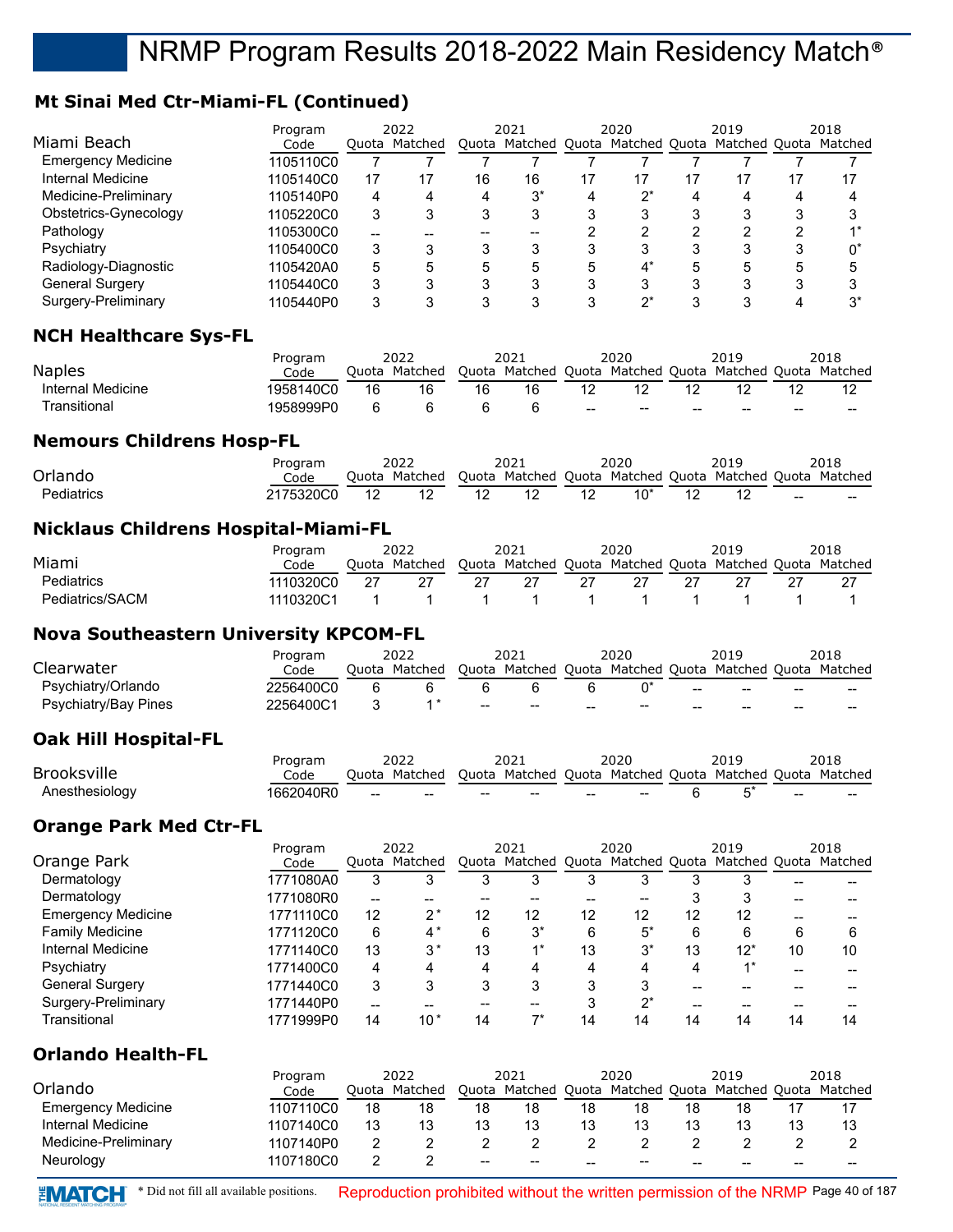# NRMP Program Results 2018-2022 Main Residency Match®

## Mt Sinai Med Ctr-Miami-FL (Continued)

| Miami Beach | Program Code | 2022 Quota | 2022 Matched | 2021 Quota | 2021 Matched | 2020 Quota | 2020 Matched | 2019 Quota | 2019 Matched | 2018 Quota | 2018 Matched |
|---|---|---|---|---|---|---|---|---|---|---|---|
| Emergency Medicine | 1105110C0 | 7 | 7 | 7 | 7 | 7 | 7 | 7 | 7 | 7 | 7 |
| Internal Medicine | 1105140C0 | 17 | 17 | 16 | 16 | 17 | 17 | 17 | 17 | 17 | 17 |
| Medicine-Preliminary | 1105140P0 | 4 | 4 | 4 | 3* | 4 | 2* | 4 | 4 | 4 | 4 |
| Obstetrics-Gynecology | 1105220C0 | 3 | 3 | 3 | 3 | 3 | 3 | 3 | 3 | 3 | 3 |
| Pathology | 1105300C0 | -- | -- | -- | -- | 2 | 2 | 2 | 2 | 2 | 1* |
| Psychiatry | 1105400C0 | 3 | 3 | 3 | 3 | 3 | 3 | 3 | 3 | 3 | 0* |
| Radiology-Diagnostic | 1105420A0 | 5 | 5 | 5 | 5 | 5 | 4* | 5 | 5 | 5 | 5 |
| General Surgery | 1105440C0 | 3 | 3 | 3 | 3 | 3 | 3 | 3 | 3 | 3 | 3 |
| Surgery-Preliminary | 1105440P0 | 3 | 3 | 3 | 3 | 3 | 2* | 3 | 3 | 4 | 3* |

## NCH Healthcare Sys-FL

| Naples | Program Code | 2022 Quota | 2022 Matched | 2021 Quota | 2021 Matched | 2020 Quota | 2020 Matched | 2019 Quota | 2019 Matched | 2018 Quota | 2018 Matched |
|---|---|---|---|---|---|---|---|---|---|---|---|
| Internal Medicine | 1958140C0 | 16 | 16 | 16 | 16 | 12 | 12 | 12 | 12 | 12 | 12 |
| Transitional | 1958999P0 | 6 | 6 | 6 | 6 | -- | -- | -- | -- | -- | -- |

## Nemours Childrens Hosp-FL

| Orlando | Program Code | 2022 Quota | 2022 Matched | 2021 Quota | 2021 Matched | 2020 Quota | 2020 Matched | 2019 Quota | 2019 Matched | 2018 Quota | 2018 Matched |
|---|---|---|---|---|---|---|---|---|---|---|---|
| Pediatrics | 2175320C0 | 12 | 12 | 12 | 12 | 12 | 10* | 12 | 12 | -- | -- |

## Nicklaus Childrens Hospital-Miami-FL

| Miami | Program Code | 2022 Quota | 2022 Matched | 2021 Quota | 2021 Matched | 2020 Quota | 2020 Matched | 2019 Quota | 2019 Matched | 2018 Quota | 2018 Matched |
|---|---|---|---|---|---|---|---|---|---|---|---|
| Pediatrics | 1110320C0 | 27 | 27 | 27 | 27 | 27 | 27 | 27 | 27 | 27 | 27 |
| Pediatrics/SACM | 1110320C1 | 1 | 1 | 1 | 1 | 1 | 1 | 1 | 1 | 1 | 1 |

## Nova Southeastern University KPCOM-FL

| Clearwater | Program Code | 2022 Quota | 2022 Matched | 2021 Quota | 2021 Matched | 2020 Quota | 2020 Matched | 2019 Quota | 2019 Matched | 2018 Quota | 2018 Matched |
|---|---|---|---|---|---|---|---|---|---|---|---|
| Psychiatry/Orlando | 2256400C0 | 6 | 6 | 6 | 6 | 6 | 0* | -- | -- | -- | -- |
| Psychiatry/Bay Pines | 2256400C1 | 3 | 1* | -- | -- | -- | -- | -- | -- | -- | -- |

## Oak Hill Hospital-FL

| Brooksville | Program Code | 2022 Quota | 2022 Matched | 2021 Quota | 2021 Matched | 2020 Quota | 2020 Matched | 2019 Quota | 2019 Matched | 2018 Quota | 2018 Matched |
|---|---|---|---|---|---|---|---|---|---|---|---|
| Anesthesiology | 1662040R0 | -- | -- | -- | -- | -- | -- | 6 | 5* | -- | -- |

## Orange Park Med Ctr-FL

| Orange Park | Program Code | 2022 Quota | 2022 Matched | 2021 Quota | 2021 Matched | 2020 Quota | 2020 Matched | 2019 Quota | 2019 Matched | 2018 Quota | 2018 Matched |
|---|---|---|---|---|---|---|---|---|---|---|---|
| Dermatology | 1771080A0 | 3 | 3 | 3 | 3 | 3 | 3 | 3 | 3 | -- | -- |
| Dermatology | 1771080R0 | -- | -- | -- | -- | -- | -- | 3 | 3 | -- | -- |
| Emergency Medicine | 1771110C0 | 12 | 2* | 12 | 12 | 12 | 12 | 12 | 12 | -- | -- |
| Family Medicine | 1771120C0 | 6 | 4* | 6 | 3* | 6 | 5* | 6 | 6 | 6 | 6 |
| Internal Medicine | 1771140C0 | 13 | 3* | 13 | 1* | 13 | 3* | 13 | 12* | 10 | 10 |
| Psychiatry | 1771400C0 | 4 | 4 | 4 | 4 | 4 | 4 | 4 | 1* | -- | -- |
| General Surgery | 1771440C0 | 3 | 3 | 3 | 3 | 3 | 3 | -- | -- | -- | -- |
| Surgery-Preliminary | 1771440P0 | -- | -- | -- | -- | 3 | 2* | -- | -- | -- | -- |
| Transitional | 1771999P0 | 14 | 10* | 14 | 7* | 14 | 14 | 14 | 14 | 14 | 14 |

## Orlando Health-FL

| Orlando | Program Code | 2022 Quota | 2022 Matched | 2021 Quota | 2021 Matched | 2020 Quota | 2020 Matched | 2019 Quota | 2019 Matched | 2018 Quota | 2018 Matched |
|---|---|---|---|---|---|---|---|---|---|---|---|
| Emergency Medicine | 1107110C0 | 18 | 18 | 18 | 18 | 18 | 18 | 18 | 18 | 17 | 17 |
| Internal Medicine | 1107140C0 | 13 | 13 | 13 | 13 | 13 | 13 | 13 | 13 | 13 | 13 |
| Medicine-Preliminary | 1107140P0 | 2 | 2 | 2 | 2 | 2 | 2 | 2 | 2 | 2 | 2 |
| Neurology | 1107180C0 | 2 | 2 | -- | -- | -- | -- | -- | -- | -- | -- |

* Did not fill all available positions.

Reproduction prohibited without the written permission of the NRMP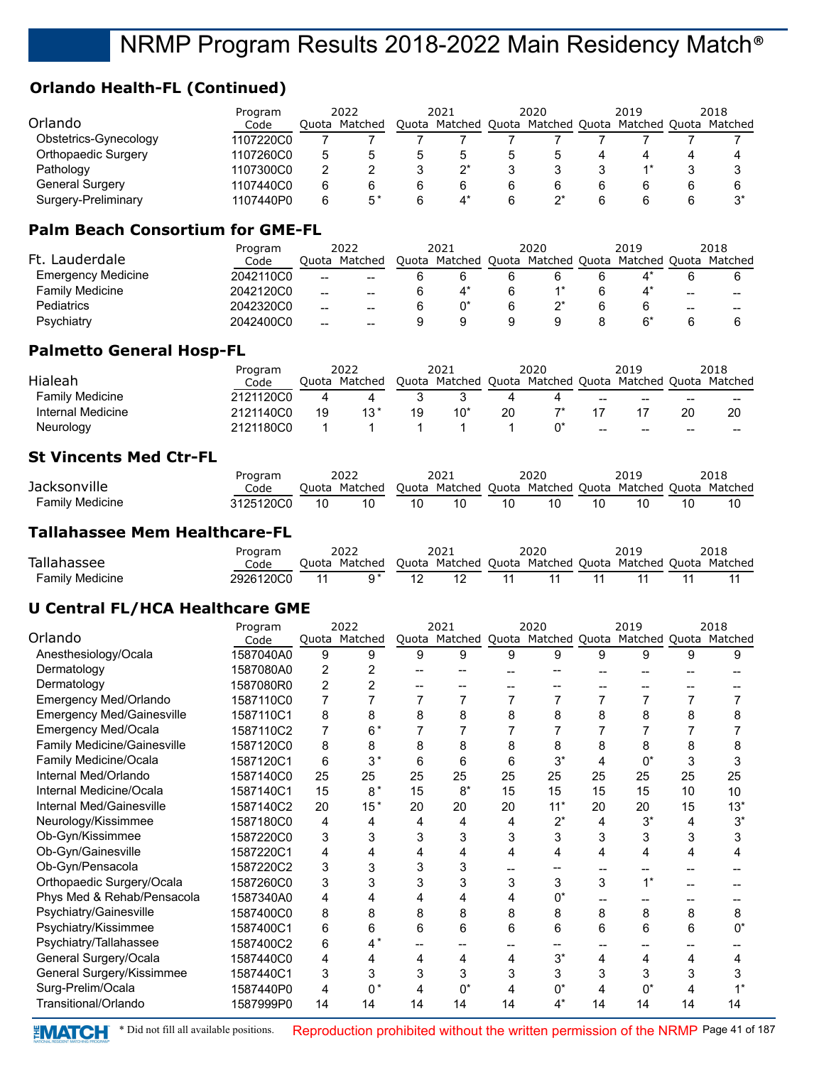## Orlando Health-FL (Continued)

| Orlando | Program Code | 2022 Quota | 2022 Matched | 2021 Quota | 2021 Matched | 2020 Quota | 2020 Matched | 2019 Quota | 2019 Matched | 2018 Quota | 2018 Matched |
|---|---|---|---|---|---|---|---|---|---|---|---|
| Obstetrics-Gynecology | 1107220C0 | 7 | 7 | 7 | 7 | 7 | 7 | 7 | 7 | 7 | 7 |
| Orthopaedic Surgery | 1107260C0 | 5 | 5 | 5 | 5 | 5 | 5 | 4 | 4 | 4 | 4 |
| Pathology | 1107300C0 | 2 | 2 | 3 | 2* | 3 | 3 | 3 | 1* | 3 | 3 |
| General Surgery | 1107440C0 | 6 | 6 | 6 | 6 | 6 | 6 | 6 | 6 | 6 | 6 |
| Surgery-Preliminary | 1107440P0 | 6 | 5* | 6 | 4* | 6 | 2* | 6 | 6 | 6 | 3* |

## Palm Beach Consortium for GME-FL

| Ft. Lauderdale | Program Code | 2022 Quota | 2022 Matched | 2021 Quota | 2021 Matched | 2020 Quota | 2020 Matched | 2019 Quota | 2019 Matched | 2018 Quota | 2018 Matched |
|---|---|---|---|---|---|---|---|---|---|---|---|
| Emergency Medicine | 2042110C0 | -- | -- | 6 | 6 | 6 | 6 | 6 | 4* | 6 | 6 |
| Family Medicine | 2042120C0 | -- | -- | 6 | 4* | 6 | 1* | 6 | 4* | -- | -- |
| Pediatrics | 2042320C0 | -- | -- | 6 | 0* | 6 | 2* | 6 | 6 | -- | -- |
| Psychiatry | 2042400C0 | -- | -- | 9 | 9 | 9 | 9 | 8 | 6* | 6 | 6 |

## Palmetto General Hosp-FL

| Hialeah | Program Code | 2022 Quota | 2022 Matched | 2021 Quota | 2021 Matched | 2020 Quota | 2020 Matched | 2019 Quota | 2019 Matched | 2018 Quota | 2018 Matched |
|---|---|---|---|---|---|---|---|---|---|---|---|
| Family Medicine | 2121120C0 | 4 | 4 | 3 | 3 | 4 | 4 | -- | -- | -- | -- |
| Internal Medicine | 2121140C0 | 19 | 13* | 19 | 10* | 20 | 7* | 17 | 17 | 20 | 20 |
| Neurology | 2121180C0 | 1 | 1 | 1 | 1 | 1 | 0* | -- | -- | -- | -- |

## St Vincents Med Ctr-FL

| Jacksonville | Program Code | 2022 Quota | 2022 Matched | 2021 Quota | 2021 Matched | 2020 Quota | 2020 Matched | 2019 Quota | 2019 Matched | 2018 Quota | 2018 Matched |
|---|---|---|---|---|---|---|---|---|---|---|---|
| Family Medicine | 3125120C0 | 10 | 10 | 10 | 10 | 10 | 10 | 10 | 10 | 10 | 10 |

## Tallahassee Mem Healthcare-FL

| Tallahassee | Program Code | 2022 Quota | 2022 Matched | 2021 Quota | 2021 Matched | 2020 Quota | 2020 Matched | 2019 Quota | 2019 Matched | 2018 Quota | 2018 Matched |
|---|---|---|---|---|---|---|---|---|---|---|---|
| Family Medicine | 2926120C0 | 11 | 9* | 12 | 12 | 11 | 11 | 11 | 11 | 11 | 11 |

## U Central FL/HCA Healthcare GME

| Orlando | Program Code | 2022 Quota | 2022 Matched | 2021 Quota | 2021 Matched | 2020 Quota | 2020 Matched | 2019 Quota | 2019 Matched | 2018 Quota | 2018 Matched |
|---|---|---|---|---|---|---|---|---|---|---|---|
| Anesthesiology/Ocala | 1587040A0 | 9 | 9 | 9 | 9 | 9 | 9 | 9 | 9 | 9 | 9 |
| Dermatology | 1587080A0 | 2 | 2 | -- | -- | -- | -- | -- | -- | -- | -- |
| Dermatology | 1587080R0 | 2 | 2 | -- | -- | -- | -- | -- | -- | -- | -- |
| Emergency Med/Orlando | 1587110C0 | 7 | 7 | 7 | 7 | 7 | 7 | 7 | 7 | 7 | 7 |
| Emergency Med/Gainesville | 1587110C1 | 8 | 8 | 8 | 8 | 8 | 8 | 8 | 8 | 8 | 8 |
| Emergency Med/Ocala | 1587110C2 | 7 | 6* | 7 | 7 | 7 | 7 | 7 | 7 | 7 | 7 |
| Family Medicine/Gainesville | 1587120C0 | 8 | 8 | 8 | 8 | 8 | 8 | 8 | 8 | 8 | 8 |
| Family Medicine/Ocala | 1587120C1 | 6 | 3* | 6 | 6 | 6 | 3* | 4 | 0* | 3 | 3 |
| Internal Med/Orlando | 1587140C0 | 25 | 25 | 25 | 25 | 25 | 25 | 25 | 25 | 25 | 25 |
| Internal Medicine/Ocala | 1587140C1 | 15 | 8* | 15 | 8* | 15 | 15 | 15 | 15 | 10 | 10 |
| Internal Med/Gainesville | 1587140C2 | 20 | 15* | 20 | 20 | 20 | 11* | 20 | 20 | 15 | 13* |
| Neurology/Kissimmee | 1587180C0 | 4 | 4 | 4 | 4 | 4 | 2* | 4 | 3* | 4 | 3* |
| Ob-Gyn/Kissimmee | 1587220C0 | 3 | 3 | 3 | 3 | 3 | 3 | 3 | 3 | 3 | 3 |
| Ob-Gyn/Gainesville | 1587220C1 | 4 | 4 | 4 | 4 | 4 | 4 | 4 | 4 | 4 | 4 |
| Ob-Gyn/Pensacola | 1587220C2 | 3 | 3 | 3 | 3 | -- | -- | -- | -- | -- | -- |
| Orthopaedic Surgery/Ocala | 1587260C0 | 3 | 3 | 3 | 3 | 3 | 3 | 3 | 1* | -- | -- |
| Phys Med & Rehab/Pensacola | 1587340A0 | 4 | 4 | 4 | 4 | 4 | 0* | -- | -- | -- | -- |
| Psychiatry/Gainesville | 1587400C0 | 8 | 8 | 8 | 8 | 8 | 8 | 8 | 8 | 8 | 8 |
| Psychiatry/Kissimmee | 1587400C1 | 6 | 6 | 6 | 6 | 6 | 6 | 6 | 6 | 6 | 0* |
| Psychiatry/Tallahassee | 1587400C2 | 6 | 4* | -- | -- | -- | -- | -- | -- | -- | -- |
| General Surgery/Ocala | 1587440C0 | 4 | 4 | 4 | 4 | 4 | 3* | 4 | 4 | 4 | 4 |
| General Surgery/Kissimmee | 1587440C1 | 3 | 3 | 3 | 3 | 3 | 3 | 3 | 3 | 3 | 3 |
| Surg-Prelim/Ocala | 1587440P0 | 4 | 0* | 4 | 0* | 4 | 0* | 4 | 0* | 4 | 1* |
| Transitional/Orlando | 1587999P0 | 14 | 14 | 14 | 14 | 14 | 4* | 14 | 14 | 14 | 14 |

* Did not fill all available positions.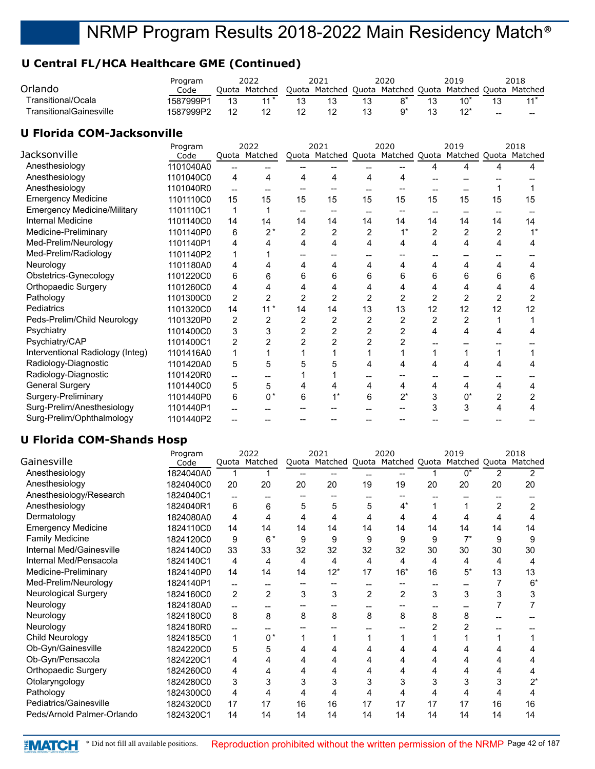## U Central FL/HCA Healthcare GME (Continued)

| Orlando | Program Code | 2022 Quota | 2022 Matched | 2021 Quota | 2021 Matched | 2020 Quota | 2020 Matched | 2019 Quota | 2019 Matched | 2018 Quota | 2018 Matched |
|---|---|---|---|---|---|---|---|---|---|---|---|
| Transitional/Ocala | 1587999P1 | 13 | 11* | 13 | 13 | 13 | 8* | 13 | 10* | 13 | 11* |
| TransitionalGainesville | 1587999P2 | 12 | 12 | 12 | 12 | 13 | 9* | 13 | 12* | -- | -- |

## U Florida COM-Jacksonville

| Jacksonville | Program Code | 2022 Quota | 2022 Matched | 2021 Quota | 2021 Matched | 2020 Quota | 2020 Matched | 2019 Quota | 2019 Matched | 2018 Quota | 2018 Matched |
|---|---|---|---|---|---|---|---|---|---|---|---|
| Anesthesiology | 1101040A0 | -- | -- | -- | -- | -- | -- | 4 | 4 | 4 | 4 |
| Anesthesiology | 1101040C0 | 4 | 4 | 4 | 4 | 4 | 4 | -- | -- | -- | -- |
| Anesthesiology | 1101040R0 | -- | -- | -- | -- | -- | -- | -- | -- | 1 | 1 |
| Emergency Medicine | 1101110C0 | 15 | 15 | 15 | 15 | 15 | 15 | 15 | 15 | 15 | 15 |
| Emergency Medicine/Military | 1101110C1 | 1 | 1 | -- | -- | -- | -- | -- | -- | -- | -- |
| Internal Medicine | 1101140C0 | 14 | 14 | 14 | 14 | 14 | 14 | 14 | 14 | 14 | 14 |
| Medicine-Preliminary | 1101140P0 | 6 | 2* | 2 | 2 | 2 | 1* | 2 | 2 | 2 | 1* |
| Med-Prelim/Neurology | 1101140P1 | 4 | 4 | 4 | 4 | 4 | 4 | 4 | 4 | 4 | 4 |
| Med-Prelim/Radiology | 1101140P2 | 1 | 1 | -- | -- | -- | -- | -- | -- | -- | -- |
| Neurology | 1101180A0 | 4 | 4 | 4 | 4 | 4 | 4 | 4 | 4 | 4 | 4 |
| Obstetrics-Gynecology | 1101220C0 | 6 | 6 | 6 | 6 | 6 | 6 | 6 | 6 | 6 | 6 |
| Orthopaedic Surgery | 1101260C0 | 4 | 4 | 4 | 4 | 4 | 4 | 4 | 4 | 4 | 4 |
| Pathology | 1101300C0 | 2 | 2 | 2 | 2 | 2 | 2 | 2 | 2 | 2 | 2 |
| Pediatrics | 1101320C0 | 14 | 11* | 14 | 14 | 13 | 13 | 12 | 12 | 12 | 12 |
| Peds-Prelim/Child Neurology | 1101320P0 | 2 | 2 | 2 | 2 | 2 | 2 | 2 | 2 | 1 | 1 |
| Psychiatry | 1101400C0 | 3 | 3 | 2 | 2 | 2 | 2 | 4 | 4 | 4 | 4 |
| Psychiatry/CAP | 1101400C1 | 2 | 2 | 2 | 2 | 2 | 2 | -- | -- | -- | -- |
| Interventional Radiology (Integ) | 1101416A0 | 1 | 1 | 1 | 1 | 1 | 1 | 1 | 1 | 1 | 1 |
| Radiology-Diagnostic | 1101420A0 | 5 | 5 | 5 | 5 | 4 | 4 | 4 | 4 | 4 | 4 |
| Radiology-Diagnostic | 1101420R0 | -- | -- | 1 | 1 | -- | -- | -- | -- | -- | -- |
| General Surgery | 1101440C0 | 5 | 5 | 4 | 4 | 4 | 4 | 4 | 4 | 4 | 4 |
| Surgery-Preliminary | 1101440P0 | 6 | 0* | 6 | 1* | 6 | 2* | 3 | 0* | 2 | 2 |
| Surg-Prelim/Anesthesiology | 1101440P1 | -- | -- | -- | -- | -- | -- | 3 | 3 | 4 | 4 |
| Surg-Prelim/Ophthalmology | 1101440P2 | -- | -- | -- | -- | -- | -- | -- | -- | -- | -- |

## U Florida COM-Shands Hosp

| Gainesville | Program Code | 2022 Quota | 2022 Matched | 2021 Quota | 2021 Matched | 2020 Quota | 2020 Matched | 2019 Quota | 2019 Matched | 2018 Quota | 2018 Matched |
|---|---|---|---|---|---|---|---|---|---|---|---|
| Anesthesiology | 1824040A0 | 1 | 1 | -- | -- | -- | -- | 1 | 0* | 2 | 2 |
| Anesthesiology | 1824040C0 | 20 | 20 | 20 | 20 | 19 | 19 | 20 | 20 | 20 | 20 |
| Anesthesiology/Research | 1824040C1 | -- | -- | -- | -- | -- | -- | -- | -- | -- | -- |
| Anesthesiology | 1824040R1 | 6 | 6 | 5 | 5 | 5 | 4* | 1 | 1 | 2 | 2 |
| Dermatology | 1824080A0 | 4 | 4 | 4 | 4 | 4 | 4 | 4 | 4 | 4 | 4 |
| Emergency Medicine | 1824110C0 | 14 | 14 | 14 | 14 | 14 | 14 | 14 | 14 | 14 | 14 |
| Family Medicine | 1824120C0 | 9 | 6* | 9 | 9 | 9 | 9 | 9 | 7* | 9 | 9 |
| Internal Med/Gainesville | 1824140C0 | 33 | 33 | 32 | 32 | 32 | 32 | 30 | 30 | 30 | 30 |
| Internal Med/Pensacola | 1824140C1 | 4 | 4 | 4 | 4 | 4 | 4 | 4 | 4 | 4 | 4 |
| Medicine-Preliminary | 1824140P0 | 14 | 14 | 14 | 12* | 17 | 16* | 16 | 5* | 13 | 13 |
| Med-Prelim/Neurology | 1824140P1 | -- | -- | -- | -- | -- | -- | -- | -- | 7 | 6* |
| Neurological Surgery | 1824160C0 | 2 | 2 | 3 | 3 | 2 | 2 | 3 | 3 | 3 | 3 |
| Neurology | 1824180A0 | -- | -- | -- | -- | -- | -- | -- | -- | 7 | 7 |
| Neurology | 1824180C0 | 8 | 8 | 8 | 8 | 8 | 8 | 8 | 8 | -- | -- |
| Neurology | 1824180R0 | -- | -- | -- | -- | -- | -- | 2 | 2 | -- | -- |
| Child Neurology | 1824185C0 | 1 | 0* | 1 | 1 | 1 | 1 | 1 | 1 | 1 | 1 |
| Ob-Gyn/Gainesville | 1824220C0 | 5 | 5 | 4 | 4 | 4 | 4 | 4 | 4 | 4 | 4 |
| Ob-Gyn/Pensacola | 1824220C1 | 4 | 4 | 4 | 4 | 4 | 4 | 4 | 4 | 4 | 4 |
| Orthopaedic Surgery | 1824260C0 | 4 | 4 | 4 | 4 | 4 | 4 | 4 | 4 | 4 | 4 |
| Otolaryngology | 1824280C0 | 3 | 3 | 3 | 3 | 3 | 3 | 3 | 3 | 3 | 2* |
| Pathology | 1824300C0 | 4 | 4 | 4 | 4 | 4 | 4 | 4 | 4 | 4 | 4 |
| Pediatrics/Gainesville | 1824320C0 | 17 | 17 | 16 | 16 | 17 | 17 | 17 | 17 | 16 | 16 |
| Peds/Arnold Palmer-Orlando | 1824320C1 | 14 | 14 | 14 | 14 | 14 | 14 | 14 | 14 | 14 | 14 |

\* Did not fill all available positions.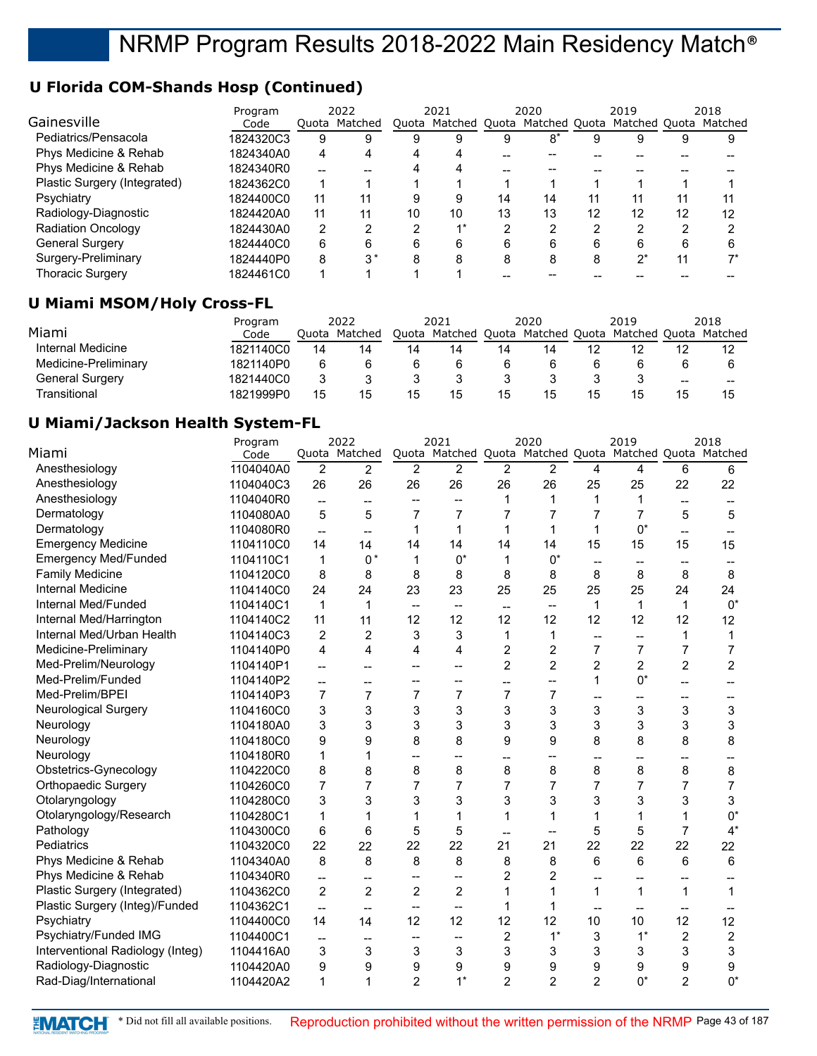## U Florida COM-Shands Hosp (Continued)

| Gainesville | Program Code | 2022 Quota | 2022 Matched | 2021 Quota | 2021 Matched | 2020 Quota | 2020 Matched | 2019 Quota | 2019 Matched | 2018 Quota | 2018 Matched |
|---|---|---|---|---|---|---|---|---|---|---|---|
| Pediatrics/Pensacola | 1824320C3 | 9 | 9 | 9 | 9 | 9 | 8* | 9 | 9 | 9 | 9 |
| Phys Medicine & Rehab | 1824340A0 | 4 | 4 | 4 | 4 | -- | -- | -- | -- | -- | -- |
| Phys Medicine & Rehab | 1824340R0 | -- | -- | 4 | 4 | -- | -- | -- | -- | -- | -- |
| Plastic Surgery (Integrated) | 1824362C0 | 1 | 1 | 1 | 1 | 1 | 1 | 1 | 1 | 1 | 1 |
| Psychiatry | 1824400C0 | 11 | 11 | 9 | 9 | 14 | 14 | 11 | 11 | 11 | 11 |
| Radiology-Diagnostic | 1824420A0 | 11 | 11 | 10 | 10 | 13 | 13 | 12 | 12 | 12 | 12 |
| Radiation Oncology | 1824430A0 | 2 | 2 | 2 | 1* | 2 | 2 | 2 | 2 | 2 | 2 |
| General Surgery | 1824440C0 | 6 | 6 | 6 | 6 | 6 | 6 | 6 | 6 | 6 | 6 |
| Surgery-Preliminary | 1824440P0 | 8 | 3* | 8 | 8 | 8 | 8 | 8 | 2* | 11 | 7* |
| Thoracic Surgery | 1824461C0 | 1 | 1 | 1 | 1 | -- | -- | -- | -- | -- | -- |

## U Miami MSOM/Holy Cross-FL

| Miami | Program Code | 2022 Quota | 2022 Matched | 2021 Quota | 2021 Matched | 2020 Quota | 2020 Matched | 2019 Quota | 2019 Matched | 2018 Quota | 2018 Matched |
|---|---|---|---|---|---|---|---|---|---|---|---|
| Internal Medicine | 1821140C0 | 14 | 14 | 14 | 14 | 14 | 14 | 12 | 12 | 12 | 12 |
| Medicine-Preliminary | 1821140P0 | 6 | 6 | 6 | 6 | 6 | 6 | 6 | 6 | 6 | 6 |
| General Surgery | 1821440C0 | 3 | 3 | 3 | 3 | 3 | 3 | 3 | 3 | -- | -- |
| Transitional | 1821999P0 | 15 | 15 | 15 | 15 | 15 | 15 | 15 | 15 | 15 | 15 |

## U Miami/Jackson Health System-FL

| Miami | Program Code | 2022 Quota | 2022 Matched | 2021 Quota | 2021 Matched | 2020 Quota | 2020 Matched | 2019 Quota | 2019 Matched | 2018 Quota | 2018 Matched |
|---|---|---|---|---|---|---|---|---|---|---|---|
| Anesthesiology | 1104040A0 | 2 | 2 | 2 | 2 | 2 | 2 | 4 | 4 | 6 | 6 |
| Anesthesiology | 1104040C3 | 26 | 26 | 26 | 26 | 26 | 26 | 25 | 25 | 22 | 22 |
| Anesthesiology | 1104040R0 | -- | -- | -- | -- | 1 | 1 | 1 | 1 | -- | -- |
| Dermatology | 1104080A0 | 5 | 5 | 7 | 7 | 7 | 7 | 7 | 7 | 5 | 5 |
| Dermatology | 1104080R0 | -- | -- | 1 | 1 | 1 | 1 | 1 | 0* | -- | -- |
| Emergency Medicine | 1104110C0 | 14 | 14 | 14 | 14 | 14 | 14 | 15 | 15 | 15 | 15 |
| Emergency Med/Funded | 1104110C1 | 1 | 0* | 1 | 0* | 1 | 0* | -- | -- | -- | -- |
| Family Medicine | 1104120C0 | 8 | 8 | 8 | 8 | 8 | 8 | 8 | 8 | 8 | 8 |
| Internal Medicine | 1104140C0 | 24 | 24 | 23 | 23 | 25 | 25 | 25 | 25 | 24 | 24 |
| Internal Med/Funded | 1104140C1 | 1 | 1 | -- | -- | -- | -- | 1 | 1 | 1 | 0* |
| Internal Med/Harrington | 1104140C2 | 11 | 11 | 12 | 12 | 12 | 12 | 12 | 12 | 12 | 12 |
| Internal Med/Urban Health | 1104140C3 | 2 | 2 | 3 | 3 | 1 | 1 | -- | -- | 1 | 1 |
| Medicine-Preliminary | 1104140P0 | 4 | 4 | 4 | 4 | 2 | 2 | 7 | 7 | 7 | 7 |
| Med-Prelim/Neurology | 1104140P1 | -- | -- | -- | -- | 2 | 2 | 2 | 2 | 2 | 2 |
| Med-Prelim/Funded | 1104140P2 | -- | -- | -- | -- | -- | -- | 1 | 0* | -- | -- |
| Med-Prelim/BPEI | 1104140P3 | 7 | 7 | 7 | 7 | 7 | 7 | -- | -- | -- | -- |
| Neurological Surgery | 1104160C0 | 3 | 3 | 3 | 3 | 3 | 3 | 3 | 3 | 3 | 3 |
| Neurology | 1104180A0 | 3 | 3 | 3 | 3 | 3 | 3 | 3 | 3 | 3 | 3 |
| Neurology | 1104180C0 | 9 | 9 | 8 | 8 | 9 | 9 | 8 | 8 | 8 | 8 |
| Neurology | 1104180R0 | 1 | 1 | -- | -- | -- | -- | -- | -- | -- | -- |
| Obstetrics-Gynecology | 1104220C0 | 8 | 8 | 8 | 8 | 8 | 8 | 8 | 8 | 8 | 8 |
| Orthopaedic Surgery | 1104260C0 | 7 | 7 | 7 | 7 | 7 | 7 | 7 | 7 | 7 | 7 |
| Otolaryngology | 1104280C0 | 3 | 3 | 3 | 3 | 3 | 3 | 3 | 3 | 3 | 3 |
| Otolaryngology/Research | 1104280C1 | 1 | 1 | 1 | 1 | 1 | 1 | 1 | 1 | 1 | 0* |
| Pathology | 1104300C0 | 6 | 6 | 5 | 5 | -- | -- | 5 | 5 | 7 | 4* |
| Pediatrics | 1104320C0 | 22 | 22 | 22 | 22 | 21 | 21 | 22 | 22 | 22 | 22 |
| Phys Medicine & Rehab | 1104340A0 | 8 | 8 | 8 | 8 | 8 | 8 | 6 | 6 | 6 | 6 |
| Phys Medicine & Rehab | 1104340R0 | -- | -- | -- | -- | 2 | 2 | -- | -- | -- | -- |
| Plastic Surgery (Integrated) | 1104362C0 | 2 | 2 | 2 | 2 | 1 | 1 | 1 | 1 | 1 | 1 |
| Plastic Surgery (Integ)/Funded | 1104362C1 | -- | -- | -- | -- | 1 | 1 | -- | -- | -- | -- |
| Psychiatry | 1104400C0 | 14 | 14 | 12 | 12 | 12 | 12 | 10 | 10 | 12 | 12 |
| Psychiatry/Funded IMG | 1104400C1 | -- | -- | -- | -- | 2 | 1* | 3 | 1* | 2 | 2 |
| Interventional Radiology (Integ) | 1104416A0 | 3 | 3 | 3 | 3 | 3 | 3 | 3 | 3 | 3 | 3 |
| Radiology-Diagnostic | 1104420A0 | 9 | 9 | 9 | 9 | 9 | 9 | 9 | 9 | 9 | 9 |
| Rad-Diag/International | 1104420A2 | 1 | 1 | 2 | 1* | 2 | 2 | 2 | 0* | 2 | 0* |

\* Did not fill all available positions.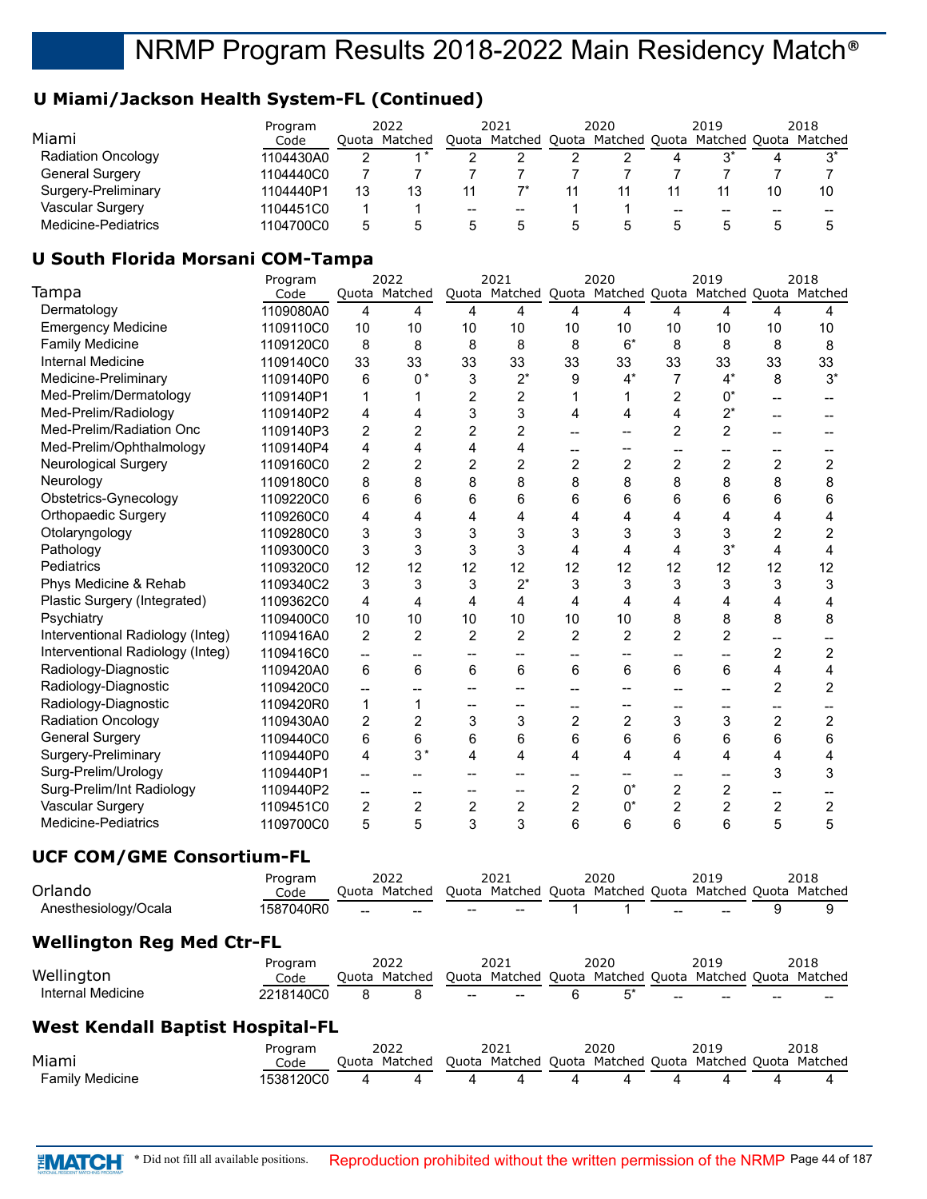## U Miami/Jackson Health System-FL (Continued)

| Miami | Program Code | 2022 Quota | 2022 Matched | 2021 Quota | 2021 Matched | 2020 Quota | 2020 Matched | 2019 Quota | 2019 Matched | 2018 Quota | 2018 Matched |
|---|---|---|---|---|---|---|---|---|---|---|---|
| Radiation Oncology | 1104430A0 | 2 | 1* | 2 | 2 | 2 | 2 | 4 | 3* | 4 | 3* |
| General Surgery | 1104440C0 | 7 | 7 | 7 | 7 | 7 | 7 | 7 | 7 | 7 | 7 |
| Surgery-Preliminary | 1104440P1 | 13 | 13 | 11 | 7* | 11 | 11 | 11 | 11 | 10 | 10 |
| Vascular Surgery | 1104451C0 | 1 | 1 | -- | -- | 1 | 1 | -- | -- | -- | -- |
| Medicine-Pediatrics | 1104700C0 | 5 | 5 | 5 | 5 | 5 | 5 | 5 | 5 | 5 | 5 |

## U South Florida Morsani COM-Tampa

| Tampa | Program Code | 2022 Quota | 2022 Matched | 2021 Quota | 2021 Matched | 2020 Quota | 2020 Matched | 2019 Quota | 2019 Matched | 2018 Quota | 2018 Matched |
|---|---|---|---|---|---|---|---|---|---|---|---|
| Dermatology | 1109080A0 | 4 | 4 | 4 | 4 | 4 | 4 | 4 | 4 | 4 | 4 |
| Emergency Medicine | 1109110C0 | 10 | 10 | 10 | 10 | 10 | 10 | 10 | 10 | 10 | 10 |
| Family Medicine | 1109120C0 | 8 | 8 | 8 | 8 | 8 | 6* | 8 | 8 | 8 | 8 |
| Internal Medicine | 1109140C0 | 33 | 33 | 33 | 33 | 33 | 33 | 33 | 33 | 33 | 33 |
| Medicine-Preliminary | 1109140P0 | 6 | 0* | 3 | 2* | 9 | 4* | 7 | 4* | 8 | 3* |
| Med-Prelim/Dermatology | 1109140P1 | 1 | 1 | 2 | 2 | 1 | 1 | 2 | 0* | -- | -- |
| Med-Prelim/Radiology | 1109140P2 | 4 | 4 | 3 | 3 | 4 | 4 | 4 | 2* | -- | -- |
| Med-Prelim/Radiation Onc | 1109140P3 | 2 | 2 | 2 | 2 | -- | -- | 2 | 2 | -- | -- |
| Med-Prelim/Ophthalmology | 1109140P4 | 4 | 4 | 4 | 4 | -- | -- | -- | -- | -- | -- |
| Neurological Surgery | 1109160C0 | 2 | 2 | 2 | 2 | 2 | 2 | 2 | 2 | 2 | 2 |
| Neurology | 1109180C0 | 8 | 8 | 8 | 8 | 8 | 8 | 8 | 8 | 8 | 8 |
| Obstetrics-Gynecology | 1109220C0 | 6 | 6 | 6 | 6 | 6 | 6 | 6 | 6 | 6 | 6 |
| Orthopaedic Surgery | 1109260C0 | 4 | 4 | 4 | 4 | 4 | 4 | 4 | 4 | 4 | 4 |
| Otolaryngology | 1109280C0 | 3 | 3 | 3 | 3 | 3 | 3 | 3 | 3 | 2 | 2 |
| Pathology | 1109300C0 | 3 | 3 | 3 | 3 | 4 | 4 | 4 | 3* | 4 | 4 |
| Pediatrics | 1109320C0 | 12 | 12 | 12 | 12 | 12 | 12 | 12 | 12 | 12 | 12 |
| Phys Medicine & Rehab | 1109340C2 | 3 | 3 | 3 | 2* | 3 | 3 | 3 | 3 | 3 | 3 |
| Plastic Surgery (Integrated) | 1109362C0 | 4 | 4 | 4 | 4 | 4 | 4 | 4 | 4 | 4 | 4 |
| Psychiatry | 1109400C0 | 10 | 10 | 10 | 10 | 10 | 10 | 8 | 8 | 8 | 8 |
| Interventional Radiology (Integ) | 1109416A0 | 2 | 2 | 2 | 2 | 2 | 2 | 2 | 2 | -- | -- |
| Interventional Radiology (Integ) | 1109416C0 | -- | -- | -- | -- | -- | -- | -- | -- | 2 | 2 |
| Radiology-Diagnostic | 1109420A0 | 6 | 6 | 6 | 6 | 6 | 6 | 6 | 6 | 4 | 4 |
| Radiology-Diagnostic | 1109420C0 | -- | -- | -- | -- | -- | -- | -- | -- | 2 | 2 |
| Radiology-Diagnostic | 1109420R0 | 1 | 1 | -- | -- | -- | -- | -- | -- | -- | -- |
| Radiation Oncology | 1109430A0 | 2 | 2 | 3 | 3 | 2 | 2 | 3 | 3 | 2 | 2 |
| General Surgery | 1109440C0 | 6 | 6 | 6 | 6 | 6 | 6 | 6 | 6 | 6 | 6 |
| Surgery-Preliminary | 1109440P0 | 4 | 3* | 4 | 4 | 4 | 4 | 4 | 4 | 4 | 4 |
| Surg-Prelim/Urology | 1109440P1 | -- | -- | -- | -- | -- | -- | -- | -- | 3 | 3 |
| Surg-Prelim/Int Radiology | 1109440P2 | -- | -- | -- | -- | 2 | 0* | 2 | 2 | -- | -- |
| Vascular Surgery | 1109451C0 | 2 | 2 | 2 | 2 | 2 | 0* | 2 | 2 | 2 | 2 |
| Medicine-Pediatrics | 1109700C0 | 5 | 5 | 3 | 3 | 6 | 6 | 6 | 6 | 5 | 5 |

## UCF COM/GME Consortium-FL

| Orlando | Program Code | 2022 Quota | 2022 Matched | 2021 Quota | 2021 Matched | 2020 Quota | 2020 Matched | 2019 Quota | 2019 Matched | 2018 Quota | 2018 Matched |
|---|---|---|---|---|---|---|---|---|---|---|---|
| Anesthesiology/Ocala | 1587040R0 | -- | -- | -- | -- | 1 | 1 | -- | -- | 9 | 9 |

## Wellington Reg Med Ctr-FL

| Wellington | Program Code | 2022 Quota | 2022 Matched | 2021 Quota | 2021 Matched | 2020 Quota | 2020 Matched | 2019 Quota | 2019 Matched | 2018 Quota | 2018 Matched |
|---|---|---|---|---|---|---|---|---|---|---|---|
| Internal Medicine | 2218140C0 | 8 | 8 | -- | -- | 6 | 5* | -- | -- | -- | -- |

## West Kendall Baptist Hospital-FL

| Miami | Program Code | 2022 Quota | 2022 Matched | 2021 Quota | 2021 Matched | 2020 Quota | 2020 Matched | 2019 Quota | 2019 Matched | 2018 Quota | 2018 Matched |
|---|---|---|---|---|---|---|---|---|---|---|---|
| Family Medicine | 1538120C0 | 4 | 4 | 4 | 4 | 4 | 4 | 4 | 4 | 4 | 4 |

* Did not fill all available positions.

Reproduction prohibited without the written permission of the NRMP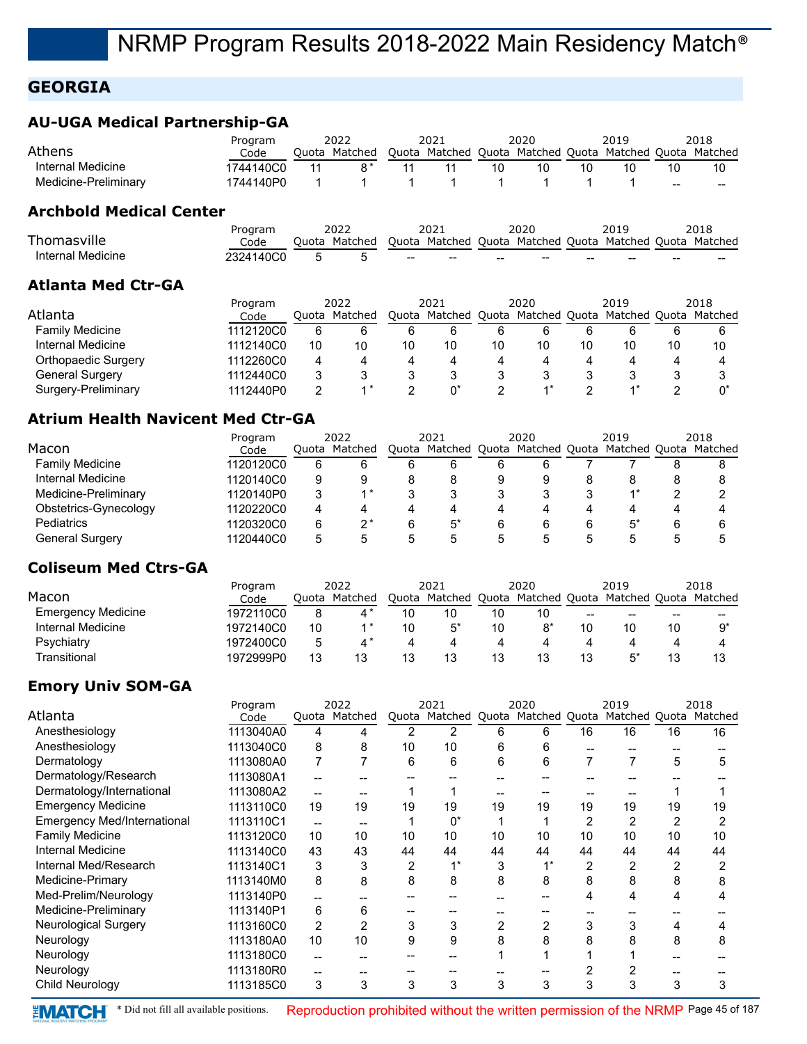## GEORGIA

### AU-UGA Medical Partnership-GA

| Athens | Program Code | 2022 Quota | 2022 Matched | 2021 Quota | 2021 Matched | 2020 Quota | 2020 Matched | 2019 Quota | 2019 Matched | 2018 Quota | 2018 Matched |
|---|---|---|---|---|---|---|---|---|---|---|---|
| Internal Medicine | 1744140C0 | 11 | 8* | 11 | 11 | 10 | 10 | 10 | 10 | 10 | 10 |
| Medicine-Preliminary | 1744140P0 | 1 | 1 | 1 | 1 | 1 | 1 | 1 | 1 | -- | -- |

### Archbold Medical Center

| Thomasville | Program Code | 2022 Quota | 2022 Matched | 2021 Quota | 2021 Matched | 2020 Quota | 2020 Matched | 2019 Quota | 2019 Matched | 2018 Quota | 2018 Matched |
|---|---|---|---|---|---|---|---|---|---|---|---|
| Internal Medicine | 2324140C0 | 5 | 5 | -- | -- | -- | -- | -- | -- | -- | -- |

### Atlanta Med Ctr-GA

| Atlanta | Program Code | 2022 Quota | 2022 Matched | 2021 Quota | 2021 Matched | 2020 Quota | 2020 Matched | 2019 Quota | 2019 Matched | 2018 Quota | 2018 Matched |
|---|---|---|---|---|---|---|---|---|---|---|---|
| Family Medicine | 1112120C0 | 6 | 6 | 6 | 6 | 6 | 6 | 6 | 6 | 6 | 6 |
| Internal Medicine | 1112140C0 | 10 | 10 | 10 | 10 | 10 | 10 | 10 | 10 | 10 | 10 |
| Orthopaedic Surgery | 1112260C0 | 4 | 4 | 4 | 4 | 4 | 4 | 4 | 4 | 4 | 4 |
| General Surgery | 1112440C0 | 3 | 3 | 3 | 3 | 3 | 3 | 3 | 3 | 3 | 3 |
| Surgery-Preliminary | 1112440P0 | 2 | 1* | 2 | 0* | 2 | 1* | 2 | 1* | 2 | 0* |

### Atrium Health Navicent Med Ctr-GA

| Macon | Program Code | 2022 Quota | 2022 Matched | 2021 Quota | 2021 Matched | 2020 Quota | 2020 Matched | 2019 Quota | 2019 Matched | 2018 Quota | 2018 Matched |
|---|---|---|---|---|---|---|---|---|---|---|---|
| Family Medicine | 1120120C0 | 6 | 6 | 6 | 6 | 6 | 6 | 7 | 7 | 8 | 8 |
| Internal Medicine | 1120140C0 | 9 | 9 | 8 | 8 | 9 | 9 | 8 | 8 | 8 | 8 |
| Medicine-Preliminary | 1120140P0 | 3 | 1* | 3 | 3 | 3 | 3 | 3 | 1* | 2 | 2 |
| Obstetrics-Gynecology | 1120220C0 | 4 | 4 | 4 | 4 | 4 | 4 | 4 | 4 | 4 | 4 |
| Pediatrics | 1120320C0 | 6 | 2* | 6 | 5* | 6 | 6 | 6 | 5* | 6 | 6 |
| General Surgery | 1120440C0 | 5 | 5 | 5 | 5 | 5 | 5 | 5 | 5 | 5 | 5 |

### Coliseum Med Ctrs-GA

| Macon | Program Code | 2022 Quota | 2022 Matched | 2021 Quota | 2021 Matched | 2020 Quota | 2020 Matched | 2019 Quota | 2019 Matched | 2018 Quota | 2018 Matched |
|---|---|---|---|---|---|---|---|---|---|---|---|
| Emergency Medicine | 1972110C0 | 8 | 4* | 10 | 10 | 10 | 10 | -- | -- | -- | -- |
| Internal Medicine | 1972140C0 | 10 | 1* | 10 | 5* | 10 | 8* | 10 | 10 | 10 | 9* |
| Psychiatry | 1972400C0 | 5 | 4* | 4 | 4 | 4 | 4 | 4 | 4 | 4 | 4 |
| Transitional | 1972999P0 | 13 | 13 | 13 | 13 | 13 | 13 | 13 | 5* | 13 | 13 |

### Emory Univ SOM-GA

| Atlanta | Program Code | 2022 Quota | 2022 Matched | 2021 Quota | 2021 Matched | 2020 Quota | 2020 Matched | 2019 Quota | 2019 Matched | 2018 Quota | 2018 Matched |
|---|---|---|---|---|---|---|---|---|---|---|---|
| Anesthesiology | 1113040A0 | 4 | 4 | 2 | 2 | 6 | 6 | 16 | 16 | 16 | 16 |
| Anesthesiology | 1113040C0 | 8 | 8 | 10 | 10 | 6 | 6 | -- | -- | -- | -- |
| Dermatology | 1113080A0 | 7 | 7 | 6 | 6 | 6 | 6 | 7 | 7 | 5 | 5 |
| Dermatology/Research | 1113080A1 | -- | -- | -- | -- | -- | -- | -- | -- | -- | -- |
| Dermatology/International | 1113080A2 | -- | -- | 1 | 1 | -- | -- | -- | -- | 1 | 1 |
| Emergency Medicine | 1113110C0 | 19 | 19 | 19 | 19 | 19 | 19 | 19 | 19 | 19 | 19 |
| Emergency Med/International | 1113110C1 | -- | -- | 1 | 0* | 1 | 1 | 2 | 2 | 2 | 2 |
| Family Medicine | 1113120C0 | 10 | 10 | 10 | 10 | 10 | 10 | 10 | 10 | 10 | 10 |
| Internal Medicine | 1113140C0 | 43 | 43 | 44 | 44 | 44 | 44 | 44 | 44 | 44 | 44 |
| Internal Med/Research | 1113140C1 | 3 | 3 | 2 | 1* | 3 | 1* | 2 | 2 | 2 | 2 |
| Medicine-Primary | 1113140M0 | 8 | 8 | 8 | 8 | 8 | 8 | 8 | 8 | 8 | 8 |
| Med-Prelim/Neurology | 1113140P0 | -- | -- | -- | -- | -- | -- | 4 | 4 | 4 | 4 |
| Medicine-Preliminary | 1113140P1 | 6 | 6 | -- | -- | -- | -- | -- | -- | -- | -- |
| Neurological Surgery | 1113160C0 | 2 | 2 | 3 | 3 | 2 | 2 | 3 | 3 | 4 | 4 |
| Neurology | 1113180A0 | 10 | 10 | 9 | 9 | 8 | 8 | 8 | 8 | 8 | 8 |
| Neurology | 1113180C0 | -- | -- | -- | -- | 1 | 1 | 1 | 1 | -- | -- |
| Neurology | 1113180R0 | -- | -- | -- | -- | -- | -- | 2 | 2 | -- | -- |
| Child Neurology | 1113185C0 | 3 | 3 | 3 | 3 | 3 | 3 | 3 | 3 | 3 | 3 |

\* Did not fill all available positions.

Reproduction prohibited without the written permission of the NRMP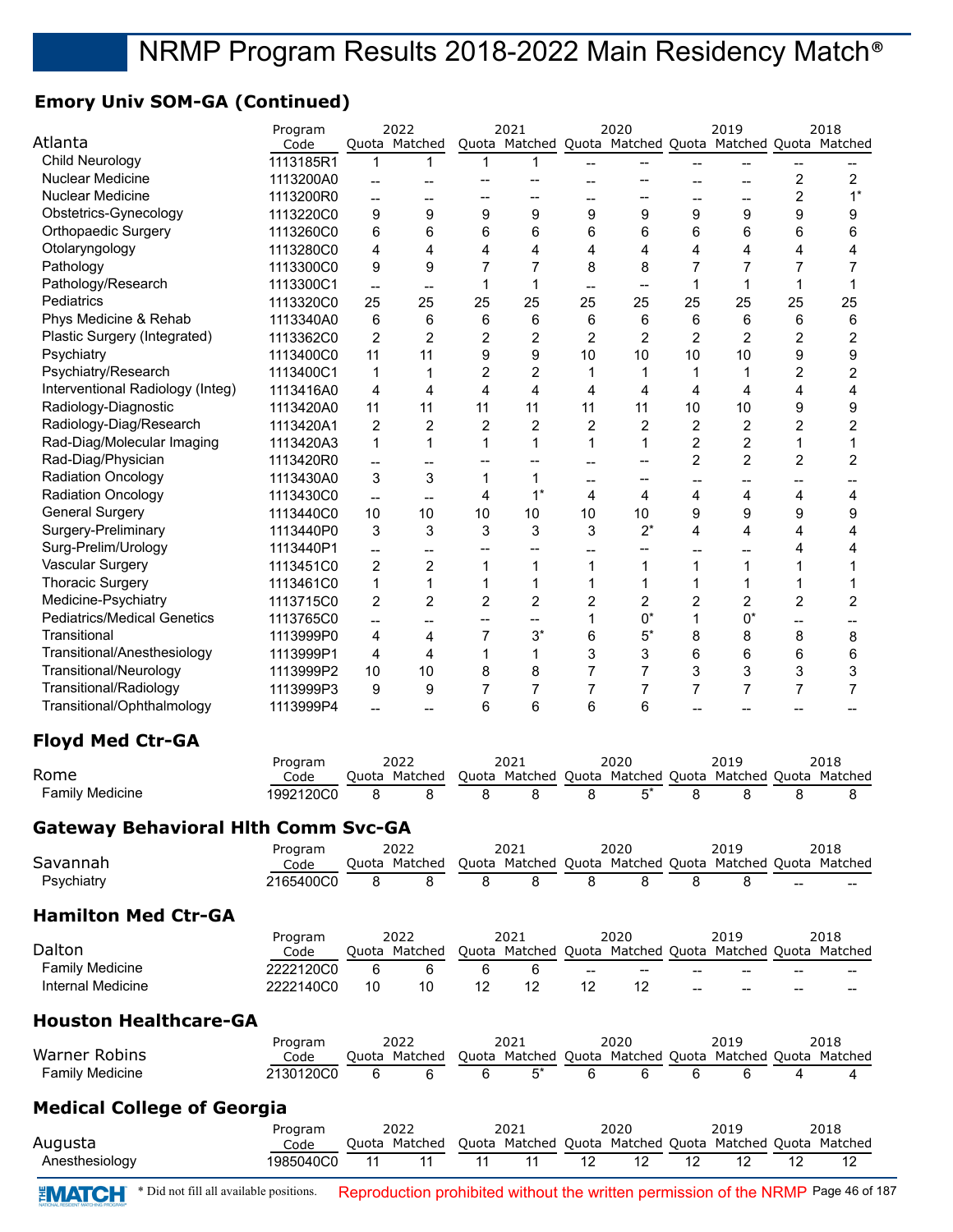## Emory Univ SOM-GA (Continued)

| Atlanta | Program Code | 2022 Quota | 2022 Matched | 2021 Quota | 2021 Matched | 2020 Quota | 2020 Matched | 2019 Quota | 2019 Matched | 2018 Quota | 2018 Matched |
|---|---|---|---|---|---|---|---|---|---|---|---|
| Child Neurology | 1113185R1 | 1 | 1 | 1 | 1 | -- | -- | -- | -- | -- | -- |
| Nuclear Medicine | 1113200A0 | -- | -- | -- | -- | -- | -- | -- | -- | 2 | 2 |
| Nuclear Medicine | 1113200R0 | -- | -- | -- | -- | -- | -- | -- | -- | 2 | 1* |
| Obstetrics-Gynecology | 1113220C0 | 9 | 9 | 9 | 9 | 9 | 9 | 9 | 9 | 9 | 9 |
| Orthopaedic Surgery | 1113260C0 | 6 | 6 | 6 | 6 | 6 | 6 | 6 | 6 | 6 | 6 |
| Otolaryngology | 1113280C0 | 4 | 4 | 4 | 4 | 4 | 4 | 4 | 4 | 4 | 4 |
| Pathology | 1113300C0 | 9 | 9 | 7 | 7 | 8 | 8 | 7 | 7 | 7 | 7 |
| Pathology/Research | 1113300C1 | -- | -- | 1 | 1 | -- | -- | 1 | 1 | 1 | 1 |
| Pediatrics | 1113320C0 | 25 | 25 | 25 | 25 | 25 | 25 | 25 | 25 | 25 | 25 |
| Phys Medicine & Rehab | 1113340A0 | 6 | 6 | 6 | 6 | 6 | 6 | 6 | 6 | 6 | 6 |
| Plastic Surgery (Integrated) | 1113362C0 | 2 | 2 | 2 | 2 | 2 | 2 | 2 | 2 | 2 | 2 |
| Psychiatry | 1113400C0 | 11 | 11 | 9 | 9 | 10 | 10 | 10 | 10 | 9 | 9 |
| Psychiatry/Research | 1113400C1 | 1 | 1 | 2 | 2 | 1 | 1 | 1 | 1 | 2 | 2 |
| Interventional Radiology (Integ) | 1113416A0 | 4 | 4 | 4 | 4 | 4 | 4 | 4 | 4 | 4 | 4 |
| Radiology-Diagnostic | 1113420A0 | 11 | 11 | 11 | 11 | 11 | 11 | 10 | 10 | 9 | 9 |
| Radiology-Diag/Research | 1113420A1 | 2 | 2 | 2 | 2 | 2 | 2 | 2 | 2 | 2 | 2 |
| Rad-Diag/Molecular Imaging | 1113420A3 | 1 | 1 | 1 | 1 | 1 | 1 | 2 | 2 | 1 | 1 |
| Rad-Diag/Physician | 1113420R0 | -- | -- | -- | -- | -- | -- | 2 | 2 | 2 | 2 |
| Radiation Oncology | 1113430A0 | 3 | 3 | 1 | 1 | -- | -- | -- | -- | -- | -- |
| Radiation Oncology | 1113430C0 | -- | -- | 4 | 1* | 4 | 4 | 4 | 4 | 4 | 4 |
| General Surgery | 1113440C0 | 10 | 10 | 10 | 10 | 10 | 10 | 9 | 9 | 9 | 9 |
| Surgery-Preliminary | 1113440P0 | 3 | 3 | 3 | 3 | 3 | 2* | 4 | 4 | 4 | 4 |
| Surg-Prelim/Urology | 1113440P1 | -- | -- | -- | -- | -- | -- | -- | -- | 4 | 4 |
| Vascular Surgery | 1113451C0 | 2 | 2 | 1 | 1 | 1 | 1 | 1 | 1 | 1 | 1 |
| Thoracic Surgery | 1113461C0 | 1 | 1 | 1 | 1 | 1 | 1 | 1 | 1 | 1 | 1 |
| Medicine-Psychiatry | 1113715C0 | 2 | 2 | 2 | 2 | 2 | 2 | 2 | 2 | 2 | 2 |
| Pediatrics/Medical Genetics | 1113765C0 | -- | -- | -- | -- | 1 | 0* | 1 | 0* | -- | -- |
| Transitional | 1113999P0 | 4 | 4 | 7 | 3* | 6 | 5* | 8 | 8 | 8 | 8 |
| Transitional/Anesthesiology | 1113999P1 | 4 | 4 | 1 | 1 | 3 | 3 | 6 | 6 | 6 | 6 |
| Transitional/Neurology | 1113999P2 | 10 | 10 | 8 | 8 | 7 | 7 | 3 | 3 | 3 | 3 |
| Transitional/Radiology | 1113999P3 | 9 | 9 | 7 | 7 | 7 | 7 | 7 | 7 | 7 | 7 |
| Transitional/Ophthalmology | 1113999P4 | -- | -- | 6 | 6 | 6 | 6 | -- | -- | -- | -- |

## Floyd Med Ctr-GA

| Rome | Program Code | 2022 Quota | 2022 Matched | 2021 Quota | 2021 Matched | 2020 Quota | 2020 Matched | 2019 Quota | 2019 Matched | 2018 Quota | 2018 Matched |
|---|---|---|---|---|---|---|---|---|---|---|---|
| Family Medicine | 1992120C0 | 8 | 8 | 8 | 8 | 8 | 5* | 8 | 8 | 8 | 8 |

## Gateway Behavioral Hlth Comm Svc-GA

| Savannah | Program Code | 2022 Quota | 2022 Matched | 2021 Quota | 2021 Matched | 2020 Quota | 2020 Matched | 2019 Quota | 2019 Matched | 2018 Quota | 2018 Matched |
|---|---|---|---|---|---|---|---|---|---|---|---|
| Psychiatry | 2165400C0 | 8 | 8 | 8 | 8 | 8 | 8 | 8 | 8 | -- | -- |

## Hamilton Med Ctr-GA

| Dalton | Program Code | 2022 Quota | 2022 Matched | 2021 Quota | 2021 Matched | 2020 Quota | 2020 Matched | 2019 Quota | 2019 Matched | 2018 Quota | 2018 Matched |
|---|---|---|---|---|---|---|---|---|---|---|---|
| Family Medicine | 2222120C0 | 6 | 6 | 6 | 6 | -- | -- | -- | -- | -- | -- |
| Internal Medicine | 2222140C0 | 10 | 10 | 12 | 12 | 12 | 12 | -- | -- | -- | -- |

## Houston Healthcare-GA

| Warner Robins | Program Code | 2022 Quota | 2022 Matched | 2021 Quota | 2021 Matched | 2020 Quota | 2020 Matched | 2019 Quota | 2019 Matched | 2018 Quota | 2018 Matched |
|---|---|---|---|---|---|---|---|---|---|---|---|
| Family Medicine | 2130120C0 | 6 | 6 | 6 | 5* | 6 | 6 | 6 | 6 | 4 | 4 |

## Medical College of Georgia

| Augusta | Program Code | 2022 Quota | 2022 Matched | 2021 Quota | 2021 Matched | 2020 Quota | 2020 Matched | 2019 Quota | 2019 Matched | 2018 Quota | 2018 Matched |
|---|---|---|---|---|---|---|---|---|---|---|---|
| Anesthesiology | 1985040C0 | 11 | 11 | 11 | 11 | 12 | 12 | 12 | 12 | 12 | 12 |

\* Did not fill all available positions.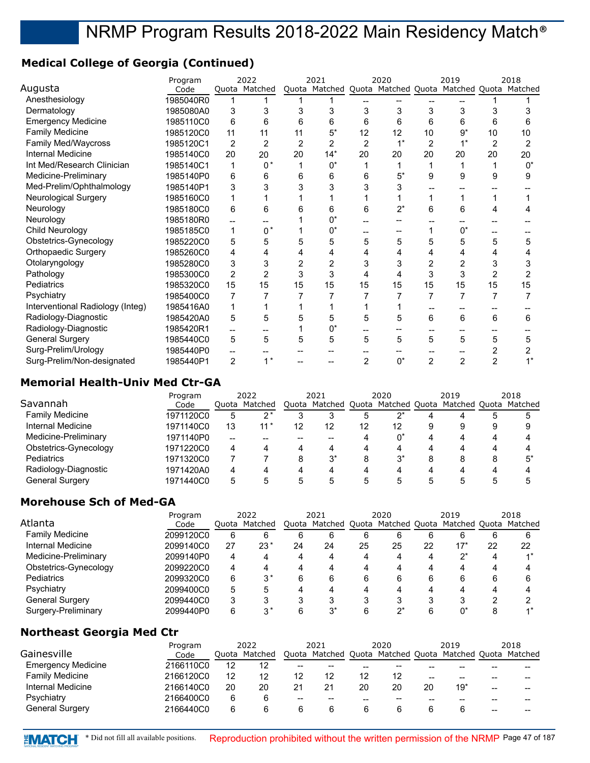# NRMP Program Results 2018-2022 Main Residency Match®

## Medical College of Georgia (Continued)

| Augusta | Program Code | 2022 Quota | 2022 Matched | 2021 Quota | 2021 Matched | 2020 Quota | 2020 Matched | 2019 Quota | 2019 Matched | 2018 Quota | 2018 Matched |
|---|---|---|---|---|---|---|---|---|---|---|---|
| Anesthesiology | 1985040R0 | 1 | 1 | 1 | 1 | -- | -- | -- | -- | 1 | 1 |
| Dermatology | 1985080A0 | 3 | 3 | 3 | 3 | 3 | 3 | 3 | 3 | 3 | 3 |
| Emergency Medicine | 1985110C0 | 6 | 6 | 6 | 6 | 6 | 6 | 6 | 6 | 6 | 6 |
| Family Medicine | 1985120C0 | 11 | 11 | 11 | 5* | 12 | 12 | 10 | 9* | 10 | 10 |
| Family Med/Waycross | 1985120C1 | 2 | 2 | 2 | 2 | 2 | 1* | 2 | 1* | 2 | 2 |
| Internal Medicine | 1985140C0 | 20 | 20 | 20 | 14* | 20 | 20 | 20 | 20 | 20 | 20 |
| Int Med/Research Clinician | 1985140C1 | 1 | 0* | 1 | 0* | 1 | 1 | 1 | 1 | 1 | 0* |
| Medicine-Preliminary | 1985140P0 | 6 | 6 | 6 | 6 | 6 | 5* | 9 | 9 | 9 | 9 |
| Med-Prelim/Ophthalmology | 1985140P1 | 3 | 3 | 3 | 3 | 3 | 3 | -- | -- | -- | -- |
| Neurological Surgery | 1985160C0 | 1 | 1 | 1 | 1 | 1 | 1 | 1 | 1 | 1 | 1 |
| Neurology | 1985180C0 | 6 | 6 | 6 | 6 | 6 | 2* | 6 | 6 | 4 | 4 |
| Neurology | 1985180R0 | -- | -- | 1 | 0* | -- | -- | -- | -- | -- | -- |
| Child Neurology | 1985185C0 | 1 | 0* | 1 | 0* | -- | -- | 1 | 0* | -- | -- |
| Obstetrics-Gynecology | 1985220C0 | 5 | 5 | 5 | 5 | 5 | 5 | 5 | 5 | 5 | 5 |
| Orthopaedic Surgery | 1985260C0 | 4 | 4 | 4 | 4 | 4 | 4 | 4 | 4 | 4 | 4 |
| Otolaryngology | 1985280C0 | 3 | 3 | 2 | 2 | 3 | 3 | 2 | 2 | 3 | 3 |
| Pathology | 1985300C0 | 2 | 2 | 3 | 3 | 4 | 4 | 3 | 3 | 2 | 2 |
| Pediatrics | 1985320C0 | 15 | 15 | 15 | 15 | 15 | 15 | 15 | 15 | 15 | 15 |
| Psychiatry | 1985400C0 | 7 | 7 | 7 | 7 | 7 | 7 | 7 | 7 | 7 | 7 |
| Interventional Radiology (Integ) | 1985416A0 | 1 | 1 | 1 | 1 | 1 | 1 | -- | -- | -- | -- |
| Radiology-Diagnostic | 1985420A0 | 5 | 5 | 5 | 5 | 5 | 5 | 6 | 6 | 6 | 6 |
| Radiology-Diagnostic | 1985420R1 | -- | -- | 1 | 0* | -- | -- | -- | -- | -- | -- |
| General Surgery | 1985440C0 | 5 | 5 | 5 | 5 | 5 | 5 | 5 | 5 | 5 | 5 |
| Surg-Prelim/Urology | 1985440P0 | -- | -- | -- | -- | -- | -- | -- | -- | 2 | 2 |
| Surg-Prelim/Non-designated | 1985440P1 | 2 | 1* | -- | -- | 2 | 0* | 2 | 2 | 2 | 1* |

## Memorial Health-Univ Med Ctr-GA

| Savannah | Program Code | 2022 Quota | 2022 Matched | 2021 Quota | 2021 Matched | 2020 Quota | 2020 Matched | 2019 Quota | 2019 Matched | 2018 Quota | 2018 Matched |
|---|---|---|---|---|---|---|---|---|---|---|---|
| Family Medicine | 1971120C0 | 5 | 2* | 3 | 3 | 5 | 2* | 4 | 4 | 5 | 5 |
| Internal Medicine | 1971140C0 | 13 | 11* | 12 | 12 | 12 | 12 | 9 | 9 | 9 | 9 |
| Medicine-Preliminary | 1971140P0 | -- | -- | -- | -- | 4 | 0* | 4 | 4 | 4 | 4 |
| Obstetrics-Gynecology | 1971220C0 | 4 | 4 | 4 | 4 | 4 | 4 | 4 | 4 | 4 | 4 |
| Pediatrics | 1971320C0 | 7 | 7 | 8 | 3* | 8 | 3* | 8 | 8 | 8 | 5* |
| Radiology-Diagnostic | 1971420A0 | 4 | 4 | 4 | 4 | 4 | 4 | 4 | 4 | 4 | 4 |
| General Surgery | 1971440C0 | 5 | 5 | 5 | 5 | 5 | 5 | 5 | 5 | 5 | 5 |

## Morehouse Sch of Med-GA

| Atlanta | Program Code | 2022 Quota | 2022 Matched | 2021 Quota | 2021 Matched | 2020 Quota | 2020 Matched | 2019 Quota | 2019 Matched | 2018 Quota | 2018 Matched |
|---|---|---|---|---|---|---|---|---|---|---|---|
| Family Medicine | 2099120C0 | 6 | 6 | 6 | 6 | 6 | 6 | 6 | 6 | 6 | 6 |
| Internal Medicine | 2099140C0 | 27 | 23* | 24 | 24 | 25 | 25 | 22 | 17* | 22 | 22 |
| Medicine-Preliminary | 2099140P0 | 4 | 4 | 4 | 4 | 4 | 4 | 4 | 2* | 4 | 1* |
| Obstetrics-Gynecology | 2099220C0 | 4 | 4 | 4 | 4 | 4 | 4 | 4 | 4 | 4 | 4 |
| Pediatrics | 2099320C0 | 6 | 3* | 6 | 6 | 6 | 6 | 6 | 6 | 6 | 6 |
| Psychiatry | 2099400C0 | 5 | 5 | 4 | 4 | 4 | 4 | 4 | 4 | 4 | 4 |
| General Surgery | 2099440C0 | 3 | 3 | 3 | 3 | 3 | 3 | 3 | 3 | 2 | 2 |
| Surgery-Preliminary | 2099440P0 | 6 | 3* | 6 | 3* | 6 | 2* | 6 | 0* | 8 | 1* |

## Northeast Georgia Med Ctr

| Gainesville | Program Code | 2022 Quota | 2022 Matched | 2021 Quota | 2021 Matched | 2020 Quota | 2020 Matched | 2019 Quota | 2019 Matched | 2018 Quota | 2018 Matched |
|---|---|---|---|---|---|---|---|---|---|---|---|
| Emergency Medicine | 2166110C0 | 12 | 12 | -- | -- | -- | -- | -- | -- | -- | -- |
| Family Medicine | 2166120C0 | 12 | 12 | 12 | 12 | 12 | 12 | -- | -- | -- | -- |
| Internal Medicine | 2166140C0 | 20 | 20 | 21 | 21 | 20 | 20 | 20 | 19* | -- | -- |
| Psychiatry | 2166400C0 | 6 | 6 | -- | -- | -- | -- | -- | -- | -- | -- |
| General Surgery | 2166440C0 | 6 | 6 | 6 | 6 | 6 | 6 | 6 | 6 | -- | -- |

\* Did not fill all available positions.

Reproduction prohibited without the written permission of the NRMP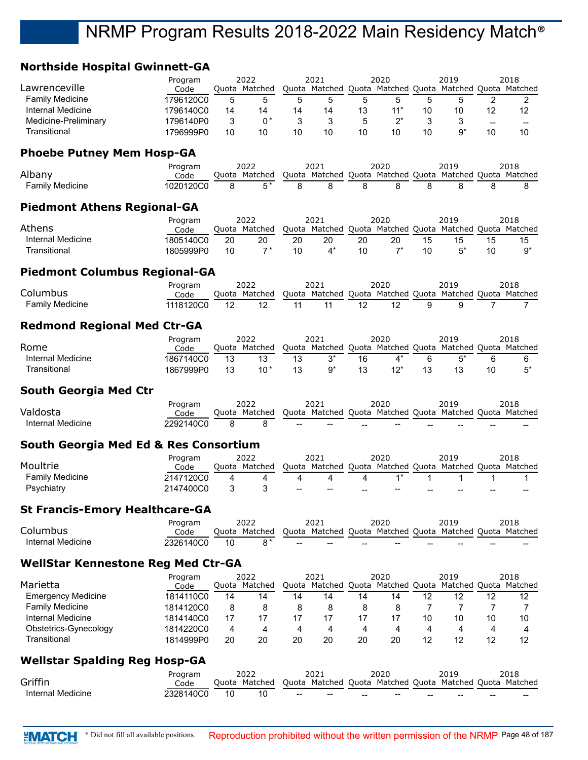# NRMP Program Results 2018-2022 Main Residency Match®

## Northside Hospital Gwinnett-GA

| Lawrenceville | Program Code | 2022 Quota | 2022 Matched | 2021 Quota | 2021 Matched | 2020 Quota | 2020 Matched | 2019 Quota | 2019 Matched | 2018 Quota | 2018 Matched |
|---|---|---|---|---|---|---|---|---|---|---|---|
| Family Medicine | 1796120C0 | 5 | 5 | 5 | 5 | 5 | 5 | 5 | 5 | 2 | 2 |
| Internal Medicine | 1796140C0 | 14 | 14 | 14 | 14 | 13 | 11* | 10 | 10 | 12 | 12 |
| Medicine-Preliminary | 1796140P0 | 3 | 0* | 3 | 3 | 5 | 2* | 3 | 3 | -- | -- |
| Transitional | 1796999P0 | 10 | 10 | 10 | 10 | 10 | 10 | 10 | 9* | 10 | 10 |

## Phoebe Putney Mem Hosp-GA

| Albany | Program Code | 2022 Quota | 2022 Matched | 2021 Quota | 2021 Matched | 2020 Quota | 2020 Matched | 2019 Quota | 2019 Matched | 2018 Quota | 2018 Matched |
|---|---|---|---|---|---|---|---|---|---|---|---|
| Family Medicine | 1020120C0 | 8 | 5* | 8 | 8 | 8 | 8 | 8 | 8 | 8 | 8 |

## Piedmont Athens Regional-GA

| Athens | Program Code | 2022 Quota | 2022 Matched | 2021 Quota | 2021 Matched | 2020 Quota | 2020 Matched | 2019 Quota | 2019 Matched | 2018 Quota | 2018 Matched |
|---|---|---|---|---|---|---|---|---|---|---|---|
| Internal Medicine | 1805140C0 | 20 | 20 | 20 | 20 | 20 | 20 | 15 | 15 | 15 | 15 |
| Transitional | 1805999P0 | 10 | 7* | 10 | 4* | 10 | 7* | 10 | 5* | 10 | 9* |

## Piedmont Columbus Regional-GA

| Columbus | Program Code | 2022 Quota | 2022 Matched | 2021 Quota | 2021 Matched | 2020 Quota | 2020 Matched | 2019 Quota | 2019 Matched | 2018 Quota | 2018 Matched |
|---|---|---|---|---|---|---|---|---|---|---|---|
| Family Medicine | 1118120C0 | 12 | 12 | 11 | 11 | 12 | 12 | 9 | 9 | 7 | 7 |

## Redmond Regional Med Ctr-GA

| Rome | Program Code | 2022 Quota | 2022 Matched | 2021 Quota | 2021 Matched | 2020 Quota | 2020 Matched | 2019 Quota | 2019 Matched | 2018 Quota | 2018 Matched |
|---|---|---|---|---|---|---|---|---|---|---|---|
| Internal Medicine | 1867140C0 | 13 | 13 | 13 | 3* | 16 | 4* | 6 | 5* | 6 | 6 |
| Transitional | 1867999P0 | 13 | 10* | 13 | 9* | 13 | 12* | 13 | 13 | 10 | 5* |

## South Georgia Med Ctr

| Valdosta | Program Code | 2022 Quota | 2022 Matched | 2021 Quota | 2021 Matched | 2020 Quota | 2020 Matched | 2019 Quota | 2019 Matched | 2018 Quota | 2018 Matched |
|---|---|---|---|---|---|---|---|---|---|---|---|
| Internal Medicine | 2292140C0 | 8 | 8 | -- | -- | -- | -- | -- | -- | -- | -- |

## South Georgia Med Ed & Res Consortium

| Moultrie | Program Code | 2022 Quota | 2022 Matched | 2021 Quota | 2021 Matched | 2020 Quota | 2020 Matched | 2019 Quota | 2019 Matched | 2018 Quota | 2018 Matched |
|---|---|---|---|---|---|---|---|---|---|---|---|
| Family Medicine | 2147120C0 | 4 | 4 | 4 | 4 | 4 | 1* | 1 | 1 | 1 | 1 |
| Psychiatry | 2147400C0 | 3 | 3 | -- | -- | -- | -- | -- | -- | -- | -- |

## St Francis-Emory Healthcare-GA

| Columbus | Program Code | 2022 Quota | 2022 Matched | 2021 Quota | 2021 Matched | 2020 Quota | 2020 Matched | 2019 Quota | 2019 Matched | 2018 Quota | 2018 Matched |
|---|---|---|---|---|---|---|---|---|---|---|---|
| Internal Medicine | 2326140C0 | 10 | 8* | -- | -- | -- | -- | -- | -- | -- | -- |

## WellStar Kennestone Reg Med Ctr-GA

| Marietta | Program Code | 2022 Quota | 2022 Matched | 2021 Quota | 2021 Matched | 2020 Quota | 2020 Matched | 2019 Quota | 2019 Matched | 2018 Quota | 2018 Matched |
|---|---|---|---|---|---|---|---|---|---|---|---|
| Emergency Medicine | 1814110C0 | 14 | 14 | 14 | 14 | 14 | 14 | 12 | 12 | 12 | 12 |
| Family Medicine | 1814120C0 | 8 | 8 | 8 | 8 | 8 | 8 | 7 | 7 | 7 | 7 |
| Internal Medicine | 1814140C0 | 17 | 17 | 17 | 17 | 17 | 17 | 10 | 10 | 10 | 10 |
| Obstetrics-Gynecology | 1814220C0 | 4 | 4 | 4 | 4 | 4 | 4 | 4 | 4 | 4 | 4 |
| Transitional | 1814999P0 | 20 | 20 | 20 | 20 | 20 | 20 | 12 | 12 | 12 | 12 |

## Wellstar Spalding Reg Hosp-GA

| Griffin | Program Code | 2022 Quota | 2022 Matched | 2021 Quota | 2021 Matched | 2020 Quota | 2020 Matched | 2019 Quota | 2019 Matched | 2018 Quota | 2018 Matched |
|---|---|---|---|---|---|---|---|---|---|---|---|
| Internal Medicine | 2328140C0 | 10 | 10 | -- | -- | -- | -- | -- | -- | -- | -- |

\* Did not fill all available positions.

Reproduction prohibited without the written permission of the NRMP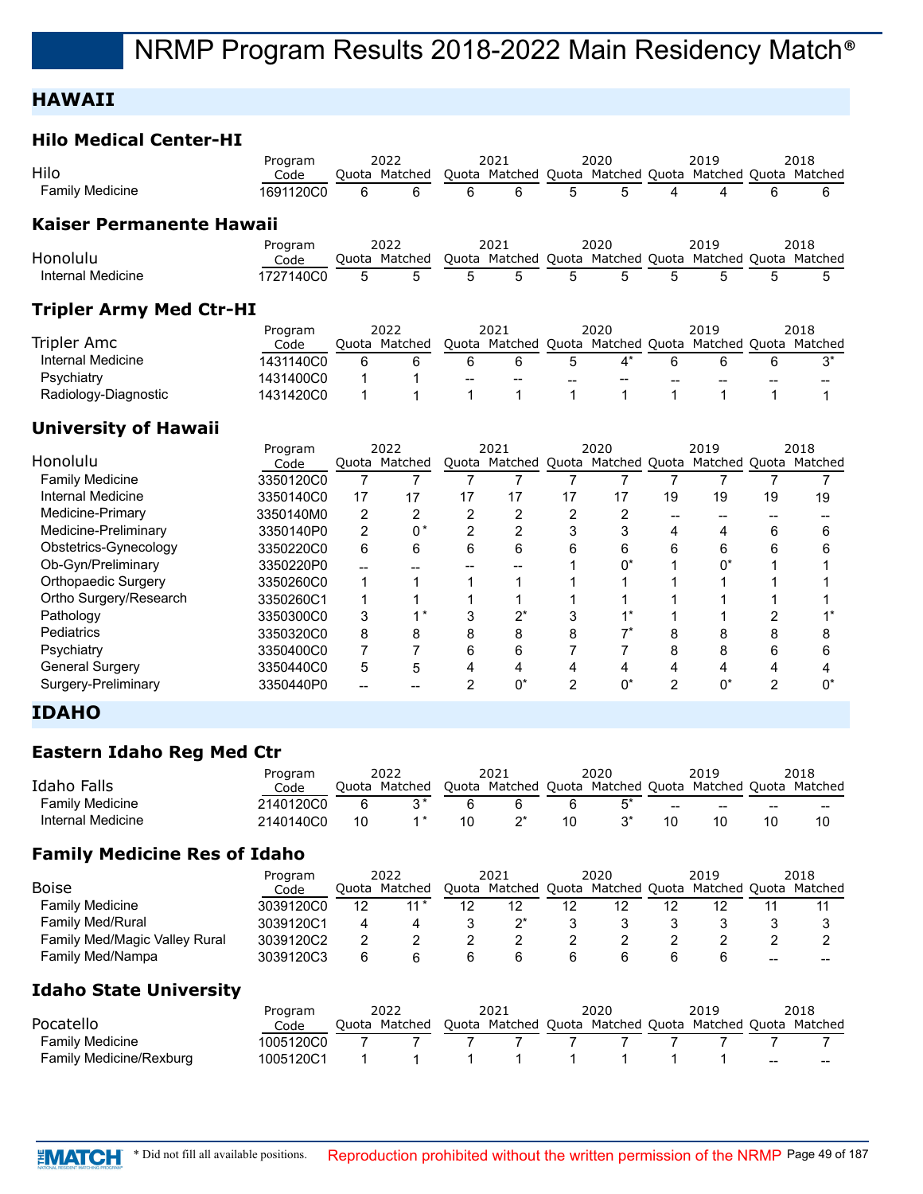# NRMP Program Results 2018-2022 Main Residency Match®

## HAWAII

### Hilo Medical Center-HI

| Hilo | Program Code | 2022 Quota | 2022 Matched | 2021 Quota | 2021 Matched | 2020 Quota | 2020 Matched | 2019 Quota | 2019 Matched | 2018 Quota | 2018 Matched |
|---|---|---|---|---|---|---|---|---|---|---|---|
| Family Medicine | 1691120C0 | 6 | 6 | 6 | 6 | 5 | 5 | 4 | 4 | 6 | 6 |

### Kaiser Permanente Hawaii

| Honolulu | Program Code | 2022 Quota | 2022 Matched | 2021 Quota | 2021 Matched | 2020 Quota | 2020 Matched | 2019 Quota | 2019 Matched | 2018 Quota | 2018 Matched |
|---|---|---|---|---|---|---|---|---|---|---|---|
| Internal Medicine | 1727140C0 | 5 | 5 | 5 | 5 | 5 | 5 | 5 | 5 | 5 | 5 |

### Tripler Army Med Ctr-HI

| Tripler Amc | Program Code | 2022 Quota | 2022 Matched | 2021 Quota | 2021 Matched | 2020 Quota | 2020 Matched | 2019 Quota | 2019 Matched | 2018 Quota | 2018 Matched |
|---|---|---|---|---|---|---|---|---|---|---|---|
| Internal Medicine | 1431140C0 | 6 | 6 | 6 | 6 | 5 | 4* | 6 | 6 | 6 | 3* |
| Psychiatry | 1431400C0 | 1 | 1 | -- | -- | -- | -- | -- | -- | -- | -- |
| Radiology-Diagnostic | 1431420C0 | 1 | 1 | 1 | 1 | 1 | 1 | 1 | 1 | 1 | 1 |

### University of Hawaii

| Honolulu | Program Code | 2022 Quota | 2022 Matched | 2021 Quota | 2021 Matched | 2020 Quota | 2020 Matched | 2019 Quota | 2019 Matched | 2018 Quota | 2018 Matched |
|---|---|---|---|---|---|---|---|---|---|---|---|
| Family Medicine | 3350120C0 | 7 | 7 | 7 | 7 | 7 | 7 | 7 | 7 | 7 | 7 |
| Internal Medicine | 3350140C0 | 17 | 17 | 17 | 17 | 17 | 17 | 19 | 19 | 19 | 19 |
| Medicine-Primary | 3350140M0 | 2 | 2 | 2 | 2 | 2 | 2 | -- | -- | -- | -- |
| Medicine-Preliminary | 3350140P0 | 2 | 0* | 2 | 2 | 3 | 3 | 4 | 4 | 6 | 6 |
| Obstetrics-Gynecology | 3350220C0 | 6 | 6 | 6 | 6 | 6 | 6 | 6 | 6 | 6 | 6 |
| Ob-Gyn/Preliminary | 3350220P0 | -- | -- | -- | -- | 1 | 0* | 1 | 0* | 1 | 1 |
| Orthopaedic Surgery | 3350260C0 | 1 | 1 | 1 | 1 | 1 | 1 | 1 | 1 | 1 | 1 |
| Ortho Surgery/Research | 3350260C1 | 1 | 1 | 1 | 1 | 1 | 1 | 1 | 1 | 1 | 1 |
| Pathology | 3350300C0 | 3 | 1* | 3 | 2* | 3 | 1* | 1 | 1 | 2 | 1* |
| Pediatrics | 3350320C0 | 8 | 8 | 8 | 8 | 8 | 7* | 8 | 8 | 8 | 8 |
| Psychiatry | 3350400C0 | 7 | 7 | 6 | 6 | 7 | 7 | 8 | 8 | 6 | 6 |
| General Surgery | 3350440C0 | 5 | 5 | 4 | 4 | 4 | 4 | 4 | 4 | 4 | 4 |
| Surgery-Preliminary | 3350440P0 | -- | -- | 2 | 0* | 2 | 0* | 2 | 0* | 2 | 0* |

## IDAHO

### Eastern Idaho Reg Med Ctr

| Idaho Falls | Program Code | 2022 Quota | 2022 Matched | 2021 Quota | 2021 Matched | 2020 Quota | 2020 Matched | 2019 Quota | 2019 Matched | 2018 Quota | 2018 Matched |
|---|---|---|---|---|---|---|---|---|---|---|---|
| Family Medicine | 2140120C0 | 6 | 3* | 6 | 6 | 6 | 5* | -- | -- | -- | -- |
| Internal Medicine | 2140140C0 | 10 | 1* | 10 | 2* | 10 | 3* | 10 | 10 | 10 | 10 |

### Family Medicine Res of Idaho

| Boise | Program Code | 2022 Quota | 2022 Matched | 2021 Quota | 2021 Matched | 2020 Quota | 2020 Matched | 2019 Quota | 2019 Matched | 2018 Quota | 2018 Matched |
|---|---|---|---|---|---|---|---|---|---|---|---|
| Family Medicine | 3039120C0 | 12 | 11* | 12 | 12 | 12 | 12 | 12 | 12 | 11 | 11 |
| Family Med/Rural | 3039120C1 | 4 | 4 | 3 | 2* | 3 | 3 | 3 | 3 | 3 | 3 |
| Family Med/Magic Valley Rural | 3039120C2 | 2 | 2 | 2 | 2 | 2 | 2 | 2 | 2 | 2 | 2 |
| Family Med/Nampa | 3039120C3 | 6 | 6 | 6 | 6 | 6 | 6 | 6 | 6 | -- | -- |

### Idaho State University

| Pocatello | Program Code | 2022 Quota | 2022 Matched | 2021 Quota | 2021 Matched | 2020 Quota | 2020 Matched | 2019 Quota | 2019 Matched | 2018 Quota | 2018 Matched |
|---|---|---|---|---|---|---|---|---|---|---|---|
| Family Medicine | 1005120C0 | 7 | 7 | 7 | 7 | 7 | 7 | 7 | 7 | 7 | 7 |
| Family Medicine/Rexburg | 1005120C1 | 1 | 1 | 1 | 1 | 1 | 1 | 1 | 1 | -- | -- |

\* Did not fill all available positions.

Reproduction prohibited without the written permission of the NRMP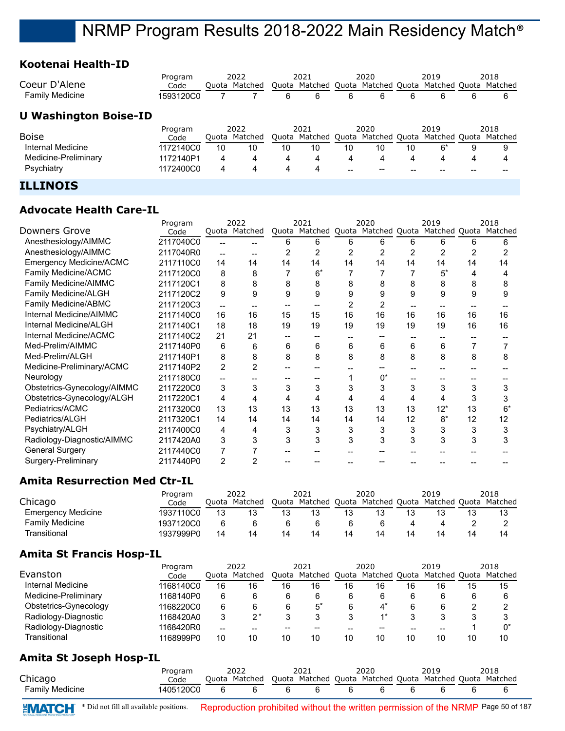## Kootenai Health-ID

| Coeur D'Alene | Program Code | 2022 Quota | 2022 Matched | 2021 Quota | 2021 Matched | 2020 Quota | 2020 Matched | 2019 Quota | 2019 Matched | 2018 Quota | 2018 Matched |
|---|---|---|---|---|---|---|---|---|---|---|---|
| Family Medicine | 1593120C0 | 7 | 7 | 6 | 6 | 6 | 6 | 6 | 6 | 6 | 6 |

## U Washington Boise-ID

| Boise | Program Code | 2022 Quota | 2022 Matched | 2021 Quota | 2021 Matched | 2020 Quota | 2020 Matched | 2019 Quota | 2019 Matched | 2018 Quota | 2018 Matched |
|---|---|---|---|---|---|---|---|---|---|---|---|
| Internal Medicine | 1172140C0 | 10 | 10 | 10 | 10 | 10 | 10 | 10 | 6* | 9 | 9 |
| Medicine-Preliminary | 1172140P1 | 4 | 4 | 4 | 4 | 4 | 4 | 4 | 4 | 4 | 4 |
| Psychiatry | 1172400C0 | 4 | 4 | 4 | 4 | -- | -- | -- | -- | -- | -- |

# ILLINOIS

## Advocate Health Care-IL

| Downers Grove | Program Code | 2022 Quota | 2022 Matched | 2021 Quota | 2021 Matched | 2020 Quota | 2020 Matched | 2019 Quota | 2019 Matched | 2018 Quota | 2018 Matched |
|---|---|---|---|---|---|---|---|---|---|---|---|
| Anesthesiology/AIMMC | 2117040C0 | -- | -- | 6 | 6 | 6 | 6 | 6 | 6 | 6 | 6 |
| Anesthesiology/AIMMC | 2117040R0 | -- | -- | 2 | 2 | 2 | 2 | 2 | 2 | 2 | 2 |
| Emergency Medicine/ACMC | 2117110C0 | 14 | 14 | 14 | 14 | 14 | 14 | 14 | 14 | 14 | 14 |
| Family Medicine/ACMC | 2117120C0 | 8 | 8 | 7 | 6* | 7 | 7 | 7 | 5* | 4 | 4 |
| Family Medicine/AIMMC | 2117120C1 | 8 | 8 | 8 | 8 | 8 | 8 | 8 | 8 | 8 | 8 |
| Family Medicine/ALGH | 2117120C2 | 9 | 9 | 9 | 9 | 9 | 9 | 9 | 9 | 9 | 9 |
| Family Medicine/ABMC | 2117120C3 | -- | -- | -- | -- | 2 | 2 | -- | -- | -- | -- |
| Internal Medicine/AIMMC | 2117140C0 | 16 | 16 | 15 | 15 | 16 | 16 | 16 | 16 | 16 | 16 |
| Internal Medicine/ALGH | 2117140C1 | 18 | 18 | 19 | 19 | 19 | 19 | 19 | 19 | 16 | 16 |
| Internal Medicine/ACMC | 2117140C2 | 21 | 21 | -- | -- | -- | -- | -- | -- | -- | -- |
| Med-Prelim/AIMMC | 2117140P0 | 6 | 6 | 6 | 6 | 6 | 6 | 6 | 6 | 7 | 7 |
| Med-Prelim/ALGH | 2117140P1 | 8 | 8 | 8 | 8 | 8 | 8 | 8 | 8 | 8 | 8 |
| Medicine-Preliminary/ACMC | 2117140P2 | 2 | 2 | -- | -- | -- | -- | -- | -- | -- | -- |
| Neurology | 2117180C0 | -- | -- | -- | -- | 1 | 0* | -- | -- | -- | -- |
| Obstetrics-Gynecology/AIMMC | 2117220C0 | 3 | 3 | 3 | 3 | 3 | 3 | 3 | 3 | 3 | 3 |
| Obstetrics-Gynecology/ALGH | 2117220C1 | 4 | 4 | 4 | 4 | 4 | 4 | 4 | 4 | 3 | 3 |
| Pediatrics/ACMC | 2117320C0 | 13 | 13 | 13 | 13 | 13 | 13 | 13 | 12* | 13 | 6* |
| Pediatrics/ALGH | 2117320C1 | 14 | 14 | 14 | 14 | 14 | 14 | 12 | 8* | 12 | 12 |
| Psychiatry/ALGH | 2117400C0 | 4 | 4 | 3 | 3 | 3 | 3 | 3 | 3 | 3 | 3 |
| Radiology-Diagnostic/AIMMC | 2117420A0 | 3 | 3 | 3 | 3 | 3 | 3 | 3 | 3 | 3 | 3 |
| General Surgery | 2117440C0 | 7 | 7 | -- | -- | -- | -- | -- | -- | -- | -- |
| Surgery-Preliminary | 2117440P0 | 2 | 2 | -- | -- | -- | -- | -- | -- | -- | -- |

## Amita Resurrection Med Ctr-IL

| Chicago | Program Code | 2022 Quota | 2022 Matched | 2021 Quota | 2021 Matched | 2020 Quota | 2020 Matched | 2019 Quota | 2019 Matched | 2018 Quota | 2018 Matched |
|---|---|---|---|---|---|---|---|---|---|---|---|
| Emergency Medicine | 1937110C0 | 13 | 13 | 13 | 13 | 13 | 13 | 13 | 13 | 13 | 13 |
| Family Medicine | 1937120C0 | 6 | 6 | 6 | 6 | 6 | 6 | 4 | 4 | 2 | 2 |
| Transitional | 1937999P0 | 14 | 14 | 14 | 14 | 14 | 14 | 14 | 14 | 14 | 14 |

## Amita St Francis Hosp-IL

| Evanston | Program Code | 2022 Quota | 2022 Matched | 2021 Quota | 2021 Matched | 2020 Quota | 2020 Matched | 2019 Quota | 2019 Matched | 2018 Quota | 2018 Matched |
|---|---|---|---|---|---|---|---|---|---|---|---|
| Internal Medicine | 1168140C0 | 16 | 16 | 16 | 16 | 16 | 16 | 16 | 16 | 15 | 15 |
| Medicine-Preliminary | 1168140P0 | 6 | 6 | 6 | 6 | 6 | 6 | 6 | 6 | 6 | 6 |
| Obstetrics-Gynecology | 1168220C0 | 6 | 6 | 6 | 5* | 6 | 4* | 6 | 6 | 2 | 2 |
| Radiology-Diagnostic | 1168420A0 | 3 | 2* | 3 | 3 | 3 | 1* | 3 | 3 | 3 | 3 |
| Radiology-Diagnostic | 1168420R0 | -- | -- | -- | -- | -- | -- | -- | -- | 1 | 0* |
| Transitional | 1168999P0 | 10 | 10 | 10 | 10 | 10 | 10 | 10 | 10 | 10 | 10 |

## Amita St Joseph Hosp-IL

| Chicago | Program Code | 2022 Quota | 2022 Matched | 2021 Quota | 2021 Matched | 2020 Quota | 2020 Matched | 2019 Quota | 2019 Matched | 2018 Quota | 2018 Matched |
|---|---|---|---|---|---|---|---|---|---|---|---|
| Family Medicine | 1405120C0 | 6 | 6 | 6 | 6 | 6 | 6 | 6 | 6 | 6 | 6 |

* Did not fill all available positions.

Reproduction prohibited without the written permission of the NRMP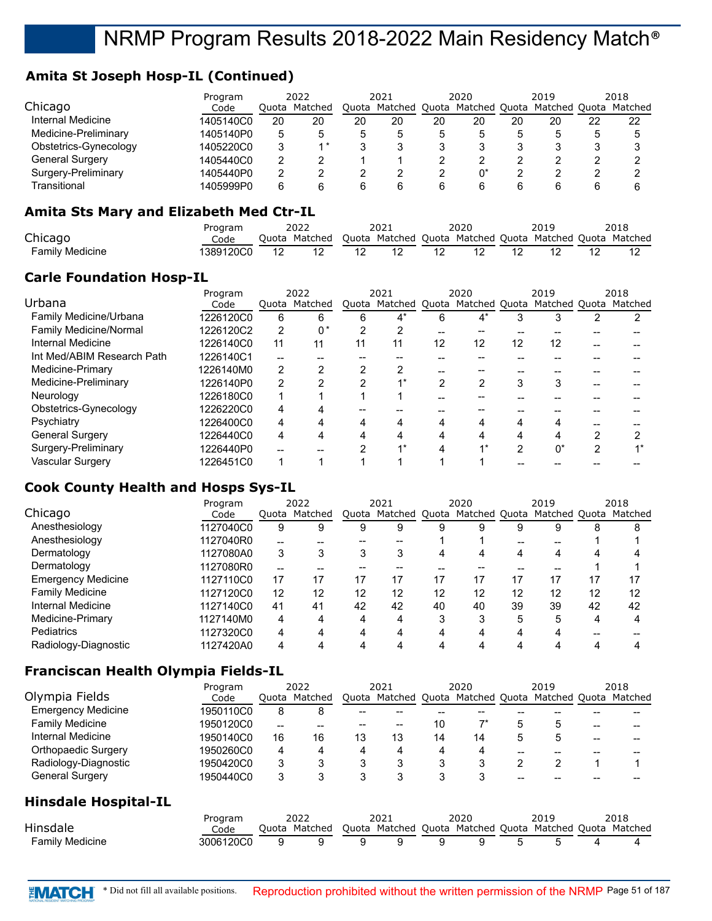# NRMP Program Results 2018-2022 Main Residency Match®

## Amita St Joseph Hosp-IL (Continued)

| Chicago | Program Code | 2022 Quota | 2022 Matched | 2021 Quota | 2021 Matched | 2020 Quota | 2020 Matched | 2019 Quota | 2019 Matched | 2018 Quota | 2018 Matched |
|---|---|---|---|---|---|---|---|---|---|---|---|
| Internal Medicine | 1405140C0 | 20 | 20 | 20 | 20 | 20 | 20 | 20 | 20 | 22 | 22 |
| Medicine-Preliminary | 1405140P0 | 5 | 5 | 5 | 5 | 5 | 5 | 5 | 5 | 5 | 5 |
| Obstetrics-Gynecology | 1405220C0 | 3 | 1* | 3 | 3 | 3 | 3 | 3 | 3 | 3 | 3 |
| General Surgery | 1405440C0 | 2 | 2 | 1 | 1 | 2 | 2 | 2 | 2 | 2 | 2 |
| Surgery-Preliminary | 1405440P0 | 2 | 2 | 2 | 2 | 2 | 0* | 2 | 2 | 2 | 2 |
| Transitional | 1405999P0 | 6 | 6 | 6 | 6 | 6 | 6 | 6 | 6 | 6 | 6 |

## Amita Sts Mary and Elizabeth Med Ctr-IL

| Chicago | Program Code | 2022 Quota | 2022 Matched | 2021 Quota | 2021 Matched | 2020 Quota | 2020 Matched | 2019 Quota | 2019 Matched | 2018 Quota | 2018 Matched |
|---|---|---|---|---|---|---|---|---|---|---|---|
| Family Medicine | 1389120C0 | 12 | 12 | 12 | 12 | 12 | 12 | 12 | 12 | 12 | 12 |

## Carle Foundation Hosp-IL

| Urbana | Program Code | 2022 Quota | 2022 Matched | 2021 Quota | 2021 Matched | 2020 Quota | 2020 Matched | 2019 Quota | 2019 Matched | 2018 Quota | 2018 Matched |
|---|---|---|---|---|---|---|---|---|---|---|---|
| Family Medicine/Urbana | 1226120C0 | 6 | 6 | 6 | 4* | 6 | 4* | 3 | 3 | 2 | 2 |
| Family Medicine/Normal | 1226120C2 | 2 | 0* | 2 | 2 | -- | -- | -- | -- | -- | -- |
| Internal Medicine | 1226140C0 | 11 | 11 | 11 | 11 | 12 | 12 | 12 | 12 | -- | -- |
| Int Med/ABIM Research Path | 1226140C1 | -- | -- | -- | -- | -- | -- | -- | -- | -- | -- |
| Medicine-Primary | 1226140M0 | 2 | 2 | 2 | 2 | -- | -- | -- | -- | -- | -- |
| Medicine-Preliminary | 1226140P0 | 2 | 2 | 2 | 1* | 2 | 2 | 3 | 3 | -- | -- |
| Neurology | 1226180C0 | 1 | 1 | 1 | 1 | -- | -- | -- | -- | -- | -- |
| Obstetrics-Gynecology | 1226220C0 | 4 | 4 | -- | -- | -- | -- | -- | -- | -- | -- |
| Psychiatry | 1226400C0 | 4 | 4 | 4 | 4 | 4 | 4 | 4 | 4 | -- | -- |
| General Surgery | 1226440C0 | 4 | 4 | 4 | 4 | 4 | 4 | 4 | 4 | 2 | 2 |
| Surgery-Preliminary | 1226440P0 | -- | -- | 2 | 1* | 4 | 1* | 2 | 0* | 2 | 1* |
| Vascular Surgery | 1226451C0 | 1 | 1 | 1 | 1 | 1 | 1 | -- | -- | -- | -- |

## Cook County Health and Hosps Sys-IL

| Chicago | Program Code | 2022 Quota | 2022 Matched | 2021 Quota | 2021 Matched | 2020 Quota | 2020 Matched | 2019 Quota | 2019 Matched | 2018 Quota | 2018 Matched |
|---|---|---|---|---|---|---|---|---|---|---|---|
| Anesthesiology | 1127040C0 | 9 | 9 | 9 | 9 | 9 | 9 | 9 | 9 | 8 | 8 |
| Anesthesiology | 1127040R0 | -- | -- | -- | -- | 1 | 1 | -- | -- | 1 | 1 |
| Dermatology | 1127080A0 | 3 | 3 | 3 | 3 | 4 | 4 | 4 | 4 | 4 | 4 |
| Dermatology | 1127080R0 | -- | -- | -- | -- | -- | -- | -- | -- | 1 | 1 |
| Emergency Medicine | 1127110C0 | 17 | 17 | 17 | 17 | 17 | 17 | 17 | 17 | 17 | 17 |
| Family Medicine | 1127120C0 | 12 | 12 | 12 | 12 | 12 | 12 | 12 | 12 | 12 | 12 |
| Internal Medicine | 1127140C0 | 41 | 41 | 42 | 42 | 40 | 40 | 39 | 39 | 42 | 42 |
| Medicine-Primary | 1127140M0 | 4 | 4 | 4 | 4 | 3 | 3 | 5 | 5 | 4 | 4 |
| Pediatrics | 1127320C0 | 4 | 4 | 4 | 4 | 4 | 4 | 4 | 4 | -- | -- |
| Radiology-Diagnostic | 1127420A0 | 4 | 4 | 4 | 4 | 4 | 4 | 4 | 4 | 4 | 4 |

## Franciscan Health Olympia Fields-IL

| Olympia Fields | Program Code | 2022 Quota | 2022 Matched | 2021 Quota | 2021 Matched | 2020 Quota | 2020 Matched | 2019 Quota | 2019 Matched | 2018 Quota | 2018 Matched |
|---|---|---|---|---|---|---|---|---|---|---|---|
| Emergency Medicine | 1950110C0 | 8 | 8 | -- | -- | -- | -- | -- | -- | -- | -- |
| Family Medicine | 1950120C0 | -- | -- | -- | -- | 10 | 7* | 5 | 5 | -- | -- |
| Internal Medicine | 1950140C0 | 16 | 16 | 13 | 13 | 14 | 14 | 5 | 5 | -- | -- |
| Orthopaedic Surgery | 1950260C0 | 4 | 4 | 4 | 4 | 4 | 4 | -- | -- | -- | -- |
| Radiology-Diagnostic | 1950420C0 | 3 | 3 | 3 | 3 | 3 | 3 | 2 | 2 | 1 | 1 |
| General Surgery | 1950440C0 | 3 | 3 | 3 | 3 | 3 | 3 | -- | -- | -- | -- |

## Hinsdale Hospital-IL

| Hinsdale | Program Code | 2022 Quota | 2022 Matched | 2021 Quota | 2021 Matched | 2020 Quota | 2020 Matched | 2019 Quota | 2019 Matched | 2018 Quota | 2018 Matched |
|---|---|---|---|---|---|---|---|---|---|---|---|
| Family Medicine | 3006120C0 | 9 | 9 | 9 | 9 | 9 | 9 | 5 | 5 | 4 | 4 |

\* Did not fill all available positions.

Reproduction prohibited without the written permission of the NRMP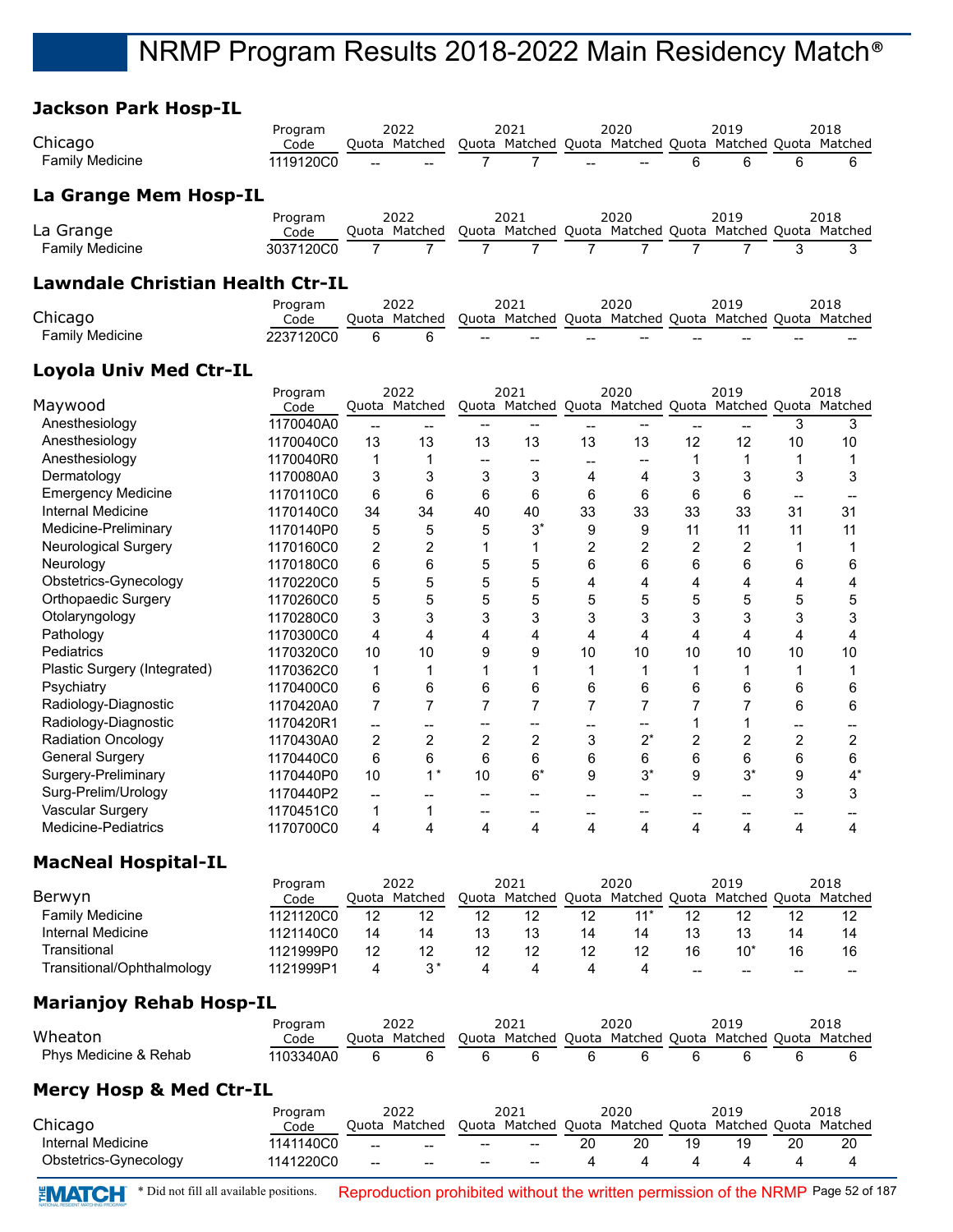## Jackson Park Hosp-IL

| Chicago | Program Code | 2022 Quota | 2022 Matched | 2021 Quota | 2021 Matched | 2020 Quota | 2020 Matched | 2019 Quota | 2019 Matched | 2018 Quota | 2018 Matched |
|---|---|---|---|---|---|---|---|---|---|---|---|
| Family Medicine | 1119120C0 | -- | -- | 7 | 7 | -- | -- | 6 | 6 | 6 | 6 |

## La Grange Mem Hosp-IL

| La Grange | Program Code | 2022 Quota | 2022 Matched | 2021 Quota | 2021 Matched | 2020 Quota | 2020 Matched | 2019 Quota | 2019 Matched | 2018 Quota | 2018 Matched |
|---|---|---|---|---|---|---|---|---|---|---|---|
| Family Medicine | 3037120C0 | 7 | 7 | 7 | 7 | 7 | 7 | 7 | 7 | 3 | 3 |

## Lawndale Christian Health Ctr-IL

| Chicago | Program Code | 2022 Quota | 2022 Matched | 2021 Quota | 2021 Matched | 2020 Quota | 2020 Matched | 2019 Quota | 2019 Matched | 2018 Quota | 2018 Matched |
|---|---|---|---|---|---|---|---|---|---|---|---|
| Family Medicine | 2237120C0 | 6 | 6 | -- | -- | -- | -- | -- | -- | -- | -- |

## Loyola Univ Med Ctr-IL

| Maywood | Program Code | 2022 Quota | 2022 Matched | 2021 Quota | 2021 Matched | 2020 Quota | 2020 Matched | 2019 Quota | 2019 Matched | 2018 Quota | 2018 Matched |
|---|---|---|---|---|---|---|---|---|---|---|---|
| Anesthesiology | 1170040A0 | -- | -- | -- | -- | -- | -- | -- | -- | 3 | 3 |
| Anesthesiology | 1170040C0 | 13 | 13 | 13 | 13 | 13 | 13 | 12 | 12 | 10 | 10 |
| Anesthesiology | 1170040R0 | 1 | 1 | -- | -- | -- | -- | 1 | 1 | 1 | 1 |
| Dermatology | 1170080A0 | 3 | 3 | 3 | 3 | 4 | 4 | 3 | 3 | 3 | 3 |
| Emergency Medicine | 1170110C0 | 6 | 6 | 6 | 6 | 6 | 6 | 6 | 6 | -- | -- |
| Internal Medicine | 1170140C0 | 34 | 34 | 40 | 40 | 33 | 33 | 33 | 33 | 31 | 31 |
| Medicine-Preliminary | 1170140P0 | 5 | 5 | 5 | 3* | 9 | 9 | 11 | 11 | 11 | 11 |
| Neurological Surgery | 1170160C0 | 2 | 2 | 1 | 1 | 2 | 2 | 2 | 2 | 1 | 1 |
| Neurology | 1170180C0 | 6 | 6 | 5 | 5 | 6 | 6 | 6 | 6 | 6 | 6 |
| Obstetrics-Gynecology | 1170220C0 | 5 | 5 | 5 | 5 | 4 | 4 | 4 | 4 | 4 | 4 |
| Orthopaedic Surgery | 1170260C0 | 5 | 5 | 5 | 5 | 5 | 5 | 5 | 5 | 5 | 5 |
| Otolaryngology | 1170280C0 | 3 | 3 | 3 | 3 | 3 | 3 | 3 | 3 | 3 | 3 |
| Pathology | 1170300C0 | 4 | 4 | 4 | 4 | 4 | 4 | 4 | 4 | 4 | 4 |
| Pediatrics | 1170320C0 | 10 | 10 | 9 | 9 | 10 | 10 | 10 | 10 | 10 | 10 |
| Plastic Surgery (Integrated) | 1170362C0 | 1 | 1 | 1 | 1 | 1 | 1 | 1 | 1 | 1 | 1 |
| Psychiatry | 1170400C0 | 6 | 6 | 6 | 6 | 6 | 6 | 6 | 6 | 6 | 6 |
| Radiology-Diagnostic | 1170420A0 | 7 | 7 | 7 | 7 | 7 | 7 | 7 | 7 | 6 | 6 |
| Radiology-Diagnostic | 1170420R1 | -- | -- | -- | -- | -- | -- | 1 | 1 | -- | -- |
| Radiation Oncology | 1170430A0 | 2 | 2 | 2 | 2 | 3 | 2* | 2 | 2 | 2 | 2 |
| General Surgery | 1170440C0 | 6 | 6 | 6 | 6 | 6 | 6 | 6 | 6 | 6 | 6 |
| Surgery-Preliminary | 1170440P0 | 10 | 1* | 10 | 6* | 9 | 3* | 9 | 3* | 9 | 4* |
| Surg-Prelim/Urology | 1170440P2 | -- | -- | -- | -- | -- | -- | -- | -- | 3 | 3 |
| Vascular Surgery | 1170451C0 | 1 | 1 | -- | -- | -- | -- | -- | -- | -- | -- |
| Medicine-Pediatrics | 1170700C0 | 4 | 4 | 4 | 4 | 4 | 4 | 4 | 4 | 4 | 4 |

## MacNeal Hospital-IL

| Berwyn | Program Code | 2022 Quota | 2022 Matched | 2021 Quota | 2021 Matched | 2020 Quota | 2020 Matched | 2019 Quota | 2019 Matched | 2018 Quota | 2018 Matched |
|---|---|---|---|---|---|---|---|---|---|---|---|
| Family Medicine | 1121120C0 | 12 | 12 | 12 | 12 | 12 | 11* | 12 | 12 | 12 | 12 |
| Internal Medicine | 1121140C0 | 14 | 14 | 13 | 13 | 14 | 14 | 13 | 13 | 14 | 14 |
| Transitional | 1121999P0 | 12 | 12 | 12 | 12 | 12 | 12 | 16 | 10* | 16 | 16 |
| Transitional/Ophthalmology | 1121999P1 | 4 | 3* | 4 | 4 | 4 | 4 | -- | -- | -- | -- |

## Marianjoy Rehab Hosp-IL

| Wheaton | Program Code | 2022 Quota | 2022 Matched | 2021 Quota | 2021 Matched | 2020 Quota | 2020 Matched | 2019 Quota | 2019 Matched | 2018 Quota | 2018 Matched |
|---|---|---|---|---|---|---|---|---|---|---|---|
| Phys Medicine & Rehab | 1103340A0 | 6 | 6 | 6 | 6 | 6 | 6 | 6 | 6 | 6 | 6 |

## Mercy Hosp & Med Ctr-IL

| Chicago | Program Code | 2022 Quota | 2022 Matched | 2021 Quota | 2021 Matched | 2020 Quota | 2020 Matched | 2019 Quota | 2019 Matched | 2018 Quota | 2018 Matched |
|---|---|---|---|---|---|---|---|---|---|---|---|
| Internal Medicine | 1141140C0 | -- | -- | -- | -- | 20 | 20 | 19 | 19 | 20 | 20 |
| Obstetrics-Gynecology | 1141220C0 | -- | -- | -- | -- | 4 | 4 | 4 | 4 | 4 | 4 |

\* Did not fill all available positions.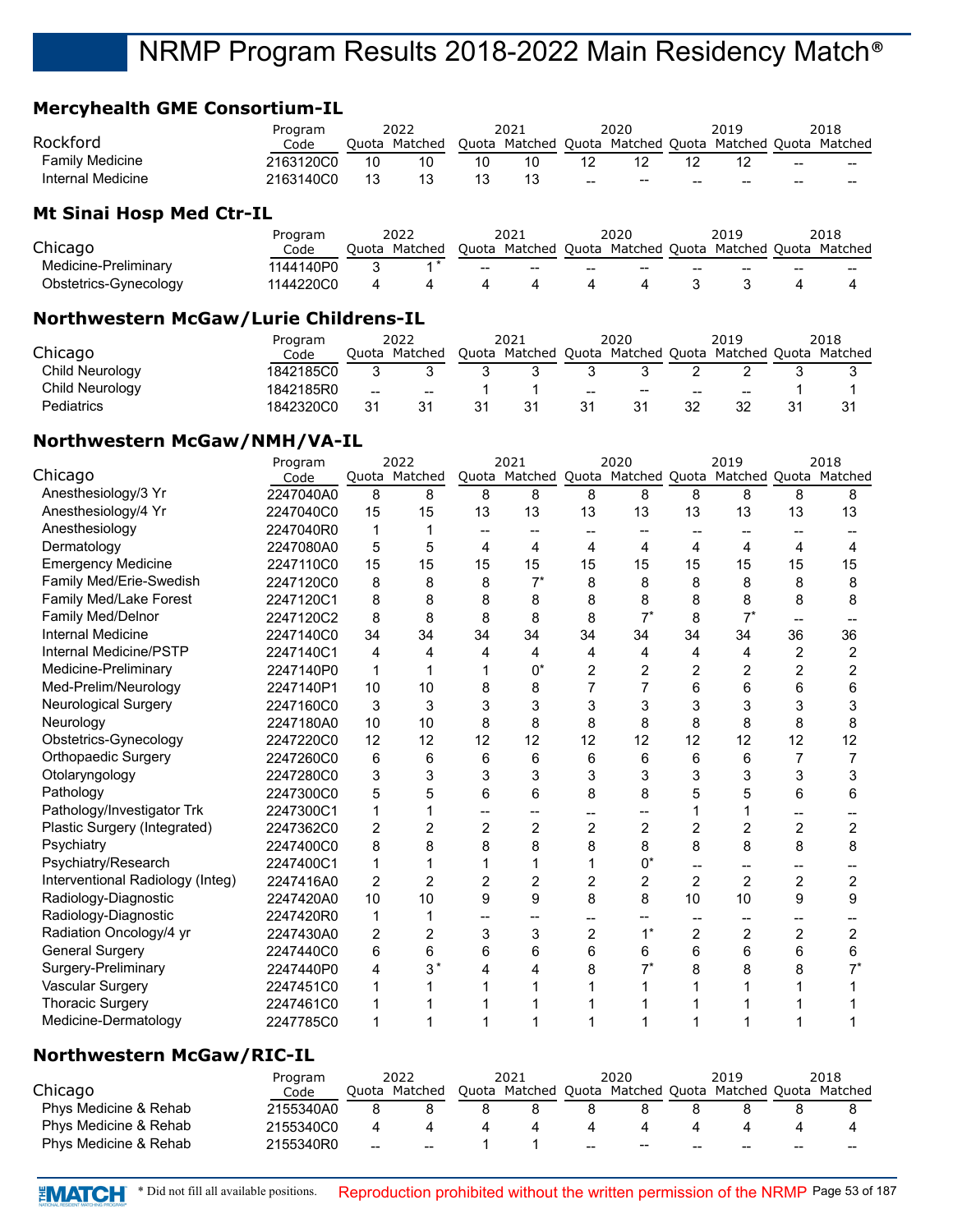## Mercyhealth GME Consortium-IL

| Rockford | Program Code | 2022 Quota | 2022 Matched | 2021 Quota | 2021 Matched | 2020 Quota | 2020 Matched | 2019 Quota | 2019 Matched | 2018 Quota | 2018 Matched |
|---|---|---|---|---|---|---|---|---|---|---|---|
| Family Medicine | 2163120C0 | 10 | 10 | 10 | 10 | 12 | 12 | 12 | 12 | -- | -- |
| Internal Medicine | 2163140C0 | 13 | 13 | 13 | 13 | -- | -- | -- | -- | -- | -- |

## Mt Sinai Hosp Med Ctr-IL

| Chicago | Program Code | 2022 Quota | 2022 Matched | 2021 Quota | 2021 Matched | 2020 Quota | 2020 Matched | 2019 Quota | 2019 Matched | 2018 Quota | 2018 Matched |
|---|---|---|---|---|---|---|---|---|---|---|---|
| Medicine-Preliminary | 1144140P0 | 3 | 1* | -- | -- | -- | -- | -- | -- | -- | -- |
| Obstetrics-Gynecology | 1144220C0 | 4 | 4 | 4 | 4 | 4 | 4 | 3 | 3 | 4 | 4 |

## Northwestern McGaw/Lurie Childrens-IL

| Chicago | Program Code | 2022 Quota | 2022 Matched | 2021 Quota | 2021 Matched | 2020 Quota | 2020 Matched | 2019 Quota | 2019 Matched | 2018 Quota | 2018 Matched |
|---|---|---|---|---|---|---|---|---|---|---|---|
| Child Neurology | 1842185C0 | 3 | 3 | 3 | 3 | 3 | 3 | 2 | 2 | 3 | 3 |
| Child Neurology | 1842185R0 | -- | -- | 1 | 1 | -- | -- | -- | -- | 1 | 1 |
| Pediatrics | 1842320C0 | 31 | 31 | 31 | 31 | 31 | 31 | 32 | 32 | 31 | 31 |

## Northwestern McGaw/NMH/VA-IL

| Chicago | Program Code | 2022 Quota | 2022 Matched | 2021 Quota | 2021 Matched | 2020 Quota | 2020 Matched | 2019 Quota | 2019 Matched | 2018 Quota | 2018 Matched |
|---|---|---|---|---|---|---|---|---|---|---|---|
| Anesthesiology/3 Yr | 2247040A0 | 8 | 8 | 8 | 8 | 8 | 8 | 8 | 8 | 8 | 8 |
| Anesthesiology/4 Yr | 2247040C0 | 15 | 15 | 13 | 13 | 13 | 13 | 13 | 13 | 13 | 13 |
| Anesthesiology | 2247040R0 | 1 | 1 | -- | -- | -- | -- | -- | -- | -- | -- |
| Dermatology | 2247080A0 | 5 | 5 | 4 | 4 | 4 | 4 | 4 | 4 | 4 | 4 |
| Emergency Medicine | 2247110C0 | 15 | 15 | 15 | 15 | 15 | 15 | 15 | 15 | 15 | 15 |
| Family Med/Erie-Swedish | 2247120C0 | 8 | 8 | 8 | 7* | 8 | 8 | 8 | 8 | 8 | 8 |
| Family Med/Lake Forest | 2247120C1 | 8 | 8 | 8 | 8 | 8 | 8 | 8 | 8 | 8 | 8 |
| Family Med/Delnor | 2247120C2 | 8 | 8 | 8 | 8 | 8 | 7* | 8 | 7* | -- | -- |
| Internal Medicine | 2247140C0 | 34 | 34 | 34 | 34 | 34 | 34 | 34 | 34 | 36 | 36 |
| Internal Medicine/PSTP | 2247140C1 | 4 | 4 | 4 | 4 | 4 | 4 | 4 | 4 | 2 | 2 |
| Medicine-Preliminary | 2247140P0 | 1 | 1 | 1 | 0* | 2 | 2 | 2 | 2 | 2 | 2 |
| Med-Prelim/Neurology | 2247140P1 | 10 | 10 | 8 | 8 | 7 | 7 | 6 | 6 | 6 | 6 |
| Neurological Surgery | 2247160C0 | 3 | 3 | 3 | 3 | 3 | 3 | 3 | 3 | 3 | 3 |
| Neurology | 2247180A0 | 10 | 10 | 8 | 8 | 8 | 8 | 8 | 8 | 8 | 8 |
| Obstetrics-Gynecology | 2247220C0 | 12 | 12 | 12 | 12 | 12 | 12 | 12 | 12 | 12 | 12 |
| Orthopaedic Surgery | 2247260C0 | 6 | 6 | 6 | 6 | 6 | 6 | 6 | 6 | 7 | 7 |
| Otolaryngology | 2247280C0 | 3 | 3 | 3 | 3 | 3 | 3 | 3 | 3 | 3 | 3 |
| Pathology | 2247300C0 | 5 | 5 | 6 | 6 | 8 | 8 | 5 | 5 | 6 | 6 |
| Pathology/Investigator Trk | 2247300C1 | 1 | 1 | -- | -- | -- | -- | 1 | 1 | -- | -- |
| Plastic Surgery (Integrated) | 2247362C0 | 2 | 2 | 2 | 2 | 2 | 2 | 2 | 2 | 2 | 2 |
| Psychiatry | 2247400C0 | 8 | 8 | 8 | 8 | 8 | 8 | 8 | 8 | 8 | 8 |
| Psychiatry/Research | 2247400C1 | 1 | 1 | 1 | 1 | 1 | 0* | -- | -- | -- | -- |
| Interventional Radiology (Integ) | 2247416A0 | 2 | 2 | 2 | 2 | 2 | 2 | 2 | 2 | 2 | 2 |
| Radiology-Diagnostic | 2247420A0 | 10 | 10 | 9 | 9 | 8 | 8 | 10 | 10 | 9 | 9 |
| Radiology-Diagnostic | 2247420R0 | 1 | 1 | -- | -- | -- | -- | -- | -- | -- | -- |
| Radiation Oncology/4 yr | 2247430A0 | 2 | 2 | 3 | 3 | 2 | 1* | 2 | 2 | 2 | 2 |
| General Surgery | 2247440C0 | 6 | 6 | 6 | 6 | 6 | 6 | 6 | 6 | 6 | 6 |
| Surgery-Preliminary | 2247440P0 | 4 | 3* | 4 | 4 | 8 | 7* | 8 | 8 | 8 | 7* |
| Vascular Surgery | 2247451C0 | 1 | 1 | 1 | 1 | 1 | 1 | 1 | 1 | 1 | 1 |
| Thoracic Surgery | 2247461C0 | 1 | 1 | 1 | 1 | 1 | 1 | 1 | 1 | 1 | 1 |
| Medicine-Dermatology | 2247785C0 | 1 | 1 | 1 | 1 | 1 | 1 | 1 | 1 | 1 | 1 |

## Northwestern McGaw/RIC-IL

| Chicago | Program Code | 2022 Quota | 2022 Matched | 2021 Quota | 2021 Matched | 2020 Quota | 2020 Matched | 2019 Quota | 2019 Matched | 2018 Quota | 2018 Matched |
|---|---|---|---|---|---|---|---|---|---|---|---|
| Phys Medicine & Rehab | 2155340A0 | 8 | 8 | 8 | 8 | 8 | 8 | 8 | 8 | 8 | 8 |
| Phys Medicine & Rehab | 2155340C0 | 4 | 4 | 4 | 4 | 4 | 4 | 4 | 4 | 4 | 4 |
| Phys Medicine & Rehab | 2155340R0 | -- | -- | 1 | 1 | -- | -- | -- | -- | -- | -- |

\* Did not fill all available positions.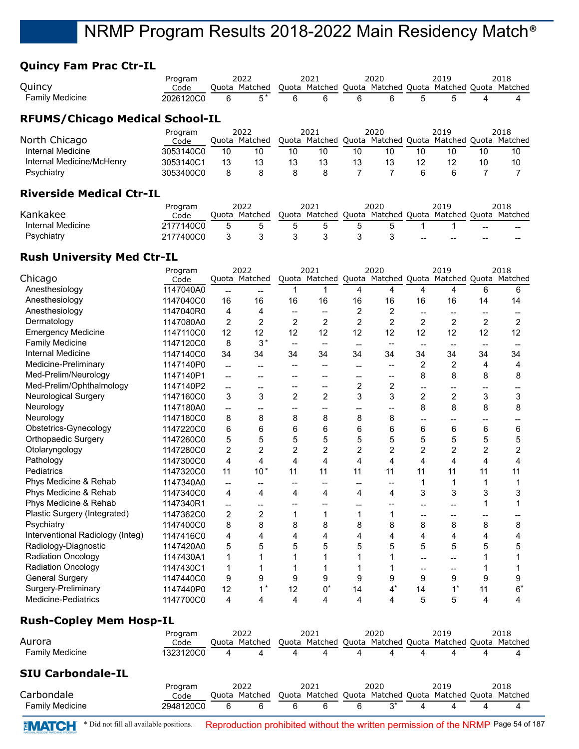## Quincy Fam Prac Ctr-IL

| Quincy | Program Code | 2022 Quota | 2022 Matched | 2021 Quota | 2021 Matched | 2020 Quota | 2020 Matched | 2019 Quota | 2019 Matched | 2018 Quota | 2018 Matched |
|---|---|---|---|---|---|---|---|---|---|---|---|
| Family Medicine | 2026120C0 | 6 | 5* | 6 | 6 | 6 | 6 | 5 | 5 | 4 | 4 |

## RFUMS/Chicago Medical School-IL

| North Chicago | Program Code | 2022 Quota | 2022 Matched | 2021 Quota | 2021 Matched | 2020 Quota | 2020 Matched | 2019 Quota | 2019 Matched | 2018 Quota | 2018 Matched |
|---|---|---|---|---|---|---|---|---|---|---|---|
| Internal Medicine | 3053140C0 | 10 | 10 | 10 | 10 | 10 | 10 | 10 | 10 | 10 | 10 |
| Internal Medicine/McHenry | 3053140C1 | 13 | 13 | 13 | 13 | 13 | 13 | 12 | 12 | 10 | 10 |
| Psychiatry | 3053400C0 | 8 | 8 | 8 | 8 | 7 | 7 | 6 | 6 | 7 | 7 |

## Riverside Medical Ctr-IL

| Kankakee | Program Code | 2022 Quota | 2022 Matched | 2021 Quota | 2021 Matched | 2020 Quota | 2020 Matched | 2019 Quota | 2019 Matched | 2018 Quota | 2018 Matched |
|---|---|---|---|---|---|---|---|---|---|---|---|
| Internal Medicine | 2177140C0 | 5 | 5 | 5 | 5 | 5 | 5 | 1 | 1 | -- | -- |
| Psychiatry | 2177400C0 | 3 | 3 | 3 | 3 | 3 | 3 | -- | -- | -- | -- |

## Rush University Med Ctr-IL

| Chicago | Program Code | 2022 Quota | 2022 Matched | 2021 Quota | 2021 Matched | 2020 Quota | 2020 Matched | 2019 Quota | 2019 Matched | 2018 Quota | 2018 Matched |
|---|---|---|---|---|---|---|---|---|---|---|---|
| Anesthesiology | 1147040A0 | -- | -- | 1 | 1 | 4 | 4 | 4 | 4 | 6 | 6 |
| Anesthesiology | 1147040C0 | 16 | 16 | 16 | 16 | 16 | 16 | 16 | 16 | 14 | 14 |
| Anesthesiology | 1147040R0 | 4 | 4 | -- | -- | 2 | 2 | -- | -- | -- | -- |
| Dermatology | 1147080A0 | 2 | 2 | 2 | 2 | 2 | 2 | 2 | 2 | 2 | 2 |
| Emergency Medicine | 1147110C0 | 12 | 12 | 12 | 12 | 12 | 12 | 12 | 12 | 12 | 12 |
| Family Medicine | 1147120C0 | 8 | 3* | -- | -- | -- | -- | -- | -- | -- | -- |
| Internal Medicine | 1147140C0 | 34 | 34 | 34 | 34 | 34 | 34 | 34 | 34 | 34 | 34 |
| Medicine-Preliminary | 1147140P0 | -- | -- | -- | -- | -- | -- | 2 | 2 | 4 | 4 |
| Med-Prelim/Neurology | 1147140P1 | -- | -- | -- | -- | -- | -- | 8 | 8 | 8 | 8 |
| Med-Prelim/Ophthalmology | 1147140P2 | -- | -- | -- | -- | 2 | 2 | -- | -- | -- | -- |
| Neurological Surgery | 1147160C0 | 3 | 3 | 2 | 2 | 3 | 3 | 2 | 2 | 3 | 3 |
| Neurology | 1147180A0 | -- | -- | -- | -- | -- | -- | 8 | 8 | 8 | 8 |
| Neurology | 1147180C0 | 8 | 8 | 8 | 8 | 8 | 8 | -- | -- | -- | -- |
| Obstetrics-Gynecology | 1147220C0 | 6 | 6 | 6 | 6 | 6 | 6 | 6 | 6 | 6 | 6 |
| Orthopaedic Surgery | 1147260C0 | 5 | 5 | 5 | 5 | 5 | 5 | 5 | 5 | 5 | 5 |
| Otolaryngology | 1147280C0 | 2 | 2 | 2 | 2 | 2 | 2 | 2 | 2 | 2 | 2 |
| Pathology | 1147300C0 | 4 | 4 | 4 | 4 | 4 | 4 | 4 | 4 | 4 | 4 |
| Pediatrics | 1147320C0 | 11 | 10* | 11 | 11 | 11 | 11 | 11 | 11 | 11 | 11 |
| Phys Medicine & Rehab | 1147340A0 | -- | -- | -- | -- | -- | -- | 1 | 1 | 1 | 1 |
| Phys Medicine & Rehab | 1147340C0 | 4 | 4 | 4 | 4 | 4 | 4 | 3 | 3 | 3 | 3 |
| Phys Medicine & Rehab | 1147340R1 | -- | -- | -- | -- | -- | -- | -- | -- | 1 | 1 |
| Plastic Surgery (Integrated) | 1147362C0 | 2 | 2 | 1 | 1 | 1 | 1 | -- | -- | -- | -- |
| Psychiatry | 1147400C0 | 8 | 8 | 8 | 8 | 8 | 8 | 8 | 8 | 8 | 8 |
| Interventional Radiology (Integ) | 1147416C0 | 4 | 4 | 4 | 4 | 4 | 4 | 4 | 4 | 4 | 4 |
| Radiology-Diagnostic | 1147420A0 | 5 | 5 | 5 | 5 | 5 | 5 | 5 | 5 | 5 | 5 |
| Radiation Oncology | 1147430A1 | 1 | 1 | 1 | 1 | 1 | 1 | -- | -- | 1 | 1 |
| Radiation Oncology | 1147430C1 | 1 | 1 | 1 | 1 | 1 | 1 | -- | -- | 1 | 1 |
| General Surgery | 1147440C0 | 9 | 9 | 9 | 9 | 9 | 9 | 9 | 9 | 9 | 9 |
| Surgery-Preliminary | 1147440P0 | 12 | 1* | 12 | 0* | 14 | 4* | 14 | 1* | 11 | 6* |
| Medicine-Pediatrics | 1147700C0 | 4 | 4 | 4 | 4 | 4 | 4 | 5 | 5 | 4 | 4 |

## Rush-Copley Mem Hosp-IL

| Aurora | Program Code | 2022 Quota | 2022 Matched | 2021 Quota | 2021 Matched | 2020 Quota | 2020 Matched | 2019 Quota | 2019 Matched | 2018 Quota | 2018 Matched |
|---|---|---|---|---|---|---|---|---|---|---|---|
| Family Medicine | 1323120C0 | 4 | 4 | 4 | 4 | 4 | 4 | 4 | 4 | 4 | 4 |

## SIU Carbondale-IL

| Carbondale | Program Code | 2022 Quota | 2022 Matched | 2021 Quota | 2021 Matched | 2020 Quota | 2020 Matched | 2019 Quota | 2019 Matched | 2018 Quota | 2018 Matched |
|---|---|---|---|---|---|---|---|---|---|---|---|
| Family Medicine | 2948120C0 | 6 | 6 | 6 | 6 | 6 | 3* | 4 | 4 | 4 | 4 |

\* Did not fill all available positions.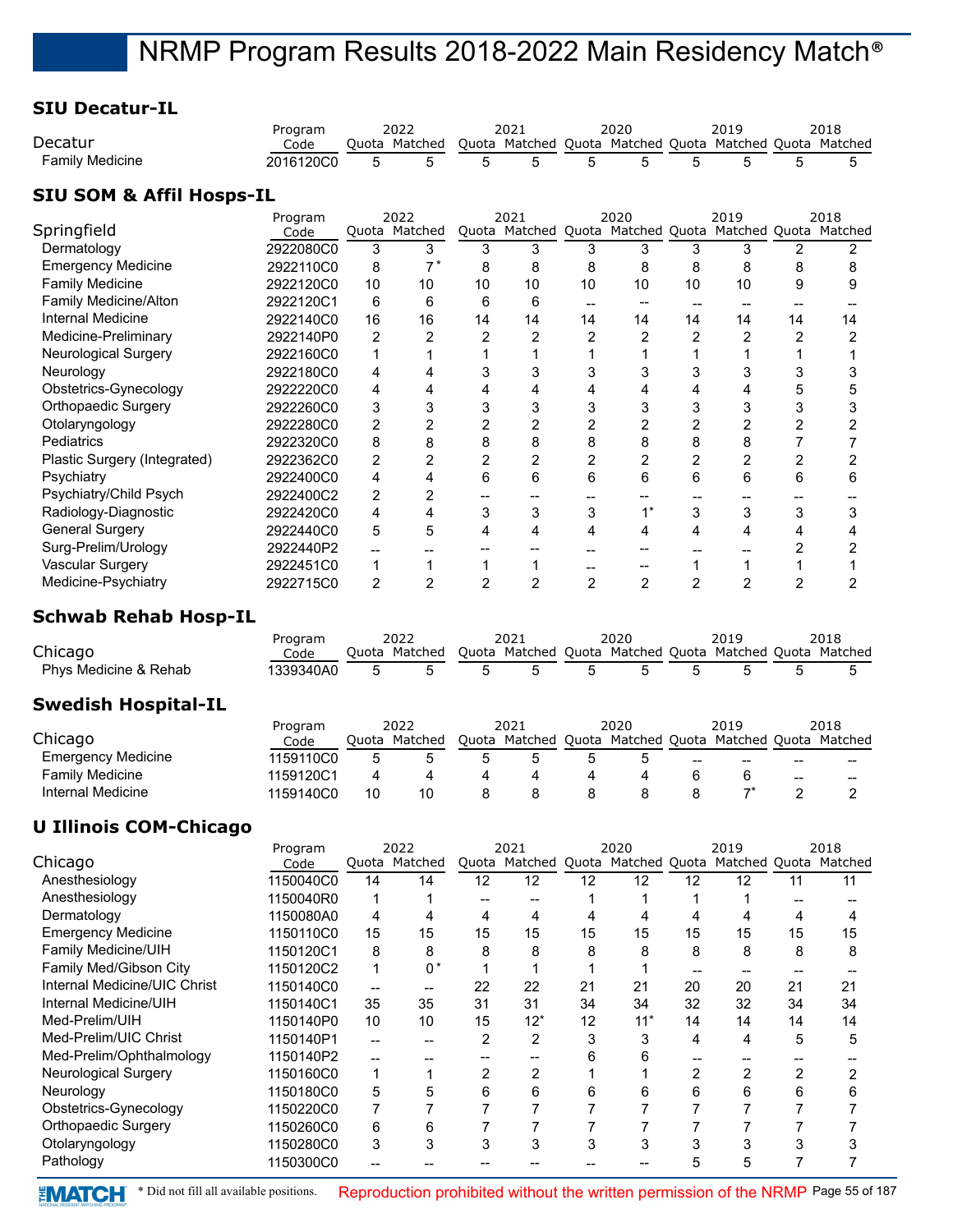## SIU Decatur-IL

| Decatur | Program Code | 2022 Quota | 2022 Matched | 2021 Quota | 2021 Matched | 2020 Quota | 2020 Matched | 2019 Quota | 2019 Matched | 2018 Quota | 2018 Matched |
|---|---|---|---|---|---|---|---|---|---|---|---|
| Family Medicine | 2016120C0 | 5 | 5 | 5 | 5 | 5 | 5 | 5 | 5 | 5 | 5 |

## SIU SOM & Affil Hosps-IL

| Springfield | Program Code | 2022 Quota | 2022 Matched | 2021 Quota | 2021 Matched | 2020 Quota | 2020 Matched | 2019 Quota | 2019 Matched | 2018 Quota | 2018 Matched |
|---|---|---|---|---|---|---|---|---|---|---|---|
| Dermatology | 2922080C0 | 3 | 3 | 3 | 3 | 3 | 3 | 3 | 3 | 2 | 2 |
| Emergency Medicine | 2922110C0 | 8 | 7* | 8 | 8 | 8 | 8 | 8 | 8 | 8 | 8 |
| Family Medicine | 2922120C0 | 10 | 10 | 10 | 10 | 10 | 10 | 10 | 10 | 9 | 9 |
| Family Medicine/Alton | 2922120C1 | 6 | 6 | 6 | 6 | -- | -- | -- | -- | -- | -- |
| Internal Medicine | 2922140C0 | 16 | 16 | 14 | 14 | 14 | 14 | 14 | 14 | 14 | 14 |
| Medicine-Preliminary | 2922140P0 | 2 | 2 | 2 | 2 | 2 | 2 | 2 | 2 | 2 | 2 |
| Neurological Surgery | 2922160C0 | 1 | 1 | 1 | 1 | 1 | 1 | 1 | 1 | 1 | 1 |
| Neurology | 2922180C0 | 4 | 4 | 3 | 3 | 3 | 3 | 3 | 3 | 3 | 3 |
| Obstetrics-Gynecology | 2922220C0 | 4 | 4 | 4 | 4 | 4 | 4 | 4 | 4 | 5 | 5 |
| Orthopaedic Surgery | 2922260C0 | 3 | 3 | 3 | 3 | 3 | 3 | 3 | 3 | 3 | 3 |
| Otolaryngology | 2922280C0 | 2 | 2 | 2 | 2 | 2 | 2 | 2 | 2 | 2 | 2 |
| Pediatrics | 2922320C0 | 8 | 8 | 8 | 8 | 8 | 8 | 8 | 8 | 7 | 7 |
| Plastic Surgery (Integrated) | 2922362C0 | 2 | 2 | 2 | 2 | 2 | 2 | 2 | 2 | 2 | 2 |
| Psychiatry | 2922400C0 | 4 | 4 | 6 | 6 | 6 | 6 | 6 | 6 | 6 | 6 |
| Psychiatry/Child Psych | 2922400C2 | 2 | 2 | -- | -- | -- | -- | -- | -- | -- | -- |
| Radiology-Diagnostic | 2922420C0 | 4 | 4 | 3 | 3 | 3 | 1* | 3 | 3 | 3 | 3 |
| General Surgery | 2922440C0 | 5 | 5 | 4 | 4 | 4 | 4 | 4 | 4 | 4 | 4 |
| Surg-Prelim/Urology | 2922440P2 | -- | -- | -- | -- | -- | -- | -- | -- | 2 | 2 |
| Vascular Surgery | 2922451C0 | 1 | 1 | 1 | 1 | -- | -- | 1 | 1 | 1 | 1 |
| Medicine-Psychiatry | 2922715C0 | 2 | 2 | 2 | 2 | 2 | 2 | 2 | 2 | 2 | 2 |

## Schwab Rehab Hosp-IL

| Chicago | Program Code | 2022 Quota | 2022 Matched | 2021 Quota | 2021 Matched | 2020 Quota | 2020 Matched | 2019 Quota | 2019 Matched | 2018 Quota | 2018 Matched |
|---|---|---|---|---|---|---|---|---|---|---|---|
| Phys Medicine & Rehab | 1339340A0 | 5 | 5 | 5 | 5 | 5 | 5 | 5 | 5 | 5 | 5 |

## Swedish Hospital-IL

| Chicago | Program Code | 2022 Quota | 2022 Matched | 2021 Quota | 2021 Matched | 2020 Quota | 2020 Matched | 2019 Quota | 2019 Matched | 2018 Quota | 2018 Matched |
|---|---|---|---|---|---|---|---|---|---|---|---|
| Emergency Medicine | 1159110C0 | 5 | 5 | 5 | 5 | 5 | 5 | -- | -- | -- | -- |
| Family Medicine | 1159120C1 | 4 | 4 | 4 | 4 | 4 | 4 | 6 | 6 | -- | -- |
| Internal Medicine | 1159140C0 | 10 | 10 | 8 | 8 | 8 | 8 | 8 | 7* | 2 | 2 |

## U Illinois COM-Chicago

| Chicago | Program Code | 2022 Quota | 2022 Matched | 2021 Quota | 2021 Matched | 2020 Quota | 2020 Matched | 2019 Quota | 2019 Matched | 2018 Quota | 2018 Matched |
|---|---|---|---|---|---|---|---|---|---|---|---|
| Anesthesiology | 1150040C0 | 14 | 14 | 12 | 12 | 12 | 12 | 12 | 12 | 11 | 11 |
| Anesthesiology | 1150040R0 | 1 | 1 | -- | -- | 1 | 1 | 1 | 1 | -- | -- |
| Dermatology | 1150080A0 | 4 | 4 | 4 | 4 | 4 | 4 | 4 | 4 | 4 | 4 |
| Emergency Medicine | 1150110C0 | 15 | 15 | 15 | 15 | 15 | 15 | 15 | 15 | 15 | 15 |
| Family Medicine/UIH | 1150120C1 | 8 | 8 | 8 | 8 | 8 | 8 | 8 | 8 | 8 | 8 |
| Family Med/Gibson City | 1150120C2 | 1 | 0* | 1 | 1 | 1 | 1 | -- | -- | -- | -- |
| Internal Medicine/UIC Christ | 1150140C0 | -- | -- | 22 | 22 | 21 | 21 | 20 | 20 | 21 | 21 |
| Internal Medicine/UIH | 1150140C1 | 35 | 35 | 31 | 31 | 34 | 34 | 32 | 32 | 34 | 34 |
| Med-Prelim/UIH | 1150140P0 | 10 | 10 | 15 | 12* | 12 | 11* | 14 | 14 | 14 | 14 |
| Med-Prelim/UIC Christ | 1150140P1 | -- | -- | 2 | 2 | 3 | 3 | 4 | 4 | 5 | 5 |
| Med-Prelim/Ophthalmology | 1150140P2 | -- | -- | -- | -- | 6 | 6 | -- | -- | -- | -- |
| Neurological Surgery | 1150160C0 | 1 | 1 | 2 | 2 | 1 | 1 | 2 | 2 | 2 | 2 |
| Neurology | 1150180C0 | 5 | 5 | 6 | 6 | 6 | 6 | 6 | 6 | 6 | 6 |
| Obstetrics-Gynecology | 1150220C0 | 7 | 7 | 7 | 7 | 7 | 7 | 7 | 7 | 7 | 7 |
| Orthopaedic Surgery | 1150260C0 | 6 | 6 | 7 | 7 | 7 | 7 | 7 | 7 | 7 | 7 |
| Otolaryngology | 1150280C0 | 3 | 3 | 3 | 3 | 3 | 3 | 3 | 3 | 3 | 3 |
| Pathology | 1150300C0 | -- | -- | -- | -- | -- | -- | 5 | 5 | 7 | 7 |

\* Did not fill all available positions.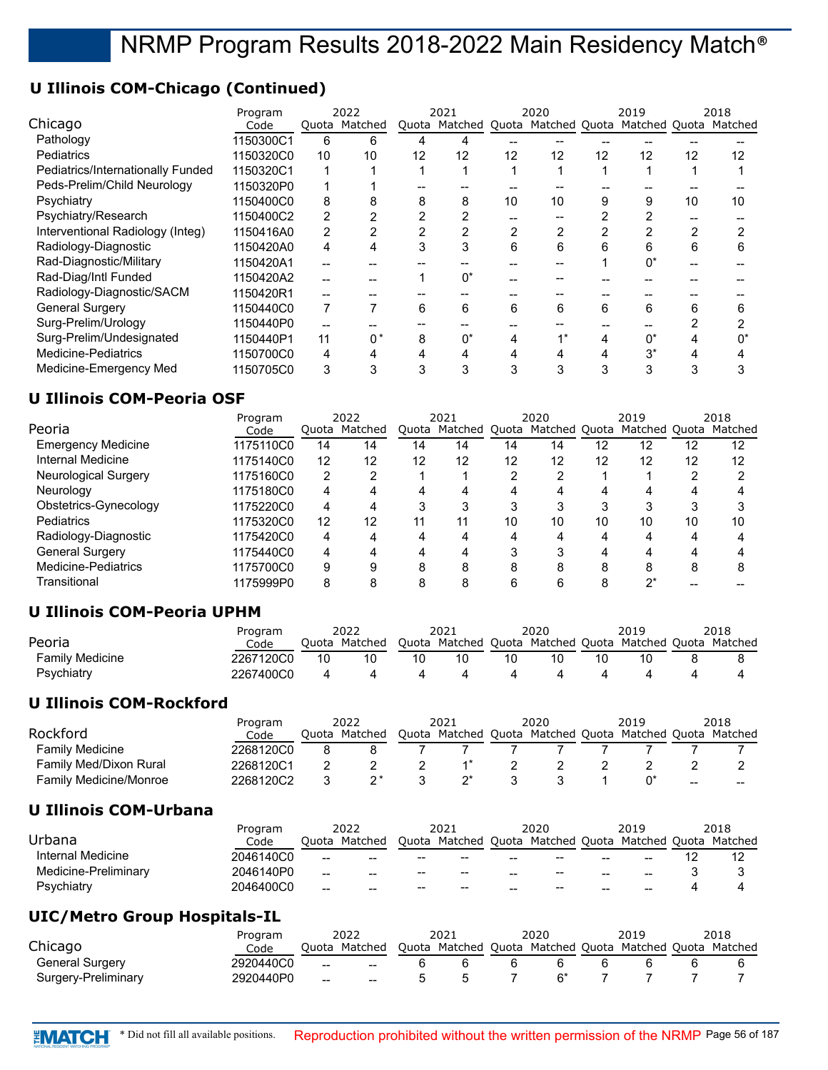# NRMP Program Results 2018-2022 Main Residency Match®

## U Illinois COM-Chicago (Continued)

| Chicago | Program Code | 2022 Quota | 2022 Matched | 2021 Quota | 2021 Matched | 2020 Quota | 2020 Matched | 2019 Quota | 2019 Matched | 2018 Quota | 2018 Matched |
|---|---|---|---|---|---|---|---|---|---|---|---|
| Pathology | 1150300C1 | 6 | 6 | 4 | 4 | -- | -- | -- | -- | -- | -- |
| Pediatrics | 1150320C0 | 10 | 10 | 12 | 12 | 12 | 12 | 12 | 12 | 12 | 12 |
| Pediatrics/Internationally Funded | 1150320C1 | 1 | 1 | 1 | 1 | 1 | 1 | 1 | 1 | 1 | 1 |
| Peds-Prelim/Child Neurology | 1150320P0 | 1 | 1 | -- | -- | -- | -- | -- | -- | -- | -- |
| Psychiatry | 1150400C0 | 8 | 8 | 8 | 8 | 10 | 10 | 9 | 9 | 10 | 10 |
| Psychiatry/Research | 1150400C2 | 2 | 2 | 2 | 2 | -- | -- | 2 | 2 | -- | -- |
| Interventional Radiology (Integ) | 1150416A0 | 2 | 2 | 2 | 2 | 2 | 2 | 2 | 2 | 2 | 2 |
| Radiology-Diagnostic | 1150420A0 | 4 | 4 | 3 | 3 | 6 | 6 | 6 | 6 | 6 | 6 |
| Rad-Diagnostic/Military | 1150420A1 | -- | -- | -- | -- | -- | -- | 1 | 0* | -- | -- |
| Rad-Diag/Intl Funded | 1150420A2 | -- | -- | 1 | 0* | -- | -- | -- | -- | -- | -- |
| Radiology-Diagnostic/SACM | 1150420R1 | -- | -- | -- | -- | -- | -- | -- | -- | -- | -- |
| General Surgery | 1150440C0 | 7 | 7 | 6 | 6 | 6 | 6 | 6 | 6 | 6 | 6 |
| Surg-Prelim/Urology | 1150440P0 | -- | -- | -- | -- | -- | -- | -- | -- | 2 | 2 |
| Surg-Prelim/Undesignated | 1150440P1 | 11 | 0* | 8 | 0* | 4 | 1* | 4 | 0* | 4 | 0* |
| Medicine-Pediatrics | 1150700C0 | 4 | 4 | 4 | 4 | 4 | 4 | 4 | 3* | 4 | 4 |
| Medicine-Emergency Med | 1150705C0 | 3 | 3 | 3 | 3 | 3 | 3 | 3 | 3 | 3 | 3 |

## U Illinois COM-Peoria OSF

| Peoria | Program Code | 2022 Quota | 2022 Matched | 2021 Quota | 2021 Matched | 2020 Quota | 2020 Matched | 2019 Quota | 2019 Matched | 2018 Quota | 2018 Matched |
|---|---|---|---|---|---|---|---|---|---|---|---|
| Emergency Medicine | 1175110C0 | 14 | 14 | 14 | 14 | 14 | 14 | 12 | 12 | 12 | 12 |
| Internal Medicine | 1175140C0 | 12 | 12 | 12 | 12 | 12 | 12 | 12 | 12 | 12 | 12 |
| Neurological Surgery | 1175160C0 | 2 | 2 | 1 | 1 | 2 | 2 | 1 | 1 | 2 | 2 |
| Neurology | 1175180C0 | 4 | 4 | 4 | 4 | 4 | 4 | 4 | 4 | 4 | 4 |
| Obstetrics-Gynecology | 1175220C0 | 4 | 4 | 3 | 3 | 3 | 3 | 3 | 3 | 3 | 3 |
| Pediatrics | 1175320C0 | 12 | 12 | 11 | 11 | 10 | 10 | 10 | 10 | 10 | 10 |
| Radiology-Diagnostic | 1175420C0 | 4 | 4 | 4 | 4 | 4 | 4 | 4 | 4 | 4 | 4 |
| General Surgery | 1175440C0 | 4 | 4 | 4 | 4 | 3 | 3 | 4 | 4 | 4 | 4 |
| Medicine-Pediatrics | 1175700C0 | 9 | 9 | 8 | 8 | 8 | 8 | 8 | 8 | 8 | 8 |
| Transitional | 1175999P0 | 8 | 8 | 8 | 8 | 6 | 6 | 8 | 2* | -- | -- |

## U Illinois COM-Peoria UPHM

| Peoria | Program Code | 2022 Quota | 2022 Matched | 2021 Quota | 2021 Matched | 2020 Quota | 2020 Matched | 2019 Quota | 2019 Matched | 2018 Quota | 2018 Matched |
|---|---|---|---|---|---|---|---|---|---|---|---|
| Family Medicine | 2267120C0 | 10 | 10 | 10 | 10 | 10 | 10 | 10 | 10 | 8 | 8 |
| Psychiatry | 2267400C0 | 4 | 4 | 4 | 4 | 4 | 4 | 4 | 4 | 4 | 4 |

## U Illinois COM-Rockford

| Rockford | Program Code | 2022 Quota | 2022 Matched | 2021 Quota | 2021 Matched | 2020 Quota | 2020 Matched | 2019 Quota | 2019 Matched | 2018 Quota | 2018 Matched |
|---|---|---|---|---|---|---|---|---|---|---|---|
| Family Medicine | 2268120C0 | 8 | 8 | 7 | 7 | 7 | 7 | 7 | 7 | 7 | 7 |
| Family Med/Dixon Rural | 2268120C1 | 2 | 2 | 2 | 1* | 2 | 2 | 2 | 2 | 2 | 2 |
| Family Medicine/Monroe | 2268120C2 | 3 | 2* | 3 | 2* | 3 | 3 | 1 | 0* | -- | -- |

## U Illinois COM-Urbana

| Urbana | Program Code | 2022 Quota | 2022 Matched | 2021 Quota | 2021 Matched | 2020 Quota | 2020 Matched | 2019 Quota | 2019 Matched | 2018 Quota | 2018 Matched |
|---|---|---|---|---|---|---|---|---|---|---|---|
| Internal Medicine | 2046140C0 | -- | -- | -- | -- | -- | -- | -- | -- | 12 | 12 |
| Medicine-Preliminary | 2046140P0 | -- | -- | -- | -- | -- | -- | -- | -- | 3 | 3 |
| Psychiatry | 2046400C0 | -- | -- | -- | -- | -- | -- | -- | -- | 4 | 4 |

## UIC/Metro Group Hospitals-IL

| Chicago | Program Code | 2022 Quota | 2022 Matched | 2021 Quota | 2021 Matched | 2020 Quota | 2020 Matched | 2019 Quota | 2019 Matched | 2018 Quota | 2018 Matched |
|---|---|---|---|---|---|---|---|---|---|---|---|
| General Surgery | 2920440C0 | -- | -- | 6 | 6 | 6 | 6 | 6 | 6 | 6 | 6 |
| Surgery-Preliminary | 2920440P0 | -- | -- | 5 | 5 | 7 | 6* | 7 | 7 | 7 | 7 |

\* Did not fill all available positions.

Reproduction prohibited without the written permission of the NRMP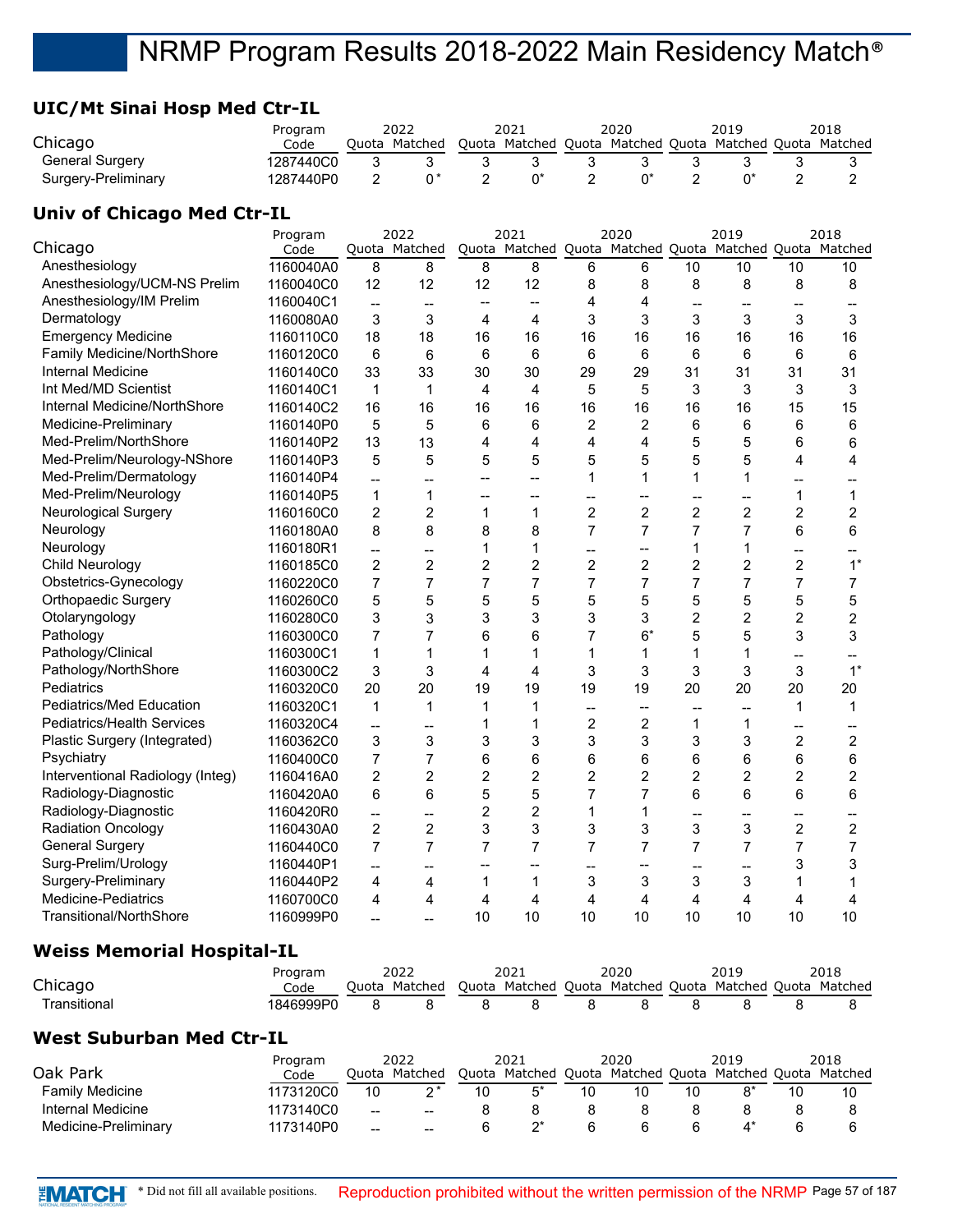## UIC/Mt Sinai Hosp Med Ctr-IL

| Chicago | Program Code | 2022 Quota | 2022 Matched | 2021 Quota | 2021 Matched | 2020 Quota | 2020 Matched | 2019 Quota | 2019 Matched | 2018 Quota | 2018 Matched |
|---|---|---|---|---|---|---|---|---|---|---|---|
| General Surgery | 1287440C0 | 3 | 3 | 3 | 3 | 3 | 3 | 3 | 3 | 3 | 3 |
| Surgery-Preliminary | 1287440P0 | 2 | 0* | 2 | 0* | 2 | 0* | 2 | 0* | 2 | 2 |

## Univ of Chicago Med Ctr-IL

| Chicago | Program Code | 2022 Quota | 2022 Matched | 2021 Quota | 2021 Matched | 2020 Quota | 2020 Matched | 2019 Quota | 2019 Matched | 2018 Quota | 2018 Matched |
|---|---|---|---|---|---|---|---|---|---|---|---|
| Anesthesiology | 1160040A0 | 8 | 8 | 8 | 8 | 6 | 6 | 10 | 10 | 10 | 10 |
| Anesthesiology/UCM-NS Prelim | 1160040C0 | 12 | 12 | 12 | 12 | 8 | 8 | 8 | 8 | 8 | 8 |
| Anesthesiology/IM Prelim | 1160040C1 | -- | -- | -- | -- | 4 | 4 | -- | -- | -- | -- |
| Dermatology | 1160080A0 | 3 | 3 | 4 | 4 | 3 | 3 | 3 | 3 | 3 | 3 |
| Emergency Medicine | 1160110C0 | 18 | 18 | 16 | 16 | 16 | 16 | 16 | 16 | 16 | 16 |
| Family Medicine/NorthShore | 1160120C0 | 6 | 6 | 6 | 6 | 6 | 6 | 6 | 6 | 6 | 6 |
| Internal Medicine | 1160140C0 | 33 | 33 | 30 | 30 | 29 | 29 | 31 | 31 | 31 | 31 |
| Int Med/MD Scientist | 1160140C1 | 1 | 1 | 4 | 4 | 5 | 5 | 3 | 3 | 3 | 3 |
| Internal Medicine/NorthShore | 1160140C2 | 16 | 16 | 16 | 16 | 16 | 16 | 16 | 16 | 15 | 15 |
| Medicine-Preliminary | 1160140P0 | 5 | 5 | 6 | 6 | 2 | 2 | 6 | 6 | 6 | 6 |
| Med-Prelim/NorthShore | 1160140P2 | 13 | 13 | 4 | 4 | 4 | 4 | 5 | 5 | 6 | 6 |
| Med-Prelim/Neurology-NShore | 1160140P3 | 5 | 5 | 5 | 5 | 5 | 5 | 5 | 5 | 4 | 4 |
| Med-Prelim/Dermatology | 1160140P4 | -- | -- | -- | -- | 1 | 1 | 1 | 1 | -- | -- |
| Med-Prelim/Neurology | 1160140P5 | 1 | 1 | -- | -- | -- | -- | -- | -- | 1 | 1 |
| Neurological Surgery | 1160160C0 | 2 | 2 | 1 | 1 | 2 | 2 | 2 | 2 | 2 | 2 |
| Neurology | 1160180A0 | 8 | 8 | 8 | 8 | 7 | 7 | 7 | 7 | 6 | 6 |
| Neurology | 1160180R1 | -- | -- | 1 | 1 | -- | -- | 1 | 1 | -- | -- |
| Child Neurology | 1160185C0 | 2 | 2 | 2 | 2 | 2 | 2 | 2 | 2 | 2 | 1* |
| Obstetrics-Gynecology | 1160220C0 | 7 | 7 | 7 | 7 | 7 | 7 | 7 | 7 | 7 | 7 |
| Orthopaedic Surgery | 1160260C0 | 5 | 5 | 5 | 5 | 5 | 5 | 5 | 5 | 5 | 5 |
| Otolaryngology | 1160280C0 | 3 | 3 | 3 | 3 | 3 | 3 | 2 | 2 | 2 | 2 |
| Pathology | 1160300C0 | 7 | 7 | 6 | 6 | 7 | 6* | 5 | 5 | 3 | 3 |
| Pathology/Clinical | 1160300C1 | 1 | 1 | 1 | 1 | 1 | 1 | 1 | 1 | -- | -- |
| Pathology/NorthShore | 1160300C2 | 3 | 3 | 4 | 4 | 3 | 3 | 3 | 3 | 3 | 1* |
| Pediatrics | 1160320C0 | 20 | 20 | 19 | 19 | 19 | 19 | 20 | 20 | 20 | 20 |
| Pediatrics/Med Education | 1160320C1 | 1 | 1 | 1 | 1 | -- | -- | -- | -- | 1 | 1 |
| Pediatrics/Health Services | 1160320C4 | -- | -- | 1 | 1 | 2 | 2 | 1 | 1 | -- | -- |
| Plastic Surgery (Integrated) | 1160362C0 | 3 | 3 | 3 | 3 | 3 | 3 | 3 | 3 | 2 | 2 |
| Psychiatry | 1160400C0 | 7 | 7 | 6 | 6 | 6 | 6 | 6 | 6 | 6 | 6 |
| Interventional Radiology (Integ) | 1160416A0 | 2 | 2 | 2 | 2 | 2 | 2 | 2 | 2 | 2 | 2 |
| Radiology-Diagnostic | 1160420A0 | 6 | 6 | 5 | 5 | 7 | 7 | 6 | 6 | 6 | 6 |
| Radiology-Diagnostic | 1160420R0 | -- | -- | 2 | 2 | 1 | 1 | -- | -- | -- | -- |
| Radiation Oncology | 1160430A0 | 2 | 2 | 3 | 3 | 3 | 3 | 3 | 3 | 2 | 2 |
| General Surgery | 1160440C0 | 7 | 7 | 7 | 7 | 7 | 7 | 7 | 7 | 7 | 7 |
| Surg-Prelim/Urology | 1160440P1 | -- | -- | -- | -- | -- | -- | -- | -- | 3 | 3 |
| Surgery-Preliminary | 1160440P2 | 4 | 4 | 1 | 1 | 3 | 3 | 3 | 3 | 1 | 1 |
| Medicine-Pediatrics | 1160700C0 | 4 | 4 | 4 | 4 | 4 | 4 | 4 | 4 | 4 | 4 |
| Transitional/NorthShore | 1160999P0 | -- | -- | 10 | 10 | 10 | 10 | 10 | 10 | 10 | 10 |

## Weiss Memorial Hospital-IL

| Chicago | Program Code | 2022 Quota | 2022 Matched | 2021 Quota | 2021 Matched | 2020 Quota | 2020 Matched | 2019 Quota | 2019 Matched | 2018 Quota | 2018 Matched |
|---|---|---|---|---|---|---|---|---|---|---|---|
| Transitional | 1846999P0 | 8 | 8 | 8 | 8 | 8 | 8 | 8 | 8 | 8 | 8 |

## West Suburban Med Ctr-IL

| Oak Park | Program Code | 2022 Quota | 2022 Matched | 2021 Quota | 2021 Matched | 2020 Quota | 2020 Matched | 2019 Quota | 2019 Matched | 2018 Quota | 2018 Matched |
|---|---|---|---|---|---|---|---|---|---|---|---|
| Family Medicine | 1173120C0 | 10 | 2* | 10 | 5* | 10 | 10 | 10 | 8* | 10 | 10 |
| Internal Medicine | 1173140C0 | -- | -- | 8 | 8 | 8 | 8 | 8 | 8 | 8 | 8 |
| Medicine-Preliminary | 1173140P0 | -- | -- | 6 | 2* | 6 | 6 | 6 | 4* | 6 | 6 |

\* Did not fill all available positions.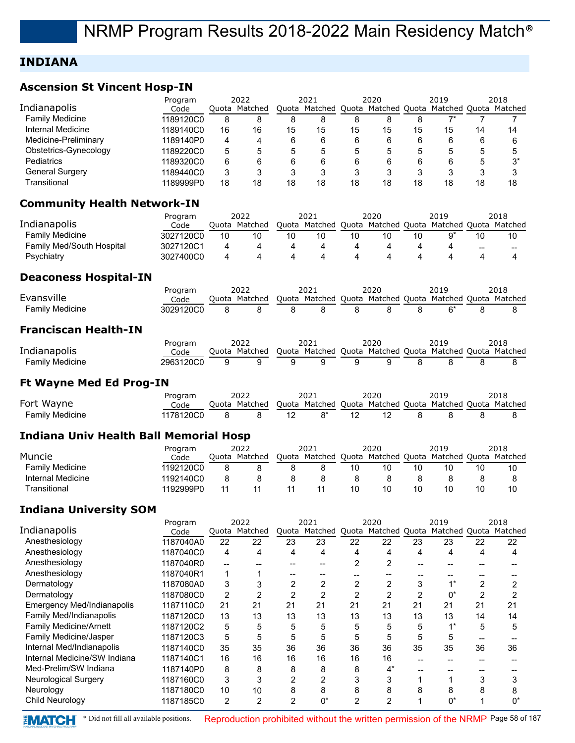## INDIANA

### Ascension St Vincent Hosp-IN

| Indianapolis | Program Code | 2022 Quota | 2022 Matched | 2021 Quota | 2021 Matched | 2020 Quota | 2020 Matched | 2019 Quota | 2019 Matched | 2018 Quota | 2018 Matched |
|---|---|---|---|---|---|---|---|---|---|---|---|
| Family Medicine | 1189120C0 | 8 | 8 | 8 | 8 | 8 | 8 | 8 | 7* | 7 | 7 |
| Internal Medicine | 1189140C0 | 16 | 16 | 15 | 15 | 15 | 15 | 15 | 15 | 14 | 14 |
| Medicine-Preliminary | 1189140P0 | 4 | 4 | 6 | 6 | 6 | 6 | 6 | 6 | 6 | 6 |
| Obstetrics-Gynecology | 1189220C0 | 5 | 5 | 5 | 5 | 5 | 5 | 5 | 5 | 5 | 5 |
| Pediatrics | 1189320C0 | 6 | 6 | 6 | 6 | 6 | 6 | 6 | 6 | 5 | 3* |
| General Surgery | 1189440C0 | 3 | 3 | 3 | 3 | 3 | 3 | 3 | 3 | 3 | 3 |
| Transitional | 1189999P0 | 18 | 18 | 18 | 18 | 18 | 18 | 18 | 18 | 18 | 18 |

### Community Health Network-IN

| Indianapolis | Program Code | 2022 Quota | 2022 Matched | 2021 Quota | 2021 Matched | 2020 Quota | 2020 Matched | 2019 Quota | 2019 Matched | 2018 Quota | 2018 Matched |
|---|---|---|---|---|---|---|---|---|---|---|---|
| Family Medicine | 3027120C0 | 10 | 10 | 10 | 10 | 10 | 10 | 10 | 9* | 10 | 10 |
| Family Med/South Hospital | 3027120C1 | 4 | 4 | 4 | 4 | 4 | 4 | 4 | 4 | -- | -- |
| Psychiatry | 3027400C0 | 4 | 4 | 4 | 4 | 4 | 4 | 4 | 4 | 4 | 4 |

### Deaconess Hospital-IN

| Evansville | Program Code | 2022 Quota | 2022 Matched | 2021 Quota | 2021 Matched | 2020 Quota | 2020 Matched | 2019 Quota | 2019 Matched | 2018 Quota | 2018 Matched |
|---|---|---|---|---|---|---|---|---|---|---|---|
| Family Medicine | 3029120C0 | 8 | 8 | 8 | 8 | 8 | 8 | 8 | 6* | 8 | 8 |

### Franciscan Health-IN

| Indianapolis | Program Code | 2022 Quota | 2022 Matched | 2021 Quota | 2021 Matched | 2020 Quota | 2020 Matched | 2019 Quota | 2019 Matched | 2018 Quota | 2018 Matched |
|---|---|---|---|---|---|---|---|---|---|---|---|
| Family Medicine | 2963120C0 | 9 | 9 | 9 | 9 | 9 | 9 | 8 | 8 | 8 | 8 |

### Ft Wayne Med Ed Prog-IN

| Fort Wayne | Program Code | 2022 Quota | 2022 Matched | 2021 Quota | 2021 Matched | 2020 Quota | 2020 Matched | 2019 Quota | 2019 Matched | 2018 Quota | 2018 Matched |
|---|---|---|---|---|---|---|---|---|---|---|---|
| Family Medicine | 1178120C0 | 8 | 8 | 12 | 8* | 12 | 12 | 8 | 8 | 8 | 8 |

### Indiana Univ Health Ball Memorial Hosp

| Muncie | Program Code | 2022 Quota | 2022 Matched | 2021 Quota | 2021 Matched | 2020 Quota | 2020 Matched | 2019 Quota | 2019 Matched | 2018 Quota | 2018 Matched |
|---|---|---|---|---|---|---|---|---|---|---|---|
| Family Medicine | 1192120C0 | 8 | 8 | 8 | 8 | 10 | 10 | 10 | 10 | 10 | 10 |
| Internal Medicine | 1192140C0 | 8 | 8 | 8 | 8 | 8 | 8 | 8 | 8 | 8 | 8 |
| Transitional | 1192999P0 | 11 | 11 | 11 | 11 | 10 | 10 | 10 | 10 | 10 | 10 |

### Indiana University SOM

| Indianapolis | Program Code | 2022 Quota | 2022 Matched | 2021 Quota | 2021 Matched | 2020 Quota | 2020 Matched | 2019 Quota | 2019 Matched | 2018 Quota | 2018 Matched |
|---|---|---|---|---|---|---|---|---|---|---|---|
| Anesthesiology | 1187040A0 | 22 | 22 | 23 | 23 | 22 | 22 | 23 | 23 | 22 | 22 |
| Anesthesiology | 1187040C0 | 4 | 4 | 4 | 4 | 4 | 4 | 4 | 4 | 4 | 4 |
| Anesthesiology | 1187040R0 | -- | -- | -- | -- | 2 | 2 | -- | -- | -- | -- |
| Anesthesiology | 1187040R1 | 1 | 1 | -- | -- | -- | -- | -- | -- | -- | -- |
| Dermatology | 1187080A0 | 3 | 3 | 2 | 2 | 2 | 2 | 3 | 1* | 2 | 2 |
| Dermatology | 1187080C0 | 2 | 2 | 2 | 2 | 2 | 2 | 2 | 0* | 2 | 2 |
| Emergency Med/Indianapolis | 1187110C0 | 21 | 21 | 21 | 21 | 21 | 21 | 21 | 21 | 21 | 21 |
| Family Med/Indianapolis | 1187120C0 | 13 | 13 | 13 | 13 | 13 | 13 | 13 | 13 | 14 | 14 |
| Family Medicine/Arnett | 1187120C2 | 5 | 5 | 5 | 5 | 5 | 5 | 5 | 1* | 5 | 5 |
| Family Medicine/Jasper | 1187120C3 | 5 | 5 | 5 | 5 | 5 | 5 | 5 | 5 | -- | -- |
| Internal Med/Indianapolis | 1187140C0 | 35 | 35 | 36 | 36 | 36 | 36 | 35 | 35 | 36 | 36 |
| Internal Medicine/SW Indiana | 1187140C1 | 16 | 16 | 16 | 16 | 16 | 16 | -- | -- | -- | -- |
| Med-Prelim/SW Indiana | 1187140P0 | 8 | 8 | 8 | 8 | 8 | 4* | -- | -- | -- | -- |
| Neurological Surgery | 1187160C0 | 3 | 3 | 2 | 2 | 3 | 3 | 1 | 1 | 3 | 3 |
| Neurology | 1187180C0 | 10 | 10 | 8 | 8 | 8 | 8 | 8 | 8 | 8 | 8 |
| Child Neurology | 1187185C0 | 2 | 2 | 2 | 0* | 2 | 2 | 1 | 0* | 1 | 0* |

\* Did not fill all available positions.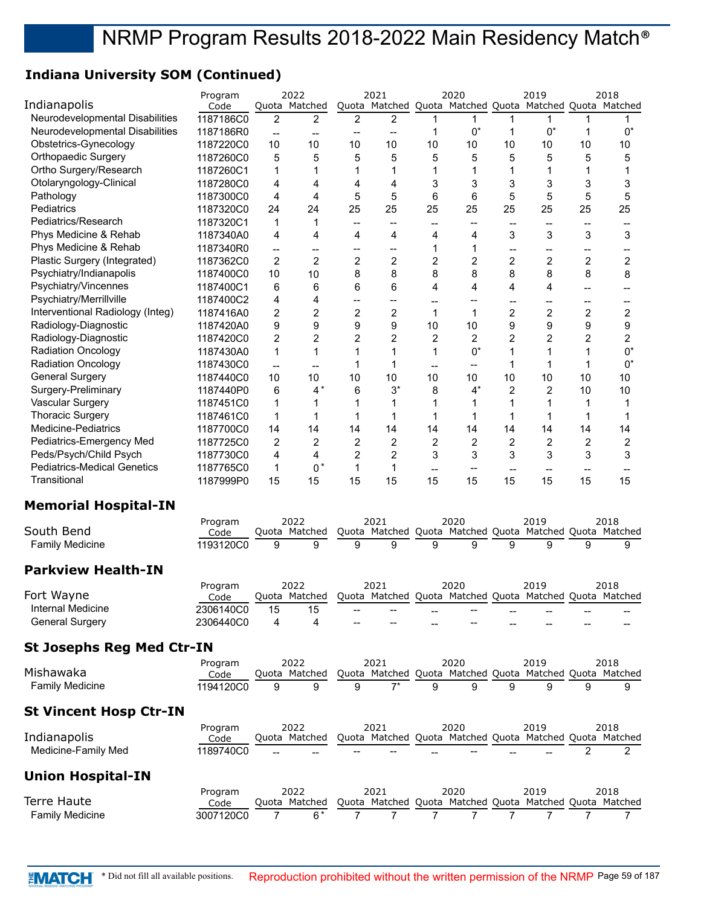## Indiana University SOM (Continued)

| Indianapolis | Program Code | 2022 Quota | 2022 Matched | 2021 Quota | 2021 Matched | 2020 Quota | 2020 Matched | 2019 Quota | 2019 Matched | 2018 Quota | 2018 Matched |
|---|---|---|---|---|---|---|---|---|---|---|---|
| Neurodevelopmental Disabilities | 1187186C0 | 2 | 2 | 2 | 2 | 1 | 1 | 1 | 1 | 1 | 1 |
| Neurodevelopmental Disabilities | 1187186R0 | -- | -- | -- | -- | 1 | 0* | 1 | 0* | 1 | 0* |
| Obstetrics-Gynecology | 1187220C0 | 10 | 10 | 10 | 10 | 10 | 10 | 10 | 10 | 10 | 10 |
| Orthopaedic Surgery | 1187260C0 | 5 | 5 | 5 | 5 | 5 | 5 | 5 | 5 | 5 | 5 |
| Ortho Surgery/Research | 1187260C1 | 1 | 1 | 1 | 1 | 1 | 1 | 1 | 1 | 1 | 1 |
| Otolaryngology-Clinical | 1187280C0 | 4 | 4 | 4 | 4 | 3 | 3 | 3 | 3 | 3 | 3 |
| Pathology | 1187300C0 | 4 | 4 | 5 | 5 | 6 | 6 | 5 | 5 | 5 | 5 |
| Pediatrics | 1187320C0 | 24 | 24 | 25 | 25 | 25 | 25 | 25 | 25 | 25 | 25 |
| Pediatrics/Research | 1187320C1 | 1 | 1 | -- | -- | -- | -- | -- | -- | -- | -- |
| Phys Medicine & Rehab | 1187340A0 | 4 | 4 | 4 | 4 | 4 | 4 | 3 | 3 | 3 | 3 |
| Phys Medicine & Rehab | 1187340R0 | -- | -- | -- | -- | 1 | 1 | -- | -- | -- | -- |
| Plastic Surgery (Integrated) | 1187362C0 | 2 | 2 | 2 | 2 | 2 | 2 | 2 | 2 | 2 | 2 |
| Psychiatry/Indianapolis | 1187400C0 | 10 | 10 | 8 | 8 | 8 | 8 | 8 | 8 | 8 | 8 |
| Psychiatry/Vincennes | 1187400C1 | 6 | 6 | 6 | 6 | 4 | 4 | 4 | 4 | -- | -- |
| Psychiatry/Merrillville | 1187400C2 | 4 | 4 | -- | -- | -- | -- | -- | -- | -- | -- |
| Interventional Radiology (Integ) | 1187416A0 | 2 | 2 | 2 | 2 | 1 | 1 | 2 | 2 | 2 | 2 |
| Radiology-Diagnostic | 1187420A0 | 9 | 9 | 9 | 9 | 10 | 10 | 9 | 9 | 9 | 9 |
| Radiology-Diagnostic | 1187420C0 | 2 | 2 | 2 | 2 | 2 | 2 | 2 | 2 | 2 | 2 |
| Radiation Oncology | 1187430A0 | 1 | 1 | 1 | 1 | 1 | 0* | 1 | 1 | 1 | 0* |
| Radiation Oncology | 1187430C0 | -- | -- | 1 | 1 | -- | -- | 1 | 1 | 1 | 0* |
| General Surgery | 1187440C0 | 10 | 10 | 10 | 10 | 10 | 10 | 10 | 10 | 10 | 10 |
| Surgery-Preliminary | 1187440P0 | 6 | 4* | 6 | 3* | 8 | 4* | 2 | 2 | 10 | 10 |
| Vascular Surgery | 1187451C0 | 1 | 1 | 1 | 1 | 1 | 1 | 1 | 1 | 1 | 1 |
| Thoracic Surgery | 1187461C0 | 1 | 1 | 1 | 1 | 1 | 1 | 1 | 1 | 1 | 1 |
| Medicine-Pediatrics | 1187700C0 | 14 | 14 | 14 | 14 | 14 | 14 | 14 | 14 | 14 | 14 |
| Pediatrics-Emergency Med | 1187725C0 | 2 | 2 | 2 | 2 | 2 | 2 | 2 | 2 | 2 | 2 |
| Peds/Psych/Child Psych | 1187730C0 | 4 | 4 | 2 | 2 | 3 | 3 | 3 | 3 | 3 | 3 |
| Pediatrics-Medical Genetics | 1187765C0 | 1 | 0* | 1 | 1 | -- | -- | -- | -- | -- | -- |
| Transitional | 1187999P0 | 15 | 15 | 15 | 15 | 15 | 15 | 15 | 15 | 15 | 15 |

## Memorial Hospital-IN

| South Bend | Program Code | 2022 Quota | 2022 Matched | 2021 Quota | 2021 Matched | 2020 Quota | 2020 Matched | 2019 Quota | 2019 Matched | 2018 Quota | 2018 Matched |
|---|---|---|---|---|---|---|---|---|---|---|---|
| Family Medicine | 1193120C0 | 9 | 9 | 9 | 9 | 9 | 9 | 9 | 9 | 9 | 9 |

## Parkview Health-IN

| Fort Wayne | Program Code | 2022 Quota | 2022 Matched | 2021 Quota | 2021 Matched | 2020 Quota | 2020 Matched | 2019 Quota | 2019 Matched | 2018 Quota | 2018 Matched |
|---|---|---|---|---|---|---|---|---|---|---|---|
| Internal Medicine | 2306140C0 | 15 | 15 | -- | -- | -- | -- | -- | -- | -- | -- |
| General Surgery | 2306440C0 | 4 | 4 | -- | -- | -- | -- | -- | -- | -- | -- |

## St Josephs Reg Med Ctr-IN

| Mishawaka | Program Code | 2022 Quota | 2022 Matched | 2021 Quota | 2021 Matched | 2020 Quota | 2020 Matched | 2019 Quota | 2019 Matched | 2018 Quota | 2018 Matched |
|---|---|---|---|---|---|---|---|---|---|---|---|
| Family Medicine | 1194120C0 | 9 | 9 | 9 | 7* | 9 | 9 | 9 | 9 | 9 | 9 |

## St Vincent Hosp Ctr-IN

| Indianapolis | Program Code | 2022 Quota | 2022 Matched | 2021 Quota | 2021 Matched | 2020 Quota | 2020 Matched | 2019 Quota | 2019 Matched | 2018 Quota | 2018 Matched |
|---|---|---|---|---|---|---|---|---|---|---|---|
| Medicine-Family Med | 1189740C0 | -- | -- | -- | -- | -- | -- | -- | -- | 2 | 2 |

## Union Hospital-IN

| Terre Haute | Program Code | 2022 Quota | 2022 Matched | 2021 Quota | 2021 Matched | 2020 Quota | 2020 Matched | 2019 Quota | 2019 Matched | 2018 Quota | 2018 Matched |
|---|---|---|---|---|---|---|---|---|---|---|---|
| Family Medicine | 3007120C0 | 7 | 6* | 7 | 7 | 7 | 7 | 7 | 7 | 7 | 7 |

* Did not fill all available positions.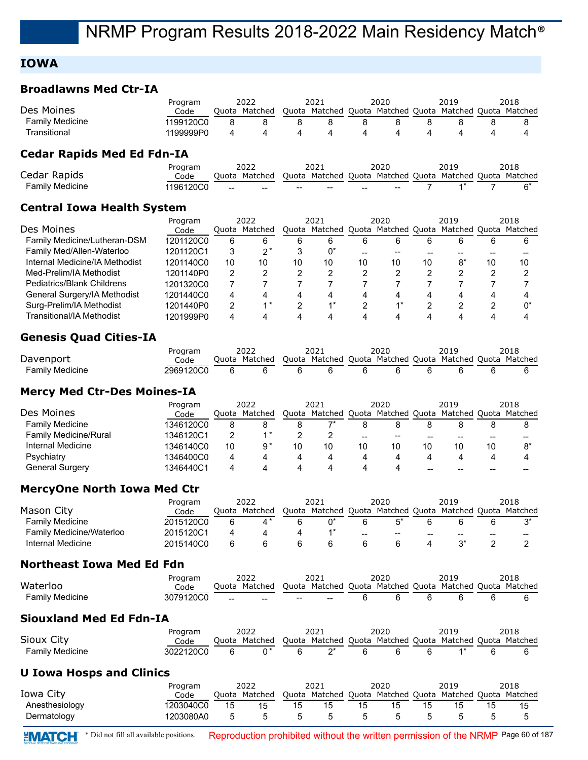# NRMP Program Results 2018-2022 Main Residency Match®

## IOWA

### Broadlawns Med Ctr-IA

| Des Moines | Program Code | 2022 Quota | 2022 Matched | 2021 Quota | 2021 Matched | 2020 Quota | 2020 Matched | 2019 Quota | 2019 Matched | 2018 Quota | 2018 Matched |
|---|---|---|---|---|---|---|---|---|---|---|---|
| Family Medicine | 1199120C0 | 8 | 8 | 8 | 8 | 8 | 8 | 8 | 8 | 8 | 8 |
| Transitional | 1199999P0 | 4 | 4 | 4 | 4 | 4 | 4 | 4 | 4 | 4 | 4 |

### Cedar Rapids Med Ed Fdn-IA

| Cedar Rapids | Program Code | 2022 Quota | 2022 Matched | 2021 Quota | 2021 Matched | 2020 Quota | 2020 Matched | 2019 Quota | 2019 Matched | 2018 Quota | 2018 Matched |
|---|---|---|---|---|---|---|---|---|---|---|---|
| Family Medicine | 1196120C0 | -- | -- | -- | -- | -- | -- | 7 | 1* | 7 | 6* |

### Central Iowa Health System

| Des Moines | Program Code | 2022 Quota | 2022 Matched | 2021 Quota | 2021 Matched | 2020 Quota | 2020 Matched | 2019 Quota | 2019 Matched | 2018 Quota | 2018 Matched |
|---|---|---|---|---|---|---|---|---|---|---|---|
| Family Medicine/Lutheran-DSM | 1201120C0 | 6 | 6 | 6 | 6 | 6 | 6 | 6 | 6 | 6 | 6 |
| Family Med/Allen-Waterloo | 1201120C1 | 3 | 2* | 3 | 0* | -- | -- | -- | -- | -- | -- |
| Internal Medicine/IA Methodist | 1201140C0 | 10 | 10 | 10 | 10 | 10 | 10 | 10 | 8* | 10 | 10 |
| Med-Prelim/IA Methodist | 1201140P0 | 2 | 2 | 2 | 2 | 2 | 2 | 2 | 2 | 2 | 2 |
| Pediatrics/Blank Childrens | 1201320C0 | 7 | 7 | 7 | 7 | 7 | 7 | 7 | 7 | 7 | 7 |
| General Surgery/IA Methodist | 1201440C0 | 4 | 4 | 4 | 4 | 4 | 4 | 4 | 4 | 4 | 4 |
| Surg-Prelim/IA Methodist | 1201440P0 | 2 | 1* | 2 | 1* | 2 | 1* | 2 | 2 | 2 | 0* |
| Transitional/IA Methodist | 1201999P0 | 4 | 4 | 4 | 4 | 4 | 4 | 4 | 4 | 4 | 4 |

### Genesis Quad Cities-IA

| Davenport | Program Code | 2022 Quota | 2022 Matched | 2021 Quota | 2021 Matched | 2020 Quota | 2020 Matched | 2019 Quota | 2019 Matched | 2018 Quota | 2018 Matched |
|---|---|---|---|---|---|---|---|---|---|---|---|
| Family Medicine | 2969120C0 | 6 | 6 | 6 | 6 | 6 | 6 | 6 | 6 | 6 | 6 |

### Mercy Med Ctr-Des Moines-IA

| Des Moines | Program Code | 2022 Quota | 2022 Matched | 2021 Quota | 2021 Matched | 2020 Quota | 2020 Matched | 2019 Quota | 2019 Matched | 2018 Quota | 2018 Matched |
|---|---|---|---|---|---|---|---|---|---|---|---|
| Family Medicine | 1346120C0 | 8 | 8 | 8 | 7* | 8 | 8 | 8 | 8 | 8 | 8 |
| Family Medicine/Rural | 1346120C1 | 2 | 1* | 2 | 2 | -- | -- | -- | -- | -- | -- |
| Internal Medicine | 1346140C0 | 10 | 9* | 10 | 10 | 10 | 10 | 10 | 10 | 10 | 8* |
| Psychiatry | 1346400C0 | 4 | 4 | 4 | 4 | 4 | 4 | 4 | 4 | 4 | 4 |
| General Surgery | 1346440C1 | 4 | 4 | 4 | 4 | 4 | 4 | -- | -- | -- | -- |

### MercyOne North Iowa Med Ctr

| Mason City | Program Code | 2022 Quota | 2022 Matched | 2021 Quota | 2021 Matched | 2020 Quota | 2020 Matched | 2019 Quota | 2019 Matched | 2018 Quota | 2018 Matched |
|---|---|---|---|---|---|---|---|---|---|---|---|
| Family Medicine | 2015120C0 | 6 | 4* | 6 | 0* | 6 | 5* | 6 | 6 | 6 | 3* |
| Family Medicine/Waterloo | 2015120C1 | 4 | 4 | 4 | 1* | -- | -- | -- | -- | -- | -- |
| Internal Medicine | 2015140C0 | 6 | 6 | 6 | 6 | 6 | 6 | 4 | 3* | 2 | 2 |

### Northeast Iowa Med Ed Fdn

| Waterloo | Program Code | 2022 Quota | 2022 Matched | 2021 Quota | 2021 Matched | 2020 Quota | 2020 Matched | 2019 Quota | 2019 Matched | 2018 Quota | 2018 Matched |
|---|---|---|---|---|---|---|---|---|---|---|---|
| Family Medicine | 3079120C0 | -- | -- | -- | -- | 6 | 6 | 6 | 6 | 6 | 6 |

### Siouxland Med Ed Fdn-IA

| Sioux City | Program Code | 2022 Quota | 2022 Matched | 2021 Quota | 2021 Matched | 2020 Quota | 2020 Matched | 2019 Quota | 2019 Matched | 2018 Quota | 2018 Matched |
|---|---|---|---|---|---|---|---|---|---|---|---|
| Family Medicine | 3022120C0 | 6 | 0* | 6 | 2* | 6 | 6 | 6 | 1* | 6 | 6 |

### U Iowa Hosps and Clinics

| Iowa City | Program Code | 2022 Quota | 2022 Matched | 2021 Quota | 2021 Matched | 2020 Quota | 2020 Matched | 2019 Quota | 2019 Matched | 2018 Quota | 2018 Matched |
|---|---|---|---|---|---|---|---|---|---|---|---|
| Anesthesiology | 1203040C0 | 15 | 15 | 15 | 15 | 15 | 15 | 15 | 15 | 15 | 15 |
| Dermatology | 1203080A0 | 5 | 5 | 5 | 5 | 5 | 5 | 5 | 5 | 5 | 5 |

\* Did not fill all available positions.

Reproduction prohibited without the written permission of the NRMP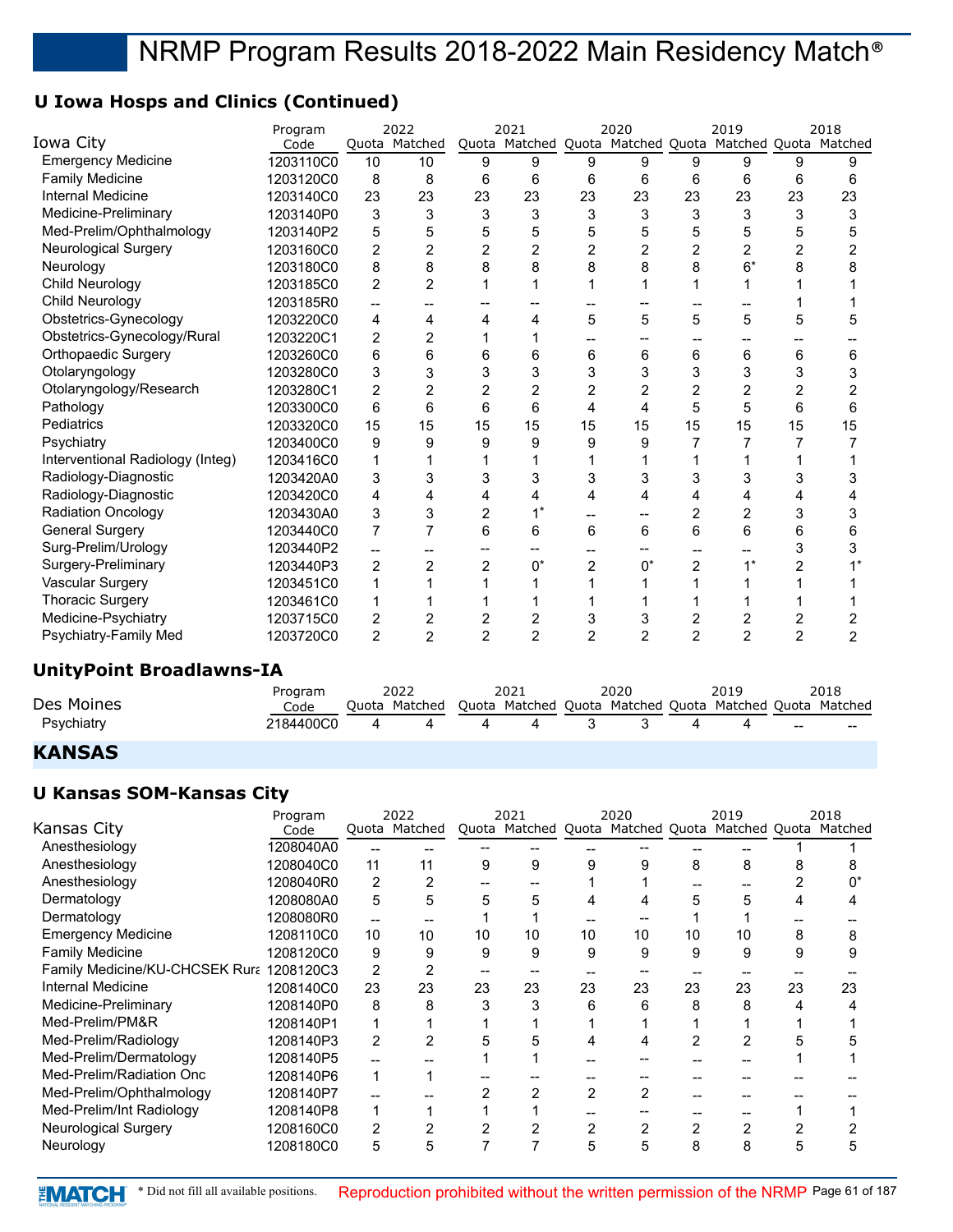# NRMP Program Results 2018-2022 Main Residency Match®

### U Iowa Hosps and Clinics (Continued)

| Iowa City | Program Code | 2022 Quota | 2022 Matched | 2021 Quota | 2021 Matched | 2020 Quota | 2020 Matched | 2019 Quota | 2019 Matched | 2018 Quota | 2018 Matched |
|---|---|---|---|---|---|---|---|---|---|---|---|
| Emergency Medicine | 1203110C0 | 10 | 10 | 9 | 9 | 9 | 9 | 9 | 9 | 9 | 9 |
| Family Medicine | 1203120C0 | 8 | 8 | 6 | 6 | 6 | 6 | 6 | 6 | 6 | 6 |
| Internal Medicine | 1203140C0 | 23 | 23 | 23 | 23 | 23 | 23 | 23 | 23 | 23 | 23 |
| Medicine-Preliminary | 1203140P0 | 3 | 3 | 3 | 3 | 3 | 3 | 3 | 3 | 3 | 3 |
| Med-Prelim/Ophthalmology | 1203140P2 | 5 | 5 | 5 | 5 | 5 | 5 | 5 | 5 | 5 | 5 |
| Neurological Surgery | 1203160C0 | 2 | 2 | 2 | 2 | 2 | 2 | 2 | 2 | 2 | 2 |
| Neurology | 1203180C0 | 8 | 8 | 8 | 8 | 8 | 8 | 8 | 6* | 8 | 8 |
| Child Neurology | 1203185C0 | 2 | 2 | 1 | 1 | 1 | 1 | 1 | 1 | 1 | 1 |
| Child Neurology | 1203185R0 | -- | -- | -- | -- | -- | -- | -- | -- | 1 | 1 |
| Obstetrics-Gynecology | 1203220C0 | 4 | 4 | 4 | 4 | 5 | 5 | 5 | 5 | 5 | 5 |
| Obstetrics-Gynecology/Rural | 1203220C1 | 2 | 2 | 1 | 1 | -- | -- | -- | -- | -- | -- |
| Orthopaedic Surgery | 1203260C0 | 6 | 6 | 6 | 6 | 6 | 6 | 6 | 6 | 6 | 6 |
| Otolaryngology | 1203280C0 | 3 | 3 | 3 | 3 | 3 | 3 | 3 | 3 | 3 | 3 |
| Otolaryngology/Research | 1203280C1 | 2 | 2 | 2 | 2 | 2 | 2 | 2 | 2 | 2 | 2 |
| Pathology | 1203300C0 | 6 | 6 | 6 | 6 | 4 | 4 | 5 | 5 | 6 | 6 |
| Pediatrics | 1203320C0 | 15 | 15 | 15 | 15 | 15 | 15 | 15 | 15 | 15 | 15 |
| Psychiatry | 1203400C0 | 9 | 9 | 9 | 9 | 9 | 9 | 7 | 7 | 7 | 7 |
| Interventional Radiology (Integ) | 1203416C0 | 1 | 1 | 1 | 1 | 1 | 1 | 1 | 1 | 1 | 1 |
| Radiology-Diagnostic | 1203420A0 | 3 | 3 | 3 | 3 | 3 | 3 | 3 | 3 | 3 | 3 |
| Radiology-Diagnostic | 1203420C0 | 4 | 4 | 4 | 4 | 4 | 4 | 4 | 4 | 4 | 4 |
| Radiation Oncology | 1203430A0 | 3 | 3 | 2 | 1* | -- | -- | 2 | 2 | 3 | 3 |
| General Surgery | 1203440C0 | 7 | 7 | 6 | 6 | 6 | 6 | 6 | 6 | 6 | 6 |
| Surg-Prelim/Urology | 1203440P2 | -- | -- | -- | -- | -- | -- | -- | -- | 3 | 3 |
| Surgery-Preliminary | 1203440P3 | 2 | 2 | 2 | 0* | 2 | 0* | 2 | 1* | 2 | 1* |
| Vascular Surgery | 1203451C0 | 1 | 1 | 1 | 1 | 1 | 1 | 1 | 1 | 1 | 1 |
| Thoracic Surgery | 1203461C0 | 1 | 1 | 1 | 1 | 1 | 1 | 1 | 1 | 1 | 1 |
| Medicine-Psychiatry | 1203715C0 | 2 | 2 | 2 | 2 | 3 | 3 | 2 | 2 | 2 | 2 |
| Psychiatry-Family Med | 1203720C0 | 2 | 2 | 2 | 2 | 2 | 2 | 2 | 2 | 2 | 2 |

### UnityPoint Broadlawns-IA

| Des Moines | Program Code | 2022 Quota | 2022 Matched | 2021 Quota | 2021 Matched | 2020 Quota | 2020 Matched | 2019 Quota | 2019 Matched | 2018 Quota | 2018 Matched |
|---|---|---|---|---|---|---|---|---|---|---|---|
| Psychiatry | 2184400C0 | 4 | 4 | 4 | 4 | 3 | 3 | 4 | 4 | -- | -- |

## KANSAS

### U Kansas SOM-Kansas City

| Kansas City | Program Code | 2022 Quota | 2022 Matched | 2021 Quota | 2021 Matched | 2020 Quota | 2020 Matched | 2019 Quota | 2019 Matched | 2018 Quota | 2018 Matched |
|---|---|---|---|---|---|---|---|---|---|---|---|
| Anesthesiology | 1208040A0 | -- | -- | -- | -- | -- | -- | -- | -- | 1 | 1 |
| Anesthesiology | 1208040C0 | 11 | 11 | 9 | 9 | 9 | 9 | 8 | 8 | 8 | 8 |
| Anesthesiology | 1208040R0 | 2 | 2 | -- | -- | 1 | 1 | -- | -- | 2 | 0* |
| Dermatology | 1208080A0 | 5 | 5 | 5 | 5 | 4 | 4 | 5 | 5 | 4 | 4 |
| Dermatology | 1208080R0 | -- | -- | 1 | 1 | -- | -- | 1 | 1 | -- | -- |
| Emergency Medicine | 1208110C0 | 10 | 10 | 10 | 10 | 10 | 10 | 10 | 10 | 8 | 8 |
| Family Medicine | 1208120C0 | 9 | 9 | 9 | 9 | 9 | 9 | 9 | 9 | 9 | 9 |
| Family Medicine/KU-CHCSEK Rura | 1208120C3 | 2 | 2 | -- | -- | -- | -- | -- | -- | -- | -- |
| Internal Medicine | 1208140C0 | 23 | 23 | 23 | 23 | 23 | 23 | 23 | 23 | 23 | 23 |
| Medicine-Preliminary | 1208140P0 | 8 | 8 | 3 | 3 | 6 | 6 | 8 | 8 | 4 | 4 |
| Med-Prelim/PM&R | 1208140P1 | 1 | 1 | 1 | 1 | 1 | 1 | 1 | 1 | 1 | 1 |
| Med-Prelim/Radiology | 1208140P3 | 2 | 2 | 5 | 5 | 4 | 4 | 2 | 2 | 5 | 5 |
| Med-Prelim/Dermatology | 1208140P5 | -- | -- | 1 | 1 | -- | -- | -- | -- | 1 | 1 |
| Med-Prelim/Radiation Onc | 1208140P6 | 1 | 1 | -- | -- | -- | -- | -- | -- | -- | -- |
| Med-Prelim/Ophthalmology | 1208140P7 | -- | -- | 2 | 2 | 2 | 2 | -- | -- | -- | -- |
| Med-Prelim/Int Radiology | 1208140P8 | 1 | 1 | 1 | 1 | -- | -- | -- | -- | 1 | 1 |
| Neurological Surgery | 1208160C0 | 2 | 2 | 2 | 2 | 2 | 2 | 2 | 2 | 2 | 2 |
| Neurology | 1208180C0 | 5 | 5 | 7 | 7 | 5 | 5 | 8 | 8 | 5 | 5 |

\* Did not fill all available positions.

Reproduction prohibited without the written permission of the NRMP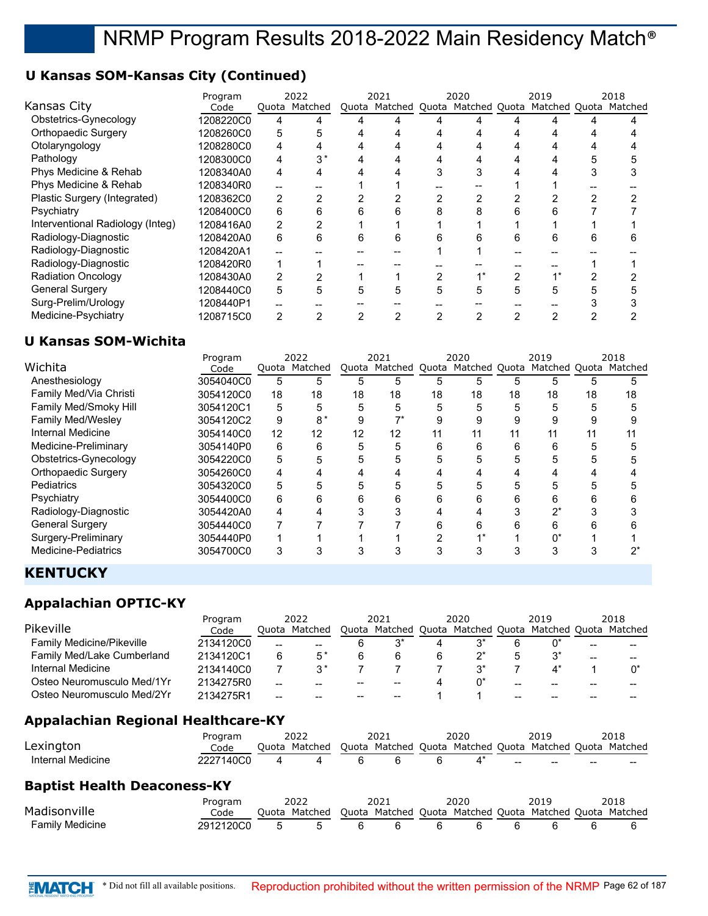## U Kansas SOM-Kansas City (Continued)

| Kansas City | Program Code | 2022 Quota | 2022 Matched | 2021 Quota | 2021 Matched | 2020 Quota | 2020 Matched | 2019 Quota | 2019 Matched | 2018 Quota | 2018 Matched |
|---|---|---|---|---|---|---|---|---|---|---|---|
| Obstetrics-Gynecology | 1208220C0 | 4 | 4 | 4 | 4 | 4 | 4 | 4 | 4 | 4 | 4 |
| Orthopaedic Surgery | 1208260C0 | 5 | 5 | 4 | 4 | 4 | 4 | 4 | 4 | 4 | 4 |
| Otolaryngology | 1208280C0 | 4 | 4 | 4 | 4 | 4 | 4 | 4 | 4 | 4 | 4 |
| Pathology | 1208300C0 | 4 | 3* | 4 | 4 | 4 | 4 | 4 | 4 | 5 | 5 |
| Phys Medicine & Rehab | 1208340A0 | 4 | 4 | 4 | 4 | 3 | 3 | 4 | 4 | 3 | 3 |
| Phys Medicine & Rehab | 1208340R0 | -- | -- | 1 | 1 | -- | -- | 1 | 1 | -- | -- |
| Plastic Surgery (Integrated) | 1208362C0 | 2 | 2 | 2 | 2 | 2 | 2 | 2 | 2 | 2 | 2 |
| Psychiatry | 1208400C0 | 6 | 6 | 6 | 6 | 8 | 8 | 6 | 6 | 7 | 7 |
| Interventional Radiology (Integ) | 1208416A0 | 2 | 2 | 1 | 1 | 1 | 1 | 1 | 1 | 1 | 1 |
| Radiology-Diagnostic | 1208420A0 | 6 | 6 | 6 | 6 | 6 | 6 | 6 | 6 | 6 | 6 |
| Radiology-Diagnostic | 1208420A1 | -- | -- | -- | -- | 1 | 1 | -- | -- | -- | -- |
| Radiology-Diagnostic | 1208420R0 | 1 | 1 | -- | -- | -- | -- | -- | -- | 1 | 1 |
| Radiation Oncology | 1208430A0 | 2 | 2 | 1 | 1 | 2 | 1* | 2 | 1* | 2 | 2 |
| General Surgery | 1208440C0 | 5 | 5 | 5 | 5 | 5 | 5 | 5 | 5 | 5 | 5 |
| Surg-Prelim/Urology | 1208440P1 | -- | -- | -- | -- | -- | -- | -- | -- | 3 | 3 |
| Medicine-Psychiatry | 1208715C0 | 2 | 2 | 2 | 2 | 2 | 2 | 2 | 2 | 2 | 2 |

## U Kansas SOM-Wichita

| Wichita | Program Code | 2022 Quota | 2022 Matched | 2021 Quota | 2021 Matched | 2020 Quota | 2020 Matched | 2019 Quota | 2019 Matched | 2018 Quota | 2018 Matched |
|---|---|---|---|---|---|---|---|---|---|---|---|
| Anesthesiology | 3054040C0 | 5 | 5 | 5 | 5 | 5 | 5 | 5 | 5 | 5 | 5 |
| Family Med/Via Christi | 3054120C0 | 18 | 18 | 18 | 18 | 18 | 18 | 18 | 18 | 18 | 18 |
| Family Med/Smoky Hill | 3054120C1 | 5 | 5 | 5 | 5 | 5 | 5 | 5 | 5 | 5 | 5 |
| Family Med/Wesley | 3054120C2 | 9 | 8* | 9 | 7* | 9 | 9 | 9 | 9 | 9 | 9 |
| Internal Medicine | 3054140C0 | 12 | 12 | 12 | 12 | 11 | 11 | 11 | 11 | 11 | 11 |
| Medicine-Preliminary | 3054140P0 | 6 | 6 | 5 | 5 | 6 | 6 | 6 | 6 | 5 | 5 |
| Obstetrics-Gynecology | 3054220C0 | 5 | 5 | 5 | 5 | 5 | 5 | 5 | 5 | 5 | 5 |
| Orthopaedic Surgery | 3054260C0 | 4 | 4 | 4 | 4 | 4 | 4 | 4 | 4 | 4 | 4 |
| Pediatrics | 3054320C0 | 5 | 5 | 5 | 5 | 5 | 5 | 5 | 5 | 5 | 5 |
| Psychiatry | 3054400C0 | 6 | 6 | 6 | 6 | 6 | 6 | 6 | 6 | 6 | 6 |
| Radiology-Diagnostic | 3054420A0 | 4 | 4 | 3 | 3 | 4 | 4 | 3 | 2* | 3 | 3 |
| General Surgery | 3054440C0 | 7 | 7 | 7 | 7 | 6 | 6 | 6 | 6 | 6 | 6 |
| Surgery-Preliminary | 3054440P0 | 1 | 1 | 1 | 1 | 2 | 1* | 1 | 0* | 1 | 1 |
| Medicine-Pediatrics | 3054700C0 | 3 | 3 | 3 | 3 | 3 | 3 | 3 | 3 | 3 | 2* |

# KENTUCKY

## Appalachian OPTIC-KY

| Pikeville | Program Code | 2022 Quota | 2022 Matched | 2021 Quota | 2021 Matched | 2020 Quota | 2020 Matched | 2019 Quota | 2019 Matched | 2018 Quota | 2018 Matched |
|---|---|---|---|---|---|---|---|---|---|---|---|
| Family Medicine/Pikeville | 2134120C0 | -- | -- | 6 | 3* | 4 | 3* | 6 | 0* | -- | -- |
| Family Med/Lake Cumberland | 2134120C1 | 6 | 5* | 6 | 6 | 6 | 2* | 5 | 3* | -- | -- |
| Internal Medicine | 2134140C0 | 7 | 3* | 7 | 7 | 7 | 3* | 7 | 4* | 1 | 0* |
| Osteo Neuromusculo Med/1Yr | 2134275R0 | -- | -- | -- | -- | 4 | 0* | -- | -- | -- | -- |
| Osteo Neuromusculo Med/2Yr | 2134275R1 | -- | -- | -- | -- | 1 | 1 | -- | -- | -- | -- |

## Appalachian Regional Healthcare-KY

| Lexington | Program Code | 2022 Quota | 2022 Matched | 2021 Quota | 2021 Matched | 2020 Quota | 2020 Matched | 2019 Quota | 2019 Matched | 2018 Quota | 2018 Matched |
|---|---|---|---|---|---|---|---|---|---|---|---|
| Internal Medicine | 2227140C0 | 4 | 4 | 6 | 6 | 6 | 4* | -- | -- | -- | -- |

## Baptist Health Deaconess-KY

| Madisonville | Program Code | 2022 Quota | 2022 Matched | 2021 Quota | 2021 Matched | 2020 Quota | 2020 Matched | 2019 Quota | 2019 Matched | 2018 Quota | 2018 Matched |
|---|---|---|---|---|---|---|---|---|---|---|---|
| Family Medicine | 2912120C0 | 5 | 5 | 6 | 6 | 6 | 6 | 6 | 6 | 6 | 6 |

\* Did not fill all available positions.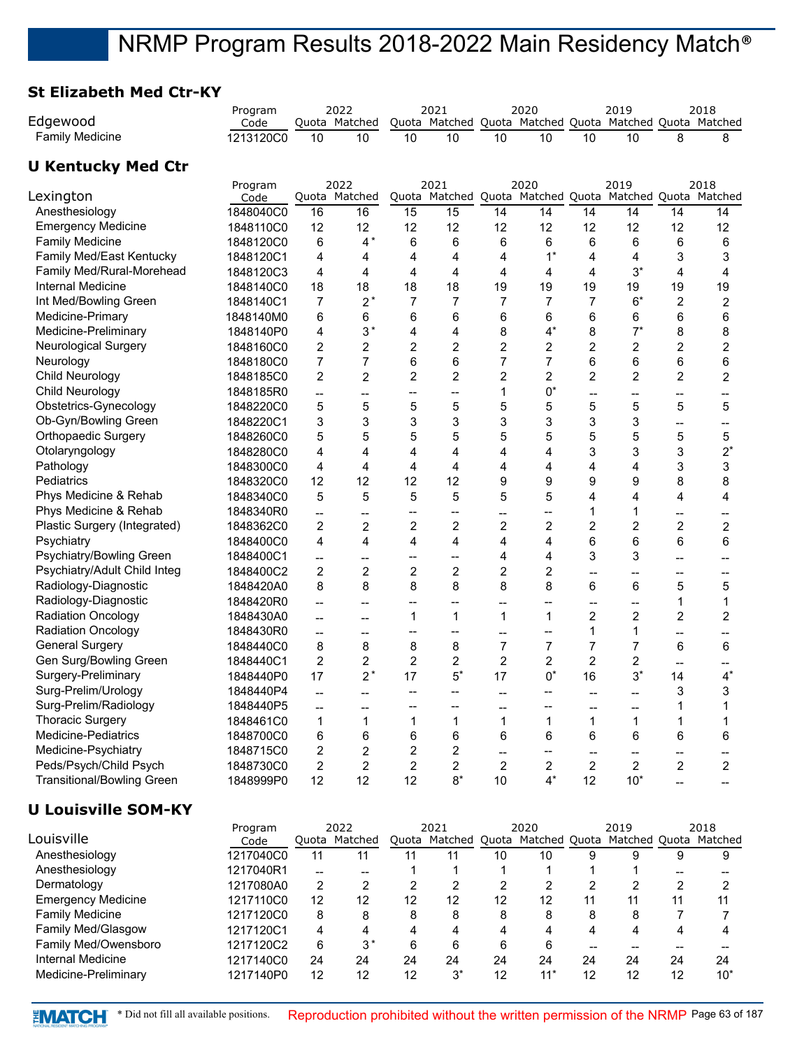## St Elizabeth Med Ctr-KY

| Edgewood | Program Code | 2022 Quota | 2022 Matched | 2021 Quota | 2021 Matched | 2020 Quota | 2020 Matched | 2019 Quota | 2019 Matched | 2018 Quota | 2018 Matched |
|---|---|---|---|---|---|---|---|---|---|---|---|
| Family Medicine | 1213120C0 | 10 | 10 | 10 | 10 | 10 | 10 | 10 | 10 | 8 | 8 |

## U Kentucky Med Ctr

| Lexington | Program Code | 2022 Quota | 2022 Matched | 2021 Quota | 2021 Matched | 2020 Quota | 2020 Matched | 2019 Quota | 2019 Matched | 2018 Quota | 2018 Matched |
|---|---|---|---|---|---|---|---|---|---|---|---|
| Anesthesiology | 1848040C0 | 16 | 16 | 15 | 15 | 14 | 14 | 14 | 14 | 14 | 14 |
| Emergency Medicine | 1848110C0 | 12 | 12 | 12 | 12 | 12 | 12 | 12 | 12 | 12 | 12 |
| Family Medicine | 1848120C0 | 6 | 4* | 6 | 6 | 6 | 6 | 6 | 6 | 6 | 6 |
| Family Med/East Kentucky | 1848120C1 | 4 | 4 | 4 | 4 | 4 | 1* | 4 | 4 | 3 | 3 |
| Family Med/Rural-Morehead | 1848120C3 | 4 | 4 | 4 | 4 | 4 | 4 | 4 | 3* | 4 | 4 |
| Internal Medicine | 1848140C0 | 18 | 18 | 18 | 18 | 19 | 19 | 19 | 19 | 19 | 19 |
| Int Med/Bowling Green | 1848140C1 | 7 | 2* | 7 | 7 | 7 | 7 | 7 | 6* | 2 | 2 |
| Medicine-Primary | 1848140M0 | 6 | 6 | 6 | 6 | 6 | 6 | 6 | 6 | 6 | 6 |
| Medicine-Preliminary | 1848140P0 | 4 | 3* | 4 | 4 | 8 | 4* | 8 | 7* | 8 | 8 |
| Neurological Surgery | 1848160C0 | 2 | 2 | 2 | 2 | 2 | 2 | 2 | 2 | 2 | 2 |
| Neurology | 1848180C0 | 7 | 7 | 6 | 6 | 7 | 7 | 6 | 6 | 6 | 6 |
| Child Neurology | 1848185C0 | 2 | 2 | 2 | 2 | 2 | 2 | 2 | 2 | 2 | 2 |
| Child Neurology | 1848185R0 | -- | -- | -- | -- | 1 | 0* | -- | -- | -- | -- |
| Obstetrics-Gynecology | 1848220C0 | 5 | 5 | 5 | 5 | 5 | 5 | 5 | 5 | 5 | 5 |
| Ob-Gyn/Bowling Green | 1848220C1 | 3 | 3 | 3 | 3 | 3 | 3 | 3 | 3 | -- | -- |
| Orthopaedic Surgery | 1848260C0 | 5 | 5 | 5 | 5 | 5 | 5 | 5 | 5 | 5 | 5 |
| Otolaryngology | 1848280C0 | 4 | 4 | 4 | 4 | 4 | 4 | 3 | 3 | 3 | 2* |
| Pathology | 1848300C0 | 4 | 4 | 4 | 4 | 4 | 4 | 4 | 4 | 3 | 3 |
| Pediatrics | 1848320C0 | 12 | 12 | 12 | 12 | 9 | 9 | 9 | 9 | 8 | 8 |
| Phys Medicine & Rehab | 1848340C0 | 5 | 5 | 5 | 5 | 5 | 5 | 4 | 4 | 4 | 4 |
| Phys Medicine & Rehab | 1848340R0 | -- | -- | -- | -- | -- | -- | 1 | 1 | -- | -- |
| Plastic Surgery (Integrated) | 1848362C0 | 2 | 2 | 2 | 2 | 2 | 2 | 2 | 2 | 2 | 2 |
| Psychiatry | 1848400C0 | 4 | 4 | 4 | 4 | 4 | 4 | 6 | 6 | 6 | 6 |
| Psychiatry/Bowling Green | 1848400C1 | -- | -- | -- | -- | 4 | 4 | 3 | 3 | -- | -- |
| Psychiatry/Adult Child Integ | 1848400C2 | 2 | 2 | 2 | 2 | 2 | 2 | -- | -- | -- | -- |
| Radiology-Diagnostic | 1848420A0 | 8 | 8 | 8 | 8 | 8 | 8 | 6 | 6 | 5 | 5 |
| Radiology-Diagnostic | 1848420R0 | -- | -- | -- | -- | -- | -- | -- | -- | 1 | 1 |
| Radiation Oncology | 1848430A0 | -- | -- | 1 | 1 | 1 | 1 | 2 | 2 | 2 | 2 |
| Radiation Oncology | 1848430R0 | -- | -- | -- | -- | -- | -- | 1 | 1 | -- | -- |
| General Surgery | 1848440C0 | 8 | 8 | 8 | 8 | 7 | 7 | 7 | 7 | 6 | 6 |
| Gen Surg/Bowling Green | 1848440C1 | 2 | 2 | 2 | 2 | 2 | 2 | 2 | 2 | -- | -- |
| Surgery-Preliminary | 1848440P0 | 17 | 2* | 17 | 5* | 17 | 0* | 16 | 3* | 14 | 4* |
| Surg-Prelim/Urology | 1848440P4 | -- | -- | -- | -- | -- | -- | -- | -- | 3 | 3 |
| Surg-Prelim/Radiology | 1848440P5 | -- | -- | -- | -- | -- | -- | -- | -- | 1 | 1 |
| Thoracic Surgery | 1848461C0 | 1 | 1 | 1 | 1 | 1 | 1 | 1 | 1 | 1 | 1 |
| Medicine-Pediatrics | 1848700C0 | 6 | 6 | 6 | 6 | 6 | 6 | 6 | 6 | 6 | 6 |
| Medicine-Psychiatry | 1848715C0 | 2 | 2 | 2 | 2 | -- | -- | -- | -- | -- | -- |
| Peds/Psych/Child Psych | 1848730C0 | 2 | 2 | 2 | 2 | 2 | 2 | 2 | 2 | 2 | 2 |
| Transitional/Bowling Green | 1848999P0 | 12 | 12 | 12 | 8* | 10 | 4* | 12 | 10* | -- | -- |

## U Louisville SOM-KY

| Louisville | Program Code | 2022 Quota | 2022 Matched | 2021 Quota | 2021 Matched | 2020 Quota | 2020 Matched | 2019 Quota | 2019 Matched | 2018 Quota | 2018 Matched |
|---|---|---|---|---|---|---|---|---|---|---|---|
| Anesthesiology | 1217040C0 | 11 | 11 | 11 | 11 | 10 | 10 | 9 | 9 | 9 | 9 |
| Anesthesiology | 1217040R1 | -- | -- | 1 | 1 | 1 | 1 | 1 | 1 | -- | -- |
| Dermatology | 1217080A0 | 2 | 2 | 2 | 2 | 2 | 2 | 2 | 2 | 2 | 2 |
| Emergency Medicine | 1217110C0 | 12 | 12 | 12 | 12 | 12 | 12 | 11 | 11 | 11 | 11 |
| Family Medicine | 1217120C0 | 8 | 8 | 8 | 8 | 8 | 8 | 8 | 8 | 7 | 7 |
| Family Med/Glasgow | 1217120C1 | 4 | 4 | 4 | 4 | 4 | 4 | 4 | 4 | 4 | 4 |
| Family Med/Owensboro | 1217120C2 | 6 | 3* | 6 | 6 | 6 | 6 | -- | -- | -- | -- |
| Internal Medicine | 1217140C0 | 24 | 24 | 24 | 24 | 24 | 24 | 24 | 24 | 24 | 24 |
| Medicine-Preliminary | 1217140P0 | 12 | 12 | 12 | 3* | 12 | 11* | 12 | 12 | 12 | 10* |

* Did not fill all available positions.

Reproduction prohibited without the written permission of the NRMP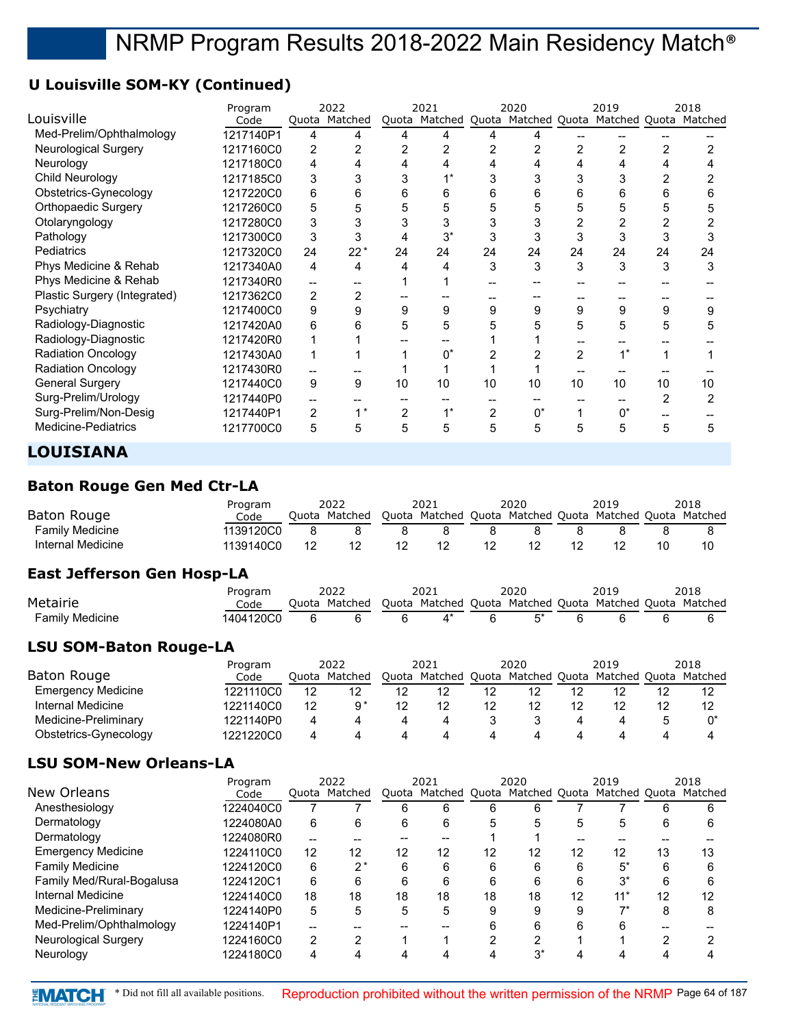## U Louisville SOM-KY (Continued)

| Louisville | Program Code | 2022 Quota | 2022 Matched | 2021 Quota | 2021 Matched | 2020 Quota | 2020 Matched | 2019 Quota | 2019 Matched | 2018 Quota | 2018 Matched |
|---|---|---|---|---|---|---|---|---|---|---|---|
| Med-Prelim/Ophthalmology | 1217140P1 | 4 | 4 | 4 | 4 | 4 | 4 | -- | -- | -- | -- |
| Neurological Surgery | 1217160C0 | 2 | 2 | 2 | 2 | 2 | 2 | 2 | 2 | 2 | 2 |
| Neurology | 1217180C0 | 4 | 4 | 4 | 4 | 4 | 4 | 4 | 4 | 4 | 4 |
| Child Neurology | 1217185C0 | 3 | 3 | 3 | 1* | 3 | 3 | 3 | 3 | 2 | 2 |
| Obstetrics-Gynecology | 1217220C0 | 6 | 6 | 6 | 6 | 6 | 6 | 6 | 6 | 6 | 6 |
| Orthopaedic Surgery | 1217260C0 | 5 | 5 | 5 | 5 | 5 | 5 | 5 | 5 | 5 | 5 |
| Otolaryngology | 1217280C0 | 3 | 3 | 3 | 3 | 3 | 3 | 2 | 2 | 2 | 2 |
| Pathology | 1217300C0 | 3 | 3 | 4 | 3* | 3 | 3 | 3 | 3 | 3 | 3 |
| Pediatrics | 1217320C0 | 24 | 22* | 24 | 24 | 24 | 24 | 24 | 24 | 24 | 24 |
| Phys Medicine & Rehab | 1217340A0 | 4 | 4 | 4 | 4 | 3 | 3 | 3 | 3 | 3 | 3 |
| Phys Medicine & Rehab | 1217340R0 | -- | -- | 1 | 1 | -- | -- | -- | -- | -- | -- |
| Plastic Surgery (Integrated) | 1217362C0 | 2 | 2 | -- | -- | -- | -- | -- | -- | -- | -- |
| Psychiatry | 1217400C0 | 9 | 9 | 9 | 9 | 9 | 9 | 9 | 9 | 9 | 9 |
| Radiology-Diagnostic | 1217420A0 | 6 | 6 | 5 | 5 | 5 | 5 | 5 | 5 | 5 | 5 |
| Radiology-Diagnostic | 1217420R0 | 1 | 1 | -- | -- | 1 | 1 | -- | -- | -- | -- |
| Radiation Oncology | 1217430A0 | 1 | 1 | 1 | 0* | 2 | 2 | 2 | 1* | 1 | 1 |
| Radiation Oncology | 1217430R0 | -- | -- | 1 | 1 | 1 | 1 | -- | -- | -- | -- |
| General Surgery | 1217440C0 | 9 | 9 | 10 | 10 | 10 | 10 | 10 | 10 | 10 | 10 |
| Surg-Prelim/Urology | 1217440P0 | -- | -- | -- | -- | -- | -- | -- | -- | 2 | 2 |
| Surg-Prelim/Non-Desig | 1217440P1 | 2 | 1* | 2 | 1* | 2 | 0* | 1 | 0* | -- | -- |
| Medicine-Pediatrics | 1217700C0 | 5 | 5 | 5 | 5 | 5 | 5 | 5 | 5 | 5 | 5 |

# LOUISIANA

## Baton Rouge Gen Med Ctr-LA

| Baton Rouge | Program Code | 2022 Quota | 2022 Matched | 2021 Quota | 2021 Matched | 2020 Quota | 2020 Matched | 2019 Quota | 2019 Matched | 2018 Quota | 2018 Matched |
|---|---|---|---|---|---|---|---|---|---|---|---|
| Family Medicine | 1139120C0 | 8 | 8 | 8 | 8 | 8 | 8 | 8 | 8 | 8 | 8 |
| Internal Medicine | 1139140C0 | 12 | 12 | 12 | 12 | 12 | 12 | 12 | 12 | 10 | 10 |

## East Jefferson Gen Hosp-LA

| Metairie | Program Code | 2022 Quota | 2022 Matched | 2021 Quota | 2021 Matched | 2020 Quota | 2020 Matched | 2019 Quota | 2019 Matched | 2018 Quota | 2018 Matched |
|---|---|---|---|---|---|---|---|---|---|---|---|
| Family Medicine | 1404120C0 | 6 | 6 | 6 | 4* | 6 | 5* | 6 | 6 | 6 | 6 |

## LSU SOM-Baton Rouge-LA

| Baton Rouge | Program Code | 2022 Quota | 2022 Matched | 2021 Quota | 2021 Matched | 2020 Quota | 2020 Matched | 2019 Quota | 2019 Matched | 2018 Quota | 2018 Matched |
|---|---|---|---|---|---|---|---|---|---|---|---|
| Emergency Medicine | 1221110C0 | 12 | 12 | 12 | 12 | 12 | 12 | 12 | 12 | 12 | 12 |
| Internal Medicine | 1221140C0 | 12 | 9* | 12 | 12 | 12 | 12 | 12 | 12 | 12 | 12 |
| Medicine-Preliminary | 1221140P0 | 4 | 4 | 4 | 4 | 3 | 3 | 4 | 4 | 5 | 0* |
| Obstetrics-Gynecology | 1221220C0 | 4 | 4 | 4 | 4 | 4 | 4 | 4 | 4 | 4 | 4 |

## LSU SOM-New Orleans-LA

| New Orleans | Program Code | 2022 Quota | 2022 Matched | 2021 Quota | 2021 Matched | 2020 Quota | 2020 Matched | 2019 Quota | 2019 Matched | 2018 Quota | 2018 Matched |
|---|---|---|---|---|---|---|---|---|---|---|---|
| Anesthesiology | 1224040C0 | 7 | 7 | 6 | 6 | 6 | 6 | 7 | 7 | 6 | 6 |
| Dermatology | 1224080A0 | 6 | 6 | 6 | 6 | 5 | 5 | 5 | 5 | 6 | 6 |
| Dermatology | 1224080R0 | -- | -- | -- | -- | 1 | 1 | -- | -- | -- | -- |
| Emergency Medicine | 1224110C0 | 12 | 12 | 12 | 12 | 12 | 12 | 12 | 12 | 13 | 13 |
| Family Medicine | 1224120C0 | 6 | 2* | 6 | 6 | 6 | 6 | 6 | 5* | 6 | 6 |
| Family Med/Rural-Bogalusa | 1224120C1 | 6 | 6 | 6 | 6 | 6 | 6 | 6 | 3* | 6 | 6 |
| Internal Medicine | 1224140C0 | 18 | 18 | 18 | 18 | 18 | 18 | 12 | 11* | 12 | 12 |
| Medicine-Preliminary | 1224140P0 | 5 | 5 | 5 | 5 | 9 | 9 | 9 | 7* | 8 | 8 |
| Med-Prelim/Ophthalmology | 1224140P1 | -- | -- | -- | -- | 6 | 6 | 6 | 6 | -- | -- |
| Neurological Surgery | 1224160C0 | 2 | 2 | 1 | 1 | 2 | 2 | 1 | 1 | 2 | 2 |
| Neurology | 1224180C0 | 4 | 4 | 4 | 4 | 4 | 3* | 4 | 4 | 4 | 4 |

\* Did not fill all available positions.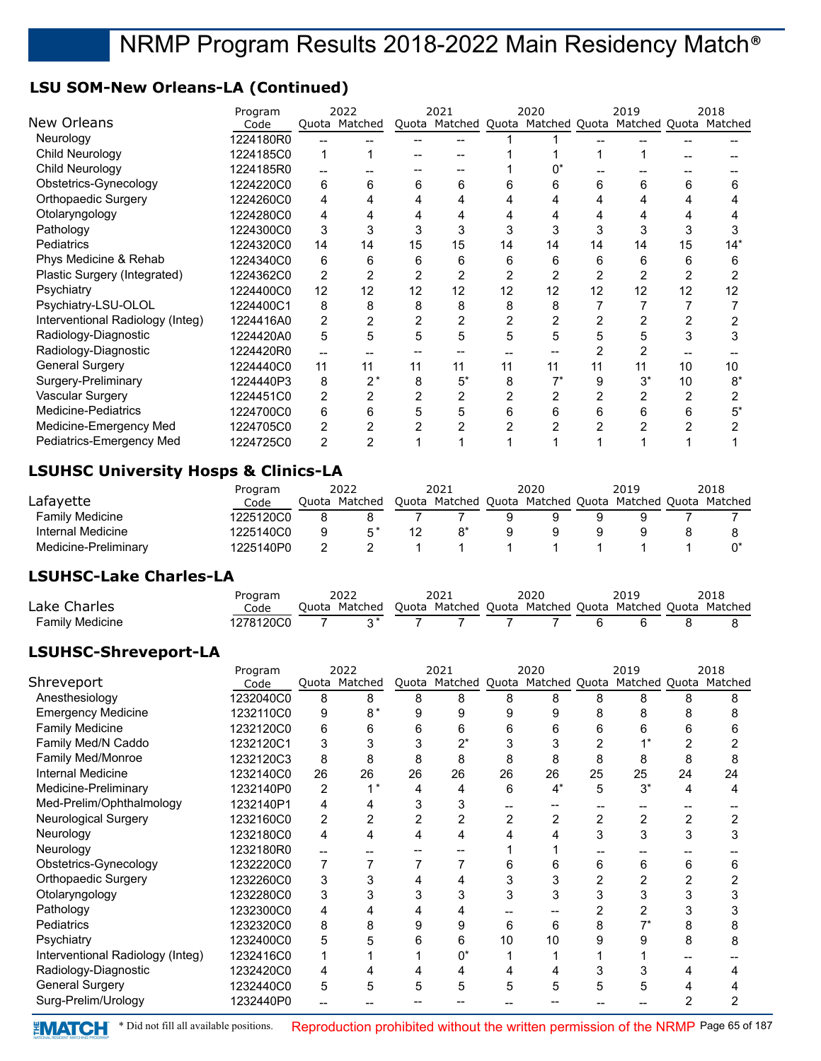## LSU SOM-New Orleans-LA (Continued)

| New Orleans | Program Code | 2022 Quota | 2022 Matched | 2021 Quota | 2021 Matched | 2020 Quota | 2020 Matched | 2019 Quota | 2019 Matched | 2018 Quota | 2018 Matched |
|---|---|---|---|---|---|---|---|---|---|---|---|
| Neurology | 1224180R0 | -- | -- | -- | -- | 1 | 1 | -- | -- | -- | -- |
| Child Neurology | 1224185C0 | 1 | 1 | -- | -- | 1 | 1 | 1 | 1 | -- | -- |
| Child Neurology | 1224185R0 | -- | -- | -- | -- | 1 | 0* | -- | -- | -- | -- |
| Obstetrics-Gynecology | 1224220C0 | 6 | 6 | 6 | 6 | 6 | 6 | 6 | 6 | 6 | 6 |
| Orthopaedic Surgery | 1224260C0 | 4 | 4 | 4 | 4 | 4 | 4 | 4 | 4 | 4 | 4 |
| Otolaryngology | 1224280C0 | 4 | 4 | 4 | 4 | 4 | 4 | 4 | 4 | 4 | 4 |
| Pathology | 1224300C0 | 3 | 3 | 3 | 3 | 3 | 3 | 3 | 3 | 3 | 3 |
| Pediatrics | 1224320C0 | 14 | 14 | 15 | 15 | 14 | 14 | 14 | 14 | 15 | 14* |
| Phys Medicine & Rehab | 1224340C0 | 6 | 6 | 6 | 6 | 6 | 6 | 6 | 6 | 6 | 6 |
| Plastic Surgery (Integrated) | 1224362C0 | 2 | 2 | 2 | 2 | 2 | 2 | 2 | 2 | 2 | 2 |
| Psychiatry | 1224400C0 | 12 | 12 | 12 | 12 | 12 | 12 | 12 | 12 | 12 | 12 |
| Psychiatry-LSU-OLOL | 1224400C1 | 8 | 8 | 8 | 8 | 8 | 8 | 7 | 7 | 7 | 7 |
| Interventional Radiology (Integ) | 1224416A0 | 2 | 2 | 2 | 2 | 2 | 2 | 2 | 2 | 2 | 2 |
| Radiology-Diagnostic | 1224420A0 | 5 | 5 | 5 | 5 | 5 | 5 | 5 | 5 | 3 | 3 |
| Radiology-Diagnostic | 1224420R0 | -- | -- | -- | -- | -- | -- | 2 | 2 | -- | -- |
| General Surgery | 1224440C0 | 11 | 11 | 11 | 11 | 11 | 11 | 11 | 11 | 10 | 10 |
| Surgery-Preliminary | 1224440P3 | 8 | 2* | 8 | 5* | 8 | 7* | 9 | 3* | 10 | 8* |
| Vascular Surgery | 1224451C0 | 2 | 2 | 2 | 2 | 2 | 2 | 2 | 2 | 2 | 2 |
| Medicine-Pediatrics | 1224700C0 | 6 | 6 | 5 | 5 | 6 | 6 | 6 | 6 | 6 | 5* |
| Medicine-Emergency Med | 1224705C0 | 2 | 2 | 2 | 2 | 2 | 2 | 2 | 2 | 2 | 2 |
| Pediatrics-Emergency Med | 1224725C0 | 2 | 2 | 1 | 1 | 1 | 1 | 1 | 1 | 1 | 1 |

## LSUHSC University Hosps & Clinics-LA

| Lafayette | Program Code | 2022 Quota | 2022 Matched | 2021 Quota | 2021 Matched | 2020 Quota | 2020 Matched | 2019 Quota | 2019 Matched | 2018 Quota | 2018 Matched |
|---|---|---|---|---|---|---|---|---|---|---|---|
| Family Medicine | 1225120C0 | 8 | 8 | 7 | 7 | 9 | 9 | 9 | 9 | 7 | 7 |
| Internal Medicine | 1225140C0 | 9 | 5* | 12 | 8* | 9 | 9 | 9 | 9 | 8 | 8 |
| Medicine-Preliminary | 1225140P0 | 2 | 2 | 1 | 1 | 1 | 1 | 1 | 1 | 1 | 0* |

## LSUHSC-Lake Charles-LA

| Lake Charles | Program Code | 2022 Quota | 2022 Matched | 2021 Quota | 2021 Matched | 2020 Quota | 2020 Matched | 2019 Quota | 2019 Matched | 2018 Quota | 2018 Matched |
|---|---|---|---|---|---|---|---|---|---|---|---|
| Family Medicine | 1278120C0 | 7 | 3* | 7 | 7 | 7 | 7 | 6 | 6 | 8 | 8 |

## LSUHSC-Shreveport-LA

| Shreveport | Program Code | 2022 Quota | 2022 Matched | 2021 Quota | 2021 Matched | 2020 Quota | 2020 Matched | 2019 Quota | 2019 Matched | 2018 Quota | 2018 Matched |
|---|---|---|---|---|---|---|---|---|---|---|---|
| Anesthesiology | 1232040C0 | 8 | 8 | 8 | 8 | 8 | 8 | 8 | 8 | 8 | 8 |
| Emergency Medicine | 1232110C0 | 9 | 8* | 9 | 9 | 9 | 9 | 8 | 8 | 8 | 8 |
| Family Medicine | 1232120C0 | 6 | 6 | 6 | 6 | 6 | 6 | 6 | 6 | 6 | 6 |
| Family Med/N Caddo | 1232120C1 | 3 | 3 | 3 | 2* | 3 | 3 | 2 | 1* | 2 | 2 |
| Family Med/Monroe | 1232120C3 | 8 | 8 | 8 | 8 | 8 | 8 | 8 | 8 | 8 | 8 |
| Internal Medicine | 1232140C0 | 26 | 26 | 26 | 26 | 26 | 26 | 25 | 25 | 24 | 24 |
| Medicine-Preliminary | 1232140P0 | 2 | 1* | 4 | 4 | 6 | 4* | 5 | 3* | 4 | 4 |
| Med-Prelim/Ophthalmology | 1232140P1 | 4 | 4 | 3 | 3 | -- | -- | -- | -- | -- | -- |
| Neurological Surgery | 1232160C0 | 2 | 2 | 2 | 2 | 2 | 2 | 2 | 2 | 2 | 2 |
| Neurology | 1232180C0 | 4 | 4 | 4 | 4 | 4 | 4 | 3 | 3 | 3 | 3 |
| Neurology | 1232180R0 | -- | -- | -- | -- | 1 | 1 | -- | -- | -- | -- |
| Obstetrics-Gynecology | 1232220C0 | 7 | 7 | 7 | 7 | 6 | 6 | 6 | 6 | 6 | 6 |
| Orthopaedic Surgery | 1232260C0 | 3 | 3 | 4 | 4 | 3 | 3 | 2 | 2 | 2 | 2 |
| Otolaryngology | 1232280C0 | 3 | 3 | 3 | 3 | 3 | 3 | 3 | 3 | 3 | 3 |
| Pathology | 1232300C0 | 4 | 4 | 4 | 4 | -- | -- | 2 | 2 | 3 | 3 |
| Pediatrics | 1232320C0 | 8 | 8 | 9 | 9 | 6 | 6 | 8 | 7* | 8 | 8 |
| Psychiatry | 1232400C0 | 5 | 5 | 6 | 6 | 10 | 10 | 9 | 9 | 8 | 8 |
| Interventional Radiology (Integ) | 1232416C0 | 1 | 1 | 1 | 0* | 1 | 1 | 1 | 1 | -- | -- |
| Radiology-Diagnostic | 1232420C0 | 4 | 4 | 4 | 4 | 4 | 4 | 3 | 3 | 4 | 4 |
| General Surgery | 1232440C0 | 5 | 5 | 5 | 5 | 5 | 5 | 5 | 5 | 4 | 4 |
| Surg-Prelim/Urology | 1232440P0 | -- | -- | -- | -- | -- | -- | -- | -- | 2 | 2 |

\* Did not fill all available positions.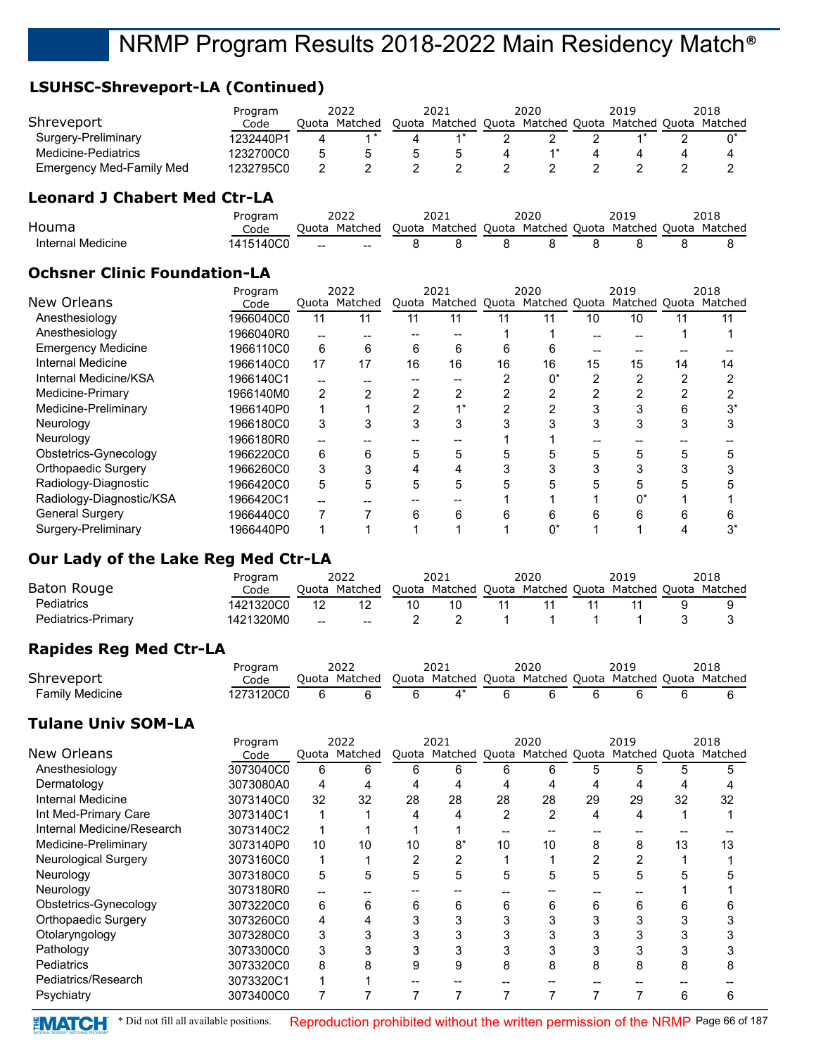## LSUHSC-Shreveport-LA (Continued)

| Shreveport | Program Code | 2022 Quota | 2022 Matched | 2021 Quota | 2021 Matched | 2020 Quota | 2020 Matched | 2019 Quota | 2019 Matched | 2018 Quota | 2018 Matched |
|---|---|---|---|---|---|---|---|---|---|---|---|
| Surgery-Preliminary | 1232440P1 | 4 | 1* | 4 | 1* | 2 | 2 | 2 | 1* | 2 | 0* |
| Medicine-Pediatrics | 1232700C0 | 5 | 5 | 5 | 5 | 4 | 1* | 4 | 4 | 4 | 4 |
| Emergency Med-Family Med | 1232795C0 | 2 | 2 | 2 | 2 | 2 | 2 | 2 | 2 | 2 | 2 |

## Leonard J Chabert Med Ctr-LA

| Houma | Program Code | 2022 Quota | 2022 Matched | 2021 Quota | 2021 Matched | 2020 Quota | 2020 Matched | 2019 Quota | 2019 Matched | 2018 Quota | 2018 Matched |
|---|---|---|---|---|---|---|---|---|---|---|---|
| Internal Medicine | 1415140C0 | -- | -- | 8 | 8 | 8 | 8 | 8 | 8 | 8 | 8 |

## Ochsner Clinic Foundation-LA

| New Orleans | Program Code | 2022 Quota | 2022 Matched | 2021 Quota | 2021 Matched | 2020 Quota | 2020 Matched | 2019 Quota | 2019 Matched | 2018 Quota | 2018 Matched |
|---|---|---|---|---|---|---|---|---|---|---|---|
| Anesthesiology | 1966040C0 | 11 | 11 | 11 | 11 | 11 | 11 | 10 | 10 | 11 | 11 |
| Anesthesiology | 1966040R0 | -- | -- | -- | -- | 1 | 1 | -- | -- | 1 | 1 |
| Emergency Medicine | 1966110C0 | 6 | 6 | 6 | 6 | 6 | 6 | -- | -- | -- | -- |
| Internal Medicine | 1966140C0 | 17 | 17 | 16 | 16 | 16 | 16 | 15 | 15 | 14 | 14 |
| Internal Medicine/KSA | 1966140C1 | -- | -- | -- | -- | 2 | 0* | 2 | 2 | 2 | 2 |
| Medicine-Primary | 1966140M0 | 2 | 2 | 2 | 2 | 2 | 2 | 2 | 2 | 2 | 2 |
| Medicine-Preliminary | 1966140P0 | 1 | 1 | 2 | 1* | 2 | 2 | 3 | 3 | 6 | 3* |
| Neurology | 1966180C0 | 3 | 3 | 3 | 3 | 3 | 3 | 3 | 3 | 3 | 3 |
| Neurology | 1966180R0 | -- | -- | -- | -- | 1 | 1 | -- | -- | -- | -- |
| Obstetrics-Gynecology | 1966220C0 | 6 | 6 | 5 | 5 | 5 | 5 | 5 | 5 | 5 | 5 |
| Orthopaedic Surgery | 1966260C0 | 3 | 3 | 4 | 4 | 3 | 3 | 3 | 3 | 3 | 3 |
| Radiology-Diagnostic | 1966420C0 | 5 | 5 | 5 | 5 | 5 | 5 | 5 | 5 | 5 | 5 |
| Radiology-Diagnostic/KSA | 1966420C1 | -- | -- | -- | -- | 1 | 1 | 1 | 0* | 1 | 1 |
| General Surgery | 1966440C0 | 7 | 7 | 6 | 6 | 6 | 6 | 6 | 6 | 6 | 6 |
| Surgery-Preliminary | 1966440P0 | 1 | 1 | 1 | 1 | 1 | 0* | 1 | 1 | 4 | 3* |

## Our Lady of the Lake Reg Med Ctr-LA

| Baton Rouge | Program Code | 2022 Quota | 2022 Matched | 2021 Quota | 2021 Matched | 2020 Quota | 2020 Matched | 2019 Quota | 2019 Matched | 2018 Quota | 2018 Matched |
|---|---|---|---|---|---|---|---|---|---|---|---|
| Pediatrics | 1421320C0 | 12 | 12 | 10 | 10 | 11 | 11 | 11 | 11 | 9 | 9 |
| Pediatrics-Primary | 1421320M0 | -- | -- | 2 | 2 | 1 | 1 | 1 | 1 | 3 | 3 |

## Rapides Reg Med Ctr-LA

| Shreveport | Program Code | 2022 Quota | 2022 Matched | 2021 Quota | 2021 Matched | 2020 Quota | 2020 Matched | 2019 Quota | 2019 Matched | 2018 Quota | 2018 Matched |
|---|---|---|---|---|---|---|---|---|---|---|---|
| Family Medicine | 1273120C0 | 6 | 6 | 6 | 4* | 6 | 6 | 6 | 6 | 6 | 6 |

## Tulane Univ SOM-LA

| New Orleans | Program Code | 2022 Quota | 2022 Matched | 2021 Quota | 2021 Matched | 2020 Quota | 2020 Matched | 2019 Quota | 2019 Matched | 2018 Quota | 2018 Matched |
|---|---|---|---|---|---|---|---|---|---|---|---|
| Anesthesiology | 3073040C0 | 6 | 6 | 6 | 6 | 6 | 6 | 5 | 5 | 5 | 5 |
| Dermatology | 3073080A0 | 4 | 4 | 4 | 4 | 4 | 4 | 4 | 4 | 4 | 4 |
| Internal Medicine | 3073140C0 | 32 | 32 | 28 | 28 | 28 | 28 | 29 | 29 | 32 | 32 |
| Int Med-Primary Care | 3073140C1 | 1 | 1 | 4 | 4 | 2 | 2 | 4 | 4 | 1 | 1 |
| Internal Medicine/Research | 3073140C2 | 1 | 1 | 1 | 1 | -- | -- | -- | -- | -- | -- |
| Medicine-Preliminary | 3073140P0 | 10 | 10 | 10 | 8* | 10 | 10 | 8 | 8 | 13 | 13 |
| Neurological Surgery | 3073160C0 | 1 | 1 | 2 | 2 | 1 | 1 | 2 | 2 | 1 | 1 |
| Neurology | 3073180C0 | 5 | 5 | 5 | 5 | 5 | 5 | 5 | 5 | 5 | 5 |
| Neurology | 3073180R0 | -- | -- | -- | -- | -- | -- | -- | -- | 1 | 1 |
| Obstetrics-Gynecology | 3073220C0 | 6 | 6 | 6 | 6 | 6 | 6 | 6 | 6 | 6 | 6 |
| Orthopaedic Surgery | 3073260C0 | 4 | 4 | 3 | 3 | 3 | 3 | 3 | 3 | 3 | 3 |
| Otolaryngology | 3073280C0 | 3 | 3 | 3 | 3 | 3 | 3 | 3 | 3 | 3 | 3 |
| Pathology | 3073300C0 | 3 | 3 | 3 | 3 | 3 | 3 | 3 | 3 | 3 | 3 |
| Pediatrics | 3073320C0 | 8 | 8 | 9 | 9 | 8 | 8 | 8 | 8 | 8 | 8 |
| Pediatrics/Research | 3073320C1 | 1 | 1 | -- | -- | -- | -- | -- | -- | -- | -- |
| Psychiatry | 3073400C0 | 7 | 7 | 7 | 7 | 7 | 7 | 7 | 7 | 6 | 6 |

\* Did not fill all available positions.

Reproduction prohibited without the written permission of the NRMP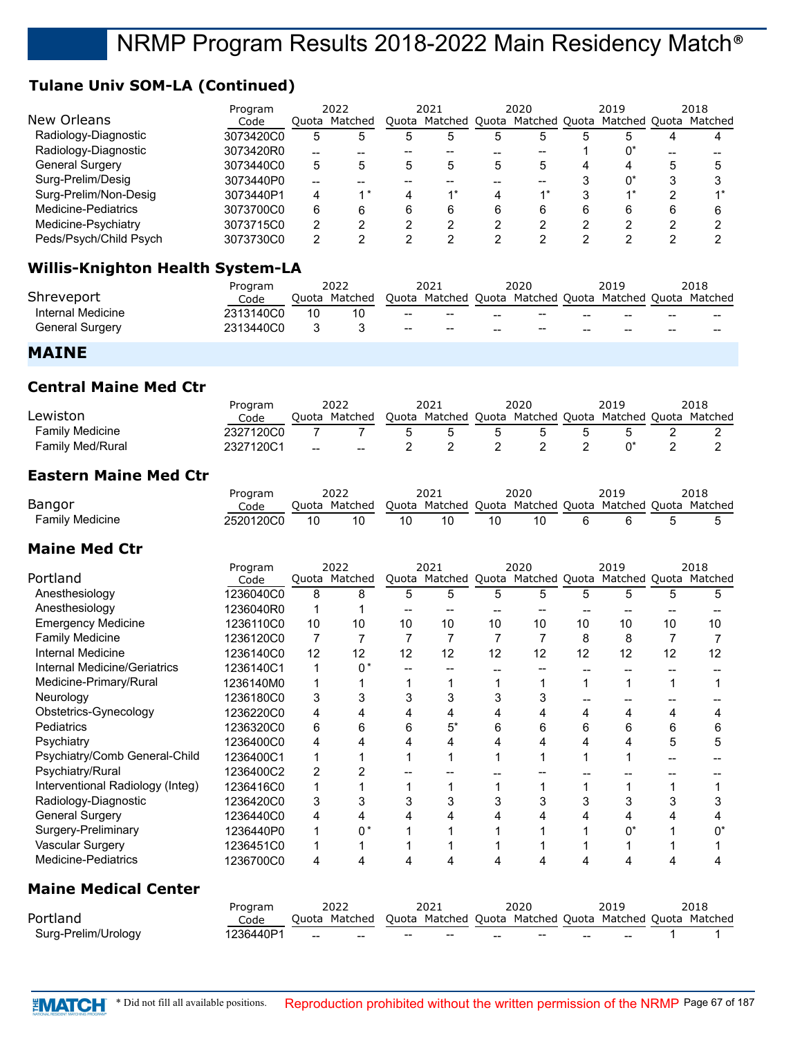## Tulane Univ SOM-LA (Continued)

| New Orleans | Program Code | 2022 Quota | 2022 Matched | 2021 Quota | 2021 Matched | 2020 Quota | 2020 Matched | 2019 Quota | 2019 Matched | 2018 Quota | 2018 Matched |
|---|---|---|---|---|---|---|---|---|---|---|---|
| Radiology-Diagnostic | 3073420C0 | 5 | 5 | 5 | 5 | 5 | 5 | 5 | 5 | 4 | 4 |
| Radiology-Diagnostic | 3073420R0 | -- | -- | -- | -- | -- | -- | 1 | 0* | -- | -- |
| General Surgery | 3073440C0 | 5 | 5 | 5 | 5 | 5 | 5 | 4 | 4 | 5 | 5 |
| Surg-Prelim/Desig | 3073440P0 | -- | -- | -- | -- | -- | -- | 3 | 0* | 3 | 3 |
| Surg-Prelim/Non-Desig | 3073440P1 | 4 | 1* | 4 | 1* | 4 | 1* | 3 | 1* | 2 | 1* |
| Medicine-Pediatrics | 3073700C0 | 6 | 6 | 6 | 6 | 6 | 6 | 6 | 6 | 6 | 6 |
| Medicine-Psychiatry | 3073715C0 | 2 | 2 | 2 | 2 | 2 | 2 | 2 | 2 | 2 | 2 |
| Peds/Psych/Child Psych | 3073730C0 | 2 | 2 | 2 | 2 | 2 | 2 | 2 | 2 | 2 | 2 |

## Willis-Knighton Health System-LA

| Shreveport | Program Code | 2022 Quota | 2022 Matched | 2021 Quota | 2021 Matched | 2020 Quota | 2020 Matched | 2019 Quota | 2019 Matched | 2018 Quota | 2018 Matched |
|---|---|---|---|---|---|---|---|---|---|---|---|
| Internal Medicine | 2313140C0 | 10 | 10 | -- | -- | -- | -- | -- | -- | -- | -- |
| General Surgery | 2313440C0 | 3 | 3 | -- | -- | -- | -- | -- | -- | -- | -- |

# MAINE

## Central Maine Med Ctr

| Lewiston | Program Code | 2022 Quota | 2022 Matched | 2021 Quota | 2021 Matched | 2020 Quota | 2020 Matched | 2019 Quota | 2019 Matched | 2018 Quota | 2018 Matched |
|---|---|---|---|---|---|---|---|---|---|---|---|
| Family Medicine | 2327120C0 | 7 | 7 | 5 | 5 | 5 | 5 | 5 | 5 | 2 | 2 |
| Family Med/Rural | 2327120C1 | -- | -- | 2 | 2 | 2 | 2 | 2 | 0* | 2 | 2 |

## Eastern Maine Med Ctr

| Bangor | Program Code | 2022 Quota | 2022 Matched | 2021 Quota | 2021 Matched | 2020 Quota | 2020 Matched | 2019 Quota | 2019 Matched | 2018 Quota | 2018 Matched |
|---|---|---|---|---|---|---|---|---|---|---|---|
| Family Medicine | 2520120C0 | 10 | 10 | 10 | 10 | 10 | 10 | 6 | 6 | 5 | 5 |

## Maine Med Ctr

| Portland | Program Code | 2022 Quota | 2022 Matched | 2021 Quota | 2021 Matched | 2020 Quota | 2020 Matched | 2019 Quota | 2019 Matched | 2018 Quota | 2018 Matched |
|---|---|---|---|---|---|---|---|---|---|---|---|
| Anesthesiology | 1236040C0 | 8 | 8 | 5 | 5 | 5 | 5 | 5 | 5 | 5 | 5 |
| Anesthesiology | 1236040R0 | 1 | 1 | -- | -- | -- | -- | -- | -- | -- | -- |
| Emergency Medicine | 1236110C0 | 10 | 10 | 10 | 10 | 10 | 10 | 10 | 10 | 10 | 10 |
| Family Medicine | 1236120C0 | 7 | 7 | 7 | 7 | 7 | 7 | 8 | 8 | 7 | 7 |
| Internal Medicine | 1236140C0 | 12 | 12 | 12 | 12 | 12 | 12 | 12 | 12 | 12 | 12 |
| Internal Medicine/Geriatrics | 1236140C1 | 1 | 0* | -- | -- | -- | -- | -- | -- | -- | -- |
| Medicine-Primary/Rural | 1236140M0 | 1 | 1 | 1 | 1 | 1 | 1 | 1 | 1 | 1 | 1 |
| Neurology | 1236180C0 | 3 | 3 | 3 | 3 | 3 | 3 | -- | -- | -- | -- |
| Obstetrics-Gynecology | 1236220C0 | 4 | 4 | 4 | 4 | 4 | 4 | 4 | 4 | 4 | 4 |
| Pediatrics | 1236320C0 | 6 | 6 | 6 | 5* | 6 | 6 | 6 | 6 | 6 | 6 |
| Psychiatry | 1236400C0 | 4 | 4 | 4 | 4 | 4 | 4 | 4 | 4 | 5 | 5 |
| Psychiatry/Comb General-Child | 1236400C1 | 1 | 1 | 1 | 1 | 1 | 1 | 1 | 1 | -- | -- |
| Psychiatry/Rural | 1236400C2 | 2 | 2 | -- | -- | -- | -- | -- | -- | -- | -- |
| Interventional Radiology (Integ) | 1236416C0 | 1 | 1 | 1 | 1 | 1 | 1 | 1 | 1 | 1 | 1 |
| Radiology-Diagnostic | 1236420C0 | 3 | 3 | 3 | 3 | 3 | 3 | 3 | 3 | 3 | 3 |
| General Surgery | 1236440C0 | 4 | 4 | 4 | 4 | 4 | 4 | 4 | 4 | 4 | 4 |
| Surgery-Preliminary | 1236440P0 | 1 | 0* | 1 | 1 | 1 | 1 | 1 | 0* | 1 | 0* |
| Vascular Surgery | 1236451C0 | 1 | 1 | 1 | 1 | 1 | 1 | 1 | 1 | 1 | 1 |
| Medicine-Pediatrics | 1236700C0 | 4 | 4 | 4 | 4 | 4 | 4 | 4 | 4 | 4 | 4 |

## Maine Medical Center

| Portland | Program Code | 2022 Quota | 2022 Matched | 2021 Quota | 2021 Matched | 2020 Quota | 2020 Matched | 2019 Quota | 2019 Matched | 2018 Quota | 2018 Matched |
|---|---|---|---|---|---|---|---|---|---|---|---|
| Surg-Prelim/Urology | 1236440P1 | -- | -- | -- | -- | -- | -- | -- | -- | 1 | 1 |

\* Did not fill all available positions.

Reproduction prohibited without the written permission of the NRMP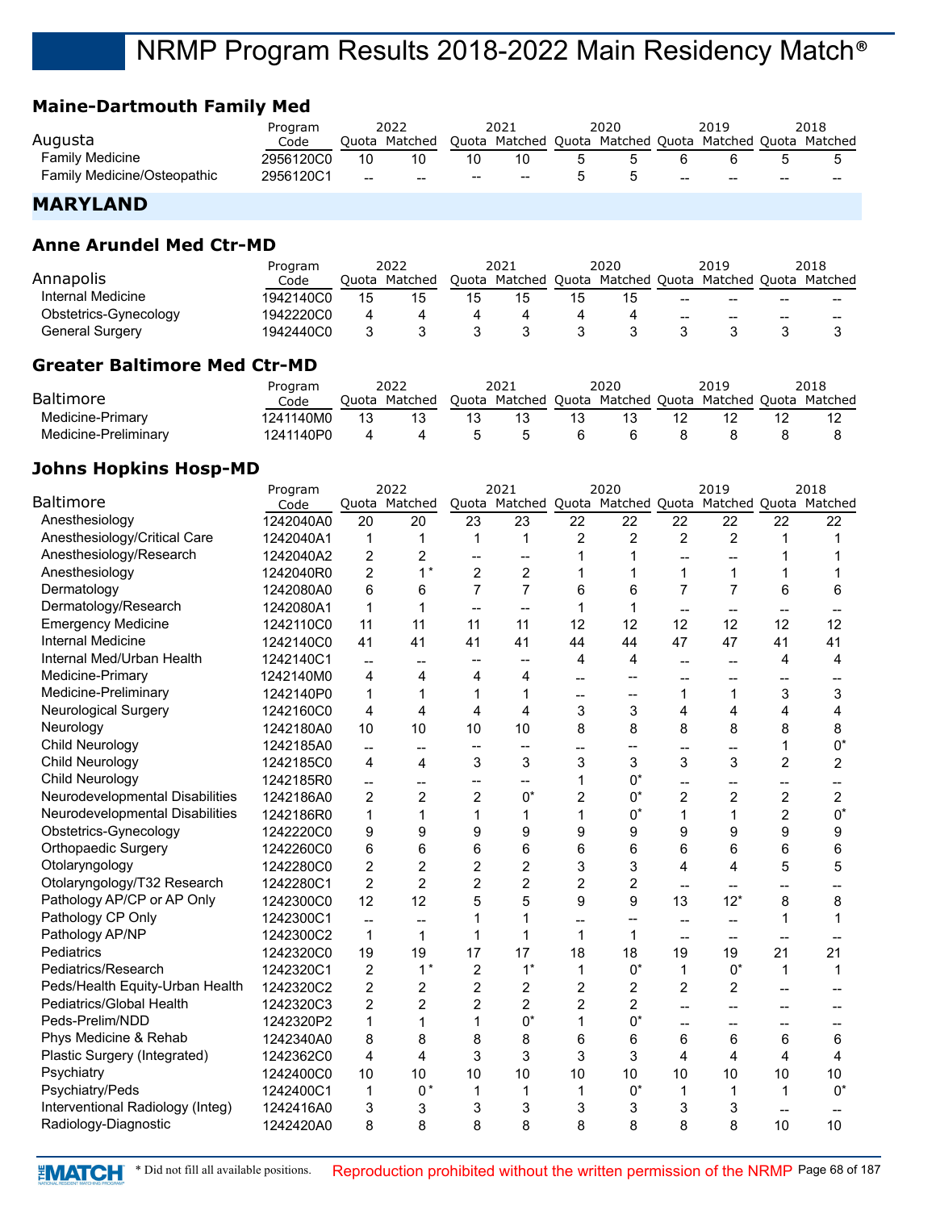### Maine-Dartmouth Family Med

| Augusta | Program Code | 2022 Quota | 2022 Matched | 2021 Quota | 2021 Matched | 2020 Quota | 2020 Matched | 2019 Quota | 2019 Matched | 2018 Quota | 2018 Matched |
|---|---|---|---|---|---|---|---|---|---|---|---|
| Family Medicine | 2956120C0 | 10 | 10 | 10 | 10 | 5 | 5 | 6 | 6 | 5 | 5 |
| Family Medicine/Osteopathic | 2956120C1 | -- | -- | -- | -- | 5 | 5 | -- | -- | -- | -- |

## MARYLAND

### Anne Arundel Med Ctr-MD

| Annapolis | Program Code | 2022 Quota | 2022 Matched | 2021 Quota | 2021 Matched | 2020 Quota | 2020 Matched | 2019 Quota | 2019 Matched | 2018 Quota | 2018 Matched |
|---|---|---|---|---|---|---|---|---|---|---|---|
| Internal Medicine | 1942140C0 | 15 | 15 | 15 | 15 | 15 | 15 | -- | -- | -- | -- |
| Obstetrics-Gynecology | 1942220C0 | 4 | 4 | 4 | 4 | 4 | 4 | -- | -- | -- | -- |
| General Surgery | 1942440C0 | 3 | 3 | 3 | 3 | 3 | 3 | 3 | 3 | 3 | 3 |

### Greater Baltimore Med Ctr-MD

| Baltimore | Program Code | 2022 Quota | 2022 Matched | 2021 Quota | 2021 Matched | 2020 Quota | 2020 Matched | 2019 Quota | 2019 Matched | 2018 Quota | 2018 Matched |
|---|---|---|---|---|---|---|---|---|---|---|---|
| Medicine-Primary | 1241140M0 | 13 | 13 | 13 | 13 | 13 | 13 | 12 | 12 | 12 | 12 |
| Medicine-Preliminary | 1241140P0 | 4 | 4 | 5 | 5 | 6 | 6 | 8 | 8 | 8 | 8 |

### Johns Hopkins Hosp-MD

| Baltimore | Program Code | 2022 Quota | 2022 Matched | 2021 Quota | 2021 Matched | 2020 Quota | 2020 Matched | 2019 Quota | 2019 Matched | 2018 Quota | 2018 Matched |
|---|---|---|---|---|---|---|---|---|---|---|---|
| Anesthesiology | 1242040A0 | 20 | 20 | 23 | 23 | 22 | 22 | 22 | 22 | 22 | 22 |
| Anesthesiology/Critical Care | 1242040A1 | 1 | 1 | 1 | 1 | 2 | 2 | 2 | 2 | 1 | 1 |
| Anesthesiology/Research | 1242040A2 | 2 | 2 | -- | -- | 1 | 1 | -- | -- | 1 | 1 |
| Anesthesiology | 1242040R0 | 2 | 1* | 2 | 2 | 1 | 1 | 1 | 1 | 1 | 1 |
| Dermatology | 1242080A0 | 6 | 6 | 7 | 7 | 6 | 6 | 7 | 7 | 6 | 6 |
| Dermatology/Research | 1242080A1 | 1 | 1 | -- | -- | 1 | 1 | -- | -- | -- | -- |
| Emergency Medicine | 1242110C0 | 11 | 11 | 11 | 11 | 12 | 12 | 12 | 12 | 12 | 12 |
| Internal Medicine | 1242140C0 | 41 | 41 | 41 | 41 | 44 | 44 | 47 | 47 | 41 | 41 |
| Internal Med/Urban Health | 1242140C1 | -- | -- | -- | -- | 4 | 4 | -- | -- | 4 | 4 |
| Medicine-Primary | 1242140M0 | 4 | 4 | 4 | 4 | -- | -- | -- | -- | -- | -- |
| Medicine-Preliminary | 1242140P0 | 1 | 1 | 1 | 1 | -- | -- | 1 | 1 | 3 | 3 |
| Neurological Surgery | 1242160C0 | 4 | 4 | 4 | 4 | 3 | 3 | 4 | 4 | 4 | 4 |
| Neurology | 1242180A0 | 10 | 10 | 10 | 10 | 8 | 8 | 8 | 8 | 8 | 8 |
| Child Neurology | 1242185A0 | -- | -- | -- | -- | -- | -- | -- | -- | 1 | 0* |
| Child Neurology | 1242185C0 | 4 | 4 | 3 | 3 | 3 | 3 | 3 | 3 | 2 | 2 |
| Child Neurology | 1242185R0 | -- | -- | -- | -- | 1 | 0* | -- | -- | -- | -- |
| Neurodevelopmental Disabilities | 1242186A0 | 2 | 2 | 2 | 0* | 2 | 0* | 2 | 2 | 2 | 2 |
| Neurodevelopmental Disabilities | 1242186R0 | 1 | 1 | 1 | 1 | 1 | 0* | 1 | 1 | 2 | 0* |
| Obstetrics-Gynecology | 1242220C0 | 9 | 9 | 9 | 9 | 9 | 9 | 9 | 9 | 9 | 9 |
| Orthopaedic Surgery | 1242260C0 | 6 | 6 | 6 | 6 | 6 | 6 | 6 | 6 | 6 | 6 |
| Otolaryngology | 1242280C0 | 2 | 2 | 2 | 2 | 3 | 3 | 4 | 4 | 5 | 5 |
| Otolaryngology/T32 Research | 1242280C1 | 2 | 2 | 2 | 2 | 2 | 2 | -- | -- | -- | -- |
| Pathology AP/CP or AP Only | 1242300C0 | 12 | 12 | 5 | 5 | 9 | 9 | 13 | 12* | 8 | 8 |
| Pathology CP Only | 1242300C1 | -- | -- | 1 | 1 | -- | -- | -- | -- | 1 | 1 |
| Pathology AP/NP | 1242300C2 | 1 | 1 | 1 | 1 | 1 | 1 | -- | -- | -- | -- |
| Pediatrics | 1242320C0 | 19 | 19 | 17 | 17 | 18 | 18 | 19 | 19 | 21 | 21 |
| Pediatrics/Research | 1242320C1 | 2 | 1* | 2 | 1* | 1 | 0* | 1 | 0* | 1 | 1 |
| Peds/Health Equity-Urban Health | 1242320C2 | 2 | 2 | 2 | 2 | 2 | 2 | 2 | 2 | -- | -- |
| Pediatrics/Global Health | 1242320C3 | 2 | 2 | 2 | 2 | 2 | 2 | -- | -- | -- | -- |
| Peds-Prelim/NDD | 1242320P2 | 1 | 1 | 1 | 0* | 1 | 0* | -- | -- | -- | -- |
| Phys Medicine & Rehab | 1242340A0 | 8 | 8 | 8 | 8 | 6 | 6 | 6 | 6 | 6 | 6 |
| Plastic Surgery (Integrated) | 1242362C0 | 4 | 4 | 3 | 3 | 3 | 3 | 4 | 4 | 4 | 4 |
| Psychiatry | 1242400C0 | 10 | 10 | 10 | 10 | 10 | 10 | 10 | 10 | 10 | 10 |
| Psychiatry/Peds | 1242400C1 | 1 | 0* | 1 | 1 | 1 | 0* | 1 | 1 | 1 | 0* |
| Interventional Radiology (Integ) | 1242416A0 | 3 | 3 | 3 | 3 | 3 | 3 | 3 | 3 | -- | -- |
| Radiology-Diagnostic | 1242420A0 | 8 | 8 | 8 | 8 | 8 | 8 | 8 | 8 | 10 | 10 |

* Did not fill all available positions.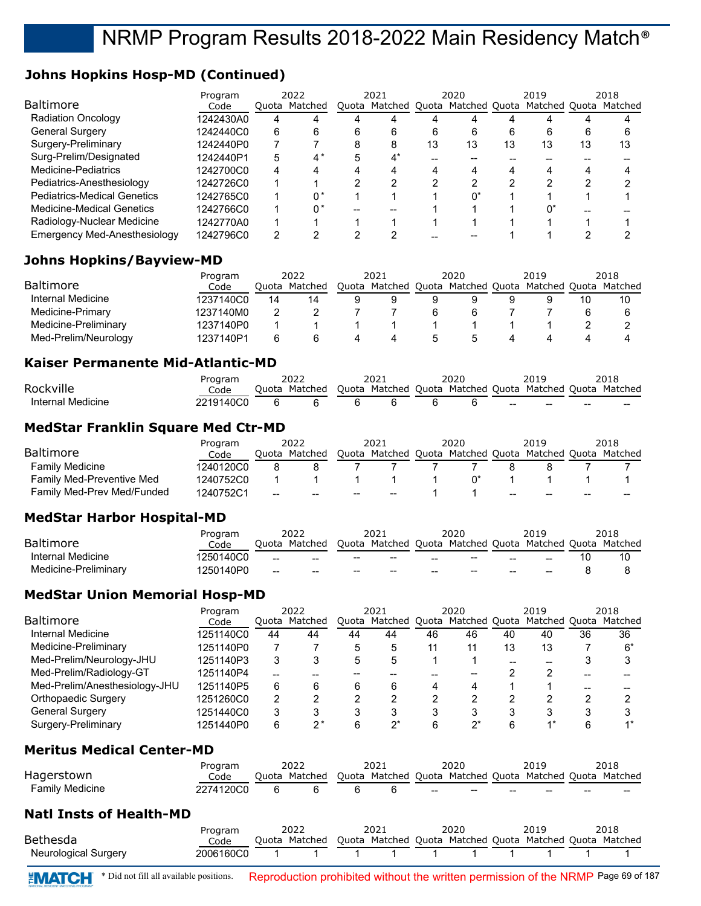# NRMP Program Results 2018-2022 Main Residency Match®

## Johns Hopkins Hosp-MD (Continued)

| Baltimore | Program Code | 2022 Quota | 2022 Matched | 2021 Quota | 2021 Matched | 2020 Quota | 2020 Matched | 2019 Quota | 2019 Matched | 2018 Quota | 2018 Matched |
|---|---|---|---|---|---|---|---|---|---|---|---|
| Radiation Oncology | 1242430A0 | 4 | 4 | 4 | 4 | 4 | 4 | 4 | 4 | 4 | 4 |
| General Surgery | 1242440C0 | 6 | 6 | 6 | 6 | 6 | 6 | 6 | 6 | 6 | 6 |
| Surgery-Preliminary | 1242440P0 | 7 | 7 | 8 | 8 | 13 | 13 | 13 | 13 | 13 | 13 |
| Surg-Prelim/Designated | 1242440P1 | 5 | 4* | 5 | 4* | -- | -- | -- | -- | -- | -- |
| Medicine-Pediatrics | 1242700C0 | 4 | 4 | 4 | 4 | 4 | 4 | 4 | 4 | 4 | 4 |
| Pediatrics-Anesthesiology | 1242726C0 | 1 | 1 | 2 | 2 | 2 | 2 | 2 | 2 | 2 | 2 |
| Pediatrics-Medical Genetics | 1242765C0 | 1 | 0* | 1 | 1 | 1 | 0* | 1 | 1 | 1 | 1 |
| Medicine-Medical Genetics | 1242766C0 | 1 | 0* | -- | -- | 1 | 1 | 1 | 0* | -- | -- |
| Radiology-Nuclear Medicine | 1242770A0 | 1 | 1 | 1 | 1 | 1 | 1 | 1 | 1 | 1 | 1 |
| Emergency Med-Anesthesiology | 1242796C0 | 2 | 2 | 2 | 2 | -- | -- | 1 | 1 | 2 | 2 |

## Johns Hopkins/Bayview-MD

| Baltimore | Program Code | 2022 Quota | 2022 Matched | 2021 Quota | 2021 Matched | 2020 Quota | 2020 Matched | 2019 Quota | 2019 Matched | 2018 Quota | 2018 Matched |
|---|---|---|---|---|---|---|---|---|---|---|---|
| Internal Medicine | 1237140C0 | 14 | 14 | 9 | 9 | 9 | 9 | 9 | 9 | 10 | 10 |
| Medicine-Primary | 1237140M0 | 2 | 2 | 7 | 7 | 6 | 6 | 7 | 7 | 6 | 6 |
| Medicine-Preliminary | 1237140P0 | 1 | 1 | 1 | 1 | 1 | 1 | 1 | 1 | 2 | 2 |
| Med-Prelim/Neurology | 1237140P1 | 6 | 6 | 4 | 4 | 5 | 5 | 4 | 4 | 4 | 4 |

## Kaiser Permanente Mid-Atlantic-MD

| Rockville | Program Code | 2022 Quota | 2022 Matched | 2021 Quota | 2021 Matched | 2020 Quota | 2020 Matched | 2019 Quota | 2019 Matched | 2018 Quota | 2018 Matched |
|---|---|---|---|---|---|---|---|---|---|---|---|
| Internal Medicine | 2219140C0 | 6 | 6 | 6 | 6 | 6 | 6 | -- | -- | -- | -- |

## MedStar Franklin Square Med Ctr-MD

| Baltimore | Program Code | 2022 Quota | 2022 Matched | 2021 Quota | 2021 Matched | 2020 Quota | 2020 Matched | 2019 Quota | 2019 Matched | 2018 Quota | 2018 Matched |
|---|---|---|---|---|---|---|---|---|---|---|---|
| Family Medicine | 1240120C0 | 8 | 8 | 7 | 7 | 7 | 7 | 8 | 8 | 7 | 7 |
| Family Med-Preventive Med | 1240752C0 | 1 | 1 | 1 | 1 | 1 | 0* | 1 | 1 | 1 | 1 |
| Family Med-Prev Med/Funded | 1240752C1 | -- | -- | -- | -- | 1 | 1 | -- | -- | -- | -- |

## MedStar Harbor Hospital-MD

| Baltimore | Program Code | 2022 Quota | 2022 Matched | 2021 Quota | 2021 Matched | 2020 Quota | 2020 Matched | 2019 Quota | 2019 Matched | 2018 Quota | 2018 Matched |
|---|---|---|---|---|---|---|---|---|---|---|---|
| Internal Medicine | 1250140C0 | -- | -- | -- | -- | -- | -- | -- | -- | 10 | 10 |
| Medicine-Preliminary | 1250140P0 | -- | -- | -- | -- | -- | -- | -- | -- | 8 | 8 |

## MedStar Union Memorial Hosp-MD

| Baltimore | Program Code | 2022 Quota | 2022 Matched | 2021 Quota | 2021 Matched | 2020 Quota | 2020 Matched | 2019 Quota | 2019 Matched | 2018 Quota | 2018 Matched |
|---|---|---|---|---|---|---|---|---|---|---|---|
| Internal Medicine | 1251140C0 | 44 | 44 | 44 | 44 | 46 | 46 | 40 | 40 | 36 | 36 |
| Medicine-Preliminary | 1251140P0 | 7 | 7 | 5 | 5 | 11 | 11 | 13 | 13 | 7 | 6* |
| Med-Prelim/Neurology-JHU | 1251140P3 | 3 | 3 | 5 | 5 | 1 | 1 | -- | -- | 3 | 3 |
| Med-Prelim/Radiology-GT | 1251140P4 | -- | -- | -- | -- | -- | -- | 2 | 2 | -- | -- |
| Med-Prelim/Anesthesiology-JHU | 1251140P5 | 6 | 6 | 6 | 6 | 4 | 4 | 1 | 1 | -- | -- |
| Orthopaedic Surgery | 1251260C0 | 2 | 2 | 2 | 2 | 2 | 2 | 2 | 2 | 2 | 2 |
| General Surgery | 1251440C0 | 3 | 3 | 3 | 3 | 3 | 3 | 3 | 3 | 3 | 3 |
| Surgery-Preliminary | 1251440P0 | 6 | 2* | 6 | 2* | 6 | 2* | 6 | 1* | 6 | 1* |

## Meritus Medical Center-MD

| Hagerstown | Program Code | 2022 Quota | 2022 Matched | 2021 Quota | 2021 Matched | 2020 Quota | 2020 Matched | 2019 Quota | 2019 Matched | 2018 Quota | 2018 Matched |
|---|---|---|---|---|---|---|---|---|---|---|---|
| Family Medicine | 2274120C0 | 6 | 6 | 6 | 6 | -- | -- | -- | -- | -- | -- |

## Natl Insts of Health-MD

| Bethesda | Program Code | 2022 Quota | 2022 Matched | 2021 Quota | 2021 Matched | 2020 Quota | 2020 Matched | 2019 Quota | 2019 Matched | 2018 Quota | 2018 Matched |
|---|---|---|---|---|---|---|---|---|---|---|---|
| Neurological Surgery | 2006160C0 | 1 | 1 | 1 | 1 | 1 | 1 | 1 | 1 | 1 | 1 |

\* Did not fill all available positions.

Reproduction prohibited without the written permission of the NRMP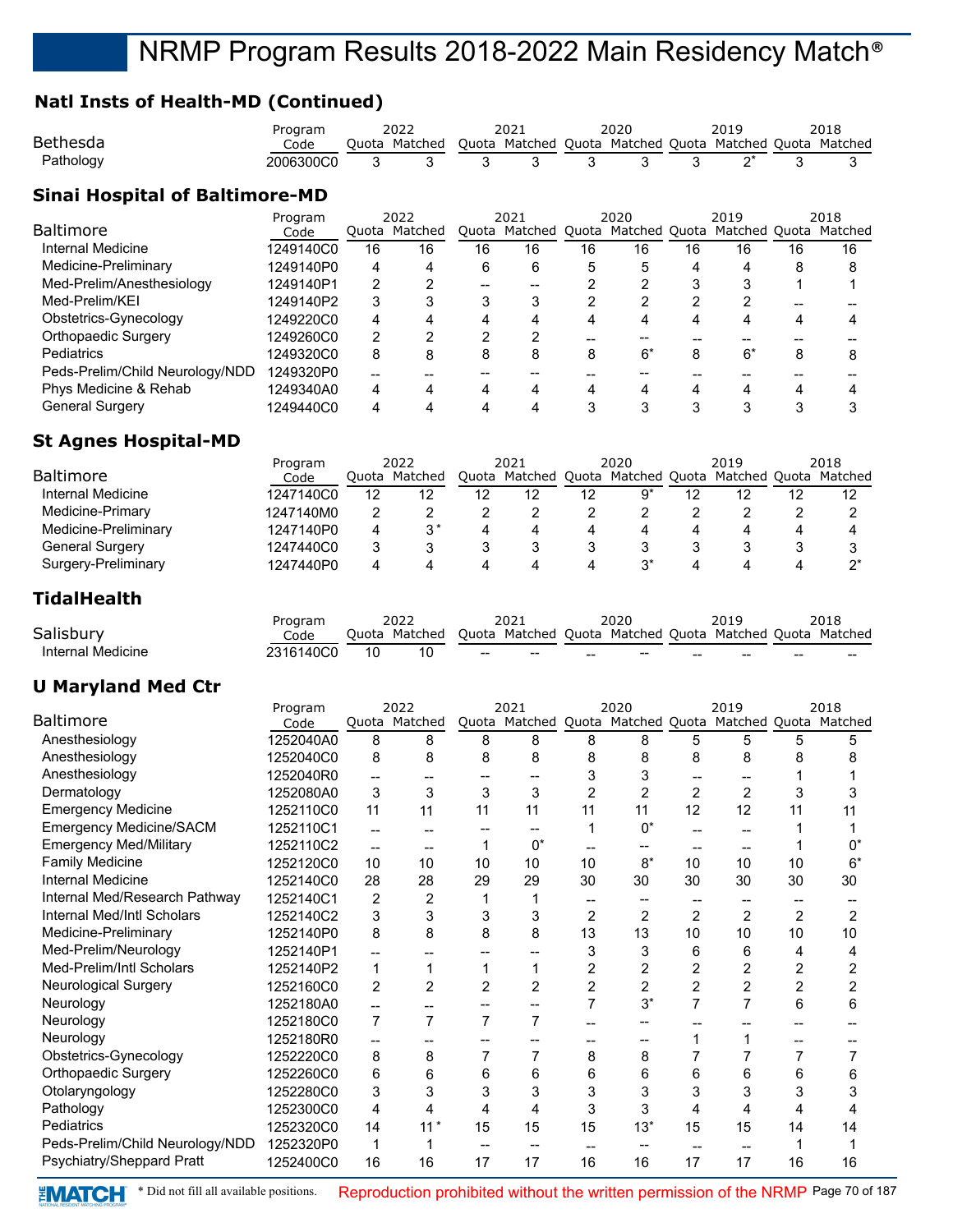## Natl Insts of Health-MD (Continued)

| Bethesda | Program Code | 2022 Quota | 2022 Matched | 2021 Quota | 2021 Matched | 2020 Quota | 2020 Matched | 2019 Quota | 2019 Matched | 2018 Quota | 2018 Matched |
|---|---|---|---|---|---|---|---|---|---|---|---|
| Pathology | 2006300C0 | 3 | 3 | 3 | 3 | 3 | 3 | 3 | 2* | 3 | 3 |

## Sinai Hospital of Baltimore-MD

| Baltimore | Program Code | 2022 Quota | 2022 Matched | 2021 Quota | 2021 Matched | 2020 Quota | 2020 Matched | 2019 Quota | 2019 Matched | 2018 Quota | 2018 Matched |
|---|---|---|---|---|---|---|---|---|---|---|---|
| Internal Medicine | 1249140C0 | 16 | 16 | 16 | 16 | 16 | 16 | 16 | 16 | 16 | 16 |
| Medicine-Preliminary | 1249140P0 | 4 | 4 | 6 | 6 | 5 | 5 | 4 | 4 | 8 | 8 |
| Med-Prelim/Anesthesiology | 1249140P1 | 2 | 2 | -- | -- | 2 | 2 | 3 | 3 | 1 | 1 |
| Med-Prelim/KEI | 1249140P2 | 3 | 3 | 3 | 3 | 2 | 2 | 2 | 2 | -- | -- |
| Obstetrics-Gynecology | 1249220C0 | 4 | 4 | 4 | 4 | 4 | 4 | 4 | 4 | 4 | 4 |
| Orthopaedic Surgery | 1249260C0 | 2 | 2 | 2 | 2 | -- | -- | -- | -- | -- | -- |
| Pediatrics | 1249320C0 | 8 | 8 | 8 | 8 | 8 | 6* | 8 | 6* | 8 | 8 |
| Peds-Prelim/Child Neurology/NDD | 1249320P0 | -- | -- | -- | -- | -- | -- | -- | -- | -- | -- |
| Phys Medicine & Rehab | 1249340A0 | 4 | 4 | 4 | 4 | 4 | 4 | 4 | 4 | 4 | 4 |
| General Surgery | 1249440C0 | 4 | 4 | 4 | 4 | 3 | 3 | 3 | 3 | 3 | 3 |

## St Agnes Hospital-MD

| Baltimore | Program Code | 2022 Quota | 2022 Matched | 2021 Quota | 2021 Matched | 2020 Quota | 2020 Matched | 2019 Quota | 2019 Matched | 2018 Quota | 2018 Matched |
|---|---|---|---|---|---|---|---|---|---|---|---|
| Internal Medicine | 1247140C0 | 12 | 12 | 12 | 12 | 12 | 9* | 12 | 12 | 12 | 12 |
| Medicine-Primary | 1247140M0 | 2 | 2 | 2 | 2 | 2 | 2 | 2 | 2 | 2 | 2 |
| Medicine-Preliminary | 1247140P0 | 4 | 3* | 4 | 4 | 4 | 4 | 4 | 4 | 4 | 4 |
| General Surgery | 1247440C0 | 3 | 3 | 3 | 3 | 3 | 3 | 3 | 3 | 3 | 3 |
| Surgery-Preliminary | 1247440P0 | 4 | 4 | 4 | 4 | 4 | 3* | 4 | 4 | 4 | 2* |

## TidalHealth

| Salisbury | Program Code | 2022 Quota | 2022 Matched | 2021 Quota | 2021 Matched | 2020 Quota | 2020 Matched | 2019 Quota | 2019 Matched | 2018 Quota | 2018 Matched |
|---|---|---|---|---|---|---|---|---|---|---|---|
| Internal Medicine | 2316140C0 | 10 | 10 | -- | -- | -- | -- | -- | -- | -- | -- |

## U Maryland Med Ctr

| Baltimore | Program Code | 2022 Quota | 2022 Matched | 2021 Quota | 2021 Matched | 2020 Quota | 2020 Matched | 2019 Quota | 2019 Matched | 2018 Quota | 2018 Matched |
|---|---|---|---|---|---|---|---|---|---|---|---|
| Anesthesiology | 1252040A0 | 8 | 8 | 8 | 8 | 8 | 8 | 5 | 5 | 5 | 5 |
| Anesthesiology | 1252040C0 | 8 | 8 | 8 | 8 | 8 | 8 | 8 | 8 | 8 | 8 |
| Anesthesiology | 1252040R0 | -- | -- | -- | -- | 3 | 3 | -- | -- | 1 | 1 |
| Dermatology | 1252080A0 | 3 | 3 | 3 | 3 | 2 | 2 | 2 | 2 | 3 | 3 |
| Emergency Medicine | 1252110C0 | 11 | 11 | 11 | 11 | 11 | 11 | 12 | 12 | 11 | 11 |
| Emergency Medicine/SACM | 1252110C1 | -- | -- | -- | -- | 1 | 0* | -- | -- | 1 | 1 |
| Emergency Med/Military | 1252110C2 | -- | -- | 1 | 0* | -- | -- | -- | -- | 1 | 0* |
| Family Medicine | 1252120C0 | 10 | 10 | 10 | 10 | 10 | 8* | 10 | 10 | 10 | 6* |
| Internal Medicine | 1252140C0 | 28 | 28 | 29 | 29 | 30 | 30 | 30 | 30 | 30 | 30 |
| Internal Med/Research Pathway | 1252140C1 | 2 | 2 | 1 | 1 | -- | -- | -- | -- | -- | -- |
| Internal Med/Intl Scholars | 1252140C2 | 3 | 3 | 3 | 3 | 2 | 2 | 2 | 2 | 2 | 2 |
| Medicine-Preliminary | 1252140P0 | 8 | 8 | 8 | 8 | 13 | 13 | 10 | 10 | 10 | 10 |
| Med-Prelim/Neurology | 1252140P1 | -- | -- | -- | -- | 3 | 3 | 6 | 6 | 4 | 4 |
| Med-Prelim/Intl Scholars | 1252140P2 | 1 | 1 | 1 | 1 | 2 | 2 | 2 | 2 | 2 | 2 |
| Neurological Surgery | 1252160C0 | 2 | 2 | 2 | 2 | 2 | 2 | 2 | 2 | 2 | 2 |
| Neurology | 1252180A0 | -- | -- | -- | -- | 7 | 3* | 7 | 7 | 6 | 6 |
| Neurology | 1252180C0 | 7 | 7 | 7 | 7 | -- | -- | -- | -- | -- | -- |
| Neurology | 1252180R0 | -- | -- | -- | -- | -- | -- | 1 | 1 | -- | -- |
| Obstetrics-Gynecology | 1252220C0 | 8 | 8 | 7 | 7 | 8 | 8 | 7 | 7 | 7 | 7 |
| Orthopaedic Surgery | 1252260C0 | 6 | 6 | 6 | 6 | 6 | 6 | 6 | 6 | 6 | 6 |
| Otolaryngology | 1252280C0 | 3 | 3 | 3 | 3 | 3 | 3 | 3 | 3 | 3 | 3 |
| Pathology | 1252300C0 | 4 | 4 | 4 | 4 | 3 | 3 | 4 | 4 | 4 | 4 |
| Pediatrics | 1252320C0 | 14 | 11* | 15 | 15 | 15 | 13* | 15 | 15 | 14 | 14 |
| Peds-Prelim/Child Neurology/NDD | 1252320P0 | 1 | 1 | -- | -- | -- | -- | -- | -- | 1 | 1 |
| Psychiatry/Sheppard Pratt | 1252400C0 | 16 | 16 | 17 | 17 | 16 | 16 | 17 | 17 | 16 | 16 |

\* Did not fill all available positions.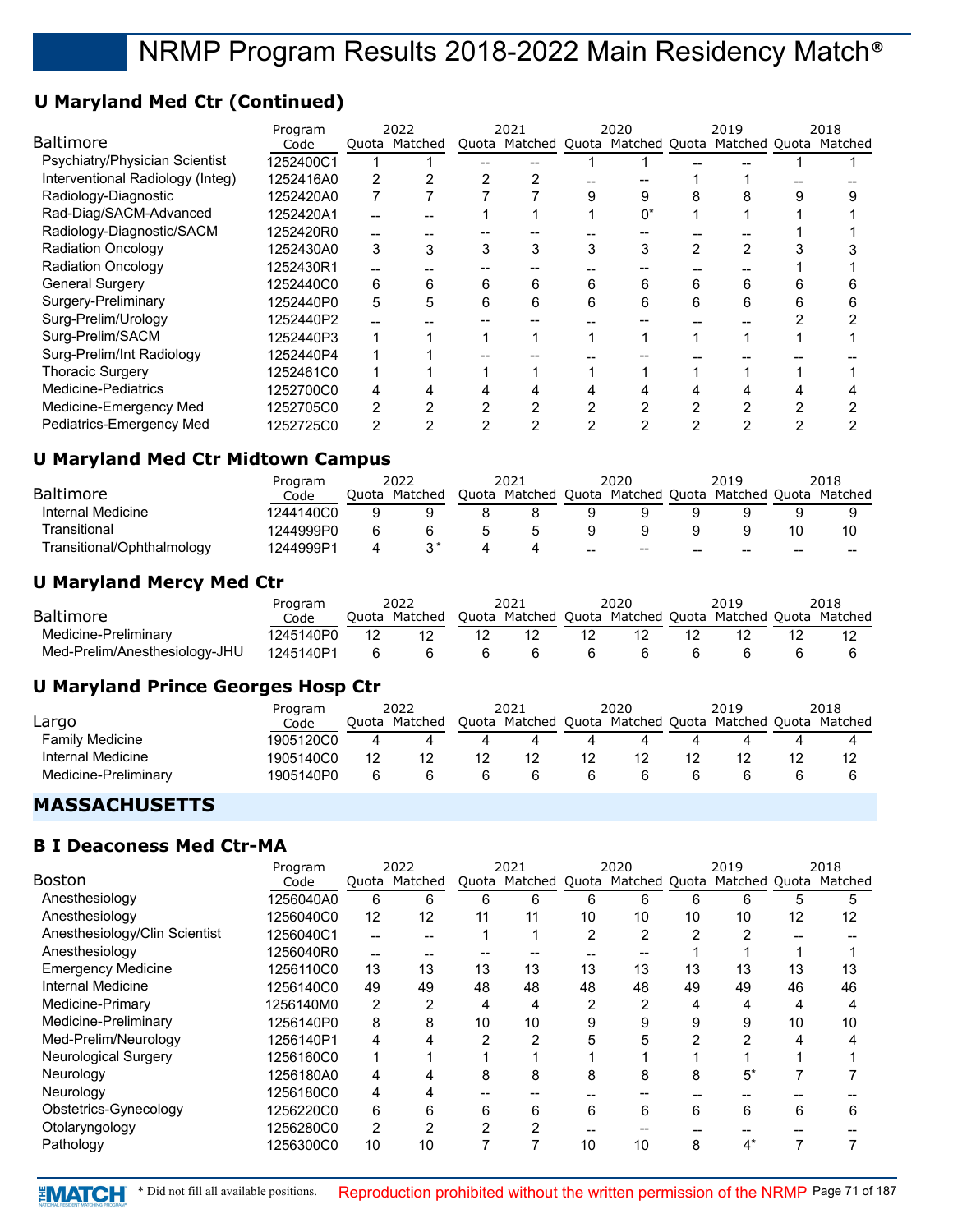## U Maryland Med Ctr (Continued)

| Baltimore | Program Code | 2022 Quota | 2022 Matched | 2021 Quota | 2021 Matched | 2020 Quota | 2020 Matched | 2019 Quota | 2019 Matched | 2018 Quota | 2018 Matched |
|---|---|---|---|---|---|---|---|---|---|---|---|
| Psychiatry/Physician Scientist | 1252400C1 | 1 | 1 | -- | -- | 1 | 1 | -- | -- | 1 | 1 |
| Interventional Radiology (Integ) | 1252416A0 | 2 | 2 | 2 | 2 | -- | -- | 1 | 1 | -- | -- |
| Radiology-Diagnostic | 1252420A0 | 7 | 7 | 7 | 7 | 9 | 9 | 8 | 8 | 9 | 9 |
| Rad-Diag/SACM-Advanced | 1252420A1 | -- | -- | 1 | 1 | 1 | 0* | 1 | 1 | 1 | 1 |
| Radiology-Diagnostic/SACM | 1252420R0 | -- | -- | -- | -- | -- | -- | -- | -- | 1 | 1 |
| Radiation Oncology | 1252430A0 | 3 | 3 | 3 | 3 | 3 | 3 | 2 | 2 | 3 | 3 |
| Radiation Oncology | 1252430R1 | -- | -- | -- | -- | -- | -- | -- | -- | 1 | 1 |
| General Surgery | 1252440C0 | 6 | 6 | 6 | 6 | 6 | 6 | 6 | 6 | 6 | 6 |
| Surgery-Preliminary | 1252440P0 | 5 | 5 | 6 | 6 | 6 | 6 | 6 | 6 | 6 | 6 |
| Surg-Prelim/Urology | 1252440P2 | -- | -- | -- | -- | -- | -- | -- | -- | 2 | 2 |
| Surg-Prelim/SACM | 1252440P3 | 1 | 1 | 1 | 1 | 1 | 1 | 1 | 1 | 1 | 1 |
| Surg-Prelim/Int Radiology | 1252440P4 | 1 | 1 | -- | -- | -- | -- | -- | -- | -- | -- |
| Thoracic Surgery | 1252461C0 | 1 | 1 | 1 | 1 | 1 | 1 | 1 | 1 | 1 | 1 |
| Medicine-Pediatrics | 1252700C0 | 4 | 4 | 4 | 4 | 4 | 4 | 4 | 4 | 4 | 4 |
| Medicine-Emergency Med | 1252705C0 | 2 | 2 | 2 | 2 | 2 | 2 | 2 | 2 | 2 | 2 |
| Pediatrics-Emergency Med | 1252725C0 | 2 | 2 | 2 | 2 | 2 | 2 | 2 | 2 | 2 | 2 |

## U Maryland Med Ctr Midtown Campus

| Baltimore | Program Code | 2022 Quota | 2022 Matched | 2021 Quota | 2021 Matched | 2020 Quota | 2020 Matched | 2019 Quota | 2019 Matched | 2018 Quota | 2018 Matched |
|---|---|---|---|---|---|---|---|---|---|---|---|
| Internal Medicine | 1244140C0 | 9 | 9 | 8 | 8 | 9 | 9 | 9 | 9 | 9 | 9 |
| Transitional | 1244999P0 | 6 | 6 | 5 | 5 | 9 | 9 | 9 | 9 | 10 | 10 |
| Transitional/Ophthalmology | 1244999P1 | 4 | 3* | 4 | 4 | -- | -- | -- | -- | -- | -- |

## U Maryland Mercy Med Ctr

| Baltimore | Program Code | 2022 Quota | 2022 Matched | 2021 Quota | 2021 Matched | 2020 Quota | 2020 Matched | 2019 Quota | 2019 Matched | 2018 Quota | 2018 Matched |
|---|---|---|---|---|---|---|---|---|---|---|---|
| Medicine-Preliminary | 1245140P0 | 12 | 12 | 12 | 12 | 12 | 12 | 12 | 12 | 12 | 12 |
| Med-Prelim/Anesthesiology-JHU | 1245140P1 | 6 | 6 | 6 | 6 | 6 | 6 | 6 | 6 | 6 | 6 |

## U Maryland Prince Georges Hosp Ctr

| Largo | Program Code | 2022 Quota | 2022 Matched | 2021 Quota | 2021 Matched | 2020 Quota | 2020 Matched | 2019 Quota | 2019 Matched | 2018 Quota | 2018 Matched |
|---|---|---|---|---|---|---|---|---|---|---|---|
| Family Medicine | 1905120C0 | 4 | 4 | 4 | 4 | 4 | 4 | 4 | 4 | 4 | 4 |
| Internal Medicine | 1905140C0 | 12 | 12 | 12 | 12 | 12 | 12 | 12 | 12 | 12 | 12 |
| Medicine-Preliminary | 1905140P0 | 6 | 6 | 6 | 6 | 6 | 6 | 6 | 6 | 6 | 6 |

# MASSACHUSETTS

## B I Deaconess Med Ctr-MA

| Boston | Program Code | 2022 Quota | 2022 Matched | 2021 Quota | 2021 Matched | 2020 Quota | 2020 Matched | 2019 Quota | 2019 Matched | 2018 Quota | 2018 Matched |
|---|---|---|---|---|---|---|---|---|---|---|---|
| Anesthesiology | 1256040A0 | 6 | 6 | 6 | 6 | 6 | 6 | 6 | 6 | 5 | 5 |
| Anesthesiology | 1256040C0 | 12 | 12 | 11 | 11 | 10 | 10 | 10 | 10 | 12 | 12 |
| Anesthesiology/Clin Scientist | 1256040C1 | -- | -- | 1 | 1 | 2 | 2 | 2 | 2 | -- | -- |
| Anesthesiology | 1256040R0 | -- | -- | -- | -- | -- | -- | 1 | 1 | 1 | 1 |
| Emergency Medicine | 1256110C0 | 13 | 13 | 13 | 13 | 13 | 13 | 13 | 13 | 13 | 13 |
| Internal Medicine | 1256140C0 | 49 | 49 | 48 | 48 | 48 | 48 | 49 | 49 | 46 | 46 |
| Medicine-Primary | 1256140M0 | 2 | 2 | 4 | 4 | 2 | 2 | 4 | 4 | 4 | 4 |
| Medicine-Preliminary | 1256140P0 | 8 | 8 | 10 | 10 | 9 | 9 | 9 | 9 | 10 | 10 |
| Med-Prelim/Neurology | 1256140P1 | 4 | 4 | 2 | 2 | 5 | 5 | 2 | 2 | 4 | 4 |
| Neurological Surgery | 1256160C0 | 1 | 1 | 1 | 1 | 1 | 1 | 1 | 1 | 1 | 1 |
| Neurology | 1256180A0 | 4 | 4 | 8 | 8 | 8 | 8 | 8 | 5* | 7 | 7 |
| Neurology | 1256180C0 | 4 | 4 | -- | -- | -- | -- | -- | -- | -- | -- |
| Obstetrics-Gynecology | 1256220C0 | 6 | 6 | 6 | 6 | 6 | 6 | 6 | 6 | 6 | 6 |
| Otolaryngology | 1256280C0 | 2 | 2 | 2 | 2 | -- | -- | -- | -- | -- | -- |
| Pathology | 1256300C0 | 10 | 10 | 7 | 7 | 10 | 10 | 8 | 4* | 7 | 7 |

* Did not fill all available positions.

Reproduction prohibited without the written permission of the NRMP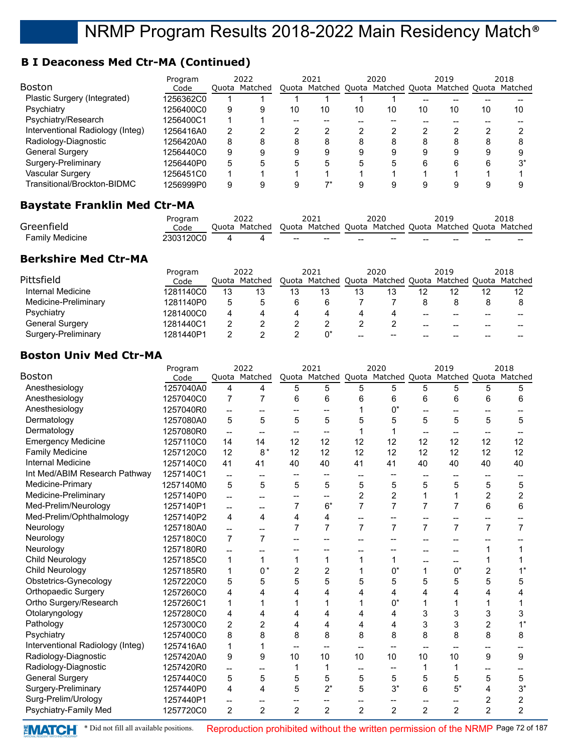## B I Deaconess Med Ctr-MA (Continued)

| Boston | Program Code | 2022 Quota | 2022 Matched | 2021 Quota | 2021 Matched | 2020 Quota | 2020 Matched | 2019 Quota | 2019 Matched | 2018 Quota | 2018 Matched |
|---|---|---|---|---|---|---|---|---|---|---|---|
| Plastic Surgery (Integrated) | 1256362C0 | 1 | 1 | 1 | 1 | 1 | 1 | -- | -- | -- | -- |
| Psychiatry | 1256400C0 | 9 | 9 | 10 | 10 | 10 | 10 | 10 | 10 | 10 | 10 |
| Psychiatry/Research | 1256400C1 | 1 | 1 | -- | -- | -- | -- | -- | -- | -- | -- |
| Interventional Radiology (Integ) | 1256416A0 | 2 | 2 | 2 | 2 | 2 | 2 | 2 | 2 | 2 | 2 |
| Radiology-Diagnostic | 1256420A0 | 8 | 8 | 8 | 8 | 8 | 8 | 8 | 8 | 8 | 8 |
| General Surgery | 1256440C0 | 9 | 9 | 9 | 9 | 9 | 9 | 9 | 9 | 9 | 9 |
| Surgery-Preliminary | 1256440P0 | 5 | 5 | 5 | 5 | 5 | 5 | 6 | 6 | 6 | 3* |
| Vascular Surgery | 1256451C0 | 1 | 1 | 1 | 1 | 1 | 1 | 1 | 1 | 1 | 1 |
| Transitional/Brockton-BIDMC | 1256999P0 | 9 | 9 | 9 | 7* | 9 | 9 | 9 | 9 | 9 | 9 |

## Baystate Franklin Med Ctr-MA

| Greenfield | Program Code | 2022 Quota | 2022 Matched | 2021 Quota | 2021 Matched | 2020 Quota | 2020 Matched | 2019 Quota | 2019 Matched | 2018 Quota | 2018 Matched |
|---|---|---|---|---|---|---|---|---|---|---|---|
| Family Medicine | 2303120C0 | 4 | 4 | -- | -- | -- | -- | -- | -- | -- | -- |

## Berkshire Med Ctr-MA

| Pittsfield | Program Code | 2022 Quota | 2022 Matched | 2021 Quota | 2021 Matched | 2020 Quota | 2020 Matched | 2019 Quota | 2019 Matched | 2018 Quota | 2018 Matched |
|---|---|---|---|---|---|---|---|---|---|---|---|
| Internal Medicine | 1281140C0 | 13 | 13 | 13 | 13 | 13 | 13 | 12 | 12 | 12 | 12 |
| Medicine-Preliminary | 1281140P0 | 5 | 5 | 6 | 6 | 7 | 7 | 8 | 8 | 8 | 8 |
| Psychiatry | 1281400C0 | 4 | 4 | 4 | 4 | 4 | 4 | -- | -- | -- | -- |
| General Surgery | 1281440C1 | 2 | 2 | 2 | 2 | 2 | 2 | -- | -- | -- | -- |
| Surgery-Preliminary | 1281440P1 | 2 | 2 | 2 | 0* | -- | -- | -- | -- | -- | -- |

## Boston Univ Med Ctr-MA

| Boston | Program Code | 2022 Quota | 2022 Matched | 2021 Quota | 2021 Matched | 2020 Quota | 2020 Matched | 2019 Quota | 2019 Matched | 2018 Quota | 2018 Matched |
|---|---|---|---|---|---|---|---|---|---|---|---|
| Anesthesiology | 1257040A0 | 4 | 4 | 5 | 5 | 5 | 5 | 5 | 5 | 5 | 5 |
| Anesthesiology | 1257040C0 | 7 | 7 | 6 | 6 | 6 | 6 | 6 | 6 | 6 | 6 |
| Anesthesiology | 1257040R0 | -- | -- | -- | -- | 1 | 0* | -- | -- | -- | -- |
| Dermatology | 1257080A0 | 5 | 5 | 5 | 5 | 5 | 5 | 5 | 5 | 5 | 5 |
| Dermatology | 1257080R0 | -- | -- | -- | -- | 1 | 1 | -- | -- | -- | -- |
| Emergency Medicine | 1257110C0 | 14 | 14 | 12 | 12 | 12 | 12 | 12 | 12 | 12 | 12 |
| Family Medicine | 1257120C0 | 12 | 8* | 12 | 12 | 12 | 12 | 12 | 12 | 12 | 12 |
| Internal Medicine | 1257140C0 | 41 | 41 | 40 | 40 | 41 | 41 | 40 | 40 | 40 | 40 |
| Int Med/ABIM Research Pathway | 1257140C1 | -- | -- | -- | -- | -- | -- | -- | -- | -- | -- |
| Medicine-Primary | 1257140M0 | 5 | 5 | 5 | 5 | 5 | 5 | 5 | 5 | 5 | 5 |
| Medicine-Preliminary | 1257140P0 | -- | -- | -- | -- | 2 | 2 | 1 | 1 | 2 | 2 |
| Med-Prelim/Neurology | 1257140P1 | -- | -- | 7 | 6* | 7 | 7 | 7 | 7 | 6 | 6 |
| Med-Prelim/Ophthalmology | 1257140P2 | 4 | 4 | 4 | 4 | -- | -- | -- | -- | -- | -- |
| Neurology | 1257180A0 | -- | -- | 7 | 7 | 7 | 7 | 7 | 7 | 7 | 7 |
| Neurology | 1257180C0 | 7 | 7 | -- | -- | -- | -- | -- | -- | -- | -- |
| Neurology | 1257180R0 | -- | -- | -- | -- | -- | -- | -- | -- | 1 | 1 |
| Child Neurology | 1257185C0 | 1 | 1 | 1 | 1 | 1 | 1 | -- | -- | 1 | 1 |
| Child Neurology | 1257185R0 | 1 | 0* | 2 | 2 | 1 | 0* | 1 | 0* | 2 | 1* |
| Obstetrics-Gynecology | 1257220C0 | 5 | 5 | 5 | 5 | 5 | 5 | 5 | 5 | 5 | 5 |
| Orthopaedic Surgery | 1257260C0 | 4 | 4 | 4 | 4 | 4 | 4 | 4 | 4 | 4 | 4 |
| Ortho Surgery/Research | 1257260C1 | 1 | 1 | 1 | 1 | 1 | 0* | 1 | 1 | 1 | 1 |
| Otolaryngology | 1257280C0 | 4 | 4 | 4 | 4 | 4 | 4 | 3 | 3 | 3 | 3 |
| Pathology | 1257300C0 | 2 | 2 | 4 | 4 | 4 | 4 | 3 | 3 | 2 | 1* |
| Psychiatry | 1257400C0 | 8 | 8 | 8 | 8 | 8 | 8 | 8 | 8 | 8 | 8 |
| Interventional Radiology (Integ) | 1257416A0 | 1 | 1 | -- | -- | -- | -- | -- | -- | -- | -- |
| Radiology-Diagnostic | 1257420A0 | 9 | 9 | 10 | 10 | 10 | 10 | 10 | 10 | 9 | 9 |
| Radiology-Diagnostic | 1257420R0 | -- | -- | 1 | 1 | -- | -- | 1 | 1 | -- | -- |
| General Surgery | 1257440C0 | 5 | 5 | 5 | 5 | 5 | 5 | 5 | 5 | 5 | 5 |
| Surgery-Preliminary | 1257440P0 | 4 | 4 | 5 | 2* | 5 | 3* | 6 | 5* | 4 | 3* |
| Surg-Prelim/Urology | 1257440P1 | -- | -- | -- | -- | -- | -- | -- | -- | 2 | 2 |
| Psychiatry-Family Med | 1257720C0 | 2 | 2 | 2 | 2 | 2 | 2 | 2 | 2 | 2 | 2 |

\* Did not fill all available positions.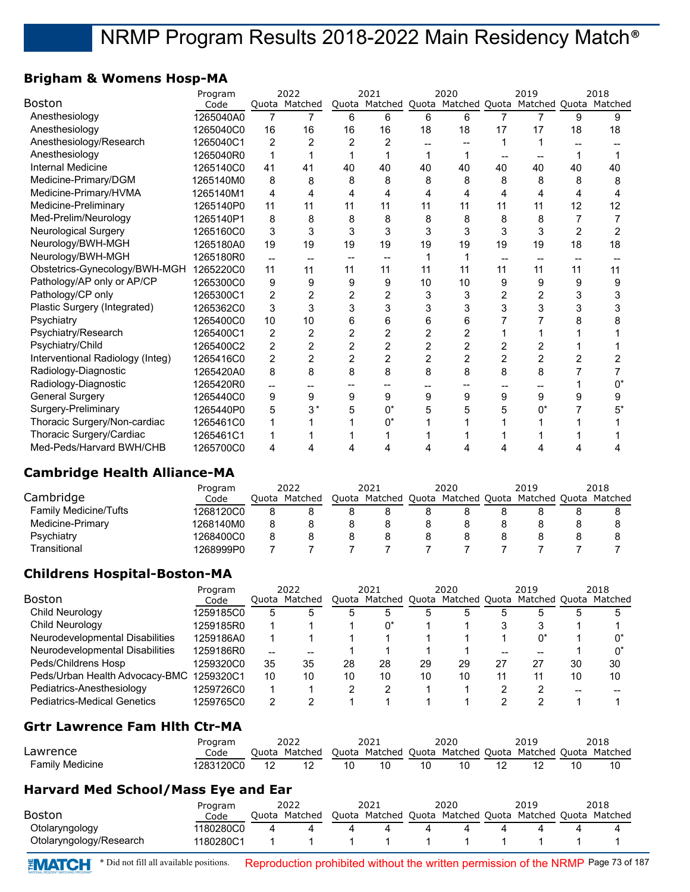# NRMP Program Results 2018-2022 Main Residency Match®

## Brigham & Womens Hosp-MA

| Boston | Program Code | 2022 Quota | 2022 Matched | 2021 Quota | 2021 Matched | 2020 Quota | 2020 Matched | 2019 Quota | 2019 Matched | 2018 Quota | 2018 Matched |
|---|---|---|---|---|---|---|---|---|---|---|---|
| Anesthesiology | 1265040A0 | 7 | 7 | 6 | 6 | 6 | 6 | 7 | 7 | 9 | 9 |
| Anesthesiology | 1265040C0 | 16 | 16 | 16 | 16 | 18 | 18 | 17 | 17 | 18 | 18 |
| Anesthesiology/Research | 1265040C1 | 2 | 2 | 2 | 2 | -- | -- | 1 | 1 | -- | -- |
| Anesthesiology | 1265040R0 | 1 | 1 | 1 | 1 | 1 | 1 | -- | -- | 1 | 1 |
| Internal Medicine | 1265140C0 | 41 | 41 | 40 | 40 | 40 | 40 | 40 | 40 | 40 | 40 |
| Medicine-Primary/DGM | 1265140M0 | 8 | 8 | 8 | 8 | 8 | 8 | 8 | 8 | 8 | 8 |
| Medicine-Primary/HVMA | 1265140M1 | 4 | 4 | 4 | 4 | 4 | 4 | 4 | 4 | 4 | 4 |
| Medicine-Preliminary | 1265140P0 | 11 | 11 | 11 | 11 | 11 | 11 | 11 | 11 | 12 | 12 |
| Med-Prelim/Neurology | 1265140P1 | 8 | 8 | 8 | 8 | 8 | 8 | 8 | 8 | 7 | 7 |
| Neurological Surgery | 1265160C0 | 3 | 3 | 3 | 3 | 3 | 3 | 3 | 3 | 2 | 2 |
| Neurology/BWH-MGH | 1265180A0 | 19 | 19 | 19 | 19 | 19 | 19 | 19 | 19 | 18 | 18 |
| Neurology/BWH-MGH | 1265180R0 | -- | -- | -- | -- | 1 | 1 | -- | -- | -- | -- |
| Obstetrics-Gynecology/BWH-MGH | 1265220C0 | 11 | 11 | 11 | 11 | 11 | 11 | 11 | 11 | 11 | 11 |
| Pathology/AP only or AP/CP | 1265300C0 | 9 | 9 | 9 | 9 | 10 | 10 | 9 | 9 | 9 | 9 |
| Pathology/CP only | 1265300C1 | 2 | 2 | 2 | 2 | 3 | 3 | 2 | 2 | 3 | 3 |
| Plastic Surgery (Integrated) | 1265362C0 | 3 | 3 | 3 | 3 | 3 | 3 | 3 | 3 | 3 | 3 |
| Psychiatry | 1265400C0 | 10 | 10 | 6 | 6 | 6 | 6 | 7 | 7 | 8 | 8 |
| Psychiatry/Research | 1265400C1 | 2 | 2 | 2 | 2 | 2 | 2 | 1 | 1 | 1 | 1 |
| Psychiatry/Child | 1265400C2 | 2 | 2 | 2 | 2 | 2 | 2 | 2 | 2 | 1 | 1 |
| Interventional Radiology (Integ) | 1265416C0 | 2 | 2 | 2 | 2 | 2 | 2 | 2 | 2 | 2 | 2 |
| Radiology-Diagnostic | 1265420A0 | 8 | 8 | 8 | 8 | 8 | 8 | 8 | 8 | 7 | 7 |
| Radiology-Diagnostic | 1265420R0 | -- | -- | -- | -- | -- | -- | -- | -- | 1 | 0* |
| General Surgery | 1265440C0 | 9 | 9 | 9 | 9 | 9 | 9 | 9 | 9 | 9 | 9 |
| Surgery-Preliminary | 1265440P0 | 5 | 3* | 5 | 0* | 5 | 5 | 5 | 0* | 7 | 5* |
| Thoracic Surgery/Non-cardiac | 1265461C0 | 1 | 1 | 1 | 0* | 1 | 1 | 1 | 1 | 1 | 1 |
| Thoracic Surgery/Cardiac | 1265461C1 | 1 | 1 | 1 | 1 | 1 | 1 | 1 | 1 | 1 | 1 |
| Med-Peds/Harvard BWH/CHB | 1265700C0 | 4 | 4 | 4 | 4 | 4 | 4 | 4 | 4 | 4 | 4 |

## Cambridge Health Alliance-MA

| Cambridge | Program Code | 2022 Quota | 2022 Matched | 2021 Quota | 2021 Matched | 2020 Quota | 2020 Matched | 2019 Quota | 2019 Matched | 2018 Quota | 2018 Matched |
|---|---|---|---|---|---|---|---|---|---|---|---|
| Family Medicine/Tufts | 1268120C0 | 8 | 8 | 8 | 8 | 8 | 8 | 8 | 8 | 8 | 8 |
| Medicine-Primary | 1268140M0 | 8 | 8 | 8 | 8 | 8 | 8 | 8 | 8 | 8 | 8 |
| Psychiatry | 1268400C0 | 8 | 8 | 8 | 8 | 8 | 8 | 8 | 8 | 8 | 8 |
| Transitional | 1268999P0 | 7 | 7 | 7 | 7 | 7 | 7 | 7 | 7 | 7 | 7 |

## Childrens Hospital-Boston-MA

| Boston | Program Code | 2022 Quota | 2022 Matched | 2021 Quota | 2021 Matched | 2020 Quota | 2020 Matched | 2019 Quota | 2019 Matched | 2018 Quota | 2018 Matched |
|---|---|---|---|---|---|---|---|---|---|---|---|
| Child Neurology | 1259185C0 | 5 | 5 | 5 | 5 | 5 | 5 | 5 | 5 | 5 | 5 |
| Child Neurology | 1259185R0 | 1 | 1 | 1 | 0* | 1 | 1 | 3 | 3 | 1 | 1 |
| Neurodevelopmental Disabilities | 1259186A0 | 1 | 1 | 1 | 1 | 1 | 1 | 1 | 0* | 1 | 0* |
| Neurodevelopmental Disabilities | 1259186R0 | -- | -- | 1 | 1 | 1 | 1 | -- | -- | 1 | 0* |
| Peds/Childrens Hosp | 1259320C0 | 35 | 35 | 28 | 28 | 29 | 29 | 27 | 27 | 30 | 30 |
| Peds/Urban Health Advocacy-BMC | 1259320C1 | 10 | 10 | 10 | 10 | 10 | 10 | 11 | 11 | 10 | 10 |
| Pediatrics-Anesthesiology | 1259726C0 | 1 | 1 | 2 | 2 | 1 | 1 | 2 | 2 | -- | -- |
| Pediatrics-Medical Genetics | 1259765C0 | 2 | 2 | 1 | 1 | 1 | 1 | 2 | 2 | 1 | 1 |

## Grtr Lawrence Fam Hlth Ctr-MA

| Lawrence | Program Code | 2022 Quota | 2022 Matched | 2021 Quota | 2021 Matched | 2020 Quota | 2020 Matched | 2019 Quota | 2019 Matched | 2018 Quota | 2018 Matched |
|---|---|---|---|---|---|---|---|---|---|---|---|
| Family Medicine | 1283120C0 | 12 | 12 | 10 | 10 | 10 | 10 | 12 | 12 | 10 | 10 |

## Harvard Med School/Mass Eye and Ear

| Boston | Program Code | 2022 Quota | 2022 Matched | 2021 Quota | 2021 Matched | 2020 Quota | 2020 Matched | 2019 Quota | 2019 Matched | 2018 Quota | 2018 Matched |
|---|---|---|---|---|---|---|---|---|---|---|---|
| Otolaryngology | 1180280C0 | 4 | 4 | 4 | 4 | 4 | 4 | 4 | 4 | 4 | 4 |
| Otolaryngology/Research | 1180280C1 | 1 | 1 | 1 | 1 | 1 | 1 | 1 | 1 | 1 | 1 |

\* Did not fill all available positions.

Reproduction prohibited without the written permission of the NRMP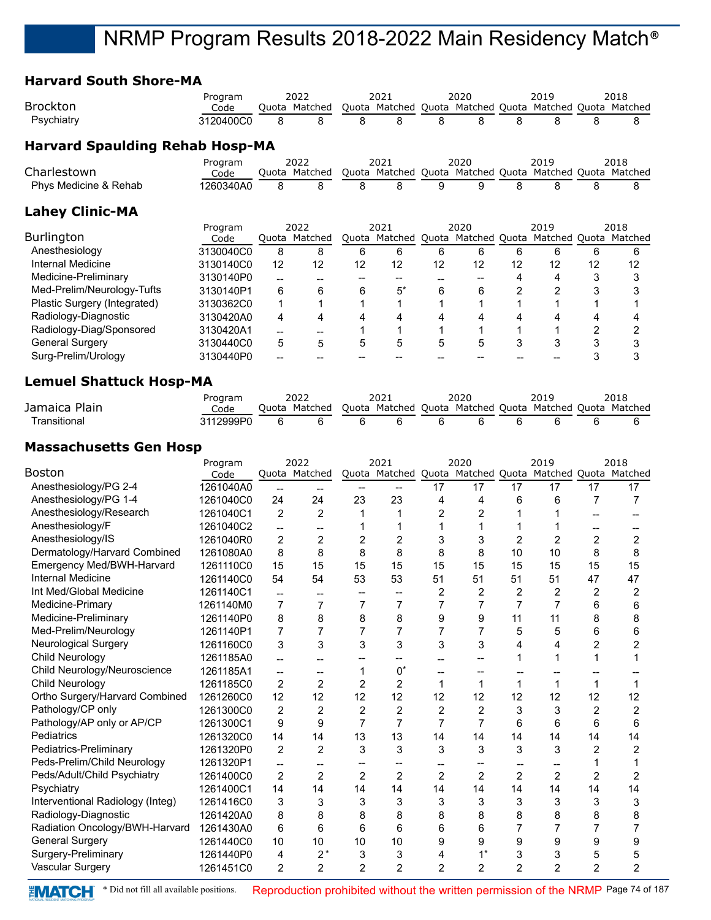## Harvard South Shore-MA

| Brockton | Program Code | 2022 Quota | 2022 Matched | 2021 Quota | 2021 Matched | 2020 Quota | 2020 Matched | 2019 Quota | 2019 Matched | 2018 Quota | 2018 Matched |
|---|---|---|---|---|---|---|---|---|---|---|---|
| Psychiatry | 3120400C0 | 8 | 8 | 8 | 8 | 8 | 8 | 8 | 8 | 8 | 8 |

## Harvard Spaulding Rehab Hosp-MA

| Charlestown | Program Code | 2022 Quota | 2022 Matched | 2021 Quota | 2021 Matched | 2020 Quota | 2020 Matched | 2019 Quota | 2019 Matched | 2018 Quota | 2018 Matched |
|---|---|---|---|---|---|---|---|---|---|---|---|
| Phys Medicine & Rehab | 1260340A0 | 8 | 8 | 8 | 8 | 9 | 9 | 8 | 8 | 8 | 8 |

## Lahey Clinic-MA

| Burlington | Program Code | 2022 Quota | 2022 Matched | 2021 Quota | 2021 Matched | 2020 Quota | 2020 Matched | 2019 Quota | 2019 Matched | 2018 Quota | 2018 Matched |
|---|---|---|---|---|---|---|---|---|---|---|---|
| Anesthesiology | 3130040C0 | 8 | 8 | 6 | 6 | 6 | 6 | 6 | 6 | 6 | 6 |
| Internal Medicine | 3130140C0 | 12 | 12 | 12 | 12 | 12 | 12 | 12 | 12 | 12 | 12 |
| Medicine-Preliminary | 3130140P0 | -- | -- | -- | -- | -- | -- | 4 | 4 | 3 | 3 |
| Med-Prelim/Neurology-Tufts | 3130140P1 | 6 | 6 | 6 | 5* | 6 | 6 | 2 | 2 | 3 | 3 |
| Plastic Surgery (Integrated) | 3130362C0 | 1 | 1 | 1 | 1 | 1 | 1 | 1 | 1 | 1 | 1 |
| Radiology-Diagnostic | 3130420A0 | 4 | 4 | 4 | 4 | 4 | 4 | 4 | 4 | 4 | 4 |
| Radiology-Diag/Sponsored | 3130420A1 | -- | -- | 1 | 1 | 1 | 1 | 1 | 1 | 2 | 2 |
| General Surgery | 3130440C0 | 5 | 5 | 5 | 5 | 5 | 5 | 3 | 3 | 3 | 3 |
| Surg-Prelim/Urology | 3130440P0 | -- | -- | -- | -- | -- | -- | -- | -- | 3 | 3 |

## Lemuel Shattuck Hosp-MA

| Jamaica Plain | Program Code | 2022 Quota | 2022 Matched | 2021 Quota | 2021 Matched | 2020 Quota | 2020 Matched | 2019 Quota | 2019 Matched | 2018 Quota | 2018 Matched |
|---|---|---|---|---|---|---|---|---|---|---|---|
| Transitional | 3112999P0 | 6 | 6 | 6 | 6 | 6 | 6 | 6 | 6 | 6 | 6 |

## Massachusetts Gen Hosp

| Boston | Program Code | 2022 Quota | 2022 Matched | 2021 Quota | 2021 Matched | 2020 Quota | 2020 Matched | 2019 Quota | 2019 Matched | 2018 Quota | 2018 Matched |
|---|---|---|---|---|---|---|---|---|---|---|---|
| Anesthesiology/PG 2-4 | 1261040A0 | -- | -- | -- | -- | 17 | 17 | 17 | 17 | 17 | 17 |
| Anesthesiology/PG 1-4 | 1261040C0 | 24 | 24 | 23 | 23 | 4 | 4 | 6 | 6 | 7 | 7 |
| Anesthesiology/Research | 1261040C1 | 2 | 2 | 1 | 1 | 2 | 2 | 1 | 1 | -- | -- |
| Anesthesiology/F | 1261040C2 | -- | -- | 1 | 1 | 1 | 1 | 1 | 1 | -- | -- |
| Anesthesiology/IS | 1261040R0 | 2 | 2 | 2 | 2 | 3 | 3 | 2 | 2 | 2 | 2 |
| Dermatology/Harvard Combined | 1261080A0 | 8 | 8 | 8 | 8 | 8 | 8 | 10 | 10 | 8 | 8 |
| Emergency Med/BWH-Harvard | 1261110C0 | 15 | 15 | 15 | 15 | 15 | 15 | 15 | 15 | 15 | 15 |
| Internal Medicine | 1261140C0 | 54 | 54 | 53 | 53 | 51 | 51 | 51 | 51 | 47 | 47 |
| Int Med/Global Medicine | 1261140C1 | -- | -- | -- | -- | 2 | 2 | 2 | 2 | 2 | 2 |
| Medicine-Primary | 1261140M0 | 7 | 7 | 7 | 7 | 7 | 7 | 7 | 7 | 6 | 6 |
| Medicine-Preliminary | 1261140P0 | 8 | 8 | 8 | 8 | 9 | 9 | 11 | 11 | 8 | 8 |
| Med-Prelim/Neurology | 1261140P1 | 7 | 7 | 7 | 7 | 7 | 7 | 5 | 5 | 6 | 6 |
| Neurological Surgery | 1261160C0 | 3 | 3 | 3 | 3 | 3 | 3 | 4 | 4 | 2 | 2 |
| Child Neurology | 1261185A0 | -- | -- | -- | -- | -- | -- | 1 | 1 | 1 | 1 |
| Child Neurology/Neuroscience | 1261185A1 | -- | -- | 1 | 0* | -- | -- | -- | -- | -- | -- |
| Child Neurology | 1261185C0 | 2 | 2 | 2 | 2 | 1 | 1 | 1 | 1 | 1 | 1 |
| Ortho Surgery/Harvard Combined | 1261260C0 | 12 | 12 | 12 | 12 | 12 | 12 | 12 | 12 | 12 | 12 |
| Pathology/CP only | 1261300C0 | 2 | 2 | 2 | 2 | 2 | 2 | 3 | 3 | 2 | 2 |
| Pathology/AP only or AP/CP | 1261300C1 | 9 | 9 | 7 | 7 | 7 | 7 | 6 | 6 | 6 | 6 |
| Pediatrics | 1261320C0 | 14 | 14 | 13 | 13 | 14 | 14 | 14 | 14 | 14 | 14 |
| Pediatrics-Preliminary | 1261320P0 | 2 | 2 | 3 | 3 | 3 | 3 | 3 | 3 | 2 | 2 |
| Peds-Prelim/Child Neurology | 1261320P1 | -- | -- | -- | -- | -- | -- | -- | -- | 1 | 1 |
| Peds/Adult/Child Psychiatry | 1261400C0 | 2 | 2 | 2 | 2 | 2 | 2 | 2 | 2 | 2 | 2 |
| Psychiatry | 1261400C1 | 14 | 14 | 14 | 14 | 14 | 14 | 14 | 14 | 14 | 14 |
| Interventional Radiology (Integ) | 1261416C0 | 3 | 3 | 3 | 3 | 3 | 3 | 3 | 3 | 3 | 3 |
| Radiology-Diagnostic | 1261420A0 | 8 | 8 | 8 | 8 | 8 | 8 | 8 | 8 | 8 | 8 |
| Radiation Oncology/BWH-Harvard | 1261430A0 | 6 | 6 | 6 | 6 | 6 | 6 | 7 | 7 | 7 | 7 |
| General Surgery | 1261440C0 | 10 | 10 | 10 | 10 | 9 | 9 | 9 | 9 | 9 | 9 |
| Surgery-Preliminary | 1261440P0 | 4 | 2* | 3 | 3 | 4 | 1* | 3 | 3 | 5 | 5 |
| Vascular Surgery | 1261451C0 | 2 | 2 | 2 | 2 | 2 | 2 | 2 | 2 | 2 | 2 |

\* Did not fill all available positions.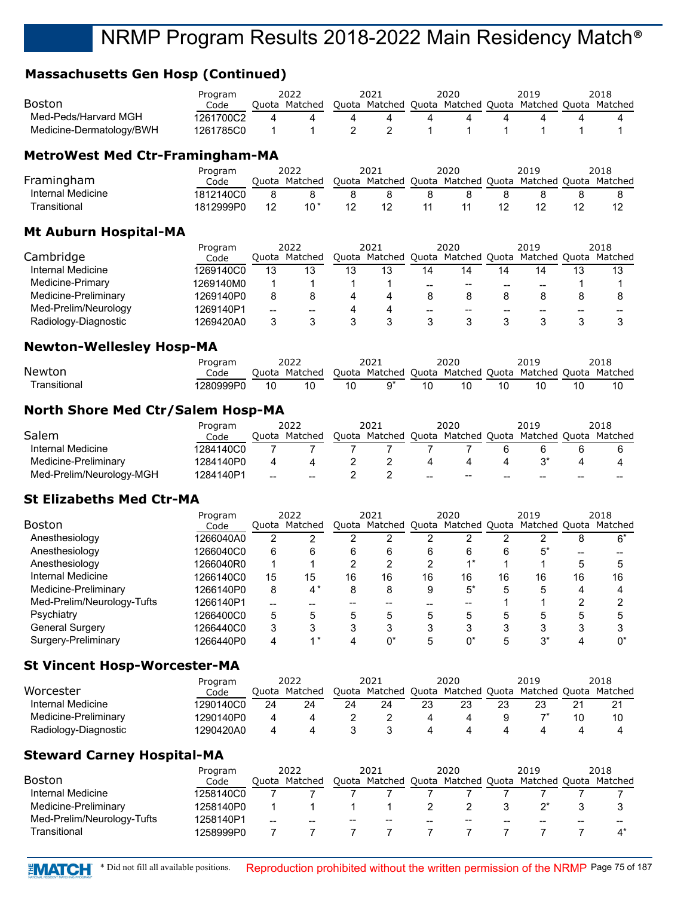## Massachusetts Gen Hosp (Continued)

| Boston | Program Code | 2022 Quota | 2022 Matched | 2021 Quota | 2021 Matched | 2020 Quota | 2020 Matched | 2019 Quota | 2019 Matched | 2018 Quota | 2018 Matched |
|---|---|---|---|---|---|---|---|---|---|---|---|
| Med-Peds/Harvard MGH | 1261700C2 | 4 | 4 | 4 | 4 | 4 | 4 | 4 | 4 | 4 | 4 |
| Medicine-Dermatology/BWH | 1261785C0 | 1 | 1 | 2 | 2 | 1 | 1 | 1 | 1 | 1 | 1 |

## MetroWest Med Ctr-Framingham-MA

| Framingham | Program Code | 2022 Quota | 2022 Matched | 2021 Quota | 2021 Matched | 2020 Quota | 2020 Matched | 2019 Quota | 2019 Matched | 2018 Quota | 2018 Matched |
|---|---|---|---|---|---|---|---|---|---|---|---|
| Internal Medicine | 1812140C0 | 8 | 8 | 8 | 8 | 8 | 8 | 8 | 8 | 8 | 8 |
| Transitional | 1812999P0 | 12 | 10* | 12 | 12 | 11 | 11 | 12 | 12 | 12 | 12 |

## Mt Auburn Hospital-MA

| Cambridge | Program Code | 2022 Quota | 2022 Matched | 2021 Quota | 2021 Matched | 2020 Quota | 2020 Matched | 2019 Quota | 2019 Matched | 2018 Quota | 2018 Matched |
|---|---|---|---|---|---|---|---|---|---|---|---|
| Internal Medicine | 1269140C0 | 13 | 13 | 13 | 13 | 14 | 14 | 14 | 14 | 13 | 13 |
| Medicine-Primary | 1269140M0 | 1 | 1 | 1 | 1 | -- | -- | -- | -- | 1 | 1 |
| Medicine-Preliminary | 1269140P0 | 8 | 8 | 4 | 4 | 8 | 8 | 8 | 8 | 8 | 8 |
| Med-Prelim/Neurology | 1269140P1 | -- | -- | 4 | 4 | -- | -- | -- | -- | -- | -- |
| Radiology-Diagnostic | 1269420A0 | 3 | 3 | 3 | 3 | 3 | 3 | 3 | 3 | 3 | 3 |

## Newton-Wellesley Hosp-MA

| Newton | Program Code | 2022 Quota | 2022 Matched | 2021 Quota | 2021 Matched | 2020 Quota | 2020 Matched | 2019 Quota | 2019 Matched | 2018 Quota | 2018 Matched |
|---|---|---|---|---|---|---|---|---|---|---|---|
| Transitional | 1280999P0 | 10 | 10 | 10 | 9* | 10 | 10 | 10 | 10 | 10 | 10 |

## North Shore Med Ctr/Salem Hosp-MA

| Salem | Program Code | 2022 Quota | 2022 Matched | 2021 Quota | 2021 Matched | 2020 Quota | 2020 Matched | 2019 Quota | 2019 Matched | 2018 Quota | 2018 Matched |
|---|---|---|---|---|---|---|---|---|---|---|---|
| Internal Medicine | 1284140C0 | 7 | 7 | 7 | 7 | 7 | 7 | 6 | 6 | 6 | 6 |
| Medicine-Preliminary | 1284140P0 | 4 | 4 | 2 | 2 | 4 | 4 | 4 | 3* | 4 | 4 |
| Med-Prelim/Neurology-MGH | 1284140P1 | -- | -- | 2 | 2 | -- | -- | -- | -- | -- | -- |

## St Elizabeths Med Ctr-MA

| Boston | Program Code | 2022 Quota | 2022 Matched | 2021 Quota | 2021 Matched | 2020 Quota | 2020 Matched | 2019 Quota | 2019 Matched | 2018 Quota | 2018 Matched |
|---|---|---|---|---|---|---|---|---|---|---|---|
| Anesthesiology | 1266040A0 | 2 | 2 | 2 | 2 | 2 | 2 | 2 | 2 | 8 | 6* |
| Anesthesiology | 1266040C0 | 6 | 6 | 6 | 6 | 6 | 6 | 6 | 5* | -- | -- |
| Anesthesiology | 1266040R0 | 1 | 1 | 2 | 2 | 2 | 1* | 1 | 1 | 5 | 5 |
| Internal Medicine | 1266140C0 | 15 | 15 | 16 | 16 | 16 | 16 | 16 | 16 | 16 | 16 |
| Medicine-Preliminary | 1266140P0 | 8 | 4* | 8 | 8 | 9 | 5* | 5 | 5 | 4 | 4 |
| Med-Prelim/Neurology-Tufts | 1266140P1 | -- | -- | -- | -- | -- | -- | 1 | 1 | 2 | 2 |
| Psychiatry | 1266400C0 | 5 | 5 | 5 | 5 | 5 | 5 | 5 | 5 | 5 | 5 |
| General Surgery | 1266440C0 | 3 | 3 | 3 | 3 | 3 | 3 | 3 | 3 | 3 | 3 |
| Surgery-Preliminary | 1266440P0 | 4 | 1* | 4 | 0* | 5 | 0* | 5 | 3* | 4 | 0* |

## St Vincent Hosp-Worcester-MA

| Worcester | Program Code | 2022 Quota | 2022 Matched | 2021 Quota | 2021 Matched | 2020 Quota | 2020 Matched | 2019 Quota | 2019 Matched | 2018 Quota | 2018 Matched |
|---|---|---|---|---|---|---|---|---|---|---|---|
| Internal Medicine | 1290140C0 | 24 | 24 | 24 | 24 | 23 | 23 | 23 | 23 | 21 | 21 |
| Medicine-Preliminary | 1290140P0 | 4 | 4 | 2 | 2 | 4 | 4 | 9 | 7* | 10 | 10 |
| Radiology-Diagnostic | 1290420A0 | 4 | 4 | 3 | 3 | 4 | 4 | 4 | 4 | 4 | 4 |

## Steward Carney Hospital-MA

| Boston | Program Code | 2022 Quota | 2022 Matched | 2021 Quota | 2021 Matched | 2020 Quota | 2020 Matched | 2019 Quota | 2019 Matched | 2018 Quota | 2018 Matched |
|---|---|---|---|---|---|---|---|---|---|---|---|
| Internal Medicine | 1258140C0 | 7 | 7 | 7 | 7 | 7 | 7 | 7 | 7 | 7 | 7 |
| Medicine-Preliminary | 1258140P0 | 1 | 1 | 1 | 1 | 2 | 2 | 3 | 2* | 3 | 3 |
| Med-Prelim/Neurology-Tufts | 1258140P1 | -- | -- | -- | -- | -- | -- | -- | -- | -- | -- |
| Transitional | 1258999P0 | 7 | 7 | 7 | 7 | 7 | 7 | 7 | 7 | 7 | 4* |

\* Did not fill all available positions.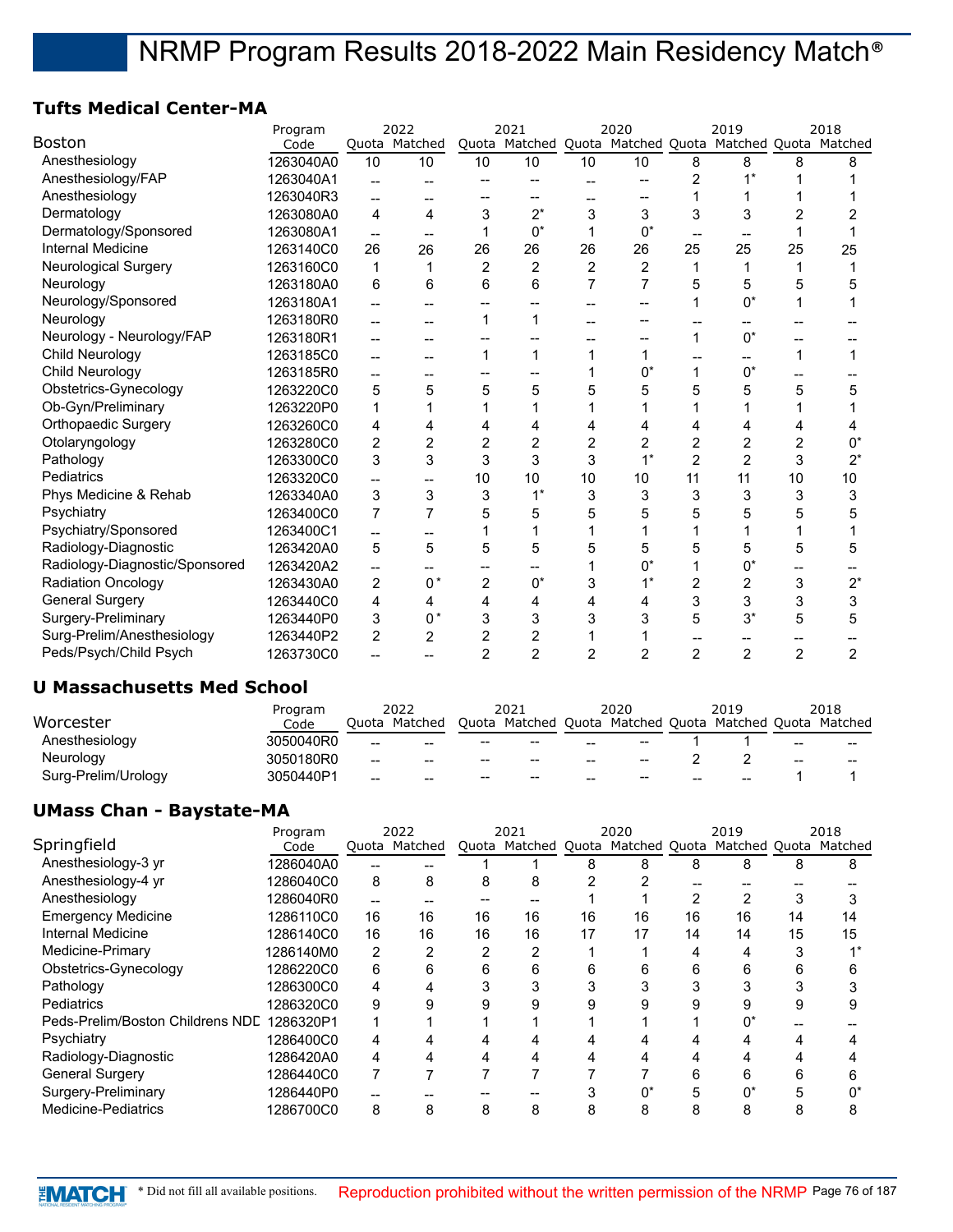# NRMP Program Results 2018-2022 Main Residency Match®

## Tufts Medical Center-MA

| Boston | Program Code | 2022 Quota | 2022 Matched | 2021 Quota | 2021 Matched | 2020 Quota | 2020 Matched | 2019 Quota | 2019 Matched | 2018 Quota | 2018 Matched |
|---|---|---|---|---|---|---|---|---|---|---|---|
| Anesthesiology | 1263040A0 | 10 | 10 | 10 | 10 | 10 | 10 | 8 | 8 | 8 | 8 |
| Anesthesiology/FAP | 1263040A1 | -- | -- | -- | -- | -- | -- | 2 | 1* | 1 | 1 |
| Anesthesiology | 1263040R3 | -- | -- | -- | -- | -- | -- | 1 | 1 | 1 | 1 |
| Dermatology | 1263080A0 | 4 | 4 | 3 | 2* | 3 | 3 | 3 | 3 | 2 | 2 |
| Dermatology/Sponsored | 1263080A1 | -- | -- | 1 | 0* | 1 | 0* | -- | -- | 1 | 1 |
| Internal Medicine | 1263140C0 | 26 | 26 | 26 | 26 | 26 | 26 | 25 | 25 | 25 | 25 |
| Neurological Surgery | 1263160C0 | 1 | 1 | 2 | 2 | 2 | 2 | 1 | 1 | 1 | 1 |
| Neurology | 1263180A0 | 6 | 6 | 6 | 6 | 7 | 7 | 5 | 5 | 5 | 5 |
| Neurology/Sponsored | 1263180A1 | -- | -- | -- | -- | -- | -- | 1 | 0* | 1 | 1 |
| Neurology | 1263180R0 | -- | -- | 1 | 1 | -- | -- | -- | -- | -- | -- |
| Neurology - Neurology/FAP | 1263180R1 | -- | -- | -- | -- | -- | -- | 1 | 0* | -- | -- |
| Child Neurology | 1263185C0 | -- | -- | 1 | 1 | 1 | 1 | -- | -- | 1 | 1 |
| Child Neurology | 1263185R0 | -- | -- | -- | -- | 1 | 0* | 1 | 0* | -- | -- |
| Obstetrics-Gynecology | 1263220C0 | 5 | 5 | 5 | 5 | 5 | 5 | 5 | 5 | 5 | 5 |
| Ob-Gyn/Preliminary | 1263220P0 | 1 | 1 | 1 | 1 | 1 | 1 | 1 | 1 | 1 | 1 |
| Orthopaedic Surgery | 1263260C0 | 4 | 4 | 4 | 4 | 4 | 4 | 4 | 4 | 4 | 4 |
| Otolaryngology | 1263280C0 | 2 | 2 | 2 | 2 | 2 | 2 | 2 | 2 | 2 | 0* |
| Pathology | 1263300C0 | 3 | 3 | 3 | 3 | 3 | 1* | 2 | 2 | 3 | 2* |
| Pediatrics | 1263320C0 | -- | -- | 10 | 10 | 10 | 10 | 11 | 11 | 10 | 10 |
| Phys Medicine & Rehab | 1263340A0 | 3 | 3 | 3 | 1* | 3 | 3 | 3 | 3 | 3 | 3 |
| Psychiatry | 1263400C0 | 7 | 7 | 5 | 5 | 5 | 5 | 5 | 5 | 5 | 5 |
| Psychiatry/Sponsored | 1263400C1 | -- | -- | 1 | 1 | 1 | 1 | 1 | 1 | 1 | 1 |
| Radiology-Diagnostic | 1263420A0 | 5 | 5 | 5 | 5 | 5 | 5 | 5 | 5 | 5 | 5 |
| Radiology-Diagnostic/Sponsored | 1263420A2 | -- | -- | -- | -- | 1 | 0* | 1 | 0* | -- | -- |
| Radiation Oncology | 1263430A0 | 2 | 0* | 2 | 0* | 3 | 1* | 2 | 2 | 3 | 2* |
| General Surgery | 1263440C0 | 4 | 4 | 4 | 4 | 4 | 4 | 3 | 3 | 3 | 3 |
| Surgery-Preliminary | 1263440P0 | 3 | 0* | 3 | 3 | 3 | 3 | 5 | 3* | 5 | 5 |
| Surg-Prelim/Anesthesiology | 1263440P2 | 2 | 2 | 2 | 2 | 1 | 1 | -- | -- | -- | -- |
| Peds/Psych/Child Psych | 1263730C0 | -- | -- | 2 | 2 | 2 | 2 | 2 | 2 | 2 | 2 |

## U Massachusetts Med School

| Worcester | Program Code | 2022 Quota | 2022 Matched | 2021 Quota | 2021 Matched | 2020 Quota | 2020 Matched | 2019 Quota | 2019 Matched | 2018 Quota | 2018 Matched |
|---|---|---|---|---|---|---|---|---|---|---|---|
| Anesthesiology | 3050040R0 | -- | -- | -- | -- | -- | -- | 1 | 1 | -- | -- |
| Neurology | 3050180R0 | -- | -- | -- | -- | -- | -- | 2 | 2 | -- | -- |
| Surg-Prelim/Urology | 3050440P1 | -- | -- | -- | -- | -- | -- | -- | -- | 1 | 1 |

## UMass Chan - Baystate-MA

| Springfield | Program Code | 2022 Quota | 2022 Matched | 2021 Quota | 2021 Matched | 2020 Quota | 2020 Matched | 2019 Quota | 2019 Matched | 2018 Quota | 2018 Matched |
|---|---|---|---|---|---|---|---|---|---|---|---|
| Anesthesiology-3 yr | 1286040A0 | -- | -- | 1 | 1 | 8 | 8 | 8 | 8 | 8 | 8 |
| Anesthesiology-4 yr | 1286040C0 | 8 | 8 | 8 | 8 | 2 | 2 | -- | -- | -- | -- |
| Anesthesiology | 1286040R0 | -- | -- | -- | -- | 1 | 1 | 2 | 2 | 3 | 3 |
| Emergency Medicine | 1286110C0 | 16 | 16 | 16 | 16 | 16 | 16 | 16 | 16 | 14 | 14 |
| Internal Medicine | 1286140C0 | 16 | 16 | 16 | 16 | 17 | 17 | 14 | 14 | 15 | 15 |
| Medicine-Primary | 1286140M0 | 2 | 2 | 2 | 2 | 1 | 1 | 4 | 4 | 3 | 1* |
| Obstetrics-Gynecology | 1286220C0 | 6 | 6 | 6 | 6 | 6 | 6 | 6 | 6 | 6 | 6 |
| Pathology | 1286300C0 | 4 | 4 | 3 | 3 | 3 | 3 | 3 | 3 | 3 | 3 |
| Pediatrics | 1286320C0 | 9 | 9 | 9 | 9 | 9 | 9 | 9 | 9 | 9 | 9 |
| Peds-Prelim/Boston Childrens NDL | 1286320P1 | 1 | 1 | 1 | 1 | 1 | 1 | 1 | 0* | -- | -- |
| Psychiatry | 1286400C0 | 4 | 4 | 4 | 4 | 4 | 4 | 4 | 4 | 4 | 4 |
| Radiology-Diagnostic | 1286420A0 | 4 | 4 | 4 | 4 | 4 | 4 | 4 | 4 | 4 | 4 |
| General Surgery | 1286440C0 | 7 | 7 | 7 | 7 | 7 | 7 | 6 | 6 | 6 | 6 |
| Surgery-Preliminary | 1286440P0 | -- | -- | -- | -- | 3 | 0* | 5 | 0* | 5 | 0* |
| Medicine-Pediatrics | 1286700C0 | 8 | 8 | 8 | 8 | 8 | 8 | 8 | 8 | 8 | 8 |

\* Did not fill all available positions.

Reproduction prohibited without the written permission of the NRMP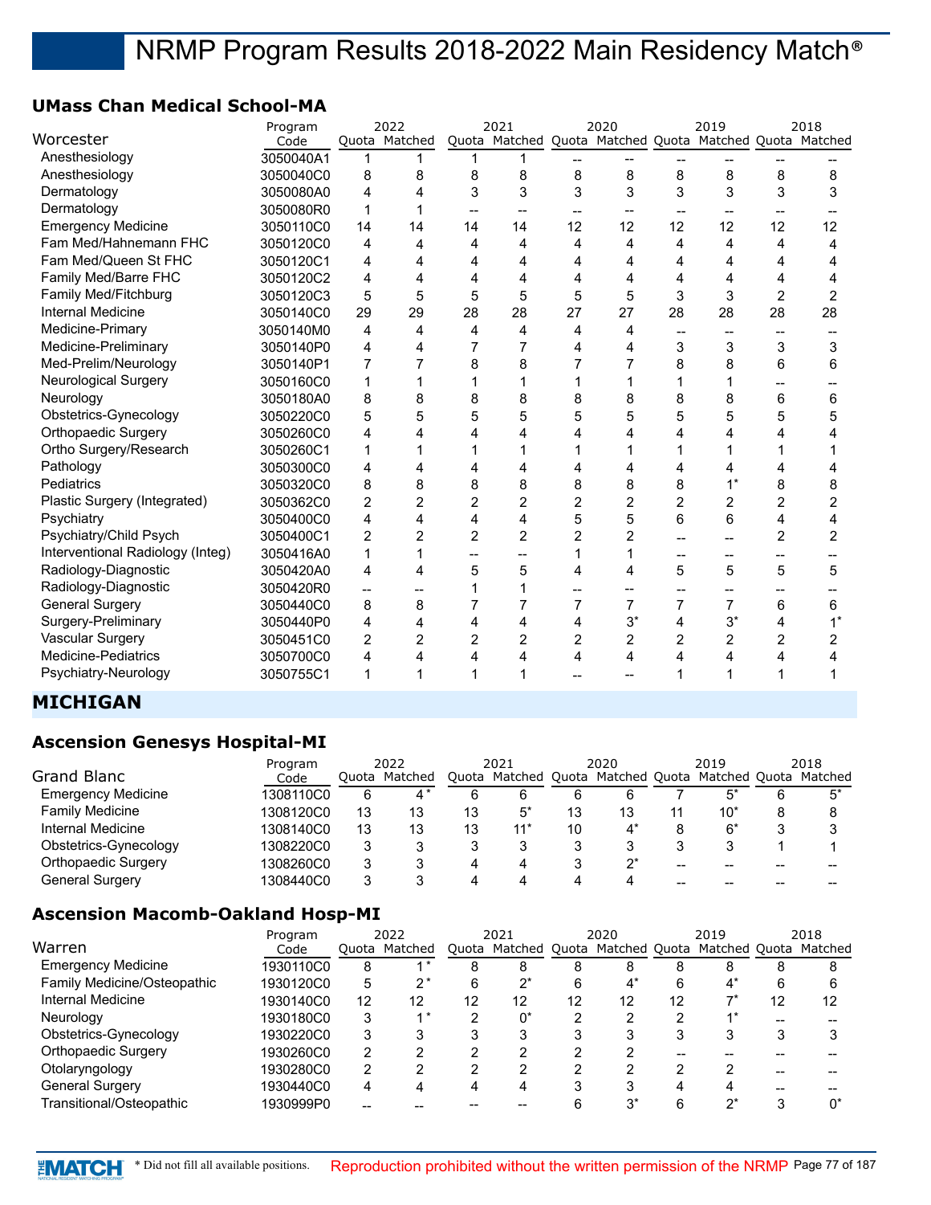## UMass Chan Medical School-MA

| Worcester | Program Code | 2022 Quota | 2022 Matched | 2021 Quota | 2021 Matched | 2020 Quota | 2020 Matched | 2019 Quota | 2019 Matched | 2018 Quota | 2018 Matched |
|---|---|---|---|---|---|---|---|---|---|---|---|
| Anesthesiology | 3050040A1 | 1 | 1 | 1 | 1 | -- | -- | -- | -- | -- | -- |
| Anesthesiology | 3050040C0 | 8 | 8 | 8 | 8 | 8 | 8 | 8 | 8 | 8 | 8 |
| Dermatology | 3050080A0 | 4 | 4 | 3 | 3 | 3 | 3 | 3 | 3 | 3 | 3 |
| Dermatology | 3050080R0 | 1 | 1 | -- | -- | -- | -- | -- | -- | -- | -- |
| Emergency Medicine | 3050110C0 | 14 | 14 | 14 | 14 | 12 | 12 | 12 | 12 | 12 | 12 |
| Fam Med/Hahnemann FHC | 3050120C0 | 4 | 4 | 4 | 4 | 4 | 4 | 4 | 4 | 4 | 4 |
| Fam Med/Queen St FHC | 3050120C1 | 4 | 4 | 4 | 4 | 4 | 4 | 4 | 4 | 4 | 4 |
| Family Med/Barre FHC | 3050120C2 | 4 | 4 | 4 | 4 | 4 | 4 | 4 | 4 | 4 | 4 |
| Family Med/Fitchburg | 3050120C3 | 5 | 5 | 5 | 5 | 5 | 5 | 3 | 3 | 2 | 2 |
| Internal Medicine | 3050140C0 | 29 | 29 | 28 | 28 | 27 | 27 | 28 | 28 | 28 | 28 |
| Medicine-Primary | 3050140M0 | 4 | 4 | 4 | 4 | 4 | 4 | -- | -- | -- | -- |
| Medicine-Preliminary | 3050140P0 | 4 | 4 | 7 | 7 | 4 | 4 | 3 | 3 | 3 | 3 |
| Med-Prelim/Neurology | 3050140P1 | 7 | 7 | 8 | 8 | 7 | 7 | 8 | 8 | 6 | 6 |
| Neurological Surgery | 3050160C0 | 1 | 1 | 1 | 1 | 1 | 1 | 1 | 1 | -- | -- |
| Neurology | 3050180A0 | 8 | 8 | 8 | 8 | 8 | 8 | 8 | 8 | 6 | 6 |
| Obstetrics-Gynecology | 3050220C0 | 5 | 5 | 5 | 5 | 5 | 5 | 5 | 5 | 5 | 5 |
| Orthopaedic Surgery | 3050260C0 | 4 | 4 | 4 | 4 | 4 | 4 | 4 | 4 | 4 | 4 |
| Ortho Surgery/Research | 3050260C1 | 1 | 1 | 1 | 1 | 1 | 1 | 1 | 1 | 1 | 1 |
| Pathology | 3050300C0 | 4 | 4 | 4 | 4 | 4 | 4 | 4 | 4 | 4 | 4 |
| Pediatrics | 3050320C0 | 8 | 8 | 8 | 8 | 8 | 8 | 8 | 1* | 8 | 8 |
| Plastic Surgery (Integrated) | 3050362C0 | 2 | 2 | 2 | 2 | 2 | 2 | 2 | 2 | 2 | 2 |
| Psychiatry | 3050400C0 | 4 | 4 | 4 | 4 | 5 | 5 | 6 | 6 | 4 | 4 |
| Psychiatry/Child Psych | 3050400C1 | 2 | 2 | 2 | 2 | 2 | 2 | -- | -- | 2 | 2 |
| Interventional Radiology (Integ) | 3050416A0 | 1 | 1 | -- | -- | 1 | 1 | -- | -- | -- | -- |
| Radiology-Diagnostic | 3050420A0 | 4 | 4 | 5 | 5 | 4 | 4 | 5 | 5 | 5 | 5 |
| Radiology-Diagnostic | 3050420R0 | -- | -- | 1 | 1 | -- | -- | -- | -- | -- | -- |
| General Surgery | 3050440C0 | 8 | 8 | 7 | 7 | 7 | 7 | 7 | 7 | 6 | 6 |
| Surgery-Preliminary | 3050440P0 | 4 | 4 | 4 | 4 | 4 | 3* | 4 | 3* | 4 | 1* |
| Vascular Surgery | 3050451C0 | 2 | 2 | 2 | 2 | 2 | 2 | 2 | 2 | 2 | 2 |
| Medicine-Pediatrics | 3050700C0 | 4 | 4 | 4 | 4 | 4 | 4 | 4 | 4 | 4 | 4 |
| Psychiatry-Neurology | 3050755C1 | 1 | 1 | 1 | 1 | -- | -- | 1 | 1 | 1 | 1 |

# MICHIGAN

## Ascension Genesys Hospital-MI

| Grand Blanc | Program Code | 2022 Quota | 2022 Matched | 2021 Quota | 2021 Matched | 2020 Quota | 2020 Matched | 2019 Quota | 2019 Matched | 2018 Quota | 2018 Matched |
|---|---|---|---|---|---|---|---|---|---|---|---|
| Emergency Medicine | 1308110C0 | 6 | 4* | 6 | 6 | 6 | 6 | 7 | 5* | 6 | 5* |
| Family Medicine | 1308120C0 | 13 | 13 | 13 | 5* | 13 | 13 | 11 | 10* | 8 | 8 |
| Internal Medicine | 1308140C0 | 13 | 13 | 13 | 11* | 10 | 4* | 8 | 6* | 3 | 3 |
| Obstetrics-Gynecology | 1308220C0 | 3 | 3 | 3 | 3 | 3 | 3 | 3 | 3 | 1 | 1 |
| Orthopaedic Surgery | 1308260C0 | 3 | 3 | 4 | 4 | 3 | 2* | -- | -- | -- | -- |
| General Surgery | 1308440C0 | 3 | 3 | 4 | 4 | 4 | 4 | -- | -- | -- | -- |

## Ascension Macomb-Oakland Hosp-MI

| Warren | Program Code | 2022 Quota | 2022 Matched | 2021 Quota | 2021 Matched | 2020 Quota | 2020 Matched | 2019 Quota | 2019 Matched | 2018 Quota | 2018 Matched |
|---|---|---|---|---|---|---|---|---|---|---|---|
| Emergency Medicine | 1930110C0 | 8 | 1* | 8 | 8 | 8 | 8 | 8 | 8 | 8 | 8 |
| Family Medicine/Osteopathic | 1930120C0 | 5 | 2* | 6 | 2* | 6 | 4* | 6 | 4* | 6 | 6 |
| Internal Medicine | 1930140C0 | 12 | 12 | 12 | 12 | 12 | 12 | 12 | 7* | 12 | 12 |
| Neurology | 1930180C0 | 3 | 1* | 2 | 0* | 2 | 2 | 2 | 1* | -- | -- |
| Obstetrics-Gynecology | 1930220C0 | 3 | 3 | 3 | 3 | 3 | 3 | 3 | 3 | 3 | 3 |
| Orthopaedic Surgery | 1930260C0 | 2 | 2 | 2 | 2 | 2 | 2 | -- | -- | -- | -- |
| Otolaryngology | 1930280C0 | 2 | 2 | 2 | 2 | 2 | 2 | 2 | 2 | -- | -- |
| General Surgery | 1930440C0 | 4 | 4 | 4 | 4 | 3 | 3 | 4 | 4 | -- | -- |
| Transitional/Osteopathic | 1930999P0 | -- | -- | -- | -- | 6 | 3* | 6 | 2* | 3 | 0* |

* Did not fill all available positions.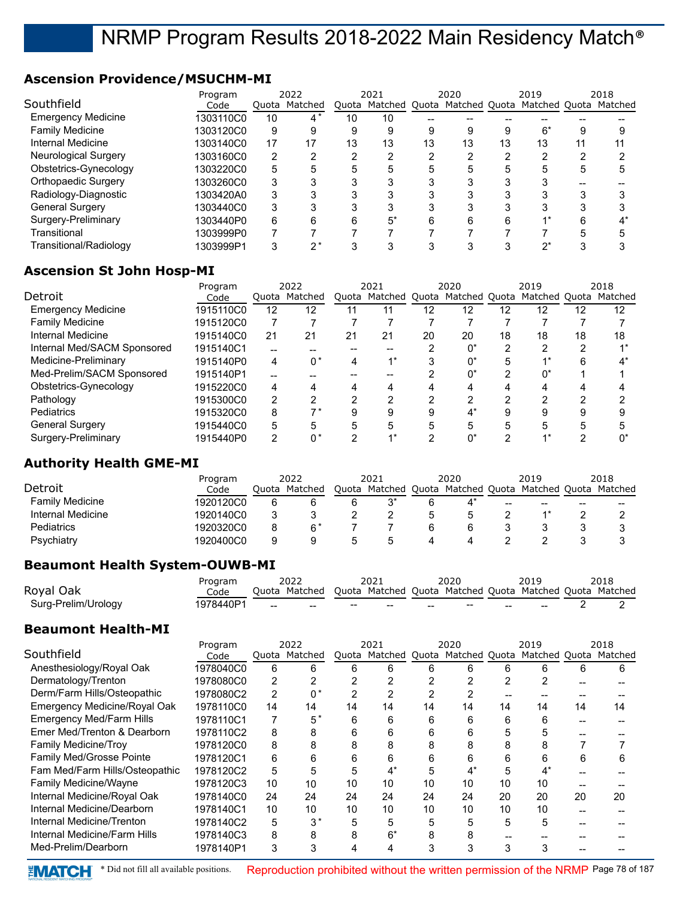## Ascension Providence/MSUCHM-MI

| Southfield | Program Code | 2022 Quota | 2022 Matched | 2021 Quota | 2021 Matched | 2020 Quota | 2020 Matched | 2019 Quota | 2019 Matched | 2018 Quota | 2018 Matched |
|---|---|---|---|---|---|---|---|---|---|---|---|
| Emergency Medicine | 1303110C0 | 10 | 4* | 10 | 10 | -- | -- | -- | -- | -- | -- |
| Family Medicine | 1303120C0 | 9 | 9 | 9 | 9 | 9 | 9 | 9 | 6* | 9 | 9 |
| Internal Medicine | 1303140C0 | 17 | 17 | 13 | 13 | 13 | 13 | 13 | 13 | 11 | 11 |
| Neurological Surgery | 1303160C0 | 2 | 2 | 2 | 2 | 2 | 2 | 2 | 2 | 2 | 2 |
| Obstetrics-Gynecology | 1303220C0 | 5 | 5 | 5 | 5 | 5 | 5 | 5 | 5 | 5 | 5 |
| Orthopaedic Surgery | 1303260C0 | 3 | 3 | 3 | 3 | 3 | 3 | 3 | 3 | -- | -- |
| Radiology-Diagnostic | 1303420A0 | 3 | 3 | 3 | 3 | 3 | 3 | 3 | 3 | 3 | 3 |
| General Surgery | 1303440C0 | 3 | 3 | 3 | 3 | 3 | 3 | 3 | 3 | 3 | 3 |
| Surgery-Preliminary | 1303440P0 | 6 | 6 | 6 | 5* | 6 | 6 | 6 | 1* | 6 | 4* |
| Transitional | 1303999P0 | 7 | 7 | 7 | 7 | 7 | 7 | 7 | 7 | 5 | 5 |
| Transitional/Radiology | 1303999P1 | 3 | 2* | 3 | 3 | 3 | 3 | 3 | 2* | 3 | 3 |

## Ascension St John Hosp-MI

| Detroit | Program Code | 2022 Quota | 2022 Matched | 2021 Quota | 2021 Matched | 2020 Quota | 2020 Matched | 2019 Quota | 2019 Matched | 2018 Quota | 2018 Matched |
|---|---|---|---|---|---|---|---|---|---|---|---|
| Emergency Medicine | 1915110C0 | 12 | 12 | 11 | 11 | 12 | 12 | 12 | 12 | 12 | 12 |
| Family Medicine | 1915120C0 | 7 | 7 | 7 | 7 | 7 | 7 | 7 | 7 | 7 | 7 |
| Internal Medicine | 1915140C0 | 21 | 21 | 21 | 21 | 20 | 20 | 18 | 18 | 18 | 18 |
| Internal Med/SACM Sponsored | 1915140C1 | -- | -- | -- | -- | 2 | 0* | 2 | 2 | 2 | 1* |
| Medicine-Preliminary | 1915140P0 | 4 | 0* | 4 | 1* | 3 | 0* | 5 | 1* | 6 | 4* |
| Med-Prelim/SACM Sponsored | 1915140P1 | -- | -- | -- | -- | 2 | 0* | 2 | 0* | 1 | 1 |
| Obstetrics-Gynecology | 1915220C0 | 4 | 4 | 4 | 4 | 4 | 4 | 4 | 4 | 4 | 4 |
| Pathology | 1915300C0 | 2 | 2 | 2 | 2 | 2 | 2 | 2 | 2 | 2 | 2 |
| Pediatrics | 1915320C0 | 8 | 7* | 9 | 9 | 9 | 4* | 9 | 9 | 9 | 9 |
| General Surgery | 1915440C0 | 5 | 5 | 5 | 5 | 5 | 5 | 5 | 5 | 5 | 5 |
| Surgery-Preliminary | 1915440P0 | 2 | 0* | 2 | 1* | 2 | 0* | 2 | 1* | 2 | 0* |

## Authority Health GME-MI

| Detroit | Program Code | 2022 Quota | 2022 Matched | 2021 Quota | 2021 Matched | 2020 Quota | 2020 Matched | 2019 Quota | 2019 Matched | 2018 Quota | 2018 Matched |
|---|---|---|---|---|---|---|---|---|---|---|---|
| Family Medicine | 1920120C0 | 6 | 6 | 6 | 3* | 6 | 4* | -- | -- | -- | -- |
| Internal Medicine | 1920140C0 | 3 | 3 | 2 | 2 | 5 | 5 | 2 | 1* | 2 | 2 |
| Pediatrics | 1920320C0 | 8 | 6* | 7 | 7 | 6 | 6 | 3 | 3 | 3 | 3 |
| Psychiatry | 1920400C0 | 9 | 9 | 5 | 5 | 4 | 4 | 2 | 2 | 3 | 3 |

## Beaumont Health System-OUWB-MI

| Royal Oak | Program Code | 2022 Quota | 2022 Matched | 2021 Quota | 2021 Matched | 2020 Quota | 2020 Matched | 2019 Quota | 2019 Matched | 2018 Quota | 2018 Matched |
|---|---|---|---|---|---|---|---|---|---|---|---|
| Surg-Prelim/Urology | 1978440P1 | -- | -- | -- | -- | -- | -- | -- | -- | 2 | 2 |

## Beaumont Health-MI

| Southfield | Program Code | 2022 Quota | 2022 Matched | 2021 Quota | 2021 Matched | 2020 Quota | 2020 Matched | 2019 Quota | 2019 Matched | 2018 Quota | 2018 Matched |
|---|---|---|---|---|---|---|---|---|---|---|---|
| Anesthesiology/Royal Oak | 1978040C0 | 6 | 6 | 6 | 6 | 6 | 6 | 6 | 6 | 6 | 6 |
| Dermatology/Trenton | 1978080C0 | 2 | 2 | 2 | 2 | 2 | 2 | 2 | 2 | -- | -- |
| Derm/Farm Hills/Osteopathic | 1978080C2 | 2 | 0* | 2 | 2 | 2 | 2 | -- | -- | -- | -- |
| Emergency Medicine/Royal Oak | 1978110C0 | 14 | 14 | 14 | 14 | 14 | 14 | 14 | 14 | 14 | 14 |
| Emergency Med/Farm Hills | 1978110C1 | 7 | 5* | 6 | 6 | 6 | 6 | 6 | 6 | -- | -- |
| Emer Med/Trenton & Dearborn | 1978110C2 | 8 | 8 | 6 | 6 | 6 | 6 | 5 | 5 | -- | -- |
| Family Medicine/Troy | 1978120C0 | 8 | 8 | 8 | 8 | 8 | 8 | 8 | 8 | 7 | 7 |
| Family Med/Grosse Pointe | 1978120C1 | 6 | 6 | 6 | 6 | 6 | 6 | 6 | 6 | 6 | 6 |
| Fam Med/Farm Hills/Osteopathic | 1978120C2 | 5 | 5 | 5 | 4* | 5 | 4* | 5 | 4* | -- | -- |
| Family Medicine/Wayne | 1978120C3 | 10 | 10 | 10 | 10 | 10 | 10 | 10 | 10 | -- | -- |
| Internal Medicine/Royal Oak | 1978140C0 | 24 | 24 | 24 | 24 | 24 | 24 | 20 | 20 | 20 | 20 |
| Internal Medicine/Dearborn | 1978140C1 | 10 | 10 | 10 | 10 | 10 | 10 | 10 | 10 | -- | -- |
| Internal Medicine/Trenton | 1978140C2 | 5 | 3* | 5 | 5 | 5 | 5 | 5 | 5 | -- | -- |
| Internal Medicine/Farm Hills | 1978140C3 | 8 | 8 | 8 | 6* | 8 | 8 | -- | -- | -- | -- |
| Med-Prelim/Dearborn | 1978140P1 | 3 | 3 | 4 | 4 | 3 | 3 | 3 | 3 | -- | -- |

\* Did not fill all available positions.

Reproduction prohibited without the written permission of the NRMP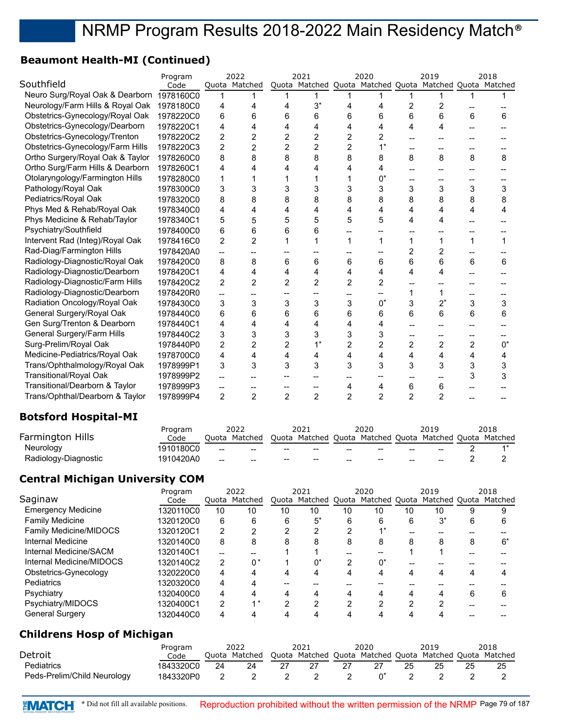## Beaumont Health-MI (Continued)

| Southfield | Program Code | 2022 Quota | 2022 Matched | 2021 Quota | 2021 Matched | 2020 Quota | 2020 Matched | 2019 Quota | 2019 Matched | 2018 Quota | 2018 Matched |
|---|---|---|---|---|---|---|---|---|---|---|---|
| Neuro Surg/Royal Oak & Dearborn | 1978160C0 | 1 | 1 | 1 | 1 | 1 | 1 | 1 | 1 | 1 | 1 |
| Neurology/Farm Hills & Royal Oak | 1978180C0 | 4 | 4 | 4 | 3* | 4 | 4 | 2 | 2 | -- | -- |
| Obstetrics-Gynecology/Royal Oak | 1978220C0 | 6 | 6 | 6 | 6 | 6 | 6 | 6 | 6 | 6 | 6 |
| Obstetrics-Gynecology/Dearborn | 1978220C1 | 4 | 4 | 4 | 4 | 4 | 4 | 4 | 4 | -- | -- |
| Obstetrics-Gynecology/Trenton | 1978220C2 | 2 | 2 | 2 | 2 | 2 | 2 | -- | -- | -- | -- |
| Obstetrics-Gynecology/Farm Hills | 1978220C3 | 2 | 2 | 2 | 2 | 2 | 1* | -- | -- | -- | -- |
| Ortho Surgery/Royal Oak & Taylor | 1978260C0 | 8 | 8 | 8 | 8 | 8 | 8 | 8 | 8 | 8 | 8 |
| Ortho Surg/Farm Hills & Dearborn | 1978260C1 | 4 | 4 | 4 | 4 | 4 | 4 | -- | -- | -- | -- |
| Otolaryngology/Farmington Hills | 1978280C0 | 1 | 1 | 1 | 1 | 1 | 0* | -- | -- | -- | -- |
| Pathology/Royal Oak | 1978300C0 | 3 | 3 | 3 | 3 | 3 | 3 | 3 | 3 | 3 | 3 |
| Pediatrics/Royal Oak | 1978320C0 | 8 | 8 | 8 | 8 | 8 | 8 | 8 | 8 | 8 | 8 |
| Phys Med & Rehab/Royal Oak | 1978340C0 | 4 | 4 | 4 | 4 | 4 | 4 | 4 | 4 | 4 | 4 |
| Phys Medicine & Rehab/Taylor | 1978340C1 | 5 | 5 | 5 | 5 | 5 | 5 | 4 | 4 | -- | -- |
| Psychiatry/Southfield | 1978400C0 | 6 | 6 | 6 | 6 | -- | -- | -- | -- | -- | -- |
| Intervent Rad (Integ)/Royal Oak | 1978416C0 | 2 | 2 | 1 | 1 | 1 | 1 | 1 | 1 | 1 | 1 |
| Rad-Diag/Farmington Hills | 1978420A0 | -- | -- | -- | -- | -- | -- | 2 | 2 | -- | -- |
| Radiology-Diagnostic/Royal Oak | 1978420C0 | 8 | 8 | 6 | 6 | 6 | 6 | 6 | 6 | 6 | 6 |
| Radiology-Diagnostic/Dearborn | 1978420C1 | 4 | 4 | 4 | 4 | 4 | 4 | 4 | 4 | -- | -- |
| Radiology-Diagnostic/Farm Hills | 1978420C2 | 2 | 2 | 2 | 2 | 2 | 2 | -- | -- | -- | -- |
| Radiology-Diagnostic/Dearborn | 1978420R0 | -- | -- | -- | -- | -- | -- | 1 | 1 | -- | -- |
| Radiation Oncology/Royal Oak | 1978430C0 | 3 | 3 | 3 | 3 | 3 | 0* | 3 | 2* | 3 | 3 |
| General Surgery/Royal Oak | 1978440C0 | 6 | 6 | 6 | 6 | 6 | 6 | 6 | 6 | 6 | 6 |
| Gen Surg/Trenton & Dearborn | 1978440C1 | 4 | 4 | 4 | 4 | 4 | 4 | -- | -- | -- | -- |
| General Surgery/Farm Hills | 1978440C2 | 3 | 3 | 3 | 3 | 3 | 3 | -- | -- | -- | -- |
| Surg-Prelim/Royal Oak | 1978440P0 | 2 | 2 | 2 | 1* | 2 | 2 | 2 | 2 | 2 | 0* |
| Medicine-Pediatrics/Royal Oak | 1978700C0 | 4 | 4 | 4 | 4 | 4 | 4 | 4 | 4 | 4 | 4 |
| Trans/Ophthalmology/Royal Oak | 1978999P1 | 3 | 3 | 3 | 3 | 3 | 3 | 3 | 3 | 3 | 3 |
| Transitional/Royal Oak | 1978999P2 | -- | -- | -- | -- | -- | -- | -- | -- | 3 | 3 |
| Transitional/Dearborn & Taylor | 1978999P3 | -- | -- | -- | -- | 4 | 4 | 6 | 6 | -- | -- |
| Trans/Ophthal/Dearborn & Taylor | 1978999P4 | 2 | 2 | 2 | 2 | 2 | 2 | 2 | 2 | -- | -- |

## Botsford Hospital-MI

| Farmington Hills | Program Code | 2022 Quota | 2022 Matched | 2021 Quota | 2021 Matched | 2020 Quota | 2020 Matched | 2019 Quota | 2019 Matched | 2018 Quota | 2018 Matched |
|---|---|---|---|---|---|---|---|---|---|---|---|
| Neurology | 1910180C0 | -- | -- | -- | -- | -- | -- | -- | -- | 2 | 1* |
| Radiology-Diagnostic | 1910420A0 | -- | -- | -- | -- | -- | -- | -- | -- | 2 | 2 |

## Central Michigan University COM

| Saginaw | Program Code | 2022 Quota | 2022 Matched | 2021 Quota | 2021 Matched | 2020 Quota | 2020 Matched | 2019 Quota | 2019 Matched | 2018 Quota | 2018 Matched |
|---|---|---|---|---|---|---|---|---|---|---|---|
| Emergency Medicine | 1320110C0 | 10 | 10 | 10 | 10 | 10 | 10 | 10 | 10 | 9 | 9 |
| Family Medicine | 1320120C0 | 6 | 6 | 6 | 5* | 6 | 6 | 6 | 3* | 6 | 6 |
| Family Medicine/MIDOCS | 1320120C1 | 2 | 2 | 2 | 2 | 2 | 1* | -- | -- | -- | -- |
| Internal Medicine | 1320140C0 | 8 | 8 | 8 | 8 | 8 | 8 | 8 | 8 | 8 | 6* |
| Internal Medicine/SACM | 1320140C1 | -- | -- | 1 | 1 | -- | -- | 1 | 1 | -- | -- |
| Internal Medicine/MIDOCS | 1320140C2 | 2 | 0* | 1 | 0* | 2 | 0* | -- | -- | -- | -- |
| Obstetrics-Gynecology | 1320220C0 | 4 | 4 | 4 | 4 | 4 | 4 | 4 | 4 | 4 | 4 |
| Pediatrics | 1320320C0 | 4 | 4 | -- | -- | -- | -- | -- | -- | -- | -- |
| Psychiatry | 1320400C0 | 4 | 4 | 4 | 4 | 4 | 4 | 4 | 4 | 6 | 6 |
| Psychiatry/MIDOCS | 1320400C1 | 2 | 1* | 2 | 2 | 2 | 2 | 2 | 2 | -- | -- |
| General Surgery | 1320440C0 | 4 | 4 | 4 | 4 | 4 | 4 | 4 | 4 | -- | -- |

## Childrens Hosp of Michigan

| Detroit | Program Code | 2022 Quota | 2022 Matched | 2021 Quota | 2021 Matched | 2020 Quota | 2020 Matched | 2019 Quota | 2019 Matched | 2018 Quota | 2018 Matched |
|---|---|---|---|---|---|---|---|---|---|---|---|
| Pediatrics | 1843320C0 | 24 | 24 | 27 | 27 | 27 | 27 | 25 | 25 | 25 | 25 |
| Peds-Prelim/Child Neurology | 1843320P0 | 2 | 2 | 2 | 2 | 2 | 0* | 2 | 2 | 2 | 2 |

\* Did not fill all available positions.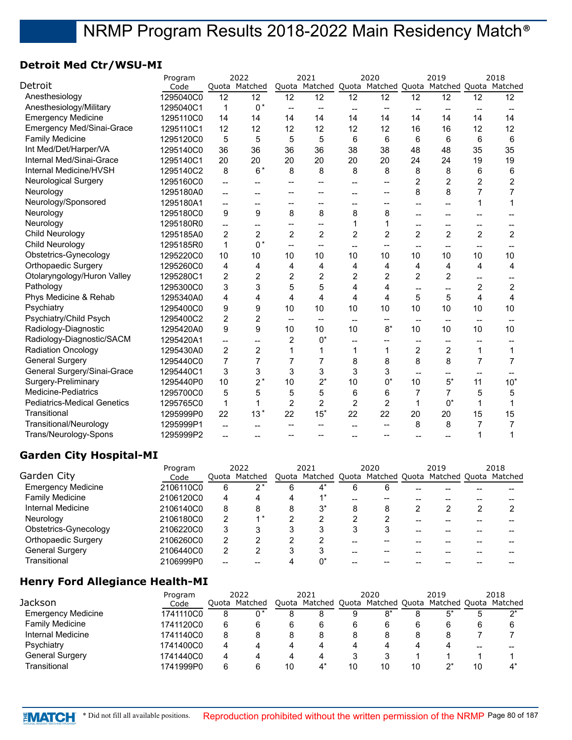## Detroit Med Ctr/WSU-MI

| Detroit | Program Code | 2022 Quota | 2022 Matched | 2021 Quota | 2021 Matched | 2020 Quota | 2020 Matched | 2019 Quota | 2019 Matched | 2018 Quota | 2018 Matched |
|---|---|---|---|---|---|---|---|---|---|---|---|
| Anesthesiology | 1295040C0 | 12 | 12 | 12 | 12 | 12 | 12 | 12 | 12 | 12 | 12 |
| Anesthesiology/Military | 1295040C1 | 1 | 0* | -- | -- | -- | -- | -- | -- | -- | -- |
| Emergency Medicine | 1295110C0 | 14 | 14 | 14 | 14 | 14 | 14 | 14 | 14 | 14 | 14 |
| Emergency Med/Sinai-Grace | 1295110C1 | 12 | 12 | 12 | 12 | 12 | 12 | 16 | 16 | 12 | 12 |
| Family Medicine | 1295120C0 | 5 | 5 | 5 | 5 | 6 | 6 | 6 | 6 | 6 | 6 |
| Int Med/Det/Harper/VA | 1295140C0 | 36 | 36 | 36 | 36 | 38 | 38 | 48 | 48 | 35 | 35 |
| Internal Med/Sinai-Grace | 1295140C1 | 20 | 20 | 20 | 20 | 20 | 20 | 24 | 24 | 19 | 19 |
| Internal Medicine/HVSH | 1295140C2 | 8 | 6* | 8 | 8 | 8 | 8 | 8 | 8 | 6 | 6 |
| Neurological Surgery | 1295160C0 | -- | -- | -- | -- | -- | -- | 2 | 2 | 2 | 2 |
| Neurology | 1295180A0 | -- | -- | -- | -- | -- | -- | 8 | 8 | 7 | 7 |
| Neurology/Sponsored | 1295180A1 | -- | -- | -- | -- | -- | -- | -- | -- | 1 | 1 |
| Neurology | 1295180C0 | 9 | 9 | 8 | 8 | 8 | 8 | -- | -- | -- | -- |
| Neurology | 1295180R0 | -- | -- | -- | -- | 1 | 1 | -- | -- | -- | -- |
| Child Neurology | 1295185A0 | 2 | 2 | 2 | 2 | 2 | 2 | 2 | 2 | 2 | 2 |
| Child Neurology | 1295185R0 | 1 | 0* | -- | -- | -- | -- | -- | -- | -- | -- |
| Obstetrics-Gynecology | 1295220C0 | 10 | 10 | 10 | 10 | 10 | 10 | 10 | 10 | 10 | 10 |
| Orthopaedic Surgery | 1295260C0 | 4 | 4 | 4 | 4 | 4 | 4 | 4 | 4 | 4 | 4 |
| Otolaryngology/Huron Valley | 1295280C1 | 2 | 2 | 2 | 2 | 2 | 2 | 2 | 2 | -- | -- |
| Pathology | 1295300C0 | 3 | 3 | 5 | 5 | 4 | 4 | -- | -- | 2 | 2 |
| Phys Medicine & Rehab | 1295340A0 | 4 | 4 | 4 | 4 | 4 | 4 | 5 | 5 | 4 | 4 |
| Psychiatry | 1295400C0 | 9 | 9 | 10 | 10 | 10 | 10 | 10 | 10 | 10 | 10 |
| Psychiatry/Child Psych | 1295400C2 | 2 | 2 | -- | -- | -- | -- | -- | -- | -- | -- |
| Radiology-Diagnostic | 1295420A0 | 9 | 9 | 10 | 10 | 10 | 8* | 10 | 10 | 10 | 10 |
| Radiology-Diagnostic/SACM | 1295420A1 | -- | -- | 2 | 0* | -- | -- | -- | -- | -- | -- |
| Radiation Oncology | 1295430A0 | 2 | 2 | 1 | 1 | 1 | 1 | 2 | 2 | 1 | 1 |
| General Surgery | 1295440C0 | 7 | 7 | 7 | 7 | 8 | 8 | 8 | 8 | 7 | 7 |
| General Surgery/Sinai-Grace | 1295440C1 | 3 | 3 | 3 | 3 | 3 | 3 | -- | -- | -- | -- |
| Surgery-Preliminary | 1295440P0 | 10 | 2* | 10 | 2* | 10 | 0* | 10 | 5* | 11 | 10* |
| Medicine-Pediatrics | 1295700C0 | 5 | 5 | 5 | 5 | 6 | 6 | 7 | 7 | 5 | 5 |
| Pediatrics-Medical Genetics | 1295765C0 | 1 | 1 | 2 | 2 | 2 | 2 | 1 | 0* | 1 | 1 |
| Transitional | 1295999P0 | 22 | 13* | 22 | 15* | 22 | 22 | 20 | 20 | 15 | 15 |
| Transitional/Neurology | 1295999P1 | -- | -- | -- | -- | -- | -- | 8 | 8 | 7 | 7 |
| Trans/Neurology-Spons | 1295999P2 | -- | -- | -- | -- | -- | -- | -- | -- | 1 | 1 |

## Garden City Hospital-MI

| Garden City | Program Code | 2022 Quota | 2022 Matched | 2021 Quota | 2021 Matched | 2020 Quota | 2020 Matched | 2019 Quota | 2019 Matched | 2018 Quota | 2018 Matched |
|---|---|---|---|---|---|---|---|---|---|---|---|
| Emergency Medicine | 2106110C0 | 6 | 2* | 6 | 4* | 6 | 6 | -- | -- | -- | -- |
| Family Medicine | 2106120C0 | 4 | 4 | 4 | 1* | -- | -- | -- | -- | -- | -- |
| Internal Medicine | 2106140C0 | 8 | 8 | 8 | 3* | 8 | 8 | 2 | 2 | 2 | 2 |
| Neurology | 2106180C0 | 2 | 1* | 2 | 2 | 2 | 2 | -- | -- | -- | -- |
| Obstetrics-Gynecology | 2106220C0 | 3 | 3 | 3 | 3 | 3 | 3 | -- | -- | -- | -- |
| Orthopaedic Surgery | 2106260C0 | 2 | 2 | 2 | 2 | -- | -- | -- | -- | -- | -- |
| General Surgery | 2106440C0 | 2 | 2 | 3 | 3 | -- | -- | -- | -- | -- | -- |
| Transitional | 2106999P0 | -- | -- | 4 | 0* | -- | -- | -- | -- | -- | -- |

## Henry Ford Allegiance Health-MI

| Jackson | Program Code | 2022 Quota | 2022 Matched | 2021 Quota | 2021 Matched | 2020 Quota | 2020 Matched | 2019 Quota | 2019 Matched | 2018 Quota | 2018 Matched |
|---|---|---|---|---|---|---|---|---|---|---|---|
| Emergency Medicine | 1741110C0 | 8 | 0* | 8 | 8 | 9 | 8* | 8 | 5* | 5 | 2* |
| Family Medicine | 1741120C0 | 6 | 6 | 6 | 6 | 6 | 6 | 6 | 6 | 6 | 6 |
| Internal Medicine | 1741140C0 | 8 | 8 | 8 | 8 | 8 | 8 | 8 | 8 | 7 | 7 |
| Psychiatry | 1741400C0 | 4 | 4 | 4 | 4 | 4 | 4 | 4 | 4 | -- | -- |
| General Surgery | 1741440C0 | 4 | 4 | 4 | 4 | 3 | 3 | 1 | 1 | 1 | 1 |
| Transitional | 1741999P0 | 6 | 6 | 10 | 4* | 10 | 10 | 10 | 2* | 10 | 4* |

* Did not fill all available positions.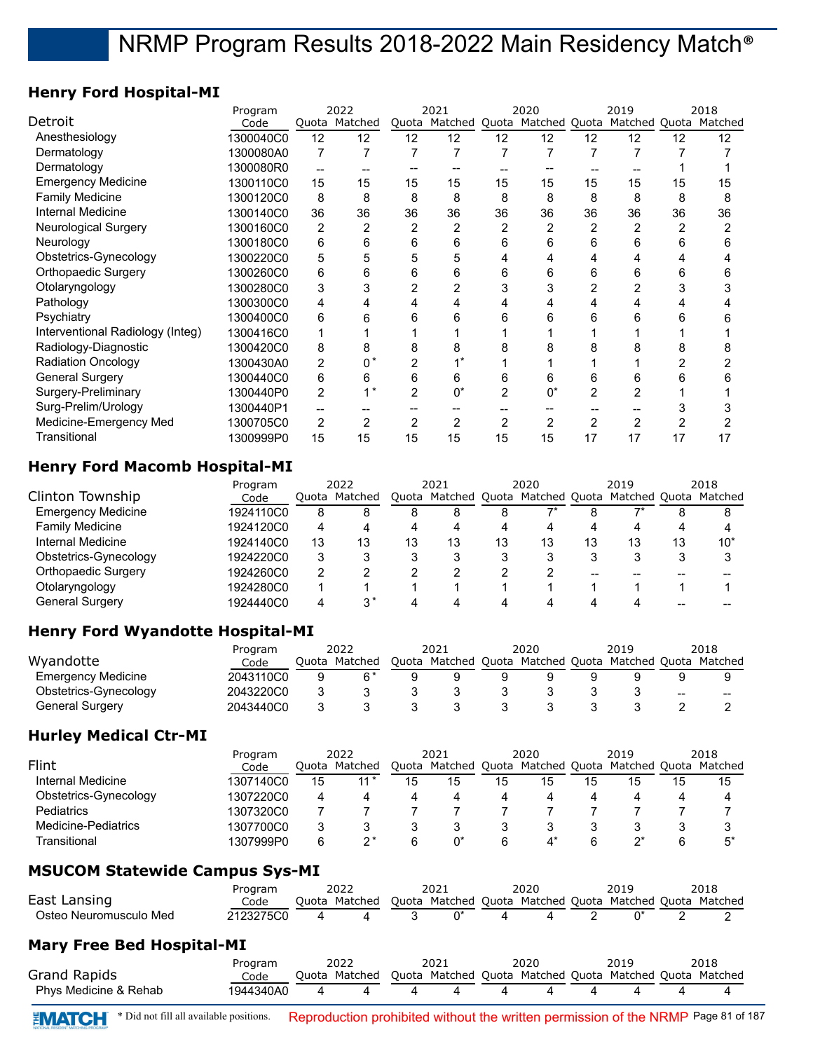## Henry Ford Hospital-MI

| Detroit | Program Code | 2022 Quota | 2022 Matched | 2021 Quota | 2021 Matched | 2020 Quota | 2020 Matched | 2019 Quota | 2019 Matched | 2018 Quota | 2018 Matched |
|---|---|---|---|---|---|---|---|---|---|---|---|
| Anesthesiology | 1300040C0 | 12 | 12 | 12 | 12 | 12 | 12 | 12 | 12 | 12 | 12 |
| Dermatology | 1300080A0 | 7 | 7 | 7 | 7 | 7 | 7 | 7 | 7 | 7 | 7 |
| Dermatology | 1300080R0 | -- | -- | -- | -- | -- | -- | -- | -- | 1 | 1 |
| Emergency Medicine | 1300110C0 | 15 | 15 | 15 | 15 | 15 | 15 | 15 | 15 | 15 | 15 |
| Family Medicine | 1300120C0 | 8 | 8 | 8 | 8 | 8 | 8 | 8 | 8 | 8 | 8 |
| Internal Medicine | 1300140C0 | 36 | 36 | 36 | 36 | 36 | 36 | 36 | 36 | 36 | 36 |
| Neurological Surgery | 1300160C0 | 2 | 2 | 2 | 2 | 2 | 2 | 2 | 2 | 2 | 2 |
| Neurology | 1300180C0 | 6 | 6 | 6 | 6 | 6 | 6 | 6 | 6 | 6 | 6 |
| Obstetrics-Gynecology | 1300220C0 | 5 | 5 | 5 | 5 | 4 | 4 | 4 | 4 | 4 | 4 |
| Orthopaedic Surgery | 1300260C0 | 6 | 6 | 6 | 6 | 6 | 6 | 6 | 6 | 6 | 6 |
| Otolaryngology | 1300280C0 | 3 | 3 | 2 | 2 | 3 | 3 | 2 | 2 | 3 | 3 |
| Pathology | 1300300C0 | 4 | 4 | 4 | 4 | 4 | 4 | 4 | 4 | 4 | 4 |
| Psychiatry | 1300400C0 | 6 | 6 | 6 | 6 | 6 | 6 | 6 | 6 | 6 | 6 |
| Interventional Radiology (Integ) | 1300416C0 | 1 | 1 | 1 | 1 | 1 | 1 | 1 | 1 | 1 | 1 |
| Radiology-Diagnostic | 1300420C0 | 8 | 8 | 8 | 8 | 8 | 8 | 8 | 8 | 8 | 8 |
| Radiation Oncology | 1300430A0 | 2 | 0* | 2 | 1* | 1 | 1 | 1 | 1 | 2 | 2 |
| General Surgery | 1300440C0 | 6 | 6 | 6 | 6 | 6 | 6 | 6 | 6 | 6 | 6 |
| Surgery-Preliminary | 1300440P0 | 2 | 1* | 2 | 0* | 2 | 0* | 2 | 2 | 1 | 1 |
| Surg-Prelim/Urology | 1300440P1 | -- | -- | -- | -- | -- | -- | -- | -- | 3 | 3 |
| Medicine-Emergency Med | 1300705C0 | 2 | 2 | 2 | 2 | 2 | 2 | 2 | 2 | 2 | 2 |
| Transitional | 1300999P0 | 15 | 15 | 15 | 15 | 15 | 15 | 17 | 17 | 17 | 17 |

## Henry Ford Macomb Hospital-MI

| Clinton Township | Program Code | 2022 Quota | 2022 Matched | 2021 Quota | 2021 Matched | 2020 Quota | 2020 Matched | 2019 Quota | 2019 Matched | 2018 Quota | 2018 Matched |
|---|---|---|---|---|---|---|---|---|---|---|---|
| Emergency Medicine | 1924110C0 | 8 | 8 | 8 | 8 | 8 | 7* | 8 | 7* | 8 | 8 |
| Family Medicine | 1924120C0 | 4 | 4 | 4 | 4 | 4 | 4 | 4 | 4 | 4 | 4 |
| Internal Medicine | 1924140C0 | 13 | 13 | 13 | 13 | 13 | 13 | 13 | 13 | 13 | 10* |
| Obstetrics-Gynecology | 1924220C0 | 3 | 3 | 3 | 3 | 3 | 3 | 3 | 3 | 3 | 3 |
| Orthopaedic Surgery | 1924260C0 | 2 | 2 | 2 | 2 | 2 | 2 | -- | -- | -- | -- |
| Otolaryngology | 1924280C0 | 1 | 1 | 1 | 1 | 1 | 1 | 1 | 1 | 1 | 1 |
| General Surgery | 1924440C0 | 4 | 3* | 4 | 4 | 4 | 4 | 4 | 4 | -- | -- |

## Henry Ford Wyandotte Hospital-MI

| Wyandotte | Program Code | 2022 Quota | 2022 Matched | 2021 Quota | 2021 Matched | 2020 Quota | 2020 Matched | 2019 Quota | 2019 Matched | 2018 Quota | 2018 Matched |
|---|---|---|---|---|---|---|---|---|---|---|---|
| Emergency Medicine | 2043110C0 | 9 | 6* | 9 | 9 | 9 | 9 | 9 | 9 | 9 | 9 |
| Obstetrics-Gynecology | 2043220C0 | 3 | 3 | 3 | 3 | 3 | 3 | 3 | 3 | -- | -- |
| General Surgery | 2043440C0 | 3 | 3 | 3 | 3 | 3 | 3 | 3 | 3 | 2 | 2 |

## Hurley Medical Ctr-MI

| Flint | Program Code | 2022 Quota | 2022 Matched | 2021 Quota | 2021 Matched | 2020 Quota | 2020 Matched | 2019 Quota | 2019 Matched | 2018 Quota | 2018 Matched |
|---|---|---|---|---|---|---|---|---|---|---|---|
| Internal Medicine | 1307140C0 | 15 | 11* | 15 | 15 | 15 | 15 | 15 | 15 | 15 | 15 |
| Obstetrics-Gynecology | 1307220C0 | 4 | 4 | 4 | 4 | 4 | 4 | 4 | 4 | 4 | 4 |
| Pediatrics | 1307320C0 | 7 | 7 | 7 | 7 | 7 | 7 | 7 | 7 | 7 | 7 |
| Medicine-Pediatrics | 1307700C0 | 3 | 3 | 3 | 3 | 3 | 3 | 3 | 3 | 3 | 3 |
| Transitional | 1307999P0 | 6 | 2* | 6 | 0* | 6 | 4* | 6 | 2* | 6 | 5* |

## MSUCOM Statewide Campus Sys-MI

| East Lansing | Program Code | 2022 Quota | 2022 Matched | 2021 Quota | 2021 Matched | 2020 Quota | 2020 Matched | 2019 Quota | 2019 Matched | 2018 Quota | 2018 Matched |
|---|---|---|---|---|---|---|---|---|---|---|---|
| Osteo Neuromusculo Med | 2123275C0 | 4 | 4 | 3 | 0* | 4 | 4 | 2 | 0* | 2 | 2 |

## Mary Free Bed Hospital-MI

| Grand Rapids | Program Code | 2022 Quota | 2022 Matched | 2021 Quota | 2021 Matched | 2020 Quota | 2020 Matched | 2019 Quota | 2019 Matched | 2018 Quota | 2018 Matched |
|---|---|---|---|---|---|---|---|---|---|---|---|
| Phys Medicine & Rehab | 1944340A0 | 4 | 4 | 4 | 4 | 4 | 4 | 4 | 4 | 4 | 4 |

\* Did not fill all available positions.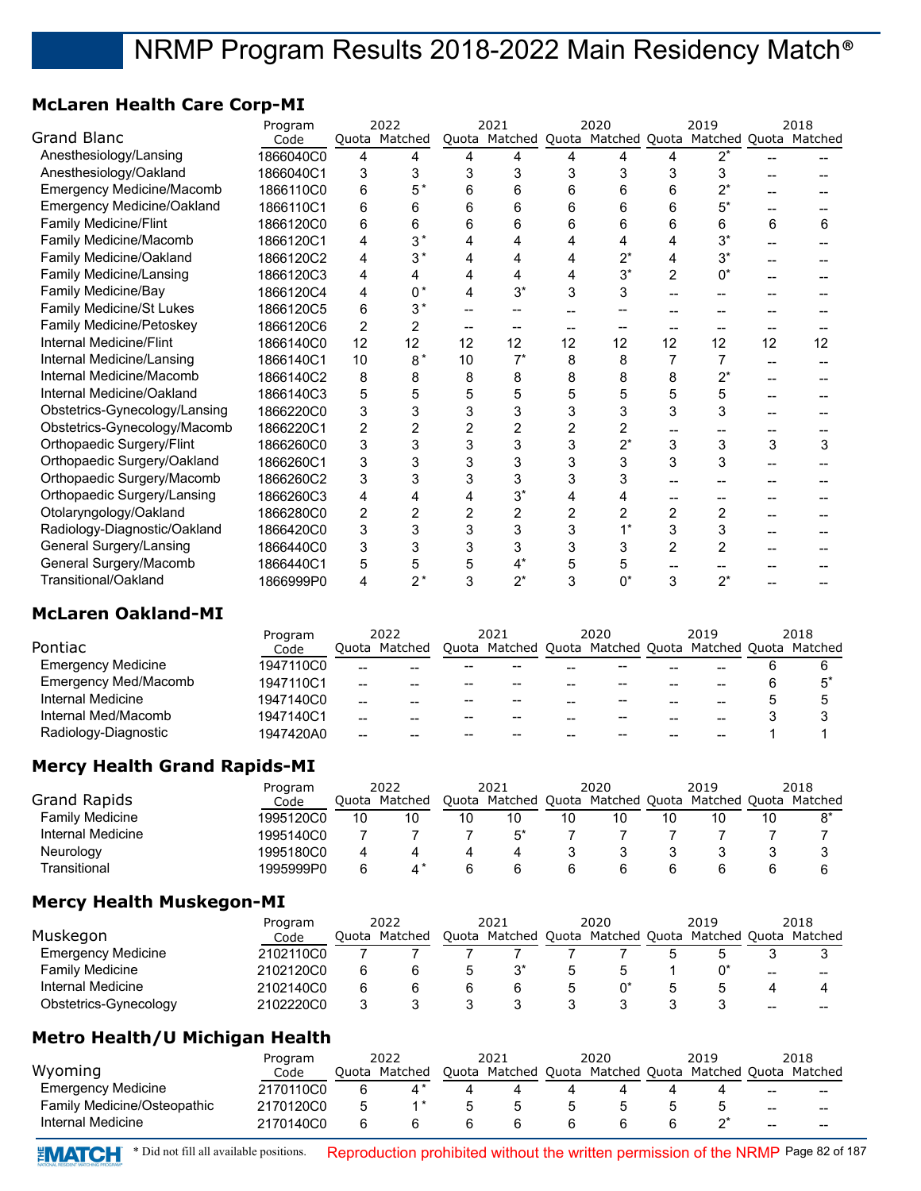# NRMP Program Results 2018-2022 Main Residency Match®

## McLaren Health Care Corp-MI

| Grand Blanc | Program Code | 2022 Quota | 2022 Matched | 2021 Quota | 2021 Matched | 2020 Quota | 2020 Matched | 2019 Quota | 2019 Matched | 2018 Quota | 2018 Matched |
|---|---|---|---|---|---|---|---|---|---|---|---|
| Anesthesiology/Lansing | 1866040C0 | 4 | 4 | 4 | 4 | 4 | 4 | 4 | 2* | -- | -- |
| Anesthesiology/Oakland | 1866040C1 | 3 | 3 | 3 | 3 | 3 | 3 | 3 | 3 | -- | -- |
| Emergency Medicine/Macomb | 1866110C0 | 6 | 5* | 6 | 6 | 6 | 6 | 6 | 2* | -- | -- |
| Emergency Medicine/Oakland | 1866110C1 | 6 | 6 | 6 | 6 | 6 | 6 | 6 | 5* | -- | -- |
| Family Medicine/Flint | 1866120C0 | 6 | 6 | 6 | 6 | 6 | 6 | 6 | 6 | 6 | 6 |
| Family Medicine/Macomb | 1866120C1 | 4 | 3* | 4 | 4 | 4 | 4 | 4 | 3* | -- | -- |
| Family Medicine/Oakland | 1866120C2 | 4 | 3* | 4 | 4 | 4 | 2* | 4 | 3* | -- | -- |
| Family Medicine/Lansing | 1866120C3 | 4 | 4 | 4 | 4 | 4 | 3* | 2 | 0* | -- | -- |
| Family Medicine/Bay | 1866120C4 | 4 | 0* | 4 | 3* | 3 | 3 | -- | -- | -- | -- |
| Family Medicine/St Lukes | 1866120C5 | 6 | 3* | -- | -- | -- | -- | -- | -- | -- | -- |
| Family Medicine/Petoskey | 1866120C6 | 2 | 2 | -- | -- | -- | -- | -- | -- | -- | -- |
| Internal Medicine/Flint | 1866140C0 | 12 | 12 | 12 | 12 | 12 | 12 | 12 | 12 | 12 | 12 |
| Internal Medicine/Lansing | 1866140C1 | 10 | 8* | 10 | 7* | 8 | 8 | 7 | 7 | -- | -- |
| Internal Medicine/Macomb | 1866140C2 | 8 | 8 | 8 | 8 | 8 | 8 | 8 | 2* | -- | -- |
| Internal Medicine/Oakland | 1866140C3 | 5 | 5 | 5 | 5 | 5 | 5 | 5 | 5 | -- | -- |
| Obstetrics-Gynecology/Lansing | 1866220C0 | 3 | 3 | 3 | 3 | 3 | 3 | 3 | 3 | -- | -- |
| Obstetrics-Gynecology/Macomb | 1866220C1 | 2 | 2 | 2 | 2 | 2 | 2 | -- | -- | -- | -- |
| Orthopaedic Surgery/Flint | 1866260C0 | 3 | 3 | 3 | 3 | 3 | 2* | 3 | 3 | 3 | 3 |
| Orthopaedic Surgery/Oakland | 1866260C1 | 3 | 3 | 3 | 3 | 3 | 3 | 3 | 3 | -- | -- |
| Orthopaedic Surgery/Macomb | 1866260C2 | 3 | 3 | 3 | 3 | 3 | 3 | -- | -- | -- | -- |
| Orthopaedic Surgery/Lansing | 1866260C3 | 4 | 4 | 4 | 3* | 4 | 4 | -- | -- | -- | -- |
| Otolaryngology/Oakland | 1866280C0 | 2 | 2 | 2 | 2 | 2 | 2 | 2 | 2 | -- | -- |
| Radiology-Diagnostic/Oakland | 1866420C0 | 3 | 3 | 3 | 3 | 3 | 1* | 3 | 3 | -- | -- |
| General Surgery/Lansing | 1866440C0 | 3 | 3 | 3 | 3 | 3 | 3 | 2 | 2 | -- | -- |
| General Surgery/Macomb | 1866440C1 | 5 | 5 | 5 | 4* | 5 | 5 | -- | -- | -- | -- |
| Transitional/Oakland | 1866999P0 | 4 | 2* | 3 | 2* | 3 | 0* | 3 | 2* | -- | -- |

## McLaren Oakland-MI

| Pontiac | Program Code | 2022 Quota | 2022 Matched | 2021 Quota | 2021 Matched | 2020 Quota | 2020 Matched | 2019 Quota | 2019 Matched | 2018 Quota | 2018 Matched |
|---|---|---|---|---|---|---|---|---|---|---|---|
| Emergency Medicine | 1947110C0 | -- | -- | -- | -- | -- | -- | -- | -- | 6 | 6 |
| Emergency Med/Macomb | 1947110C1 | -- | -- | -- | -- | -- | -- | -- | -- | 6 | 5* |
| Internal Medicine | 1947140C0 | -- | -- | -- | -- | -- | -- | -- | -- | 5 | 5 |
| Internal Med/Macomb | 1947140C1 | -- | -- | -- | -- | -- | -- | -- | -- | 3 | 3 |
| Radiology-Diagnostic | 1947420A0 | -- | -- | -- | -- | -- | -- | -- | -- | 1 | 1 |

## Mercy Health Grand Rapids-MI

| Grand Rapids | Program Code | 2022 Quota | 2022 Matched | 2021 Quota | 2021 Matched | 2020 Quota | 2020 Matched | 2019 Quota | 2019 Matched | 2018 Quota | 2018 Matched |
|---|---|---|---|---|---|---|---|---|---|---|---|
| Family Medicine | 1995120C0 | 10 | 10 | 10 | 10 | 10 | 10 | 10 | 10 | 10 | 8* |
| Internal Medicine | 1995140C0 | 7 | 7 | 7 | 5* | 7 | 7 | 7 | 7 | 7 | 7 |
| Neurology | 1995180C0 | 4 | 4 | 4 | 4 | 3 | 3 | 3 | 3 | 3 | 3 |
| Transitional | 1995999P0 | 6 | 4* | 6 | 6 | 6 | 6 | 6 | 6 | 6 | 6 |

## Mercy Health Muskegon-MI

| Muskegon | Program Code | 2022 Quota | 2022 Matched | 2021 Quota | 2021 Matched | 2020 Quota | 2020 Matched | 2019 Quota | 2019 Matched | 2018 Quota | 2018 Matched |
|---|---|---|---|---|---|---|---|---|---|---|---|
| Emergency Medicine | 2102110C0 | 7 | 7 | 7 | 7 | 7 | 7 | 5 | 5 | 3 | 3 |
| Family Medicine | 2102120C0 | 6 | 6 | 5 | 3* | 5 | 5 | 1 | 0* | -- | -- |
| Internal Medicine | 2102140C0 | 6 | 6 | 6 | 6 | 5 | 0* | 5 | 5 | 4 | 4 |
| Obstetrics-Gynecology | 2102220C0 | 3 | 3 | 3 | 3 | 3 | 3 | 3 | 3 | -- | -- |

## Metro Health/U Michigan Health

| Wyoming | Program Code | 2022 Quota | 2022 Matched | 2021 Quota | 2021 Matched | 2020 Quota | 2020 Matched | 2019 Quota | 2019 Matched | 2018 Quota | 2018 Matched |
|---|---|---|---|---|---|---|---|---|---|---|---|
| Emergency Medicine | 2170110C0 | 6 | 4* | 4 | 4 | 4 | 4 | 4 | 4 | -- | -- |
| Family Medicine/Osteopathic | 2170120C0 | 5 | 1* | 5 | 5 | 5 | 5 | 5 | 5 | -- | -- |
| Internal Medicine | 2170140C0 | 6 | 6 | 6 | 6 | 6 | 6 | 6 | 2* | -- | -- |

\* Did not fill all available positions.

Reproduction prohibited without the written permission of the NRMP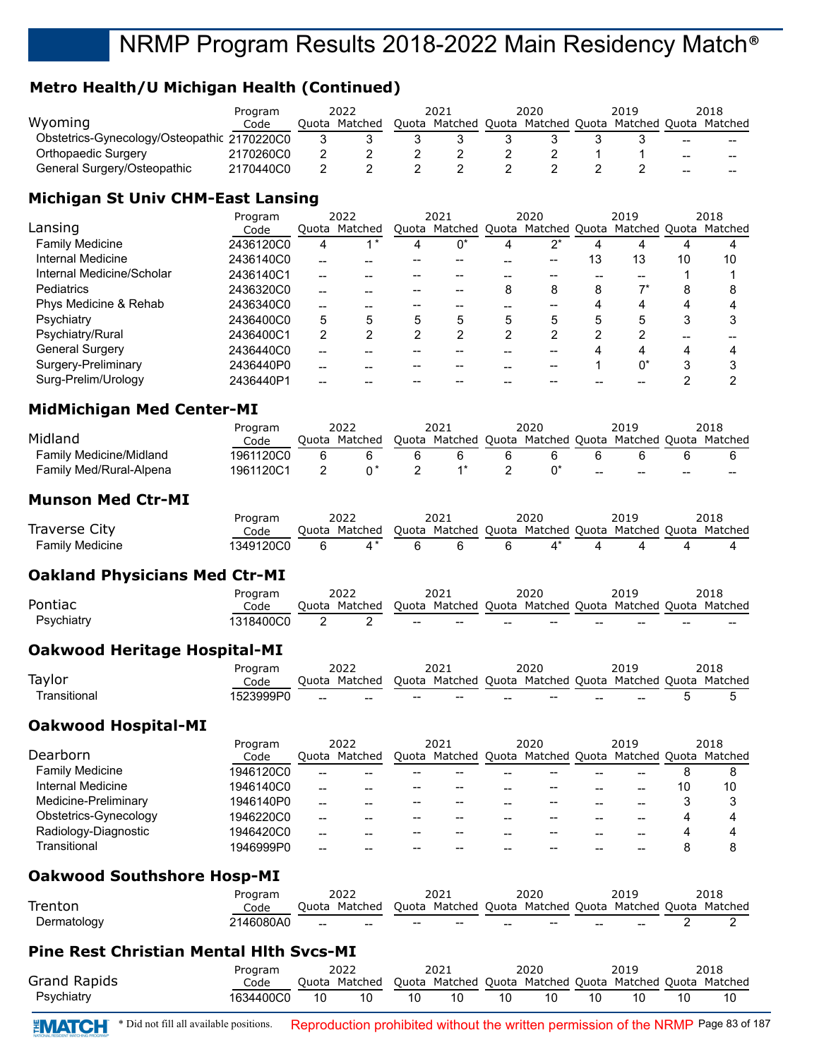# NRMP Program Results 2018-2022 Main Residency Match®

## Metro Health/U Michigan Health (Continued)

| Wyoming | Program Code | 2022 Quota | 2022 Matched | 2021 Quota | 2021 Matched | 2020 Quota | 2020 Matched | 2019 Quota | 2019 Matched | 2018 Quota | 2018 Matched |
|---|---|---|---|---|---|---|---|---|---|---|---|
| Obstetrics-Gynecology/Osteopathic | 2170220C0 | 3 | 3 | 3 | 3 | 3 | 3 | 3 | 3 | -- | -- |
| Orthopaedic Surgery | 2170260C0 | 2 | 2 | 2 | 2 | 2 | 2 | 1 | 1 | -- | -- |
| General Surgery/Osteopathic | 2170440C0 | 2 | 2 | 2 | 2 | 2 | 2 | 2 | 2 | -- | -- |

## Michigan St Univ CHM-East Lansing

| Lansing | Program Code | 2022 Quota | 2022 Matched | 2021 Quota | 2021 Matched | 2020 Quota | 2020 Matched | 2019 Quota | 2019 Matched | 2018 Quota | 2018 Matched |
|---|---|---|---|---|---|---|---|---|---|---|---|
| Family Medicine | 2436120C0 | 4 | 1* | 4 | 0* | 4 | 2* | 4 | 4 | 4 | 4 |
| Internal Medicine | 2436140C0 | -- | -- | -- | -- | -- | -- | 13 | 13 | 10 | 10 |
| Internal Medicine/Scholar | 2436140C1 | -- | -- | -- | -- | -- | -- | -- | -- | 1 | 1 |
| Pediatrics | 2436320C0 | -- | -- | -- | -- | 8 | 8 | 8 | 7* | 8 | 8 |
| Phys Medicine & Rehab | 2436340C0 | -- | -- | -- | -- | -- | -- | 4 | 4 | 4 | 4 |
| Psychiatry | 2436400C0 | 5 | 5 | 5 | 5 | 5 | 5 | 5 | 5 | 3 | 3 |
| Psychiatry/Rural | 2436400C1 | 2 | 2 | 2 | 2 | 2 | 2 | 2 | 2 | -- | -- |
| General Surgery | 2436440C0 | -- | -- | -- | -- | -- | -- | 4 | 4 | 4 | 4 |
| Surgery-Preliminary | 2436440P0 | -- | -- | -- | -- | -- | -- | 1 | 0* | 3 | 3 |
| Surg-Prelim/Urology | 2436440P1 | -- | -- | -- | -- | -- | -- | -- | -- | 2 | 2 |

## MidMichigan Med Center-MI

| Midland | Program Code | 2022 Quota | 2022 Matched | 2021 Quota | 2021 Matched | 2020 Quota | 2020 Matched | 2019 Quota | 2019 Matched | 2018 Quota | 2018 Matched |
|---|---|---|---|---|---|---|---|---|---|---|---|
| Family Medicine/Midland | 1961120C0 | 6 | 6 | 6 | 6 | 6 | 6 | 6 | 6 | 6 | 6 |
| Family Med/Rural-Alpena | 1961120C1 | 2 | 0* | 2 | 1* | 2 | 0* | -- | -- | -- | -- |

## Munson Med Ctr-MI

| Traverse City | Program Code | 2022 Quota | 2022 Matched | 2021 Quota | 2021 Matched | 2020 Quota | 2020 Matched | 2019 Quota | 2019 Matched | 2018 Quota | 2018 Matched |
|---|---|---|---|---|---|---|---|---|---|---|---|
| Family Medicine | 1349120C0 | 6 | 4* | 6 | 6 | 6 | 4* | 4 | 4 | 4 | 4 |

## Oakland Physicians Med Ctr-MI

| Pontiac | Program Code | 2022 Quota | 2022 Matched | 2021 Quota | 2021 Matched | 2020 Quota | 2020 Matched | 2019 Quota | 2019 Matched | 2018 Quota | 2018 Matched |
|---|---|---|---|---|---|---|---|---|---|---|---|
| Psychiatry | 1318400C0 | 2 | 2 | -- | -- | -- | -- | -- | -- | -- | -- |

## Oakwood Heritage Hospital-MI

| Taylor | Program Code | 2022 Quota | 2022 Matched | 2021 Quota | 2021 Matched | 2020 Quota | 2020 Matched | 2019 Quota | 2019 Matched | 2018 Quota | 2018 Matched |
|---|---|---|---|---|---|---|---|---|---|---|---|
| Transitional | 1523999P0 | -- | -- | -- | -- | -- | -- | -- | -- | 5 | 5 |

## Oakwood Hospital-MI

| Dearborn | Program Code | 2022 Quota | 2022 Matched | 2021 Quota | 2021 Matched | 2020 Quota | 2020 Matched | 2019 Quota | 2019 Matched | 2018 Quota | 2018 Matched |
|---|---|---|---|---|---|---|---|---|---|---|---|
| Family Medicine | 1946120C0 | -- | -- | -- | -- | -- | -- | -- | -- | 8 | 8 |
| Internal Medicine | 1946140C0 | -- | -- | -- | -- | -- | -- | -- | -- | 10 | 10 |
| Medicine-Preliminary | 1946140P0 | -- | -- | -- | -- | -- | -- | -- | -- | 3 | 3 |
| Obstetrics-Gynecology | 1946220C0 | -- | -- | -- | -- | -- | -- | -- | -- | 4 | 4 |
| Radiology-Diagnostic | 1946420C0 | -- | -- | -- | -- | -- | -- | -- | -- | 4 | 4 |
| Transitional | 1946999P0 | -- | -- | -- | -- | -- | -- | -- | -- | 8 | 8 |

## Oakwood Southshore Hosp-MI

| Trenton | Program Code | 2022 Quota | 2022 Matched | 2021 Quota | 2021 Matched | 2020 Quota | 2020 Matched | 2019 Quota | 2019 Matched | 2018 Quota | 2018 Matched |
|---|---|---|---|---|---|---|---|---|---|---|---|
| Dermatology | 2146080A0 | -- | -- | -- | -- | -- | -- | -- | -- | 2 | 2 |

## Pine Rest Christian Mental Hlth Svcs-MI

| Grand Rapids | Program Code | 2022 Quota | 2022 Matched | 2021 Quota | 2021 Matched | 2020 Quota | 2020 Matched | 2019 Quota | 2019 Matched | 2018 Quota | 2018 Matched |
|---|---|---|---|---|---|---|---|---|---|---|---|
| Psychiatry | 1634400C0 | 10 | 10 | 10 | 10 | 10 | 10 | 10 | 10 | 10 | 10 |

* Did not fill all available positions.

Reproduction prohibited without the written permission of the NRMP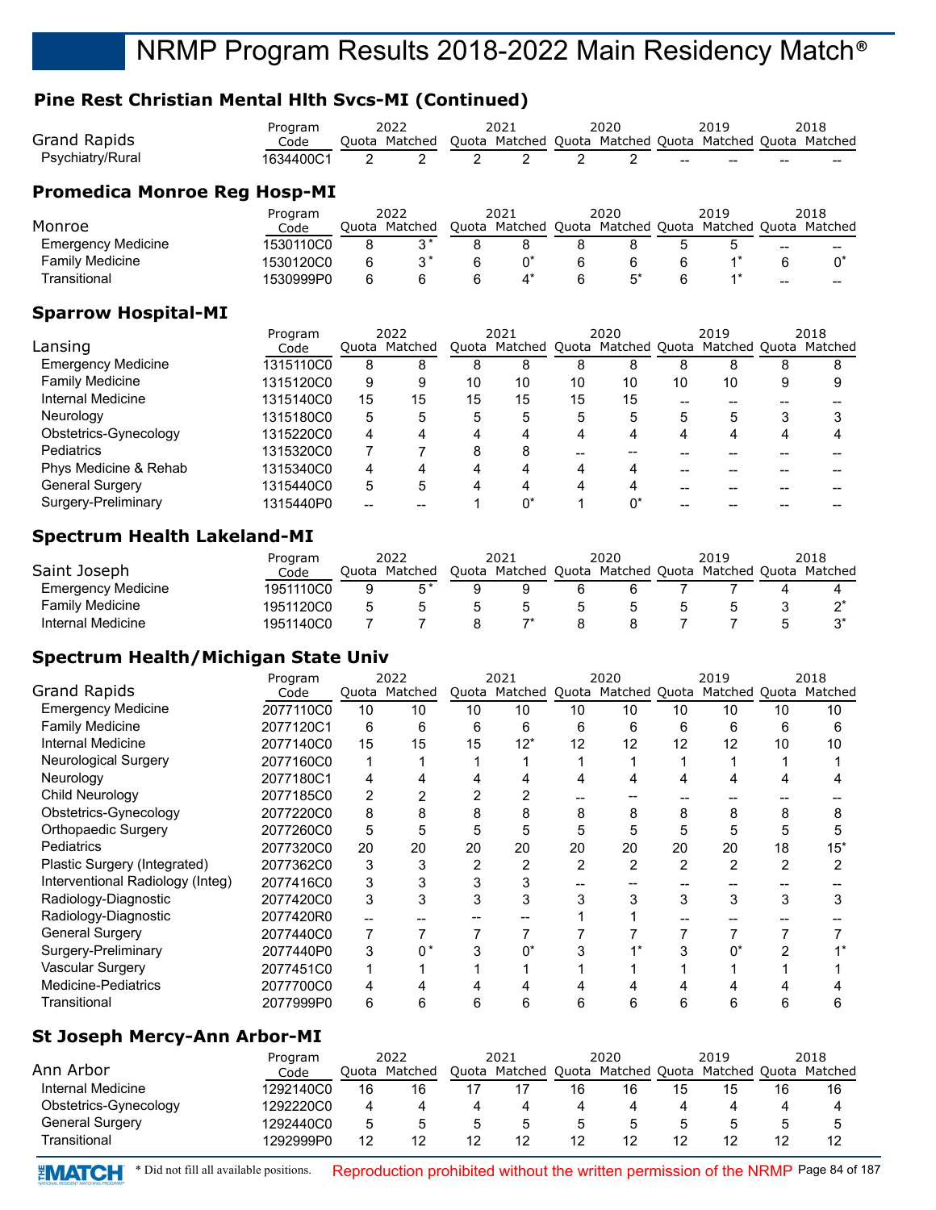## Pine Rest Christian Mental Hlth Svcs-MI (Continued)

| Grand Rapids | Program Code | 2022 Quota | 2022 Matched | 2021 Quota | 2021 Matched | 2020 Quota | 2020 Matched | 2019 Quota | 2019 Matched | 2018 Quota | 2018 Matched |
|---|---|---|---|---|---|---|---|---|---|---|---|
| Psychiatry/Rural | 1634400C1 | 2 | 2 | 2 | 2 | 2 | 2 | -- | -- | -- | -- |

## Promedica Monroe Reg Hosp-MI

| Monroe | Program Code | 2022 Quota | 2022 Matched | 2021 Quota | 2021 Matched | 2020 Quota | 2020 Matched | 2019 Quota | 2019 Matched | 2018 Quota | 2018 Matched |
|---|---|---|---|---|---|---|---|---|---|---|---|
| Emergency Medicine | 1530110C0 | 8 | 3* | 8 | 8 | 8 | 8 | 5 | 5 | -- | -- |
| Family Medicine | 1530120C0 | 6 | 3* | 6 | 0* | 6 | 6 | 6 | 1* | 6 | 0* |
| Transitional | 1530999P0 | 6 | 6 | 6 | 4* | 6 | 5* | 6 | 1* | -- | -- |

## Sparrow Hospital-MI

| Lansing | Program Code | 2022 Quota | 2022 Matched | 2021 Quota | 2021 Matched | 2020 Quota | 2020 Matched | 2019 Quota | 2019 Matched | 2018 Quota | 2018 Matched |
|---|---|---|---|---|---|---|---|---|---|---|---|
| Emergency Medicine | 1315110C0 | 8 | 8 | 8 | 8 | 8 | 8 | 8 | 8 | 8 | 8 |
| Family Medicine | 1315120C0 | 9 | 9 | 10 | 10 | 10 | 10 | 10 | 10 | 9 | 9 |
| Internal Medicine | 1315140C0 | 15 | 15 | 15 | 15 | 15 | 15 | -- | -- | -- | -- |
| Neurology | 1315180C0 | 5 | 5 | 5 | 5 | 5 | 5 | 5 | 5 | 3 | 3 |
| Obstetrics-Gynecology | 1315220C0 | 4 | 4 | 4 | 4 | 4 | 4 | 4 | 4 | 4 | 4 |
| Pediatrics | 1315320C0 | 7 | 7 | 8 | 8 | -- | -- | -- | -- | -- | -- |
| Phys Medicine & Rehab | 1315340C0 | 4 | 4 | 4 | 4 | 4 | 4 | -- | -- | -- | -- |
| General Surgery | 1315440C0 | 5 | 5 | 4 | 4 | 4 | 4 | -- | -- | -- | -- |
| Surgery-Preliminary | 1315440P0 | -- | -- | 1 | 0* | 1 | 0* | -- | -- | -- | -- |

## Spectrum Health Lakeland-MI

| Saint Joseph | Program Code | 2022 Quota | 2022 Matched | 2021 Quota | 2021 Matched | 2020 Quota | 2020 Matched | 2019 Quota | 2019 Matched | 2018 Quota | 2018 Matched |
|---|---|---|---|---|---|---|---|---|---|---|---|
| Emergency Medicine | 1951110C0 | 9 | 5* | 9 | 9 | 6 | 6 | 7 | 7 | 4 | 4 |
| Family Medicine | 1951120C0 | 5 | 5 | 5 | 5 | 5 | 5 | 5 | 5 | 3 | 2* |
| Internal Medicine | 1951140C0 | 7 | 7 | 8 | 7* | 8 | 8 | 7 | 7 | 5 | 3* |

## Spectrum Health/Michigan State Univ

| Grand Rapids | Program Code | 2022 Quota | 2022 Matched | 2021 Quota | 2021 Matched | 2020 Quota | 2020 Matched | 2019 Quota | 2019 Matched | 2018 Quota | 2018 Matched |
|---|---|---|---|---|---|---|---|---|---|---|---|
| Emergency Medicine | 2077110C0 | 10 | 10 | 10 | 10 | 10 | 10 | 10 | 10 | 10 | 10 |
| Family Medicine | 2077120C1 | 6 | 6 | 6 | 6 | 6 | 6 | 6 | 6 | 6 | 6 |
| Internal Medicine | 2077140C0 | 15 | 15 | 15 | 12* | 12 | 12 | 12 | 12 | 10 | 10 |
| Neurological Surgery | 2077160C0 | 1 | 1 | 1 | 1 | 1 | 1 | 1 | 1 | 1 | 1 |
| Neurology | 2077180C1 | 4 | 4 | 4 | 4 | 4 | 4 | 4 | 4 | 4 | 4 |
| Child Neurology | 2077185C0 | 2 | 2 | 2 | 2 | -- | -- | -- | -- | -- | -- |
| Obstetrics-Gynecology | 2077220C0 | 8 | 8 | 8 | 8 | 8 | 8 | 8 | 8 | 8 | 8 |
| Orthopaedic Surgery | 2077260C0 | 5 | 5 | 5 | 5 | 5 | 5 | 5 | 5 | 5 | 5 |
| Pediatrics | 2077320C0 | 20 | 20 | 20 | 20 | 20 | 20 | 20 | 20 | 18 | 15* |
| Plastic Surgery (Integrated) | 2077362C0 | 3 | 3 | 2 | 2 | 2 | 2 | 2 | 2 | 2 | 2 |
| Interventional Radiology (Integ) | 2077416C0 | 3 | 3 | 3 | 3 | -- | -- | -- | -- | -- | -- |
| Radiology-Diagnostic | 2077420C0 | 3 | 3 | 3 | 3 | 3 | 3 | 3 | 3 | 3 | 3 |
| Radiology-Diagnostic | 2077420R0 | -- | -- | -- | -- | 1 | 1 | -- | -- | -- | -- |
| General Surgery | 2077440C0 | 7 | 7 | 7 | 7 | 7 | 7 | 7 | 7 | 7 | 7 |
| Surgery-Preliminary | 2077440P0 | 3 | 0* | 3 | 0* | 3 | 1* | 3 | 0* | 2 | 1* |
| Vascular Surgery | 2077451C0 | 1 | 1 | 1 | 1 | 1 | 1 | 1 | 1 | 1 | 1 |
| Medicine-Pediatrics | 2077700C0 | 4 | 4 | 4 | 4 | 4 | 4 | 4 | 4 | 4 | 4 |
| Transitional | 2077999P0 | 6 | 6 | 6 | 6 | 6 | 6 | 6 | 6 | 6 | 6 |

## St Joseph Mercy-Ann Arbor-MI

| Ann Arbor | Program Code | 2022 Quota | 2022 Matched | 2021 Quota | 2021 Matched | 2020 Quota | 2020 Matched | 2019 Quota | 2019 Matched | 2018 Quota | 2018 Matched |
|---|---|---|---|---|---|---|---|---|---|---|---|
| Internal Medicine | 1292140C0 | 16 | 16 | 17 | 17 | 16 | 16 | 15 | 15 | 16 | 16 |
| Obstetrics-Gynecology | 1292220C0 | 4 | 4 | 4 | 4 | 4 | 4 | 4 | 4 | 4 | 4 |
| General Surgery | 1292440C0 | 5 | 5 | 5 | 5 | 5 | 5 | 5 | 5 | 5 | 5 |
| Transitional | 1292999P0 | 12 | 12 | 12 | 12 | 12 | 12 | 12 | 12 | 12 | 12 |

\* Did not fill all available positions.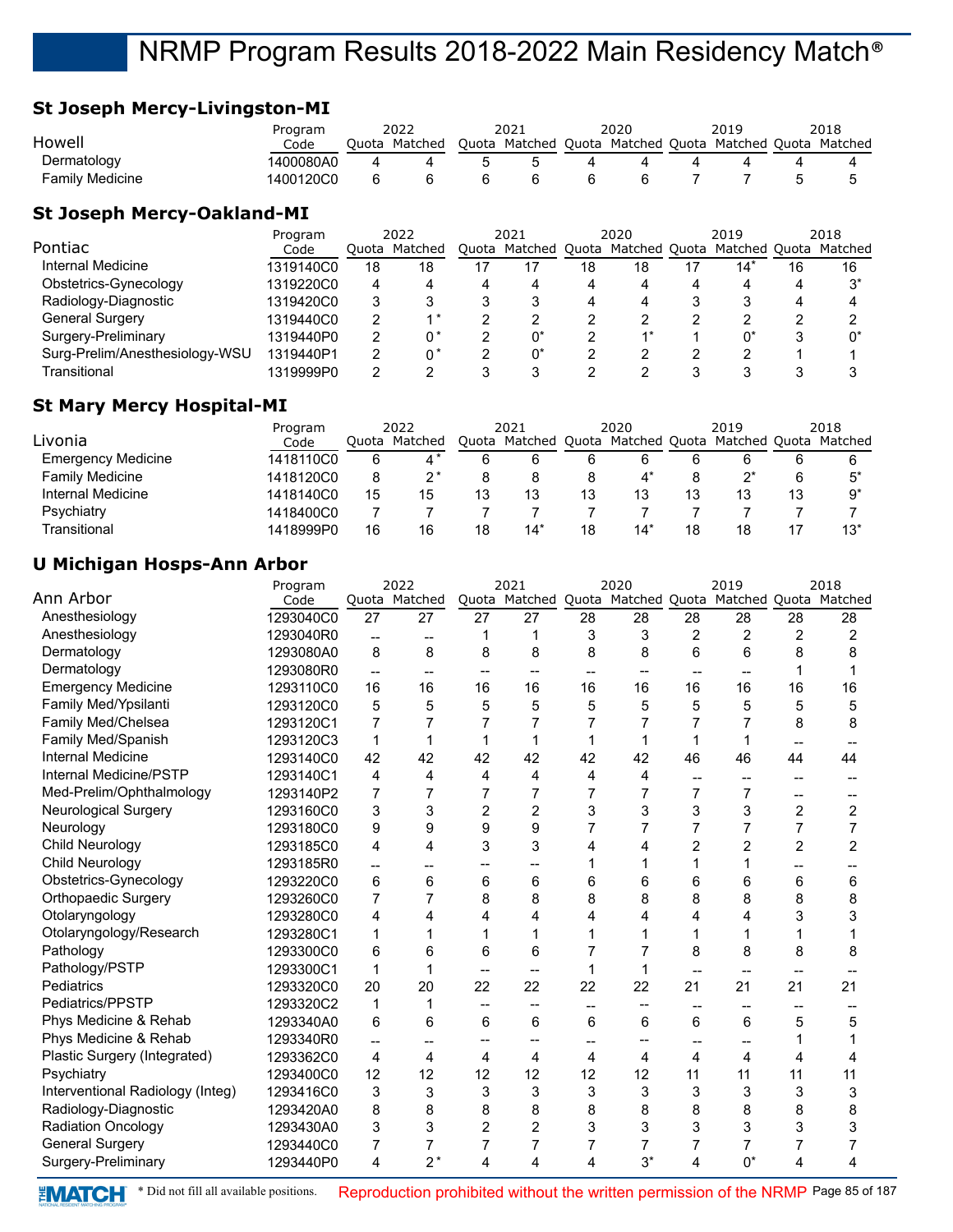## St Joseph Mercy-Livingston-MI

| Howell | Program Code | 2022 Quota | 2022 Matched | 2021 Quota | 2021 Matched | 2020 Quota | 2020 Matched | 2019 Quota | 2019 Matched | 2018 Quota | 2018 Matched |
|---|---|---|---|---|---|---|---|---|---|---|---|
| Dermatology | 1400080A0 | 4 | 4 | 5 | 5 | 4 | 4 | 4 | 4 | 4 | 4 |
| Family Medicine | 1400120C0 | 6 | 6 | 6 | 6 | 6 | 6 | 7 | 7 | 5 | 5 |

## St Joseph Mercy-Oakland-MI

| Pontiac | Program Code | 2022 Quota | 2022 Matched | 2021 Quota | 2021 Matched | 2020 Quota | 2020 Matched | 2019 Quota | 2019 Matched | 2018 Quota | 2018 Matched |
|---|---|---|---|---|---|---|---|---|---|---|---|
| Internal Medicine | 1319140C0 | 18 | 18 | 17 | 17 | 18 | 18 | 17 | 14* | 16 | 16 |
| Obstetrics-Gynecology | 1319220C0 | 4 | 4 | 4 | 4 | 4 | 4 | 4 | 4 | 4 | 3* |
| Radiology-Diagnostic | 1319420C0 | 3 | 3 | 3 | 3 | 4 | 4 | 3 | 3 | 4 | 4 |
| General Surgery | 1319440C0 | 2 | 1* | 2 | 2 | 2 | 2 | 2 | 2 | 2 | 2 |
| Surgery-Preliminary | 1319440P0 | 2 | 0* | 2 | 0* | 2 | 1* | 1 | 0* | 3 | 0* |
| Surg-Prelim/Anesthesiology-WSU | 1319440P1 | 2 | 0* | 2 | 0* | 2 | 2 | 2 | 2 | 1 | 1 |
| Transitional | 1319999P0 | 2 | 2 | 3 | 3 | 2 | 2 | 3 | 3 | 3 | 3 |

## St Mary Mercy Hospital-MI

| Livonia | Program Code | 2022 Quota | 2022 Matched | 2021 Quota | 2021 Matched | 2020 Quota | 2020 Matched | 2019 Quota | 2019 Matched | 2018 Quota | 2018 Matched |
|---|---|---|---|---|---|---|---|---|---|---|---|
| Emergency Medicine | 1418110C0 | 6 | 4* | 6 | 6 | 6 | 6 | 6 | 6 | 6 | 6 |
| Family Medicine | 1418120C0 | 8 | 2* | 8 | 8 | 8 | 4* | 8 | 2* | 6 | 5* |
| Internal Medicine | 1418140C0 | 15 | 15 | 13 | 13 | 13 | 13 | 13 | 13 | 13 | 9* |
| Psychiatry | 1418400C0 | 7 | 7 | 7 | 7 | 7 | 7 | 7 | 7 | 7 | 7 |
| Transitional | 1418999P0 | 16 | 16 | 18 | 14* | 18 | 14* | 18 | 18 | 17 | 13* |

## U Michigan Hosps-Ann Arbor

| Ann Arbor | Program Code | 2022 Quota | 2022 Matched | 2021 Quota | 2021 Matched | 2020 Quota | 2020 Matched | 2019 Quota | 2019 Matched | 2018 Quota | 2018 Matched |
|---|---|---|---|---|---|---|---|---|---|---|---|
| Anesthesiology | 1293040C0 | 27 | 27 | 27 | 27 | 28 | 28 | 28 | 28 | 28 | 28 |
| Anesthesiology | 1293040R0 | -- | -- | 1 | 1 | 3 | 3 | 2 | 2 | 2 | 2 |
| Dermatology | 1293080A0 | 8 | 8 | 8 | 8 | 8 | 8 | 6 | 6 | 8 | 8 |
| Dermatology | 1293080R0 | -- | -- | -- | -- | -- | -- | -- | -- | 1 | 1 |
| Emergency Medicine | 1293110C0 | 16 | 16 | 16 | 16 | 16 | 16 | 16 | 16 | 16 | 16 |
| Family Med/Ypsilanti | 1293120C0 | 5 | 5 | 5 | 5 | 5 | 5 | 5 | 5 | 5 | 5 |
| Family Med/Chelsea | 1293120C1 | 7 | 7 | 7 | 7 | 7 | 7 | 7 | 7 | 8 | 8 |
| Family Med/Spanish | 1293120C3 | 1 | 1 | 1 | 1 | 1 | 1 | 1 | 1 | -- | -- |
| Internal Medicine | 1293140C0 | 42 | 42 | 42 | 42 | 42 | 42 | 46 | 46 | 44 | 44 |
| Internal Medicine/PSTP | 1293140C1 | 4 | 4 | 4 | 4 | 4 | 4 | -- | -- | -- | -- |
| Med-Prelim/Ophthalmology | 1293140P2 | 7 | 7 | 7 | 7 | 7 | 7 | 7 | 7 | -- | -- |
| Neurological Surgery | 1293160C0 | 3 | 3 | 2 | 2 | 3 | 3 | 3 | 3 | 2 | 2 |
| Neurology | 1293180C0 | 9 | 9 | 9 | 9 | 7 | 7 | 7 | 7 | 7 | 7 |
| Child Neurology | 1293185C0 | 4 | 4 | 3 | 3 | 4 | 4 | 2 | 2 | 2 | 2 |
| Child Neurology | 1293185R0 | -- | -- | -- | -- | 1 | 1 | 1 | 1 | -- | -- |
| Obstetrics-Gynecology | 1293220C0 | 6 | 6 | 6 | 6 | 6 | 6 | 6 | 6 | 6 | 6 |
| Orthopaedic Surgery | 1293260C0 | 7 | 7 | 8 | 8 | 8 | 8 | 8 | 8 | 8 | 8 |
| Otolaryngology | 1293280C0 | 4 | 4 | 4 | 4 | 4 | 4 | 4 | 4 | 3 | 3 |
| Otolaryngology/Research | 1293280C1 | 1 | 1 | 1 | 1 | 1 | 1 | 1 | 1 | 1 | 1 |
| Pathology | 1293300C0 | 6 | 6 | 6 | 6 | 7 | 7 | 8 | 8 | 8 | 8 |
| Pathology/PSTP | 1293300C1 | 1 | 1 | -- | -- | 1 | 1 | -- | -- | -- | -- |
| Pediatrics | 1293320C0 | 20 | 20 | 22 | 22 | 22 | 22 | 21 | 21 | 21 | 21 |
| Pediatrics/PPSTP | 1293320C2 | 1 | 1 | -- | -- | -- | -- | -- | -- | -- | -- |
| Phys Medicine & Rehab | 1293340A0 | 6 | 6 | 6 | 6 | 6 | 6 | 6 | 6 | 5 | 5 |
| Phys Medicine & Rehab | 1293340R0 | -- | -- | -- | -- | -- | -- | -- | -- | 1 | 1 |
| Plastic Surgery (Integrated) | 1293362C0 | 4 | 4 | 4 | 4 | 4 | 4 | 4 | 4 | 4 | 4 |
| Psychiatry | 1293400C0 | 12 | 12 | 12 | 12 | 12 | 12 | 11 | 11 | 11 | 11 |
| Interventional Radiology (Integ) | 1293416C0 | 3 | 3 | 3 | 3 | 3 | 3 | 3 | 3 | 3 | 3 |
| Radiology-Diagnostic | 1293420A0 | 8 | 8 | 8 | 8 | 8 | 8 | 8 | 8 | 8 | 8 |
| Radiation Oncology | 1293430A0 | 3 | 3 | 2 | 2 | 3 | 3 | 3 | 3 | 3 | 3 |
| General Surgery | 1293440C0 | 7 | 7 | 7 | 7 | 7 | 7 | 7 | 7 | 7 | 7 |
| Surgery-Preliminary | 1293440P0 | 4 | 2* | 4 | 4 | 4 | 3* | 4 | 0* | 4 | 4 |

\* Did not fill all available positions.

Reproduction prohibited without the written permission of the NRMP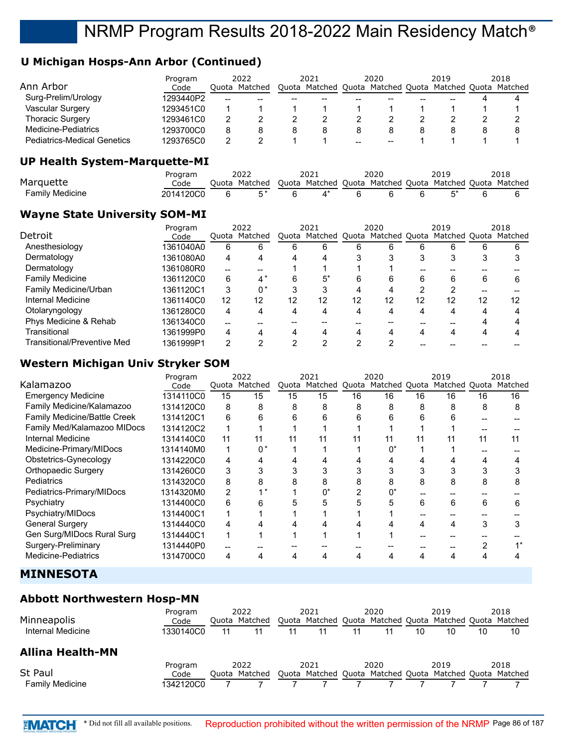## U Michigan Hosps-Ann Arbor (Continued)

| Ann Arbor | Program Code | 2022 Quota | 2022 Matched | 2021 Quota | 2021 Matched | 2020 Quota | 2020 Matched | 2019 Quota | 2019 Matched | 2018 Quota | 2018 Matched |
|---|---|---|---|---|---|---|---|---|---|---|---|
| Surg-Prelim/Urology | 1293440P2 | -- | -- | -- | -- | -- | -- | -- | -- | 4 | 4 |
| Vascular Surgery | 1293451C0 | 1 | 1 | 1 | 1 | 1 | 1 | 1 | 1 | 1 | 1 |
| Thoracic Surgery | 1293461C0 | 2 | 2 | 2 | 2 | 2 | 2 | 2 | 2 | 2 | 2 |
| Medicine-Pediatrics | 1293700C0 | 8 | 8 | 8 | 8 | 8 | 8 | 8 | 8 | 8 | 8 |
| Pediatrics-Medical Genetics | 1293765C0 | 2 | 2 | 1 | 1 | -- | -- | 1 | 1 | 1 | 1 |

## UP Health System-Marquette-MI

| Marquette | Program Code | 2022 Quota | 2022 Matched | 2021 Quota | 2021 Matched | 2020 Quota | 2020 Matched | 2019 Quota | 2019 Matched | 2018 Quota | 2018 Matched |
|---|---|---|---|---|---|---|---|---|---|---|---|
| Family Medicine | 2014120C0 | 6 | 5* | 6 | 4* | 6 | 6 | 6 | 5* | 6 | 6 |

## Wayne State University SOM-MI

| Detroit | Program Code | 2022 Quota | 2022 Matched | 2021 Quota | 2021 Matched | 2020 Quota | 2020 Matched | 2019 Quota | 2019 Matched | 2018 Quota | 2018 Matched |
|---|---|---|---|---|---|---|---|---|---|---|---|
| Anesthesiology | 1361040A0 | 6 | 6 | 6 | 6 | 6 | 6 | 6 | 6 | 6 | 6 |
| Dermatology | 1361080A0 | 4 | 4 | 4 | 4 | 3 | 3 | 3 | 3 | 3 | 3 |
| Dermatology | 1361080R0 | -- | -- | 1 | 1 | 1 | 1 | -- | -- | -- | -- |
| Family Medicine | 1361120C0 | 6 | 4* | 6 | 5* | 6 | 6 | 6 | 6 | 6 | 6 |
| Family Medicine/Urban | 1361120C1 | 3 | 0* | 3 | 3 | 4 | 4 | 2 | 2 | -- | -- |
| Internal Medicine | 1361140C0 | 12 | 12 | 12 | 12 | 12 | 12 | 12 | 12 | 12 | 12 |
| Otolaryngology | 1361280C0 | 4 | 4 | 4 | 4 | 4 | 4 | 4 | 4 | 4 | 4 |
| Phys Medicine & Rehab | 1361340C0 | -- | -- | -- | -- | -- | -- | -- | -- | 4 | 4 |
| Transitional | 1361999P0 | 4 | 4 | 4 | 4 | 4 | 4 | 4 | 4 | 4 | 4 |
| Transitional/Preventive Med | 1361999P1 | 2 | 2 | 2 | 2 | 2 | 2 | -- | -- | -- | -- |

## Western Michigan Univ Stryker SOM

| Kalamazoo | Program Code | 2022 Quota | 2022 Matched | 2021 Quota | 2021 Matched | 2020 Quota | 2020 Matched | 2019 Quota | 2019 Matched | 2018 Quota | 2018 Matched |
|---|---|---|---|---|---|---|---|---|---|---|---|
| Emergency Medicine | 1314110C0 | 15 | 15 | 15 | 15 | 16 | 16 | 16 | 16 | 16 | 16 |
| Family Medicine/Kalamazoo | 1314120C0 | 8 | 8 | 8 | 8 | 8 | 8 | 8 | 8 | 8 | 8 |
| Family Medicine/Battle Creek | 1314120C1 | 6 | 6 | 6 | 6 | 6 | 6 | 6 | 6 | -- | -- |
| Family Med/Kalamazoo MIDocs | 1314120C2 | 1 | 1 | 1 | 1 | 1 | 1 | 1 | 1 | -- | -- |
| Internal Medicine | 1314140C0 | 11 | 11 | 11 | 11 | 11 | 11 | 11 | 11 | 11 | 11 |
| Medicine-Primary/MIDocs | 1314140M0 | 1 | 0* | 1 | 1 | 1 | 0* | 1 | 1 | -- | -- |
| Obstetrics-Gynecology | 1314220C0 | 4 | 4 | 4 | 4 | 4 | 4 | 4 | 4 | 4 | 4 |
| Orthopaedic Surgery | 1314260C0 | 3 | 3 | 3 | 3 | 3 | 3 | 3 | 3 | 3 | 3 |
| Pediatrics | 1314320C0 | 8 | 8 | 8 | 8 | 8 | 8 | 8 | 8 | 8 | 8 |
| Pediatrics-Primary/MIDocs | 1314320M0 | 2 | 1* | 1 | 0* | 2 | 0* | -- | -- | -- | -- |
| Psychiatry | 1314400C0 | 6 | 6 | 5 | 5 | 5 | 5 | 6 | 6 | 6 | 6 |
| Psychiatry/MIDocs | 1314400C1 | 1 | 1 | 1 | 1 | 1 | 1 | -- | -- | -- | -- |
| General Surgery | 1314440C0 | 4 | 4 | 4 | 4 | 4 | 4 | 4 | 4 | 3 | 3 |
| Gen Surg/MIDocs Rural Surg | 1314440C1 | 1 | 1 | 1 | 1 | 1 | 1 | -- | -- | -- | -- |
| Surgery-Preliminary | 1314440P0 | -- | -- | -- | -- | -- | -- | -- | -- | 2 | 1* |
| Medicine-Pediatrics | 1314700C0 | 4 | 4 | 4 | 4 | 4 | 4 | 4 | 4 | 4 | 4 |

# MINNESOTA

## Abbott Northwestern Hosp-MN

| Minneapolis | Program Code | 2022 Quota | 2022 Matched | 2021 Quota | 2021 Matched | 2020 Quota | 2020 Matched | 2019 Quota | 2019 Matched | 2018 Quota | 2018 Matched |
|---|---|---|---|---|---|---|---|---|---|---|---|
| Internal Medicine | 1330140C0 | 11 | 11 | 11 | 11 | 11 | 11 | 10 | 10 | 10 | 10 |

## Allina Health-MN

| St Paul | Program Code | 2022 Quota | 2022 Matched | 2021 Quota | 2021 Matched | 2020 Quota | 2020 Matched | 2019 Quota | 2019 Matched | 2018 Quota | 2018 Matched |
|---|---|---|---|---|---|---|---|---|---|---|---|
| Family Medicine | 1342120C0 | 7 | 7 | 7 | 7 | 7 | 7 | 7 | 7 | 7 | 7 |

\* Did not fill all available positions.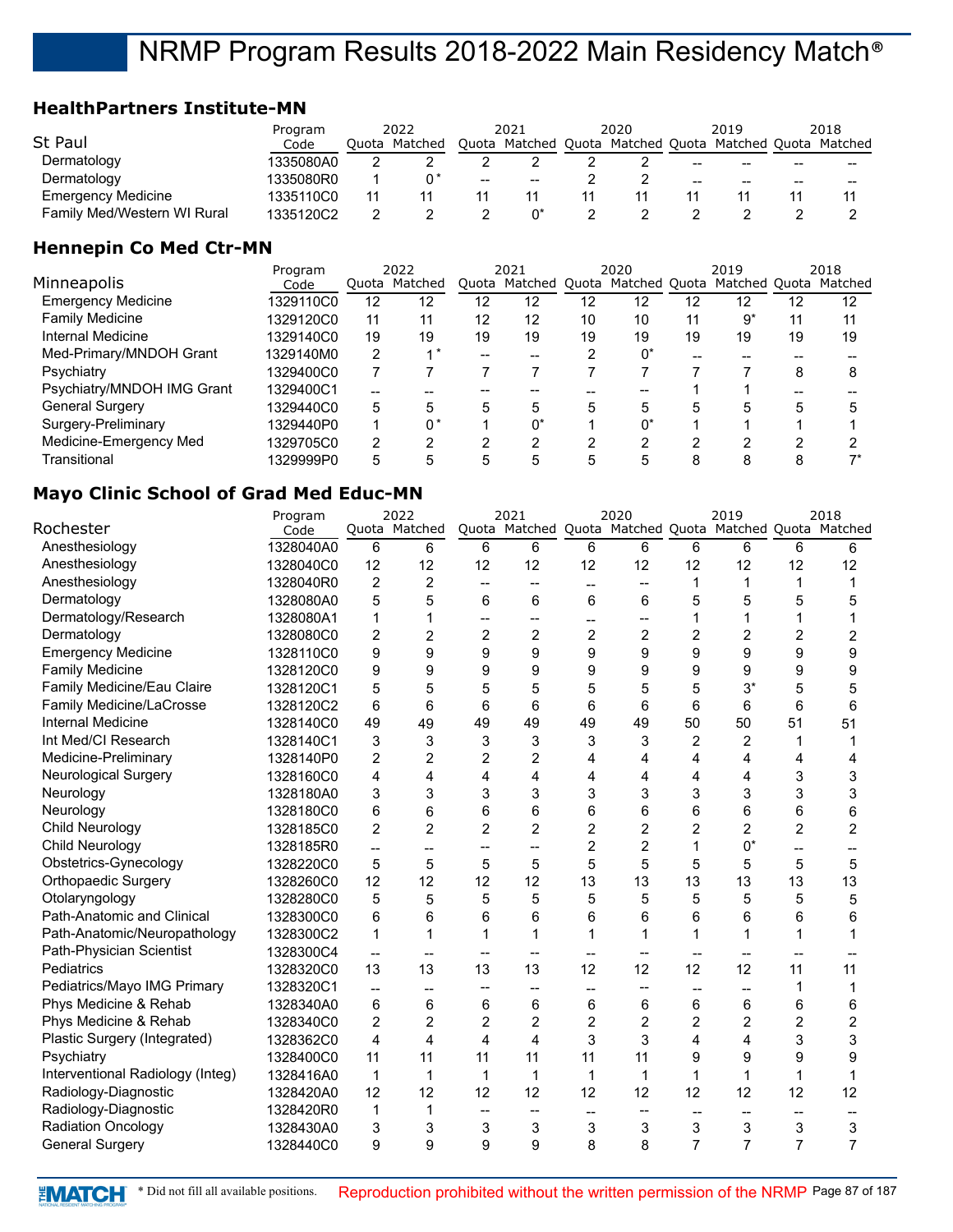## HealthPartners Institute-MN

| St Paul | Program Code | 2022 Quota | 2022 Matched | 2021 Quota | 2021 Matched | 2020 Quota | 2020 Matched | 2019 Quota | 2019 Matched | 2018 Quota | 2018 Matched |
|---|---|---|---|---|---|---|---|---|---|---|---|
| Dermatology | 1335080A0 | 2 | 2 | 2 | 2 | 2 | 2 | -- | -- | -- | -- |
| Dermatology | 1335080R0 | 1 | 0* | -- | -- | 2 | 2 | -- | -- | -- | -- |
| Emergency Medicine | 1335110C0 | 11 | 11 | 11 | 11 | 11 | 11 | 11 | 11 | 11 | 11 |
| Family Med/Western WI Rural | 1335120C2 | 2 | 2 | 2 | 0* | 2 | 2 | 2 | 2 | 2 | 2 |

## Hennepin Co Med Ctr-MN

| Minneapolis | Program Code | 2022 Quota | 2022 Matched | 2021 Quota | 2021 Matched | 2020 Quota | 2020 Matched | 2019 Quota | 2019 Matched | 2018 Quota | 2018 Matched |
|---|---|---|---|---|---|---|---|---|---|---|---|
| Emergency Medicine | 1329110C0 | 12 | 12 | 12 | 12 | 12 | 12 | 12 | 12 | 12 | 12 |
| Family Medicine | 1329120C0 | 11 | 11 | 12 | 12 | 10 | 10 | 11 | 9* | 11 | 11 |
| Internal Medicine | 1329140C0 | 19 | 19 | 19 | 19 | 19 | 19 | 19 | 19 | 19 | 19 |
| Med-Primary/MNDOH Grant | 1329140M0 | 2 | 1* | -- | -- | 2 | 0* | -- | -- | -- | -- |
| Psychiatry | 1329400C0 | 7 | 7 | 7 | 7 | 7 | 7 | 7 | 7 | 8 | 8 |
| Psychiatry/MNDOH IMG Grant | 1329400C1 | -- | -- | -- | -- | -- | -- | 1 | 1 | -- | -- |
| General Surgery | 1329440C0 | 5 | 5 | 5 | 5 | 5 | 5 | 5 | 5 | 5 | 5 |
| Surgery-Preliminary | 1329440P0 | 1 | 0* | 1 | 0* | 1 | 0* | 1 | 1 | 1 | 1 |
| Medicine-Emergency Med | 1329705C0 | 2 | 2 | 2 | 2 | 2 | 2 | 2 | 2 | 2 | 2 |
| Transitional | 1329999P0 | 5 | 5 | 5 | 5 | 5 | 5 | 8 | 8 | 8 | 7* |

## Mayo Clinic School of Grad Med Educ-MN

| Rochester | Program Code | 2022 Quota | 2022 Matched | 2021 Quota | 2021 Matched | 2020 Quota | 2020 Matched | 2019 Quota | 2019 Matched | 2018 Quota | 2018 Matched |
|---|---|---|---|---|---|---|---|---|---|---|---|
| Anesthesiology | 1328040A0 | 6 | 6 | 6 | 6 | 6 | 6 | 6 | 6 | 6 | 6 |
| Anesthesiology | 1328040C0 | 12 | 12 | 12 | 12 | 12 | 12 | 12 | 12 | 12 | 12 |
| Anesthesiology | 1328040R0 | 2 | 2 | -- | -- | -- | -- | 1 | 1 | 1 | 1 |
| Dermatology | 1328080A0 | 5 | 5 | 6 | 6 | 6 | 6 | 5 | 5 | 5 | 5 |
| Dermatology/Research | 1328080A1 | 1 | 1 | -- | -- | -- | -- | 1 | 1 | 1 | 1 |
| Dermatology | 1328080C0 | 2 | 2 | 2 | 2 | 2 | 2 | 2 | 2 | 2 | 2 |
| Emergency Medicine | 1328110C0 | 9 | 9 | 9 | 9 | 9 | 9 | 9 | 9 | 9 | 9 |
| Family Medicine | 1328120C0 | 9 | 9 | 9 | 9 | 9 | 9 | 9 | 9 | 9 | 9 |
| Family Medicine/Eau Claire | 1328120C1 | 5 | 5 | 5 | 5 | 5 | 5 | 5 | 3* | 5 | 5 |
| Family Medicine/LaCrosse | 1328120C2 | 6 | 6 | 6 | 6 | 6 | 6 | 6 | 6 | 6 | 6 |
| Internal Medicine | 1328140C0 | 49 | 49 | 49 | 49 | 49 | 49 | 50 | 50 | 51 | 51 |
| Int Med/CI Research | 1328140C1 | 3 | 3 | 3 | 3 | 3 | 3 | 2 | 2 | 1 | 1 |
| Medicine-Preliminary | 1328140P0 | 2 | 2 | 2 | 2 | 4 | 4 | 4 | 4 | 4 | 4 |
| Neurological Surgery | 1328160C0 | 4 | 4 | 4 | 4 | 4 | 4 | 4 | 4 | 3 | 3 |
| Neurology | 1328180A0 | 3 | 3 | 3 | 3 | 3 | 3 | 3 | 3 | 3 | 3 |
| Neurology | 1328180C0 | 6 | 6 | 6 | 6 | 6 | 6 | 6 | 6 | 6 | 6 |
| Child Neurology | 1328185C0 | 2 | 2 | 2 | 2 | 2 | 2 | 2 | 2 | 2 | 2 |
| Child Neurology | 1328185R0 | -- | -- | -- | -- | 2 | 2 | 1 | 0* | -- | -- |
| Obstetrics-Gynecology | 1328220C0 | 5 | 5 | 5 | 5 | 5 | 5 | 5 | 5 | 5 | 5 |
| Orthopaedic Surgery | 1328260C0 | 12 | 12 | 12 | 12 | 13 | 13 | 13 | 13 | 13 | 13 |
| Otolaryngology | 1328280C0 | 5 | 5 | 5 | 5 | 5 | 5 | 5 | 5 | 5 | 5 |
| Path-Anatomic and Clinical | 1328300C0 | 6 | 6 | 6 | 6 | 6 | 6 | 6 | 6 | 6 | 6 |
| Path-Anatomic/Neuropathology | 1328300C2 | 1 | 1 | 1 | 1 | 1 | 1 | 1 | 1 | 1 | 1 |
| Path-Physician Scientist | 1328300C4 | -- | -- | -- | -- | -- | -- | -- | -- | -- | -- |
| Pediatrics | 1328320C0 | 13 | 13 | 13 | 13 | 12 | 12 | 12 | 12 | 11 | 11 |
| Pediatrics/Mayo IMG Primary | 1328320C1 | -- | -- | -- | -- | -- | -- | -- | -- | 1 | 1 |
| Phys Medicine & Rehab | 1328340A0 | 6 | 6 | 6 | 6 | 6 | 6 | 6 | 6 | 6 | 6 |
| Phys Medicine & Rehab | 1328340C0 | 2 | 2 | 2 | 2 | 2 | 2 | 2 | 2 | 2 | 2 |
| Plastic Surgery (Integrated) | 1328362C0 | 4 | 4 | 4 | 4 | 3 | 3 | 4 | 4 | 3 | 3 |
| Psychiatry | 1328400C0 | 11 | 11 | 11 | 11 | 11 | 11 | 9 | 9 | 9 | 9 |
| Interventional Radiology (Integ) | 1328416A0 | 1 | 1 | 1 | 1 | 1 | 1 | 1 | 1 | 1 | 1 |
| Radiology-Diagnostic | 1328420A0 | 12 | 12 | 12 | 12 | 12 | 12 | 12 | 12 | 12 | 12 |
| Radiology-Diagnostic | 1328420R0 | 1 | 1 | -- | -- | -- | -- | -- | -- | -- | -- |
| Radiation Oncology | 1328430A0 | 3 | 3 | 3 | 3 | 3 | 3 | 3 | 3 | 3 | 3 |
| General Surgery | 1328440C0 | 9 | 9 | 9 | 9 | 8 | 8 | 7 | 7 | 7 | 7 |

\* Did not fill all available positions.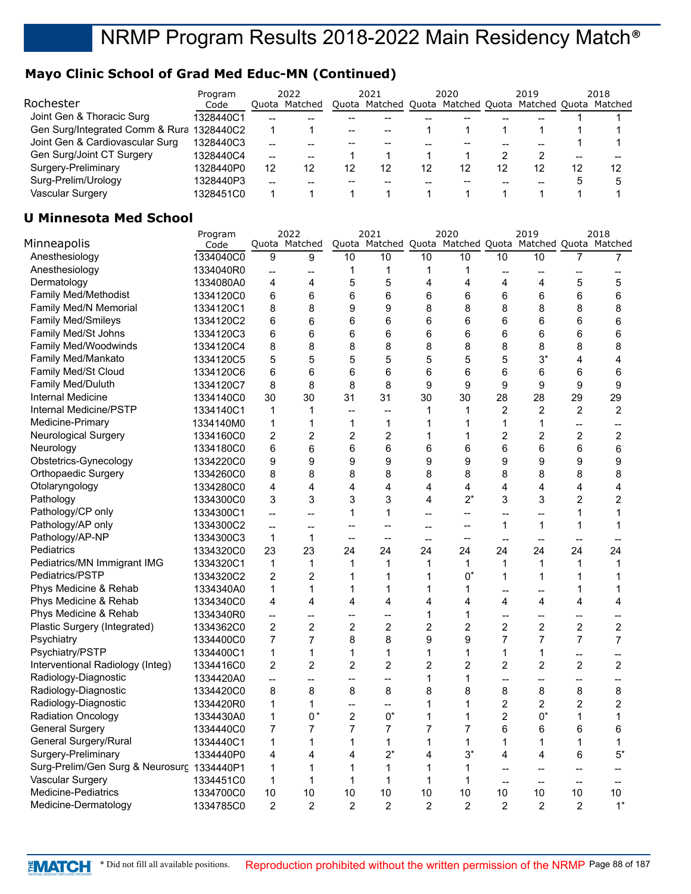## Mayo Clinic School of Grad Med Educ-MN (Continued)

| Rochester | Program Code | 2022 Quota | 2022 Matched | 2021 Quota | 2021 Matched | 2020 Quota | 2020 Matched | 2019 Quota | 2019 Matched | 2018 Quota | 2018 Matched |
|---|---|---|---|---|---|---|---|---|---|---|---|
| Joint Gen & Thoracic Surg | 1328440C1 | -- | -- | -- | -- | -- | -- | -- | -- | 1 | 1 |
| Gen Surg/Integrated Comm & Rura | 1328440C2 | 1 | 1 | -- | -- | 1 | 1 | 1 | 1 | 1 | 1 |
| Joint Gen & Cardiovascular Surg | 1328440C3 | -- | -- | -- | -- | -- | -- | -- | -- | 1 | 1 |
| Gen Surg/Joint CT Surgery | 1328440C4 | -- | -- | 1 | 1 | 1 | 1 | 2 | 2 | -- | -- |
| Surgery-Preliminary | 1328440P0 | 12 | 12 | 12 | 12 | 12 | 12 | 12 | 12 | 12 | 12 |
| Surg-Prelim/Urology | 1328440P3 | -- | -- | -- | -- | -- | -- | -- | -- | 5 | 5 |
| Vascular Surgery | 1328451C0 | 1 | 1 | 1 | 1 | 1 | 1 | 1 | 1 | 1 | 1 |

## U Minnesota Med School

| Minneapolis | Program Code | 2022 Quota | 2022 Matched | 2021 Quota | 2021 Matched | 2020 Quota | 2020 Matched | 2019 Quota | 2019 Matched | 2018 Quota | 2018 Matched |
|---|---|---|---|---|---|---|---|---|---|---|---|
| Anesthesiology | 1334040C0 | 9 | 9 | 10 | 10 | 10 | 10 | 10 | 10 | 7 | 7 |
| Anesthesiology | 1334040R0 | -- | -- | 1 | 1 | 1 | 1 | -- | -- | -- | -- |
| Dermatology | 1334080A0 | 4 | 4 | 5 | 5 | 4 | 4 | 4 | 4 | 5 | 5 |
| Family Med/Methodist | 1334120C0 | 6 | 6 | 6 | 6 | 6 | 6 | 6 | 6 | 6 | 6 |
| Family Med/N Memorial | 1334120C1 | 8 | 8 | 9 | 9 | 8 | 8 | 8 | 8 | 8 | 8 |
| Family Med/Smileys | 1334120C2 | 6 | 6 | 6 | 6 | 6 | 6 | 6 | 6 | 6 | 6 |
| Family Med/St Johns | 1334120C3 | 6 | 6 | 6 | 6 | 6 | 6 | 6 | 6 | 6 | 6 |
| Family Med/Woodwinds | 1334120C4 | 8 | 8 | 8 | 8 | 8 | 8 | 8 | 8 | 8 | 8 |
| Family Med/Mankato | 1334120C5 | 5 | 5 | 5 | 5 | 5 | 5 | 5 | 3* | 4 | 4 |
| Family Med/St Cloud | 1334120C6 | 6 | 6 | 6 | 6 | 6 | 6 | 6 | 6 | 6 | 6 |
| Family Med/Duluth | 1334120C7 | 8 | 8 | 8 | 8 | 9 | 9 | 9 | 9 | 9 | 9 |
| Internal Medicine | 1334140C0 | 30 | 30 | 31 | 31 | 30 | 30 | 28 | 28 | 29 | 29 |
| Internal Medicine/PSTP | 1334140C1 | 1 | 1 | -- | -- | 1 | 1 | 2 | 2 | 2 | 2 |
| Medicine-Primary | 1334140M0 | 1 | 1 | 1 | 1 | 1 | 1 | 1 | 1 | -- | -- |
| Neurological Surgery | 1334160C0 | 2 | 2 | 2 | 2 | 1 | 1 | 2 | 2 | 2 | 2 |
| Neurology | 1334180C0 | 6 | 6 | 6 | 6 | 6 | 6 | 6 | 6 | 6 | 6 |
| Obstetrics-Gynecology | 1334220C0 | 9 | 9 | 9 | 9 | 9 | 9 | 9 | 9 | 9 | 9 |
| Orthopaedic Surgery | 1334260C0 | 8 | 8 | 8 | 8 | 8 | 8 | 8 | 8 | 8 | 8 |
| Otolaryngology | 1334280C0 | 4 | 4 | 4 | 4 | 4 | 4 | 4 | 4 | 4 | 4 |
| Pathology | 1334300C0 | 3 | 3 | 3 | 3 | 4 | 2* | 3 | 3 | 2 | 2 |
| Pathology/CP only | 1334300C1 | -- | -- | 1 | 1 | -- | -- | -- | -- | 1 | 1 |
| Pathology/AP only | 1334300C2 | -- | -- | -- | -- | -- | -- | 1 | 1 | 1 | 1 |
| Pathology/AP-NP | 1334300C3 | 1 | 1 | -- | -- | -- | -- | -- | -- | -- | -- |
| Pediatrics | 1334320C0 | 23 | 23 | 24 | 24 | 24 | 24 | 24 | 24 | 24 | 24 |
| Pediatrics/MN Immigrant IMG | 1334320C1 | 1 | 1 | 1 | 1 | 1 | 1 | 1 | 1 | 1 | 1 |
| Pediatrics/PSTP | 1334320C2 | 2 | 2 | 1 | 1 | 1 | 0* | 1 | 1 | 1 | 1 |
| Phys Medicine & Rehab | 1334340A0 | 1 | 1 | 1 | 1 | 1 | 1 | -- | -- | 1 | 1 |
| Phys Medicine & Rehab | 1334340C0 | 4 | 4 | 4 | 4 | 4 | 4 | 4 | 4 | 4 | 4 |
| Phys Medicine & Rehab | 1334340R0 | -- | -- | -- | -- | 1 | 1 | -- | -- | -- | -- |
| Plastic Surgery (Integrated) | 1334362C0 | 2 | 2 | 2 | 2 | 2 | 2 | 2 | 2 | 2 | 2 |
| Psychiatry | 1334400C0 | 7 | 7 | 8 | 8 | 9 | 9 | 7 | 7 | 7 | 7 |
| Psychiatry/PSTP | 1334400C1 | 1 | 1 | 1 | 1 | 1 | 1 | 1 | 1 | -- | -- |
| Interventional Radiology (Integ) | 1334416C0 | 2 | 2 | 2 | 2 | 2 | 2 | 2 | 2 | 2 | 2 |
| Radiology-Diagnostic | 1334420A0 | -- | -- | -- | -- | 1 | 1 | -- | -- | -- | -- |
| Radiology-Diagnostic | 1334420C0 | 8 | 8 | 8 | 8 | 8 | 8 | 8 | 8 | 8 | 8 |
| Radiology-Diagnostic | 1334420R0 | 1 | 1 | -- | -- | 1 | 1 | 2 | 2 | 2 | 2 |
| Radiation Oncology | 1334430A0 | 1 | 0* | 2 | 0* | 1 | 1 | 2 | 0* | 1 | 1 |
| General Surgery | 1334440C0 | 7 | 7 | 7 | 7 | 7 | 7 | 6 | 6 | 6 | 6 |
| General Surgery/Rural | 1334440C1 | 1 | 1 | 1 | 1 | 1 | 1 | 1 | 1 | 1 | 1 |
| Surgery-Preliminary | 1334440P0 | 4 | 4 | 4 | 2* | 4 | 3* | 4 | 4 | 6 | 5* |
| Surg-Prelim/Gen Surg & Neurosurg | 1334440P1 | 1 | 1 | 1 | 1 | 1 | 1 | -- | -- | -- | -- |
| Vascular Surgery | 1334451C0 | 1 | 1 | 1 | 1 | 1 | 1 | -- | -- | -- | -- |
| Medicine-Pediatrics | 1334700C0 | 10 | 10 | 10 | 10 | 10 | 10 | 10 | 10 | 10 | 10 |
| Medicine-Dermatology | 1334785C0 | 2 | 2 | 2 | 2 | 2 | 2 | 2 | 2 | 2 | 1* |

\* Did not fill all available positions.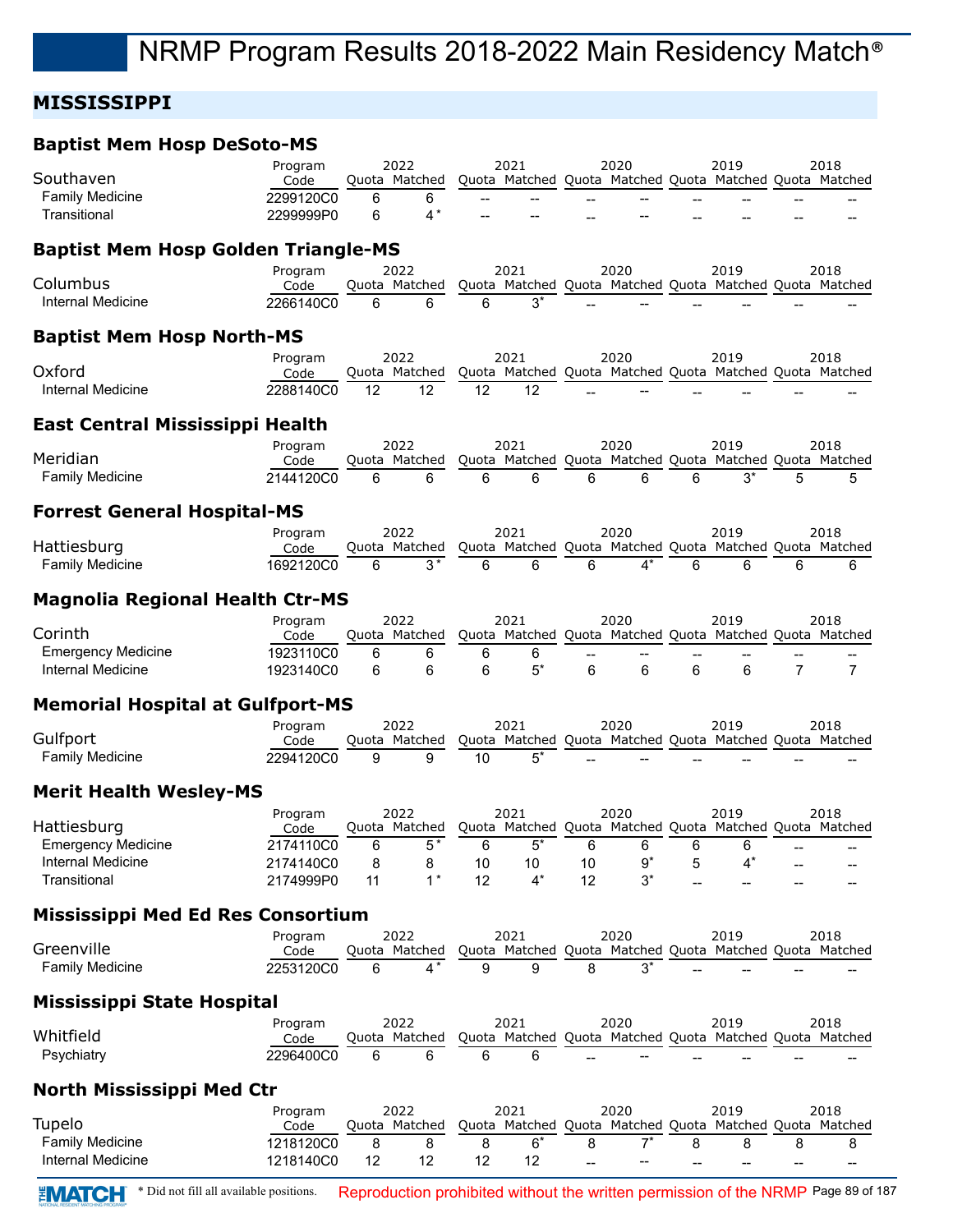## MISSISSIPPI

### Baptist Mem Hosp DeSoto-MS

| Southaven | Program Code | 2022 Quota | 2022 Matched | 2021 Quota | 2021 Matched | 2020 Quota | 2020 Matched | 2019 Quota | 2019 Matched | 2018 Quota | 2018 Matched |
|---|---|---|---|---|---|---|---|---|---|---|---|
| Family Medicine | 2299120C0 | 6 | 6 | -- | -- | -- | -- | -- | -- | -- | -- |
| Transitional | 2299999P0 | 6 | 4* | -- | -- | -- | -- | -- | -- | -- | -- |

### Baptist Mem Hosp Golden Triangle-MS

| Columbus | Program Code | 2022 Quota | 2022 Matched | 2021 Quota | 2021 Matched | 2020 Quota | 2020 Matched | 2019 Quota | 2019 Matched | 2018 Quota | 2018 Matched |
|---|---|---|---|---|---|---|---|---|---|---|---|
| Internal Medicine | 2266140C0 | 6 | 6 | 6 | 3* | -- | -- | -- | -- | -- | -- |

### Baptist Mem Hosp North-MS

| Oxford | Program Code | 2022 Quota | 2022 Matched | 2021 Quota | 2021 Matched | 2020 Quota | 2020 Matched | 2019 Quota | 2019 Matched | 2018 Quota | 2018 Matched |
|---|---|---|---|---|---|---|---|---|---|---|---|
| Internal Medicine | 2288140C0 | 12 | 12 | 12 | 12 | -- | -- | -- | -- | -- | -- |

### East Central Mississippi Health

| Meridian | Program Code | 2022 Quota | 2022 Matched | 2021 Quota | 2021 Matched | 2020 Quota | 2020 Matched | 2019 Quota | 2019 Matched | 2018 Quota | 2018 Matched |
|---|---|---|---|---|---|---|---|---|---|---|---|
| Family Medicine | 2144120C0 | 6 | 6 | 6 | 6 | 6 | 6 | 6 | 3* | 5 | 5 |

### Forrest General Hospital-MS

| Hattiesburg | Program Code | 2022 Quota | 2022 Matched | 2021 Quota | 2021 Matched | 2020 Quota | 2020 Matched | 2019 Quota | 2019 Matched | 2018 Quota | 2018 Matched |
|---|---|---|---|---|---|---|---|---|---|---|---|
| Family Medicine | 1692120C0 | 6 | 3* | 6 | 6 | 6 | 4* | 6 | 6 | 6 | 6 |

### Magnolia Regional Health Ctr-MS

| Corinth | Program Code | 2022 Quota | 2022 Matched | 2021 Quota | 2021 Matched | 2020 Quota | 2020 Matched | 2019 Quota | 2019 Matched | 2018 Quota | 2018 Matched |
|---|---|---|---|---|---|---|---|---|---|---|---|
| Emergency Medicine | 1923110C0 | 6 | 6 | 6 | 6 | -- | -- | -- | -- | -- | -- |
| Internal Medicine | 1923140C0 | 6 | 6 | 6 | 5* | 6 | 6 | 6 | 6 | 7 | 7 |

### Memorial Hospital at Gulfport-MS

| Gulfport | Program Code | 2022 Quota | 2022 Matched | 2021 Quota | 2021 Matched | 2020 Quota | 2020 Matched | 2019 Quota | 2019 Matched | 2018 Quota | 2018 Matched |
|---|---|---|---|---|---|---|---|---|---|---|---|
| Family Medicine | 2294120C0 | 9 | 9 | 10 | 5* | -- | -- | -- | -- | -- | -- |

### Merit Health Wesley-MS

| Hattiesburg | Program Code | 2022 Quota | 2022 Matched | 2021 Quota | 2021 Matched | 2020 Quota | 2020 Matched | 2019 Quota | 2019 Matched | 2018 Quota | 2018 Matched |
|---|---|---|---|---|---|---|---|---|---|---|---|
| Emergency Medicine | 2174110C0 | 6 | 5* | 6 | 5* | 6 | 6 | 6 | 6 | -- | -- |
| Internal Medicine | 2174140C0 | 8 | 8 | 10 | 10 | 10 | 9* | 5 | 4* | -- | -- |
| Transitional | 2174999P0 | 11 | 1* | 12 | 4* | 12 | 3* | -- | -- | -- | -- |

### Mississippi Med Ed Res Consortium

| Greenville | Program Code | 2022 Quota | 2022 Matched | 2021 Quota | 2021 Matched | 2020 Quota | 2020 Matched | 2019 Quota | 2019 Matched | 2018 Quota | 2018 Matched |
|---|---|---|---|---|---|---|---|---|---|---|---|
| Family Medicine | 2253120C0 | 6 | 4* | 9 | 9 | 8 | 3* | -- | -- | -- | -- |

### Mississippi State Hospital

| Whitfield | Program Code | 2022 Quota | 2022 Matched | 2021 Quota | 2021 Matched | 2020 Quota | 2020 Matched | 2019 Quota | 2019 Matched | 2018 Quota | 2018 Matched |
|---|---|---|---|---|---|---|---|---|---|---|---|
| Psychiatry | 2296400C0 | 6 | 6 | 6 | 6 | -- | -- | -- | -- | -- | -- |

### North Mississippi Med Ctr

| Tupelo | Program Code | 2022 Quota | 2022 Matched | 2021 Quota | 2021 Matched | 2020 Quota | 2020 Matched | 2019 Quota | 2019 Matched | 2018 Quota | 2018 Matched |
|---|---|---|---|---|---|---|---|---|---|---|---|
| Family Medicine | 1218120C0 | 8 | 8 | 8 | 6* | 8 | 7* | 8 | 8 | 8 | 8 |
| Internal Medicine | 1218140C0 | 12 | 12 | 12 | 12 | -- | -- | -- | -- | -- | -- |

* Did not fill all available positions.

Reproduction prohibited without the written permission of the NRMP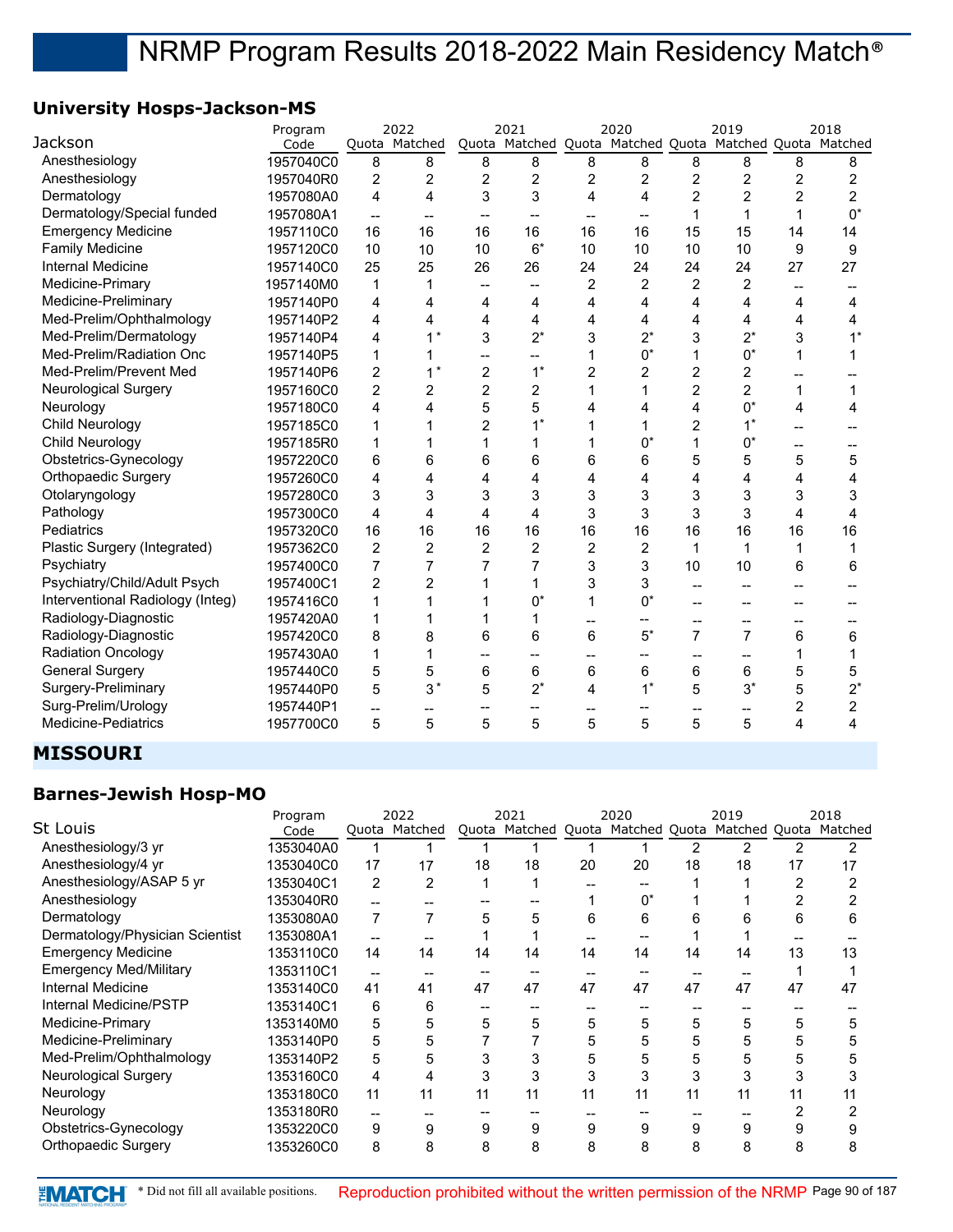## University Hosps-Jackson-MS

| Jackson | Program Code | 2022 Quota | 2022 Matched | 2021 Quota | 2021 Matched | 2020 Quota | 2020 Matched | 2019 Quota | 2019 Matched | 2018 Quota | 2018 Matched |
|---|---|---|---|---|---|---|---|---|---|---|---|
| Anesthesiology | 1957040C0 | 8 | 8 | 8 | 8 | 8 | 8 | 8 | 8 | 8 | 8 |
| Anesthesiology | 1957040R0 | 2 | 2 | 2 | 2 | 2 | 2 | 2 | 2 | 2 | 2 |
| Dermatology | 1957080A0 | 4 | 4 | 3 | 3 | 4 | 4 | 2 | 2 | 2 | 2 |
| Dermatology/Special funded | 1957080A1 | -- | -- | -- | -- | -- | -- | 1 | 1 | 1 | 0* |
| Emergency Medicine | 1957110C0 | 16 | 16 | 16 | 16 | 16 | 16 | 15 | 15 | 14 | 14 |
| Family Medicine | 1957120C0 | 10 | 10 | 10 | 6* | 10 | 10 | 10 | 10 | 9 | 9 |
| Internal Medicine | 1957140C0 | 25 | 25 | 26 | 26 | 24 | 24 | 24 | 24 | 27 | 27 |
| Medicine-Primary | 1957140M0 | 1 | 1 | -- | -- | 2 | 2 | 2 | 2 | -- | -- |
| Medicine-Preliminary | 1957140P0 | 4 | 4 | 4 | 4 | 4 | 4 | 4 | 4 | 4 | 4 |
| Med-Prelim/Ophthalmology | 1957140P2 | 4 | 4 | 4 | 4 | 4 | 4 | 4 | 4 | 4 | 4 |
| Med-Prelim/Dermatology | 1957140P4 | 4 | 1* | 3 | 2* | 3 | 2* | 3 | 2* | 3 | 1* |
| Med-Prelim/Radiation Onc | 1957140P5 | 1 | 1 | -- | -- | 1 | 0* | 1 | 0* | 1 | 1 |
| Med-Prelim/Prevent Med | 1957140P6 | 2 | 1* | 2 | 1* | 2 | 2 | 2 | 2 | -- | -- |
| Neurological Surgery | 1957160C0 | 2 | 2 | 2 | 2 | 1 | 1 | 2 | 2 | 1 | 1 |
| Neurology | 1957180C0 | 4 | 4 | 5 | 5 | 4 | 4 | 4 | 0* | 4 | 4 |
| Child Neurology | 1957185C0 | 1 | 1 | 2 | 1* | 1 | 1 | 2 | 1* | -- | -- |
| Child Neurology | 1957185R0 | 1 | 1 | 1 | 1 | 1 | 0* | 1 | 0* | -- | -- |
| Obstetrics-Gynecology | 1957220C0 | 6 | 6 | 6 | 6 | 6 | 6 | 5 | 5 | 5 | 5 |
| Orthopaedic Surgery | 1957260C0 | 4 | 4 | 4 | 4 | 4 | 4 | 4 | 4 | 4 | 4 |
| Otolaryngology | 1957280C0 | 3 | 3 | 3 | 3 | 3 | 3 | 3 | 3 | 3 | 3 |
| Pathology | 1957300C0 | 4 | 4 | 4 | 4 | 3 | 3 | 3 | 3 | 4 | 4 |
| Pediatrics | 1957320C0 | 16 | 16 | 16 | 16 | 16 | 16 | 16 | 16 | 16 | 16 |
| Plastic Surgery (Integrated) | 1957362C0 | 2 | 2 | 2 | 2 | 2 | 2 | 1 | 1 | 1 | 1 |
| Psychiatry | 1957400C0 | 7 | 7 | 7 | 7 | 3 | 3 | 10 | 10 | 6 | 6 |
| Psychiatry/Child/Adult Psych | 1957400C1 | 2 | 2 | 1 | 1 | 3 | 3 | -- | -- | -- | -- |
| Interventional Radiology (Integ) | 1957416C0 | 1 | 1 | 1 | 0* | 1 | 0* | -- | -- | -- | -- |
| Radiology-Diagnostic | 1957420A0 | 1 | 1 | 1 | 1 | -- | -- | -- | -- | -- | -- |
| Radiology-Diagnostic | 1957420C0 | 8 | 8 | 6 | 6 | 6 | 5* | 7 | 7 | 6 | 6 |
| Radiation Oncology | 1957430A0 | 1 | 1 | -- | -- | -- | -- | -- | -- | 1 | 1 |
| General Surgery | 1957440C0 | 5 | 5 | 6 | 6 | 6 | 6 | 6 | 6 | 5 | 5 |
| Surgery-Preliminary | 1957440P0 | 5 | 3* | 5 | 2* | 4 | 1* | 5 | 3* | 5 | 2* |
| Surg-Prelim/Urology | 1957440P1 | -- | -- | -- | -- | -- | -- | -- | -- | 2 | 2 |
| Medicine-Pediatrics | 1957700C0 | 5 | 5 | 5 | 5 | 5 | 5 | 5 | 5 | 4 | 4 |

# MISSOURI

## Barnes-Jewish Hosp-MO

| St Louis | Program Code | 2022 Quota | 2022 Matched | 2021 Quota | 2021 Matched | 2020 Quota | 2020 Matched | 2019 Quota | 2019 Matched | 2018 Quota | 2018 Matched |
|---|---|---|---|---|---|---|---|---|---|---|---|
| Anesthesiology/3 yr | 1353040A0 | 1 | 1 | 1 | 1 | 1 | 1 | 2 | 2 | 2 | 2 |
| Anesthesiology/4 yr | 1353040C0 | 17 | 17 | 18 | 18 | 20 | 20 | 18 | 18 | 17 | 17 |
| Anesthesiology/ASAP 5 yr | 1353040C1 | 2 | 2 | 1 | 1 | -- | -- | 1 | 1 | 2 | 2 |
| Anesthesiology | 1353040R0 | -- | -- | -- | -- | 1 | 0* | 1 | 1 | 2 | 2 |
| Dermatology | 1353080A0 | 7 | 7 | 5 | 5 | 6 | 6 | 6 | 6 | 6 | 6 |
| Dermatology/Physician Scientist | 1353080A1 | -- | -- | 1 | 1 | -- | -- | 1 | 1 | -- | -- |
| Emergency Medicine | 1353110C0 | 14 | 14 | 14 | 14 | 14 | 14 | 14 | 14 | 13 | 13 |
| Emergency Med/Military | 1353110C1 | -- | -- | -- | -- | -- | -- | -- | -- | 1 | 1 |
| Internal Medicine | 1353140C0 | 41 | 41 | 47 | 47 | 47 | 47 | 47 | 47 | 47 | 47 |
| Internal Medicine/PSTP | 1353140C1 | 6 | 6 | -- | -- | -- | -- | -- | -- | -- | -- |
| Medicine-Primary | 1353140M0 | 5 | 5 | 5 | 5 | 5 | 5 | 5 | 5 | 5 | 5 |
| Medicine-Preliminary | 1353140P0 | 5 | 5 | 7 | 7 | 5 | 5 | 5 | 5 | 5 | 5 |
| Med-Prelim/Ophthalmology | 1353140P2 | 5 | 5 | 3 | 3 | 5 | 5 | 5 | 5 | 5 | 5 |
| Neurological Surgery | 1353160C0 | 4 | 4 | 3 | 3 | 3 | 3 | 3 | 3 | 3 | 3 |
| Neurology | 1353180C0 | 11 | 11 | 11 | 11 | 11 | 11 | 11 | 11 | 11 | 11 |
| Neurology | 1353180R0 | -- | -- | -- | -- | -- | -- | -- | -- | 2 | 2 |
| Obstetrics-Gynecology | 1353220C0 | 9 | 9 | 9 | 9 | 9 | 9 | 9 | 9 | 9 | 9 |
| Orthopaedic Surgery | 1353260C0 | 8 | 8 | 8 | 8 | 8 | 8 | 8 | 8 | 8 | 8 |

\* Did not fill all available positions.

Reproduction prohibited without the written permission of the NRMP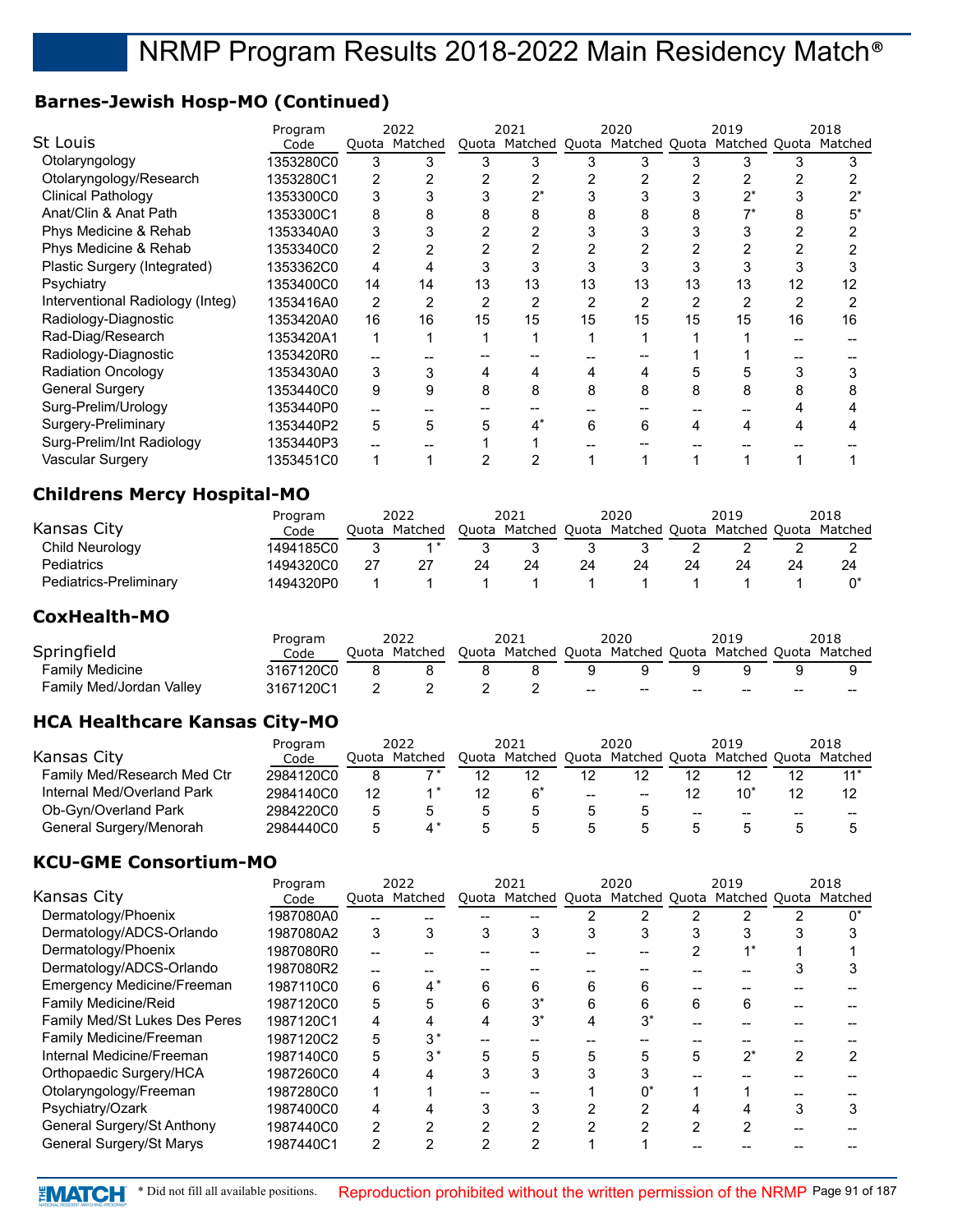# NRMP Program Results 2018-2022 Main Residency Match®

## Barnes-Jewish Hosp-MO (Continued)

| St Louis | Program Code | 2022 Quota | 2022 Matched | 2021 Quota | 2021 Matched | 2020 Quota | 2020 Matched | 2019 Quota | 2019 Matched | 2018 Quota | 2018 Matched |
|---|---|---|---|---|---|---|---|---|---|---|---|
| Otolaryngology | 1353280C0 | 3 | 3 | 3 | 3 | 3 | 3 | 3 | 3 | 3 | 3 |
| Otolaryngology/Research | 1353280C1 | 2 | 2 | 2 | 2 | 2 | 2 | 2 | 2 | 2 | 2 |
| Clinical Pathology | 1353300C0 | 3 | 3 | 3 | 2* | 3 | 3 | 3 | 2* | 3 | 2* |
| Anat/Clin & Anat Path | 1353300C1 | 8 | 8 | 8 | 8 | 8 | 8 | 8 | 7* | 8 | 5* |
| Phys Medicine & Rehab | 1353340A0 | 3 | 3 | 2 | 2 | 3 | 3 | 3 | 3 | 2 | 2 |
| Phys Medicine & Rehab | 1353340C0 | 2 | 2 | 2 | 2 | 2 | 2 | 2 | 2 | 2 | 2 |
| Plastic Surgery (Integrated) | 1353362C0 | 4 | 4 | 3 | 3 | 3 | 3 | 3 | 3 | 3 | 3 |
| Psychiatry | 1353400C0 | 14 | 14 | 13 | 13 | 13 | 13 | 13 | 13 | 12 | 12 |
| Interventional Radiology (Integ) | 1353416A0 | 2 | 2 | 2 | 2 | 2 | 2 | 2 | 2 | 2 | 2 |
| Radiology-Diagnostic | 1353420A0 | 16 | 16 | 15 | 15 | 15 | 15 | 15 | 15 | 16 | 16 |
| Rad-Diag/Research | 1353420A1 | 1 | 1 | 1 | 1 | 1 | 1 | 1 | 1 | -- | -- |
| Radiology-Diagnostic | 1353420R0 | -- | -- | -- | -- | -- | -- | 1 | 1 | -- | -- |
| Radiation Oncology | 1353430A0 | 3 | 3 | 4 | 4 | 4 | 4 | 5 | 5 | 3 | 3 |
| General Surgery | 1353440C0 | 9 | 9 | 8 | 8 | 8 | 8 | 8 | 8 | 8 | 8 |
| Surg-Prelim/Urology | 1353440P0 | -- | -- | -- | -- | -- | -- | -- | -- | 4 | 4 |
| Surgery-Preliminary | 1353440P2 | 5 | 5 | 5 | 4* | 6 | 6 | 4 | 4 | 4 | 4 |
| Surg-Prelim/Int Radiology | 1353440P3 | -- | -- | 1 | 1 | -- | -- | -- | -- | -- | -- |
| Vascular Surgery | 1353451C0 | 1 | 1 | 2 | 2 | 1 | 1 | 1 | 1 | 1 | 1 |

## Childrens Mercy Hospital-MO

| Kansas City | Program Code | 2022 Quota | 2022 Matched | 2021 Quota | 2021 Matched | 2020 Quota | 2020 Matched | 2019 Quota | 2019 Matched | 2018 Quota | 2018 Matched |
|---|---|---|---|---|---|---|---|---|---|---|---|
| Child Neurology | 1494185C0 | 3 | 1* | 3 | 3 | 3 | 3 | 2 | 2 | 2 | 2 |
| Pediatrics | 1494320C0 | 27 | 27 | 24 | 24 | 24 | 24 | 24 | 24 | 24 | 24 |
| Pediatrics-Preliminary | 1494320P0 | 1 | 1 | 1 | 1 | 1 | 1 | 1 | 1 | 1 | 0* |

## CoxHealth-MO

| Springfield | Program Code | 2022 Quota | 2022 Matched | 2021 Quota | 2021 Matched | 2020 Quota | 2020 Matched | 2019 Quota | 2019 Matched | 2018 Quota | 2018 Matched |
|---|---|---|---|---|---|---|---|---|---|---|---|
| Family Medicine | 3167120C0 | 8 | 8 | 8 | 8 | 9 | 9 | 9 | 9 | 9 | 9 |
| Family Med/Jordan Valley | 3167120C1 | 2 | 2 | 2 | 2 | -- | -- | -- | -- | -- | -- |

## HCA Healthcare Kansas City-MO

| Kansas City | Program Code | 2022 Quota | 2022 Matched | 2021 Quota | 2021 Matched | 2020 Quota | 2020 Matched | 2019 Quota | 2019 Matched | 2018 Quota | 2018 Matched |
|---|---|---|---|---|---|---|---|---|---|---|---|
| Family Med/Research Med Ctr | 2984120C0 | 8 | 7* | 12 | 12 | 12 | 12 | 12 | 12 | 12 | 11* |
| Internal Med/Overland Park | 2984140C0 | 12 | 1* | 12 | 6* | -- | -- | 12 | 10* | 12 | 12 |
| Ob-Gyn/Overland Park | 2984220C0 | 5 | 5 | 5 | 5 | 5 | 5 | -- | -- | -- | -- |
| General Surgery/Menorah | 2984440C0 | 5 | 4* | 5 | 5 | 5 | 5 | 5 | 5 | 5 | 5 |

## KCU-GME Consortium-MO

| Kansas City | Program Code | 2022 Quota | 2022 Matched | 2021 Quota | 2021 Matched | 2020 Quota | 2020 Matched | 2019 Quota | 2019 Matched | 2018 Quota | 2018 Matched |
|---|---|---|---|---|---|---|---|---|---|---|---|
| Dermatology/Phoenix | 1987080A0 | -- | -- | -- | -- | 2 | 2 | 2 | 2 | 2 | 0* |
| Dermatology/ADCS-Orlando | 1987080A2 | 3 | 3 | 3 | 3 | 3 | 3 | 3 | 3 | 3 | 3 |
| Dermatology/Phoenix | 1987080R0 | -- | -- | -- | -- | -- | -- | 2 | 1* | 1 | 1 |
| Dermatology/ADCS-Orlando | 1987080R2 | -- | -- | -- | -- | -- | -- | -- | -- | 3 | 3 |
| Emergency Medicine/Freeman | 1987110C0 | 6 | 4* | 6 | 6 | 6 | 6 | -- | -- | -- | -- |
| Family Medicine/Reid | 1987120C0 | 5 | 5 | 6 | 3* | 6 | 6 | 6 | 6 | -- | -- |
| Family Med/St Lukes Des Peres | 1987120C1 | 4 | 4 | 4 | 3* | 4 | 3* | -- | -- | -- | -- |
| Family Medicine/Freeman | 1987120C2 | 5 | 3* | -- | -- | -- | -- | -- | -- | -- | -- |
| Internal Medicine/Freeman | 1987140C0 | 5 | 3* | 5 | 5 | 5 | 5 | 5 | 2* | 2 | 2 |
| Orthopaedic Surgery/HCA | 1987260C0 | 4 | 4 | 3 | 3 | 3 | 3 | -- | -- | -- | -- |
| Otolaryngology/Freeman | 1987280C0 | 1 | 1 | -- | -- | 1 | 0* | 1 | 1 | -- | -- |
| Psychiatry/Ozark | 1987400C0 | 4 | 4 | 3 | 3 | 2 | 2 | 4 | 4 | 3 | 3 |
| General Surgery/St Anthony | 1987440C0 | 2 | 2 | 2 | 2 | 2 | 2 | 2 | 2 | -- | -- |
| General Surgery/St Marys | 1987440C1 | 2 | 2 | 2 | 2 | 1 | 1 | -- | -- | -- | -- |

\* Did not fill all available positions.

Reproduction prohibited without the written permission of the NRMP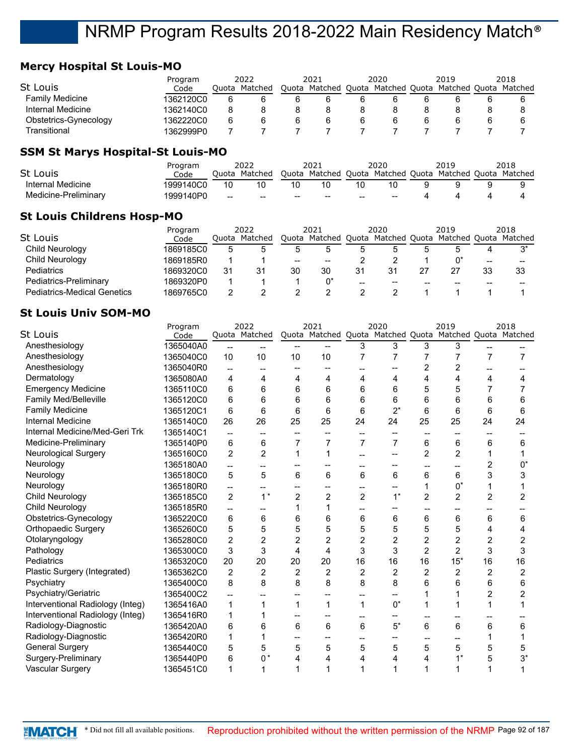## Mercy Hospital St Louis-MO

| St Louis | Program Code | 2022 Quota | 2022 Matched | 2021 Quota | 2021 Matched | 2020 Quota | 2020 Matched | 2019 Quota | 2019 Matched | 2018 Quota | 2018 Matched |
|---|---|---|---|---|---|---|---|---|---|---|---|
| Family Medicine | 1362120C0 | 6 | 6 | 6 | 6 | 6 | 6 | 6 | 6 | 6 | 6 |
| Internal Medicine | 1362140C0 | 8 | 8 | 8 | 8 | 8 | 8 | 8 | 8 | 8 | 8 |
| Obstetrics-Gynecology | 1362220C0 | 6 | 6 | 6 | 6 | 6 | 6 | 6 | 6 | 6 | 6 |
| Transitional | 1362999P0 | 7 | 7 | 7 | 7 | 7 | 7 | 7 | 7 | 7 | 7 |

## SSM St Marys Hospital-St Louis-MO

| St Louis | Program Code | 2022 Quota | 2022 Matched | 2021 Quota | 2021 Matched | 2020 Quota | 2020 Matched | 2019 Quota | 2019 Matched | 2018 Quota | 2018 Matched |
|---|---|---|---|---|---|---|---|---|---|---|---|
| Internal Medicine | 1999140C0 | 10 | 10 | 10 | 10 | 10 | 10 | 9 | 9 | 9 | 9 |
| Medicine-Preliminary | 1999140P0 | -- | -- | -- | -- | -- | -- | 4 | 4 | 4 | 4 |

## St Louis Childrens Hosp-MO

| St Louis | Program Code | 2022 Quota | 2022 Matched | 2021 Quota | 2021 Matched | 2020 Quota | 2020 Matched | 2019 Quota | 2019 Matched | 2018 Quota | 2018 Matched |
|---|---|---|---|---|---|---|---|---|---|---|---|
| Child Neurology | 1869185C0 | 5 | 5 | 5 | 5 | 5 | 5 | 5 | 5 | 4 | 3* |
| Child Neurology | 1869185R0 | 1 | 1 | -- | -- | 2 | 2 | 1 | 0* | -- | -- |
| Pediatrics | 1869320C0 | 31 | 31 | 30 | 30 | 31 | 31 | 27 | 27 | 33 | 33 |
| Pediatrics-Preliminary | 1869320P0 | 1 | 1 | 1 | 0* | -- | -- | -- | -- | -- | -- |
| Pediatrics-Medical Genetics | 1869765C0 | 2 | 2 | 2 | 2 | 2 | 2 | 1 | 1 | 1 | 1 |

## St Louis Univ SOM-MO

| St Louis | Program Code | 2022 Quota | 2022 Matched | 2021 Quota | 2021 Matched | 2020 Quota | 2020 Matched | 2019 Quota | 2019 Matched | 2018 Quota | 2018 Matched |
|---|---|---|---|---|---|---|---|---|---|---|---|
| Anesthesiology | 1365040A0 | -- | -- | -- | -- | 3 | 3 | 3 | 3 | -- | -- |
| Anesthesiology | 1365040C0 | 10 | 10 | 10 | 10 | 7 | 7 | 7 | 7 | 7 | 7 |
| Anesthesiology | 1365040R0 | -- | -- | -- | -- | -- | -- | 2 | 2 | -- | -- |
| Dermatology | 1365080A0 | 4 | 4 | 4 | 4 | 4 | 4 | 4 | 4 | 4 | 4 |
| Emergency Medicine | 1365110C0 | 6 | 6 | 6 | 6 | 6 | 6 | 5 | 5 | 7 | 7 |
| Family Med/Belleville | 1365120C0 | 6 | 6 | 6 | 6 | 6 | 6 | 6 | 6 | 6 | 6 |
| Family Medicine | 1365120C1 | 6 | 6 | 6 | 6 | 6 | 2* | 6 | 6 | 6 | 6 |
| Internal Medicine | 1365140C0 | 26 | 26 | 25 | 25 | 24 | 24 | 25 | 25 | 24 | 24 |
| Internal Medicine/Med-Geri Trk | 1365140C1 | -- | -- | -- | -- | -- | -- | -- | -- | -- | -- |
| Medicine-Preliminary | 1365140P0 | 6 | 6 | 7 | 7 | 7 | 7 | 6 | 6 | 6 | 6 |
| Neurological Surgery | 1365160C0 | 2 | 2 | 1 | 1 | -- | -- | 2 | 2 | 1 | 1 |
| Neurology | 1365180A0 | -- | -- | -- | -- | -- | -- | -- | -- | 2 | 0* |
| Neurology | 1365180C0 | 5 | 5 | 6 | 6 | 6 | 6 | 6 | 6 | 3 | 3 |
| Neurology | 1365180R0 | -- | -- | -- | -- | -- | -- | 1 | 0* | 1 | 1 |
| Child Neurology | 1365185C0 | 2 | 1* | 2 | 2 | 2 | 1* | 2 | 2 | 2 | 2 |
| Child Neurology | 1365185R0 | -- | -- | 1 | 1 | -- | -- | -- | -- | -- | -- |
| Obstetrics-Gynecology | 1365220C0 | 6 | 6 | 6 | 6 | 6 | 6 | 6 | 6 | 6 | 6 |
| Orthopaedic Surgery | 1365260C0 | 5 | 5 | 5 | 5 | 5 | 5 | 5 | 5 | 4 | 4 |
| Otolaryngology | 1365280C0 | 2 | 2 | 2 | 2 | 2 | 2 | 2 | 2 | 2 | 2 |
| Pathology | 1365300C0 | 3 | 3 | 4 | 4 | 3 | 3 | 2 | 2 | 3 | 3 |
| Pediatrics | 1365320C0 | 20 | 20 | 20 | 20 | 16 | 16 | 16 | 15* | 16 | 16 |
| Plastic Surgery (Integrated) | 1365362C0 | 2 | 2 | 2 | 2 | 2 | 2 | 2 | 2 | 2 | 2 |
| Psychiatry | 1365400C0 | 8 | 8 | 8 | 8 | 8 | 8 | 6 | 6 | 6 | 6 |
| Psychiatry/Geriatric | 1365400C2 | -- | -- | -- | -- | -- | -- | 1 | 1 | 2 | 2 |
| Interventional Radiology (Integ) | 1365416A0 | 1 | 1 | 1 | 1 | 1 | 0* | 1 | 1 | 1 | 1 |
| Interventional Radiology (Integ) | 1365416R0 | 1 | 1 | -- | -- | -- | -- | -- | -- | -- | -- |
| Radiology-Diagnostic | 1365420A0 | 6 | 6 | 6 | 6 | 6 | 5* | 6 | 6 | 6 | 6 |
| Radiology-Diagnostic | 1365420R0 | 1 | 1 | -- | -- | -- | -- | -- | -- | 1 | 1 |
| General Surgery | 1365440C0 | 5 | 5 | 5 | 5 | 5 | 5 | 5 | 5 | 5 | 5 |
| Surgery-Preliminary | 1365440P0 | 6 | 0* | 4 | 4 | 4 | 4 | 4 | 1* | 5 | 3* |
| Vascular Surgery | 1365451C0 | 1 | 1 | 1 | 1 | 1 | 1 | 1 | 1 | 1 | 1 |

\* Did not fill all available positions.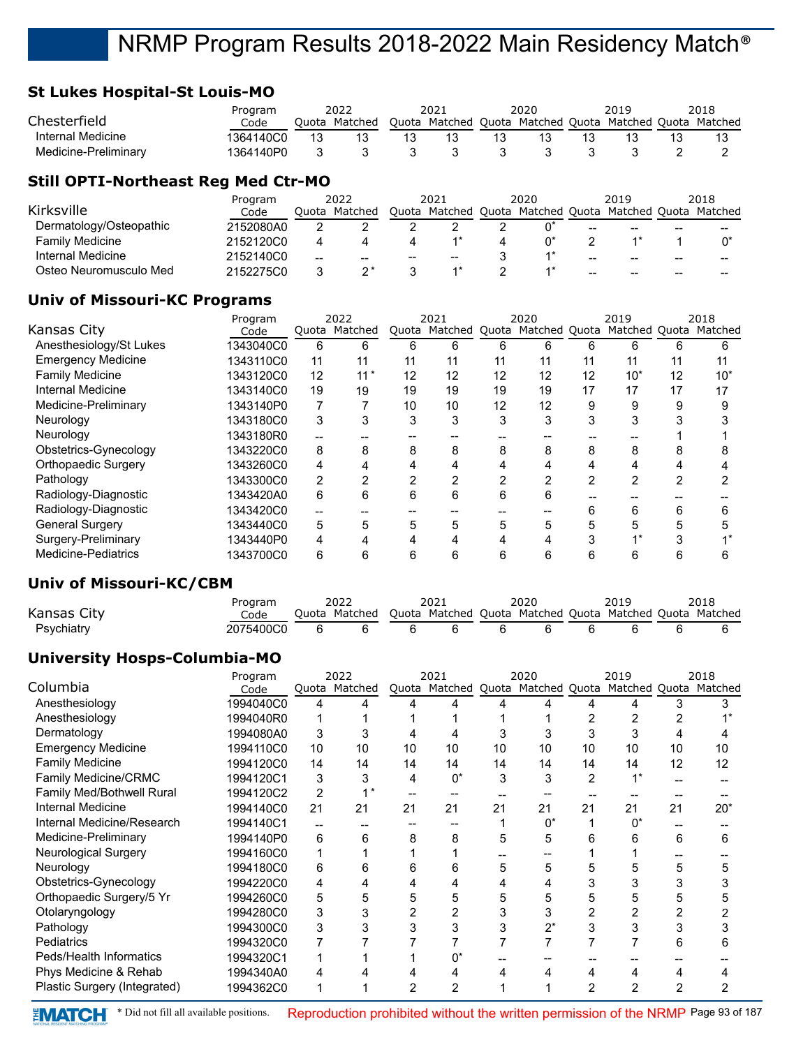## St Lukes Hospital-St Louis-MO

| Chesterfield | Program Code | 2022 Quota | 2022 Matched | 2021 Quota | 2021 Matched | 2020 Quota | 2020 Matched | 2019 Quota | 2019 Matched | 2018 Quota | 2018 Matched |
|---|---|---|---|---|---|---|---|---|---|---|---|
| Internal Medicine | 1364140C0 | 13 | 13 | 13 | 13 | 13 | 13 | 13 | 13 | 13 | 13 |
| Medicine-Preliminary | 1364140P0 | 3 | 3 | 3 | 3 | 3 | 3 | 3 | 3 | 2 | 2 |

## Still OPTI-Northeast Reg Med Ctr-MO

| Kirksville | Program Code | 2022 Quota | 2022 Matched | 2021 Quota | 2021 Matched | 2020 Quota | 2020 Matched | 2019 Quota | 2019 Matched | 2018 Quota | 2018 Matched |
|---|---|---|---|---|---|---|---|---|---|---|---|
| Dermatology/Osteopathic | 2152080A0 | 2 | 2 | 2 | 2 | 2 | 0* | -- | -- | -- | -- |
| Family Medicine | 2152120C0 | 4 | 4 | 4 | 1* | 4 | 0* | 2 | 1* | 1 | 0* |
| Internal Medicine | 2152140C0 | -- | -- | -- | -- | 3 | 1* | -- | -- | -- | -- |
| Osteo Neuromusculo Med | 2152275C0 | 3 | 2* | 3 | 1* | 2 | 1* | -- | -- | -- | -- |

## Univ of Missouri-KC Programs

| Kansas City | Program Code | 2022 Quota | 2022 Matched | 2021 Quota | 2021 Matched | 2020 Quota | 2020 Matched | 2019 Quota | 2019 Matched | 2018 Quota | 2018 Matched |
|---|---|---|---|---|---|---|---|---|---|---|---|
| Anesthesiology/St Lukes | 1343040C0 | 6 | 6 | 6 | 6 | 6 | 6 | 6 | 6 | 6 | 6 |
| Emergency Medicine | 1343110C0 | 11 | 11 | 11 | 11 | 11 | 11 | 11 | 11 | 11 | 11 |
| Family Medicine | 1343120C0 | 12 | 11* | 12 | 12 | 12 | 12 | 12 | 10* | 12 | 10* |
| Internal Medicine | 1343140C0 | 19 | 19 | 19 | 19 | 19 | 19 | 17 | 17 | 17 | 17 |
| Medicine-Preliminary | 1343140P0 | 7 | 7 | 10 | 10 | 12 | 12 | 9 | 9 | 9 | 9 |
| Neurology | 1343180C0 | 3 | 3 | 3 | 3 | 3 | 3 | 3 | 3 | 3 | 3 |
| Neurology | 1343180R0 | -- | -- | -- | -- | -- | -- | -- | -- | 1 | 1 |
| Obstetrics-Gynecology | 1343220C0 | 8 | 8 | 8 | 8 | 8 | 8 | 8 | 8 | 8 | 8 |
| Orthopaedic Surgery | 1343260C0 | 4 | 4 | 4 | 4 | 4 | 4 | 4 | 4 | 4 | 4 |
| Pathology | 1343300C0 | 2 | 2 | 2 | 2 | 2 | 2 | 2 | 2 | 2 | 2 |
| Radiology-Diagnostic | 1343420A0 | 6 | 6 | 6 | 6 | 6 | 6 | -- | -- | -- | -- |
| Radiology-Diagnostic | 1343420C0 | -- | -- | -- | -- | -- | -- | 6 | 6 | 6 | 6 |
| General Surgery | 1343440C0 | 5 | 5 | 5 | 5 | 5 | 5 | 5 | 5 | 5 | 5 |
| Surgery-Preliminary | 1343440P0 | 4 | 4 | 4 | 4 | 4 | 4 | 3 | 1* | 3 | 1* |
| Medicine-Pediatrics | 1343700C0 | 6 | 6 | 6 | 6 | 6 | 6 | 6 | 6 | 6 | 6 |

## Univ of Missouri-KC/CBM

| Kansas City | Program Code | 2022 Quota | 2022 Matched | 2021 Quota | 2021 Matched | 2020 Quota | 2020 Matched | 2019 Quota | 2019 Matched | 2018 Quota | 2018 Matched |
|---|---|---|---|---|---|---|---|---|---|---|---|
| Psychiatry | 2075400C0 | 6 | 6 | 6 | 6 | 6 | 6 | 6 | 6 | 6 | 6 |

## University Hosps-Columbia-MO

| Columbia | Program Code | 2022 Quota | 2022 Matched | 2021 Quota | 2021 Matched | 2020 Quota | 2020 Matched | 2019 Quota | 2019 Matched | 2018 Quota | 2018 Matched |
|---|---|---|---|---|---|---|---|---|---|---|---|
| Anesthesiology | 1994040C0 | 4 | 4 | 4 | 4 | 4 | 4 | 4 | 4 | 3 | 3 |
| Anesthesiology | 1994040R0 | 1 | 1 | 1 | 1 | 1 | 1 | 2 | 2 | 2 | 1* |
| Dermatology | 1994080A0 | 3 | 3 | 4 | 4 | 3 | 3 | 3 | 3 | 4 | 4 |
| Emergency Medicine | 1994110C0 | 10 | 10 | 10 | 10 | 10 | 10 | 10 | 10 | 10 | 10 |
| Family Medicine | 1994120C0 | 14 | 14 | 14 | 14 | 14 | 14 | 14 | 14 | 12 | 12 |
| Family Medicine/CRMC | 1994120C1 | 3 | 3 | 4 | 0* | 3 | 3 | 2 | 1* | -- | -- |
| Family Med/Bothwell Rural | 1994120C2 | 2 | 1* | -- | -- | -- | -- | -- | -- | -- | -- |
| Internal Medicine | 1994140C0 | 21 | 21 | 21 | 21 | 21 | 21 | 21 | 21 | 21 | 20* |
| Internal Medicine/Research | 1994140C1 | -- | -- | -- | -- | 1 | 0* | 1 | 0* | -- | -- |
| Medicine-Preliminary | 1994140P0 | 6 | 6 | 8 | 8 | 5 | 5 | 6 | 6 | 6 | 6 |
| Neurological Surgery | 1994160C0 | 1 | 1 | 1 | 1 | -- | -- | 1 | 1 | -- | -- |
| Neurology | 1994180C0 | 6 | 6 | 6 | 6 | 5 | 5 | 5 | 5 | 5 | 5 |
| Obstetrics-Gynecology | 1994220C0 | 4 | 4 | 4 | 4 | 4 | 4 | 3 | 3 | 3 | 3 |
| Orthopaedic Surgery/5 Yr | 1994260C0 | 5 | 5 | 5 | 5 | 5 | 5 | 5 | 5 | 5 | 5 |
| Otolaryngology | 1994280C0 | 3 | 3 | 2 | 2 | 3 | 3 | 2 | 2 | 2 | 2 |
| Pathology | 1994300C0 | 3 | 3 | 3 | 3 | 3 | 2* | 3 | 3 | 3 | 3 |
| Pediatrics | 1994320C0 | 7 | 7 | 7 | 7 | 7 | 7 | 7 | 7 | 6 | 6 |
| Peds/Health Informatics | 1994320C1 | 1 | 1 | 1 | 0* | -- | -- | -- | -- | -- | -- |
| Phys Medicine & Rehab | 1994340A0 | 4 | 4 | 4 | 4 | 4 | 4 | 4 | 4 | 4 | 4 |
| Plastic Surgery (Integrated) | 1994362C0 | 1 | 1 | 2 | 2 | 1 | 1 | 2 | 2 | 2 | 2 |

\* Did not fill all available positions.

Reproduction prohibited without the written permission of the NRMP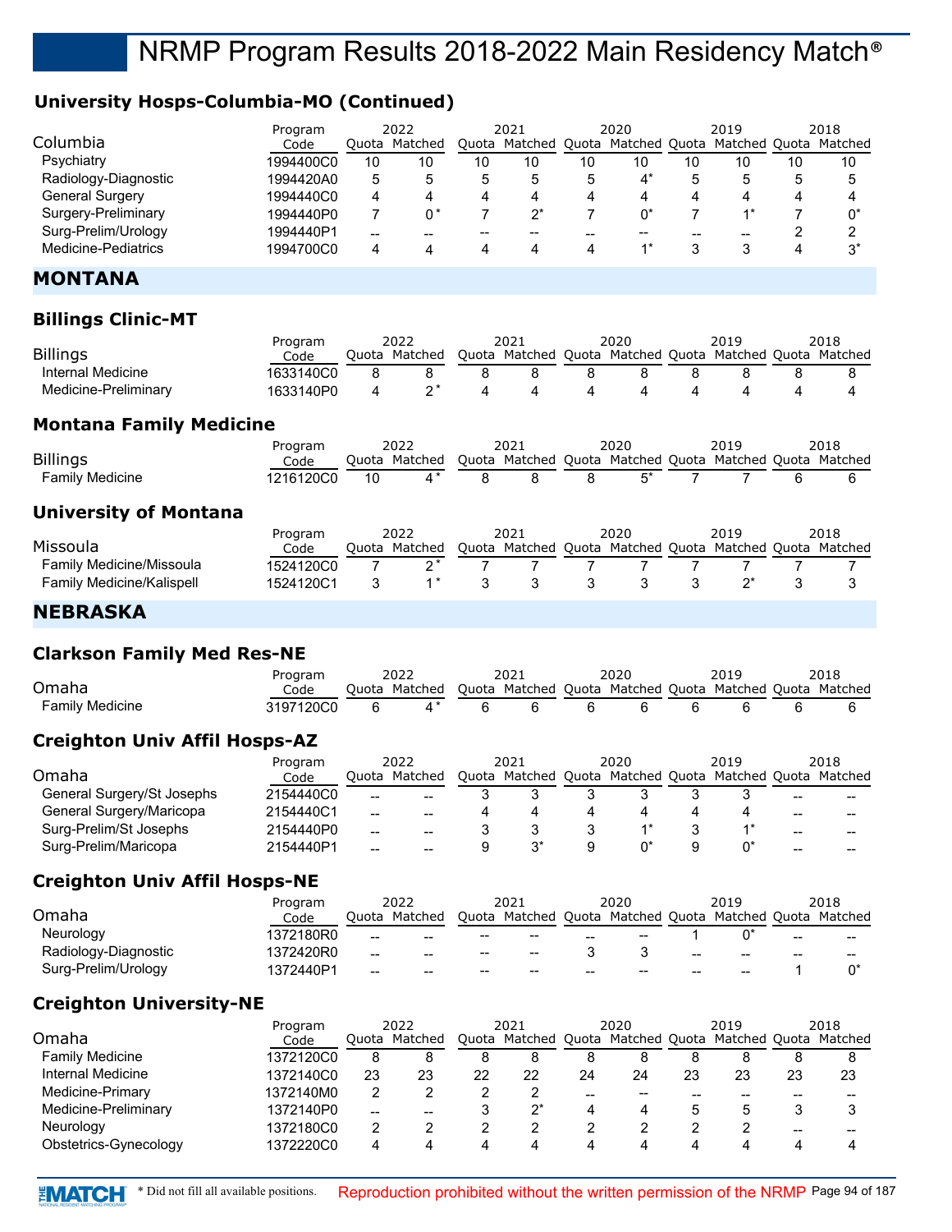## University Hosps-Columbia-MO (Continued)

| Columbia | Program Code | 2022 Quota | 2022 Matched | 2021 Quota | 2021 Matched | 2020 Quota | 2020 Matched | 2019 Quota | 2019 Matched | 2018 Quota | 2018 Matched |
|---|---|---|---|---|---|---|---|---|---|---|---|
| Psychiatry | 1994400C0 | 10 | 10 | 10 | 10 | 10 | 10 | 10 | 10 | 10 | 10 |
| Radiology-Diagnostic | 1994420A0 | 5 | 5 | 5 | 5 | 5 | 4* | 5 | 5 | 5 | 5 |
| General Surgery | 1994440C0 | 4 | 4 | 4 | 4 | 4 | 4 | 4 | 4 | 4 | 4 |
| Surgery-Preliminary | 1994440P0 | 7 | 0* | 7 | 2* | 7 | 0* | 7 | 1* | 7 | 0* |
| Surg-Prelim/Urology | 1994440P1 | -- | -- | -- | -- | -- | -- | -- | -- | 2 | 2 |
| Medicine-Pediatrics | 1994700C0 | 4 | 4 | 4 | 4 | 4 | 1* | 3 | 3 | 4 | 3* |

# MONTANA

## Billings Clinic-MT

| Billings | Program Code | 2022 Quota | 2022 Matched | 2021 Quota | 2021 Matched | 2020 Quota | 2020 Matched | 2019 Quota | 2019 Matched | 2018 Quota | 2018 Matched |
|---|---|---|---|---|---|---|---|---|---|---|---|
| Internal Medicine | 1633140C0 | 8 | 8 | 8 | 8 | 8 | 8 | 8 | 8 | 8 | 8 |
| Medicine-Preliminary | 1633140P0 | 4 | 2* | 4 | 4 | 4 | 4 | 4 | 4 | 4 | 4 |

## Montana Family Medicine

| Billings | Program Code | 2022 Quota | 2022 Matched | 2021 Quota | 2021 Matched | 2020 Quota | 2020 Matched | 2019 Quota | 2019 Matched | 2018 Quota | 2018 Matched |
|---|---|---|---|---|---|---|---|---|---|---|---|
| Family Medicine | 1216120C0 | 10 | 4* | 8 | 8 | 8 | 5* | 7 | 7 | 6 | 6 |

## University of Montana

| Missoula | Program Code | 2022 Quota | 2022 Matched | 2021 Quota | 2021 Matched | 2020 Quota | 2020 Matched | 2019 Quota | 2019 Matched | 2018 Quota | 2018 Matched |
|---|---|---|---|---|---|---|---|---|---|---|---|
| Family Medicine/Missoula | 1524120C0 | 7 | 2* | 7 | 7 | 7 | 7 | 7 | 7 | 7 | 7 |
| Family Medicine/Kalispell | 1524120C1 | 3 | 1* | 3 | 3 | 3 | 3 | 3 | 2* | 3 | 3 |

# NEBRASKA

## Clarkson Family Med Res-NE

| Omaha | Program Code | 2022 Quota | 2022 Matched | 2021 Quota | 2021 Matched | 2020 Quota | 2020 Matched | 2019 Quota | 2019 Matched | 2018 Quota | 2018 Matched |
|---|---|---|---|---|---|---|---|---|---|---|---|
| Family Medicine | 3197120C0 | 6 | 4* | 6 | 6 | 6 | 6 | 6 | 6 | 6 | 6 |

## Creighton Univ Affil Hosps-AZ

| Omaha | Program Code | 2022 Quota | 2022 Matched | 2021 Quota | 2021 Matched | 2020 Quota | 2020 Matched | 2019 Quota | 2019 Matched | 2018 Quota | 2018 Matched |
|---|---|---|---|---|---|---|---|---|---|---|---|
| General Surgery/St Josephs | 2154440C0 | -- | -- | 3 | 3 | 3 | 3 | 3 | 3 | -- | -- |
| General Surgery/Maricopa | 2154440C1 | -- | -- | 4 | 4 | 4 | 4 | 4 | 4 | -- | -- |
| Surg-Prelim/St Josephs | 2154440P0 | -- | -- | 3 | 3 | 3 | 1* | 3 | 1* | -- | -- |
| Surg-Prelim/Maricopa | 2154440P1 | -- | -- | 9 | 3* | 9 | 0* | 9 | 0* | -- | -- |

## Creighton Univ Affil Hosps-NE

| Omaha | Program Code | 2022 Quota | 2022 Matched | 2021 Quota | 2021 Matched | 2020 Quota | 2020 Matched | 2019 Quota | 2019 Matched | 2018 Quota | 2018 Matched |
|---|---|---|---|---|---|---|---|---|---|---|---|
| Neurology | 1372180R0 | -- | -- | -- | -- | -- | -- | 1 | 0* | -- | -- |
| Radiology-Diagnostic | 1372420R0 | -- | -- | -- | -- | 3 | 3 | -- | -- | -- | -- |
| Surg-Prelim/Urology | 1372440P1 | -- | -- | -- | -- | -- | -- | -- | -- | 1 | 0* |

## Creighton University-NE

| Omaha | Program Code | 2022 Quota | 2022 Matched | 2021 Quota | 2021 Matched | 2020 Quota | 2020 Matched | 2019 Quota | 2019 Matched | 2018 Quota | 2018 Matched |
|---|---|---|---|---|---|---|---|---|---|---|---|
| Family Medicine | 1372120C0 | 8 | 8 | 8 | 8 | 8 | 8 | 8 | 8 | 8 | 8 |
| Internal Medicine | 1372140C0 | 23 | 23 | 22 | 22 | 24 | 24 | 23 | 23 | 23 | 23 |
| Medicine-Primary | 1372140M0 | 2 | 2 | 2 | 2 | -- | -- | -- | -- | -- | -- |
| Medicine-Preliminary | 1372140P0 | -- | -- | 3 | 2* | 4 | 4 | 5 | 5 | 3 | 3 |
| Neurology | 1372180C0 | 2 | 2 | 2 | 2 | 2 | 2 | 2 | 2 | -- | -- |
| Obstetrics-Gynecology | 1372220C0 | 4 | 4 | 4 | 4 | 4 | 4 | 4 | 4 | 4 | 4 |

\* Did not fill all available positions.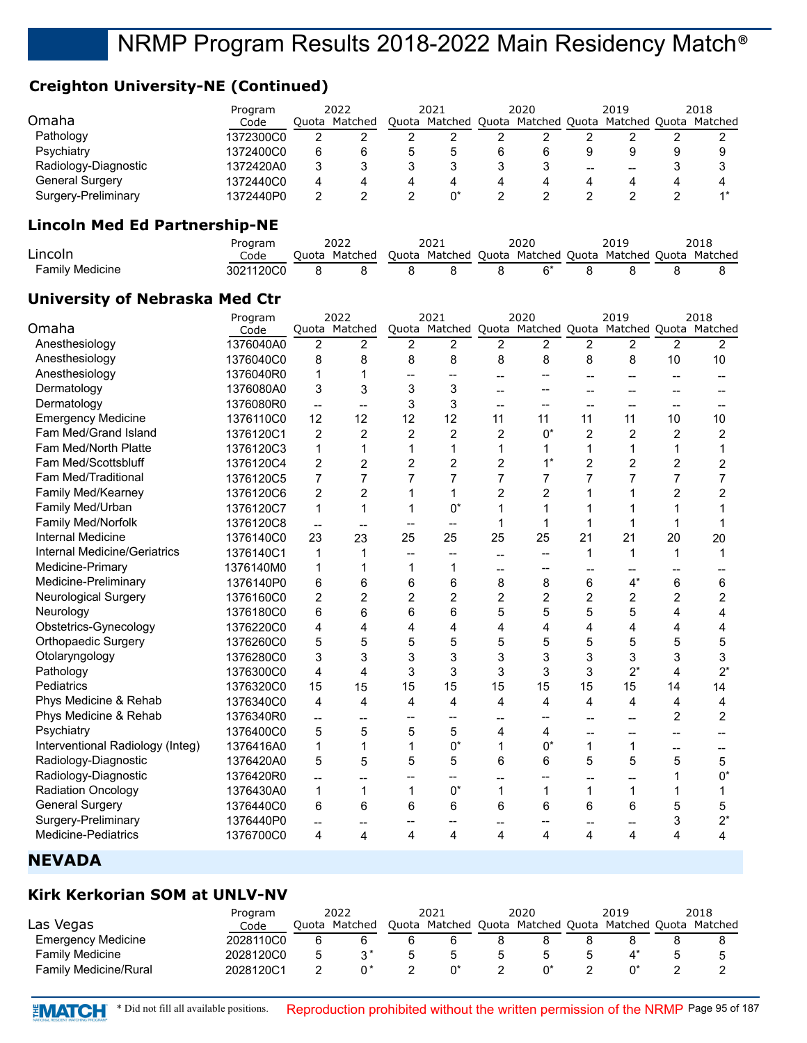## Creighton University-NE (Continued)

| Omaha | Program Code | 2022 Quota | 2022 Matched | 2021 Quota | 2021 Matched | 2020 Quota | 2020 Matched | 2019 Quota | 2019 Matched | 2018 Quota | 2018 Matched |
|---|---|---|---|---|---|---|---|---|---|---|---|
| Pathology | 1372300C0 | 2 | 2 | 2 | 2 | 2 | 2 | 2 | 2 | 2 | 2 |
| Psychiatry | 1372400C0 | 6 | 6 | 5 | 5 | 6 | 6 | 9 | 9 | 9 | 9 |
| Radiology-Diagnostic | 1372420A0 | 3 | 3 | 3 | 3 | 3 | 3 | -- | -- | 3 | 3 |
| General Surgery | 1372440C0 | 4 | 4 | 4 | 4 | 4 | 4 | 4 | 4 | 4 | 4 |
| Surgery-Preliminary | 1372440P0 | 2 | 2 | 2 | 0* | 2 | 2 | 2 | 2 | 2 | 1* |

## Lincoln Med Ed Partnership-NE

| Lincoln | Program Code | 2022 Quota | 2022 Matched | 2021 Quota | 2021 Matched | 2020 Quota | 2020 Matched | 2019 Quota | 2019 Matched | 2018 Quota | 2018 Matched |
|---|---|---|---|---|---|---|---|---|---|---|---|
| Family Medicine | 3021120C0 | 8 | 8 | 8 | 8 | 8 | 6* | 8 | 8 | 8 | 8 |

## University of Nebraska Med Ctr

| Omaha | Program Code | 2022 Quota | 2022 Matched | 2021 Quota | 2021 Matched | 2020 Quota | 2020 Matched | 2019 Quota | 2019 Matched | 2018 Quota | 2018 Matched |
|---|---|---|---|---|---|---|---|---|---|---|---|
| Anesthesiology | 1376040A0 | 2 | 2 | 2 | 2 | 2 | 2 | 2 | 2 | 2 | 2 |
| Anesthesiology | 1376040C0 | 8 | 8 | 8 | 8 | 8 | 8 | 8 | 8 | 10 | 10 |
| Anesthesiology | 1376040R0 | 1 | 1 | -- | -- | -- | -- | -- | -- | -- | -- |
| Dermatology | 1376080A0 | 3 | 3 | 3 | 3 | -- | -- | -- | -- | -- | -- |
| Dermatology | 1376080R0 | -- | -- | 3 | 3 | -- | -- | -- | -- | -- | -- |
| Emergency Medicine | 1376110C0 | 12 | 12 | 12 | 12 | 11 | 11 | 11 | 11 | 10 | 10 |
| Fam Med/Grand Island | 1376120C1 | 2 | 2 | 2 | 2 | 2 | 0* | 2 | 2 | 2 | 2 |
| Fam Med/North Platte | 1376120C3 | 1 | 1 | 1 | 1 | 1 | 1 | 1 | 1 | 1 | 1 |
| Fam Med/Scottsbluff | 1376120C4 | 2 | 2 | 2 | 2 | 2 | 1* | 2 | 2 | 2 | 2 |
| Fam Med/Traditional | 1376120C5 | 7 | 7 | 7 | 7 | 7 | 7 | 7 | 7 | 7 | 7 |
| Family Med/Kearney | 1376120C6 | 2 | 2 | 1 | 1 | 2 | 2 | 1 | 1 | 2 | 2 |
| Family Med/Urban | 1376120C7 | 1 | 1 | 1 | 0* | 1 | 1 | 1 | 1 | 1 | 1 |
| Family Med/Norfolk | 1376120C8 | -- | -- | -- | -- | 1 | 1 | 1 | 1 | 1 | 1 |
| Internal Medicine | 1376140C0 | 23 | 23 | 25 | 25 | 25 | 25 | 21 | 21 | 20 | 20 |
| Internal Medicine/Geriatrics | 1376140C1 | 1 | 1 | -- | -- | -- | -- | 1 | 1 | 1 | 1 |
| Medicine-Primary | 1376140M0 | 1 | 1 | 1 | 1 | -- | -- | -- | -- | -- | -- |
| Medicine-Preliminary | 1376140P0 | 6 | 6 | 6 | 6 | 8 | 8 | 6 | 4* | 6 | 6 |
| Neurological Surgery | 1376160C0 | 2 | 2 | 2 | 2 | 2 | 2 | 2 | 2 | 2 | 2 |
| Neurology | 1376180C0 | 6 | 6 | 6 | 6 | 5 | 5 | 5 | 5 | 4 | 4 |
| Obstetrics-Gynecology | 1376220C0 | 4 | 4 | 4 | 4 | 4 | 4 | 4 | 4 | 4 | 4 |
| Orthopaedic Surgery | 1376260C0 | 5 | 5 | 5 | 5 | 5 | 5 | 5 | 5 | 5 | 5 |
| Otolaryngology | 1376280C0 | 3 | 3 | 3 | 3 | 3 | 3 | 3 | 3 | 3 | 3 |
| Pathology | 1376300C0 | 4 | 4 | 3 | 3 | 3 | 3 | 3 | 2* | 4 | 2* |
| Pediatrics | 1376320C0 | 15 | 15 | 15 | 15 | 15 | 15 | 15 | 15 | 14 | 14 |
| Phys Medicine & Rehab | 1376340C0 | 4 | 4 | 4 | 4 | 4 | 4 | 4 | 4 | 4 | 4 |
| Phys Medicine & Rehab | 1376340R0 | -- | -- | -- | -- | -- | -- | -- | -- | 2 | 2 |
| Psychiatry | 1376400C0 | 5 | 5 | 5 | 5 | 4 | 4 | -- | -- | -- | -- |
| Interventional Radiology (Integ) | 1376416A0 | 1 | 1 | 1 | 0* | 1 | 0* | 1 | 1 | -- | -- |
| Radiology-Diagnostic | 1376420A0 | 5 | 5 | 5 | 5 | 6 | 6 | 5 | 5 | 5 | 5 |
| Radiology-Diagnostic | 1376420R0 | -- | -- | -- | -- | -- | -- | -- | -- | 1 | 0* |
| Radiation Oncology | 1376430A0 | 1 | 1 | 1 | 0* | 1 | 1 | 1 | 1 | 1 | 1 |
| General Surgery | 1376440C0 | 6 | 6 | 6 | 6 | 6 | 6 | 6 | 6 | 5 | 5 |
| Surgery-Preliminary | 1376440P0 | -- | -- | -- | -- | -- | -- | -- | -- | 3 | 2* |
| Medicine-Pediatrics | 1376700C0 | 4 | 4 | 4 | 4 | 4 | 4 | 4 | 4 | 4 | 4 |

# NEVADA

## Kirk Kerkorian SOM at UNLV-NV

| Las Vegas | Program Code | 2022 Quota | 2022 Matched | 2021 Quota | 2021 Matched | 2020 Quota | 2020 Matched | 2019 Quota | 2019 Matched | 2018 Quota | 2018 Matched |
|---|---|---|---|---|---|---|---|---|---|---|---|
| Emergency Medicine | 2028110C0 | 6 | 6 | 6 | 6 | 8 | 8 | 8 | 8 | 8 | 8 |
| Family Medicine | 2028120C0 | 5 | 3* | 5 | 5 | 5 | 5 | 5 | 4* | 5 | 5 |
| Family Medicine/Rural | 2028120C1 | 2 | 0* | 2 | 0* | 2 | 0* | 2 | 0* | 2 | 2 |

\* Did not fill all available positions.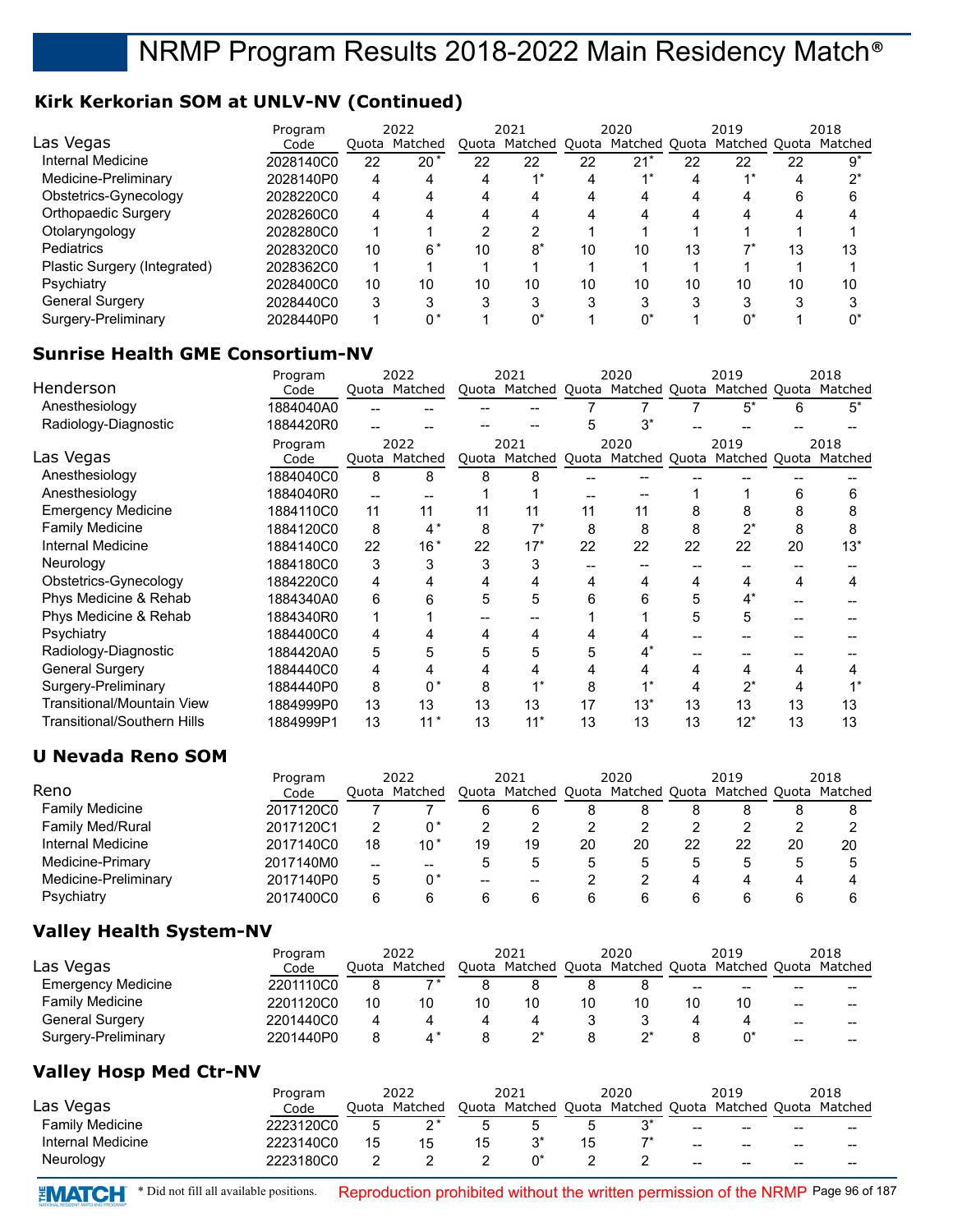## Kirk Kerkorian SOM at UNLV-NV (Continued)

| Las Vegas | Program Code | 2022 Quota | 2022 Matched | 2021 Quota | 2021 Matched | 2020 Quota | 2020 Matched | 2019 Quota | 2019 Matched | 2018 Quota | 2018 Matched |
|---|---|---|---|---|---|---|---|---|---|---|---|
| Internal Medicine | 2028140C0 | 22 | 20* | 22 | 22 | 22 | 21* | 22 | 22 | 22 | 9* |
| Medicine-Preliminary | 2028140P0 | 4 | 4 | 4 | 1* | 4 | 1* | 4 | 1* | 4 | 2* |
| Obstetrics-Gynecology | 2028220C0 | 4 | 4 | 4 | 4 | 4 | 4 | 4 | 4 | 6 | 6 |
| Orthopaedic Surgery | 2028260C0 | 4 | 4 | 4 | 4 | 4 | 4 | 4 | 4 | 4 | 4 |
| Otolaryngology | 2028280C0 | 1 | 1 | 2 | 2 | 1 | 1 | 1 | 1 | 1 | 1 |
| Pediatrics | 2028320C0 | 10 | 6* | 10 | 8* | 10 | 10 | 13 | 7* | 13 | 13 |
| Plastic Surgery (Integrated) | 2028362C0 | 1 | 1 | 1 | 1 | 1 | 1 | 1 | 1 | 1 | 1 |
| Psychiatry | 2028400C0 | 10 | 10 | 10 | 10 | 10 | 10 | 10 | 10 | 10 | 10 |
| General Surgery | 2028440C0 | 3 | 3 | 3 | 3 | 3 | 3 | 3 | 3 | 3 | 3 |
| Surgery-Preliminary | 2028440P0 | 1 | 0* | 1 | 0* | 1 | 0* | 1 | 0* | 1 | 0* |

## Sunrise Health GME Consortium-NV

| Henderson | Program Code | 2022 Quota | 2022 Matched | 2021 Quota | 2021 Matched | 2020 Quota | 2020 Matched | 2019 Quota | 2019 Matched | 2018 Quota | 2018 Matched |
|---|---|---|---|---|---|---|---|---|---|---|---|
| Anesthesiology | 1884040A0 | -- | -- | -- | -- | 7 | 7 | 7 | 5* | 6 | 5* |
| Radiology-Diagnostic | 1884420R0 | -- | -- | -- | -- | 5 | 3* | -- | -- | -- | -- |

| Las Vegas | Program Code | 2022 Quota | 2022 Matched | 2021 Quota | 2021 Matched | 2020 Quota | 2020 Matched | 2019 Quota | 2019 Matched | 2018 Quota | 2018 Matched |
|---|---|---|---|---|---|---|---|---|---|---|---|
| Anesthesiology | 1884040C0 | 8 | 8 | 8 | 8 | -- | -- | -- | -- | -- | -- |
| Anesthesiology | 1884040R0 | -- | -- | 1 | 1 | -- | -- | 1 | 1 | 6 | 6 |
| Emergency Medicine | 1884110C0 | 11 | 11 | 11 | 11 | 11 | 11 | 8 | 8 | 8 | 8 |
| Family Medicine | 1884120C0 | 8 | 4* | 8 | 7* | 8 | 8 | 8 | 2* | 8 | 8 |
| Internal Medicine | 1884140C0 | 22 | 16* | 22 | 17* | 22 | 22 | 22 | 22 | 20 | 13* |
| Neurology | 1884180C0 | 3 | 3 | 3 | 3 | -- | -- | -- | -- | -- | -- |
| Obstetrics-Gynecology | 1884220C0 | 4 | 4 | 4 | 4 | 4 | 4 | 4 | 4 | 4 | 4 |
| Phys Medicine & Rehab | 1884340A0 | 6 | 6 | 5 | 5 | 6 | 6 | 5 | 4* | -- | -- |
| Phys Medicine & Rehab | 1884340R0 | 1 | 1 | -- | -- | 1 | 1 | 5 | 5 | -- | -- |
| Psychiatry | 1884400C0 | 4 | 4 | 4 | 4 | 4 | 4 | -- | -- | -- | -- |
| Radiology-Diagnostic | 1884420A0 | 5 | 5 | 5 | 5 | 5 | 4* | -- | -- | -- | -- |
| General Surgery | 1884440C0 | 4 | 4 | 4 | 4 | 4 | 4 | 4 | 4 | 4 | 4 |
| Surgery-Preliminary | 1884440P0 | 8 | 0* | 8 | 1* | 8 | 1* | 4 | 2* | 4 | 1* |
| Transitional/Mountain View | 1884999P0 | 13 | 13 | 13 | 13 | 17 | 13* | 13 | 13 | 13 | 13 |
| Transitional/Southern Hills | 1884999P1 | 13 | 11* | 13 | 11* | 13 | 13 | 13 | 12* | 13 | 13 |

## U Nevada Reno SOM

| Reno | Program Code | 2022 Quota | 2022 Matched | 2021 Quota | 2021 Matched | 2020 Quota | 2020 Matched | 2019 Quota | 2019 Matched | 2018 Quota | 2018 Matched |
|---|---|---|---|---|---|---|---|---|---|---|---|
| Family Medicine | 2017120C0 | 7 | 7 | 6 | 6 | 8 | 8 | 8 | 8 | 8 | 8 |
| Family Med/Rural | 2017120C1 | 2 | 0* | 2 | 2 | 2 | 2 | 2 | 2 | 2 | 2 |
| Internal Medicine | 2017140C0 | 18 | 10* | 19 | 19 | 20 | 20 | 22 | 22 | 20 | 20 |
| Medicine-Primary | 2017140M0 | -- | -- | 5 | 5 | 5 | 5 | 5 | 5 | 5 | 5 |
| Medicine-Preliminary | 2017140P0 | 5 | 0* | -- | -- | 2 | 2 | 4 | 4 | 4 | 4 |
| Psychiatry | 2017400C0 | 6 | 6 | 6 | 6 | 6 | 6 | 6 | 6 | 6 | 6 |

## Valley Health System-NV

| Las Vegas | Program Code | 2022 Quota | 2022 Matched | 2021 Quota | 2021 Matched | 2020 Quota | 2020 Matched | 2019 Quota | 2019 Matched | 2018 Quota | 2018 Matched |
|---|---|---|---|---|---|---|---|---|---|---|---|
| Emergency Medicine | 2201110C0 | 8 | 7* | 8 | 8 | 8 | 8 | -- | -- | -- | -- |
| Family Medicine | 2201120C0 | 10 | 10 | 10 | 10 | 10 | 10 | 10 | 10 | -- | -- |
| General Surgery | 2201440C0 | 4 | 4 | 4 | 4 | 3 | 3 | 4 | 4 | -- | -- |
| Surgery-Preliminary | 2201440P0 | 8 | 4* | 8 | 2* | 8 | 2* | 8 | 0* | -- | -- |

## Valley Hosp Med Ctr-NV

| Las Vegas | Program Code | 2022 Quota | 2022 Matched | 2021 Quota | 2021 Matched | 2020 Quota | 2020 Matched | 2019 Quota | 2019 Matched | 2018 Quota | 2018 Matched |
|---|---|---|---|---|---|---|---|---|---|---|---|
| Family Medicine | 2223120C0 | 5 | 2* | 5 | 5 | 5 | 3* | -- | -- | -- | -- |
| Internal Medicine | 2223140C0 | 15 | 15 | 15 | 3* | 15 | 7* | -- | -- | -- | -- |
| Neurology | 2223180C0 | 2 | 2 | 2 | 0* | 2 | 2 | -- | -- | -- | -- |

* Did not fill all available positions.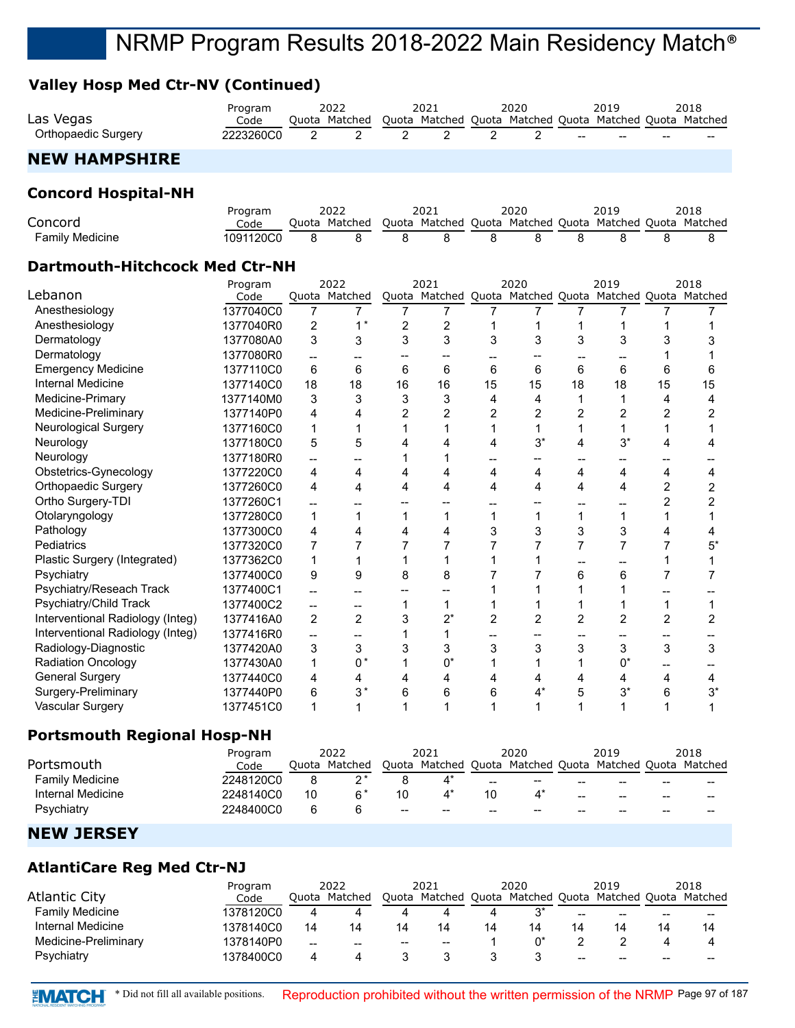## Valley Hosp Med Ctr-NV (Continued)

| Las Vegas | Program Code | 2022 Quota | 2022 Matched | 2021 Quota | 2021 Matched | 2020 Quota | 2020 Matched | 2019 Quota | 2019 Matched | 2018 Quota | 2018 Matched |
|---|---|---|---|---|---|---|---|---|---|---|---|
| Orthopaedic Surgery | 2223260C0 | 2 | 2 | 2 | 2 | 2 | 2 | -- | -- | -- | -- |

## NEW HAMPSHIRE

### Concord Hospital-NH

| Concord | Program Code | 2022 Quota | 2022 Matched | 2021 Quota | 2021 Matched | 2020 Quota | 2020 Matched | 2019 Quota | 2019 Matched | 2018 Quota | 2018 Matched |
|---|---|---|---|---|---|---|---|---|---|---|---|
| Family Medicine | 1091120C0 | 8 | 8 | 8 | 8 | 8 | 8 | 8 | 8 | 8 | 8 |

### Dartmouth-Hitchcock Med Ctr-NH

| Lebanon | Program Code | 2022 Quota | 2022 Matched | 2021 Quota | 2021 Matched | 2020 Quota | 2020 Matched | 2019 Quota | 2019 Matched | 2018 Quota | 2018 Matched |
|---|---|---|---|---|---|---|---|---|---|---|---|
| Anesthesiology | 1377040C0 | 7 | 7 | 7 | 7 | 7 | 7 | 7 | 7 | 7 | 7 |
| Anesthesiology | 1377040R0 | 2 | 1* | 2 | 2 | 1 | 1 | 1 | 1 | 1 | 1 |
| Dermatology | 1377080A0 | 3 | 3 | 3 | 3 | 3 | 3 | 3 | 3 | 3 | 3 |
| Dermatology | 1377080R0 | -- | -- | -- | -- | -- | -- | -- | -- | 1 | 1 |
| Emergency Medicine | 1377110C0 | 6 | 6 | 6 | 6 | 6 | 6 | 6 | 6 | 6 | 6 |
| Internal Medicine | 1377140C0 | 18 | 18 | 16 | 16 | 15 | 15 | 18 | 18 | 15 | 15 |
| Medicine-Primary | 1377140M0 | 3 | 3 | 3 | 3 | 4 | 4 | 1 | 1 | 4 | 4 |
| Medicine-Preliminary | 1377140P0 | 4 | 4 | 2 | 2 | 2 | 2 | 2 | 2 | 2 | 2 |
| Neurological Surgery | 1377160C0 | 1 | 1 | 1 | 1 | 1 | 1 | 1 | 1 | 1 | 1 |
| Neurology | 1377180C0 | 5 | 5 | 4 | 4 | 4 | 3* | 4 | 3* | 4 | 4 |
| Neurology | 1377180R0 | -- | -- | 1 | 1 | -- | -- | -- | -- | -- | -- |
| Obstetrics-Gynecology | 1377220C0 | 4 | 4 | 4 | 4 | 4 | 4 | 4 | 4 | 4 | 4 |
| Orthopaedic Surgery | 1377260C0 | 4 | 4 | 4 | 4 | 4 | 4 | 4 | 4 | 2 | 2 |
| Ortho Surgery-TDI | 1377260C1 | -- | -- | -- | -- | -- | -- | -- | -- | 2 | 2 |
| Otolaryngology | 1377280C0 | 1 | 1 | 1 | 1 | 1 | 1 | 1 | 1 | 1 | 1 |
| Pathology | 1377300C0 | 4 | 4 | 4 | 4 | 3 | 3 | 3 | 3 | 4 | 4 |
| Pediatrics | 1377320C0 | 7 | 7 | 7 | 7 | 7 | 7 | 7 | 7 | 7 | 5* |
| Plastic Surgery (Integrated) | 1377362C0 | 1 | 1 | 1 | 1 | 1 | 1 | -- | -- | 1 | 1 |
| Psychiatry | 1377400C0 | 9 | 9 | 8 | 8 | 7 | 7 | 6 | 6 | 7 | 7 |
| Psychiatry/Reseach Track | 1377400C1 | -- | -- | -- | -- | 1 | 1 | 1 | 1 | -- | -- |
| Psychiatry/Child Track | 1377400C2 | -- | -- | 1 | 1 | 1 | 1 | 1 | 1 | 1 | 1 |
| Interventional Radiology (Integ) | 1377416A0 | 2 | 2 | 3 | 2* | 2 | 2 | 2 | 2 | 2 | 2 |
| Interventional Radiology (Integ) | 1377416R0 | -- | -- | 1 | 1 | -- | -- | -- | -- | -- | -- |
| Radiology-Diagnostic | 1377420A0 | 3 | 3 | 3 | 3 | 3 | 3 | 3 | 3 | 3 | 3 |
| Radiation Oncology | 1377430A0 | 1 | 0* | 1 | 0* | 1 | 1 | 1 | 0* | -- | -- |
| General Surgery | 1377440C0 | 4 | 4 | 4 | 4 | 4 | 4 | 4 | 4 | 4 | 4 |
| Surgery-Preliminary | 1377440P0 | 6 | 3* | 6 | 6 | 6 | 4* | 5 | 3* | 6 | 3* |
| Vascular Surgery | 1377451C0 | 1 | 1 | 1 | 1 | 1 | 1 | 1 | 1 | 1 | 1 |

### Portsmouth Regional Hosp-NH

| Portsmouth | Program Code | 2022 Quota | 2022 Matched | 2021 Quota | 2021 Matched | 2020 Quota | 2020 Matched | 2019 Quota | 2019 Matched | 2018 Quota | 2018 Matched |
|---|---|---|---|---|---|---|---|---|---|---|---|
| Family Medicine | 2248120C0 | 8 | 2* | 8 | 4* | -- | -- | -- | -- | -- | -- |
| Internal Medicine | 2248140C0 | 10 | 6* | 10 | 4* | 10 | 4* | -- | -- | -- | -- |
| Psychiatry | 2248400C0 | 6 | 6 | -- | -- | -- | -- | -- | -- | -- | -- |

## NEW JERSEY

### AtlantiCare Reg Med Ctr-NJ

| Atlantic City | Program Code | 2022 Quota | 2022 Matched | 2021 Quota | 2021 Matched | 2020 Quota | 2020 Matched | 2019 Quota | 2019 Matched | 2018 Quota | 2018 Matched |
|---|---|---|---|---|---|---|---|---|---|---|---|
| Family Medicine | 1378120C0 | 4 | 4 | 4 | 4 | 4 | 3* | -- | -- | -- | -- |
| Internal Medicine | 1378140C0 | 14 | 14 | 14 | 14 | 14 | 14 | 14 | 14 | 14 | 14 |
| Medicine-Preliminary | 1378140P0 | -- | -- | -- | -- | 1 | 0* | 2 | 2 | 4 | 4 |
| Psychiatry | 1378400C0 | 4 | 4 | 3 | 3 | 3 | 3 | -- | -- | -- | -- |

\* Did not fill all available positions.

Reproduction prohibited without the written permission of the NRMP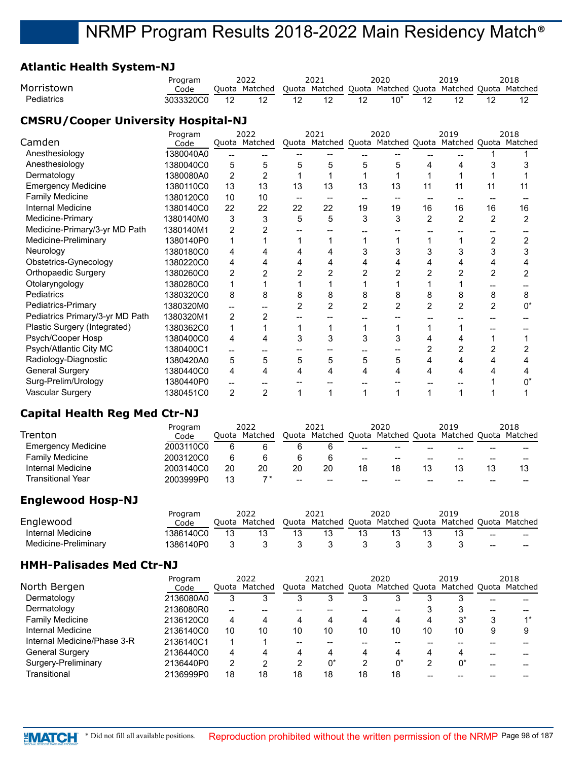# NRMP Program Results 2018-2022 Main Residency Match®

## Atlantic Health System-NJ

| Morristown | Program Code | 2022 Quota | 2022 Matched | 2021 Quota | 2021 Matched | 2020 Quota | 2020 Matched | 2019 Quota | 2019 Matched | 2018 Quota | 2018 Matched |
|---|---|---|---|---|---|---|---|---|---|---|---|
| Pediatrics | 3033320C0 | 12 | 12 | 12 | 12 | 12 | 10* | 12 | 12 | 12 | 12 |

## CMSRU/Cooper University Hospital-NJ

| Camden | Program Code | 2022 Quota | 2022 Matched | 2021 Quota | 2021 Matched | 2020 Quota | 2020 Matched | 2019 Quota | 2019 Matched | 2018 Quota | 2018 Matched |
|---|---|---|---|---|---|---|---|---|---|---|---|
| Anesthesiology | 1380040A0 | -- | -- | -- | -- | -- | -- | -- | -- | 1 | 1 |
| Anesthesiology | 1380040C0 | 5 | 5 | 5 | 5 | 5 | 5 | 4 | 4 | 3 | 3 |
| Dermatology | 1380080A0 | 2 | 2 | 1 | 1 | 1 | 1 | 1 | 1 | 1 | 1 |
| Emergency Medicine | 1380110C0 | 13 | 13 | 13 | 13 | 13 | 13 | 11 | 11 | 11 | 11 |
| Family Medicine | 1380120C0 | 10 | 10 | -- | -- | -- | -- | -- | -- | -- | -- |
| Internal Medicine | 1380140C0 | 22 | 22 | 22 | 22 | 19 | 19 | 16 | 16 | 16 | 16 |
| Medicine-Primary | 1380140M0 | 3 | 3 | 5 | 5 | 3 | 3 | 2 | 2 | 2 | 2 |
| Medicine-Primary/3-yr MD Path | 1380140M1 | 2 | 2 | -- | -- | -- | -- | -- | -- | -- | -- |
| Medicine-Preliminary | 1380140P0 | 1 | 1 | 1 | 1 | 1 | 1 | 1 | 1 | 2 | 2 |
| Neurology | 1380180C0 | 4 | 4 | 4 | 4 | 3 | 3 | 3 | 3 | 3 | 3 |
| Obstetrics-Gynecology | 1380220C0 | 4 | 4 | 4 | 4 | 4 | 4 | 4 | 4 | 4 | 4 |
| Orthopaedic Surgery | 1380260C0 | 2 | 2 | 2 | 2 | 2 | 2 | 2 | 2 | 2 | 2 |
| Otolaryngology | 1380280C0 | 1 | 1 | 1 | 1 | 1 | 1 | 1 | 1 | -- | -- |
| Pediatrics | 1380320C0 | 8 | 8 | 8 | 8 | 8 | 8 | 8 | 8 | 8 | 8 |
| Pediatrics-Primary | 1380320M0 | -- | -- | 2 | 2 | 2 | 2 | 2 | 2 | 2 | 0* |
| Pediatrics Primary/3-yr MD Path | 1380320M1 | 2 | 2 | -- | -- | -- | -- | -- | -- | -- | -- |
| Plastic Surgery (Integrated) | 1380362C0 | 1 | 1 | 1 | 1 | 1 | 1 | 1 | 1 | -- | -- |
| Psych/Cooper Hosp | 1380400C0 | 4 | 4 | 3 | 3 | 3 | 3 | 4 | 4 | 1 | 1 |
| Psych/Atlantic City MC | 1380400C1 | -- | -- | -- | -- | -- | -- | 2 | 2 | 2 | 2 |
| Radiology-Diagnostic | 1380420A0 | 5 | 5 | 5 | 5 | 5 | 5 | 4 | 4 | 4 | 4 |
| General Surgery | 1380440C0 | 4 | 4 | 4 | 4 | 4 | 4 | 4 | 4 | 4 | 4 |
| Surg-Prelim/Urology | 1380440P0 | -- | -- | -- | -- | -- | -- | -- | -- | 1 | 0* |
| Vascular Surgery | 1380451C0 | 2 | 2 | 1 | 1 | 1 | 1 | 1 | 1 | 1 | 1 |

## Capital Health Reg Med Ctr-NJ

| Trenton | Program Code | 2022 Quota | 2022 Matched | 2021 Quota | 2021 Matched | 2020 Quota | 2020 Matched | 2019 Quota | 2019 Matched | 2018 Quota | 2018 Matched |
|---|---|---|---|---|---|---|---|---|---|---|---|
| Emergency Medicine | 2003110C0 | 6 | 6 | 6 | 6 | -- | -- | -- | -- | -- | -- |
| Family Medicine | 2003120C0 | 6 | 6 | 6 | 6 | -- | -- | -- | -- | -- | -- |
| Internal Medicine | 2003140C0 | 20 | 20 | 20 | 20 | 18 | 18 | 13 | 13 | 13 | 13 |
| Transitional Year | 2003999P0 | 13 | 7* | -- | -- | -- | -- | -- | -- | -- | -- |

## Englewood Hosp-NJ

| Englewood | Program Code | 2022 Quota | 2022 Matched | 2021 Quota | 2021 Matched | 2020 Quota | 2020 Matched | 2019 Quota | 2019 Matched | 2018 Quota | 2018 Matched |
|---|---|---|---|---|---|---|---|---|---|---|---|
| Internal Medicine | 1386140C0 | 13 | 13 | 13 | 13 | 13 | 13 | 13 | 13 | -- | -- |
| Medicine-Preliminary | 1386140P0 | 3 | 3 | 3 | 3 | 3 | 3 | 3 | 3 | -- | -- |

## HMH-Palisades Med Ctr-NJ

| North Bergen | Program Code | 2022 Quota | 2022 Matched | 2021 Quota | 2021 Matched | 2020 Quota | 2020 Matched | 2019 Quota | 2019 Matched | 2018 Quota | 2018 Matched |
|---|---|---|---|---|---|---|---|---|---|---|---|
| Dermatology | 2136080A0 | 3 | 3 | 3 | 3 | 3 | 3 | 3 | 3 | -- | -- |
| Dermatology | 2136080R0 | -- | -- | -- | -- | -- | -- | 3 | 3 | -- | -- |
| Family Medicine | 2136120C0 | 4 | 4 | 4 | 4 | 4 | 4 | 4 | 3* | 3 | 1* |
| Internal Medicine | 2136140C0 | 10 | 10 | 10 | 10 | 10 | 10 | 10 | 10 | 9 | 9 |
| Internal Medicine/Phase 3-R | 2136140C1 | 1 | 1 | -- | -- | -- | -- | -- | -- | -- | -- |
| General Surgery | 2136440C0 | 4 | 4 | 4 | 4 | 4 | 4 | 4 | 4 | -- | -- |
| Surgery-Preliminary | 2136440P0 | 2 | 2 | 2 | 0* | 2 | 0* | 2 | 0* | -- | -- |
| Transitional | 2136999P0 | 18 | 18 | 18 | 18 | 18 | 18 | -- | -- | -- | -- |

* Did not fill all available positions.

Reproduction prohibited without the written permission of the NRMP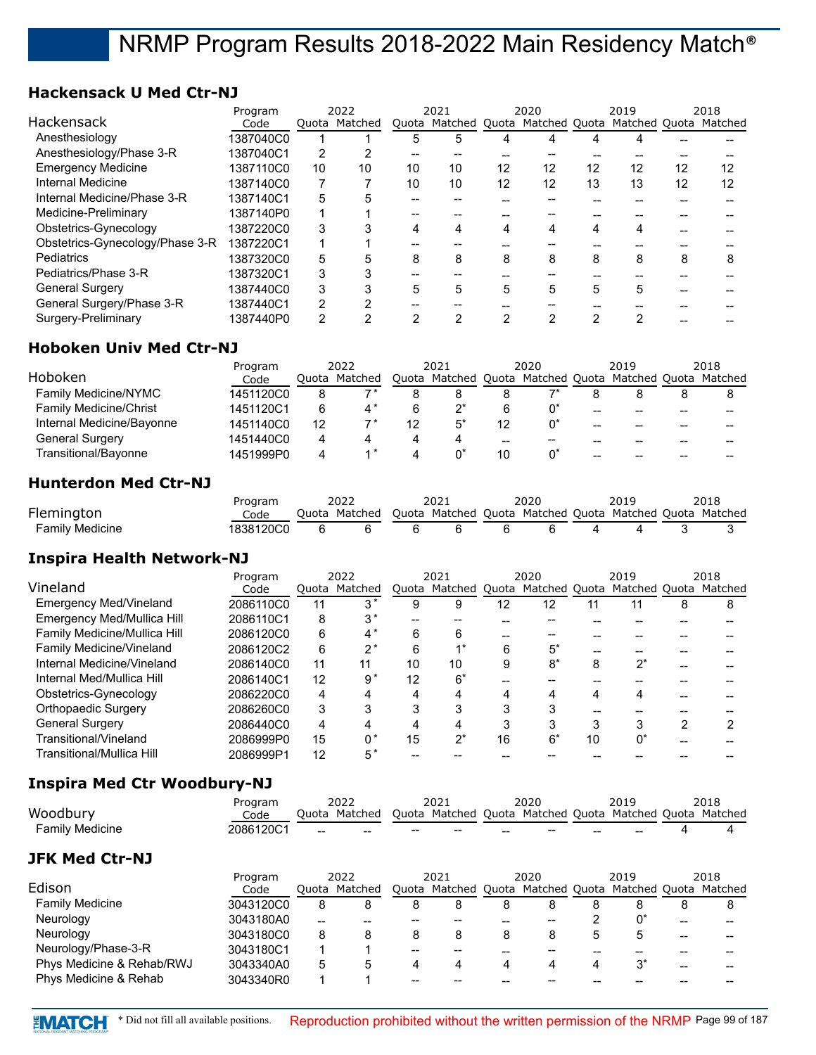# NRMP Program Results 2018-2022 Main Residency Match®

## Hackensack U Med Ctr-NJ

| Hackensack | Program Code | 2022 Quota | 2022 Matched | 2021 Quota | 2021 Matched | 2020 Quota | 2020 Matched | 2019 Quota | 2019 Matched | 2018 Quota | 2018 Matched |
|---|---|---|---|---|---|---|---|---|---|---|---|
| Anesthesiology | 1387040C0 | 1 | 1 | 5 | 5 | 4 | 4 | 4 | 4 | -- | -- |
| Anesthesiology/Phase 3-R | 1387040C1 | 2 | 2 | -- | -- | -- | -- | -- | -- | -- | -- |
| Emergency Medicine | 1387110C0 | 10 | 10 | 10 | 10 | 12 | 12 | 12 | 12 | 12 | 12 |
| Internal Medicine | 1387140C0 | 7 | 7 | 10 | 10 | 12 | 12 | 13 | 13 | 12 | 12 |
| Internal Medicine/Phase 3-R | 1387140C1 | 5 | 5 | -- | -- | -- | -- | -- | -- | -- | -- |
| Medicine-Preliminary | 1387140P0 | 1 | 1 | -- | -- | -- | -- | -- | -- | -- | -- |
| Obstetrics-Gynecology | 1387220C0 | 3 | 3 | 4 | 4 | 4 | 4 | 4 | 4 | -- | -- |
| Obstetrics-Gynecology/Phase 3-R | 1387220C1 | 1 | 1 | -- | -- | -- | -- | -- | -- | -- | -- |
| Pediatrics | 1387320C0 | 5 | 5 | 8 | 8 | 8 | 8 | 8 | 8 | 8 | 8 |
| Pediatrics/Phase 3-R | 1387320C1 | 3 | 3 | -- | -- | -- | -- | -- | -- | -- | -- |
| General Surgery | 1387440C0 | 3 | 3 | 5 | 5 | 5 | 5 | 5 | 5 | -- | -- |
| General Surgery/Phase 3-R | 1387440C1 | 2 | 2 | -- | -- | -- | -- | -- | -- | -- | -- |
| Surgery-Preliminary | 1387440P0 | 2 | 2 | 2 | 2 | 2 | 2 | 2 | 2 | -- | -- |

## Hoboken Univ Med Ctr-NJ

| Hoboken | Program Code | 2022 Quota | 2022 Matched | 2021 Quota | 2021 Matched | 2020 Quota | 2020 Matched | 2019 Quota | 2019 Matched | 2018 Quota | 2018 Matched |
|---|---|---|---|---|---|---|---|---|---|---|---|
| Family Medicine/NYMC | 1451120C0 | 8 | 7* | 8 | 8 | 8 | 7* | 8 | 8 | 8 | 8 |
| Family Medicine/Christ | 1451120C1 | 6 | 4* | 6 | 2* | 6 | 0* | -- | -- | -- | -- |
| Internal Medicine/Bayonne | 1451140C0 | 12 | 7* | 12 | 5* | 12 | 0* | -- | -- | -- | -- |
| General Surgery | 1451440C0 | 4 | 4 | 4 | 4 | -- | -- | -- | -- | -- | -- |
| Transitional/Bayonne | 1451999P0 | 4 | 1* | 4 | 0* | 10 | 0* | -- | -- | -- | -- |

## Hunterdon Med Ctr-NJ

| Flemington | Program Code | 2022 Quota | 2022 Matched | 2021 Quota | 2021 Matched | 2020 Quota | 2020 Matched | 2019 Quota | 2019 Matched | 2018 Quota | 2018 Matched |
|---|---|---|---|---|---|---|---|---|---|---|---|
| Family Medicine | 1838120C0 | 6 | 6 | 6 | 6 | 6 | 6 | 4 | 4 | 3 | 3 |

## Inspira Health Network-NJ

| Vineland | Program Code | 2022 Quota | 2022 Matched | 2021 Quota | 2021 Matched | 2020 Quota | 2020 Matched | 2019 Quota | 2019 Matched | 2018 Quota | 2018 Matched |
|---|---|---|---|---|---|---|---|---|---|---|---|
| Emergency Med/Vineland | 2086110C0 | 11 | 3* | 9 | 9 | 12 | 12 | 11 | 11 | 8 | 8 |
| Emergency Med/Mullica Hill | 2086110C1 | 8 | 3* | -- | -- | -- | -- | -- | -- | -- | -- |
| Family Medicine/Mullica Hill | 2086120C0 | 6 | 4* | 6 | 6 | -- | -- | -- | -- | -- | -- |
| Family Medicine/Vineland | 2086120C2 | 6 | 2* | 6 | 1* | 6 | 5* | -- | -- | -- | -- |
| Internal Medicine/Vineland | 2086140C0 | 11 | 11 | 10 | 10 | 9 | 8* | 8 | 2* | -- | -- |
| Internal Med/Mullica Hill | 2086140C1 | 12 | 9* | 12 | 6* | -- | -- | -- | -- | -- | -- |
| Obstetrics-Gynecology | 2086220C0 | 4 | 4 | 4 | 4 | 4 | 4 | 4 | 4 | -- | -- |
| Orthopaedic Surgery | 2086260C0 | 3 | 3 | 3 | 3 | 3 | 3 | -- | -- | -- | -- |
| General Surgery | 2086440C0 | 4 | 4 | 4 | 4 | 3 | 3 | 3 | 3 | 2 | 2 |
| Transitional/Vineland | 2086999P0 | 15 | 0* | 15 | 2* | 16 | 6* | 10 | 0* | -- | -- |
| Transitional/Mullica Hill | 2086999P1 | 12 | 5* | -- | -- | -- | -- | -- | -- | -- | -- |

## Inspira Med Ctr Woodbury-NJ

| Woodbury | Program Code | 2022 Quota | 2022 Matched | 2021 Quota | 2021 Matched | 2020 Quota | 2020 Matched | 2019 Quota | 2019 Matched | 2018 Quota | 2018 Matched |
|---|---|---|---|---|---|---|---|---|---|---|---|
| Family Medicine | 2086120C1 | -- | -- | -- | -- | -- | -- | -- | -- | 4 | 4 |

## JFK Med Ctr-NJ

| Edison | Program Code | 2022 Quota | 2022 Matched | 2021 Quota | 2021 Matched | 2020 Quota | 2020 Matched | 2019 Quota | 2019 Matched | 2018 Quota | 2018 Matched |
|---|---|---|---|---|---|---|---|---|---|---|---|
| Family Medicine | 3043120C0 | 8 | 8 | 8 | 8 | 8 | 8 | 8 | 8 | 8 | 8 |
| Neurology | 3043180A0 | -- | -- | -- | -- | -- | -- | 2 | 0* | -- | -- |
| Neurology | 3043180C0 | 8 | 8 | 8 | 8 | 8 | 8 | 5 | 5 | -- | -- |
| Neurology/Phase-3-R | 3043180C1 | 1 | 1 | -- | -- | -- | -- | -- | -- | -- | -- |
| Phys Medicine & Rehab/RWJ | 3043340A0 | 5 | 5 | 4 | 4 | 4 | 4 | 4 | 3* | -- | -- |
| Phys Medicine & Rehab | 3043340R0 | 1 | 1 | -- | -- | -- | -- | -- | -- | -- | -- |

\* Did not fill all available positions.

Reproduction prohibited without the written permission of the NRMP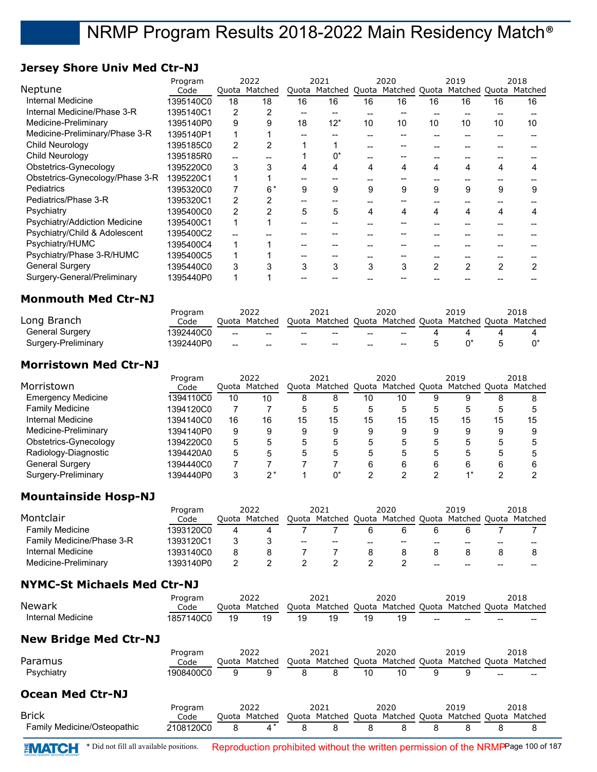## Jersey Shore Univ Med Ctr-NJ

| Neptune | Program Code | 2022 Quota | 2022 Matched | 2021 Quota | 2021 Matched | 2020 Quota | 2020 Matched | 2019 Quota | 2019 Matched | 2018 Quota | 2018 Matched |
|---|---|---|---|---|---|---|---|---|---|---|---|
| Internal Medicine | 1395140C0 | 18 | 18 | 16 | 16 | 16 | 16 | 16 | 16 | 16 | 16 |
| Internal Medicine/Phase 3-R | 1395140C1 | 2 | 2 | -- | -- | -- | -- | -- | -- | -- | -- |
| Medicine-Preliminary | 1395140P0 | 9 | 9 | 18 | 12* | 10 | 10 | 10 | 10 | 10 | 10 |
| Medicine-Preliminary/Phase 3-R | 1395140P1 | 1 | 1 | -- | -- | -- | -- | -- | -- | -- | -- |
| Child Neurology | 1395185C0 | 2 | 2 | 1 | 1 | -- | -- | -- | -- | -- | -- |
| Child Neurology | 1395185R0 | -- | -- | 1 | 0* | -- | -- | -- | -- | -- | -- |
| Obstetrics-Gynecology | 1395220C0 | 3 | 3 | 4 | 4 | 4 | 4 | 4 | 4 | 4 | 4 |
| Obstetrics-Gynecology/Phase 3-R | 1395220C1 | 1 | 1 | -- | -- | -- | -- | -- | -- | -- | -- |
| Pediatrics | 1395320C0 | 7 | 6* | 9 | 9 | 9 | 9 | 9 | 9 | 9 | 9 |
| Pediatrics/Phase 3-R | 1395320C1 | 2 | 2 | -- | -- | -- | -- | -- | -- | -- | -- |
| Psychiatry | 1395400C0 | 2 | 2 | 5 | 5 | 4 | 4 | 4 | 4 | 4 | 4 |
| Psychiatry/Addiction Medicine | 1395400C1 | 1 | 1 | -- | -- | -- | -- | -- | -- | -- | -- |
| Psychiatry/Child & Adolescent | 1395400C2 | -- | -- | -- | -- | -- | -- | -- | -- | -- | -- |
| Psychiatry/HUMC | 1395400C4 | 1 | 1 | -- | -- | -- | -- | -- | -- | -- | -- |
| Psychiatry/Phase 3-R/HUMC | 1395400C5 | 1 | 1 | -- | -- | -- | -- | -- | -- | -- | -- |
| General Surgery | 1395440C0 | 3 | 3 | 3 | 3 | 3 | 3 | 2 | 2 | 2 | 2 |
| Surgery-General/Preliminary | 1395440P0 | 1 | 1 | -- | -- | -- | -- | -- | -- | -- | -- |

## Monmouth Med Ctr-NJ

| Long Branch | Program Code | 2022 Quota | 2022 Matched | 2021 Quota | 2021 Matched | 2020 Quota | 2020 Matched | 2019 Quota | 2019 Matched | 2018 Quota | 2018 Matched |
|---|---|---|---|---|---|---|---|---|---|---|---|
| General Surgery | 1392440C0 | -- | -- | -- | -- | -- | -- | 4 | 4 | 4 | 4 |
| Surgery-Preliminary | 1392440P0 | -- | -- | -- | -- | -- | -- | 5 | 0* | 5 | 0* |

## Morristown Med Ctr-NJ

| Morristown | Program Code | 2022 Quota | 2022 Matched | 2021 Quota | 2021 Matched | 2020 Quota | 2020 Matched | 2019 Quota | 2019 Matched | 2018 Quota | 2018 Matched |
|---|---|---|---|---|---|---|---|---|---|---|---|
| Emergency Medicine | 1394110C0 | 10 | 10 | 8 | 8 | 10 | 10 | 9 | 9 | 8 | 8 |
| Family Medicine | 1394120C0 | 7 | 7 | 5 | 5 | 5 | 5 | 5 | 5 | 5 | 5 |
| Internal Medicine | 1394140C0 | 16 | 16 | 15 | 15 | 15 | 15 | 15 | 15 | 15 | 15 |
| Medicine-Preliminary | 1394140P0 | 9 | 9 | 9 | 9 | 9 | 9 | 9 | 9 | 9 | 9 |
| Obstetrics-Gynecology | 1394220C0 | 5 | 5 | 5 | 5 | 5 | 5 | 5 | 5 | 5 | 5 |
| Radiology-Diagnostic | 1394420A0 | 5 | 5 | 5 | 5 | 5 | 5 | 5 | 5 | 5 | 5 |
| General Surgery | 1394440C0 | 7 | 7 | 7 | 7 | 6 | 6 | 6 | 6 | 6 | 6 |
| Surgery-Preliminary | 1394440P0 | 3 | 2* | 1 | 0* | 2 | 2 | 2 | 1* | 2 | 2 |

## Mountainside Hosp-NJ

| Montclair | Program Code | 2022 Quota | 2022 Matched | 2021 Quota | 2021 Matched | 2020 Quota | 2020 Matched | 2019 Quota | 2019 Matched | 2018 Quota | 2018 Matched |
|---|---|---|---|---|---|---|---|---|---|---|---|
| Family Medicine | 1393120C0 | 4 | 4 | 7 | 7 | 6 | 6 | 6 | 6 | 7 | 7 |
| Family Medicine/Phase 3-R | 1393120C1 | 3 | 3 | -- | -- | -- | -- | -- | -- | -- | -- |
| Internal Medicine | 1393140C0 | 8 | 8 | 7 | 7 | 8 | 8 | 8 | 8 | 8 | 8 |
| Medicine-Preliminary | 1393140P0 | 2 | 2 | 2 | 2 | 2 | 2 | -- | -- | -- | -- |

## NYMC-St Michaels Med Ctr-NJ

| Newark | Program Code | 2022 Quota | 2022 Matched | 2021 Quota | 2021 Matched | 2020 Quota | 2020 Matched | 2019 Quota | 2019 Matched | 2018 Quota | 2018 Matched |
|---|---|---|---|---|---|---|---|---|---|---|---|
| Internal Medicine | 1857140C0 | 19 | 19 | 19 | 19 | 19 | 19 | -- | -- | -- | -- |

## New Bridge Med Ctr-NJ

| Paramus | Program Code | 2022 Quota | 2022 Matched | 2021 Quota | 2021 Matched | 2020 Quota | 2020 Matched | 2019 Quota | 2019 Matched | 2018 Quota | 2018 Matched |
|---|---|---|---|---|---|---|---|---|---|---|---|
| Psychiatry | 1908400C0 | 9 | 9 | 8 | 8 | 10 | 10 | 9 | 9 | -- | -- |

## Ocean Med Ctr-NJ

| Brick | Program Code | 2022 Quota | 2022 Matched | 2021 Quota | 2021 Matched | 2020 Quota | 2020 Matched | 2019 Quota | 2019 Matched | 2018 Quota | 2018 Matched |
|---|---|---|---|---|---|---|---|---|---|---|---|
| Family Medicine/Osteopathic | 2108120C0 | 8 | 4* | 8 | 8 | 8 | 8 | 8 | 8 | 8 | 8 |

* Did not fill all available positions.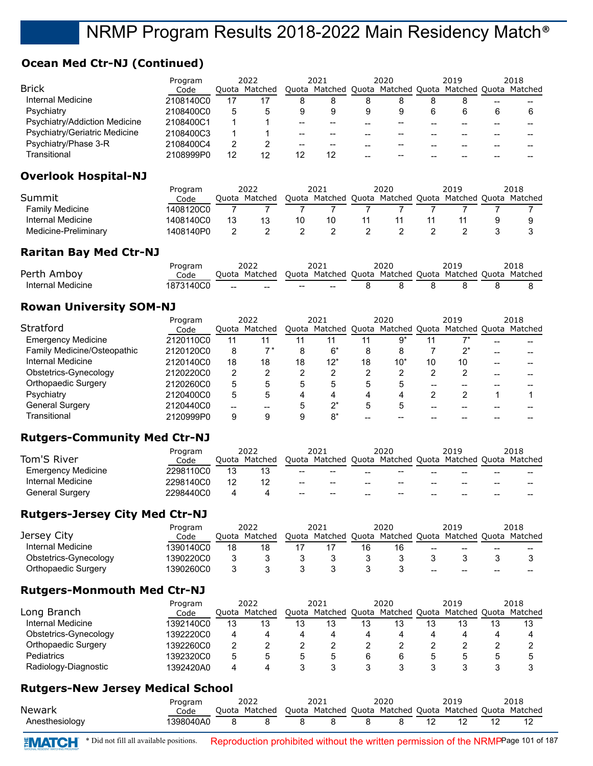# NRMP Program Results 2018-2022 Main Residency Match®

## Ocean Med Ctr-NJ (Continued)

| Brick | Program Code | 2022 Quota | 2022 Matched | 2021 Quota | 2021 Matched | 2020 Quota | 2020 Matched | 2019 Quota | 2019 Matched | 2018 Quota | 2018 Matched |
|---|---|---|---|---|---|---|---|---|---|---|---|
| Internal Medicine | 2108140C0 | 17 | 17 | 8 | 8 | 8 | 8 | 8 | 8 | -- | -- |
| Psychiatry | 2108400C0 | 5 | 5 | 9 | 9 | 9 | 9 | 6 | 6 | 6 | 6 |
| Psychiatry/Addiction Medicine | 2108400C1 | 1 | 1 | -- | -- | -- | -- | -- | -- | -- | -- |
| Psychiatry/Geriatric Medicine | 2108400C3 | 1 | 1 | -- | -- | -- | -- | -- | -- | -- | -- |
| Psychiatry/Phase 3-R | 2108400C4 | 2 | 2 | -- | -- | -- | -- | -- | -- | -- | -- |
| Transitional | 2108999P0 | 12 | 12 | 12 | 12 | -- | -- | -- | -- | -- | -- |

## Overlook Hospital-NJ

| Summit | Program Code | 2022 Quota | 2022 Matched | 2021 Quota | 2021 Matched | 2020 Quota | 2020 Matched | 2019 Quota | 2019 Matched | 2018 Quota | 2018 Matched |
|---|---|---|---|---|---|---|---|---|---|---|---|
| Family Medicine | 1408120C0 | 7 | 7 | 7 | 7 | 7 | 7 | 7 | 7 | 7 | 7 |
| Internal Medicine | 1408140C0 | 13 | 13 | 10 | 10 | 11 | 11 | 11 | 11 | 9 | 9 |
| Medicine-Preliminary | 1408140P0 | 2 | 2 | 2 | 2 | 2 | 2 | 2 | 2 | 3 | 3 |

## Raritan Bay Med Ctr-NJ

| Perth Amboy | Program Code | 2022 Quota | 2022 Matched | 2021 Quota | 2021 Matched | 2020 Quota | 2020 Matched | 2019 Quota | 2019 Matched | 2018 Quota | 2018 Matched |
|---|---|---|---|---|---|---|---|---|---|---|---|
| Internal Medicine | 1873140C0 | -- | -- | -- | -- | 8 | 8 | 8 | 8 | 8 | 8 |

## Rowan University SOM-NJ

| Stratford | Program Code | 2022 Quota | 2022 Matched | 2021 Quota | 2021 Matched | 2020 Quota | 2020 Matched | 2019 Quota | 2019 Matched | 2018 Quota | 2018 Matched |
|---|---|---|---|---|---|---|---|---|---|---|---|
| Emergency Medicine | 2120110C0 | 11 | 11 | 11 | 11 | 11 | 9* | 11 | 7* | -- | -- |
| Family Medicine/Osteopathic | 2120120C0 | 8 | 7* | 8 | 6* | 8 | 8 | 7 | 2* | -- | -- |
| Internal Medicine | 2120140C0 | 18 | 18 | 18 | 12* | 18 | 10* | 10 | 10 | -- | -- |
| Obstetrics-Gynecology | 2120220C0 | 2 | 2 | 2 | 2 | 2 | 2 | 2 | 2 | -- | -- |
| Orthopaedic Surgery | 2120260C0 | 5 | 5 | 5 | 5 | 5 | 5 | -- | -- | -- | -- |
| Psychiatry | 2120400C0 | 5 | 5 | 4 | 4 | 4 | 4 | 2 | 2 | 1 | 1 |
| General Surgery | 2120440C0 | -- | -- | 5 | 2* | 5 | 5 | -- | -- | -- | -- |
| Transitional | 2120999P0 | 9 | 9 | 9 | 8* | -- | -- | -- | -- | -- | -- |

## Rutgers-Community Med Ctr-NJ

| Tom'S River | Program Code | 2022 Quota | 2022 Matched | 2021 Quota | 2021 Matched | 2020 Quota | 2020 Matched | 2019 Quota | 2019 Matched | 2018 Quota | 2018 Matched |
|---|---|---|---|---|---|---|---|---|---|---|---|
| Emergency Medicine | 2298110C0 | 13 | 13 | -- | -- | -- | -- | -- | -- | -- | -- |
| Internal Medicine | 2298140C0 | 12 | 12 | -- | -- | -- | -- | -- | -- | -- | -- |
| General Surgery | 2298440C0 | 4 | 4 | -- | -- | -- | -- | -- | -- | -- | -- |

## Rutgers-Jersey City Med Ctr-NJ

| Jersey City | Program Code | 2022 Quota | 2022 Matched | 2021 Quota | 2021 Matched | 2020 Quota | 2020 Matched | 2019 Quota | 2019 Matched | 2018 Quota | 2018 Matched |
|---|---|---|---|---|---|---|---|---|---|---|---|
| Internal Medicine | 1390140C0 | 18 | 18 | 17 | 17 | 16 | 16 | -- | -- | -- | -- |
| Obstetrics-Gynecology | 1390220C0 | 3 | 3 | 3 | 3 | 3 | 3 | 3 | 3 | 3 | 3 |
| Orthopaedic Surgery | 1390260C0 | 3 | 3 | 3 | 3 | 3 | 3 | -- | -- | -- | -- |

## Rutgers-Monmouth Med Ctr-NJ

| Long Branch | Program Code | 2022 Quota | 2022 Matched | 2021 Quota | 2021 Matched | 2020 Quota | 2020 Matched | 2019 Quota | 2019 Matched | 2018 Quota | 2018 Matched |
|---|---|---|---|---|---|---|---|---|---|---|---|
| Internal Medicine | 1392140C0 | 13 | 13 | 13 | 13 | 13 | 13 | 13 | 13 | 13 | 13 |
| Obstetrics-Gynecology | 1392220C0 | 4 | 4 | 4 | 4 | 4 | 4 | 4 | 4 | 4 | 4 |
| Orthopaedic Surgery | 1392260C0 | 2 | 2 | 2 | 2 | 2 | 2 | 2 | 2 | 2 | 2 |
| Pediatrics | 1392320C0 | 5 | 5 | 5 | 5 | 6 | 6 | 5 | 5 | 5 | 5 |
| Radiology-Diagnostic | 1392420A0 | 4 | 4 | 3 | 3 | 3 | 3 | 3 | 3 | 3 | 3 |

## Rutgers-New Jersey Medical School

| Newark | Program Code | 2022 Quota | 2022 Matched | 2021 Quota | 2021 Matched | 2020 Quota | 2020 Matched | 2019 Quota | 2019 Matched | 2018 Quota | 2018 Matched |
|---|---|---|---|---|---|---|---|---|---|---|---|
| Anesthesiology | 1398040A0 | 8 | 8 | 8 | 8 | 8 | 8 | 12 | 12 | 12 | 12 |

\* Did not fill all available positions.

Reproduction prohibited without the written permission of the NRMP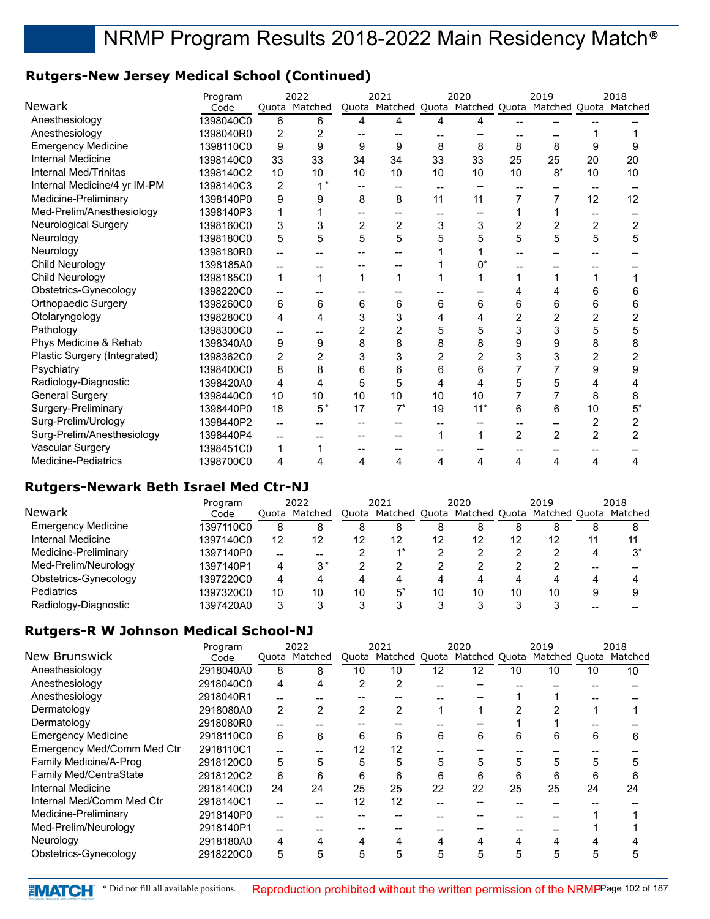# NRMP Program Results 2018-2022 Main Residency Match®

## Rutgers-New Jersey Medical School (Continued)

| Newark | Program Code | 2022 Quota | 2022 Matched | 2021 Quota | 2021 Matched | 2020 Quota | 2020 Matched | 2019 Quota | 2019 Matched | 2018 Quota | 2018 Matched |
|---|---|---|---|---|---|---|---|---|---|---|---|
| Anesthesiology | 1398040C0 | 6 | 6 | 4 | 4 | 4 | 4 | -- | -- | -- | -- |
| Anesthesiology | 1398040R0 | 2 | 2 | -- | -- | -- | -- | -- | -- | 1 | 1 |
| Emergency Medicine | 1398110C0 | 9 | 9 | 9 | 9 | 8 | 8 | 8 | 8 | 9 | 9 |
| Internal Medicine | 1398140C0 | 33 | 33 | 34 | 34 | 33 | 33 | 25 | 25 | 20 | 20 |
| Internal Med/Trinitas | 1398140C2 | 10 | 10 | 10 | 10 | 10 | 10 | 10 | 8* | 10 | 10 |
| Internal Medicine/4 yr IM-PM | 1398140C3 | 2 | 1* | -- | -- | -- | -- | -- | -- | -- | -- |
| Medicine-Preliminary | 1398140P0 | 9 | 9 | 8 | 8 | 11 | 11 | 7 | 7 | 12 | 12 |
| Med-Prelim/Anesthesiology | 1398140P3 | 1 | 1 | -- | -- | -- | -- | 1 | 1 | -- | -- |
| Neurological Surgery | 1398160C0 | 3 | 3 | 2 | 2 | 3 | 3 | 2 | 2 | 2 | 2 |
| Neurology | 1398180C0 | 5 | 5 | 5 | 5 | 5 | 5 | 5 | 5 | 5 | 5 |
| Neurology | 1398180R0 | -- | -- | -- | -- | 1 | 1 | -- | -- | -- | -- |
| Child Neurology | 1398185A0 | -- | -- | -- | -- | 1 | 0* | -- | -- | -- | -- |
| Child Neurology | 1398185C0 | 1 | 1 | 1 | 1 | 1 | 1 | 1 | 1 | 1 | 1 |
| Obstetrics-Gynecology | 1398220C0 | -- | -- | -- | -- | -- | -- | 4 | 4 | 6 | 6 |
| Orthopaedic Surgery | 1398260C0 | 6 | 6 | 6 | 6 | 6 | 6 | 6 | 6 | 6 | 6 |
| Otolaryngology | 1398280C0 | 4 | 4 | 3 | 3 | 4 | 4 | 2 | 2 | 2 | 2 |
| Pathology | 1398300C0 | -- | -- | 2 | 2 | 5 | 5 | 3 | 3 | 5 | 5 |
| Phys Medicine & Rehab | 1398340A0 | 9 | 9 | 8 | 8 | 8 | 8 | 9 | 9 | 8 | 8 |
| Plastic Surgery (Integrated) | 1398362C0 | 2 | 2 | 3 | 3 | 2 | 2 | 3 | 3 | 2 | 2 |
| Psychiatry | 1398400C0 | 8 | 8 | 6 | 6 | 6 | 6 | 7 | 7 | 9 | 9 |
| Radiology-Diagnostic | 1398420A0 | 4 | 4 | 5 | 5 | 4 | 4 | 5 | 5 | 4 | 4 |
| General Surgery | 1398440C0 | 10 | 10 | 10 | 10 | 10 | 10 | 7 | 7 | 8 | 8 |
| Surgery-Preliminary | 1398440P0 | 18 | 5* | 17 | 7* | 19 | 11* | 6 | 6 | 10 | 5* |
| Surg-Prelim/Urology | 1398440P2 | -- | -- | -- | -- | -- | -- | -- | -- | 2 | 2 |
| Surg-Prelim/Anesthesiology | 1398440P4 | -- | -- | -- | -- | 1 | 1 | 2 | 2 | 2 | 2 |
| Vascular Surgery | 1398451C0 | 1 | 1 | -- | -- | -- | -- | -- | -- | -- | -- |
| Medicine-Pediatrics | 1398700C0 | 4 | 4 | 4 | 4 | 4 | 4 | 4 | 4 | 4 | 4 |

## Rutgers-Newark Beth Israel Med Ctr-NJ

| Newark | Program Code | 2022 Quota | 2022 Matched | 2021 Quota | 2021 Matched | 2020 Quota | 2020 Matched | 2019 Quota | 2019 Matched | 2018 Quota | 2018 Matched |
|---|---|---|---|---|---|---|---|---|---|---|---|
| Emergency Medicine | 1397110C0 | 8 | 8 | 8 | 8 | 8 | 8 | 8 | 8 | 8 | 8 |
| Internal Medicine | 1397140C0 | 12 | 12 | 12 | 12 | 12 | 12 | 12 | 12 | 11 | 11 |
| Medicine-Preliminary | 1397140P0 | -- | -- | 2 | 1* | 2 | 2 | 2 | 2 | 4 | 3* |
| Med-Prelim/Neurology | 1397140P1 | 4 | 3* | 2 | 2 | 2 | 2 | 2 | 2 | -- | -- |
| Obstetrics-Gynecology | 1397220C0 | 4 | 4 | 4 | 4 | 4 | 4 | 4 | 4 | 4 | 4 |
| Pediatrics | 1397320C0 | 10 | 10 | 10 | 5* | 10 | 10 | 10 | 10 | 9 | 9 |
| Radiology-Diagnostic | 1397420A0 | 3 | 3 | 3 | 3 | 3 | 3 | 3 | 3 | -- | -- |

## Rutgers-R W Johnson Medical School-NJ

| New Brunswick | Program Code | 2022 Quota | 2022 Matched | 2021 Quota | 2021 Matched | 2020 Quota | 2020 Matched | 2019 Quota | 2019 Matched | 2018 Quota | 2018 Matched |
|---|---|---|---|---|---|---|---|---|---|---|---|
| Anesthesiology | 2918040A0 | 8 | 8 | 10 | 10 | 12 | 12 | 10 | 10 | 10 | 10 |
| Anesthesiology | 2918040C0 | 4 | 4 | 2 | 2 | -- | -- | -- | -- | -- | -- |
| Anesthesiology | 2918040R1 | -- | -- | -- | -- | -- | -- | 1 | 1 | -- | -- |
| Dermatology | 2918080A0 | 2 | 2 | 2 | 2 | 1 | 1 | 2 | 2 | 1 | 1 |
| Dermatology | 2918080R0 | -- | -- | -- | -- | -- | -- | 1 | 1 | -- | -- |
| Emergency Medicine | 2918110C0 | 6 | 6 | 6 | 6 | 6 | 6 | 6 | 6 | 6 | 6 |
| Emergency Med/Comm Med Ctr | 2918110C1 | -- | -- | 12 | 12 | -- | -- | -- | -- | -- | -- |
| Family Medicine/A-Prog | 2918120C0 | 5 | 5 | 5 | 5 | 5 | 5 | 5 | 5 | 5 | 5 |
| Family Med/CentraState | 2918120C2 | 6 | 6 | 6 | 6 | 6 | 6 | 6 | 6 | 6 | 6 |
| Internal Medicine | 2918140C0 | 24 | 24 | 25 | 25 | 22 | 22 | 25 | 25 | 24 | 24 |
| Internal Med/Comm Med Ctr | 2918140C1 | -- | -- | 12 | 12 | -- | -- | -- | -- | -- | -- |
| Medicine-Preliminary | 2918140P0 | -- | -- | -- | -- | -- | -- | -- | -- | 1 | 1 |
| Med-Prelim/Neurology | 2918140P1 | -- | -- | -- | -- | -- | -- | -- | -- | 1 | 1 |
| Neurology | 2918180A0 | 4 | 4 | 4 | 4 | 4 | 4 | 4 | 4 | 4 | 4 |
| Obstetrics-Gynecology | 2918220C0 | 5 | 5 | 5 | 5 | 5 | 5 | 5 | 5 | 5 | 5 |

\* Did not fill all available positions.

Reproduction prohibited without the written permission of the NRMP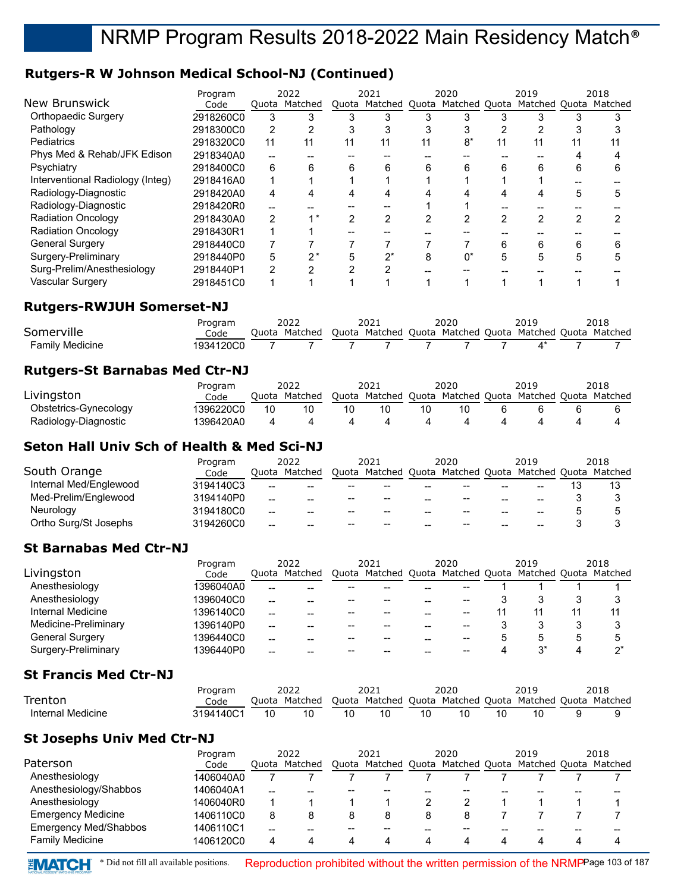# NRMP Program Results 2018-2022 Main Residency Match®

## Rutgers-R W Johnson Medical School-NJ (Continued)

| New Brunswick | Program Code | 2022 Quota | 2022 Matched | 2021 Quota | 2021 Matched | 2020 Quota | 2020 Matched | 2019 Quota | 2019 Matched | 2018 Quota | 2018 Matched |
|---|---|---|---|---|---|---|---|---|---|---|---|
| Orthopaedic Surgery | 2918260C0 | 3 | 3 | 3 | 3 | 3 | 3 | 3 | 3 | 3 | 3 |
| Pathology | 2918300C0 | 2 | 2 | 3 | 3 | 3 | 3 | 2 | 2 | 3 | 3 |
| Pediatrics | 2918320C0 | 11 | 11 | 11 | 11 | 11 | 8* | 11 | 11 | 11 | 11 |
| Phys Med & Rehab/JFK Edison | 2918340A0 | -- | -- | -- | -- | -- | -- | -- | -- | 4 | 4 |
| Psychiatry | 2918400C0 | 6 | 6 | 6 | 6 | 6 | 6 | 6 | 6 | 6 | 6 |
| Interventional Radiology (Integ) | 2918416A0 | 1 | 1 | 1 | 1 | 1 | 1 | 1 | 1 | -- | -- |
| Radiology-Diagnostic | 2918420A0 | 4 | 4 | 4 | 4 | 4 | 4 | 4 | 4 | 5 | 5 |
| Radiology-Diagnostic | 2918420R0 | -- | -- | -- | -- | 1 | 1 | -- | -- | -- | -- |
| Radiation Oncology | 2918430A0 | 2 | 1* | 2 | 2 | 2 | 2 | 2 | 2 | 2 | 2 |
| Radiation Oncology | 2918430R1 | 1 | 1 | -- | -- | -- | -- | -- | -- | -- | -- |
| General Surgery | 2918440C0 | 7 | 7 | 7 | 7 | 7 | 7 | 6 | 6 | 6 | 6 |
| Surgery-Preliminary | 2918440P0 | 5 | 2* | 5 | 2* | 8 | 0* | 5 | 5 | 5 | 5 |
| Surg-Prelim/Anesthesiology | 2918440P1 | 2 | 2 | 2 | 2 | -- | -- | -- | -- | -- | -- |
| Vascular Surgery | 2918451C0 | 1 | 1 | 1 | 1 | 1 | 1 | 1 | 1 | 1 | 1 |

## Rutgers-RWJUH Somerset-NJ

| Somerville | Program Code | 2022 Quota | 2022 Matched | 2021 Quota | 2021 Matched | 2020 Quota | 2020 Matched | 2019 Quota | 2019 Matched | 2018 Quota | 2018 Matched |
|---|---|---|---|---|---|---|---|---|---|---|---|
| Family Medicine | 1934120C0 | 7 | 7 | 7 | 7 | 7 | 7 | 7 | 4* | 7 | 7 |

## Rutgers-St Barnabas Med Ctr-NJ

| Livingston | Program Code | 2022 Quota | 2022 Matched | 2021 Quota | 2021 Matched | 2020 Quota | 2020 Matched | 2019 Quota | 2019 Matched | 2018 Quota | 2018 Matched |
|---|---|---|---|---|---|---|---|---|---|---|---|
| Obstetrics-Gynecology | 1396220C0 | 10 | 10 | 10 | 10 | 10 | 10 | 6 | 6 | 6 | 6 |
| Radiology-Diagnostic | 1396420A0 | 4 | 4 | 4 | 4 | 4 | 4 | 4 | 4 | 4 | 4 |

## Seton Hall Univ Sch of Health & Med Sci-NJ

| South Orange | Program Code | 2022 Quota | 2022 Matched | 2021 Quota | 2021 Matched | 2020 Quota | 2020 Matched | 2019 Quota | 2019 Matched | 2018 Quota | 2018 Matched |
|---|---|---|---|---|---|---|---|---|---|---|---|
| Internal Med/Englewood | 3194140C3 | -- | -- | -- | -- | -- | -- | -- | -- | 13 | 13 |
| Med-Prelim/Englewood | 3194140P0 | -- | -- | -- | -- | -- | -- | -- | -- | 3 | 3 |
| Neurology | 3194180C0 | -- | -- | -- | -- | -- | -- | -- | -- | 5 | 5 |
| Ortho Surg/St Josephs | 3194260C0 | -- | -- | -- | -- | -- | -- | -- | -- | 3 | 3 |

## St Barnabas Med Ctr-NJ

| Livingston | Program Code | 2022 Quota | 2022 Matched | 2021 Quota | 2021 Matched | 2020 Quota | 2020 Matched | 2019 Quota | 2019 Matched | 2018 Quota | 2018 Matched |
|---|---|---|---|---|---|---|---|---|---|---|---|
| Anesthesiology | 1396040A0 | -- | -- | -- | -- | -- | -- | 1 | 1 | 1 | 1 |
| Anesthesiology | 1396040C0 | -- | -- | -- | -- | -- | -- | 3 | 3 | 3 | 3 |
| Internal Medicine | 1396140C0 | -- | -- | -- | -- | -- | -- | 11 | 11 | 11 | 11 |
| Medicine-Preliminary | 1396140P0 | -- | -- | -- | -- | -- | -- | 3 | 3 | 3 | 3 |
| General Surgery | 1396440C0 | -- | -- | -- | -- | -- | -- | 5 | 5 | 5 | 5 |
| Surgery-Preliminary | 1396440P0 | -- | -- | -- | -- | -- | -- | 4 | 3* | 4 | 2* |

## St Francis Med Ctr-NJ

| Trenton | Program Code | 2022 Quota | 2022 Matched | 2021 Quota | 2021 Matched | 2020 Quota | 2020 Matched | 2019 Quota | 2019 Matched | 2018 Quota | 2018 Matched |
|---|---|---|---|---|---|---|---|---|---|---|---|
| Internal Medicine | 3194140C1 | 10 | 10 | 10 | 10 | 10 | 10 | 10 | 10 | 9 | 9 |

## St Josephs Univ Med Ctr-NJ

| Paterson | Program Code | 2022 Quota | 2022 Matched | 2021 Quota | 2021 Matched | 2020 Quota | 2020 Matched | 2019 Quota | 2019 Matched | 2018 Quota | 2018 Matched |
|---|---|---|---|---|---|---|---|---|---|---|---|
| Anesthesiology | 1406040A0 | 7 | 7 | 7 | 7 | 7 | 7 | 7 | 7 | 7 | 7 |
| Anesthesiology/Shabbos | 1406040A1 | -- | -- | -- | -- | -- | -- | -- | -- | -- | -- |
| Anesthesiology | 1406040R0 | 1 | 1 | 1 | 1 | 2 | 2 | 1 | 1 | 1 | 1 |
| Emergency Medicine | 1406110C0 | 8 | 8 | 8 | 8 | 8 | 8 | 7 | 7 | 7 | 7 |
| Emergency Med/Shabbos | 1406110C1 | -- | -- | -- | -- | -- | -- | -- | -- | -- | -- |
| Family Medicine | 1406120C0 | 4 | 4 | 4 | 4 | 4 | 4 | 4 | 4 | 4 | 4 |

\* Did not fill all available positions.

Reproduction prohibited without the written permission of the NRMP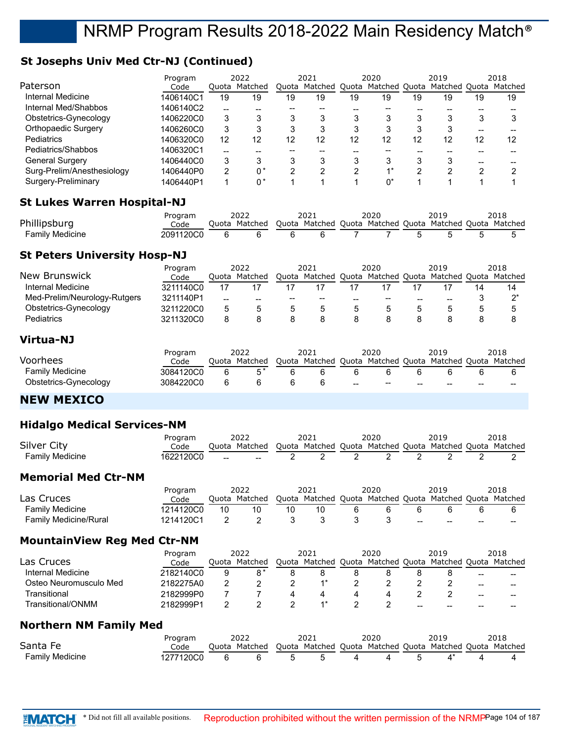## St Josephs Univ Med Ctr-NJ (Continued)

| Paterson | Program Code | 2022 Quota | 2022 Matched | 2021 Quota | 2021 Matched | 2020 Quota | 2020 Matched | 2019 Quota | 2019 Matched | 2018 Quota | 2018 Matched |
|---|---|---|---|---|---|---|---|---|---|---|---|
| Internal Medicine | 1406140C1 | 19 | 19 | 19 | 19 | 19 | 19 | 19 | 19 | 19 | 19 |
| Internal Med/Shabbos | 1406140C2 | -- | -- | -- | -- | -- | -- | -- | -- | -- | -- |
| Obstetrics-Gynecology | 1406220C0 | 3 | 3 | 3 | 3 | 3 | 3 | 3 | 3 | 3 | 3 |
| Orthopaedic Surgery | 1406260C0 | 3 | 3 | 3 | 3 | 3 | 3 | 3 | 3 | -- | -- |
| Pediatrics | 1406320C0 | 12 | 12 | 12 | 12 | 12 | 12 | 12 | 12 | 12 | 12 |
| Pediatrics/Shabbos | 1406320C1 | -- | -- | -- | -- | -- | -- | -- | -- | -- | -- |
| General Surgery | 1406440C0 | 3 | 3 | 3 | 3 | 3 | 3 | 3 | 3 | -- | -- |
| Surg-Prelim/Anesthesiology | 1406440P0 | 2 | 0* | 2 | 2 | 2 | 1* | 2 | 2 | 2 | 2 |
| Surgery-Preliminary | 1406440P1 | 1 | 0* | 1 | 1 | 1 | 0* | 1 | 1 | 1 | 1 |

## St Lukes Warren Hospital-NJ

| Phillipsburg | Program Code | 2022 Quota | 2022 Matched | 2021 Quota | 2021 Matched | 2020 Quota | 2020 Matched | 2019 Quota | 2019 Matched | 2018 Quota | 2018 Matched |
|---|---|---|---|---|---|---|---|---|---|---|---|
| Family Medicine | 2091120C0 | 6 | 6 | 6 | 6 | 7 | 7 | 5 | 5 | 5 | 5 |

## St Peters University Hosp-NJ

| New Brunswick | Program Code | 2022 Quota | 2022 Matched | 2021 Quota | 2021 Matched | 2020 Quota | 2020 Matched | 2019 Quota | 2019 Matched | 2018 Quota | 2018 Matched |
|---|---|---|---|---|---|---|---|---|---|---|---|
| Internal Medicine | 3211140C0 | 17 | 17 | 17 | 17 | 17 | 17 | 17 | 17 | 14 | 14 |
| Med-Prelim/Neurology-Rutgers | 3211140P1 | -- | -- | -- | -- | -- | -- | -- | -- | 3 | 2* |
| Obstetrics-Gynecology | 3211220C0 | 5 | 5 | 5 | 5 | 5 | 5 | 5 | 5 | 5 | 5 |
| Pediatrics | 3211320C0 | 8 | 8 | 8 | 8 | 8 | 8 | 8 | 8 | 8 | 8 |

## Virtua-NJ

| Voorhees | Program Code | 2022 Quota | 2022 Matched | 2021 Quota | 2021 Matched | 2020 Quota | 2020 Matched | 2019 Quota | 2019 Matched | 2018 Quota | 2018 Matched |
|---|---|---|---|---|---|---|---|---|---|---|---|
| Family Medicine | 3084120C0 | 6 | 5* | 6 | 6 | 6 | 6 | 6 | 6 | 6 | 6 |
| Obstetrics-Gynecology | 3084220C0 | 6 | 6 | 6 | 6 | -- | -- | -- | -- | -- | -- |

# NEW MEXICO

## Hidalgo Medical Services-NM

| Silver City | Program Code | 2022 Quota | 2022 Matched | 2021 Quota | 2021 Matched | 2020 Quota | 2020 Matched | 2019 Quota | 2019 Matched | 2018 Quota | 2018 Matched |
|---|---|---|---|---|---|---|---|---|---|---|---|
| Family Medicine | 1622120C0 | -- | -- | 2 | 2 | 2 | 2 | 2 | 2 | 2 | 2 |

## Memorial Med Ctr-NM

| Las Cruces | Program Code | 2022 Quota | 2022 Matched | 2021 Quota | 2021 Matched | 2020 Quota | 2020 Matched | 2019 Quota | 2019 Matched | 2018 Quota | 2018 Matched |
|---|---|---|---|---|---|---|---|---|---|---|---|
| Family Medicine | 1214120C0 | 10 | 10 | 10 | 10 | 6 | 6 | 6 | 6 | 6 | 6 |
| Family Medicine/Rural | 1214120C1 | 2 | 2 | 3 | 3 | 3 | 3 | -- | -- | -- | -- |

## MountainView Reg Med Ctr-NM

| Las Cruces | Program Code | 2022 Quota | 2022 Matched | 2021 Quota | 2021 Matched | 2020 Quota | 2020 Matched | 2019 Quota | 2019 Matched | 2018 Quota | 2018 Matched |
|---|---|---|---|---|---|---|---|---|---|---|---|
| Internal Medicine | 2182140C0 | 9 | 8* | 8 | 8 | 8 | 8 | 8 | 8 | -- | -- |
| Osteo Neuromusculo Med | 2182275A0 | 2 | 2 | 2 | 1* | 2 | 2 | 2 | 2 | -- | -- |
| Transitional | 2182999P0 | 7 | 7 | 4 | 4 | 4 | 4 | 2 | 2 | -- | -- |
| Transitional/ONMM | 2182999P1 | 2 | 2 | 2 | 1* | 2 | 2 | -- | -- | -- | -- |

## Northern NM Family Med

| Santa Fe | Program Code | 2022 Quota | 2022 Matched | 2021 Quota | 2021 Matched | 2020 Quota | 2020 Matched | 2019 Quota | 2019 Matched | 2018 Quota | 2018 Matched |
|---|---|---|---|---|---|---|---|---|---|---|---|
| Family Medicine | 1277120C0 | 6 | 6 | 5 | 5 | 4 | 4 | 5 | 4* | 4 | 4 |

\* Did not fill all available positions.

Reproduction prohibited without the written permission of the NRMP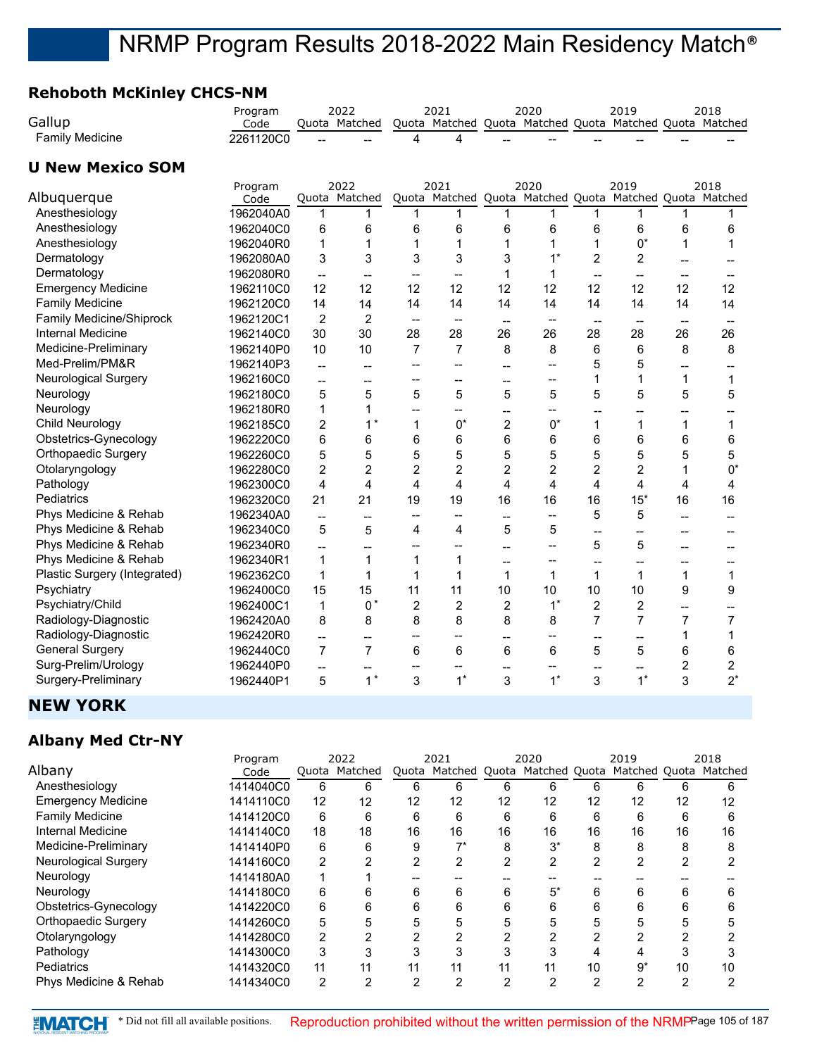## Rehoboth McKinley CHCS-NM

| Gallup | Program Code | 2022 Quota | 2022 Matched | 2021 Quota | 2021 Matched | 2020 Quota | 2020 Matched | 2019 Quota | 2019 Matched | 2018 Quota | 2018 Matched |
|---|---|---|---|---|---|---|---|---|---|---|---|
| Family Medicine | 2261120C0 | -- | -- | 4 | 4 | -- | -- | -- | -- | -- | -- |

## U New Mexico SOM

| Albuquerque | Program Code | 2022 Quota | 2022 Matched | 2021 Quota | 2021 Matched | 2020 Quota | 2020 Matched | 2019 Quota | 2019 Matched | 2018 Quota | 2018 Matched |
|---|---|---|---|---|---|---|---|---|---|---|---|
| Anesthesiology | 1962040A0 | 1 | 1 | 1 | 1 | 1 | 1 | 1 | 1 | 1 | 1 |
| Anesthesiology | 1962040C0 | 6 | 6 | 6 | 6 | 6 | 6 | 6 | 6 | 6 | 6 |
| Anesthesiology | 1962040R0 | 1 | 1 | 1 | 1 | 1 | 1 | 1 | 0* | 1 | 1 |
| Dermatology | 1962080A0 | 3 | 3 | 3 | 3 | 3 | 1* | 2 | 2 | -- | -- |
| Dermatology | 1962080R0 | -- | -- | -- | -- | 1 | 1 | -- | -- | -- | -- |
| Emergency Medicine | 1962110C0 | 12 | 12 | 12 | 12 | 12 | 12 | 12 | 12 | 12 | 12 |
| Family Medicine | 1962120C0 | 14 | 14 | 14 | 14 | 14 | 14 | 14 | 14 | 14 | 14 |
| Family Medicine/Shiprock | 1962120C1 | 2 | 2 | -- | -- | -- | -- | -- | -- | -- | -- |
| Internal Medicine | 1962140C0 | 30 | 30 | 28 | 28 | 26 | 26 | 28 | 28 | 26 | 26 |
| Medicine-Preliminary | 1962140P0 | 10 | 10 | 7 | 7 | 8 | 8 | 6 | 6 | 8 | 8 |
| Med-Prelim/PM&R | 1962140P3 | -- | -- | -- | -- | -- | -- | 5 | 5 | -- | -- |
| Neurological Surgery | 1962160C0 | -- | -- | -- | -- | -- | -- | 1 | 1 | 1 | 1 |
| Neurology | 1962180C0 | 5 | 5 | 5 | 5 | 5 | 5 | 5 | 5 | 5 | 5 |
| Neurology | 1962180R0 | 1 | 1 | -- | -- | -- | -- | -- | -- | -- | -- |
| Child Neurology | 1962185C0 | 2 | 1* | 1 | 0* | 2 | 0* | 1 | 1 | 1 | 1 |
| Obstetrics-Gynecology | 1962220C0 | 6 | 6 | 6 | 6 | 6 | 6 | 6 | 6 | 6 | 6 |
| Orthopaedic Surgery | 1962260C0 | 5 | 5 | 5 | 5 | 5 | 5 | 5 | 5 | 5 | 5 |
| Otolaryngology | 1962280C0 | 2 | 2 | 2 | 2 | 2 | 2 | 2 | 2 | 1 | 0* |
| Pathology | 1962300C0 | 4 | 4 | 4 | 4 | 4 | 4 | 4 | 4 | 4 | 4 |
| Pediatrics | 1962320C0 | 21 | 21 | 19 | 19 | 16 | 16 | 16 | 15* | 16 | 16 |
| Phys Medicine & Rehab | 1962340A0 | -- | -- | -- | -- | -- | -- | 5 | 5 | -- | -- |
| Phys Medicine & Rehab | 1962340C0 | 5 | 5 | 4 | 4 | 5 | 5 | -- | -- | -- | -- |
| Phys Medicine & Rehab | 1962340R0 | -- | -- | -- | -- | -- | -- | 5 | 5 | -- | -- |
| Phys Medicine & Rehab | 1962340R1 | 1 | 1 | 1 | 1 | -- | -- | -- | -- | -- | -- |
| Plastic Surgery (Integrated) | 1962362C0 | 1 | 1 | 1 | 1 | 1 | 1 | 1 | 1 | 1 | 1 |
| Psychiatry | 1962400C0 | 15 | 15 | 11 | 11 | 10 | 10 | 10 | 10 | 9 | 9 |
| Psychiatry/Child | 1962400C1 | 1 | 0* | 2 | 2 | 2 | 1* | 2 | 2 | -- | -- |
| Radiology-Diagnostic | 1962420A0 | 8 | 8 | 8 | 8 | 8 | 8 | 7 | 7 | 7 | 7 |
| Radiology-Diagnostic | 1962420R0 | -- | -- | -- | -- | -- | -- | -- | -- | 1 | 1 |
| General Surgery | 1962440C0 | 7 | 7 | 6 | 6 | 6 | 6 | 5 | 5 | 6 | 6 |
| Surg-Prelim/Urology | 1962440P0 | -- | -- | -- | -- | -- | -- | -- | -- | 2 | 2 |
| Surgery-Preliminary | 1962440P1 | 5 | 1* | 3 | 1* | 3 | 1* | 3 | 1* | 3 | 2* |

# NEW YORK

## Albany Med Ctr-NY

| Albany | Program Code | 2022 Quota | 2022 Matched | 2021 Quota | 2021 Matched | 2020 Quota | 2020 Matched | 2019 Quota | 2019 Matched | 2018 Quota | 2018 Matched |
|---|---|---|---|---|---|---|---|---|---|---|---|
| Anesthesiology | 1414040C0 | 6 | 6 | 6 | 6 | 6 | 6 | 6 | 6 | 6 | 6 |
| Emergency Medicine | 1414110C0 | 12 | 12 | 12 | 12 | 12 | 12 | 12 | 12 | 12 | 12 |
| Family Medicine | 1414120C0 | 6 | 6 | 6 | 6 | 6 | 6 | 6 | 6 | 6 | 6 |
| Internal Medicine | 1414140C0 | 18 | 18 | 16 | 16 | 16 | 16 | 16 | 16 | 16 | 16 |
| Medicine-Preliminary | 1414140P0 | 6 | 6 | 9 | 7* | 8 | 3* | 8 | 8 | 8 | 8 |
| Neurological Surgery | 1414160C0 | 2 | 2 | 2 | 2 | 2 | 2 | 2 | 2 | 2 | 2 |
| Neurology | 1414180A0 | 1 | 1 | -- | -- | -- | -- | -- | -- | -- | -- |
| Neurology | 1414180C0 | 6 | 6 | 6 | 6 | 6 | 5* | 6 | 6 | 6 | 6 |
| Obstetrics-Gynecology | 1414220C0 | 6 | 6 | 6 | 6 | 6 | 6 | 6 | 6 | 6 | 6 |
| Orthopaedic Surgery | 1414260C0 | 5 | 5 | 5 | 5 | 5 | 5 | 5 | 5 | 5 | 5 |
| Otolaryngology | 1414280C0 | 2 | 2 | 2 | 2 | 2 | 2 | 2 | 2 | 2 | 2 |
| Pathology | 1414300C0 | 3 | 3 | 3 | 3 | 3 | 3 | 4 | 4 | 3 | 3 |
| Pediatrics | 1414320C0 | 11 | 11 | 11 | 11 | 11 | 11 | 10 | 9* | 10 | 10 |
| Phys Medicine & Rehab | 1414340C0 | 2 | 2 | 2 | 2 | 2 | 2 | 2 | 2 | 2 | 2 |

* Did not fill all available positions.

Reproduction prohibited without the written permission of the NRMP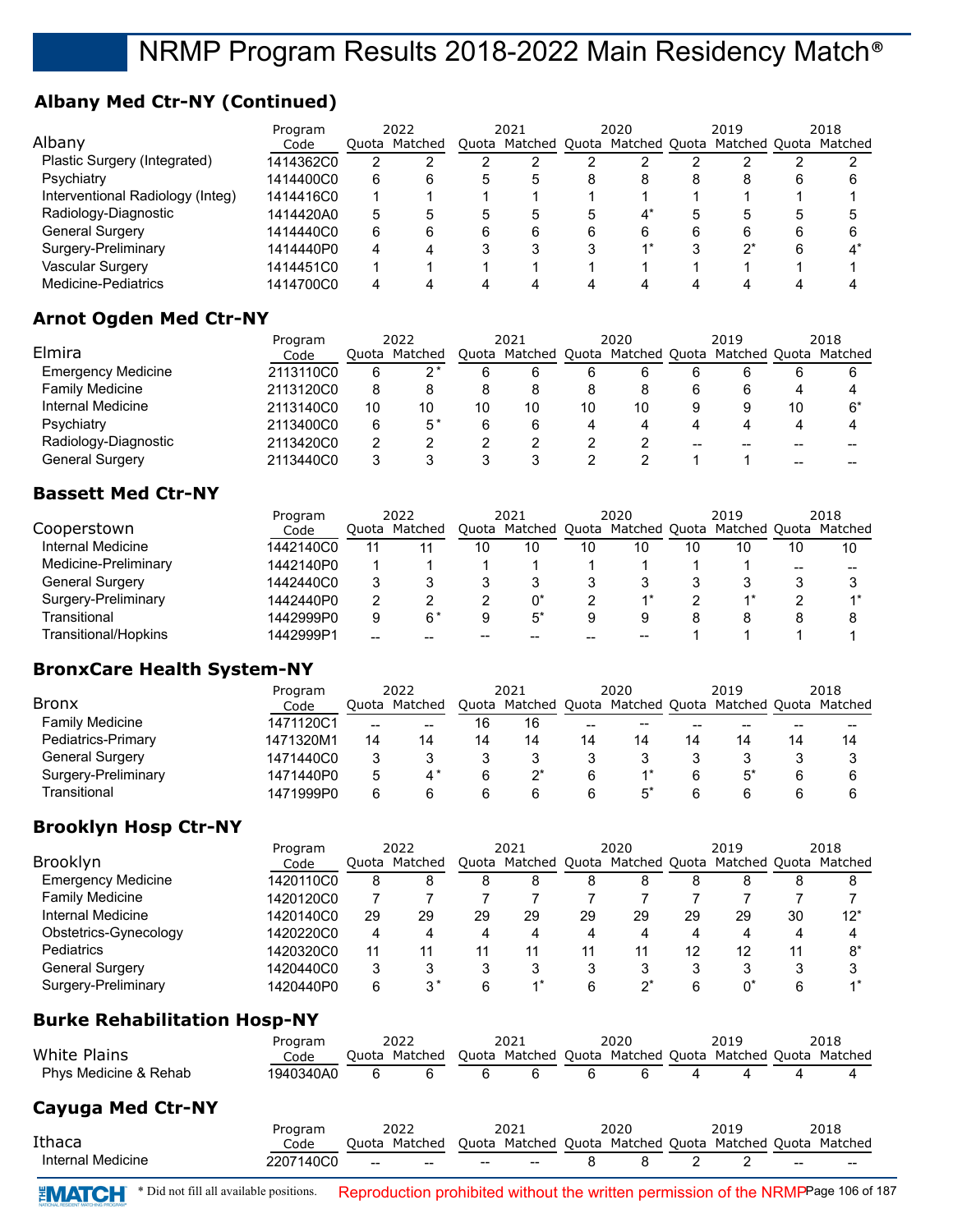# NRMP Program Results 2018-2022 Main Residency Match®

## Albany Med Ctr-NY (Continued)

| Albany | Program Code | 2022 Quota | 2022 Matched | 2021 Quota | 2021 Matched | 2020 Quota | 2020 Matched | 2019 Quota | 2019 Matched | 2018 Quota | 2018 Matched |
|---|---|---|---|---|---|---|---|---|---|---|---|
| Plastic Surgery (Integrated) | 1414362C0 | 2 | 2 | 2 | 2 | 2 | 2 | 2 | 2 | 2 | 2 |
| Psychiatry | 1414400C0 | 6 | 6 | 5 | 5 | 8 | 8 | 8 | 8 | 6 | 6 |
| Interventional Radiology (Integ) | 1414416C0 | 1 | 1 | 1 | 1 | 1 | 1 | 1 | 1 | 1 | 1 |
| Radiology-Diagnostic | 1414420A0 | 5 | 5 | 5 | 5 | 5 | 4* | 5 | 5 | 5 | 5 |
| General Surgery | 1414440C0 | 6 | 6 | 6 | 6 | 6 | 6 | 6 | 6 | 6 | 6 |
| Surgery-Preliminary | 1414440P0 | 4 | 4 | 3 | 3 | 3 | 1* | 3 | 2* | 6 | 4* |
| Vascular Surgery | 1414451C0 | 1 | 1 | 1 | 1 | 1 | 1 | 1 | 1 | 1 | 1 |
| Medicine-Pediatrics | 1414700C0 | 4 | 4 | 4 | 4 | 4 | 4 | 4 | 4 | 4 | 4 |

## Arnot Ogden Med Ctr-NY

| Elmira | Program Code | 2022 Quota | 2022 Matched | 2021 Quota | 2021 Matched | 2020 Quota | 2020 Matched | 2019 Quota | 2019 Matched | 2018 Quota | 2018 Matched |
|---|---|---|---|---|---|---|---|---|---|---|---|
| Emergency Medicine | 2113110C0 | 6 | 2* | 6 | 6 | 6 | 6 | 6 | 6 | 6 | 6 |
| Family Medicine | 2113120C0 | 8 | 8 | 8 | 8 | 8 | 8 | 6 | 6 | 4 | 4 |
| Internal Medicine | 2113140C0 | 10 | 10 | 10 | 10 | 10 | 10 | 9 | 9 | 10 | 6* |
| Psychiatry | 2113400C0 | 6 | 5* | 6 | 6 | 4 | 4 | 4 | 4 | 4 | 4 |
| Radiology-Diagnostic | 2113420C0 | 2 | 2 | 2 | 2 | 2 | 2 | -- | -- | -- | -- |
| General Surgery | 2113440C0 | 3 | 3 | 3 | 3 | 2 | 2 | 1 | 1 | -- | -- |

## Bassett Med Ctr-NY

| Cooperstown | Program Code | 2022 Quota | 2022 Matched | 2021 Quota | 2021 Matched | 2020 Quota | 2020 Matched | 2019 Quota | 2019 Matched | 2018 Quota | 2018 Matched |
|---|---|---|---|---|---|---|---|---|---|---|---|
| Internal Medicine | 1442140C0 | 11 | 11 | 10 | 10 | 10 | 10 | 10 | 10 | 10 | 10 |
| Medicine-Preliminary | 1442140P0 | 1 | 1 | 1 | 1 | 1 | 1 | 1 | 1 | -- | -- |
| General Surgery | 1442440C0 | 3 | 3 | 3 | 3 | 3 | 3 | 3 | 3 | 3 | 3 |
| Surgery-Preliminary | 1442440P0 | 2 | 2 | 2 | 0* | 2 | 1* | 2 | 1* | 2 | 1* |
| Transitional | 1442999P0 | 9 | 6* | 9 | 5* | 9 | 9 | 8 | 8 | 8 | 8 |
| Transitional/Hopkins | 1442999P1 | -- | -- | -- | -- | -- | -- | 1 | 1 | 1 | 1 |

## BronxCare Health System-NY

| Bronx | Program Code | 2022 Quota | 2022 Matched | 2021 Quota | 2021 Matched | 2020 Quota | 2020 Matched | 2019 Quota | 2019 Matched | 2018 Quota | 2018 Matched |
|---|---|---|---|---|---|---|---|---|---|---|---|
| Family Medicine | 1471120C1 | -- | -- | 16 | 16 | -- | -- | -- | -- | -- | -- |
| Pediatrics-Primary | 1471320M1 | 14 | 14 | 14 | 14 | 14 | 14 | 14 | 14 | 14 | 14 |
| General Surgery | 1471440C0 | 3 | 3 | 3 | 3 | 3 | 3 | 3 | 3 | 3 | 3 |
| Surgery-Preliminary | 1471440P0 | 5 | 4* | 6 | 2* | 6 | 1* | 6 | 5* | 6 | 6 |
| Transitional | 1471999P0 | 6 | 6 | 6 | 6 | 6 | 5* | 6 | 6 | 6 | 6 |

## Brooklyn Hosp Ctr-NY

| Brooklyn | Program Code | 2022 Quota | 2022 Matched | 2021 Quota | 2021 Matched | 2020 Quota | 2020 Matched | 2019 Quota | 2019 Matched | 2018 Quota | 2018 Matched |
|---|---|---|---|---|---|---|---|---|---|---|---|
| Emergency Medicine | 1420110C0 | 8 | 8 | 8 | 8 | 8 | 8 | 8 | 8 | 8 | 8 |
| Family Medicine | 1420120C0 | 7 | 7 | 7 | 7 | 7 | 7 | 7 | 7 | 7 | 7 |
| Internal Medicine | 1420140C0 | 29 | 29 | 29 | 29 | 29 | 29 | 29 | 29 | 30 | 12* |
| Obstetrics-Gynecology | 1420220C0 | 4 | 4 | 4 | 4 | 4 | 4 | 4 | 4 | 4 | 4 |
| Pediatrics | 1420320C0 | 11 | 11 | 11 | 11 | 11 | 11 | 12 | 12 | 11 | 8* |
| General Surgery | 1420440C0 | 3 | 3 | 3 | 3 | 3 | 3 | 3 | 3 | 3 | 3 |
| Surgery-Preliminary | 1420440P0 | 6 | 3* | 6 | 1* | 6 | 2* | 6 | 0* | 6 | 1* |

## Burke Rehabilitation Hosp-NY

| White Plains | Program Code | 2022 Quota | 2022 Matched | 2021 Quota | 2021 Matched | 2020 Quota | 2020 Matched | 2019 Quota | 2019 Matched | 2018 Quota | 2018 Matched |
|---|---|---|---|---|---|---|---|---|---|---|---|
| Phys Medicine & Rehab | 1940340A0 | 6 | 6 | 6 | 6 | 6 | 6 | 4 | 4 | 4 | 4 |

## Cayuga Med Ctr-NY

| Ithaca | Program Code | 2022 Quota | 2022 Matched | 2021 Quota | 2021 Matched | 2020 Quota | 2020 Matched | 2019 Quota | 2019 Matched | 2018 Quota | 2018 Matched |
|---|---|---|---|---|---|---|---|---|---|---|---|
| Internal Medicine | 2207140C0 | -- | -- | -- | -- | 8 | 8 | 2 | 2 | -- | -- |

\* Did not fill all available positions.

Reproduction prohibited without the written permission of the NRMP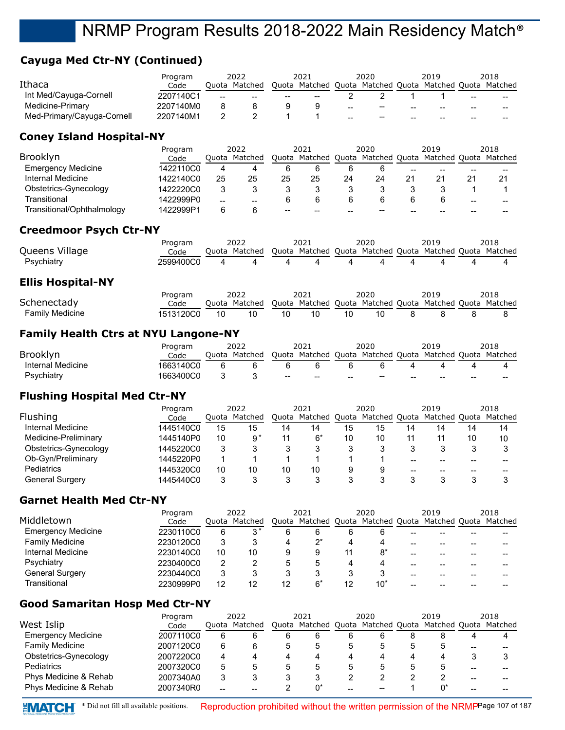# NRMP Program Results 2018-2022 Main Residency Match®

## Cayuga Med Ctr-NY (Continued)

| Ithaca | Program Code | 2022 Quota | 2022 Matched | 2021 Quota | 2021 Matched | 2020 Quota | 2020 Matched | 2019 Quota | 2019 Matched | 2018 Quota | 2018 Matched |
|---|---|---|---|---|---|---|---|---|---|---|---|
| Int Med/Cayuga-Cornell | 2207140C1 | -- | -- | -- | -- | 2 | 2 | 1 | 1 | -- | -- |
| Medicine-Primary | 2207140M0 | 8 | 8 | 9 | 9 | -- | -- | -- | -- | -- | -- |
| Med-Primary/Cayuga-Cornell | 2207140M1 | 2 | 2 | 1 | 1 | -- | -- | -- | -- | -- | -- |

## Coney Island Hospital-NY

| Brooklyn | Program Code | 2022 Quota | 2022 Matched | 2021 Quota | 2021 Matched | 2020 Quota | 2020 Matched | 2019 Quota | 2019 Matched | 2018 Quota | 2018 Matched |
|---|---|---|---|---|---|---|---|---|---|---|---|
| Emergency Medicine | 1422110C0 | 4 | 4 | 6 | 6 | 6 | 6 | -- | -- | -- | -- |
| Internal Medicine | 1422140C0 | 25 | 25 | 25 | 25 | 24 | 24 | 21 | 21 | 21 | 21 |
| Obstetrics-Gynecology | 1422220C0 | 3 | 3 | 3 | 3 | 3 | 3 | 3 | 3 | 1 | 1 |
| Transitional | 1422999P0 | -- | -- | 6 | 6 | 6 | 6 | 6 | 6 | -- | -- |
| Transitional/Ophthalmology | 1422999P1 | 6 | 6 | -- | -- | -- | -- | -- | -- | -- | -- |

## Creedmoor Psych Ctr-NY

| Queens Village | Program Code | 2022 Quota | 2022 Matched | 2021 Quota | 2021 Matched | 2020 Quota | 2020 Matched | 2019 Quota | 2019 Matched | 2018 Quota | 2018 Matched |
|---|---|---|---|---|---|---|---|---|---|---|---|
| Psychiatry | 2599400C0 | 4 | 4 | 4 | 4 | 4 | 4 | 4 | 4 | 4 | 4 |

## Ellis Hospital-NY

| Schenectady | Program Code | 2022 Quota | 2022 Matched | 2021 Quota | 2021 Matched | 2020 Quota | 2020 Matched | 2019 Quota | 2019 Matched | 2018 Quota | 2018 Matched |
|---|---|---|---|---|---|---|---|---|---|---|---|
| Family Medicine | 1513120C0 | 10 | 10 | 10 | 10 | 10 | 10 | 8 | 8 | 8 | 8 |

## Family Health Ctrs at NYU Langone-NY

| Brooklyn | Program Code | 2022 Quota | 2022 Matched | 2021 Quota | 2021 Matched | 2020 Quota | 2020 Matched | 2019 Quota | 2019 Matched | 2018 Quota | 2018 Matched |
|---|---|---|---|---|---|---|---|---|---|---|---|
| Internal Medicine | 1663140C0 | 6 | 6 | 6 | 6 | 6 | 6 | 4 | 4 | 4 | 4 |
| Psychiatry | 1663400C0 | 3 | 3 | -- | -- | -- | -- | -- | -- | -- | -- |

## Flushing Hospital Med Ctr-NY

| Flushing | Program Code | 2022 Quota | 2022 Matched | 2021 Quota | 2021 Matched | 2020 Quota | 2020 Matched | 2019 Quota | 2019 Matched | 2018 Quota | 2018 Matched |
|---|---|---|---|---|---|---|---|---|---|---|---|
| Internal Medicine | 1445140C0 | 15 | 15 | 14 | 14 | 15 | 15 | 14 | 14 | 14 | 14 |
| Medicine-Preliminary | 1445140P0 | 10 | 9* | 11 | 6* | 10 | 10 | 11 | 11 | 10 | 10 |
| Obstetrics-Gynecology | 1445220C0 | 3 | 3 | 3 | 3 | 3 | 3 | 3 | 3 | 3 | 3 |
| Ob-Gyn/Preliminary | 1445220P0 | 1 | 1 | 1 | 1 | 1 | 1 | -- | -- | -- | -- |
| Pediatrics | 1445320C0 | 10 | 10 | 10 | 10 | 9 | 9 | -- | -- | -- | -- |
| General Surgery | 1445440C0 | 3 | 3 | 3 | 3 | 3 | 3 | 3 | 3 | 3 | 3 |

## Garnet Health Med Ctr-NY

| Middletown | Program Code | 2022 Quota | 2022 Matched | 2021 Quota | 2021 Matched | 2020 Quota | 2020 Matched | 2019 Quota | 2019 Matched | 2018 Quota | 2018 Matched |
|---|---|---|---|---|---|---|---|---|---|---|---|
| Emergency Medicine | 2230110C0 | 6 | 3* | 6 | 6 | 6 | 6 | -- | -- | -- | -- |
| Family Medicine | 2230120C0 | 3 | 3 | 4 | 2* | 4 | 4 | -- | -- | -- | -- |
| Internal Medicine | 2230140C0 | 10 | 10 | 9 | 9 | 11 | 8* | -- | -- | -- | -- |
| Psychiatry | 2230400C0 | 2 | 2 | 5 | 5 | 4 | 4 | -- | -- | -- | -- |
| General Surgery | 2230440C0 | 3 | 3 | 3 | 3 | 3 | 3 | -- | -- | -- | -- |
| Transitional | 2230999P0 | 12 | 12 | 12 | 6* | 12 | 10* | -- | -- | -- | -- |

## Good Samaritan Hosp Med Ctr-NY

| West Islip | Program Code | 2022 Quota | 2022 Matched | 2021 Quota | 2021 Matched | 2020 Quota | 2020 Matched | 2019 Quota | 2019 Matched | 2018 Quota | 2018 Matched |
|---|---|---|---|---|---|---|---|---|---|---|---|
| Emergency Medicine | 2007110C0 | 6 | 6 | 6 | 6 | 6 | 6 | 8 | 8 | 4 | 4 |
| Family Medicine | 2007120C0 | 6 | 6 | 5 | 5 | 5 | 5 | 5 | 5 | -- | -- |
| Obstetrics-Gynecology | 2007220C0 | 4 | 4 | 4 | 4 | 4 | 4 | 4 | 4 | 3 | 3 |
| Pediatrics | 2007320C0 | 5 | 5 | 5 | 5 | 5 | 5 | 5 | 5 | -- | -- |
| Phys Medicine & Rehab | 2007340A0 | 3 | 3 | 3 | 3 | 2 | 2 | 2 | 2 | -- | -- |
| Phys Medicine & Rehab | 2007340R0 | -- | -- | 2 | 0* | -- | -- | 1 | 0* | -- | -- |

\* Did not fill all available positions.

Reproduction prohibited without the written permission of the NRMP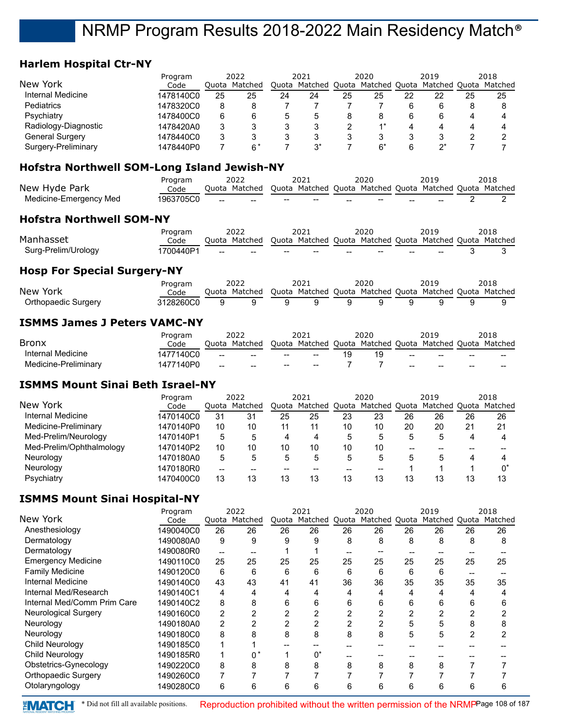## Harlem Hospital Ctr-NY

| New York | Program Code | 2022 Quota | 2022 Matched | 2021 Quota | 2021 Matched | 2020 Quota | 2020 Matched | 2019 Quota | 2019 Matched | 2018 Quota | 2018 Matched |
|---|---|---|---|---|---|---|---|---|---|---|---|
| Internal Medicine | 1478140C0 | 25 | 25 | 24 | 24 | 25 | 25 | 22 | 22 | 25 | 25 |
| Pediatrics | 1478320C0 | 8 | 8 | 7 | 7 | 7 | 7 | 6 | 6 | 8 | 8 |
| Psychiatry | 1478400C0 | 6 | 6 | 5 | 5 | 8 | 8 | 6 | 6 | 4 | 4 |
| Radiology-Diagnostic | 1478420A0 | 3 | 3 | 3 | 3 | 2 | 1* | 4 | 4 | 4 | 4 |
| General Surgery | 1478440C0 | 3 | 3 | 3 | 3 | 3 | 3 | 3 | 3 | 2 | 2 |
| Surgery-Preliminary | 1478440P0 | 7 | 6* | 7 | 3* | 7 | 6* | 6 | 2* | 7 | 7 |

## Hofstra Northwell SOM-Long Island Jewish-NY

| New Hyde Park | Program Code | 2022 Quota | 2022 Matched | 2021 Quota | 2021 Matched | 2020 Quota | 2020 Matched | 2019 Quota | 2019 Matched | 2018 Quota | 2018 Matched |
|---|---|---|---|---|---|---|---|---|---|---|---|
| Medicine-Emergency Med | 1963705C0 | -- | -- | -- | -- | -- | -- | -- | -- | 2 | 2 |

## Hofstra Northwell SOM-NY

| Manhasset | Program Code | 2022 Quota | 2022 Matched | 2021 Quota | 2021 Matched | 2020 Quota | 2020 Matched | 2019 Quota | 2019 Matched | 2018 Quota | 2018 Matched |
|---|---|---|---|---|---|---|---|---|---|---|---|
| Surg-Prelim/Urology | 1700440P1 | -- | -- | -- | -- | -- | -- | -- | -- | 3 | 3 |

## Hosp For Special Surgery-NY

| New York | Program Code | 2022 Quota | 2022 Matched | 2021 Quota | 2021 Matched | 2020 Quota | 2020 Matched | 2019 Quota | 2019 Matched | 2018 Quota | 2018 Matched |
|---|---|---|---|---|---|---|---|---|---|---|---|
| Orthopaedic Surgery | 3128260C0 | 9 | 9 | 9 | 9 | 9 | 9 | 9 | 9 | 9 | 9 |

## ISMMS James J Peters VAMC-NY

| Bronx | Program Code | 2022 Quota | 2022 Matched | 2021 Quota | 2021 Matched | 2020 Quota | 2020 Matched | 2019 Quota | 2019 Matched | 2018 Quota | 2018 Matched |
|---|---|---|---|---|---|---|---|---|---|---|---|
| Internal Medicine | 1477140C0 | -- | -- | -- | -- | 19 | 19 | -- | -- | -- | -- |
| Medicine-Preliminary | 1477140P0 | -- | -- | -- | -- | 7 | 7 | -- | -- | -- | -- |

## ISMMS Mount Sinai Beth Israel-NY

| New York | Program Code | 2022 Quota | 2022 Matched | 2021 Quota | 2021 Matched | 2020 Quota | 2020 Matched | 2019 Quota | 2019 Matched | 2018 Quota | 2018 Matched |
|---|---|---|---|---|---|---|---|---|---|---|---|
| Internal Medicine | 1470140C0 | 31 | 31 | 25 | 25 | 23 | 23 | 26 | 26 | 26 | 26 |
| Medicine-Preliminary | 1470140P0 | 10 | 10 | 11 | 11 | 10 | 10 | 20 | 20 | 21 | 21 |
| Med-Prelim/Neurology | 1470140P1 | 5 | 5 | 4 | 4 | 5 | 5 | 5 | 5 | 4 | 4 |
| Med-Prelim/Ophthalmology | 1470140P2 | 10 | 10 | 10 | 10 | 10 | 10 | -- | -- | -- | -- |
| Neurology | 1470180A0 | 5 | 5 | 5 | 5 | 5 | 5 | 5 | 5 | 4 | 4 |
| Neurology | 1470180R0 | -- | -- | -- | -- | -- | -- | 1 | 1 | 1 | 0* |
| Psychiatry | 1470400C0 | 13 | 13 | 13 | 13 | 13 | 13 | 13 | 13 | 13 | 13 |

## ISMMS Mount Sinai Hospital-NY

| New York | Program Code | 2022 Quota | 2022 Matched | 2021 Quota | 2021 Matched | 2020 Quota | 2020 Matched | 2019 Quota | 2019 Matched | 2018 Quota | 2018 Matched |
|---|---|---|---|---|---|---|---|---|---|---|---|
| Anesthesiology | 1490040C0 | 26 | 26 | 26 | 26 | 26 | 26 | 26 | 26 | 26 | 26 |
| Dermatology | 1490080A0 | 9 | 9 | 9 | 9 | 8 | 8 | 8 | 8 | 8 | 8 |
| Dermatology | 1490080R0 | -- | -- | 1 | 1 | -- | -- | -- | -- | -- | -- |
| Emergency Medicine | 1490110C0 | 25 | 25 | 25 | 25 | 25 | 25 | 25 | 25 | 25 | 25 |
| Family Medicine | 1490120C0 | 6 | 6 | 6 | 6 | 6 | 6 | 6 | 6 | -- | -- |
| Internal Medicine | 1490140C0 | 43 | 43 | 41 | 41 | 36 | 36 | 35 | 35 | 35 | 35 |
| Internal Med/Research | 1490140C1 | 4 | 4 | 4 | 4 | 4 | 4 | 4 | 4 | 4 | 4 |
| Internal Med/Comm Prim Care | 1490140C2 | 8 | 8 | 6 | 6 | 6 | 6 | 6 | 6 | 6 | 6 |
| Neurological Surgery | 1490160C0 | 2 | 2 | 2 | 2 | 2 | 2 | 2 | 2 | 2 | 2 |
| Neurology | 1490180A0 | 2 | 2 | 2 | 2 | 2 | 2 | 5 | 5 | 8 | 8 |
| Neurology | 1490180C0 | 8 | 8 | 8 | 8 | 8 | 8 | 5 | 5 | 2 | 2 |
| Child Neurology | 1490185C0 | 1 | 1 | -- | -- | -- | -- | -- | -- | -- | -- |
| Child Neurology | 1490185R0 | 1 | 0* | 1 | 0* | -- | -- | -- | -- | -- | -- |
| Obstetrics-Gynecology | 1490220C0 | 8 | 8 | 8 | 8 | 8 | 8 | 8 | 8 | 7 | 7 |
| Orthopaedic Surgery | 1490260C0 | 7 | 7 | 7 | 7 | 7 | 7 | 7 | 7 | 7 | 7 |
| Otolaryngology | 1490280C0 | 6 | 6 | 6 | 6 | 6 | 6 | 6 | 6 | 6 | 6 |

\* Did not fill all available positions.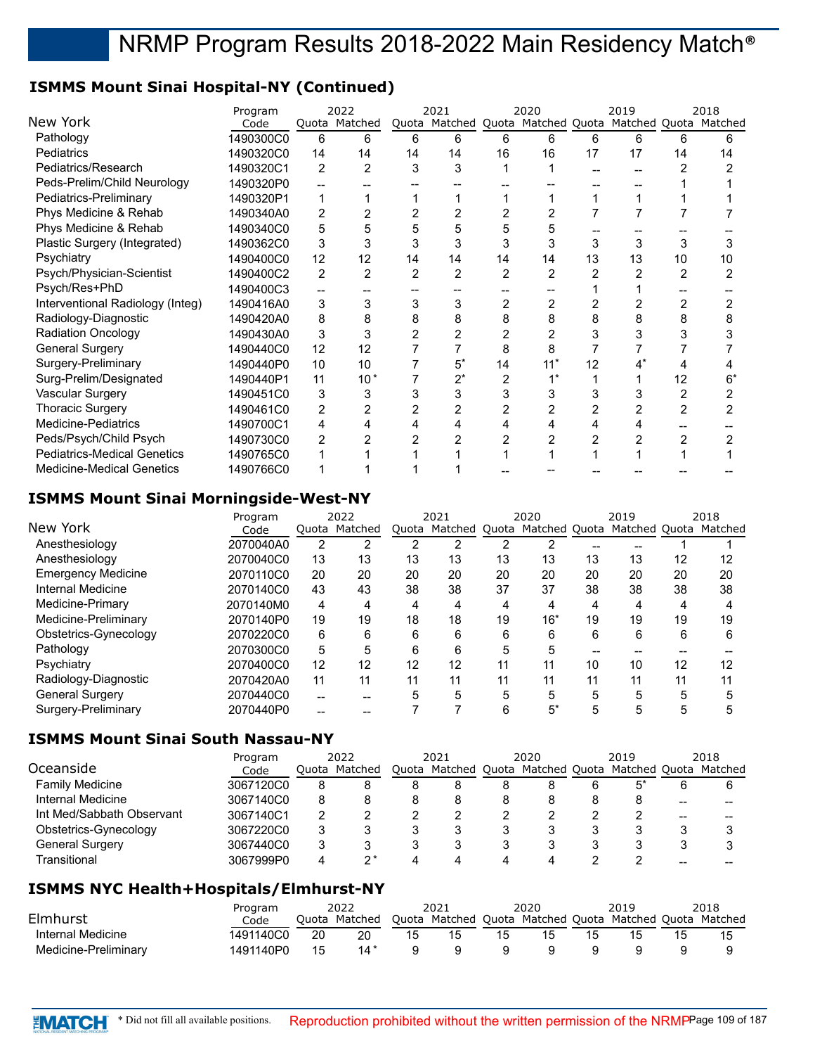## ISMMS Mount Sinai Hospital-NY (Continued)

| New York | Program Code | 2022 Quota | 2022 Matched | 2021 Quota | 2021 Matched | 2020 Quota | 2020 Matched | 2019 Quota | 2019 Matched | 2018 Quota | 2018 Matched |
|---|---|---|---|---|---|---|---|---|---|---|---|
| Pathology | 1490300C0 | 6 | 6 | 6 | 6 | 6 | 6 | 6 | 6 | 6 | 6 |
| Pediatrics | 1490320C0 | 14 | 14 | 14 | 14 | 16 | 16 | 17 | 17 | 14 | 14 |
| Pediatrics/Research | 1490320C1 | 2 | 2 | 3 | 3 | 1 | 1 | -- | -- | 2 | 2 |
| Peds-Prelim/Child Neurology | 1490320P0 | -- | -- | -- | -- | -- | -- | -- | -- | 1 | 1 |
| Pediatrics-Preliminary | 1490320P1 | 1 | 1 | 1 | 1 | 1 | 1 | 1 | 1 | 1 | 1 |
| Phys Medicine & Rehab | 1490340A0 | 2 | 2 | 2 | 2 | 2 | 2 | 7 | 7 | 7 | 7 |
| Phys Medicine & Rehab | 1490340C0 | 5 | 5 | 5 | 5 | 5 | 5 | -- | -- | -- | -- |
| Plastic Surgery (Integrated) | 1490362C0 | 3 | 3 | 3 | 3 | 3 | 3 | 3 | 3 | 3 | 3 |
| Psychiatry | 1490400C0 | 12 | 12 | 14 | 14 | 14 | 14 | 13 | 13 | 10 | 10 |
| Psych/Physician-Scientist | 1490400C2 | 2 | 2 | 2 | 2 | 2 | 2 | 2 | 2 | 2 | 2 |
| Psych/Res+PhD | 1490400C3 | -- | -- | -- | -- | -- | -- | 1 | 1 | -- | -- |
| Interventional Radiology (Integ) | 1490416A0 | 3 | 3 | 3 | 3 | 2 | 2 | 2 | 2 | 2 | 2 |
| Radiology-Diagnostic | 1490420A0 | 8 | 8 | 8 | 8 | 8 | 8 | 8 | 8 | 8 | 8 |
| Radiation Oncology | 1490430A0 | 3 | 3 | 2 | 2 | 2 | 2 | 3 | 3 | 3 | 3 |
| General Surgery | 1490440C0 | 12 | 12 | 7 | 7 | 8 | 8 | 7 | 7 | 7 | 7 |
| Surgery-Preliminary | 1490440P0 | 10 | 10 | 7 | 5* | 14 | 11* | 12 | 4* | 4 | 4 |
| Surg-Prelim/Designated | 1490440P1 | 11 | 10* | 7 | 2* | 2 | 1* | 1 | 1 | 12 | 6* |
| Vascular Surgery | 1490451C0 | 3 | 3 | 3 | 3 | 3 | 3 | 3 | 3 | 2 | 2 |
| Thoracic Surgery | 1490461C0 | 2 | 2 | 2 | 2 | 2 | 2 | 2 | 2 | 2 | 2 |
| Medicine-Pediatrics | 1490700C1 | 4 | 4 | 4 | 4 | 4 | 4 | 4 | 4 | -- | -- |
| Peds/Psych/Child Psych | 1490730C0 | 2 | 2 | 2 | 2 | 2 | 2 | 2 | 2 | 2 | 2 |
| Pediatrics-Medical Genetics | 1490765C0 | 1 | 1 | 1 | 1 | 1 | 1 | 1 | 1 | 1 | 1 |
| Medicine-Medical Genetics | 1490766C0 | 1 | 1 | 1 | 1 | -- | -- | -- | -- | -- | -- |

## ISMMS Mount Sinai Morningside-West-NY

| New York | Program Code | 2022 Quota | 2022 Matched | 2021 Quota | 2021 Matched | 2020 Quota | 2020 Matched | 2019 Quota | 2019 Matched | 2018 Quota | 2018 Matched |
|---|---|---|---|---|---|---|---|---|---|---|---|
| Anesthesiology | 2070040A0 | 2 | 2 | 2 | 2 | 2 | 2 | -- | -- | 1 | 1 |
| Anesthesiology | 2070040C0 | 13 | 13 | 13 | 13 | 13 | 13 | 13 | 13 | 12 | 12 |
| Emergency Medicine | 2070110C0 | 20 | 20 | 20 | 20 | 20 | 20 | 20 | 20 | 20 | 20 |
| Internal Medicine | 2070140C0 | 43 | 43 | 38 | 38 | 37 | 37 | 38 | 38 | 38 | 38 |
| Medicine-Primary | 2070140M0 | 4 | 4 | 4 | 4 | 4 | 4 | 4 | 4 | 4 | 4 |
| Medicine-Preliminary | 2070140P0 | 19 | 19 | 18 | 18 | 19 | 16* | 19 | 19 | 19 | 19 |
| Obstetrics-Gynecology | 2070220C0 | 6 | 6 | 6 | 6 | 6 | 6 | 6 | 6 | 6 | 6 |
| Pathology | 2070300C0 | 5 | 5 | 6 | 6 | 5 | 5 | -- | -- | -- | -- |
| Psychiatry | 2070400C0 | 12 | 12 | 12 | 12 | 11 | 11 | 10 | 10 | 12 | 12 |
| Radiology-Diagnostic | 2070420A0 | 11 | 11 | 11 | 11 | 11 | 11 | 11 | 11 | 11 | 11 |
| General Surgery | 2070440C0 | -- | -- | 5 | 5 | 5 | 5 | 5 | 5 | 5 | 5 |
| Surgery-Preliminary | 2070440P0 | -- | -- | 7 | 7 | 6 | 5* | 5 | 5 | 5 | 5 |

## ISMMS Mount Sinai South Nassau-NY

| Oceanside | Program Code | 2022 Quota | 2022 Matched | 2021 Quota | 2021 Matched | 2020 Quota | 2020 Matched | 2019 Quota | 2019 Matched | 2018 Quota | 2018 Matched |
|---|---|---|---|---|---|---|---|---|---|---|---|
| Family Medicine | 3067120C0 | 8 | 8 | 8 | 8 | 8 | 8 | 6 | 5* | 6 | 6 |
| Internal Medicine | 3067140C0 | 8 | 8 | 8 | 8 | 8 | 8 | 8 | 8 | -- | -- |
| Int Med/Sabbath Observant | 3067140C1 | 2 | 2 | 2 | 2 | 2 | 2 | 2 | 2 | -- | -- |
| Obstetrics-Gynecology | 3067220C0 | 3 | 3 | 3 | 3 | 3 | 3 | 3 | 3 | 3 | 3 |
| General Surgery | 3067440C0 | 3 | 3 | 3 | 3 | 3 | 3 | 3 | 3 | 3 | 3 |
| Transitional | 3067999P0 | 4 | 2* | 4 | 4 | 4 | 4 | 2 | 2 | -- | -- |

## ISMMS NYC Health+Hospitals/Elmhurst-NY

| Elmhurst | Program Code | 2022 Quota | 2022 Matched | 2021 Quota | 2021 Matched | 2020 Quota | 2020 Matched | 2019 Quota | 2019 Matched | 2018 Quota | 2018 Matched |
|---|---|---|---|---|---|---|---|---|---|---|---|
| Internal Medicine | 1491140C0 | 20 | 20 | 15 | 15 | 15 | 15 | 15 | 15 | 15 | 15 |
| Medicine-Preliminary | 1491140P0 | 15 | 14* | 9 | 9 | 9 | 9 | 9 | 9 | 9 | 9 |

* Did not fill all available positions.

Reproduction prohibited without the written permission of the NRMP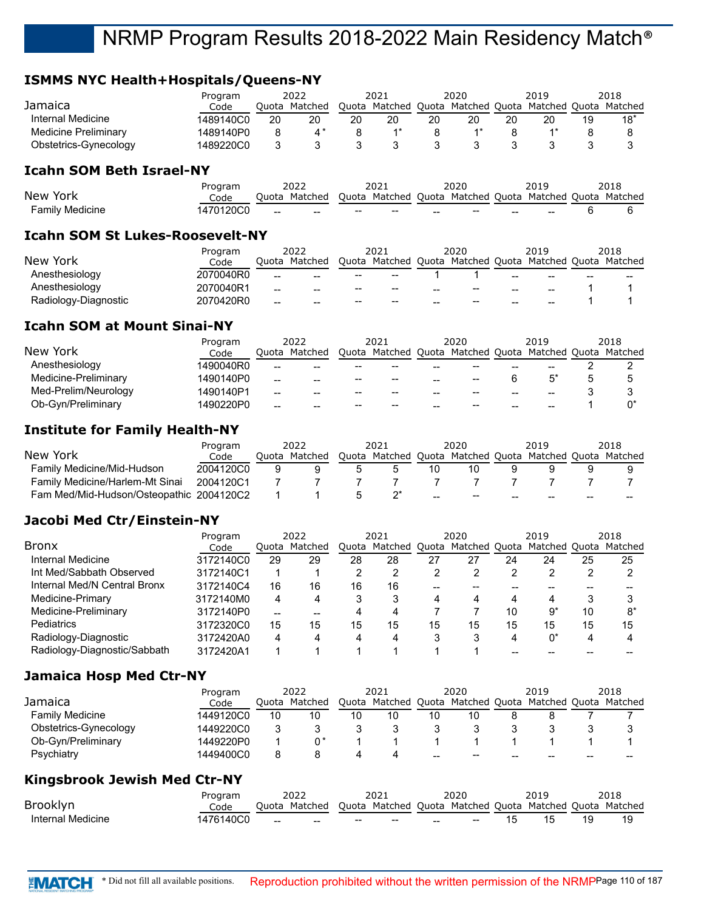## ISMMS NYC Health+Hospitals/Queens-NY

| Jamaica | Program Code | 2022 Quota | 2022 Matched | 2021 Quota | 2021 Matched | 2020 Quota | 2020 Matched | 2019 Quota | 2019 Matched | 2018 Quota | 2018 Matched |
|---|---|---|---|---|---|---|---|---|---|---|---|
| Internal Medicine | 1489140C0 | 20 | 20 | 20 | 20 | 20 | 20 | 20 | 20 | 19 | 18* |
| Medicine Preliminary | 1489140P0 | 8 | 4* | 8 | 1* | 8 | 1* | 8 | 1* | 8 | 8 |
| Obstetrics-Gynecology | 1489220C0 | 3 | 3 | 3 | 3 | 3 | 3 | 3 | 3 | 3 | 3 |

## Icahn SOM Beth Israel-NY

| New York | Program Code | 2022 Quota | 2022 Matched | 2021 Quota | 2021 Matched | 2020 Quota | 2020 Matched | 2019 Quota | 2019 Matched | 2018 Quota | 2018 Matched |
|---|---|---|---|---|---|---|---|---|---|---|---|
| Family Medicine | 1470120C0 | -- | -- | -- | -- | -- | -- | -- | -- | 6 | 6 |

## Icahn SOM St Lukes-Roosevelt-NY

| New York | Program Code | 2022 Quota | 2022 Matched | 2021 Quota | 2021 Matched | 2020 Quota | 2020 Matched | 2019 Quota | 2019 Matched | 2018 Quota | 2018 Matched |
|---|---|---|---|---|---|---|---|---|---|---|---|
| Anesthesiology | 2070040R0 | -- | -- | -- | -- | 1 | 1 | -- | -- | -- | -- |
| Anesthesiology | 2070040R1 | -- | -- | -- | -- | -- | -- | -- | -- | 1 | 1 |
| Radiology-Diagnostic | 2070420R0 | -- | -- | -- | -- | -- | -- | -- | -- | 1 | 1 |

## Icahn SOM at Mount Sinai-NY

| New York | Program Code | 2022 Quota | 2022 Matched | 2021 Quota | 2021 Matched | 2020 Quota | 2020 Matched | 2019 Quota | 2019 Matched | 2018 Quota | 2018 Matched |
|---|---|---|---|---|---|---|---|---|---|---|---|
| Anesthesiology | 1490040R0 | -- | -- | -- | -- | -- | -- | -- | -- | 2 | 2 |
| Medicine-Preliminary | 1490140P0 | -- | -- | -- | -- | -- | -- | 6 | 5* | 5 | 5 |
| Med-Prelim/Neurology | 1490140P1 | -- | -- | -- | -- | -- | -- | -- | -- | 3 | 3 |
| Ob-Gyn/Preliminary | 1490220P0 | -- | -- | -- | -- | -- | -- | -- | -- | 1 | 0* |

## Institute for Family Health-NY

| New York | Program Code | 2022 Quota | 2022 Matched | 2021 Quota | 2021 Matched | 2020 Quota | 2020 Matched | 2019 Quota | 2019 Matched | 2018 Quota | 2018 Matched |
|---|---|---|---|---|---|---|---|---|---|---|---|
| Family Medicine/Mid-Hudson | 2004120C0 | 9 | 9 | 5 | 5 | 10 | 10 | 9 | 9 | 9 | 9 |
| Family Medicine/Harlem-Mt Sinai | 2004120C1 | 7 | 7 | 7 | 7 | 7 | 7 | 7 | 7 | 7 | 7 |
| Fam Med/Mid-Hudson/Osteopathic | 2004120C2 | 1 | 1 | 5 | 2* | -- | -- | -- | -- | -- | -- |

## Jacobi Med Ctr/Einstein-NY

| Bronx | Program Code | 2022 Quota | 2022 Matched | 2021 Quota | 2021 Matched | 2020 Quota | 2020 Matched | 2019 Quota | 2019 Matched | 2018 Quota | 2018 Matched |
|---|---|---|---|---|---|---|---|---|---|---|---|
| Internal Medicine | 3172140C0 | 29 | 29 | 28 | 28 | 27 | 27 | 24 | 24 | 25 | 25 |
| Int Med/Sabbath Observed | 3172140C1 | 1 | 1 | 2 | 2 | 2 | 2 | 2 | 2 | 2 | 2 |
| Internal Med/N Central Bronx | 3172140C4 | 16 | 16 | 16 | 16 | -- | -- | -- | -- | -- | -- |
| Medicine-Primary | 3172140M0 | 4 | 4 | 3 | 3 | 4 | 4 | 4 | 4 | 3 | 3 |
| Medicine-Preliminary | 3172140P0 | -- | -- | 4 | 4 | 7 | 7 | 10 | 9* | 10 | 8* |
| Pediatrics | 3172320C0 | 15 | 15 | 15 | 15 | 15 | 15 | 15 | 15 | 15 | 15 |
| Radiology-Diagnostic | 3172420A0 | 4 | 4 | 4 | 4 | 3 | 3 | 4 | 0* | 4 | 4 |
| Radiology-Diagnostic/Sabbath | 3172420A1 | 1 | 1 | 1 | 1 | 1 | 1 | -- | -- | -- | -- |

## Jamaica Hosp Med Ctr-NY

| Jamaica | Program Code | 2022 Quota | 2022 Matched | 2021 Quota | 2021 Matched | 2020 Quota | 2020 Matched | 2019 Quota | 2019 Matched | 2018 Quota | 2018 Matched |
|---|---|---|---|---|---|---|---|---|---|---|---|
| Family Medicine | 1449120C0 | 10 | 10 | 10 | 10 | 10 | 10 | 8 | 8 | 7 | 7 |
| Obstetrics-Gynecology | 1449220C0 | 3 | 3 | 3 | 3 | 3 | 3 | 3 | 3 | 3 | 3 |
| Ob-Gyn/Preliminary | 1449220P0 | 1 | 0* | 1 | 1 | 1 | 1 | 1 | 1 | 1 | 1 |
| Psychiatry | 1449400C0 | 8 | 8 | 4 | 4 | -- | -- | -- | -- | -- | -- |

## Kingsbrook Jewish Med Ctr-NY

| Brooklyn | Program Code | 2022 Quota | 2022 Matched | 2021 Quota | 2021 Matched | 2020 Quota | 2020 Matched | 2019 Quota | 2019 Matched | 2018 Quota | 2018 Matched |
|---|---|---|---|---|---|---|---|---|---|---|---|
| Internal Medicine | 1476140C0 | -- | -- | -- | -- | -- | -- | 15 | 15 | 19 | 19 |

\* Did not fill all available positions.

Reproduction prohibited without the written permission of the NRMP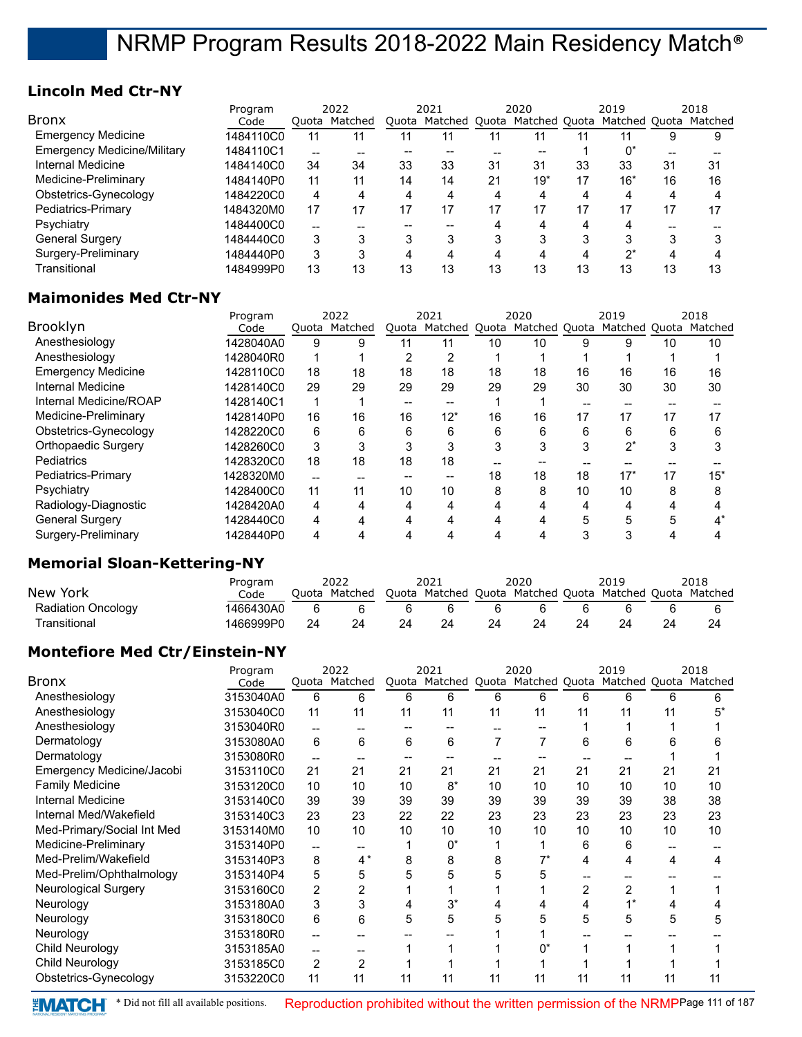# NRMP Program Results 2018-2022 Main Residency Match®

## Lincoln Med Ctr-NY

| Bronx | Program Code | 2022 Quota | 2022 Matched | 2021 Quota | 2021 Matched | 2020 Quota | 2020 Matched | 2019 Quota | 2019 Matched | 2018 Quota | 2018 Matched |
|---|---|---|---|---|---|---|---|---|---|---|---|
| Emergency Medicine | 1484110C0 | 11 | 11 | 11 | 11 | 11 | 11 | 11 | 11 | 9 | 9 |
| Emergency Medicine/Military | 1484110C1 | -- | -- | -- | -- | -- | -- | 1 | 0* | -- | -- |
| Internal Medicine | 1484140C0 | 34 | 34 | 33 | 33 | 31 | 31 | 33 | 33 | 31 | 31 |
| Medicine-Preliminary | 1484140P0 | 11 | 11 | 14 | 14 | 21 | 19* | 17 | 16* | 16 | 16 |
| Obstetrics-Gynecology | 1484220C0 | 4 | 4 | 4 | 4 | 4 | 4 | 4 | 4 | 4 | 4 |
| Pediatrics-Primary | 1484320M0 | 17 | 17 | 17 | 17 | 17 | 17 | 17 | 17 | 17 | 17 |
| Psychiatry | 1484400C0 | -- | -- | -- | -- | 4 | 4 | 4 | 4 | -- | -- |
| General Surgery | 1484440C0 | 3 | 3 | 3 | 3 | 3 | 3 | 3 | 3 | 3 | 3 |
| Surgery-Preliminary | 1484440P0 | 3 | 3 | 4 | 4 | 4 | 4 | 4 | 2* | 4 | 4 |
| Transitional | 1484999P0 | 13 | 13 | 13 | 13 | 13 | 13 | 13 | 13 | 13 | 13 |

## Maimonides Med Ctr-NY

| Brooklyn | Program Code | 2022 Quota | 2022 Matched | 2021 Quota | 2021 Matched | 2020 Quota | 2020 Matched | 2019 Quota | 2019 Matched | 2018 Quota | 2018 Matched |
|---|---|---|---|---|---|---|---|---|---|---|---|
| Anesthesiology | 1428040A0 | 9 | 9 | 11 | 11 | 10 | 10 | 9 | 9 | 10 | 10 |
| Anesthesiology | 1428040R0 | 1 | 1 | 2 | 2 | 1 | 1 | 1 | 1 | 1 | 1 |
| Emergency Medicine | 1428110C0 | 18 | 18 | 18 | 18 | 18 | 18 | 16 | 16 | 16 | 16 |
| Internal Medicine | 1428140C0 | 29 | 29 | 29 | 29 | 29 | 29 | 30 | 30 | 30 | 30 |
| Internal Medicine/ROAP | 1428140C1 | 1 | 1 | -- | -- | 1 | 1 | -- | -- | -- | -- |
| Medicine-Preliminary | 1428140P0 | 16 | 16 | 16 | 12* | 16 | 16 | 17 | 17 | 17 | 17 |
| Obstetrics-Gynecology | 1428220C0 | 6 | 6 | 6 | 6 | 6 | 6 | 6 | 6 | 6 | 6 |
| Orthopaedic Surgery | 1428260C0 | 3 | 3 | 3 | 3 | 3 | 3 | 3 | 2* | 3 | 3 |
| Pediatrics | 1428320C0 | 18 | 18 | 18 | 18 | -- | -- | -- | -- | -- | -- |
| Pediatrics-Primary | 1428320M0 | -- | -- | -- | -- | 18 | 18 | 18 | 17* | 17 | 15* |
| Psychiatry | 1428400C0 | 11 | 11 | 10 | 10 | 8 | 8 | 10 | 10 | 8 | 8 |
| Radiology-Diagnostic | 1428420A0 | 4 | 4 | 4 | 4 | 4 | 4 | 4 | 4 | 4 | 4 |
| General Surgery | 1428440C0 | 4 | 4 | 4 | 4 | 4 | 4 | 5 | 5 | 5 | 4* |
| Surgery-Preliminary | 1428440P0 | 4 | 4 | 4 | 4 | 4 | 4 | 3 | 3 | 4 | 4 |

## Memorial Sloan-Kettering-NY

| New York | Program Code | 2022 Quota | 2022 Matched | 2021 Quota | 2021 Matched | 2020 Quota | 2020 Matched | 2019 Quota | 2019 Matched | 2018 Quota | 2018 Matched |
|---|---|---|---|---|---|---|---|---|---|---|---|
| Radiation Oncology | 1466430A0 | 6 | 6 | 6 | 6 | 6 | 6 | 6 | 6 | 6 | 6 |
| Transitional | 1466999P0 | 24 | 24 | 24 | 24 | 24 | 24 | 24 | 24 | 24 | 24 |

## Montefiore Med Ctr/Einstein-NY

| Bronx | Program Code | 2022 Quota | 2022 Matched | 2021 Quota | 2021 Matched | 2020 Quota | 2020 Matched | 2019 Quota | 2019 Matched | 2018 Quota | 2018 Matched |
|---|---|---|---|---|---|---|---|---|---|---|---|
| Anesthesiology | 3153040A0 | 6 | 6 | 6 | 6 | 6 | 6 | 6 | 6 | 6 | 6 |
| Anesthesiology | 3153040C0 | 11 | 11 | 11 | 11 | 11 | 11 | 11 | 11 | 11 | 5* |
| Anesthesiology | 3153040R0 | -- | -- | -- | -- | -- | -- | 1 | 1 | 1 | 1 |
| Dermatology | 3153080A0 | 6 | 6 | 6 | 6 | 7 | 7 | 6 | 6 | 6 | 6 |
| Dermatology | 3153080R0 | -- | -- | -- | -- | -- | -- | -- | -- | 1 | 1 |
| Emergency Medicine/Jacobi | 3153110C0 | 21 | 21 | 21 | 21 | 21 | 21 | 21 | 21 | 21 | 21 |
| Family Medicine | 3153120C0 | 10 | 10 | 10 | 8* | 10 | 10 | 10 | 10 | 10 | 10 |
| Internal Medicine | 3153140C0 | 39 | 39 | 39 | 39 | 39 | 39 | 39 | 39 | 38 | 38 |
| Internal Med/Wakefield | 3153140C3 | 23 | 23 | 22 | 22 | 23 | 23 | 23 | 23 | 23 | 23 |
| Med-Primary/Social Int Med | 3153140M0 | 10 | 10 | 10 | 10 | 10 | 10 | 10 | 10 | 10 | 10 |
| Medicine-Preliminary | 3153140P0 | -- | -- | 1 | 0* | 1 | 1 | 6 | 6 | -- | -- |
| Med-Prelim/Wakefield | 3153140P3 | 8 | 4* | 8 | 8 | 8 | 7* | 4 | 4 | 4 | 4 |
| Med-Prelim/Ophthalmology | 3153140P4 | 5 | 5 | 5 | 5 | 5 | 5 | -- | -- | -- | -- |
| Neurological Surgery | 3153160C0 | 2 | 2 | 1 | 1 | 1 | 1 | 2 | 2 | 1 | 1 |
| Neurology | 3153180A0 | 3 | 3 | 4 | 3* | 4 | 4 | 4 | 1* | 4 | 4 |
| Neurology | 3153180C0 | 6 | 6 | 5 | 5 | 5 | 5 | 5 | 5 | 5 | 5 |
| Neurology | 3153180R0 | -- | -- | -- | -- | 1 | 1 | -- | -- | -- | -- |
| Child Neurology | 3153185A0 | -- | -- | 1 | 1 | 1 | 0* | 1 | 1 | 1 | 1 |
| Child Neurology | 3153185C0 | 2 | 2 | 1 | 1 | 1 | 1 | 1 | 1 | 1 | 1 |
| Obstetrics-Gynecology | 3153220C0 | 11 | 11 | 11 | 11 | 11 | 11 | 11 | 11 | 11 | 11 |

* Did not fill all available positions.

Reproduction prohibited without the written permission of the NRMP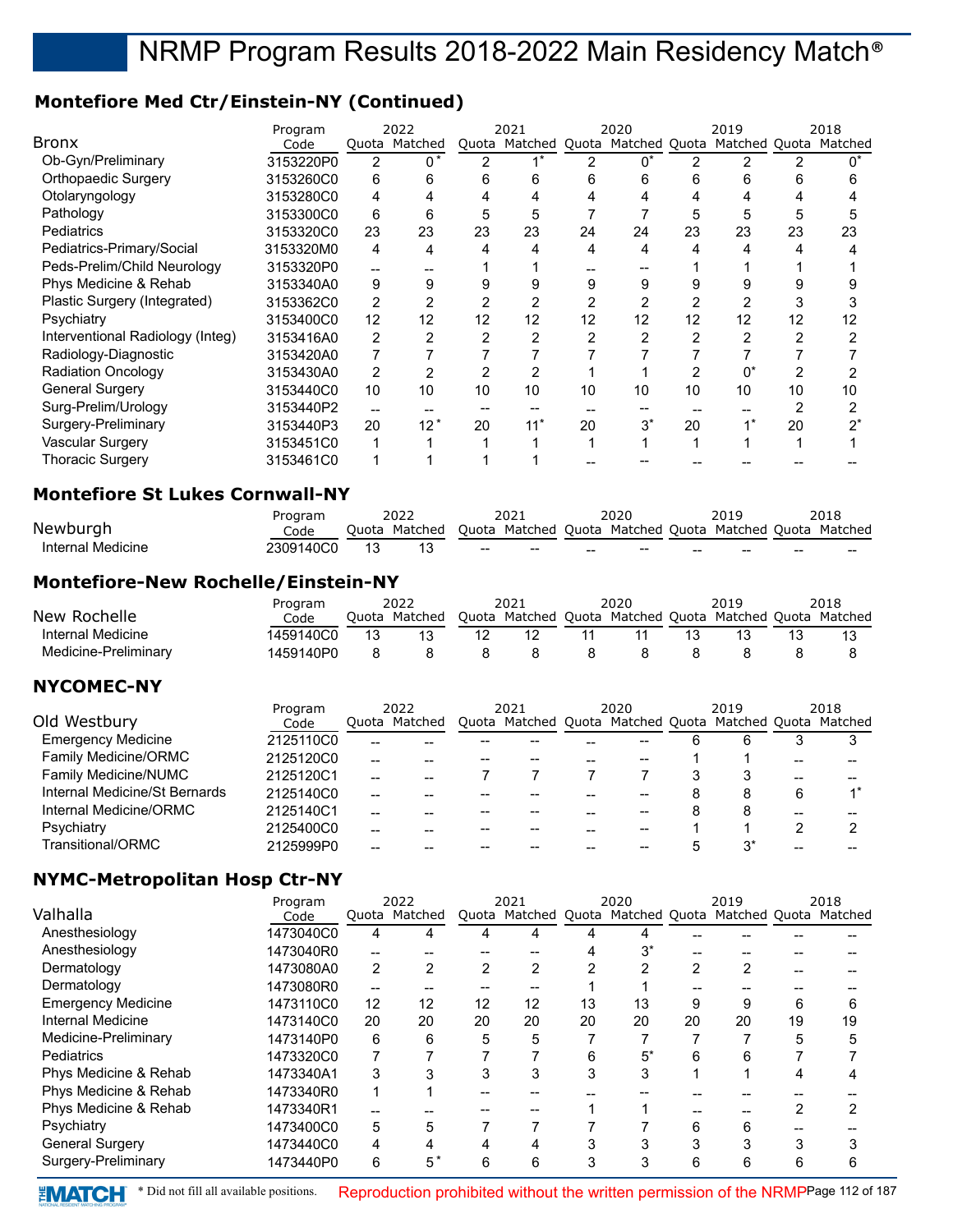## Montefiore Med Ctr/Einstein-NY (Continued)

| Bronx | Program Code | 2022 Quota | 2022 Matched | 2021 Quota | 2021 Matched | 2020 Quota | 2020 Matched | 2019 Quota | 2019 Matched | 2018 Quota | 2018 Matched |
|---|---|---|---|---|---|---|---|---|---|---|---|
| Ob-Gyn/Preliminary | 3153220P0 | 2 | 0* | 2 | 1* | 2 | 0* | 2 | 2 | 2 | 0* |
| Orthopaedic Surgery | 3153260C0 | 6 | 6 | 6 | 6 | 6 | 6 | 6 | 6 | 6 | 6 |
| Otolaryngology | 3153280C0 | 4 | 4 | 4 | 4 | 4 | 4 | 4 | 4 | 4 | 4 |
| Pathology | 3153300C0 | 6 | 6 | 5 | 5 | 7 | 7 | 5 | 5 | 5 | 5 |
| Pediatrics | 3153320C0 | 23 | 23 | 23 | 23 | 24 | 24 | 23 | 23 | 23 | 23 |
| Pediatrics-Primary/Social | 3153320M0 | 4 | 4 | 4 | 4 | 4 | 4 | 4 | 4 | 4 | 4 |
| Peds-Prelim/Child Neurology | 3153320P0 | -- | -- | 1 | 1 | -- | -- | 1 | 1 | 1 | 1 |
| Phys Medicine & Rehab | 3153340A0 | 9 | 9 | 9 | 9 | 9 | 9 | 9 | 9 | 9 | 9 |
| Plastic Surgery (Integrated) | 3153362C0 | 2 | 2 | 2 | 2 | 2 | 2 | 2 | 2 | 3 | 3 |
| Psychiatry | 3153400C0 | 12 | 12 | 12 | 12 | 12 | 12 | 12 | 12 | 12 | 12 |
| Interventional Radiology (Integ) | 3153416A0 | 2 | 2 | 2 | 2 | 2 | 2 | 2 | 2 | 2 | 2 |
| Radiology-Diagnostic | 3153420A0 | 7 | 7 | 7 | 7 | 7 | 7 | 7 | 7 | 7 | 7 |
| Radiation Oncology | 3153430A0 | 2 | 2 | 2 | 2 | 1 | 1 | 2 | 0* | 2 | 2 |
| General Surgery | 3153440C0 | 10 | 10 | 10 | 10 | 10 | 10 | 10 | 10 | 10 | 10 |
| Surg-Prelim/Urology | 3153440P2 | -- | -- | -- | -- | -- | -- | -- | -- | 2 | 2 |
| Surgery-Preliminary | 3153440P3 | 20 | 12* | 20 | 11* | 20 | 3* | 20 | 1* | 20 | 2* |
| Vascular Surgery | 3153451C0 | 1 | 1 | 1 | 1 | 1 | 1 | 1 | 1 | 1 | 1 |
| Thoracic Surgery | 3153461C0 | 1 | 1 | 1 | 1 | -- | -- | -- | -- | -- | -- |

## Montefiore St Lukes Cornwall-NY

| Newburgh | Program Code | 2022 Quota | 2022 Matched | 2021 Quota | 2021 Matched | 2020 Quota | 2020 Matched | 2019 Quota | 2019 Matched | 2018 Quota | 2018 Matched |
|---|---|---|---|---|---|---|---|---|---|---|---|
| Internal Medicine | 2309140C0 | 13 | 13 | -- | -- | -- | -- | -- | -- | -- | -- |

## Montefiore-New Rochelle/Einstein-NY

| New Rochelle | Program Code | 2022 Quota | 2022 Matched | 2021 Quota | 2021 Matched | 2020 Quota | 2020 Matched | 2019 Quota | 2019 Matched | 2018 Quota | 2018 Matched |
|---|---|---|---|---|---|---|---|---|---|---|---|
| Internal Medicine | 1459140C0 | 13 | 13 | 12 | 12 | 11 | 11 | 13 | 13 | 13 | 13 |
| Medicine-Preliminary | 1459140P0 | 8 | 8 | 8 | 8 | 8 | 8 | 8 | 8 | 8 | 8 |

## NYCOMEC-NY

| Old Westbury | Program Code | 2022 Quota | 2022 Matched | 2021 Quota | 2021 Matched | 2020 Quota | 2020 Matched | 2019 Quota | 2019 Matched | 2018 Quota | 2018 Matched |
|---|---|---|---|---|---|---|---|---|---|---|---|
| Emergency Medicine | 2125110C0 | -- | -- | -- | -- | -- | -- | 6 | 6 | 3 | 3 |
| Family Medicine/ORMC | 2125120C0 | -- | -- | -- | -- | -- | -- | 1 | 1 | -- | -- |
| Family Medicine/NUMC | 2125120C1 | -- | -- | 7 | 7 | 7 | 7 | 3 | 3 | -- | -- |
| Internal Medicine/St Bernards | 2125140C0 | -- | -- | -- | -- | -- | -- | 8 | 8 | 6 | 1* |
| Internal Medicine/ORMC | 2125140C1 | -- | -- | -- | -- | -- | -- | 8 | 8 | -- | -- |
| Psychiatry | 2125400C0 | -- | -- | -- | -- | -- | -- | 1 | 1 | 2 | 2 |
| Transitional/ORMC | 2125999P0 | -- | -- | -- | -- | -- | -- | 5 | 3* | -- | -- |

## NYMC-Metropolitan Hosp Ctr-NY

| Valhalla | Program Code | 2022 Quota | 2022 Matched | 2021 Quota | 2021 Matched | 2020 Quota | 2020 Matched | 2019 Quota | 2019 Matched | 2018 Quota | 2018 Matched |
|---|---|---|---|---|---|---|---|---|---|---|---|
| Anesthesiology | 1473040C0 | 4 | 4 | 4 | 4 | 4 | 4 | -- | -- | -- | -- |
| Anesthesiology | 1473040R0 | -- | -- | -- | -- | 4 | 3* | -- | -- | -- | -- |
| Dermatology | 1473080A0 | 2 | 2 | 2 | 2 | 2 | 2 | 2 | 2 | -- | -- |
| Dermatology | 1473080R0 | -- | -- | -- | -- | 1 | 1 | -- | -- | -- | -- |
| Emergency Medicine | 1473110C0 | 12 | 12 | 12 | 12 | 13 | 13 | 9 | 9 | 6 | 6 |
| Internal Medicine | 1473140C0 | 20 | 20 | 20 | 20 | 20 | 20 | 20 | 20 | 19 | 19 |
| Medicine-Preliminary | 1473140P0 | 6 | 6 | 5 | 5 | 7 | 7 | 7 | 7 | 5 | 5 |
| Pediatrics | 1473320C0 | 7 | 7 | 7 | 7 | 6 | 5* | 6 | 6 | 7 | 7 |
| Phys Medicine & Rehab | 1473340A1 | 3 | 3 | 3 | 3 | 3 | 3 | 1 | 1 | 4 | 4 |
| Phys Medicine & Rehab | 1473340R0 | 1 | 1 | -- | -- | -- | -- | -- | -- | -- | -- |
| Phys Medicine & Rehab | 1473340R1 | -- | -- | -- | -- | 1 | 1 | -- | -- | 2 | 2 |
| Psychiatry | 1473400C0 | 5 | 5 | 7 | 7 | 7 | 7 | 6 | 6 | -- | -- |
| General Surgery | 1473440C0 | 4 | 4 | 4 | 4 | 3 | 3 | 3 | 3 | 3 | 3 |
| Surgery-Preliminary | 1473440P0 | 6 | 5* | 6 | 6 | 3 | 3 | 6 | 6 | 6 | 6 |

\* Did not fill all available positions.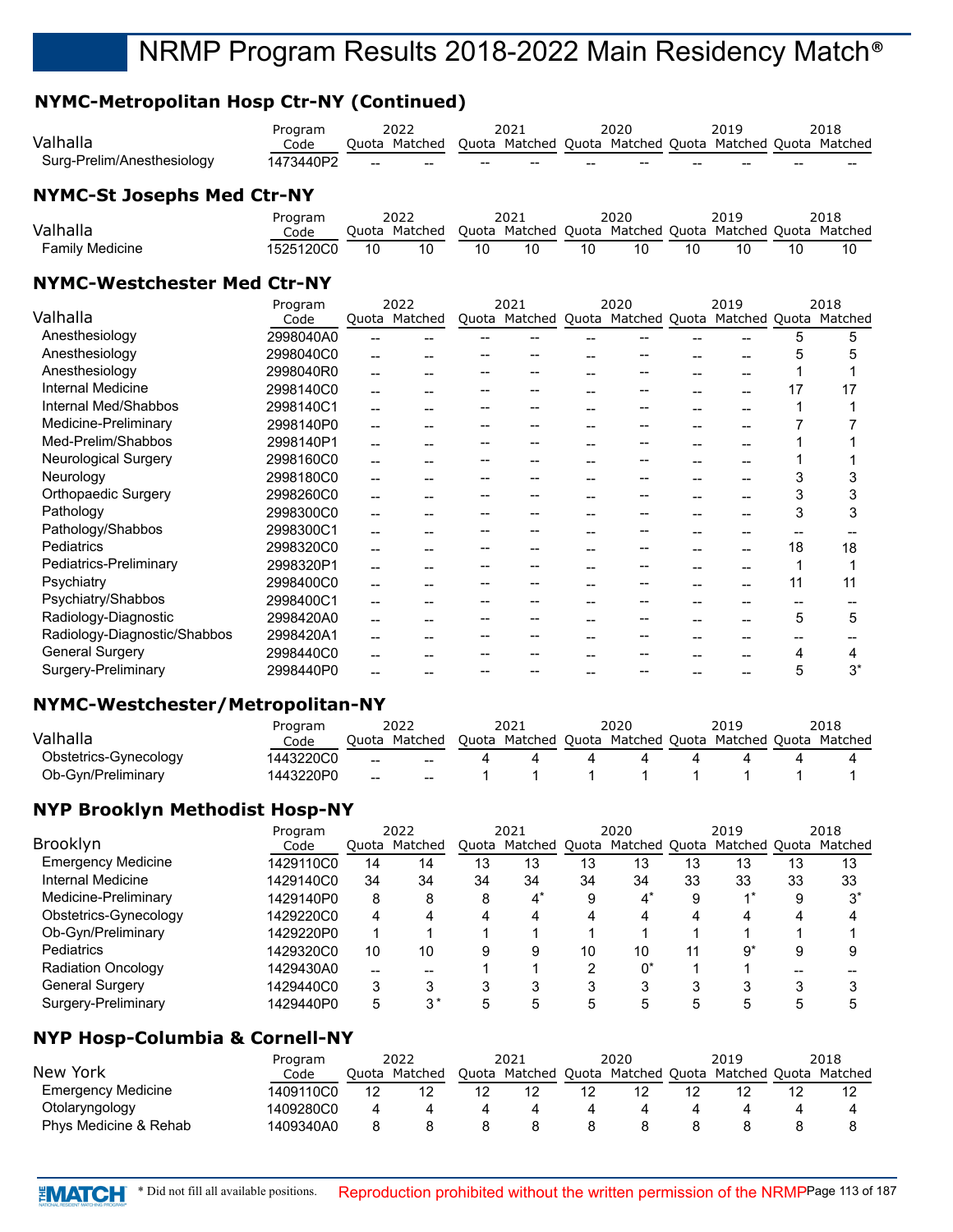## NYMC-Metropolitan Hosp Ctr-NY (Continued)

| Valhalla | Program Code | 2022 Quota | 2022 Matched | 2021 Quota | 2021 Matched | 2020 Quota | 2020 Matched | 2019 Quota | 2019 Matched | 2018 Quota | 2018 Matched |
|---|---|---|---|---|---|---|---|---|---|---|---|
| Surg-Prelim/Anesthesiology | 1473440P2 | -- | -- | -- | -- | -- | -- | -- | -- | -- | -- |

## NYMC-St Josephs Med Ctr-NY

| Valhalla | Program Code | 2022 Quota | 2022 Matched | 2021 Quota | 2021 Matched | 2020 Quota | 2020 Matched | 2019 Quota | 2019 Matched | 2018 Quota | 2018 Matched |
|---|---|---|---|---|---|---|---|---|---|---|---|
| Family Medicine | 1525120C0 | 10 | 10 | 10 | 10 | 10 | 10 | 10 | 10 | 10 | 10 |

## NYMC-Westchester Med Ctr-NY

| Valhalla | Program Code | 2022 Quota | 2022 Matched | 2021 Quota | 2021 Matched | 2020 Quota | 2020 Matched | 2019 Quota | 2019 Matched | 2018 Quota | 2018 Matched |
|---|---|---|---|---|---|---|---|---|---|---|---|
| Anesthesiology | 2998040A0 | -- | -- | -- | -- | -- | -- | -- | -- | 5 | 5 |
| Anesthesiology | 2998040C0 | -- | -- | -- | -- | -- | -- | -- | -- | 5 | 5 |
| Anesthesiology | 2998040R0 | -- | -- | -- | -- | -- | -- | -- | -- | 1 | 1 |
| Internal Medicine | 2998140C0 | -- | -- | -- | -- | -- | -- | -- | -- | 17 | 17 |
| Internal Med/Shabbos | 2998140C1 | -- | -- | -- | -- | -- | -- | -- | -- | 1 | 1 |
| Medicine-Preliminary | 2998140P0 | -- | -- | -- | -- | -- | -- | -- | -- | 7 | 7 |
| Med-Prelim/Shabbos | 2998140P1 | -- | -- | -- | -- | -- | -- | -- | -- | 1 | 1 |
| Neurological Surgery | 2998160C0 | -- | -- | -- | -- | -- | -- | -- | -- | 1 | 1 |
| Neurology | 2998180C0 | -- | -- | -- | -- | -- | -- | -- | -- | 3 | 3 |
| Orthopaedic Surgery | 2998260C0 | -- | -- | -- | -- | -- | -- | -- | -- | 3 | 3 |
| Pathology | 2998300C0 | -- | -- | -- | -- | -- | -- | -- | -- | 3 | 3 |
| Pathology/Shabbos | 2998300C1 | -- | -- | -- | -- | -- | -- | -- | -- | -- | -- |
| Pediatrics | 2998320C0 | -- | -- | -- | -- | -- | -- | -- | -- | 18 | 18 |
| Pediatrics-Preliminary | 2998320P1 | -- | -- | -- | -- | -- | -- | -- | -- | 1 | 1 |
| Psychiatry | 2998400C0 | -- | -- | -- | -- | -- | -- | -- | -- | 11 | 11 |
| Psychiatry/Shabbos | 2998400C1 | -- | -- | -- | -- | -- | -- | -- | -- | -- | -- |
| Radiology-Diagnostic | 2998420A0 | -- | -- | -- | -- | -- | -- | -- | -- | 5 | 5 |
| Radiology-Diagnostic/Shabbos | 2998420A1 | -- | -- | -- | -- | -- | -- | -- | -- | -- | -- |
| General Surgery | 2998440C0 | -- | -- | -- | -- | -- | -- | -- | -- | 4 | 4 |
| Surgery-Preliminary | 2998440P0 | -- | -- | -- | -- | -- | -- | -- | -- | 5 | 3* |

## NYMC-Westchester/Metropolitan-NY

| Valhalla | Program Code | 2022 Quota | 2022 Matched | 2021 Quota | 2021 Matched | 2020 Quota | 2020 Matched | 2019 Quota | 2019 Matched | 2018 Quota | 2018 Matched |
|---|---|---|---|---|---|---|---|---|---|---|---|
| Obstetrics-Gynecology | 1443220C0 | -- | -- | 4 | 4 | 4 | 4 | 4 | 4 | 4 | 4 |
| Ob-Gyn/Preliminary | 1443220P0 | -- | -- | 1 | 1 | 1 | 1 | 1 | 1 | 1 | 1 |

## NYP Brooklyn Methodist Hosp-NY

| Brooklyn | Program Code | 2022 Quota | 2022 Matched | 2021 Quota | 2021 Matched | 2020 Quota | 2020 Matched | 2019 Quota | 2019 Matched | 2018 Quota | 2018 Matched |
|---|---|---|---|---|---|---|---|---|---|---|---|
| Emergency Medicine | 1429110C0 | 14 | 14 | 13 | 13 | 13 | 13 | 13 | 13 | 13 | 13 |
| Internal Medicine | 1429140C0 | 34 | 34 | 34 | 34 | 34 | 34 | 33 | 33 | 33 | 33 |
| Medicine-Preliminary | 1429140P0 | 8 | 8 | 8 | 4* | 9 | 4* | 9 | 1* | 9 | 3* |
| Obstetrics-Gynecology | 1429220C0 | 4 | 4 | 4 | 4 | 4 | 4 | 4 | 4 | 4 | 4 |
| Ob-Gyn/Preliminary | 1429220P0 | 1 | 1 | 1 | 1 | 1 | 1 | 1 | 1 | 1 | 1 |
| Pediatrics | 1429320C0 | 10 | 10 | 9 | 9 | 10 | 10 | 11 | 9* | 9 | 9 |
| Radiation Oncology | 1429430A0 | -- | -- | 1 | 1 | 2 | 0* | 1 | 1 | -- | -- |
| General Surgery | 1429440C0 | 3 | 3 | 3 | 3 | 3 | 3 | 3 | 3 | 3 | 3 |
| Surgery-Preliminary | 1429440P0 | 5 | 3* | 5 | 5 | 5 | 5 | 5 | 5 | 5 | 5 |

## NYP Hosp-Columbia & Cornell-NY

| New York | Program Code | 2022 Quota | 2022 Matched | 2021 Quota | 2021 Matched | 2020 Quota | 2020 Matched | 2019 Quota | 2019 Matched | 2018 Quota | 2018 Matched |
|---|---|---|---|---|---|---|---|---|---|---|---|
| Emergency Medicine | 1409110C0 | 12 | 12 | 12 | 12 | 12 | 12 | 12 | 12 | 12 | 12 |
| Otolaryngology | 1409280C0 | 4 | 4 | 4 | 4 | 4 | 4 | 4 | 4 | 4 | 4 |
| Phys Medicine & Rehab | 1409340A0 | 8 | 8 | 8 | 8 | 8 | 8 | 8 | 8 | 8 | 8 |

* Did not fill all available positions.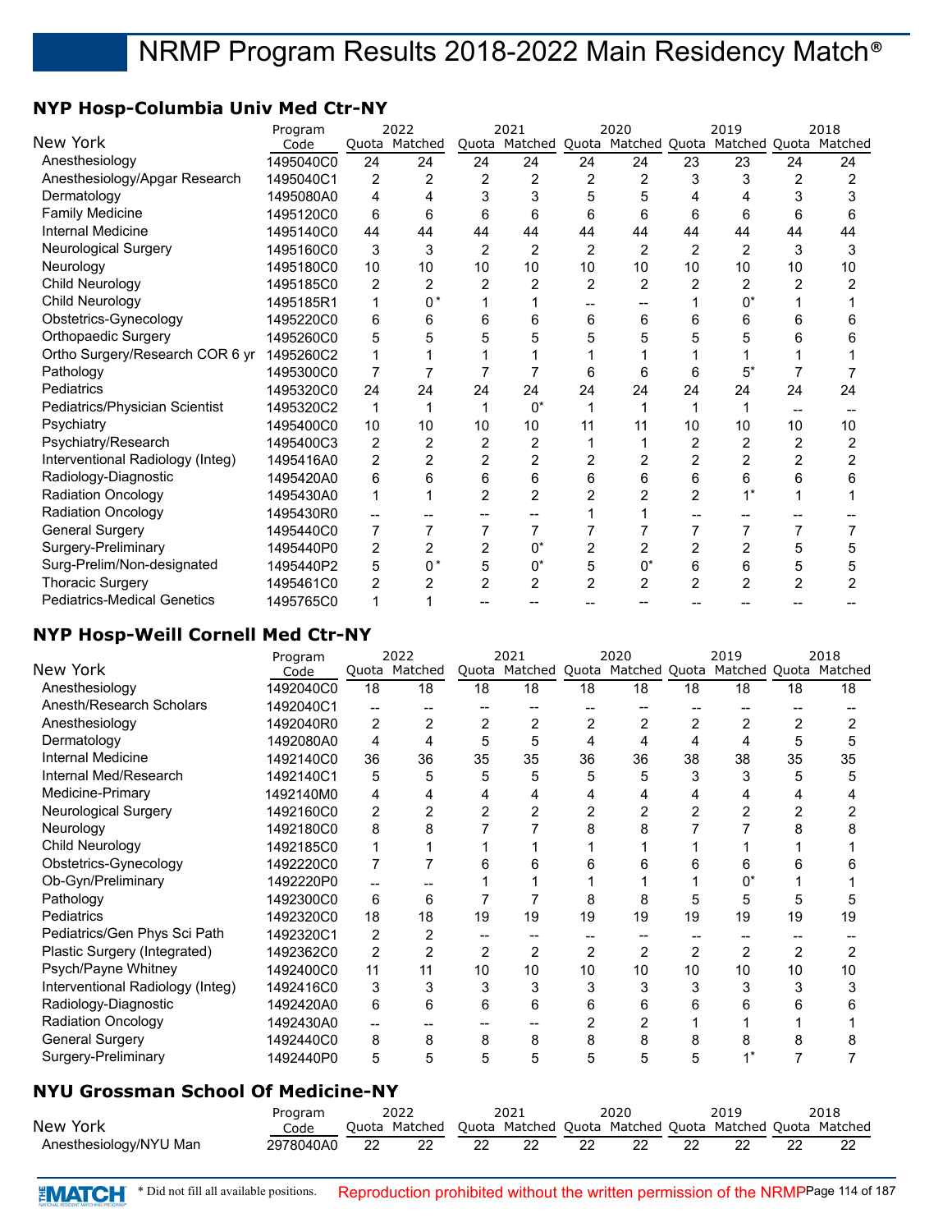## NYP Hosp-Columbia Univ Med Ctr-NY

| New York | Program Code | 2022 Quota | 2022 Matched | 2021 Quota | 2021 Matched | 2020 Quota | 2020 Matched | 2019 Quota | 2019 Matched | 2018 Quota | 2018 Matched |
|---|---|---|---|---|---|---|---|---|---|---|---|
| Anesthesiology | 1495040C0 | 24 | 24 | 24 | 24 | 24 | 24 | 23 | 23 | 24 | 24 |
| Anesthesiology/Apgar Research | 1495040C1 | 2 | 2 | 2 | 2 | 2 | 2 | 3 | 3 | 2 | 2 |
| Dermatology | 1495080A0 | 4 | 4 | 3 | 3 | 5 | 5 | 4 | 4 | 3 | 3 |
| Family Medicine | 1495120C0 | 6 | 6 | 6 | 6 | 6 | 6 | 6 | 6 | 6 | 6 |
| Internal Medicine | 1495140C0 | 44 | 44 | 44 | 44 | 44 | 44 | 44 | 44 | 44 | 44 |
| Neurological Surgery | 1495160C0 | 3 | 3 | 2 | 2 | 2 | 2 | 2 | 2 | 3 | 3 |
| Neurology | 1495180C0 | 10 | 10 | 10 | 10 | 10 | 10 | 10 | 10 | 10 | 10 |
| Child Neurology | 1495185C0 | 2 | 2 | 2 | 2 | 2 | 2 | 2 | 2 | 2 | 2 |
| Child Neurology | 1495185R1 | 1 | 0* | 1 | 1 | -- | -- | 1 | 0* | 1 | 1 |
| Obstetrics-Gynecology | 1495220C0 | 6 | 6 | 6 | 6 | 6 | 6 | 6 | 6 | 6 | 6 |
| Orthopaedic Surgery | 1495260C0 | 5 | 5 | 5 | 5 | 5 | 5 | 5 | 5 | 6 | 6 |
| Ortho Surgery/Research COR 6 yr | 1495260C2 | 1 | 1 | 1 | 1 | 1 | 1 | 1 | 1 | 1 | 1 |
| Pathology | 1495300C0 | 7 | 7 | 7 | 7 | 6 | 6 | 6 | 5* | 7 | 7 |
| Pediatrics | 1495320C0 | 24 | 24 | 24 | 24 | 24 | 24 | 24 | 24 | 24 | 24 |
| Pediatrics/Physician Scientist | 1495320C2 | 1 | 1 | 1 | 0* | 1 | 1 | 1 | 1 | -- | -- |
| Psychiatry | 1495400C0 | 10 | 10 | 10 | 10 | 11 | 11 | 10 | 10 | 10 | 10 |
| Psychiatry/Research | 1495400C3 | 2 | 2 | 2 | 2 | 1 | 1 | 2 | 2 | 2 | 2 |
| Interventional Radiology (Integ) | 1495416A0 | 2 | 2 | 2 | 2 | 2 | 2 | 2 | 2 | 2 | 2 |
| Radiology-Diagnostic | 1495420A0 | 6 | 6 | 6 | 6 | 6 | 6 | 6 | 6 | 6 | 6 |
| Radiation Oncology | 1495430A0 | 1 | 1 | 2 | 2 | 2 | 2 | 2 | 1* | 1 | 1 |
| Radiation Oncology | 1495430R0 | -- | -- | -- | -- | 1 | 1 | -- | -- | -- | -- |
| General Surgery | 1495440C0 | 7 | 7 | 7 | 7 | 7 | 7 | 7 | 7 | 7 | 7 |
| Surgery-Preliminary | 1495440P0 | 2 | 2 | 2 | 0* | 2 | 2 | 2 | 2 | 5 | 5 |
| Surg-Prelim/Non-designated | 1495440P2 | 5 | 0* | 5 | 0* | 5 | 0* | 6 | 6 | 5 | 5 |
| Thoracic Surgery | 1495461C0 | 2 | 2 | 2 | 2 | 2 | 2 | 2 | 2 | 2 | 2 |
| Pediatrics-Medical Genetics | 1495765C0 | 1 | 1 | -- | -- | -- | -- | -- | -- | -- | -- |

## NYP Hosp-Weill Cornell Med Ctr-NY

| New York | Program Code | 2022 Quota | 2022 Matched | 2021 Quota | 2021 Matched | 2020 Quota | 2020 Matched | 2019 Quota | 2019 Matched | 2018 Quota | 2018 Matched |
|---|---|---|---|---|---|---|---|---|---|---|---|
| Anesthesiology | 1492040C0 | 18 | 18 | 18 | 18 | 18 | 18 | 18 | 18 | 18 | 18 |
| Anesth/Research Scholars | 1492040C1 | -- | -- | -- | -- | -- | -- | -- | -- | -- | -- |
| Anesthesiology | 1492040R0 | 2 | 2 | 2 | 2 | 2 | 2 | 2 | 2 | 2 | 2 |
| Dermatology | 1492080A0 | 4 | 4 | 5 | 5 | 4 | 4 | 4 | 4 | 5 | 5 |
| Internal Medicine | 1492140C0 | 36 | 36 | 35 | 35 | 36 | 36 | 38 | 38 | 35 | 35 |
| Internal Med/Research | 1492140C1 | 5 | 5 | 5 | 5 | 5 | 5 | 3 | 3 | 5 | 5 |
| Medicine-Primary | 1492140M0 | 4 | 4 | 4 | 4 | 4 | 4 | 4 | 4 | 4 | 4 |
| Neurological Surgery | 1492160C0 | 2 | 2 | 2 | 2 | 2 | 2 | 2 | 2 | 2 | 2 |
| Neurology | 1492180C0 | 8 | 8 | 7 | 7 | 8 | 8 | 7 | 7 | 8 | 8 |
| Child Neurology | 1492185C0 | 1 | 1 | 1 | 1 | 1 | 1 | 1 | 1 | 1 | 1 |
| Obstetrics-Gynecology | 1492220C0 | 7 | 7 | 6 | 6 | 6 | 6 | 6 | 6 | 6 | 6 |
| Ob-Gyn/Preliminary | 1492220P0 | -- | -- | 1 | 1 | 1 | 1 | 1 | 0* | 1 | 1 |
| Pathology | 1492300C0 | 6 | 6 | 7 | 7 | 8 | 8 | 5 | 5 | 5 | 5 |
| Pediatrics | 1492320C0 | 18 | 18 | 19 | 19 | 19 | 19 | 19 | 19 | 19 | 19 |
| Pediatrics/Gen Phys Sci Path | 1492320C1 | 2 | 2 | -- | -- | -- | -- | -- | -- | -- | -- |
| Plastic Surgery (Integrated) | 1492362C0 | 2 | 2 | 2 | 2 | 2 | 2 | 2 | 2 | 2 | 2 |
| Psych/Payne Whitney | 1492400C0 | 11 | 11 | 10 | 10 | 10 | 10 | 10 | 10 | 10 | 10 |
| Interventional Radiology (Integ) | 1492416C0 | 3 | 3 | 3 | 3 | 3 | 3 | 3 | 3 | 3 | 3 |
| Radiology-Diagnostic | 1492420A0 | 6 | 6 | 6 | 6 | 6 | 6 | 6 | 6 | 6 | 6 |
| Radiation Oncology | 1492430A0 | -- | -- | -- | -- | 2 | 2 | 1 | 1 | 1 | 1 |
| General Surgery | 1492440C0 | 8 | 8 | 8 | 8 | 8 | 8 | 8 | 8 | 8 | 8 |
| Surgery-Preliminary | 1492440P0 | 5 | 5 | 5 | 5 | 5 | 5 | 5 | 1* | 7 | 7 |

## NYU Grossman School Of Medicine-NY

| New York | Program Code | 2022 Quota | 2022 Matched | 2021 Quota | 2021 Matched | 2020 Quota | 2020 Matched | 2019 Quota | 2019 Matched | 2018 Quota | 2018 Matched |
|---|---|---|---|---|---|---|---|---|---|---|---|
| Anesthesiology/NYU Man | 2978040A0 | 22 | 22 | 22 | 22 | 22 | 22 | 22 | 22 | 22 | 22 |

\* Did not fill all available positions.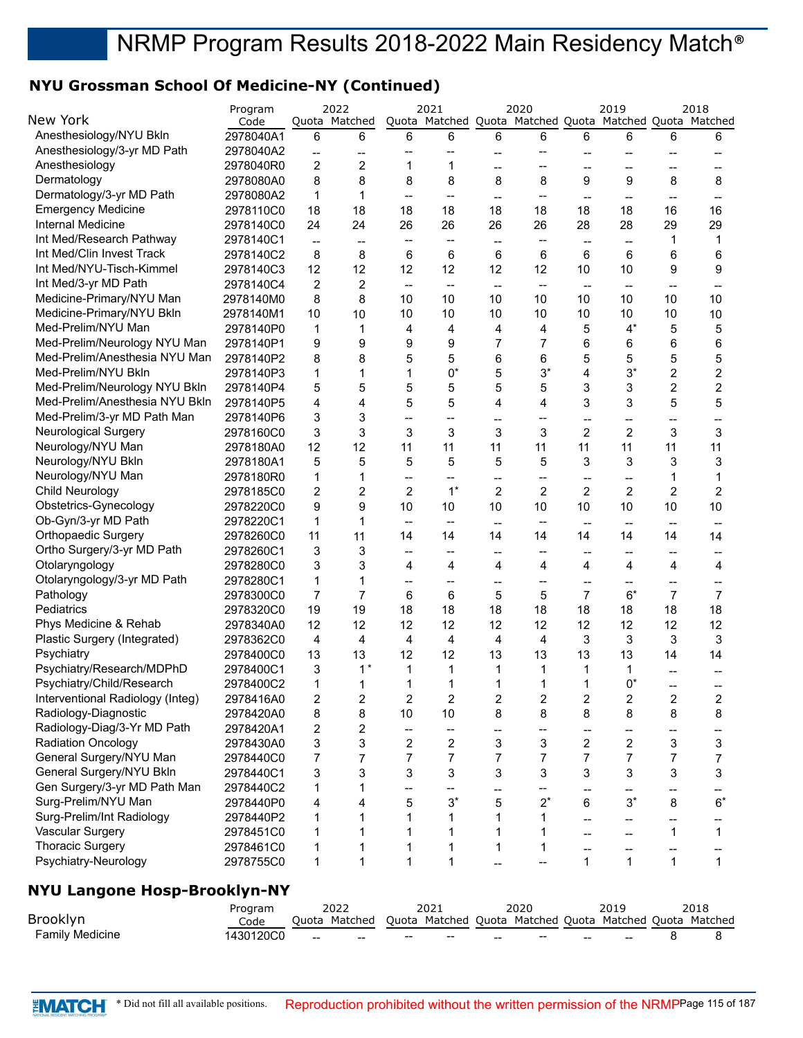## NYU Grossman School Of Medicine-NY (Continued)

| New York | Program Code | 2022 Quota | 2022 Matched | 2021 Quota | 2021 Matched | 2020 Quota | 2020 Matched | 2019 Quota | 2019 Matched | 2018 Quota | 2018 Matched |
|---|---|---|---|---|---|---|---|---|---|---|---|
| Anesthesiology/NYU Bkln | 2978040A1 | 6 | 6 | 6 | 6 | 6 | 6 | 6 | 6 | 6 | 6 |
| Anesthesiology/3-yr MD Path | 2978040A2 | -- | -- | -- | -- | -- | -- | -- | -- | -- | -- |
| Anesthesiology | 2978040R0 | 2 | 2 | 1 | 1 | -- | -- | -- | -- | -- | -- |
| Dermatology | 2978080A0 | 8 | 8 | 8 | 8 | 8 | 8 | 9 | 9 | 8 | 8 |
| Dermatology/3-yr MD Path | 2978080A2 | 1 | 1 | -- | -- | -- | -- | -- | -- | -- | -- |
| Emergency Medicine | 2978110C0 | 18 | 18 | 18 | 18 | 18 | 18 | 18 | 18 | 16 | 16 |
| Internal Medicine | 2978140C0 | 24 | 24 | 26 | 26 | 26 | 26 | 28 | 28 | 29 | 29 |
| Int Med/Research Pathway | 2978140C1 | -- | -- | -- | -- | -- | -- | -- | -- | 1 | 1 |
| Int Med/Clin Invest Track | 2978140C2 | 8 | 8 | 6 | 6 | 6 | 6 | 6 | 6 | 6 | 6 |
| Int Med/NYU-Tisch-Kimmel | 2978140C3 | 12 | 12 | 12 | 12 | 12 | 12 | 10 | 10 | 9 | 9 |
| Int Med/3-yr MD Path | 2978140C4 | 2 | 2 | -- | -- | -- | -- | -- | -- | -- | -- |
| Medicine-Primary/NYU Man | 2978140M0 | 8 | 8 | 10 | 10 | 10 | 10 | 10 | 10 | 10 | 10 |
| Medicine-Primary/NYU Bkln | 2978140M1 | 10 | 10 | 10 | 10 | 10 | 10 | 10 | 10 | 10 | 10 |
| Med-Prelim/NYU Man | 2978140P0 | 1 | 1 | 4 | 4 | 4 | 4 | 5 | 4* | 5 | 5 |
| Med-Prelim/Neurology NYU Man | 2978140P1 | 9 | 9 | 9 | 9 | 7 | 7 | 6 | 6 | 6 | 6 |
| Med-Prelim/Anesthesia NYU Man | 2978140P2 | 8 | 8 | 5 | 5 | 6 | 6 | 5 | 5 | 5 | 5 |
| Med-Prelim/NYU Bkln | 2978140P3 | 1 | 1 | 1 | 0* | 5 | 3* | 4 | 3* | 2 | 2 |
| Med-Prelim/Neurology NYU Bkln | 2978140P4 | 5 | 5 | 5 | 5 | 5 | 5 | 3 | 3 | 2 | 2 |
| Med-Prelim/Anesthesia NYU Bkln | 2978140P5 | 4 | 4 | 5 | 5 | 4 | 4 | 3 | 3 | 5 | 5 |
| Med-Prelim/3-yr MD Path Man | 2978140P6 | 3 | 3 | -- | -- | -- | -- | -- | -- | -- | -- |
| Neurological Surgery | 2978160C0 | 3 | 3 | 3 | 3 | 3 | 3 | 2 | 2 | 3 | 3 |
| Neurology/NYU Man | 2978180A0 | 12 | 12 | 11 | 11 | 11 | 11 | 11 | 11 | 11 | 11 |
| Neurology/NYU Bkln | 2978180A1 | 5 | 5 | 5 | 5 | 5 | 5 | 3 | 3 | 3 | 3 |
| Neurology/NYU Man | 2978180R0 | 1 | 1 | -- | -- | -- | -- | -- | -- | 1 | 1 |
| Child Neurology | 2978185C0 | 2 | 2 | 2 | 1* | 2 | 2 | 2 | 2 | 2 | 2 |
| Obstetrics-Gynecology | 2978220C0 | 9 | 9 | 10 | 10 | 10 | 10 | 10 | 10 | 10 | 10 |
| Ob-Gyn/3-yr MD Path | 2978220C1 | 1 | 1 | -- | -- | -- | -- | -- | -- | -- | -- |
| Orthopaedic Surgery | 2978260C0 | 11 | 11 | 14 | 14 | 14 | 14 | 14 | 14 | 14 | 14 |
| Ortho Surgery/3-yr MD Path | 2978260C1 | 3 | 3 | -- | -- | -- | -- | -- | -- | -- | -- |
| Otolaryngology | 2978280C0 | 3 | 3 | 4 | 4 | 4 | 4 | 4 | 4 | 4 | 4 |
| Otolaryngology/3-yr MD Path | 2978280C1 | 1 | 1 | -- | -- | -- | -- | -- | -- | -- | -- |
| Pathology | 2978300C0 | 7 | 7 | 6 | 6 | 5 | 5 | 7 | 6* | 7 | 7 |
| Pediatrics | 2978320C0 | 19 | 19 | 18 | 18 | 18 | 18 | 18 | 18 | 18 | 18 |
| Phys Medicine & Rehab | 2978340A0 | 12 | 12 | 12 | 12 | 12 | 12 | 12 | 12 | 12 | 12 |
| Plastic Surgery (Integrated) | 2978362C0 | 4 | 4 | 4 | 4 | 4 | 4 | 3 | 3 | 3 | 3 |
| Psychiatry | 2978400C0 | 13 | 13 | 12 | 12 | 13 | 13 | 13 | 13 | 14 | 14 |
| Psychiatry/Research/MDPhD | 2978400C1 | 3 | 1* | 1 | 1 | 1 | 1 | 1 | 1 | -- | -- |
| Psychiatry/Child/Research | 2978400C2 | 1 | 1 | 1 | 1 | 1 | 1 | 1 | 0* | -- | -- |
| Interventional Radiology (Integ) | 2978416A0 | 2 | 2 | 2 | 2 | 2 | 2 | 2 | 2 | 2 | 2 |
| Radiology-Diagnostic | 2978420A0 | 8 | 8 | 10 | 10 | 8 | 8 | 8 | 8 | 8 | 8 |
| Radiology-Diag/3-Yr MD Path | 2978420A1 | 2 | 2 | -- | -- | -- | -- | -- | -- | -- | -- |
| Radiation Oncology | 2978430A0 | 3 | 3 | 2 | 2 | 3 | 3 | 2 | 2 | 3 | 3 |
| General Surgery/NYU Man | 2978440C0 | 7 | 7 | 7 | 7 | 7 | 7 | 7 | 7 | 7 | 7 |
| General Surgery/NYU Bkln | 2978440C1 | 3 | 3 | 3 | 3 | 3 | 3 | 3 | 3 | 3 | 3 |
| Gen Surgery/3-yr MD Path Man | 2978440C2 | 1 | 1 | -- | -- | -- | -- | -- | -- | -- | -- |
| Surg-Prelim/NYU Man | 2978440P0 | 4 | 4 | 5 | 3* | 5 | 2* | 6 | 3* | 8 | 6* |
| Surg-Prelim/Int Radiology | 2978440P2 | 1 | 1 | 1 | 1 | 1 | 1 | -- | -- | -- | -- |
| Vascular Surgery | 2978451C0 | 1 | 1 | 1 | 1 | 1 | 1 | -- | -- | 1 | 1 |
| Thoracic Surgery | 2978461C0 | 1 | 1 | 1 | 1 | 1 | 1 | -- | -- | -- | -- |
| Psychiatry-Neurology | 2978755C0 | 1 | 1 | 1 | 1 | -- | -- | 1 | 1 | 1 | 1 |

## NYU Langone Hosp-Brooklyn-NY

| Brooklyn | Program Code | 2022 Quota | 2022 Matched | 2021 Quota | 2021 Matched | 2020 Quota | 2020 Matched | 2019 Quota | 2019 Matched | 2018 Quota | 2018 Matched |
|---|---|---|---|---|---|---|---|---|---|---|---|
| Family Medicine | 1430120C0 | -- | -- | -- | -- | -- | -- | -- | -- | 8 | 8 |

\* Did not fill all available positions.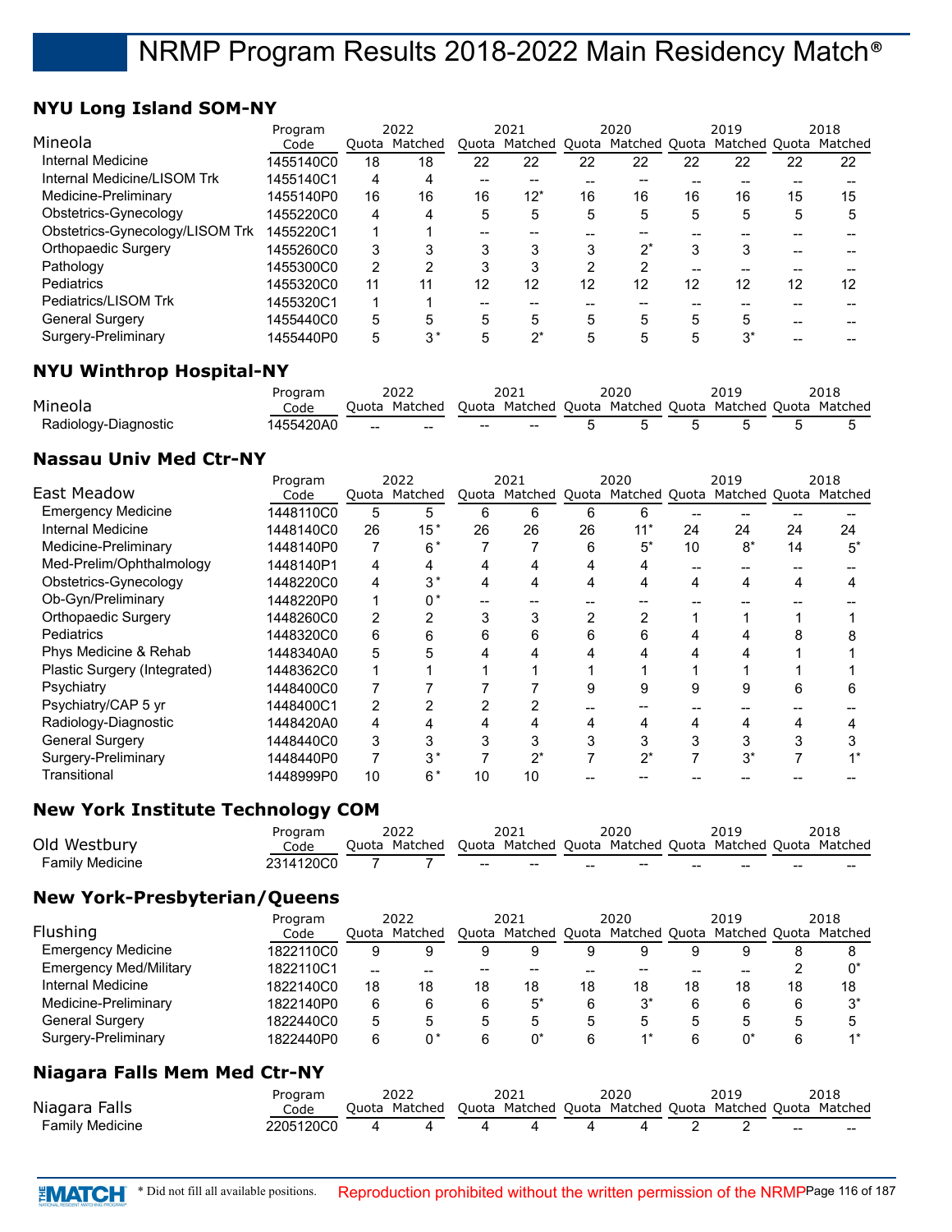## NYU Long Island SOM-NY

| Mineola | Program Code | 2022 Quota | 2022 Matched | 2021 Quota | 2021 Matched | 2020 Quota | 2020 Matched | 2019 Quota | 2019 Matched | 2018 Quota | 2018 Matched |
|---|---|---|---|---|---|---|---|---|---|---|---|
| Internal Medicine | 1455140C0 | 18 | 18 | 22 | 22 | 22 | 22 | 22 | 22 | 22 | 22 |
| Internal Medicine/LISOM Trk | 1455140C1 | 4 | 4 | -- | -- | -- | -- | -- | -- | -- | -- |
| Medicine-Preliminary | 1455140P0 | 16 | 16 | 16 | 12* | 16 | 16 | 16 | 16 | 15 | 15 |
| Obstetrics-Gynecology | 1455220C0 | 4 | 4 | 5 | 5 | 5 | 5 | 5 | 5 | 5 | 5 |
| Obstetrics-Gynecology/LISOM Trk | 1455220C1 | 1 | 1 | -- | -- | -- | -- | -- | -- | -- | -- |
| Orthopaedic Surgery | 1455260C0 | 3 | 3 | 3 | 3 | 3 | 2* | 3 | 3 | -- | -- |
| Pathology | 1455300C0 | 2 | 2 | 3 | 3 | 2 | 2 | -- | -- | -- | -- |
| Pediatrics | 1455320C0 | 11 | 11 | 12 | 12 | 12 | 12 | 12 | 12 | 12 | 12 |
| Pediatrics/LISOM Trk | 1455320C1 | 1 | 1 | -- | -- | -- | -- | -- | -- | -- | -- |
| General Surgery | 1455440C0 | 5 | 5 | 5 | 5 | 5 | 5 | 5 | 5 | -- | -- |
| Surgery-Preliminary | 1455440P0 | 5 | 3* | 5 | 2* | 5 | 5 | 5 | 3* | -- | -- |

## NYU Winthrop Hospital-NY

| Mineola | Program Code | 2022 Quota | 2022 Matched | 2021 Quota | 2021 Matched | 2020 Quota | 2020 Matched | 2019 Quota | 2019 Matched | 2018 Quota | 2018 Matched |
|---|---|---|---|---|---|---|---|---|---|---|---|
| Radiology-Diagnostic | 1455420A0 | -- | -- | -- | -- | 5 | 5 | 5 | 5 | 5 | 5 |

## Nassau Univ Med Ctr-NY

| East Meadow | Program Code | 2022 Quota | 2022 Matched | 2021 Quota | 2021 Matched | 2020 Quota | 2020 Matched | 2019 Quota | 2019 Matched | 2018 Quota | 2018 Matched |
|---|---|---|---|---|---|---|---|---|---|---|---|
| Emergency Medicine | 1448110C0 | 5 | 5 | 6 | 6 | 6 | 6 | -- | -- | -- | -- |
| Internal Medicine | 1448140C0 | 26 | 15* | 26 | 26 | 26 | 11* | 24 | 24 | 24 | 24 |
| Medicine-Preliminary | 1448140P0 | 7 | 6* | 7 | 7 | 6 | 5* | 10 | 8* | 14 | 5* |
| Med-Prelim/Ophthalmology | 1448140P1 | 4 | 4 | 4 | 4 | 4 | 4 | -- | -- | -- | -- |
| Obstetrics-Gynecology | 1448220C0 | 4 | 3* | 4 | 4 | 4 | 4 | 4 | 4 | 4 | 4 |
| Ob-Gyn/Preliminary | 1448220P0 | 1 | 0* | -- | -- | -- | -- | -- | -- | -- | -- |
| Orthopaedic Surgery | 1448260C0 | 2 | 2 | 3 | 3 | 2 | 2 | 1 | 1 | 1 | 1 |
| Pediatrics | 1448320C0 | 6 | 6 | 6 | 6 | 6 | 6 | 4 | 4 | 8 | 8 |
| Phys Medicine & Rehab | 1448340A0 | 5 | 5 | 4 | 4 | 4 | 4 | 4 | 4 | 1 | 1 |
| Plastic Surgery (Integrated) | 1448362C0 | 1 | 1 | 1 | 1 | 1 | 1 | 1 | 1 | 1 | 1 |
| Psychiatry | 1448400C0 | 7 | 7 | 7 | 7 | 9 | 9 | 9 | 9 | 6 | 6 |
| Psychiatry/CAP 5 yr | 1448400C1 | 2 | 2 | 2 | 2 | -- | -- | -- | -- | -- | -- |
| Radiology-Diagnostic | 1448420A0 | 4 | 4 | 4 | 4 | 4 | 4 | 4 | 4 | 4 | 4 |
| General Surgery | 1448440C0 | 3 | 3 | 3 | 3 | 3 | 3 | 3 | 3 | 3 | 3 |
| Surgery-Preliminary | 1448440P0 | 7 | 3* | 7 | 2* | 7 | 2* | 7 | 3* | 7 | 1* |
| Transitional | 1448999P0 | 10 | 6* | 10 | 10 | -- | -- | -- | -- | -- | -- |

## New York Institute Technology COM

| Old Westbury | Program Code | 2022 Quota | 2022 Matched | 2021 Quota | 2021 Matched | 2020 Quota | 2020 Matched | 2019 Quota | 2019 Matched | 2018 Quota | 2018 Matched |
|---|---|---|---|---|---|---|---|---|---|---|---|
| Family Medicine | 2314120C0 | 7 | 7 | -- | -- | -- | -- | -- | -- | -- | -- |

## New York-Presbyterian/Queens

| Flushing | Program Code | 2022 Quota | 2022 Matched | 2021 Quota | 2021 Matched | 2020 Quota | 2020 Matched | 2019 Quota | 2019 Matched | 2018 Quota | 2018 Matched |
|---|---|---|---|---|---|---|---|---|---|---|---|
| Emergency Medicine | 1822110C0 | 9 | 9 | 9 | 9 | 9 | 9 | 9 | 9 | 8 | 8 |
| Emergency Med/Military | 1822110C1 | -- | -- | -- | -- | -- | -- | -- | -- | 2 | 0* |
| Internal Medicine | 1822140C0 | 18 | 18 | 18 | 18 | 18 | 18 | 18 | 18 | 18 | 18 |
| Medicine-Preliminary | 1822140P0 | 6 | 6 | 6 | 5* | 6 | 3* | 6 | 6 | 6 | 3* |
| General Surgery | 1822440C0 | 5 | 5 | 5 | 5 | 5 | 5 | 5 | 5 | 5 | 5 |
| Surgery-Preliminary | 1822440P0 | 6 | 0* | 6 | 0* | 6 | 1* | 6 | 0* | 6 | 1* |

## Niagara Falls Mem Med Ctr-NY

| Niagara Falls | Program Code | 2022 Quota | 2022 Matched | 2021 Quota | 2021 Matched | 2020 Quota | 2020 Matched | 2019 Quota | 2019 Matched | 2018 Quota | 2018 Matched |
|---|---|---|---|---|---|---|---|---|---|---|---|
| Family Medicine | 2205120C0 | 4 | 4 | 4 | 4 | 4 | 4 | 2 | 2 | -- | -- |

\* Did not fill all available positions.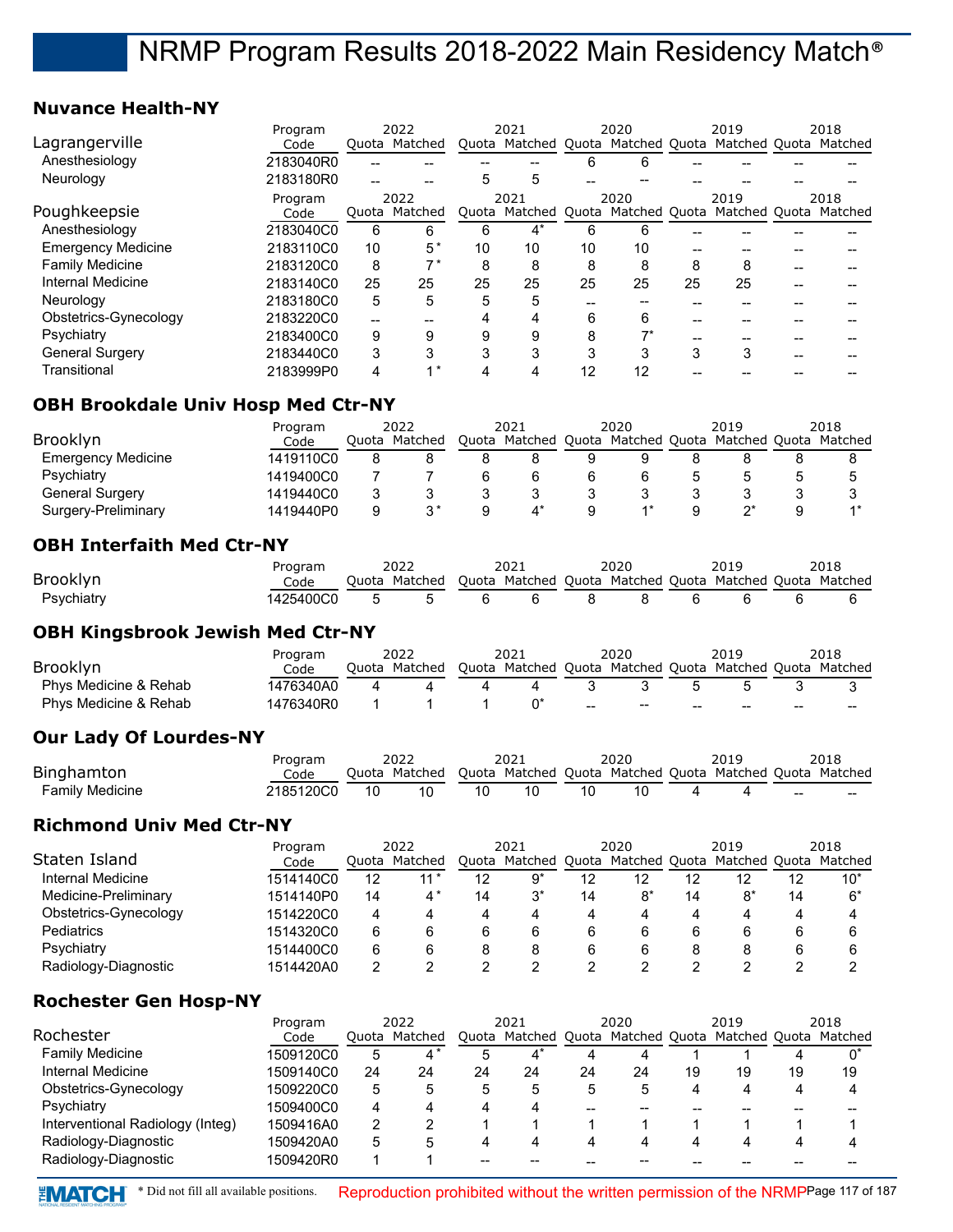## Nuvance Health-NY

| Lagrangerville | Program Code | 2022 Quota | 2022 Matched | 2021 Quota | 2021 Matched | 2020 Quota | 2020 Matched | 2019 Quota | 2019 Matched | 2018 Quota | 2018 Matched |
|---|---|---|---|---|---|---|---|---|---|---|---|
| Anesthesiology | 2183040R0 | -- | -- | -- | -- | 6 | 6 | -- | -- | -- | -- |
| Neurology | 2183180R0 | -- | -- | 5 | 5 | -- | -- | -- | -- | -- | -- |

| Poughkeepsie | Program Code | 2022 Quota | 2022 Matched | 2021 Quota | 2021 Matched | 2020 Quota | 2020 Matched | 2019 Quota | 2019 Matched | 2018 Quota | 2018 Matched |
|---|---|---|---|---|---|---|---|---|---|---|---|
| Anesthesiology | 2183040C0 | 6 | 6 | 6 | 4* | 6 | 6 | -- | -- | -- | -- |
| Emergency Medicine | 2183110C0 | 10 | 5* | 10 | 10 | 10 | 10 | -- | -- | -- | -- |
| Family Medicine | 2183120C0 | 8 | 7* | 8 | 8 | 8 | 8 | 8 | 8 | -- | -- |
| Internal Medicine | 2183140C0 | 25 | 25 | 25 | 25 | 25 | 25 | 25 | 25 | -- | -- |
| Neurology | 2183180C0 | 5 | 5 | 5 | 5 | -- | -- | -- | -- | -- | -- |
| Obstetrics-Gynecology | 2183220C0 | -- | -- | 4 | 4 | 6 | 6 | -- | -- | -- | -- |
| Psychiatry | 2183400C0 | 9 | 9 | 9 | 9 | 8 | 7* | -- | -- | -- | -- |
| General Surgery | 2183440C0 | 3 | 3 | 3 | 3 | 3 | 3 | 3 | 3 | -- | -- |
| Transitional | 2183999P0 | 4 | 1* | 4 | 4 | 12 | 12 | -- | -- | -- | -- |

## OBH Brookdale Univ Hosp Med Ctr-NY

| Brooklyn | Program Code | 2022 Quota | 2022 Matched | 2021 Quota | 2021 Matched | 2020 Quota | 2020 Matched | 2019 Quota | 2019 Matched | 2018 Quota | 2018 Matched |
|---|---|---|---|---|---|---|---|---|---|---|---|
| Emergency Medicine | 1419110C0 | 8 | 8 | 8 | 8 | 9 | 9 | 8 | 8 | 8 | 8 |
| Psychiatry | 1419400C0 | 7 | 7 | 6 | 6 | 6 | 6 | 5 | 5 | 5 | 5 |
| General Surgery | 1419440C0 | 3 | 3 | 3 | 3 | 3 | 3 | 3 | 3 | 3 | 3 |
| Surgery-Preliminary | 1419440P0 | 9 | 3* | 9 | 4* | 9 | 1* | 9 | 2* | 9 | 1* |

## OBH Interfaith Med Ctr-NY

| Brooklyn | Program Code | 2022 Quota | 2022 Matched | 2021 Quota | 2021 Matched | 2020 Quota | 2020 Matched | 2019 Quota | 2019 Matched | 2018 Quota | 2018 Matched |
|---|---|---|---|---|---|---|---|---|---|---|---|
| Psychiatry | 1425400C0 | 5 | 5 | 6 | 6 | 8 | 8 | 6 | 6 | 6 | 6 |

## OBH Kingsbrook Jewish Med Ctr-NY

| Brooklyn | Program Code | 2022 Quota | 2022 Matched | 2021 Quota | 2021 Matched | 2020 Quota | 2020 Matched | 2019 Quota | 2019 Matched | 2018 Quota | 2018 Matched |
|---|---|---|---|---|---|---|---|---|---|---|---|
| Phys Medicine & Rehab | 1476340A0 | 4 | 4 | 4 | 4 | 3 | 3 | 5 | 5 | 3 | 3 |
| Phys Medicine & Rehab | 1476340R0 | 1 | 1 | 1 | 0* | -- | -- | -- | -- | -- | -- |

## Our Lady Of Lourdes-NY

| Binghamton | Program Code | 2022 Quota | 2022 Matched | 2021 Quota | 2021 Matched | 2020 Quota | 2020 Matched | 2019 Quota | 2019 Matched | 2018 Quota | 2018 Matched |
|---|---|---|---|---|---|---|---|---|---|---|---|
| Family Medicine | 2185120C0 | 10 | 10 | 10 | 10 | 10 | 10 | 4 | 4 | -- | -- |

## Richmond Univ Med Ctr-NY

| Staten Island | Program Code | 2022 Quota | 2022 Matched | 2021 Quota | 2021 Matched | 2020 Quota | 2020 Matched | 2019 Quota | 2019 Matched | 2018 Quota | 2018 Matched |
|---|---|---|---|---|---|---|---|---|---|---|---|
| Internal Medicine | 1514140C0 | 12 | 11* | 12 | 9* | 12 | 12 | 12 | 12 | 12 | 10* |
| Medicine-Preliminary | 1514140P0 | 14 | 4* | 14 | 3* | 14 | 8* | 14 | 8* | 14 | 6* |
| Obstetrics-Gynecology | 1514220C0 | 4 | 4 | 4 | 4 | 4 | 4 | 4 | 4 | 4 | 4 |
| Pediatrics | 1514320C0 | 6 | 6 | 6 | 6 | 6 | 6 | 6 | 6 | 6 | 6 |
| Psychiatry | 1514400C0 | 6 | 6 | 8 | 8 | 6 | 6 | 8 | 8 | 6 | 6 |
| Radiology-Diagnostic | 1514420A0 | 2 | 2 | 2 | 2 | 2 | 2 | 2 | 2 | 2 | 2 |

## Rochester Gen Hosp-NY

| Rochester | Program Code | 2022 Quota | 2022 Matched | 2021 Quota | 2021 Matched | 2020 Quota | 2020 Matched | 2019 Quota | 2019 Matched | 2018 Quota | 2018 Matched |
|---|---|---|---|---|---|---|---|---|---|---|---|
| Family Medicine | 1509120C0 | 5 | 4* | 5 | 4* | 4 | 4 | 1 | 1 | 4 | 0* |
| Internal Medicine | 1509140C0 | 24 | 24 | 24 | 24 | 24 | 24 | 19 | 19 | 19 | 19 |
| Obstetrics-Gynecology | 1509220C0 | 5 | 5 | 5 | 5 | 5 | 5 | 4 | 4 | 4 | 4 |
| Psychiatry | 1509400C0 | 4 | 4 | 4 | 4 | -- | -- | -- | -- | -- | -- |
| Interventional Radiology (Integ) | 1509416A0 | 2 | 2 | 1 | 1 | 1 | 1 | 1 | 1 | 1 | 1 |
| Radiology-Diagnostic | 1509420A0 | 5 | 5 | 4 | 4 | 4 | 4 | 4 | 4 | 4 | 4 |
| Radiology-Diagnostic | 1509420R0 | 1 | 1 | -- | -- | -- | -- | -- | -- | -- | -- |

\* Did not fill all available positions.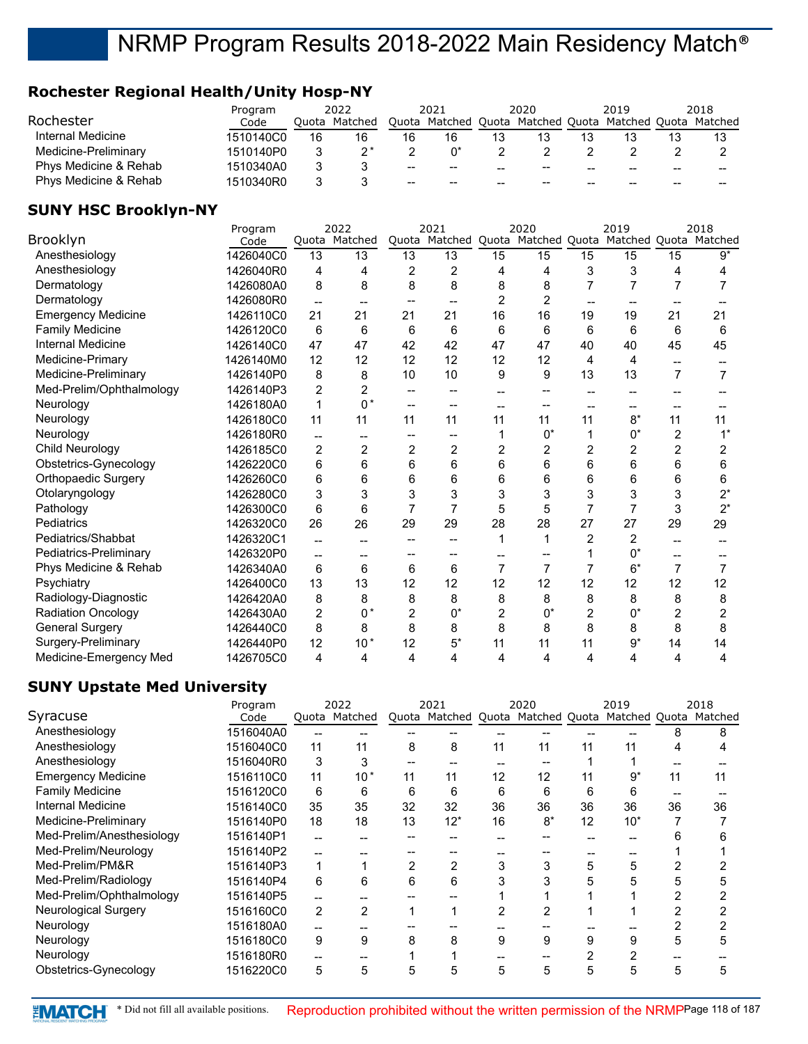## Rochester Regional Health/Unity Hosp-NY

| Rochester | Program Code | 2022 Quota | 2022 Matched | 2021 Quota | 2021 Matched | 2020 Quota | 2020 Matched | 2019 Quota | 2019 Matched | 2018 Quota | 2018 Matched |
|---|---|---|---|---|---|---|---|---|---|---|---|
| Internal Medicine | 1510140C0 | 16 | 16 | 16 | 16 | 13 | 13 | 13 | 13 | 13 | 13 |
| Medicine-Preliminary | 1510140P0 | 3 | 2* | 2 | 0* | 2 | 2 | 2 | 2 | 2 | 2 |
| Phys Medicine & Rehab | 1510340A0 | 3 | 3 | -- | -- | -- | -- | -- | -- | -- | -- |
| Phys Medicine & Rehab | 1510340R0 | 3 | 3 | -- | -- | -- | -- | -- | -- | -- | -- |

## SUNY HSC Brooklyn-NY

| Brooklyn | Program Code | 2022 Quota | 2022 Matched | 2021 Quota | 2021 Matched | 2020 Quota | 2020 Matched | 2019 Quota | 2019 Matched | 2018 Quota | 2018 Matched |
|---|---|---|---|---|---|---|---|---|---|---|---|
| Anesthesiology | 1426040C0 | 13 | 13 | 13 | 13 | 15 | 15 | 15 | 15 | 15 | 9* |
| Anesthesiology | 1426040R0 | 4 | 4 | 2 | 2 | 4 | 4 | 3 | 3 | 4 | 4 |
| Dermatology | 1426080A0 | 8 | 8 | 8 | 8 | 8 | 8 | 7 | 7 | 7 | 7 |
| Dermatology | 1426080R0 | -- | -- | -- | -- | 2 | 2 | -- | -- | -- | -- |
| Emergency Medicine | 1426110C0 | 21 | 21 | 21 | 21 | 16 | 16 | 19 | 19 | 21 | 21 |
| Family Medicine | 1426120C0 | 6 | 6 | 6 | 6 | 6 | 6 | 6 | 6 | 6 | 6 |
| Internal Medicine | 1426140C0 | 47 | 47 | 42 | 42 | 47 | 47 | 40 | 40 | 45 | 45 |
| Medicine-Primary | 1426140M0 | 12 | 12 | 12 | 12 | 12 | 12 | 4 | 4 | -- | -- |
| Medicine-Preliminary | 1426140P0 | 8 | 8 | 10 | 10 | 9 | 9 | 13 | 13 | 7 | 7 |
| Med-Prelim/Ophthalmology | 1426140P3 | 2 | 2 | -- | -- | -- | -- | -- | -- | -- | -- |
| Neurology | 1426180A0 | 1 | 0* | -- | -- | -- | -- | -- | -- | -- | -- |
| Neurology | 1426180C0 | 11 | 11 | 11 | 11 | 11 | 11 | 11 | 8* | 11 | 11 |
| Neurology | 1426180R0 | -- | -- | -- | -- | 1 | 0* | 1 | 0* | 2 | 1* |
| Child Neurology | 1426185C0 | 2 | 2 | 2 | 2 | 2 | 2 | 2 | 2 | 2 | 2 |
| Obstetrics-Gynecology | 1426220C0 | 6 | 6 | 6 | 6 | 6 | 6 | 6 | 6 | 6 | 6 |
| Orthopaedic Surgery | 1426260C0 | 6 | 6 | 6 | 6 | 6 | 6 | 6 | 6 | 6 | 6 |
| Otolaryngology | 1426280C0 | 3 | 3 | 3 | 3 | 3 | 3 | 3 | 3 | 3 | 2* |
| Pathology | 1426300C0 | 6 | 6 | 7 | 7 | 5 | 5 | 7 | 7 | 3 | 2* |
| Pediatrics | 1426320C0 | 26 | 26 | 29 | 29 | 28 | 28 | 27 | 27 | 29 | 29 |
| Pediatrics/Shabbat | 1426320C1 | -- | -- | -- | -- | 1 | 1 | 2 | 2 | -- | -- |
| Pediatrics-Preliminary | 1426320P0 | -- | -- | -- | -- | -- | -- | 1 | 0* | -- | -- |
| Phys Medicine & Rehab | 1426340A0 | 6 | 6 | 6 | 6 | 7 | 7 | 7 | 6* | 7 | 7 |
| Psychiatry | 1426400C0 | 13 | 13 | 12 | 12 | 12 | 12 | 12 | 12 | 12 | 12 |
| Radiology-Diagnostic | 1426420A0 | 8 | 8 | 8 | 8 | 8 | 8 | 8 | 8 | 8 | 8 |
| Radiation Oncology | 1426430A0 | 2 | 0* | 2 | 0* | 2 | 0* | 2 | 0* | 2 | 2 |
| General Surgery | 1426440C0 | 8 | 8 | 8 | 8 | 8 | 8 | 8 | 8 | 8 | 8 |
| Surgery-Preliminary | 1426440P0 | 12 | 10* | 12 | 5* | 11 | 11 | 11 | 9* | 14 | 14 |
| Medicine-Emergency Med | 1426705C0 | 4 | 4 | 4 | 4 | 4 | 4 | 4 | 4 | 4 | 4 |

## SUNY Upstate Med University

| Syracuse | Program Code | 2022 Quota | 2022 Matched | 2021 Quota | 2021 Matched | 2020 Quota | 2020 Matched | 2019 Quota | 2019 Matched | 2018 Quota | 2018 Matched |
|---|---|---|---|---|---|---|---|---|---|---|---|
| Anesthesiology | 1516040A0 | -- | -- | -- | -- | -- | -- | -- | -- | 8 | 8 |
| Anesthesiology | 1516040C0 | 11 | 11 | 8 | 8 | 11 | 11 | 11 | 11 | 4 | 4 |
| Anesthesiology | 1516040R0 | 3 | 3 | -- | -- | -- | -- | 1 | 1 | -- | -- |
| Emergency Medicine | 1516110C0 | 11 | 10* | 11 | 11 | 12 | 12 | 11 | 9* | 11 | 11 |
| Family Medicine | 1516120C0 | 6 | 6 | 6 | 6 | 6 | 6 | 6 | 6 | -- | -- |
| Internal Medicine | 1516140C0 | 35 | 35 | 32 | 32 | 36 | 36 | 36 | 36 | 36 | 36 |
| Medicine-Preliminary | 1516140P0 | 18 | 18 | 13 | 12* | 16 | 8* | 12 | 10* | 7 | 7 |
| Med-Prelim/Anesthesiology | 1516140P1 | -- | -- | -- | -- | -- | -- | -- | -- | 6 | 6 |
| Med-Prelim/Neurology | 1516140P2 | -- | -- | -- | -- | -- | -- | -- | -- | 1 | 1 |
| Med-Prelim/PM&R | 1516140P3 | 1 | 1 | 2 | 2 | 3 | 3 | 5 | 5 | 2 | 2 |
| Med-Prelim/Radiology | 1516140P4 | 6 | 6 | 6 | 6 | 3 | 3 | 5 | 5 | 5 | 5 |
| Med-Prelim/Ophthalmology | 1516140P5 | -- | -- | -- | -- | 1 | 1 | 1 | 1 | 2 | 2 |
| Neurological Surgery | 1516160C0 | 2 | 2 | 1 | 1 | 2 | 2 | 1 | 1 | 2 | 2 |
| Neurology | 1516180A0 | -- | -- | -- | -- | -- | -- | -- | -- | 2 | 2 |
| Neurology | 1516180C0 | 9 | 9 | 8 | 8 | 9 | 9 | 9 | 9 | 5 | 5 |
| Neurology | 1516180R0 | -- | -- | 1 | 1 | -- | -- | 2 | 2 | -- | -- |
| Obstetrics-Gynecology | 1516220C0 | 5 | 5 | 5 | 5 | 5 | 5 | 5 | 5 | 5 | 5 |

\* Did not fill all available positions.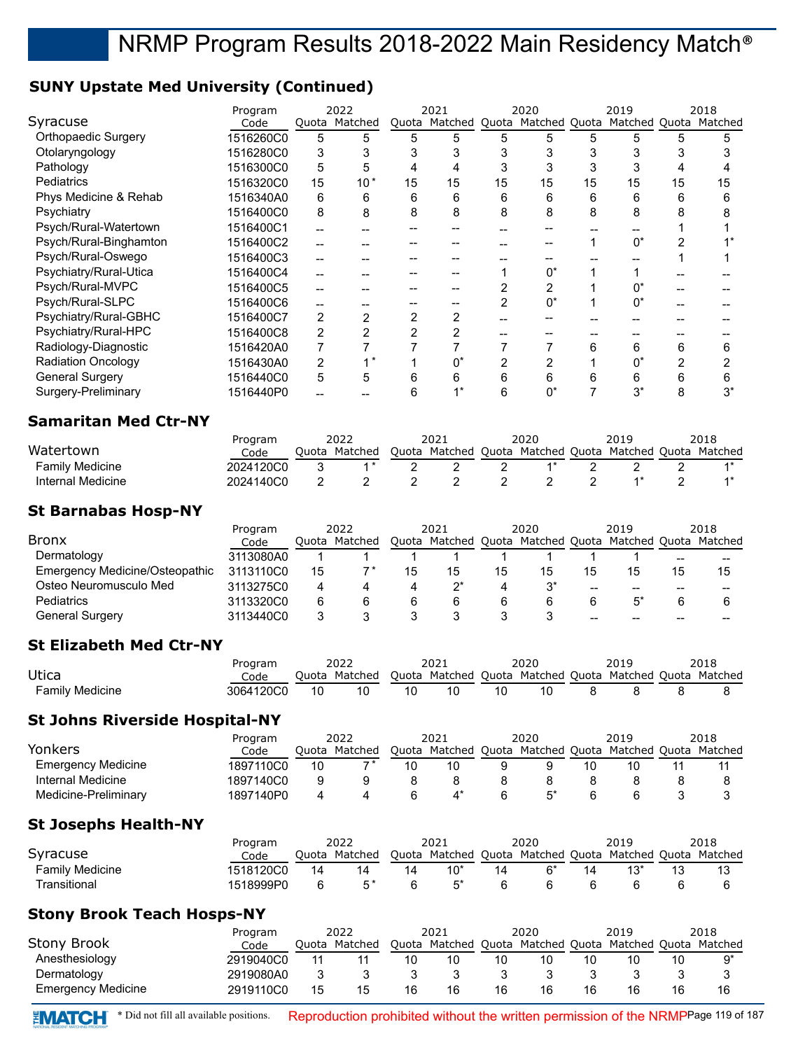# NRMP Program Results 2018-2022 Main Residency Match®

## SUNY Upstate Med University (Continued)

| Syracuse | Program Code | 2022 Quota | 2022 Matched | 2021 Quota | 2021 Matched | 2020 Quota | 2020 Matched | 2019 Quota | 2019 Matched | 2018 Quota | 2018 Matched |
|---|---|---|---|---|---|---|---|---|---|---|---|
| Orthopaedic Surgery | 1516260C0 | 5 | 5 | 5 | 5 | 5 | 5 | 5 | 5 | 5 | 5 |
| Otolaryngology | 1516280C0 | 3 | 3 | 3 | 3 | 3 | 3 | 3 | 3 | 3 | 3 |
| Pathology | 1516300C0 | 5 | 5 | 4 | 4 | 3 | 3 | 3 | 3 | 4 | 4 |
| Pediatrics | 1516320C0 | 15 | 10* | 15 | 15 | 15 | 15 | 15 | 15 | 15 | 15 |
| Phys Medicine & Rehab | 1516340A0 | 6 | 6 | 6 | 6 | 6 | 6 | 6 | 6 | 6 | 6 |
| Psychiatry | 1516400C0 | 8 | 8 | 8 | 8 | 8 | 8 | 8 | 8 | 8 | 8 |
| Psych/Rural-Watertown | 1516400C1 | -- | -- | -- | -- | -- | -- | -- | -- | 1 | 1 |
| Psych/Rural-Binghamton | 1516400C2 | -- | -- | -- | -- | -- | -- | 1 | 0* | 2 | 1* |
| Psych/Rural-Oswego | 1516400C3 | -- | -- | -- | -- | -- | -- | -- | -- | 1 | 1 |
| Psychiatry/Rural-Utica | 1516400C4 | -- | -- | -- | -- | 1 | 0* | 1 | 1 | -- | -- |
| Psych/Rural-MVPC | 1516400C5 | -- | -- | -- | -- | 2 | 2 | 1 | 0* | -- | -- |
| Psych/Rural-SLPC | 1516400C6 | -- | -- | -- | -- | 2 | 0* | 1 | 0* | -- | -- |
| Psychiatry/Rural-GBHC | 1516400C7 | 2 | 2 | 2 | 2 | -- | -- | -- | -- | -- | -- |
| Psychiatry/Rural-HPC | 1516400C8 | 2 | 2 | 2 | 2 | -- | -- | -- | -- | -- | -- |
| Radiology-Diagnostic | 1516420A0 | 7 | 7 | 7 | 7 | 7 | 7 | 6 | 6 | 6 | 6 |
| Radiation Oncology | 1516430A0 | 2 | 1* | 1 | 0* | 2 | 2 | 1 | 0* | 2 | 2 |
| General Surgery | 1516440C0 | 5 | 5 | 6 | 6 | 6 | 6 | 6 | 6 | 6 | 6 |
| Surgery-Preliminary | 1516440P0 | -- | -- | 6 | 1* | 6 | 0* | 7 | 3* | 8 | 3* |

## Samaritan Med Ctr-NY

| Watertown | Program Code | 2022 Quota | 2022 Matched | 2021 Quota | 2021 Matched | 2020 Quota | 2020 Matched | 2019 Quota | 2019 Matched | 2018 Quota | 2018 Matched |
|---|---|---|---|---|---|---|---|---|---|---|---|
| Family Medicine | 2024120C0 | 3 | 1* | 2 | 2 | 2 | 1* | 2 | 2 | 2 | 1* |
| Internal Medicine | 2024140C0 | 2 | 2 | 2 | 2 | 2 | 2 | 2 | 1* | 2 | 1* |

## St Barnabas Hosp-NY

| Bronx | Program Code | 2022 Quota | 2022 Matched | 2021 Quota | 2021 Matched | 2020 Quota | 2020 Matched | 2019 Quota | 2019 Matched | 2018 Quota | 2018 Matched |
|---|---|---|---|---|---|---|---|---|---|---|---|
| Dermatology | 3113080A0 | 1 | 1 | 1 | 1 | 1 | 1 | 1 | 1 | -- | -- |
| Emergency Medicine/Osteopathic | 3113110C0 | 15 | 7* | 15 | 15 | 15 | 15 | 15 | 15 | 15 | 15 |
| Osteo Neuromusculo Med | 3113275C0 | 4 | 4 | 4 | 2* | 4 | 3* | -- | -- | -- | -- |
| Pediatrics | 3113320C0 | 6 | 6 | 6 | 6 | 6 | 6 | 6 | 5* | 6 | 6 |
| General Surgery | 3113440C0 | 3 | 3 | 3 | 3 | 3 | 3 | -- | -- | -- | -- |

## St Elizabeth Med Ctr-NY

| Utica | Program Code | 2022 Quota | 2022 Matched | 2021 Quota | 2021 Matched | 2020 Quota | 2020 Matched | 2019 Quota | 2019 Matched | 2018 Quota | 2018 Matched |
|---|---|---|---|---|---|---|---|---|---|---|---|
| Family Medicine | 3064120C0 | 10 | 10 | 10 | 10 | 10 | 10 | 8 | 8 | 8 | 8 |

## St Johns Riverside Hospital-NY

| Yonkers | Program Code | 2022 Quota | 2022 Matched | 2021 Quota | 2021 Matched | 2020 Quota | 2020 Matched | 2019 Quota | 2019 Matched | 2018 Quota | 2018 Matched |
|---|---|---|---|---|---|---|---|---|---|---|---|
| Emergency Medicine | 1897110C0 | 10 | 7* | 10 | 10 | 9 | 9 | 10 | 10 | 11 | 11 |
| Internal Medicine | 1897140C0 | 9 | 9 | 8 | 8 | 8 | 8 | 8 | 8 | 8 | 8 |
| Medicine-Preliminary | 1897140P0 | 4 | 4 | 6 | 4* | 6 | 5* | 6 | 6 | 3 | 3 |

## St Josephs Health-NY

| Syracuse | Program Code | 2022 Quota | 2022 Matched | 2021 Quota | 2021 Matched | 2020 Quota | 2020 Matched | 2019 Quota | 2019 Matched | 2018 Quota | 2018 Matched |
|---|---|---|---|---|---|---|---|---|---|---|---|
| Family Medicine | 1518120C0 | 14 | 14 | 14 | 10* | 14 | 6* | 14 | 13* | 13 | 13 |
| Transitional | 1518999P0 | 6 | 5* | 6 | 5* | 6 | 6 | 6 | 6 | 6 | 6 |

## Stony Brook Teach Hosps-NY

| Stony Brook | Program Code | 2022 Quota | 2022 Matched | 2021 Quota | 2021 Matched | 2020 Quota | 2020 Matched | 2019 Quota | 2019 Matched | 2018 Quota | 2018 Matched |
|---|---|---|---|---|---|---|---|---|---|---|---|
| Anesthesiology | 2919040C0 | 11 | 11 | 10 | 10 | 10 | 10 | 10 | 10 | 10 | 9* |
| Dermatology | 2919080A0 | 3 | 3 | 3 | 3 | 3 | 3 | 3 | 3 | 3 | 3 |
| Emergency Medicine | 2919110C0 | 15 | 15 | 16 | 16 | 16 | 16 | 16 | 16 | 16 | 16 |

* Did not fill all available positions.

Reproduction prohibited without the written permission of the NRMP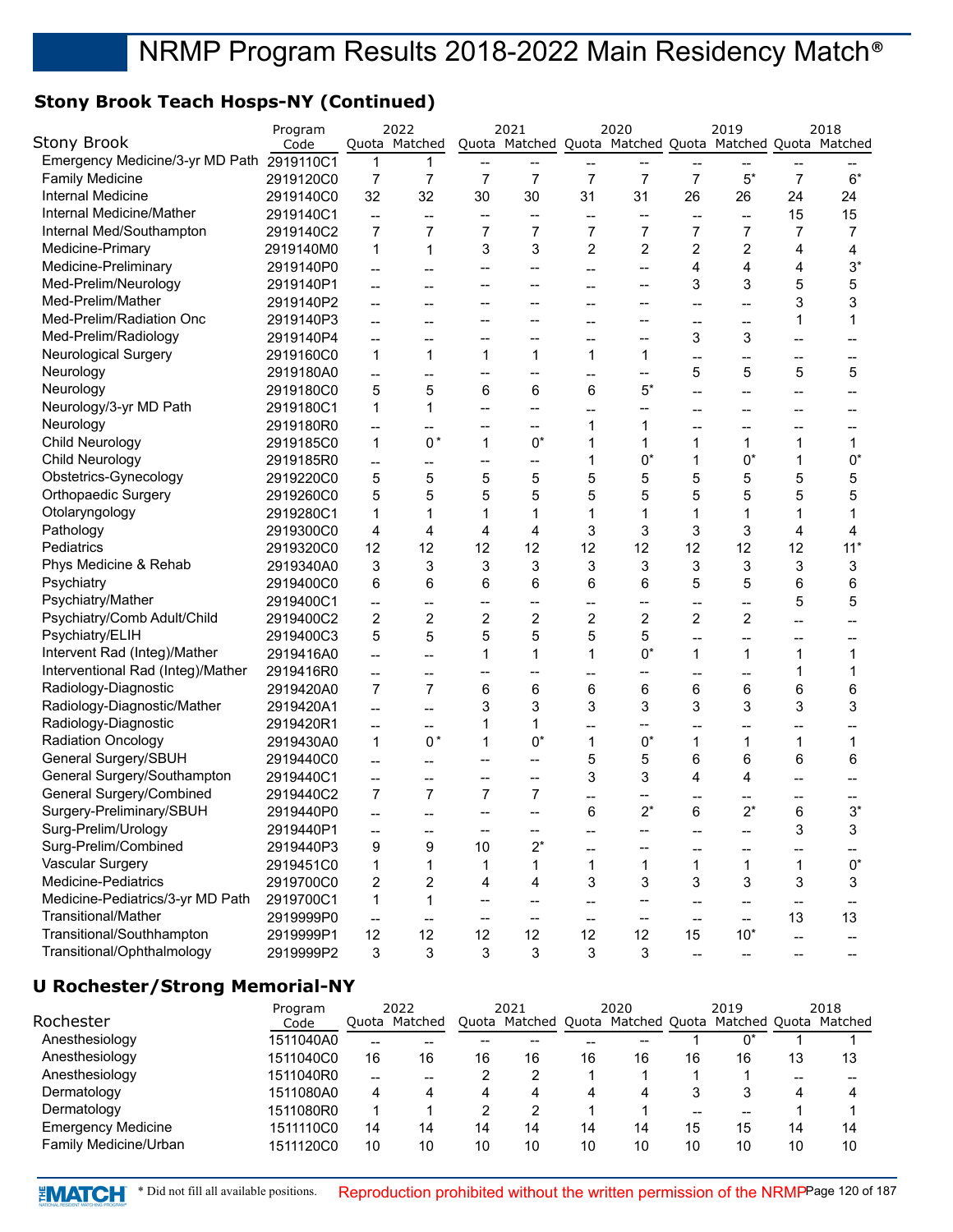## Stony Brook Teach Hosps-NY (Continued)

| Stony Brook | Program Code | 2022 Quota | 2022 Matched | 2021 Quota | 2021 Matched | 2020 Quota | 2020 Matched | 2019 Quota | 2019 Matched | 2018 Quota | 2018 Matched |
|---|---|---|---|---|---|---|---|---|---|---|---|
| Emergency Medicine/3-yr MD Path | 2919110C1 | 1 | 1 | -- | -- | -- | -- | -- | -- | -- | -- |
| Family Medicine | 2919120C0 | 7 | 7 | 7 | 7 | 7 | 7 | 7 | 5* | 7 | 6* |
| Internal Medicine | 2919140C0 | 32 | 32 | 30 | 30 | 31 | 31 | 26 | 26 | 24 | 24 |
| Internal Medicine/Mather | 2919140C1 | -- | -- | -- | -- | -- | -- | -- | -- | 15 | 15 |
| Internal Med/Southampton | 2919140C2 | 7 | 7 | 7 | 7 | 7 | 7 | 7 | 7 | 7 | 7 |
| Medicine-Primary | 2919140M0 | 1 | 1 | 3 | 3 | 2 | 2 | 2 | 2 | 4 | 4 |
| Medicine-Preliminary | 2919140P0 | -- | -- | -- | -- | -- | -- | 4 | 4 | 4 | 3* |
| Med-Prelim/Neurology | 2919140P1 | -- | -- | -- | -- | -- | -- | 3 | 3 | 5 | 5 |
| Med-Prelim/Mather | 2919140P2 | -- | -- | -- | -- | -- | -- | -- | -- | 3 | 3 |
| Med-Prelim/Radiation Onc | 2919140P3 | -- | -- | -- | -- | -- | -- | -- | -- | 1 | 1 |
| Med-Prelim/Radiology | 2919140P4 | -- | -- | -- | -- | -- | -- | 3 | 3 | -- | -- |
| Neurological Surgery | 2919160C0 | 1 | 1 | 1 | 1 | 1 | 1 | -- | -- | -- | -- |
| Neurology | 2919180A0 | -- | -- | -- | -- | -- | -- | 5 | 5 | 5 | 5 |
| Neurology | 2919180C0 | 5 | 5 | 6 | 6 | 6 | 5* | -- | -- | -- | -- |
| Neurology/3-yr MD Path | 2919180C1 | 1 | 1 | -- | -- | -- | -- | -- | -- | -- | -- |
| Neurology | 2919180R0 | -- | -- | -- | -- | 1 | 1 | -- | -- | -- | -- |
| Child Neurology | 2919185C0 | 1 | 0* | 1 | 0* | 1 | 1 | 1 | 1 | 1 | 1 |
| Child Neurology | 2919185R0 | -- | -- | -- | -- | 1 | 0* | 1 | 0* | 1 | 0* |
| Obstetrics-Gynecology | 2919220C0 | 5 | 5 | 5 | 5 | 5 | 5 | 5 | 5 | 5 | 5 |
| Orthopaedic Surgery | 2919260C0 | 5 | 5 | 5 | 5 | 5 | 5 | 5 | 5 | 5 | 5 |
| Otolaryngology | 2919280C1 | 1 | 1 | 1 | 1 | 1 | 1 | 1 | 1 | 1 | 1 |
| Pathology | 2919300C0 | 4 | 4 | 4 | 4 | 3 | 3 | 3 | 3 | 4 | 4 |
| Pediatrics | 2919320C0 | 12 | 12 | 12 | 12 | 12 | 12 | 12 | 12 | 12 | 11* |
| Phys Medicine & Rehab | 2919340A0 | 3 | 3 | 3 | 3 | 3 | 3 | 3 | 3 | 3 | 3 |
| Psychiatry | 2919400C0 | 6 | 6 | 6 | 6 | 6 | 6 | 5 | 5 | 6 | 6 |
| Psychiatry/Mather | 2919400C1 | -- | -- | -- | -- | -- | -- | -- | -- | 5 | 5 |
| Psychiatry/Comb Adult/Child | 2919400C2 | 2 | 2 | 2 | 2 | 2 | 2 | 2 | 2 | -- | -- |
| Psychiatry/ELIH | 2919400C3 | 5 | 5 | 5 | 5 | 5 | 5 | -- | -- | -- | -- |
| Intervent Rad (Integ)/Mather | 2919416A0 | -- | -- | 1 | 1 | 1 | 0* | 1 | 1 | 1 | 1 |
| Interventional Rad (Integ)/Mather | 2919416R0 | -- | -- | -- | -- | -- | -- | -- | -- | 1 | 1 |
| Radiology-Diagnostic | 2919420A0 | 7 | 7 | 6 | 6 | 6 | 6 | 6 | 6 | 6 | 6 |
| Radiology-Diagnostic/Mather | 2919420A1 | -- | -- | 3 | 3 | 3 | 3 | 3 | 3 | 3 | 3 |
| Radiology-Diagnostic | 2919420R1 | -- | -- | 1 | 1 | -- | -- | -- | -- | -- | -- |
| Radiation Oncology | 2919430A0 | 1 | 0* | 1 | 0* | 1 | 0* | 1 | 1 | 1 | 1 |
| General Surgery/SBUH | 2919440C0 | -- | -- | -- | -- | 5 | 5 | 6 | 6 | 6 | 6 |
| General Surgery/Southampton | 2919440C1 | -- | -- | -- | -- | 3 | 3 | 4 | 4 | -- | -- |
| General Surgery/Combined | 2919440C2 | 7 | 7 | 7 | 7 | -- | -- | -- | -- | -- | -- |
| Surgery-Preliminary/SBUH | 2919440P0 | -- | -- | -- | -- | 6 | 2* | 6 | 2* | 6 | 3* |
| Surg-Prelim/Urology | 2919440P1 | -- | -- | -- | -- | -- | -- | -- | -- | 3 | 3 |
| Surg-Prelim/Combined | 2919440P3 | 9 | 9 | 10 | 2* | -- | -- | -- | -- | -- | -- |
| Vascular Surgery | 2919451C0 | 1 | 1 | 1 | 1 | 1 | 1 | 1 | 1 | 1 | 0* |
| Medicine-Pediatrics | 2919700C0 | 2 | 2 | 4 | 4 | 3 | 3 | 3 | 3 | 3 | 3 |
| Medicine-Pediatrics/3-yr MD Path | 2919700C1 | 1 | 1 | -- | -- | -- | -- | -- | -- | -- | -- |
| Transitional/Mather | 2919999P0 | -- | -- | -- | -- | -- | -- | -- | -- | 13 | 13 |
| Transitional/Southhampton | 2919999P1 | 12 | 12 | 12 | 12 | 12 | 12 | 15 | 10* | -- | -- |
| Transitional/Ophthalmology | 2919999P2 | 3 | 3 | 3 | 3 | 3 | 3 | -- | -- | -- | -- |

## U Rochester/Strong Memorial-NY

| Rochester | Program Code | 2022 Quota | 2022 Matched | 2021 Quota | 2021 Matched | 2020 Quota | 2020 Matched | 2019 Quota | 2019 Matched | 2018 Quota | 2018 Matched |
|---|---|---|---|---|---|---|---|---|---|---|---|
| Anesthesiology | 1511040A0 | -- | -- | -- | -- | -- | -- | 1 | 0* | 1 | 1 |
| Anesthesiology | 1511040C0 | 16 | 16 | 16 | 16 | 16 | 16 | 16 | 16 | 13 | 13 |
| Anesthesiology | 1511040R0 | -- | -- | 2 | 2 | 1 | 1 | 1 | 1 | -- | -- |
| Dermatology | 1511080A0 | 4 | 4 | 4 | 4 | 4 | 4 | 3 | 3 | 4 | 4 |
| Dermatology | 1511080R0 | 1 | 1 | 2 | 2 | 1 | 1 | -- | -- | 1 | 1 |
| Emergency Medicine | 1511110C0 | 14 | 14 | 14 | 14 | 14 | 14 | 15 | 15 | 14 | 14 |
| Family Medicine/Urban | 1511120C0 | 10 | 10 | 10 | 10 | 10 | 10 | 10 | 10 | 10 | 10 |

\* Did not fill all available positions.

Reproduction prohibited without the written permission of the NRMP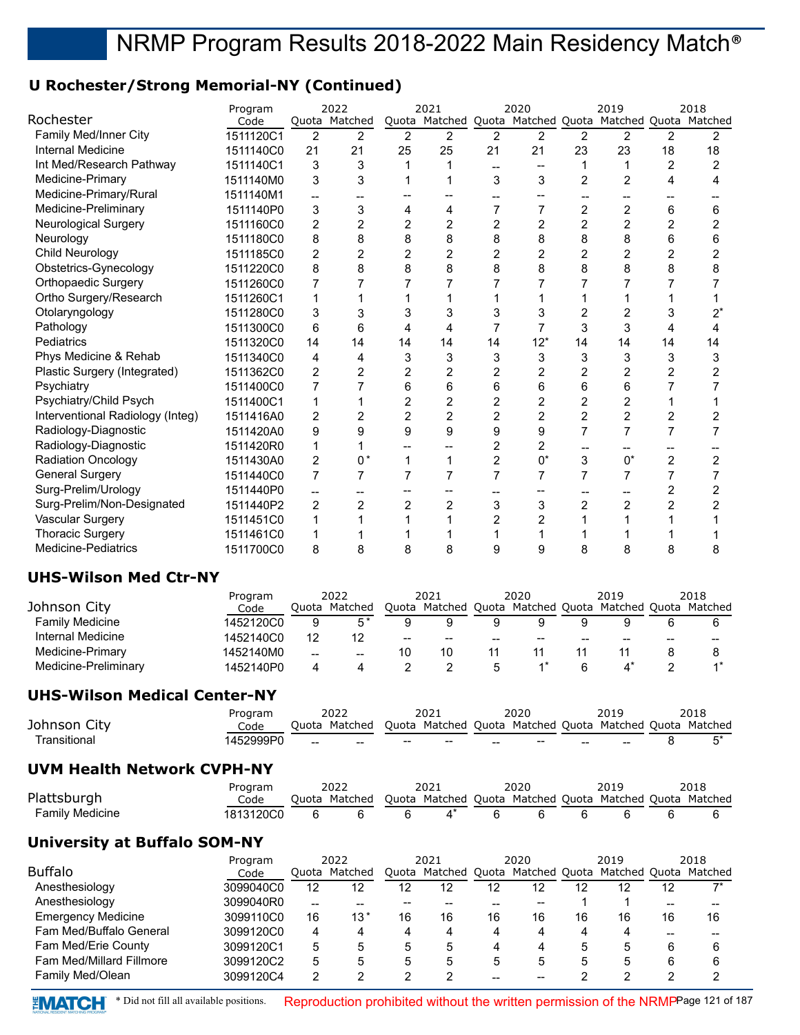## U Rochester/Strong Memorial-NY (Continued)

| Rochester | Program Code | 2022 Quota | 2022 Matched | 2021 Quota | 2021 Matched | 2020 Quota | 2020 Matched | 2019 Quota | 2019 Matched | 2018 Quota | 2018 Matched |
|---|---|---|---|---|---|---|---|---|---|---|---|
| Family Med/Inner City | 1511120C1 | 2 | 2 | 2 | 2 | 2 | 2 | 2 | 2 | 2 | 2 |
| Internal Medicine | 1511140C0 | 21 | 21 | 25 | 25 | 21 | 21 | 23 | 23 | 18 | 18 |
| Int Med/Research Pathway | 1511140C1 | 3 | 3 | 1 | 1 | -- | -- | 1 | 1 | 2 | 2 |
| Medicine-Primary | 1511140M0 | 3 | 3 | 1 | 1 | 3 | 3 | 2 | 2 | 4 | 4 |
| Medicine-Primary/Rural | 1511140M1 | -- | -- | -- | -- | -- | -- | -- | -- | -- | -- |
| Medicine-Preliminary | 1511140P0 | 3 | 3 | 4 | 4 | 7 | 7 | 2 | 2 | 6 | 6 |
| Neurological Surgery | 1511160C0 | 2 | 2 | 2 | 2 | 2 | 2 | 2 | 2 | 2 | 2 |
| Neurology | 1511180C0 | 8 | 8 | 8 | 8 | 8 | 8 | 8 | 8 | 6 | 6 |
| Child Neurology | 1511185C0 | 2 | 2 | 2 | 2 | 2 | 2 | 2 | 2 | 2 | 2 |
| Obstetrics-Gynecology | 1511220C0 | 8 | 8 | 8 | 8 | 8 | 8 | 8 | 8 | 8 | 8 |
| Orthopaedic Surgery | 1511260C0 | 7 | 7 | 7 | 7 | 7 | 7 | 7 | 7 | 7 | 7 |
| Ortho Surgery/Research | 1511260C1 | 1 | 1 | 1 | 1 | 1 | 1 | 1 | 1 | 1 | 1 |
| Otolaryngology | 1511280C0 | 3 | 3 | 3 | 3 | 3 | 3 | 2 | 2 | 3 | 2* |
| Pathology | 1511300C0 | 6 | 6 | 4 | 4 | 7 | 7 | 3 | 3 | 4 | 4 |
| Pediatrics | 1511320C0 | 14 | 14 | 14 | 14 | 14 | 12* | 14 | 14 | 14 | 14 |
| Phys Medicine & Rehab | 1511340C0 | 4 | 4 | 3 | 3 | 3 | 3 | 3 | 3 | 3 | 3 |
| Plastic Surgery (Integrated) | 1511362C0 | 2 | 2 | 2 | 2 | 2 | 2 | 2 | 2 | 2 | 2 |
| Psychiatry | 1511400C0 | 7 | 7 | 6 | 6 | 6 | 6 | 6 | 6 | 7 | 7 |
| Psychiatry/Child Psych | 1511400C1 | 1 | 1 | 2 | 2 | 2 | 2 | 2 | 2 | 1 | 1 |
| Interventional Radiology (Integ) | 1511416A0 | 2 | 2 | 2 | 2 | 2 | 2 | 2 | 2 | 2 | 2 |
| Radiology-Diagnostic | 1511420A0 | 9 | 9 | 9 | 9 | 9 | 9 | 7 | 7 | 7 | 7 |
| Radiology-Diagnostic | 1511420R0 | 1 | 1 | -- | -- | 2 | 2 | -- | -- | -- | -- |
| Radiation Oncology | 1511430A0 | 2 | 0* | 1 | 1 | 2 | 0* | 3 | 0* | 2 | 2 |
| General Surgery | 1511440C0 | 7 | 7 | 7 | 7 | 7 | 7 | 7 | 7 | 7 | 7 |
| Surg-Prelim/Urology | 1511440P0 | -- | -- | -- | -- | -- | -- | -- | -- | 2 | 2 |
| Surg-Prelim/Non-Designated | 1511440P2 | 2 | 2 | 2 | 2 | 3 | 3 | 2 | 2 | 2 | 2 |
| Vascular Surgery | 1511451C0 | 1 | 1 | 1 | 1 | 2 | 2 | 1 | 1 | 1 | 1 |
| Thoracic Surgery | 1511461C0 | 1 | 1 | 1 | 1 | 1 | 1 | 1 | 1 | 1 | 1 |
| Medicine-Pediatrics | 1511700C0 | 8 | 8 | 8 | 8 | 9 | 9 | 8 | 8 | 8 | 8 |

## UHS-Wilson Med Ctr-NY

| Johnson City | Program Code | 2022 Quota | 2022 Matched | 2021 Quota | 2021 Matched | 2020 Quota | 2020 Matched | 2019 Quota | 2019 Matched | 2018 Quota | 2018 Matched |
|---|---|---|---|---|---|---|---|---|---|---|---|
| Family Medicine | 1452120C0 | 9 | 5* | 9 | 9 | 9 | 9 | 9 | 9 | 6 | 6 |
| Internal Medicine | 1452140C0 | 12 | 12 | -- | -- | -- | -- | -- | -- | -- | -- |
| Medicine-Primary | 1452140M0 | -- | -- | 10 | 10 | 11 | 11 | 11 | 11 | 8 | 8 |
| Medicine-Preliminary | 1452140P0 | 4 | 4 | 2 | 2 | 5 | 1* | 6 | 4* | 2 | 1* |

## UHS-Wilson Medical Center-NY

| Johnson City | Program Code | 2022 Quota | 2022 Matched | 2021 Quota | 2021 Matched | 2020 Quota | 2020 Matched | 2019 Quota | 2019 Matched | 2018 Quota | 2018 Matched |
|---|---|---|---|---|---|---|---|---|---|---|---|
| Transitional | 1452999P0 | -- | -- | -- | -- | -- | -- | -- | -- | 8 | 5* |

## UVM Health Network CVPH-NY

| Plattsburgh | Program Code | 2022 Quota | 2022 Matched | 2021 Quota | 2021 Matched | 2020 Quota | 2020 Matched | 2019 Quota | 2019 Matched | 2018 Quota | 2018 Matched |
|---|---|---|---|---|---|---|---|---|---|---|---|
| Family Medicine | 1813120C0 | 6 | 6 | 6 | 4* | 6 | 6 | 6 | 6 | 6 | 6 |

## University at Buffalo SOM-NY

| Buffalo | Program Code | 2022 Quota | 2022 Matched | 2021 Quota | 2021 Matched | 2020 Quota | 2020 Matched | 2019 Quota | 2019 Matched | 2018 Quota | 2018 Matched |
|---|---|---|---|---|---|---|---|---|---|---|---|
| Anesthesiology | 3099040C0 | 12 | 12 | 12 | 12 | 12 | 12 | 12 | 12 | 12 | 7* |
| Anesthesiology | 3099040R0 | -- | -- | -- | -- | -- | -- | 1 | 1 | -- | -- |
| Emergency Medicine | 3099110C0 | 16 | 13* | 16 | 16 | 16 | 16 | 16 | 16 | 16 | 16 |
| Fam Med/Buffalo General | 3099120C0 | 4 | 4 | 4 | 4 | 4 | 4 | 4 | 4 | -- | -- |
| Fam Med/Erie County | 3099120C1 | 5 | 5 | 5 | 5 | 4 | 4 | 5 | 5 | 6 | 6 |
| Fam Med/Millard Fillmore | 3099120C2 | 5 | 5 | 5 | 5 | 5 | 5 | 5 | 5 | 6 | 6 |
| Family Med/Olean | 3099120C4 | 2 | 2 | 2 | 2 | -- | -- | 2 | 2 | 2 | 2 |

\* Did not fill all available positions.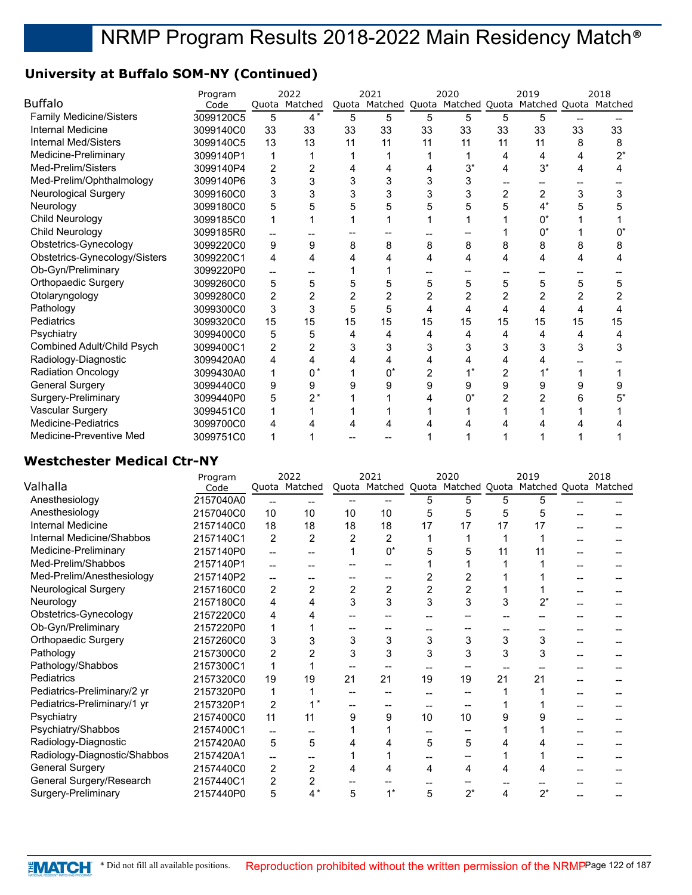## University at Buffalo SOM-NY (Continued)

| Buffalo | Program Code | 2022 Quota | 2022 Matched | 2021 Quota | 2021 Matched | 2020 Quota | 2020 Matched | 2019 Quota | 2019 Matched | 2018 Quota | 2018 Matched |
|---|---|---|---|---|---|---|---|---|---|---|---|
| Family Medicine/Sisters | 3099120C5 | 5 | 4* | 5 | 5 | 5 | 5 | 5 | 5 | -- | -- |
| Internal Medicine | 3099140C0 | 33 | 33 | 33 | 33 | 33 | 33 | 33 | 33 | 33 | 33 |
| Internal Med/Sisters | 3099140C5 | 13 | 13 | 11 | 11 | 11 | 11 | 11 | 11 | 8 | 8 |
| Medicine-Preliminary | 3099140P1 | 1 | 1 | 1 | 1 | 1 | 1 | 4 | 4 | 4 | 2* |
| Med-Prelim/Sisters | 3099140P4 | 2 | 2 | 4 | 4 | 4 | 3* | 4 | 3* | 4 | 4 |
| Med-Prelim/Ophthalmology | 3099140P6 | 3 | 3 | 3 | 3 | 3 | 3 | -- | -- | -- | -- |
| Neurological Surgery | 3099160C0 | 3 | 3 | 3 | 3 | 3 | 3 | 2 | 2 | 3 | 3 |
| Neurology | 3099180C0 | 5 | 5 | 5 | 5 | 5 | 5 | 5 | 4* | 5 | 5 |
| Child Neurology | 3099185C0 | 1 | 1 | 1 | 1 | 1 | 1 | 1 | 0* | 1 | 1 |
| Child Neurology | 3099185R0 | -- | -- | -- | -- | -- | -- | 1 | 0* | 1 | 0* |
| Obstetrics-Gynecology | 3099220C0 | 9 | 9 | 8 | 8 | 8 | 8 | 8 | 8 | 8 | 8 |
| Obstetrics-Gynecology/Sisters | 3099220C1 | 4 | 4 | 4 | 4 | 4 | 4 | 4 | 4 | 4 | 4 |
| Ob-Gyn/Preliminary | 3099220P0 | -- | -- | 1 | 1 | -- | -- | -- | -- | -- | -- |
| Orthopaedic Surgery | 3099260C0 | 5 | 5 | 5 | 5 | 5 | 5 | 5 | 5 | 5 | 5 |
| Otolaryngology | 3099280C0 | 2 | 2 | 2 | 2 | 2 | 2 | 2 | 2 | 2 | 2 |
| Pathology | 3099300C0 | 3 | 3 | 5 | 5 | 4 | 4 | 4 | 4 | 4 | 4 |
| Pediatrics | 3099320C0 | 15 | 15 | 15 | 15 | 15 | 15 | 15 | 15 | 15 | 15 |
| Psychiatry | 3099400C0 | 5 | 5 | 4 | 4 | 4 | 4 | 4 | 4 | 4 | 4 |
| Combined Adult/Child Psych | 3099400C1 | 2 | 2 | 3 | 3 | 3 | 3 | 3 | 3 | 3 | 3 |
| Radiology-Diagnostic | 3099420A0 | 4 | 4 | 4 | 4 | 4 | 4 | 4 | 4 | -- | -- |
| Radiation Oncology | 3099430A0 | 1 | 0* | 1 | 0* | 2 | 1* | 2 | 1* | 1 | 1 |
| General Surgery | 3099440C0 | 9 | 9 | 9 | 9 | 9 | 9 | 9 | 9 | 9 | 9 |
| Surgery-Preliminary | 3099440P0 | 5 | 2* | 1 | 1 | 4 | 0* | 2 | 2 | 6 | 5* |
| Vascular Surgery | 3099451C0 | 1 | 1 | 1 | 1 | 1 | 1 | 1 | 1 | 1 | 1 |
| Medicine-Pediatrics | 3099700C0 | 4 | 4 | 4 | 4 | 4 | 4 | 4 | 4 | 4 | 4 |
| Medicine-Preventive Med | 3099751C0 | 1 | 1 | -- | -- | 1 | 1 | 1 | 1 | 1 | 1 |

## Westchester Medical Ctr-NY

| Valhalla | Program Code | 2022 Quota | 2022 Matched | 2021 Quota | 2021 Matched | 2020 Quota | 2020 Matched | 2019 Quota | 2019 Matched | 2018 Quota | 2018 Matched |
|---|---|---|---|---|---|---|---|---|---|---|---|
| Anesthesiology | 2157040A0 | -- | -- | -- | -- | 5 | 5 | 5 | 5 | -- | -- |
| Anesthesiology | 2157040C0 | 10 | 10 | 10 | 10 | 5 | 5 | 5 | 5 | -- | -- |
| Internal Medicine | 2157140C0 | 18 | 18 | 18 | 18 | 17 | 17 | 17 | 17 | -- | -- |
| Internal Medicine/Shabbos | 2157140C1 | 2 | 2 | 2 | 2 | 1 | 1 | 1 | 1 | -- | -- |
| Medicine-Preliminary | 2157140P0 | -- | -- | 1 | 0* | 5 | 5 | 11 | 11 | -- | -- |
| Med-Prelim/Shabbos | 2157140P1 | -- | -- | -- | -- | 1 | 1 | 1 | 1 | -- | -- |
| Med-Prelim/Anesthesiology | 2157140P2 | -- | -- | -- | -- | 2 | 2 | 1 | 1 | -- | -- |
| Neurological Surgery | 2157160C0 | 2 | 2 | 2 | 2 | 2 | 2 | 1 | 1 | -- | -- |
| Neurology | 2157180C0 | 4 | 4 | 3 | 3 | 3 | 3 | 3 | 2* | -- | -- |
| Obstetrics-Gynecology | 2157220C0 | 4 | 4 | -- | -- | -- | -- | -- | -- | -- | -- |
| Ob-Gyn/Preliminary | 2157220P0 | 1 | 1 | -- | -- | -- | -- | -- | -- | -- | -- |
| Orthopaedic Surgery | 2157260C0 | 3 | 3 | 3 | 3 | 3 | 3 | 3 | 3 | -- | -- |
| Pathology | 2157300C0 | 2 | 2 | 3 | 3 | 3 | 3 | 3 | 3 | -- | -- |
| Pathology/Shabbos | 2157300C1 | 1 | 1 | -- | -- | -- | -- | -- | -- | -- | -- |
| Pediatrics | 2157320C0 | 19 | 19 | 21 | 21 | 19 | 19 | 21 | 21 | -- | -- |
| Pediatrics-Preliminary/2 yr | 2157320P0 | 1 | 1 | -- | -- | -- | -- | 1 | 1 | -- | -- |
| Pediatrics-Preliminary/1 yr | 2157320P1 | 2 | 1* | -- | -- | -- | -- | 1 | 1 | -- | -- |
| Psychiatry | 2157400C0 | 11 | 11 | 9 | 9 | 10 | 10 | 9 | 9 | -- | -- |
| Psychiatry/Shabbos | 2157400C1 | -- | -- | 1 | 1 | -- | -- | 1 | 1 | -- | -- |
| Radiology-Diagnostic | 2157420A0 | 5 | 5 | 4 | 4 | 5 | 5 | 4 | 4 | -- | -- |
| Radiology-Diagnostic/Shabbos | 2157420A1 | -- | -- | 1 | 1 | -- | -- | 1 | 1 | -- | -- |
| General Surgery | 2157440C0 | 2 | 2 | 4 | 4 | 4 | 4 | 4 | 4 | -- | -- |
| General Surgery/Research | 2157440C1 | 2 | 2 | -- | -- | -- | -- | -- | -- | -- | -- |
| Surgery-Preliminary | 2157440P0 | 5 | 4* | 5 | 1* | 5 | 2* | 4 | 2* | -- | -- |

* Did not fill all available positions.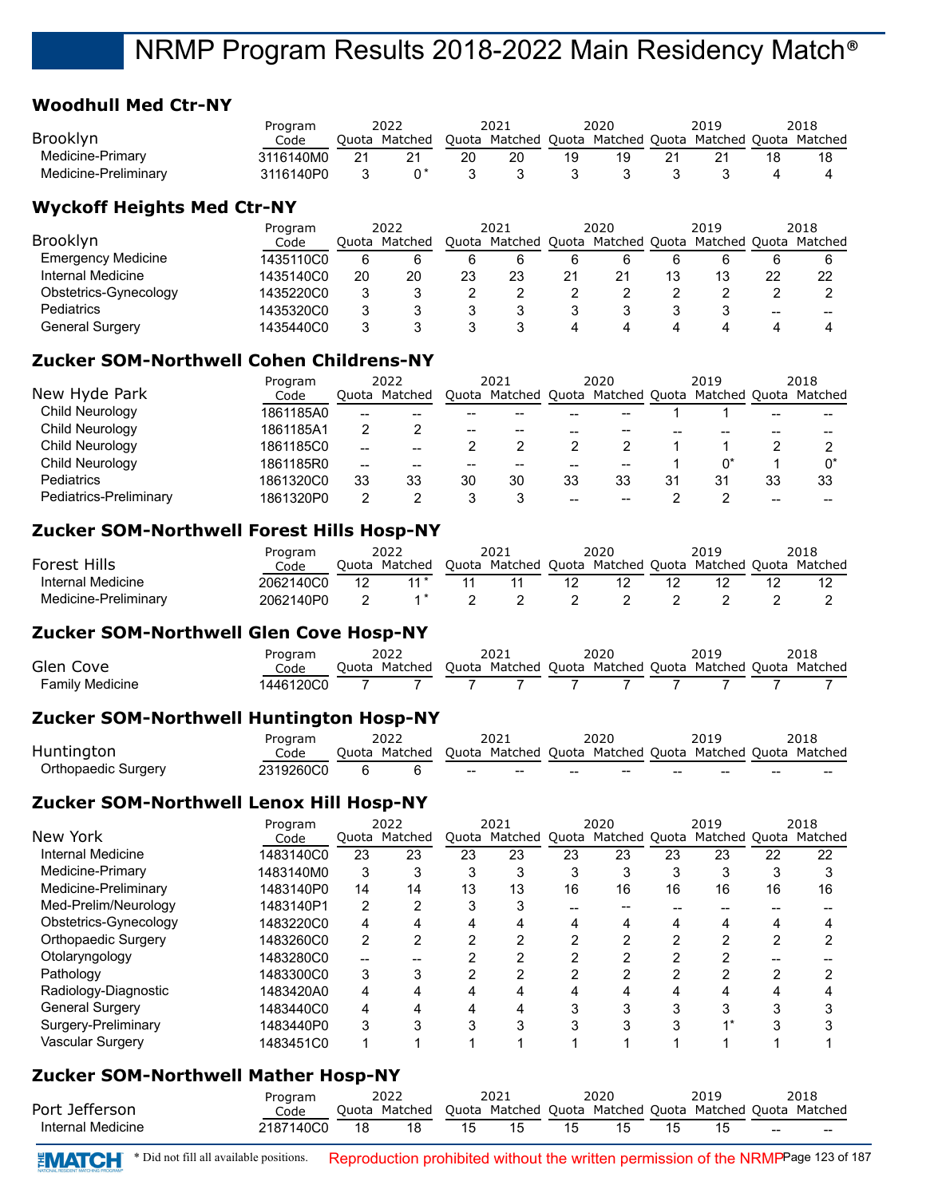## Woodhull Med Ctr-NY

| Brooklyn | Program Code | 2022 Quota | 2022 Matched | 2021 Quota | 2021 Matched | 2020 Quota | 2020 Matched | 2019 Quota | 2019 Matched | 2018 Quota | 2018 Matched |
|---|---|---|---|---|---|---|---|---|---|---|---|
| Medicine-Primary | 3116140M0 | 21 | 21 | 20 | 20 | 19 | 19 | 21 | 21 | 18 | 18 |
| Medicine-Preliminary | 3116140P0 | 3 | 0* | 3 | 3 | 3 | 3 | 3 | 3 | 4 | 4 |

## Wyckoff Heights Med Ctr-NY

| Brooklyn | Program Code | 2022 Quota | 2022 Matched | 2021 Quota | 2021 Matched | 2020 Quota | 2020 Matched | 2019 Quota | 2019 Matched | 2018 Quota | 2018 Matched |
|---|---|---|---|---|---|---|---|---|---|---|---|
| Emergency Medicine | 1435110C0 | 6 | 6 | 6 | 6 | 6 | 6 | 6 | 6 | 6 | 6 |
| Internal Medicine | 1435140C0 | 20 | 20 | 23 | 23 | 21 | 21 | 13 | 13 | 22 | 22 |
| Obstetrics-Gynecology | 1435220C0 | 3 | 3 | 2 | 2 | 2 | 2 | 2 | 2 | 2 | 2 |
| Pediatrics | 1435320C0 | 3 | 3 | 3 | 3 | 3 | 3 | 3 | 3 | -- | -- |
| General Surgery | 1435440C0 | 3 | 3 | 3 | 3 | 4 | 4 | 4 | 4 | 4 | 4 |

## Zucker SOM-Northwell Cohen Childrens-NY

| New Hyde Park | Program Code | 2022 Quota | 2022 Matched | 2021 Quota | 2021 Matched | 2020 Quota | 2020 Matched | 2019 Quota | 2019 Matched | 2018 Quota | 2018 Matched |
|---|---|---|---|---|---|---|---|---|---|---|---|
| Child Neurology | 1861185A0 | -- | -- | -- | -- | -- | -- | 1 | 1 | -- | -- |
| Child Neurology | 1861185A1 | 2 | 2 | -- | -- | -- | -- | -- | -- | -- | -- |
| Child Neurology | 1861185C0 | -- | -- | 2 | 2 | 2 | 2 | 1 | 1 | 2 | 2 |
| Child Neurology | 1861185R0 | -- | -- | -- | -- | -- | -- | 1 | 0* | 1 | 0* |
| Pediatrics | 1861320C0 | 33 | 33 | 30 | 30 | 33 | 33 | 31 | 31 | 33 | 33 |
| Pediatrics-Preliminary | 1861320P0 | 2 | 2 | 3 | 3 | -- | -- | 2 | 2 | -- | -- |

## Zucker SOM-Northwell Forest Hills Hosp-NY

| Forest Hills | Program Code | 2022 Quota | 2022 Matched | 2021 Quota | 2021 Matched | 2020 Quota | 2020 Matched | 2019 Quota | 2019 Matched | 2018 Quota | 2018 Matched |
|---|---|---|---|---|---|---|---|---|---|---|---|
| Internal Medicine | 2062140C0 | 12 | 11* | 11 | 11 | 12 | 12 | 12 | 12 | 12 | 12 |
| Medicine-Preliminary | 2062140P0 | 2 | 1* | 2 | 2 | 2 | 2 | 2 | 2 | 2 | 2 |

## Zucker SOM-Northwell Glen Cove Hosp-NY

| Glen Cove | Program Code | 2022 Quota | 2022 Matched | 2021 Quota | 2021 Matched | 2020 Quota | 2020 Matched | 2019 Quota | 2019 Matched | 2018 Quota | 2018 Matched |
|---|---|---|---|---|---|---|---|---|---|---|---|
| Family Medicine | 1446120C0 | 7 | 7 | 7 | 7 | 7 | 7 | 7 | 7 | 7 | 7 |

## Zucker SOM-Northwell Huntington Hosp-NY

| Huntington | Program Code | 2022 Quota | 2022 Matched | 2021 Quota | 2021 Matched | 2020 Quota | 2020 Matched | 2019 Quota | 2019 Matched | 2018 Quota | 2018 Matched |
|---|---|---|---|---|---|---|---|---|---|---|---|
| Orthopaedic Surgery | 2319260C0 | 6 | 6 | -- | -- | -- | -- | -- | -- | -- | -- |

## Zucker SOM-Northwell Lenox Hill Hosp-NY

| New York | Program Code | 2022 Quota | 2022 Matched | 2021 Quota | 2021 Matched | 2020 Quota | 2020 Matched | 2019 Quota | 2019 Matched | 2018 Quota | 2018 Matched |
|---|---|---|---|---|---|---|---|---|---|---|---|
| Internal Medicine | 1483140C0 | 23 | 23 | 23 | 23 | 23 | 23 | 23 | 23 | 22 | 22 |
| Medicine-Primary | 1483140M0 | 3 | 3 | 3 | 3 | 3 | 3 | 3 | 3 | 3 | 3 |
| Medicine-Preliminary | 1483140P0 | 14 | 14 | 13 | 13 | 16 | 16 | 16 | 16 | 16 | 16 |
| Med-Prelim/Neurology | 1483140P1 | 2 | 2 | 3 | 3 | -- | -- | -- | -- | -- | -- |
| Obstetrics-Gynecology | 1483220C0 | 4 | 4 | 4 | 4 | 4 | 4 | 4 | 4 | 4 | 4 |
| Orthopaedic Surgery | 1483260C0 | 2 | 2 | 2 | 2 | 2 | 2 | 2 | 2 | 2 | 2 |
| Otolaryngology | 1483280C0 | -- | -- | 2 | 2 | 2 | 2 | 2 | 2 | -- | -- |
| Pathology | 1483300C0 | 3 | 3 | 2 | 2 | 2 | 2 | 2 | 2 | 2 | 2 |
| Radiology-Diagnostic | 1483420A0 | 4 | 4 | 4 | 4 | 4 | 4 | 4 | 4 | 4 | 4 |
| General Surgery | 1483440C0 | 4 | 4 | 4 | 4 | 3 | 3 | 3 | 3 | 3 | 3 |
| Surgery-Preliminary | 1483440P0 | 3 | 3 | 3 | 3 | 3 | 3 | 3 | 1* | 3 | 3 |
| Vascular Surgery | 1483451C0 | 1 | 1 | 1 | 1 | 1 | 1 | 1 | 1 | 1 | 1 |

## Zucker SOM-Northwell Mather Hosp-NY

| Port Jefferson | Program Code | 2022 Quota | 2022 Matched | 2021 Quota | 2021 Matched | 2020 Quota | 2020 Matched | 2019 Quota | 2019 Matched | 2018 Quota | 2018 Matched |
|---|---|---|---|---|---|---|---|---|---|---|---|
| Internal Medicine | 2187140C0 | 18 | 18 | 15 | 15 | 15 | 15 | 15 | 15 | -- | -- |

\* Did not fill all available positions.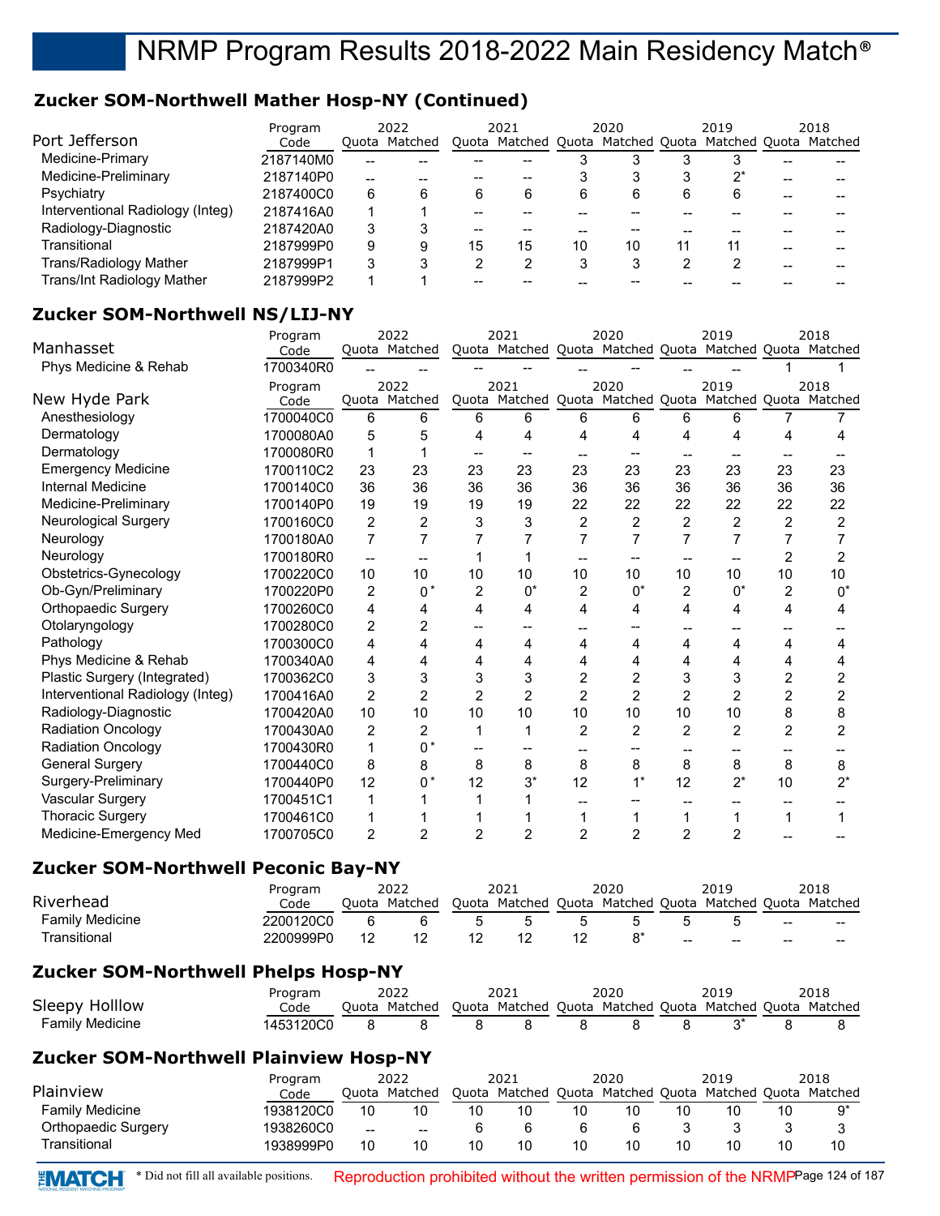## Zucker SOM-Northwell Mather Hosp-NY (Continued)

| Port Jefferson | Program Code | 2022 Quota | 2022 Matched | 2021 Quota | 2021 Matched | 2020 Quota | 2020 Matched | 2019 Quota | 2019 Matched | 2018 Quota | 2018 Matched |
|---|---|---|---|---|---|---|---|---|---|---|---|
| Medicine-Primary | 2187140M0 | -- | -- | -- | -- | 3 | 3 | 3 | 3 | -- | -- |
| Medicine-Preliminary | 2187140P0 | -- | -- | -- | -- | 3 | 3 | 3 | 2* | -- | -- |
| Psychiatry | 2187400C0 | 6 | 6 | 6 | 6 | 6 | 6 | 6 | 6 | -- | -- |
| Interventional Radiology (Integ) | 2187416A0 | 1 | 1 | -- | -- | -- | -- | -- | -- | -- | -- |
| Radiology-Diagnostic | 2187420A0 | 3 | 3 | -- | -- | -- | -- | -- | -- | -- | -- |
| Transitional | 2187999P0 | 9 | 9 | 15 | 15 | 10 | 10 | 11 | 11 | -- | -- |
| Trans/Radiology Mather | 2187999P1 | 3 | 3 | 2 | 2 | 3 | 3 | 2 | 2 | -- | -- |
| Trans/Int Radiology Mather | 2187999P2 | 1 | 1 | -- | -- | -- | -- | -- | -- | -- | -- |

## Zucker SOM-Northwell NS/LIJ-NY

| Manhasset | Program Code | 2022 Quota | 2022 Matched | 2021 Quota | 2021 Matched | 2020 Quota | 2020 Matched | 2019 Quota | 2019 Matched | 2018 Quota | 2018 Matched |
|---|---|---|---|---|---|---|---|---|---|---|---|
| Phys Medicine & Rehab | 1700340R0 | -- | -- | -- | -- | -- | -- | -- | -- | 1 | 1 |

| New Hyde Park | Program Code | 2022 Quota | 2022 Matched | 2021 Quota | 2021 Matched | 2020 Quota | 2020 Matched | 2019 Quota | 2019 Matched | 2018 Quota | 2018 Matched |
|---|---|---|---|---|---|---|---|---|---|---|---|
| Anesthesiology | 1700040C0 | 6 | 6 | 6 | 6 | 6 | 6 | 6 | 6 | 7 | 7 |
| Dermatology | 1700080A0 | 5 | 5 | 4 | 4 | 4 | 4 | 4 | 4 | 4 | 4 |
| Dermatology | 1700080R0 | 1 | 1 | -- | -- | -- | -- | -- | -- | -- | -- |
| Emergency Medicine | 1700110C2 | 23 | 23 | 23 | 23 | 23 | 23 | 23 | 23 | 23 | 23 |
| Internal Medicine | 1700140C0 | 36 | 36 | 36 | 36 | 36 | 36 | 36 | 36 | 36 | 36 |
| Medicine-Preliminary | 1700140P0 | 19 | 19 | 19 | 19 | 22 | 22 | 22 | 22 | 22 | 22 |
| Neurological Surgery | 1700160C0 | 2 | 2 | 3 | 3 | 2 | 2 | 2 | 2 | 2 | 2 |
| Neurology | 1700180A0 | 7 | 7 | 7 | 7 | 7 | 7 | 7 | 7 | 7 | 7 |
| Neurology | 1700180R0 | -- | -- | 1 | 1 | -- | -- | -- | -- | 2 | 2 |
| Obstetrics-Gynecology | 1700220C0 | 10 | 10 | 10 | 10 | 10 | 10 | 10 | 10 | 10 | 10 |
| Ob-Gyn/Preliminary | 1700220P0 | 2 | 0* | 2 | 0* | 2 | 0* | 2 | 0* | 2 | 0* |
| Orthopaedic Surgery | 1700260C0 | 4 | 4 | 4 | 4 | 4 | 4 | 4 | 4 | 4 | 4 |
| Otolaryngology | 1700280C0 | 2 | 2 | -- | -- | -- | -- | -- | -- | -- | -- |
| Pathology | 1700300C0 | 4 | 4 | 4 | 4 | 4 | 4 | 4 | 4 | 4 | 4 |
| Phys Medicine & Rehab | 1700340A0 | 4 | 4 | 4 | 4 | 4 | 4 | 4 | 4 | 4 | 4 |
| Plastic Surgery (Integrated) | 1700362C0 | 3 | 3 | 3 | 3 | 2 | 2 | 3 | 3 | 2 | 2 |
| Interventional Radiology (Integ) | 1700416A0 | 2 | 2 | 2 | 2 | 2 | 2 | 2 | 2 | 2 | 2 |
| Radiology-Diagnostic | 1700420A0 | 10 | 10 | 10 | 10 | 10 | 10 | 10 | 10 | 8 | 8 |
| Radiation Oncology | 1700430A0 | 2 | 2 | 1 | 1 | 2 | 2 | 2 | 2 | 2 | 2 |
| Radiation Oncology | 1700430R0 | 1 | 0* | -- | -- | -- | -- | -- | -- | -- | -- |
| General Surgery | 1700440C0 | 8 | 8 | 8 | 8 | 8 | 8 | 8 | 8 | 8 | 8 |
| Surgery-Preliminary | 1700440P0 | 12 | 0* | 12 | 3* | 12 | 1* | 12 | 2* | 10 | 2* |
| Vascular Surgery | 1700451C1 | 1 | 1 | 1 | 1 | -- | -- | -- | -- | -- | -- |
| Thoracic Surgery | 1700461C0 | 1 | 1 | 1 | 1 | 1 | 1 | 1 | 1 | 1 | 1 |
| Medicine-Emergency Med | 1700705C0 | 2 | 2 | 2 | 2 | 2 | 2 | 2 | 2 | -- | -- |

## Zucker SOM-Northwell Peconic Bay-NY

| Riverhead | Program Code | 2022 Quota | 2022 Matched | 2021 Quota | 2021 Matched | 2020 Quota | 2020 Matched | 2019 Quota | 2019 Matched | 2018 Quota | 2018 Matched |
|---|---|---|---|---|---|---|---|---|---|---|---|
| Family Medicine | 2200120C0 | 6 | 6 | 5 | 5 | 5 | 5 | 5 | 5 | -- | -- |
| Transitional | 2200999P0 | 12 | 12 | 12 | 12 | 12 | 8* | -- | -- | -- | -- |

## Zucker SOM-Northwell Phelps Hosp-NY

| Sleepy Holllow | Program Code | 2022 Quota | 2022 Matched | 2021 Quota | 2021 Matched | 2020 Quota | 2020 Matched | 2019 Quota | 2019 Matched | 2018 Quota | 2018 Matched |
|---|---|---|---|---|---|---|---|---|---|---|---|
| Family Medicine | 1453120C0 | 8 | 8 | 8 | 8 | 8 | 8 | 8 | 3* | 8 | 8 |

## Zucker SOM-Northwell Plainview Hosp-NY

| Plainview | Program Code | 2022 Quota | 2022 Matched | 2021 Quota | 2021 Matched | 2020 Quota | 2020 Matched | 2019 Quota | 2019 Matched | 2018 Quota | 2018 Matched |
|---|---|---|---|---|---|---|---|---|---|---|---|
| Family Medicine | 1938120C0 | 10 | 10 | 10 | 10 | 10 | 10 | 10 | 10 | 10 | 9* |
| Orthopaedic Surgery | 1938260C0 | -- | -- | 6 | 6 | 6 | 6 | 3 | 3 | 3 | 3 |
| Transitional | 1938999P0 | 10 | 10 | 10 | 10 | 10 | 10 | 10 | 10 | 10 | 10 |

\* Did not fill all available positions.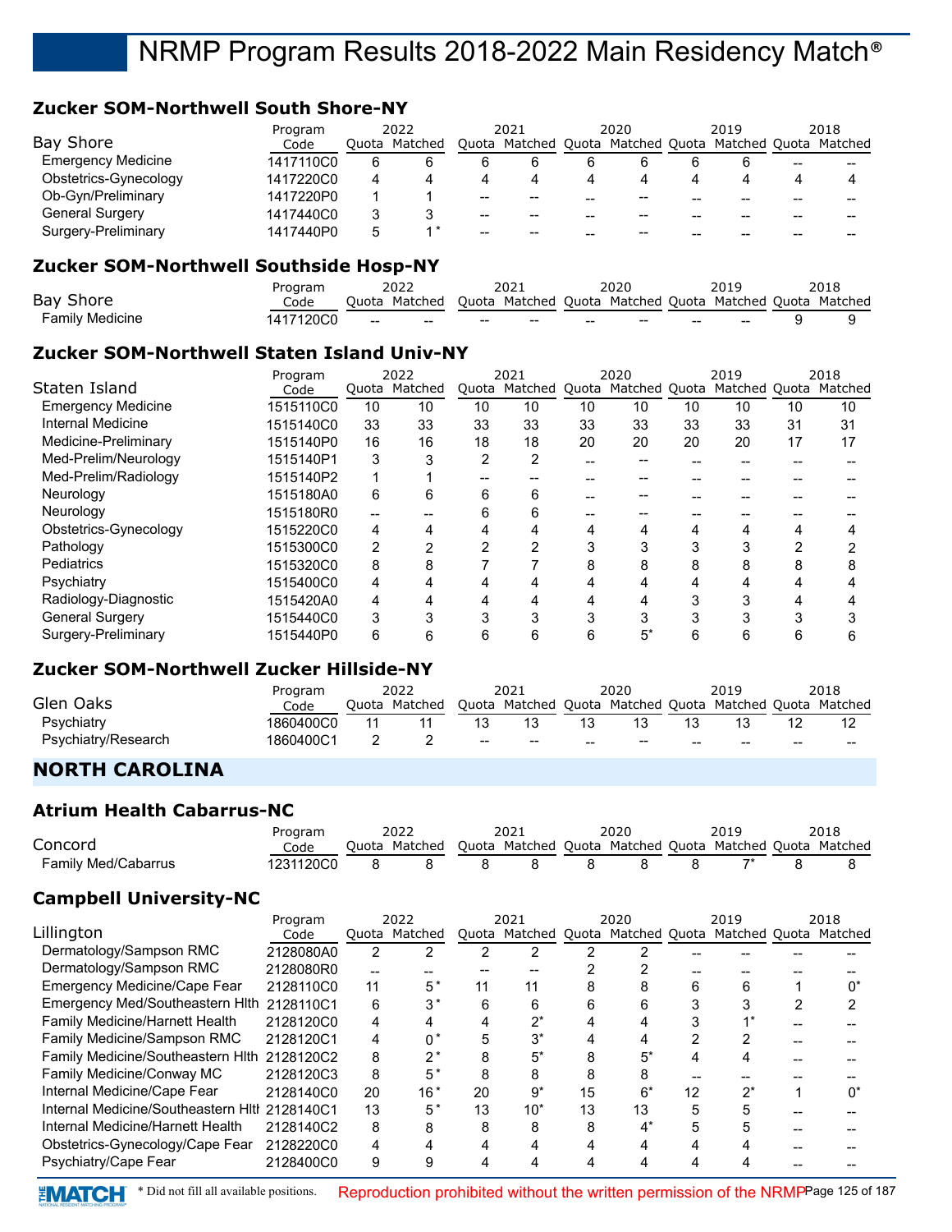## Zucker SOM-Northwell South Shore-NY

| Bay Shore | Program Code | 2022 Quota | 2022 Matched | 2021 Quota | 2021 Matched | 2020 Quota | 2020 Matched | 2019 Quota | 2019 Matched | 2018 Quota | 2018 Matched |
|---|---|---|---|---|---|---|---|---|---|---|---|
| Emergency Medicine | 1417110C0 | 6 | 6 | 6 | 6 | 6 | 6 | 6 | 6 | -- | -- |
| Obstetrics-Gynecology | 1417220C0 | 4 | 4 | 4 | 4 | 4 | 4 | 4 | 4 | 4 | 4 |
| Ob-Gyn/Preliminary | 1417220P0 | 1 | 1 | -- | -- | -- | -- | -- | -- | -- | -- |
| General Surgery | 1417440C0 | 3 | 3 | -- | -- | -- | -- | -- | -- | -- | -- |
| Surgery-Preliminary | 1417440P0 | 5 | 1* | -- | -- | -- | -- | -- | -- | -- | -- |

## Zucker SOM-Northwell Southside Hosp-NY

| Bay Shore | Program Code | 2022 Quota | 2022 Matched | 2021 Quota | 2021 Matched | 2020 Quota | 2020 Matched | 2019 Quota | 2019 Matched | 2018 Quota | 2018 Matched |
|---|---|---|---|---|---|---|---|---|---|---|---|
| Family Medicine | 1417120C0 | -- | -- | -- | -- | -- | -- | -- | -- | 9 | 9 |

## Zucker SOM-Northwell Staten Island Univ-NY

| Staten Island | Program Code | 2022 Quota | 2022 Matched | 2021 Quota | 2021 Matched | 2020 Quota | 2020 Matched | 2019 Quota | 2019 Matched | 2018 Quota | 2018 Matched |
|---|---|---|---|---|---|---|---|---|---|---|---|
| Emergency Medicine | 1515110C0 | 10 | 10 | 10 | 10 | 10 | 10 | 10 | 10 | 10 | 10 |
| Internal Medicine | 1515140C0 | 33 | 33 | 33 | 33 | 33 | 33 | 33 | 33 | 31 | 31 |
| Medicine-Preliminary | 1515140P0 | 16 | 16 | 18 | 18 | 20 | 20 | 20 | 20 | 17 | 17 |
| Med-Prelim/Neurology | 1515140P1 | 3 | 3 | 2 | 2 | -- | -- | -- | -- | -- | -- |
| Med-Prelim/Radiology | 1515140P2 | 1 | 1 | -- | -- | -- | -- | -- | -- | -- | -- |
| Neurology | 1515180A0 | 6 | 6 | 6 | 6 | -- | -- | -- | -- | -- | -- |
| Neurology | 1515180R0 | -- | -- | 6 | 6 | -- | -- | -- | -- | -- | -- |
| Obstetrics-Gynecology | 1515220C0 | 4 | 4 | 4 | 4 | 4 | 4 | 4 | 4 | 4 | 4 |
| Pathology | 1515300C0 | 2 | 2 | 2 | 2 | 3 | 3 | 3 | 3 | 2 | 2 |
| Pediatrics | 1515320C0 | 8 | 8 | 7 | 7 | 8 | 8 | 8 | 8 | 8 | 8 |
| Psychiatry | 1515400C0 | 4 | 4 | 4 | 4 | 4 | 4 | 4 | 4 | 4 | 4 |
| Radiology-Diagnostic | 1515420A0 | 4 | 4 | 4 | 4 | 4 | 4 | 3 | 3 | 4 | 4 |
| General Surgery | 1515440C0 | 3 | 3 | 3 | 3 | 3 | 3 | 3 | 3 | 3 | 3 |
| Surgery-Preliminary | 1515440P0 | 6 | 6 | 6 | 6 | 6 | 5* | 6 | 6 | 6 | 6 |

## Zucker SOM-Northwell Zucker Hillside-NY

| Glen Oaks | Program Code | 2022 Quota | 2022 Matched | 2021 Quota | 2021 Matched | 2020 Quota | 2020 Matched | 2019 Quota | 2019 Matched | 2018 Quota | 2018 Matched |
|---|---|---|---|---|---|---|---|---|---|---|---|
| Psychiatry | 1860400C0 | 11 | 11 | 13 | 13 | 13 | 13 | 13 | 13 | 12 | 12 |
| Psychiatry/Research | 1860400C1 | 2 | 2 | -- | -- | -- | -- | -- | -- | -- | -- |

# NORTH CAROLINA

## Atrium Health Cabarrus-NC

| Concord | Program Code | 2022 Quota | 2022 Matched | 2021 Quota | 2021 Matched | 2020 Quota | 2020 Matched | 2019 Quota | 2019 Matched | 2018 Quota | 2018 Matched |
|---|---|---|---|---|---|---|---|---|---|---|---|
| Family Med/Cabarrus | 1231120C0 | 8 | 8 | 8 | 8 | 8 | 8 | 8 | 7* | 8 | 8 |

## Campbell University-NC

| Lillington | Program Code | 2022 Quota | 2022 Matched | 2021 Quota | 2021 Matched | 2020 Quota | 2020 Matched | 2019 Quota | 2019 Matched | 2018 Quota | 2018 Matched |
|---|---|---|---|---|---|---|---|---|---|---|---|
| Dermatology/Sampson RMC | 2128080A0 | 2 | 2 | 2 | 2 | 2 | 2 | -- | -- | -- | -- |
| Dermatology/Sampson RMC | 2128080R0 | -- | -- | -- | -- | 2 | 2 | -- | -- | -- | -- |
| Emergency Medicine/Cape Fear | 2128110C0 | 11 | 5* | 11 | 11 | 8 | 8 | 6 | 6 | 1 | 0* |
| Emergency Med/Southeastern Hlth | 2128110C1 | 6 | 3* | 6 | 6 | 6 | 6 | 3 | 3 | 2 | 2 |
| Family Medicine/Harnett Health | 2128120C0 | 4 | 4 | 4 | 2* | 4 | 4 | 3 | 1* | -- | -- |
| Family Medicine/Sampson RMC | 2128120C1 | 4 | 0* | 5 | 3* | 4 | 4 | 2 | 2 | -- | -- |
| Family Medicine/Southeastern Hlth | 2128120C2 | 8 | 2* | 8 | 5* | 8 | 5* | 4 | 4 | -- | -- |
| Family Medicine/Conway MC | 2128120C3 | 8 | 5* | 8 | 8 | 8 | 8 | -- | -- | -- | -- |
| Internal Medicine/Cape Fear | 2128140C0 | 20 | 16* | 20 | 9* | 15 | 6* | 12 | 2* | 1 | 0* |
| Internal Medicine/Southeastern Hlth | 2128140C1 | 13 | 5* | 13 | 10* | 13 | 13 | 5 | 5 | -- | -- |
| Internal Medicine/Harnett Health | 2128140C2 | 8 | 8 | 8 | 8 | 8 | 4* | 5 | 5 | -- | -- |
| Obstetrics-Gynecology/Cape Fear | 2128220C0 | 4 | 4 | 4 | 4 | 4 | 4 | 4 | 4 | -- | -- |
| Psychiatry/Cape Fear | 2128400C0 | 9 | 9 | 4 | 4 | 4 | 4 | 4 | 4 | -- | -- |

\* Did not fill all available positions.

Reproduction prohibited without the written permission of the NRMP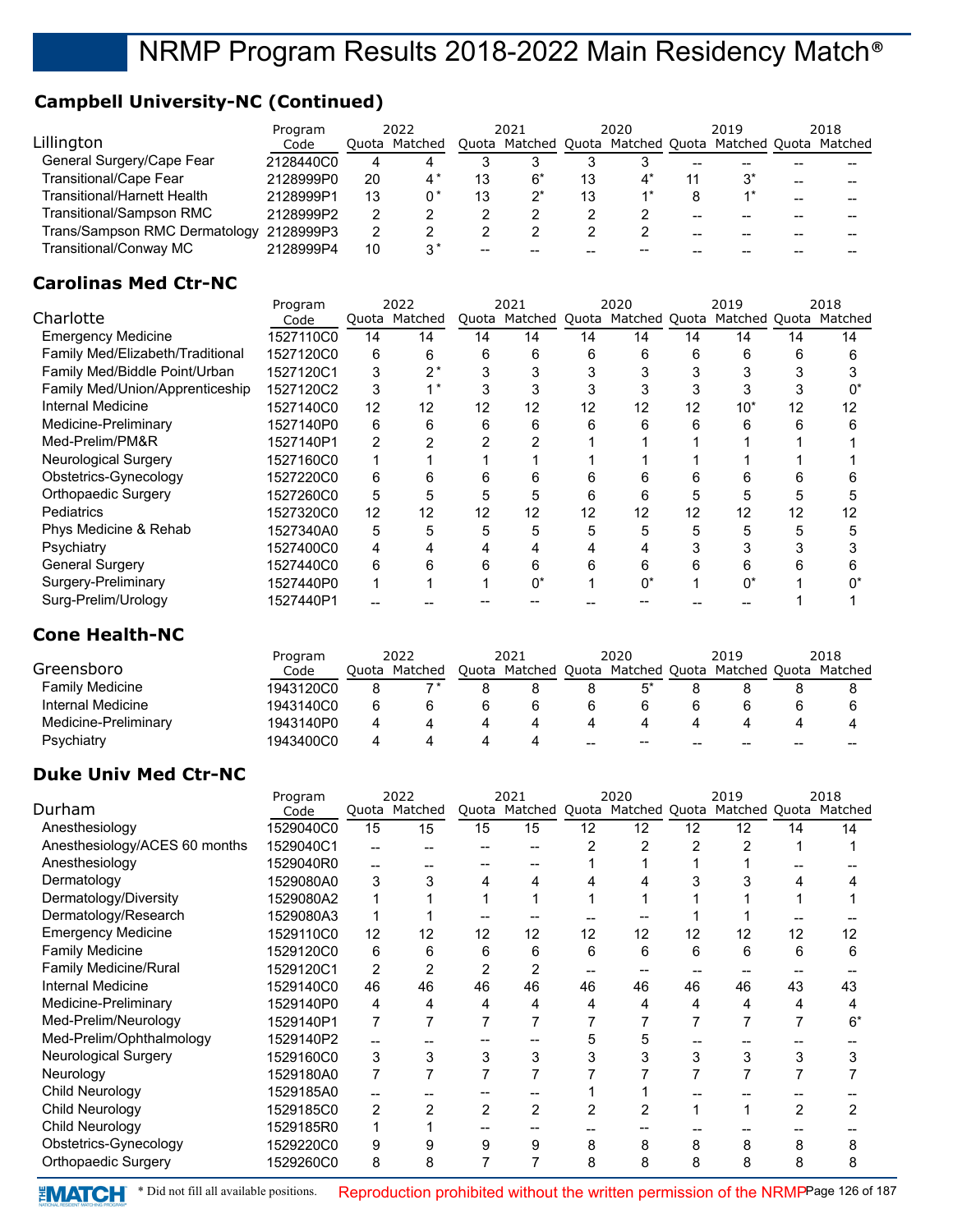## Campbell University-NC (Continued)

| Lillington | Program Code | 2022 Quota | 2022 Matched | 2021 Quota | 2021 Matched | 2020 Quota | 2020 Matched | 2019 Quota | 2019 Matched | 2018 Quota | 2018 Matched |
|---|---|---|---|---|---|---|---|---|---|---|---|
| General Surgery/Cape Fear | 2128440C0 | 4 | 4 | 3 | 3 | 3 | 3 | -- | -- | -- | -- |
| Transitional/Cape Fear | 2128999P0 | 20 | 4* | 13 | 6* | 13 | 4* | 11 | 3* | -- | -- |
| Transitional/Harnett Health | 2128999P1 | 13 | 0* | 13 | 2* | 13 | 1* | 8 | 1* | -- | -- |
| Transitional/Sampson RMC | 2128999P2 | 2 | 2 | 2 | 2 | 2 | 2 | -- | -- | -- | -- |
| Trans/Sampson RMC Dermatology | 2128999P3 | 2 | 2 | 2 | 2 | 2 | 2 | -- | -- | -- | -- |
| Transitional/Conway MC | 2128999P4 | 10 | 3* | -- | -- | -- | -- | -- | -- | -- | -- |

## Carolinas Med Ctr-NC

| Charlotte | Program Code | 2022 Quota | 2022 Matched | 2021 Quota | 2021 Matched | 2020 Quota | 2020 Matched | 2019 Quota | 2019 Matched | 2018 Quota | 2018 Matched |
|---|---|---|---|---|---|---|---|---|---|---|---|
| Emergency Medicine | 1527110C0 | 14 | 14 | 14 | 14 | 14 | 14 | 14 | 14 | 14 | 14 |
| Family Med/Elizabeth/Traditional | 1527120C0 | 6 | 6 | 6 | 6 | 6 | 6 | 6 | 6 | 6 | 6 |
| Family Med/Biddle Point/Urban | 1527120C1 | 3 | 2* | 3 | 3 | 3 | 3 | 3 | 3 | 3 | 3 |
| Family Med/Union/Apprenticeship | 1527120C2 | 3 | 1* | 3 | 3 | 3 | 3 | 3 | 3 | 3 | 0* |
| Internal Medicine | 1527140C0 | 12 | 12 | 12 | 12 | 12 | 12 | 12 | 10* | 12 | 12 |
| Medicine-Preliminary | 1527140P0 | 6 | 6 | 6 | 6 | 6 | 6 | 6 | 6 | 6 | 6 |
| Med-Prelim/PM&R | 1527140P1 | 2 | 2 | 2 | 2 | 1 | 1 | 1 | 1 | 1 | 1 |
| Neurological Surgery | 1527160C0 | 1 | 1 | 1 | 1 | 1 | 1 | 1 | 1 | 1 | 1 |
| Obstetrics-Gynecology | 1527220C0 | 6 | 6 | 6 | 6 | 6 | 6 | 6 | 6 | 6 | 6 |
| Orthopaedic Surgery | 1527260C0 | 5 | 5 | 5 | 5 | 6 | 6 | 5 | 5 | 5 | 5 |
| Pediatrics | 1527320C0 | 12 | 12 | 12 | 12 | 12 | 12 | 12 | 12 | 12 | 12 |
| Phys Medicine & Rehab | 1527340A0 | 5 | 5 | 5 | 5 | 5 | 5 | 5 | 5 | 5 | 5 |
| Psychiatry | 1527400C0 | 4 | 4 | 4 | 4 | 4 | 4 | 3 | 3 | 3 | 3 |
| General Surgery | 1527440C0 | 6 | 6 | 6 | 6 | 6 | 6 | 6 | 6 | 6 | 6 |
| Surgery-Preliminary | 1527440P0 | 1 | 1 | 1 | 0* | 1 | 0* | 1 | 0* | 1 | 0* |
| Surg-Prelim/Urology | 1527440P1 | -- | -- | -- | -- | -- | -- | -- | -- | 1 | 1 |

## Cone Health-NC

| Greensboro | Program Code | 2022 Quota | 2022 Matched | 2021 Quota | 2021 Matched | 2020 Quota | 2020 Matched | 2019 Quota | 2019 Matched | 2018 Quota | 2018 Matched |
|---|---|---|---|---|---|---|---|---|---|---|---|
| Family Medicine | 1943120C0 | 8 | 7* | 8 | 8 | 8 | 5* | 8 | 8 | 8 | 8 |
| Internal Medicine | 1943140C0 | 6 | 6 | 6 | 6 | 6 | 6 | 6 | 6 | 6 | 6 |
| Medicine-Preliminary | 1943140P0 | 4 | 4 | 4 | 4 | 4 | 4 | 4 | 4 | 4 | 4 |
| Psychiatry | 1943400C0 | 4 | 4 | 4 | 4 | -- | -- | -- | -- | -- | -- |

## Duke Univ Med Ctr-NC

| Durham | Program Code | 2022 Quota | 2022 Matched | 2021 Quota | 2021 Matched | 2020 Quota | 2020 Matched | 2019 Quota | 2019 Matched | 2018 Quota | 2018 Matched |
|---|---|---|---|---|---|---|---|---|---|---|---|
| Anesthesiology | 1529040C0 | 15 | 15 | 15 | 15 | 12 | 12 | 12 | 12 | 14 | 14 |
| Anesthesiology/ACES 60 months | 1529040C1 | -- | -- | -- | -- | 2 | 2 | 2 | 2 | 1 | 1 |
| Anesthesiology | 1529040R0 | -- | -- | -- | -- | 1 | 1 | 1 | 1 | -- | -- |
| Dermatology | 1529080A0 | 3 | 3 | 4 | 4 | 4 | 4 | 3 | 3 | 4 | 4 |
| Dermatology/Diversity | 1529080A2 | 1 | 1 | 1 | 1 | 1 | 1 | 1 | 1 | 1 | 1 |
| Dermatology/Research | 1529080A3 | 1 | 1 | -- | -- | -- | -- | 1 | 1 | -- | -- |
| Emergency Medicine | 1529110C0 | 12 | 12 | 12 | 12 | 12 | 12 | 12 | 12 | 12 | 12 |
| Family Medicine | 1529120C0 | 6 | 6 | 6 | 6 | 6 | 6 | 6 | 6 | 6 | 6 |
| Family Medicine/Rural | 1529120C1 | 2 | 2 | 2 | 2 | -- | -- | -- | -- | -- | -- |
| Internal Medicine | 1529140C0 | 46 | 46 | 46 | 46 | 46 | 46 | 46 | 46 | 43 | 43 |
| Medicine-Preliminary | 1529140P0 | 4 | 4 | 4 | 4 | 4 | 4 | 4 | 4 | 4 | 4 |
| Med-Prelim/Neurology | 1529140P1 | 7 | 7 | 7 | 7 | 7 | 7 | 7 | 7 | 7 | 6* |
| Med-Prelim/Ophthalmology | 1529140P2 | -- | -- | -- | -- | 5 | 5 | -- | -- | -- | -- |
| Neurological Surgery | 1529160C0 | 3 | 3 | 3 | 3 | 3 | 3 | 3 | 3 | 3 | 3 |
| Neurology | 1529180A0 | 7 | 7 | 7 | 7 | 7 | 7 | 7 | 7 | 7 | 7 |
| Child Neurology | 1529185A0 | -- | -- | -- | -- | 1 | 1 | -- | -- | -- | -- |
| Child Neurology | 1529185C0 | 2 | 2 | 2 | 2 | 2 | 2 | 1 | 1 | 2 | 2 |
| Child Neurology | 1529185R0 | 1 | 1 | -- | -- | -- | -- | -- | -- | -- | -- |
| Obstetrics-Gynecology | 1529220C0 | 9 | 9 | 9 | 9 | 8 | 8 | 8 | 8 | 8 | 8 |
| Orthopaedic Surgery | 1529260C0 | 8 | 8 | 7 | 7 | 8 | 8 | 8 | 8 | 8 | 8 |

\* Did not fill all available positions.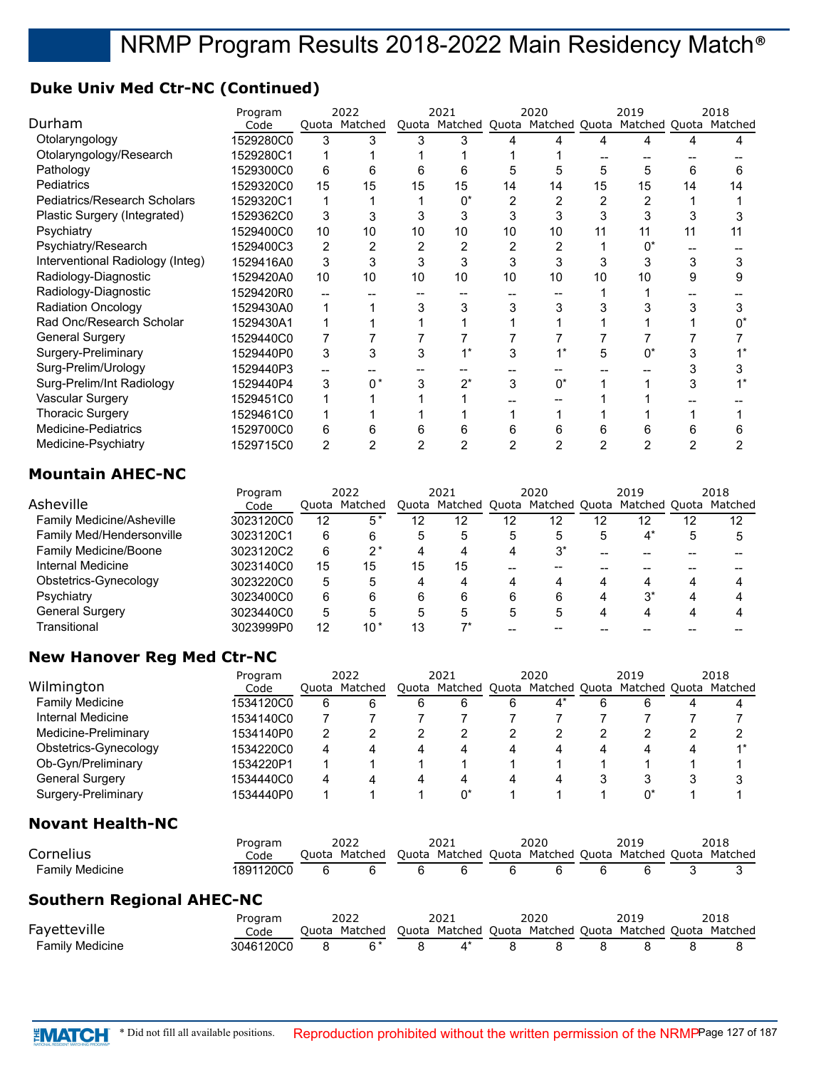## Duke Univ Med Ctr-NC (Continued)

| Durham | Program Code | 2022 Quota | 2022 Matched | 2021 Quota | 2021 Matched | 2020 Quota | 2020 Matched | 2019 Quota | 2019 Matched | 2018 Quota | 2018 Matched |
|---|---|---|---|---|---|---|---|---|---|---|---|
| Otolaryngology | 1529280C0 | 3 | 3 | 3 | 3 | 4 | 4 | 4 | 4 | 4 | 4 |
| Otolaryngology/Research | 1529280C1 | 1 | 1 | 1 | 1 | 1 | 1 | -- | -- | -- | -- |
| Pathology | 1529300C0 | 6 | 6 | 6 | 6 | 5 | 5 | 5 | 5 | 6 | 6 |
| Pediatrics | 1529320C0 | 15 | 15 | 15 | 15 | 14 | 14 | 15 | 15 | 14 | 14 |
| Pediatrics/Research Scholars | 1529320C1 | 1 | 1 | 1 | 0* | 2 | 2 | 2 | 2 | 1 | 1 |
| Plastic Surgery (Integrated) | 1529362C0 | 3 | 3 | 3 | 3 | 3 | 3 | 3 | 3 | 3 | 3 |
| Psychiatry | 1529400C0 | 10 | 10 | 10 | 10 | 10 | 10 | 11 | 11 | 11 | 11 |
| Psychiatry/Research | 1529400C3 | 2 | 2 | 2 | 2 | 2 | 2 | 1 | 0* | -- | -- |
| Interventional Radiology (Integ) | 1529416A0 | 3 | 3 | 3 | 3 | 3 | 3 | 3 | 3 | 3 | 3 |
| Radiology-Diagnostic | 1529420A0 | 10 | 10 | 10 | 10 | 10 | 10 | 10 | 10 | 9 | 9 |
| Radiology-Diagnostic | 1529420R0 | -- | -- | -- | -- | -- | -- | 1 | 1 | -- | -- |
| Radiation Oncology | 1529430A0 | 1 | 1 | 3 | 3 | 3 | 3 | 3 | 3 | 3 | 3 |
| Rad Onc/Research Scholar | 1529430A1 | 1 | 1 | 1 | 1 | 1 | 1 | 1 | 1 | 1 | 0* |
| General Surgery | 1529440C0 | 7 | 7 | 7 | 7 | 7 | 7 | 7 | 7 | 7 | 7 |
| Surgery-Preliminary | 1529440P0 | 3 | 3 | 3 | 1* | 3 | 1* | 5 | 0* | 3 | 1* |
| Surg-Prelim/Urology | 1529440P3 | -- | -- | -- | -- | -- | -- | -- | -- | 3 | 3 |
| Surg-Prelim/Int Radiology | 1529440P4 | 3 | 0* | 3 | 2* | 3 | 0* | 1 | 1 | 3 | 1* |
| Vascular Surgery | 1529451C0 | 1 | 1 | 1 | 1 | -- | -- | 1 | 1 | -- | -- |
| Thoracic Surgery | 1529461C0 | 1 | 1 | 1 | 1 | 1 | 1 | 1 | 1 | 1 | 1 |
| Medicine-Pediatrics | 1529700C0 | 6 | 6 | 6 | 6 | 6 | 6 | 6 | 6 | 6 | 6 |
| Medicine-Psychiatry | 1529715C0 | 2 | 2 | 2 | 2 | 2 | 2 | 2 | 2 | 2 | 2 |

## Mountain AHEC-NC

| Asheville | Program Code | 2022 Quota | 2022 Matched | 2021 Quota | 2021 Matched | 2020 Quota | 2020 Matched | 2019 Quota | 2019 Matched | 2018 Quota | 2018 Matched |
|---|---|---|---|---|---|---|---|---|---|---|---|
| Family Medicine/Asheville | 3023120C0 | 12 | 5* | 12 | 12 | 12 | 12 | 12 | 12 | 12 | 12 |
| Family Med/Hendersonville | 3023120C1 | 6 | 6 | 5 | 5 | 5 | 5 | 5 | 4* | 5 | 5 |
| Family Medicine/Boone | 3023120C2 | 6 | 2* | 4 | 4 | 4 | 3* | -- | -- | -- | -- |
| Internal Medicine | 3023140C0 | 15 | 15 | 15 | 15 | -- | -- | -- | -- | -- | -- |
| Obstetrics-Gynecology | 3023220C0 | 5 | 5 | 4 | 4 | 4 | 4 | 4 | 4 | 4 | 4 |
| Psychiatry | 3023400C0 | 6 | 6 | 6 | 6 | 6 | 6 | 4 | 3* | 4 | 4 |
| General Surgery | 3023440C0 | 5 | 5 | 5 | 5 | 5 | 5 | 4 | 4 | 4 | 4 |
| Transitional | 3023999P0 | 12 | 10* | 13 | 7* | -- | -- | -- | -- | -- | -- |

## New Hanover Reg Med Ctr-NC

| Wilmington | Program Code | 2022 Quota | 2022 Matched | 2021 Quota | 2021 Matched | 2020 Quota | 2020 Matched | 2019 Quota | 2019 Matched | 2018 Quota | 2018 Matched |
|---|---|---|---|---|---|---|---|---|---|---|---|
| Family Medicine | 1534120C0 | 6 | 6 | 6 | 6 | 6 | 4* | 6 | 6 | 4 | 4 |
| Internal Medicine | 1534140C0 | 7 | 7 | 7 | 7 | 7 | 7 | 7 | 7 | 7 | 7 |
| Medicine-Preliminary | 1534140P0 | 2 | 2 | 2 | 2 | 2 | 2 | 2 | 2 | 2 | 2 |
| Obstetrics-Gynecology | 1534220C0 | 4 | 4 | 4 | 4 | 4 | 4 | 4 | 4 | 4 | 1* |
| Ob-Gyn/Preliminary | 1534220P1 | 1 | 1 | 1 | 1 | 1 | 1 | 1 | 1 | 1 | 1 |
| General Surgery | 1534440C0 | 4 | 4 | 4 | 4 | 4 | 4 | 3 | 3 | 3 | 3 |
| Surgery-Preliminary | 1534440P0 | 1 | 1 | 1 | 0* | 1 | 1 | 1 | 0* | 1 | 1 |

## Novant Health-NC

| Cornelius | Program Code | 2022 Quota | 2022 Matched | 2021 Quota | 2021 Matched | 2020 Quota | 2020 Matched | 2019 Quota | 2019 Matched | 2018 Quota | 2018 Matched |
|---|---|---|---|---|---|---|---|---|---|---|---|
| Family Medicine | 1891120C0 | 6 | 6 | 6 | 6 | 6 | 6 | 6 | 6 | 3 | 3 |

## Southern Regional AHEC-NC

| Fayetteville | Program Code | 2022 Quota | 2022 Matched | 2021 Quota | 2021 Matched | 2020 Quota | 2020 Matched | 2019 Quota | 2019 Matched | 2018 Quota | 2018 Matched |
|---|---|---|---|---|---|---|---|---|---|---|---|
| Family Medicine | 3046120C0 | 8 | 6* | 8 | 4* | 8 | 8 | 8 | 8 | 8 | 8 |

\* Did not fill all available positions.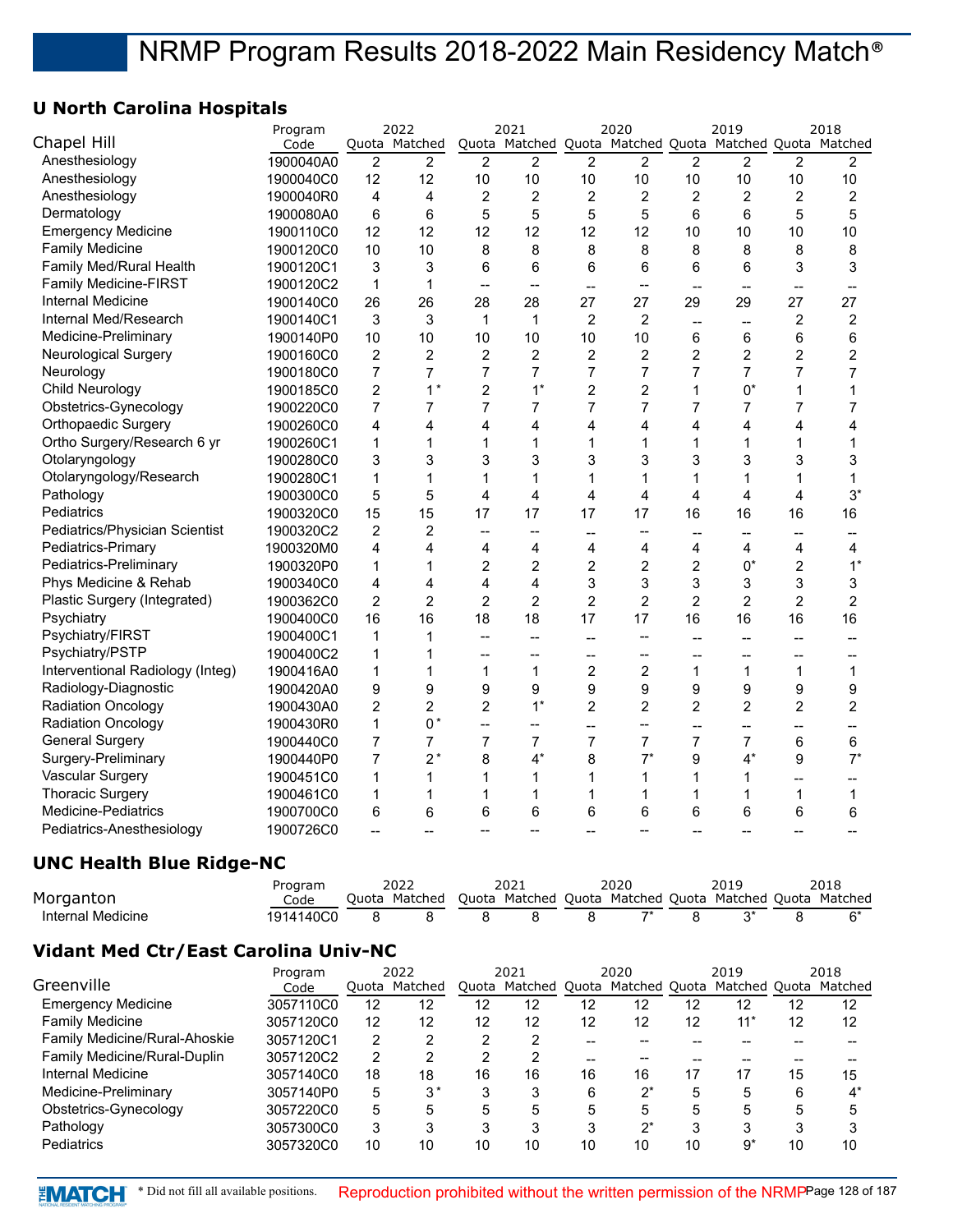## U North Carolina Hospitals

| Chapel Hill | Program Code | 2022 Quota | 2022 Matched | 2021 Quota | 2021 Matched | 2020 Quota | 2020 Matched | 2019 Quota | 2019 Matched | 2018 Quota | 2018 Matched |
|---|---|---|---|---|---|---|---|---|---|---|---|
| Anesthesiology | 1900040A0 | 2 | 2 | 2 | 2 | 2 | 2 | 2 | 2 | 2 | 2 |
| Anesthesiology | 1900040C0 | 12 | 12 | 10 | 10 | 10 | 10 | 10 | 10 | 10 | 10 |
| Anesthesiology | 1900040R0 | 4 | 4 | 2 | 2 | 2 | 2 | 2 | 2 | 2 | 2 |
| Dermatology | 1900080A0 | 6 | 6 | 5 | 5 | 5 | 5 | 6 | 6 | 5 | 5 |
| Emergency Medicine | 1900110C0 | 12 | 12 | 12 | 12 | 12 | 12 | 10 | 10 | 10 | 10 |
| Family Medicine | 1900120C0 | 10 | 10 | 8 | 8 | 8 | 8 | 8 | 8 | 8 | 8 |
| Family Med/Rural Health | 1900120C1 | 3 | 3 | 6 | 6 | 6 | 6 | 6 | 6 | 3 | 3 |
| Family Medicine-FIRST | 1900120C2 | 1 | 1 | -- | -- | -- | -- | -- | -- | -- | -- |
| Internal Medicine | 1900140C0 | 26 | 26 | 28 | 28 | 27 | 27 | 29 | 29 | 27 | 27 |
| Internal Med/Research | 1900140C1 | 3 | 3 | 1 | 1 | 2 | 2 | -- | -- | 2 | 2 |
| Medicine-Preliminary | 1900140P0 | 10 | 10 | 10 | 10 | 10 | 10 | 6 | 6 | 6 | 6 |
| Neurological Surgery | 1900160C0 | 2 | 2 | 2 | 2 | 2 | 2 | 2 | 2 | 2 | 2 |
| Neurology | 1900180C0 | 7 | 7 | 7 | 7 | 7 | 7 | 7 | 7 | 7 | 7 |
| Child Neurology | 1900185C0 | 2 | 1* | 2 | 1* | 2 | 2 | 1 | 0* | 1 | 1 |
| Obstetrics-Gynecology | 1900220C0 | 7 | 7 | 7 | 7 | 7 | 7 | 7 | 7 | 7 | 7 |
| Orthopaedic Surgery | 1900260C0 | 4 | 4 | 4 | 4 | 4 | 4 | 4 | 4 | 4 | 4 |
| Ortho Surgery/Research 6 yr | 1900260C1 | 1 | 1 | 1 | 1 | 1 | 1 | 1 | 1 | 1 | 1 |
| Otolaryngology | 1900280C0 | 3 | 3 | 3 | 3 | 3 | 3 | 3 | 3 | 3 | 3 |
| Otolaryngology/Research | 1900280C1 | 1 | 1 | 1 | 1 | 1 | 1 | 1 | 1 | 1 | 1 |
| Pathology | 1900300C0 | 5 | 5 | 4 | 4 | 4 | 4 | 4 | 4 | 4 | 3* |
| Pediatrics | 1900320C0 | 15 | 15 | 17 | 17 | 17 | 17 | 16 | 16 | 16 | 16 |
| Pediatrics/Physician Scientist | 1900320C2 | 2 | 2 | -- | -- | -- | -- | -- | -- | -- | -- |
| Pediatrics-Primary | 1900320M0 | 4 | 4 | 4 | 4 | 4 | 4 | 4 | 4 | 4 | 4 |
| Pediatrics-Preliminary | 1900320P0 | 1 | 1 | 2 | 2 | 2 | 2 | 2 | 0* | 2 | 1* |
| Phys Medicine & Rehab | 1900340C0 | 4 | 4 | 4 | 4 | 3 | 3 | 3 | 3 | 3 | 3 |
| Plastic Surgery (Integrated) | 1900362C0 | 2 | 2 | 2 | 2 | 2 | 2 | 2 | 2 | 2 | 2 |
| Psychiatry | 1900400C0 | 16 | 16 | 18 | 18 | 17 | 17 | 16 | 16 | 16 | 16 |
| Psychiatry/FIRST | 1900400C1 | 1 | 1 | -- | -- | -- | -- | -- | -- | -- | -- |
| Psychiatry/PSTP | 1900400C2 | 1 | 1 | -- | -- | -- | -- | -- | -- | -- | -- |
| Interventional Radiology (Integ) | 1900416A0 | 1 | 1 | 1 | 1 | 2 | 2 | 1 | 1 | 1 | 1 |
| Radiology-Diagnostic | 1900420A0 | 9 | 9 | 9 | 9 | 9 | 9 | 9 | 9 | 9 | 9 |
| Radiation Oncology | 1900430A0 | 2 | 2 | 2 | 1* | 2 | 2 | 2 | 2 | 2 | 2 |
| Radiation Oncology | 1900430R0 | 1 | 0* | -- | -- | -- | -- | -- | -- | -- | -- |
| General Surgery | 1900440C0 | 7 | 7 | 7 | 7 | 7 | 7 | 7 | 7 | 6 | 6 |
| Surgery-Preliminary | 1900440P0 | 7 | 2* | 8 | 4* | 8 | 7* | 9 | 4* | 9 | 7* |
| Vascular Surgery | 1900451C0 | 1 | 1 | 1 | 1 | 1 | 1 | 1 | 1 | -- | -- |
| Thoracic Surgery | 1900461C0 | 1 | 1 | 1 | 1 | 1 | 1 | 1 | 1 | 1 | 1 |
| Medicine-Pediatrics | 1900700C0 | 6 | 6 | 6 | 6 | 6 | 6 | 6 | 6 | 6 | 6 |
| Pediatrics-Anesthesiology | 1900726C0 | -- | -- | -- | -- | -- | -- | -- | -- | -- | -- |

## UNC Health Blue Ridge-NC

| Morganton | Program Code | 2022 Quota | 2022 Matched | 2021 Quota | 2021 Matched | 2020 Quota | 2020 Matched | 2019 Quota | 2019 Matched | 2018 Quota | 2018 Matched |
|---|---|---|---|---|---|---|---|---|---|---|---|
| Internal Medicine | 1914140C0 | 8 | 8 | 8 | 8 | 8 | 7* | 8 | 3* | 8 | 6* |

## Vidant Med Ctr/East Carolina Univ-NC

| Greenville | Program Code | 2022 Quota | 2022 Matched | 2021 Quota | 2021 Matched | 2020 Quota | 2020 Matched | 2019 Quota | 2019 Matched | 2018 Quota | 2018 Matched |
|---|---|---|---|---|---|---|---|---|---|---|---|
| Emergency Medicine | 3057110C0 | 12 | 12 | 12 | 12 | 12 | 12 | 12 | 12 | 12 | 12 |
| Family Medicine | 3057120C0 | 12 | 12 | 12 | 12 | 12 | 12 | 12 | 11* | 12 | 12 |
| Family Medicine/Rural-Ahoskie | 3057120C1 | 2 | 2 | 2 | 2 | -- | -- | -- | -- | -- | -- |
| Family Medicine/Rural-Duplin | 3057120C2 | 2 | 2 | 2 | 2 | -- | -- | -- | -- | -- | -- |
| Internal Medicine | 3057140C0 | 18 | 18 | 16 | 16 | 16 | 16 | 17 | 17 | 15 | 15 |
| Medicine-Preliminary | 3057140P0 | 5 | 3* | 3 | 3 | 6 | 2* | 5 | 5 | 6 | 4* |
| Obstetrics-Gynecology | 3057220C0 | 5 | 5 | 5 | 5 | 5 | 5 | 5 | 5 | 5 | 5 |
| Pathology | 3057300C0 | 3 | 3 | 3 | 3 | 3 | 2* | 3 | 3 | 3 | 3 |
| Pediatrics | 3057320C0 | 10 | 10 | 10 | 10 | 10 | 10 | 10 | 9* | 10 | 10 |

\* Did not fill all available positions.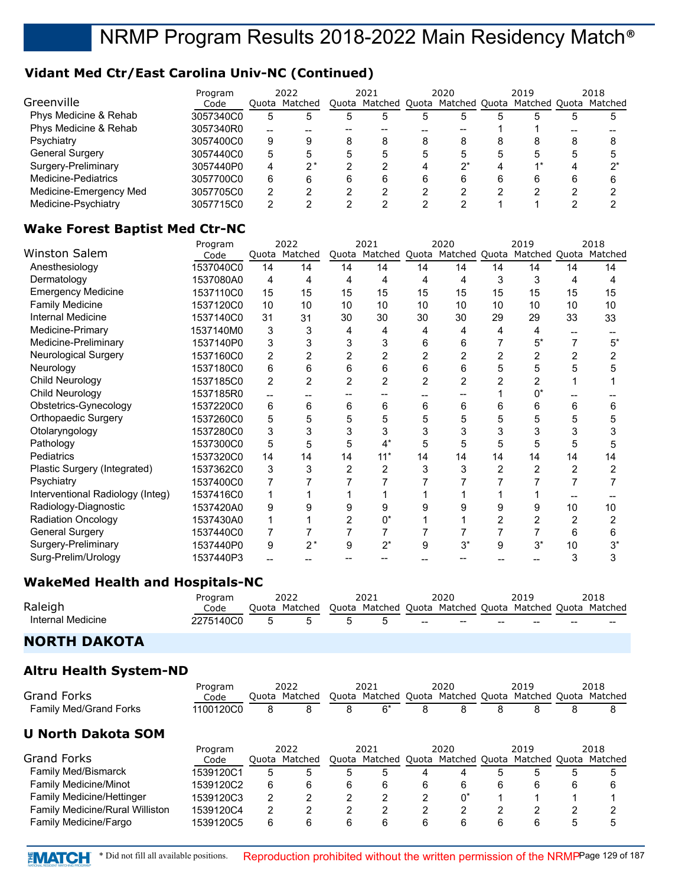## Vidant Med Ctr/East Carolina Univ-NC (Continued)

| Greenville | Program Code | 2022 Quota | 2022 Matched | 2021 Quota | 2021 Matched | 2020 Quota | 2020 Matched | 2019 Quota | 2019 Matched | 2018 Quota | 2018 Matched |
|---|---|---|---|---|---|---|---|---|---|---|---|
| Phys Medicine & Rehab | 3057340C0 | 5 | 5 | 5 | 5 | 5 | 5 | 5 | 5 | 5 | 5 |
| Phys Medicine & Rehab | 3057340R0 | -- | -- | -- | -- | -- | -- | 1 | 1 | -- | -- |
| Psychiatry | 3057400C0 | 9 | 9 | 8 | 8 | 8 | 8 | 8 | 8 | 8 | 8 |
| General Surgery | 3057440C0 | 5 | 5 | 5 | 5 | 5 | 5 | 5 | 5 | 5 | 5 |
| Surgery-Preliminary | 3057440P0 | 4 | 2* | 2 | 2 | 4 | 2* | 4 | 1* | 4 | 2* |
| Medicine-Pediatrics | 3057700C0 | 6 | 6 | 6 | 6 | 6 | 6 | 6 | 6 | 6 | 6 |
| Medicine-Emergency Med | 3057705C0 | 2 | 2 | 2 | 2 | 2 | 2 | 2 | 2 | 2 | 2 |
| Medicine-Psychiatry | 3057715C0 | 2 | 2 | 2 | 2 | 2 | 2 | 1 | 1 | 2 | 2 |

## Wake Forest Baptist Med Ctr-NC

| Winston Salem | Program Code | 2022 Quota | 2022 Matched | 2021 Quota | 2021 Matched | 2020 Quota | 2020 Matched | 2019 Quota | 2019 Matched | 2018 Quota | 2018 Matched |
|---|---|---|---|---|---|---|---|---|---|---|---|
| Anesthesiology | 1537040C0 | 14 | 14 | 14 | 14 | 14 | 14 | 14 | 14 | 14 | 14 |
| Dermatology | 1537080A0 | 4 | 4 | 4 | 4 | 4 | 4 | 3 | 3 | 4 | 4 |
| Emergency Medicine | 1537110C0 | 15 | 15 | 15 | 15 | 15 | 15 | 15 | 15 | 15 | 15 |
| Family Medicine | 1537120C0 | 10 | 10 | 10 | 10 | 10 | 10 | 10 | 10 | 10 | 10 |
| Internal Medicine | 1537140C0 | 31 | 31 | 30 | 30 | 30 | 30 | 29 | 29 | 33 | 33 |
| Medicine-Primary | 1537140M0 | 3 | 3 | 4 | 4 | 4 | 4 | 4 | 4 | -- | -- |
| Medicine-Preliminary | 1537140P0 | 3 | 3 | 3 | 3 | 6 | 6 | 7 | 5* | 7 | 5* |
| Neurological Surgery | 1537160C0 | 2 | 2 | 2 | 2 | 2 | 2 | 2 | 2 | 2 | 2 |
| Neurology | 1537180C0 | 6 | 6 | 6 | 6 | 6 | 6 | 5 | 5 | 5 | 5 |
| Child Neurology | 1537185C0 | 2 | 2 | 2 | 2 | 2 | 2 | 2 | 2 | 1 | 1 |
| Child Neurology | 1537185R0 | -- | -- | -- | -- | -- | -- | 1 | 0* | -- | -- |
| Obstetrics-Gynecology | 1537220C0 | 6 | 6 | 6 | 6 | 6 | 6 | 6 | 6 | 6 | 6 |
| Orthopaedic Surgery | 1537260C0 | 5 | 5 | 5 | 5 | 5 | 5 | 5 | 5 | 5 | 5 |
| Otolaryngology | 1537280C0 | 3 | 3 | 3 | 3 | 3 | 3 | 3 | 3 | 3 | 3 |
| Pathology | 1537300C0 | 5 | 5 | 5 | 4* | 5 | 5 | 5 | 5 | 5 | 5 |
| Pediatrics | 1537320C0 | 14 | 14 | 14 | 11* | 14 | 14 | 14 | 14 | 14 | 14 |
| Plastic Surgery (Integrated) | 1537362C0 | 3 | 3 | 2 | 2 | 3 | 3 | 2 | 2 | 2 | 2 |
| Psychiatry | 1537400C0 | 7 | 7 | 7 | 7 | 7 | 7 | 7 | 7 | 7 | 7 |
| Interventional Radiology (Integ) | 1537416C0 | 1 | 1 | 1 | 1 | 1 | 1 | 1 | 1 | -- | -- |
| Radiology-Diagnostic | 1537420A0 | 9 | 9 | 9 | 9 | 9 | 9 | 9 | 9 | 10 | 10 |
| Radiation Oncology | 1537430A0 | 1 | 1 | 2 | 0* | 1 | 1 | 2 | 2 | 2 | 2 |
| General Surgery | 1537440C0 | 7 | 7 | 7 | 7 | 7 | 7 | 7 | 7 | 6 | 6 |
| Surgery-Preliminary | 1537440P0 | 9 | 2* | 9 | 2* | 9 | 3* | 9 | 3* | 10 | 3* |
| Surg-Prelim/Urology | 1537440P3 | -- | -- | -- | -- | -- | -- | -- | -- | 3 | 3 |

## WakeMed Health and Hospitals-NC

| Raleigh | Program Code | 2022 Quota | 2022 Matched | 2021 Quota | 2021 Matched | 2020 Quota | 2020 Matched | 2019 Quota | 2019 Matched | 2018 Quota | 2018 Matched |
|---|---|---|---|---|---|---|---|---|---|---|---|
| Internal Medicine | 2275140C0 | 5 | 5 | 5 | 5 | -- | -- | -- | -- | -- | -- |

# NORTH DAKOTA

## Altru Health System-ND

| Grand Forks | Program Code | 2022 Quota | 2022 Matched | 2021 Quota | 2021 Matched | 2020 Quota | 2020 Matched | 2019 Quota | 2019 Matched | 2018 Quota | 2018 Matched |
|---|---|---|---|---|---|---|---|---|---|---|---|
| Family Med/Grand Forks | 1100120C0 | 8 | 8 | 8 | 6* | 8 | 8 | 8 | 8 | 8 | 8 |

## U North Dakota SOM

| Grand Forks | Program Code | 2022 Quota | 2022 Matched | 2021 Quota | 2021 Matched | 2020 Quota | 2020 Matched | 2019 Quota | 2019 Matched | 2018 Quota | 2018 Matched |
|---|---|---|---|---|---|---|---|---|---|---|---|
| Family Med/Bismarck | 1539120C1 | 5 | 5 | 5 | 5 | 4 | 4 | 5 | 5 | 5 | 5 |
| Family Medicine/Minot | 1539120C2 | 6 | 6 | 6 | 6 | 6 | 6 | 6 | 6 | 6 | 6 |
| Family Medicine/Hettinger | 1539120C3 | 2 | 2 | 2 | 2 | 2 | 0* | 1 | 1 | 1 | 1 |
| Family Medicine/Rural Williston | 1539120C4 | 2 | 2 | 2 | 2 | 2 | 2 | 2 | 2 | 2 | 2 |
| Family Medicine/Fargo | 1539120C5 | 6 | 6 | 6 | 6 | 6 | 6 | 6 | 6 | 5 | 5 |

\* Did not fill all available positions.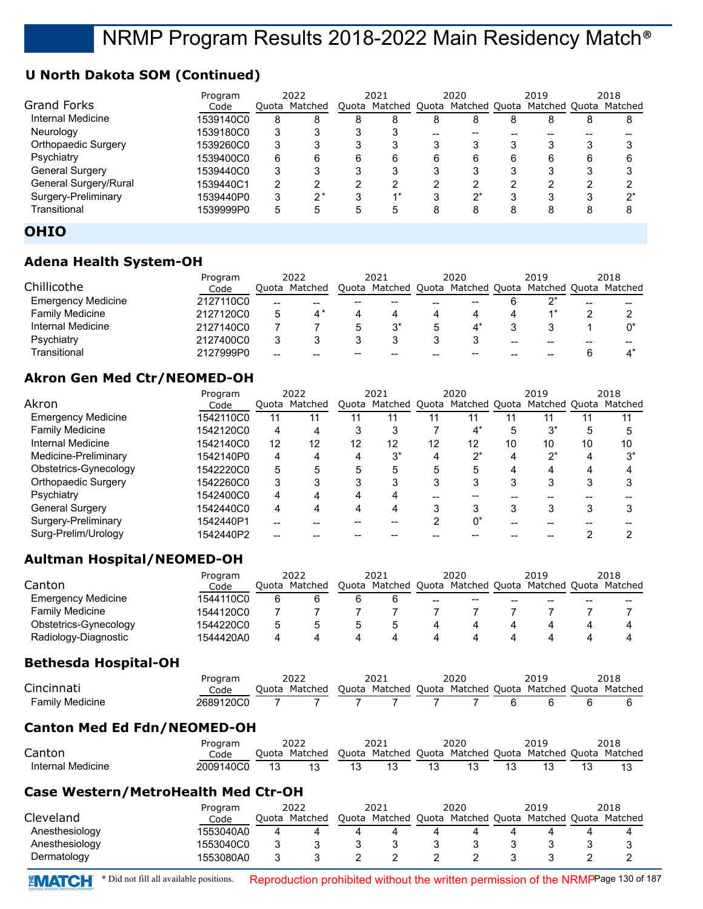## U North Dakota SOM (Continued)

| Grand Forks | Program Code | 2022 Quota | 2022 Matched | 2021 Quota | 2021 Matched | 2020 Quota | 2020 Matched | 2019 Quota | 2019 Matched | 2018 Quota | 2018 Matched |
|---|---|---|---|---|---|---|---|---|---|---|---|
| Internal Medicine | 1539140C0 | 8 | 8 | 8 | 8 | 8 | 8 | 8 | 8 | 8 | 8 |
| Neurology | 1539180C0 | 3 | 3 | 3 | 3 | -- | -- | -- | -- | -- | -- |
| Orthopaedic Surgery | 1539260C0 | 3 | 3 | 3 | 3 | 3 | 3 | 3 | 3 | 3 | 3 |
| Psychiatry | 1539400C0 | 6 | 6 | 6 | 6 | 6 | 6 | 6 | 6 | 6 | 6 |
| General Surgery | 1539440C0 | 3 | 3 | 3 | 3 | 3 | 3 | 3 | 3 | 3 | 3 |
| General Surgery/Rural | 1539440C1 | 2 | 2 | 2 | 2 | 2 | 2 | 2 | 2 | 2 | 2 |
| Surgery-Preliminary | 1539440P0 | 3 | 2* | 3 | 1* | 3 | 2* | 3 | 3 | 3 | 2* |
| Transitional | 1539999P0 | 5 | 5 | 5 | 5 | 8 | 8 | 8 | 8 | 8 | 8 |

# OHIO

## Adena Health System-OH

| Chillicothe | Program Code | 2022 Quota | 2022 Matched | 2021 Quota | 2021 Matched | 2020 Quota | 2020 Matched | 2019 Quota | 2019 Matched | 2018 Quota | 2018 Matched |
|---|---|---|---|---|---|---|---|---|---|---|---|
| Emergency Medicine | 2127110C0 | -- | -- | -- | -- | -- | -- | 6 | 2* | -- | -- |
| Family Medicine | 2127120C0 | 5 | 4* | 4 | 4 | 4 | 4 | 4 | 1* | 2 | 2 |
| Internal Medicine | 2127140C0 | 7 | 7 | 5 | 3* | 5 | 4* | 3 | 3 | 1 | 0* |
| Psychiatry | 2127400C0 | 3 | 3 | 3 | 3 | 3 | 3 | -- | -- | -- | -- |
| Transitional | 2127999P0 | -- | -- | -- | -- | -- | -- | -- | -- | 6 | 4* |

## Akron Gen Med Ctr/NEOMED-OH

| Akron | Program Code | 2022 Quota | 2022 Matched | 2021 Quota | 2021 Matched | 2020 Quota | 2020 Matched | 2019 Quota | 2019 Matched | 2018 Quota | 2018 Matched |
|---|---|---|---|---|---|---|---|---|---|---|---|
| Emergency Medicine | 1542110C0 | 11 | 11 | 11 | 11 | 11 | 11 | 11 | 11 | 11 | 11 |
| Family Medicine | 1542120C0 | 4 | 4 | 3 | 3 | 7 | 4* | 5 | 3* | 5 | 5 |
| Internal Medicine | 1542140C0 | 12 | 12 | 12 | 12 | 12 | 12 | 10 | 10 | 10 | 10 |
| Medicine-Preliminary | 1542140P0 | 4 | 4 | 4 | 3* | 4 | 2* | 4 | 2* | 4 | 3* |
| Obstetrics-Gynecology | 1542220C0 | 5 | 5 | 5 | 5 | 5 | 5 | 4 | 4 | 4 | 4 |
| Orthopaedic Surgery | 1542260C0 | 3 | 3 | 3 | 3 | 3 | 3 | 3 | 3 | 3 | 3 |
| Psychiatry | 1542400C0 | 4 | 4 | 4 | 4 | -- | -- | -- | -- | -- | -- |
| General Surgery | 1542440C0 | 4 | 4 | 4 | 4 | 3 | 3 | 3 | 3 | 3 | 3 |
| Surgery-Preliminary | 1542440P1 | -- | -- | -- | -- | 2 | 0* | -- | -- | -- | -- |
| Surg-Prelim/Urology | 1542440P2 | -- | -- | -- | -- | -- | -- | -- | -- | 2 | 2 |

## Aultman Hospital/NEOMED-OH

| Canton | Program Code | 2022 Quota | 2022 Matched | 2021 Quota | 2021 Matched | 2020 Quota | 2020 Matched | 2019 Quota | 2019 Matched | 2018 Quota | 2018 Matched |
|---|---|---|---|---|---|---|---|---|---|---|---|
| Emergency Medicine | 1544110C0 | 6 | 6 | 6 | 6 | -- | -- | -- | -- | -- | -- |
| Family Medicine | 1544120C0 | 7 | 7 | 7 | 7 | 7 | 7 | 7 | 7 | 7 | 7 |
| Obstetrics-Gynecology | 1544220C0 | 5 | 5 | 5 | 5 | 4 | 4 | 4 | 4 | 4 | 4 |
| Radiology-Diagnostic | 1544420A0 | 4 | 4 | 4 | 4 | 4 | 4 | 4 | 4 | 4 | 4 |

## Bethesda Hospital-OH

| Cincinnati | Program Code | 2022 Quota | 2022 Matched | 2021 Quota | 2021 Matched | 2020 Quota | 2020 Matched | 2019 Quota | 2019 Matched | 2018 Quota | 2018 Matched |
|---|---|---|---|---|---|---|---|---|---|---|---|
| Family Medicine | 2689120C0 | 7 | 7 | 7 | 7 | 7 | 7 | 6 | 6 | 6 | 6 |

## Canton Med Ed Fdn/NEOMED-OH

| Canton | Program Code | 2022 Quota | 2022 Matched | 2021 Quota | 2021 Matched | 2020 Quota | 2020 Matched | 2019 Quota | 2019 Matched | 2018 Quota | 2018 Matched |
|---|---|---|---|---|---|---|---|---|---|---|---|
| Internal Medicine | 2009140C0 | 13 | 13 | 13 | 13 | 13 | 13 | 13 | 13 | 13 | 13 |

## Case Western/MetroHealth Med Ctr-OH

| Cleveland | Program Code | 2022 Quota | 2022 Matched | 2021 Quota | 2021 Matched | 2020 Quota | 2020 Matched | 2019 Quota | 2019 Matched | 2018 Quota | 2018 Matched |
|---|---|---|---|---|---|---|---|---|---|---|---|
| Anesthesiology | 1553040A0 | 4 | 4 | 4 | 4 | 4 | 4 | 4 | 4 | 4 | 4 |
| Anesthesiology | 1553040C0 | 3 | 3 | 3 | 3 | 3 | 3 | 3 | 3 | 3 | 3 |
| Dermatology | 1553080A0 | 3 | 3 | 2 | 2 | 2 | 2 | 3 | 3 | 2 | 2 |

\* Did not fill all available positions.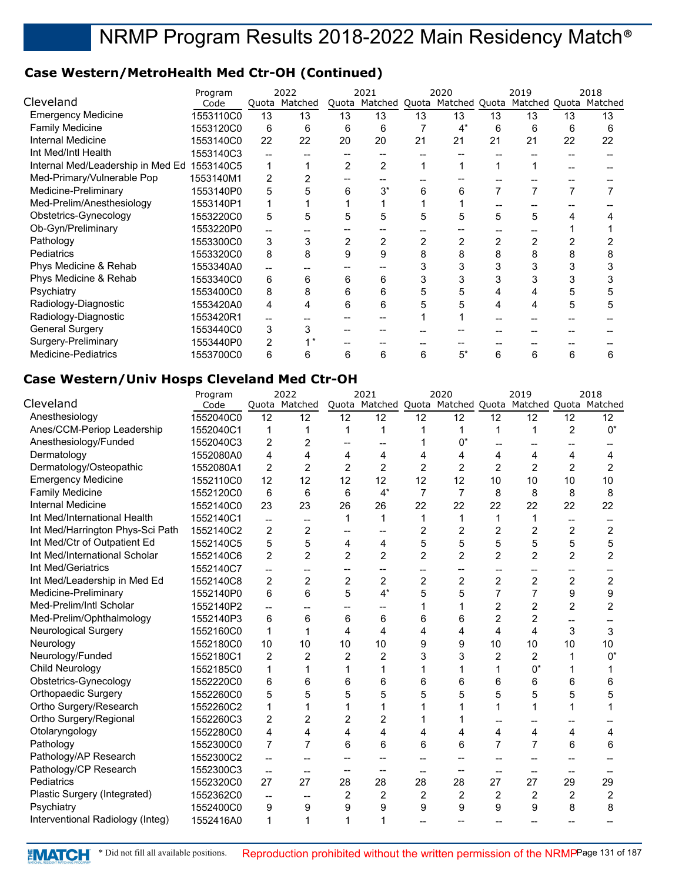# NRMP Program Results 2018-2022 Main Residency Match®

## Case Western/MetroHealth Med Ctr-OH (Continued)

| Cleveland | Program Code | 2022 Quota | 2022 Matched | 2021 Quota | 2021 Matched | 2020 Quota | 2020 Matched | 2019 Quota | 2019 Matched | 2018 Quota | 2018 Matched |
|---|---|---|---|---|---|---|---|---|---|---|---|
| Emergency Medicine | 1553110C0 | 13 | 13 | 13 | 13 | 13 | 13 | 13 | 13 | 13 | 13 |
| Family Medicine | 1553120C0 | 6 | 6 | 6 | 6 | 7 | 4* | 6 | 6 | 6 | 6 |
| Internal Medicine | 1553140C0 | 22 | 22 | 20 | 20 | 21 | 21 | 21 | 21 | 22 | 22 |
| Int Med/Intl Health | 1553140C3 | -- | -- | -- | -- | -- | -- | -- | -- | -- | -- |
| Internal Med/Leadership in Med Ed | 1553140C5 | 1 | 1 | 2 | 2 | 1 | 1 | 1 | 1 | -- | -- |
| Med-Primary/Vulnerable Pop | 1553140M1 | 2 | 2 | -- | -- | -- | -- | -- | -- | -- | -- |
| Medicine-Preliminary | 1553140P0 | 5 | 5 | 6 | 3* | 6 | 6 | 7 | 7 | 7 | 7 |
| Med-Prelim/Anesthesiology | 1553140P1 | 1 | 1 | 1 | 1 | 1 | 1 | -- | -- | -- | -- |
| Obstetrics-Gynecology | 1553220C0 | 5 | 5 | 5 | 5 | 5 | 5 | 5 | 5 | 4 | 4 |
| Ob-Gyn/Preliminary | 1553220P0 | -- | -- | -- | -- | -- | -- | -- | -- | 1 | 1 |
| Pathology | 1553300C0 | 3 | 3 | 2 | 2 | 2 | 2 | 2 | 2 | 2 | 2 |
| Pediatrics | 1553320C0 | 8 | 8 | 9 | 9 | 8 | 8 | 8 | 8 | 8 | 8 |
| Phys Medicine & Rehab | 1553340A0 | -- | -- | -- | -- | 3 | 3 | 3 | 3 | 3 | 3 |
| Phys Medicine & Rehab | 1553340C0 | 6 | 6 | 6 | 6 | 3 | 3 | 3 | 3 | 3 | 3 |
| Psychiatry | 1553400C0 | 8 | 8 | 6 | 6 | 5 | 5 | 4 | 4 | 5 | 5 |
| Radiology-Diagnostic | 1553420A0 | 4 | 4 | 6 | 6 | 5 | 5 | 4 | 4 | 5 | 5 |
| Radiology-Diagnostic | 1553420R1 | -- | -- | -- | -- | 1 | 1 | -- | -- | -- | -- |
| General Surgery | 1553440C0 | 3 | 3 | -- | -- | -- | -- | -- | -- | -- | -- |
| Surgery-Preliminary | 1553440P0 | 2 | 1* | -- | -- | -- | -- | -- | -- | -- | -- |
| Medicine-Pediatrics | 1553700C0 | 6 | 6 | 6 | 6 | 6 | 5* | 6 | 6 | 6 | 6 |

## Case Western/Univ Hosps Cleveland Med Ctr-OH

| Cleveland | Program Code | 2022 Quota | 2022 Matched | 2021 Quota | 2021 Matched | 2020 Quota | 2020 Matched | 2019 Quota | 2019 Matched | 2018 Quota | 2018 Matched |
|---|---|---|---|---|---|---|---|---|---|---|---|
| Anesthesiology | 1552040C0 | 12 | 12 | 12 | 12 | 12 | 12 | 12 | 12 | 12 | 12 |
| Anes/CCM-Periop Leadership | 1552040C1 | 1 | 1 | 1 | 1 | 1 | 1 | 1 | 1 | 2 | 0* |
| Anesthesiology/Funded | 1552040C3 | 2 | 2 | -- | -- | 1 | 0* | -- | -- | -- | -- |
| Dermatology | 1552080A0 | 4 | 4 | 4 | 4 | 4 | 4 | 4 | 4 | 4 | 4 |
| Dermatology/Osteopathic | 1552080A1 | 2 | 2 | 2 | 2 | 2 | 2 | 2 | 2 | 2 | 2 |
| Emergency Medicine | 1552110C0 | 12 | 12 | 12 | 12 | 12 | 12 | 10 | 10 | 10 | 10 |
| Family Medicine | 1552120C0 | 6 | 6 | 6 | 4* | 7 | 7 | 8 | 8 | 8 | 8 |
| Internal Medicine | 1552140C0 | 23 | 23 | 26 | 26 | 22 | 22 | 22 | 22 | 22 | 22 |
| Int Med/International Health | 1552140C1 | -- | -- | 1 | 1 | 1 | 1 | 1 | 1 | -- | -- |
| Int Med/Harrington Phys-Sci Path | 1552140C2 | 2 | 2 | -- | -- | 2 | 2 | 2 | 2 | 2 | 2 |
| Int Med/Ctr of Outpatient Ed | 1552140C5 | 5 | 5 | 4 | 4 | 5 | 5 | 5 | 5 | 5 | 5 |
| Int Med/International Scholar | 1552140C6 | 2 | 2 | 2 | 2 | 2 | 2 | 2 | 2 | 2 | 2 |
| Int Med/Geriatrics | 1552140C7 | -- | -- | -- | -- | -- | -- | -- | -- | -- | -- |
| Int Med/Leadership in Med Ed | 1552140C8 | 2 | 2 | 2 | 2 | 2 | 2 | 2 | 2 | 2 | 2 |
| Medicine-Preliminary | 1552140P0 | 6 | 6 | 5 | 4* | 5 | 5 | 7 | 7 | 9 | 9 |
| Med-Prelim/Intl Scholar | 1552140P2 | -- | -- | -- | -- | 1 | 1 | 2 | 2 | 2 | 2 |
| Med-Prelim/Ophthalmology | 1552140P3 | 6 | 6 | 6 | 6 | 6 | 6 | 2 | 2 | -- | -- |
| Neurological Surgery | 1552160C0 | 1 | 1 | 4 | 4 | 4 | 4 | 4 | 4 | 3 | 3 |
| Neurology | 1552180C0 | 10 | 10 | 10 | 10 | 9 | 9 | 10 | 10 | 10 | 10 |
| Neurology/Funded | 1552180C1 | 2 | 2 | 2 | 2 | 3 | 3 | 2 | 2 | 1 | 0* |
| Child Neurology | 1552185C0 | 1 | 1 | 1 | 1 | 1 | 1 | 1 | 0* | 1 | 1 |
| Obstetrics-Gynecology | 1552220C0 | 6 | 6 | 6 | 6 | 6 | 6 | 6 | 6 | 6 | 6 |
| Orthopaedic Surgery | 1552260C0 | 5 | 5 | 5 | 5 | 5 | 5 | 5 | 5 | 5 | 5 |
| Ortho Surgery/Research | 1552260C2 | 1 | 1 | 1 | 1 | 1 | 1 | 1 | 1 | 1 | 1 |
| Ortho Surgery/Regional | 1552260C3 | 2 | 2 | 2 | 2 | 1 | 1 | -- | -- | -- | -- |
| Otolaryngology | 1552280C0 | 4 | 4 | 4 | 4 | 4 | 4 | 4 | 4 | 4 | 4 |
| Pathology | 1552300C0 | 7 | 7 | 6 | 6 | 6 | 6 | 7 | 7 | 6 | 6 |
| Pathology/AP Research | 1552300C2 | -- | -- | -- | -- | -- | -- | -- | -- | -- | -- |
| Pathology/CP Research | 1552300C3 | -- | -- | -- | -- | -- | -- | -- | -- | -- | -- |
| Pediatrics | 1552320C0 | 27 | 27 | 28 | 28 | 28 | 28 | 27 | 27 | 29 | 29 |
| Plastic Surgery (Integrated) | 1552362C0 | -- | -- | 2 | 2 | 2 | 2 | 2 | 2 | 2 | 2 |
| Psychiatry | 1552400C0 | 9 | 9 | 9 | 9 | 9 | 9 | 9 | 9 | 8 | 8 |
| Interventional Radiology (Integ) | 1552416A0 | 1 | 1 | 1 | 1 | -- | -- | -- | -- | -- | -- |

* Did not fill all available positions.

Reproduction prohibited without the written permission of the NRMP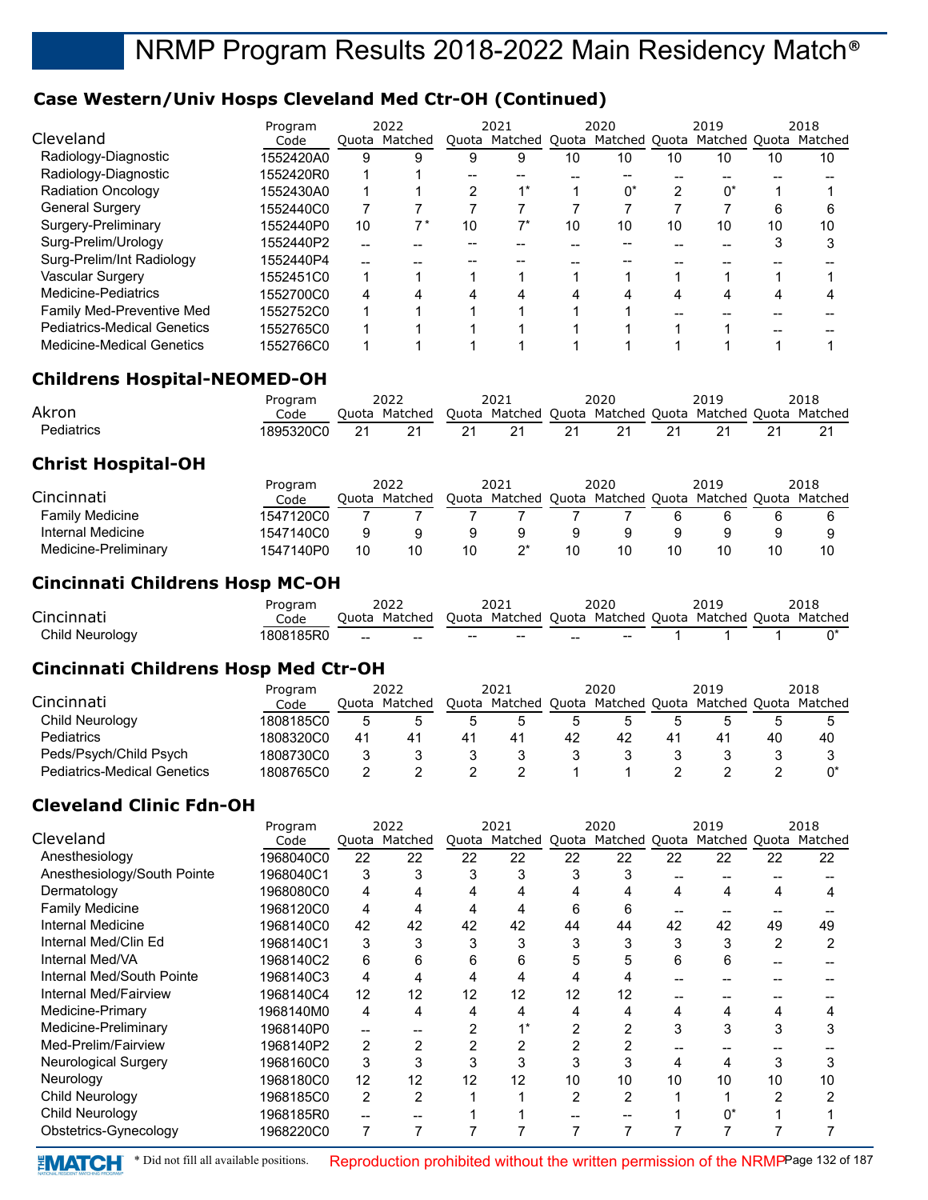## Case Western/Univ Hosps Cleveland Med Ctr-OH (Continued)

| Cleveland | Program Code | 2022 Quota | 2022 Matched | 2021 Quota | 2021 Matched | 2020 Quota | 2020 Matched | 2019 Quota | 2019 Matched | 2018 Quota | 2018 Matched |
|---|---|---|---|---|---|---|---|---|---|---|---|
| Radiology-Diagnostic | 1552420A0 | 9 | 9 | 9 | 9 | 10 | 10 | 10 | 10 | 10 | 10 |
| Radiology-Diagnostic | 1552420R0 | 1 | 1 | -- | -- | -- | -- | -- | -- | -- | -- |
| Radiation Oncology | 1552430A0 | 1 | 1 | 2 | 1* | 1 | 0* | 2 | 0* | 1 | 1 |
| General Surgery | 1552440C0 | 7 | 7 | 7 | 7 | 7 | 7 | 7 | 7 | 6 | 6 |
| Surgery-Preliminary | 1552440P0 | 10 | 7* | 10 | 7* | 10 | 10 | 10 | 10 | 10 | 10 |
| Surg-Prelim/Urology | 1552440P2 | -- | -- | -- | -- | -- | -- | -- | -- | 3 | 3 |
| Surg-Prelim/Int Radiology | 1552440P4 | -- | -- | -- | -- | -- | -- | -- | -- | -- | -- |
| Vascular Surgery | 1552451C0 | 1 | 1 | 1 | 1 | 1 | 1 | 1 | 1 | 1 | 1 |
| Medicine-Pediatrics | 1552700C0 | 4 | 4 | 4 | 4 | 4 | 4 | 4 | 4 | 4 | 4 |
| Family Med-Preventive Med | 1552752C0 | 1 | 1 | 1 | 1 | 1 | 1 | -- | -- | -- | -- |
| Pediatrics-Medical Genetics | 1552765C0 | 1 | 1 | 1 | 1 | 1 | 1 | 1 | 1 | -- | -- |
| Medicine-Medical Genetics | 1552766C0 | 1 | 1 | 1 | 1 | 1 | 1 | 1 | 1 | 1 | 1 |

## Childrens Hospital-NEOMED-OH

| Akron | Program Code | 2022 Quota | 2022 Matched | 2021 Quota | 2021 Matched | 2020 Quota | 2020 Matched | 2019 Quota | 2019 Matched | 2018 Quota | 2018 Matched |
|---|---|---|---|---|---|---|---|---|---|---|---|
| Pediatrics | 1895320C0 | 21 | 21 | 21 | 21 | 21 | 21 | 21 | 21 | 21 | 21 |

## Christ Hospital-OH

| Cincinnati | Program Code | 2022 Quota | 2022 Matched | 2021 Quota | 2021 Matched | 2020 Quota | 2020 Matched | 2019 Quota | 2019 Matched | 2018 Quota | 2018 Matched |
|---|---|---|---|---|---|---|---|---|---|---|---|
| Family Medicine | 1547120C0 | 7 | 7 | 7 | 7 | 7 | 7 | 6 | 6 | 6 | 6 |
| Internal Medicine | 1547140C0 | 9 | 9 | 9 | 9 | 9 | 9 | 9 | 9 | 9 | 9 |
| Medicine-Preliminary | 1547140P0 | 10 | 10 | 10 | 2* | 10 | 10 | 10 | 10 | 10 | 10 |

## Cincinnati Childrens Hosp MC-OH

| Cincinnati | Program Code | 2022 Quota | 2022 Matched | 2021 Quota | 2021 Matched | 2020 Quota | 2020 Matched | 2019 Quota | 2019 Matched | 2018 Quota | 2018 Matched |
|---|---|---|---|---|---|---|---|---|---|---|---|
| Child Neurology | 1808185R0 | -- | -- | -- | -- | -- | -- | 1 | 1 | 1 | 0* |

## Cincinnati Childrens Hosp Med Ctr-OH

| Cincinnati | Program Code | 2022 Quota | 2022 Matched | 2021 Quota | 2021 Matched | 2020 Quota | 2020 Matched | 2019 Quota | 2019 Matched | 2018 Quota | 2018 Matched |
|---|---|---|---|---|---|---|---|---|---|---|---|
| Child Neurology | 1808185C0 | 5 | 5 | 5 | 5 | 5 | 5 | 5 | 5 | 5 | 5 |
| Pediatrics | 1808320C0 | 41 | 41 | 41 | 41 | 42 | 42 | 41 | 41 | 40 | 40 |
| Peds/Psych/Child Psych | 1808730C0 | 3 | 3 | 3 | 3 | 3 | 3 | 3 | 3 | 3 | 3 |
| Pediatrics-Medical Genetics | 1808765C0 | 2 | 2 | 2 | 2 | 1 | 1 | 2 | 2 | 2 | 0* |

## Cleveland Clinic Fdn-OH

| Cleveland | Program Code | 2022 Quota | 2022 Matched | 2021 Quota | 2021 Matched | 2020 Quota | 2020 Matched | 2019 Quota | 2019 Matched | 2018 Quota | 2018 Matched |
|---|---|---|---|---|---|---|---|---|---|---|---|
| Anesthesiology | 1968040C0 | 22 | 22 | 22 | 22 | 22 | 22 | 22 | 22 | 22 | 22 |
| Anesthesiology/South Pointe | 1968040C1 | 3 | 3 | 3 | 3 | 3 | 3 | -- | -- | -- | -- |
| Dermatology | 1968080C0 | 4 | 4 | 4 | 4 | 4 | 4 | 4 | 4 | 4 | 4 |
| Family Medicine | 1968120C0 | 4 | 4 | 4 | 4 | 6 | 6 | -- | -- | -- | -- |
| Internal Medicine | 1968140C0 | 42 | 42 | 42 | 42 | 44 | 44 | 42 | 42 | 49 | 49 |
| Internal Med/Clin Ed | 1968140C1 | 3 | 3 | 3 | 3 | 3 | 3 | 3 | 3 | 2 | 2 |
| Internal Med/VA | 1968140C2 | 6 | 6 | 6 | 6 | 5 | 5 | 6 | 6 | -- | -- |
| Internal Med/South Pointe | 1968140C3 | 4 | 4 | 4 | 4 | 4 | 4 | -- | -- | -- | -- |
| Internal Med/Fairview | 1968140C4 | 12 | 12 | 12 | 12 | 12 | 12 | -- | -- | -- | -- |
| Medicine-Primary | 1968140M0 | 4 | 4 | 4 | 4 | 4 | 4 | 4 | 4 | 4 | 4 |
| Medicine-Preliminary | 1968140P0 | -- | -- | 2 | 1* | 2 | 2 | 3 | 3 | 3 | 3 |
| Med-Prelim/Fairview | 1968140P2 | 2 | 2 | 2 | 2 | 2 | 2 | -- | -- | -- | -- |
| Neurological Surgery | 1968160C0 | 3 | 3 | 3 | 3 | 3 | 3 | 4 | 4 | 3 | 3 |
| Neurology | 1968180C0 | 12 | 12 | 12 | 12 | 10 | 10 | 10 | 10 | 10 | 10 |
| Child Neurology | 1968185C0 | 2 | 2 | 1 | 1 | 2 | 2 | 1 | 1 | 2 | 2 |
| Child Neurology | 1968185R0 | -- | -- | 1 | 1 | -- | -- | 1 | 0* | 1 | 1 |
| Obstetrics-Gynecology | 1968220C0 | 7 | 7 | 7 | 7 | 7 | 7 | 7 | 7 | 7 | 7 |

* Did not fill all available positions.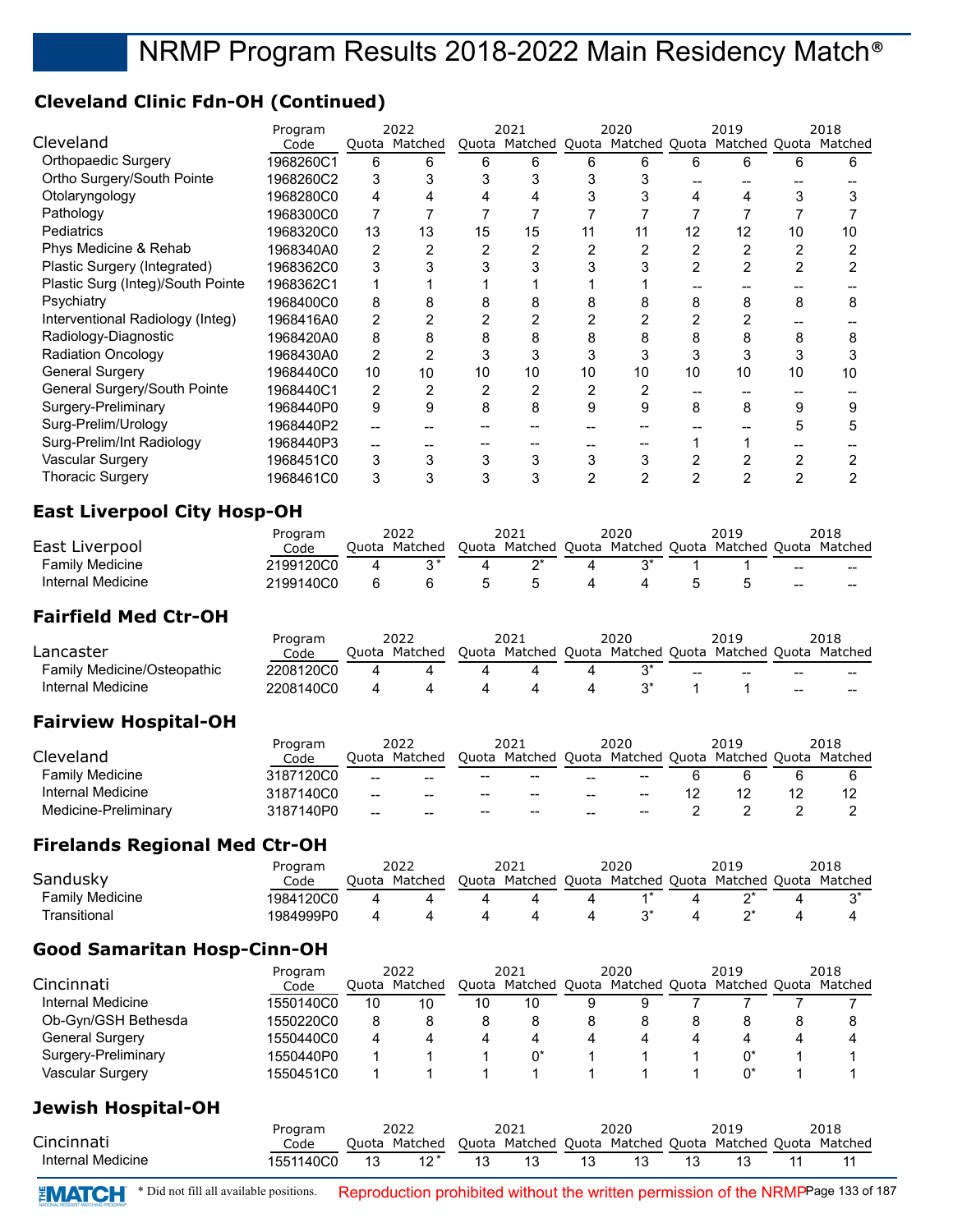## Cleveland Clinic Fdn-OH (Continued)

| Cleveland | Program Code | 2022 Quota | 2022 Matched | 2021 Quota | 2021 Matched | 2020 Quota | 2020 Matched | 2019 Quota | 2019 Matched | 2018 Quota | 2018 Matched |
|---|---|---|---|---|---|---|---|---|---|---|---|
| Orthopaedic Surgery | 1968260C1 | 6 | 6 | 6 | 6 | 6 | 6 | 6 | 6 | 6 | 6 |
| Ortho Surgery/South Pointe | 1968260C2 | 3 | 3 | 3 | 3 | 3 | 3 | -- | -- | -- | -- |
| Otolaryngology | 1968280C0 | 4 | 4 | 4 | 4 | 3 | 3 | 4 | 4 | 3 | 3 |
| Pathology | 1968300C0 | 7 | 7 | 7 | 7 | 7 | 7 | 7 | 7 | 7 | 7 |
| Pediatrics | 1968320C0 | 13 | 13 | 15 | 15 | 11 | 11 | 12 | 12 | 10 | 10 |
| Phys Medicine & Rehab | 1968340A0 | 2 | 2 | 2 | 2 | 2 | 2 | 2 | 2 | 2 | 2 |
| Plastic Surgery (Integrated) | 1968362C0 | 3 | 3 | 3 | 3 | 3 | 3 | 2 | 2 | 2 | 2 |
| Plastic Surg (Integ)/South Pointe | 1968362C1 | 1 | 1 | 1 | 1 | 1 | 1 | -- | -- | -- | -- |
| Psychiatry | 1968400C0 | 8 | 8 | 8 | 8 | 8 | 8 | 8 | 8 | 8 | 8 |
| Interventional Radiology (Integ) | 1968416A0 | 2 | 2 | 2 | 2 | 2 | 2 | 2 | 2 | -- | -- |
| Radiology-Diagnostic | 1968420A0 | 8 | 8 | 8 | 8 | 8 | 8 | 8 | 8 | 8 | 8 |
| Radiation Oncology | 1968430A0 | 2 | 2 | 3 | 3 | 3 | 3 | 3 | 3 | 3 | 3 |
| General Surgery | 1968440C0 | 10 | 10 | 10 | 10 | 10 | 10 | 10 | 10 | 10 | 10 |
| General Surgery/South Pointe | 1968440C1 | 2 | 2 | 2 | 2 | 2 | 2 | -- | -- | -- | -- |
| Surgery-Preliminary | 1968440P0 | 9 | 9 | 8 | 8 | 9 | 9 | 8 | 8 | 9 | 9 |
| Surg-Prelim/Urology | 1968440P2 | -- | -- | -- | -- | -- | -- | -- | -- | 5 | 5 |
| Surg-Prelim/Int Radiology | 1968440P3 | -- | -- | -- | -- | -- | -- | 1 | 1 | -- | -- |
| Vascular Surgery | 1968451C0 | 3 | 3 | 3 | 3 | 3 | 3 | 2 | 2 | 2 | 2 |
| Thoracic Surgery | 1968461C0 | 3 | 3 | 3 | 3 | 2 | 2 | 2 | 2 | 2 | 2 |

## East Liverpool City Hosp-OH

| East Liverpool | Program Code | 2022 Quota | 2022 Matched | 2021 Quota | 2021 Matched | 2020 Quota | 2020 Matched | 2019 Quota | 2019 Matched | 2018 Quota | 2018 Matched |
|---|---|---|---|---|---|---|---|---|---|---|---|
| Family Medicine | 2199120C0 | 4 | 3* | 4 | 2* | 4 | 3* | 1 | 1 | -- | -- |
| Internal Medicine | 2199140C0 | 6 | 6 | 5 | 5 | 4 | 4 | 5 | 5 | -- | -- |

## Fairfield Med Ctr-OH

| Lancaster | Program Code | 2022 Quota | 2022 Matched | 2021 Quota | 2021 Matched | 2020 Quota | 2020 Matched | 2019 Quota | 2019 Matched | 2018 Quota | 2018 Matched |
|---|---|---|---|---|---|---|---|---|---|---|---|
| Family Medicine/Osteopathic | 2208120C0 | 4 | 4 | 4 | 4 | 4 | 3* | -- | -- | -- | -- |
| Internal Medicine | 2208140C0 | 4 | 4 | 4 | 4 | 4 | 3* | 1 | 1 | -- | -- |

## Fairview Hospital-OH

| Cleveland | Program Code | 2022 Quota | 2022 Matched | 2021 Quota | 2021 Matched | 2020 Quota | 2020 Matched | 2019 Quota | 2019 Matched | 2018 Quota | 2018 Matched |
|---|---|---|---|---|---|---|---|---|---|---|---|
| Family Medicine | 3187120C0 | -- | -- | -- | -- | -- | -- | 6 | 6 | 6 | 6 |
| Internal Medicine | 3187140C0 | -- | -- | -- | -- | -- | -- | 12 | 12 | 12 | 12 |
| Medicine-Preliminary | 3187140P0 | -- | -- | -- | -- | -- | -- | 2 | 2 | 2 | 2 |

## Firelands Regional Med Ctr-OH

| Sandusky | Program Code | 2022 Quota | 2022 Matched | 2021 Quota | 2021 Matched | 2020 Quota | 2020 Matched | 2019 Quota | 2019 Matched | 2018 Quota | 2018 Matched |
|---|---|---|---|---|---|---|---|---|---|---|---|
| Family Medicine | 1984120C0 | 4 | 4 | 4 | 4 | 4 | 1* | 4 | 2* | 4 | 3* |
| Transitional | 1984999P0 | 4 | 4 | 4 | 4 | 4 | 3* | 4 | 2* | 4 | 4 |

## Good Samaritan Hosp-Cinn-OH

| Cincinnati | Program Code | 2022 Quota | 2022 Matched | 2021 Quota | 2021 Matched | 2020 Quota | 2020 Matched | 2019 Quota | 2019 Matched | 2018 Quota | 2018 Matched |
|---|---|---|---|---|---|---|---|---|---|---|---|
| Internal Medicine | 1550140C0 | 10 | 10 | 10 | 10 | 9 | 9 | 7 | 7 | 7 | 7 |
| Ob-Gyn/GSH Bethesda | 1550220C0 | 8 | 8 | 8 | 8 | 8 | 8 | 8 | 8 | 8 | 8 |
| General Surgery | 1550440C0 | 4 | 4 | 4 | 4 | 4 | 4 | 4 | 4 | 4 | 4 |
| Surgery-Preliminary | 1550440P0 | 1 | 1 | 1 | 0* | 1 | 1 | 1 | 0* | 1 | 1 |
| Vascular Surgery | 1550451C0 | 1 | 1 | 1 | 1 | 1 | 1 | 1 | 0* | 1 | 1 |

## Jewish Hospital-OH

| Cincinnati | Program Code | 2022 Quota | 2022 Matched | 2021 Quota | 2021 Matched | 2020 Quota | 2020 Matched | 2019 Quota | 2019 Matched | 2018 Quota | 2018 Matched |
|---|---|---|---|---|---|---|---|---|---|---|---|
| Internal Medicine | 1551140C0 | 13 | 12* | 13 | 13 | 13 | 13 | 13 | 13 | 11 | 11 |

\* Did not fill all available positions.

Reproduction prohibited without the written permission of the NRMP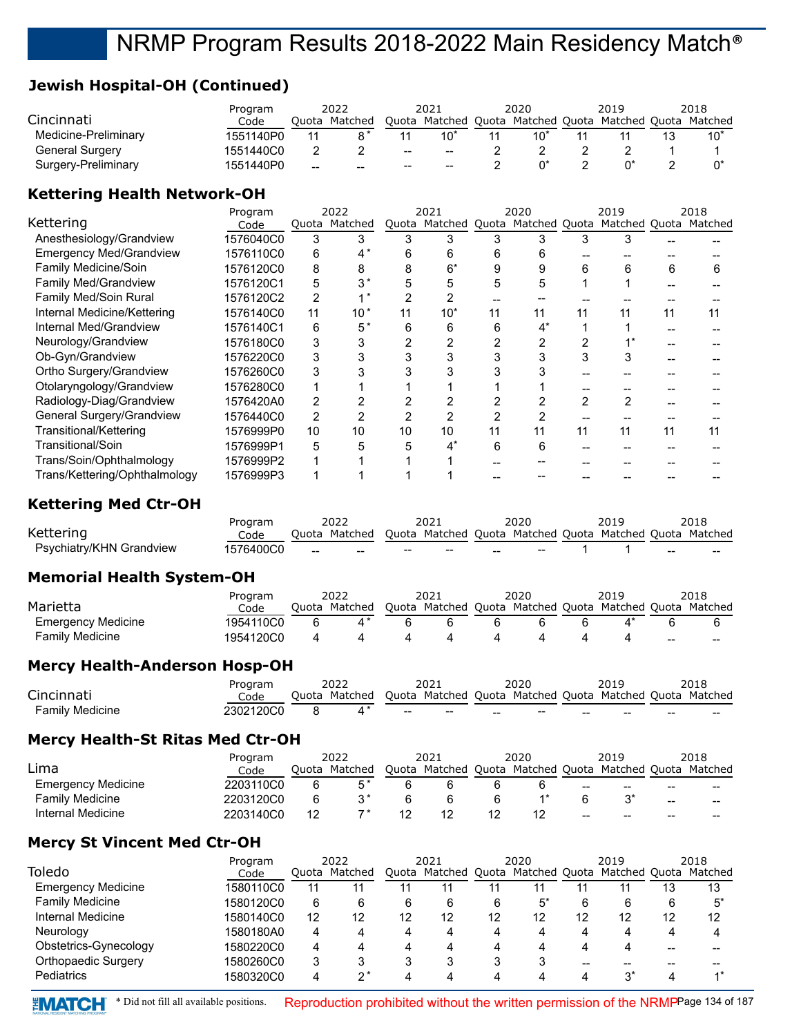## Jewish Hospital-OH (Continued)

| Cincinnati | Program Code | 2022 Quota | 2022 Matched | 2021 Quota | 2021 Matched | 2020 Quota | 2020 Matched | 2019 Quota | 2019 Matched | 2018 Quota | 2018 Matched |
|---|---|---|---|---|---|---|---|---|---|---|---|
| Medicine-Preliminary | 1551140P0 | 11 | 8* | 11 | 10* | 11 | 10* | 11 | 11 | 13 | 10* |
| General Surgery | 1551440C0 | 2 | 2 | -- | -- | 2 | 2 | 2 | 2 | 1 | 1 |
| Surgery-Preliminary | 1551440P0 | -- | -- | -- | -- | 2 | 0* | 2 | 0* | 2 | 0* |

## Kettering Health Network-OH

| Kettering | Program Code | 2022 Quota | 2022 Matched | 2021 Quota | 2021 Matched | 2020 Quota | 2020 Matched | 2019 Quota | 2019 Matched | 2018 Quota | 2018 Matched |
|---|---|---|---|---|---|---|---|---|---|---|---|
| Anesthesiology/Grandview | 1576040C0 | 3 | 3 | 3 | 3 | 3 | 3 | 3 | 3 | -- | -- |
| Emergency Med/Grandview | 1576110C0 | 6 | 4* | 6 | 6 | 6 | 6 | -- | -- | -- | -- |
| Family Medicine/Soin | 1576120C0 | 8 | 8 | 8 | 6* | 9 | 9 | 6 | 6 | 6 | 6 |
| Family Med/Grandview | 1576120C1 | 5 | 3* | 5 | 5 | 5 | 5 | 1 | 1 | -- | -- |
| Family Med/Soin Rural | 1576120C2 | 2 | 1* | 2 | 2 | -- | -- | -- | -- | -- | -- |
| Internal Medicine/Kettering | 1576140C0 | 11 | 10* | 11 | 10* | 11 | 11 | 11 | 11 | 11 | 11 |
| Internal Med/Grandview | 1576140C1 | 6 | 5* | 6 | 6 | 6 | 4* | 1 | 1 | -- | -- |
| Neurology/Grandview | 1576180C0 | 3 | 3 | 2 | 2 | 2 | 2 | 2 | 1* | -- | -- |
| Ob-Gyn/Grandview | 1576220C0 | 3 | 3 | 3 | 3 | 3 | 3 | 3 | 3 | -- | -- |
| Ortho Surgery/Grandview | 1576260C0 | 3 | 3 | 3 | 3 | 3 | 3 | -- | -- | -- | -- |
| Otolaryngology/Grandview | 1576280C0 | 1 | 1 | 1 | 1 | 1 | 1 | -- | -- | -- | -- |
| Radiology-Diag/Grandview | 1576420A0 | 2 | 2 | 2 | 2 | 2 | 2 | 2 | 2 | -- | -- |
| General Surgery/Grandview | 1576440C0 | 2 | 2 | 2 | 2 | 2 | 2 | -- | -- | -- | -- |
| Transitional/Kettering | 1576999P0 | 10 | 10 | 10 | 10 | 11 | 11 | 11 | 11 | 11 | 11 |
| Transitional/Soin | 1576999P1 | 5 | 5 | 5 | 4* | 6 | 6 | -- | -- | -- | -- |
| Trans/Soin/Ophthalmology | 1576999P2 | 1 | 1 | 1 | 1 | -- | -- | -- | -- | -- | -- |
| Trans/Kettering/Ophthalmology | 1576999P3 | 1 | 1 | 1 | 1 | -- | -- | -- | -- | -- | -- |

## Kettering Med Ctr-OH

| Kettering | Program Code | 2022 Quota | 2022 Matched | 2021 Quota | 2021 Matched | 2020 Quota | 2020 Matched | 2019 Quota | 2019 Matched | 2018 Quota | 2018 Matched |
|---|---|---|---|---|---|---|---|---|---|---|---|
| Psychiatry/KHN Grandview | 1576400C0 | -- | -- | -- | -- | -- | -- | 1 | 1 | -- | -- |

## Memorial Health System-OH

| Marietta | Program Code | 2022 Quota | 2022 Matched | 2021 Quota | 2021 Matched | 2020 Quota | 2020 Matched | 2019 Quota | 2019 Matched | 2018 Quota | 2018 Matched |
|---|---|---|---|---|---|---|---|---|---|---|---|
| Emergency Medicine | 1954110C0 | 6 | 4* | 6 | 6 | 6 | 6 | 6 | 4* | 6 | 6 |
| Family Medicine | 1954120C0 | 4 | 4 | 4 | 4 | 4 | 4 | 4 | 4 | -- | -- |

## Mercy Health-Anderson Hosp-OH

| Cincinnati | Program Code | 2022 Quota | 2022 Matched | 2021 Quota | 2021 Matched | 2020 Quota | 2020 Matched | 2019 Quota | 2019 Matched | 2018 Quota | 2018 Matched |
|---|---|---|---|---|---|---|---|---|---|---|---|
| Family Medicine | 2302120C0 | 8 | 4* | -- | -- | -- | -- | -- | -- | -- | -- |

## Mercy Health-St Ritas Med Ctr-OH

| Lima | Program Code | 2022 Quota | 2022 Matched | 2021 Quota | 2021 Matched | 2020 Quota | 2020 Matched | 2019 Quota | 2019 Matched | 2018 Quota | 2018 Matched |
|---|---|---|---|---|---|---|---|---|---|---|---|
| Emergency Medicine | 2203110C0 | 6 | 5* | 6 | 6 | 6 | 6 | -- | -- | -- | -- |
| Family Medicine | 2203120C0 | 6 | 3* | 6 | 6 | 6 | 1* | 6 | 3* | -- | -- |
| Internal Medicine | 2203140C0 | 12 | 7* | 12 | 12 | 12 | 12 | -- | -- | -- | -- |

## Mercy St Vincent Med Ctr-OH

| Toledo | Program Code | 2022 Quota | 2022 Matched | 2021 Quota | 2021 Matched | 2020 Quota | 2020 Matched | 2019 Quota | 2019 Matched | 2018 Quota | 2018 Matched |
|---|---|---|---|---|---|---|---|---|---|---|---|
| Emergency Medicine | 1580110C0 | 11 | 11 | 11 | 11 | 11 | 11 | 11 | 11 | 13 | 13 |
| Family Medicine | 1580120C0 | 6 | 6 | 6 | 6 | 6 | 5* | 6 | 6 | 6 | 5* |
| Internal Medicine | 1580140C0 | 12 | 12 | 12 | 12 | 12 | 12 | 12 | 12 | 12 | 12 |
| Neurology | 1580180A0 | 4 | 4 | 4 | 4 | 4 | 4 | 4 | 4 | 4 | 4 |
| Obstetrics-Gynecology | 1580220C0 | 4 | 4 | 4 | 4 | 4 | 4 | 4 | 4 | -- | -- |
| Orthopaedic Surgery | 1580260C0 | 3 | 3 | 3 | 3 | 3 | 3 | -- | -- | -- | -- |
| Pediatrics | 1580320C0 | 4 | 2* | 4 | 4 | 4 | 4 | 4 | 3* | 4 | 1* |

\* Did not fill all available positions.

Reproduction prohibited without the written permission of the NRMP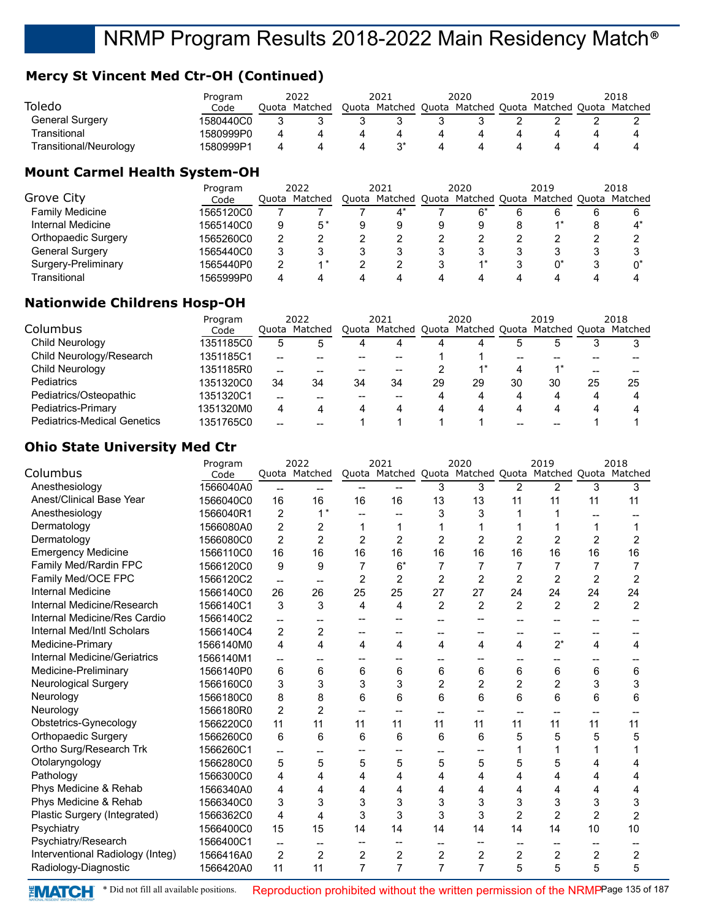## Mercy St Vincent Med Ctr-OH (Continued)

| Toledo | Program Code | 2022 Quota | 2022 Matched | 2021 Quota | 2021 Matched | 2020 Quota | 2020 Matched | 2019 Quota | 2019 Matched | 2018 Quota | 2018 Matched |
|---|---|---|---|---|---|---|---|---|---|---|---|
| General Surgery | 1580440C0 | 3 | 3 | 3 | 3 | 3 | 3 | 2 | 2 | 2 | 2 |
| Transitional | 1580999P0 | 4 | 4 | 4 | 4 | 4 | 4 | 4 | 4 | 4 | 4 |
| Transitional/Neurology | 1580999P1 | 4 | 4 | 4 | 3* | 4 | 4 | 4 | 4 | 4 | 4 |

## Mount Carmel Health System-OH

| Grove City | Program Code | 2022 Quota | 2022 Matched | 2021 Quota | 2021 Matched | 2020 Quota | 2020 Matched | 2019 Quota | 2019 Matched | 2018 Quota | 2018 Matched |
|---|---|---|---|---|---|---|---|---|---|---|---|
| Family Medicine | 1565120C0 | 7 | 7 | 7 | 4* | 7 | 6* | 6 | 6 | 6 | 6 |
| Internal Medicine | 1565140C0 | 9 | 5* | 9 | 9 | 9 | 9 | 8 | 1* | 8 | 4* |
| Orthopaedic Surgery | 1565260C0 | 2 | 2 | 2 | 2 | 2 | 2 | 2 | 2 | 2 | 2 |
| General Surgery | 1565440C0 | 3 | 3 | 3 | 3 | 3 | 3 | 3 | 3 | 3 | 3 |
| Surgery-Preliminary | 1565440P0 | 2 | 1* | 2 | 2 | 3 | 1* | 3 | 0* | 3 | 0* |
| Transitional | 1565999P0 | 4 | 4 | 4 | 4 | 4 | 4 | 4 | 4 | 4 | 4 |

## Nationwide Childrens Hosp-OH

| Columbus | Program Code | 2022 Quota | 2022 Matched | 2021 Quota | 2021 Matched | 2020 Quota | 2020 Matched | 2019 Quota | 2019 Matched | 2018 Quota | 2018 Matched |
|---|---|---|---|---|---|---|---|---|---|---|---|
| Child Neurology | 1351185C0 | 5 | 5 | 4 | 4 | 4 | 4 | 5 | 5 | 3 | 3 |
| Child Neurology/Research | 1351185C1 | -- | -- | -- | -- | 1 | 1 | -- | -- | -- | -- |
| Child Neurology | 1351185R0 | -- | -- | -- | -- | 2 | 1* | 4 | 1* | -- | -- |
| Pediatrics | 1351320C0 | 34 | 34 | 34 | 34 | 29 | 29 | 30 | 30 | 25 | 25 |
| Pediatrics/Osteopathic | 1351320C1 | -- | -- | -- | -- | 4 | 4 | 4 | 4 | 4 | 4 |
| Pediatrics-Primary | 1351320M0 | 4 | 4 | 4 | 4 | 4 | 4 | 4 | 4 | 4 | 4 |
| Pediatrics-Medical Genetics | 1351765C0 | -- | -- | 1 | 1 | 1 | 1 | -- | -- | 1 | 1 |

## Ohio State University Med Ctr

| Columbus | Program Code | 2022 Quota | 2022 Matched | 2021 Quota | 2021 Matched | 2020 Quota | 2020 Matched | 2019 Quota | 2019 Matched | 2018 Quota | 2018 Matched |
|---|---|---|---|---|---|---|---|---|---|---|---|
| Anesthesiology | 1566040A0 | -- | -- | -- | -- | 3 | 3 | 2 | 2 | 3 | 3 |
| Anest/Clinical Base Year | 1566040C0 | 16 | 16 | 16 | 16 | 13 | 13 | 11 | 11 | 11 | 11 |
| Anesthesiology | 1566040R1 | 2 | 1* | -- | -- | 3 | 3 | 1 | 1 | -- | -- |
| Dermatology | 1566080A0 | 2 | 2 | 1 | 1 | 1 | 1 | 1 | 1 | 1 | 1 |
| Dermatology | 1566080C0 | 2 | 2 | 2 | 2 | 2 | 2 | 2 | 2 | 2 | 2 |
| Emergency Medicine | 1566110C0 | 16 | 16 | 16 | 16 | 16 | 16 | 16 | 16 | 16 | 16 |
| Family Med/Rardin FPC | 1566120C0 | 9 | 9 | 7 | 6* | 7 | 7 | 7 | 7 | 7 | 7 |
| Family Med/OCE FPC | 1566120C2 | -- | -- | 2 | 2 | 2 | 2 | 2 | 2 | 2 | 2 |
| Internal Medicine | 1566140C0 | 26 | 26 | 25 | 25 | 27 | 27 | 24 | 24 | 24 | 24 |
| Internal Medicine/Research | 1566140C1 | 3 | 3 | 4 | 4 | 2 | 2 | 2 | 2 | 2 | 2 |
| Internal Medicine/Res Cardio | 1566140C2 | -- | -- | -- | -- | -- | -- | -- | -- | -- | -- |
| Internal Med/Intl Scholars | 1566140C4 | 2 | 2 | -- | -- | -- | -- | -- | -- | -- | -- |
| Medicine-Primary | 1566140M0 | 4 | 4 | 4 | 4 | 4 | 4 | 4 | 2* | 4 | 4 |
| Internal Medicine/Geriatrics | 1566140M1 | -- | -- | -- | -- | -- | -- | -- | -- | -- | -- |
| Medicine-Preliminary | 1566140P0 | 6 | 6 | 6 | 6 | 6 | 6 | 6 | 6 | 6 | 6 |
| Neurological Surgery | 1566160C0 | 3 | 3 | 3 | 3 | 2 | 2 | 2 | 2 | 3 | 3 |
| Neurology | 1566180C0 | 8 | 8 | 6 | 6 | 6 | 6 | 6 | 6 | 6 | 6 |
| Neurology | 1566180R0 | 2 | 2 | -- | -- | -- | -- | -- | -- | -- | -- |
| Obstetrics-Gynecology | 1566220C0 | 11 | 11 | 11 | 11 | 11 | 11 | 11 | 11 | 11 | 11 |
| Orthopaedic Surgery | 1566260C0 | 6 | 6 | 6 | 6 | 6 | 6 | 5 | 5 | 5 | 5 |
| Ortho Surg/Research Trk | 1566260C1 | -- | -- | -- | -- | -- | -- | 1 | 1 | 1 | 1 |
| Otolaryngology | 1566280C0 | 5 | 5 | 5 | 5 | 5 | 5 | 5 | 5 | 4 | 4 |
| Pathology | 1566300C0 | 4 | 4 | 4 | 4 | 4 | 4 | 4 | 4 | 4 | 4 |
| Phys Medicine & Rehab | 1566340A0 | 4 | 4 | 4 | 4 | 4 | 4 | 4 | 4 | 4 | 4 |
| Phys Medicine & Rehab | 1566340C0 | 3 | 3 | 3 | 3 | 3 | 3 | 3 | 3 | 3 | 3 |
| Plastic Surgery (Integrated) | 1566362C0 | 4 | 4 | 3 | 3 | 3 | 3 | 2 | 2 | 2 | 2 |
| Psychiatry | 1566400C0 | 15 | 15 | 14 | 14 | 14 | 14 | 14 | 14 | 10 | 10 |
| Psychiatry/Research | 1566400C1 | -- | -- | -- | -- | -- | -- | -- | -- | -- | -- |
| Interventional Radiology (Integ) | 1566416A0 | 2 | 2 | 2 | 2 | 2 | 2 | 2 | 2 | 2 | 2 |
| Radiology-Diagnostic | 1566420A0 | 11 | 11 | 7 | 7 | 7 | 7 | 5 | 5 | 5 | 5 |

\* Did not fill all available positions.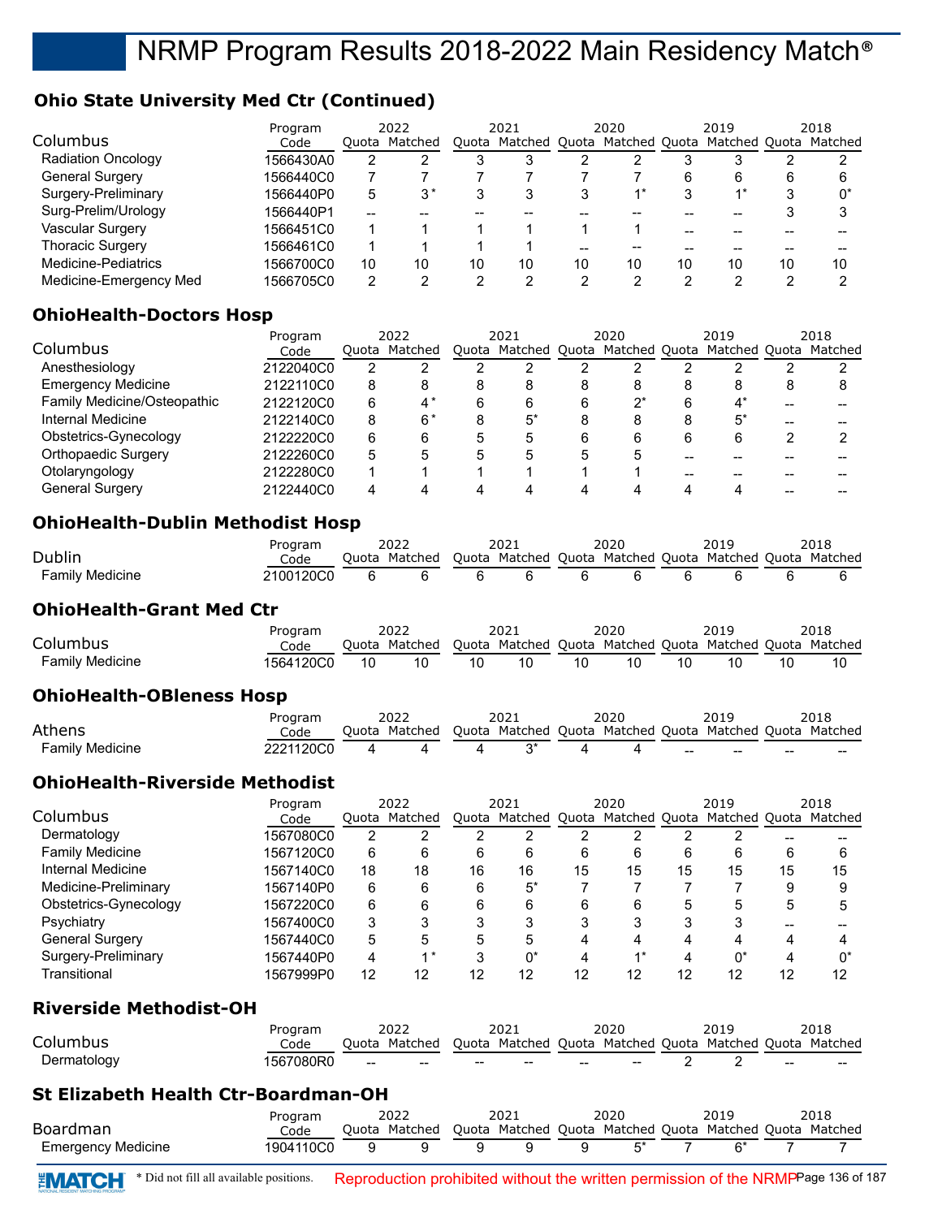## Ohio State University Med Ctr (Continued)

| Columbus | Program Code | 2022 Quota | 2022 Matched | 2021 Quota | 2021 Matched | 2020 Quota | 2020 Matched | 2019 Quota | 2019 Matched | 2018 Quota | 2018 Matched |
|---|---|---|---|---|---|---|---|---|---|---|---|
| Radiation Oncology | 1566430A0 | 2 | 2 | 3 | 3 | 2 | 2 | 3 | 3 | 2 | 2 |
| General Surgery | 1566440C0 | 7 | 7 | 7 | 7 | 7 | 7 | 6 | 6 | 6 | 6 |
| Surgery-Preliminary | 1566440P0 | 5 | 3* | 3 | 3 | 3 | 1* | 3 | 1* | 3 | 0* |
| Surg-Prelim/Urology | 1566440P1 | -- | -- | -- | -- | -- | -- | -- | -- | 3 | 3 |
| Vascular Surgery | 1566451C0 | 1 | 1 | 1 | 1 | 1 | 1 | -- | -- | -- | -- |
| Thoracic Surgery | 1566461C0 | 1 | 1 | 1 | 1 | -- | -- | -- | -- | -- | -- |
| Medicine-Pediatrics | 1566700C0 | 10 | 10 | 10 | 10 | 10 | 10 | 10 | 10 | 10 | 10 |
| Medicine-Emergency Med | 1566705C0 | 2 | 2 | 2 | 2 | 2 | 2 | 2 | 2 | 2 | 2 |

## OhioHealth-Doctors Hosp

| Columbus | Program Code | 2022 Quota | 2022 Matched | 2021 Quota | 2021 Matched | 2020 Quota | 2020 Matched | 2019 Quota | 2019 Matched | 2018 Quota | 2018 Matched |
|---|---|---|---|---|---|---|---|---|---|---|---|
| Anesthesiology | 2122040C0 | 2 | 2 | 2 | 2 | 2 | 2 | 2 | 2 | 2 | 2 |
| Emergency Medicine | 2122110C0 | 8 | 8 | 8 | 8 | 8 | 8 | 8 | 8 | 8 | 8 |
| Family Medicine/Osteopathic | 2122120C0 | 6 | 4* | 6 | 6 | 6 | 2* | 6 | 4* | -- | -- |
| Internal Medicine | 2122140C0 | 8 | 6* | 8 | 5* | 8 | 8 | 8 | 5* | -- | -- |
| Obstetrics-Gynecology | 2122220C0 | 6 | 6 | 5 | 5 | 6 | 6 | 6 | 6 | 2 | 2 |
| Orthopaedic Surgery | 2122260C0 | 5 | 5 | 5 | 5 | 5 | 5 | -- | -- | -- | -- |
| Otolaryngology | 2122280C0 | 1 | 1 | 1 | 1 | 1 | 1 | -- | -- | -- | -- |
| General Surgery | 2122440C0 | 4 | 4 | 4 | 4 | 4 | 4 | 4 | 4 | -- | -- |

## OhioHealth-Dublin Methodist Hosp

| Dublin | Program Code | 2022 Quota | 2022 Matched | 2021 Quota | 2021 Matched | 2020 Quota | 2020 Matched | 2019 Quota | 2019 Matched | 2018 Quota | 2018 Matched |
|---|---|---|---|---|---|---|---|---|---|---|---|
| Family Medicine | 2100120C0 | 6 | 6 | 6 | 6 | 6 | 6 | 6 | 6 | 6 | 6 |

## OhioHealth-Grant Med Ctr

| Columbus | Program Code | 2022 Quota | 2022 Matched | 2021 Quota | 2021 Matched | 2020 Quota | 2020 Matched | 2019 Quota | 2019 Matched | 2018 Quota | 2018 Matched |
|---|---|---|---|---|---|---|---|---|---|---|---|
| Family Medicine | 1564120C0 | 10 | 10 | 10 | 10 | 10 | 10 | 10 | 10 | 10 | 10 |

## OhioHealth-OBleness Hosp

| Athens | Program Code | 2022 Quota | 2022 Matched | 2021 Quota | 2021 Matched | 2020 Quota | 2020 Matched | 2019 Quota | 2019 Matched | 2018 Quota | 2018 Matched |
|---|---|---|---|---|---|---|---|---|---|---|---|
| Family Medicine | 2221120C0 | 4 | 4 | 4 | 3* | 4 | 4 | -- | -- | -- | -- |

## OhioHealth-Riverside Methodist

| Columbus | Program Code | 2022 Quota | 2022 Matched | 2021 Quota | 2021 Matched | 2020 Quota | 2020 Matched | 2019 Quota | 2019 Matched | 2018 Quota | 2018 Matched |
|---|---|---|---|---|---|---|---|---|---|---|---|
| Dermatology | 1567080C0 | 2 | 2 | 2 | 2 | 2 | 2 | 2 | 2 | -- | -- |
| Family Medicine | 1567120C0 | 6 | 6 | 6 | 6 | 6 | 6 | 6 | 6 | 6 | 6 |
| Internal Medicine | 1567140C0 | 18 | 18 | 16 | 16 | 15 | 15 | 15 | 15 | 15 | 15 |
| Medicine-Preliminary | 1567140P0 | 6 | 6 | 6 | 5* | 7 | 7 | 7 | 7 | 9 | 9 |
| Obstetrics-Gynecology | 1567220C0 | 6 | 6 | 6 | 6 | 6 | 6 | 5 | 5 | 5 | 5 |
| Psychiatry | 1567400C0 | 3 | 3 | 3 | 3 | 3 | 3 | 3 | 3 | -- | -- |
| General Surgery | 1567440C0 | 5 | 5 | 5 | 5 | 4 | 4 | 4 | 4 | 4 | 4 |
| Surgery-Preliminary | 1567440P0 | 4 | 1* | 3 | 0* | 4 | 1* | 4 | 0* | 4 | 0* |
| Transitional | 1567999P0 | 12 | 12 | 12 | 12 | 12 | 12 | 12 | 12 | 12 | 12 |

## Riverside Methodist-OH

| Columbus | Program Code | 2022 Quota | 2022 Matched | 2021 Quota | 2021 Matched | 2020 Quota | 2020 Matched | 2019 Quota | 2019 Matched | 2018 Quota | 2018 Matched |
|---|---|---|---|---|---|---|---|---|---|---|---|
| Dermatology | 1567080R0 | -- | -- | -- | -- | -- | -- | 2 | 2 | -- | -- |

## St Elizabeth Health Ctr-Boardman-OH

| Boardman | Program Code | 2022 Quota | 2022 Matched | 2021 Quota | 2021 Matched | 2020 Quota | 2020 Matched | 2019 Quota | 2019 Matched | 2018 Quota | 2018 Matched |
|---|---|---|---|---|---|---|---|---|---|---|---|
| Emergency Medicine | 1904110C0 | 9 | 9 | 9 | 9 | 9 | 5* | 7 | 6* | 7 | 7 |

\* Did not fill all available positions.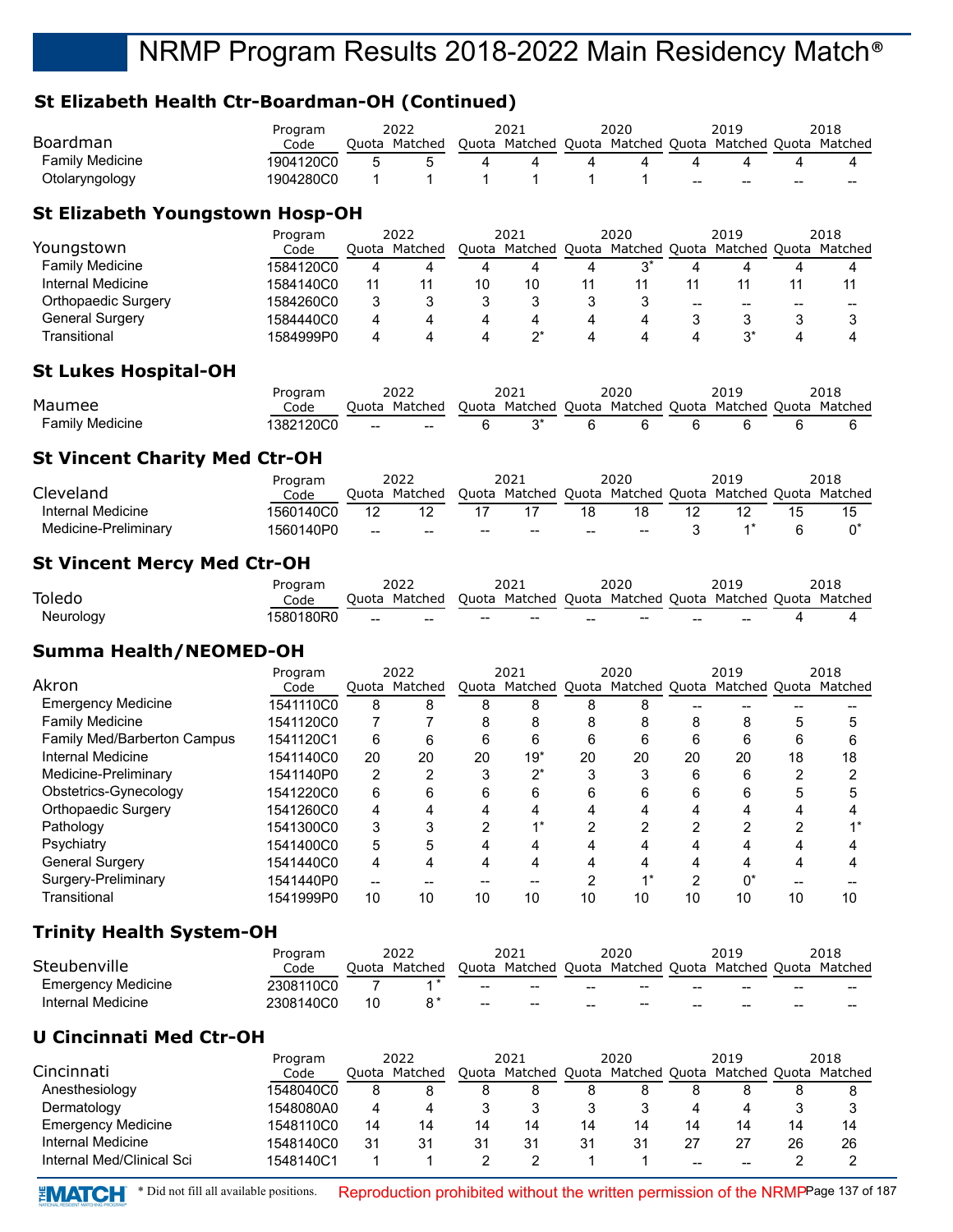## St Elizabeth Health Ctr-Boardman-OH (Continued)

| Boardman | Program Code | 2022 Quota | 2022 Matched | 2021 Quota | 2021 Matched | 2020 Quota | 2020 Matched | 2019 Quota | 2019 Matched | 2018 Quota | 2018 Matched |
|---|---|---|---|---|---|---|---|---|---|---|---|
| Family Medicine | 1904120C0 | 5 | 5 | 4 | 4 | 4 | 4 | 4 | 4 | 4 | 4 |
| Otolaryngology | 1904280C0 | 1 | 1 | 1 | 1 | 1 | 1 | -- | -- | -- | -- |

## St Elizabeth Youngstown Hosp-OH

| Youngstown | Program Code | 2022 Quota | 2022 Matched | 2021 Quota | 2021 Matched | 2020 Quota | 2020 Matched | 2019 Quota | 2019 Matched | 2018 Quota | 2018 Matched |
|---|---|---|---|---|---|---|---|---|---|---|---|
| Family Medicine | 1584120C0 | 4 | 4 | 4 | 4 | 4 | 3* | 4 | 4 | 4 | 4 |
| Internal Medicine | 1584140C0 | 11 | 11 | 10 | 10 | 11 | 11 | 11 | 11 | 11 | 11 |
| Orthopaedic Surgery | 1584260C0 | 3 | 3 | 3 | 3 | 3 | 3 | -- | -- | -- | -- |
| General Surgery | 1584440C0 | 4 | 4 | 4 | 4 | 4 | 4 | 3 | 3 | 3 | 3 |
| Transitional | 1584999P0 | 4 | 4 | 4 | 2* | 4 | 4 | 4 | 3* | 4 | 4 |

## St Lukes Hospital-OH

| Maumee | Program Code | 2022 Quota | 2022 Matched | 2021 Quota | 2021 Matched | 2020 Quota | 2020 Matched | 2019 Quota | 2019 Matched | 2018 Quota | 2018 Matched |
|---|---|---|---|---|---|---|---|---|---|---|---|
| Family Medicine | 1382120C0 | -- | -- | 6 | 3* | 6 | 6 | 6 | 6 | 6 | 6 |

## St Vincent Charity Med Ctr-OH

| Cleveland | Program Code | 2022 Quota | 2022 Matched | 2021 Quota | 2021 Matched | 2020 Quota | 2020 Matched | 2019 Quota | 2019 Matched | 2018 Quota | 2018 Matched |
|---|---|---|---|---|---|---|---|---|---|---|---|
| Internal Medicine | 1560140C0 | 12 | 12 | 17 | 17 | 18 | 18 | 12 | 12 | 15 | 15 |
| Medicine-Preliminary | 1560140P0 | -- | -- | -- | -- | -- | -- | 3 | 1* | 6 | 0* |

## St Vincent Mercy Med Ctr-OH

| Toledo | Program Code | 2022 Quota | 2022 Matched | 2021 Quota | 2021 Matched | 2020 Quota | 2020 Matched | 2019 Quota | 2019 Matched | 2018 Quota | 2018 Matched |
|---|---|---|---|---|---|---|---|---|---|---|---|
| Neurology | 1580180R0 | -- | -- | -- | -- | -- | -- | -- | -- | 4 | 4 |

## Summa Health/NEOMED-OH

| Akron | Program Code | 2022 Quota | 2022 Matched | 2021 Quota | 2021 Matched | 2020 Quota | 2020 Matched | 2019 Quota | 2019 Matched | 2018 Quota | 2018 Matched |
|---|---|---|---|---|---|---|---|---|---|---|---|
| Emergency Medicine | 1541110C0 | 8 | 8 | 8 | 8 | 8 | 8 | -- | -- | -- | -- |
| Family Medicine | 1541120C0 | 7 | 7 | 8 | 8 | 8 | 8 | 8 | 8 | 5 | 5 |
| Family Med/Barberton Campus | 1541120C1 | 6 | 6 | 6 | 6 | 6 | 6 | 6 | 6 | 6 | 6 |
| Internal Medicine | 1541140C0 | 20 | 20 | 20 | 19* | 20 | 20 | 20 | 20 | 18 | 18 |
| Medicine-Preliminary | 1541140P0 | 2 | 2 | 3 | 2* | 3 | 3 | 6 | 6 | 2 | 2 |
| Obstetrics-Gynecology | 1541220C0 | 6 | 6 | 6 | 6 | 6 | 6 | 6 | 6 | 5 | 5 |
| Orthopaedic Surgery | 1541260C0 | 4 | 4 | 4 | 4 | 4 | 4 | 4 | 4 | 4 | 4 |
| Pathology | 1541300C0 | 3 | 3 | 2 | 1* | 2 | 2 | 2 | 2 | 2 | 1* |
| Psychiatry | 1541400C0 | 5 | 5 | 4 | 4 | 4 | 4 | 4 | 4 | 4 | 4 |
| General Surgery | 1541440C0 | 4 | 4 | 4 | 4 | 4 | 4 | 4 | 4 | 4 | 4 |
| Surgery-Preliminary | 1541440P0 | -- | -- | -- | -- | 2 | 1* | 2 | 0* | -- | -- |
| Transitional | 1541999P0 | 10 | 10 | 10 | 10 | 10 | 10 | 10 | 10 | 10 | 10 |

## Trinity Health System-OH

| Steubenville | Program Code | 2022 Quota | 2022 Matched | 2021 Quota | 2021 Matched | 2020 Quota | 2020 Matched | 2019 Quota | 2019 Matched | 2018 Quota | 2018 Matched |
|---|---|---|---|---|---|---|---|---|---|---|---|
| Emergency Medicine | 2308110C0 | 7 | 1* | -- | -- | -- | -- | -- | -- | -- | -- |
| Internal Medicine | 2308140C0 | 10 | 8* | -- | -- | -- | -- | -- | -- | -- | -- |

## U Cincinnati Med Ctr-OH

| Cincinnati | Program Code | 2022 Quota | 2022 Matched | 2021 Quota | 2021 Matched | 2020 Quota | 2020 Matched | 2019 Quota | 2019 Matched | 2018 Quota | 2018 Matched |
|---|---|---|---|---|---|---|---|---|---|---|---|
| Anesthesiology | 1548040C0 | 8 | 8 | 8 | 8 | 8 | 8 | 8 | 8 | 8 | 8 |
| Dermatology | 1548080A0 | 4 | 4 | 3 | 3 | 3 | 3 | 4 | 4 | 3 | 3 |
| Emergency Medicine | 1548110C0 | 14 | 14 | 14 | 14 | 14 | 14 | 14 | 14 | 14 | 14 |
| Internal Medicine | 1548140C0 | 31 | 31 | 31 | 31 | 31 | 31 | 27 | 27 | 26 | 26 |
| Internal Med/Clinical Sci | 1548140C1 | 1 | 1 | 2 | 2 | 1 | 1 | -- | -- | 2 | 2 |

\* Did not fill all available positions.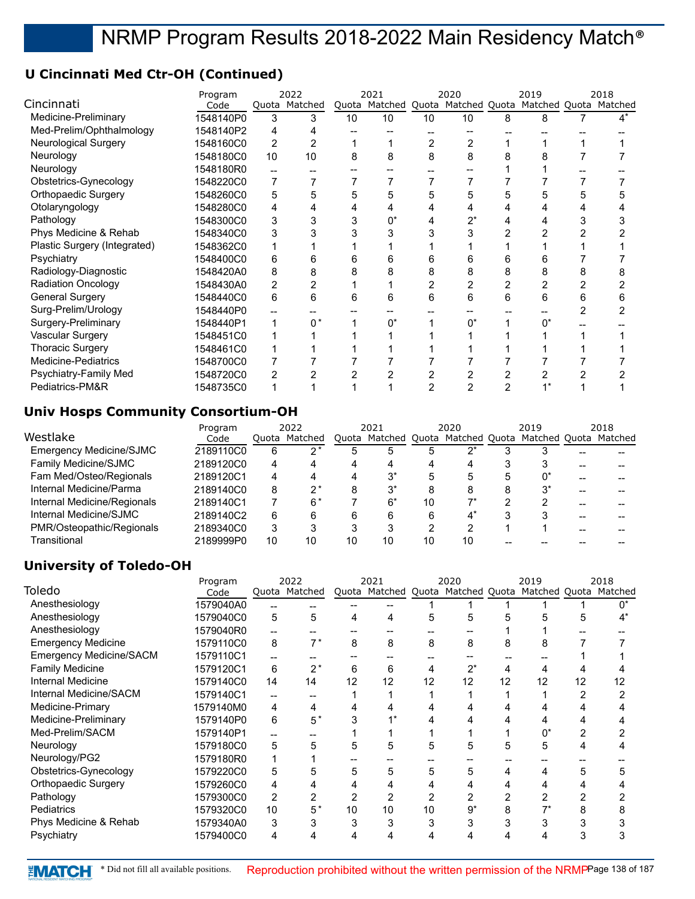# NRMP Program Results 2018-2022 Main Residency Match®

## U Cincinnati Med Ctr-OH (Continued)

| Cincinnati | Program Code | 2022 Quota | 2022 Matched | 2021 Quota | 2021 Matched | 2020 Quota | 2020 Matched | 2019 Quota | 2019 Matched | 2018 Quota | 2018 Matched |
|---|---|---|---|---|---|---|---|---|---|---|---|
| Medicine-Preliminary | 1548140P0 | 3 | 3 | 10 | 10 | 10 | 10 | 8 | 8 | 7 | 4* |
| Med-Prelim/Ophthalmology | 1548140P2 | 4 | 4 | -- | -- | -- | -- | -- | -- | -- | -- |
| Neurological Surgery | 1548160C0 | 2 | 2 | 1 | 1 | 2 | 2 | 1 | 1 | 1 | 1 |
| Neurology | 1548180C0 | 10 | 10 | 8 | 8 | 8 | 8 | 8 | 8 | 7 | 7 |
| Neurology | 1548180R0 | -- | -- | -- | -- | -- | -- | 1 | 1 | -- | -- |
| Obstetrics-Gynecology | 1548220C0 | 7 | 7 | 7 | 7 | 7 | 7 | 7 | 7 | 7 | 7 |
| Orthopaedic Surgery | 1548260C0 | 5 | 5 | 5 | 5 | 5 | 5 | 5 | 5 | 5 | 5 |
| Otolaryngology | 1548280C0 | 4 | 4 | 4 | 4 | 4 | 4 | 4 | 4 | 4 | 4 |
| Pathology | 1548300C0 | 3 | 3 | 3 | 0* | 4 | 2* | 4 | 4 | 3 | 3 |
| Phys Medicine & Rehab | 1548340C0 | 3 | 3 | 3 | 3 | 3 | 3 | 2 | 2 | 2 | 2 |
| Plastic Surgery (Integrated) | 1548362C0 | 1 | 1 | 1 | 1 | 1 | 1 | 1 | 1 | 1 | 1 |
| Psychiatry | 1548400C0 | 6 | 6 | 6 | 6 | 6 | 6 | 6 | 6 | 7 | 7 |
| Radiology-Diagnostic | 1548420A0 | 8 | 8 | 8 | 8 | 8 | 8 | 8 | 8 | 8 | 8 |
| Radiation Oncology | 1548430A0 | 2 | 2 | 1 | 1 | 2 | 2 | 2 | 2 | 2 | 2 |
| General Surgery | 1548440C0 | 6 | 6 | 6 | 6 | 6 | 6 | 6 | 6 | 6 | 6 |
| Surg-Prelim/Urology | 1548440P0 | -- | -- | -- | -- | -- | -- | -- | -- | 2 | 2 |
| Surgery-Preliminary | 1548440P1 | 1 | 0* | 1 | 0* | 1 | 0* | 1 | 0* | -- | -- |
| Vascular Surgery | 1548451C0 | 1 | 1 | 1 | 1 | 1 | 1 | 1 | 1 | 1 | 1 |
| Thoracic Surgery | 1548461C0 | 1 | 1 | 1 | 1 | 1 | 1 | 1 | 1 | 1 | 1 |
| Medicine-Pediatrics | 1548700C0 | 7 | 7 | 7 | 7 | 7 | 7 | 7 | 7 | 7 | 7 |
| Psychiatry-Family Med | 1548720C0 | 2 | 2 | 2 | 2 | 2 | 2 | 2 | 2 | 2 | 2 |
| Pediatrics-PM&R | 1548735C0 | 1 | 1 | 1 | 1 | 2 | 2 | 2 | 1* | 1 | 1 |

## Univ Hosps Community Consortium-OH

| Westlake | Program Code | 2022 Quota | 2022 Matched | 2021 Quota | 2021 Matched | 2020 Quota | 2020 Matched | 2019 Quota | 2019 Matched | 2018 Quota | 2018 Matched |
|---|---|---|---|---|---|---|---|---|---|---|---|
| Emergency Medicine/SJMC | 2189110C0 | 6 | 2* | 5 | 5 | 5 | 2* | 3 | 3 | -- | -- |
| Family Medicine/SJMC | 2189120C0 | 4 | 4 | 4 | 4 | 4 | 4 | 3 | 3 | -- | -- |
| Fam Med/Osteo/Regionals | 2189120C1 | 4 | 4 | 4 | 3* | 5 | 5 | 5 | 0* | -- | -- |
| Internal Medicine/Parma | 2189140C0 | 8 | 2* | 8 | 3* | 8 | 8 | 8 | 3* | -- | -- |
| Internal Medicine/Regionals | 2189140C1 | 7 | 6* | 7 | 6* | 10 | 7* | 2 | 2 | -- | -- |
| Internal Medicine/SJMC | 2189140C2 | 6 | 6 | 6 | 6 | 6 | 4* | 3 | 3 | -- | -- |
| PMR/Osteopathic/Regionals | 2189340C0 | 3 | 3 | 3 | 3 | 2 | 2 | 1 | 1 | -- | -- |
| Transitional | 2189999P0 | 10 | 10 | 10 | 10 | 10 | 10 | -- | -- | -- | -- |

## University of Toledo-OH

| Toledo | Program Code | 2022 Quota | 2022 Matched | 2021 Quota | 2021 Matched | 2020 Quota | 2020 Matched | 2019 Quota | 2019 Matched | 2018 Quota | 2018 Matched |
|---|---|---|---|---|---|---|---|---|---|---|---|
| Anesthesiology | 1579040A0 | -- | -- | -- | -- | 1 | 1 | 1 | 1 | 1 | 0* |
| Anesthesiology | 1579040C0 | 5 | 5 | 4 | 4 | 5 | 5 | 5 | 5 | 5 | 4* |
| Anesthesiology | 1579040R0 | -- | -- | -- | -- | -- | -- | 1 | 1 | -- | -- |
| Emergency Medicine | 1579110C0 | 8 | 7* | 8 | 8 | 8 | 8 | 8 | 8 | 7 | 7 |
| Emergency Medicine/SACM | 1579110C1 | -- | -- | -- | -- | -- | -- | -- | -- | 1 | 1 |
| Family Medicine | 1579120C1 | 6 | 2* | 6 | 6 | 4 | 2* | 4 | 4 | 4 | 4 |
| Internal Medicine | 1579140C0 | 14 | 14 | 12 | 12 | 12 | 12 | 12 | 12 | 12 | 12 |
| Internal Medicine/SACM | 1579140C1 | -- | -- | 1 | 1 | 1 | 1 | 1 | 1 | 2 | 2 |
| Medicine-Primary | 1579140M0 | 4 | 4 | 4 | 4 | 4 | 4 | 4 | 4 | 4 | 4 |
| Medicine-Preliminary | 1579140P0 | 6 | 5* | 3 | 1* | 4 | 4 | 4 | 4 | 4 | 4 |
| Med-Prelim/SACM | 1579140P1 | -- | -- | 1 | 1 | 1 | 1 | 1 | 0* | 2 | 2 |
| Neurology | 1579180C0 | 5 | 5 | 5 | 5 | 5 | 5 | 5 | 5 | 4 | 4 |
| Neurology/PG2 | 1579180R0 | 1 | 1 | -- | -- | -- | -- | -- | -- | -- | -- |
| Obstetrics-Gynecology | 1579220C0 | 5 | 5 | 5 | 5 | 5 | 5 | 4 | 4 | 5 | 5 |
| Orthopaedic Surgery | 1579260C0 | 4 | 4 | 4 | 4 | 4 | 4 | 4 | 4 | 4 | 4 |
| Pathology | 1579300C0 | 2 | 2 | 2 | 2 | 2 | 2 | 2 | 2 | 2 | 2 |
| Pediatrics | 1579320C0 | 10 | 5* | 10 | 10 | 10 | 9* | 8 | 7* | 8 | 8 |
| Phys Medicine & Rehab | 1579340A0 | 3 | 3 | 3 | 3 | 3 | 3 | 3 | 3 | 3 | 3 |
| Psychiatry | 1579400C0 | 4 | 4 | 4 | 4 | 4 | 4 | 4 | 4 | 3 | 3 |

* Did not fill all available positions.

Reproduction prohibited without the written permission of the NRMP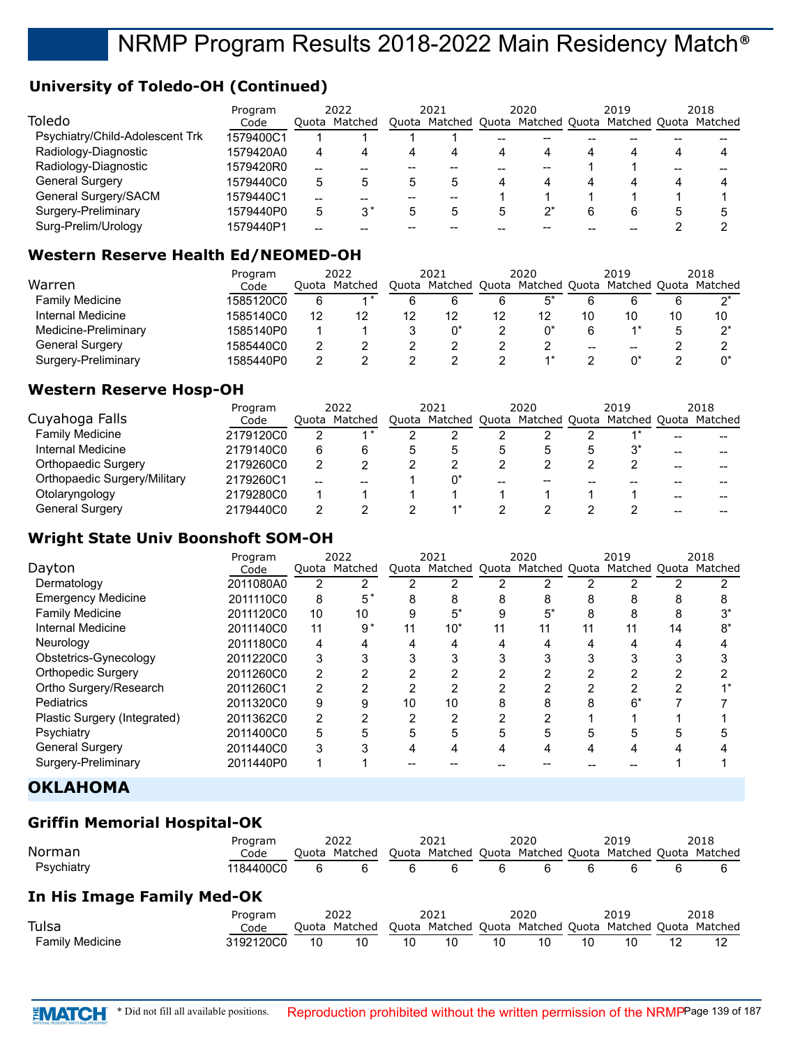## University of Toledo-OH (Continued)

| Toledo | Program Code | 2022 Quota | 2022 Matched | 2021 Quota | 2021 Matched | 2020 Quota | 2020 Matched | 2019 Quota | 2019 Matched | 2018 Quota | 2018 Matched |
|---|---|---|---|---|---|---|---|---|---|---|---|
| Psychiatry/Child-Adolescent Trk | 1579400C1 | 1 | 1 | 1 | 1 | -- | -- | -- | -- | -- | -- |
| Radiology-Diagnostic | 1579420A0 | 4 | 4 | 4 | 4 | 4 | 4 | 4 | 4 | 4 | 4 |
| Radiology-Diagnostic | 1579420R0 | -- | -- | -- | -- | -- | -- | 1 | 1 | -- | -- |
| General Surgery | 1579440C0 | 5 | 5 | 5 | 5 | 4 | 4 | 4 | 4 | 4 | 4 |
| General Surgery/SACM | 1579440C1 | -- | -- | -- | -- | 1 | 1 | 1 | 1 | 1 | 1 |
| Surgery-Preliminary | 1579440P0 | 5 | 3* | 5 | 5 | 5 | 2* | 6 | 6 | 5 | 5 |
| Surg-Prelim/Urology | 1579440P1 | -- | -- | -- | -- | -- | -- | -- | -- | 2 | 2 |

## Western Reserve Health Ed/NEOMED-OH

| Warren | Program Code | 2022 Quota | 2022 Matched | 2021 Quota | 2021 Matched | 2020 Quota | 2020 Matched | 2019 Quota | 2019 Matched | 2018 Quota | 2018 Matched |
|---|---|---|---|---|---|---|---|---|---|---|---|
| Family Medicine | 1585120C0 | 6 | 1* | 6 | 6 | 6 | 5* | 6 | 6 | 6 | 2* |
| Internal Medicine | 1585140C0 | 12 | 12 | 12 | 12 | 12 | 12 | 10 | 10 | 10 | 10 |
| Medicine-Preliminary | 1585140P0 | 1 | 1 | 3 | 0* | 2 | 0* | 6 | 1* | 5 | 2* |
| General Surgery | 1585440C0 | 2 | 2 | 2 | 2 | 2 | 2 | -- | -- | 2 | 2 |
| Surgery-Preliminary | 1585440P0 | 2 | 2 | 2 | 2 | 2 | 1* | 2 | 0* | 2 | 0* |

## Western Reserve Hosp-OH

| Cuyahoga Falls | Program Code | 2022 Quota | 2022 Matched | 2021 Quota | 2021 Matched | 2020 Quota | 2020 Matched | 2019 Quota | 2019 Matched | 2018 Quota | 2018 Matched |
|---|---|---|---|---|---|---|---|---|---|---|---|
| Family Medicine | 2179120C0 | 2 | 1* | 2 | 2 | 2 | 2 | 2 | 1* | -- | -- |
| Internal Medicine | 2179140C0 | 6 | 6 | 5 | 5 | 5 | 5 | 5 | 3* | -- | -- |
| Orthopaedic Surgery | 2179260C0 | 2 | 2 | 2 | 2 | 2 | 2 | 2 | 2 | -- | -- |
| Orthopaedic Surgery/Military | 2179260C1 | -- | -- | 1 | 0* | -- | -- | -- | -- | -- | -- |
| Otolaryngology | 2179280C0 | 1 | 1 | 1 | 1 | 1 | 1 | 1 | 1 | -- | -- |
| General Surgery | 2179440C0 | 2 | 2 | 2 | 1* | 2 | 2 | 2 | 2 | -- | -- |

## Wright State Univ Boonshoft SOM-OH

| Dayton | Program Code | 2022 Quota | 2022 Matched | 2021 Quota | 2021 Matched | 2020 Quota | 2020 Matched | 2019 Quota | 2019 Matched | 2018 Quota | 2018 Matched |
|---|---|---|---|---|---|---|---|---|---|---|---|
| Dermatology | 2011080A0 | 2 | 2 | 2 | 2 | 2 | 2 | 2 | 2 | 2 | 2 |
| Emergency Medicine | 2011110C0 | 8 | 5* | 8 | 8 | 8 | 8 | 8 | 8 | 8 | 8 |
| Family Medicine | 2011120C0 | 10 | 10 | 9 | 5* | 9 | 5* | 8 | 8 | 8 | 3* |
| Internal Medicine | 2011140C0 | 11 | 9* | 11 | 10* | 11 | 11 | 11 | 11 | 14 | 8* |
| Neurology | 2011180C0 | 4 | 4 | 4 | 4 | 4 | 4 | 4 | 4 | 4 | 4 |
| Obstetrics-Gynecology | 2011220C0 | 3 | 3 | 3 | 3 | 3 | 3 | 3 | 3 | 3 | 3 |
| Orthopedic Surgery | 2011260C0 | 2 | 2 | 2 | 2 | 2 | 2 | 2 | 2 | 2 | 2 |
| Ortho Surgery/Research | 2011260C1 | 2 | 2 | 2 | 2 | 2 | 2 | 2 | 2 | 2 | 1* |
| Pediatrics | 2011320C0 | 9 | 9 | 10 | 10 | 8 | 8 | 8 | 6* | 7 | 7 |
| Plastic Surgery (Integrated) | 2011362C0 | 2 | 2 | 2 | 2 | 2 | 2 | 1 | 1 | 1 | 1 |
| Psychiatry | 2011400C0 | 5 | 5 | 5 | 5 | 5 | 5 | 5 | 5 | 5 | 5 |
| General Surgery | 2011440C0 | 3 | 3 | 4 | 4 | 4 | 4 | 4 | 4 | 4 | 4 |
| Surgery-Preliminary | 2011440P0 | 1 | 1 | -- | -- | -- | -- | -- | -- | 1 | 1 |

# OKLAHOMA

## Griffin Memorial Hospital-OK

| Norman | Program Code | 2022 Quota | 2022 Matched | 2021 Quota | 2021 Matched | 2020 Quota | 2020 Matched | 2019 Quota | 2019 Matched | 2018 Quota | 2018 Matched |
|---|---|---|---|---|---|---|---|---|---|---|---|
| Psychiatry | 1184400C0 | 6 | 6 | 6 | 6 | 6 | 6 | 6 | 6 | 6 | 6 |

## In His Image Family Med-OK

| Tulsa | Program Code | 2022 Quota | 2022 Matched | 2021 Quota | 2021 Matched | 2020 Quota | 2020 Matched | 2019 Quota | 2019 Matched | 2018 Quota | 2018 Matched |
|---|---|---|---|---|---|---|---|---|---|---|---|
| Family Medicine | 3192120C0 | 10 | 10 | 10 | 10 | 10 | 10 | 10 | 10 | 12 | 12 |

* Did not fill all available positions.

Reproduction prohibited without the written permission of the NRMP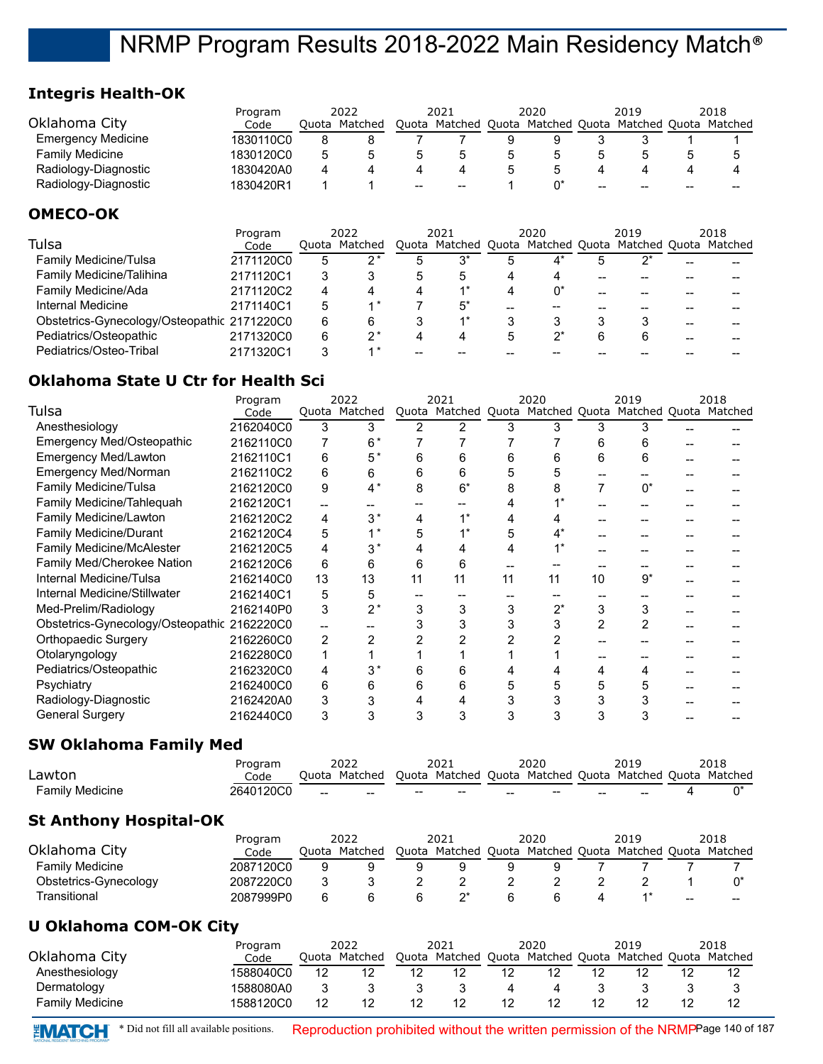# NRMP Program Results 2018-2022 Main Residency Match®

## Integris Health-OK

| Oklahoma City | Program Code | 2022 Quota | 2022 Matched | 2021 Quota | 2021 Matched | 2020 Quota | 2020 Matched | 2019 Quota | 2019 Matched | 2018 Quota | 2018 Matched |
|---|---|---|---|---|---|---|---|---|---|---|---|
| Emergency Medicine | 1830110C0 | 8 | 8 | 7 | 7 | 9 | 9 | 3 | 3 | 1 | 1 |
| Family Medicine | 1830120C0 | 5 | 5 | 5 | 5 | 5 | 5 | 5 | 5 | 5 | 5 |
| Radiology-Diagnostic | 1830420A0 | 4 | 4 | 4 | 4 | 5 | 5 | 4 | 4 | 4 | 4 |
| Radiology-Diagnostic | 1830420R1 | 1 | 1 | -- | -- | 1 | 0* | -- | -- | -- | -- |

## OMECO-OK

| Tulsa | Program Code | 2022 Quota | 2022 Matched | 2021 Quota | 2021 Matched | 2020 Quota | 2020 Matched | 2019 Quota | 2019 Matched | 2018 Quota | 2018 Matched |
|---|---|---|---|---|---|---|---|---|---|---|---|
| Family Medicine/Tulsa | 2171120C0 | 5 | 2* | 5 | 3* | 5 | 4* | 5 | 2* | -- | -- |
| Family Medicine/Talihina | 2171120C1 | 3 | 3 | 5 | 5 | 4 | 4 | -- | -- | -- | -- |
| Family Medicine/Ada | 2171120C2 | 4 | 4 | 4 | 1* | 4 | 0* | -- | -- | -- | -- |
| Internal Medicine | 2171140C1 | 5 | 1* | 7 | 5* | -- | -- | -- | -- | -- | -- |
| Obstetrics-Gynecology/Osteopathic | 2171220C0 | 6 | 6 | 3 | 1* | 3 | 3 | 3 | 3 | -- | -- |
| Pediatrics/Osteopathic | 2171320C0 | 6 | 2* | 4 | 4 | 5 | 2* | 6 | 6 | -- | -- |
| Pediatrics/Osteo-Tribal | 2171320C1 | 3 | 1* | -- | -- | -- | -- | -- | -- | -- | -- |

## Oklahoma State U Ctr for Health Sci

| Tulsa | Program Code | 2022 Quota | 2022 Matched | 2021 Quota | 2021 Matched | 2020 Quota | 2020 Matched | 2019 Quota | 2019 Matched | 2018 Quota | 2018 Matched |
|---|---|---|---|---|---|---|---|---|---|---|---|
| Anesthesiology | 2162040C0 | 3 | 3 | 2 | 2 | 3 | 3 | 3 | 3 | -- | -- |
| Emergency Med/Osteopathic | 2162110C0 | 7 | 6* | 7 | 7 | 7 | 7 | 6 | 6 | -- | -- |
| Emergency Med/Lawton | 2162110C1 | 6 | 5* | 6 | 6 | 6 | 6 | 6 | 6 | -- | -- |
| Emergency Med/Norman | 2162110C2 | 6 | 6 | 6 | 6 | 5 | 5 | -- | -- | -- | -- |
| Family Medicine/Tulsa | 2162120C0 | 9 | 4* | 8 | 6* | 8 | 8 | 7 | 0* | -- | -- |
| Family Medicine/Tahlequah | 2162120C1 | -- | -- | -- | -- | 4 | 1* | -- | -- | -- | -- |
| Family Medicine/Lawton | 2162120C2 | 4 | 3* | 4 | 1* | 4 | 4 | -- | -- | -- | -- |
| Family Medicine/Durant | 2162120C4 | 5 | 1* | 5 | 1* | 5 | 4* | -- | -- | -- | -- |
| Family Medicine/McAlester | 2162120C5 | 4 | 3* | 4 | 4 | 4 | 1* | -- | -- | -- | -- |
| Family Med/Cherokee Nation | 2162120C6 | 6 | 6 | 6 | 6 | -- | -- | -- | -- | -- | -- |
| Internal Medicine/Tulsa | 2162140C0 | 13 | 13 | 11 | 11 | 11 | 11 | 10 | 9* | -- | -- |
| Internal Medicine/Stillwater | 2162140C1 | 5 | 5 | -- | -- | -- | -- | -- | -- | -- | -- |
| Med-Prelim/Radiology | 2162140P0 | 3 | 2* | 3 | 3 | 3 | 2* | 3 | 3 | -- | -- |
| Obstetrics-Gynecology/Osteopathic | 2162220C0 | -- | -- | 3 | 3 | 3 | 3 | 2 | 2 | -- | -- |
| Orthopaedic Surgery | 2162260C0 | 2 | 2 | 2 | 2 | 2 | 2 | -- | -- | -- | -- |
| Otolaryngology | 2162280C0 | 1 | 1 | 1 | 1 | 1 | 1 | -- | -- | -- | -- |
| Pediatrics/Osteopathic | 2162320C0 | 4 | 3* | 6 | 6 | 4 | 4 | 4 | 4 | -- | -- |
| Psychiatry | 2162400C0 | 6 | 6 | 6 | 6 | 5 | 5 | 5 | 5 | -- | -- |
| Radiology-Diagnostic | 2162420A0 | 3 | 3 | 4 | 4 | 3 | 3 | 3 | 3 | -- | -- |
| General Surgery | 2162440C0 | 3 | 3 | 3 | 3 | 3 | 3 | 3 | 3 | -- | -- |

## SW Oklahoma Family Med

| Lawton | Program Code | 2022 Quota | 2022 Matched | 2021 Quota | 2021 Matched | 2020 Quota | 2020 Matched | 2019 Quota | 2019 Matched | 2018 Quota | 2018 Matched |
|---|---|---|---|---|---|---|---|---|---|---|---|
| Family Medicine | 2640120C0 | -- | -- | -- | -- | -- | -- | -- | -- | 4 | 0* |

## St Anthony Hospital-OK

| Oklahoma City | Program Code | 2022 Quota | 2022 Matched | 2021 Quota | 2021 Matched | 2020 Quota | 2020 Matched | 2019 Quota | 2019 Matched | 2018 Quota | 2018 Matched |
|---|---|---|---|---|---|---|---|---|---|---|---|
| Family Medicine | 2087120C0 | 9 | 9 | 9 | 9 | 9 | 9 | 7 | 7 | 7 | 7 |
| Obstetrics-Gynecology | 2087220C0 | 3 | 3 | 2 | 2 | 2 | 2 | 2 | 2 | 1 | 0* |
| Transitional | 2087999P0 | 6 | 6 | 6 | 2* | 6 | 6 | 4 | 1* | -- | -- |

## U Oklahoma COM-OK City

| Oklahoma City | Program Code | 2022 Quota | 2022 Matched | 2021 Quota | 2021 Matched | 2020 Quota | 2020 Matched | 2019 Quota | 2019 Matched | 2018 Quota | 2018 Matched |
|---|---|---|---|---|---|---|---|---|---|---|---|
| Anesthesiology | 1588040C0 | 12 | 12 | 12 | 12 | 12 | 12 | 12 | 12 | 12 | 12 |
| Dermatology | 1588080A0 | 3 | 3 | 3 | 3 | 4 | 4 | 3 | 3 | 3 | 3 |
| Family Medicine | 1588120C0 | 12 | 12 | 12 | 12 | 12 | 12 | 12 | 12 | 12 | 12 |

* Did not fill all available positions.

Reproduction prohibited without the written permission of the NRMP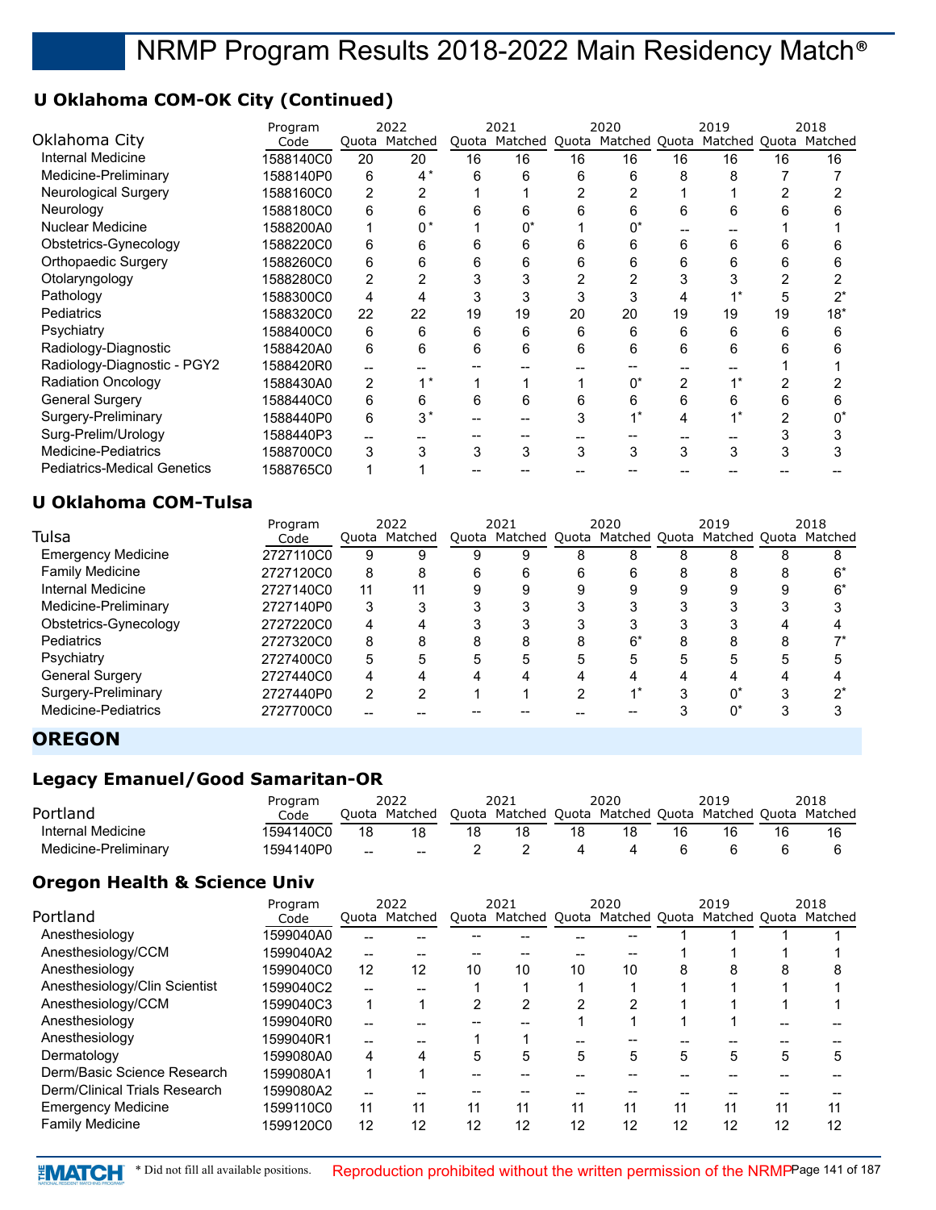## U Oklahoma COM-OK City (Continued)

| Oklahoma City | Program Code | 2022 Quota | 2022 Matched | 2021 Quota | 2021 Matched | 2020 Quota | 2020 Matched | 2019 Quota | 2019 Matched | 2018 Quota | 2018 Matched |
|---|---|---|---|---|---|---|---|---|---|---|---|
| Internal Medicine | 1588140C0 | 20 | 20 | 16 | 16 | 16 | 16 | 16 | 16 | 16 | 16 |
| Medicine-Preliminary | 1588140P0 | 6 | 4* | 6 | 6 | 6 | 6 | 8 | 8 | 7 | 7 |
| Neurological Surgery | 1588160C0 | 2 | 2 | 1 | 1 | 2 | 2 | 1 | 1 | 2 | 2 |
| Neurology | 1588180C0 | 6 | 6 | 6 | 6 | 6 | 6 | 6 | 6 | 6 | 6 |
| Nuclear Medicine | 1588200A0 | 1 | 0* | 1 | 0* | 1 | 0* | -- | -- | 1 | 1 |
| Obstetrics-Gynecology | 1588220C0 | 6 | 6 | 6 | 6 | 6 | 6 | 6 | 6 | 6 | 6 |
| Orthopaedic Surgery | 1588260C0 | 6 | 6 | 6 | 6 | 6 | 6 | 6 | 6 | 6 | 6 |
| Otolaryngology | 1588280C0 | 2 | 2 | 3 | 3 | 2 | 2 | 3 | 3 | 2 | 2 |
| Pathology | 1588300C0 | 4 | 4 | 3 | 3 | 3 | 3 | 4 | 1* | 5 | 2* |
| Pediatrics | 1588320C0 | 22 | 22 | 19 | 19 | 20 | 20 | 19 | 19 | 19 | 18* |
| Psychiatry | 1588400C0 | 6 | 6 | 6 | 6 | 6 | 6 | 6 | 6 | 6 | 6 |
| Radiology-Diagnostic | 1588420A0 | 6 | 6 | 6 | 6 | 6 | 6 | 6 | 6 | 6 | 6 |
| Radiology-Diagnostic - PGY2 | 1588420R0 | -- | -- | -- | -- | -- | -- | -- | -- | 1 | 1 |
| Radiation Oncology | 1588430A0 | 2 | 1* | 1 | 1 | 1 | 0* | 2 | 1* | 2 | 2 |
| General Surgery | 1588440C0 | 6 | 6 | 6 | 6 | 6 | 6 | 6 | 6 | 6 | 6 |
| Surgery-Preliminary | 1588440P0 | 6 | 3* | -- | -- | 3 | 1* | 4 | 1* | 2 | 0* |
| Surg-Prelim/Urology | 1588440P3 | -- | -- | -- | -- | -- | -- | -- | -- | 3 | 3 |
| Medicine-Pediatrics | 1588700C0 | 3 | 3 | 3 | 3 | 3 | 3 | 3 | 3 | 3 | 3 |
| Pediatrics-Medical Genetics | 1588765C0 | 1 | 1 | -- | -- | -- | -- | -- | -- | -- | -- |

## U Oklahoma COM-Tulsa

| Tulsa | Program Code | 2022 Quota | 2022 Matched | 2021 Quota | 2021 Matched | 2020 Quota | 2020 Matched | 2019 Quota | 2019 Matched | 2018 Quota | 2018 Matched |
|---|---|---|---|---|---|---|---|---|---|---|---|
| Emergency Medicine | 2727110C0 | 9 | 9 | 9 | 9 | 8 | 8 | 8 | 8 | 8 | 8 |
| Family Medicine | 2727120C0 | 8 | 8 | 6 | 6 | 6 | 6 | 8 | 8 | 8 | 6* |
| Internal Medicine | 2727140C0 | 11 | 11 | 9 | 9 | 9 | 9 | 9 | 9 | 9 | 6* |
| Medicine-Preliminary | 2727140P0 | 3 | 3 | 3 | 3 | 3 | 3 | 3 | 3 | 3 | 3 |
| Obstetrics-Gynecology | 2727220C0 | 4 | 4 | 3 | 3 | 3 | 3 | 3 | 3 | 4 | 4 |
| Pediatrics | 2727320C0 | 8 | 8 | 8 | 8 | 8 | 6* | 8 | 8 | 8 | 7* |
| Psychiatry | 2727400C0 | 5 | 5 | 5 | 5 | 5 | 5 | 5 | 5 | 5 | 5 |
| General Surgery | 2727440C0 | 4 | 4 | 4 | 4 | 4 | 4 | 4 | 4 | 4 | 4 |
| Surgery-Preliminary | 2727440P0 | 2 | 2 | 1 | 1 | 2 | 1* | 3 | 0* | 3 | 2* |
| Medicine-Pediatrics | 2727700C0 | -- | -- | -- | -- | -- | -- | 3 | 0* | 3 | 3 |

# OREGON

## Legacy Emanuel/Good Samaritan-OR

| Portland | Program Code | 2022 Quota | 2022 Matched | 2021 Quota | 2021 Matched | 2020 Quota | 2020 Matched | 2019 Quota | 2019 Matched | 2018 Quota | 2018 Matched |
|---|---|---|---|---|---|---|---|---|---|---|---|
| Internal Medicine | 1594140C0 | 18 | 18 | 18 | 18 | 18 | 18 | 16 | 16 | 16 | 16 |
| Medicine-Preliminary | 1594140P0 | -- | -- | 2 | 2 | 4 | 4 | 6 | 6 | 6 | 6 |

## Oregon Health & Science Univ

| Portland | Program Code | 2022 Quota | 2022 Matched | 2021 Quota | 2021 Matched | 2020 Quota | 2020 Matched | 2019 Quota | 2019 Matched | 2018 Quota | 2018 Matched |
|---|---|---|---|---|---|---|---|---|---|---|---|
| Anesthesiology | 1599040A0 | -- | -- | -- | -- | -- | -- | 1 | 1 | 1 | 1 |
| Anesthesiology/CCM | 1599040A2 | -- | -- | -- | -- | -- | -- | 1 | 1 | 1 | 1 |
| Anesthesiology | 1599040C0 | 12 | 12 | 10 | 10 | 10 | 10 | 8 | 8 | 8 | 8 |
| Anesthesiology/Clin Scientist | 1599040C2 | -- | -- | 1 | 1 | 1 | 1 | 1 | 1 | 1 | 1 |
| Anesthesiology/CCM | 1599040C3 | 1 | 1 | 2 | 2 | 2 | 2 | 1 | 1 | 1 | 1 |
| Anesthesiology | 1599040R0 | -- | -- | -- | -- | 1 | 1 | 1 | 1 | -- | -- |
| Anesthesiology | 1599040R1 | -- | -- | 1 | 1 | -- | -- | -- | -- | -- | -- |
| Dermatology | 1599080A0 | 4 | 4 | 5 | 5 | 5 | 5 | 5 | 5 | 5 | 5 |
| Derm/Basic Science Research | 1599080A1 | 1 | 1 | -- | -- | -- | -- | -- | -- | -- | -- |
| Derm/Clinical Trials Research | 1599080A2 | -- | -- | -- | -- | -- | -- | -- | -- | -- | -- |
| Emergency Medicine | 1599110C0 | 11 | 11 | 11 | 11 | 11 | 11 | 11 | 11 | 11 | 11 |
| Family Medicine | 1599120C0 | 12 | 12 | 12 | 12 | 12 | 12 | 12 | 12 | 12 | 12 |

\* Did not fill all available positions.

Reproduction prohibited without the written permission of the NRMP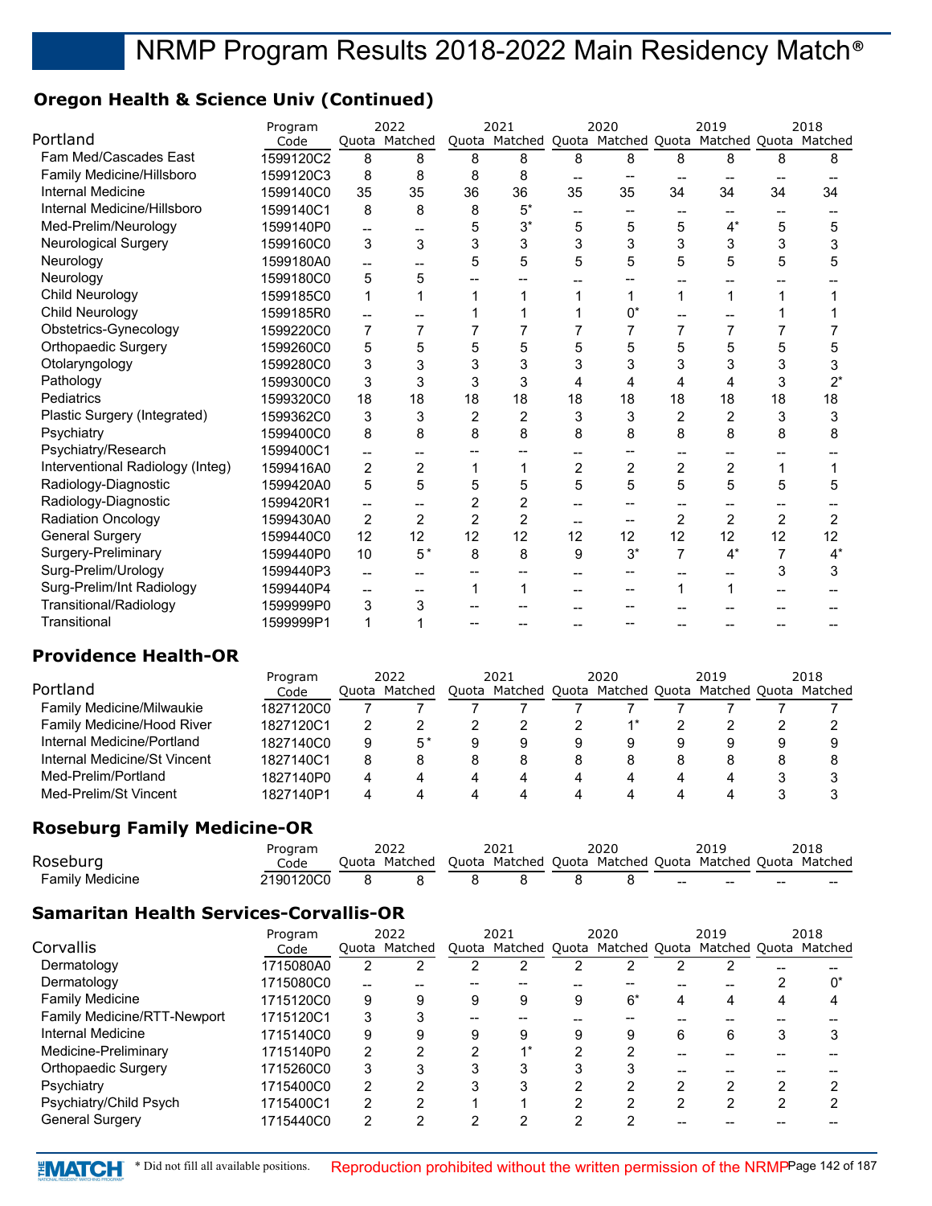## Oregon Health & Science Univ (Continued)

| Portland | Program Code | 2022 Quota | 2022 Matched | 2021 Quota | 2021 Matched | 2020 Quota | 2020 Matched | 2019 Quota | 2019 Matched | 2018 Quota | 2018 Matched |
|---|---|---|---|---|---|---|---|---|---|---|---|
| Fam Med/Cascades East | 1599120C2 | 8 | 8 | 8 | 8 | 8 | 8 | 8 | 8 | 8 | 8 |
| Family Medicine/Hillsboro | 1599120C3 | 8 | 8 | 8 | 8 | -- | -- | -- | -- | -- | -- |
| Internal Medicine | 1599140C0 | 35 | 35 | 36 | 36 | 35 | 35 | 34 | 34 | 34 | 34 |
| Internal Medicine/Hillsboro | 1599140C1 | 8 | 8 | 8 | 5* | -- | -- | -- | -- | -- | -- |
| Med-Prelim/Neurology | 1599140P0 | -- | -- | 5 | 3* | 5 | 5 | 5 | 4* | 5 | 5 |
| Neurological Surgery | 1599160C0 | 3 | 3 | 3 | 3 | 3 | 3 | 3 | 3 | 3 | 3 |
| Neurology | 1599180A0 | -- | -- | 5 | 5 | 5 | 5 | 5 | 5 | 5 | 5 |
| Neurology | 1599180C0 | 5 | 5 | -- | -- | -- | -- | -- | -- | -- | -- |
| Child Neurology | 1599185C0 | 1 | 1 | 1 | 1 | 1 | 1 | 1 | 1 | 1 | 1 |
| Child Neurology | 1599185R0 | -- | -- | 1 | 1 | 1 | 0* | -- | -- | 1 | 1 |
| Obstetrics-Gynecology | 1599220C0 | 7 | 7 | 7 | 7 | 7 | 7 | 7 | 7 | 7 | 7 |
| Orthopaedic Surgery | 1599260C0 | 5 | 5 | 5 | 5 | 5 | 5 | 5 | 5 | 5 | 5 |
| Otolaryngology | 1599280C0 | 3 | 3 | 3 | 3 | 3 | 3 | 3 | 3 | 3 | 3 |
| Pathology | 1599300C0 | 3 | 3 | 3 | 3 | 4 | 4 | 4 | 4 | 3 | 2* |
| Pediatrics | 1599320C0 | 18 | 18 | 18 | 18 | 18 | 18 | 18 | 18 | 18 | 18 |
| Plastic Surgery (Integrated) | 1599362C0 | 3 | 3 | 2 | 2 | 3 | 3 | 2 | 2 | 3 | 3 |
| Psychiatry | 1599400C0 | 8 | 8 | 8 | 8 | 8 | 8 | 8 | 8 | 8 | 8 |
| Psychiatry/Research | 1599400C1 | -- | -- | -- | -- | -- | -- | -- | -- | -- | -- |
| Interventional Radiology (Integ) | 1599416A0 | 2 | 2 | 1 | 1 | 2 | 2 | 2 | 2 | 1 | 1 |
| Radiology-Diagnostic | 1599420A0 | 5 | 5 | 5 | 5 | 5 | 5 | 5 | 5 | 5 | 5 |
| Radiology-Diagnostic | 1599420R1 | -- | -- | 2 | 2 | -- | -- | -- | -- | -- | -- |
| Radiation Oncology | 1599430A0 | 2 | 2 | 2 | 2 | -- | -- | 2 | 2 | 2 | 2 |
| General Surgery | 1599440C0 | 12 | 12 | 12 | 12 | 12 | 12 | 12 | 12 | 12 | 12 |
| Surgery-Preliminary | 1599440P0 | 10 | 5* | 8 | 8 | 9 | 3* | 7 | 4* | 7 | 4* |
| Surg-Prelim/Urology | 1599440P3 | -- | -- | -- | -- | -- | -- | -- | -- | 3 | 3 |
| Surg-Prelim/Int Radiology | 1599440P4 | -- | -- | 1 | 1 | -- | -- | 1 | 1 | -- | -- |
| Transitional/Radiology | 1599999P0 | 3 | 3 | -- | -- | -- | -- | -- | -- | -- | -- |
| Transitional | 1599999P1 | 1 | 1 | -- | -- | -- | -- | -- | -- | -- | -- |

## Providence Health-OR

| Portland | Program Code | 2022 Quota | 2022 Matched | 2021 Quota | 2021 Matched | 2020 Quota | 2020 Matched | 2019 Quota | 2019 Matched | 2018 Quota | 2018 Matched |
|---|---|---|---|---|---|---|---|---|---|---|---|
| Family Medicine/Milwaukie | 1827120C0 | 7 | 7 | 7 | 7 | 7 | 7 | 7 | 7 | 7 | 7 |
| Family Medicine/Hood River | 1827120C1 | 2 | 2 | 2 | 2 | 2 | 1* | 2 | 2 | 2 | 2 |
| Internal Medicine/Portland | 1827140C0 | 9 | 5* | 9 | 9 | 9 | 9 | 9 | 9 | 9 | 9 |
| Internal Medicine/St Vincent | 1827140C1 | 8 | 8 | 8 | 8 | 8 | 8 | 8 | 8 | 8 | 8 |
| Med-Prelim/Portland | 1827140P0 | 4 | 4 | 4 | 4 | 4 | 4 | 4 | 4 | 3 | 3 |
| Med-Prelim/St Vincent | 1827140P1 | 4 | 4 | 4 | 4 | 4 | 4 | 4 | 4 | 3 | 3 |

## Roseburg Family Medicine-OR

| Roseburg | Program Code | 2022 Quota | 2022 Matched | 2021 Quota | 2021 Matched | 2020 Quota | 2020 Matched | 2019 Quota | 2019 Matched | 2018 Quota | 2018 Matched |
|---|---|---|---|---|---|---|---|---|---|---|---|
| Family Medicine | 2190120C0 | 8 | 8 | 8 | 8 | 8 | 8 | -- | -- | -- | -- |

## Samaritan Health Services-Corvallis-OR

| Corvallis | Program Code | 2022 Quota | 2022 Matched | 2021 Quota | 2021 Matched | 2020 Quota | 2020 Matched | 2019 Quota | 2019 Matched | 2018 Quota | 2018 Matched |
|---|---|---|---|---|---|---|---|---|---|---|---|
| Dermatology | 1715080A0 | 2 | 2 | 2 | 2 | 2 | 2 | 2 | 2 | -- | -- |
| Dermatology | 1715080C0 | -- | -- | -- | -- | -- | -- | -- | -- | 2 | 0* |
| Family Medicine | 1715120C0 | 9 | 9 | 9 | 9 | 9 | 6* | 4 | 4 | 4 | 4 |
| Family Medicine/RTT-Newport | 1715120C1 | 3 | 3 | -- | -- | -- | -- | -- | -- | -- | -- |
| Internal Medicine | 1715140C0 | 9 | 9 | 9 | 9 | 9 | 9 | 6 | 6 | 3 | 3 |
| Medicine-Preliminary | 1715140P0 | 2 | 2 | 2 | 1* | 2 | 2 | -- | -- | -- | -- |
| Orthopaedic Surgery | 1715260C0 | 3 | 3 | 3 | 3 | 3 | 3 | -- | -- | -- | -- |
| Psychiatry | 1715400C0 | 2 | 2 | 3 | 3 | 2 | 2 | 2 | 2 | 2 | 2 |
| Psychiatry/Child Psych | 1715400C1 | 2 | 2 | 1 | 1 | 2 | 2 | 2 | 2 | 2 | 2 |
| General Surgery | 1715440C0 | 2 | 2 | 2 | 2 | 2 | 2 | -- | -- | -- | -- |

\* Did not fill all available positions.

Reproduction prohibited without the written permission of the NRMP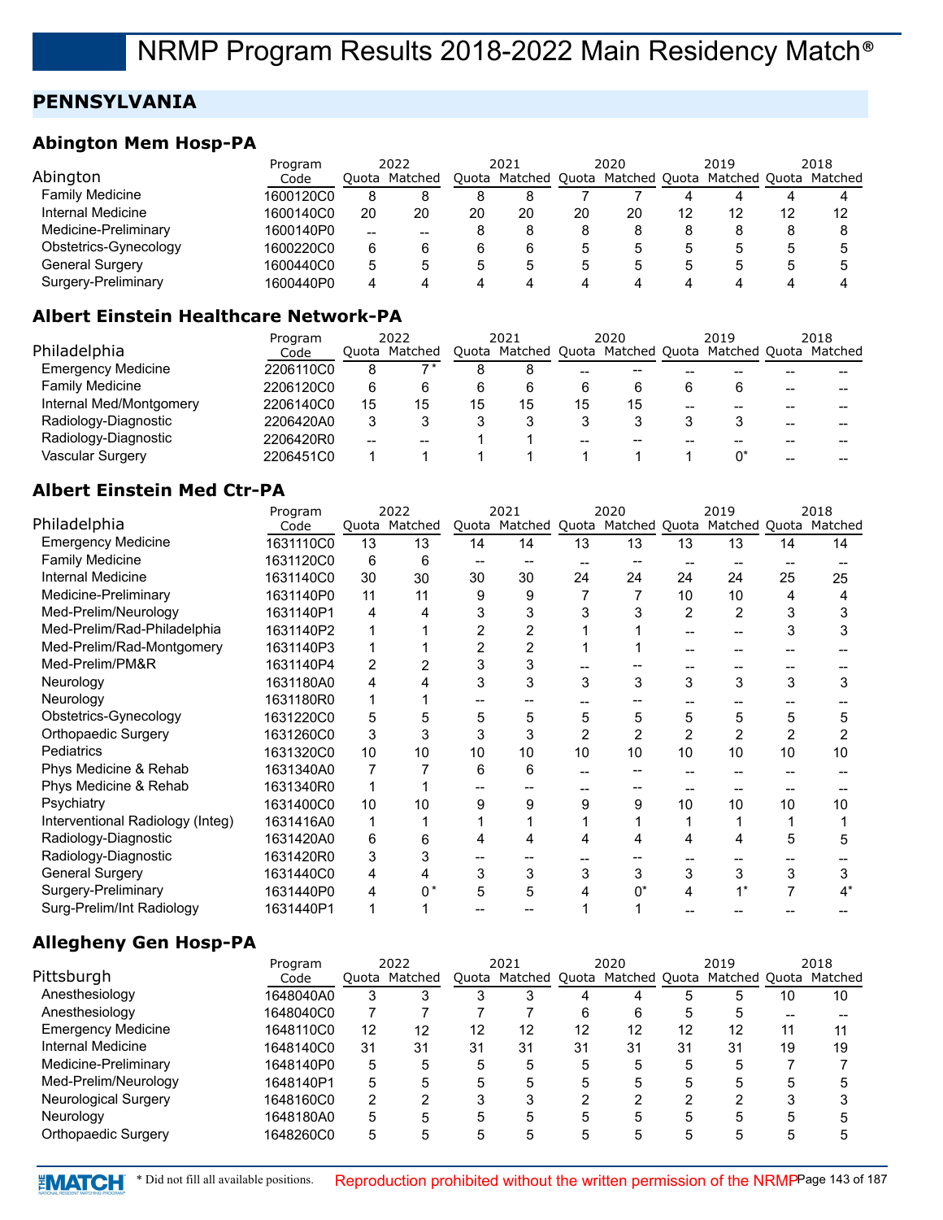# NRMP Program Results 2018-2022 Main Residency Match®

## PENNSYLVANIA

### Abington Mem Hosp-PA

| Abington | Program Code | 2022 Quota | 2022 Matched | 2021 Quota | 2021 Matched | 2020 Quota | 2020 Matched | 2019 Quota | 2019 Matched | 2018 Quota | 2018 Matched |
|---|---|---|---|---|---|---|---|---|---|---|---|
| Family Medicine | 1600120C0 | 8 | 8 | 8 | 8 | 7 | 7 | 4 | 4 | 4 | 4 |
| Internal Medicine | 1600140C0 | 20 | 20 | 20 | 20 | 20 | 20 | 12 | 12 | 12 | 12 |
| Medicine-Preliminary | 1600140P0 | -- | -- | 8 | 8 | 8 | 8 | 8 | 8 | 8 | 8 |
| Obstetrics-Gynecology | 1600220C0 | 6 | 6 | 6 | 6 | 5 | 5 | 5 | 5 | 5 | 5 |
| General Surgery | 1600440C0 | 5 | 5 | 5 | 5 | 5 | 5 | 5 | 5 | 5 | 5 |
| Surgery-Preliminary | 1600440P0 | 4 | 4 | 4 | 4 | 4 | 4 | 4 | 4 | 4 | 4 |

### Albert Einstein Healthcare Network-PA

| Philadelphia | Program Code | 2022 Quota | 2022 Matched | 2021 Quota | 2021 Matched | 2020 Quota | 2020 Matched | 2019 Quota | 2019 Matched | 2018 Quota | 2018 Matched |
|---|---|---|---|---|---|---|---|---|---|---|---|
| Emergency Medicine | 2206110C0 | 8 | 7* | 8 | 8 | -- | -- | -- | -- | -- | -- |
| Family Medicine | 2206120C0 | 6 | 6 | 6 | 6 | 6 | 6 | 6 | 6 | -- | -- |
| Internal Med/Montgomery | 2206140C0 | 15 | 15 | 15 | 15 | 15 | 15 | -- | -- | -- | -- |
| Radiology-Diagnostic | 2206420A0 | 3 | 3 | 3 | 3 | 3 | 3 | 3 | 3 | -- | -- |
| Radiology-Diagnostic | 2206420R0 | -- | -- | 1 | 1 | -- | -- | -- | -- | -- | -- |
| Vascular Surgery | 2206451C0 | 1 | 1 | 1 | 1 | 1 | 1 | 1 | 0* | -- | -- |

### Albert Einstein Med Ctr-PA

| Philadelphia | Program Code | 2022 Quota | 2022 Matched | 2021 Quota | 2021 Matched | 2020 Quota | 2020 Matched | 2019 Quota | 2019 Matched | 2018 Quota | 2018 Matched |
|---|---|---|---|---|---|---|---|---|---|---|---|
| Emergency Medicine | 1631110C0 | 13 | 13 | 14 | 14 | 13 | 13 | 13 | 13 | 14 | 14 |
| Family Medicine | 1631120C0 | 6 | 6 | -- | -- | -- | -- | -- | -- | -- | -- |
| Internal Medicine | 1631140C0 | 30 | 30 | 30 | 30 | 24 | 24 | 24 | 24 | 25 | 25 |
| Medicine-Preliminary | 1631140P0 | 11 | 11 | 9 | 9 | 7 | 7 | 10 | 10 | 4 | 4 |
| Med-Prelim/Neurology | 1631140P1 | 4 | 4 | 3 | 3 | 3 | 3 | 2 | 2 | 3 | 3 |
| Med-Prelim/Rad-Philadelphia | 1631140P2 | 1 | 1 | 2 | 2 | 1 | 1 | -- | -- | 3 | 3 |
| Med-Prelim/Rad-Montgomery | 1631140P3 | 1 | 1 | 2 | 2 | 1 | 1 | -- | -- | -- | -- |
| Med-Prelim/PM&R | 1631140P4 | 2 | 2 | 3 | 3 | -- | -- | -- | -- | -- | -- |
| Neurology | 1631180A0 | 4 | 4 | 3 | 3 | 3 | 3 | 3 | 3 | 3 | 3 |
| Neurology | 1631180R0 | 1 | 1 | -- | -- | -- | -- | -- | -- | -- | -- |
| Obstetrics-Gynecology | 1631220C0 | 5 | 5 | 5 | 5 | 5 | 5 | 5 | 5 | 5 | 5 |
| Orthopaedic Surgery | 1631260C0 | 3 | 3 | 3 | 3 | 2 | 2 | 2 | 2 | 2 | 2 |
| Pediatrics | 1631320C0 | 10 | 10 | 10 | 10 | 10 | 10 | 10 | 10 | 10 | 10 |
| Phys Medicine & Rehab | 1631340A0 | 7 | 7 | 6 | 6 | -- | -- | -- | -- | -- | -- |
| Phys Medicine & Rehab | 1631340R0 | 1 | 1 | -- | -- | -- | -- | -- | -- | -- | -- |
| Psychiatry | 1631400C0 | 10 | 10 | 9 | 9 | 9 | 9 | 10 | 10 | 10 | 10 |
| Interventional Radiology (Integ) | 1631416A0 | 1 | 1 | 1 | 1 | 1 | 1 | 1 | 1 | 1 | 1 |
| Radiology-Diagnostic | 1631420A0 | 6 | 6 | 4 | 4 | 4 | 4 | 4 | 4 | 5 | 5 |
| Radiology-Diagnostic | 1631420R0 | 3 | 3 | -- | -- | -- | -- | -- | -- | -- | -- |
| General Surgery | 1631440C0 | 4 | 4 | 3 | 3 | 3 | 3 | 3 | 3 | 3 | 3 |
| Surgery-Preliminary | 1631440P0 | 4 | 0* | 5 | 5 | 4 | 0* | 4 | 1* | 7 | 4* |
| Surg-Prelim/Int Radiology | 1631440P1 | 1 | 1 | -- | -- | 1 | 1 | -- | -- | -- | -- |

### Allegheny Gen Hosp-PA

| Pittsburgh | Program Code | 2022 Quota | 2022 Matched | 2021 Quota | 2021 Matched | 2020 Quota | 2020 Matched | 2019 Quota | 2019 Matched | 2018 Quota | 2018 Matched |
|---|---|---|---|---|---|---|---|---|---|---|---|
| Anesthesiology | 1648040A0 | 3 | 3 | 3 | 3 | 4 | 4 | 5 | 5 | 10 | 10 |
| Anesthesiology | 1648040C0 | 7 | 7 | 7 | 7 | 6 | 6 | 5 | 5 | -- | -- |
| Emergency Medicine | 1648110C0 | 12 | 12 | 12 | 12 | 12 | 12 | 12 | 12 | 11 | 11 |
| Internal Medicine | 1648140C0 | 31 | 31 | 31 | 31 | 31 | 31 | 31 | 31 | 19 | 19 |
| Medicine-Preliminary | 1648140P0 | 5 | 5 | 5 | 5 | 5 | 5 | 5 | 5 | 7 | 7 |
| Med-Prelim/Neurology | 1648140P1 | 5 | 5 | 5 | 5 | 5 | 5 | 5 | 5 | 5 | 5 |
| Neurological Surgery | 1648160C0 | 2 | 2 | 3 | 3 | 2 | 2 | 2 | 2 | 3 | 3 |
| Neurology | 1648180A0 | 5 | 5 | 5 | 5 | 5 | 5 | 5 | 5 | 5 | 5 |
| Orthopaedic Surgery | 1648260C0 | 5 | 5 | 5 | 5 | 5 | 5 | 5 | 5 | 5 | 5 |

\* Did not fill all available positions.

Reproduction prohibited without the written permission of the NRMP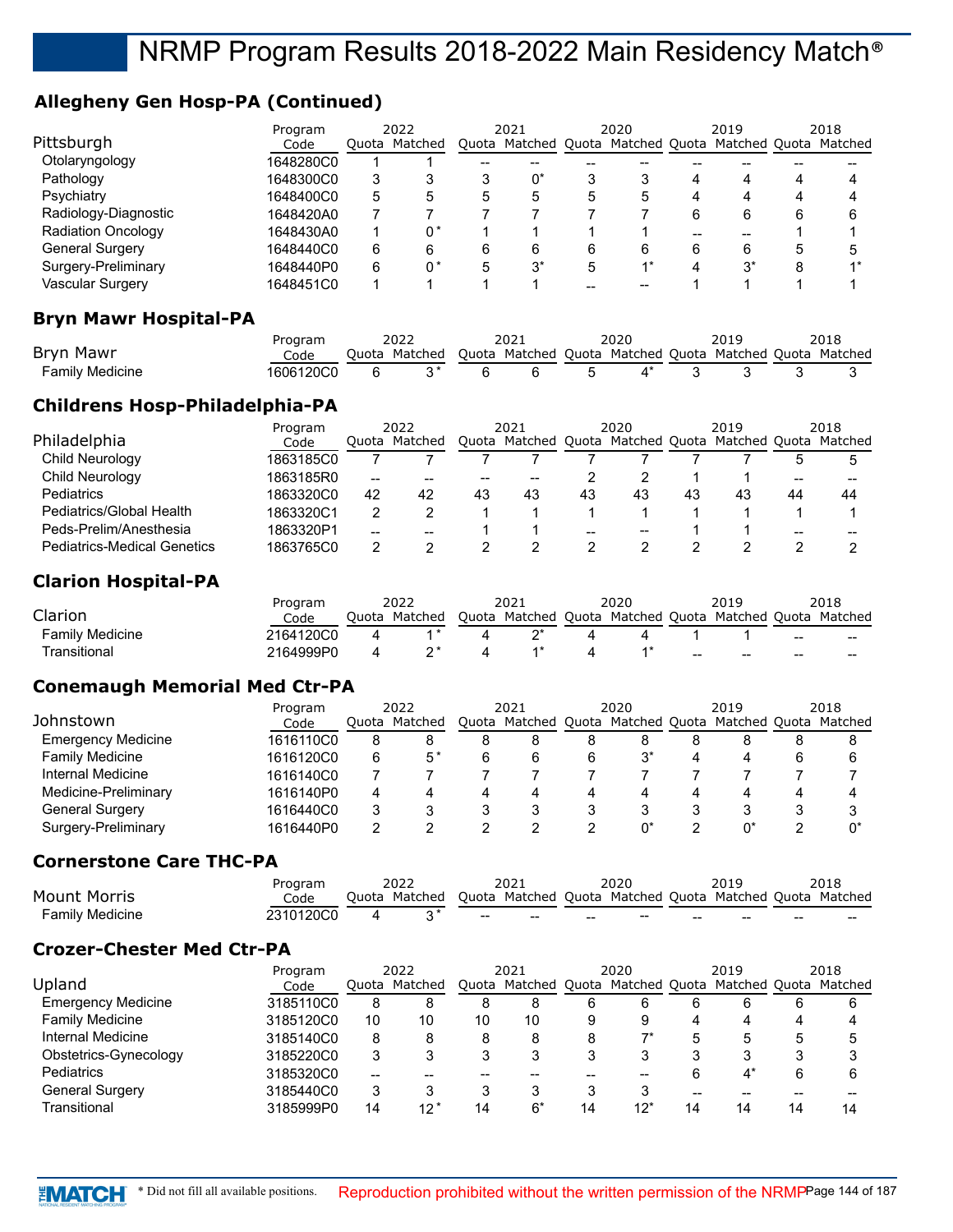# NRMP Program Results 2018-2022 Main Residency Match®

## Allegheny Gen Hosp-PA (Continued)

| Pittsburgh | Program Code | 2022 Quota | 2022 Matched | 2021 Quota | 2021 Matched | 2020 Quota | 2020 Matched | 2019 Quota | 2019 Matched | 2018 Quota | 2018 Matched |
|---|---|---|---|---|---|---|---|---|---|---|---|
| Otolaryngology | 1648280C0 | 1 | 1 | -- | -- | -- | -- | -- | -- | -- | -- |
| Pathology | 1648300C0 | 3 | 3 | 3 | 0* | 3 | 3 | 4 | 4 | 4 | 4 |
| Psychiatry | 1648400C0 | 5 | 5 | 5 | 5 | 5 | 5 | 4 | 4 | 4 | 4 |
| Radiology-Diagnostic | 1648420A0 | 7 | 7 | 7 | 7 | 7 | 7 | 6 | 6 | 6 | 6 |
| Radiation Oncology | 1648430A0 | 1 | 0* | 1 | 1 | 1 | 1 | -- | -- | 1 | 1 |
| General Surgery | 1648440C0 | 6 | 6 | 6 | 6 | 6 | 6 | 6 | 6 | 5 | 5 |
| Surgery-Preliminary | 1648440P0 | 6 | 0* | 5 | 3* | 5 | 1* | 4 | 3* | 8 | 1* |
| Vascular Surgery | 1648451C0 | 1 | 1 | 1 | 1 | -- | -- | 1 | 1 | 1 | 1 |

## Bryn Mawr Hospital-PA

| Bryn Mawr | Program Code | 2022 Quota | 2022 Matched | 2021 Quota | 2021 Matched | 2020 Quota | 2020 Matched | 2019 Quota | 2019 Matched | 2018 Quota | 2018 Matched |
|---|---|---|---|---|---|---|---|---|---|---|---|
| Family Medicine | 1606120C0 | 6 | 3* | 6 | 6 | 5 | 4* | 3 | 3 | 3 | 3 |

## Childrens Hosp-Philadelphia-PA

| Philadelphia | Program Code | 2022 Quota | 2022 Matched | 2021 Quota | 2021 Matched | 2020 Quota | 2020 Matched | 2019 Quota | 2019 Matched | 2018 Quota | 2018 Matched |
|---|---|---|---|---|---|---|---|---|---|---|---|
| Child Neurology | 1863185C0 | 7 | 7 | 7 | 7 | 7 | 7 | 7 | 7 | 5 | 5 |
| Child Neurology | 1863185R0 | -- | -- | -- | -- | 2 | 2 | 1 | 1 | -- | -- |
| Pediatrics | 1863320C0 | 42 | 42 | 43 | 43 | 43 | 43 | 43 | 43 | 44 | 44 |
| Pediatrics/Global Health | 1863320C1 | 2 | 2 | 1 | 1 | 1 | 1 | 1 | 1 | 1 | 1 |
| Peds-Prelim/Anesthesia | 1863320P1 | -- | -- | 1 | 1 | -- | -- | 1 | 1 | -- | -- |
| Pediatrics-Medical Genetics | 1863765C0 | 2 | 2 | 2 | 2 | 2 | 2 | 2 | 2 | 2 | 2 |

## Clarion Hospital-PA

| Clarion | Program Code | 2022 Quota | 2022 Matched | 2021 Quota | 2021 Matched | 2020 Quota | 2020 Matched | 2019 Quota | 2019 Matched | 2018 Quota | 2018 Matched |
|---|---|---|---|---|---|---|---|---|---|---|---|
| Family Medicine | 2164120C0 | 4 | 1* | 4 | 2* | 4 | 4 | 1 | 1 | -- | -- |
| Transitional | 2164999P0 | 4 | 2* | 4 | 1* | 4 | 1* | -- | -- | -- | -- |

## Conemaugh Memorial Med Ctr-PA

| Johnstown | Program Code | 2022 Quota | 2022 Matched | 2021 Quota | 2021 Matched | 2020 Quota | 2020 Matched | 2019 Quota | 2019 Matched | 2018 Quota | 2018 Matched |
|---|---|---|---|---|---|---|---|---|---|---|---|
| Emergency Medicine | 1616110C0 | 8 | 8 | 8 | 8 | 8 | 8 | 8 | 8 | 8 | 8 |
| Family Medicine | 1616120C0 | 6 | 5* | 6 | 6 | 6 | 3* | 4 | 4 | 6 | 6 |
| Internal Medicine | 1616140C0 | 7 | 7 | 7 | 7 | 7 | 7 | 7 | 7 | 7 | 7 |
| Medicine-Preliminary | 1616140P0 | 4 | 4 | 4 | 4 | 4 | 4 | 4 | 4 | 4 | 4 |
| General Surgery | 1616440C0 | 3 | 3 | 3 | 3 | 3 | 3 | 3 | 3 | 3 | 3 |
| Surgery-Preliminary | 1616440P0 | 2 | 2 | 2 | 2 | 2 | 0* | 2 | 0* | 2 | 0* |

## Cornerstone Care THC-PA

| Mount Morris | Program Code | 2022 Quota | 2022 Matched | 2021 Quota | 2021 Matched | 2020 Quota | 2020 Matched | 2019 Quota | 2019 Matched | 2018 Quota | 2018 Matched |
|---|---|---|---|---|---|---|---|---|---|---|---|
| Family Medicine | 2310120C0 | 4 | 3* | -- | -- | -- | -- | -- | -- | -- | -- |

## Crozer-Chester Med Ctr-PA

| Upland | Program Code | 2022 Quota | 2022 Matched | 2021 Quota | 2021 Matched | 2020 Quota | 2020 Matched | 2019 Quota | 2019 Matched | 2018 Quota | 2018 Matched |
|---|---|---|---|---|---|---|---|---|---|---|---|
| Emergency Medicine | 3185110C0 | 8 | 8 | 8 | 8 | 6 | 6 | 6 | 6 | 6 | 6 |
| Family Medicine | 3185120C0 | 10 | 10 | 10 | 10 | 9 | 9 | 4 | 4 | 4 | 4 |
| Internal Medicine | 3185140C0 | 8 | 8 | 8 | 8 | 8 | 7* | 5 | 5 | 5 | 5 |
| Obstetrics-Gynecology | 3185220C0 | 3 | 3 | 3 | 3 | 3 | 3 | 3 | 3 | 3 | 3 |
| Pediatrics | 3185320C0 | -- | -- | -- | -- | -- | -- | 6 | 4* | 6 | 6 |
| General Surgery | 3185440C0 | 3 | 3 | 3 | 3 | 3 | 3 | -- | -- | -- | -- |
| Transitional | 3185999P0 | 14 | 12* | 14 | 6* | 14 | 12* | 14 | 14 | 14 | 14 |

\* Did not fill all available positions.

Reproduction prohibited without the written permission of the NRMP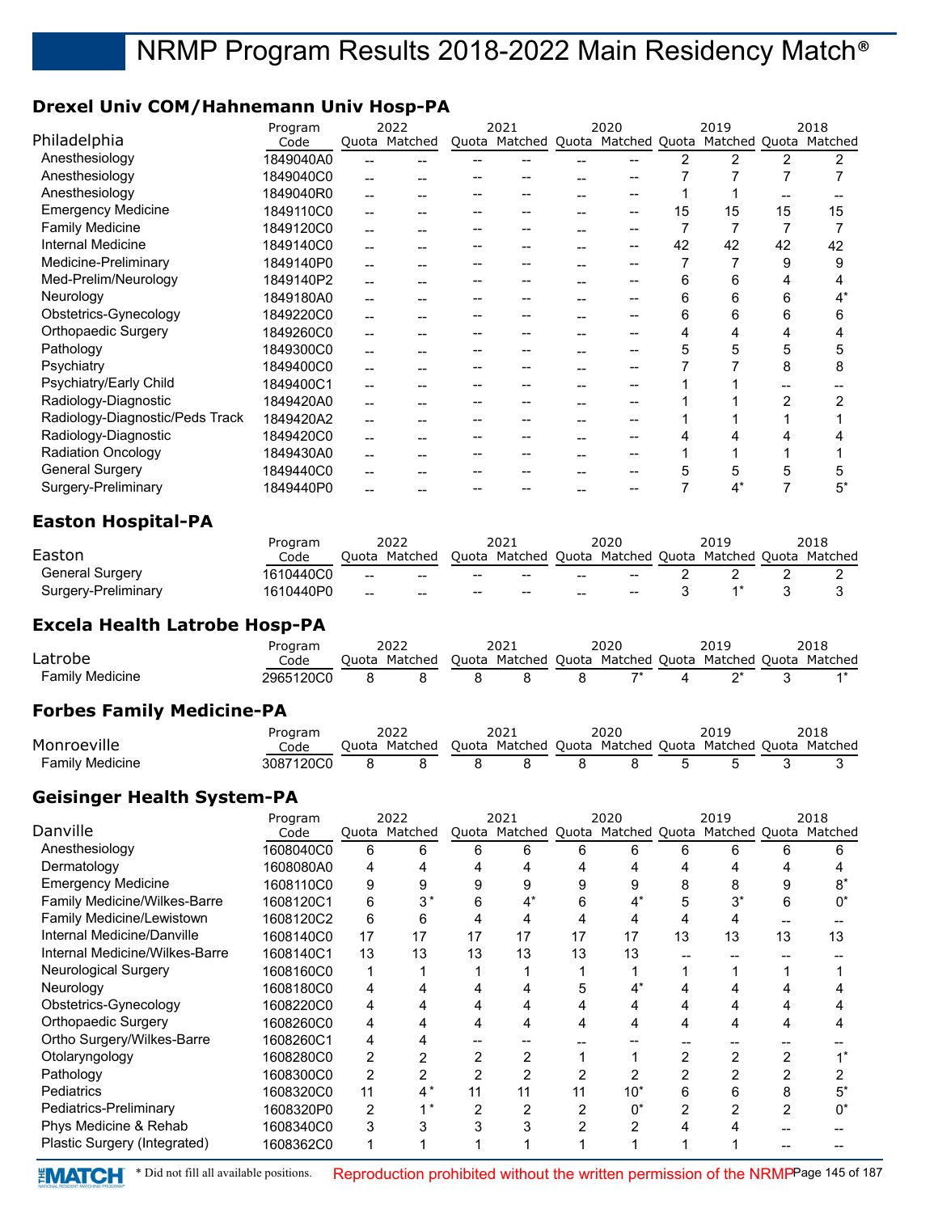## Drexel Univ COM/Hahnemann Univ Hosp-PA

| Philadelphia | Program Code | 2022 Quota | 2022 Matched | 2021 Quota | 2021 Matched | 2020 Quota | 2020 Matched | 2019 Quota | 2019 Matched | 2018 Quota | 2018 Matched |
|---|---|---|---|---|---|---|---|---|---|---|---|
| Anesthesiology | 1849040A0 | -- | -- | -- | -- | -- | -- | 2 | 2 | 2 | 2 |
| Anesthesiology | 1849040C0 | -- | -- | -- | -- | -- | -- | 7 | 7 | 7 | 7 |
| Anesthesiology | 1849040R0 | -- | -- | -- | -- | -- | -- | 1 | 1 | -- | -- |
| Emergency Medicine | 1849110C0 | -- | -- | -- | -- | -- | -- | 15 | 15 | 15 | 15 |
| Family Medicine | 1849120C0 | -- | -- | -- | -- | -- | -- | 7 | 7 | 7 | 7 |
| Internal Medicine | 1849140C0 | -- | -- | -- | -- | -- | -- | 42 | 42 | 42 | 42 |
| Medicine-Preliminary | 1849140P0 | -- | -- | -- | -- | -- | -- | 7 | 7 | 9 | 9 |
| Med-Prelim/Neurology | 1849140P2 | -- | -- | -- | -- | -- | -- | 6 | 6 | 4 | 4 |
| Neurology | 1849180A0 | -- | -- | -- | -- | -- | -- | 6 | 6 | 6 | 4* |
| Obstetrics-Gynecology | 1849220C0 | -- | -- | -- | -- | -- | -- | 6 | 6 | 6 | 6 |
| Orthopaedic Surgery | 1849260C0 | -- | -- | -- | -- | -- | -- | 4 | 4 | 4 | 4 |
| Pathology | 1849300C0 | -- | -- | -- | -- | -- | -- | 5 | 5 | 5 | 5 |
| Psychiatry | 1849400C0 | -- | -- | -- | -- | -- | -- | 7 | 7 | 8 | 8 |
| Psychiatry/Early Child | 1849400C1 | -- | -- | -- | -- | -- | -- | 1 | 1 | -- | -- |
| Radiology-Diagnostic | 1849420A0 | -- | -- | -- | -- | -- | -- | 1 | 1 | 2 | 2 |
| Radiology-Diagnostic/Peds Track | 1849420A2 | -- | -- | -- | -- | -- | -- | 1 | 1 | 1 | 1 |
| Radiology-Diagnostic | 1849420C0 | -- | -- | -- | -- | -- | -- | 4 | 4 | 4 | 4 |
| Radiation Oncology | 1849430A0 | -- | -- | -- | -- | -- | -- | 1 | 1 | 1 | 1 |
| General Surgery | 1849440C0 | -- | -- | -- | -- | -- | -- | 5 | 5 | 5 | 5 |
| Surgery-Preliminary | 1849440P0 | -- | -- | -- | -- | -- | -- | 7 | 4* | 7 | 5* |

## Easton Hospital-PA

| Easton | Program Code | 2022 Quota | 2022 Matched | 2021 Quota | 2021 Matched | 2020 Quota | 2020 Matched | 2019 Quota | 2019 Matched | 2018 Quota | 2018 Matched |
|---|---|---|---|---|---|---|---|---|---|---|---|
| General Surgery | 1610440C0 | -- | -- | -- | -- | -- | -- | 2 | 2 | 2 | 2 |
| Surgery-Preliminary | 1610440P0 | -- | -- | -- | -- | -- | -- | 3 | 1* | 3 | 3 |

## Excela Health Latrobe Hosp-PA

| Latrobe | Program Code | 2022 Quota | 2022 Matched | 2021 Quota | 2021 Matched | 2020 Quota | 2020 Matched | 2019 Quota | 2019 Matched | 2018 Quota | 2018 Matched |
|---|---|---|---|---|---|---|---|---|---|---|---|
| Family Medicine | 2965120C0 | 8 | 8 | 8 | 8 | 8 | 7* | 4 | 2* | 3 | 1* |

## Forbes Family Medicine-PA

| Monroeville | Program Code | 2022 Quota | 2022 Matched | 2021 Quota | 2021 Matched | 2020 Quota | 2020 Matched | 2019 Quota | 2019 Matched | 2018 Quota | 2018 Matched |
|---|---|---|---|---|---|---|---|---|---|---|---|
| Family Medicine | 3087120C0 | 8 | 8 | 8 | 8 | 8 | 8 | 5 | 5 | 3 | 3 |

## Geisinger Health System-PA

| Danville | Program Code | 2022 Quota | 2022 Matched | 2021 Quota | 2021 Matched | 2020 Quota | 2020 Matched | 2019 Quota | 2019 Matched | 2018 Quota | 2018 Matched |
|---|---|---|---|---|---|---|---|---|---|---|---|
| Anesthesiology | 1608040C0 | 6 | 6 | 6 | 6 | 6 | 6 | 6 | 6 | 6 | 6 |
| Dermatology | 1608080A0 | 4 | 4 | 4 | 4 | 4 | 4 | 4 | 4 | 4 | 4 |
| Emergency Medicine | 1608110C0 | 9 | 9 | 9 | 9 | 9 | 9 | 8 | 8 | 9 | 8* |
| Family Medicine/Wilkes-Barre | 1608120C1 | 6 | 3* | 6 | 4* | 6 | 4* | 5 | 3* | 6 | 0* |
| Family Medicine/Lewistown | 1608120C2 | 6 | 6 | 4 | 4 | 4 | 4 | 4 | 4 | -- | -- |
| Internal Medicine/Danville | 1608140C0 | 17 | 17 | 17 | 17 | 17 | 17 | 13 | 13 | 13 | 13 |
| Internal Medicine/Wilkes-Barre | 1608140C1 | 13 | 13 | 13 | 13 | 13 | 13 | -- | -- | -- | -- |
| Neurological Surgery | 1608160C0 | 1 | 1 | 1 | 1 | 1 | 1 | 1 | 1 | 1 | 1 |
| Neurology | 1608180C0 | 4 | 4 | 4 | 4 | 5 | 4* | 4 | 4 | 4 | 4 |
| Obstetrics-Gynecology | 1608220C0 | 4 | 4 | 4 | 4 | 4 | 4 | 4 | 4 | 4 | 4 |
| Orthopaedic Surgery | 1608260C0 | 4 | 4 | 4 | 4 | 4 | 4 | 4 | 4 | 4 | 4 |
| Ortho Surgery/Wilkes-Barre | 1608260C1 | 4 | 4 | -- | -- | -- | -- | -- | -- | -- | -- |
| Otolaryngology | 1608280C0 | 2 | 2 | 2 | 2 | 1 | 1 | 2 | 2 | 2 | 1* |
| Pathology | 1608300C0 | 2 | 2 | 2 | 2 | 2 | 2 | 2 | 2 | 2 | 2 |
| Pediatrics | 1608320C0 | 11 | 4* | 11 | 11 | 11 | 10* | 6 | 6 | 8 | 5* |
| Pediatrics-Preliminary | 1608320P0 | 2 | 1* | 2 | 2 | 2 | 0* | 2 | 2 | 2 | 0* |
| Phys Medicine & Rehab | 1608340C0 | 3 | 3 | 3 | 3 | 2 | 2 | 4 | 4 | -- | -- |
| Plastic Surgery (Integrated) | 1608362C0 | 1 | 1 | 1 | 1 | 1 | 1 | 1 | 1 | -- | -- |

\* Did not fill all available positions.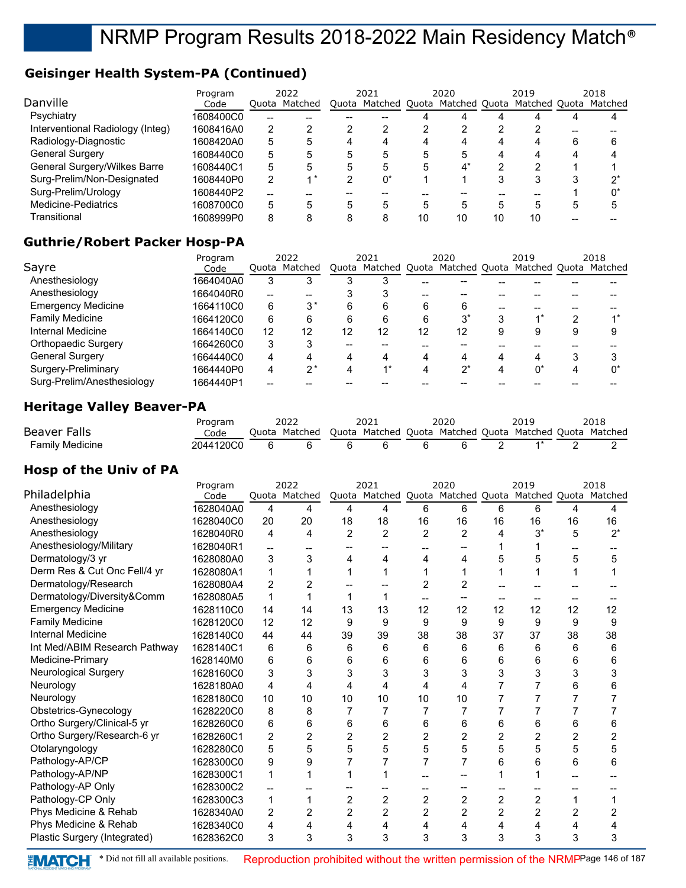## Geisinger Health System-PA (Continued)

| Danville | Program Code | 2022 Quota | 2022 Matched | 2021 Quota | 2021 Matched | 2020 Quota | 2020 Matched | 2019 Quota | 2019 Matched | 2018 Quota | 2018 Matched |
|---|---|---|---|---|---|---|---|---|---|---|---|
| Psychiatry | 1608400C0 | -- | -- | -- | -- | 4 | 4 | 4 | 4 | 4 | 4 |
| Interventional Radiology (Integ) | 1608416A0 | 2 | 2 | 2 | 2 | 2 | 2 | 2 | 2 | -- | -- |
| Radiology-Diagnostic | 1608420A0 | 5 | 5 | 4 | 4 | 4 | 4 | 4 | 4 | 6 | 6 |
| General Surgery | 1608440C0 | 5 | 5 | 5 | 5 | 5 | 5 | 4 | 4 | 4 | 4 |
| General Surgery/Wilkes Barre | 1608440C1 | 5 | 5 | 5 | 5 | 5 | 4* | 2 | 2 | 1 | 1 |
| Surg-Prelim/Non-Designated | 1608440P0 | 2 | 1* | 2 | 0* | 1 | 1 | 3 | 3 | 3 | 2* |
| Surg-Prelim/Urology | 1608440P2 | -- | -- | -- | -- | -- | -- | -- | -- | 1 | 0* |
| Medicine-Pediatrics | 1608700C0 | 5 | 5 | 5 | 5 | 5 | 5 | 5 | 5 | 5 | 5 |
| Transitional | 1608999P0 | 8 | 8 | 8 | 8 | 10 | 10 | 10 | 10 | -- | -- |

## Guthrie/Robert Packer Hosp-PA

| Sayre | Program Code | 2022 Quota | 2022 Matched | 2021 Quota | 2021 Matched | 2020 Quota | 2020 Matched | 2019 Quota | 2019 Matched | 2018 Quota | 2018 Matched |
|---|---|---|---|---|---|---|---|---|---|---|---|
| Anesthesiology | 1664040A0 | 3 | 3 | 3 | 3 | -- | -- | -- | -- | -- | -- |
| Anesthesiology | 1664040R0 | -- | -- | 3 | 3 | -- | -- | -- | -- | -- | -- |
| Emergency Medicine | 1664110C0 | 6 | 3* | 6 | 6 | 6 | 6 | -- | -- | -- | -- |
| Family Medicine | 1664120C0 | 6 | 6 | 6 | 6 | 6 | 3* | 3 | 1* | 2 | 1* |
| Internal Medicine | 1664140C0 | 12 | 12 | 12 | 12 | 12 | 12 | 9 | 9 | 9 | 9 |
| Orthopaedic Surgery | 1664260C0 | 3 | 3 | -- | -- | -- | -- | -- | -- | -- | -- |
| General Surgery | 1664440C0 | 4 | 4 | 4 | 4 | 4 | 4 | 4 | 4 | 3 | 3 |
| Surgery-Preliminary | 1664440P0 | 4 | 2* | 4 | 1* | 4 | 2* | 4 | 0* | 4 | 0* |
| Surg-Prelim/Anesthesiology | 1664440P1 | -- | -- | -- | -- | -- | -- | -- | -- | -- | -- |

## Heritage Valley Beaver-PA

| Beaver Falls | Program Code | 2022 Quota | 2022 Matched | 2021 Quota | 2021 Matched | 2020 Quota | 2020 Matched | 2019 Quota | 2019 Matched | 2018 Quota | 2018 Matched |
|---|---|---|---|---|---|---|---|---|---|---|---|
| Family Medicine | 2044120C0 | 6 | 6 | 6 | 6 | 6 | 6 | 2 | 1* | 2 | 2 |

## Hosp of the Univ of PA

| Philadelphia | Program Code | 2022 Quota | 2022 Matched | 2021 Quota | 2021 Matched | 2020 Quota | 2020 Matched | 2019 Quota | 2019 Matched | 2018 Quota | 2018 Matched |
|---|---|---|---|---|---|---|---|---|---|---|---|
| Anesthesiology | 1628040A0 | 4 | 4 | 4 | 4 | 6 | 6 | 6 | 6 | 4 | 4 |
| Anesthesiology | 1628040C0 | 20 | 20 | 18 | 18 | 16 | 16 | 16 | 16 | 16 | 16 |
| Anesthesiology | 1628040R0 | 4 | 4 | 2 | 2 | 2 | 2 | 4 | 3* | 5 | 2* |
| Anesthesiology/Military | 1628040R1 | -- | -- | -- | -- | -- | -- | 1 | 1 | -- | -- |
| Dermatology/3 yr | 1628080A0 | 3 | 3 | 4 | 4 | 4 | 4 | 5 | 5 | 5 | 5 |
| Derm Res & Cut Onc Fell/4 yr | 1628080A1 | 1 | 1 | 1 | 1 | 1 | 1 | 1 | 1 | 1 | 1 |
| Dermatology/Research | 1628080A4 | 2 | 2 | -- | -- | 2 | 2 | -- | -- | -- | -- |
| Dermatology/Diversity&Comm | 1628080A5 | 1 | 1 | 1 | 1 | -- | -- | -- | -- | -- | -- |
| Emergency Medicine | 1628110C0 | 14 | 14 | 13 | 13 | 12 | 12 | 12 | 12 | 12 | 12 |
| Family Medicine | 1628120C0 | 12 | 12 | 9 | 9 | 9 | 9 | 9 | 9 | 9 | 9 |
| Internal Medicine | 1628140C0 | 44 | 44 | 39 | 39 | 38 | 38 | 37 | 37 | 38 | 38 |
| Int Med/ABIM Research Pathway | 1628140C1 | 6 | 6 | 6 | 6 | 6 | 6 | 6 | 6 | 6 | 6 |
| Medicine-Primary | 1628140M0 | 6 | 6 | 6 | 6 | 6 | 6 | 6 | 6 | 6 | 6 |
| Neurological Surgery | 1628160C0 | 3 | 3 | 3 | 3 | 3 | 3 | 3 | 3 | 3 | 3 |
| Neurology | 1628180A0 | 4 | 4 | 4 | 4 | 4 | 4 | 7 | 7 | 6 | 6 |
| Neurology | 1628180C0 | 10 | 10 | 10 | 10 | 10 | 10 | 7 | 7 | 7 | 7 |
| Obstetrics-Gynecology | 1628220C0 | 8 | 8 | 7 | 7 | 7 | 7 | 7 | 7 | 7 | 7 |
| Ortho Surgery/Clinical-5 yr | 1628260C0 | 6 | 6 | 6 | 6 | 6 | 6 | 6 | 6 | 6 | 6 |
| Ortho Surgery/Research-6 yr | 1628260C1 | 2 | 2 | 2 | 2 | 2 | 2 | 2 | 2 | 2 | 2 |
| Otolaryngology | 1628280C0 | 5 | 5 | 5 | 5 | 5 | 5 | 5 | 5 | 5 | 5 |
| Pathology-AP/CP | 1628300C0 | 9 | 9 | 7 | 7 | 7 | 7 | 6 | 6 | 6 | 6 |
| Pathology-AP/NP | 1628300C1 | 1 | 1 | 1 | 1 | -- | -- | 1 | 1 | -- | -- |
| Pathology-AP Only | 1628300C2 | -- | -- | -- | -- | -- | -- | -- | -- | -- | -- |
| Pathology-CP Only | 1628300C3 | 1 | 1 | 2 | 2 | 2 | 2 | 2 | 2 | 1 | 1 |
| Phys Medicine & Rehab | 1628340A0 | 2 | 2 | 2 | 2 | 2 | 2 | 2 | 2 | 2 | 2 |
| Phys Medicine & Rehab | 1628340C0 | 4 | 4 | 4 | 4 | 4 | 4 | 4 | 4 | 4 | 4 |
| Plastic Surgery (Integrated) | 1628362C0 | 3 | 3 | 3 | 3 | 3 | 3 | 3 | 3 | 3 | 3 |

\* Did not fill all available positions.

Reproduction prohibited without the written permission of the NRMP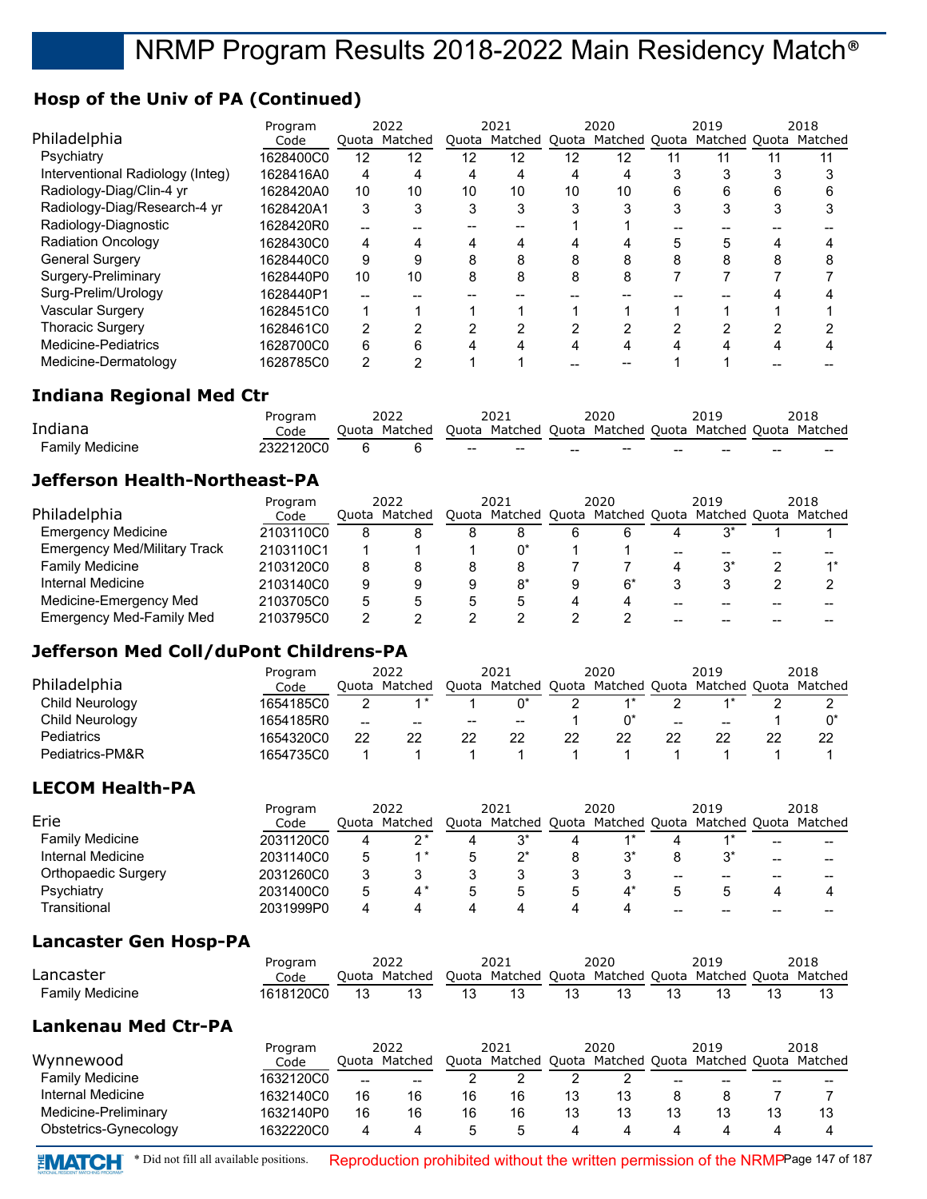## Hosp of the Univ of PA (Continued)

| Philadelphia | Program Code | 2022 Quota | 2022 Matched | 2021 Quota | 2021 Matched | 2020 Quota | 2020 Matched | 2019 Quota | 2019 Matched | 2018 Quota | 2018 Matched |
|---|---|---|---|---|---|---|---|---|---|---|---|
| Psychiatry | 1628400C0 | 12 | 12 | 12 | 12 | 12 | 12 | 11 | 11 | 11 | 11 |
| Interventional Radiology (Integ) | 1628416A0 | 4 | 4 | 4 | 4 | 4 | 4 | 3 | 3 | 3 | 3 |
| Radiology-Diag/Clin-4 yr | 1628420A0 | 10 | 10 | 10 | 10 | 10 | 10 | 6 | 6 | 6 | 6 |
| Radiology-Diag/Research-4 yr | 1628420A1 | 3 | 3 | 3 | 3 | 3 | 3 | 3 | 3 | 3 | 3 |
| Radiology-Diagnostic | 1628420R0 | -- | -- | -- | -- | 1 | 1 | -- | -- | -- | -- |
| Radiation Oncology | 1628430C0 | 4 | 4 | 4 | 4 | 4 | 4 | 5 | 5 | 4 | 4 |
| General Surgery | 1628440C0 | 9 | 9 | 8 | 8 | 8 | 8 | 8 | 8 | 8 | 8 |
| Surgery-Preliminary | 1628440P0 | 10 | 10 | 8 | 8 | 8 | 8 | 7 | 7 | 7 | 7 |
| Surg-Prelim/Urology | 1628440P1 | -- | -- | -- | -- | -- | -- | -- | -- | 4 | 4 |
| Vascular Surgery | 1628451C0 | 1 | 1 | 1 | 1 | 1 | 1 | 1 | 1 | 1 | 1 |
| Thoracic Surgery | 1628461C0 | 2 | 2 | 2 | 2 | 2 | 2 | 2 | 2 | 2 | 2 |
| Medicine-Pediatrics | 1628700C0 | 6 | 6 | 4 | 4 | 4 | 4 | 4 | 4 | 4 | 4 |
| Medicine-Dermatology | 1628785C0 | 2 | 2 | 1 | 1 | -- | -- | 1 | 1 | -- | -- |

## Indiana Regional Med Ctr

| Indiana | Program Code | 2022 Quota | 2022 Matched | 2021 Quota | 2021 Matched | 2020 Quota | 2020 Matched | 2019 Quota | 2019 Matched | 2018 Quota | 2018 Matched |
|---|---|---|---|---|---|---|---|---|---|---|---|
| Family Medicine | 2322120C0 | 6 | 6 | -- | -- | -- | -- | -- | -- | -- | -- |

## Jefferson Health-Northeast-PA

| Philadelphia | Program Code | 2022 Quota | 2022 Matched | 2021 Quota | 2021 Matched | 2020 Quota | 2020 Matched | 2019 Quota | 2019 Matched | 2018 Quota | 2018 Matched |
|---|---|---|---|---|---|---|---|---|---|---|---|
| Emergency Medicine | 2103110C0 | 8 | 8 | 8 | 8 | 6 | 6 | 4 | 3* | 1 | 1 |
| Emergency Med/Military Track | 2103110C1 | 1 | 1 | 1 | 0* | 1 | 1 | -- | -- | -- | -- |
| Family Medicine | 2103120C0 | 8 | 8 | 8 | 8 | 7 | 7 | 4 | 3* | 2 | 1* |
| Internal Medicine | 2103140C0 | 9 | 9 | 9 | 8* | 9 | 6* | 3 | 3 | 2 | 2 |
| Medicine-Emergency Med | 2103705C0 | 5 | 5 | 5 | 5 | 4 | 4 | -- | -- | -- | -- |
| Emergency Med-Family Med | 2103795C0 | 2 | 2 | 2 | 2 | 2 | 2 | -- | -- | -- | -- |

## Jefferson Med Coll/duPont Childrens-PA

| Philadelphia | Program Code | 2022 Quota | 2022 Matched | 2021 Quota | 2021 Matched | 2020 Quota | 2020 Matched | 2019 Quota | 2019 Matched | 2018 Quota | 2018 Matched |
|---|---|---|---|---|---|---|---|---|---|---|---|
| Child Neurology | 1654185C0 | 2 | 1* | 1 | 0* | 2 | 1* | 2 | 1* | 2 | 2 |
| Child Neurology | 1654185R0 | -- | -- | -- | -- | 1 | 0* | -- | -- | 1 | 0* |
| Pediatrics | 1654320C0 | 22 | 22 | 22 | 22 | 22 | 22 | 22 | 22 | 22 | 22 |
| Pediatrics-PM&R | 1654735C0 | 1 | 1 | 1 | 1 | 1 | 1 | 1 | 1 | 1 | 1 |

## LECOM Health-PA

| Erie | Program Code | 2022 Quota | 2022 Matched | 2021 Quota | 2021 Matched | 2020 Quota | 2020 Matched | 2019 Quota | 2019 Matched | 2018 Quota | 2018 Matched |
|---|---|---|---|---|---|---|---|---|---|---|---|
| Family Medicine | 2031120C0 | 4 | 2* | 4 | 3* | 4 | 1* | 4 | 1* | -- | -- |
| Internal Medicine | 2031140C0 | 5 | 1* | 5 | 2* | 8 | 3* | 8 | 3* | -- | -- |
| Orthopaedic Surgery | 2031260C0 | 3 | 3 | 3 | 3 | 3 | 3 | -- | -- | -- | -- |
| Psychiatry | 2031400C0 | 5 | 4* | 5 | 5 | 5 | 4* | 5 | 5 | 4 | 4 |
| Transitional | 2031999P0 | 4 | 4 | 4 | 4 | 4 | 4 | -- | -- | -- | -- |

## Lancaster Gen Hosp-PA

| Lancaster | Program Code | 2022 Quota | 2022 Matched | 2021 Quota | 2021 Matched | 2020 Quota | 2020 Matched | 2019 Quota | 2019 Matched | 2018 Quota | 2018 Matched |
|---|---|---|---|---|---|---|---|---|---|---|---|
| Family Medicine | 1618120C0 | 13 | 13 | 13 | 13 | 13 | 13 | 13 | 13 | 13 | 13 |

## Lankenau Med Ctr-PA

| Wynnewood | Program Code | 2022 Quota | 2022 Matched | 2021 Quota | 2021 Matched | 2020 Quota | 2020 Matched | 2019 Quota | 2019 Matched | 2018 Quota | 2018 Matched |
|---|---|---|---|---|---|---|---|---|---|---|---|
| Family Medicine | 1632120C0 | -- | -- | 2 | 2 | 2 | 2 | -- | -- | -- | -- |
| Internal Medicine | 1632140C0 | 16 | 16 | 16 | 16 | 13 | 13 | 8 | 8 | 7 | 7 |
| Medicine-Preliminary | 1632140P0 | 16 | 16 | 16 | 16 | 13 | 13 | 13 | 13 | 13 | 13 |
| Obstetrics-Gynecology | 1632220C0 | 4 | 4 | 5 | 5 | 4 | 4 | 4 | 4 | 4 | 4 |

* Did not fill all available positions.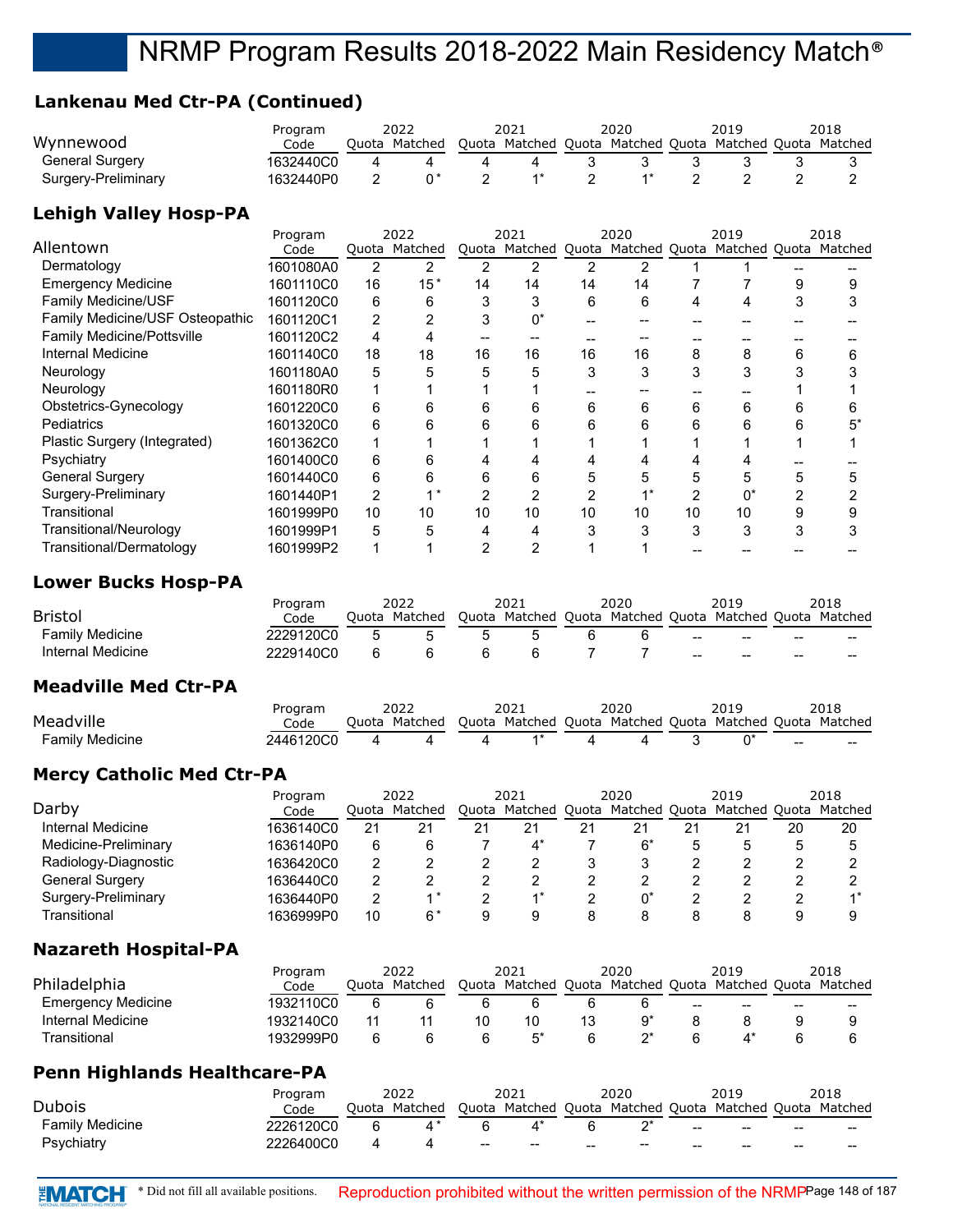## Lankenau Med Ctr-PA (Continued)

| Wynnewood | Program Code | 2022 Quota | 2022 Matched | 2021 Quota | 2021 Matched | 2020 Quota | 2020 Matched | 2019 Quota | 2019 Matched | 2018 Quota | 2018 Matched |
|---|---|---|---|---|---|---|---|---|---|---|---|
| General Surgery | 1632440C0 | 4 | 4 | 4 | 4 | 3 | 3 | 3 | 3 | 3 | 3 |
| Surgery-Preliminary | 1632440P0 | 2 | 0* | 2 | 1* | 2 | 1* | 2 | 2 | 2 | 2 |

## Lehigh Valley Hosp-PA

| Allentown | Program Code | 2022 Quota | 2022 Matched | 2021 Quota | 2021 Matched | 2020 Quota | 2020 Matched | 2019 Quota | 2019 Matched | 2018 Quota | 2018 Matched |
|---|---|---|---|---|---|---|---|---|---|---|---|
| Dermatology | 1601080A0 | 2 | 2 | 2 | 2 | 2 | 2 | 1 | 1 | -- | -- |
| Emergency Medicine | 1601110C0 | 16 | 15* | 14 | 14 | 14 | 14 | 7 | 7 | 9 | 9 |
| Family Medicine/USF | 1601120C0 | 6 | 6 | 3 | 3 | 6 | 6 | 4 | 4 | 3 | 3 |
| Family Medicine/USF Osteopathic | 1601120C1 | 2 | 2 | 3 | 0* | -- | -- | -- | -- | -- | -- |
| Family Medicine/Pottsville | 1601120C2 | 4 | 4 | -- | -- | -- | -- | -- | -- | -- | -- |
| Internal Medicine | 1601140C0 | 18 | 18 | 16 | 16 | 16 | 16 | 8 | 8 | 6 | 6 |
| Neurology | 1601180A0 | 5 | 5 | 5 | 5 | 3 | 3 | 3 | 3 | 3 | 3 |
| Neurology | 1601180R0 | 1 | 1 | 1 | 1 | -- | -- | -- | -- | 1 | 1 |
| Obstetrics-Gynecology | 1601220C0 | 6 | 6 | 6 | 6 | 6 | 6 | 6 | 6 | 6 | 6 |
| Pediatrics | 1601320C0 | 6 | 6 | 6 | 6 | 6 | 6 | 6 | 6 | 6 | 5* |
| Plastic Surgery (Integrated) | 1601362C0 | 1 | 1 | 1 | 1 | 1 | 1 | 1 | 1 | 1 | 1 |
| Psychiatry | 1601400C0 | 6 | 6 | 4 | 4 | 4 | 4 | 4 | 4 | -- | -- |
| General Surgery | 1601440C0 | 6 | 6 | 6 | 6 | 5 | 5 | 5 | 5 | 5 | 5 |
| Surgery-Preliminary | 1601440P1 | 2 | 1* | 2 | 2 | 2 | 1* | 2 | 0* | 2 | 2 |
| Transitional | 1601999P0 | 10 | 10 | 10 | 10 | 10 | 10 | 10 | 10 | 9 | 9 |
| Transitional/Neurology | 1601999P1 | 5 | 5 | 4 | 4 | 3 | 3 | 3 | 3 | 3 | 3 |
| Transitional/Dermatology | 1601999P2 | 1 | 1 | 2 | 2 | 1 | 1 | -- | -- | -- | -- |

## Lower Bucks Hosp-PA

| Bristol | Program Code | 2022 Quota | 2022 Matched | 2021 Quota | 2021 Matched | 2020 Quota | 2020 Matched | 2019 Quota | 2019 Matched | 2018 Quota | 2018 Matched |
|---|---|---|---|---|---|---|---|---|---|---|---|
| Family Medicine | 2229120C0 | 5 | 5 | 5 | 5 | 6 | 6 | -- | -- | -- | -- |
| Internal Medicine | 2229140C0 | 6 | 6 | 6 | 6 | 7 | 7 | -- | -- | -- | -- |

## Meadville Med Ctr-PA

| Meadville | Program Code | 2022 Quota | 2022 Matched | 2021 Quota | 2021 Matched | 2020 Quota | 2020 Matched | 2019 Quota | 2019 Matched | 2018 Quota | 2018 Matched |
|---|---|---|---|---|---|---|---|---|---|---|---|
| Family Medicine | 2446120C0 | 4 | 4 | 4 | 1* | 4 | 4 | 3 | 0* | -- | -- |

## Mercy Catholic Med Ctr-PA

| Darby | Program Code | 2022 Quota | 2022 Matched | 2021 Quota | 2021 Matched | 2020 Quota | 2020 Matched | 2019 Quota | 2019 Matched | 2018 Quota | 2018 Matched |
|---|---|---|---|---|---|---|---|---|---|---|---|
| Internal Medicine | 1636140C0 | 21 | 21 | 21 | 21 | 21 | 21 | 21 | 21 | 20 | 20 |
| Medicine-Preliminary | 1636140P0 | 6 | 6 | 7 | 4* | 7 | 6* | 5 | 5 | 5 | 5 |
| Radiology-Diagnostic | 1636420C0 | 2 | 2 | 2 | 2 | 3 | 3 | 2 | 2 | 2 | 2 |
| General Surgery | 1636440C0 | 2 | 2 | 2 | 2 | 2 | 2 | 2 | 2 | 2 | 2 |
| Surgery-Preliminary | 1636440P0 | 2 | 1* | 2 | 1* | 2 | 0* | 2 | 2 | 2 | 1* |
| Transitional | 1636999P0 | 10 | 6* | 9 | 9 | 8 | 8 | 8 | 8 | 9 | 9 |

## Nazareth Hospital-PA

| Philadelphia | Program Code | 2022 Quota | 2022 Matched | 2021 Quota | 2021 Matched | 2020 Quota | 2020 Matched | 2019 Quota | 2019 Matched | 2018 Quota | 2018 Matched |
|---|---|---|---|---|---|---|---|---|---|---|---|
| Emergency Medicine | 1932110C0 | 6 | 6 | 6 | 6 | 6 | 6 | -- | -- | -- | -- |
| Internal Medicine | 1932140C0 | 11 | 11 | 10 | 10 | 13 | 9* | 8 | 8 | 9 | 9 |
| Transitional | 1932999P0 | 6 | 6 | 6 | 5* | 6 | 2* | 6 | 4* | 6 | 6 |

## Penn Highlands Healthcare-PA

| Dubois | Program Code | 2022 Quota | 2022 Matched | 2021 Quota | 2021 Matched | 2020 Quota | 2020 Matched | 2019 Quota | 2019 Matched | 2018 Quota | 2018 Matched |
|---|---|---|---|---|---|---|---|---|---|---|---|
| Family Medicine | 2226120C0 | 6 | 4* | 6 | 4* | 6 | 2* | -- | -- | -- | -- |
| Psychiatry | 2226400C0 | 4 | 4 | -- | -- | -- | -- | -- | -- | -- | -- |

\* Did not fill all available positions.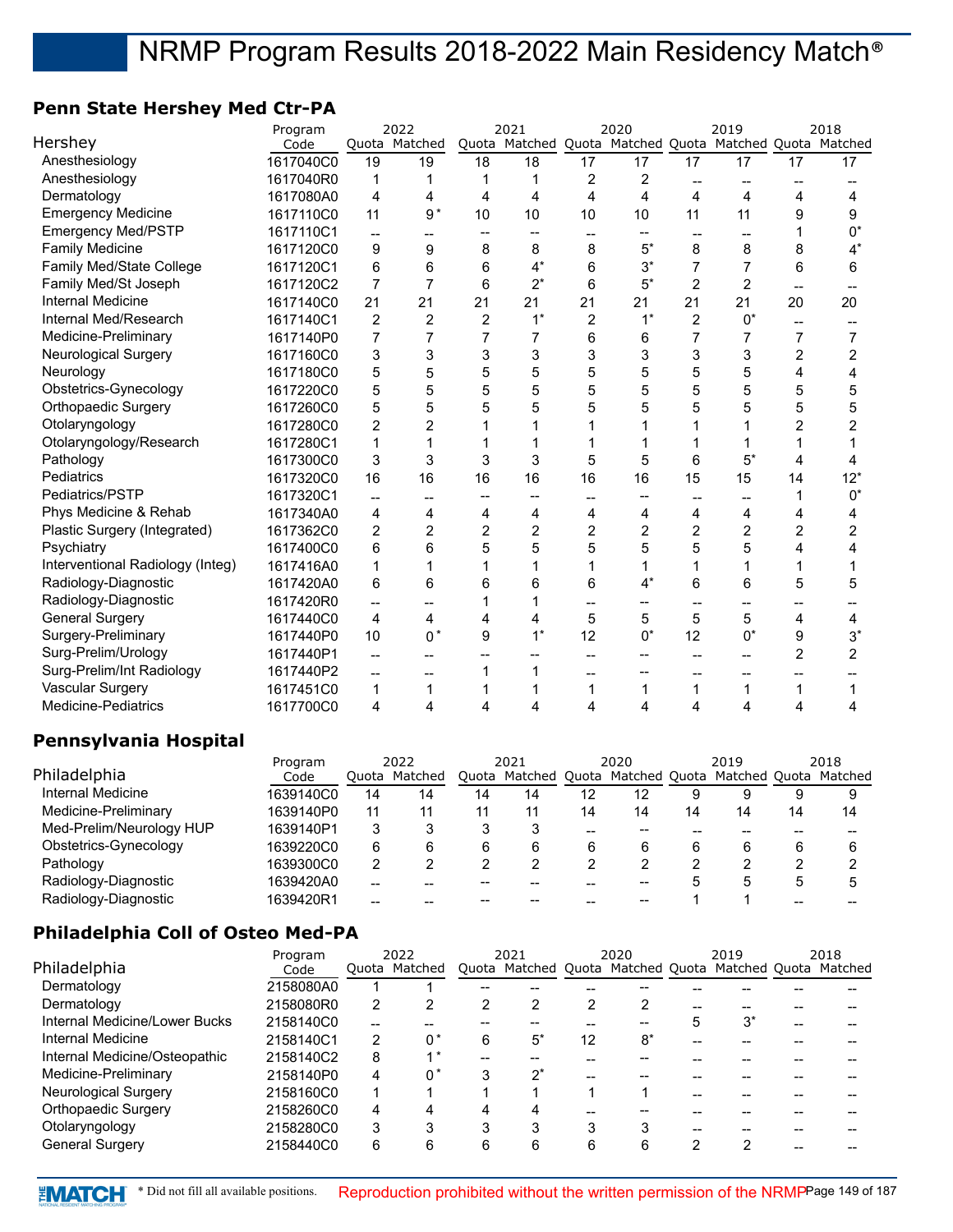## Penn State Hershey Med Ctr-PA

| Hershey | Program Code | 2022 Quota | 2022 Matched | 2021 Quota | 2021 Matched | 2020 Quota | 2020 Matched | 2019 Quota | 2019 Matched | 2018 Quota | 2018 Matched |
|---|---|---|---|---|---|---|---|---|---|---|---|
| Anesthesiology | 1617040C0 | 19 | 19 | 18 | 18 | 17 | 17 | 17 | 17 | 17 | 17 |
| Anesthesiology | 1617040R0 | 1 | 1 | 1 | 1 | 2 | 2 | -- | -- | -- | -- |
| Dermatology | 1617080A0 | 4 | 4 | 4 | 4 | 4 | 4 | 4 | 4 | 4 | 4 |
| Emergency Medicine | 1617110C0 | 11 | 9* | 10 | 10 | 10 | 10 | 11 | 11 | 9 | 9 |
| Emergency Med/PSTP | 1617110C1 | -- | -- | -- | -- | -- | -- | -- | -- | 1 | 0* |
| Family Medicine | 1617120C0 | 9 | 9 | 8 | 8 | 8 | 5* | 8 | 8 | 8 | 4* |
| Family Med/State College | 1617120C1 | 6 | 6 | 6 | 4* | 6 | 3* | 7 | 7 | 6 | 6 |
| Family Med/St Joseph | 1617120C2 | 7 | 7 | 6 | 2* | 6 | 5* | 2 | 2 | -- | -- |
| Internal Medicine | 1617140C0 | 21 | 21 | 21 | 21 | 21 | 21 | 21 | 21 | 20 | 20 |
| Internal Med/Research | 1617140C1 | 2 | 2 | 2 | 1* | 2 | 1* | 2 | 0* | -- | -- |
| Medicine-Preliminary | 1617140P0 | 7 | 7 | 7 | 7 | 6 | 6 | 7 | 7 | 7 | 7 |
| Neurological Surgery | 1617160C0 | 3 | 3 | 3 | 3 | 3 | 3 | 3 | 3 | 2 | 2 |
| Neurology | 1617180C0 | 5 | 5 | 5 | 5 | 5 | 5 | 5 | 5 | 4 | 4 |
| Obstetrics-Gynecology | 1617220C0 | 5 | 5 | 5 | 5 | 5 | 5 | 5 | 5 | 5 | 5 |
| Orthopaedic Surgery | 1617260C0 | 5 | 5 | 5 | 5 | 5 | 5 | 5 | 5 | 5 | 5 |
| Otolaryngology | 1617280C0 | 2 | 2 | 1 | 1 | 1 | 1 | 1 | 1 | 2 | 2 |
| Otolaryngology/Research | 1617280C1 | 1 | 1 | 1 | 1 | 1 | 1 | 1 | 1 | 1 | 1 |
| Pathology | 1617300C0 | 3 | 3 | 3 | 3 | 5 | 5 | 6 | 5* | 4 | 4 |
| Pediatrics | 1617320C0 | 16 | 16 | 16 | 16 | 16 | 16 | 15 | 15 | 14 | 12* |
| Pediatrics/PSTP | 1617320C1 | -- | -- | -- | -- | -- | -- | -- | -- | 1 | 0* |
| Phys Medicine & Rehab | 1617340A0 | 4 | 4 | 4 | 4 | 4 | 4 | 4 | 4 | 4 | 4 |
| Plastic Surgery (Integrated) | 1617362C0 | 2 | 2 | 2 | 2 | 2 | 2 | 2 | 2 | 2 | 2 |
| Psychiatry | 1617400C0 | 6 | 6 | 5 | 5 | 5 | 5 | 5 | 5 | 4 | 4 |
| Interventional Radiology (Integ) | 1617416A0 | 1 | 1 | 1 | 1 | 1 | 1 | 1 | 1 | 1 | 1 |
| Radiology-Diagnostic | 1617420A0 | 6 | 6 | 6 | 6 | 6 | 4* | 6 | 6 | 5 | 5 |
| Radiology-Diagnostic | 1617420R0 | -- | -- | 1 | 1 | -- | -- | -- | -- | -- | -- |
| General Surgery | 1617440C0 | 4 | 4 | 4 | 4 | 5 | 5 | 5 | 5 | 4 | 4 |
| Surgery-Preliminary | 1617440P0 | 10 | 0* | 9 | 1* | 12 | 0* | 12 | 0* | 9 | 3* |
| Surg-Prelim/Urology | 1617440P1 | -- | -- | -- | -- | -- | -- | -- | -- | 2 | 2 |
| Surg-Prelim/Int Radiology | 1617440P2 | -- | -- | 1 | 1 | -- | -- | -- | -- | -- | -- |
| Vascular Surgery | 1617451C0 | 1 | 1 | 1 | 1 | 1 | 1 | 1 | 1 | 1 | 1 |
| Medicine-Pediatrics | 1617700C0 | 4 | 4 | 4 | 4 | 4 | 4 | 4 | 4 | 4 | 4 |

## Pennsylvania Hospital

| Philadelphia | Program Code | 2022 Quota | 2022 Matched | 2021 Quota | 2021 Matched | 2020 Quota | 2020 Matched | 2019 Quota | 2019 Matched | 2018 Quota | 2018 Matched |
|---|---|---|---|---|---|---|---|---|---|---|---|
| Internal Medicine | 1639140C0 | 14 | 14 | 14 | 14 | 12 | 12 | 9 | 9 | 9 | 9 |
| Medicine-Preliminary | 1639140P0 | 11 | 11 | 11 | 11 | 14 | 14 | 14 | 14 | 14 | 14 |
| Med-Prelim/Neurology HUP | 1639140P1 | 3 | 3 | 3 | 3 | -- | -- | -- | -- | -- | -- |
| Obstetrics-Gynecology | 1639220C0 | 6 | 6 | 6 | 6 | 6 | 6 | 6 | 6 | 6 | 6 |
| Pathology | 1639300C0 | 2 | 2 | 2 | 2 | 2 | 2 | 2 | 2 | 2 | 2 |
| Radiology-Diagnostic | 1639420A0 | -- | -- | -- | -- | -- | -- | 5 | 5 | 5 | 5 |
| Radiology-Diagnostic | 1639420R1 | -- | -- | -- | -- | -- | -- | 1 | 1 | -- | -- |

## Philadelphia Coll of Osteo Med-PA

| Philadelphia | Program Code | 2022 Quota | 2022 Matched | 2021 Quota | 2021 Matched | 2020 Quota | 2020 Matched | 2019 Quota | 2019 Matched | 2018 Quota | 2018 Matched |
|---|---|---|---|---|---|---|---|---|---|---|---|
| Dermatology | 2158080A0 | 1 | 1 | -- | -- | -- | -- | -- | -- | -- | -- |
| Dermatology | 2158080R0 | 2 | 2 | 2 | 2 | 2 | 2 | -- | -- | -- | -- |
| Internal Medicine/Lower Bucks | 2158140C0 | -- | -- | -- | -- | -- | -- | 5 | 3* | -- | -- |
| Internal Medicine | 2158140C1 | 2 | 0* | 6 | 5* | 12 | 8* | -- | -- | -- | -- |
| Internal Medicine/Osteopathic | 2158140C2 | 8 | 1* | -- | -- | -- | -- | -- | -- | -- | -- |
| Medicine-Preliminary | 2158140P0 | 4 | 0* | 3 | 2* | -- | -- | -- | -- | -- | -- |
| Neurological Surgery | 2158160C0 | 1 | 1 | 1 | 1 | 1 | 1 | -- | -- | -- | -- |
| Orthopaedic Surgery | 2158260C0 | 4 | 4 | 4 | 4 | -- | -- | -- | -- | -- | -- |
| Otolaryngology | 2158280C0 | 3 | 3 | 3 | 3 | 3 | 3 | -- | -- | -- | -- |
| General Surgery | 2158440C0 | 6 | 6 | 6 | 6 | 6 | 6 | 2 | 2 | -- | -- |

\* Did not fill all available positions.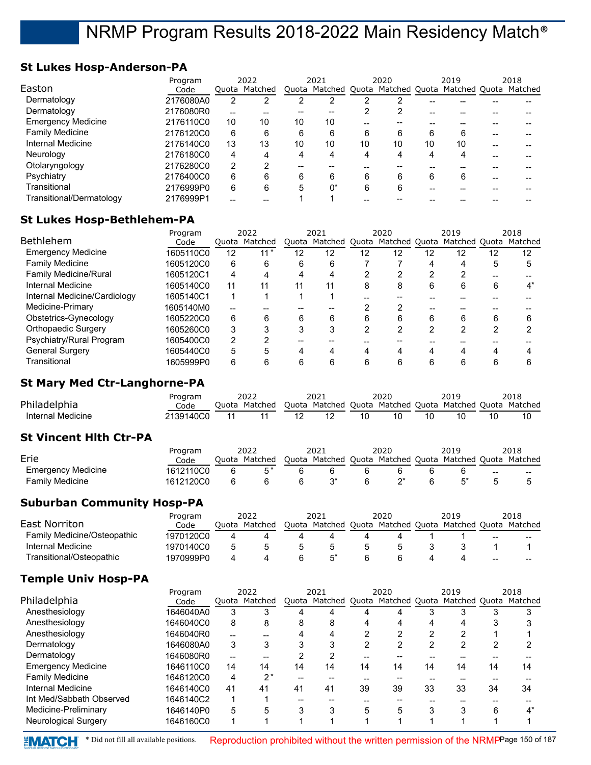## St Lukes Hosp-Anderson-PA

| Easton | Program Code | 2022 Quota | 2022 Matched | 2021 Quota | 2021 Matched | 2020 Quota | 2020 Matched | 2019 Quota | 2019 Matched | 2018 Quota | 2018 Matched |
|---|---|---|---|---|---|---|---|---|---|---|---|
| Dermatology | 2176080A0 | 2 | 2 | 2 | 2 | 2 | 2 | -- | -- | -- | -- |
| Dermatology | 2176080R0 | -- | -- | -- | -- | 2 | 2 | -- | -- | -- | -- |
| Emergency Medicine | 2176110C0 | 10 | 10 | 10 | 10 | -- | -- | -- | -- | -- | -- |
| Family Medicine | 2176120C0 | 6 | 6 | 6 | 6 | 6 | 6 | 6 | 6 | -- | -- |
| Internal Medicine | 2176140C0 | 13 | 13 | 10 | 10 | 10 | 10 | 10 | 10 | -- | -- |
| Neurology | 2176180C0 | 4 | 4 | 4 | 4 | 4 | 4 | 4 | 4 | -- | -- |
| Otolaryngology | 2176280C0 | 2 | 2 | -- | -- | -- | -- | -- | -- | -- | -- |
| Psychiatry | 2176400C0 | 6 | 6 | 6 | 6 | 6 | 6 | 6 | 6 | -- | -- |
| Transitional | 2176999P0 | 6 | 6 | 5 | 0* | 6 | 6 | -- | -- | -- | -- |
| Transitional/Dermatology | 2176999P1 | -- | -- | 1 | 1 | -- | -- | -- | -- | -- | -- |

## St Lukes Hosp-Bethlehem-PA

| Bethlehem | Program Code | 2022 Quota | 2022 Matched | 2021 Quota | 2021 Matched | 2020 Quota | 2020 Matched | 2019 Quota | 2019 Matched | 2018 Quota | 2018 Matched |
|---|---|---|---|---|---|---|---|---|---|---|---|
| Emergency Medicine | 1605110C0 | 12 | 11* | 12 | 12 | 12 | 12 | 12 | 12 | 12 | 12 |
| Family Medicine | 1605120C0 | 6 | 6 | 6 | 6 | 7 | 7 | 4 | 4 | 5 | 5 |
| Family Medicine/Rural | 1605120C1 | 4 | 4 | 4 | 4 | 2 | 2 | 2 | 2 | -- | -- |
| Internal Medicine | 1605140C0 | 11 | 11 | 11 | 11 | 8 | 8 | 6 | 6 | 6 | 4* |
| Internal Medicine/Cardiology | 1605140C1 | 1 | 1 | 1 | 1 | -- | -- | -- | -- | -- | -- |
| Medicine-Primary | 1605140M0 | -- | -- | -- | -- | 2 | 2 | -- | -- | -- | -- |
| Obstetrics-Gynecology | 1605220C0 | 6 | 6 | 6 | 6 | 6 | 6 | 6 | 6 | 6 | 6 |
| Orthopaedic Surgery | 1605260C0 | 3 | 3 | 3 | 3 | 2 | 2 | 2 | 2 | 2 | 2 |
| Psychiatry/Rural Program | 1605400C0 | 2 | 2 | -- | -- | -- | -- | -- | -- | -- | -- |
| General Surgery | 1605440C0 | 5 | 5 | 4 | 4 | 4 | 4 | 4 | 4 | 4 | 4 |
| Transitional | 1605999P0 | 6 | 6 | 6 | 6 | 6 | 6 | 6 | 6 | 6 | 6 |

## St Mary Med Ctr-Langhorne-PA

| Philadelphia | Program Code | 2022 Quota | 2022 Matched | 2021 Quota | 2021 Matched | 2020 Quota | 2020 Matched | 2019 Quota | 2019 Matched | 2018 Quota | 2018 Matched |
|---|---|---|---|---|---|---|---|---|---|---|---|
| Internal Medicine | 2139140C0 | 11 | 11 | 12 | 12 | 10 | 10 | 10 | 10 | 10 | 10 |

## St Vincent Hlth Ctr-PA

| Erie | Program Code | 2022 Quota | 2022 Matched | 2021 Quota | 2021 Matched | 2020 Quota | 2020 Matched | 2019 Quota | 2019 Matched | 2018 Quota | 2018 Matched |
|---|---|---|---|---|---|---|---|---|---|---|---|
| Emergency Medicine | 1612110C0 | 6 | 5* | 6 | 6 | 6 | 6 | 6 | 6 | -- | -- |
| Family Medicine | 1612120C0 | 6 | 6 | 6 | 3* | 6 | 2* | 6 | 5* | 5 | 5 |

## Suburban Community Hosp-PA

| East Norriton | Program Code | 2022 Quota | 2022 Matched | 2021 Quota | 2021 Matched | 2020 Quota | 2020 Matched | 2019 Quota | 2019 Matched | 2018 Quota | 2018 Matched |
|---|---|---|---|---|---|---|---|---|---|---|---|
| Family Medicine/Osteopathic | 1970120C0 | 4 | 4 | 4 | 4 | 4 | 4 | 1 | 1 | -- | -- |
| Internal Medicine | 1970140C0 | 5 | 5 | 5 | 5 | 5 | 5 | 3 | 3 | 1 | 1 |
| Transitional/Osteopathic | 1970999P0 | 4 | 4 | 6 | 5* | 6 | 6 | 4 | 4 | -- | -- |

## Temple Univ Hosp-PA

| Philadelphia | Program Code | 2022 Quota | 2022 Matched | 2021 Quota | 2021 Matched | 2020 Quota | 2020 Matched | 2019 Quota | 2019 Matched | 2018 Quota | 2018 Matched |
|---|---|---|---|---|---|---|---|---|---|---|---|
| Anesthesiology | 1646040A0 | 3 | 3 | 4 | 4 | 4 | 4 | 3 | 3 | 3 | 3 |
| Anesthesiology | 1646040C0 | 8 | 8 | 8 | 8 | 4 | 4 | 4 | 4 | 3 | 3 |
| Anesthesiology | 1646040R0 | -- | -- | 4 | 4 | 2 | 2 | 2 | 2 | 1 | 1 |
| Dermatology | 1646080A0 | 3 | 3 | 3 | 3 | 2 | 2 | 2 | 2 | 2 | 2 |
| Dermatology | 1646080R0 | -- | -- | 2 | 2 | -- | -- | -- | -- | -- | -- |
| Emergency Medicine | 1646110C0 | 14 | 14 | 14 | 14 | 14 | 14 | 14 | 14 | 14 | 14 |
| Family Medicine | 1646120C0 | 4 | 2* | -- | -- | -- | -- | -- | -- | -- | -- |
| Internal Medicine | 1646140C0 | 41 | 41 | 41 | 41 | 39 | 39 | 33 | 33 | 34 | 34 |
| Int Med/Sabbath Observed | 1646140C2 | 1 | 1 | -- | -- | -- | -- | -- | -- | -- | -- |
| Medicine-Preliminary | 1646140P0 | 5 | 5 | 3 | 3 | 5 | 5 | 3 | 3 | 6 | 4* |
| Neurological Surgery | 1646160C0 | 1 | 1 | 1 | 1 | 1 | 1 | 1 | 1 | 1 | 1 |

\* Did not fill all available positions.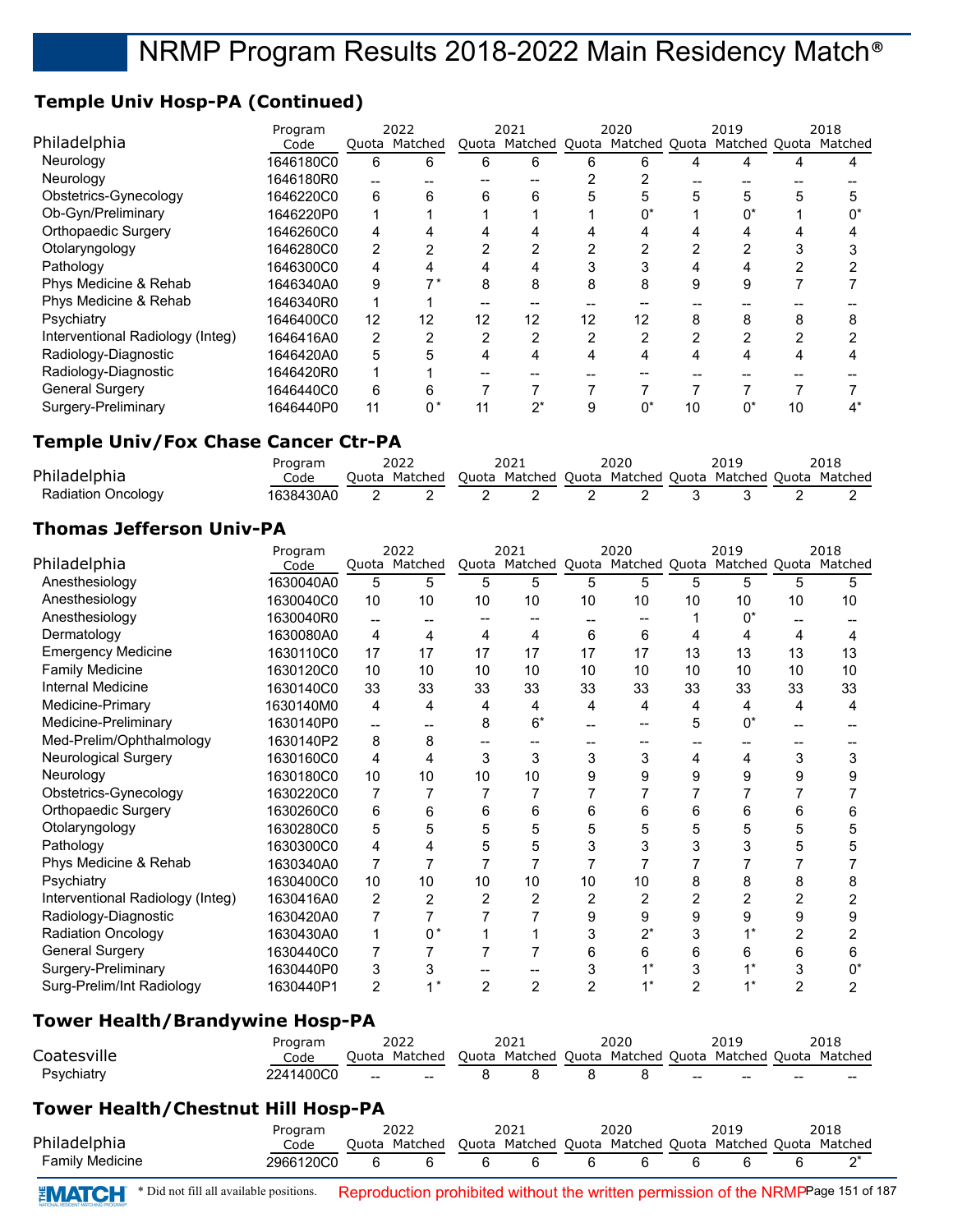## Temple Univ Hosp-PA (Continued)

| Philadelphia | Program Code | 2022 Quota | 2022 Matched | 2021 Quota | 2021 Matched | 2020 Quota | 2020 Matched | 2019 Quota | 2019 Matched | 2018 Quota | 2018 Matched |
|---|---|---|---|---|---|---|---|---|---|---|---|
| Neurology | 1646180C0 | 6 | 6 | 6 | 6 | 6 | 6 | 4 | 4 | 4 | 4 |
| Neurology | 1646180R0 | -- | -- | -- | -- | 2 | 2 | -- | -- | -- | -- |
| Obstetrics-Gynecology | 1646220C0 | 6 | 6 | 6 | 6 | 5 | 5 | 5 | 5 | 5 | 5 |
| Ob-Gyn/Preliminary | 1646220P0 | 1 | 1 | 1 | 1 | 1 | 0* | 1 | 0* | 1 | 0* |
| Orthopaedic Surgery | 1646260C0 | 4 | 4 | 4 | 4 | 4 | 4 | 4 | 4 | 4 | 4 |
| Otolaryngology | 1646280C0 | 2 | 2 | 2 | 2 | 2 | 2 | 2 | 2 | 3 | 3 |
| Pathology | 1646300C0 | 4 | 4 | 4 | 4 | 3 | 3 | 4 | 4 | 2 | 2 |
| Phys Medicine & Rehab | 1646340A0 | 9 | 7* | 8 | 8 | 8 | 8 | 9 | 9 | 7 | 7 |
| Phys Medicine & Rehab | 1646340R0 | 1 | 1 | -- | -- | -- | -- | -- | -- | -- | -- |
| Psychiatry | 1646400C0 | 12 | 12 | 12 | 12 | 12 | 12 | 8 | 8 | 8 | 8 |
| Interventional Radiology (Integ) | 1646416A0 | 2 | 2 | 2 | 2 | 2 | 2 | 2 | 2 | 2 | 2 |
| Radiology-Diagnostic | 1646420A0 | 5 | 5 | 4 | 4 | 4 | 4 | 4 | 4 | 4 | 4 |
| Radiology-Diagnostic | 1646420R0 | 1 | 1 | -- | -- | -- | -- | -- | -- | -- | -- |
| General Surgery | 1646440C0 | 6 | 6 | 7 | 7 | 7 | 7 | 7 | 7 | 7 | 7 |
| Surgery-Preliminary | 1646440P0 | 11 | 0* | 11 | 2* | 9 | 0* | 10 | 0* | 10 | 4* |

## Temple Univ/Fox Chase Cancer Ctr-PA

| Philadelphia | Program Code | 2022 Quota | 2022 Matched | 2021 Quota | 2021 Matched | 2020 Quota | 2020 Matched | 2019 Quota | 2019 Matched | 2018 Quota | 2018 Matched |
|---|---|---|---|---|---|---|---|---|---|---|---|
| Radiation Oncology | 1638430A0 | 2 | 2 | 2 | 2 | 2 | 2 | 3 | 3 | 2 | 2 |

## Thomas Jefferson Univ-PA

| Philadelphia | Program Code | 2022 Quota | 2022 Matched | 2021 Quota | 2021 Matched | 2020 Quota | 2020 Matched | 2019 Quota | 2019 Matched | 2018 Quota | 2018 Matched |
|---|---|---|---|---|---|---|---|---|---|---|---|
| Anesthesiology | 1630040A0 | 5 | 5 | 5 | 5 | 5 | 5 | 5 | 5 | 5 | 5 |
| Anesthesiology | 1630040C0 | 10 | 10 | 10 | 10 | 10 | 10 | 10 | 10 | 10 | 10 |
| Anesthesiology | 1630040R0 | -- | -- | -- | -- | -- | -- | 1 | 0* | -- | -- |
| Dermatology | 1630080A0 | 4 | 4 | 4 | 4 | 6 | 6 | 4 | 4 | 4 | 4 |
| Emergency Medicine | 1630110C0 | 17 | 17 | 17 | 17 | 17 | 17 | 13 | 13 | 13 | 13 |
| Family Medicine | 1630120C0 | 10 | 10 | 10 | 10 | 10 | 10 | 10 | 10 | 10 | 10 |
| Internal Medicine | 1630140C0 | 33 | 33 | 33 | 33 | 33 | 33 | 33 | 33 | 33 | 33 |
| Medicine-Primary | 1630140M0 | 4 | 4 | 4 | 4 | 4 | 4 | 4 | 4 | 4 | 4 |
| Medicine-Preliminary | 1630140P0 | -- | -- | 8 | 6* | -- | -- | 5 | 0* | -- | -- |
| Med-Prelim/Ophthalmology | 1630140P2 | 8 | 8 | -- | -- | -- | -- | -- | -- | -- | -- |
| Neurological Surgery | 1630160C0 | 4 | 4 | 3 | 3 | 3 | 3 | 4 | 4 | 3 | 3 |
| Neurology | 1630180C0 | 10 | 10 | 10 | 10 | 9 | 9 | 9 | 9 | 9 | 9 |
| Obstetrics-Gynecology | 1630220C0 | 7 | 7 | 7 | 7 | 7 | 7 | 7 | 7 | 7 | 7 |
| Orthopaedic Surgery | 1630260C0 | 6 | 6 | 6 | 6 | 6 | 6 | 6 | 6 | 6 | 6 |
| Otolaryngology | 1630280C0 | 5 | 5 | 5 | 5 | 5 | 5 | 5 | 5 | 5 | 5 |
| Pathology | 1630300C0 | 4 | 4 | 5 | 5 | 3 | 3 | 3 | 3 | 5 | 5 |
| Phys Medicine & Rehab | 1630340A0 | 7 | 7 | 7 | 7 | 7 | 7 | 7 | 7 | 7 | 7 |
| Psychiatry | 1630400C0 | 10 | 10 | 10 | 10 | 10 | 10 | 8 | 8 | 8 | 8 |
| Interventional Radiology (Integ) | 1630416A0 | 2 | 2 | 2 | 2 | 2 | 2 | 2 | 2 | 2 | 2 |
| Radiology-Diagnostic | 1630420A0 | 7 | 7 | 7 | 7 | 9 | 9 | 9 | 9 | 9 | 9 |
| Radiation Oncology | 1630430A0 | 1 | 0* | 1 | 1 | 3 | 2* | 3 | 1* | 2 | 2 |
| General Surgery | 1630440C0 | 7 | 7 | 7 | 7 | 6 | 6 | 6 | 6 | 6 | 6 |
| Surgery-Preliminary | 1630440P0 | 3 | 3 | -- | -- | 3 | 1* | 3 | 1* | 3 | 0* |
| Surg-Prelim/Int Radiology | 1630440P1 | 2 | 1* | 2 | 2 | 2 | 1* | 2 | 1* | 2 | 2 |

## Tower Health/Brandywine Hosp-PA

| Coatesville | Program Code | 2022 Quota | 2022 Matched | 2021 Quota | 2021 Matched | 2020 Quota | 2020 Matched | 2019 Quota | 2019 Matched | 2018 Quota | 2018 Matched |
|---|---|---|---|---|---|---|---|---|---|---|---|
| Psychiatry | 2241400C0 | -- | -- | 8 | 8 | 8 | 8 | -- | -- | -- | -- |

## Tower Health/Chestnut Hill Hosp-PA

| Philadelphia | Program Code | 2022 Quota | 2022 Matched | 2021 Quota | 2021 Matched | 2020 Quota | 2020 Matched | 2019 Quota | 2019 Matched | 2018 Quota | 2018 Matched |
|---|---|---|---|---|---|---|---|---|---|---|---|
| Family Medicine | 2966120C0 | 6 | 6 | 6 | 6 | 6 | 6 | 6 | 6 | 6 | 2* |

* Did not fill all available positions.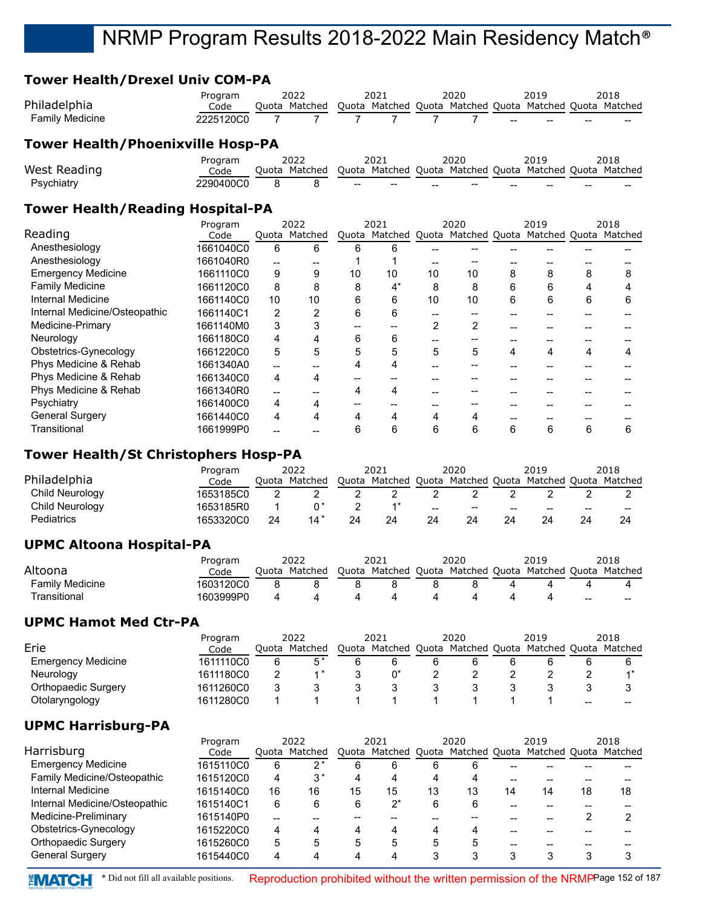## Tower Health/Drexel Univ COM-PA

| Philadelphia | Program Code | 2022 Quota | 2022 Matched | 2021 Quota | 2021 Matched | 2020 Quota | 2020 Matched | 2019 Quota | 2019 Matched | 2018 Quota | 2018 Matched |
|---|---|---|---|---|---|---|---|---|---|---|---|
| Family Medicine | 2225120C0 | 7 | 7 | 7 | 7 | 7 | 7 | -- | -- | -- | -- |

## Tower Health/Phoenixville Hosp-PA

| West Reading | Program Code | 2022 Quota | 2022 Matched | 2021 Quota | 2021 Matched | 2020 Quota | 2020 Matched | 2019 Quota | 2019 Matched | 2018 Quota | 2018 Matched |
|---|---|---|---|---|---|---|---|---|---|---|---|
| Psychiatry | 2290400C0 | 8 | 8 | -- | -- | -- | -- | -- | -- | -- | -- |

## Tower Health/Reading Hospital-PA

| Reading | Program Code | 2022 Quota | 2022 Matched | 2021 Quota | 2021 Matched | 2020 Quota | 2020 Matched | 2019 Quota | 2019 Matched | 2018 Quota | 2018 Matched |
|---|---|---|---|---|---|---|---|---|---|---|---|
| Anesthesiology | 1661040C0 | 6 | 6 | 6 | 6 | -- | -- | -- | -- | -- | -- |
| Anesthesiology | 1661040R0 | -- | -- | 1 | 1 | -- | -- | -- | -- | -- | -- |
| Emergency Medicine | 1661110C0 | 9 | 9 | 10 | 10 | 10 | 10 | 8 | 8 | 8 | 8 |
| Family Medicine | 1661120C0 | 8 | 8 | 8 | 4* | 8 | 8 | 6 | 6 | 4 | 4 |
| Internal Medicine | 1661140C0 | 10 | 10 | 6 | 6 | 10 | 10 | 6 | 6 | 6 | 6 |
| Internal Medicine/Osteopathic | 1661140C1 | 2 | 2 | 6 | 6 | -- | -- | -- | -- | -- | -- |
| Medicine-Primary | 1661140M0 | 3 | 3 | -- | -- | 2 | 2 | -- | -- | -- | -- |
| Neurology | 1661180C0 | 4 | 4 | 6 | 6 | -- | -- | -- | -- | -- | -- |
| Obstetrics-Gynecology | 1661220C0 | 5 | 5 | 5 | 5 | 5 | 5 | 4 | 4 | 4 | 4 |
| Phys Medicine & Rehab | 1661340A0 | -- | -- | 4 | 4 | -- | -- | -- | -- | -- | -- |
| Phys Medicine & Rehab | 1661340C0 | 4 | 4 | -- | -- | -- | -- | -- | -- | -- | -- |
| Phys Medicine & Rehab | 1661340R0 | -- | -- | 4 | 4 | -- | -- | -- | -- | -- | -- |
| Psychiatry | 1661400C0 | 4 | 4 | -- | -- | -- | -- | -- | -- | -- | -- |
| General Surgery | 1661440C0 | 4 | 4 | 4 | 4 | 4 | 4 | -- | -- | -- | -- |
| Transitional | 1661999P0 | -- | -- | 6 | 6 | 6 | 6 | 6 | 6 | 6 | 6 |

## Tower Health/St Christophers Hosp-PA

| Philadelphia | Program Code | 2022 Quota | 2022 Matched | 2021 Quota | 2021 Matched | 2020 Quota | 2020 Matched | 2019 Quota | 2019 Matched | 2018 Quota | 2018 Matched |
|---|---|---|---|---|---|---|---|---|---|---|---|
| Child Neurology | 1653185C0 | 2 | 2 | 2 | 2 | 2 | 2 | 2 | 2 | 2 | 2 |
| Child Neurology | 1653185R0 | 1 | 0* | 2 | 1* | -- | -- | -- | -- | -- | -- |
| Pediatrics | 1653320C0 | 24 | 14* | 24 | 24 | 24 | 24 | 24 | 24 | 24 | 24 |

## UPMC Altoona Hospital-PA

| Altoona | Program Code | 2022 Quota | 2022 Matched | 2021 Quota | 2021 Matched | 2020 Quota | 2020 Matched | 2019 Quota | 2019 Matched | 2018 Quota | 2018 Matched |
|---|---|---|---|---|---|---|---|---|---|---|---|
| Family Medicine | 1603120C0 | 8 | 8 | 8 | 8 | 8 | 8 | 4 | 4 | 4 | 4 |
| Transitional | 1603999P0 | 4 | 4 | 4 | 4 | 4 | 4 | 4 | 4 | -- | -- |

## UPMC Hamot Med Ctr-PA

| Erie | Program Code | 2022 Quota | 2022 Matched | 2021 Quota | 2021 Matched | 2020 Quota | 2020 Matched | 2019 Quota | 2019 Matched | 2018 Quota | 2018 Matched |
|---|---|---|---|---|---|---|---|---|---|---|---|
| Emergency Medicine | 1611110C0 | 6 | 5* | 6 | 6 | 6 | 6 | 6 | 6 | 6 | 6 |
| Neurology | 1611180C0 | 2 | 1* | 3 | 0* | 2 | 2 | 2 | 2 | 2 | 1* |
| Orthopaedic Surgery | 1611260C0 | 3 | 3 | 3 | 3 | 3 | 3 | 3 | 3 | 3 | 3 |
| Otolaryngology | 1611280C0 | 1 | 1 | 1 | 1 | 1 | 1 | 1 | 1 | -- | -- |

## UPMC Harrisburg-PA

| Harrisburg | Program Code | 2022 Quota | 2022 Matched | 2021 Quota | 2021 Matched | 2020 Quota | 2020 Matched | 2019 Quota | 2019 Matched | 2018 Quota | 2018 Matched |
|---|---|---|---|---|---|---|---|---|---|---|---|
| Emergency Medicine | 1615110C0 | 6 | 2* | 6 | 6 | 6 | 6 | -- | -- | -- | -- |
| Family Medicine/Osteopathic | 1615120C0 | 4 | 3* | 4 | 4 | 4 | 4 | -- | -- | -- | -- |
| Internal Medicine | 1615140C0 | 16 | 16 | 15 | 15 | 13 | 13 | 14 | 14 | 18 | 18 |
| Internal Medicine/Osteopathic | 1615140C1 | 6 | 6 | 6 | 2* | 6 | 6 | -- | -- | -- | -- |
| Medicine-Preliminary | 1615140P0 | -- | -- | -- | -- | -- | -- | -- | -- | 2 | 2 |
| Obstetrics-Gynecology | 1615220C0 | 4 | 4 | 4 | 4 | 4 | 4 | -- | -- | -- | -- |
| Orthopaedic Surgery | 1615260C0 | 5 | 5 | 5 | 5 | 5 | 5 | -- | -- | -- | -- |
| General Surgery | 1615440C0 | 4 | 4 | 4 | 4 | 3 | 3 | 3 | 3 | 3 | 3 |

\* Did not fill all available positions.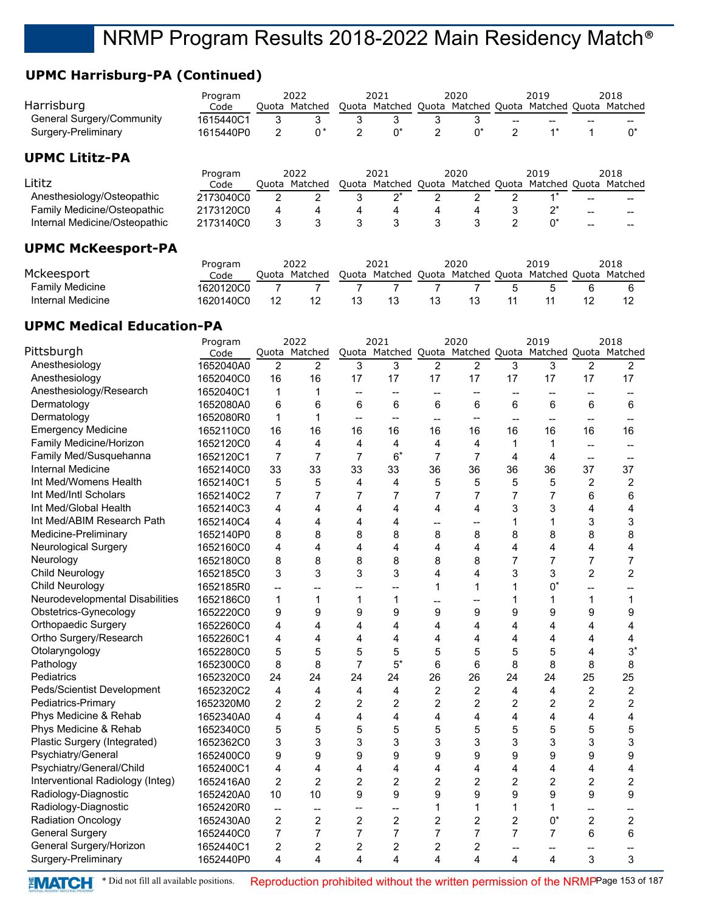## UPMC Harrisburg-PA (Continued)

| Harrisburg | Program Code | 2022 Quota | 2022 Matched | 2021 Quota | 2021 Matched | 2020 Quota | 2020 Matched | 2019 Quota | 2019 Matched | 2018 Quota | 2018 Matched |
|---|---|---|---|---|---|---|---|---|---|---|---|
| General Surgery/Community | 1615440C1 | 3 | 3 | 3 | 3 | 3 | 3 | -- | -- | -- | -- |
| Surgery-Preliminary | 1615440P0 | 2 | 0* | 2 | 0* | 2 | 0* | 2 | 1* | 1 | 0* |

## UPMC Lititz-PA

| Lititz | Program Code | 2022 Quota | 2022 Matched | 2021 Quota | 2021 Matched | 2020 Quota | 2020 Matched | 2019 Quota | 2019 Matched | 2018 Quota | 2018 Matched |
|---|---|---|---|---|---|---|---|---|---|---|---|
| Anesthesiology/Osteopathic | 2173040C0 | 2 | 2 | 3 | 2* | 2 | 2 | 2 | 1* | -- | -- |
| Family Medicine/Osteopathic | 2173120C0 | 4 | 4 | 4 | 4 | 4 | 4 | 3 | 2* | -- | -- |
| Internal Medicine/Osteopathic | 2173140C0 | 3 | 3 | 3 | 3 | 3 | 3 | 2 | 0* | -- | -- |

## UPMC McKeesport-PA

| Mckeesport | Program Code | 2022 Quota | 2022 Matched | 2021 Quota | 2021 Matched | 2020 Quota | 2020 Matched | 2019 Quota | 2019 Matched | 2018 Quota | 2018 Matched |
|---|---|---|---|---|---|---|---|---|---|---|---|
| Family Medicine | 1620120C0 | 7 | 7 | 7 | 7 | 7 | 7 | 5 | 5 | 6 | 6 |
| Internal Medicine | 1620140C0 | 12 | 12 | 13 | 13 | 13 | 13 | 11 | 11 | 12 | 12 |

## UPMC Medical Education-PA

| Pittsburgh | Program Code | 2022 Quota | 2022 Matched | 2021 Quota | 2021 Matched | 2020 Quota | 2020 Matched | 2019 Quota | 2019 Matched | 2018 Quota | 2018 Matched |
|---|---|---|---|---|---|---|---|---|---|---|---|
| Anesthesiology | 1652040A0 | 2 | 2 | 3 | 3 | 2 | 2 | 3 | 3 | 2 | 2 |
| Anesthesiology | 1652040C0 | 16 | 16 | 17 | 17 | 17 | 17 | 17 | 17 | 17 | 17 |
| Anesthesiology/Research | 1652040C1 | 1 | 1 | -- | -- | -- | -- | -- | -- | -- | -- |
| Dermatology | 1652080A0 | 6 | 6 | 6 | 6 | 6 | 6 | 6 | 6 | 6 | 6 |
| Dermatology | 1652080R0 | 1 | 1 | -- | -- | -- | -- | -- | -- | -- | -- |
| Emergency Medicine | 1652110C0 | 16 | 16 | 16 | 16 | 16 | 16 | 16 | 16 | 16 | 16 |
| Family Medicine/Horizon | 1652120C0 | 4 | 4 | 4 | 4 | 4 | 4 | 1 | 1 | -- | -- |
| Family Med/Susquehanna | 1652120C1 | 7 | 7 | 7 | 6* | 7 | 7 | 4 | 4 | -- | -- |
| Internal Medicine | 1652140C0 | 33 | 33 | 33 | 33 | 36 | 36 | 36 | 36 | 37 | 37 |
| Int Med/Womens Health | 1652140C1 | 5 | 5 | 4 | 4 | 5 | 5 | 5 | 5 | 2 | 2 |
| Int Med/Intl Scholars | 1652140C2 | 7 | 7 | 7 | 7 | 7 | 7 | 7 | 7 | 6 | 6 |
| Int Med/Global Health | 1652140C3 | 4 | 4 | 4 | 4 | 4 | 4 | 3 | 3 | 4 | 4 |
| Int Med/ABIM Research Path | 1652140C4 | 4 | 4 | 4 | 4 | -- | -- | 1 | 1 | 3 | 3 |
| Medicine-Preliminary | 1652140P0 | 8 | 8 | 8 | 8 | 8 | 8 | 8 | 8 | 8 | 8 |
| Neurological Surgery | 1652160C0 | 4 | 4 | 4 | 4 | 4 | 4 | 4 | 4 | 4 | 4 |
| Neurology | 1652180C0 | 8 | 8 | 8 | 8 | 8 | 8 | 7 | 7 | 7 | 7 |
| Child Neurology | 1652185C0 | 3 | 3 | 3 | 3 | 4 | 4 | 3 | 3 | 2 | 2 |
| Child Neurology | 1652185R0 | -- | -- | -- | -- | 1 | 1 | 1 | 0* | -- | -- |
| Neurodevelopmental Disabilities | 1652186C0 | 1 | 1 | 1 | 1 | -- | -- | 1 | 1 | 1 | 1 |
| Obstetrics-Gynecology | 1652220C0 | 9 | 9 | 9 | 9 | 9 | 9 | 9 | 9 | 9 | 9 |
| Orthopaedic Surgery | 1652260C0 | 4 | 4 | 4 | 4 | 4 | 4 | 4 | 4 | 4 | 4 |
| Ortho Surgery/Research | 1652260C1 | 4 | 4 | 4 | 4 | 4 | 4 | 4 | 4 | 4 | 4 |
| Otolaryngology | 1652280C0 | 5 | 5 | 5 | 5 | 5 | 5 | 5 | 5 | 4 | 3* |
| Pathology | 1652300C0 | 8 | 8 | 7 | 5* | 6 | 6 | 8 | 8 | 8 | 8 |
| Pediatrics | 1652320C0 | 24 | 24 | 24 | 24 | 26 | 26 | 24 | 24 | 25 | 25 |
| Peds/Scientist Development | 1652320C2 | 4 | 4 | 4 | 4 | 2 | 2 | 4 | 4 | 2 | 2 |
| Pediatrics-Primary | 1652320M0 | 2 | 2 | 2 | 2 | 2 | 2 | 2 | 2 | 2 | 2 |
| Phys Medicine & Rehab | 1652340A0 | 4 | 4 | 4 | 4 | 4 | 4 | 4 | 4 | 4 | 4 |
| Phys Medicine & Rehab | 1652340C0 | 5 | 5 | 5 | 5 | 5 | 5 | 5 | 5 | 5 | 5 |
| Plastic Surgery (Integrated) | 1652362C0 | 3 | 3 | 3 | 3 | 3 | 3 | 3 | 3 | 3 | 3 |
| Psychiatry/General | 1652400C0 | 9 | 9 | 9 | 9 | 9 | 9 | 9 | 9 | 9 | 9 |
| Psychiatry/General/Child | 1652400C1 | 4 | 4 | 4 | 4 | 4 | 4 | 4 | 4 | 4 | 4 |
| Interventional Radiology (Integ) | 1652416A0 | 2 | 2 | 2 | 2 | 2 | 2 | 2 | 2 | 2 | 2 |
| Radiology-Diagnostic | 1652420A0 | 10 | 10 | 9 | 9 | 9 | 9 | 9 | 9 | 9 | 9 |
| Radiology-Diagnostic | 1652420R0 | -- | -- | -- | -- | 1 | 1 | 1 | 1 | -- | -- |
| Radiation Oncology | 1652430A0 | 2 | 2 | 2 | 2 | 2 | 2 | 2 | 0* | 2 | 2 |
| General Surgery | 1652440C0 | 7 | 7 | 7 | 7 | 7 | 7 | 7 | 7 | 6 | 6 |
| General Surgery/Horizon | 1652440C1 | 2 | 2 | 2 | 2 | 2 | 2 | -- | -- | -- | -- |
| Surgery-Preliminary | 1652440P0 | 4 | 4 | 4 | 4 | 4 | 4 | 4 | 4 | 3 | 3 |

\* Did not fill all available positions.

Reproduction prohibited without the written permission of the NRMP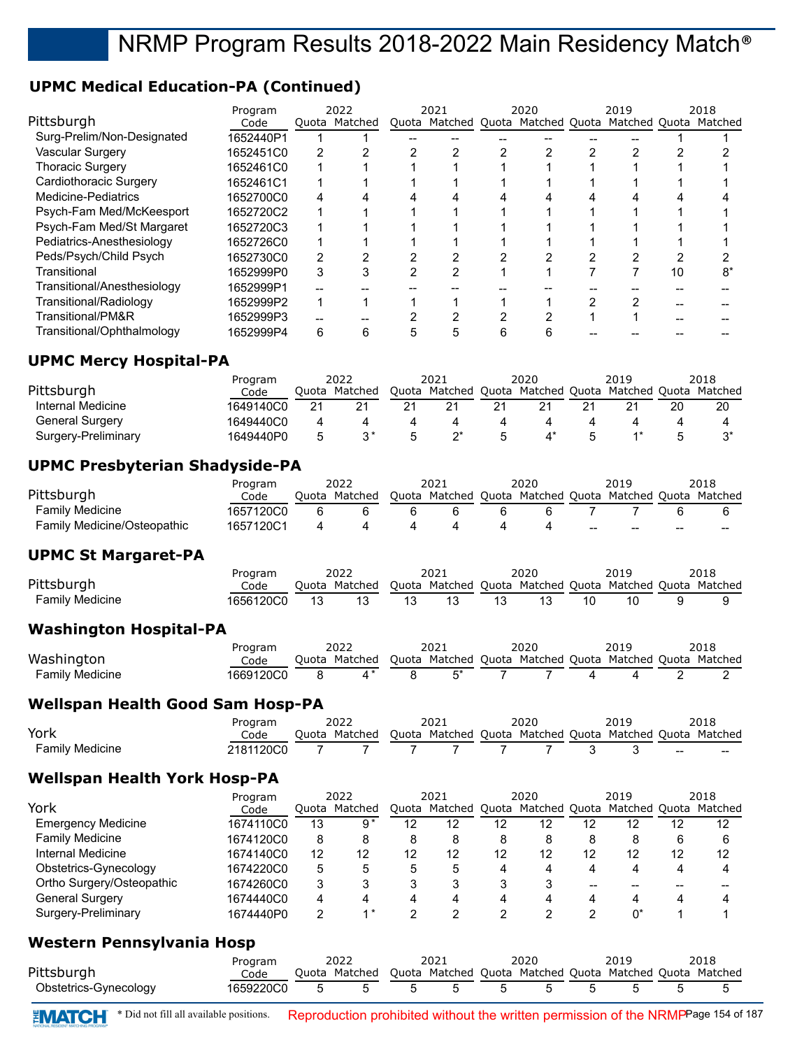## UPMC Medical Education-PA (Continued)

| Pittsburgh | Program Code | 2022 Quota | 2022 Matched | 2021 Quota | 2021 Matched | 2020 Quota | 2020 Matched | 2019 Quota | 2019 Matched | 2018 Quota | 2018 Matched |
|---|---|---|---|---|---|---|---|---|---|---|---|
| Surg-Prelim/Non-Designated | 1652440P1 | 1 | 1 | -- | -- | -- | -- | -- | -- | 1 | 1 |
| Vascular Surgery | 1652451C0 | 2 | 2 | 2 | 2 | 2 | 2 | 2 | 2 | 2 | 2 |
| Thoracic Surgery | 1652461C0 | 1 | 1 | 1 | 1 | 1 | 1 | 1 | 1 | 1 | 1 |
| Cardiothoracic Surgery | 1652461C1 | 1 | 1 | 1 | 1 | 1 | 1 | 1 | 1 | 1 | 1 |
| Medicine-Pediatrics | 1652700C0 | 4 | 4 | 4 | 4 | 4 | 4 | 4 | 4 | 4 | 4 |
| Psych-Fam Med/McKeesport | 1652720C2 | 1 | 1 | 1 | 1 | 1 | 1 | 1 | 1 | 1 | 1 |
| Psych-Fam Med/St Margaret | 1652720C3 | 1 | 1 | 1 | 1 | 1 | 1 | 1 | 1 | 1 | 1 |
| Pediatrics-Anesthesiology | 1652726C0 | 1 | 1 | 1 | 1 | 1 | 1 | 1 | 1 | 1 | 1 |
| Peds/Psych/Child Psych | 1652730C0 | 2 | 2 | 2 | 2 | 2 | 2 | 2 | 2 | 2 | 2 |
| Transitional | 1652999P0 | 3 | 3 | 2 | 2 | 1 | 1 | 7 | 7 | 10 | 8* |
| Transitional/Anesthesiology | 1652999P1 | -- | -- | -- | -- | -- | -- | -- | -- | -- | -- |
| Transitional/Radiology | 1652999P2 | 1 | 1 | 1 | 1 | 1 | 1 | 2 | 2 | -- | -- |
| Transitional/PM&R | 1652999P3 | -- | -- | 2 | 2 | 2 | 2 | 1 | 1 | -- | -- |
| Transitional/Ophthalmology | 1652999P4 | 6 | 6 | 5 | 5 | 6 | 6 | -- | -- | -- | -- |

## UPMC Mercy Hospital-PA

| Pittsburgh | Program Code | 2022 Quota | 2022 Matched | 2021 Quota | 2021 Matched | 2020 Quota | 2020 Matched | 2019 Quota | 2019 Matched | 2018 Quota | 2018 Matched |
|---|---|---|---|---|---|---|---|---|---|---|---|
| Internal Medicine | 1649140C0 | 21 | 21 | 21 | 21 | 21 | 21 | 21 | 21 | 20 | 20 |
| General Surgery | 1649440C0 | 4 | 4 | 4 | 4 | 4 | 4 | 4 | 4 | 4 | 4 |
| Surgery-Preliminary | 1649440P0 | 5 | 3* | 5 | 2* | 5 | 4* | 5 | 1* | 5 | 3* |

## UPMC Presbyterian Shadyside-PA

| Pittsburgh | Program Code | 2022 Quota | 2022 Matched | 2021 Quota | 2021 Matched | 2020 Quota | 2020 Matched | 2019 Quota | 2019 Matched | 2018 Quota | 2018 Matched |
|---|---|---|---|---|---|---|---|---|---|---|---|
| Family Medicine | 1657120C0 | 6 | 6 | 6 | 6 | 6 | 6 | 7 | 7 | 6 | 6 |
| Family Medicine/Osteopathic | 1657120C1 | 4 | 4 | 4 | 4 | 4 | 4 | -- | -- | -- | -- |

## UPMC St Margaret-PA

| Pittsburgh | Program Code | 2022 Quota | 2022 Matched | 2021 Quota | 2021 Matched | 2020 Quota | 2020 Matched | 2019 Quota | 2019 Matched | 2018 Quota | 2018 Matched |
|---|---|---|---|---|---|---|---|---|---|---|---|
| Family Medicine | 1656120C0 | 13 | 13 | 13 | 13 | 13 | 13 | 10 | 10 | 9 | 9 |

## Washington Hospital-PA

| Washington | Program Code | 2022 Quota | 2022 Matched | 2021 Quota | 2021 Matched | 2020 Quota | 2020 Matched | 2019 Quota | 2019 Matched | 2018 Quota | 2018 Matched |
|---|---|---|---|---|---|---|---|---|---|---|---|
| Family Medicine | 1669120C0 | 8 | 4* | 8 | 5* | 7 | 7 | 4 | 4 | 2 | 2 |

## Wellspan Health Good Sam Hosp-PA

| York | Program Code | 2022 Quota | 2022 Matched | 2021 Quota | 2021 Matched | 2020 Quota | 2020 Matched | 2019 Quota | 2019 Matched | 2018 Quota | 2018 Matched |
|---|---|---|---|---|---|---|---|---|---|---|---|
| Family Medicine | 2181120C0 | 7 | 7 | 7 | 7 | 7 | 7 | 3 | 3 | -- | -- |

## Wellspan Health York Hosp-PA

| York | Program Code | 2022 Quota | 2022 Matched | 2021 Quota | 2021 Matched | 2020 Quota | 2020 Matched | 2019 Quota | 2019 Matched | 2018 Quota | 2018 Matched |
|---|---|---|---|---|---|---|---|---|---|---|---|
| Emergency Medicine | 1674110C0 | 13 | 9* | 12 | 12 | 12 | 12 | 12 | 12 | 12 | 12 |
| Family Medicine | 1674120C0 | 8 | 8 | 8 | 8 | 8 | 8 | 8 | 8 | 6 | 6 |
| Internal Medicine | 1674140C0 | 12 | 12 | 12 | 12 | 12 | 12 | 12 | 12 | 12 | 12 |
| Obstetrics-Gynecology | 1674220C0 | 5 | 5 | 5 | 5 | 4 | 4 | 4 | 4 | 4 | 4 |
| Ortho Surgery/Osteopathic | 1674260C0 | 3 | 3 | 3 | 3 | 3 | 3 | -- | -- | -- | -- |
| General Surgery | 1674440C0 | 4 | 4 | 4 | 4 | 4 | 4 | 4 | 4 | 4 | 4 |
| Surgery-Preliminary | 1674440P0 | 2 | 1* | 2 | 2 | 2 | 2 | 2 | 0* | 1 | 1 |

## Western Pennsylvania Hosp

| Pittsburgh | Program Code | 2022 Quota | 2022 Matched | 2021 Quota | 2021 Matched | 2020 Quota | 2020 Matched | 2019 Quota | 2019 Matched | 2018 Quota | 2018 Matched |
|---|---|---|---|---|---|---|---|---|---|---|---|
| Obstetrics-Gynecology | 1659220C0 | 5 | 5 | 5 | 5 | 5 | 5 | 5 | 5 | 5 | 5 |

\* Did not fill all available positions.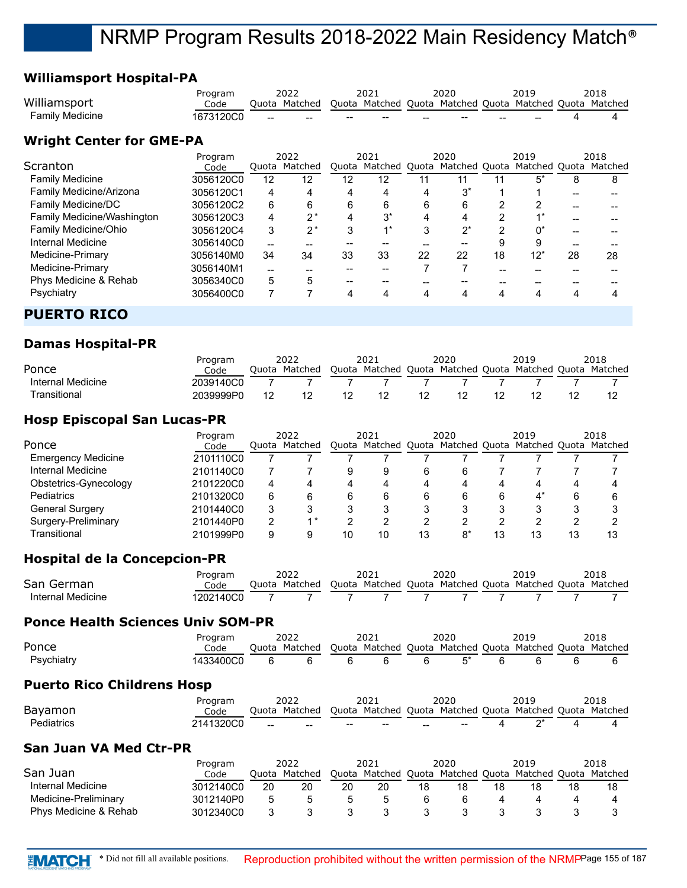# NRMP Program Results 2018-2022 Main Residency Match®

## Williamsport Hospital-PA

| Williamsport | Program Code | 2022 Quota | 2022 Matched | 2021 Quota | 2021 Matched | 2020 Quota | 2020 Matched | 2019 Quota | 2019 Matched | 2018 Quota | 2018 Matched |
|---|---|---|---|---|---|---|---|---|---|---|---|
| Family Medicine | 1673120C0 | -- | -- | -- | -- | -- | -- | -- | -- | 4 | 4 |

## Wright Center for GME-PA

| Scranton | Program Code | 2022 Quota | 2022 Matched | 2021 Quota | 2021 Matched | 2020 Quota | 2020 Matched | 2019 Quota | 2019 Matched | 2018 Quota | 2018 Matched |
|---|---|---|---|---|---|---|---|---|---|---|---|
| Family Medicine | 3056120C0 | 12 | 12 | 12 | 12 | 11 | 11 | 11 | 5* | 8 | 8 |
| Family Medicine/Arizona | 3056120C1 | 4 | 4 | 4 | 4 | 4 | 3* | 1 | 1 | -- | -- |
| Family Medicine/DC | 3056120C2 | 6 | 6 | 6 | 6 | 6 | 6 | 2 | 2 | -- | -- |
| Family Medicine/Washington | 3056120C3 | 4 | 2* | 4 | 3* | 4 | 4 | 2 | 1* | -- | -- |
| Family Medicine/Ohio | 3056120C4 | 3 | 2* | 3 | 1* | 3 | 2* | 2 | 0* | -- | -- |
| Internal Medicine | 3056140C0 | -- | -- | -- | -- | -- | -- | 9 | 9 | -- | -- |
| Medicine-Primary | 3056140M0 | 34 | 34 | 33 | 33 | 22 | 22 | 18 | 12* | 28 | 28 |
| Medicine-Primary | 3056140M1 | -- | -- | -- | -- | 7 | 7 | -- | -- | -- | -- |
| Phys Medicine & Rehab | 3056340C0 | 5 | 5 | -- | -- | -- | -- | -- | -- | -- | -- |
| Psychiatry | 3056400C0 | 7 | 7 | 4 | 4 | 4 | 4 | 4 | 4 | 4 | 4 |

# PUERTO RICO

## Damas Hospital-PR

| Ponce | Program Code | 2022 Quota | 2022 Matched | 2021 Quota | 2021 Matched | 2020 Quota | 2020 Matched | 2019 Quota | 2019 Matched | 2018 Quota | 2018 Matched |
|---|---|---|---|---|---|---|---|---|---|---|---|
| Internal Medicine | 2039140C0 | 7 | 7 | 7 | 7 | 7 | 7 | 7 | 7 | 7 | 7 |
| Transitional | 2039999P0 | 12 | 12 | 12 | 12 | 12 | 12 | 12 | 12 | 12 | 12 |

## Hosp Episcopal San Lucas-PR

| Ponce | Program Code | 2022 Quota | 2022 Matched | 2021 Quota | 2021 Matched | 2020 Quota | 2020 Matched | 2019 Quota | 2019 Matched | 2018 Quota | 2018 Matched |
|---|---|---|---|---|---|---|---|---|---|---|---|
| Emergency Medicine | 2101110C0 | 7 | 7 | 7 | 7 | 7 | 7 | 7 | 7 | 7 | 7 |
| Internal Medicine | 2101140C0 | 7 | 7 | 9 | 9 | 6 | 6 | 7 | 7 | 7 | 7 |
| Obstetrics-Gynecology | 2101220C0 | 4 | 4 | 4 | 4 | 4 | 4 | 4 | 4 | 4 | 4 |
| Pediatrics | 2101320C0 | 6 | 6 | 6 | 6 | 6 | 6 | 6 | 4* | 6 | 6 |
| General Surgery | 2101440C0 | 3 | 3 | 3 | 3 | 3 | 3 | 3 | 3 | 3 | 3 |
| Surgery-Preliminary | 2101440P0 | 2 | 1* | 2 | 2 | 2 | 2 | 2 | 2 | 2 | 2 |
| Transitional | 2101999P0 | 9 | 9 | 10 | 10 | 13 | 8* | 13 | 13 | 13 | 13 |

## Hospital de la Concepcion-PR

| San German | Program Code | 2022 Quota | 2022 Matched | 2021 Quota | 2021 Matched | 2020 Quota | 2020 Matched | 2019 Quota | 2019 Matched | 2018 Quota | 2018 Matched |
|---|---|---|---|---|---|---|---|---|---|---|---|
| Internal Medicine | 1202140C0 | 7 | 7 | 7 | 7 | 7 | 7 | 7 | 7 | 7 | 7 |

## Ponce Health Sciences Univ SOM-PR

| Ponce | Program Code | 2022 Quota | 2022 Matched | 2021 Quota | 2021 Matched | 2020 Quota | 2020 Matched | 2019 Quota | 2019 Matched | 2018 Quota | 2018 Matched |
|---|---|---|---|---|---|---|---|---|---|---|---|
| Psychiatry | 1433400C0 | 6 | 6 | 6 | 6 | 6 | 5* | 6 | 6 | 6 | 6 |

## Puerto Rico Childrens Hosp

| Bayamon | Program Code | 2022 Quota | 2022 Matched | 2021 Quota | 2021 Matched | 2020 Quota | 2020 Matched | 2019 Quota | 2019 Matched | 2018 Quota | 2018 Matched |
|---|---|---|---|---|---|---|---|---|---|---|---|
| Pediatrics | 2141320C0 | -- | -- | -- | -- | -- | -- | 4 | 2* | 4 | 4 |

## San Juan VA Med Ctr-PR

| San Juan | Program Code | 2022 Quota | 2022 Matched | 2021 Quota | 2021 Matched | 2020 Quota | 2020 Matched | 2019 Quota | 2019 Matched | 2018 Quota | 2018 Matched |
|---|---|---|---|---|---|---|---|---|---|---|---|
| Internal Medicine | 3012140C0 | 20 | 20 | 20 | 20 | 18 | 18 | 18 | 18 | 18 | 18 |
| Medicine-Preliminary | 3012140P0 | 5 | 5 | 5 | 5 | 6 | 6 | 4 | 4 | 4 | 4 |
| Phys Medicine & Rehab | 3012340C0 | 3 | 3 | 3 | 3 | 3 | 3 | 3 | 3 | 3 | 3 |

\* Did not fill all available positions.

Reproduction prohibited without the written permission of the NRMP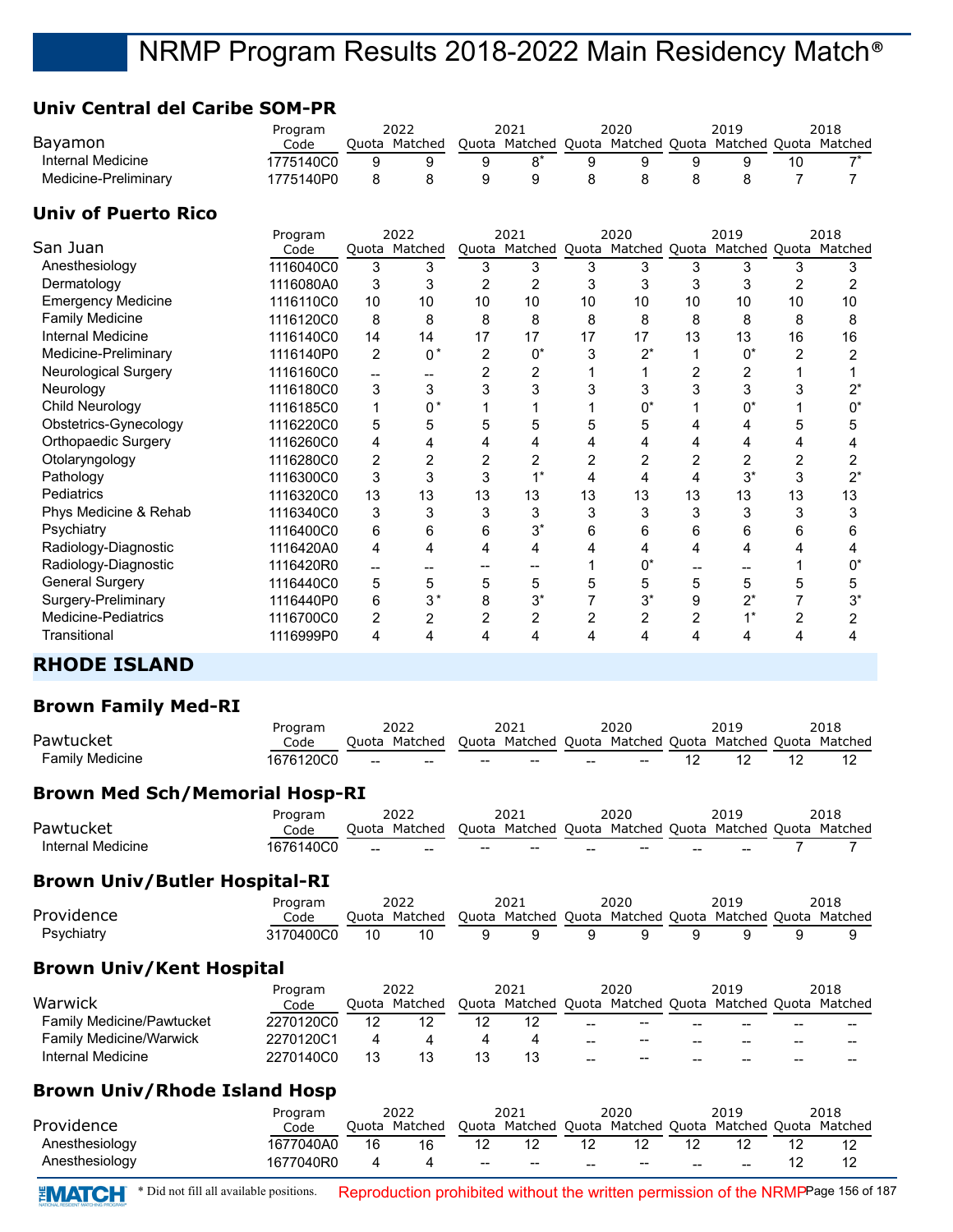## Univ Central del Caribe SOM-PR

| Bayamon | Program Code | 2022 Quota | 2022 Matched | 2021 Quota | 2021 Matched | 2020 Quota | 2020 Matched | 2019 Quota | 2019 Matched | 2018 Quota | 2018 Matched |
|---|---|---|---|---|---|---|---|---|---|---|---|
| Internal Medicine | 1775140C0 | 9 | 9 | 9 | 8* | 9 | 9 | 9 | 9 | 10 | 7* |
| Medicine-Preliminary | 1775140P0 | 8 | 8 | 9 | 9 | 8 | 8 | 8 | 8 | 7 | 7 |

## Univ of Puerto Rico

| San Juan | Program Code | 2022 Quota | 2022 Matched | 2021 Quota | 2021 Matched | 2020 Quota | 2020 Matched | 2019 Quota | 2019 Matched | 2018 Quota | 2018 Matched |
|---|---|---|---|---|---|---|---|---|---|---|---|
| Anesthesiology | 1116040C0 | 3 | 3 | 3 | 3 | 3 | 3 | 3 | 3 | 3 | 3 |
| Dermatology | 1116080A0 | 3 | 3 | 2 | 2 | 3 | 3 | 3 | 3 | 2 | 2 |
| Emergency Medicine | 1116110C0 | 10 | 10 | 10 | 10 | 10 | 10 | 10 | 10 | 10 | 10 |
| Family Medicine | 1116120C0 | 8 | 8 | 8 | 8 | 8 | 8 | 8 | 8 | 8 | 8 |
| Internal Medicine | 1116140C0 | 14 | 14 | 17 | 17 | 17 | 17 | 13 | 13 | 16 | 16 |
| Medicine-Preliminary | 1116140P0 | 2 | 0* | 2 | 0* | 3 | 2* | 1 | 0* | 2 | 2 |
| Neurological Surgery | 1116160C0 | -- | -- | 2 | 2 | 1 | 1 | 2 | 2 | 1 | 1 |
| Neurology | 1116180C0 | 3 | 3 | 3 | 3 | 3 | 3 | 3 | 3 | 3 | 2* |
| Child Neurology | 1116185C0 | 1 | 0* | 1 | 1 | 1 | 0* | 1 | 0* | 1 | 0* |
| Obstetrics-Gynecology | 1116220C0 | 5 | 5 | 5 | 5 | 5 | 5 | 4 | 4 | 5 | 5 |
| Orthopaedic Surgery | 1116260C0 | 4 | 4 | 4 | 4 | 4 | 4 | 4 | 4 | 4 | 4 |
| Otolaryngology | 1116280C0 | 2 | 2 | 2 | 2 | 2 | 2 | 2 | 2 | 2 | 2 |
| Pathology | 1116300C0 | 3 | 3 | 3 | 1* | 4 | 4 | 4 | 3* | 3 | 2* |
| Pediatrics | 1116320C0 | 13 | 13 | 13 | 13 | 13 | 13 | 13 | 13 | 13 | 13 |
| Phys Medicine & Rehab | 1116340C0 | 3 | 3 | 3 | 3 | 3 | 3 | 3 | 3 | 3 | 3 |
| Psychiatry | 1116400C0 | 6 | 6 | 6 | 3* | 6 | 6 | 6 | 6 | 6 | 6 |
| Radiology-Diagnostic | 1116420A0 | 4 | 4 | 4 | 4 | 4 | 4 | 4 | 4 | 4 | 4 |
| Radiology-Diagnostic | 1116420R0 | -- | -- | -- | -- | 1 | 0* | -- | -- | 1 | 0* |
| General Surgery | 1116440C0 | 5 | 5 | 5 | 5 | 5 | 5 | 5 | 5 | 5 | 5 |
| Surgery-Preliminary | 1116440P0 | 6 | 3* | 8 | 3* | 7 | 3* | 9 | 2* | 7 | 3* |
| Medicine-Pediatrics | 1116700C0 | 2 | 2 | 2 | 2 | 2 | 2 | 2 | 1* | 2 | 2 |
| Transitional | 1116999P0 | 4 | 4 | 4 | 4 | 4 | 4 | 4 | 4 | 4 | 4 |

# RHODE ISLAND

## Brown Family Med-RI

| Pawtucket | Program Code | 2022 Quota | 2022 Matched | 2021 Quota | 2021 Matched | 2020 Quota | 2020 Matched | 2019 Quota | 2019 Matched | 2018 Quota | 2018 Matched |
|---|---|---|---|---|---|---|---|---|---|---|---|
| Family Medicine | 1676120C0 | -- | -- | -- | -- | -- | -- | 12 | 12 | 12 | 12 |

## Brown Med Sch/Memorial Hosp-RI

| Pawtucket | Program Code | 2022 Quota | 2022 Matched | 2021 Quota | 2021 Matched | 2020 Quota | 2020 Matched | 2019 Quota | 2019 Matched | 2018 Quota | 2018 Matched |
|---|---|---|---|---|---|---|---|---|---|---|---|
| Internal Medicine | 1676140C0 | -- | -- | -- | -- | -- | -- | -- | -- | 7 | 7 |

## Brown Univ/Butler Hospital-RI

| Providence | Program Code | 2022 Quota | 2022 Matched | 2021 Quota | 2021 Matched | 2020 Quota | 2020 Matched | 2019 Quota | 2019 Matched | 2018 Quota | 2018 Matched |
|---|---|---|---|---|---|---|---|---|---|---|---|
| Psychiatry | 3170400C0 | 10 | 10 | 9 | 9 | 9 | 9 | 9 | 9 | 9 | 9 |

## Brown Univ/Kent Hospital

| Warwick | Program Code | 2022 Quota | 2022 Matched | 2021 Quota | 2021 Matched | 2020 Quota | 2020 Matched | 2019 Quota | 2019 Matched | 2018 Quota | 2018 Matched |
|---|---|---|---|---|---|---|---|---|---|---|---|
| Family Medicine/Pawtucket | 2270120C0 | 12 | 12 | 12 | 12 | -- | -- | -- | -- | -- | -- |
| Family Medicine/Warwick | 2270120C1 | 4 | 4 | 4 | 4 | -- | -- | -- | -- | -- | -- |
| Internal Medicine | 2270140C0 | 13 | 13 | 13 | 13 | -- | -- | -- | -- | -- | -- |

## Brown Univ/Rhode Island Hosp

| Providence | Program Code | 2022 Quota | 2022 Matched | 2021 Quota | 2021 Matched | 2020 Quota | 2020 Matched | 2019 Quota | 2019 Matched | 2018 Quota | 2018 Matched |
|---|---|---|---|---|---|---|---|---|---|---|---|
| Anesthesiology | 1677040A0 | 16 | 16 | 12 | 12 | 12 | 12 | 12 | 12 | 12 | 12 |
| Anesthesiology | 1677040R0 | 4 | 4 | -- | -- | -- | -- | -- | -- | 12 | 12 |

\* Did not fill all available positions.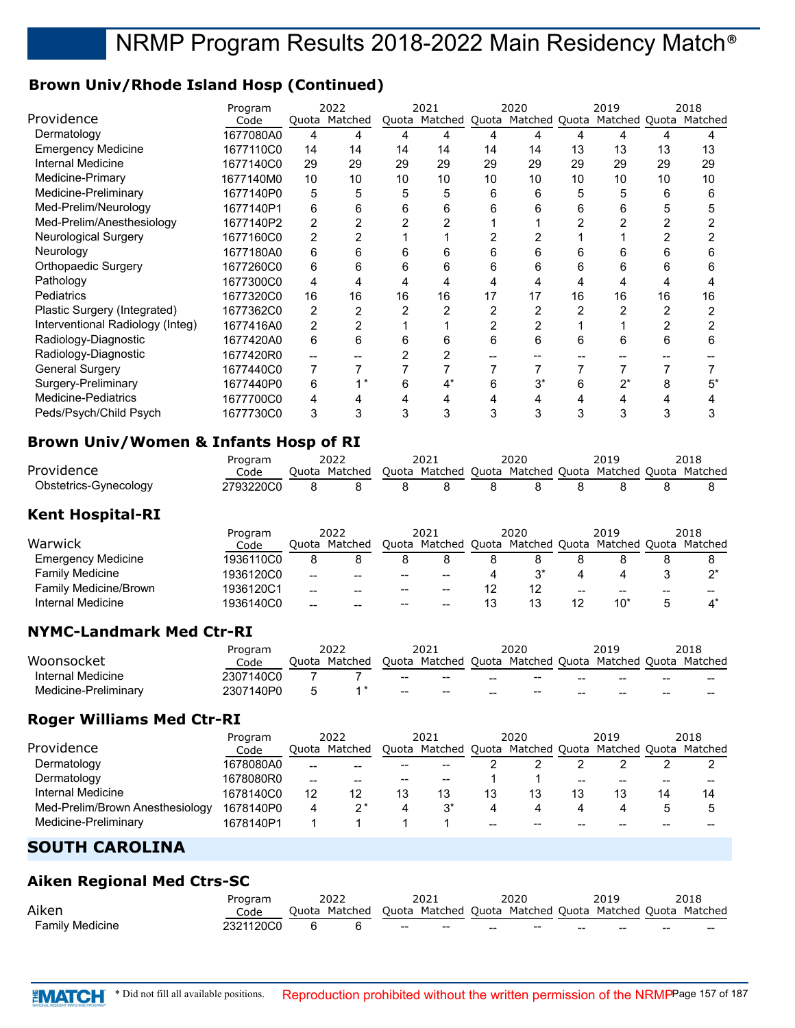## Brown Univ/Rhode Island Hosp (Continued)

| Providence | Program Code | 2022 Quota | 2022 Matched | 2021 Quota | 2021 Matched | 2020 Quota | 2020 Matched | 2019 Quota | 2019 Matched | 2018 Quota | 2018 Matched |
|---|---|---|---|---|---|---|---|---|---|---|---|
| Dermatology | 1677080A0 | 4 | 4 | 4 | 4 | 4 | 4 | 4 | 4 | 4 | 4 |
| Emergency Medicine | 1677110C0 | 14 | 14 | 14 | 14 | 14 | 14 | 13 | 13 | 13 | 13 |
| Internal Medicine | 1677140C0 | 29 | 29 | 29 | 29 | 29 | 29 | 29 | 29 | 29 | 29 |
| Medicine-Primary | 1677140M0 | 10 | 10 | 10 | 10 | 10 | 10 | 10 | 10 | 10 | 10 |
| Medicine-Preliminary | 1677140P0 | 5 | 5 | 5 | 5 | 6 | 6 | 5 | 5 | 6 | 6 |
| Med-Prelim/Neurology | 1677140P1 | 6 | 6 | 6 | 6 | 6 | 6 | 6 | 6 | 5 | 5 |
| Med-Prelim/Anesthesiology | 1677140P2 | 2 | 2 | 2 | 2 | 1 | 1 | 2 | 2 | 2 | 2 |
| Neurological Surgery | 1677160C0 | 2 | 2 | 1 | 1 | 2 | 2 | 1 | 1 | 2 | 2 |
| Neurology | 1677180A0 | 6 | 6 | 6 | 6 | 6 | 6 | 6 | 6 | 6 | 6 |
| Orthopaedic Surgery | 1677260C0 | 6 | 6 | 6 | 6 | 6 | 6 | 6 | 6 | 6 | 6 |
| Pathology | 1677300C0 | 4 | 4 | 4 | 4 | 4 | 4 | 4 | 4 | 4 | 4 |
| Pediatrics | 1677320C0 | 16 | 16 | 16 | 16 | 17 | 17 | 16 | 16 | 16 | 16 |
| Plastic Surgery (Integrated) | 1677362C0 | 2 | 2 | 2 | 2 | 2 | 2 | 2 | 2 | 2 | 2 |
| Interventional Radiology (Integ) | 1677416A0 | 2 | 2 | 1 | 1 | 2 | 2 | 1 | 1 | 2 | 2 |
| Radiology-Diagnostic | 1677420A0 | 6 | 6 | 6 | 6 | 6 | 6 | 6 | 6 | 6 | 6 |
| Radiology-Diagnostic | 1677420R0 | -- | -- | 2 | 2 | -- | -- | -- | -- | -- | -- |
| General Surgery | 1677440C0 | 7 | 7 | 7 | 7 | 7 | 7 | 7 | 7 | 7 | 7 |
| Surgery-Preliminary | 1677440P0 | 6 | 1* | 6 | 4* | 6 | 3* | 6 | 2* | 8 | 5* |
| Medicine-Pediatrics | 1677700C0 | 4 | 4 | 4 | 4 | 4 | 4 | 4 | 4 | 4 | 4 |
| Peds/Psych/Child Psych | 1677730C0 | 3 | 3 | 3 | 3 | 3 | 3 | 3 | 3 | 3 | 3 |

## Brown Univ/Women & Infants Hosp of RI

| Providence | Program Code | 2022 Quota | 2022 Matched | 2021 Quota | 2021 Matched | 2020 Quota | 2020 Matched | 2019 Quota | 2019 Matched | 2018 Quota | 2018 Matched |
|---|---|---|---|---|---|---|---|---|---|---|---|
| Obstetrics-Gynecology | 2793220C0 | 8 | 8 | 8 | 8 | 8 | 8 | 8 | 8 | 8 | 8 |

## Kent Hospital-RI

| Warwick | Program Code | 2022 Quota | 2022 Matched | 2021 Quota | 2021 Matched | 2020 Quota | 2020 Matched | 2019 Quota | 2019 Matched | 2018 Quota | 2018 Matched |
|---|---|---|---|---|---|---|---|---|---|---|---|
| Emergency Medicine | 1936110C0 | 8 | 8 | 8 | 8 | 8 | 8 | 8 | 8 | 8 | 8 |
| Family Medicine | 1936120C0 | -- | -- | -- | -- | 4 | 3* | 4 | 4 | 3 | 2* |
| Family Medicine/Brown | 1936120C1 | -- | -- | -- | -- | 12 | 12 | -- | -- | -- | -- |
| Internal Medicine | 1936140C0 | -- | -- | -- | -- | 13 | 13 | 12 | 10* | 5 | 4* |

## NYMC-Landmark Med Ctr-RI

| Woonsocket | Program Code | 2022 Quota | 2022 Matched | 2021 Quota | 2021 Matched | 2020 Quota | 2020 Matched | 2019 Quota | 2019 Matched | 2018 Quota | 2018 Matched |
|---|---|---|---|---|---|---|---|---|---|---|---|
| Internal Medicine | 2307140C0 | 7 | 7 | -- | -- | -- | -- | -- | -- | -- | -- |
| Medicine-Preliminary | 2307140P0 | 5 | 1* | -- | -- | -- | -- | -- | -- | -- | -- |

## Roger Williams Med Ctr-RI

| Providence | Program Code | 2022 Quota | 2022 Matched | 2021 Quota | 2021 Matched | 2020 Quota | 2020 Matched | 2019 Quota | 2019 Matched | 2018 Quota | 2018 Matched |
|---|---|---|---|---|---|---|---|---|---|---|---|
| Dermatology | 1678080A0 | -- | -- | -- | -- | 2 | 2 | 2 | 2 | 2 | 2 |
| Dermatology | 1678080R0 | -- | -- | -- | -- | 1 | 1 | -- | -- | -- | -- |
| Internal Medicine | 1678140C0 | 12 | 12 | 13 | 13 | 13 | 13 | 13 | 13 | 14 | 14 |
| Med-Prelim/Brown Anesthesiology | 1678140P0 | 4 | 2* | 4 | 3* | 4 | 4 | 4 | 4 | 5 | 5 |
| Medicine-Preliminary | 1678140P1 | 1 | 1 | 1 | 1 | -- | -- | -- | -- | -- | -- |

# SOUTH CAROLINA

## Aiken Regional Med Ctrs-SC

| Aiken | Program Code | 2022 Quota | 2022 Matched | 2021 Quota | 2021 Matched | 2020 Quota | 2020 Matched | 2019 Quota | 2019 Matched | 2018 Quota | 2018 Matched |
|---|---|---|---|---|---|---|---|---|---|---|---|
| Family Medicine | 2321120C0 | 6 | 6 | -- | -- | -- | -- | -- | -- | -- | -- |

\* Did not fill all available positions.

Reproduction prohibited without the written permission of the NRMP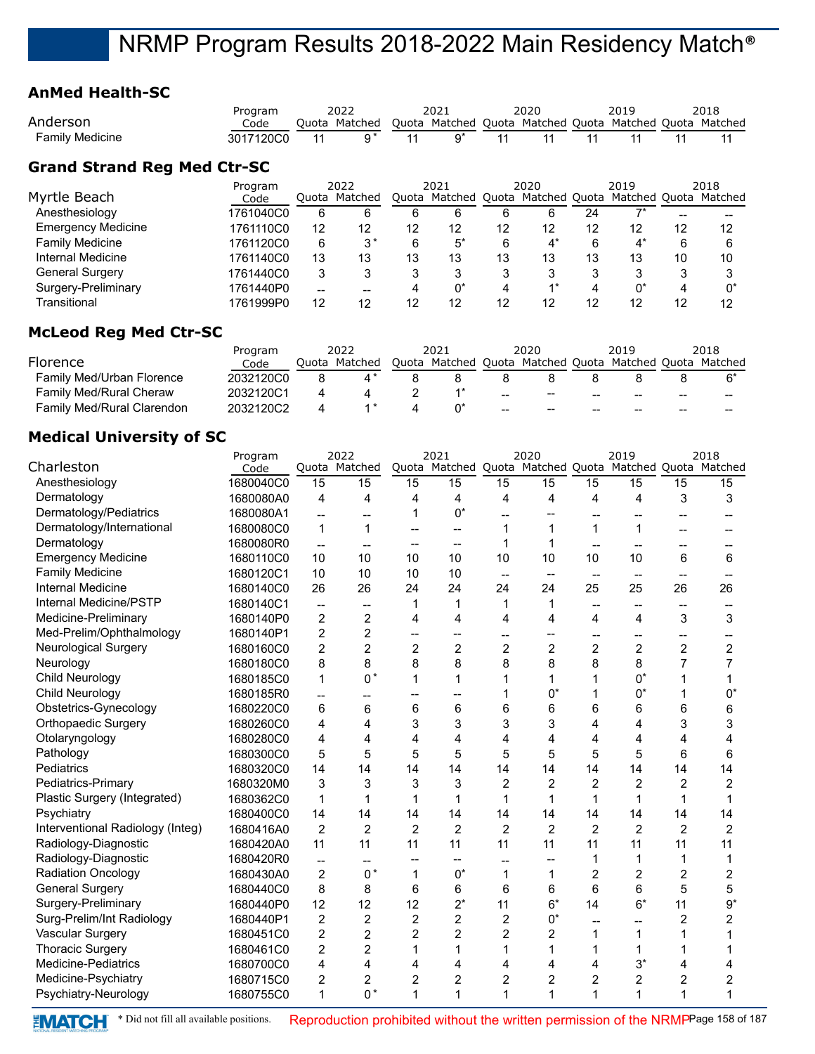## AnMed Health-SC

| Anderson | Program Code | 2022 Quota | 2022 Matched | 2021 Quota | 2021 Matched | 2020 Quota | 2020 Matched | 2019 Quota | 2019 Matched | 2018 Quota | 2018 Matched |
|---|---|---|---|---|---|---|---|---|---|---|---|
| Family Medicine | 3017120C0 | 11 | 9* | 11 | 9* | 11 | 11 | 11 | 11 | 11 | 11 |

## Grand Strand Reg Med Ctr-SC

| Myrtle Beach | Program Code | 2022 Quota | 2022 Matched | 2021 Quota | 2021 Matched | 2020 Quota | 2020 Matched | 2019 Quota | 2019 Matched | 2018 Quota | 2018 Matched |
|---|---|---|---|---|---|---|---|---|---|---|---|
| Anesthesiology | 1761040C0 | 6 | 6 | 6 | 6 | 6 | 6 | 24 | 7* | -- | -- |
| Emergency Medicine | 1761110C0 | 12 | 12 | 12 | 12 | 12 | 12 | 12 | 12 | 12 | 12 |
| Family Medicine | 1761120C0 | 6 | 3* | 6 | 5* | 6 | 4* | 6 | 4* | 6 | 6 |
| Internal Medicine | 1761140C0 | 13 | 13 | 13 | 13 | 13 | 13 | 13 | 13 | 10 | 10 |
| General Surgery | 1761440C0 | 3 | 3 | 3 | 3 | 3 | 3 | 3 | 3 | 3 | 3 |
| Surgery-Preliminary | 1761440P0 | -- | -- | 4 | 0* | 4 | 1* | 4 | 0* | 4 | 0* |
| Transitional | 1761999P0 | 12 | 12 | 12 | 12 | 12 | 12 | 12 | 12 | 12 | 12 |

## McLeod Reg Med Ctr-SC

| Florence | Program Code | 2022 Quota | 2022 Matched | 2021 Quota | 2021 Matched | 2020 Quota | 2020 Matched | 2019 Quota | 2019 Matched | 2018 Quota | 2018 Matched |
|---|---|---|---|---|---|---|---|---|---|---|---|
| Family Med/Urban Florence | 2032120C0 | 8 | 4* | 8 | 8 | 8 | 8 | 8 | 8 | 8 | 6* |
| Family Med/Rural Cheraw | 2032120C1 | 4 | 4 | 2 | 1* | -- | -- | -- | -- | -- | -- |
| Family Med/Rural Clarendon | 2032120C2 | 4 | 1* | 4 | 0* | -- | -- | -- | -- | -- | -- |

## Medical University of SC

| Charleston | Program Code | 2022 Quota | 2022 Matched | 2021 Quota | 2021 Matched | 2020 Quota | 2020 Matched | 2019 Quota | 2019 Matched | 2018 Quota | 2018 Matched |
|---|---|---|---|---|---|---|---|---|---|---|---|
| Anesthesiology | 1680040C0 | 15 | 15 | 15 | 15 | 15 | 15 | 15 | 15 | 15 | 15 |
| Dermatology | 1680080A0 | 4 | 4 | 4 | 4 | 4 | 4 | 4 | 4 | 3 | 3 |
| Dermatology/Pediatrics | 1680080A1 | -- | -- | 1 | 0* | -- | -- | -- | -- | -- | -- |
| Dermatology/International | 1680080C0 | 1 | 1 | -- | -- | 1 | 1 | 1 | 1 | -- | -- |
| Dermatology | 1680080R0 | -- | -- | -- | -- | 1 | 1 | -- | -- | -- | -- |
| Emergency Medicine | 1680110C0 | 10 | 10 | 10 | 10 | 10 | 10 | 10 | 10 | 6 | 6 |
| Family Medicine | 1680120C1 | 10 | 10 | 10 | 10 | -- | -- | -- | -- | -- | -- |
| Internal Medicine | 1680140C0 | 26 | 26 | 24 | 24 | 24 | 24 | 25 | 25 | 26 | 26 |
| Internal Medicine/PSTP | 1680140C1 | -- | -- | 1 | 1 | 1 | 1 | -- | -- | -- | -- |
| Medicine-Preliminary | 1680140P0 | 2 | 2 | 4 | 4 | 4 | 4 | 4 | 4 | 3 | 3 |
| Med-Prelim/Ophthalmology | 1680140P1 | 2 | 2 | -- | -- | -- | -- | -- | -- | -- | -- |
| Neurological Surgery | 1680160C0 | 2 | 2 | 2 | 2 | 2 | 2 | 2 | 2 | 2 | 2 |
| Neurology | 1680180C0 | 8 | 8 | 8 | 8 | 8 | 8 | 8 | 8 | 7 | 7 |
| Child Neurology | 1680185C0 | 1 | 0* | 1 | 1 | 1 | 1 | 1 | 0* | 1 | 1 |
| Child Neurology | 1680185R0 | -- | -- | -- | -- | 1 | 0* | 1 | 0* | 1 | 0* |
| Obstetrics-Gynecology | 1680220C0 | 6 | 6 | 6 | 6 | 6 | 6 | 6 | 6 | 6 | 6 |
| Orthopaedic Surgery | 1680260C0 | 4 | 4 | 3 | 3 | 3 | 3 | 4 | 4 | 3 | 3 |
| Otolaryngology | 1680280C0 | 4 | 4 | 4 | 4 | 4 | 4 | 4 | 4 | 4 | 4 |
| Pathology | 1680300C0 | 5 | 5 | 5 | 5 | 5 | 5 | 5 | 5 | 6 | 6 |
| Pediatrics | 1680320C0 | 14 | 14 | 14 | 14 | 14 | 14 | 14 | 14 | 14 | 14 |
| Pediatrics-Primary | 1680320M0 | 3 | 3 | 3 | 3 | 2 | 2 | 2 | 2 | 2 | 2 |
| Plastic Surgery (Integrated) | 1680362C0 | 1 | 1 | 1 | 1 | 1 | 1 | 1 | 1 | 1 | 1 |
| Psychiatry | 1680400C0 | 14 | 14 | 14 | 14 | 14 | 14 | 14 | 14 | 14 | 14 |
| Interventional Radiology (Integ) | 1680416A0 | 2 | 2 | 2 | 2 | 2 | 2 | 2 | 2 | 2 | 2 |
| Radiology-Diagnostic | 1680420A0 | 11 | 11 | 11 | 11 | 11 | 11 | 11 | 11 | 11 | 11 |
| Radiology-Diagnostic | 1680420R0 | -- | -- | -- | -- | -- | -- | 1 | 1 | 1 | 1 |
| Radiation Oncology | 1680430A0 | 2 | 0* | 1 | 0* | 1 | 1 | 2 | 2 | 2 | 2 |
| General Surgery | 1680440C0 | 8 | 8 | 6 | 6 | 6 | 6 | 6 | 6 | 5 | 5 |
| Surgery-Preliminary | 1680440P0 | 12 | 12 | 12 | 2* | 11 | 6* | 14 | 6* | 11 | 9* |
| Surg-Prelim/Int Radiology | 1680440P1 | 2 | 2 | 2 | 2 | 2 | 0* | -- | -- | 2 | 2 |
| Vascular Surgery | 1680451C0 | 2 | 2 | 2 | 2 | 2 | 2 | 1 | 1 | 1 | 1 |
| Thoracic Surgery | 1680461C0 | 2 | 2 | 1 | 1 | 1 | 1 | 1 | 1 | 1 | 1 |
| Medicine-Pediatrics | 1680700C0 | 4 | 4 | 4 | 4 | 4 | 4 | 4 | 3* | 4 | 4 |
| Medicine-Psychiatry | 1680715C0 | 2 | 2 | 2 | 2 | 2 | 2 | 2 | 2 | 2 | 2 |
| Psychiatry-Neurology | 1680755C0 | 1 | 0* | 1 | 1 | 1 | 1 | 1 | 1 | 1 | 1 |

\* Did not fill all available positions.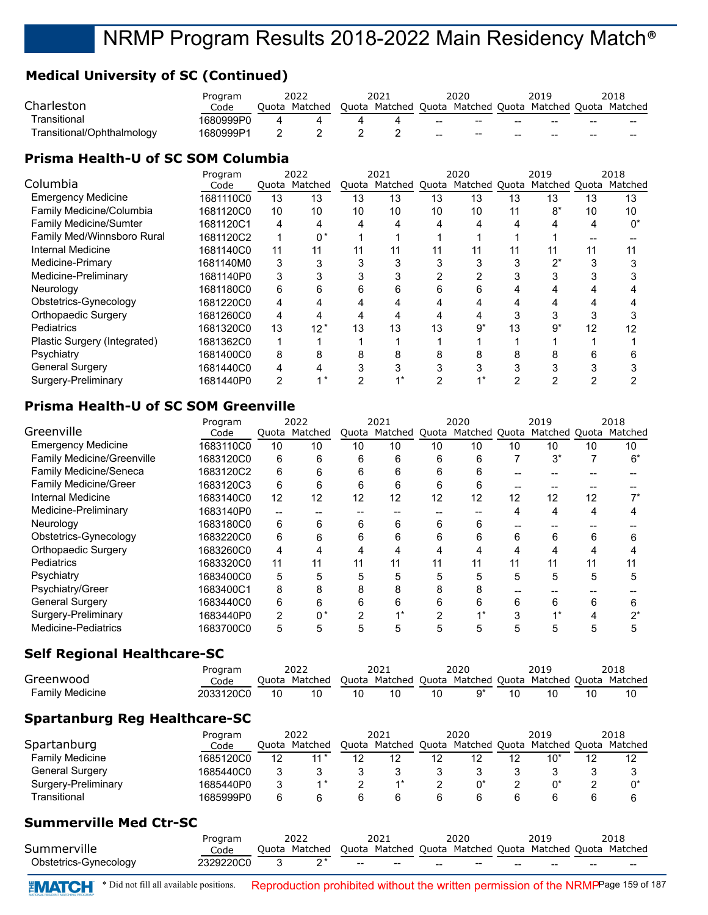# NRMP Program Results 2018-2022 Main Residency Match®

## Medical University of SC (Continued)

| Charleston | Program Code | 2022 Quota | 2022 Matched | 2021 Quota | 2021 Matched | 2020 Quota | 2020 Matched | 2019 Quota | 2019 Matched | 2018 Quota | 2018 Matched |
|---|---|---|---|---|---|---|---|---|---|---|---|
| Transitional | 1680999P0 | 4 | 4 | 4 | 4 | -- | -- | -- | -- | -- | -- |
| Transitional/Ophthalmology | 1680999P1 | 2 | 2 | 2 | 2 | -- | -- | -- | -- | -- | -- |

## Prisma Health-U of SC SOM Columbia

| Columbia | Program Code | 2022 Quota | 2022 Matched | 2021 Quota | 2021 Matched | 2020 Quota | 2020 Matched | 2019 Quota | 2019 Matched | 2018 Quota | 2018 Matched |
|---|---|---|---|---|---|---|---|---|---|---|---|
| Emergency Medicine | 1681110C0 | 13 | 13 | 13 | 13 | 13 | 13 | 13 | 13 | 13 | 13 |
| Family Medicine/Columbia | 1681120C0 | 10 | 10 | 10 | 10 | 10 | 10 | 11 | 8* | 10 | 10 |
| Family Medicine/Sumter | 1681120C1 | 4 | 4 | 4 | 4 | 4 | 4 | 4 | 4 | 4 | 0* |
| Family Med/Winnsboro Rural | 1681120C2 | 1 | 0* | 1 | 1 | 1 | 1 | 1 | 1 | -- | -- |
| Internal Medicine | 1681140C0 | 11 | 11 | 11 | 11 | 11 | 11 | 11 | 11 | 11 | 11 |
| Medicine-Primary | 1681140M0 | 3 | 3 | 3 | 3 | 3 | 3 | 3 | 2* | 3 | 3 |
| Medicine-Preliminary | 1681140P0 | 3 | 3 | 3 | 3 | 2 | 2 | 3 | 3 | 3 | 3 |
| Neurology | 1681180C0 | 6 | 6 | 6 | 6 | 6 | 6 | 4 | 4 | 4 | 4 |
| Obstetrics-Gynecology | 1681220C0 | 4 | 4 | 4 | 4 | 4 | 4 | 4 | 4 | 4 | 4 |
| Orthopaedic Surgery | 1681260C0 | 4 | 4 | 4 | 4 | 4 | 4 | 3 | 3 | 3 | 3 |
| Pediatrics | 1681320C0 | 13 | 12* | 13 | 13 | 13 | 9* | 13 | 9* | 12 | 12 |
| Plastic Surgery (Integrated) | 1681362C0 | 1 | 1 | 1 | 1 | 1 | 1 | 1 | 1 | 1 | 1 |
| Psychiatry | 1681400C0 | 8 | 8 | 8 | 8 | 8 | 8 | 8 | 8 | 6 | 6 |
| General Surgery | 1681440C0 | 4 | 4 | 3 | 3 | 3 | 3 | 3 | 3 | 3 | 3 |
| Surgery-Preliminary | 1681440P0 | 2 | 1* | 2 | 1* | 2 | 1* | 2 | 2 | 2 | 2 |

## Prisma Health-U of SC SOM Greenville

| Greenville | Program Code | 2022 Quota | 2022 Matched | 2021 Quota | 2021 Matched | 2020 Quota | 2020 Matched | 2019 Quota | 2019 Matched | 2018 Quota | 2018 Matched |
|---|---|---|---|---|---|---|---|---|---|---|---|
| Emergency Medicine | 1683110C0 | 10 | 10 | 10 | 10 | 10 | 10 | 10 | 10 | 10 | 10 |
| Family Medicine/Greenville | 1683120C0 | 6 | 6 | 6 | 6 | 6 | 6 | 7 | 3* | 7 | 6* |
| Family Medicine/Seneca | 1683120C2 | 6 | 6 | 6 | 6 | 6 | 6 | -- | -- | -- | -- |
| Family Medicine/Greer | 1683120C3 | 6 | 6 | 6 | 6 | 6 | 6 | -- | -- | -- | -- |
| Internal Medicine | 1683140C0 | 12 | 12 | 12 | 12 | 12 | 12 | 12 | 12 | 12 | 7* |
| Medicine-Preliminary | 1683140P0 | -- | -- | -- | -- | -- | -- | 4 | 4 | 4 | 4 |
| Neurology | 1683180C0 | 6 | 6 | 6 | 6 | 6 | 6 | -- | -- | -- | -- |
| Obstetrics-Gynecology | 1683220C0 | 6 | 6 | 6 | 6 | 6 | 6 | 6 | 6 | 6 | 6 |
| Orthopaedic Surgery | 1683260C0 | 4 | 4 | 4 | 4 | 4 | 4 | 4 | 4 | 4 | 4 |
| Pediatrics | 1683320C0 | 11 | 11 | 11 | 11 | 11 | 11 | 11 | 11 | 11 | 11 |
| Psychiatry | 1683400C0 | 5 | 5 | 5 | 5 | 5 | 5 | 5 | 5 | 5 | 5 |
| Psychiatry/Greer | 1683400C1 | 8 | 8 | 8 | 8 | 8 | 8 | -- | -- | -- | -- |
| General Surgery | 1683440C0 | 6 | 6 | 6 | 6 | 6 | 6 | 6 | 6 | 6 | 6 |
| Surgery-Preliminary | 1683440P0 | 2 | 0* | 2 | 1* | 2 | 1* | 3 | 1* | 4 | 2* |
| Medicine-Pediatrics | 1683700C0 | 5 | 5 | 5 | 5 | 5 | 5 | 5 | 5 | 5 | 5 |

## Self Regional Healthcare-SC

| Greenwood | Program Code | 2022 Quota | 2022 Matched | 2021 Quota | 2021 Matched | 2020 Quota | 2020 Matched | 2019 Quota | 2019 Matched | 2018 Quota | 2018 Matched |
|---|---|---|---|---|---|---|---|---|---|---|---|
| Family Medicine | 2033120C0 | 10 | 10 | 10 | 10 | 10 | 9* | 10 | 10 | 10 | 10 |

## Spartanburg Reg Healthcare-SC

| Spartanburg | Program Code | 2022 Quota | 2022 Matched | 2021 Quota | 2021 Matched | 2020 Quota | 2020 Matched | 2019 Quota | 2019 Matched | 2018 Quota | 2018 Matched |
|---|---|---|---|---|---|---|---|---|---|---|---|
| Family Medicine | 1685120C0 | 12 | 11* | 12 | 12 | 12 | 12 | 12 | 10* | 12 | 12 |
| General Surgery | 1685440C0 | 3 | 3 | 3 | 3 | 3 | 3 | 3 | 3 | 3 | 3 |
| Surgery-Preliminary | 1685440P0 | 3 | 1* | 2 | 1* | 2 | 0* | 2 | 0* | 2 | 0* |
| Transitional | 1685999P0 | 6 | 6 | 6 | 6 | 6 | 6 | 6 | 6 | 6 | 6 |

## Summerville Med Ctr-SC

| Summerville | Program Code | 2022 Quota | 2022 Matched | 2021 Quota | 2021 Matched | 2020 Quota | 2020 Matched | 2019 Quota | 2019 Matched | 2018 Quota | 2018 Matched |
|---|---|---|---|---|---|---|---|---|---|---|---|
| Obstetrics-Gynecology | 2329220C0 | 3 | 2* | -- | -- | -- | -- | -- | -- | -- | -- |

\* Did not fill all available positions.

Reproduction prohibited without the written permission of the NRMP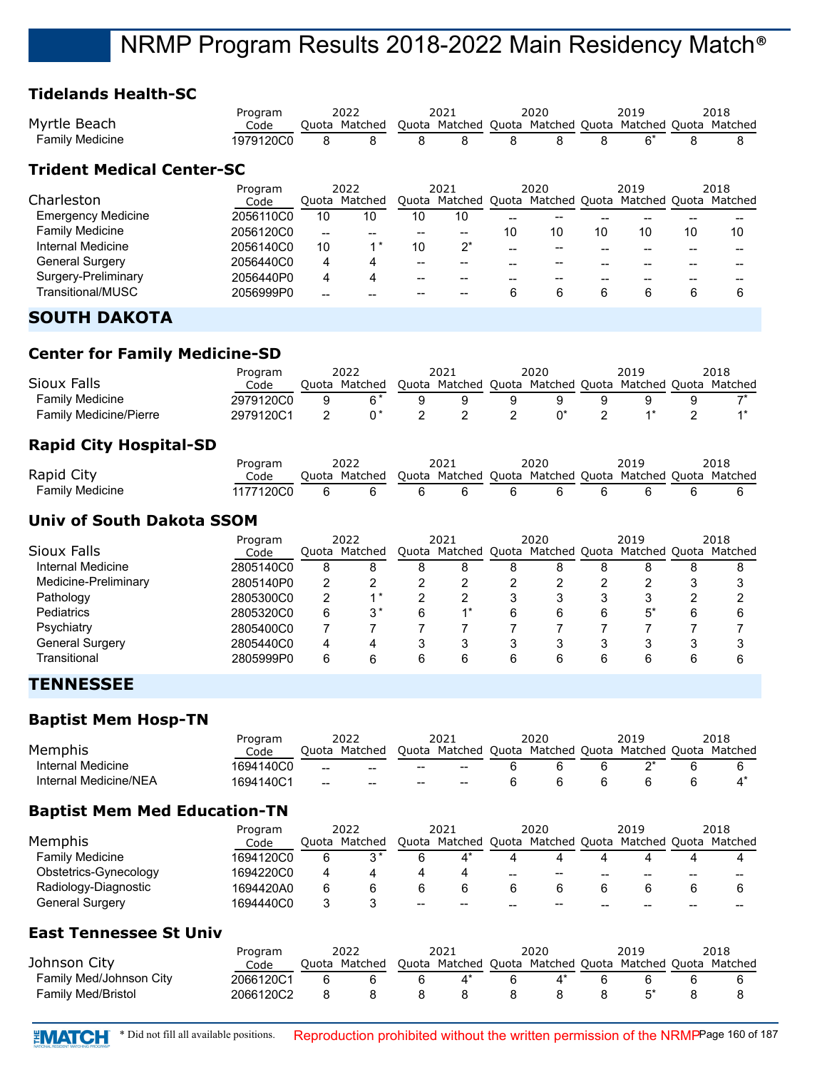# NRMP Program Results 2018-2022 Main Residency Match®

### Tidelands Health-SC

| Myrtle Beach | Program Code | 2022 Quota | 2022 Matched | 2021 Quota | 2021 Matched | 2020 Quota | 2020 Matched | 2019 Quota | 2019 Matched | 2018 Quota | 2018 Matched |
|---|---|---|---|---|---|---|---|---|---|---|---|
| Family Medicine | 1979120C0 | 8 | 8 | 8 | 8 | 8 | 8 | 8 | 6* | 8 | 8 |

### Trident Medical Center-SC

| Charleston | Program Code | 2022 Quota | 2022 Matched | 2021 Quota | 2021 Matched | 2020 Quota | 2020 Matched | 2019 Quota | 2019 Matched | 2018 Quota | 2018 Matched |
|---|---|---|---|---|---|---|---|---|---|---|---|
| Emergency Medicine | 2056110C0 | 10 | 10 | 10 | 10 | -- | -- | -- | -- | -- | -- |
| Family Medicine | 2056120C0 | -- | -- | -- | -- | 10 | 10 | 10 | 10 | 10 | 10 |
| Internal Medicine | 2056140C0 | 10 | 1* | 10 | 2* | -- | -- | -- | -- | -- | -- |
| General Surgery | 2056440C0 | 4 | 4 | -- | -- | -- | -- | -- | -- | -- | -- |
| Surgery-Preliminary | 2056440P0 | 4 | 4 | -- | -- | -- | -- | -- | -- | -- | -- |
| Transitional/MUSC | 2056999P0 | -- | -- | -- | -- | 6 | 6 | 6 | 6 | 6 | 6 |

## SOUTH DAKOTA

### Center for Family Medicine-SD

| Sioux Falls | Program Code | 2022 Quota | 2022 Matched | 2021 Quota | 2021 Matched | 2020 Quota | 2020 Matched | 2019 Quota | 2019 Matched | 2018 Quota | 2018 Matched |
|---|---|---|---|---|---|---|---|---|---|---|---|
| Family Medicine | 2979120C0 | 9 | 6* | 9 | 9 | 9 | 9 | 9 | 9 | 9 | 7* |
| Family Medicine/Pierre | 2979120C1 | 2 | 0* | 2 | 2 | 2 | 0* | 2 | 1* | 2 | 1* |

### Rapid City Hospital-SD

| Rapid City | Program Code | 2022 Quota | 2022 Matched | 2021 Quota | 2021 Matched | 2020 Quota | 2020 Matched | 2019 Quota | 2019 Matched | 2018 Quota | 2018 Matched |
|---|---|---|---|---|---|---|---|---|---|---|---|
| Family Medicine | 1177120C0 | 6 | 6 | 6 | 6 | 6 | 6 | 6 | 6 | 6 | 6 |

### Univ of South Dakota SSOM

| Sioux Falls | Program Code | 2022 Quota | 2022 Matched | 2021 Quota | 2021 Matched | 2020 Quota | 2020 Matched | 2019 Quota | 2019 Matched | 2018 Quota | 2018 Matched |
|---|---|---|---|---|---|---|---|---|---|---|---|
| Internal Medicine | 2805140C0 | 8 | 8 | 8 | 8 | 8 | 8 | 8 | 8 | 8 | 8 |
| Medicine-Preliminary | 2805140P0 | 2 | 2 | 2 | 2 | 2 | 2 | 2 | 2 | 3 | 3 |
| Pathology | 2805300C0 | 2 | 1* | 2 | 2 | 3 | 3 | 3 | 3 | 2 | 2 |
| Pediatrics | 2805320C0 | 6 | 3* | 6 | 1* | 6 | 6 | 6 | 5* | 6 | 6 |
| Psychiatry | 2805400C0 | 7 | 7 | 7 | 7 | 7 | 7 | 7 | 7 | 7 | 7 |
| General Surgery | 2805440C0 | 4 | 4 | 3 | 3 | 3 | 3 | 3 | 3 | 3 | 3 |
| Transitional | 2805999P0 | 6 | 6 | 6 | 6 | 6 | 6 | 6 | 6 | 6 | 6 |

## TENNESSEE

### Baptist Mem Hosp-TN

| Memphis | Program Code | 2022 Quota | 2022 Matched | 2021 Quota | 2021 Matched | 2020 Quota | 2020 Matched | 2019 Quota | 2019 Matched | 2018 Quota | 2018 Matched |
|---|---|---|---|---|---|---|---|---|---|---|---|
| Internal Medicine | 1694140C0 | -- | -- | -- | -- | 6 | 6 | 6 | 2* | 6 | 6 |
| Internal Medicine/NEA | 1694140C1 | -- | -- | -- | -- | 6 | 6 | 6 | 6 | 6 | 4* |

### Baptist Mem Med Education-TN

| Memphis | Program Code | 2022 Quota | 2022 Matched | 2021 Quota | 2021 Matched | 2020 Quota | 2020 Matched | 2019 Quota | 2019 Matched | 2018 Quota | 2018 Matched |
|---|---|---|---|---|---|---|---|---|---|---|---|
| Family Medicine | 1694120C0 | 6 | 3* | 6 | 4* | 4 | 4 | 4 | 4 | 4 | 4 |
| Obstetrics-Gynecology | 1694220C0 | 4 | 4 | 4 | 4 | -- | -- | -- | -- | -- | -- |
| Radiology-Diagnostic | 1694420A0 | 6 | 6 | 6 | 6 | 6 | 6 | 6 | 6 | 6 | 6 |
| General Surgery | 1694440C0 | 3 | 3 | -- | -- | -- | -- | -- | -- | -- | -- |

### East Tennessee St Univ

| Johnson City | Program Code | 2022 Quota | 2022 Matched | 2021 Quota | 2021 Matched | 2020 Quota | 2020 Matched | 2019 Quota | 2019 Matched | 2018 Quota | 2018 Matched |
|---|---|---|---|---|---|---|---|---|---|---|---|
| Family Med/Johnson City | 2066120C1 | 6 | 6 | 6 | 4* | 6 | 4* | 6 | 6 | 6 | 6 |
| Family Med/Bristol | 2066120C2 | 8 | 8 | 8 | 8 | 8 | 8 | 8 | 5* | 8 | 8 |

\* Did not fill all available positions.

Reproduction prohibited without the written permission of the NRMP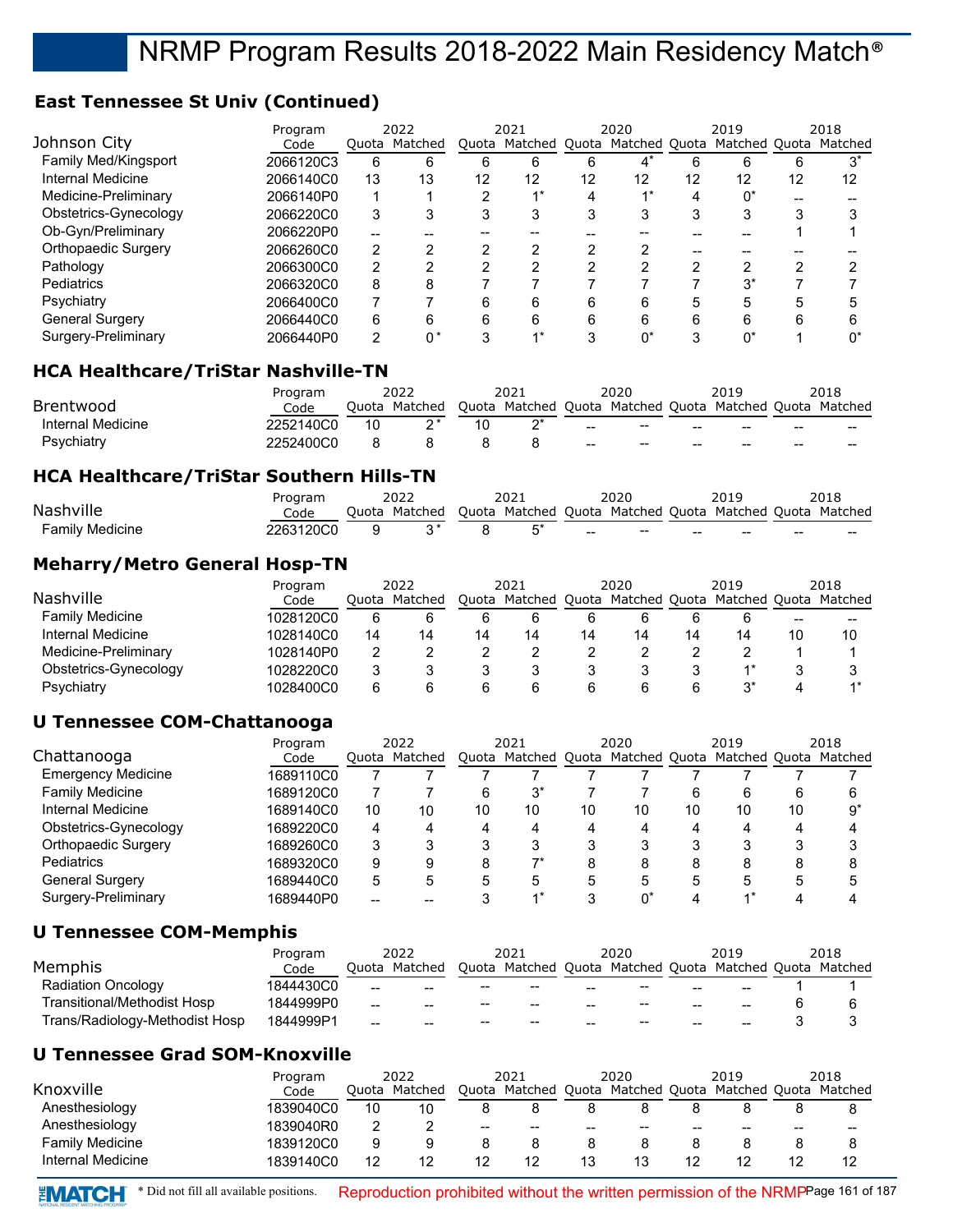## East Tennessee St Univ (Continued)

| Johnson City | Program Code | 2022 Quota | 2022 Matched | 2021 Quota | 2021 Matched | 2020 Quota | 2020 Matched | 2019 Quota | 2019 Matched | 2018 Quota | 2018 Matched |
|---|---|---|---|---|---|---|---|---|---|---|---|
| Family Med/Kingsport | 2066120C3 | 6 | 6 | 6 | 6 | 6 | 4* | 6 | 6 | 6 | 3* |
| Internal Medicine | 2066140C0 | 13 | 13 | 12 | 12 | 12 | 12 | 12 | 12 | 12 | 12 |
| Medicine-Preliminary | 2066140P0 | 1 | 1 | 2 | 1* | 4 | 1* | 4 | 0* | -- | -- |
| Obstetrics-Gynecology | 2066220C0 | 3 | 3 | 3 | 3 | 3 | 3 | 3 | 3 | 3 | 3 |
| Ob-Gyn/Preliminary | 2066220P0 | -- | -- | -- | -- | -- | -- | -- | -- | 1 | 1 |
| Orthopaedic Surgery | 2066260C0 | 2 | 2 | 2 | 2 | 2 | 2 | -- | -- | -- | -- |
| Pathology | 2066300C0 | 2 | 2 | 2 | 2 | 2 | 2 | 2 | 2 | 2 | 2 |
| Pediatrics | 2066320C0 | 8 | 8 | 7 | 7 | 7 | 7 | 7 | 3* | 7 | 7 |
| Psychiatry | 2066400C0 | 7 | 7 | 6 | 6 | 6 | 6 | 5 | 5 | 5 | 5 |
| General Surgery | 2066440C0 | 6 | 6 | 6 | 6 | 6 | 6 | 6 | 6 | 6 | 6 |
| Surgery-Preliminary | 2066440P0 | 2 | 0* | 3 | 1* | 3 | 0* | 3 | 0* | 1 | 0* |

## HCA Healthcare/TriStar Nashville-TN

| Brentwood | Program Code | 2022 Quota | 2022 Matched | 2021 Quota | 2021 Matched | 2020 Quota | 2020 Matched | 2019 Quota | 2019 Matched | 2018 Quota | 2018 Matched |
|---|---|---|---|---|---|---|---|---|---|---|---|
| Internal Medicine | 2252140C0 | 10 | 2* | 10 | 2* | -- | -- | -- | -- | -- | -- |
| Psychiatry | 2252400C0 | 8 | 8 | 8 | 8 | -- | -- | -- | -- | -- | -- |

## HCA Healthcare/TriStar Southern Hills-TN

| Nashville | Program Code | 2022 Quota | 2022 Matched | 2021 Quota | 2021 Matched | 2020 Quota | 2020 Matched | 2019 Quota | 2019 Matched | 2018 Quota | 2018 Matched |
|---|---|---|---|---|---|---|---|---|---|---|---|
| Family Medicine | 2263120C0 | 9 | 3* | 8 | 5* | -- | -- | -- | -- | -- | -- |

## Meharry/Metro General Hosp-TN

| Nashville | Program Code | 2022 Quota | 2022 Matched | 2021 Quota | 2021 Matched | 2020 Quota | 2020 Matched | 2019 Quota | 2019 Matched | 2018 Quota | 2018 Matched |
|---|---|---|---|---|---|---|---|---|---|---|---|
| Family Medicine | 1028120C0 | 6 | 6 | 6 | 6 | 6 | 6 | 6 | 6 | -- | -- |
| Internal Medicine | 1028140C0 | 14 | 14 | 14 | 14 | 14 | 14 | 14 | 14 | 10 | 10 |
| Medicine-Preliminary | 1028140P0 | 2 | 2 | 2 | 2 | 2 | 2 | 2 | 2 | 1 | 1 |
| Obstetrics-Gynecology | 1028220C0 | 3 | 3 | 3 | 3 | 3 | 3 | 3 | 1* | 3 | 3 |
| Psychiatry | 1028400C0 | 6 | 6 | 6 | 6 | 6 | 6 | 6 | 3* | 4 | 1* |

## U Tennessee COM-Chattanooga

| Chattanooga | Program Code | 2022 Quota | 2022 Matched | 2021 Quota | 2021 Matched | 2020 Quota | 2020 Matched | 2019 Quota | 2019 Matched | 2018 Quota | 2018 Matched |
|---|---|---|---|---|---|---|---|---|---|---|---|
| Emergency Medicine | 1689110C0 | 7 | 7 | 7 | 7 | 7 | 7 | 7 | 7 | 7 | 7 |
| Family Medicine | 1689120C0 | 7 | 7 | 6 | 3* | 7 | 7 | 6 | 6 | 6 | 6 |
| Internal Medicine | 1689140C0 | 10 | 10 | 10 | 10 | 10 | 10 | 10 | 10 | 10 | 9* |
| Obstetrics-Gynecology | 1689220C0 | 4 | 4 | 4 | 4 | 4 | 4 | 4 | 4 | 4 | 4 |
| Orthopaedic Surgery | 1689260C0 | 3 | 3 | 3 | 3 | 3 | 3 | 3 | 3 | 3 | 3 |
| Pediatrics | 1689320C0 | 9 | 9 | 8 | 7* | 8 | 8 | 8 | 8 | 8 | 8 |
| General Surgery | 1689440C0 | 5 | 5 | 5 | 5 | 5 | 5 | 5 | 5 | 5 | 5 |
| Surgery-Preliminary | 1689440P0 | -- | -- | 3 | 1* | 3 | 0* | 4 | 1* | 4 | 4 |

## U Tennessee COM-Memphis

| Memphis | Program Code | 2022 Quota | 2022 Matched | 2021 Quota | 2021 Matched | 2020 Quota | 2020 Matched | 2019 Quota | 2019 Matched | 2018 Quota | 2018 Matched |
|---|---|---|---|---|---|---|---|---|---|---|---|
| Radiation Oncology | 1844430C0 | -- | -- | -- | -- | -- | -- | -- | -- | 1 | 1 |
| Transitional/Methodist Hosp | 1844999P0 | -- | -- | -- | -- | -- | -- | -- | -- | 6 | 6 |
| Trans/Radiology-Methodist Hosp | 1844999P1 | -- | -- | -- | -- | -- | -- | -- | -- | 3 | 3 |

## U Tennessee Grad SOM-Knoxville

| Knoxville | Program Code | 2022 Quota | 2022 Matched | 2021 Quota | 2021 Matched | 2020 Quota | 2020 Matched | 2019 Quota | 2019 Matched | 2018 Quota | 2018 Matched |
|---|---|---|---|---|---|---|---|---|---|---|---|
| Anesthesiology | 1839040C0 | 10 | 10 | 8 | 8 | 8 | 8 | 8 | 8 | 8 | 8 |
| Anesthesiology | 1839040R0 | 2 | 2 | -- | -- | -- | -- | -- | -- | -- | -- |
| Family Medicine | 1839120C0 | 9 | 9 | 8 | 8 | 8 | 8 | 8 | 8 | 8 | 8 |
| Internal Medicine | 1839140C0 | 12 | 12 | 12 | 12 | 13 | 13 | 12 | 12 | 12 | 12 |

* Did not fill all available positions.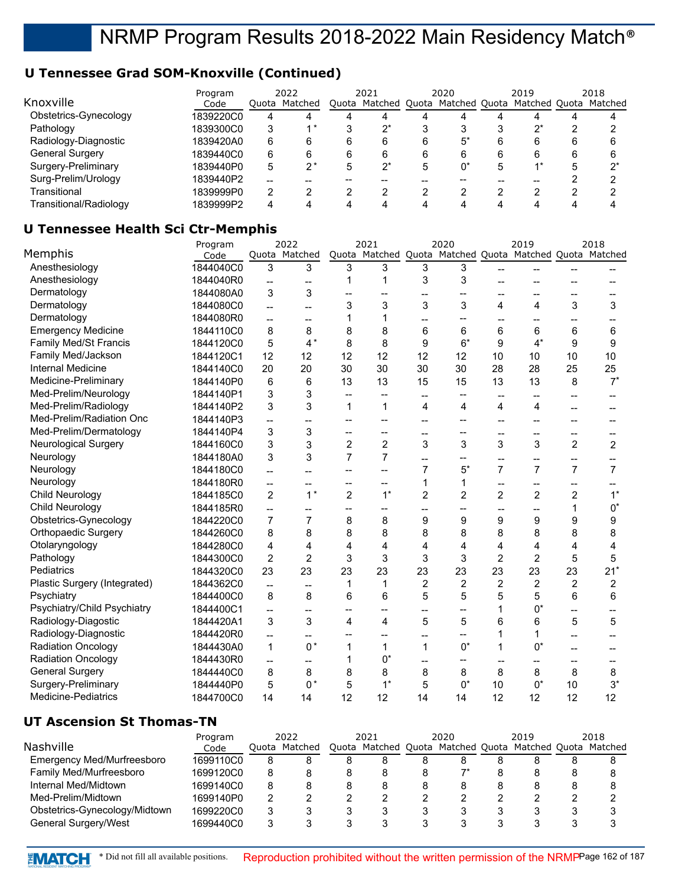## U Tennessee Grad SOM-Knoxville (Continued)

| Knoxville | Program Code | 2022 Quota | 2022 Matched | 2021 Quota | 2021 Matched | 2020 Quota | 2020 Matched | 2019 Quota | 2019 Matched | 2018 Quota | 2018 Matched |
|---|---|---|---|---|---|---|---|---|---|---|---|
| Obstetrics-Gynecology | 1839220C0 | 4 | 4 | 4 | 4 | 4 | 4 | 4 | 4 | 4 | 4 |
| Pathology | 1839300C0 | 3 | 1* | 3 | 2* | 3 | 3 | 3 | 2* | 2 | 2 |
| Radiology-Diagnostic | 1839420A0 | 6 | 6 | 6 | 6 | 6 | 5* | 6 | 6 | 6 | 6 |
| General Surgery | 1839440C0 | 6 | 6 | 6 | 6 | 6 | 6 | 6 | 6 | 6 | 6 |
| Surgery-Preliminary | 1839440P0 | 5 | 2* | 5 | 2* | 5 | 0* | 5 | 1* | 5 | 2* |
| Surg-Prelim/Urology | 1839440P2 | -- | -- | -- | -- | -- | -- | -- | -- | 2 | 2 |
| Transitional | 1839999P0 | 2 | 2 | 2 | 2 | 2 | 2 | 2 | 2 | 2 | 2 |
| Transitional/Radiology | 1839999P2 | 4 | 4 | 4 | 4 | 4 | 4 | 4 | 4 | 4 | 4 |

## U Tennessee Health Sci Ctr-Memphis

| Memphis | Program Code | 2022 Quota | 2022 Matched | 2021 Quota | 2021 Matched | 2020 Quota | 2020 Matched | 2019 Quota | 2019 Matched | 2018 Quota | 2018 Matched |
|---|---|---|---|---|---|---|---|---|---|---|---|
| Anesthesiology | 1844040C0 | 3 | 3 | 3 | 3 | 3 | 3 | -- | -- | -- | -- |
| Anesthesiology | 1844040R0 | -- | -- | 1 | 1 | 3 | 3 | -- | -- | -- | -- |
| Dermatology | 1844080A0 | 3 | 3 | -- | -- | -- | -- | -- | -- | -- | -- |
| Dermatology | 1844080C0 | -- | -- | 3 | 3 | 3 | 3 | 4 | 4 | 3 | 3 |
| Dermatology | 1844080R0 | -- | -- | 1 | 1 | -- | -- | -- | -- | -- | -- |
| Emergency Medicine | 1844110C0 | 8 | 8 | 8 | 8 | 6 | 6 | 6 | 6 | 6 | 6 |
| Family Med/St Francis | 1844120C0 | 5 | 4* | 8 | 8 | 9 | 6* | 9 | 4* | 9 | 9 |
| Family Med/Jackson | 1844120C1 | 12 | 12 | 12 | 12 | 12 | 12 | 10 | 10 | 10 | 10 |
| Internal Medicine | 1844140C0 | 20 | 20 | 30 | 30 | 30 | 30 | 28 | 28 | 25 | 25 |
| Medicine-Preliminary | 1844140P0 | 6 | 6 | 13 | 13 | 15 | 15 | 13 | 13 | 8 | 7* |
| Med-Prelim/Neurology | 1844140P1 | 3 | 3 | -- | -- | -- | -- | -- | -- | -- | -- |
| Med-Prelim/Radiology | 1844140P2 | 3 | 3 | 1 | 1 | 4 | 4 | 4 | 4 | -- | -- |
| Med-Prelim/Radiation Onc | 1844140P3 | -- | -- | -- | -- | -- | -- | -- | -- | -- | -- |
| Med-Prelim/Dermatology | 1844140P4 | 3 | 3 | -- | -- | -- | -- | -- | -- | -- | -- |
| Neurological Surgery | 1844160C0 | 3 | 3 | 2 | 2 | 3 | 3 | 3 | 3 | 2 | 2 |
| Neurology | 1844180A0 | 3 | 3 | 7 | 7 | -- | -- | -- | -- | -- | -- |
| Neurology | 1844180C0 | -- | -- | -- | -- | 7 | 5* | 7 | 7 | 7 | 7 |
| Neurology | 1844180R0 | -- | -- | -- | -- | 1 | 1 | -- | -- | -- | -- |
| Child Neurology | 1844185C0 | 2 | 1* | 2 | 1* | 2 | 2 | 2 | 2 | 2 | 1* |
| Child Neurology | 1844185R0 | -- | -- | -- | -- | -- | -- | -- | -- | 1 | 0* |
| Obstetrics-Gynecology | 1844220C0 | 7 | 7 | 8 | 8 | 9 | 9 | 9 | 9 | 9 | 9 |
| Orthopaedic Surgery | 1844260C0 | 8 | 8 | 8 | 8 | 8 | 8 | 8 | 8 | 8 | 8 |
| Otolaryngology | 1844280C0 | 4 | 4 | 4 | 4 | 4 | 4 | 4 | 4 | 4 | 4 |
| Pathology | 1844300C0 | 2 | 2 | 3 | 3 | 3 | 3 | 2 | 2 | 5 | 5 |
| Pediatrics | 1844320C0 | 23 | 23 | 23 | 23 | 23 | 23 | 23 | 23 | 23 | 21* |
| Plastic Surgery (Integrated) | 1844362C0 | -- | -- | 1 | 1 | 2 | 2 | 2 | 2 | 2 | 2 |
| Psychiatry | 1844400C0 | 8 | 8 | 6 | 6 | 5 | 5 | 5 | 5 | 6 | 6 |
| Psychiatry/Child Psychiatry | 1844400C1 | -- | -- | -- | -- | -- | -- | 1 | 0* | -- | -- |
| Radiology-Diagostic | 1844420A1 | 3 | 3 | 4 | 4 | 5 | 5 | 6 | 6 | 5 | 5 |
| Radiology-Diagnostic | 1844420R0 | -- | -- | -- | -- | -- | -- | 1 | 1 | -- | -- |
| Radiation Oncology | 1844430A0 | 1 | 0* | 1 | 1 | 1 | 0* | 1 | 0* | -- | -- |
| Radiation Oncology | 1844430R0 | -- | -- | 1 | 0* | -- | -- | -- | -- | -- | -- |
| General Surgery | 1844440C0 | 8 | 8 | 8 | 8 | 8 | 8 | 8 | 8 | 8 | 8 |
| Surgery-Preliminary | 1844440P0 | 5 | 0* | 5 | 1* | 5 | 0* | 10 | 0* | 10 | 3* |
| Medicine-Pediatrics | 1844700C0 | 14 | 14 | 12 | 12 | 14 | 14 | 12 | 12 | 12 | 12 |

## UT Ascension St Thomas-TN

| Nashville | Program Code | 2022 Quota | 2022 Matched | 2021 Quota | 2021 Matched | 2020 Quota | 2020 Matched | 2019 Quota | 2019 Matched | 2018 Quota | 2018 Matched |
|---|---|---|---|---|---|---|---|---|---|---|---|
| Emergency Med/Murfreesboro | 1699110C0 | 8 | 8 | 8 | 8 | 8 | 8 | 8 | 8 | 8 | 8 |
| Family Med/Murfreesboro | 1699120C0 | 8 | 8 | 8 | 8 | 8 | 7* | 8 | 8 | 8 | 8 |
| Internal Med/Midtown | 1699140C0 | 8 | 8 | 8 | 8 | 8 | 8 | 8 | 8 | 8 | 8 |
| Med-Prelim/Midtown | 1699140P0 | 2 | 2 | 2 | 2 | 2 | 2 | 2 | 2 | 2 | 2 |
| Obstetrics-Gynecology/Midtown | 1699220C0 | 3 | 3 | 3 | 3 | 3 | 3 | 3 | 3 | 3 | 3 |
| General Surgery/West | 1699440C0 | 3 | 3 | 3 | 3 | 3 | 3 | 3 | 3 | 3 | 3 |

\* Did not fill all available positions.

Reproduction prohibited without the written permission of the NRMP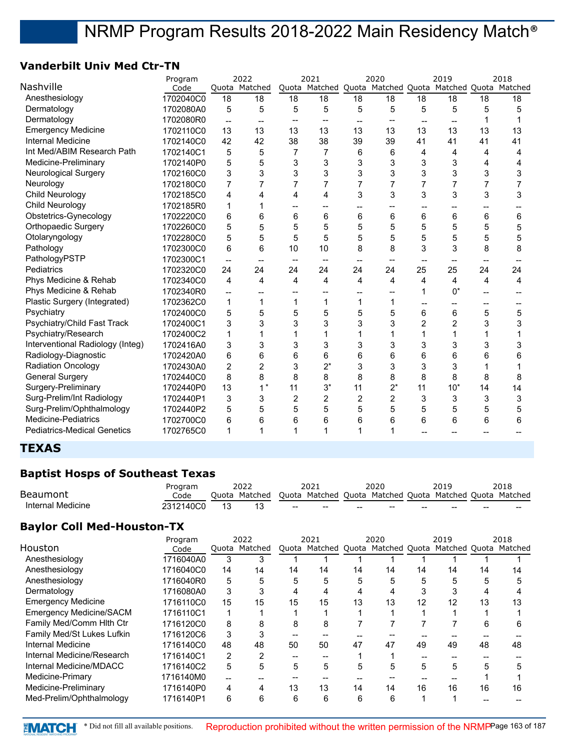## Vanderbilt Univ Med Ctr-TN

| Nashville | Program Code | 2022 Quota | 2022 Matched | 2021 Quota | 2021 Matched | 2020 Quota | 2020 Matched | 2019 Quota | 2019 Matched | 2018 Quota | 2018 Matched |
|---|---|---|---|---|---|---|---|---|---|---|---|
| Anesthesiology | 1702040C0 | 18 | 18 | 18 | 18 | 18 | 18 | 18 | 18 | 18 | 18 |
| Dermatology | 1702080A0 | 5 | 5 | 5 | 5 | 5 | 5 | 5 | 5 | 5 | 5 |
| Dermatology | 1702080R0 | -- | -- | -- | -- | -- | -- | -- | -- | 1 | 1 |
| Emergency Medicine | 1702110C0 | 13 | 13 | 13 | 13 | 13 | 13 | 13 | 13 | 13 | 13 |
| Internal Medicine | 1702140C0 | 42 | 42 | 38 | 38 | 39 | 39 | 41 | 41 | 41 | 41 |
| Int Med/ABIM Research Path | 1702140C1 | 5 | 5 | 7 | 7 | 6 | 6 | 4 | 4 | 4 | 4 |
| Medicine-Preliminary | 1702140P0 | 5 | 5 | 3 | 3 | 3 | 3 | 3 | 3 | 4 | 4 |
| Neurological Surgery | 1702160C0 | 3 | 3 | 3 | 3 | 3 | 3 | 3 | 3 | 3 | 3 |
| Neurology | 1702180C0 | 7 | 7 | 7 | 7 | 7 | 7 | 7 | 7 | 7 | 7 |
| Child Neurology | 1702185C0 | 4 | 4 | 4 | 4 | 3 | 3 | 3 | 3 | 3 | 3 |
| Child Neurology | 1702185R0 | 1 | 1 | -- | -- | -- | -- | -- | -- | -- | -- |
| Obstetrics-Gynecology | 1702220C0 | 6 | 6 | 6 | 6 | 6 | 6 | 6 | 6 | 6 | 6 |
| Orthopaedic Surgery | 1702260C0 | 5 | 5 | 5 | 5 | 5 | 5 | 5 | 5 | 5 | 5 |
| Otolaryngology | 1702280C0 | 5 | 5 | 5 | 5 | 5 | 5 | 5 | 5 | 5 | 5 |
| Pathology | 1702300C0 | 6 | 6 | 10 | 10 | 8 | 8 | 3 | 3 | 8 | 8 |
| PathologyPSTP | 1702300C1 | -- | -- | -- | -- | -- | -- | -- | -- | -- | -- |
| Pediatrics | 1702320C0 | 24 | 24 | 24 | 24 | 24 | 24 | 25 | 25 | 24 | 24 |
| Phys Medicine & Rehab | 1702340C0 | 4 | 4 | 4 | 4 | 4 | 4 | 4 | 4 | 4 | 4 |
| Phys Medicine & Rehab | 1702340R0 | -- | -- | -- | -- | -- | -- | 1 | 0* | -- | -- |
| Plastic Surgery (Integrated) | 1702362C0 | 1 | 1 | 1 | 1 | 1 | 1 | -- | -- | -- | -- |
| Psychiatry | 1702400C0 | 5 | 5 | 5 | 5 | 5 | 5 | 6 | 6 | 5 | 5 |
| Psychiatry/Child Fast Track | 1702400C1 | 3 | 3 | 3 | 3 | 3 | 3 | 2 | 2 | 3 | 3 |
| Psychiatry/Research | 1702400C2 | 1 | 1 | 1 | 1 | 1 | 1 | 1 | 1 | 1 | 1 |
| Interventional Radiology (Integ) | 1702416A0 | 3 | 3 | 3 | 3 | 3 | 3 | 3 | 3 | 3 | 3 |
| Radiology-Diagnostic | 1702420A0 | 6 | 6 | 6 | 6 | 6 | 6 | 6 | 6 | 6 | 6 |
| Radiation Oncology | 1702430A0 | 2 | 2 | 3 | 2* | 3 | 3 | 3 | 3 | 1 | 1 |
| General Surgery | 1702440C0 | 8 | 8 | 8 | 8 | 8 | 8 | 8 | 8 | 8 | 8 |
| Surgery-Preliminary | 1702440P0 | 13 | 1* | 11 | 3* | 11 | 2* | 11 | 10* | 14 | 14 |
| Surg-Prelim/Int Radiology | 1702440P1 | 3 | 3 | 2 | 2 | 2 | 2 | 3 | 3 | 3 | 3 |
| Surg-Prelim/Ophthalmology | 1702440P2 | 5 | 5 | 5 | 5 | 5 | 5 | 5 | 5 | 5 | 5 |
| Medicine-Pediatrics | 1702700C0 | 6 | 6 | 6 | 6 | 6 | 6 | 6 | 6 | 6 | 6 |
| Pediatrics-Medical Genetics | 1702765C0 | 1 | 1 | 1 | 1 | 1 | 1 | -- | -- | -- | -- |

# TEXAS

## Baptist Hosps of Southeast Texas

| Beaumont | Program Code | 2022 Quota | 2022 Matched | 2021 Quota | 2021 Matched | 2020 Quota | 2020 Matched | 2019 Quota | 2019 Matched | 2018 Quota | 2018 Matched |
|---|---|---|---|---|---|---|---|---|---|---|---|
| Internal Medicine | 2312140C0 | 13 | 13 | -- | -- | -- | -- | -- | -- | -- | -- |

## Baylor Coll Med-Houston-TX

| Houston | Program Code | 2022 Quota | 2022 Matched | 2021 Quota | 2021 Matched | 2020 Quota | 2020 Matched | 2019 Quota | 2019 Matched | 2018 Quota | 2018 Matched |
|---|---|---|---|---|---|---|---|---|---|---|---|
| Anesthesiology | 1716040A0 | 3 | 3 | 1 | 1 | 1 | 1 | 1 | 1 | 1 | 1 |
| Anesthesiology | 1716040C0 | 14 | 14 | 14 | 14 | 14 | 14 | 14 | 14 | 14 | 14 |
| Anesthesiology | 1716040R0 | 5 | 5 | 5 | 5 | 5 | 5 | 5 | 5 | 5 | 5 |
| Dermatology | 1716080A0 | 3 | 3 | 4 | 4 | 4 | 4 | 3 | 3 | 4 | 4 |
| Emergency Medicine | 1716110C0 | 15 | 15 | 15 | 15 | 13 | 13 | 12 | 12 | 13 | 13 |
| Emergency Medicine/SACM | 1716110C1 | 1 | 1 | 1 | 1 | 1 | 1 | 1 | 1 | 1 | 1 |
| Family Med/Comm Hlth Ctr | 1716120C0 | 8 | 8 | 8 | 8 | 7 | 7 | 7 | 7 | 6 | 6 |
| Family Med/St Lukes Lufkin | 1716120C6 | 3 | 3 | -- | -- | -- | -- | -- | -- | -- | -- |
| Internal Medicine | 1716140C0 | 48 | 48 | 50 | 50 | 47 | 47 | 49 | 49 | 48 | 48 |
| Internal Medicine/Research | 1716140C1 | 2 | 2 | -- | -- | 1 | 1 | -- | -- | -- | -- |
| Internal Medicine/MDACC | 1716140C2 | 5 | 5 | 5 | 5 | 5 | 5 | 5 | 5 | 5 | 5 |
| Medicine-Primary | 1716140M0 | -- | -- | -- | -- | -- | -- | -- | -- | 1 | 1 |
| Medicine-Preliminary | 1716140P0 | 4 | 4 | 13 | 13 | 14 | 14 | 16 | 16 | 16 | 16 |
| Med-Prelim/Ophthalmology | 1716140P1 | 6 | 6 | 6 | 6 | 6 | 6 | 1 | 1 | -- | -- |

* Did not fill all available positions.

Reproduction prohibited without the written permission of the NRMP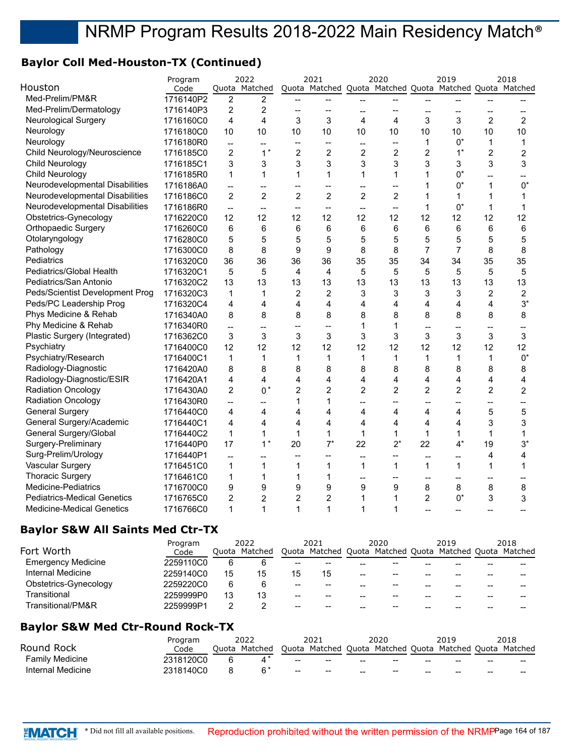# NRMP Program Results 2018-2022 Main Residency Match®

## Baylor Coll Med-Houston-TX (Continued)

| Houston | Program Code | 2022 Quota | 2022 Matched | 2021 Quota | 2021 Matched | 2020 Quota | 2020 Matched | 2019 Quota | 2019 Matched | 2018 Quota | 2018 Matched |
|---|---|---|---|---|---|---|---|---|---|---|---|
| Med-Prelim/PM&R | 1716140P2 | 2 | 2 | -- | -- | -- | -- | -- | -- | -- | -- |
| Med-Prelim/Dermatology | 1716140P3 | 2 | 2 | -- | -- | -- | -- | -- | -- | -- | -- |
| Neurological Surgery | 1716160C0 | 4 | 4 | 3 | 3 | 4 | 4 | 3 | 3 | 2 | 2 |
| Neurology | 1716180C0 | 10 | 10 | 10 | 10 | 10 | 10 | 10 | 10 | 10 | 10 |
| Neurology | 1716180R0 | -- | -- | -- | -- | -- | -- | 1 | 0* | 1 | 1 |
| Child Neurology/Neuroscience | 1716185C0 | 2 | 1* | 2 | 2 | 2 | 2 | 2 | 1* | 2 | 2 |
| Child Neurology | 1716185C1 | 3 | 3 | 3 | 3 | 3 | 3 | 3 | 3 | 3 | 3 |
| Child Neurology | 1716185R0 | 1 | 1 | 1 | 1 | 1 | 1 | 1 | 0* | -- | -- |
| Neurodevelopmental Disabilities | 1716186A0 | -- | -- | -- | -- | -- | -- | 1 | 0* | 1 | 0* |
| Neurodevelopmental Disabilities | 1716186C0 | 2 | 2 | 2 | 2 | 2 | 2 | 1 | 1 | 1 | 1 |
| Neurodevelopmental Disabilities | 1716186R0 | -- | -- | -- | -- | -- | -- | 1 | 0* | 1 | 1 |
| Obstetrics-Gynecology | 1716220C0 | 12 | 12 | 12 | 12 | 12 | 12 | 12 | 12 | 12 | 12 |
| Orthopaedic Surgery | 1716260C0 | 6 | 6 | 6 | 6 | 6 | 6 | 6 | 6 | 6 | 6 |
| Otolaryngology | 1716280C0 | 5 | 5 | 5 | 5 | 5 | 5 | 5 | 5 | 5 | 5 |
| Pathology | 1716300C0 | 8 | 8 | 9 | 9 | 8 | 8 | 7 | 7 | 8 | 8 |
| Pediatrics | 1716320C0 | 36 | 36 | 36 | 36 | 35 | 35 | 34 | 34 | 35 | 35 |
| Pediatrics/Global Health | 1716320C1 | 5 | 5 | 4 | 4 | 5 | 5 | 5 | 5 | 5 | 5 |
| Pediatrics/San Antonio | 1716320C2 | 13 | 13 | 13 | 13 | 13 | 13 | 13 | 13 | 13 | 13 |
| Peds/Scientist Development Prog | 1716320C3 | 1 | 1 | 2 | 2 | 3 | 3 | 3 | 3 | 2 | 2 |
| Peds/PC Leadership Prog | 1716320C4 | 4 | 4 | 4 | 4 | 4 | 4 | 4 | 4 | 4 | 3* |
| Phys Medicine & Rehab | 1716340A0 | 8 | 8 | 8 | 8 | 8 | 8 | 8 | 8 | 8 | 8 |
| Phy Medicine & Rehab | 1716340R0 | -- | -- | -- | -- | 1 | 1 | -- | -- | -- | -- |
| Plastic Surgery (Integrated) | 1716362C0 | 3 | 3 | 3 | 3 | 3 | 3 | 3 | 3 | 3 | 3 |
| Psychiatry | 1716400C0 | 12 | 12 | 12 | 12 | 12 | 12 | 12 | 12 | 12 | 12 |
| Psychiatry/Research | 1716400C1 | 1 | 1 | 1 | 1 | 1 | 1 | 1 | 1 | 1 | 0* |
| Radiology-Diagnostic | 1716420A0 | 8 | 8 | 8 | 8 | 8 | 8 | 8 | 8 | 8 | 8 |
| Radiology-Diagnostic/ESIR | 1716420A1 | 4 | 4 | 4 | 4 | 4 | 4 | 4 | 4 | 4 | 4 |
| Radiation Oncology | 1716430A0 | 2 | 0* | 2 | 2 | 2 | 2 | 2 | 2 | 2 | 2 |
| Radiation Oncology | 1716430R0 | -- | -- | 1 | 1 | -- | -- | -- | -- | -- | -- |
| General Surgery | 1716440C0 | 4 | 4 | 4 | 4 | 4 | 4 | 4 | 4 | 5 | 5 |
| General Surgery/Academic | 1716440C1 | 4 | 4 | 4 | 4 | 4 | 4 | 4 | 4 | 3 | 3 |
| General Surgery/Global | 1716440C2 | 1 | 1 | 1 | 1 | 1 | 1 | 1 | 1 | 1 | 1 |
| Surgery-Preliminary | 1716440P0 | 17 | 1* | 20 | 7* | 22 | 2* | 22 | 4* | 19 | 3* |
| Surg-Prelim/Urology | 1716440P1 | -- | -- | -- | -- | -- | -- | -- | -- | 4 | 4 |
| Vascular Surgery | 1716451C0 | 1 | 1 | 1 | 1 | 1 | 1 | 1 | 1 | 1 | 1 |
| Thoracic Surgery | 1716461C0 | 1 | 1 | 1 | 1 | -- | -- | -- | -- | -- | -- |
| Medicine-Pediatrics | 1716700C0 | 9 | 9 | 9 | 9 | 9 | 9 | 8 | 8 | 8 | 8 |
| Pediatrics-Medical Genetics | 1716765C0 | 2 | 2 | 2 | 2 | 1 | 1 | 2 | 0* | 3 | 3 |
| Medicine-Medical Genetics | 1716766C0 | 1 | 1 | 1 | 1 | 1 | 1 | -- | -- | -- | -- |

## Baylor S&W All Saints Med Ctr-TX

| Fort Worth | Program Code | 2022 Quota | 2022 Matched | 2021 Quota | 2021 Matched | 2020 Quota | 2020 Matched | 2019 Quota | 2019 Matched | 2018 Quota | 2018 Matched |
|---|---|---|---|---|---|---|---|---|---|---|---|
| Emergency Medicine | 2259110C0 | 6 | 6 | -- | -- | -- | -- | -- | -- | -- | -- |
| Internal Medicine | 2259140C0 | 15 | 15 | 15 | 15 | -- | -- | -- | -- | -- | -- |
| Obstetrics-Gynecology | 2259220C0 | 6 | 6 | -- | -- | -- | -- | -- | -- | -- | -- |
| Transitional | 2259999P0 | 13 | 13 | -- | -- | -- | -- | -- | -- | -- | -- |
| Transitional/PM&R | 2259999P1 | 2 | 2 | -- | -- | -- | -- | -- | -- | -- | -- |

## Baylor S&W Med Ctr-Round Rock-TX

| Round Rock | Program Code | 2022 Quota | 2022 Matched | 2021 Quota | 2021 Matched | 2020 Quota | 2020 Matched | 2019 Quota | 2019 Matched | 2018 Quota | 2018 Matched |
|---|---|---|---|---|---|---|---|---|---|---|---|
| Family Medicine | 2318120C0 | 6 | 4* | -- | -- | -- | -- | -- | -- | -- | -- |
| Internal Medicine | 2318140C0 | 8 | 6* | -- | -- | -- | -- | -- | -- | -- | -- |

\* Did not fill all available positions.

Reproduction prohibited without the written permission of the NRMP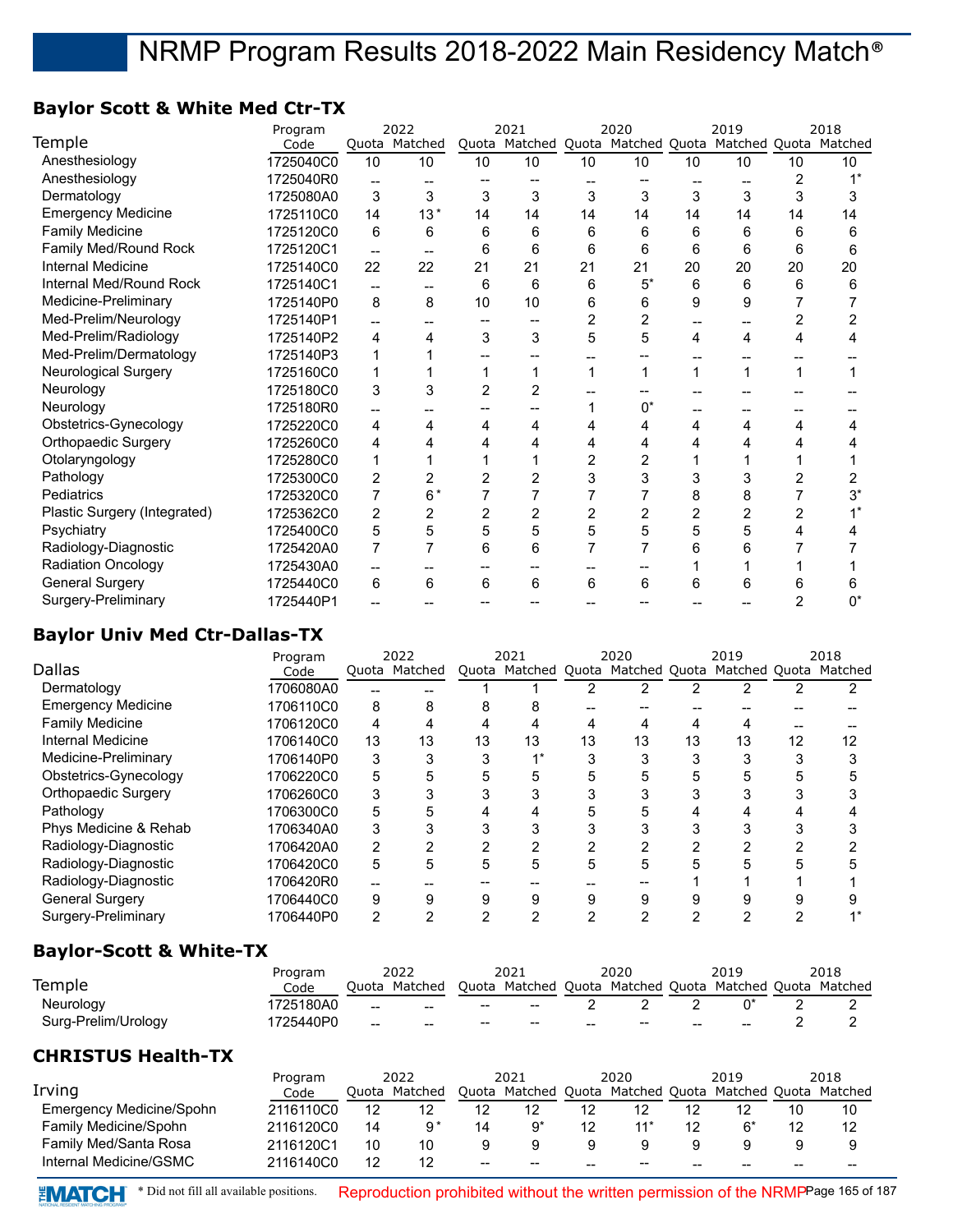# NRMP Program Results 2018-2022 Main Residency Match®

## Baylor Scott & White Med Ctr-TX

| Temple | Program Code | 2022 Quota | 2022 Matched | 2021 Quota | 2021 Matched | 2020 Quota | 2020 Matched | 2019 Quota | 2019 Matched | 2018 Quota | 2018 Matched |
|---|---|---|---|---|---|---|---|---|---|---|---|
| Anesthesiology | 1725040C0 | 10 | 10 | 10 | 10 | 10 | 10 | 10 | 10 | 10 | 10 |
| Anesthesiology | 1725040R0 | -- | -- | -- | -- | -- | -- | -- | -- | 2 | 1* |
| Dermatology | 1725080A0 | 3 | 3 | 3 | 3 | 3 | 3 | 3 | 3 | 3 | 3 |
| Emergency Medicine | 1725110C0 | 14 | 13* | 14 | 14 | 14 | 14 | 14 | 14 | 14 | 14 |
| Family Medicine | 1725120C0 | 6 | 6 | 6 | 6 | 6 | 6 | 6 | 6 | 6 | 6 |
| Family Med/Round Rock | 1725120C1 | -- | -- | 6 | 6 | 6 | 6 | 6 | 6 | 6 | 6 |
| Internal Medicine | 1725140C0 | 22 | 22 | 21 | 21 | 21 | 21 | 20 | 20 | 20 | 20 |
| Internal Med/Round Rock | 1725140C1 | -- | -- | 6 | 6 | 6 | 5* | 6 | 6 | 6 | 6 |
| Medicine-Preliminary | 1725140P0 | 8 | 8 | 10 | 10 | 6 | 6 | 9 | 9 | 7 | 7 |
| Med-Prelim/Neurology | 1725140P1 | -- | -- | -- | -- | 2 | 2 | -- | -- | 2 | 2 |
| Med-Prelim/Radiology | 1725140P2 | 4 | 4 | 3 | 3 | 5 | 5 | 4 | 4 | 4 | 4 |
| Med-Prelim/Dermatology | 1725140P3 | 1 | 1 | -- | -- | -- | -- | -- | -- | -- | -- |
| Neurological Surgery | 1725160C0 | 1 | 1 | 1 | 1 | 1 | 1 | 1 | 1 | 1 | 1 |
| Neurology | 1725180C0 | 3 | 3 | 2 | 2 | -- | -- | -- | -- | -- | -- |
| Neurology | 1725180R0 | -- | -- | -- | -- | 1 | 0* | -- | -- | -- | -- |
| Obstetrics-Gynecology | 1725220C0 | 4 | 4 | 4 | 4 | 4 | 4 | 4 | 4 | 4 | 4 |
| Orthopaedic Surgery | 1725260C0 | 4 | 4 | 4 | 4 | 4 | 4 | 4 | 4 | 4 | 4 |
| Otolaryngology | 1725280C0 | 1 | 1 | 1 | 1 | 2 | 2 | 1 | 1 | 1 | 1 |
| Pathology | 1725300C0 | 2 | 2 | 2 | 2 | 3 | 3 | 3 | 3 | 2 | 2 |
| Pediatrics | 1725320C0 | 7 | 6* | 7 | 7 | 7 | 7 | 8 | 8 | 7 | 3* |
| Plastic Surgery (Integrated) | 1725362C0 | 2 | 2 | 2 | 2 | 2 | 2 | 2 | 2 | 2 | 1* |
| Psychiatry | 1725400C0 | 5 | 5 | 5 | 5 | 5 | 5 | 5 | 5 | 4 | 4 |
| Radiology-Diagnostic | 1725420A0 | 7 | 7 | 6 | 6 | 7 | 7 | 6 | 6 | 7 | 7 |
| Radiation Oncology | 1725430A0 | -- | -- | -- | -- | -- | -- | 1 | 1 | 1 | 1 |
| General Surgery | 1725440C0 | 6 | 6 | 6 | 6 | 6 | 6 | 6 | 6 | 6 | 6 |
| Surgery-Preliminary | 1725440P1 | -- | -- | -- | -- | -- | -- | -- | -- | 2 | 0* |

## Baylor Univ Med Ctr-Dallas-TX

| Dallas | Program Code | 2022 Quota | 2022 Matched | 2021 Quota | 2021 Matched | 2020 Quota | 2020 Matched | 2019 Quota | 2019 Matched | 2018 Quota | 2018 Matched |
|---|---|---|---|---|---|---|---|---|---|---|---|
| Dermatology | 1706080A0 | -- | -- | 1 | 1 | 2 | 2 | 2 | 2 | 2 | 2 |
| Emergency Medicine | 1706110C0 | 8 | 8 | 8 | 8 | -- | -- | -- | -- | -- | -- |
| Family Medicine | 1706120C0 | 4 | 4 | 4 | 4 | 4 | 4 | 4 | 4 | -- | -- |
| Internal Medicine | 1706140C0 | 13 | 13 | 13 | 13 | 13 | 13 | 13 | 13 | 12 | 12 |
| Medicine-Preliminary | 1706140P0 | 3 | 3 | 3 | 1* | 3 | 3 | 3 | 3 | 3 | 3 |
| Obstetrics-Gynecology | 1706220C0 | 5 | 5 | 5 | 5 | 5 | 5 | 5 | 5 | 5 | 5 |
| Orthopaedic Surgery | 1706260C0 | 3 | 3 | 3 | 3 | 3 | 3 | 3 | 3 | 3 | 3 |
| Pathology | 1706300C0 | 5 | 5 | 4 | 4 | 5 | 5 | 4 | 4 | 4 | 4 |
| Phys Medicine & Rehab | 1706340A0 | 3 | 3 | 3 | 3 | 3 | 3 | 3 | 3 | 3 | 3 |
| Radiology-Diagnostic | 1706420A0 | 2 | 2 | 2 | 2 | 2 | 2 | 2 | 2 | 2 | 2 |
| Radiology-Diagnostic | 1706420C0 | 5 | 5 | 5 | 5 | 5 | 5 | 5 | 5 | 5 | 5 |
| Radiology-Diagnostic | 1706420R0 | -- | -- | -- | -- | -- | -- | 1 | 1 | 1 | 1 |
| General Surgery | 1706440C0 | 9 | 9 | 9 | 9 | 9 | 9 | 9 | 9 | 9 | 9 |
| Surgery-Preliminary | 1706440P0 | 2 | 2 | 2 | 2 | 2 | 2 | 2 | 2 | 2 | 1* |

## Baylor-Scott & White-TX

| Temple | Program Code | 2022 Quota | 2022 Matched | 2021 Quota | 2021 Matched | 2020 Quota | 2020 Matched | 2019 Quota | 2019 Matched | 2018 Quota | 2018 Matched |
|---|---|---|---|---|---|---|---|---|---|---|---|
| Neurology | 1725180A0 | -- | -- | -- | -- | 2 | 2 | 2 | 0* | 2 | 2 |
| Surg-Prelim/Urology | 1725440P0 | -- | -- | -- | -- | -- | -- | -- | -- | 2 | 2 |

## CHRISTUS Health-TX

| Irving | Program Code | 2022 Quota | 2022 Matched | 2021 Quota | 2021 Matched | 2020 Quota | 2020 Matched | 2019 Quota | 2019 Matched | 2018 Quota | 2018 Matched |
|---|---|---|---|---|---|---|---|---|---|---|---|
| Emergency Medicine/Spohn | 2116110C0 | 12 | 12 | 12 | 12 | 12 | 12 | 12 | 12 | 10 | 10 |
| Family Medicine/Spohn | 2116120C0 | 14 | 9* | 14 | 9* | 12 | 11* | 12 | 6* | 12 | 12 |
| Family Med/Santa Rosa | 2116120C1 | 10 | 10 | 9 | 9 | 9 | 9 | 9 | 9 | 9 | 9 |
| Internal Medicine/GSMC | 2116140C0 | 12 | 12 | -- | -- | -- | -- | -- | -- | -- | -- |

\* Did not fill all available positions.

Reproduction prohibited without the written permission of the NRMP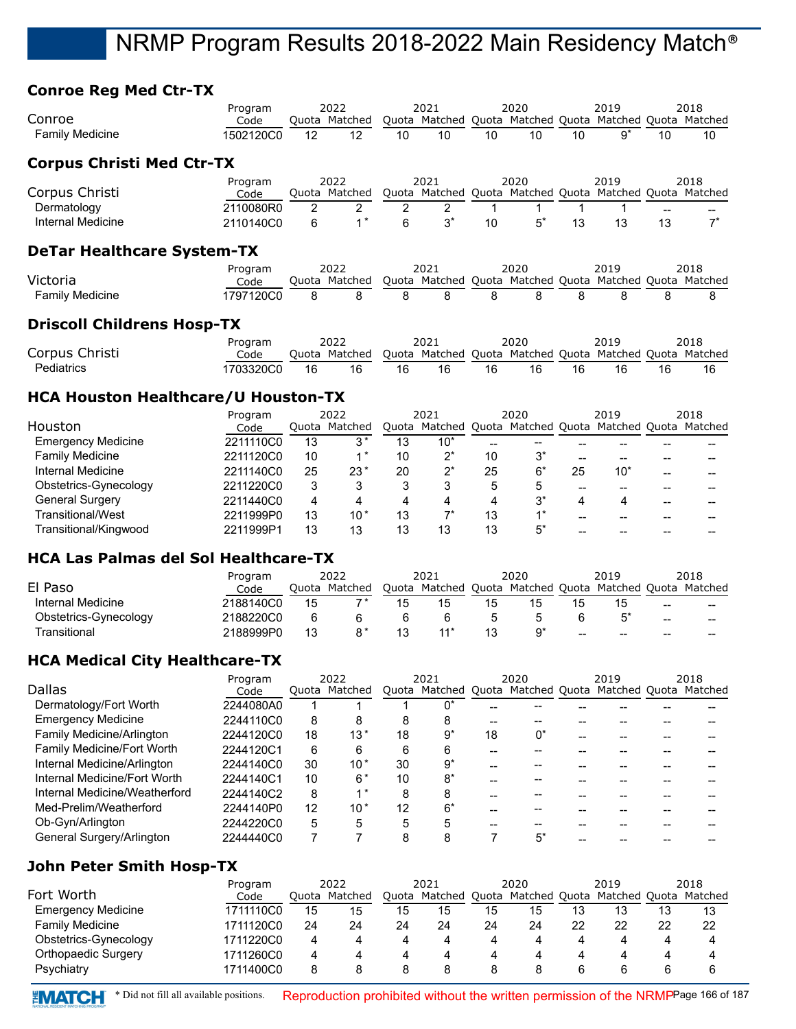# NRMP Program Results 2018-2022 Main Residency Match®

## Conroe Reg Med Ctr-TX

| Conroe | Program Code | 2022 Quota | 2022 Matched | 2021 Quota | 2021 Matched | 2020 Quota | 2020 Matched | 2019 Quota | 2019 Matched | 2018 Quota | 2018 Matched |
|---|---|---|---|---|---|---|---|---|---|---|---|
| Family Medicine | 1502120C0 | 12 | 12 | 10 | 10 | 10 | 10 | 10 | 9* | 10 | 10 |

## Corpus Christi Med Ctr-TX

| Corpus Christi | Program Code | 2022 Quota | 2022 Matched | 2021 Quota | 2021 Matched | 2020 Quota | 2020 Matched | 2019 Quota | 2019 Matched | 2018 Quota | 2018 Matched |
|---|---|---|---|---|---|---|---|---|---|---|---|
| Dermatology | 2110080R0 | 2 | 2 | 2 | 2 | 1 | 1 | 1 | 1 | -- | -- |
| Internal Medicine | 2110140C0 | 6 | 1* | 6 | 3* | 10 | 5* | 13 | 13 | 13 | 7* |

## DeTar Healthcare System-TX

| Victoria | Program Code | 2022 Quota | 2022 Matched | 2021 Quota | 2021 Matched | 2020 Quota | 2020 Matched | 2019 Quota | 2019 Matched | 2018 Quota | 2018 Matched |
|---|---|---|---|---|---|---|---|---|---|---|---|
| Family Medicine | 1797120C0 | 8 | 8 | 8 | 8 | 8 | 8 | 8 | 8 | 8 | 8 |

## Driscoll Childrens Hosp-TX

| Corpus Christi | Program Code | 2022 Quota | 2022 Matched | 2021 Quota | 2021 Matched | 2020 Quota | 2020 Matched | 2019 Quota | 2019 Matched | 2018 Quota | 2018 Matched |
|---|---|---|---|---|---|---|---|---|---|---|---|
| Pediatrics | 1703320C0 | 16 | 16 | 16 | 16 | 16 | 16 | 16 | 16 | 16 | 16 |

## HCA Houston Healthcare/U Houston-TX

| Houston | Program Code | 2022 Quota | 2022 Matched | 2021 Quota | 2021 Matched | 2020 Quota | 2020 Matched | 2019 Quota | 2019 Matched | 2018 Quota | 2018 Matched |
|---|---|---|---|---|---|---|---|---|---|---|---|
| Emergency Medicine | 2211110C0 | 13 | 3* | 13 | 10* | -- | -- | -- | -- | -- | -- |
| Family Medicine | 2211120C0 | 10 | 1* | 10 | 2* | 10 | 3* | -- | -- | -- | -- |
| Internal Medicine | 2211140C0 | 25 | 23* | 20 | 2* | 25 | 6* | 25 | 10* | -- | -- |
| Obstetrics-Gynecology | 2211220C0 | 3 | 3 | 3 | 3 | 5 | 5 | -- | -- | -- | -- |
| General Surgery | 2211440C0 | 4 | 4 | 4 | 4 | 4 | 3* | 4 | 4 | -- | -- |
| Transitional/West | 2211999P0 | 13 | 10* | 13 | 7* | 13 | 1* | -- | -- | -- | -- |
| Transitional/Kingwood | 2211999P1 | 13 | 13 | 13 | 13 | 13 | 5* | -- | -- | -- | -- |

## HCA Las Palmas del Sol Healthcare-TX

| El Paso | Program Code | 2022 Quota | 2022 Matched | 2021 Quota | 2021 Matched | 2020 Quota | 2020 Matched | 2019 Quota | 2019 Matched | 2018 Quota | 2018 Matched |
|---|---|---|---|---|---|---|---|---|---|---|---|
| Internal Medicine | 2188140C0 | 15 | 7* | 15 | 15 | 15 | 15 | 15 | 15 | -- | -- |
| Obstetrics-Gynecology | 2188220C0 | 6 | 6 | 6 | 6 | 5 | 5 | 6 | 5* | -- | -- |
| Transitional | 2188999P0 | 13 | 8* | 13 | 11* | 13 | 9* | -- | -- | -- | -- |

## HCA Medical City Healthcare-TX

| Dallas | Program Code | 2022 Quota | 2022 Matched | 2021 Quota | 2021 Matched | 2020 Quota | 2020 Matched | 2019 Quota | 2019 Matched | 2018 Quota | 2018 Matched |
|---|---|---|---|---|---|---|---|---|---|---|---|
| Dermatology/Fort Worth | 2244080A0 | 1 | 1 | 1 | 0* | -- | -- | -- | -- | -- | -- |
| Emergency Medicine | 2244110C0 | 8 | 8 | 8 | 8 | -- | -- | -- | -- | -- | -- |
| Family Medicine/Arlington | 2244120C0 | 18 | 13* | 18 | 9* | 18 | 0* | -- | -- | -- | -- |
| Family Medicine/Fort Worth | 2244120C1 | 6 | 6 | 6 | 6 | -- | -- | -- | -- | -- | -- |
| Internal Medicine/Arlington | 2244140C0 | 30 | 10* | 30 | 9* | -- | -- | -- | -- | -- | -- |
| Internal Medicine/Fort Worth | 2244140C1 | 10 | 6* | 10 | 8* | -- | -- | -- | -- | -- | -- |
| Internal Medicine/Weatherford | 2244140C2 | 8 | 1* | 8 | 8 | -- | -- | -- | -- | -- | -- |
| Med-Prelim/Weatherford | 2244140P0 | 12 | 10* | 12 | 6* | -- | -- | -- | -- | -- | -- |
| Ob-Gyn/Arlington | 2244220C0 | 5 | 5 | 5 | 5 | -- | -- | -- | -- | -- | -- |
| General Surgery/Arlington | 2244440C0 | 7 | 7 | 8 | 8 | 7 | 5* | -- | -- | -- | -- |

## John Peter Smith Hosp-TX

| Fort Worth | Program Code | 2022 Quota | 2022 Matched | 2021 Quota | 2021 Matched | 2020 Quota | 2020 Matched | 2019 Quota | 2019 Matched | 2018 Quota | 2018 Matched |
|---|---|---|---|---|---|---|---|---|---|---|---|
| Emergency Medicine | 1711110C0 | 15 | 15 | 15 | 15 | 15 | 15 | 13 | 13 | 13 | 13 |
| Family Medicine | 1711120C0 | 24 | 24 | 24 | 24 | 24 | 24 | 22 | 22 | 22 | 22 |
| Obstetrics-Gynecology | 1711220C0 | 4 | 4 | 4 | 4 | 4 | 4 | 4 | 4 | 4 | 4 |
| Orthopaedic Surgery | 1711260C0 | 4 | 4 | 4 | 4 | 4 | 4 | 4 | 4 | 4 | 4 |
| Psychiatry | 1711400C0 | 8 | 8 | 8 | 8 | 8 | 8 | 6 | 6 | 6 | 6 |

\* Did not fill all available positions.

Reproduction prohibited without the written permission of the NRMP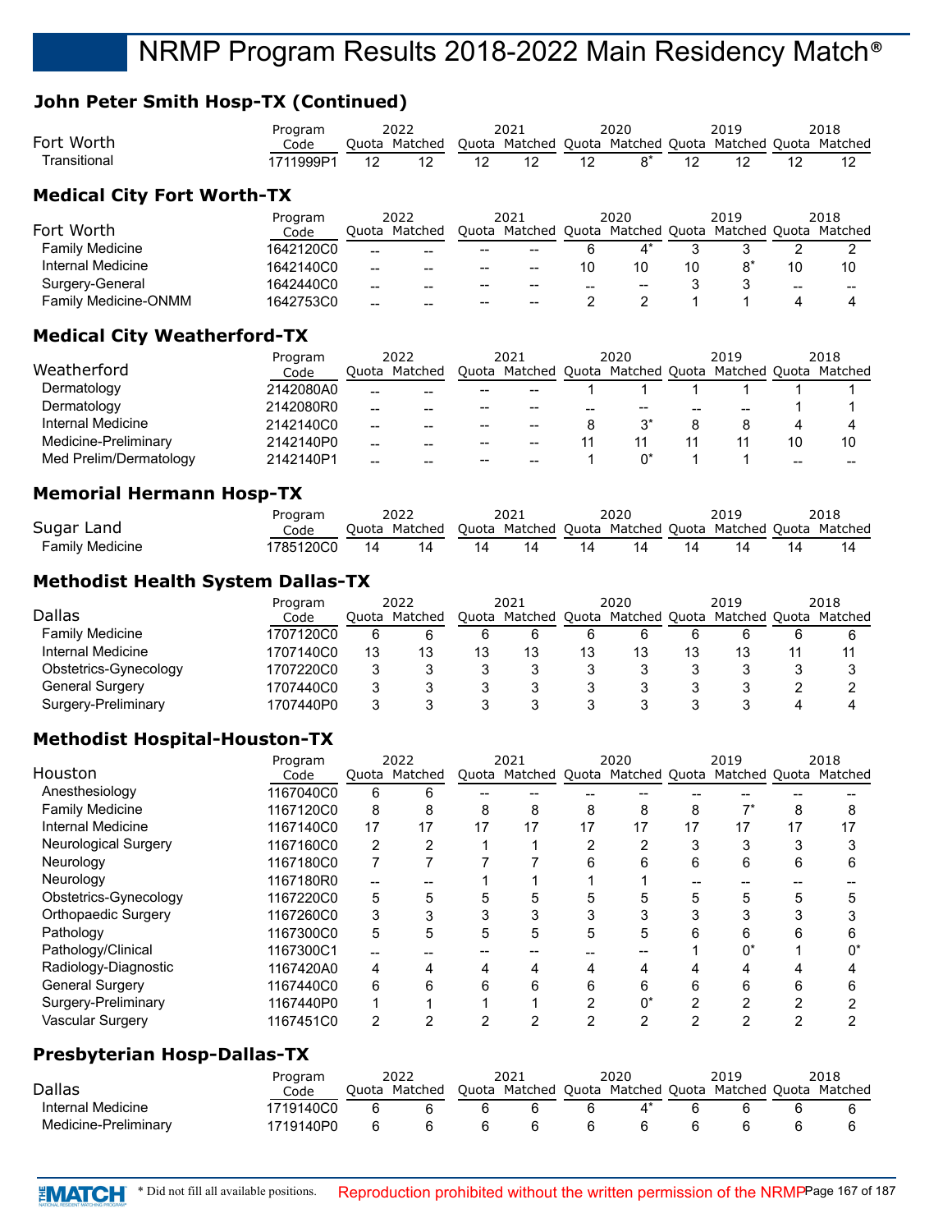## John Peter Smith Hosp-TX (Continued)

| Fort Worth | Program Code | 2022 Quota | 2022 Matched | 2021 Quota | 2021 Matched | 2020 Quota | 2020 Matched | 2019 Quota | 2019 Matched | 2018 Quota | 2018 Matched |
|---|---|---|---|---|---|---|---|---|---|---|---|
| Transitional | 1711999P1 | 12 | 12 | 12 | 12 | 12 | 8* | 12 | 12 | 12 | 12 |

## Medical City Fort Worth-TX

| Fort Worth | Program Code | 2022 Quota | 2022 Matched | 2021 Quota | 2021 Matched | 2020 Quota | 2020 Matched | 2019 Quota | 2019 Matched | 2018 Quota | 2018 Matched |
|---|---|---|---|---|---|---|---|---|---|---|---|
| Family Medicine | 1642120C0 | -- | -- | -- | -- | 6 | 4* | 3 | 3 | 2 | 2 |
| Internal Medicine | 1642140C0 | -- | -- | -- | -- | 10 | 10 | 10 | 8* | 10 | 10 |
| Surgery-General | 1642440C0 | -- | -- | -- | -- | -- | -- | 3 | 3 | -- | -- |
| Family Medicine-ONMM | 1642753C0 | -- | -- | -- | -- | 2 | 2 | 1 | 1 | 4 | 4 |

## Medical City Weatherford-TX

| Weatherford | Program Code | 2022 Quota | 2022 Matched | 2021 Quota | 2021 Matched | 2020 Quota | 2020 Matched | 2019 Quota | 2019 Matched | 2018 Quota | 2018 Matched |
|---|---|---|---|---|---|---|---|---|---|---|---|
| Dermatology | 2142080A0 | -- | -- | -- | -- | 1 | 1 | 1 | 1 | 1 | 1 |
| Dermatology | 2142080R0 | -- | -- | -- | -- | -- | -- | -- | -- | 1 | 1 |
| Internal Medicine | 2142140C0 | -- | -- | -- | -- | 8 | 3* | 8 | 8 | 4 | 4 |
| Medicine-Preliminary | 2142140P0 | -- | -- | -- | -- | 11 | 11 | 11 | 11 | 10 | 10 |
| Med Prelim/Dermatology | 2142140P1 | -- | -- | -- | -- | 1 | 0* | 1 | 1 | -- | -- |

## Memorial Hermann Hosp-TX

| Sugar Land | Program Code | 2022 Quota | 2022 Matched | 2021 Quota | 2021 Matched | 2020 Quota | 2020 Matched | 2019 Quota | 2019 Matched | 2018 Quota | 2018 Matched |
|---|---|---|---|---|---|---|---|---|---|---|---|
| Family Medicine | 1785120C0 | 14 | 14 | 14 | 14 | 14 | 14 | 14 | 14 | 14 | 14 |

## Methodist Health System Dallas-TX

| Dallas | Program Code | 2022 Quota | 2022 Matched | 2021 Quota | 2021 Matched | 2020 Quota | 2020 Matched | 2019 Quota | 2019 Matched | 2018 Quota | 2018 Matched |
|---|---|---|---|---|---|---|---|---|---|---|---|
| Family Medicine | 1707120C0 | 6 | 6 | 6 | 6 | 6 | 6 | 6 | 6 | 6 | 6 |
| Internal Medicine | 1707140C0 | 13 | 13 | 13 | 13 | 13 | 13 | 13 | 13 | 11 | 11 |
| Obstetrics-Gynecology | 1707220C0 | 3 | 3 | 3 | 3 | 3 | 3 | 3 | 3 | 3 | 3 |
| General Surgery | 1707440C0 | 3 | 3 | 3 | 3 | 3 | 3 | 3 | 3 | 2 | 2 |
| Surgery-Preliminary | 1707440P0 | 3 | 3 | 3 | 3 | 3 | 3 | 3 | 3 | 4 | 4 |

## Methodist Hospital-Houston-TX

| Houston | Program Code | 2022 Quota | 2022 Matched | 2021 Quota | 2021 Matched | 2020 Quota | 2020 Matched | 2019 Quota | 2019 Matched | 2018 Quota | 2018 Matched |
|---|---|---|---|---|---|---|---|---|---|---|---|
| Anesthesiology | 1167040C0 | 6 | 6 | -- | -- | -- | -- | -- | -- | -- | -- |
| Family Medicine | 1167120C0 | 8 | 8 | 8 | 8 | 8 | 8 | 8 | 7* | 8 | 8 |
| Internal Medicine | 1167140C0 | 17 | 17 | 17 | 17 | 17 | 17 | 17 | 17 | 17 | 17 |
| Neurological Surgery | 1167160C0 | 2 | 2 | 1 | 1 | 2 | 2 | 3 | 3 | 3 | 3 |
| Neurology | 1167180C0 | 7 | 7 | 7 | 7 | 6 | 6 | 6 | 6 | 6 | 6 |
| Neurology | 1167180R0 | -- | -- | 1 | 1 | 1 | 1 | -- | -- | -- | -- |
| Obstetrics-Gynecology | 1167220C0 | 5 | 5 | 5 | 5 | 5 | 5 | 5 | 5 | 5 | 5 |
| Orthopaedic Surgery | 1167260C0 | 3 | 3 | 3 | 3 | 3 | 3 | 3 | 3 | 3 | 3 |
| Pathology | 1167300C0 | 5 | 5 | 5 | 5 | 5 | 5 | 6 | 6 | 6 | 6 |
| Pathology/Clinical | 1167300C1 | -- | -- | -- | -- | -- | -- | 1 | 0* | 1 | 0* |
| Radiology-Diagnostic | 1167420A0 | 4 | 4 | 4 | 4 | 4 | 4 | 4 | 4 | 4 | 4 |
| General Surgery | 1167440C0 | 6 | 6 | 6 | 6 | 6 | 6 | 6 | 6 | 6 | 6 |
| Surgery-Preliminary | 1167440P0 | 1 | 1 | 1 | 1 | 2 | 0* | 2 | 2 | 2 | 2 |
| Vascular Surgery | 1167451C0 | 2 | 2 | 2 | 2 | 2 | 2 | 2 | 2 | 2 | 2 |

## Presbyterian Hosp-Dallas-TX

| Dallas | Program Code | 2022 Quota | 2022 Matched | 2021 Quota | 2021 Matched | 2020 Quota | 2020 Matched | 2019 Quota | 2019 Matched | 2018 Quota | 2018 Matched |
|---|---|---|---|---|---|---|---|---|---|---|---|
| Internal Medicine | 1719140C0 | 6 | 6 | 6 | 6 | 6 | 4* | 6 | 6 | 6 | 6 |
| Medicine-Preliminary | 1719140P0 | 6 | 6 | 6 | 6 | 6 | 6 | 6 | 6 | 6 | 6 |

\* Did not fill all available positions.

Reproduction prohibited without the written permission of the NRMP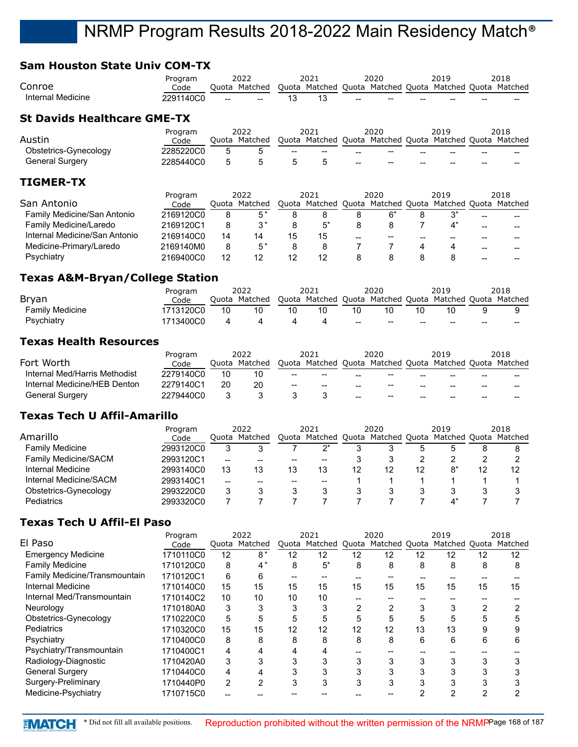## Sam Houston State Univ COM-TX

| Conroe | Program Code | 2022 Quota | 2022 Matched | 2021 Quota | 2021 Matched | 2020 Quota | 2020 Matched | 2019 Quota | 2019 Matched | 2018 Quota | 2018 Matched |
|---|---|---|---|---|---|---|---|---|---|---|---|
| Internal Medicine | 2291140C0 | -- | -- | 13 | 13 | -- | -- | -- | -- | -- | -- |

## St Davids Healthcare GME-TX

| Austin | Program Code | 2022 Quota | 2022 Matched | 2021 Quota | 2021 Matched | 2020 Quota | 2020 Matched | 2019 Quota | 2019 Matched | 2018 Quota | 2018 Matched |
|---|---|---|---|---|---|---|---|---|---|---|---|
| Obstetrics-Gynecology | 2285220C0 | 5 | 5 | -- | -- | -- | -- | -- | -- | -- | -- |
| General Surgery | 2285440C0 | 5 | 5 | 5 | 5 | -- | -- | -- | -- | -- | -- |

## TIGMER-TX

| San Antonio | Program Code | 2022 Quota | 2022 Matched | 2021 Quota | 2021 Matched | 2020 Quota | 2020 Matched | 2019 Quota | 2019 Matched | 2018 Quota | 2018 Matched |
|---|---|---|---|---|---|---|---|---|---|---|---|
| Family Medicine/San Antonio | 2169120C0 | 8 | 5* | 8 | 8 | 8 | 6* | 8 | 3* | -- | -- |
| Family Medicine/Laredo | 2169120C1 | 8 | 3* | 8 | 5* | 8 | 8 | 7 | 4* | -- | -- |
| Internal Medicine/San Antonio | 2169140C0 | 14 | 14 | 15 | 15 | -- | -- | -- | -- | -- | -- |
| Medicine-Primary/Laredo | 2169140M0 | 8 | 5* | 8 | 8 | 7 | 7 | 4 | 4 | -- | -- |
| Psychiatry | 2169400C0 | 12 | 12 | 12 | 12 | 8 | 8 | 8 | 8 | -- | -- |

## Texas A&M-Bryan/College Station

| Bryan | Program Code | 2022 Quota | 2022 Matched | 2021 Quota | 2021 Matched | 2020 Quota | 2020 Matched | 2019 Quota | 2019 Matched | 2018 Quota | 2018 Matched |
|---|---|---|---|---|---|---|---|---|---|---|---|
| Family Medicine | 1713120C0 | 10 | 10 | 10 | 10 | 10 | 10 | 10 | 10 | 9 | 9 |
| Psychiatry | 1713400C0 | 4 | 4 | 4 | 4 | -- | -- | -- | -- | -- | -- |

## Texas Health Resources

| Fort Worth | Program Code | 2022 Quota | 2022 Matched | 2021 Quota | 2021 Matched | 2020 Quota | 2020 Matched | 2019 Quota | 2019 Matched | 2018 Quota | 2018 Matched |
|---|---|---|---|---|---|---|---|---|---|---|---|
| Internal Med/Harris Methodist | 2279140C0 | 10 | 10 | -- | -- | -- | -- | -- | -- | -- | -- |
| Internal Medicine/HEB Denton | 2279140C1 | 20 | 20 | -- | -- | -- | -- | -- | -- | -- | -- |
| General Surgery | 2279440C0 | 3 | 3 | 3 | 3 | -- | -- | -- | -- | -- | -- |

## Texas Tech U Affil-Amarillo

| Amarillo | Program Code | 2022 Quota | 2022 Matched | 2021 Quota | 2021 Matched | 2020 Quota | 2020 Matched | 2019 Quota | 2019 Matched | 2018 Quota | 2018 Matched |
|---|---|---|---|---|---|---|---|---|---|---|---|
| Family Medicine | 2993120C0 | 3 | 3 | 7 | 2* | 3 | 3 | 5 | 5 | 8 | 8 |
| Family Medicine/SACM | 2993120C1 | -- | -- | -- | -- | 3 | 3 | 2 | 2 | 2 | 2 |
| Internal Medicine | 2993140C0 | 13 | 13 | 13 | 13 | 12 | 12 | 12 | 8* | 12 | 12 |
| Internal Medicine/SACM | 2993140C1 | -- | -- | -- | -- | 1 | 1 | 1 | 1 | 1 | 1 |
| Obstetrics-Gynecology | 2993220C0 | 3 | 3 | 3 | 3 | 3 | 3 | 3 | 3 | 3 | 3 |
| Pediatrics | 2993320C0 | 7 | 7 | 7 | 7 | 7 | 7 | 7 | 4* | 7 | 7 |

## Texas Tech U Affil-El Paso

| El Paso | Program Code | 2022 Quota | 2022 Matched | 2021 Quota | 2021 Matched | 2020 Quota | 2020 Matched | 2019 Quota | 2019 Matched | 2018 Quota | 2018 Matched |
|---|---|---|---|---|---|---|---|---|---|---|---|
| Emergency Medicine | 1710110C0 | 12 | 8* | 12 | 12 | 12 | 12 | 12 | 12 | 12 | 12 |
| Family Medicine | 1710120C0 | 8 | 4* | 8 | 5* | 8 | 8 | 8 | 8 | 8 | 8 |
| Family Medicine/Transmountain | 1710120C1 | 6 | 6 | -- | -- | -- | -- | -- | -- | -- | -- |
| Internal Medicine | 1710140C0 | 15 | 15 | 15 | 15 | 15 | 15 | 15 | 15 | 15 | 15 |
| Internal Med/Transmountain | 1710140C2 | 10 | 10 | 10 | 10 | -- | -- | -- | -- | -- | -- |
| Neurology | 1710180A0 | 3 | 3 | 3 | 3 | 2 | 2 | 3 | 3 | 2 | 2 |
| Obstetrics-Gynecology | 1710220C0 | 5 | 5 | 5 | 5 | 5 | 5 | 5 | 5 | 5 | 5 |
| Pediatrics | 1710320C0 | 15 | 15 | 12 | 12 | 12 | 12 | 13 | 13 | 9 | 9 |
| Psychiatry | 1710400C0 | 8 | 8 | 8 | 8 | 8 | 8 | 6 | 6 | 6 | 6 |
| Psychiatry/Transmountain | 1710400C1 | 4 | 4 | 4 | 4 | -- | -- | -- | -- | -- | -- |
| Radiology-Diagnostic | 1710420A0 | 3 | 3 | 3 | 3 | 3 | 3 | 3 | 3 | 3 | 3 |
| General Surgery | 1710440C0 | 4 | 4 | 3 | 3 | 3 | 3 | 3 | 3 | 3 | 3 |
| Surgery-Preliminary | 1710440P0 | 2 | 2 | 3 | 3 | 3 | 3 | 3 | 3 | 3 | 3 |
| Medicine-Psychiatry | 1710715C0 | -- | -- | -- | -- | -- | -- | 2 | 2 | 2 | 2 |

\* Did not fill all available positions.

Reproduction prohibited without the written permission of the NRMP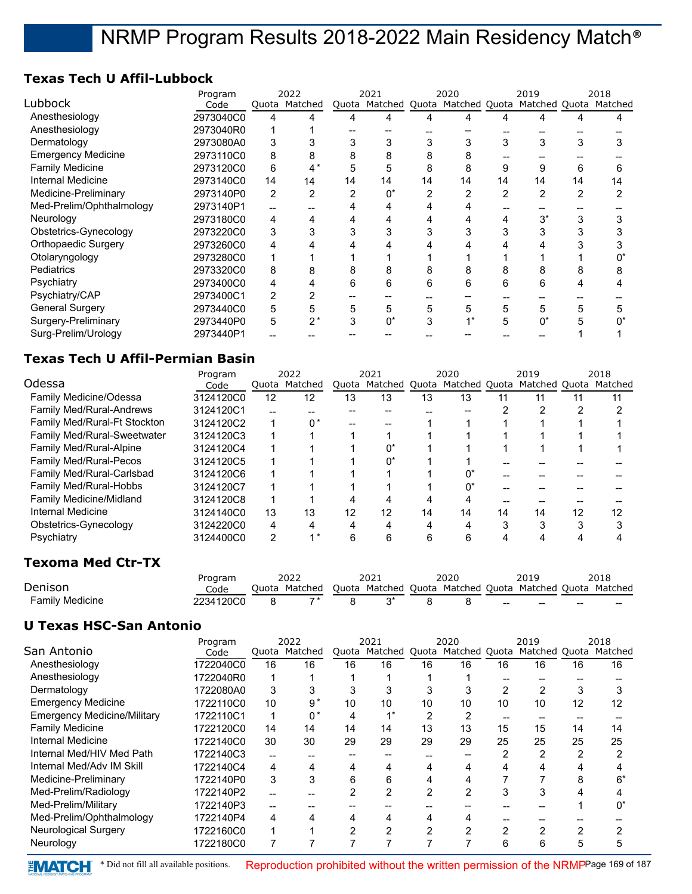## Texas Tech U Affil-Lubbock

| Lubbock | Program Code | 2022 Quota | 2022 Matched | 2021 Quota | 2021 Matched | 2020 Quota | 2020 Matched | 2019 Quota | 2019 Matched | 2018 Quota | 2018 Matched |
|---|---|---|---|---|---|---|---|---|---|---|---|
| Anesthesiology | 2973040C0 | 4 | 4 | 4 | 4 | 4 | 4 | 4 | 4 | 4 | 4 |
| Anesthesiology | 2973040R0 | 1 | 1 | -- | -- | -- | -- | -- | -- | -- | -- |
| Dermatology | 2973080A0 | 3 | 3 | 3 | 3 | 3 | 3 | 3 | 3 | 3 | 3 |
| Emergency Medicine | 2973110C0 | 8 | 8 | 8 | 8 | 8 | 8 | -- | -- | -- | -- |
| Family Medicine | 2973120C0 | 6 | 4* | 5 | 5 | 8 | 8 | 9 | 9 | 6 | 6 |
| Internal Medicine | 2973140C0 | 14 | 14 | 14 | 14 | 14 | 14 | 14 | 14 | 14 | 14 |
| Medicine-Preliminary | 2973140P0 | 2 | 2 | 2 | 0* | 2 | 2 | 2 | 2 | 2 | 2 |
| Med-Prelim/Ophthalmology | 2973140P1 | -- | -- | 4 | 4 | 4 | 4 | -- | -- | -- | -- |
| Neurology | 2973180C0 | 4 | 4 | 4 | 4 | 4 | 4 | 4 | 3* | 3 | 3 |
| Obstetrics-Gynecology | 2973220C0 | 3 | 3 | 3 | 3 | 3 | 3 | 3 | 3 | 3 | 3 |
| Orthopaedic Surgery | 2973260C0 | 4 | 4 | 4 | 4 | 4 | 4 | 4 | 4 | 3 | 3 |
| Otolaryngology | 2973280C0 | 1 | 1 | 1 | 1 | 1 | 1 | 1 | 1 | 1 | 0* |
| Pediatrics | 2973320C0 | 8 | 8 | 8 | 8 | 8 | 8 | 8 | 8 | 8 | 8 |
| Psychiatry | 2973400C0 | 4 | 4 | 6 | 6 | 6 | 6 | 6 | 6 | 4 | 4 |
| Psychiatry/CAP | 2973400C1 | 2 | 2 | -- | -- | -- | -- | -- | -- | -- | -- |
| General Surgery | 2973440C0 | 5 | 5 | 5 | 5 | 5 | 5 | 5 | 5 | 5 | 5 |
| Surgery-Preliminary | 2973440P0 | 5 | 2* | 3 | 0* | 3 | 1* | 5 | 0* | 5 | 0* |
| Surg-Prelim/Urology | 2973440P1 | -- | -- | -- | -- | -- | -- | -- | -- | 1 | 1 |

## Texas Tech U Affil-Permian Basin

| Odessa | Program Code | 2022 Quota | 2022 Matched | 2021 Quota | 2021 Matched | 2020 Quota | 2020 Matched | 2019 Quota | 2019 Matched | 2018 Quota | 2018 Matched |
|---|---|---|---|---|---|---|---|---|---|---|---|
| Family Medicine/Odessa | 3124120C0 | 12 | 12 | 13 | 13 | 13 | 13 | 11 | 11 | 11 | 11 |
| Family Med/Rural-Andrews | 3124120C1 | -- | -- | -- | -- | -- | -- | 2 | 2 | 2 | 2 |
| Family Med/Rural-Ft Stockton | 3124120C2 | 1 | 0* | -- | -- | 1 | 1 | 1 | 1 | 1 | 1 |
| Family Med/Rural-Sweetwater | 3124120C3 | 1 | 1 | 1 | 1 | 1 | 1 | 1 | 1 | 1 | 1 |
| Family Med/Rural-Alpine | 3124120C4 | 1 | 1 | 1 | 0* | 1 | 1 | 1 | 1 | 1 | 1 |
| Family Med/Rural-Pecos | 3124120C5 | 1 | 1 | 1 | 0* | 1 | 1 | -- | -- | -- | -- |
| Family Med/Rural-Carlsbad | 3124120C6 | 1 | 1 | 1 | 1 | 1 | 0* | -- | -- | -- | -- |
| Family Med/Rural-Hobbs | 3124120C7 | 1 | 1 | 1 | 1 | 1 | 0* | -- | -- | -- | -- |
| Family Medicine/Midland | 3124120C8 | 1 | 1 | 4 | 4 | 4 | 4 | -- | -- | -- | -- |
| Internal Medicine | 3124140C0 | 13 | 13 | 12 | 12 | 14 | 14 | 14 | 14 | 12 | 12 |
| Obstetrics-Gynecology | 3124220C0 | 4 | 4 | 4 | 4 | 4 | 4 | 3 | 3 | 3 | 3 |
| Psychiatry | 3124400C0 | 2 | 1* | 6 | 6 | 6 | 6 | 4 | 4 | 4 | 4 |

## Texoma Med Ctr-TX

| Denison | Program Code | 2022 Quota | 2022 Matched | 2021 Quota | 2021 Matched | 2020 Quota | 2020 Matched | 2019 Quota | 2019 Matched | 2018 Quota | 2018 Matched |
|---|---|---|---|---|---|---|---|---|---|---|---|
| Family Medicine | 2234120C0 | 8 | 7* | 8 | 3* | 8 | 8 | -- | -- | -- | -- |

## U Texas HSC-San Antonio

| San Antonio | Program Code | 2022 Quota | 2022 Matched | 2021 Quota | 2021 Matched | 2020 Quota | 2020 Matched | 2019 Quota | 2019 Matched | 2018 Quota | 2018 Matched |
|---|---|---|---|---|---|---|---|---|---|---|---|
| Anesthesiology | 1722040C0 | 16 | 16 | 16 | 16 | 16 | 16 | 16 | 16 | 16 | 16 |
| Anesthesiology | 1722040R0 | 1 | 1 | 1 | 1 | 1 | 1 | -- | -- | -- | -- |
| Dermatology | 1722080A0 | 3 | 3 | 3 | 3 | 3 | 3 | 2 | 2 | 3 | 3 |
| Emergency Medicine | 1722110C0 | 10 | 9* | 10 | 10 | 10 | 10 | 10 | 10 | 12 | 12 |
| Emergency Medicine/Military | 1722110C1 | 1 | 0* | 4 | 1* | 2 | 2 | -- | -- | -- | -- |
| Family Medicine | 1722120C0 | 14 | 14 | 14 | 14 | 13 | 13 | 15 | 15 | 14 | 14 |
| Internal Medicine | 1722140C0 | 30 | 30 | 29 | 29 | 29 | 29 | 25 | 25 | 25 | 25 |
| Internal Med/HIV Med Path | 1722140C3 | -- | -- | -- | -- | -- | -- | 2 | 2 | 2 | 2 |
| Internal Med/Adv IM Skill | 1722140C4 | 4 | 4 | 4 | 4 | 4 | 4 | 4 | 4 | 4 | 4 |
| Medicine-Preliminary | 1722140P0 | 3 | 3 | 6 | 6 | 4 | 4 | 7 | 7 | 8 | 6* |
| Med-Prelim/Radiology | 1722140P2 | -- | -- | 2 | 2 | 2 | 2 | 3 | 3 | 4 | 4 |
| Med-Prelim/Military | 1722140P3 | -- | -- | -- | -- | -- | -- | -- | -- | 1 | 0* |
| Med-Prelim/Ophthalmology | 1722140P4 | 4 | 4 | 4 | 4 | 4 | 4 | -- | -- | -- | -- |
| Neurological Surgery | 1722160C0 | 1 | 1 | 2 | 2 | 2 | 2 | 2 | 2 | 2 | 2 |
| Neurology | 1722180C0 | 7 | 7 | 7 | 7 | 7 | 7 | 6 | 6 | 5 | 5 |

\* Did not fill all available positions.

Reproduction prohibited without the written permission of the NRMP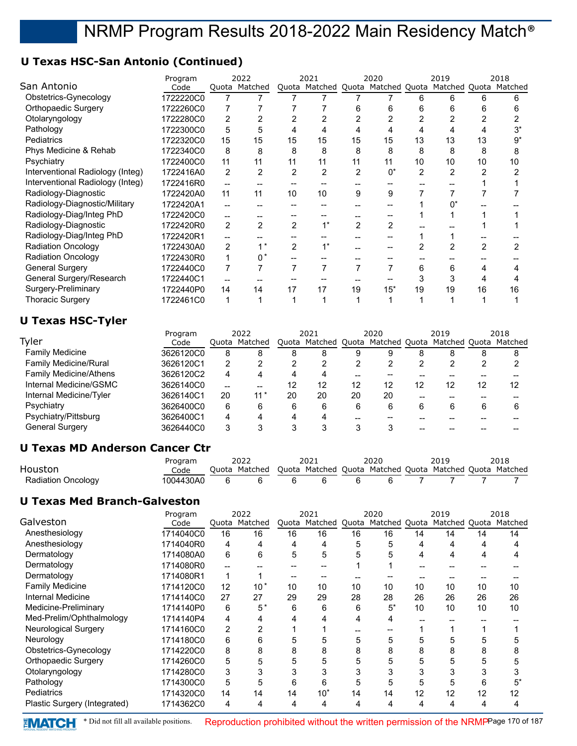## U Texas HSC-San Antonio (Continued)

| San Antonio | Program Code | 2022 Quota | 2022 Matched | 2021 Quota | 2021 Matched | 2020 Quota | 2020 Matched | 2019 Quota | 2019 Matched | 2018 Quota | 2018 Matched |
|---|---|---|---|---|---|---|---|---|---|---|---|
| Obstetrics-Gynecology | 1722220C0 | 7 | 7 | 7 | 7 | 7 | 7 | 6 | 6 | 6 | 6 |
| Orthopaedic Surgery | 1722260C0 | 7 | 7 | 7 | 7 | 6 | 6 | 6 | 6 | 6 | 6 |
| Otolaryngology | 1722280C0 | 2 | 2 | 2 | 2 | 2 | 2 | 2 | 2 | 2 | 2 |
| Pathology | 1722300C0 | 5 | 5 | 4 | 4 | 4 | 4 | 4 | 4 | 4 | 3* |
| Pediatrics | 1722320C0 | 15 | 15 | 15 | 15 | 15 | 15 | 13 | 13 | 13 | 9* |
| Phys Medicine & Rehab | 1722340C0 | 8 | 8 | 8 | 8 | 8 | 8 | 8 | 8 | 8 | 8 |
| Psychiatry | 1722400C0 | 11 | 11 | 11 | 11 | 11 | 11 | 10 | 10 | 10 | 10 |
| Interventional Radiology (Integ) | 1722416A0 | 2 | 2 | 2 | 2 | 2 | 0* | 2 | 2 | 2 | 2 |
| Interventional Radiology (Integ) | 1722416R0 | -- | -- | -- | -- | -- | -- | -- | -- | 1 | 1 |
| Radiology-Diagnostic | 1722420A0 | 11 | 11 | 10 | 10 | 9 | 9 | 7 | 7 | 7 | 7 |
| Radiology-Diagnostic/Military | 1722420A1 | -- | -- | -- | -- | -- | -- | 1 | 0* | -- | -- |
| Radiology-Diag/Integ PhD | 1722420C0 | -- | -- | -- | -- | -- | -- | 1 | 1 | 1 | 1 |
| Radiology-Diagnostic | 1722420R0 | 2 | 2 | 2 | 1* | 2 | 2 | -- | -- | 1 | 1 |
| Radiology-Diag/Integ PhD | 1722420R1 | -- | -- | -- | -- | -- | -- | 1 | 1 | -- | -- |
| Radiation Oncology | 1722430A0 | 2 | 1* | 2 | 1* | -- | -- | 2 | 2 | 2 | 2 |
| Radiation Oncology | 1722430R0 | 1 | 0* | -- | -- | -- | -- | -- | -- | -- | -- |
| General Surgery | 1722440C0 | 7 | 7 | 7 | 7 | 7 | 7 | 6 | 6 | 4 | 4 |
| General Surgery/Research | 1722440C1 | -- | -- | -- | -- | -- | -- | 3 | 3 | 4 | 4 |
| Surgery-Preliminary | 1722440P0 | 14 | 14 | 17 | 17 | 19 | 15* | 19 | 19 | 16 | 16 |
| Thoracic Surgery | 1722461C0 | 1 | 1 | 1 | 1 | 1 | 1 | 1 | 1 | 1 | 1 |

## U Texas HSC-Tyler

| Tyler | Program Code | 2022 Quota | 2022 Matched | 2021 Quota | 2021 Matched | 2020 Quota | 2020 Matched | 2019 Quota | 2019 Matched | 2018 Quota | 2018 Matched |
|---|---|---|---|---|---|---|---|---|---|---|---|
| Family Medicine | 3626120C0 | 8 | 8 | 8 | 8 | 9 | 9 | 8 | 8 | 8 | 8 |
| Family Medicine/Rural | 3626120C1 | 2 | 2 | 2 | 2 | 2 | 2 | 2 | 2 | 2 | 2 |
| Family Medicine/Athens | 3626120C2 | 4 | 4 | 4 | 4 | -- | -- | -- | -- | -- | -- |
| Internal Medicine/GSMC | 3626140C0 | -- | -- | 12 | 12 | 12 | 12 | 12 | 12 | 12 | 12 |
| Internal Medicine/Tyler | 3626140C1 | 20 | 11* | 20 | 20 | 20 | 20 | -- | -- | -- | -- |
| Psychiatry | 3626400C0 | 6 | 6 | 6 | 6 | 6 | 6 | 6 | 6 | 6 | 6 |
| Psychiatry/Pittsburg | 3626400C1 | 4 | 4 | 4 | 4 | -- | -- | -- | -- | -- | -- |
| General Surgery | 3626440C0 | 3 | 3 | 3 | 3 | 3 | 3 | -- | -- | -- | -- |

## U Texas MD Anderson Cancer Ctr

| Houston | Program Code | 2022 Quota | 2022 Matched | 2021 Quota | 2021 Matched | 2020 Quota | 2020 Matched | 2019 Quota | 2019 Matched | 2018 Quota | 2018 Matched |
|---|---|---|---|---|---|---|---|---|---|---|---|
| Radiation Oncology | 1004430A0 | 6 | 6 | 6 | 6 | 6 | 6 | 7 | 7 | 7 | 7 |

## U Texas Med Branch-Galveston

| Galveston | Program Code | 2022 Quota | 2022 Matched | 2021 Quota | 2021 Matched | 2020 Quota | 2020 Matched | 2019 Quota | 2019 Matched | 2018 Quota | 2018 Matched |
|---|---|---|---|---|---|---|---|---|---|---|---|
| Anesthesiology | 1714040C0 | 16 | 16 | 16 | 16 | 16 | 16 | 14 | 14 | 14 | 14 |
| Anesthesiology | 1714040R0 | 4 | 4 | 4 | 4 | 5 | 5 | 4 | 4 | 4 | 4 |
| Dermatology | 1714080A0 | 6 | 6 | 5 | 5 | 5 | 5 | 4 | 4 | 4 | 4 |
| Dermatology | 1714080R0 | -- | -- | -- | -- | 1 | 1 | -- | -- | -- | -- |
| Dermatology | 1714080R1 | 1 | 1 | -- | -- | -- | -- | -- | -- | -- | -- |
| Family Medicine | 1714120C0 | 12 | 10* | 10 | 10 | 10 | 10 | 10 | 10 | 10 | 10 |
| Internal Medicine | 1714140C0 | 27 | 27 | 29 | 29 | 28 | 28 | 26 | 26 | 26 | 26 |
| Medicine-Preliminary | 1714140P0 | 6 | 5* | 6 | 6 | 6 | 5* | 10 | 10 | 10 | 10 |
| Med-Prelim/Ophthalmology | 1714140P4 | 4 | 4 | 4 | 4 | 4 | 4 | -- | -- | -- | -- |
| Neurological Surgery | 1714160C0 | 2 | 2 | 1 | 1 | -- | -- | 1 | 1 | 1 | 1 |
| Neurology | 1714180C0 | 6 | 6 | 5 | 5 | 5 | 5 | 5 | 5 | 5 | 5 |
| Obstetrics-Gynecology | 1714220C0 | 8 | 8 | 8 | 8 | 8 | 8 | 8 | 8 | 8 | 8 |
| Orthopaedic Surgery | 1714260C0 | 5 | 5 | 5 | 5 | 5 | 5 | 5 | 5 | 5 | 5 |
| Otolaryngology | 1714280C0 | 3 | 3 | 3 | 3 | 3 | 3 | 3 | 3 | 3 | 3 |
| Pathology | 1714300C0 | 5 | 5 | 6 | 6 | 5 | 5 | 5 | 5 | 6 | 5* |
| Pediatrics | 1714320C0 | 14 | 14 | 14 | 10* | 14 | 14 | 12 | 12 | 12 | 12 |
| Plastic Surgery (Integrated) | 1714362C0 | 4 | 4 | 4 | 4 | 4 | 4 | 4 | 4 | 4 | 4 |

\* Did not fill all available positions.

Reproduction prohibited without the written permission of the NRMP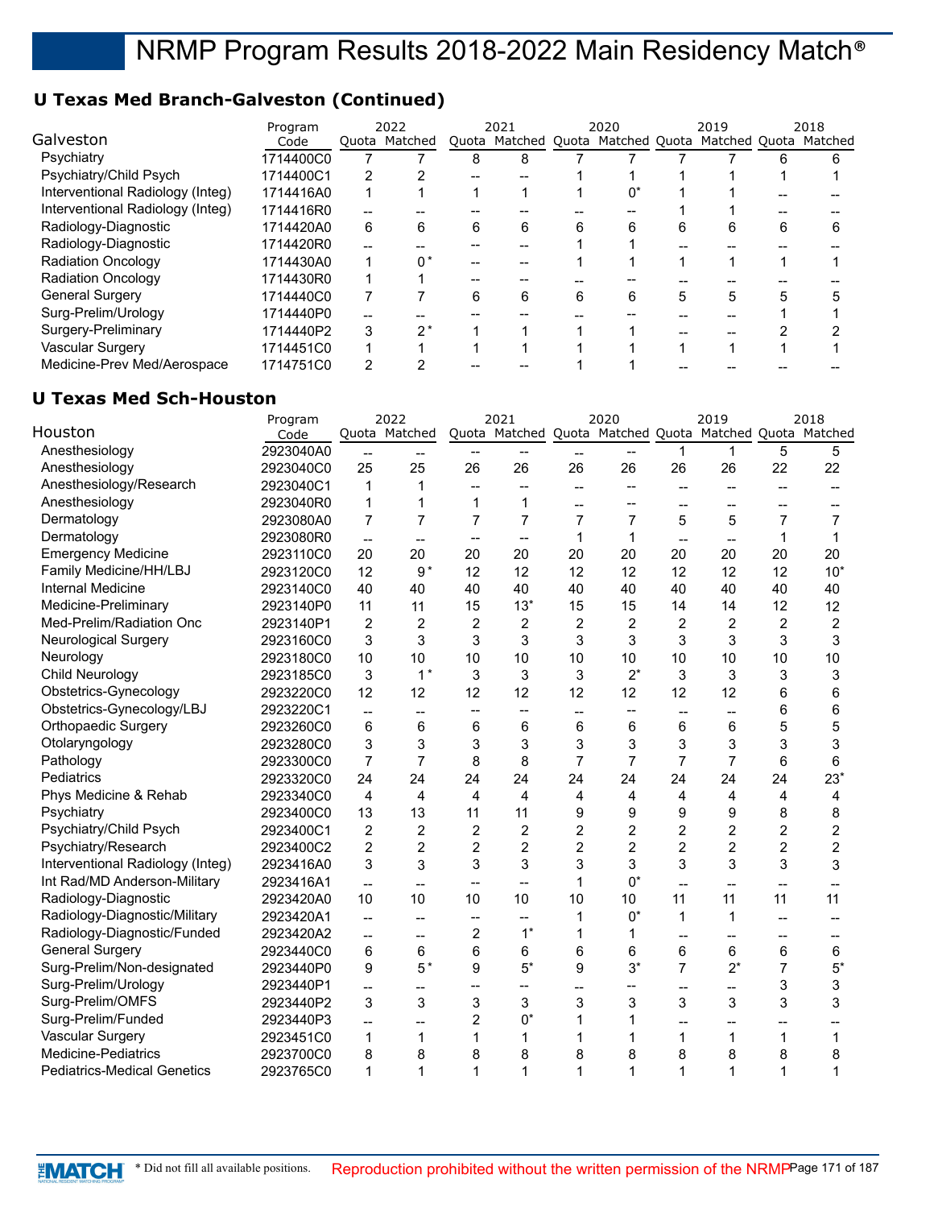## U Texas Med Branch-Galveston (Continued)

| Galveston | Program Code | 2022 Quota | 2022 Matched | 2021 Quota | 2021 Matched | 2020 Quota | 2020 Matched | 2019 Quota | 2019 Matched | 2018 Quota | 2018 Matched |
|---|---|---|---|---|---|---|---|---|---|---|---|
| Psychiatry | 1714400C0 | 7 | 7 | 8 | 8 | 7 | 7 | 7 | 7 | 6 | 6 |
| Psychiatry/Child Psych | 1714400C1 | 2 | 2 | -- | -- | 1 | 1 | 1 | 1 | 1 | 1 |
| Interventional Radiology (Integ) | 1714416A0 | 1 | 1 | 1 | 1 | 1 | 0* | 1 | 1 | -- | -- |
| Interventional Radiology (Integ) | 1714416R0 | -- | -- | -- | -- | -- | -- | 1 | 1 | -- | -- |
| Radiology-Diagnostic | 1714420A0 | 6 | 6 | 6 | 6 | 6 | 6 | 6 | 6 | 6 | 6 |
| Radiology-Diagnostic | 1714420R0 | -- | -- | -- | -- | 1 | 1 | -- | -- | -- | -- |
| Radiation Oncology | 1714430A0 | 1 | 0* | -- | -- | 1 | 1 | 1 | 1 | 1 | 1 |
| Radiation Oncology | 1714430R0 | 1 | 1 | -- | -- | -- | -- | -- | -- | -- | -- |
| General Surgery | 1714440C0 | 7 | 7 | 6 | 6 | 6 | 6 | 5 | 5 | 5 | 5 |
| Surg-Prelim/Urology | 1714440P0 | -- | -- | -- | -- | -- | -- | -- | -- | 1 | 1 |
| Surgery-Preliminary | 1714440P2 | 3 | 2* | 1 | 1 | 1 | 1 | -- | -- | 2 | 2 |
| Vascular Surgery | 1714451C0 | 1 | 1 | 1 | 1 | 1 | 1 | 1 | 1 | 1 | 1 |
| Medicine-Prev Med/Aerospace | 1714751C0 | 2 | 2 | -- | -- | 1 | 1 | -- | -- | -- | -- |

## U Texas Med Sch-Houston

| Houston | Program Code | 2022 Quota | 2022 Matched | 2021 Quota | 2021 Matched | 2020 Quota | 2020 Matched | 2019 Quota | 2019 Matched | 2018 Quota | 2018 Matched |
|---|---|---|---|---|---|---|---|---|---|---|---|
| Anesthesiology | 2923040A0 | -- | -- | -- | -- | -- | -- | 1 | 1 | 5 | 5 |
| Anesthesiology | 2923040C0 | 25 | 25 | 26 | 26 | 26 | 26 | 26 | 26 | 22 | 22 |
| Anesthesiology/Research | 2923040C1 | 1 | 1 | -- | -- | -- | -- | -- | -- | -- | -- |
| Anesthesiology | 2923040R0 | 1 | 1 | 1 | 1 | -- | -- | -- | -- | -- | -- |
| Dermatology | 2923080A0 | 7 | 7 | 7 | 7 | 7 | 7 | 5 | 5 | 7 | 7 |
| Dermatology | 2923080R0 | -- | -- | -- | -- | 1 | 1 | -- | -- | 1 | 1 |
| Emergency Medicine | 2923110C0 | 20 | 20 | 20 | 20 | 20 | 20 | 20 | 20 | 20 | 20 |
| Family Medicine/HH/LBJ | 2923120C0 | 12 | 9* | 12 | 12 | 12 | 12 | 12 | 12 | 12 | 10* |
| Internal Medicine | 2923140C0 | 40 | 40 | 40 | 40 | 40 | 40 | 40 | 40 | 40 | 40 |
| Medicine-Preliminary | 2923140P0 | 11 | 11 | 15 | 13* | 15 | 15 | 14 | 14 | 12 | 12 |
| Med-Prelim/Radiation Onc | 2923140P1 | 2 | 2 | 2 | 2 | 2 | 2 | 2 | 2 | 2 | 2 |
| Neurological Surgery | 2923160C0 | 3 | 3 | 3 | 3 | 3 | 3 | 3 | 3 | 3 | 3 |
| Neurology | 2923180C0 | 10 | 10 | 10 | 10 | 10 | 10 | 10 | 10 | 10 | 10 |
| Child Neurology | 2923185C0 | 3 | 1* | 3 | 3 | 3 | 2* | 3 | 3 | 3 | 3 |
| Obstetrics-Gynecology | 2923220C0 | 12 | 12 | 12 | 12 | 12 | 12 | 12 | 12 | 6 | 6 |
| Obstetrics-Gynecology/LBJ | 2923220C1 | -- | -- | -- | -- | -- | -- | -- | -- | 6 | 6 |
| Orthopaedic Surgery | 2923260C0 | 6 | 6 | 6 | 6 | 6 | 6 | 6 | 6 | 5 | 5 |
| Otolaryngology | 2923280C0 | 3 | 3 | 3 | 3 | 3 | 3 | 3 | 3 | 3 | 3 |
| Pathology | 2923300C0 | 7 | 7 | 8 | 8 | 7 | 7 | 7 | 7 | 6 | 6 |
| Pediatrics | 2923320C0 | 24 | 24 | 24 | 24 | 24 | 24 | 24 | 24 | 24 | 23* |
| Phys Medicine & Rehab | 2923340C0 | 4 | 4 | 4 | 4 | 4 | 4 | 4 | 4 | 4 | 4 |
| Psychiatry | 2923400C0 | 13 | 13 | 11 | 11 | 9 | 9 | 9 | 9 | 8 | 8 |
| Psychiatry/Child Psych | 2923400C1 | 2 | 2 | 2 | 2 | 2 | 2 | 2 | 2 | 2 | 2 |
| Psychiatry/Research | 2923400C2 | 2 | 2 | 2 | 2 | 2 | 2 | 2 | 2 | 2 | 2 |
| Interventional Radiology (Integ) | 2923416A0 | 3 | 3 | 3 | 3 | 3 | 3 | 3 | 3 | 3 | 3 |
| Int Rad/MD Anderson-Military | 2923416A1 | -- | -- | -- | -- | 1 | 0* | -- | -- | -- | -- |
| Radiology-Diagnostic | 2923420A0 | 10 | 10 | 10 | 10 | 10 | 10 | 11 | 11 | 11 | 11 |
| Radiology-Diagnostic/Military | 2923420A1 | -- | -- | -- | -- | 1 | 0* | 1 | 1 | -- | -- |
| Radiology-Diagnostic/Funded | 2923420A2 | -- | -- | 2 | 1* | 1 | 1 | -- | -- | -- | -- |
| General Surgery | 2923440C0 | 6 | 6 | 6 | 6 | 6 | 6 | 6 | 6 | 6 | 6 |
| Surg-Prelim/Non-designated | 2923440P0 | 9 | 5* | 9 | 5* | 9 | 3* | 7 | 2* | 7 | 5* |
| Surg-Prelim/Urology | 2923440P1 | -- | -- | -- | -- | -- | -- | -- | -- | 3 | 3 |
| Surg-Prelim/OMFS | 2923440P2 | 3 | 3 | 3 | 3 | 3 | 3 | 3 | 3 | 3 | 3 |
| Surg-Prelim/Funded | 2923440P3 | -- | -- | 2 | 0* | 1 | 1 | -- | -- | -- | -- |
| Vascular Surgery | 2923451C0 | 1 | 1 | 1 | 1 | 1 | 1 | 1 | 1 | 1 | 1 |
| Medicine-Pediatrics | 2923700C0 | 8 | 8 | 8 | 8 | 8 | 8 | 8 | 8 | 8 | 8 |
| Pediatrics-Medical Genetics | 2923765C0 | 1 | 1 | 1 | 1 | 1 | 1 | 1 | 1 | 1 | 1 |

* Did not fill all available positions.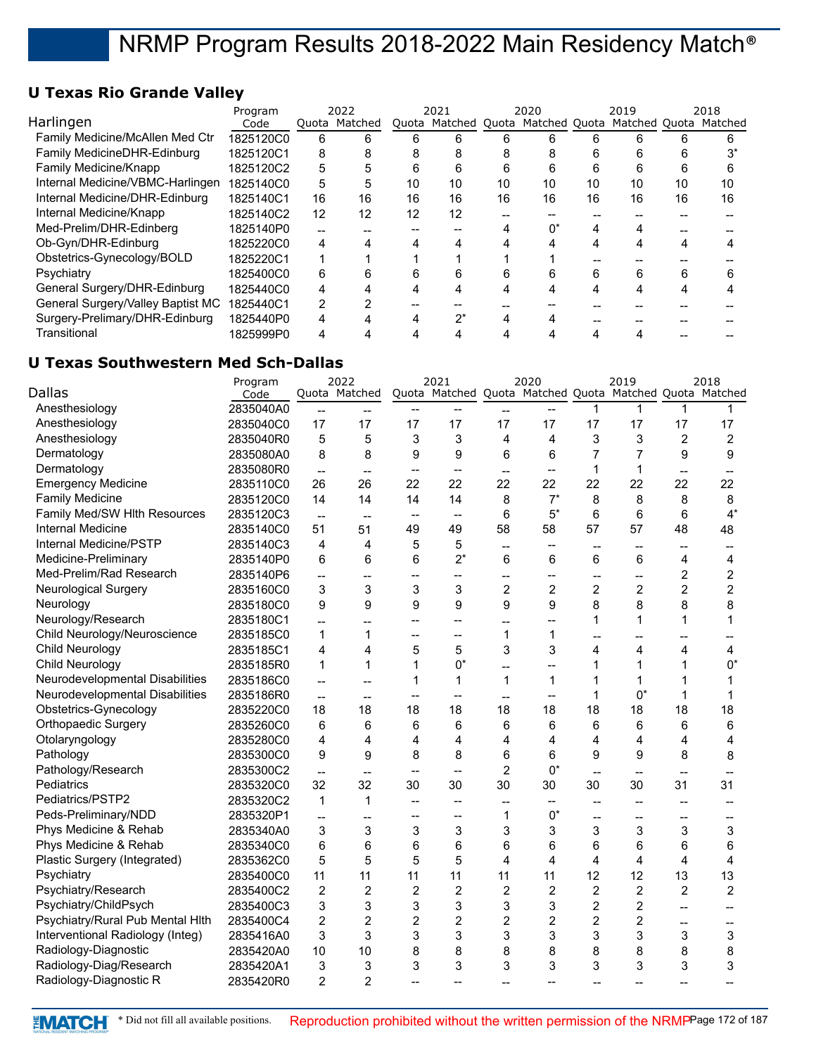## U Texas Rio Grande Valley

| Harlingen | Program Code | 2022 Quota | 2022 Matched | 2021 Quota | 2021 Matched | 2020 Quota | 2020 Matched | 2019 Quota | 2019 Matched | 2018 Quota | 2018 Matched |
|---|---|---|---|---|---|---|---|---|---|---|---|
| Family Medicine/McAllen Med Ctr | 1825120C0 | 6 | 6 | 6 | 6 | 6 | 6 | 6 | 6 | 6 | 6 |
| Family MedicineDHR-Edinburg | 1825120C1 | 8 | 8 | 8 | 8 | 8 | 8 | 6 | 6 | 6 | 3* |
| Family Medicine/Knapp | 1825120C2 | 5 | 5 | 6 | 6 | 6 | 6 | 6 | 6 | 6 | 6 |
| Internal Medicine/VBMC-Harlingen | 1825140C0 | 5 | 5 | 10 | 10 | 10 | 10 | 10 | 10 | 10 | 10 |
| Internal Medicine/DHR-Edinburg | 1825140C1 | 16 | 16 | 16 | 16 | 16 | 16 | 16 | 16 | 16 | 16 |
| Internal Medicine/Knapp | 1825140C2 | 12 | 12 | 12 | 12 | -- | -- | -- | -- | -- | -- |
| Med-Prelim/DHR-Edinberg | 1825140P0 | -- | -- | -- | -- | 4 | 0* | 4 | 4 | -- | -- |
| Ob-Gyn/DHR-Edinburg | 1825220C0 | 4 | 4 | 4 | 4 | 4 | 4 | 4 | 4 | 4 | 4 |
| Obstetrics-Gynecology/BOLD | 1825220C1 | 1 | 1 | 1 | 1 | 1 | 1 | -- | -- | -- | -- |
| Psychiatry | 1825400C0 | 6 | 6 | 6 | 6 | 6 | 6 | 6 | 6 | 6 | 6 |
| General Surgery/DHR-Edinburg | 1825440C0 | 4 | 4 | 4 | 4 | 4 | 4 | 4 | 4 | 4 | 4 |
| General Surgery/Valley Baptist MC | 1825440C1 | 2 | 2 | -- | -- | -- | -- | -- | -- | -- | -- |
| Surgery-Prelimary/DHR-Edinburg | 1825440P0 | 4 | 4 | 4 | 2* | 4 | 4 | -- | -- | -- | -- |
| Transitional | 1825999P0 | 4 | 4 | 4 | 4 | 4 | 4 | 4 | 4 | -- | -- |

## U Texas Southwestern Med Sch-Dallas

| Dallas | Program Code | 2022 Quota | 2022 Matched | 2021 Quota | 2021 Matched | 2020 Quota | 2020 Matched | 2019 Quota | 2019 Matched | 2018 Quota | 2018 Matched |
|---|---|---|---|---|---|---|---|---|---|---|---|
| Anesthesiology | 2835040A0 | -- | -- | -- | -- | -- | -- | 1 | 1 | 1 | 1 |
| Anesthesiology | 2835040C0 | 17 | 17 | 17 | 17 | 17 | 17 | 17 | 17 | 17 | 17 |
| Anesthesiology | 2835040R0 | 5 | 5 | 3 | 3 | 4 | 4 | 3 | 3 | 2 | 2 |
| Dermatology | 2835080A0 | 8 | 8 | 9 | 9 | 6 | 6 | 7 | 7 | 9 | 9 |
| Dermatology | 2835080R0 | -- | -- | -- | -- | -- | -- | 1 | 1 | -- | -- |
| Emergency Medicine | 2835110C0 | 26 | 26 | 22 | 22 | 22 | 22 | 22 | 22 | 22 | 22 |
| Family Medicine | 2835120C0 | 14 | 14 | 14 | 14 | 8 | 7* | 8 | 8 | 8 | 8 |
| Family Med/SW Hlth Resources | 2835120C3 | -- | -- | -- | -- | 6 | 5* | 6 | 6 | 6 | 4* |
| Internal Medicine | 2835140C0 | 51 | 51 | 49 | 49 | 58 | 58 | 57 | 57 | 48 | 48 |
| Internal Medicine/PSTP | 2835140C3 | 4 | 4 | 5 | 5 | -- | -- | -- | -- | -- | -- |
| Medicine-Preliminary | 2835140P0 | 6 | 6 | 6 | 2* | 6 | 6 | 6 | 6 | 4 | 4 |
| Med-Prelim/Rad Research | 2835140P6 | -- | -- | -- | -- | -- | -- | -- | -- | 2 | 2 |
| Neurological Surgery | 2835160C0 | 3 | 3 | 3 | 3 | 2 | 2 | 2 | 2 | 2 | 2 |
| Neurology | 2835180C0 | 9 | 9 | 9 | 9 | 9 | 9 | 8 | 8 | 8 | 8 |
| Neurology/Research | 2835180C1 | -- | -- | -- | -- | -- | -- | 1 | 1 | 1 | 1 |
| Child Neurology/Neuroscience | 2835185C0 | 1 | 1 | -- | -- | 1 | 1 | -- | -- | -- | -- |
| Child Neurology | 2835185C1 | 4 | 4 | 5 | 5 | 3 | 3 | 4 | 4 | 4 | 4 |
| Child Neurology | 2835185R0 | 1 | 1 | 1 | 0* | -- | -- | 1 | 1 | 1 | 0* |
| Neurodevelopmental Disabilities | 2835186C0 | -- | -- | 1 | 1 | 1 | 1 | 1 | 1 | 1 | 1 |
| Neurodevelopmental Disabilities | 2835186R0 | -- | -- | -- | -- | -- | -- | 1 | 0* | 1 | 1 |
| Obstetrics-Gynecology | 2835220C0 | 18 | 18 | 18 | 18 | 18 | 18 | 18 | 18 | 18 | 18 |
| Orthopaedic Surgery | 2835260C0 | 6 | 6 | 6 | 6 | 6 | 6 | 6 | 6 | 6 | 6 |
| Otolaryngology | 2835280C0 | 4 | 4 | 4 | 4 | 4 | 4 | 4 | 4 | 4 | 4 |
| Pathology | 2835300C0 | 9 | 9 | 8 | 8 | 6 | 6 | 9 | 9 | 8 | 8 |
| Pathology/Research | 2835300C2 | -- | -- | -- | -- | 2 | 0* | -- | -- | -- | -- |
| Pediatrics | 2835320C0 | 32 | 32 | 30 | 30 | 30 | 30 | 30 | 30 | 31 | 31 |
| Pediatrics/PSTP2 | 2835320C2 | 1 | 1 | -- | -- | -- | -- | -- | -- | -- | -- |
| Peds-Preliminary/NDD | 2835320P1 | -- | -- | -- | -- | 1 | 0* | -- | -- | -- | -- |
| Phys Medicine & Rehab | 2835340A0 | 3 | 3 | 3 | 3 | 3 | 3 | 3 | 3 | 3 | 3 |
| Phys Medicine & Rehab | 2835340C0 | 6 | 6 | 6 | 6 | 6 | 6 | 6 | 6 | 6 | 6 |
| Plastic Surgery (Integrated) | 2835362C0 | 5 | 5 | 5 | 5 | 4 | 4 | 4 | 4 | 4 | 4 |
| Psychiatry | 2835400C0 | 11 | 11 | 11 | 11 | 11 | 11 | 12 | 12 | 13 | 13 |
| Psychiatry/Research | 2835400C2 | 2 | 2 | 2 | 2 | 2 | 2 | 2 | 2 | 2 | 2 |
| Psychiatry/ChildPsych | 2835400C3 | 3 | 3 | 3 | 3 | 3 | 3 | 2 | 2 | -- | -- |
| Psychiatry/Rural Pub Mental Hlth | 2835400C4 | 2 | 2 | 2 | 2 | 2 | 2 | 2 | 2 | -- | -- |
| Interventional Radiology (Integ) | 2835416A0 | 3 | 3 | 3 | 3 | 3 | 3 | 3 | 3 | 3 | 3 |
| Radiology-Diagnostic | 2835420A0 | 10 | 10 | 8 | 8 | 8 | 8 | 8 | 8 | 8 | 8 |
| Radiology-Diag/Research | 2835420A1 | 3 | 3 | 3 | 3 | 3 | 3 | 3 | 3 | 3 | 3 |
| Radiology-Diagnostic R | 2835420R0 | 2 | 2 | -- | -- | -- | -- | -- | -- | -- | -- |

\* Did not fill all available positions.

Reproduction prohibited without the written permission of the NRMP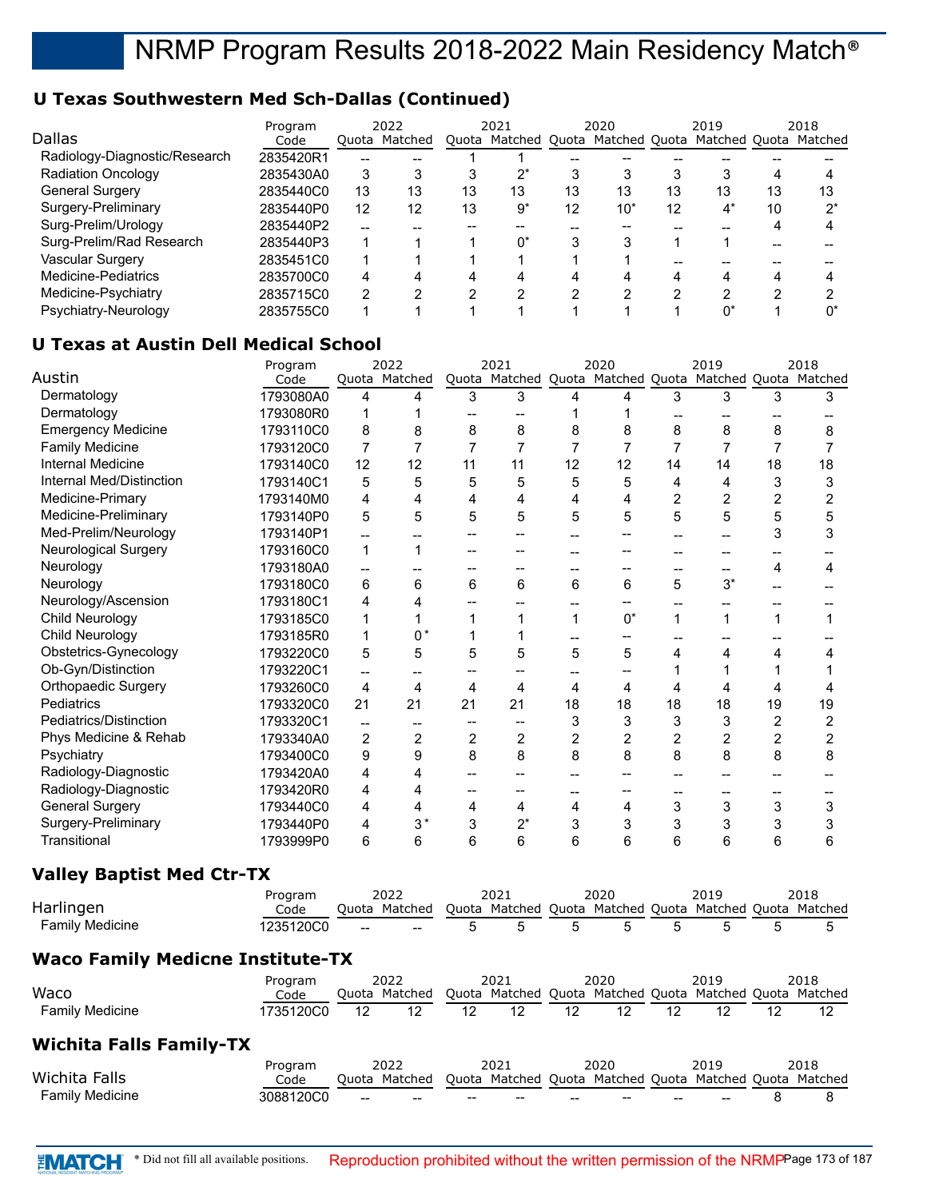# NRMP Program Results 2018-2022 Main Residency Match®

## U Texas Southwestern Med Sch-Dallas (Continued)

| Dallas | Program Code | 2022 Quota | 2022 Matched | 2021 Quota | 2021 Matched | 2020 Quota | 2020 Matched | 2019 Quota | 2019 Matched | 2018 Quota | 2018 Matched |
|---|---|---|---|---|---|---|---|---|---|---|---|
| Radiology-Diagnostic/Research | 2835420R1 | -- | -- | 1 | 1 | -- | -- | -- | -- | -- | -- |
| Radiation Oncology | 2835430A0 | 3 | 3 | 3 | 2* | 3 | 3 | 3 | 3 | 4 | 4 |
| General Surgery | 2835440C0 | 13 | 13 | 13 | 13 | 13 | 13 | 13 | 13 | 13 | 13 |
| Surgery-Preliminary | 2835440P0 | 12 | 12 | 13 | 9* | 12 | 10* | 12 | 4* | 10 | 2* |
| Surg-Prelim/Urology | 2835440P2 | -- | -- | -- | -- | -- | -- | -- | -- | 4 | 4 |
| Surg-Prelim/Rad Research | 2835440P3 | 1 | 1 | 1 | 0* | 3 | 3 | 1 | 1 | -- | -- |
| Vascular Surgery | 2835451C0 | 1 | 1 | 1 | 1 | 1 | 1 | -- | -- | -- | -- |
| Medicine-Pediatrics | 2835700C0 | 4 | 4 | 4 | 4 | 4 | 4 | 4 | 4 | 4 | 4 |
| Medicine-Psychiatry | 2835715C0 | 2 | 2 | 2 | 2 | 2 | 2 | 2 | 2 | 2 | 2 |
| Psychiatry-Neurology | 2835755C0 | 1 | 1 | 1 | 1 | 1 | 1 | 1 | 0* | 1 | 0* |

## U Texas at Austin Dell Medical School

| Austin | Program Code | 2022 Quota | 2022 Matched | 2021 Quota | 2021 Matched | 2020 Quota | 2020 Matched | 2019 Quota | 2019 Matched | 2018 Quota | 2018 Matched |
|---|---|---|---|---|---|---|---|---|---|---|---|
| Dermatology | 1793080A0 | 4 | 4 | 3 | 3 | 4 | 4 | 3 | 3 | 3 | 3 |
| Dermatology | 1793080R0 | 1 | 1 | -- | -- | 1 | 1 | -- | -- | -- | -- |
| Emergency Medicine | 1793110C0 | 8 | 8 | 8 | 8 | 8 | 8 | 8 | 8 | 8 | 8 |
| Family Medicine | 1793120C0 | 7 | 7 | 7 | 7 | 7 | 7 | 7 | 7 | 7 | 7 |
| Internal Medicine | 1793140C0 | 12 | 12 | 11 | 11 | 12 | 12 | 14 | 14 | 18 | 18 |
| Internal Med/Distinction | 1793140C1 | 5 | 5 | 5 | 5 | 5 | 5 | 4 | 4 | 3 | 3 |
| Medicine-Primary | 1793140M0 | 4 | 4 | 4 | 4 | 4 | 4 | 2 | 2 | 2 | 2 |
| Medicine-Preliminary | 1793140P0 | 5 | 5 | 5 | 5 | 5 | 5 | 5 | 5 | 5 | 5 |
| Med-Prelim/Neurology | 1793140P1 | -- | -- | -- | -- | -- | -- | -- | -- | 3 | 3 |
| Neurological Surgery | 1793160C0 | 1 | 1 | -- | -- | -- | -- | -- | -- | -- | -- |
| Neurology | 1793180A0 | -- | -- | -- | -- | -- | -- | -- | -- | 4 | 4 |
| Neurology | 1793180C0 | 6 | 6 | 6 | 6 | 6 | 6 | 5 | 3* | -- | -- |
| Neurology/Ascension | 1793180C1 | 4 | 4 | -- | -- | -- | -- | -- | -- | -- | -- |
| Child Neurology | 1793185C0 | 1 | 1 | 1 | 1 | 1 | 0* | 1 | 1 | 1 | 1 |
| Child Neurology | 1793185R0 | 1 | 0* | 1 | 1 | -- | -- | -- | -- | -- | -- |
| Obstetrics-Gynecology | 1793220C0 | 5 | 5 | 5 | 5 | 5 | 5 | 4 | 4 | 4 | 4 |
| Ob-Gyn/Distinction | 1793220C1 | -- | -- | -- | -- | -- | -- | 1 | 1 | 1 | 1 |
| Orthopaedic Surgery | 1793260C0 | 4 | 4 | 4 | 4 | 4 | 4 | 4 | 4 | 4 | 4 |
| Pediatrics | 1793320C0 | 21 | 21 | 21 | 21 | 18 | 18 | 18 | 18 | 19 | 19 |
| Pediatrics/Distinction | 1793320C1 | -- | -- | -- | -- | 3 | 3 | 3 | 3 | 2 | 2 |
| Phys Medicine & Rehab | 1793340A0 | 2 | 2 | 2 | 2 | 2 | 2 | 2 | 2 | 2 | 2 |
| Psychiatry | 1793400C0 | 9 | 9 | 8 | 8 | 8 | 8 | 8 | 8 | 8 | 8 |
| Radiology-Diagnostic | 1793420A0 | 4 | 4 | -- | -- | -- | -- | -- | -- | -- | -- |
| Radiology-Diagnostic | 1793420R0 | 4 | 4 | -- | -- | -- | -- | -- | -- | -- | -- |
| General Surgery | 1793440C0 | 4 | 4 | 4 | 4 | 4 | 4 | 3 | 3 | 3 | 3 |
| Surgery-Preliminary | 1793440P0 | 4 | 3* | 3 | 2* | 3 | 3 | 3 | 3 | 3 | 3 |
| Transitional | 1793999P0 | 6 | 6 | 6 | 6 | 6 | 6 | 6 | 6 | 6 | 6 |

## Valley Baptist Med Ctr-TX

| Harlingen | Program Code | 2022 Quota | 2022 Matched | 2021 Quota | 2021 Matched | 2020 Quota | 2020 Matched | 2019 Quota | 2019 Matched | 2018 Quota | 2018 Matched |
|---|---|---|---|---|---|---|---|---|---|---|---|
| Family Medicine | 1235120C0 | -- | -- | 5 | 5 | 5 | 5 | 5 | 5 | 5 | 5 |

## Waco Family Medicne Institute-TX

| Waco | Program Code | 2022 Quota | 2022 Matched | 2021 Quota | 2021 Matched | 2020 Quota | 2020 Matched | 2019 Quota | 2019 Matched | 2018 Quota | 2018 Matched |
|---|---|---|---|---|---|---|---|---|---|---|---|
| Family Medicine | 1735120C0 | 12 | 12 | 12 | 12 | 12 | 12 | 12 | 12 | 12 | 12 |

## Wichita Falls Family-TX

| Wichita Falls | Program Code | 2022 Quota | 2022 Matched | 2021 Quota | 2021 Matched | 2020 Quota | 2020 Matched | 2019 Quota | 2019 Matched | 2018 Quota | 2018 Matched |
|---|---|---|---|---|---|---|---|---|---|---|---|
| Family Medicine | 3088120C0 | -- | -- | -- | -- | -- | -- | -- | -- | 8 | 8 |

\* Did not fill all available positions.

Reproduction prohibited without the written permission of the NRMP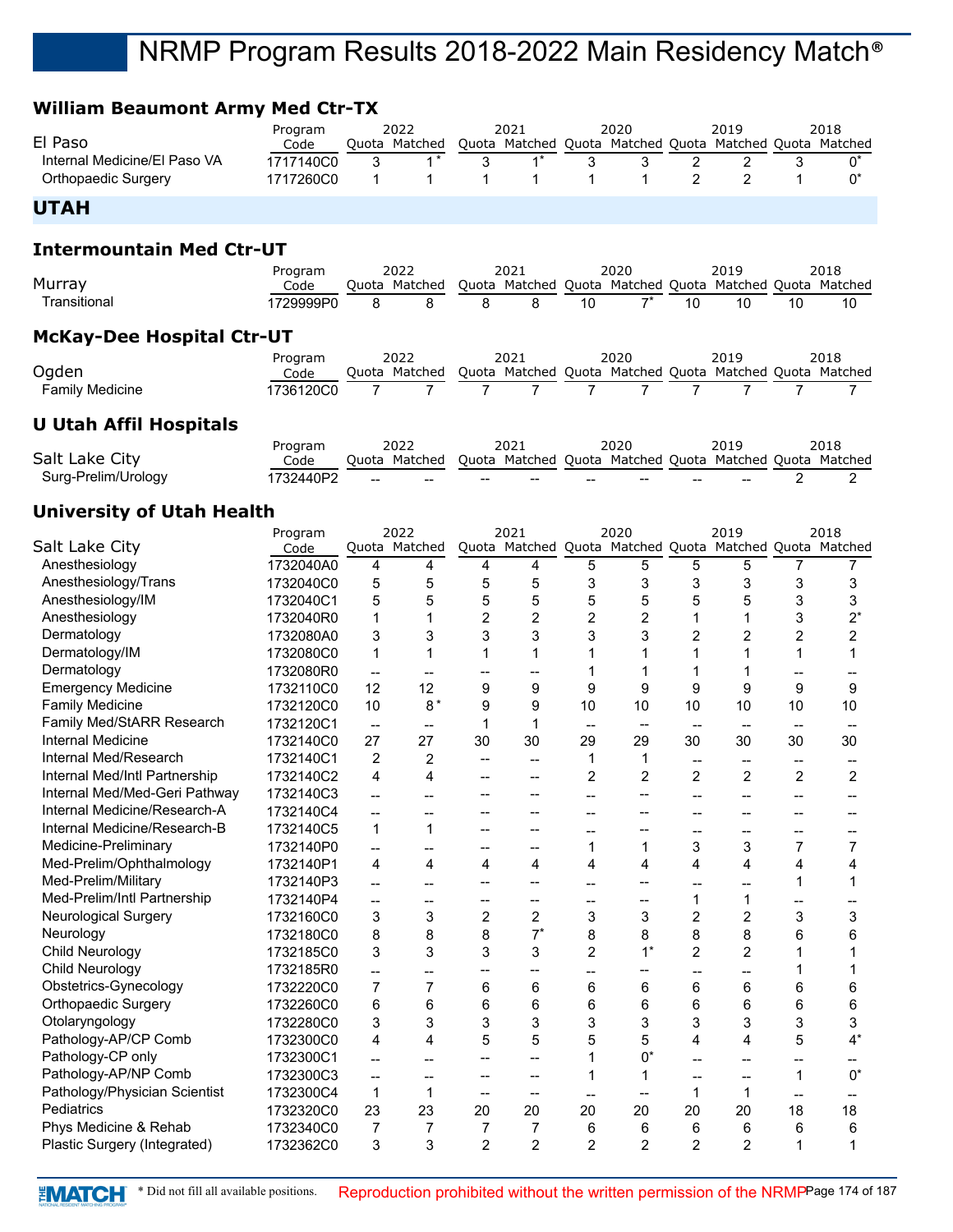## William Beaumont Army Med Ctr-TX

| El Paso | Program Code | 2022 Quota | 2022 Matched | 2021 Quota | 2021 Matched | 2020 Quota | 2020 Matched | 2019 Quota | 2019 Matched | 2018 Quota | 2018 Matched |
|---|---|---|---|---|---|---|---|---|---|---|---|
| Internal Medicine/El Paso VA | 1717140C0 | 3 | 1* | 3 | 1* | 3 | 3 | 2 | 2 | 3 | 0* |
| Orthopaedic Surgery | 1717260C0 | 1 | 1 | 1 | 1 | 1 | 1 | 2 | 2 | 1 | 0* |

# UTAH

## Intermountain Med Ctr-UT

| Murray | Program Code | 2022 Quota | 2022 Matched | 2021 Quota | 2021 Matched | 2020 Quota | 2020 Matched | 2019 Quota | 2019 Matched | 2018 Quota | 2018 Matched |
|---|---|---|---|---|---|---|---|---|---|---|---|
| Transitional | 1729999P0 | 8 | 8 | 8 | 8 | 10 | 7* | 10 | 10 | 10 | 10 |

## McKay-Dee Hospital Ctr-UT

| Ogden | Program Code | 2022 Quota | 2022 Matched | 2021 Quota | 2021 Matched | 2020 Quota | 2020 Matched | 2019 Quota | 2019 Matched | 2018 Quota | 2018 Matched |
|---|---|---|---|---|---|---|---|---|---|---|---|
| Family Medicine | 1736120C0 | 7 | 7 | 7 | 7 | 7 | 7 | 7 | 7 | 7 | 7 |

## U Utah Affil Hospitals

| Salt Lake City | Program Code | 2022 Quota | 2022 Matched | 2021 Quota | 2021 Matched | 2020 Quota | 2020 Matched | 2019 Quota | 2019 Matched | 2018 Quota | 2018 Matched |
|---|---|---|---|---|---|---|---|---|---|---|---|
| Surg-Prelim/Urology | 1732440P2 | -- | -- | -- | -- | -- | -- | -- | -- | 2 | 2 |

## University of Utah Health

| Salt Lake City | Program Code | 2022 Quota | 2022 Matched | 2021 Quota | 2021 Matched | 2020 Quota | 2020 Matched | 2019 Quota | 2019 Matched | 2018 Quota | 2018 Matched |
|---|---|---|---|---|---|---|---|---|---|---|---|
| Anesthesiology | 1732040A0 | 4 | 4 | 4 | 4 | 5 | 5 | 5 | 5 | 7 | 7 |
| Anesthesiology/Trans | 1732040C0 | 5 | 5 | 5 | 5 | 3 | 3 | 3 | 3 | 3 | 3 |
| Anesthesiology/IM | 1732040C1 | 5 | 5 | 5 | 5 | 5 | 5 | 5 | 5 | 3 | 3 |
| Anesthesiology | 1732040R0 | 1 | 1 | 2 | 2 | 2 | 2 | 1 | 1 | 3 | 2* |
| Dermatology | 1732080A0 | 3 | 3 | 3 | 3 | 3 | 3 | 2 | 2 | 2 | 2 |
| Dermatology/IM | 1732080C0 | 1 | 1 | 1 | 1 | 1 | 1 | 1 | 1 | 1 | 1 |
| Dermatology | 1732080R0 | -- | -- | -- | -- | 1 | 1 | 1 | 1 | -- | -- |
| Emergency Medicine | 1732110C0 | 12 | 12 | 9 | 9 | 9 | 9 | 9 | 9 | 9 | 9 |
| Family Medicine | 1732120C0 | 10 | 8* | 9 | 9 | 10 | 10 | 10 | 10 | 10 | 10 |
| Family Med/StARR Research | 1732120C1 | -- | -- | 1 | 1 | -- | -- | -- | -- | -- | -- |
| Internal Medicine | 1732140C0 | 27 | 27 | 30 | 30 | 29 | 29 | 30 | 30 | 30 | 30 |
| Internal Med/Research | 1732140C1 | 2 | 2 | -- | -- | 1 | 1 | -- | -- | -- | -- |
| Internal Med/Intl Partnership | 1732140C2 | 4 | 4 | -- | -- | 2 | 2 | 2 | 2 | 2 | 2 |
| Internal Med/Med-Geri Pathway | 1732140C3 | -- | -- | -- | -- | -- | -- | -- | -- | -- | -- |
| Internal Medicine/Research-A | 1732140C4 | -- | -- | -- | -- | -- | -- | -- | -- | -- | -- |
| Internal Medicine/Research-B | 1732140C5 | 1 | 1 | -- | -- | -- | -- | -- | -- | -- | -- |
| Medicine-Preliminary | 1732140P0 | -- | -- | -- | -- | 1 | 1 | 3 | 3 | 7 | 7 |
| Med-Prelim/Ophthalmology | 1732140P1 | 4 | 4 | 4 | 4 | 4 | 4 | 4 | 4 | 4 | 4 |
| Med-Prelim/Military | 1732140P3 | -- | -- | -- | -- | -- | -- | -- | -- | 1 | 1 |
| Med-Prelim/Intl Partnership | 1732140P4 | -- | -- | -- | -- | -- | -- | 1 | 1 | -- | -- |
| Neurological Surgery | 1732160C0 | 3 | 3 | 2 | 2 | 3 | 3 | 2 | 2 | 3 | 3 |
| Neurology | 1732180C0 | 8 | 8 | 8 | 7* | 8 | 8 | 8 | 8 | 6 | 6 |
| Child Neurology | 1732185C0 | 3 | 3 | 3 | 3 | 2 | 1* | 2 | 2 | 1 | 1 |
| Child Neurology | 1732185R0 | -- | -- | -- | -- | -- | -- | -- | -- | 1 | 1 |
| Obstetrics-Gynecology | 1732220C0 | 7 | 7 | 6 | 6 | 6 | 6 | 6 | 6 | 6 | 6 |
| Orthopaedic Surgery | 1732260C0 | 6 | 6 | 6 | 6 | 6 | 6 | 6 | 6 | 6 | 6 |
| Otolaryngology | 1732280C0 | 3 | 3 | 3 | 3 | 3 | 3 | 3 | 3 | 3 | 3 |
| Pathology-AP/CP Comb | 1732300C0 | 4 | 4 | 5 | 5 | 5 | 5 | 4 | 4 | 5 | 4* |
| Pathology-CP only | 1732300C1 | -- | -- | -- | -- | 1 | 0* | -- | -- | -- | -- |
| Pathology-AP/NP Comb | 1732300C3 | -- | -- | -- | -- | 1 | 1 | -- | -- | 1 | 0* |
| Pathology/Physician Scientist | 1732300C4 | 1 | 1 | -- | -- | -- | -- | 1 | 1 | -- | -- |
| Pediatrics | 1732320C0 | 23 | 23 | 20 | 20 | 20 | 20 | 20 | 20 | 18 | 18 |
| Phys Medicine & Rehab | 1732340C0 | 7 | 7 | 7 | 7 | 6 | 6 | 6 | 6 | 6 | 6 |
| Plastic Surgery (Integrated) | 1732362C0 | 3 | 3 | 2 | 2 | 2 | 2 | 2 | 2 | 1 | 1 |

\* Did not fill all available positions.

Reproduction prohibited without the written permission of the NRMP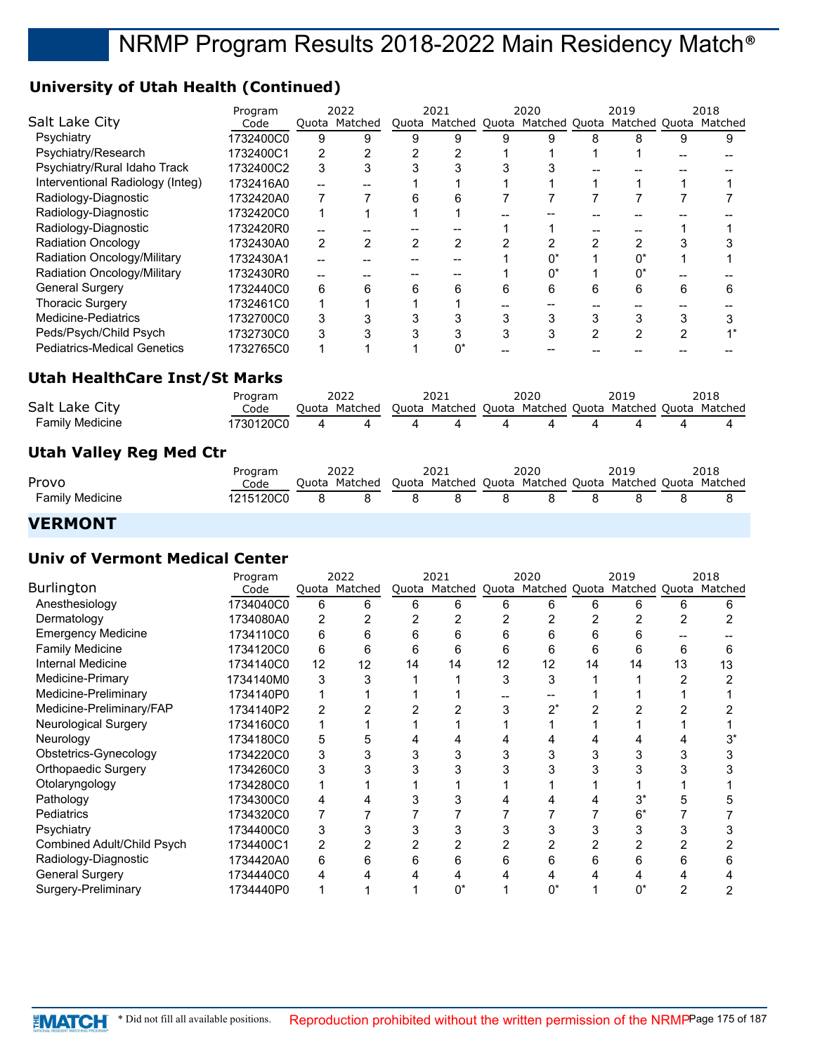## University of Utah Health (Continued)

| Salt Lake City | Program Code | 2022 Quota | 2022 Matched | 2021 Quota | 2021 Matched | 2020 Quota | 2020 Matched | 2019 Quota | 2019 Matched | 2018 Quota | 2018 Matched |
|---|---|---|---|---|---|---|---|---|---|---|---|
| Psychiatry | 1732400C0 | 9 | 9 | 9 | 9 | 9 | 9 | 8 | 8 | 9 | 9 |
| Psychiatry/Research | 1732400C1 | 2 | 2 | 2 | 2 | 1 | 1 | 1 | 1 | -- | -- |
| Psychiatry/Rural Idaho Track | 1732400C2 | 3 | 3 | 3 | 3 | 3 | 3 | -- | -- | -- | -- |
| Interventional Radiology (Integ) | 1732416A0 | -- | -- | 1 | 1 | 1 | 1 | 1 | 1 | 1 | 1 |
| Radiology-Diagnostic | 1732420A0 | 7 | 7 | 6 | 6 | 7 | 7 | 7 | 7 | 7 | 7 |
| Radiology-Diagnostic | 1732420C0 | 1 | 1 | 1 | 1 | -- | -- | -- | -- | -- | -- |
| Radiology-Diagnostic | 1732420R0 | -- | -- | -- | -- | 1 | 1 | -- | -- | 1 | 1 |
| Radiation Oncology | 1732430A0 | 2 | 2 | 2 | 2 | 2 | 2 | 2 | 2 | 3 | 3 |
| Radiation Oncology/Military | 1732430A1 | -- | -- | -- | -- | 1 | 0* | 1 | 0* | 1 | 1 |
| Radiation Oncology/Military | 1732430R0 | -- | -- | -- | -- | 1 | 0* | 1 | 0* | -- | -- |
| General Surgery | 1732440C0 | 6 | 6 | 6 | 6 | 6 | 6 | 6 | 6 | 6 | 6 |
| Thoracic Surgery | 1732461C0 | 1 | 1 | 1 | 1 | -- | -- | -- | -- | -- | -- |
| Medicine-Pediatrics | 1732700C0 | 3 | 3 | 3 | 3 | 3 | 3 | 3 | 3 | 3 | 3 |
| Peds/Psych/Child Psych | 1732730C0 | 3 | 3 | 3 | 3 | 3 | 3 | 2 | 2 | 2 | 1* |
| Pediatrics-Medical Genetics | 1732765C0 | 1 | 1 | 1 | 0* | -- | -- | -- | -- | -- | -- |

## Utah HealthCare Inst/St Marks

| Salt Lake City | Program Code | 2022 Quota | 2022 Matched | 2021 Quota | 2021 Matched | 2020 Quota | 2020 Matched | 2019 Quota | 2019 Matched | 2018 Quota | 2018 Matched |
|---|---|---|---|---|---|---|---|---|---|---|---|
| Family Medicine | 1730120C0 | 4 | 4 | 4 | 4 | 4 | 4 | 4 | 4 | 4 | 4 |

## Utah Valley Reg Med Ctr

| Provo | Program Code | 2022 Quota | 2022 Matched | 2021 Quota | 2021 Matched | 2020 Quota | 2020 Matched | 2019 Quota | 2019 Matched | 2018 Quota | 2018 Matched |
|---|---|---|---|---|---|---|---|---|---|---|---|
| Family Medicine | 1215120C0 | 8 | 8 | 8 | 8 | 8 | 8 | 8 | 8 | 8 | 8 |

# VERMONT

## Univ of Vermont Medical Center

| Burlington | Program Code | 2022 Quota | 2022 Matched | 2021 Quota | 2021 Matched | 2020 Quota | 2020 Matched | 2019 Quota | 2019 Matched | 2018 Quota | 2018 Matched |
|---|---|---|---|---|---|---|---|---|---|---|---|
| Anesthesiology | 1734040C0 | 6 | 6 | 6 | 6 | 6 | 6 | 6 | 6 | 6 | 6 |
| Dermatology | 1734080A0 | 2 | 2 | 2 | 2 | 2 | 2 | 2 | 2 | 2 | 2 |
| Emergency Medicine | 1734110C0 | 6 | 6 | 6 | 6 | 6 | 6 | 6 | 6 | -- | -- |
| Family Medicine | 1734120C0 | 6 | 6 | 6 | 6 | 6 | 6 | 6 | 6 | 6 | 6 |
| Internal Medicine | 1734140C0 | 12 | 12 | 14 | 14 | 12 | 12 | 14 | 14 | 13 | 13 |
| Medicine-Primary | 1734140M0 | 3 | 3 | 1 | 1 | 3 | 3 | 1 | 1 | 2 | 2 |
| Medicine-Preliminary | 1734140P0 | 1 | 1 | 1 | 1 | -- | -- | 1 | 1 | 1 | 1 |
| Medicine-Preliminary/FAP | 1734140P2 | 2 | 2 | 2 | 2 | 3 | 2* | 2 | 2 | 2 | 2 |
| Neurological Surgery | 1734160C0 | 1 | 1 | 1 | 1 | 1 | 1 | 1 | 1 | 1 | 1 |
| Neurology | 1734180C0 | 5 | 5 | 4 | 4 | 4 | 4 | 4 | 4 | 4 | 3* |
| Obstetrics-Gynecology | 1734220C0 | 3 | 3 | 3 | 3 | 3 | 3 | 3 | 3 | 3 | 3 |
| Orthopaedic Surgery | 1734260C0 | 3 | 3 | 3 | 3 | 3 | 3 | 3 | 3 | 3 | 3 |
| Otolaryngology | 1734280C0 | 1 | 1 | 1 | 1 | 1 | 1 | 1 | 1 | 1 | 1 |
| Pathology | 1734300C0 | 4 | 4 | 3 | 3 | 4 | 4 | 4 | 3* | 5 | 5 |
| Pediatrics | 1734320C0 | 7 | 7 | 7 | 7 | 7 | 7 | 7 | 6* | 7 | 7 |
| Psychiatry | 1734400C0 | 3 | 3 | 3 | 3 | 3 | 3 | 3 | 3 | 3 | 3 |
| Combined Adult/Child Psych | 1734400C1 | 2 | 2 | 2 | 2 | 2 | 2 | 2 | 2 | 2 | 2 |
| Radiology-Diagnostic | 1734420A0 | 6 | 6 | 6 | 6 | 6 | 6 | 6 | 6 | 6 | 6 |
| General Surgery | 1734440C0 | 4 | 4 | 4 | 4 | 4 | 4 | 4 | 4 | 4 | 4 |
| Surgery-Preliminary | 1734440P0 | 1 | 1 | 1 | 0* | 1 | 0* | 1 | 0* | 2 | 2 |

\* Did not fill all available positions.

Reproduction prohibited without the written permission of the NRMP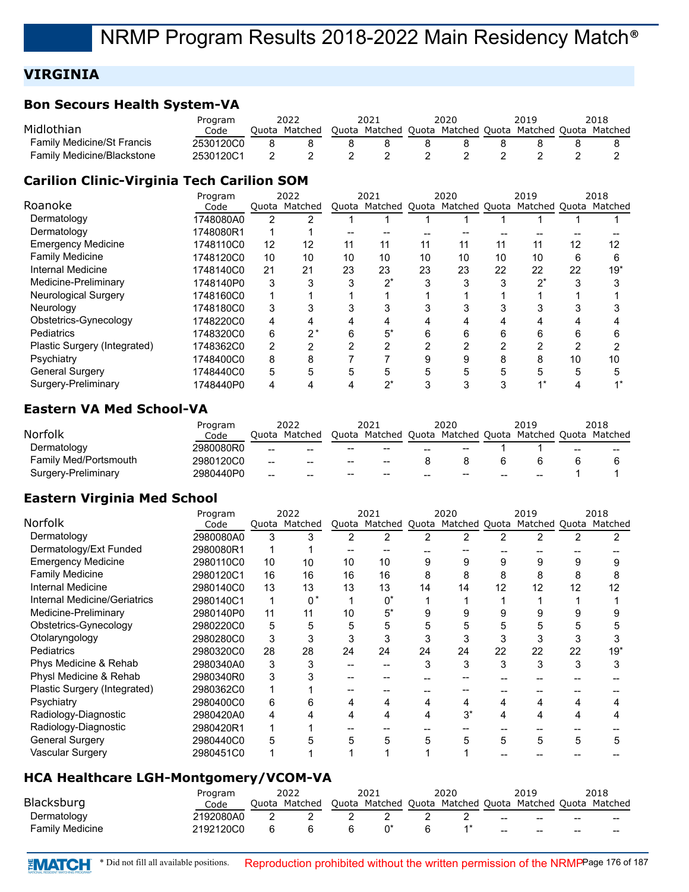# NRMP Program Results 2018-2022 Main Residency Match®

## VIRGINIA

### Bon Secours Health System-VA

| Midlothian | Program Code | 2022 Quota | 2022 Matched | 2021 Quota | 2021 Matched | 2020 Quota | 2020 Matched | 2019 Quota | 2019 Matched | 2018 Quota | 2018 Matched |
|---|---|---|---|---|---|---|---|---|---|---|---|
| Family Medicine/St Francis | 2530120C0 | 8 | 8 | 8 | 8 | 8 | 8 | 8 | 8 | 8 | 8 |
| Family Medicine/Blackstone | 2530120C1 | 2 | 2 | 2 | 2 | 2 | 2 | 2 | 2 | 2 | 2 |

### Carilion Clinic-Virginia Tech Carilion SOM

| Roanoke | Program Code | 2022 Quota | 2022 Matched | 2021 Quota | 2021 Matched | 2020 Quota | 2020 Matched | 2019 Quota | 2019 Matched | 2018 Quota | 2018 Matched |
|---|---|---|---|---|---|---|---|---|---|---|---|
| Dermatology | 1748080A0 | 2 | 2 | 1 | 1 | 1 | 1 | 1 | 1 | 1 | 1 |
| Dermatology | 1748080R1 | 1 | 1 | -- | -- | -- | -- | -- | -- | -- | -- |
| Emergency Medicine | 1748110C0 | 12 | 12 | 11 | 11 | 11 | 11 | 11 | 11 | 12 | 12 |
| Family Medicine | 1748120C0 | 10 | 10 | 10 | 10 | 10 | 10 | 10 | 10 | 6 | 6 |
| Internal Medicine | 1748140C0 | 21 | 21 | 23 | 23 | 23 | 23 | 22 | 22 | 22 | 19* |
| Medicine-Preliminary | 1748140P0 | 3 | 3 | 3 | 2* | 3 | 3 | 3 | 2* | 3 | 3 |
| Neurological Surgery | 1748160C0 | 1 | 1 | 1 | 1 | 1 | 1 | 1 | 1 | 1 | 1 |
| Neurology | 1748180C0 | 3 | 3 | 3 | 3 | 3 | 3 | 3 | 3 | 3 | 3 |
| Obstetrics-Gynecology | 1748220C0 | 4 | 4 | 4 | 4 | 4 | 4 | 4 | 4 | 4 | 4 |
| Pediatrics | 1748320C0 | 6 | 2* | 6 | 5* | 6 | 6 | 6 | 6 | 6 | 6 |
| Plastic Surgery (Integrated) | 1748362C0 | 2 | 2 | 2 | 2 | 2 | 2 | 2 | 2 | 2 | 2 |
| Psychiatry | 1748400C0 | 8 | 8 | 7 | 7 | 9 | 9 | 8 | 8 | 10 | 10 |
| General Surgery | 1748440C0 | 5 | 5 | 5 | 5 | 5 | 5 | 5 | 5 | 5 | 5 |
| Surgery-Preliminary | 1748440P0 | 4 | 4 | 4 | 2* | 3 | 3 | 3 | 1* | 4 | 1* |

### Eastern VA Med School-VA

| Norfolk | Program Code | 2022 Quota | 2022 Matched | 2021 Quota | 2021 Matched | 2020 Quota | 2020 Matched | 2019 Quota | 2019 Matched | 2018 Quota | 2018 Matched |
|---|---|---|---|---|---|---|---|---|---|---|---|
| Dermatology | 2980080R0 | -- | -- | -- | -- | -- | -- | 1 | 1 | -- | -- |
| Family Med/Portsmouth | 2980120C0 | -- | -- | -- | -- | 8 | 8 | 6 | 6 | 6 | 6 |
| Surgery-Preliminary | 2980440P0 | -- | -- | -- | -- | -- | -- | -- | -- | 1 | 1 |

### Eastern Virginia Med School

| Norfolk | Program Code | 2022 Quota | 2022 Matched | 2021 Quota | 2021 Matched | 2020 Quota | 2020 Matched | 2019 Quota | 2019 Matched | 2018 Quota | 2018 Matched |
|---|---|---|---|---|---|---|---|---|---|---|---|
| Dermatology | 2980080A0 | 3 | 3 | 2 | 2 | 2 | 2 | 2 | 2 | 2 | 2 |
| Dermatology/Ext Funded | 2980080R1 | 1 | 1 | -- | -- | -- | -- | -- | -- | -- | -- |
| Emergency Medicine | 2980110C0 | 10 | 10 | 10 | 10 | 9 | 9 | 9 | 9 | 9 | 9 |
| Family Medicine | 2980120C1 | 16 | 16 | 16 | 16 | 8 | 8 | 8 | 8 | 8 | 8 |
| Internal Medicine | 2980140C0 | 13 | 13 | 13 | 13 | 14 | 14 | 12 | 12 | 12 | 12 |
| Internal Medicine/Geriatrics | 2980140C1 | 1 | 0* | 1 | 0* | 1 | 1 | 1 | 1 | 1 | 1 |
| Medicine-Preliminary | 2980140P0 | 11 | 11 | 10 | 5* | 9 | 9 | 9 | 9 | 9 | 9 |
| Obstetrics-Gynecology | 2980220C0 | 5 | 5 | 5 | 5 | 5 | 5 | 5 | 5 | 5 | 5 |
| Otolaryngology | 2980280C0 | 3 | 3 | 3 | 3 | 3 | 3 | 3 | 3 | 3 | 3 |
| Pediatrics | 2980320C0 | 28 | 28 | 24 | 24 | 24 | 24 | 22 | 22 | 22 | 19* |
| Phys Medicine & Rehab | 2980340A0 | 3 | 3 | -- | -- | 3 | 3 | 3 | 3 | 3 | 3 |
| Physl Medicine & Rehab | 2980340R0 | 3 | 3 | -- | -- | -- | -- | -- | -- | -- | -- |
| Plastic Surgery (Integrated) | 2980362C0 | 1 | 1 | -- | -- | -- | -- | -- | -- | -- | -- |
| Psychiatry | 2980400C0 | 6 | 6 | 4 | 4 | 4 | 4 | 4 | 4 | 4 | 4 |
| Radiology-Diagnostic | 2980420A0 | 4 | 4 | 4 | 4 | 4 | 3* | 4 | 4 | 4 | 4 |
| Radiology-Diagnostic | 2980420R1 | 1 | 1 | -- | -- | -- | -- | -- | -- | -- | -- |
| General Surgery | 2980440C0 | 5 | 5 | 5 | 5 | 5 | 5 | 5 | 5 | 5 | 5 |
| Vascular Surgery | 2980451C0 | 1 | 1 | 1 | 1 | 1 | 1 | -- | -- | -- | -- |

### HCA Healthcare LGH-Montgomery/VCOM-VA

| Blacksburg | Program Code | 2022 Quota | 2022 Matched | 2021 Quota | 2021 Matched | 2020 Quota | 2020 Matched | 2019 Quota | 2019 Matched | 2018 Quota | 2018 Matched |
|---|---|---|---|---|---|---|---|---|---|---|---|
| Dermatology | 2192080A0 | 2 | 2 | 2 | 2 | 2 | 2 | -- | -- | -- | -- |
| Family Medicine | 2192120C0 | 6 | 6 | 6 | 0* | 6 | 1* | -- | -- | -- | -- |

\* Did not fill all available positions.

Reproduction prohibited without the written permission of the NRMP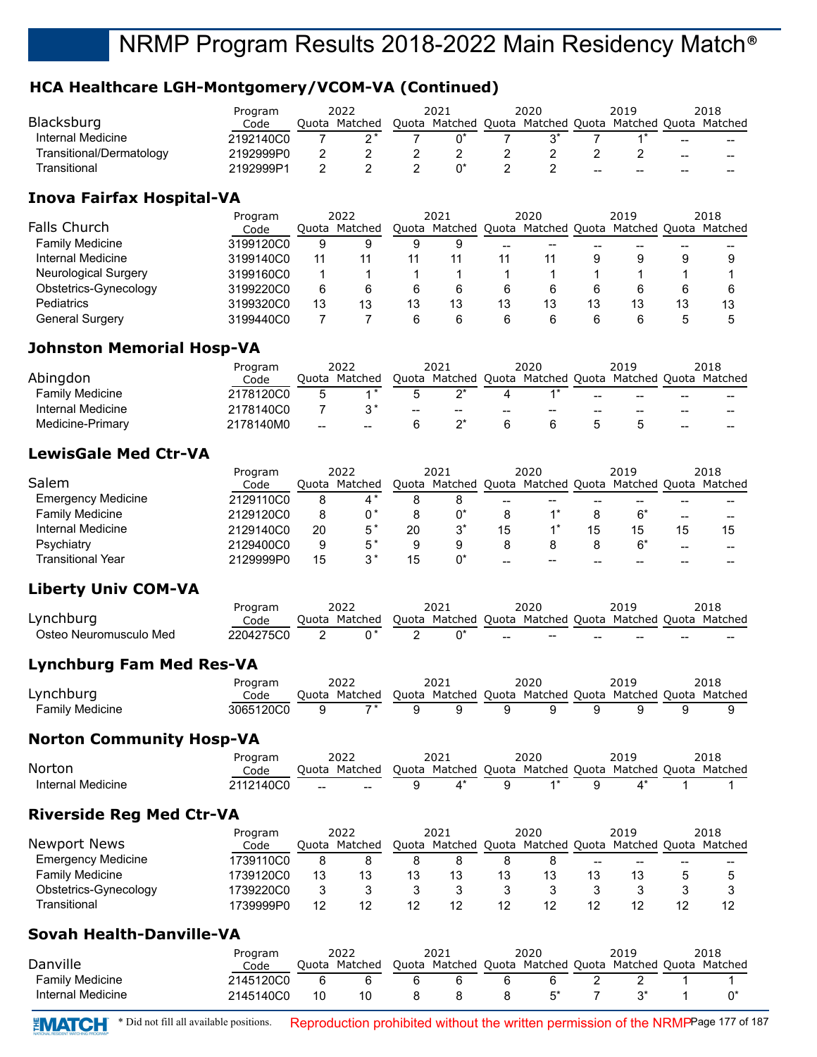## HCA Healthcare LGH-Montgomery/VCOM-VA (Continued)

| Blacksburg | Program Code | 2022 Quota | 2022 Matched | 2021 Quota | 2021 Matched | 2020 Quota | 2020 Matched | 2019 Quota | 2019 Matched | 2018 Quota | 2018 Matched |
|---|---|---|---|---|---|---|---|---|---|---|---|
| Internal Medicine | 2192140C0 | 7 | 2* | 7 | 0* | 7 | 3* | 7 | 1* | -- | -- |
| Transitional/Dermatology | 2192999P0 | 2 | 2 | 2 | 2 | 2 | 2 | 2 | 2 | -- | -- |
| Transitional | 2192999P1 | 2 | 2 | 2 | 0* | 2 | 2 | -- | -- | -- | -- |

## Inova Fairfax Hospital-VA

| Falls Church | Program Code | 2022 Quota | 2022 Matched | 2021 Quota | 2021 Matched | 2020 Quota | 2020 Matched | 2019 Quota | 2019 Matched | 2018 Quota | 2018 Matched |
|---|---|---|---|---|---|---|---|---|---|---|---|
| Family Medicine | 3199120C0 | 9 | 9 | 9 | 9 | -- | -- | -- | -- | -- | -- |
| Internal Medicine | 3199140C0 | 11 | 11 | 11 | 11 | 11 | 11 | 9 | 9 | 9 | 9 |
| Neurological Surgery | 3199160C0 | 1 | 1 | 1 | 1 | 1 | 1 | 1 | 1 | 1 | 1 |
| Obstetrics-Gynecology | 3199220C0 | 6 | 6 | 6 | 6 | 6 | 6 | 6 | 6 | 6 | 6 |
| Pediatrics | 3199320C0 | 13 | 13 | 13 | 13 | 13 | 13 | 13 | 13 | 13 | 13 |
| General Surgery | 3199440C0 | 7 | 7 | 6 | 6 | 6 | 6 | 6 | 6 | 5 | 5 |

## Johnston Memorial Hosp-VA

| Abingdon | Program Code | 2022 Quota | 2022 Matched | 2021 Quota | 2021 Matched | 2020 Quota | 2020 Matched | 2019 Quota | 2019 Matched | 2018 Quota | 2018 Matched |
|---|---|---|---|---|---|---|---|---|---|---|---|
| Family Medicine | 2178120C0 | 5 | 1* | 5 | 2* | 4 | 1* | -- | -- | -- | -- |
| Internal Medicine | 2178140C0 | 7 | 3* | -- | -- | -- | -- | -- | -- | -- | -- |
| Medicine-Primary | 2178140M0 | -- | -- | 6 | 2* | 6 | 6 | 5 | 5 | -- | -- |

## LewisGale Med Ctr-VA

| Salem | Program Code | 2022 Quota | 2022 Matched | 2021 Quota | 2021 Matched | 2020 Quota | 2020 Matched | 2019 Quota | 2019 Matched | 2018 Quota | 2018 Matched |
|---|---|---|---|---|---|---|---|---|---|---|---|
| Emergency Medicine | 2129110C0 | 8 | 4* | 8 | 8 | -- | -- | -- | -- | -- | -- |
| Family Medicine | 2129120C0 | 8 | 0* | 8 | 0* | 8 | 1* | 8 | 6* | -- | -- |
| Internal Medicine | 2129140C0 | 20 | 5* | 20 | 3* | 15 | 1* | 15 | 15 | 15 | 15 |
| Psychiatry | 2129400C0 | 9 | 5* | 9 | 9 | 8 | 8 | 8 | 6* | -- | -- |
| Transitional Year | 2129999P0 | 15 | 3* | 15 | 0* | -- | -- | -- | -- | -- | -- |

## Liberty Univ COM-VA

| Lynchburg | Program Code | 2022 Quota | 2022 Matched | 2021 Quota | 2021 Matched | 2020 Quota | 2020 Matched | 2019 Quota | 2019 Matched | 2018 Quota | 2018 Matched |
|---|---|---|---|---|---|---|---|---|---|---|---|
| Osteo Neuromusculo Med | 2204275C0 | 2 | 0* | 2 | 0* | -- | -- | -- | -- | -- | -- |

## Lynchburg Fam Med Res-VA

| Lynchburg | Program Code | 2022 Quota | 2022 Matched | 2021 Quota | 2021 Matched | 2020 Quota | 2020 Matched | 2019 Quota | 2019 Matched | 2018 Quota | 2018 Matched |
|---|---|---|---|---|---|---|---|---|---|---|---|
| Family Medicine | 3065120C0 | 9 | 7* | 9 | 9 | 9 | 9 | 9 | 9 | 9 | 9 |

## Norton Community Hosp-VA

| Norton | Program Code | 2022 Quota | 2022 Matched | 2021 Quota | 2021 Matched | 2020 Quota | 2020 Matched | 2019 Quota | 2019 Matched | 2018 Quota | 2018 Matched |
|---|---|---|---|---|---|---|---|---|---|---|---|
| Internal Medicine | 2112140C0 | -- | -- | 9 | 4* | 9 | 1* | 9 | 4* | 1 | 1 |

## Riverside Reg Med Ctr-VA

| Newport News | Program Code | 2022 Quota | 2022 Matched | 2021 Quota | 2021 Matched | 2020 Quota | 2020 Matched | 2019 Quota | 2019 Matched | 2018 Quota | 2018 Matched |
|---|---|---|---|---|---|---|---|---|---|---|---|
| Emergency Medicine | 1739110C0 | 8 | 8 | 8 | 8 | 8 | 8 | -- | -- | -- | -- |
| Family Medicine | 1739120C0 | 13 | 13 | 13 | 13 | 13 | 13 | 13 | 13 | 5 | 5 |
| Obstetrics-Gynecology | 1739220C0 | 3 | 3 | 3 | 3 | 3 | 3 | 3 | 3 | 3 | 3 |
| Transitional | 1739999P0 | 12 | 12 | 12 | 12 | 12 | 12 | 12 | 12 | 12 | 12 |

## Sovah Health-Danville-VA

| Danville | Program Code | 2022 Quota | 2022 Matched | 2021 Quota | 2021 Matched | 2020 Quota | 2020 Matched | 2019 Quota | 2019 Matched | 2018 Quota | 2018 Matched |
|---|---|---|---|---|---|---|---|---|---|---|---|
| Family Medicine | 2145120C0 | 6 | 6 | 6 | 6 | 6 | 6 | 2 | 2 | 1 | 1 |
| Internal Medicine | 2145140C0 | 10 | 10 | 8 | 8 | 8 | 5* | 7 | 3* | 1 | 0* |

\* Did not fill all available positions.

Reproduction prohibited without the written permission of the NRMP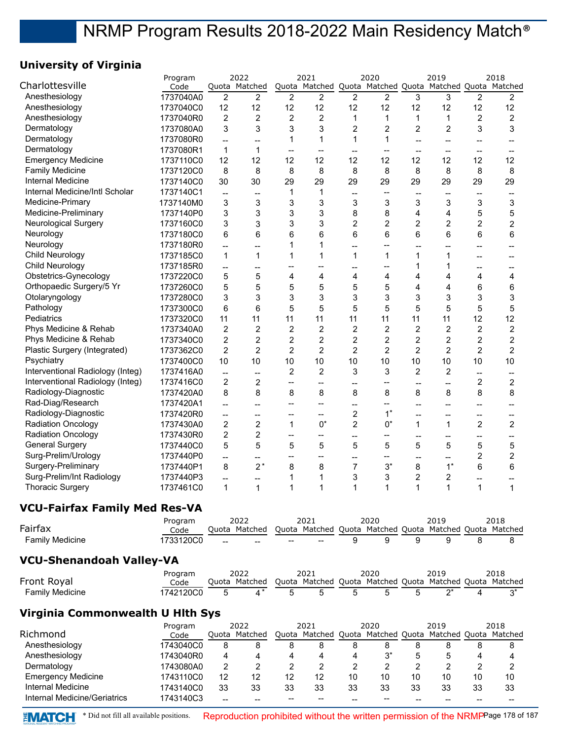# NRMP Program Results 2018-2022 Main Residency Match®

## University of Virginia

| Charlottesville | Program Code | 2022 Quota | 2022 Matched | 2021 Quota | 2021 Matched | 2020 Quota | 2020 Matched | 2019 Quota | 2019 Matched | 2018 Quota | 2018 Matched |
|---|---|---|---|---|---|---|---|---|---|---|---|
| Anesthesiology | 1737040A0 | 2 | 2 | 2 | 2 | 2 | 2 | 3 | 3 | 2 | 2 |
| Anesthesiology | 1737040C0 | 12 | 12 | 12 | 12 | 12 | 12 | 12 | 12 | 12 | 12 |
| Anesthesiology | 1737040R0 | 2 | 2 | 2 | 2 | 1 | 1 | 1 | 1 | 2 | 2 |
| Dermatology | 1737080A0 | 3 | 3 | 3 | 3 | 2 | 2 | 2 | 2 | 3 | 3 |
| Dermatology | 1737080R0 | -- | -- | 1 | 1 | 1 | 1 | -- | -- | -- | -- |
| Dermatology | 1737080R1 | 1 | 1 | -- | -- | -- | -- | -- | -- | -- | -- |
| Emergency Medicine | 1737110C0 | 12 | 12 | 12 | 12 | 12 | 12 | 12 | 12 | 12 | 12 |
| Family Medicine | 1737120C0 | 8 | 8 | 8 | 8 | 8 | 8 | 8 | 8 | 8 | 8 |
| Internal Medicine | 1737140C0 | 30 | 30 | 29 | 29 | 29 | 29 | 29 | 29 | 29 | 29 |
| Internal Medicine/Intl Scholar | 1737140C1 | -- | -- | 1 | 1 | -- | -- | -- | -- | -- | -- |
| Medicine-Primary | 1737140M0 | 3 | 3 | 3 | 3 | 3 | 3 | 3 | 3 | 3 | 3 |
| Medicine-Preliminary | 1737140P0 | 3 | 3 | 3 | 3 | 8 | 8 | 4 | 4 | 5 | 5 |
| Neurological Surgery | 1737160C0 | 3 | 3 | 3 | 3 | 2 | 2 | 2 | 2 | 2 | 2 |
| Neurology | 1737180C0 | 6 | 6 | 6 | 6 | 6 | 6 | 6 | 6 | 6 | 6 |
| Neurology | 1737180R0 | -- | -- | 1 | 1 | -- | -- | -- | -- | -- | -- |
| Child Neurology | 1737185C0 | 1 | 1 | 1 | 1 | 1 | 1 | 1 | 1 | -- | -- |
| Child Neurology | 1737185R0 | -- | -- | -- | -- | -- | -- | 1 | 1 | -- | -- |
| Obstetrics-Gynecology | 1737220C0 | 5 | 5 | 4 | 4 | 4 | 4 | 4 | 4 | 4 | 4 |
| Orthopaedic Surgery/5 Yr | 1737260C0 | 5 | 5 | 5 | 5 | 5 | 5 | 4 | 4 | 6 | 6 |
| Otolaryngology | 1737280C0 | 3 | 3 | 3 | 3 | 3 | 3 | 3 | 3 | 3 | 3 |
| Pathology | 1737300C0 | 6 | 6 | 5 | 5 | 5 | 5 | 5 | 5 | 5 | 5 |
| Pediatrics | 1737320C0 | 11 | 11 | 11 | 11 | 11 | 11 | 11 | 11 | 12 | 12 |
| Phys Medicine & Rehab | 1737340A0 | 2 | 2 | 2 | 2 | 2 | 2 | 2 | 2 | 2 | 2 |
| Phys Medicine & Rehab | 1737340C0 | 2 | 2 | 2 | 2 | 2 | 2 | 2 | 2 | 2 | 2 |
| Plastic Surgery (Integrated) | 1737362C0 | 2 | 2 | 2 | 2 | 2 | 2 | 2 | 2 | 2 | 2 |
| Psychiatry | 1737400C0 | 10 | 10 | 10 | 10 | 10 | 10 | 10 | 10 | 10 | 10 |
| Interventional Radiology (Integ) | 1737416A0 | -- | -- | 2 | 2 | 3 | 3 | 2 | 2 | -- | -- |
| Interventional Radiology (Integ) | 1737416C0 | 2 | 2 | -- | -- | -- | -- | -- | -- | 2 | 2 |
| Radiology-Diagnostic | 1737420A0 | 8 | 8 | 8 | 8 | 8 | 8 | 8 | 8 | 8 | 8 |
| Rad-Diag/Research | 1737420A1 | -- | -- | -- | -- | -- | -- | -- | -- | -- | -- |
| Radiology-Diagnostic | 1737420R0 | -- | -- | -- | -- | 2 | 1* | -- | -- | -- | -- |
| Radiation Oncology | 1737430A0 | 2 | 2 | 1 | 0* | 2 | 0* | 1 | 1 | 2 | 2 |
| Radiation Oncology | 1737430R0 | 2 | 2 | -- | -- | -- | -- | -- | -- | -- | -- |
| General Surgery | 1737440C0 | 5 | 5 | 5 | 5 | 5 | 5 | 5 | 5 | 5 | 5 |
| Surg-Prelim/Urology | 1737440P0 | -- | -- | -- | -- | -- | -- | -- | -- | 2 | 2 |
| Surgery-Preliminary | 1737440P1 | 8 | 2* | 8 | 8 | 7 | 3* | 8 | 1* | 6 | 6 |
| Surg-Prelim/Int Radiology | 1737440P3 | -- | -- | 1 | 1 | 3 | 3 | 2 | 2 | -- | -- |
| Thoracic Surgery | 1737461C0 | 1 | 1 | 1 | 1 | 1 | 1 | 1 | 1 | 1 | 1 |

## VCU-Fairfax Family Med Res-VA

| Fairfax | Program Code | 2022 Quota | 2022 Matched | 2021 Quota | 2021 Matched | 2020 Quota | 2020 Matched | 2019 Quota | 2019 Matched | 2018 Quota | 2018 Matched |
|---|---|---|---|---|---|---|---|---|---|---|---|
| Family Medicine | 1733120C0 | -- | -- | -- | -- | 9 | 9 | 9 | 9 | 8 | 8 |

## VCU-Shenandoah Valley-VA

| Front Royal | Program Code | 2022 Quota | 2022 Matched | 2021 Quota | 2021 Matched | 2020 Quota | 2020 Matched | 2019 Quota | 2019 Matched | 2018 Quota | 2018 Matched |
|---|---|---|---|---|---|---|---|---|---|---|---|
| Family Medicine | 1742120C0 | 5 | 4* | 5 | 5 | 5 | 5 | 5 | 2* | 4 | 3* |

## Virginia Commonwealth U Hlth Sys

| Richmond | Program Code | 2022 Quota | 2022 Matched | 2021 Quota | 2021 Matched | 2020 Quota | 2020 Matched | 2019 Quota | 2019 Matched | 2018 Quota | 2018 Matched |
|---|---|---|---|---|---|---|---|---|---|---|---|
| Anesthesiology | 1743040C0 | 8 | 8 | 8 | 8 | 8 | 8 | 8 | 8 | 8 | 8 |
| Anesthesiology | 1743040R0 | 4 | 4 | 4 | 4 | 4 | 3* | 5 | 5 | 4 | 4 |
| Dermatology | 1743080A0 | 2 | 2 | 2 | 2 | 2 | 2 | 2 | 2 | 2 | 2 |
| Emergency Medicine | 1743110C0 | 12 | 12 | 12 | 12 | 10 | 10 | 10 | 10 | 10 | 10 |
| Internal Medicine | 1743140C0 | 33 | 33 | 33 | 33 | 33 | 33 | 33 | 33 | 33 | 33 |
| Internal Medicine/Geriatrics | 1743140C3 | -- | -- | -- | -- | -- | -- | -- | -- | -- | -- |

\* Did not fill all available positions.

Reproduction prohibited without the written permission of the NRMP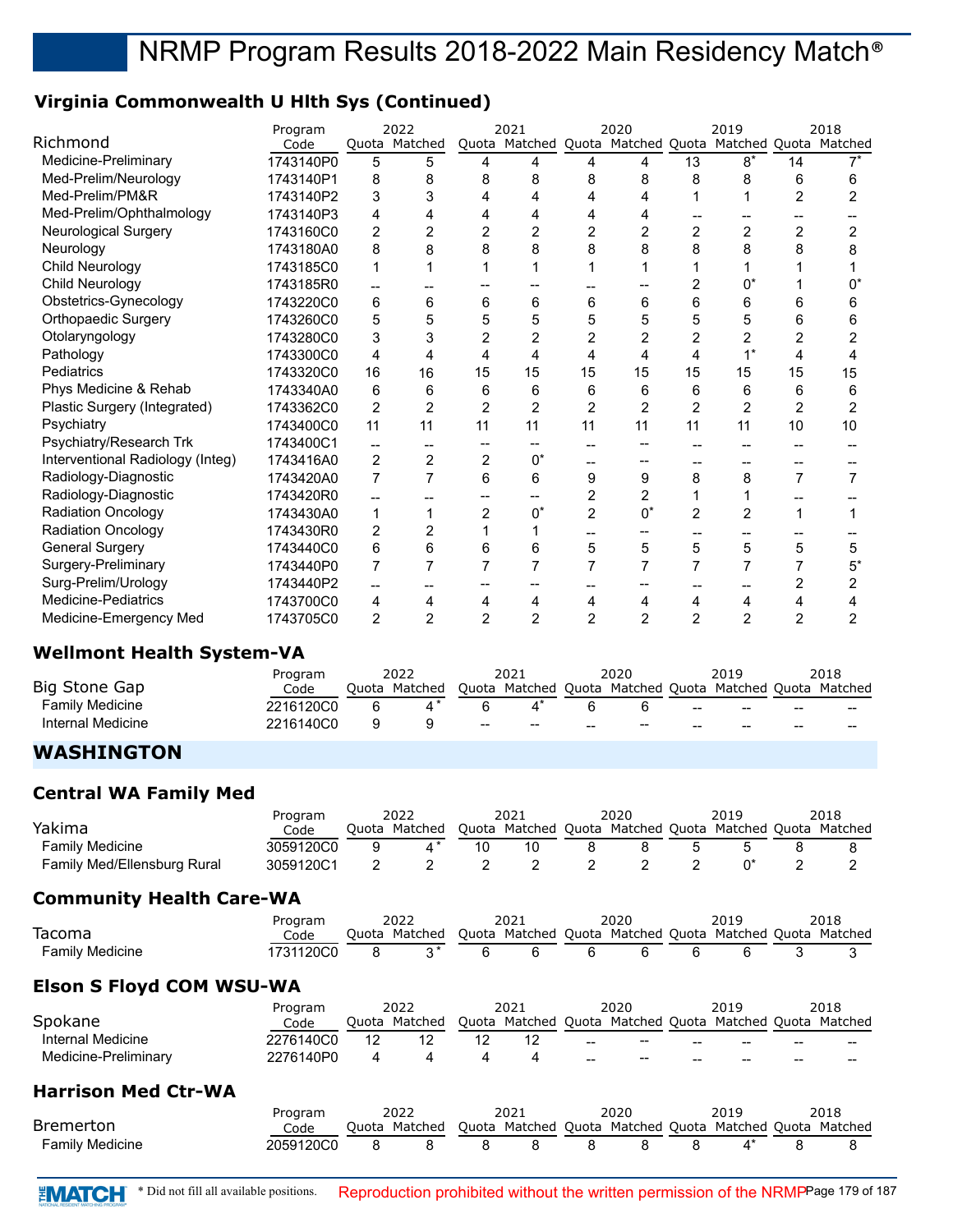### Virginia Commonwealth U Hlth Sys (Continued)

| Richmond | Program Code | 2022 Quota | 2022 Matched | 2021 Quota | 2021 Matched | 2020 Quota | 2020 Matched | 2019 Quota | 2019 Matched | 2018 Quota | 2018 Matched |
|---|---|---|---|---|---|---|---|---|---|---|---|
| Medicine-Preliminary | 1743140P0 | 5 | 5 | 4 | 4 | 4 | 4 | 13 | 8* | 14 | 7* |
| Med-Prelim/Neurology | 1743140P1 | 8 | 8 | 8 | 8 | 8 | 8 | 8 | 8 | 6 | 6 |
| Med-Prelim/PM&R | 1743140P2 | 3 | 3 | 4 | 4 | 4 | 4 | 1 | 1 | 2 | 2 |
| Med-Prelim/Ophthalmology | 1743140P3 | 4 | 4 | 4 | 4 | 4 | 4 | -- | -- | -- | -- |
| Neurological Surgery | 1743160C0 | 2 | 2 | 2 | 2 | 2 | 2 | 2 | 2 | 2 | 2 |
| Neurology | 1743180A0 | 8 | 8 | 8 | 8 | 8 | 8 | 8 | 8 | 8 | 8 |
| Child Neurology | 1743185C0 | 1 | 1 | 1 | 1 | 1 | 1 | 1 | 1 | 1 | 1 |
| Child Neurology | 1743185R0 | -- | -- | -- | -- | -- | -- | 2 | 0* | 1 | 0* |
| Obstetrics-Gynecology | 1743220C0 | 6 | 6 | 6 | 6 | 6 | 6 | 6 | 6 | 6 | 6 |
| Orthopaedic Surgery | 1743260C0 | 5 | 5 | 5 | 5 | 5 | 5 | 5 | 5 | 6 | 6 |
| Otolaryngology | 1743280C0 | 3 | 3 | 2 | 2 | 2 | 2 | 2 | 2 | 2 | 2 |
| Pathology | 1743300C0 | 4 | 4 | 4 | 4 | 4 | 4 | 4 | 1* | 4 | 4 |
| Pediatrics | 1743320C0 | 16 | 16 | 15 | 15 | 15 | 15 | 15 | 15 | 15 | 15 |
| Phys Medicine & Rehab | 1743340A0 | 6 | 6 | 6 | 6 | 6 | 6 | 6 | 6 | 6 | 6 |
| Plastic Surgery (Integrated) | 1743362C0 | 2 | 2 | 2 | 2 | 2 | 2 | 2 | 2 | 2 | 2 |
| Psychiatry | 1743400C0 | 11 | 11 | 11 | 11 | 11 | 11 | 11 | 11 | 10 | 10 |
| Psychiatry/Research Trk | 1743400C1 | -- | -- | -- | -- | -- | -- | -- | -- | -- | -- |
| Interventional Radiology (Integ) | 1743416A0 | 2 | 2 | 2 | 0* | -- | -- | -- | -- | -- | -- |
| Radiology-Diagnostic | 1743420A0 | 7 | 7 | 6 | 6 | 9 | 9 | 8 | 8 | 7 | 7 |
| Radiology-Diagnostic | 1743420R0 | -- | -- | -- | -- | 2 | 2 | 1 | 1 | -- | -- |
| Radiation Oncology | 1743430A0 | 1 | 1 | 2 | 0* | 2 | 0* | 2 | 2 | 1 | 1 |
| Radiation Oncology | 1743430R0 | 2 | 2 | 1 | 1 | -- | -- | -- | -- | -- | -- |
| General Surgery | 1743440C0 | 6 | 6 | 6 | 6 | 5 | 5 | 5 | 5 | 5 | 5 |
| Surgery-Preliminary | 1743440P0 | 7 | 7 | 7 | 7 | 7 | 7 | 7 | 7 | 7 | 5* |
| Surg-Prelim/Urology | 1743440P2 | -- | -- | -- | -- | -- | -- | -- | -- | 2 | 2 |
| Medicine-Pediatrics | 1743700C0 | 4 | 4 | 4 | 4 | 4 | 4 | 4 | 4 | 4 | 4 |
| Medicine-Emergency Med | 1743705C0 | 2 | 2 | 2 | 2 | 2 | 2 | 2 | 2 | 2 | 2 |

### Wellmont Health System-VA

| Big Stone Gap | Program Code | 2022 Quota | 2022 Matched | 2021 Quota | 2021 Matched | 2020 Quota | 2020 Matched | 2019 Quota | 2019 Matched | 2018 Quota | 2018 Matched |
|---|---|---|---|---|---|---|---|---|---|---|---|
| Family Medicine | 2216120C0 | 6 | 4* | 6 | 4* | 6 | 6 | -- | -- | -- | -- |
| Internal Medicine | 2216140C0 | 9 | 9 | -- | -- | -- | -- | -- | -- | -- | -- |

## WASHINGTON

### Central WA Family Med

| Yakima | Program Code | 2022 Quota | 2022 Matched | 2021 Quota | 2021 Matched | 2020 Quota | 2020 Matched | 2019 Quota | 2019 Matched | 2018 Quota | 2018 Matched |
|---|---|---|---|---|---|---|---|---|---|---|---|
| Family Medicine | 3059120C0 | 9 | 4* | 10 | 10 | 8 | 8 | 5 | 5 | 8 | 8 |
| Family Med/Ellensburg Rural | 3059120C1 | 2 | 2 | 2 | 2 | 2 | 2 | 2 | 0* | 2 | 2 |

### Community Health Care-WA

| Tacoma | Program Code | 2022 Quota | 2022 Matched | 2021 Quota | 2021 Matched | 2020 Quota | 2020 Matched | 2019 Quota | 2019 Matched | 2018 Quota | 2018 Matched |
|---|---|---|---|---|---|---|---|---|---|---|---|
| Family Medicine | 1731120C0 | 8 | 3* | 6 | 6 | 6 | 6 | 6 | 6 | 3 | 3 |

### Elson S Floyd COM WSU-WA

| Spokane | Program Code | 2022 Quota | 2022 Matched | 2021 Quota | 2021 Matched | 2020 Quota | 2020 Matched | 2019 Quota | 2019 Matched | 2018 Quota | 2018 Matched |
|---|---|---|---|---|---|---|---|---|---|---|---|
| Internal Medicine | 2276140C0 | 12 | 12 | 12 | 12 | -- | -- | -- | -- | -- | -- |
| Medicine-Preliminary | 2276140P0 | 4 | 4 | 4 | 4 | -- | -- | -- | -- | -- | -- |

### Harrison Med Ctr-WA

| Bremerton | Program Code | 2022 Quota | 2022 Matched | 2021 Quota | 2021 Matched | 2020 Quota | 2020 Matched | 2019 Quota | 2019 Matched | 2018 Quota | 2018 Matched |
|---|---|---|---|---|---|---|---|---|---|---|---|
| Family Medicine | 2059120C0 | 8 | 8 | 8 | 8 | 8 | 8 | 8 | 4* | 8 | 8 |

* Did not fill all available positions.

Reproduction prohibited without the written permission of the NRMP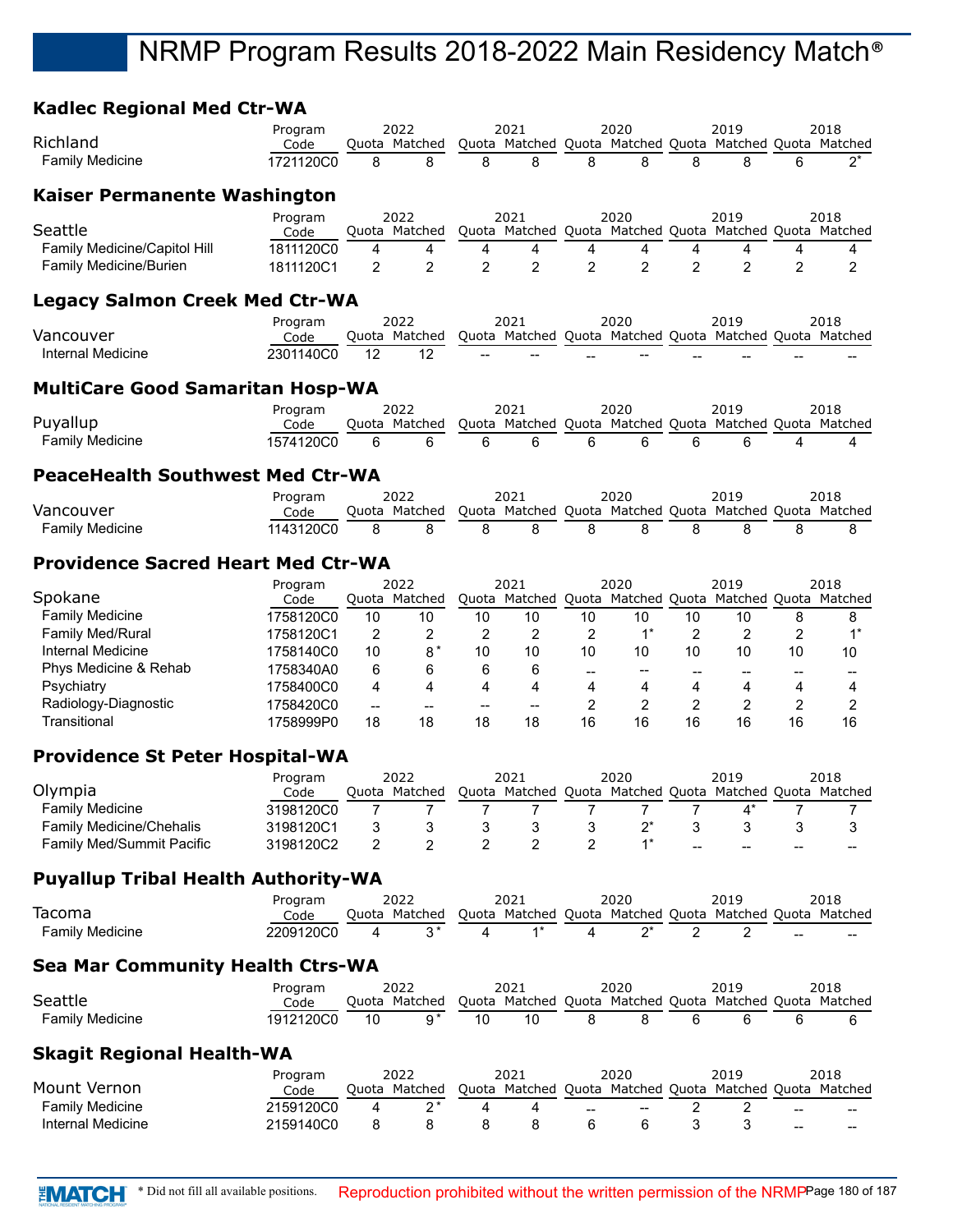# NRMP Program Results 2018-2022 Main Residency Match®

## Kadlec Regional Med Ctr-WA

| Richland | Program Code | 2022 Quota | 2022 Matched | 2021 Quota | 2021 Matched | 2020 Quota | 2020 Matched | 2019 Quota | 2019 Matched | 2018 Quota | 2018 Matched |
|---|---|---|---|---|---|---|---|---|---|---|---|
| Family Medicine | 1721120C0 | 8 | 8 | 8 | 8 | 8 | 8 | 8 | 8 | 6 | 2* |

## Kaiser Permanente Washington

| Seattle | Program Code | 2022 Quota | 2022 Matched | 2021 Quota | 2021 Matched | 2020 Quota | 2020 Matched | 2019 Quota | 2019 Matched | 2018 Quota | 2018 Matched |
|---|---|---|---|---|---|---|---|---|---|---|---|
| Family Medicine/Capitol Hill | 1811120C0 | 4 | 4 | 4 | 4 | 4 | 4 | 4 | 4 | 4 | 4 |
| Family Medicine/Burien | 1811120C1 | 2 | 2 | 2 | 2 | 2 | 2 | 2 | 2 | 2 | 2 |

## Legacy Salmon Creek Med Ctr-WA

| Vancouver | Program Code | 2022 Quota | 2022 Matched | 2021 Quota | 2021 Matched | 2020 Quota | 2020 Matched | 2019 Quota | 2019 Matched | 2018 Quota | 2018 Matched |
|---|---|---|---|---|---|---|---|---|---|---|---|
| Internal Medicine | 2301140C0 | 12 | 12 | -- | -- | -- | -- | -- | -- | -- | -- |

## MultiCare Good Samaritan Hosp-WA

| Puyallup | Program Code | 2022 Quota | 2022 Matched | 2021 Quota | 2021 Matched | 2020 Quota | 2020 Matched | 2019 Quota | 2019 Matched | 2018 Quota | 2018 Matched |
|---|---|---|---|---|---|---|---|---|---|---|---|
| Family Medicine | 1574120C0 | 6 | 6 | 6 | 6 | 6 | 6 | 6 | 6 | 4 | 4 |

## PeaceHealth Southwest Med Ctr-WA

| Vancouver | Program Code | 2022 Quota | 2022 Matched | 2021 Quota | 2021 Matched | 2020 Quota | 2020 Matched | 2019 Quota | 2019 Matched | 2018 Quota | 2018 Matched |
|---|---|---|---|---|---|---|---|---|---|---|---|
| Family Medicine | 1143120C0 | 8 | 8 | 8 | 8 | 8 | 8 | 8 | 8 | 8 | 8 |

## Providence Sacred Heart Med Ctr-WA

| Spokane | Program Code | 2022 Quota | 2022 Matched | 2021 Quota | 2021 Matched | 2020 Quota | 2020 Matched | 2019 Quota | 2019 Matched | 2018 Quota | 2018 Matched |
|---|---|---|---|---|---|---|---|---|---|---|---|
| Family Medicine | 1758120C0 | 10 | 10 | 10 | 10 | 10 | 10 | 10 | 10 | 8 | 8 |
| Family Med/Rural | 1758120C1 | 2 | 2 | 2 | 2 | 2 | 1* | 2 | 2 | 2 | 1* |
| Internal Medicine | 1758140C0 | 10 | 8* | 10 | 10 | 10 | 10 | 10 | 10 | 10 | 10 |
| Phys Medicine & Rehab | 1758340A0 | 6 | 6 | 6 | 6 | -- | -- | -- | -- | -- | -- |
| Psychiatry | 1758400C0 | 4 | 4 | 4 | 4 | 4 | 4 | 4 | 4 | 4 | 4 |
| Radiology-Diagnostic | 1758420C0 | -- | -- | -- | -- | 2 | 2 | 2 | 2 | 2 | 2 |
| Transitional | 1758999P0 | 18 | 18 | 18 | 18 | 16 | 16 | 16 | 16 | 16 | 16 |

## Providence St Peter Hospital-WA

| Olympia | Program Code | 2022 Quota | 2022 Matched | 2021 Quota | 2021 Matched | 2020 Quota | 2020 Matched | 2019 Quota | 2019 Matched | 2018 Quota | 2018 Matched |
|---|---|---|---|---|---|---|---|---|---|---|---|
| Family Medicine | 3198120C0 | 7 | 7 | 7 | 7 | 7 | 7 | 7 | 4* | 7 | 7 |
| Family Medicine/Chehalis | 3198120C1 | 3 | 3 | 3 | 3 | 3 | 2* | 3 | 3 | 3 | 3 |
| Family Med/Summit Pacific | 3198120C2 | 2 | 2 | 2 | 2 | 2 | 1* | -- | -- | -- | -- |

## Puyallup Tribal Health Authority-WA

| Tacoma | Program Code | 2022 Quota | 2022 Matched | 2021 Quota | 2021 Matched | 2020 Quota | 2020 Matched | 2019 Quota | 2019 Matched | 2018 Quota | 2018 Matched |
|---|---|---|---|---|---|---|---|---|---|---|---|
| Family Medicine | 2209120C0 | 4 | 3* | 4 | 1* | 4 | 2* | 2 | 2 | -- | -- |

## Sea Mar Community Health Ctrs-WA

| Seattle | Program Code | 2022 Quota | 2022 Matched | 2021 Quota | 2021 Matched | 2020 Quota | 2020 Matched | 2019 Quota | 2019 Matched | 2018 Quota | 2018 Matched |
|---|---|---|---|---|---|---|---|---|---|---|---|
| Family Medicine | 1912120C0 | 10 | 9* | 10 | 10 | 8 | 8 | 6 | 6 | 6 | 6 |

## Skagit Regional Health-WA

| Mount Vernon | Program Code | 2022 Quota | 2022 Matched | 2021 Quota | 2021 Matched | 2020 Quota | 2020 Matched | 2019 Quota | 2019 Matched | 2018 Quota | 2018 Matched |
|---|---|---|---|---|---|---|---|---|---|---|---|
| Family Medicine | 2159120C0 | 4 | 2* | 4 | 4 | -- | -- | 2 | 2 | -- | -- |
| Internal Medicine | 2159140C0 | 8 | 8 | 8 | 8 | 6 | 6 | 3 | 3 | -- | -- |

* Did not fill all available positions.

Reproduction prohibited without the written permission of the NRMP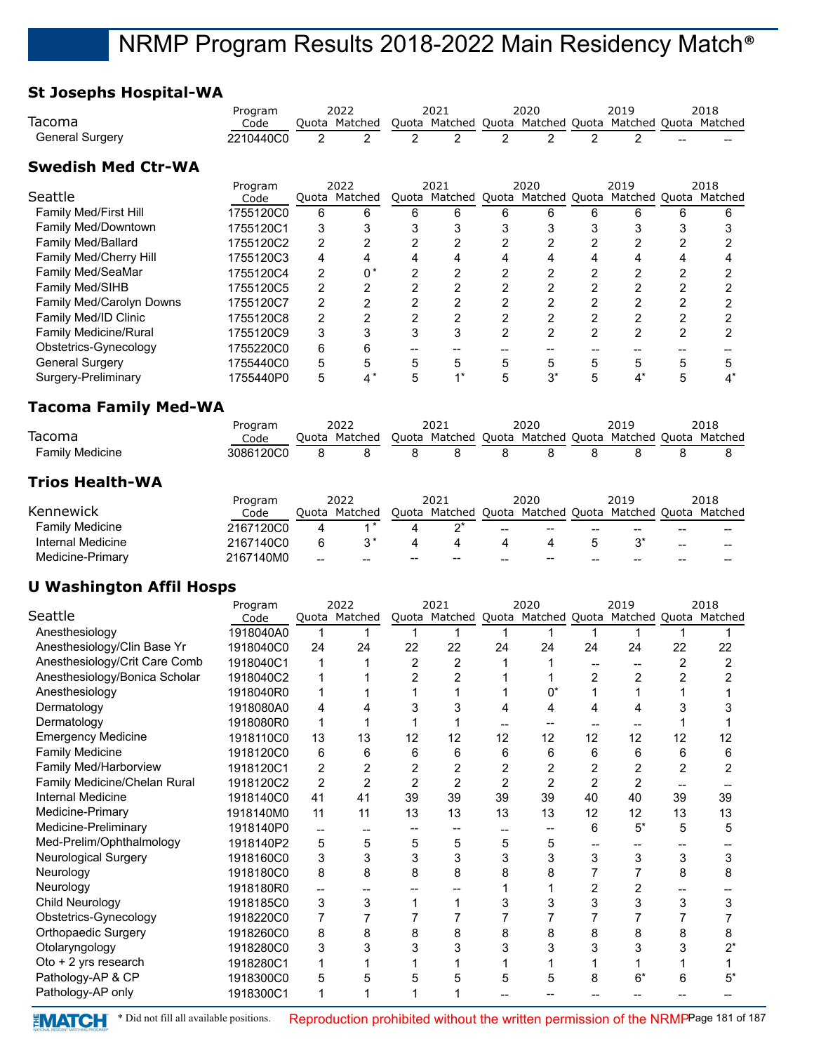## St Josephs Hospital-WA

| Tacoma | Program Code | 2022 Quota | 2022 Matched | 2021 Quota | 2021 Matched | 2020 Quota | 2020 Matched | 2019 Quota | 2019 Matched | 2018 Quota | 2018 Matched |
|---|---|---|---|---|---|---|---|---|---|---|---|
| General Surgery | 2210440C0 | 2 | 2 | 2 | 2 | 2 | 2 | 2 | 2 | -- | -- |

## Swedish Med Ctr-WA

| Seattle | Program Code | 2022 Quota | 2022 Matched | 2021 Quota | 2021 Matched | 2020 Quota | 2020 Matched | 2019 Quota | 2019 Matched | 2018 Quota | 2018 Matched |
|---|---|---|---|---|---|---|---|---|---|---|---|
| Family Med/First Hill | 1755120C0 | 6 | 6 | 6 | 6 | 6 | 6 | 6 | 6 | 6 | 6 |
| Family Med/Downtown | 1755120C1 | 3 | 3 | 3 | 3 | 3 | 3 | 3 | 3 | 3 | 3 |
| Family Med/Ballard | 1755120C2 | 2 | 2 | 2 | 2 | 2 | 2 | 2 | 2 | 2 | 2 |
| Family Med/Cherry Hill | 1755120C3 | 4 | 4 | 4 | 4 | 4 | 4 | 4 | 4 | 4 | 4 |
| Family Med/SeaMar | 1755120C4 | 2 | 0* | 2 | 2 | 2 | 2 | 2 | 2 | 2 | 2 |
| Family Med/SIHB | 1755120C5 | 2 | 2 | 2 | 2 | 2 | 2 | 2 | 2 | 2 | 2 |
| Family Med/Carolyn Downs | 1755120C7 | 2 | 2 | 2 | 2 | 2 | 2 | 2 | 2 | 2 | 2 |
| Family Med/ID Clinic | 1755120C8 | 2 | 2 | 2 | 2 | 2 | 2 | 2 | 2 | 2 | 2 |
| Family Medicine/Rural | 1755120C9 | 3 | 3 | 3 | 3 | 2 | 2 | 2 | 2 | 2 | 2 |
| Obstetrics-Gynecology | 1755220C0 | 6 | 6 | -- | -- | -- | -- | -- | -- | -- | -- |
| General Surgery | 1755440C0 | 5 | 5 | 5 | 5 | 5 | 5 | 5 | 5 | 5 | 5 |
| Surgery-Preliminary | 1755440P0 | 5 | 4* | 5 | 1* | 5 | 3* | 5 | 4* | 5 | 4* |

## Tacoma Family Med-WA

| Tacoma | Program Code | 2022 Quota | 2022 Matched | 2021 Quota | 2021 Matched | 2020 Quota | 2020 Matched | 2019 Quota | 2019 Matched | 2018 Quota | 2018 Matched |
|---|---|---|---|---|---|---|---|---|---|---|---|
| Family Medicine | 3086120C0 | 8 | 8 | 8 | 8 | 8 | 8 | 8 | 8 | 8 | 8 |

## Trios Health-WA

| Kennewick | Program Code | 2022 Quota | 2022 Matched | 2021 Quota | 2021 Matched | 2020 Quota | 2020 Matched | 2019 Quota | 2019 Matched | 2018 Quota | 2018 Matched |
|---|---|---|---|---|---|---|---|---|---|---|---|
| Family Medicine | 2167120C0 | 4 | 1* | 4 | 2* | -- | -- | -- | -- | -- | -- |
| Internal Medicine | 2167140C0 | 6 | 3* | 4 | 4 | 4 | 4 | 5 | 3* | -- | -- |
| Medicine-Primary | 2167140M0 | -- | -- | -- | -- | -- | -- | -- | -- | -- | -- |

## U Washington Affil Hosps

| Seattle | Program Code | 2022 Quota | 2022 Matched | 2021 Quota | 2021 Matched | 2020 Quota | 2020 Matched | 2019 Quota | 2019 Matched | 2018 Quota | 2018 Matched |
|---|---|---|---|---|---|---|---|---|---|---|---|
| Anesthesiology | 1918040A0 | 1 | 1 | 1 | 1 | 1 | 1 | 1 | 1 | 1 | 1 |
| Anesthesiology/Clin Base Yr | 1918040C0 | 24 | 24 | 22 | 22 | 24 | 24 | 24 | 24 | 22 | 22 |
| Anesthesiology/Crit Care Comb | 1918040C1 | 1 | 1 | 2 | 2 | 1 | 1 | -- | -- | 2 | 2 |
| Anesthesiology/Bonica Scholar | 1918040C2 | 1 | 1 | 2 | 2 | 1 | 1 | 2 | 2 | 2 | 2 |
| Anesthesiology | 1918040R0 | 1 | 1 | 1 | 1 | 1 | 0* | 1 | 1 | 1 | 1 |
| Dermatology | 1918080A0 | 4 | 4 | 3 | 3 | 4 | 4 | 4 | 4 | 3 | 3 |
| Dermatology | 1918080R0 | 1 | 1 | 1 | 1 | -- | -- | -- | -- | 1 | 1 |
| Emergency Medicine | 1918110C0 | 13 | 13 | 12 | 12 | 12 | 12 | 12 | 12 | 12 | 12 |
| Family Medicine | 1918120C0 | 6 | 6 | 6 | 6 | 6 | 6 | 6 | 6 | 6 | 6 |
| Family Med/Harborview | 1918120C1 | 2 | 2 | 2 | 2 | 2 | 2 | 2 | 2 | 2 | 2 |
| Family Medicine/Chelan Rural | 1918120C2 | 2 | 2 | 2 | 2 | 2 | 2 | 2 | 2 | -- | -- |
| Internal Medicine | 1918140C0 | 41 | 41 | 39 | 39 | 39 | 39 | 40 | 40 | 39 | 39 |
| Medicine-Primary | 1918140M0 | 11 | 11 | 13 | 13 | 13 | 13 | 12 | 12 | 13 | 13 |
| Medicine-Preliminary | 1918140P0 | -- | -- | -- | -- | -- | -- | 6 | 5* | 5 | 5 |
| Med-Prelim/Ophthalmology | 1918140P2 | 5 | 5 | 5 | 5 | 5 | 5 | -- | -- | -- | -- |
| Neurological Surgery | 1918160C0 | 3 | 3 | 3 | 3 | 3 | 3 | 3 | 3 | 3 | 3 |
| Neurology | 1918180C0 | 8 | 8 | 8 | 8 | 8 | 8 | 7 | 7 | 8 | 8 |
| Neurology | 1918180R0 | -- | -- | -- | -- | 1 | 1 | 2 | 2 | -- | -- |
| Child Neurology | 1918185C0 | 3 | 3 | 1 | 1 | 3 | 3 | 3 | 3 | 3 | 3 |
| Obstetrics-Gynecology | 1918220C0 | 7 | 7 | 7 | 7 | 7 | 7 | 7 | 7 | 7 | 7 |
| Orthopaedic Surgery | 1918260C0 | 8 | 8 | 8 | 8 | 8 | 8 | 8 | 8 | 8 | 8 |
| Otolaryngology | 1918280C0 | 3 | 3 | 3 | 3 | 3 | 3 | 3 | 3 | 3 | 2* |
| Oto + 2 yrs research | 1918280C1 | 1 | 1 | 1 | 1 | 1 | 1 | 1 | 1 | 1 | 1 |
| Pathology-AP & CP | 1918300C0 | 5 | 5 | 5 | 5 | 5 | 5 | 8 | 6* | 6 | 5* |
| Pathology-AP only | 1918300C1 | 1 | 1 | 1 | 1 | -- | -- | -- | -- | -- | -- |

\* Did not fill all available positions.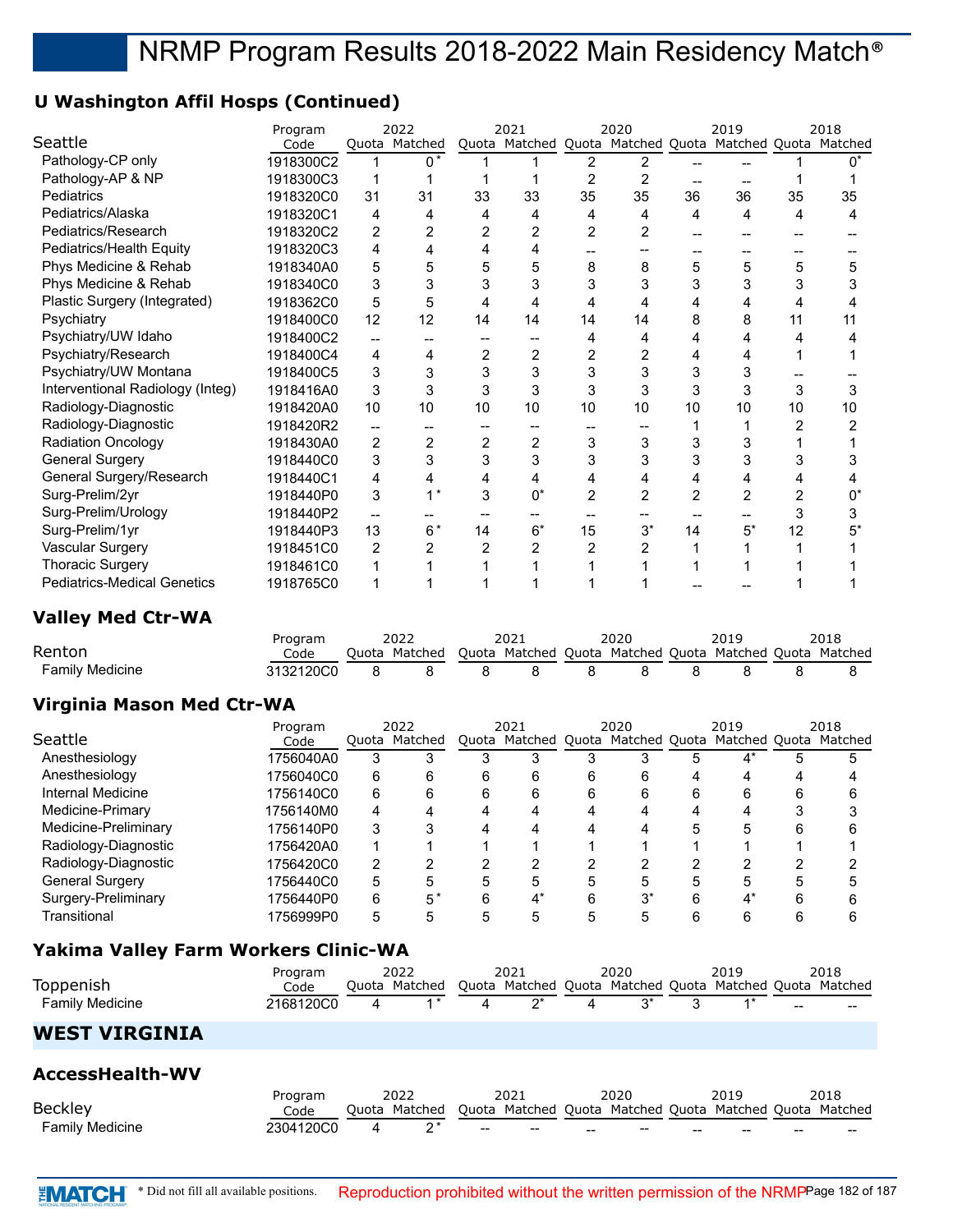## U Washington Affil Hosps (Continued)

| Seattle | Program Code | 2022 Quota | 2022 Matched | 2021 Quota | 2021 Matched | 2020 Quota | 2020 Matched | 2019 Quota | 2019 Matched | 2018 Quota | 2018 Matched |
|---|---|---|---|---|---|---|---|---|---|---|---|
| Pathology-CP only | 1918300C2 | 1 | 0* | 1 | 1 | 2 | 2 | -- | -- | 1 | 0* |
| Pathology-AP & NP | 1918300C3 | 1 | 1 | 1 | 1 | 2 | 2 | -- | -- | 1 | 1 |
| Pediatrics | 1918320C0 | 31 | 31 | 33 | 33 | 35 | 35 | 36 | 36 | 35 | 35 |
| Pediatrics/Alaska | 1918320C1 | 4 | 4 | 4 | 4 | 4 | 4 | 4 | 4 | 4 | 4 |
| Pediatrics/Research | 1918320C2 | 2 | 2 | 2 | 2 | 2 | 2 | -- | -- | -- | -- |
| Pediatrics/Health Equity | 1918320C3 | 4 | 4 | 4 | 4 | -- | -- | -- | -- | -- | -- |
| Phys Medicine & Rehab | 1918340A0 | 5 | 5 | 5 | 5 | 8 | 8 | 5 | 5 | 5 | 5 |
| Phys Medicine & Rehab | 1918340C0 | 3 | 3 | 3 | 3 | 3 | 3 | 3 | 3 | 3 | 3 |
| Plastic Surgery (Integrated) | 1918362C0 | 5 | 5 | 4 | 4 | 4 | 4 | 4 | 4 | 4 | 4 |
| Psychiatry | 1918400C0 | 12 | 12 | 14 | 14 | 14 | 14 | 8 | 8 | 11 | 11 |
| Psychiatry/UW Idaho | 1918400C2 | -- | -- | -- | -- | 4 | 4 | 4 | 4 | 4 | 4 |
| Psychiatry/Research | 1918400C4 | 4 | 4 | 2 | 2 | 2 | 2 | 4 | 4 | 1 | 1 |
| Psychiatry/UW Montana | 1918400C5 | 3 | 3 | 3 | 3 | 3 | 3 | 3 | 3 | -- | -- |
| Interventional Radiology (Integ) | 1918416A0 | 3 | 3 | 3 | 3 | 3 | 3 | 3 | 3 | 3 | 3 |
| Radiology-Diagnostic | 1918420A0 | 10 | 10 | 10 | 10 | 10 | 10 | 10 | 10 | 10 | 10 |
| Radiology-Diagnostic | 1918420R2 | -- | -- | -- | -- | -- | -- | 1 | 1 | 2 | 2 |
| Radiation Oncology | 1918430A0 | 2 | 2 | 2 | 2 | 3 | 3 | 3 | 3 | 1 | 1 |
| General Surgery | 1918440C0 | 3 | 3 | 3 | 3 | 3 | 3 | 3 | 3 | 3 | 3 |
| General Surgery/Research | 1918440C1 | 4 | 4 | 4 | 4 | 4 | 4 | 4 | 4 | 4 | 4 |
| Surg-Prelim/2yr | 1918440P0 | 3 | 1* | 3 | 0* | 2 | 2 | 2 | 2 | 2 | 0* |
| Surg-Prelim/Urology | 1918440P2 | -- | -- | -- | -- | -- | -- | -- | -- | 3 | 3 |
| Surg-Prelim/1yr | 1918440P3 | 13 | 6* | 14 | 6* | 15 | 3* | 14 | 5* | 12 | 5* |
| Vascular Surgery | 1918451C0 | 2 | 2 | 2 | 2 | 2 | 2 | 1 | 1 | 1 | 1 |
| Thoracic Surgery | 1918461C0 | 1 | 1 | 1 | 1 | 1 | 1 | 1 | 1 | 1 | 1 |
| Pediatrics-Medical Genetics | 1918765C0 | 1 | 1 | 1 | 1 | 1 | 1 | -- | -- | 1 | 1 |

## Valley Med Ctr-WA

| Renton | Program Code | 2022 Quota | 2022 Matched | 2021 Quota | 2021 Matched | 2020 Quota | 2020 Matched | 2019 Quota | 2019 Matched | 2018 Quota | 2018 Matched |
|---|---|---|---|---|---|---|---|---|---|---|---|
| Family Medicine | 3132120C0 | 8 | 8 | 8 | 8 | 8 | 8 | 8 | 8 | 8 | 8 |

## Virginia Mason Med Ctr-WA

| Seattle | Program Code | 2022 Quota | 2022 Matched | 2021 Quota | 2021 Matched | 2020 Quota | 2020 Matched | 2019 Quota | 2019 Matched | 2018 Quota | 2018 Matched |
|---|---|---|---|---|---|---|---|---|---|---|---|
| Anesthesiology | 1756040A0 | 3 | 3 | 3 | 3 | 3 | 3 | 5 | 4* | 5 | 5 |
| Anesthesiology | 1756040C0 | 6 | 6 | 6 | 6 | 6 | 6 | 4 | 4 | 4 | 4 |
| Internal Medicine | 1756140C0 | 6 | 6 | 6 | 6 | 6 | 6 | 6 | 6 | 6 | 6 |
| Medicine-Primary | 1756140M0 | 4 | 4 | 4 | 4 | 4 | 4 | 4 | 4 | 3 | 3 |
| Medicine-Preliminary | 1756140P0 | 3 | 3 | 4 | 4 | 4 | 4 | 5 | 5 | 6 | 6 |
| Radiology-Diagnostic | 1756420A0 | 1 | 1 | 1 | 1 | 1 | 1 | 1 | 1 | 1 | 1 |
| Radiology-Diagnostic | 1756420C0 | 2 | 2 | 2 | 2 | 2 | 2 | 2 | 2 | 2 | 2 |
| General Surgery | 1756440C0 | 5 | 5 | 5 | 5 | 5 | 5 | 5 | 5 | 5 | 5 |
| Surgery-Preliminary | 1756440P0 | 6 | 5* | 6 | 4* | 6 | 3* | 6 | 4* | 6 | 6 |
| Transitional | 1756999P0 | 5 | 5 | 5 | 5 | 5 | 5 | 6 | 6 | 6 | 6 |

## Yakima Valley Farm Workers Clinic-WA

| Toppenish | Program Code | 2022 Quota | 2022 Matched | 2021 Quota | 2021 Matched | 2020 Quota | 2020 Matched | 2019 Quota | 2019 Matched | 2018 Quota | 2018 Matched |
|---|---|---|---|---|---|---|---|---|---|---|---|
| Family Medicine | 2168120C0 | 4 | 1* | 4 | 2* | 4 | 3* | 3 | 1* | -- | -- |

# WEST VIRGINIA

## AccessHealth-WV

| Beckley | Program Code | 2022 Quota | 2022 Matched | 2021 Quota | 2021 Matched | 2020 Quota | 2020 Matched | 2019 Quota | 2019 Matched | 2018 Quota | 2018 Matched |
|---|---|---|---|---|---|---|---|---|---|---|---|
| Family Medicine | 2304120C0 | 4 | 2* | -- | -- | -- | -- | -- | -- | -- | -- |

* Did not fill all available positions.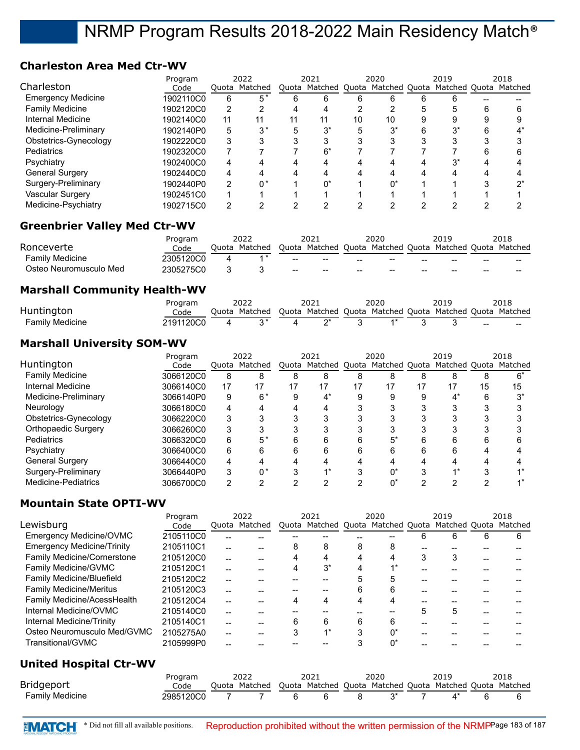# NRMP Program Results 2018-2022 Main Residency Match®

## Charleston Area Med Ctr-WV

| Charleston | Program Code | 2022 Quota | 2022 Matched | 2021 Quota | 2021 Matched | 2020 Quota | 2020 Matched | 2019 Quota | 2019 Matched | 2018 Quota | 2018 Matched |
|---|---|---|---|---|---|---|---|---|---|---|---|
| Emergency Medicine | 1902110C0 | 6 | 5* | 6 | 6 | 6 | 6 | 6 | 6 | -- | -- |
| Family Medicine | 1902120C0 | 2 | 2 | 4 | 4 | 2 | 2 | 5 | 5 | 6 | 6 |
| Internal Medicine | 1902140C0 | 11 | 11 | 11 | 11 | 10 | 10 | 9 | 9 | 9 | 9 |
| Medicine-Preliminary | 1902140P0 | 5 | 3* | 5 | 3* | 5 | 3* | 6 | 3* | 6 | 4* |
| Obstetrics-Gynecology | 1902220C0 | 3 | 3 | 3 | 3 | 3 | 3 | 3 | 3 | 3 | 3 |
| Pediatrics | 1903320C0 | 7 | 7 | 7 | 6* | 7 | 7 | 7 | 7 | 6 | 6 |
| Psychiatry | 1902400C0 | 4 | 4 | 4 | 4 | 4 | 4 | 4 | 3* | 4 | 4 |
| General Surgery | 1902440C0 | 4 | 4 | 4 | 4 | 4 | 4 | 4 | 4 | 4 | 4 |
| Surgery-Preliminary | 1902440P0 | 2 | 0* | 1 | 0* | 1 | 0* | 1 | 1 | 3 | 2* |
| Vascular Surgery | 1902451C0 | 1 | 1 | 1 | 1 | 1 | 1 | 1 | 1 | 1 | 1 |
| Medicine-Psychiatry | 1902715C0 | 2 | 2 | 2 | 2 | 2 | 2 | 2 | 2 | 2 | 2 |

## Greenbrier Valley Med Ctr-WV

| Ronceverte | Program Code | 2022 Quota | 2022 Matched | 2021 Quota | 2021 Matched | 2020 Quota | 2020 Matched | 2019 Quota | 2019 Matched | 2018 Quota | 2018 Matched |
|---|---|---|---|---|---|---|---|---|---|---|---|
| Family Medicine | 2305120C0 | 4 | 1* | -- | -- | -- | -- | -- | -- | -- | -- |
| Osteo Neuromusculo Med | 2305275C0 | 3 | 3 | -- | -- | -- | -- | -- | -- | -- | -- |

## Marshall Community Health-WV

| Huntington | Program Code | 2022 Quota | 2022 Matched | 2021 Quota | 2021 Matched | 2020 Quota | 2020 Matched | 2019 Quota | 2019 Matched | 2018 Quota | 2018 Matched |
|---|---|---|---|---|---|---|---|---|---|---|---|
| Family Medicine | 2191120C0 | 4 | 3* | 4 | 2* | 3 | 1* | 3 | 3 | -- | -- |

## Marshall University SOM-WV

| Huntington | Program Code | 2022 Quota | 2022 Matched | 2021 Quota | 2021 Matched | 2020 Quota | 2020 Matched | 2019 Quota | 2019 Matched | 2018 Quota | 2018 Matched |
|---|---|---|---|---|---|---|---|---|---|---|---|
| Family Medicine | 3066120C0 | 8 | 8 | 8 | 8 | 8 | 8 | 8 | 8 | 8 | 6* |
| Internal Medicine | 3066140C0 | 17 | 17 | 17 | 17 | 17 | 17 | 17 | 17 | 15 | 15 |
| Medicine-Preliminary | 3066140P0 | 9 | 6* | 9 | 4* | 9 | 9 | 9 | 4* | 6 | 3* |
| Neurology | 3066180C0 | 4 | 4 | 4 | 4 | 3 | 3 | 3 | 3 | 3 | 3 |
| Obstetrics-Gynecology | 3066220C0 | 3 | 3 | 3 | 3 | 3 | 3 | 3 | 3 | 3 | 3 |
| Orthopaedic Surgery | 3066260C0 | 3 | 3 | 3 | 3 | 3 | 3 | 3 | 3 | 3 | 3 |
| Pediatrics | 3066320C0 | 6 | 5* | 6 | 6 | 6 | 5* | 6 | 6 | 6 | 6 |
| Psychiatry | 3066400C0 | 6 | 6 | 6 | 6 | 6 | 6 | 6 | 6 | 4 | 4 |
| General Surgery | 3066440C0 | 4 | 4 | 4 | 4 | 4 | 4 | 4 | 4 | 4 | 4 |
| Surgery-Preliminary | 3066440P0 | 3 | 0* | 3 | 1* | 3 | 0* | 3 | 1* | 3 | 1* |
| Medicine-Pediatrics | 3066700C0 | 2 | 2 | 2 | 2 | 2 | 0* | 2 | 2 | 2 | 1* |

## Mountain State OPTI-WV

| Lewisburg | Program Code | 2022 Quota | 2022 Matched | 2021 Quota | 2021 Matched | 2020 Quota | 2020 Matched | 2019 Quota | 2019 Matched | 2018 Quota | 2018 Matched |
|---|---|---|---|---|---|---|---|---|---|---|---|
| Emergency Medicine/OVMC | 2105110C0 | -- | -- | -- | -- | -- | -- | 6 | 6 | 6 | 6 |
| Emergency Medicine/Trinity | 2105110C1 | -- | -- | 8 | 8 | 8 | 8 | -- | -- | -- | -- |
| Family Medicine/Cornerstone | 2105120C0 | -- | -- | 4 | 4 | 4 | 4 | 3 | 3 | -- | -- |
| Family Medicine/GVMC | 2105120C1 | -- | -- | 4 | 3* | 4 | 1* | -- | -- | -- | -- |
| Family Medicine/Bluefield | 2105120C2 | -- | -- | -- | -- | 5 | 5 | -- | -- | -- | -- |
| Family Medicine/Meritus | 2105120C3 | -- | -- | -- | -- | 6 | 6 | -- | -- | -- | -- |
| Family Medicine/AcessHealth | 2105120C4 | -- | -- | 4 | 4 | 4 | 4 | -- | -- | -- | -- |
| Internal Medicine/OVMC | 2105140C0 | -- | -- | -- | -- | -- | -- | 5 | 5 | -- | -- |
| Internal Medicine/Trinity | 2105140C1 | -- | -- | 6 | 6 | 6 | 6 | -- | -- | -- | -- |
| Osteo Neuromusculo Med/GVMC | 2105275A0 | -- | -- | 3 | 1* | 3 | 0* | -- | -- | -- | -- |
| Transitional/GVMC | 2105999P0 | -- | -- | -- | -- | 3 | 0* | -- | -- | -- | -- |

## United Hospital Ctr-WV

| Bridgeport | Program Code | 2022 Quota | 2022 Matched | 2021 Quota | 2021 Matched | 2020 Quota | 2020 Matched | 2019 Quota | 2019 Matched | 2018 Quota | 2018 Matched |
|---|---|---|---|---|---|---|---|---|---|---|---|
| Family Medicine | 2985120C0 | 7 | 7 | 6 | 6 | 8 | 3* | 7 | 4* | 6 | 6 |

\* Did not fill all available positions.

Reproduction prohibited without the written permission of the NRMP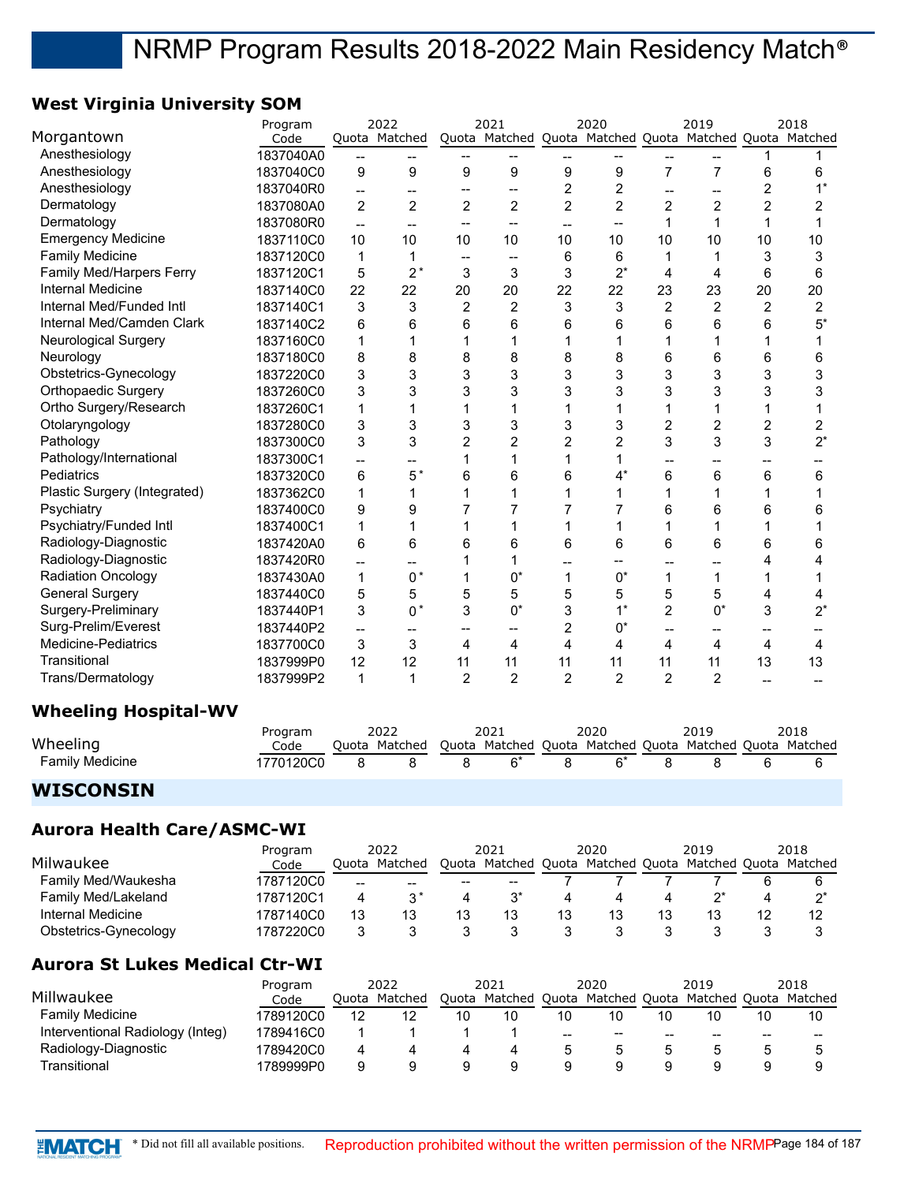# NRMP Program Results 2018-2022 Main Residency Match®

## West Virginia University SOM

| Morgantown | Program Code | 2022 Quota | 2022 Matched | 2021 Quota | 2021 Matched | 2020 Quota | 2020 Matched | 2019 Quota | 2019 Matched | 2018 Quota | 2018 Matched |
|---|---|---|---|---|---|---|---|---|---|---|---|
| Anesthesiology | 1837040A0 | -- | -- | -- | -- | -- | -- | -- | -- | 1 | 1 |
| Anesthesiology | 1837040C0 | 9 | 9 | 9 | 9 | 9 | 9 | 7 | 7 | 6 | 6 |
| Anesthesiology | 1837040R0 | -- | -- | -- | -- | 2 | 2 | -- | -- | 2 | 1* |
| Dermatology | 1837080A0 | 2 | 2 | 2 | 2 | 2 | 2 | 2 | 2 | 2 | 2 |
| Dermatology | 1837080R0 | -- | -- | -- | -- | -- | -- | 1 | 1 | 1 | 1 |
| Emergency Medicine | 1837110C0 | 10 | 10 | 10 | 10 | 10 | 10 | 10 | 10 | 10 | 10 |
| Family Medicine | 1837120C0 | 1 | 1 | -- | -- | 6 | 6 | 1 | 1 | 3 | 3 |
| Family Med/Harpers Ferry | 1837120C1 | 5 | 2* | 3 | 3 | 3 | 2* | 4 | 4 | 6 | 6 |
| Internal Medicine | 1837140C0 | 22 | 22 | 20 | 20 | 22 | 22 | 23 | 23 | 20 | 20 |
| Internal Med/Funded Intl | 1837140C1 | 3 | 3 | 2 | 2 | 3 | 3 | 2 | 2 | 2 | 2 |
| Internal Med/Camden Clark | 1837140C2 | 6 | 6 | 6 | 6 | 6 | 6 | 6 | 6 | 6 | 5* |
| Neurological Surgery | 1837160C0 | 1 | 1 | 1 | 1 | 1 | 1 | 1 | 1 | 1 | 1 |
| Neurology | 1837180C0 | 8 | 8 | 8 | 8 | 8 | 8 | 6 | 6 | 6 | 6 |
| Obstetrics-Gynecology | 1837220C0 | 3 | 3 | 3 | 3 | 3 | 3 | 3 | 3 | 3 | 3 |
| Orthopaedic Surgery | 1837260C0 | 3 | 3 | 3 | 3 | 3 | 3 | 3 | 3 | 3 | 3 |
| Ortho Surgery/Research | 1837260C1 | 1 | 1 | 1 | 1 | 1 | 1 | 1 | 1 | 1 | 1 |
| Otolaryngology | 1837280C0 | 3 | 3 | 3 | 3 | 3 | 3 | 2 | 2 | 2 | 2 |
| Pathology | 1837300C0 | 3 | 3 | 2 | 2 | 2 | 2 | 3 | 3 | 3 | 2* |
| Pathology/International | 1837300C1 | -- | -- | 1 | 1 | 1 | 1 | -- | -- | -- | -- |
| Pediatrics | 1837320C0 | 6 | 5* | 6 | 6 | 6 | 4* | 6 | 6 | 6 | 6 |
| Plastic Surgery (Integrated) | 1837362C0 | 1 | 1 | 1 | 1 | 1 | 1 | 1 | 1 | 1 | 1 |
| Psychiatry | 1837400C0 | 9 | 9 | 7 | 7 | 7 | 7 | 6 | 6 | 6 | 6 |
| Psychiatry/Funded Intl | 1837400C1 | 1 | 1 | 1 | 1 | 1 | 1 | 1 | 1 | 1 | 1 |
| Radiology-Diagnostic | 1837420A0 | 6 | 6 | 6 | 6 | 6 | 6 | 6 | 6 | 6 | 6 |
| Radiology-Diagnostic | 1837420R0 | -- | -- | 1 | 1 | -- | -- | -- | -- | 4 | 4 |
| Radiation Oncology | 1837430A0 | 1 | 0* | 1 | 0* | 1 | 0* | 1 | 1 | 1 | 1 |
| General Surgery | 1837440C0 | 5 | 5 | 5 | 5 | 5 | 5 | 5 | 5 | 4 | 4 |
| Surgery-Preliminary | 1837440P1 | 3 | 0* | 3 | 0* | 3 | 1* | 2 | 0* | 3 | 2* |
| Surg-Prelim/Everest | 1837440P2 | -- | -- | -- | -- | 2 | 0* | -- | -- | -- | -- |
| Medicine-Pediatrics | 1837700C0 | 3 | 3 | 4 | 4 | 4 | 4 | 4 | 4 | 4 | 4 |
| Transitional | 1837999P0 | 12 | 12 | 11 | 11 | 11 | 11 | 11 | 11 | 13 | 13 |
| Trans/Dermatology | 1837999P2 | 1 | 1 | 2 | 2 | 2 | 2 | 2 | 2 | -- | -- |

## Wheeling Hospital-WV

| Wheeling | Program Code | 2022 Quota | 2022 Matched | 2021 Quota | 2021 Matched | 2020 Quota | 2020 Matched | 2019 Quota | 2019 Matched | 2018 Quota | 2018 Matched |
|---|---|---|---|---|---|---|---|---|---|---|---|
| Family Medicine | 1770120C0 | 8 | 8 | 8 | 6* | 8 | 6* | 8 | 8 | 6 | 6 |

# WISCONSIN

## Aurora Health Care/ASMC-WI

| Milwaukee | Program Code | 2022 Quota | 2022 Matched | 2021 Quota | 2021 Matched | 2020 Quota | 2020 Matched | 2019 Quota | 2019 Matched | 2018 Quota | 2018 Matched |
|---|---|---|---|---|---|---|---|---|---|---|---|
| Family Med/Waukesha | 1787120C0 | -- | -- | -- | -- | 7 | 7 | 7 | 7 | 6 | 6 |
| Family Med/Lakeland | 1787120C1 | 4 | 3* | 4 | 3* | 4 | 4 | 4 | 2* | 4 | 2* |
| Internal Medicine | 1787140C0 | 13 | 13 | 13 | 13 | 13 | 13 | 13 | 13 | 12 | 12 |
| Obstetrics-Gynecology | 1787220C0 | 3 | 3 | 3 | 3 | 3 | 3 | 3 | 3 | 3 | 3 |

## Aurora St Lukes Medical Ctr-WI

| Millwaukee | Program Code | 2022 Quota | 2022 Matched | 2021 Quota | 2021 Matched | 2020 Quota | 2020 Matched | 2019 Quota | 2019 Matched | 2018 Quota | 2018 Matched |
|---|---|---|---|---|---|---|---|---|---|---|---|
| Family Medicine | 1789120C0 | 12 | 12 | 10 | 10 | 10 | 10 | 10 | 10 | 10 | 10 |
| Interventional Radiology (Integ) | 1789416C0 | 1 | 1 | 1 | 1 | -- | -- | -- | -- | -- | -- |
| Radiology-Diagnostic | 1789420C0 | 4 | 4 | 4 | 4 | 5 | 5 | 5 | 5 | 5 | 5 |
| Transitional | 1789999P0 | 9 | 9 | 9 | 9 | 9 | 9 | 9 | 9 | 9 | 9 |

* Did not fill all available positions.

Reproduction prohibited without the written permission of the NRMP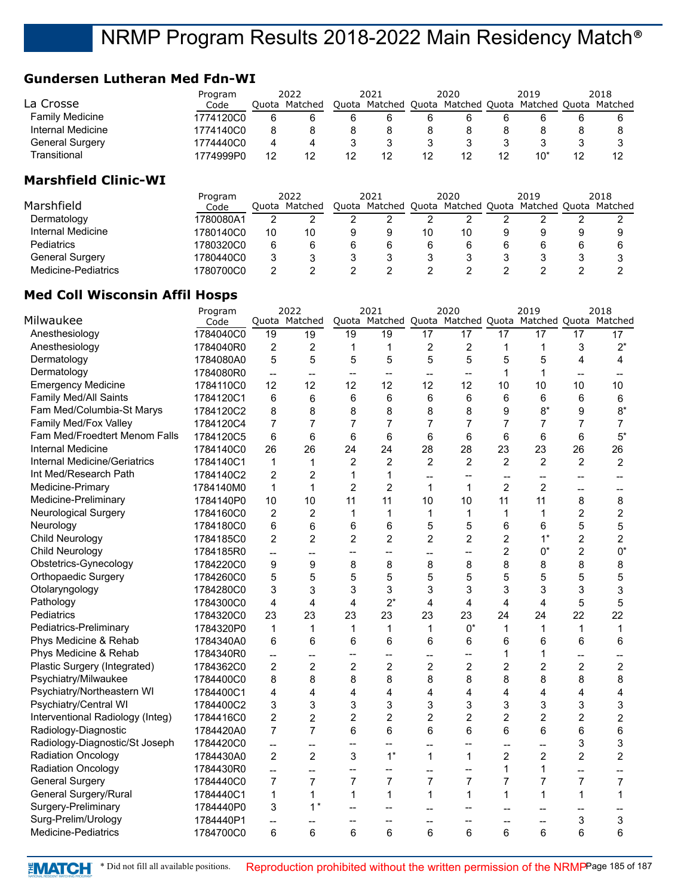## Gundersen Lutheran Med Fdn-WI

| La Crosse | Program Code | 2022 Quota | 2022 Matched | 2021 Quota | 2021 Matched | 2020 Quota | 2020 Matched | 2019 Quota | 2019 Matched | 2018 Quota | 2018 Matched |
|---|---|---|---|---|---|---|---|---|---|---|---|
| Family Medicine | 1774120C0 | 6 | 6 | 6 | 6 | 6 | 6 | 6 | 6 | 6 | 6 |
| Internal Medicine | 1774140C0 | 8 | 8 | 8 | 8 | 8 | 8 | 8 | 8 | 8 | 8 |
| General Surgery | 1774440C0 | 4 | 4 | 3 | 3 | 3 | 3 | 3 | 3 | 3 | 3 |
| Transitional | 1774999P0 | 12 | 12 | 12 | 12 | 12 | 12 | 12 | 10* | 12 | 12 |

## Marshfield Clinic-WI

| Marshfield | Program Code | 2022 Quota | 2022 Matched | 2021 Quota | 2021 Matched | 2020 Quota | 2020 Matched | 2019 Quota | 2019 Matched | 2018 Quota | 2018 Matched |
|---|---|---|---|---|---|---|---|---|---|---|---|
| Dermatology | 1780080A1 | 2 | 2 | 2 | 2 | 2 | 2 | 2 | 2 | 2 | 2 |
| Internal Medicine | 1780140C0 | 10 | 10 | 9 | 9 | 10 | 10 | 9 | 9 | 9 | 9 |
| Pediatrics | 1780320C0 | 6 | 6 | 6 | 6 | 6 | 6 | 6 | 6 | 6 | 6 |
| General Surgery | 1780440C0 | 3 | 3 | 3 | 3 | 3 | 3 | 3 | 3 | 3 | 3 |
| Medicine-Pediatrics | 1780700C0 | 2 | 2 | 2 | 2 | 2 | 2 | 2 | 2 | 2 | 2 |

## Med Coll Wisconsin Affil Hosps

| Milwaukee | Program Code | 2022 Quota | 2022 Matched | 2021 Quota | 2021 Matched | 2020 Quota | 2020 Matched | 2019 Quota | 2019 Matched | 2018 Quota | 2018 Matched |
|---|---|---|---|---|---|---|---|---|---|---|---|
| Anesthesiology | 1784040C0 | 19 | 19 | 19 | 19 | 17 | 17 | 17 | 17 | 17 | 17 |
| Anesthesiology | 1784040R0 | 2 | 2 | 1 | 1 | 2 | 2 | 1 | 1 | 3 | 2* |
| Dermatology | 1784080A0 | 5 | 5 | 5 | 5 | 5 | 5 | 5 | 5 | 4 | 4 |
| Dermatology | 1784080R0 | -- | -- | -- | -- | -- | -- | 1 | 1 | -- | -- |
| Emergency Medicine | 1784110C0 | 12 | 12 | 12 | 12 | 12 | 12 | 10 | 10 | 10 | 10 |
| Family Med/All Saints | 1784120C1 | 6 | 6 | 6 | 6 | 6 | 6 | 6 | 6 | 6 | 6 |
| Fam Med/Columbia-St Marys | 1784120C2 | 8 | 8 | 8 | 8 | 8 | 8 | 9 | 8* | 9 | 8* |
| Family Med/Fox Valley | 1784120C4 | 7 | 7 | 7 | 7 | 7 | 7 | 7 | 7 | 7 | 7 |
| Fam Med/Froedtert Menom Falls | 1784120C5 | 6 | 6 | 6 | 6 | 6 | 6 | 6 | 6 | 6 | 5* |
| Internal Medicine | 1784140C0 | 26 | 26 | 24 | 24 | 28 | 28 | 23 | 23 | 26 | 26 |
| Internal Medicine/Geriatrics | 1784140C1 | 1 | 1 | 2 | 2 | 2 | 2 | 2 | 2 | 2 | 2 |
| Int Med/Research Path | 1784140C2 | 2 | 2 | 1 | 1 | -- | -- | -- | -- | -- | -- |
| Medicine-Primary | 1784140M0 | 1 | 1 | 2 | 2 | 1 | 1 | 2 | 2 | -- | -- |
| Medicine-Preliminary | 1784140P0 | 10 | 10 | 11 | 11 | 10 | 10 | 11 | 11 | 8 | 8 |
| Neurological Surgery | 1784160C0 | 2 | 2 | 1 | 1 | 1 | 1 | 1 | 1 | 2 | 2 |
| Neurology | 1784180C0 | 6 | 6 | 6 | 6 | 5 | 5 | 6 | 6 | 5 | 5 |
| Child Neurology | 1784185C0 | 2 | 2 | 2 | 2 | 2 | 2 | 2 | 1* | 2 | 2 |
| Child Neurology | 1784185R0 | -- | -- | -- | -- | -- | -- | 2 | 0* | 2 | 0* |
| Obstetrics-Gynecology | 1784220C0 | 9 | 9 | 8 | 8 | 8 | 8 | 8 | 8 | 8 | 8 |
| Orthopaedic Surgery | 1784260C0 | 5 | 5 | 5 | 5 | 5 | 5 | 5 | 5 | 5 | 5 |
| Otolaryngology | 1784280C0 | 3 | 3 | 3 | 3 | 3 | 3 | 3 | 3 | 3 | 3 |
| Pathology | 1784300C0 | 4 | 4 | 4 | 2* | 4 | 4 | 4 | 4 | 5 | 5 |
| Pediatrics | 1784320C0 | 23 | 23 | 23 | 23 | 23 | 23 | 24 | 24 | 22 | 22 |
| Pediatrics-Preliminary | 1784320P0 | 1 | 1 | 1 | 1 | 1 | 0* | 1 | 1 | 1 | 1 |
| Phys Medicine & Rehab | 1784340A0 | 6 | 6 | 6 | 6 | 6 | 6 | 6 | 6 | 6 | 6 |
| Phys Medicine & Rehab | 1784340R0 | -- | -- | -- | -- | -- | -- | 1 | 1 | -- | -- |
| Plastic Surgery (Integrated) | 1784362C0 | 2 | 2 | 2 | 2 | 2 | 2 | 2 | 2 | 2 | 2 |
| Psychiatry/Milwaukee | 1784400C0 | 8 | 8 | 8 | 8 | 8 | 8 | 8 | 8 | 8 | 8 |
| Psychiatry/Northeastern WI | 1784400C1 | 4 | 4 | 4 | 4 | 4 | 4 | 4 | 4 | 4 | 4 |
| Psychiatry/Central WI | 1784400C2 | 3 | 3 | 3 | 3 | 3 | 3 | 3 | 3 | 3 | 3 |
| Interventional Radiology (Integ) | 1784416C0 | 2 | 2 | 2 | 2 | 2 | 2 | 2 | 2 | 2 | 2 |
| Radiology-Diagnostic | 1784420A0 | 7 | 7 | 6 | 6 | 6 | 6 | 6 | 6 | 6 | 6 |
| Radiology-Diagnostic/St Joseph | 1784420C0 | -- | -- | -- | -- | -- | -- | -- | -- | 3 | 3 |
| Radiation Oncology | 1784430A0 | 2 | 2 | 3 | 1* | 1 | 1 | 2 | 2 | 2 | 2 |
| Radiation Oncology | 1784430R0 | -- | -- | -- | -- | -- | -- | 1 | 1 | -- | -- |
| General Surgery | 1784440C0 | 7 | 7 | 7 | 7 | 7 | 7 | 7 | 7 | 7 | 7 |
| General Surgery/Rural | 1784440C1 | 1 | 1 | 1 | 1 | 1 | 1 | 1 | 1 | 1 | 1 |
| Surgery-Preliminary | 1784440P0 | 3 | 1* | -- | -- | -- | -- | -- | -- | -- | -- |
| Surg-Prelim/Urology | 1784440P1 | -- | -- | -- | -- | -- | -- | -- | -- | 3 | 3 |
| Medicine-Pediatrics | 1784700C0 | 6 | 6 | 6 | 6 | 6 | 6 | 6 | 6 | 6 | 6 |

* Did not fill all available positions.

Reproduction prohibited without the written permission of the NRMP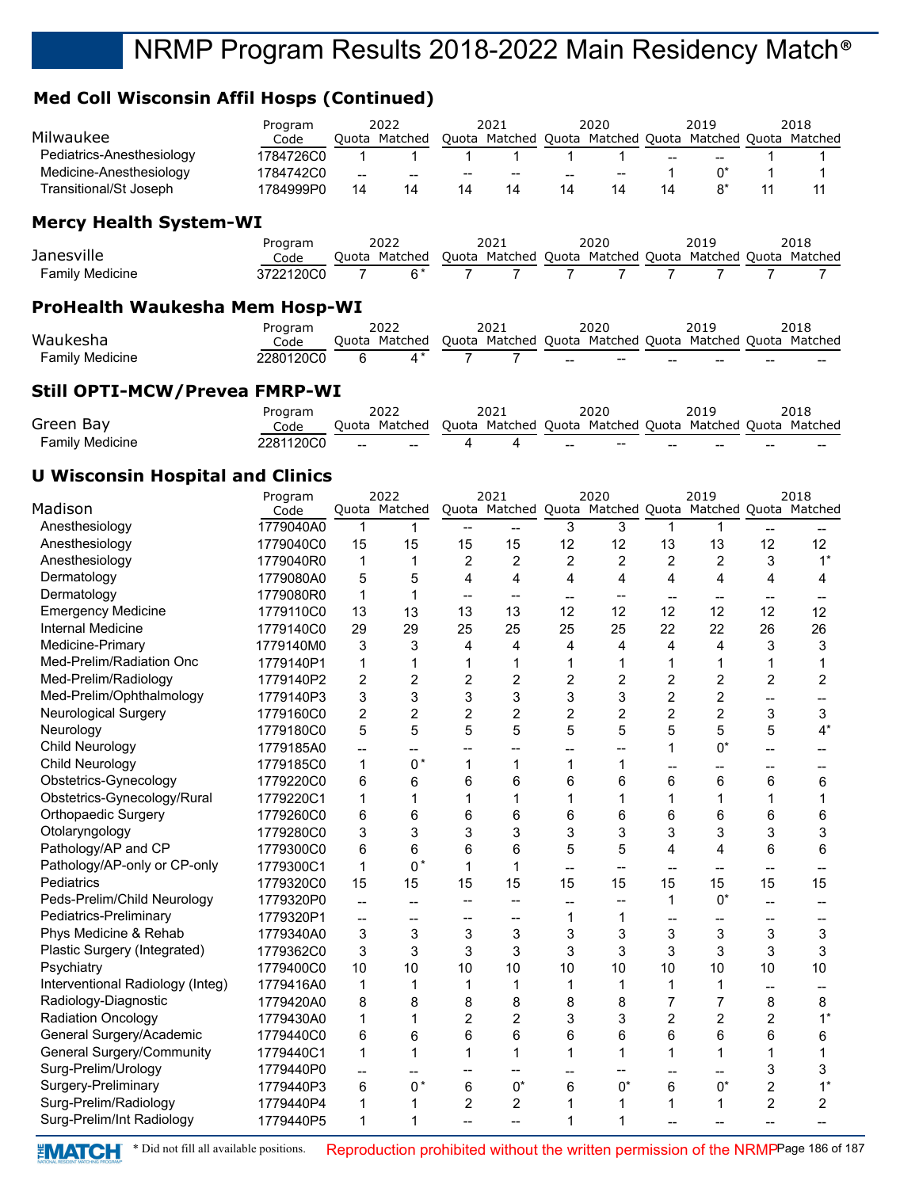## Med Coll Wisconsin Affil Hosps (Continued)

| Milwaukee | Program Code | 2022 Quota | 2022 Matched | 2021 Quota | 2021 Matched | 2020 Quota | 2020 Matched | 2019 Quota | 2019 Matched | 2018 Quota | 2018 Matched |
|---|---|---|---|---|---|---|---|---|---|---|---|
| Pediatrics-Anesthesiology | 1784726C0 | 1 | 1 | 1 | 1 | 1 | 1 | -- | -- | 1 | 1 |
| Medicine-Anesthesiology | 1784742C0 | -- | -- | -- | -- | -- | -- | 1 | 0* | 1 | 1 |
| Transitional/St Joseph | 1784999P0 | 14 | 14 | 14 | 14 | 14 | 14 | 14 | 8* | 11 | 11 |

## Mercy Health System-WI

| Janesville | Program Code | 2022 Quota | 2022 Matched | 2021 Quota | 2021 Matched | 2020 Quota | 2020 Matched | 2019 Quota | 2019 Matched | 2018 Quota | 2018 Matched |
|---|---|---|---|---|---|---|---|---|---|---|---|
| Family Medicine | 3722120C0 | 7 | 6* | 7 | 7 | 7 | 7 | 7 | 7 | 7 | 7 |

## ProHealth Waukesha Mem Hosp-WI

| Waukesha | Program Code | 2022 Quota | 2022 Matched | 2021 Quota | 2021 Matched | 2020 Quota | 2020 Matched | 2019 Quota | 2019 Matched | 2018 Quota | 2018 Matched |
|---|---|---|---|---|---|---|---|---|---|---|---|
| Family Medicine | 2280120C0 | 6 | 4* | 7 | 7 | -- | -- | -- | -- | -- | -- |

## Still OPTI-MCW/Prevea FMRP-WI

| Green Bay | Program Code | 2022 Quota | 2022 Matched | 2021 Quota | 2021 Matched | 2020 Quota | 2020 Matched | 2019 Quota | 2019 Matched | 2018 Quota | 2018 Matched |
|---|---|---|---|---|---|---|---|---|---|---|---|
| Family Medicine | 2281120C0 | -- | -- | 4 | 4 | -- | -- | -- | -- | -- | -- |

## U Wisconsin Hospital and Clinics

| Madison | Program Code | 2022 Quota | 2022 Matched | 2021 Quota | 2021 Matched | 2020 Quota | 2020 Matched | 2019 Quota | 2019 Matched | 2018 Quota | 2018 Matched |
|---|---|---|---|---|---|---|---|---|---|---|---|
| Anesthesiology | 1779040A0 | 1 | 1 | -- | -- | 3 | 3 | 1 | 1 | -- | -- |
| Anesthesiology | 1779040C0 | 15 | 15 | 15 | 15 | 12 | 12 | 13 | 13 | 12 | 12 |
| Anesthesiology | 1779040R0 | 1 | 1 | 2 | 2 | 2 | 2 | 2 | 2 | 3 | 1* |
| Dermatology | 1779080A0 | 5 | 5 | 4 | 4 | 4 | 4 | 4 | 4 | 4 | 4 |
| Dermatology | 1779080R0 | 1 | 1 | -- | -- | -- | -- | -- | -- | -- | -- |
| Emergency Medicine | 1779110C0 | 13 | 13 | 13 | 13 | 12 | 12 | 12 | 12 | 12 | 12 |
| Internal Medicine | 1779140C0 | 29 | 29 | 25 | 25 | 25 | 25 | 22 | 22 | 26 | 26 |
| Medicine-Primary | 1779140M0 | 3 | 3 | 4 | 4 | 4 | 4 | 4 | 4 | 3 | 3 |
| Med-Prelim/Radiation Onc | 1779140P1 | 1 | 1 | 1 | 1 | 1 | 1 | 1 | 1 | 1 | 1 |
| Med-Prelim/Radiology | 1779140P2 | 2 | 2 | 2 | 2 | 2 | 2 | 2 | 2 | 2 | 2 |
| Med-Prelim/Ophthalmology | 1779140P3 | 3 | 3 | 3 | 3 | 3 | 3 | 2 | 2 | -- | -- |
| Neurological Surgery | 1779160C0 | 2 | 2 | 2 | 2 | 2 | 2 | 2 | 2 | 3 | 3 |
| Neurology | 1779180C0 | 5 | 5 | 5 | 5 | 5 | 5 | 5 | 5 | 5 | 4* |
| Child Neurology | 1779185A0 | -- | -- | -- | -- | -- | -- | 1 | 0* | -- | -- |
| Child Neurology | 1779185C0 | 1 | 0* | 1 | 1 | 1 | 1 | -- | -- | -- | -- |
| Obstetrics-Gynecology | 1779220C0 | 6 | 6 | 6 | 6 | 6 | 6 | 6 | 6 | 6 | 6 |
| Obstetrics-Gynecology/Rural | 1779220C1 | 1 | 1 | 1 | 1 | 1 | 1 | 1 | 1 | 1 | 1 |
| Orthopaedic Surgery | 1779260C0 | 6 | 6 | 6 | 6 | 6 | 6 | 6 | 6 | 6 | 6 |
| Otolaryngology | 1779280C0 | 3 | 3 | 3 | 3 | 3 | 3 | 3 | 3 | 3 | 3 |
| Pathology/AP and CP | 1779300C0 | 6 | 6 | 6 | 6 | 5 | 5 | 4 | 4 | 6 | 6 |
| Pathology/AP-only or CP-only | 1779300C1 | 1 | 0* | 1 | 1 | -- | -- | -- | -- | -- | -- |
| Pediatrics | 1779320C0 | 15 | 15 | 15 | 15 | 15 | 15 | 15 | 15 | 15 | 15 |
| Peds-Prelim/Child Neurology | 1779320P0 | -- | -- | -- | -- | -- | -- | 1 | 0* | -- | -- |
| Pediatrics-Preliminary | 1779320P1 | -- | -- | -- | -- | 1 | 1 | -- | -- | -- | -- |
| Phys Medicine & Rehab | 1779340A0 | 3 | 3 | 3 | 3 | 3 | 3 | 3 | 3 | 3 | 3 |
| Plastic Surgery (Integrated) | 1779362C0 | 3 | 3 | 3 | 3 | 3 | 3 | 3 | 3 | 3 | 3 |
| Psychiatry | 1779400C0 | 10 | 10 | 10 | 10 | 10 | 10 | 10 | 10 | 10 | 10 |
| Interventional Radiology (Integ) | 1779416A0 | 1 | 1 | 1 | 1 | 1 | 1 | 1 | 1 | -- | -- |
| Radiology-Diagnostic | 1779420A0 | 8 | 8 | 8 | 8 | 8 | 8 | 7 | 7 | 8 | 8 |
| Radiation Oncology | 1779430A0 | 1 | 1 | 2 | 2 | 3 | 3 | 2 | 2 | 2 | 1* |
| General Surgery/Academic | 1779440C0 | 6 | 6 | 6 | 6 | 6 | 6 | 6 | 6 | 6 | 6 |
| General Surgery/Community | 1779440C1 | 1 | 1 | 1 | 1 | 1 | 1 | 1 | 1 | 1 | 1 |
| Surg-Prelim/Urology | 1779440P0 | -- | -- | -- | -- | -- | -- | -- | -- | 3 | 3 |
| Surgery-Preliminary | 1779440P3 | 6 | 0* | 6 | 0* | 6 | 0* | 6 | 0* | 2 | 1* |
| Surg-Prelim/Radiology | 1779440P4 | 1 | 1 | 2 | 2 | 1 | 1 | 1 | 1 | 2 | 2 |
| Surg-Prelim/Int Radiology | 1779440P5 | 1 | 1 | -- | -- | 1 | 1 | -- | -- | -- | -- |

\* Did not fill all available positions.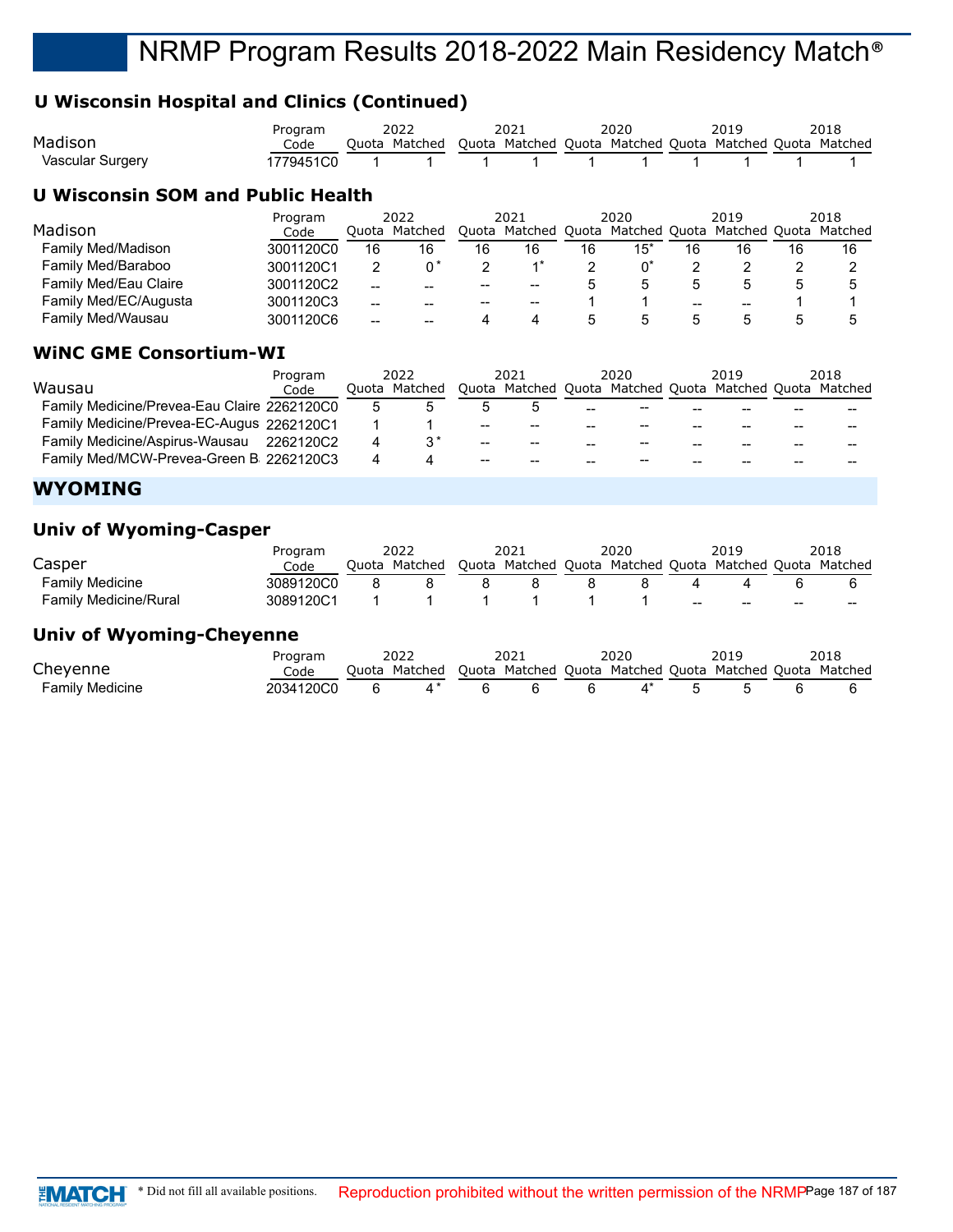## U Wisconsin Hospital and Clinics (Continued)

| Madison | Program Code | 2022 Quota | 2022 Matched | 2021 Quota | 2021 Matched | 2020 Quota | 2020 Matched | 2019 Quota | 2019 Matched | 2018 Quota | 2018 Matched |
|---|---|---|---|---|---|---|---|---|---|---|---|
| Vascular Surgery | 1779451C0 | 1 | 1 | 1 | 1 | 1 | 1 | 1 | 1 | 1 | 1 |

## U Wisconsin SOM and Public Health

| Madison | Program Code | 2022 Quota | 2022 Matched | 2021 Quota | 2021 Matched | 2020 Quota | 2020 Matched | 2019 Quota | 2019 Matched | 2018 Quota | 2018 Matched |
|---|---|---|---|---|---|---|---|---|---|---|---|
| Family Med/Madison | 3001120C0 | 16 | 16 | 16 | 16 | 16 | 15* | 16 | 16 | 16 | 16 |
| Family Med/Baraboo | 3001120C1 | 2 | 0* | 2 | 1* | 2 | 0* | 2 | 2 | 2 | 2 |
| Family Med/Eau Claire | 3001120C2 | -- | -- | -- | -- | 5 | 5 | 5 | 5 | 5 | 5 |
| Family Med/EC/Augusta | 3001120C3 | -- | -- | -- | -- | 1 | 1 | -- | -- | 1 | 1 |
| Family Med/Wausau | 3001120C6 | -- | -- | 4 | 4 | 5 | 5 | 5 | 5 | 5 | 5 |

## WiNC GME Consortium-WI

| Wausau | Program Code | 2022 Quota | 2022 Matched | 2021 Quota | 2021 Matched | 2020 Quota | 2020 Matched | 2019 Quota | 2019 Matched | 2018 Quota | 2018 Matched |
|---|---|---|---|---|---|---|---|---|---|---|---|
| Family Medicine/Prevea-Eau Claire | 2262120C0 | 5 | 5 | 5 | 5 | -- | -- | -- | -- | -- | -- |
| Family Medicine/Prevea-EC-Augus | 2262120C1 | 1 | 1 | -- | -- | -- | -- | -- | -- | -- | -- |
| Family Medicine/Aspirus-Wausau | 2262120C2 | 4 | 3* | -- | -- | -- | -- | -- | -- | -- | -- |
| Family Med/MCW-Prevea-Green B | 2262120C3 | 4 | 4 | -- | -- | -- | -- | -- | -- | -- | -- |

# WYOMING

## Univ of Wyoming-Casper

| Casper | Program Code | 2022 Quota | 2022 Matched | 2021 Quota | 2021 Matched | 2020 Quota | 2020 Matched | 2019 Quota | 2019 Matched | 2018 Quota | 2018 Matched |
|---|---|---|---|---|---|---|---|---|---|---|---|
| Family Medicine | 3089120C0 | 8 | 8 | 8 | 8 | 8 | 8 | 4 | 4 | 6 | 6 |
| Family Medicine/Rural | 3089120C1 | 1 | 1 | 1 | 1 | 1 | 1 | -- | -- | -- | -- |

## Univ of Wyoming-Cheyenne

| Cheyenne | Program Code | 2022 Quota | 2022 Matched | 2021 Quota | 2021 Matched | 2020 Quota | 2020 Matched | 2019 Quota | 2019 Matched | 2018 Quota | 2018 Matched |
|---|---|---|---|---|---|---|---|---|---|---|---|
| Family Medicine | 2034120C0 | 6 | 4* | 6 | 6 | 6 | 4* | 5 | 5 | 6 | 6 |

\* Did not fill all available positions.